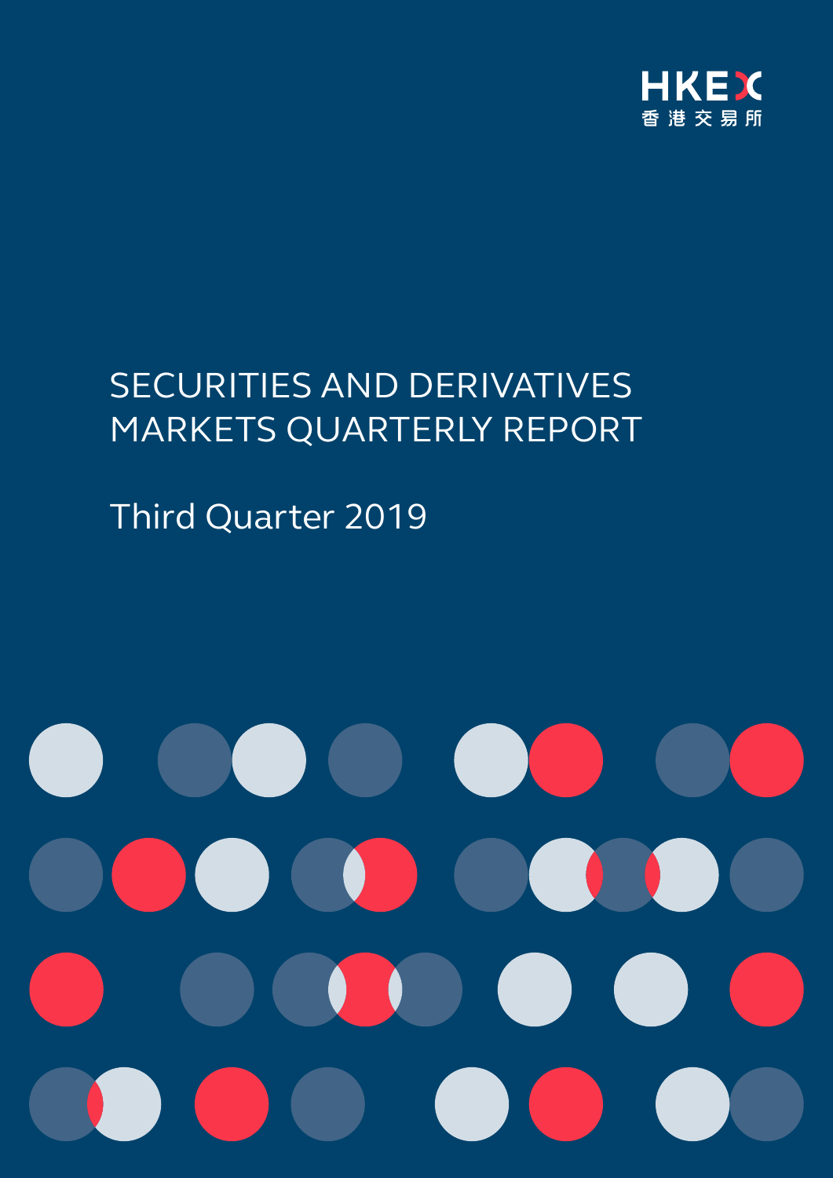HKEX
香港交易所

# SECURITIES AND DERIVATIVES MARKETS QUARTERLY REPORT

## Third Quarter 2019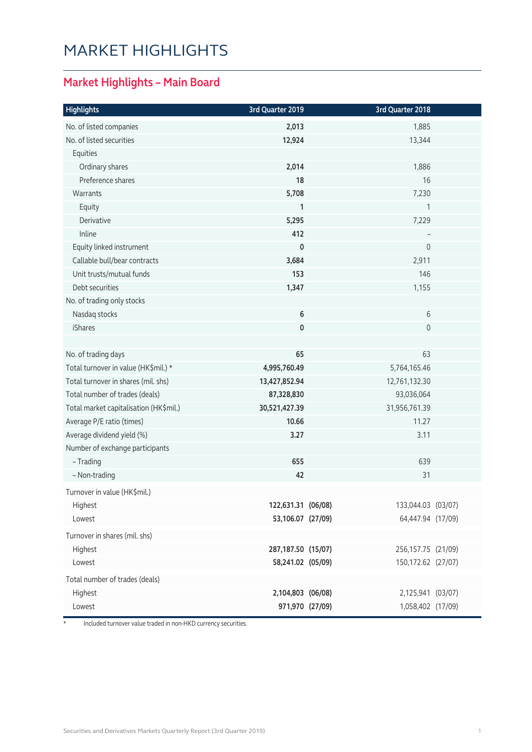# MARKET HIGHLIGHTS

## Market Highlights – Main Board

| Highlights | 3rd Quarter 2019 | | 3rd Quarter 2018 | |
|---|---|---|---|---|
| No. of listed companies | **2,013** | | 1,885 | |
| No. of listed securities | **12,924** | | 13,344 | |
| Equities | | | | |
| Ordinary shares | **2,014** | | 1,886 | |
| Preference shares | **18** | | 16 | |
| Warrants | **5,708** | | 7,230 | |
| Equity | **1** | | 1 | |
| Derivative | **5,295** | | 7,229 | |
| Inline | **412** | | – | |
| Equity linked instrument | **0** | | 0 | |
| Callable bull/bear contracts | **3,684** | | 2,911 | |
| Unit trusts/mutual funds | **153** | | 146 | |
| Debt securities | **1,347** | | 1,155 | |
| No. of trading only stocks | | | | |
| Nasdaq stocks | **6** | | 6 | |
| iShares | **0** | | 0 | |
| | | | | |
| No. of trading days | **65** | | 63 | |
| Total turnover in value (HK$mil.) * | **4,995,760.49** | | 5,764,165.46 | |
| Total turnover in shares (mil. shs) | **13,427,852.94** | | 12,761,132.30 | |
| Total number of trades (deals) | **87,328,830** | | 93,036,064 | |
| Total market capitalisation (HK$mil.) | **30,521,427.39** | | 31,956,761.39 | |
| Average P/E ratio (times) | **10.66** | | 11.27 | |
| Average dividend yield (%) | **3.27** | | 3.11 | |
| Number of exchange participants | | | | |
| – Trading | **655** | | 639 | |
| – Non-trading | **42** | | 31 | |
| Turnover in value (HK$mil.) | | | | |
| Highest | **122,631.31** | **(06/08)** | 133,044.03 | (03/07) |
| Lowest | **53,106.07** | **(27/09)** | 64,447.94 | (17/09) |
| Turnover in shares (mil. shs) | | | | |
| Highest | **287,187.50** | **(15/07)** | 256,157.75 | (21/09) |
| Lowest | **58,241.02** | **(05/09)** | 150,172.62 | (27/07) |
| Total number of trades (deals) | | | | |
| Highest | **2,104,803** | **(06/08)** | 2,125,941 | (03/07) |
| Lowest | **971,970** | **(27/09)** | 1,058,402 | (17/09) |

\* Included turnover value traded in non-HKD currency securities.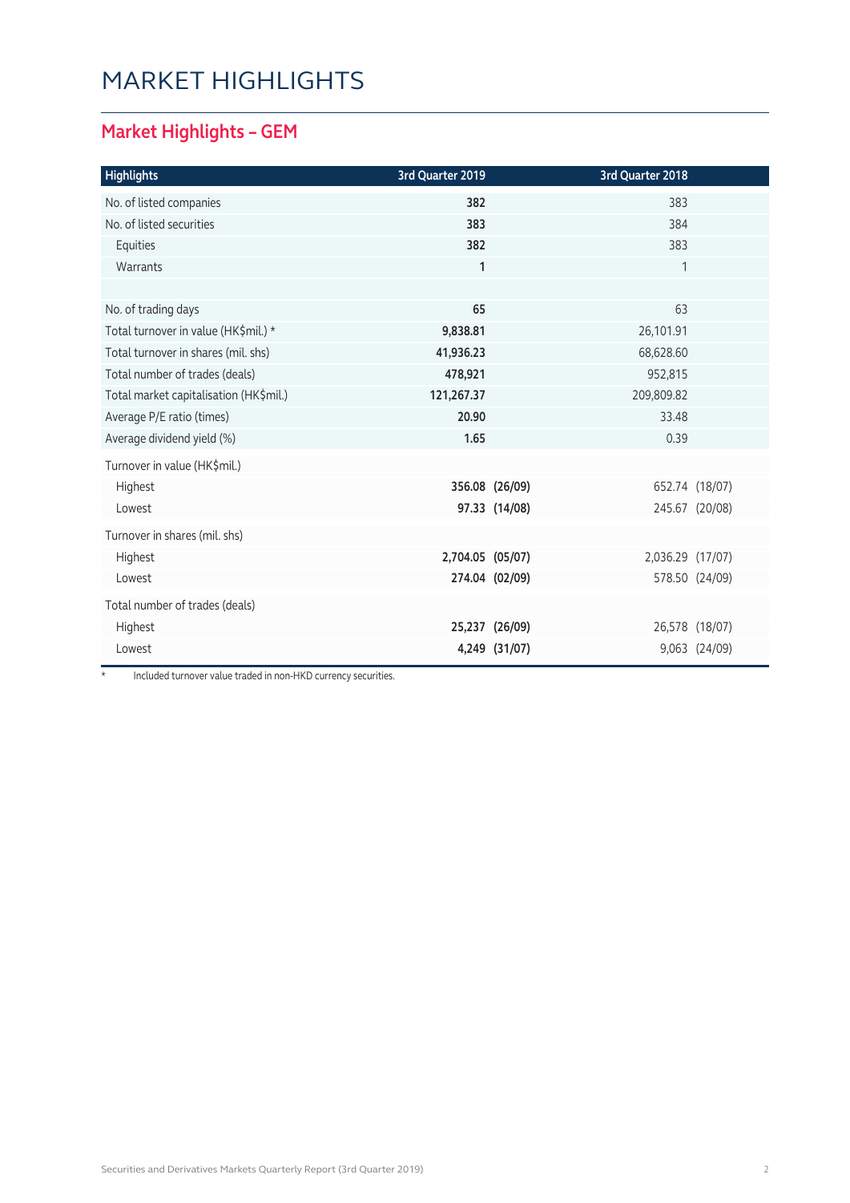# MARKET HIGHLIGHTS

## Market Highlights – GEM

| Highlights | 3rd Quarter 2019 | | 3rd Quarter 2018 | |
|---|---|---|---|---|
| No. of listed companies | **382** | | 383 | |
| No. of listed securities | **383** | | 384 | |
| Equities | **382** | | 383 | |
| Warrants | **1** | | 1 | |
| | | | | |
| No. of trading days | **65** | | 63 | |
| Total turnover in value (HK$mil.) * | **9,838.81** | | 26,101.91 | |
| Total turnover in shares (mil. shs) | **41,936.23** | | 68,628.60 | |
| Total number of trades (deals) | **478,921** | | 952,815 | |
| Total market capitalisation (HK$mil.) | **121,267.37** | | 209,809.82 | |
| Average P/E ratio (times) | **20.90** | | 33.48 | |
| Average dividend yield (%) | **1.65** | | 0.39 | |
| Turnover in value (HK$mil.) | | | | |
| Highest | **356.08** | **(26/09)** | 652.74 | (18/07) |
| Lowest | **97.33** | **(14/08)** | 245.67 | (20/08) |
| Turnover in shares (mil. shs) | | | | |
| Highest | **2,704.05** | **(05/07)** | 2,036.29 | (17/07) |
| Lowest | **274.04** | **(02/09)** | 578.50 | (24/09) |
| Total number of trades (deals) | | | | |
| Highest | **25,237** | **(26/09)** | 26,578 | (18/07) |
| Lowest | **4,249** | **(31/07)** | 9,063 | (24/09) |

\* Included turnover value traded in non-HKD currency securities.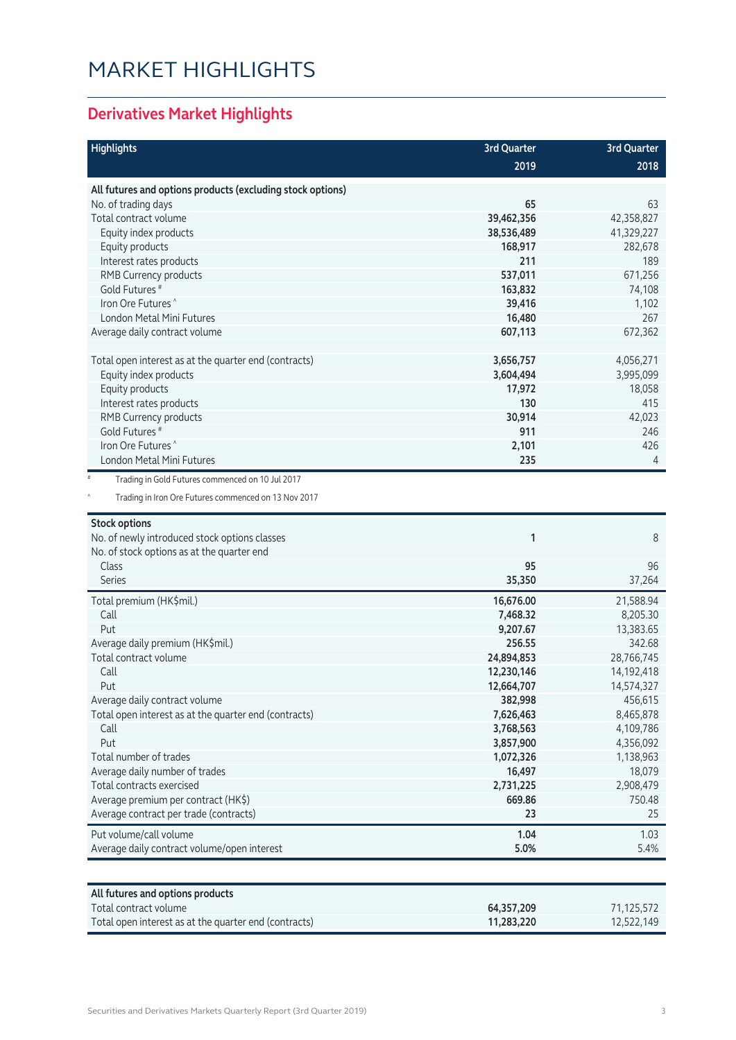# MARKET HIGHLIGHTS

## Derivatives Market Highlights

| Highlights | 3rd Quarter 2019 | 3rd Quarter 2018 |
|---|---|---|
| **All futures and options products (excluding stock options)** | | |
| No. of trading days | **65** | 63 |
| Total contract volume | **39,462,356** | 42,358,827 |
| Equity index products | **38,536,489** | 41,329,227 |
| Equity products | **168,917** | 282,678 |
| Interest rates products | **211** | 189 |
| RMB Currency products | **537,011** | 671,256 |
| Gold Futures # | **163,832** | 74,108 |
| Iron Ore Futures ^ | **39,416** | 1,102 |
| London Metal Mini Futures | **16,480** | 267 |
| Average daily contract volume | **607,113** | 672,362 |
| Total open interest as at the quarter end (contracts) | **3,656,757** | 4,056,271 |
| Equity index products | **3,604,494** | 3,995,099 |
| Equity products | **17,972** | 18,058 |
| Interest rates products | **130** | 415 |
| RMB Currency products | **30,914** | 42,023 |
| Gold Futures # | **911** | 246 |
| Iron Ore Futures ^ | **2,101** | 426 |
| London Metal Mini Futures | **235** | 4 |

# Trading in Gold Futures commenced on 10 Jul 2017

^ Trading in Iron Ore Futures commenced on 13 Nov 2017

| Stock options | 3rd Quarter 2019 | 3rd Quarter 2018 |
|---|---|---|
| No. of newly introduced stock options classes | **1** | 8 |
| No. of stock options as at the quarter end | | |
| Class | **95** | 96 |
| Series | **35,350** | 37,264 |
| Total premium (HK$mil.) | **16,676.00** | 21,588.94 |
| Call | **7,468.32** | 8,205.30 |
| Put | **9,207.67** | 13,383.65 |
| Average daily premium (HK$mil.) | **256.55** | 342.68 |
| Total contract volume | **24,894,853** | 28,766,745 |
| Call | **12,230,146** | 14,192,418 |
| Put | **12,664,707** | 14,574,327 |
| Average daily contract volume | **382,998** | 456,615 |
| Total open interest as at the quarter end (contracts) | **7,626,463** | 8,465,878 |
| Call | **3,768,563** | 4,109,786 |
| Put | **3,857,900** | 4,356,092 |
| Total number of trades | **1,072,326** | 1,138,963 |
| Average daily number of trades | **16,497** | 18,079 |
| Total contracts exercised | **2,731,225** | 2,908,479 |
| Average premium per contract (HK$) | **669.86** | 750.48 |
| Average contract per trade (contracts) | **23** | 25 |
| Put volume/call volume | **1.04** | 1.03 |
| Average daily contract volume/open interest | **5.0%** | 5.4% |

| All futures and options products | 3rd Quarter 2019 | 3rd Quarter 2018 |
|---|---|---|
| Total contract volume | **64,357,209** | 71,125,572 |
| Total open interest as at the quarter end (contracts) | **11,283,220** | 12,522,149 |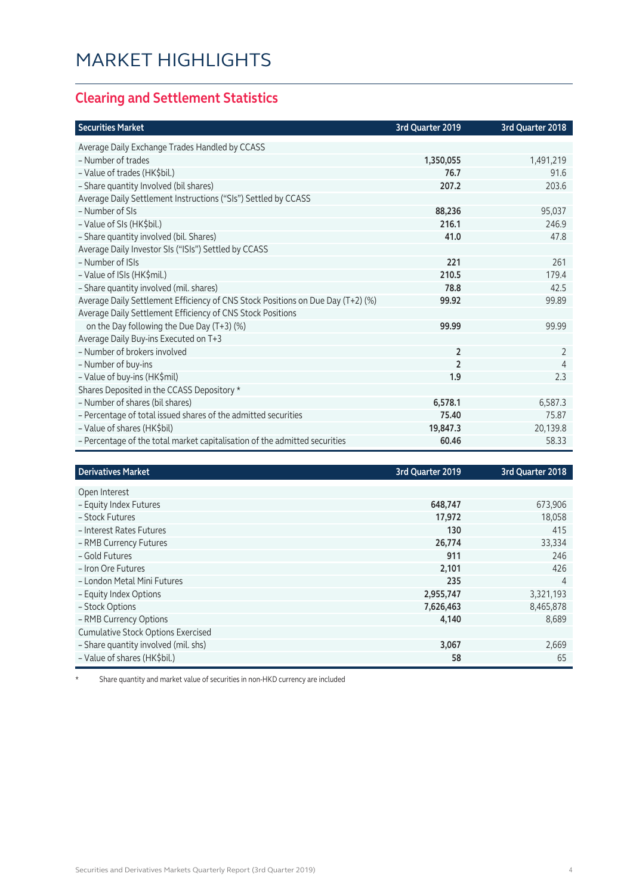# MARKET HIGHLIGHTS

## Clearing and Settlement Statistics

| Securities Market | 3rd Quarter 2019 | 3rd Quarter 2018 |
|---|---|---|
| Average Daily Exchange Trades Handled by CCASS | | |
| – Number of trades | **1,350,055** | 1,491,219 |
| – Value of trades (HK$bil.) | **76.7** | 91.6 |
| – Share quantity Involved (bil shares) | **207.2** | 203.6 |
| Average Daily Settlement Instructions ("SIs") Settled by CCASS | | |
| – Number of SIs | **88,236** | 95,037 |
| – Value of SIs (HK$bil.) | **216.1** | 246.9 |
| – Share quantity involved (bil. Shares) | **41.0** | 47.8 |
| Average Daily Investor SIs ("ISIs") Settled by CCASS | | |
| – Number of ISIs | **221** | 261 |
| – Value of ISIs (HK$mil.) | **210.5** | 179.4 |
| – Share quantity involved (mil. shares) | **78.8** | 42.5 |
| Average Daily Settlement Efficiency of CNS Stock Positions on Due Day (T+2) (%) | **99.92** | 99.89 |
| Average Daily Settlement Efficiency of CNS Stock Positions on the Day following the Due Day (T+3) (%) | **99.99** | 99.99 |
| Average Daily Buy-ins Executed on T+3 | | |
| – Number of brokers involved | **2** | 2 |
| – Number of buy-ins | **2** | 4 |
| – Value of buy-ins (HK$mil) | **1.9** | 2.3 |
| Shares Deposited in the CCASS Depository * | | |
| – Number of shares (bil shares) | **6,578.1** | 6,587.3 |
| – Percentage of total issued shares of the admitted securities | **75.40** | 75.87 |
| – Value of shares (HK$bil) | **19,847.3** | 20,139.8 |
| – Percentage of the total market capitalisation of the admitted securities | **60.46** | 58.33 |

| Derivatives Market | 3rd Quarter 2019 | 3rd Quarter 2018 |
|---|---|---|
| Open Interest | | |
| – Equity Index Futures | **648,747** | 673,906 |
| – Stock Futures | **17,972** | 18,058 |
| – Interest Rates Futures | **130** | 415 |
| – RMB Currency Futures | **26,774** | 33,334 |
| – Gold Futures | **911** | 246 |
| – Iron Ore Futures | **2,101** | 426 |
| – London Metal Mini Futures | **235** | 4 |
| – Equity Index Options | **2,955,747** | 3,321,193 |
| – Stock Options | **7,626,463** | 8,465,878 |
| – RMB Currency Options | **4,140** | 8,689 |
| Cumulative Stock Options Exercised | | |
| – Share quantity involved (mil. shs) | **3,067** | 2,669 |
| – Value of shares (HK$bil.) | **58** | 65 |

\* Share quantity and market value of securities in non-HKD currency are included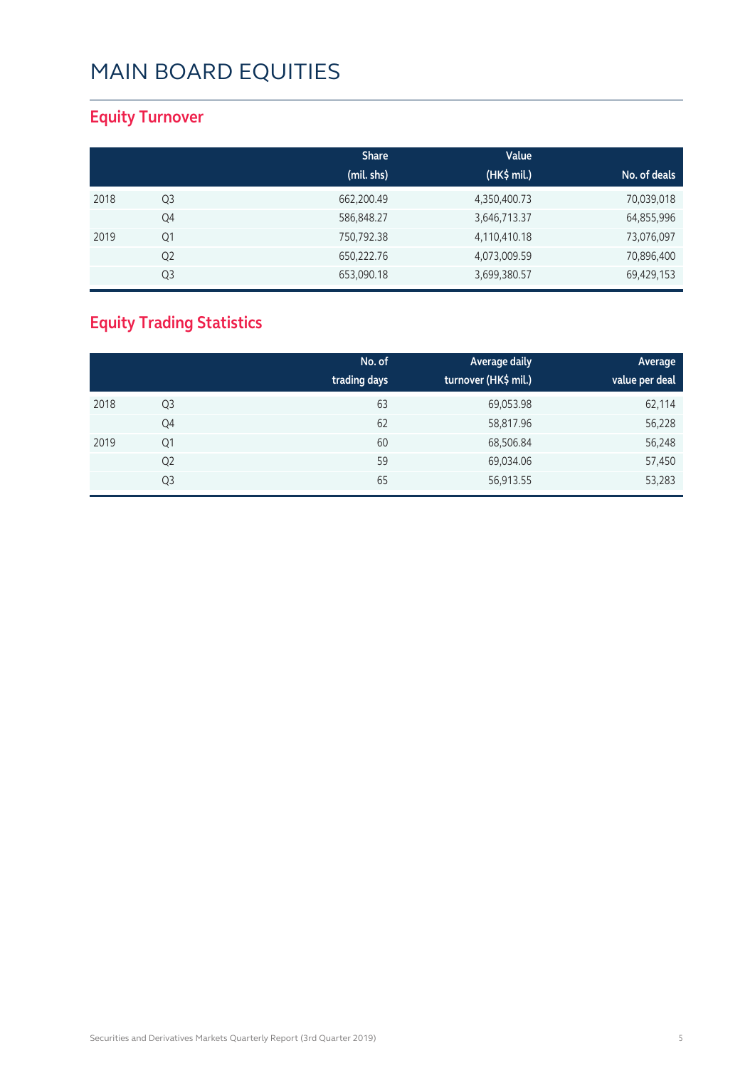# MAIN BOARD EQUITIES

## Equity Turnover

| | | Share (mil. shs) | Value (HK$ mil.) | No. of deals |
|---|---|---|---|---|
| 2018 | Q3 | 662,200.49 | 4,350,400.73 | 70,039,018 |
| | Q4 | 586,848.27 | 3,646,713.37 | 64,855,996 |
| 2019 | Q1 | 750,792.38 | 4,110,410.18 | 73,076,097 |
| | Q2 | 650,222.76 | 4,073,009.59 | 70,896,400 |
| | Q3 | 653,090.18 | 3,699,380.57 | 69,429,153 |

## Equity Trading Statistics

| | | No. of trading days | Average daily turnover (HK$ mil.) | Average value per deal |
|---|---|---|---|---|
| 2018 | Q3 | 63 | 69,053.98 | 62,114 |
| | Q4 | 62 | 58,817.96 | 56,228 |
| 2019 | Q1 | 60 | 68,506.84 | 56,248 |
| | Q2 | 59 | 69,034.06 | 57,450 |
| | Q3 | 65 | 56,913.55 | 53,283 |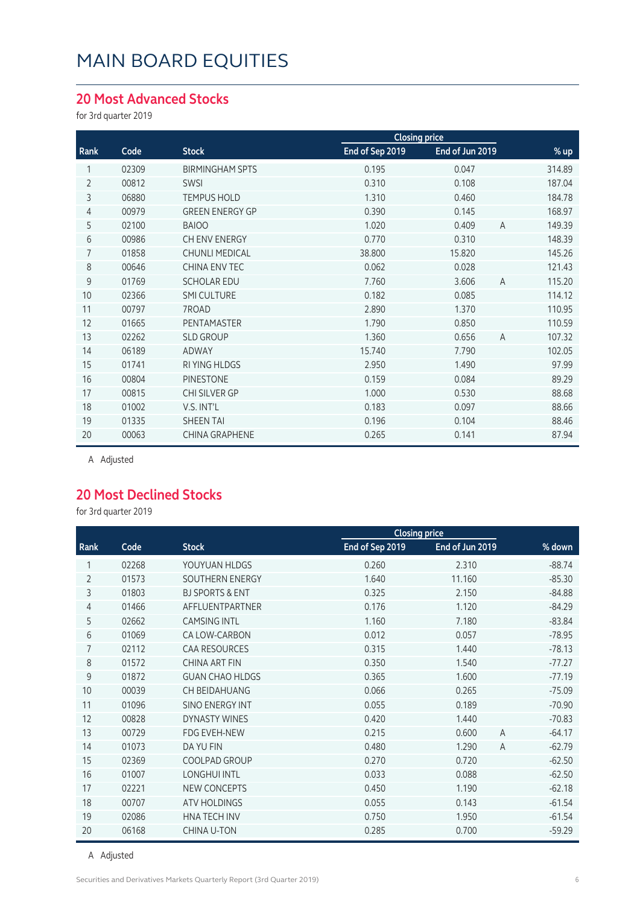# MAIN BOARD EQUITIES

## 20 Most Advanced Stocks

for 3rd quarter 2019

| Rank | Code | Stock | Closing price | | | % up |
|---|---|---|---|---|---|---|
| | | | End of Sep 2019 | End of Jun 2019 | | |
| 1 | 02309 | BIRMINGHAM SPTS | 0.195 | 0.047 | | 314.89 |
| 2 | 00812 | SWSI | 0.310 | 0.108 | | 187.04 |
| 3 | 06880 | TEMPUS HOLD | 1.310 | 0.460 | | 184.78 |
| 4 | 00979 | GREEN ENERGY GP | 0.390 | 0.145 | | 168.97 |
| 5 | 02100 | BAIOO | 1.020 | 0.409 | A | 149.39 |
| 6 | 00986 | CH ENV ENERGY | 0.770 | 0.310 | | 148.39 |
| 7 | 01858 | CHUNLI MEDICAL | 38.800 | 15.820 | | 145.26 |
| 8 | 00646 | CHINA ENV TEC | 0.062 | 0.028 | | 121.43 |
| 9 | 01769 | SCHOLAR EDU | 7.760 | 3.606 | A | 115.20 |
| 10 | 02366 | SMI CULTURE | 0.182 | 0.085 | | 114.12 |
| 11 | 00797 | 7ROAD | 2.890 | 1.370 | | 110.95 |
| 12 | 01665 | PENTAMASTER | 1.790 | 0.850 | | 110.59 |
| 13 | 02262 | SLD GROUP | 1.360 | 0.656 | A | 107.32 |
| 14 | 06189 | ADWAY | 15.740 | 7.790 | | 102.05 |
| 15 | 01741 | RI YING HLDGS | 2.950 | 1.490 | | 97.99 |
| 16 | 00804 | PINESTONE | 0.159 | 0.084 | | 89.29 |
| 17 | 00815 | CHI SILVER GP | 1.000 | 0.530 | | 88.68 |
| 18 | 01002 | V.S. INT'L | 0.183 | 0.097 | | 88.66 |
| 19 | 01335 | SHEEN TAI | 0.196 | 0.104 | | 88.46 |
| 20 | 00063 | CHINA GRAPHENE | 0.265 | 0.141 | | 87.94 |

A Adjusted

## 20 Most Declined Stocks

for 3rd quarter 2019

| Rank | Code | Stock | Closing price | | | % down |
|---|---|---|---|---|---|---|
| | | | End of Sep 2019 | End of Jun 2019 | | |
| 1 | 02268 | YOUYUAN HLDGS | 0.260 | 2.310 | | -88.74 |
| 2 | 01573 | SOUTHERN ENERGY | 1.640 | 11.160 | | -85.30 |
| 3 | 01803 | BJ SPORTS & ENT | 0.325 | 2.150 | | -84.88 |
| 4 | 01466 | AFFLUENTPARTNER | 0.176 | 1.120 | | -84.29 |
| 5 | 02662 | CAMSING INTL | 1.160 | 7.180 | | -83.84 |
| 6 | 01069 | CA LOW-CARBON | 0.012 | 0.057 | | -78.95 |
| 7 | 02112 | CAA RESOURCES | 0.315 | 1.440 | | -78.13 |
| 8 | 01572 | CHINA ART FIN | 0.350 | 1.540 | | -77.27 |
| 9 | 01872 | GUAN CHAO HLDGS | 0.365 | 1.600 | | -77.19 |
| 10 | 00039 | CH BEIDAHUANG | 0.066 | 0.265 | | -75.09 |
| 11 | 01096 | SINO ENERGY INT | 0.055 | 0.189 | | -70.90 |
| 12 | 00828 | DYNASTY WINES | 0.420 | 1.440 | | -70.83 |
| 13 | 00729 | FDG EVEH-NEW | 0.215 | 0.600 | A | -64.17 |
| 14 | 01073 | DA YU FIN | 0.480 | 1.290 | A | -62.79 |
| 15 | 02369 | COOLPAD GROUP | 0.270 | 0.720 | | -62.50 |
| 16 | 01007 | LONGHUI INTL | 0.033 | 0.088 | | -62.50 |
| 17 | 02221 | NEW CONCEPTS | 0.450 | 1.190 | | -62.18 |
| 18 | 00707 | ATV HOLDINGS | 0.055 | 0.143 | | -61.54 |
| 19 | 02086 | HNA TECH INV | 0.750 | 1.950 | | -61.54 |
| 20 | 06168 | CHINA U-TON | 0.285 | 0.700 | | -59.29 |

A Adjusted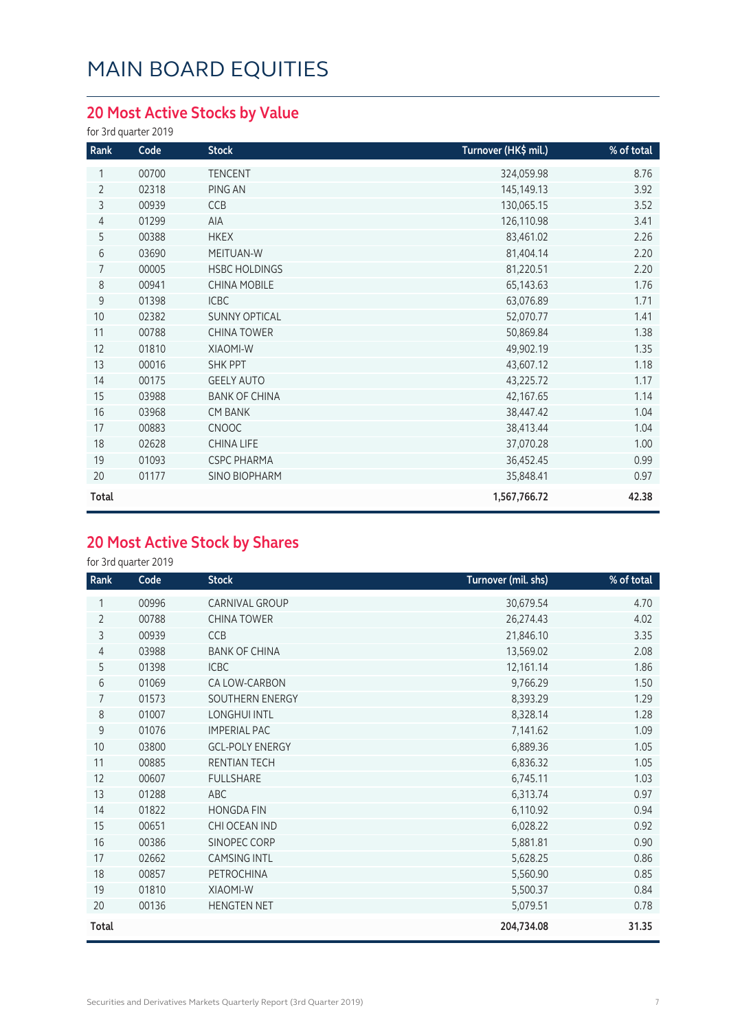# MAIN BOARD EQUITIES

## 20 Most Active Stocks by Value

for 3rd quarter 2019

| Rank | Code | Stock | Turnover (HK$ mil.) | % of total |
|---|---|---|---|---|
| 1 | 00700 | TENCENT | 324,059.98 | 8.76 |
| 2 | 02318 | PING AN | 145,149.13 | 3.92 |
| 3 | 00939 | CCB | 130,065.15 | 3.52 |
| 4 | 01299 | AIA | 126,110.98 | 3.41 |
| 5 | 00388 | HKEX | 83,461.02 | 2.26 |
| 6 | 03690 | MEITUAN-W | 81,404.14 | 2.20 |
| 7 | 00005 | HSBC HOLDINGS | 81,220.51 | 2.20 |
| 8 | 00941 | CHINA MOBILE | 65,143.63 | 1.76 |
| 9 | 01398 | ICBC | 63,076.89 | 1.71 |
| 10 | 02382 | SUNNY OPTICAL | 52,070.77 | 1.41 |
| 11 | 00788 | CHINA TOWER | 50,869.84 | 1.38 |
| 12 | 01810 | XIAOMI-W | 49,902.19 | 1.35 |
| 13 | 00016 | SHK PPT | 43,607.12 | 1.18 |
| 14 | 00175 | GEELY AUTO | 43,225.72 | 1.17 |
| 15 | 03988 | BANK OF CHINA | 42,167.65 | 1.14 |
| 16 | 03968 | CM BANK | 38,447.42 | 1.04 |
| 17 | 00883 | CNOOC | 38,413.44 | 1.04 |
| 18 | 02628 | CHINA LIFE | 37,070.28 | 1.00 |
| 19 | 01093 | CSPC PHARMA | 36,452.45 | 0.99 |
| 20 | 01177 | SINO BIOPHARM | 35,848.41 | 0.97 |
| **Total** | | | **1,567,766.72** | **42.38** |

## 20 Most Active Stock by Shares

for 3rd quarter 2019

| Rank | Code | Stock | Turnover (mil. shs) | % of total |
|---|---|---|---|---|
| 1 | 00996 | CARNIVAL GROUP | 30,679.54 | 4.70 |
| 2 | 00788 | CHINA TOWER | 26,274.43 | 4.02 |
| 3 | 00939 | CCB | 21,846.10 | 3.35 |
| 4 | 03988 | BANK OF CHINA | 13,569.02 | 2.08 |
| 5 | 01398 | ICBC | 12,161.14 | 1.86 |
| 6 | 01069 | CA LOW-CARBON | 9,766.29 | 1.50 |
| 7 | 01573 | SOUTHERN ENERGY | 8,393.29 | 1.29 |
| 8 | 01007 | LONGHUI INTL | 8,328.14 | 1.28 |
| 9 | 01076 | IMPERIAL PAC | 7,141.62 | 1.09 |
| 10 | 03800 | GCL-POLY ENERGY | 6,889.36 | 1.05 |
| 11 | 00885 | RENTIAN TECH | 6,836.32 | 1.05 |
| 12 | 00607 | FULLSHARE | 6,745.11 | 1.03 |
| 13 | 01288 | ABC | 6,313.74 | 0.97 |
| 14 | 01822 | HONGDA FIN | 6,110.92 | 0.94 |
| 15 | 00651 | CHI OCEAN IND | 6,028.22 | 0.92 |
| 16 | 00386 | SINOPEC CORP | 5,881.81 | 0.90 |
| 17 | 02662 | CAMSING INTL | 5,628.25 | 0.86 |
| 18 | 00857 | PETROCHINA | 5,560.90 | 0.85 |
| 19 | 01810 | XIAOMI-W | 5,500.37 | 0.84 |
| 20 | 00136 | HENGTEN NET | 5,079.51 | 0.78 |
| **Total** | | | **204,734.08** | **31.35** |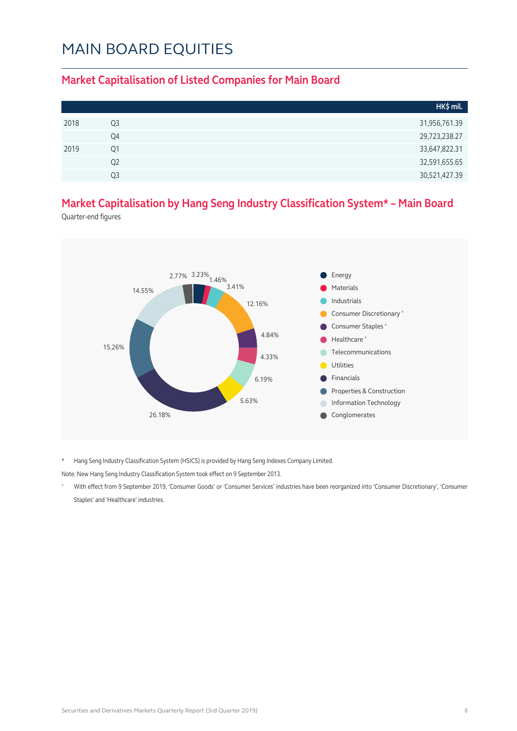# MAIN BOARD EQUITIES

## Market Capitalisation of Listed Companies for Main Board

| | | HK$ mil. |
|---|---|---|
| 2018 | Q3 | 31,956,761.39 |
| | Q4 | 29,723,238.27 |
| 2019 | Q1 | 33,647,822.31 |
| | Q2 | 32,591,655.65 |
| | Q3 | 30,521,427.39 |

## Market Capitalisation by Hang Seng Industry Classification System* – Main Board

Quarter-end figures

| Industry | % |
|---|---|
| Energy | 3.23% |
| Materials | 1.46% |
| Industrials | 3.41% |
| Consumer Discretionary ^ | 12.16% |
| Consumer Staples ^ | 4.84% |
| Healthcare ^ | 4.33% |
| Telecommunications | 6.19% |
| Utilities | 5.63% |
| Financials | 26.18% |
| Properties & Construction | 15.26% |
| Information Technology | 14.55% |
| Conglomerates | 2.77% |

\* Hang Seng Industry Classification System (HSICS) is provided by Hang Seng Indexes Company Limited.

Note: New Hang Seng Industry Classification System took effect on 9 September 2013.

^ With effect from 9 September 2019, 'Consumer Goods' or 'Consumer Services' industries have been reorganized into 'Consumer Discretionary', 'Consumer Staples' and 'Healthcare' industries.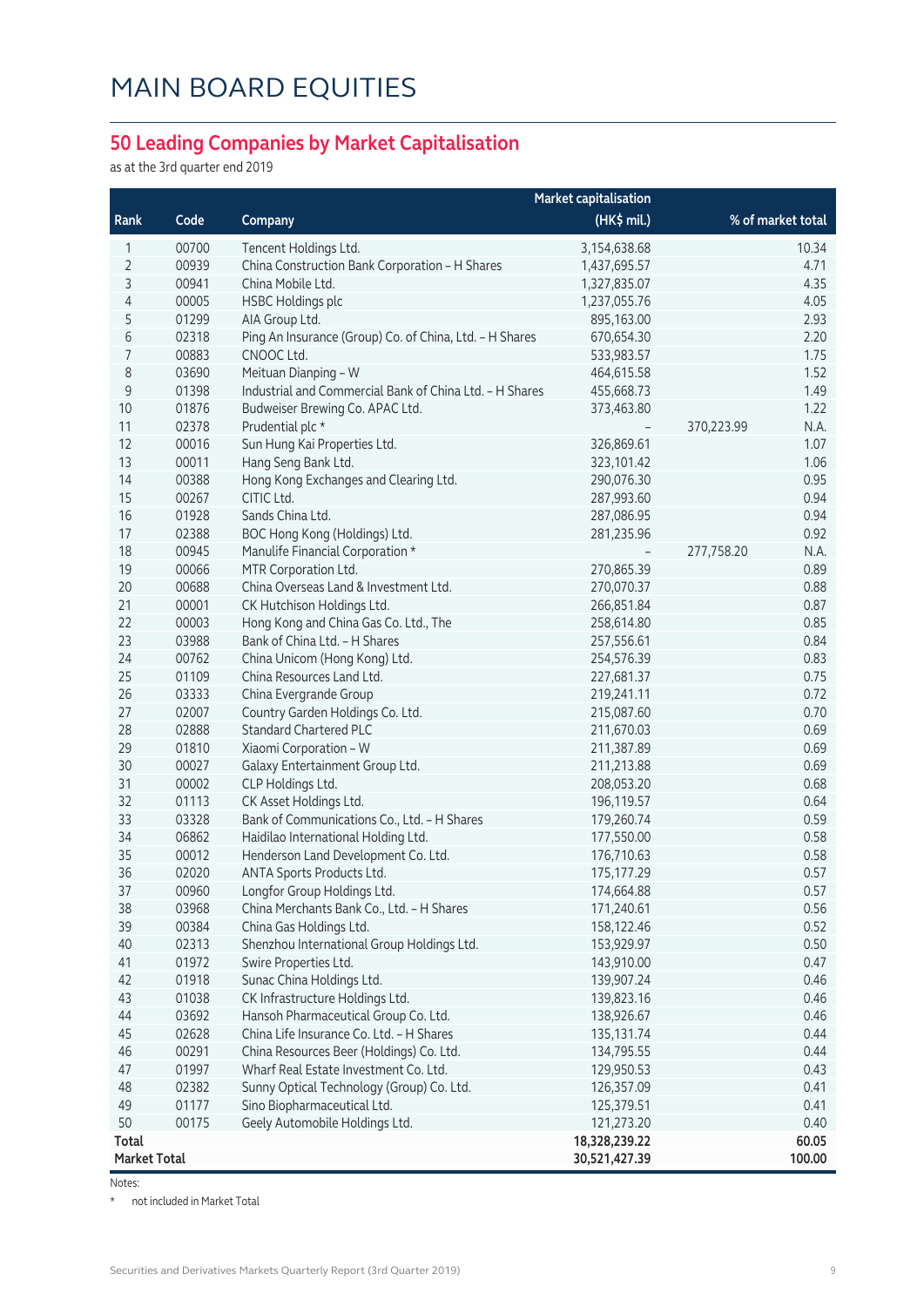# MAIN BOARD EQUITIES

## 50 Leading Companies by Market Capitalisation

as at the 3rd quarter end 2019

| Rank | Code | Company | Market capitalisation (HK$ mil.) | | % of market total |
|---|---|---|---|---|---|
| 1 | 00700 | Tencent Holdings Ltd. | 3,154,638.68 | | 10.34 |
| 2 | 00939 | China Construction Bank Corporation - H Shares | 1,437,695.57 | | 4.71 |
| 3 | 00941 | China Mobile Ltd. | 1,327,835.07 | | 4.35 |
| 4 | 00005 | HSBC Holdings plc | 1,237,055.76 | | 4.05 |
| 5 | 01299 | AIA Group Ltd. | 895,163.00 | | 2.93 |
| 6 | 02318 | Ping An Insurance (Group) Co. of China, Ltd. - H Shares | 670,654.30 | | 2.20 |
| 7 | 00883 | CNOOC Ltd. | 533,983.57 | | 1.75 |
| 8 | 03690 | Meituan Dianping - W | 464,615.58 | | 1.52 |
| 9 | 01398 | Industrial and Commercial Bank of China Ltd. - H Shares | 455,668.73 | | 1.49 |
| 10 | 01876 | Budweiser Brewing Co. APAC Ltd. | 373,463.80 | | 1.22 |
| 11 | 02378 | Prudential plc * | - | 370,223.99 | N.A. |
| 12 | 00016 | Sun Hung Kai Properties Ltd. | 326,869.61 | | 1.07 |
| 13 | 00011 | Hang Seng Bank Ltd. | 323,101.42 | | 1.06 |
| 14 | 00388 | Hong Kong Exchanges and Clearing Ltd. | 290,076.30 | | 0.95 |
| 15 | 00267 | CITIC Ltd. | 287,993.60 | | 0.94 |
| 16 | 01928 | Sands China Ltd. | 287,086.95 | | 0.94 |
| 17 | 02388 | BOC Hong Kong (Holdings) Ltd. | 281,235.96 | | 0.92 |
| 18 | 00945 | Manulife Financial Corporation * | - | 277,758.20 | N.A. |
| 19 | 00066 | MTR Corporation Ltd. | 270,865.39 | | 0.89 |
| 20 | 00688 | China Overseas Land & Investment Ltd. | 270,070.37 | | 0.88 |
| 21 | 00001 | CK Hutchison Holdings Ltd. | 266,851.84 | | 0.87 |
| 22 | 00003 | Hong Kong and China Gas Co. Ltd., The | 258,614.80 | | 0.85 |
| 23 | 03988 | Bank of China Ltd. - H Shares | 257,556.61 | | 0.84 |
| 24 | 00762 | China Unicom (Hong Kong) Ltd. | 254,576.39 | | 0.83 |
| 25 | 01109 | China Resources Land Ltd. | 227,681.37 | | 0.75 |
| 26 | 03333 | China Evergrande Group | 219,241.11 | | 0.72 |
| 27 | 02007 | Country Garden Holdings Co. Ltd. | 215,087.60 | | 0.70 |
| 28 | 02888 | Standard Chartered PLC | 211,670.03 | | 0.69 |
| 29 | 01810 | Xiaomi Corporation - W | 211,387.89 | | 0.69 |
| 30 | 00027 | Galaxy Entertainment Group Ltd. | 211,213.88 | | 0.69 |
| 31 | 00002 | CLP Holdings Ltd. | 208,053.20 | | 0.68 |
| 32 | 01113 | CK Asset Holdings Ltd. | 196,119.57 | | 0.64 |
| 33 | 03328 | Bank of Communications Co., Ltd. - H Shares | 179,260.74 | | 0.59 |
| 34 | 06862 | Haidilao International Holding Ltd. | 177,550.00 | | 0.58 |
| 35 | 00012 | Henderson Land Development Co. Ltd. | 176,710.63 | | 0.58 |
| 36 | 02020 | ANTA Sports Products Ltd. | 175,177.29 | | 0.57 |
| 37 | 00960 | Longfor Group Holdings Ltd. | 174,664.88 | | 0.57 |
| 38 | 03968 | China Merchants Bank Co., Ltd. - H Shares | 171,240.61 | | 0.56 |
| 39 | 00384 | China Gas Holdings Ltd. | 158,122.46 | | 0.52 |
| 40 | 02313 | Shenzhou International Group Holdings Ltd. | 153,929.97 | | 0.50 |
| 41 | 01972 | Swire Properties Ltd. | 143,910.00 | | 0.47 |
| 42 | 01918 | Sunac China Holdings Ltd. | 139,907.24 | | 0.46 |
| 43 | 01038 | CK Infrastructure Holdings Ltd. | 139,823.16 | | 0.46 |
| 44 | 03692 | Hansoh Pharmaceutical Group Co. Ltd. | 138,926.67 | | 0.46 |
| 45 | 02628 | China Life Insurance Co. Ltd. - H Shares | 135,131.74 | | 0.44 |
| 46 | 00291 | China Resources Beer (Holdings) Co. Ltd. | 134,795.55 | | 0.44 |
| 47 | 01997 | Wharf Real Estate Investment Co. Ltd. | 129,950.53 | | 0.43 |
| 48 | 02382 | Sunny Optical Technology (Group) Co. Ltd. | 126,357.09 | | 0.41 |
| 49 | 01177 | Sino Biopharmaceutical Ltd. | 125,379.51 | | 0.41 |
| 50 | 00175 | Geely Automobile Holdings Ltd. | 121,273.20 | | 0.40 |
| **Total** | | | **18,328,239.22** | | **60.05** |
| **Market Total** | | | **30,521,427.39** | | **100.00** |

Notes:

* not included in Market Total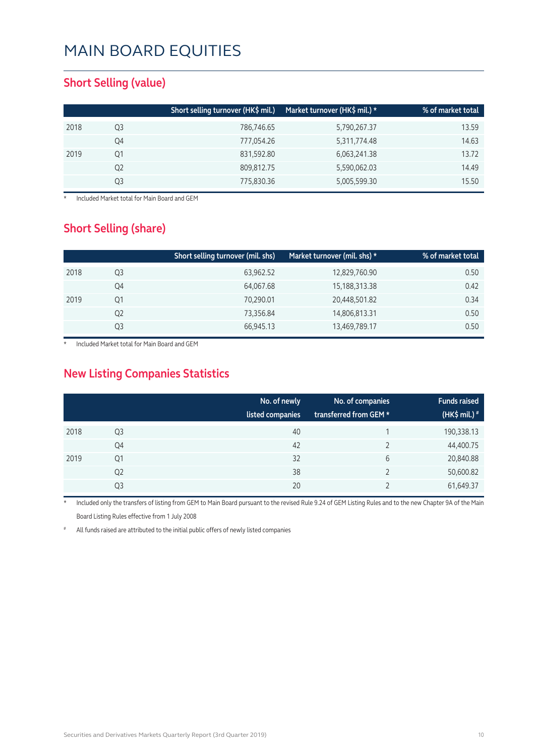# MAIN BOARD EQUITIES

## Short Selling (value)

| | | Short selling turnover (HK$ mil.) | Market turnover (HK$ mil.) * | % of market total |
|---|---|---|---|---|
| 2018 | Q3 | 786,746.65 | 5,790,267.37 | 13.59 |
| | Q4 | 777,054.26 | 5,311,774.48 | 14.63 |
| 2019 | Q1 | 831,592.80 | 6,063,241.38 | 13.72 |
| | Q2 | 809,812.75 | 5,590,062.03 | 14.49 |
| | Q3 | 775,830.36 | 5,005,599.30 | 15.50 |

\* Included Market total for Main Board and GEM

## Short Selling (share)

| | | Short selling turnover (mil. shs) | Market turnover (mil. shs) * | % of market total |
|---|---|---|---|---|
| 2018 | Q3 | 63,962.52 | 12,829,760.90 | 0.50 |
| | Q4 | 64,067.68 | 15,188,313.38 | 0.42 |
| 2019 | Q1 | 70,290.01 | 20,448,501.82 | 0.34 |
| | Q2 | 73,356.84 | 14,806,813.31 | 0.50 |
| | Q3 | 66,945.13 | 13,469,789.17 | 0.50 |

\* Included Market total for Main Board and GEM

## New Listing Companies Statistics

| | | No. of newly listed companies | No. of companies transferred from GEM * | Funds raised (HK$ mil.) # |
|---|---|---|---|---|
| 2018 | Q3 | 40 | 1 | 190,338.13 |
| | Q4 | 42 | 2 | 44,400.75 |
| 2019 | Q1 | 32 | 6 | 20,840.88 |
| | Q2 | 38 | 2 | 50,600.82 |
| | Q3 | 20 | 2 | 61,649.37 |

\* Included only the transfers of listing from GEM to Main Board pursuant to the revised Rule 9.24 of GEM Listing Rules and to the new Chapter 9A of the Main Board Listing Rules effective from 1 July 2008

\# All funds raised are attributed to the initial public offers of newly listed companies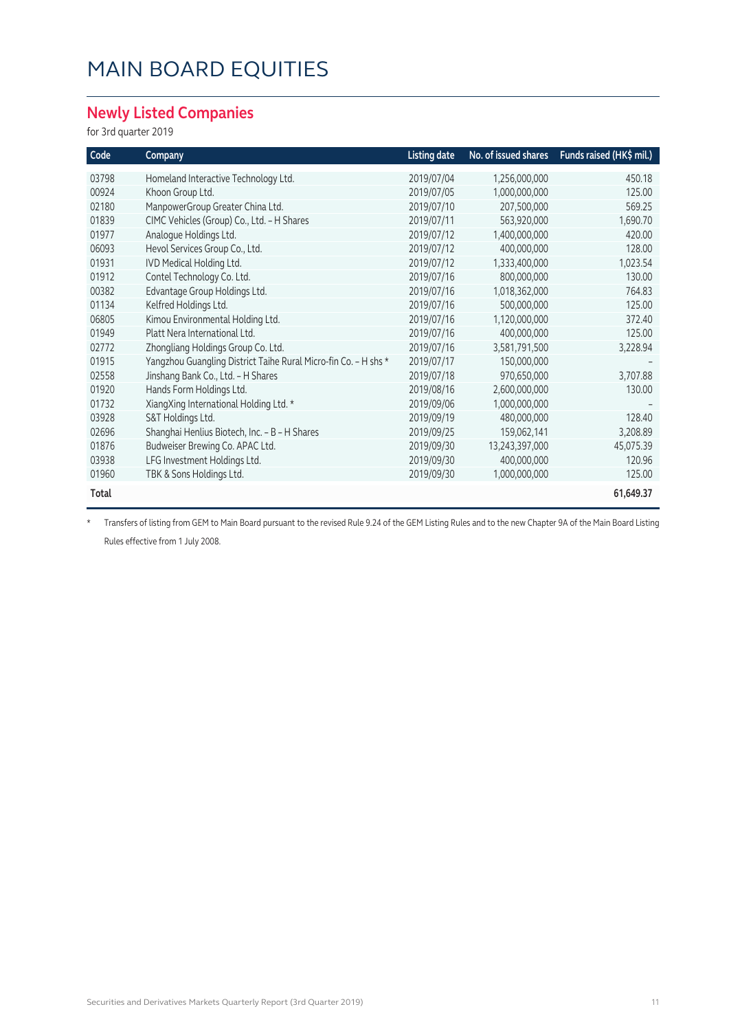# MAIN BOARD EQUITIES

## Newly Listed Companies

for 3rd quarter 2019

| Code | Company | Listing date | No. of issued shares | Funds raised (HK$ mil.) |
|---|---|---|---|---|
| 03798 | Homeland Interactive Technology Ltd. | 2019/07/04 | 1,256,000,000 | 450.18 |
| 00924 | Khoon Group Ltd. | 2019/07/05 | 1,000,000,000 | 125.00 |
| 02180 | ManpowerGroup Greater China Ltd. | 2019/07/10 | 207,500,000 | 569.25 |
| 01839 | CIMC Vehicles (Group) Co., Ltd. – H Shares | 2019/07/11 | 563,920,000 | 1,690.70 |
| 01977 | Analogue Holdings Ltd. | 2019/07/12 | 1,400,000,000 | 420.00 |
| 06093 | Hevol Services Group Co., Ltd. | 2019/07/12 | 400,000,000 | 128.00 |
| 01931 | IVD Medical Holding Ltd. | 2019/07/12 | 1,333,400,000 | 1,023.54 |
| 01912 | Contel Technology Co. Ltd. | 2019/07/16 | 800,000,000 | 130.00 |
| 00382 | Edvantage Group Holdings Ltd. | 2019/07/16 | 1,018,362,000 | 764.83 |
| 01134 | Kelfred Holdings Ltd. | 2019/07/16 | 500,000,000 | 125.00 |
| 06805 | Kimou Environmental Holding Ltd. | 2019/07/16 | 1,120,000,000 | 372.40 |
| 01949 | Platt Nera International Ltd. | 2019/07/16 | 400,000,000 | 125.00 |
| 02772 | Zhongliang Holdings Group Co. Ltd. | 2019/07/16 | 3,581,791,500 | 3,228.94 |
| 01915 | Yangzhou Guangling District Taihe Rural Micro-fin Co. – H shs * | 2019/07/17 | 150,000,000 | – |
| 02558 | Jinshang Bank Co., Ltd. – H Shares | 2019/07/18 | 970,650,000 | 3,707.88 |
| 01920 | Hands Form Holdings Ltd. | 2019/08/16 | 2,600,000,000 | 130.00 |
| 01732 | XiangXing International Holding Ltd. * | 2019/09/06 | 1,000,000,000 | – |
| 03928 | S&T Holdings Ltd. | 2019/09/19 | 480,000,000 | 128.40 |
| 02696 | Shanghai Henlius Biotech, Inc. – B – H Shares | 2019/09/25 | 159,062,141 | 3,208.89 |
| 01876 | Budweiser Brewing Co. APAC Ltd. | 2019/09/30 | 13,243,397,000 | 45,075.39 |
| 03938 | LFG Investment Holdings Ltd. | 2019/09/30 | 400,000,000 | 120.96 |
| 01960 | TBK & Sons Holdings Ltd. | 2019/09/30 | 1,000,000,000 | 125.00 |
| **Total** | | | | **61,649.37** |

\* Transfers of listing from GEM to Main Board pursuant to the revised Rule 9.24 of the GEM Listing Rules and to the new Chapter 9A of the Main Board Listing Rules effective from 1 July 2008.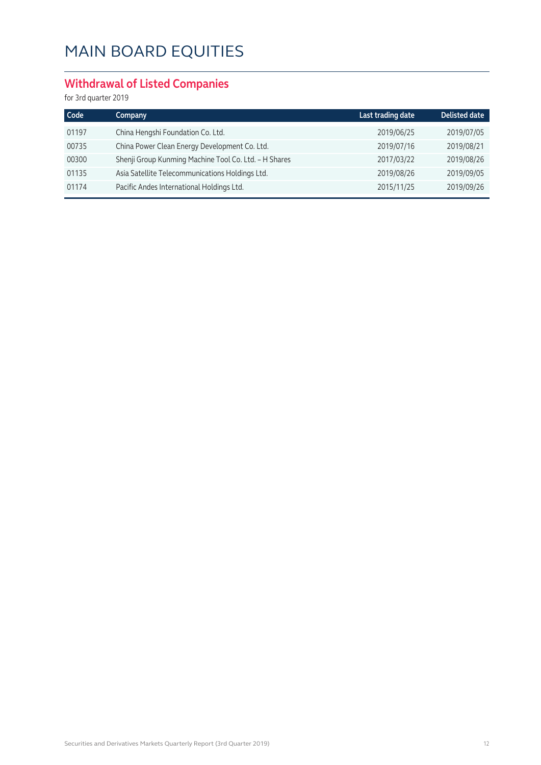# MAIN BOARD EQUITIES

## Withdrawal of Listed Companies

for 3rd quarter 2019

| Code | Company | Last trading date | Delisted date |
|---|---|---|---|
| 01197 | China Hengshi Foundation Co. Ltd. | 2019/06/25 | 2019/07/05 |
| 00735 | China Power Clean Energy Development Co. Ltd. | 2019/07/16 | 2019/08/21 |
| 00300 | Shenji Group Kunming Machine Tool Co. Ltd. – H Shares | 2017/03/22 | 2019/08/26 |
| 01135 | Asia Satellite Telecommunications Holdings Ltd. | 2019/08/26 | 2019/09/05 |
| 01174 | Pacific Andes International Holdings Ltd. | 2015/11/25 | 2019/09/26 |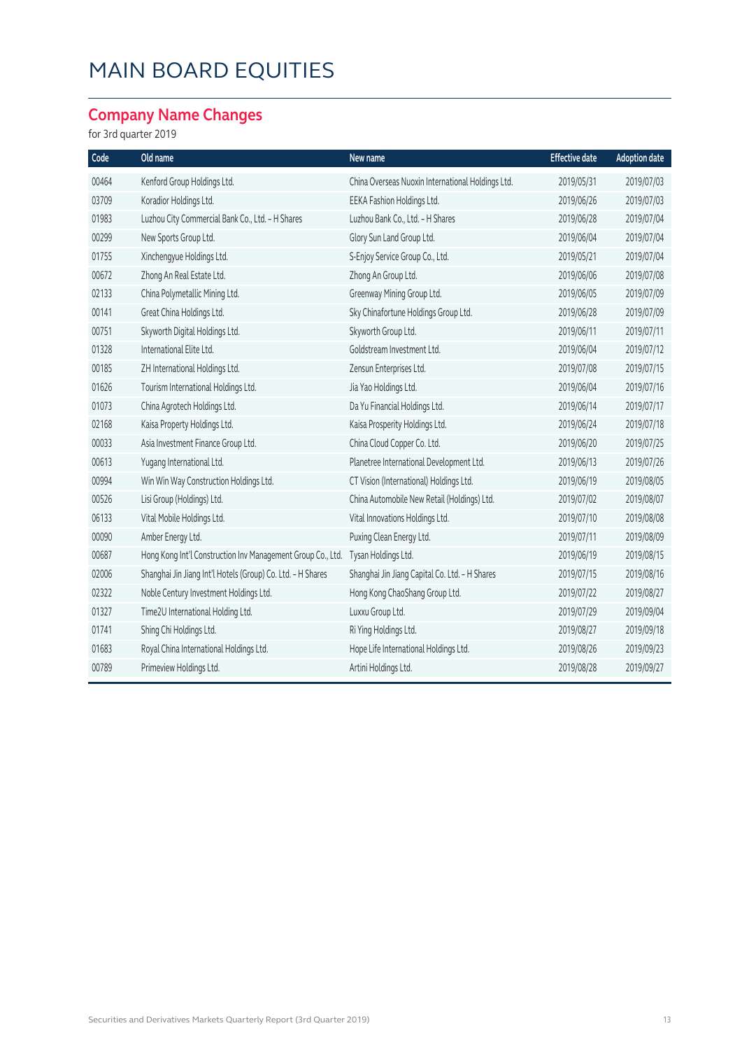# MAIN BOARD EQUITIES

## Company Name Changes

for 3rd quarter 2019

| Code | Old name | New name | Effective date | Adoption date |
|---|---|---|---|---|
| 00464 | Kenford Group Holdings Ltd. | China Overseas Nuoxin International Holdings Ltd. | 2019/05/31 | 2019/07/03 |
| 03709 | Koradior Holdings Ltd. | EEKA Fashion Holdings Ltd. | 2019/06/26 | 2019/07/03 |
| 01983 | Luzhou City Commercial Bank Co., Ltd. – H Shares | Luzhou Bank Co., Ltd. – H Shares | 2019/06/28 | 2019/07/04 |
| 00299 | New Sports Group Ltd. | Glory Sun Land Group Ltd. | 2019/06/04 | 2019/07/04 |
| 01755 | Xinchengyue Holdings Ltd. | S-Enjoy Service Group Co., Ltd. | 2019/05/21 | 2019/07/04 |
| 00672 | Zhong An Real Estate Ltd. | Zhong An Group Ltd. | 2019/06/06 | 2019/07/08 |
| 02133 | China Polymetallic Mining Ltd. | Greenway Mining Group Ltd. | 2019/06/05 | 2019/07/09 |
| 00141 | Great China Holdings Ltd. | Sky Chinafortune Holdings Group Ltd. | 2019/06/28 | 2019/07/09 |
| 00751 | Skyworth Digital Holdings Ltd. | Skyworth Group Ltd. | 2019/06/11 | 2019/07/11 |
| 01328 | International Elite Ltd. | Goldstream Investment Ltd. | 2019/06/04 | 2019/07/12 |
| 00185 | ZH International Holdings Ltd. | Zensun Enterprises Ltd. | 2019/07/08 | 2019/07/15 |
| 01626 | Tourism International Holdings Ltd. | Jia Yao Holdings Ltd. | 2019/06/04 | 2019/07/16 |
| 01073 | China Agrotech Holdings Ltd. | Da Yu Financial Holdings Ltd. | 2019/06/14 | 2019/07/17 |
| 02168 | Kaisa Property Holdings Ltd. | Kaisa Prosperity Holdings Ltd. | 2019/06/24 | 2019/07/18 |
| 00033 | Asia Investment Finance Group Ltd. | China Cloud Copper Co. Ltd. | 2019/06/20 | 2019/07/25 |
| 00613 | Yugang International Ltd. | Planetree International Development Ltd. | 2019/06/13 | 2019/07/26 |
| 00994 | Win Win Way Construction Holdings Ltd. | CT Vision (International) Holdings Ltd. | 2019/06/19 | 2019/08/05 |
| 00526 | Lisi Group (Holdings) Ltd. | China Automobile New Retail (Holdings) Ltd. | 2019/07/02 | 2019/08/07 |
| 06133 | Vital Mobile Holdings Ltd. | Vital Innovations Holdings Ltd. | 2019/07/10 | 2019/08/08 |
| 00090 | Amber Energy Ltd. | Puxing Clean Energy Ltd. | 2019/07/11 | 2019/08/09 |
| 00687 | Hong Kong Int'l Construction Inv Management Group Co., Ltd. | Tysan Holdings Ltd. | 2019/06/19 | 2019/08/15 |
| 02006 | Shanghai Jin Jiang Int'l Hotels (Group) Co. Ltd. – H Shares | Shanghai Jin Jiang Capital Co. Ltd. – H Shares | 2019/07/15 | 2019/08/16 |
| 02322 | Noble Century Investment Holdings Ltd. | Hong Kong ChaoShang Group Ltd. | 2019/07/22 | 2019/08/27 |
| 01327 | Time2U International Holding Ltd. | Luxxu Group Ltd. | 2019/07/29 | 2019/09/04 |
| 01741 | Shing Chi Holdings Ltd. | Ri Ying Holdings Ltd. | 2019/08/27 | 2019/09/18 |
| 01683 | Royal China International Holdings Ltd. | Hope Life International Holdings Ltd. | 2019/08/26 | 2019/09/23 |
| 00789 | Primeview Holdings Ltd. | Artini Holdings Ltd. | 2019/08/28 | 2019/09/27 |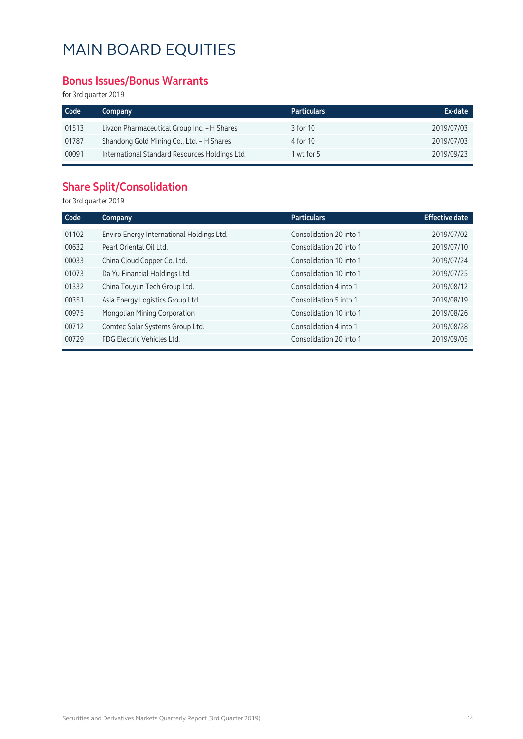# MAIN BOARD EQUITIES

## Bonus Issues/Bonus Warrants

for 3rd quarter 2019

| Code | Company | Particulars | Ex-date |
|---|---|---|---|
| 01513 | Livzon Pharmaceutical Group Inc. – H Shares | 3 for 10 | 2019/07/03 |
| 01787 | Shandong Gold Mining Co., Ltd. – H Shares | 4 for 10 | 2019/07/03 |
| 00091 | International Standard Resources Holdings Ltd. | 1 wt for 5 | 2019/09/23 |

## Share Split/Consolidation

for 3rd quarter 2019

| Code | Company | Particulars | Effective date |
|---|---|---|---|
| 01102 | Enviro Energy International Holdings Ltd. | Consolidation 20 into 1 | 2019/07/02 |
| 00632 | Pearl Oriental Oil Ltd. | Consolidation 20 into 1 | 2019/07/10 |
| 00033 | China Cloud Copper Co. Ltd. | Consolidation 10 into 1 | 2019/07/24 |
| 01073 | Da Yu Financial Holdings Ltd. | Consolidation 10 into 1 | 2019/07/25 |
| 01332 | China Touyun Tech Group Ltd. | Consolidation 4 into 1 | 2019/08/12 |
| 00351 | Asia Energy Logistics Group Ltd. | Consolidation 5 into 1 | 2019/08/19 |
| 00975 | Mongolian Mining Corporation | Consolidation 10 into 1 | 2019/08/26 |
| 00712 | Comtec Solar Systems Group Ltd. | Consolidation 4 into 1 | 2019/08/28 |
| 00729 | FDG Electric Vehicles Ltd. | Consolidation 20 into 1 | 2019/09/05 |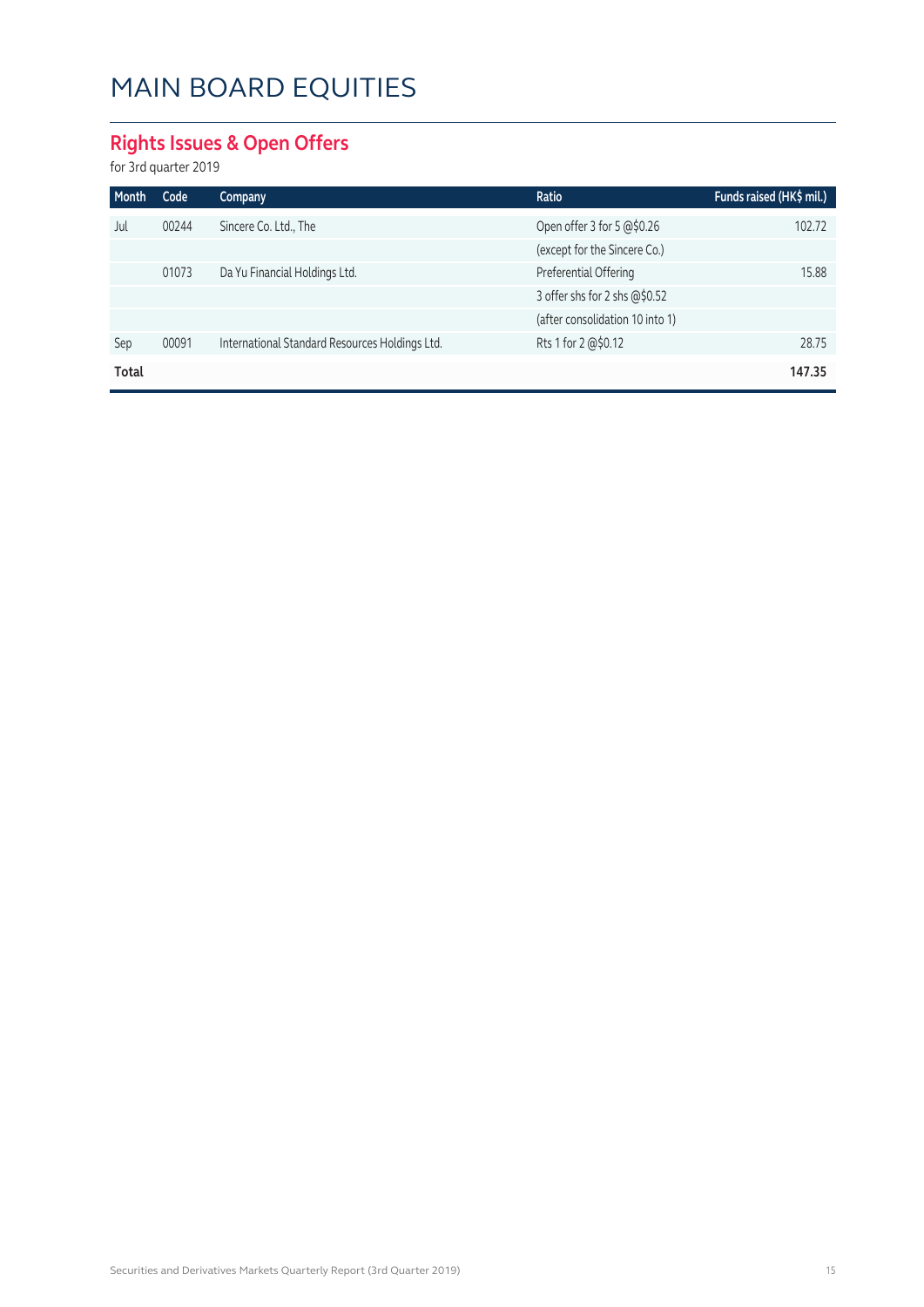# MAIN BOARD EQUITIES

## Rights Issues & Open Offers

for 3rd quarter 2019

| Month | Code | Company | Ratio | Funds raised (HK$ mil.) |
|---|---|---|---|---|
| Jul | 00244 | Sincere Co. Ltd., The | Open offer 3 for 5 @$0.26 | 102.72 |
| | | | (except for the Sincere Co.) | |
| | 01073 | Da Yu Financial Holdings Ltd. | Preferential Offering | 15.88 |
| | | | 3 offer shs for 2 shs @$0.52 | |
| | | | (after consolidation 10 into 1) | |
| Sep | 00091 | International Standard Resources Holdings Ltd. | Rts 1 for 2 @$0.12 | 28.75 |
| **Total** | | | | **147.35** |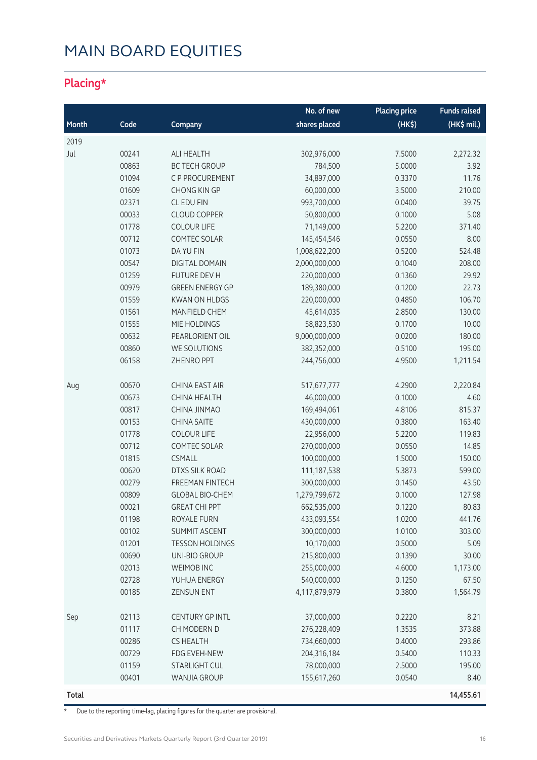# MAIN BOARD EQUITIES

## Placing*

| Month | Code | Company | No. of new shares placed | Placing price (HK$) | Funds raised (HK$ mil.) |
|---|---|---|---|---|---|
| 2019 | | | | | |
| Jul | 00241 | ALI HEALTH | 302,976,000 | 7.5000 | 2,272.32 |
| | 00863 | BC TECH GROUP | 784,500 | 5.0000 | 3.92 |
| | 01094 | C P PROCUREMENT | 34,897,000 | 0.3370 | 11.76 |
| | 01609 | CHONG KIN GP | 60,000,000 | 3.5000 | 210.00 |
| | 02371 | CL EDU FIN | 993,700,000 | 0.0400 | 39.75 |
| | 00033 | CLOUD COPPER | 50,800,000 | 0.1000 | 5.08 |
| | 01778 | COLOUR LIFE | 71,149,000 | 5.2200 | 371.40 |
| | 00712 | COMTEC SOLAR | 145,454,546 | 0.0550 | 8.00 |
| | 01073 | DA YU FIN | 1,008,622,200 | 0.5200 | 524.48 |
| | 00547 | DIGITAL DOMAIN | 2,000,000,000 | 0.1040 | 208.00 |
| | 01259 | FUTURE DEV H | 220,000,000 | 0.1360 | 29.92 |
| | 00979 | GREEN ENERGY GP | 189,380,000 | 0.1200 | 22.73 |
| | 01559 | KWAN ON HLDGS | 220,000,000 | 0.4850 | 106.70 |
| | 01561 | MANFIELD CHEM | 45,614,035 | 2.8500 | 130.00 |
| | 01555 | MIE HOLDINGS | 58,823,530 | 0.1700 | 10.00 |
| | 00632 | PEARLORIENT OIL | 9,000,000,000 | 0.0200 | 180.00 |
| | 00860 | WE SOLUTIONS | 382,352,000 | 0.5100 | 195.00 |
| | 06158 | ZHENRO PPT | 244,756,000 | 4.9500 | 1,211.54 |
| Aug | 00670 | CHINA EAST AIR | 517,677,777 | 4.2900 | 2,220.84 |
| | 00673 | CHINA HEALTH | 46,000,000 | 0.1000 | 4.60 |
| | 00817 | CHINA JINMAO | 169,494,061 | 4.8106 | 815.37 |
| | 00153 | CHINA SAITE | 430,000,000 | 0.3800 | 163.40 |
| | 01778 | COLOUR LIFE | 22,956,000 | 5.2200 | 119.83 |
| | 00712 | COMTEC SOLAR | 270,000,000 | 0.0550 | 14.85 |
| | 01815 | CSMALL | 100,000,000 | 1.5000 | 150.00 |
| | 00620 | DTXS SILK ROAD | 111,187,538 | 5.3873 | 599.00 |
| | 00279 | FREEMAN FINTECH | 300,000,000 | 0.1450 | 43.50 |
| | 00809 | GLOBAL BIO-CHEM | 1,279,799,672 | 0.1000 | 127.98 |
| | 00021 | GREAT CHI PPT | 662,535,000 | 0.1220 | 80.83 |
| | 01198 | ROYALE FURN | 433,093,554 | 1.0200 | 441.76 |
| | 00102 | SUMMIT ASCENT | 300,000,000 | 1.0100 | 303.00 |
| | 01201 | TESSON HOLDINGS | 10,170,000 | 0.5000 | 5.09 |
| | 00690 | UNI-BIO GROUP | 215,800,000 | 0.1390 | 30.00 |
| | 02013 | WEIMOB INC | 255,000,000 | 4.6000 | 1,173.00 |
| | 02728 | YUHUA ENERGY | 540,000,000 | 0.1250 | 67.50 |
| | 00185 | ZENSUN ENT | 4,117,879,979 | 0.3800 | 1,564.79 |
| Sep | 02113 | CENTURY GP INTL | 37,000,000 | 0.2220 | 8.21 |
| | 01117 | CH MODERN D | 276,228,409 | 1.3535 | 373.88 |
| | 00286 | CS HEALTH | 734,660,000 | 0.4000 | 293.86 |
| | 00729 | FDG EVEH-NEW | 204,316,184 | 0.5400 | 110.33 |
| | 01159 | STARLIGHT CUL | 78,000,000 | 2.5000 | 195.00 |
| | 00401 | WANJIA GROUP | 155,617,260 | 0.0540 | 8.40 |
| **Total** | | | | | **14,455.61** |

* Due to the reporting time-lag, placing figures for the quarter are provisional.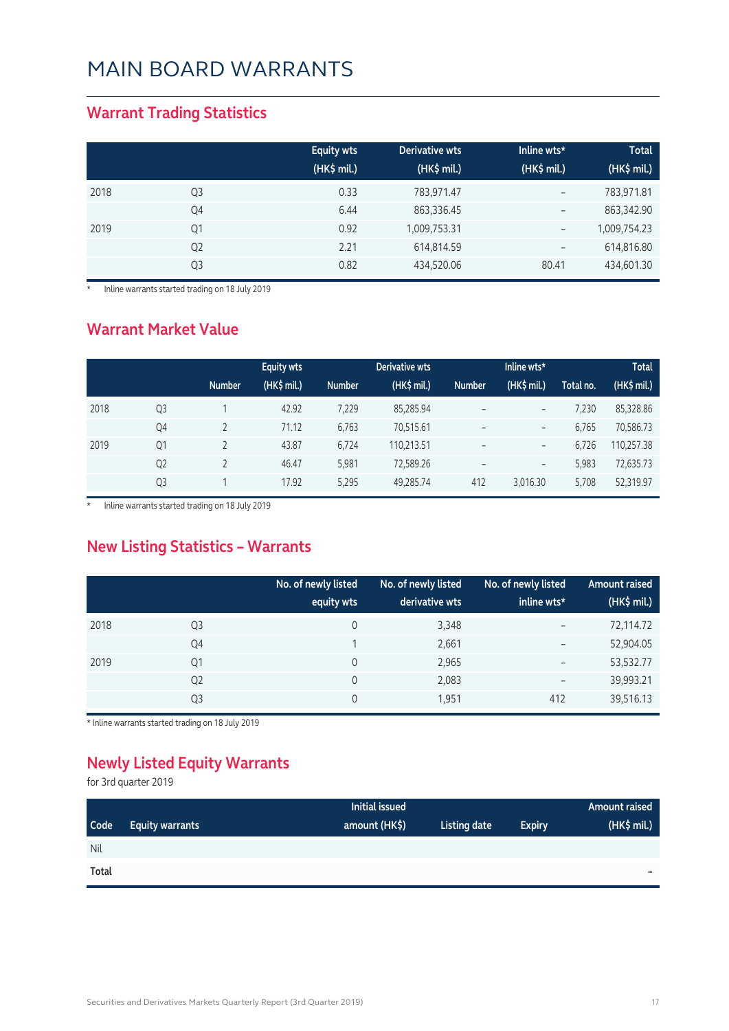# MAIN BOARD WARRANTS

## Warrant Trading Statistics

| | | Equity wts (HK$ mil.) | Derivative wts (HK$ mil.) | Inline wts* (HK$ mil.) | Total (HK$ mil.) |
|---|---|---|---|---|---|
| 2018 | Q3 | 0.33 | 783,971.47 | – | 783,971.81 |
| | Q4 | 6.44 | 863,336.45 | – | 863,342.90 |
| 2019 | Q1 | 0.92 | 1,009,753.31 | – | 1,009,754.23 |
| | Q2 | 2.21 | 614,814.59 | – | 614,816.80 |
| | Q3 | 0.82 | 434,520.06 | 80.41 | 434,601.30 |

\* Inline warrants started trading on 18 July 2019

## Warrant Market Value

| | | Equity wts | | Derivative wts | | Inline wts* | | | Total |
|---|---|---|---|---|---|---|---|---|---|
| | | Number | (HK$ mil.) | Number | (HK$ mil.) | Number | (HK$ mil.) | Total no. | (HK$ mil.) |
| 2018 | Q3 | 1 | 42.92 | 7,229 | 85,285.94 | – | – | 7,230 | 85,328.86 |
| | Q4 | 2 | 71.12 | 6,763 | 70,515.61 | – | – | 6,765 | 70,586.73 |
| 2019 | Q1 | 2 | 43.87 | 6,724 | 110,213.51 | – | – | 6,726 | 110,257.38 |
| | Q2 | 2 | 46.47 | 5,981 | 72,589.26 | – | – | 5,983 | 72,635.73 |
| | Q3 | 1 | 17.92 | 5,295 | 49,285.74 | 412 | 3,016.30 | 5,708 | 52,319.97 |

\* Inline warrants started trading on 18 July 2019

## New Listing Statistics – Warrants

| | | No. of newly listed equity wts | No. of newly listed derivative wts | No. of newly listed inline wts* | Amount raised (HK$ mil.) |
|---|---|---|---|---|---|
| 2018 | Q3 | 0 | 3,348 | – | 72,114.72 |
| | Q4 | 1 | 2,661 | – | 52,904.05 |
| 2019 | Q1 | 0 | 2,965 | – | 53,532.77 |
| | Q2 | 0 | 2,083 | – | 39,993.21 |
| | Q3 | 0 | 1,951 | 412 | 39,516.13 |

\* Inline warrants started trading on 18 July 2019

## Newly Listed Equity Warrants

for 3rd quarter 2019

| Code | Equity warrants | Initial issued amount (HK$) | Listing date | Expiry | Amount raised (HK$ mil.) |
|---|---|---|---|---|---|
| Nil | | | | | |
| **Total** | | | | | – |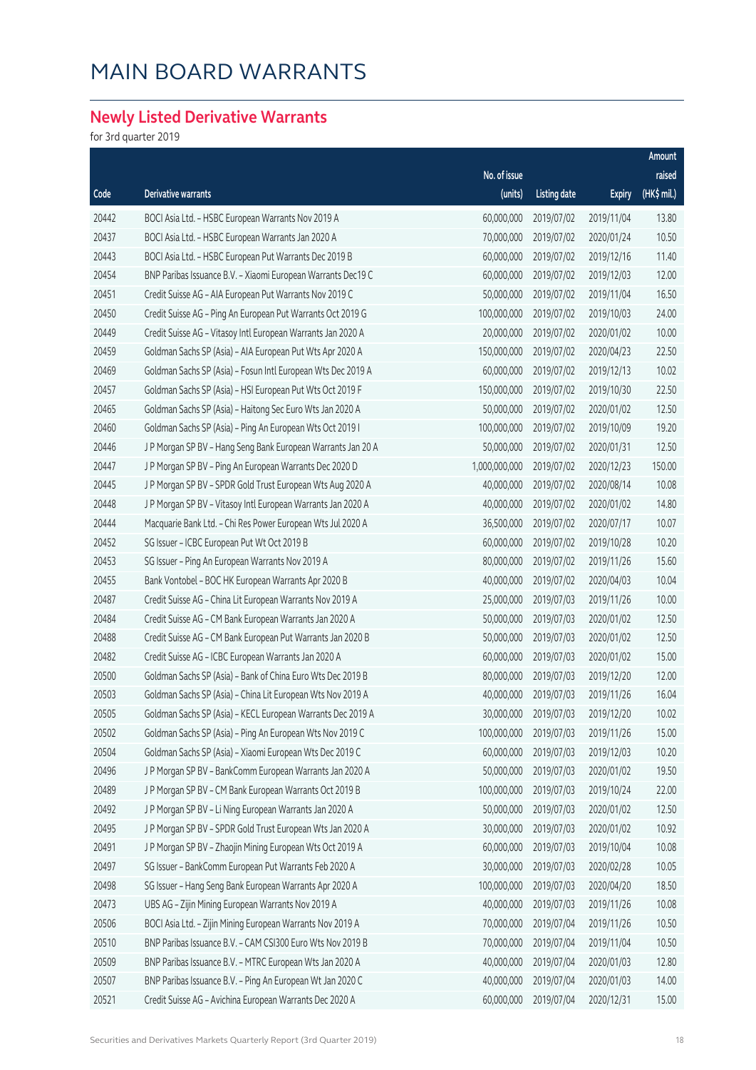# MAIN BOARD WARRANTS

## Newly Listed Derivative Warrants

for 3rd quarter 2019

| Code | Derivative warrants | No. of issue (units) | Listing date | Expiry | Amount raised (HK$ mil.) |
|---|---|---|---|---|---|
| 20442 | BOCI Asia Ltd. – HSBC European Warrants Nov 2019 A | 60,000,000 | 2019/07/02 | 2019/11/04 | 13.80 |
| 20437 | BOCI Asia Ltd. – HSBC European Warrants Jan 2020 A | 70,000,000 | 2019/07/02 | 2020/01/24 | 10.50 |
| 20443 | BOCI Asia Ltd. – HSBC European Put Warrants Dec 2019 B | 60,000,000 | 2019/07/02 | 2019/12/16 | 11.40 |
| 20454 | BNP Paribas Issuance B.V. – Xiaomi European Warrants Dec19 C | 60,000,000 | 2019/07/02 | 2019/12/03 | 12.00 |
| 20451 | Credit Suisse AG – AIA European Put Warrants Nov 2019 C | 50,000,000 | 2019/07/02 | 2019/11/04 | 16.50 |
| 20450 | Credit Suisse AG – Ping An European Put Warrants Oct 2019 G | 100,000,000 | 2019/07/02 | 2019/10/03 | 24.00 |
| 20449 | Credit Suisse AG – Vitasoy Intl European Warrants Jan 2020 A | 20,000,000 | 2019/07/02 | 2020/01/02 | 10.00 |
| 20459 | Goldman Sachs SP (Asia) – AIA European Put Wts Apr 2020 A | 150,000,000 | 2019/07/02 | 2020/04/23 | 22.50 |
| 20469 | Goldman Sachs SP (Asia) – Fosun Intl European Wts Dec 2019 A | 60,000,000 | 2019/07/02 | 2019/12/13 | 10.02 |
| 20457 | Goldman Sachs SP (Asia) – HSI European Put Wts Oct 2019 F | 150,000,000 | 2019/07/02 | 2019/10/30 | 22.50 |
| 20465 | Goldman Sachs SP (Asia) – Haitong Sec Euro Wts Jan 2020 A | 50,000,000 | 2019/07/02 | 2020/01/02 | 12.50 |
| 20460 | Goldman Sachs SP (Asia) – Ping An European Wts Oct 2019 I | 100,000,000 | 2019/07/02 | 2019/10/09 | 19.20 |
| 20446 | J P Morgan SP BV – Hang Seng Bank European Warrants Jan 20 A | 50,000,000 | 2019/07/02 | 2020/01/31 | 12.50 |
| 20447 | J P Morgan SP BV – Ping An European Warrants Dec 2020 D | 1,000,000,000 | 2019/07/02 | 2020/12/23 | 150.00 |
| 20445 | J P Morgan SP BV – SPDR Gold Trust European Wts Aug 2020 A | 40,000,000 | 2019/07/02 | 2020/08/14 | 10.08 |
| 20448 | J P Morgan SP BV – Vitasoy Intl European Warrants Jan 2020 A | 40,000,000 | 2019/07/02 | 2020/01/02 | 14.80 |
| 20444 | Macquarie Bank Ltd. – Chi Res Power European Wts Jul 2020 A | 36,500,000 | 2019/07/02 | 2020/07/17 | 10.07 |
| 20452 | SG Issuer – ICBC European Put Wt Oct 2019 B | 60,000,000 | 2019/07/02 | 2019/10/28 | 10.20 |
| 20453 | SG Issuer – Ping An European Warrants Nov 2019 A | 80,000,000 | 2019/07/02 | 2019/11/26 | 15.60 |
| 20455 | Bank Vontobel – BOC HK European Warrants Apr 2020 B | 40,000,000 | 2019/07/02 | 2020/04/03 | 10.04 |
| 20487 | Credit Suisse AG – China Lit European Warrants Nov 2019 A | 25,000,000 | 2019/07/03 | 2019/11/26 | 10.00 |
| 20484 | Credit Suisse AG – CM Bank European Warrants Jan 2020 A | 50,000,000 | 2019/07/03 | 2020/01/02 | 12.50 |
| 20488 | Credit Suisse AG – CM Bank European Put Warrants Jan 2020 B | 50,000,000 | 2019/07/03 | 2020/01/02 | 12.50 |
| 20482 | Credit Suisse AG – ICBC European Warrants Jan 2020 A | 60,000,000 | 2019/07/03 | 2020/01/02 | 15.00 |
| 20500 | Goldman Sachs SP (Asia) – Bank of China Euro Wts Dec 2019 B | 80,000,000 | 2019/07/03 | 2019/12/20 | 12.00 |
| 20503 | Goldman Sachs SP (Asia) – China Lit European Wts Nov 2019 A | 40,000,000 | 2019/07/03 | 2019/11/26 | 16.04 |
| 20505 | Goldman Sachs SP (Asia) – KECL European Warrants Dec 2019 A | 30,000,000 | 2019/07/03 | 2019/12/20 | 10.02 |
| 20502 | Goldman Sachs SP (Asia) – Ping An European Wts Nov 2019 C | 100,000,000 | 2019/07/03 | 2019/11/26 | 15.00 |
| 20504 | Goldman Sachs SP (Asia) – Xiaomi European Wts Dec 2019 C | 60,000,000 | 2019/07/03 | 2019/12/03 | 10.20 |
| 20496 | J P Morgan SP BV – BankComm European Warrants Jan 2020 A | 50,000,000 | 2019/07/03 | 2020/01/02 | 19.50 |
| 20489 | J P Morgan SP BV – CM Bank European Warrants Oct 2019 B | 100,000,000 | 2019/07/03 | 2019/10/24 | 22.00 |
| 20492 | J P Morgan SP BV – Li Ning European Warrants Jan 2020 A | 50,000,000 | 2019/07/03 | 2020/01/02 | 12.50 |
| 20495 | J P Morgan SP BV – SPDR Gold Trust European Wts Jan 2020 A | 30,000,000 | 2019/07/03 | 2020/01/02 | 10.92 |
| 20491 | J P Morgan SP BV – Zhaojin Mining European Wts Oct 2019 A | 60,000,000 | 2019/07/03 | 2019/10/04 | 10.08 |
| 20497 | SG Issuer – BankComm European Put Warrants Feb 2020 A | 30,000,000 | 2019/07/03 | 2020/02/28 | 10.05 |
| 20498 | SG Issuer – Hang Seng Bank European Warrants Apr 2020 A | 100,000,000 | 2019/07/03 | 2020/04/20 | 18.50 |
| 20473 | UBS AG – Zijin Mining European Warrants Nov 2019 A | 40,000,000 | 2019/07/03 | 2019/11/26 | 10.08 |
| 20506 | BOCI Asia Ltd. – Zijin Mining European Warrants Nov 2019 A | 70,000,000 | 2019/07/04 | 2019/11/26 | 10.50 |
| 20510 | BNP Paribas Issuance B.V. – CAM CSI300 Euro Wts Nov 2019 B | 70,000,000 | 2019/07/04 | 2019/11/04 | 10.50 |
| 20509 | BNP Paribas Issuance B.V. – MTRC European Wts Jan 2020 A | 40,000,000 | 2019/07/04 | 2020/01/03 | 12.80 |
| 20507 | BNP Paribas Issuance B.V. – Ping An European Wt Jan 2020 C | 40,000,000 | 2019/07/04 | 2020/01/03 | 14.00 |
| 20521 | Credit Suisse AG – Avichina European Warrants Dec 2020 A | 60,000,000 | 2019/07/04 | 2020/12/31 | 15.00 |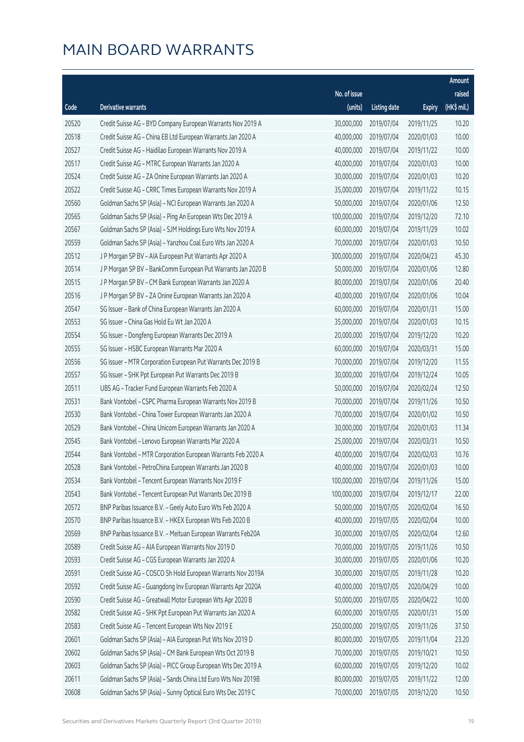# MAIN BOARD WARRANTS

| Code | Derivative warrants | No. of issue (units) | Listing date | Expiry | Amount raised (HK$ mil.) |
|---|---|---|---|---|---|
| 20520 | Credit Suisse AG - BYD Company European Warrants Nov 2019 A | 30,000,000 | 2019/07/04 | 2019/11/25 | 10.20 |
| 20518 | Credit Suisse AG - China EB Ltd European Warrants Jan 2020 A | 40,000,000 | 2019/07/04 | 2020/01/03 | 10.00 |
| 20527 | Credit Suisse AG - Haidilao European Warrants Nov 2019 A | 40,000,000 | 2019/07/04 | 2019/11/22 | 10.00 |
| 20517 | Credit Suisse AG - MTRC European Warrants Jan 2020 A | 40,000,000 | 2019/07/04 | 2020/01/03 | 10.00 |
| 20524 | Credit Suisse AG - ZA Onine European Warrants Jan 2020 A | 30,000,000 | 2019/07/04 | 2020/01/03 | 10.20 |
| 20522 | Credit Suisse AG - CRRC Times European Warrants Nov 2019 A | 35,000,000 | 2019/07/04 | 2019/11/22 | 10.15 |
| 20560 | Goldman Sachs SP (Asia) - NCI European Warrants Jan 2020 A | 50,000,000 | 2019/07/04 | 2020/01/06 | 12.50 |
| 20565 | Goldman Sachs SP (Asia) - Ping An European Wts Dec 2019 A | 100,000,000 | 2019/07/04 | 2019/12/20 | 72.10 |
| 20567 | Goldman Sachs SP (Asia) - SJM Holdings Euro Wts Nov 2019 A | 60,000,000 | 2019/07/04 | 2019/11/29 | 10.02 |
| 20559 | Goldman Sachs SP (Asia) - Yanzhou Coal Euro Wts Jan 2020 A | 70,000,000 | 2019/07/04 | 2020/01/03 | 10.50 |
| 20512 | J P Morgan SP BV - AIA European Put Warrants Apr 2020 A | 300,000,000 | 2019/07/04 | 2020/04/23 | 45.30 |
| 20514 | J P Morgan SP BV - BankComm European Put Warrants Jan 2020 B | 50,000,000 | 2019/07/04 | 2020/01/06 | 12.80 |
| 20515 | J P Morgan SP BV - CM Bank European Warrants Jan 2020 A | 80,000,000 | 2019/07/04 | 2020/01/06 | 20.40 |
| 20516 | J P Morgan SP BV - ZA Onine European Warrants Jan 2020 A | 40,000,000 | 2019/07/04 | 2020/01/06 | 10.04 |
| 20547 | SG Issuer - Bank of China European Warrants Jan 2020 A | 60,000,000 | 2019/07/04 | 2020/01/31 | 15.00 |
| 20553 | SG Issuer - China Gas Hold Eu Wt Jan 2020 A | 35,000,000 | 2019/07/04 | 2020/01/03 | 10.15 |
| 20554 | SG Issuer - Dongfeng European Warrants Dec 2019 A | 20,000,000 | 2019/07/04 | 2019/12/20 | 10.20 |
| 20555 | SG Issuer - HSBC European Warrants Mar 2020 A | 60,000,000 | 2019/07/04 | 2020/03/31 | 15.00 |
| 20556 | SG Issuer - MTR Corporation European Put Warrants Dec 2019 B | 70,000,000 | 2019/07/04 | 2019/12/20 | 11.55 |
| 20557 | SG Issuer - SHK Ppt European Put Warrants Dec 2019 B | 30,000,000 | 2019/07/04 | 2019/12/24 | 10.05 |
| 20511 | UBS AG - Tracker Fund European Warrants Feb 2020 A | 50,000,000 | 2019/07/04 | 2020/02/24 | 12.50 |
| 20531 | Bank Vontobel - CSPC Pharma European Warrants Nov 2019 B | 70,000,000 | 2019/07/04 | 2019/11/26 | 10.50 |
| 20530 | Bank Vontobel - China Tower European Warrants Jan 2020 A | 70,000,000 | 2019/07/04 | 2020/01/02 | 10.50 |
| 20529 | Bank Vontobel - China Unicom European Warrants Jan 2020 A | 30,000,000 | 2019/07/04 | 2020/01/03 | 11.34 |
| 20545 | Bank Vontobel - Lenovo European Warrants Mar 2020 A | 25,000,000 | 2019/07/04 | 2020/03/31 | 10.50 |
| 20544 | Bank Vontobel - MTR Corporation European Warrants Feb 2020 A | 40,000,000 | 2019/07/04 | 2020/02/03 | 10.76 |
| 20528 | Bank Vontobel - PetroChina European Warrants Jan 2020 B | 40,000,000 | 2019/07/04 | 2020/01/03 | 10.00 |
| 20534 | Bank Vontobel - Tencent European Warrants Nov 2019 F | 100,000,000 | 2019/07/04 | 2019/11/26 | 15.00 |
| 20543 | Bank Vontobel - Tencent European Put Warrants Dec 2019 B | 100,000,000 | 2019/07/04 | 2019/12/17 | 22.00 |
| 20572 | BNP Paribas Issuance B.V. - Geely Auto Euro Wts Feb 2020 A | 50,000,000 | 2019/07/05 | 2020/02/04 | 16.50 |
| 20570 | BNP Paribas Issuance B.V. - HKEX European Wts Feb 2020 B | 40,000,000 | 2019/07/05 | 2020/02/04 | 10.00 |
| 20569 | BNP Paribas Issuance B.V. - Meituan European Warrants Feb20A | 30,000,000 | 2019/07/05 | 2020/02/04 | 12.60 |
| 20589 | Credit Suisse AG - AIA European Warrants Nov 2019 D | 70,000,000 | 2019/07/05 | 2019/11/26 | 10.50 |
| 20593 | Credit Suisse AG - CGS European Warrants Jan 2020 A | 30,000,000 | 2019/07/05 | 2020/01/06 | 10.20 |
| 20591 | Credit Suisse AG - COSCO Sh Hold European Warrants Nov 2019A | 30,000,000 | 2019/07/05 | 2019/11/28 | 10.20 |
| 20592 | Credit Suisse AG - Guangdong Inv European Warrants Apr 2020A | 40,000,000 | 2019/07/05 | 2020/04/29 | 10.00 |
| 20590 | Credit Suisse AG - Greatwall Motor European Wts Apr 2020 B | 50,000,000 | 2019/07/05 | 2020/04/22 | 10.00 |
| 20582 | Credit Suisse AG - SHK Ppt European Put Warrants Jan 2020 A | 60,000,000 | 2019/07/05 | 2020/01/31 | 15.00 |
| 20583 | Credit Suisse AG - Tencent European Wts Nov 2019 E | 250,000,000 | 2019/07/05 | 2019/11/26 | 37.50 |
| 20601 | Goldman Sachs SP (Asia) - AIA European Put Wts Nov 2019 D | 80,000,000 | 2019/07/05 | 2019/11/04 | 23.20 |
| 20602 | Goldman Sachs SP (Asia) - CM Bank European Wts Oct 2019 B | 70,000,000 | 2019/07/05 | 2019/10/21 | 10.50 |
| 20603 | Goldman Sachs SP (Asia) - PICC Group European Wts Dec 2019 A | 60,000,000 | 2019/07/05 | 2019/12/20 | 10.02 |
| 20611 | Goldman Sachs SP (Asia) - Sands China Ltd Euro Wts Nov 2019B | 80,000,000 | 2019/07/05 | 2019/11/22 | 12.00 |
| 20608 | Goldman Sachs SP (Asia) - Sunny Optical Euro Wts Dec 2019 C | 70,000,000 | 2019/07/05 | 2019/12/20 | 10.50 |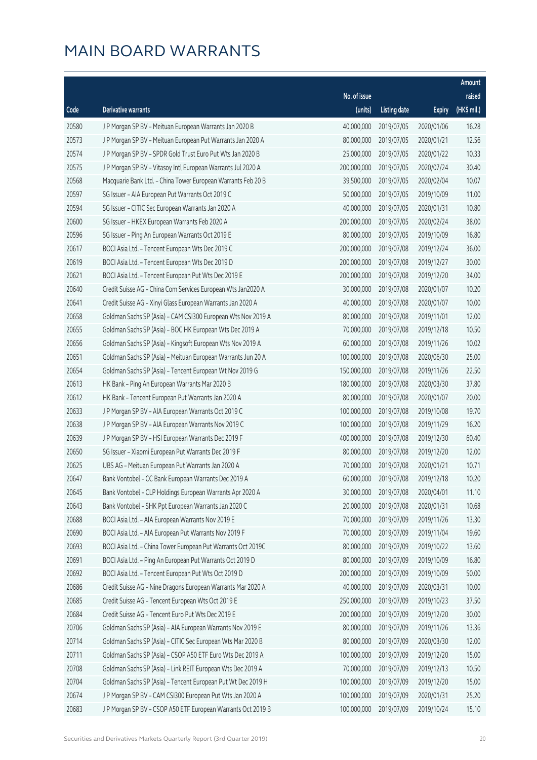# MAIN BOARD WARRANTS

| Code | Derivative warrants | No. of issue (units) | Listing date | Expiry | Amount raised (HK$ mil.) |
|---|---|---|---|---|---|
| 20580 | J P Morgan SP BV – Meituan European Warrants Jan 2020 B | 40,000,000 | 2019/07/05 | 2020/01/06 | 16.28 |
| 20573 | J P Morgan SP BV – Meituan European Put Warrants Jan 2020 A | 80,000,000 | 2019/07/05 | 2020/01/21 | 12.56 |
| 20574 | J P Morgan SP BV – SPDR Gold Trust Euro Put Wts Jan 2020 B | 25,000,000 | 2019/07/05 | 2020/01/22 | 10.33 |
| 20575 | J P Morgan SP BV – Vitasoy Intl European Warrants Jul 2020 A | 200,000,000 | 2019/07/05 | 2020/07/24 | 30.40 |
| 20568 | Macquarie Bank Ltd. – China Tower European Warrants Feb 20 B | 39,500,000 | 2019/07/05 | 2020/02/04 | 10.07 |
| 20597 | SG Issuer – AIA European Put Warrants Oct 2019 C | 50,000,000 | 2019/07/05 | 2019/10/09 | 11.00 |
| 20594 | SG Issuer – CITIC Sec European Warrants Jan 2020 A | 40,000,000 | 2019/07/05 | 2020/01/31 | 10.80 |
| 20600 | SG Issuer – HKEX European Warrants Feb 2020 A | 200,000,000 | 2019/07/05 | 2020/02/24 | 38.00 |
| 20596 | SG Issuer – Ping An European Warrants Oct 2019 E | 80,000,000 | 2019/07/05 | 2019/10/09 | 16.80 |
| 20617 | BOCI Asia Ltd. – Tencent European Wts Dec 2019 C | 200,000,000 | 2019/07/08 | 2019/12/24 | 36.00 |
| 20619 | BOCI Asia Ltd. – Tencent European Wts Dec 2019 D | 200,000,000 | 2019/07/08 | 2019/12/27 | 30.00 |
| 20621 | BOCI Asia Ltd. – Tencent European Put Wts Dec 2019 E | 200,000,000 | 2019/07/08 | 2019/12/20 | 34.00 |
| 20640 | Credit Suisse AG – China Com Services European Wts Jan2020 A | 30,000,000 | 2019/07/08 | 2020/01/07 | 10.20 |
| 20641 | Credit Suisse AG – Xinyi Glass European Warrants Jan 2020 A | 40,000,000 | 2019/07/08 | 2020/01/07 | 10.00 |
| 20658 | Goldman Sachs SP (Asia) – CAM CSI300 European Wts Nov 2019 A | 80,000,000 | 2019/07/08 | 2019/11/01 | 12.00 |
| 20655 | Goldman Sachs SP (Asia) – BOC HK European Wts Dec 2019 A | 70,000,000 | 2019/07/08 | 2019/12/18 | 10.50 |
| 20656 | Goldman Sachs SP (Asia) – Kingsoft European Wts Nov 2019 A | 60,000,000 | 2019/07/08 | 2019/11/26 | 10.02 |
| 20651 | Goldman Sachs SP (Asia) – Meituan European Warrants Jun 20 A | 100,000,000 | 2019/07/08 | 2020/06/30 | 25.00 |
| 20654 | Goldman Sachs SP (Asia) – Tencent European Wt Nov 2019 G | 150,000,000 | 2019/07/08 | 2019/11/26 | 22.50 |
| 20613 | HK Bank – Ping An European Warrants Mar 2020 B | 180,000,000 | 2019/07/08 | 2020/03/30 | 37.80 |
| 20612 | HK Bank – Tencent European Put Warrants Jan 2020 A | 80,000,000 | 2019/07/08 | 2020/01/07 | 20.00 |
| 20633 | J P Morgan SP BV – AIA European Warrants Oct 2019 C | 100,000,000 | 2019/07/08 | 2019/10/08 | 19.70 |
| 20638 | J P Morgan SP BV – AIA European Warrants Nov 2019 C | 100,000,000 | 2019/07/08 | 2019/11/29 | 16.20 |
| 20639 | J P Morgan SP BV – HSI European Warrants Dec 2019 F | 400,000,000 | 2019/07/08 | 2019/12/30 | 60.40 |
| 20650 | SG Issuer – Xiaomi European Put Warrants Dec 2019 F | 80,000,000 | 2019/07/08 | 2019/12/20 | 12.00 |
| 20625 | UBS AG – Meituan European Put Warrants Jan 2020 A | 70,000,000 | 2019/07/08 | 2020/01/21 | 10.71 |
| 20647 | Bank Vontobel – CC Bank European Warrants Dec 2019 A | 60,000,000 | 2019/07/08 | 2019/12/18 | 10.20 |
| 20645 | Bank Vontobel – CLP Holdings European Warrants Apr 2020 A | 30,000,000 | 2019/07/08 | 2020/04/01 | 11.10 |
| 20643 | Bank Vontobel – SHK Ppt European Warrants Jan 2020 C | 20,000,000 | 2019/07/08 | 2020/01/31 | 10.68 |
| 20688 | BOCI Asia Ltd. – AIA European Warrants Nov 2019 E | 70,000,000 | 2019/07/09 | 2019/11/26 | 13.30 |
| 20690 | BOCI Asia Ltd. – AIA European Put Warrants Nov 2019 F | 70,000,000 | 2019/07/09 | 2019/11/04 | 19.60 |
| 20693 | BOCI Asia Ltd. – China Tower European Put Warrants Oct 2019C | 80,000,000 | 2019/07/09 | 2019/10/22 | 13.60 |
| 20691 | BOCI Asia Ltd. – Ping An European Put Warrants Oct 2019 D | 80,000,000 | 2019/07/09 | 2019/10/09 | 16.80 |
| 20692 | BOCI Asia Ltd. – Tencent European Put Wts Oct 2019 D | 200,000,000 | 2019/07/09 | 2019/10/09 | 50.00 |
| 20686 | Credit Suisse AG – Nine Dragons European Warrants Mar 2020 A | 40,000,000 | 2019/07/09 | 2020/03/31 | 10.00 |
| 20685 | Credit Suisse AG – Tencent European Wts Oct 2019 E | 250,000,000 | 2019/07/09 | 2019/10/23 | 37.50 |
| 20684 | Credit Suisse AG – Tencent Euro Put Wts Dec 2019 E | 200,000,000 | 2019/07/09 | 2019/12/20 | 30.00 |
| 20706 | Goldman Sachs SP (Asia) – AIA European Warrants Nov 2019 E | 80,000,000 | 2019/07/09 | 2019/11/26 | 13.36 |
| 20714 | Goldman Sachs SP (Asia) – CITIC Sec European Wts Mar 2020 B | 80,000,000 | 2019/07/09 | 2020/03/30 | 12.00 |
| 20711 | Goldman Sachs SP (Asia) – CSOP A50 ETF Euro Wts Dec 2019 A | 100,000,000 | 2019/07/09 | 2019/12/20 | 15.00 |
| 20708 | Goldman Sachs SP (Asia) – Link REIT European Wts Dec 2019 A | 70,000,000 | 2019/07/09 | 2019/12/13 | 10.50 |
| 20704 | Goldman Sachs SP (Asia) – Tencent European Put Wt Dec 2019 H | 100,000,000 | 2019/07/09 | 2019/12/20 | 15.00 |
| 20674 | J P Morgan SP BV – CAM CSI300 European Put Wts Jan 2020 A | 100,000,000 | 2019/07/09 | 2020/01/31 | 25.20 |
| 20683 | J P Morgan SP BV – CSOP A50 ETF European Warrants Oct 2019 B | 100,000,000 | 2019/07/09 | 2019/10/24 | 15.10 |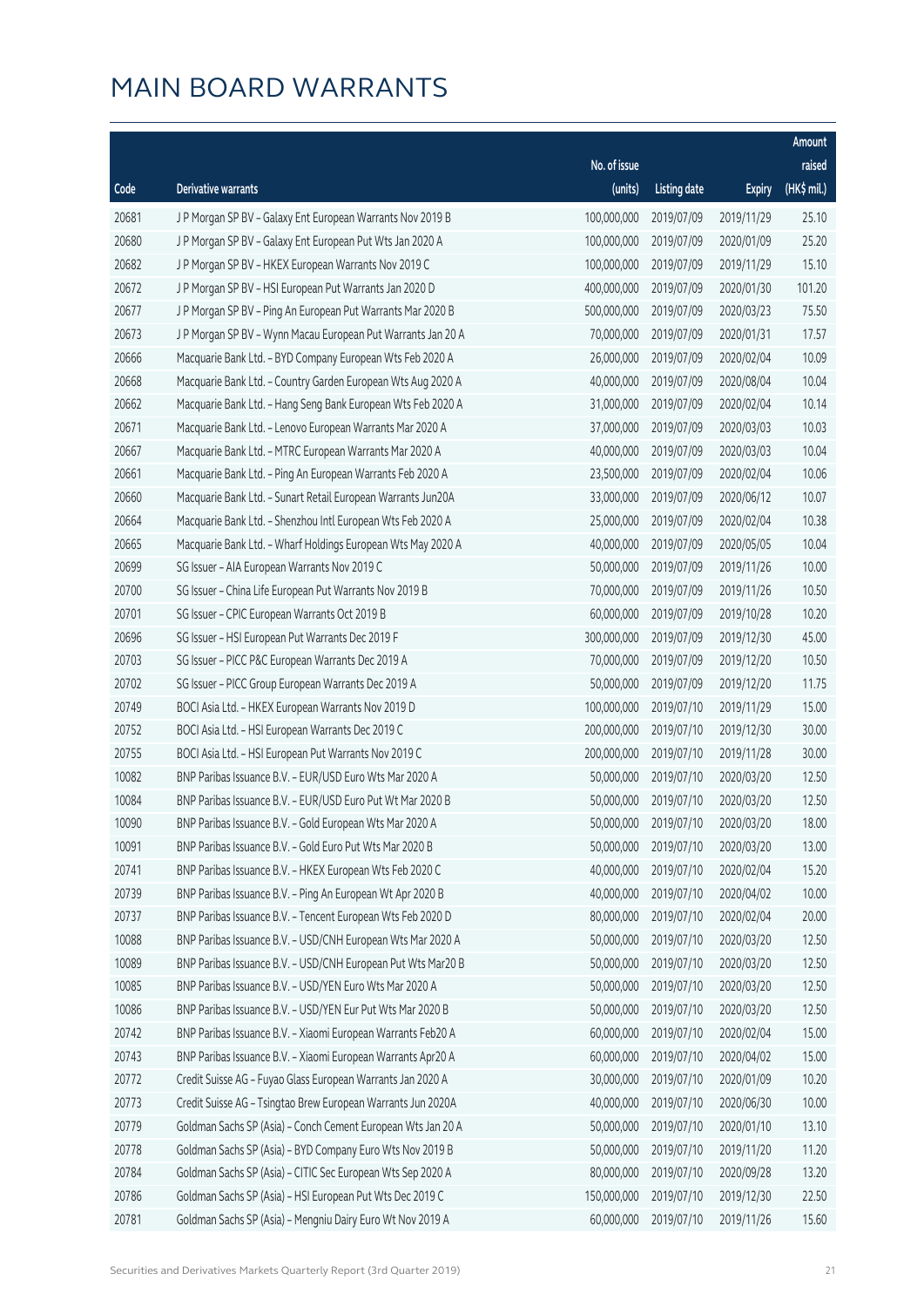# MAIN BOARD WARRANTS

| Code | Derivative warrants | No. of issue (units) | Listing date | Expiry | Amount raised (HK$ mil.) |
|---|---|---|---|---|---|
| 20681 | J P Morgan SP BV - Galaxy Ent European Warrants Nov 2019 B | 100,000,000 | 2019/07/09 | 2019/11/29 | 25.10 |
| 20680 | J P Morgan SP BV - Galaxy Ent European Put Wts Jan 2020 A | 100,000,000 | 2019/07/09 | 2020/01/09 | 25.20 |
| 20682 | J P Morgan SP BV - HKEX European Warrants Nov 2019 C | 100,000,000 | 2019/07/09 | 2019/11/29 | 15.10 |
| 20672 | J P Morgan SP BV - HSI European Put Warrants Jan 2020 D | 400,000,000 | 2019/07/09 | 2020/01/30 | 101.20 |
| 20677 | J P Morgan SP BV - Ping An European Put Warrants Mar 2020 B | 500,000,000 | 2019/07/09 | 2020/03/23 | 75.50 |
| 20673 | J P Morgan SP BV - Wynn Macau European Put Warrants Jan 20 A | 70,000,000 | 2019/07/09 | 2020/01/31 | 17.57 |
| 20666 | Macquarie Bank Ltd. - BYD Company European Wts Feb 2020 A | 26,000,000 | 2019/07/09 | 2020/02/04 | 10.09 |
| 20668 | Macquarie Bank Ltd. - Country Garden European Wts Aug 2020 A | 40,000,000 | 2019/07/09 | 2020/08/04 | 10.04 |
| 20662 | Macquarie Bank Ltd. - Hang Seng Bank European Wts Feb 2020 A | 31,000,000 | 2019/07/09 | 2020/02/04 | 10.14 |
| 20671 | Macquarie Bank Ltd. - Lenovo European Warrants Mar 2020 A | 37,000,000 | 2019/07/09 | 2020/03/03 | 10.03 |
| 20667 | Macquarie Bank Ltd. - MTRC European Warrants Mar 2020 A | 40,000,000 | 2019/07/09 | 2020/03/03 | 10.04 |
| 20661 | Macquarie Bank Ltd. - Ping An European Warrants Feb 2020 A | 23,500,000 | 2019/07/09 | 2020/02/04 | 10.06 |
| 20660 | Macquarie Bank Ltd. - Sunart Retail European Warrants Jun20A | 33,000,000 | 2019/07/09 | 2020/06/12 | 10.07 |
| 20664 | Macquarie Bank Ltd. - Shenzhou Intl European Wts Feb 2020 A | 25,000,000 | 2019/07/09 | 2020/02/04 | 10.38 |
| 20665 | Macquarie Bank Ltd. - Wharf Holdings European Wts May 2020 A | 40,000,000 | 2019/07/09 | 2020/05/05 | 10.04 |
| 20699 | SG Issuer - AIA European Warrants Nov 2019 C | 50,000,000 | 2019/07/09 | 2019/11/26 | 10.00 |
| 20700 | SG Issuer - China Life European Put Warrants Nov 2019 B | 70,000,000 | 2019/07/09 | 2019/11/26 | 10.50 |
| 20701 | SG Issuer - CPIC European Warrants Oct 2019 B | 60,000,000 | 2019/07/09 | 2019/10/28 | 10.20 |
| 20696 | SG Issuer - HSI European Put Warrants Dec 2019 F | 300,000,000 | 2019/07/09 | 2019/12/30 | 45.00 |
| 20703 | SG Issuer - PICC P&C European Warrants Dec 2019 A | 70,000,000 | 2019/07/09 | 2019/12/20 | 10.50 |
| 20702 | SG Issuer - PICC Group European Warrants Dec 2019 A | 50,000,000 | 2019/07/09 | 2019/12/20 | 11.75 |
| 20749 | BOCI Asia Ltd. - HKEX European Warrants Nov 2019 D | 100,000,000 | 2019/07/10 | 2019/11/29 | 15.00 |
| 20752 | BOCI Asia Ltd. - HSI European Warrants Dec 2019 C | 200,000,000 | 2019/07/10 | 2019/12/30 | 30.00 |
| 20755 | BOCI Asia Ltd. - HSI European Put Warrants Nov 2019 C | 200,000,000 | 2019/07/10 | 2019/11/28 | 30.00 |
| 10082 | BNP Paribas Issuance B.V. - EUR/USD Euro Wts Mar 2020 A | 50,000,000 | 2019/07/10 | 2020/03/20 | 12.50 |
| 10084 | BNP Paribas Issuance B.V. - EUR/USD Euro Put Wt Mar 2020 B | 50,000,000 | 2019/07/10 | 2020/03/20 | 12.50 |
| 10090 | BNP Paribas Issuance B.V. - Gold European Wts Mar 2020 A | 50,000,000 | 2019/07/10 | 2020/03/20 | 18.00 |
| 10091 | BNP Paribas Issuance B.V. - Gold Euro Put Wts Mar 2020 B | 50,000,000 | 2019/07/10 | 2020/03/20 | 13.00 |
| 20741 | BNP Paribas Issuance B.V. - HKEX European Wts Feb 2020 C | 40,000,000 | 2019/07/10 | 2020/02/04 | 15.20 |
| 20739 | BNP Paribas Issuance B.V. - Ping An European Wt Apr 2020 B | 40,000,000 | 2019/07/10 | 2020/04/02 | 10.00 |
| 20737 | BNP Paribas Issuance B.V. - Tencent European Wts Feb 2020 D | 80,000,000 | 2019/07/10 | 2020/02/04 | 20.00 |
| 10088 | BNP Paribas Issuance B.V. - USD/CNH European Wts Mar 2020 A | 50,000,000 | 2019/07/10 | 2020/03/20 | 12.50 |
| 10089 | BNP Paribas Issuance B.V. - USD/CNH European Put Wts Mar20 B | 50,000,000 | 2019/07/10 | 2020/03/20 | 12.50 |
| 10085 | BNP Paribas Issuance B.V. - USD/YEN Euro Wts Mar 2020 A | 50,000,000 | 2019/07/10 | 2020/03/20 | 12.50 |
| 10086 | BNP Paribas Issuance B.V. - USD/YEN Eur Put Wts Mar 2020 B | 50,000,000 | 2019/07/10 | 2020/03/20 | 12.50 |
| 20742 | BNP Paribas Issuance B.V. - Xiaomi European Warrants Feb20 A | 60,000,000 | 2019/07/10 | 2020/02/04 | 15.00 |
| 20743 | BNP Paribas Issuance B.V. - Xiaomi European Warrants Apr20 A | 60,000,000 | 2019/07/10 | 2020/04/02 | 15.00 |
| 20772 | Credit Suisse AG - Fuyao Glass European Warrants Jan 2020 A | 30,000,000 | 2019/07/10 | 2020/01/09 | 10.20 |
| 20773 | Credit Suisse AG - Tsingtao Brew European Warrants Jun 2020A | 40,000,000 | 2019/07/10 | 2020/06/30 | 10.00 |
| 20779 | Goldman Sachs SP (Asia) - Conch Cement European Wts Jan 20 A | 50,000,000 | 2019/07/10 | 2020/01/10 | 13.10 |
| 20778 | Goldman Sachs SP (Asia) - BYD Company Euro Wts Nov 2019 B | 50,000,000 | 2019/07/10 | 2019/11/20 | 11.20 |
| 20784 | Goldman Sachs SP (Asia) - CITIC Sec European Wts Sep 2020 A | 80,000,000 | 2019/07/10 | 2020/09/28 | 13.20 |
| 20786 | Goldman Sachs SP (Asia) - HSI European Put Wts Dec 2019 C | 150,000,000 | 2019/07/10 | 2019/12/30 | 22.50 |
| 20781 | Goldman Sachs SP (Asia) - Mengniu Dairy Euro Wt Nov 2019 A | 60,000,000 | 2019/07/10 | 2019/11/26 | 15.60 |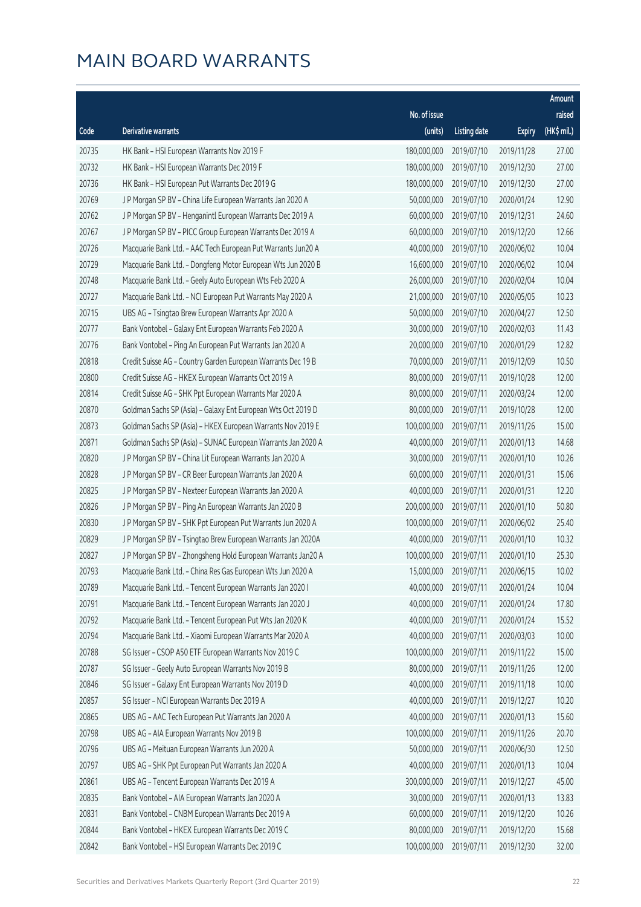# MAIN BOARD WARRANTS

| Code | Derivative warrants | No. of issue (units) | Listing date | Expiry | Amount raised (HK$ mil.) |
|---|---|---|---|---|---|
| 20735 | HK Bank - HSI European Warrants Nov 2019 F | 180,000,000 | 2019/07/10 | 2019/11/28 | 27.00 |
| 20732 | HK Bank - HSI European Warrants Dec 2019 F | 180,000,000 | 2019/07/10 | 2019/12/30 | 27.00 |
| 20736 | HK Bank - HSI European Put Warrants Dec 2019 G | 180,000,000 | 2019/07/10 | 2019/12/30 | 27.00 |
| 20769 | J P Morgan SP BV - China Life European Warrants Jan 2020 A | 50,000,000 | 2019/07/10 | 2020/01/24 | 12.90 |
| 20762 | J P Morgan SP BV - Henganintl European Warrants Dec 2019 A | 60,000,000 | 2019/07/10 | 2019/12/31 | 24.60 |
| 20767 | J P Morgan SP BV - PICC Group European Warrants Dec 2019 A | 60,000,000 | 2019/07/10 | 2019/12/20 | 12.66 |
| 20726 | Macquarie Bank Ltd. - AAC Tech European Put Warrants Jun20 A | 40,000,000 | 2019/07/10 | 2020/06/02 | 10.04 |
| 20729 | Macquarie Bank Ltd. - Dongfeng Motor European Wts Jun 2020 B | 16,600,000 | 2019/07/10 | 2020/06/02 | 10.04 |
| 20748 | Macquarie Bank Ltd. - Geely Auto European Wts Feb 2020 A | 26,000,000 | 2019/07/10 | 2020/02/04 | 10.04 |
| 20727 | Macquarie Bank Ltd. - NCI European Put Warrants May 2020 A | 21,000,000 | 2019/07/10 | 2020/05/05 | 10.23 |
| 20715 | UBS AG - Tsingtao Brew European Warrants Apr 2020 A | 50,000,000 | 2019/07/10 | 2020/04/27 | 12.50 |
| 20777 | Bank Vontobel - Galaxy Ent European Warrants Feb 2020 A | 30,000,000 | 2019/07/10 | 2020/02/03 | 11.43 |
| 20776 | Bank Vontobel - Ping An European Put Warrants Jan 2020 A | 20,000,000 | 2019/07/10 | 2020/01/29 | 12.82 |
| 20818 | Credit Suisse AG - Country Garden European Warrants Dec 19 B | 70,000,000 | 2019/07/11 | 2019/12/09 | 10.50 |
| 20800 | Credit Suisse AG - HKEX European Warrants Oct 2019 A | 80,000,000 | 2019/07/11 | 2019/10/28 | 12.00 |
| 20814 | Credit Suisse AG - SHK Ppt European Warrants Mar 2020 A | 80,000,000 | 2019/07/11 | 2020/03/24 | 12.00 |
| 20870 | Goldman Sachs SP (Asia) - Galaxy Ent European Wts Oct 2019 D | 80,000,000 | 2019/07/11 | 2019/10/28 | 12.00 |
| 20873 | Goldman Sachs SP (Asia) - HKEX European Warrants Nov 2019 E | 100,000,000 | 2019/07/11 | 2019/11/26 | 15.00 |
| 20871 | Goldman Sachs SP (Asia) - SUNAC European Warrants Jan 2020 A | 40,000,000 | 2019/07/11 | 2020/01/13 | 14.68 |
| 20820 | J P Morgan SP BV - China Lit European Warrants Jan 2020 A | 30,000,000 | 2019/07/11 | 2020/01/10 | 10.26 |
| 20828 | J P Morgan SP BV - CR Beer European Warrants Jan 2020 A | 60,000,000 | 2019/07/11 | 2020/01/31 | 15.06 |
| 20825 | J P Morgan SP BV - Nexteer European Warrants Jan 2020 A | 40,000,000 | 2019/07/11 | 2020/01/31 | 12.20 |
| 20826 | J P Morgan SP BV - Ping An European Warrants Jan 2020 B | 200,000,000 | 2019/07/11 | 2020/01/10 | 50.80 |
| 20830 | J P Morgan SP BV - SHK Ppt European Put Warrants Jun 2020 A | 100,000,000 | 2019/07/11 | 2020/06/02 | 25.40 |
| 20829 | J P Morgan SP BV - Tsingtao Brew European Warrants Jan 2020A | 40,000,000 | 2019/07/11 | 2020/01/10 | 10.32 |
| 20827 | J P Morgan SP BV - Zhongsheng Hold European Warrants Jan20 A | 100,000,000 | 2019/07/11 | 2020/01/10 | 25.30 |
| 20793 | Macquarie Bank Ltd. - China Res Gas European Wts Jun 2020 A | 15,000,000 | 2019/07/11 | 2020/06/15 | 10.02 |
| 20789 | Macquarie Bank Ltd. - Tencent European Warrants Jan 2020 I | 40,000,000 | 2019/07/11 | 2020/01/24 | 10.04 |
| 20791 | Macquarie Bank Ltd. - Tencent European Warrants Jan 2020 J | 40,000,000 | 2019/07/11 | 2020/01/24 | 17.80 |
| 20792 | Macquarie Bank Ltd. - Tencent European Put Wts Jan 2020 K | 40,000,000 | 2019/07/11 | 2020/01/24 | 15.52 |
| 20794 | Macquarie Bank Ltd. - Xiaomi European Warrants Mar 2020 A | 40,000,000 | 2019/07/11 | 2020/03/03 | 10.00 |
| 20788 | SG Issuer - CSOP A50 ETF European Warrants Nov 2019 C | 100,000,000 | 2019/07/11 | 2019/11/22 | 15.00 |
| 20787 | SG Issuer - Geely Auto European Warrants Nov 2019 B | 80,000,000 | 2019/07/11 | 2019/11/26 | 12.00 |
| 20846 | SG Issuer - Galaxy Ent European Warrants Nov 2019 D | 40,000,000 | 2019/07/11 | 2019/11/18 | 10.00 |
| 20857 | SG Issuer - NCI European Warrants Dec 2019 A | 40,000,000 | 2019/07/11 | 2019/12/27 | 10.20 |
| 20865 | UBS AG - AAC Tech European Put Warrants Jan 2020 A | 40,000,000 | 2019/07/11 | 2020/01/13 | 15.60 |
| 20798 | UBS AG - AIA European Warrants Nov 2019 B | 100,000,000 | 2019/07/11 | 2019/11/26 | 20.70 |
| 20796 | UBS AG - Meituan European Warrants Jun 2020 A | 50,000,000 | 2019/07/11 | 2020/06/30 | 12.50 |
| 20797 | UBS AG - SHK Ppt European Put Warrants Jan 2020 A | 40,000,000 | 2019/07/11 | 2020/01/13 | 10.04 |
| 20861 | UBS AG - Tencent European Warrants Dec 2019 A | 300,000,000 | 2019/07/11 | 2019/12/27 | 45.00 |
| 20835 | Bank Vontobel - AIA European Warrants Jan 2020 A | 30,000,000 | 2019/07/11 | 2020/01/13 | 13.83 |
| 20831 | Bank Vontobel - CNBM European Warrants Dec 2019 A | 60,000,000 | 2019/07/11 | 2019/12/20 | 10.26 |
| 20844 | Bank Vontobel - HKEX European Warrants Dec 2019 C | 80,000,000 | 2019/07/11 | 2019/12/20 | 15.68 |
| 20842 | Bank Vontobel - HSI European Warrants Dec 2019 C | 100,000,000 | 2019/07/11 | 2019/12/30 | 32.00 |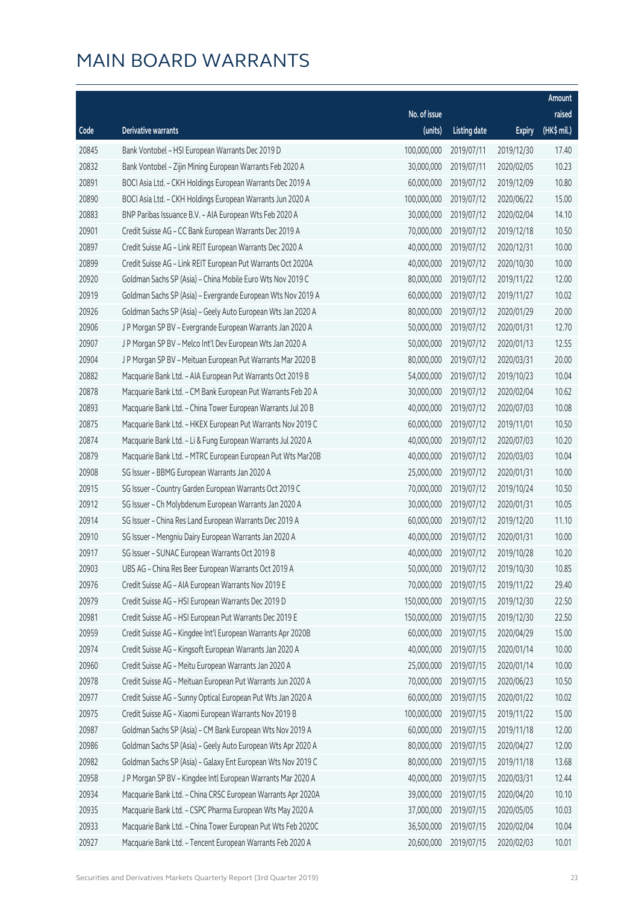# MAIN BOARD WARRANTS

| Code | Derivative warrants | No. of issue (units) | Listing date | Expiry | Amount raised (HK$ mil.) |
|---|---|---|---|---|---|
| 20845 | Bank Vontobel – HSI European Warrants Dec 2019 D | 100,000,000 | 2019/07/11 | 2019/12/30 | 17.40 |
| 20832 | Bank Vontobel – Zijin Mining European Warrants Feb 2020 A | 30,000,000 | 2019/07/11 | 2020/02/05 | 10.23 |
| 20891 | BOCI Asia Ltd. – CKH Holdings European Warrants Dec 2019 A | 60,000,000 | 2019/07/12 | 2019/12/09 | 10.80 |
| 20890 | BOCI Asia Ltd. – CKH Holdings European Warrants Jun 2020 A | 100,000,000 | 2019/07/12 | 2020/06/22 | 15.00 |
| 20883 | BNP Paribas Issuance B.V. – AIA European Wts Feb 2020 A | 30,000,000 | 2019/07/12 | 2020/02/04 | 14.10 |
| 20901 | Credit Suisse AG – CC Bank European Warrants Dec 2019 A | 70,000,000 | 2019/07/12 | 2019/12/18 | 10.50 |
| 20897 | Credit Suisse AG – Link REIT European Warrants Dec 2020 A | 40,000,000 | 2019/07/12 | 2020/12/31 | 10.00 |
| 20899 | Credit Suisse AG – Link REIT European Put Warrants Oct 2020A | 40,000,000 | 2019/07/12 | 2020/10/30 | 10.00 |
| 20920 | Goldman Sachs SP (Asia) – China Mobile Euro Wts Nov 2019 C | 80,000,000 | 2019/07/12 | 2019/11/22 | 12.00 |
| 20919 | Goldman Sachs SP (Asia) – Evergrande European Wts Nov 2019 A | 60,000,000 | 2019/07/12 | 2019/11/27 | 10.02 |
| 20926 | Goldman Sachs SP (Asia) – Geely Auto European Wts Jan 2020 A | 80,000,000 | 2019/07/12 | 2020/01/29 | 20.00 |
| 20906 | J P Morgan SP BV – Evergrande European Warrants Jan 2020 A | 50,000,000 | 2019/07/12 | 2020/01/31 | 12.70 |
| 20907 | J P Morgan SP BV – Melco Int'l Dev European Wts Jan 2020 A | 50,000,000 | 2019/07/12 | 2020/01/13 | 12.55 |
| 20904 | J P Morgan SP BV – Meituan European Put Warrants Mar 2020 B | 80,000,000 | 2019/07/12 | 2020/03/31 | 20.00 |
| 20882 | Macquarie Bank Ltd. – AIA European Put Warrants Oct 2019 B | 54,000,000 | 2019/07/12 | 2019/10/23 | 10.04 |
| 20878 | Macquarie Bank Ltd. – CM Bank European Put Warrants Feb 20 A | 30,000,000 | 2019/07/12 | 2020/02/04 | 10.62 |
| 20893 | Macquarie Bank Ltd. – China Tower European Warrants Jul 20 B | 40,000,000 | 2019/07/12 | 2020/07/03 | 10.08 |
| 20875 | Macquarie Bank Ltd. – HKEX European Put Warrants Nov 2019 C | 60,000,000 | 2019/07/12 | 2019/11/01 | 10.50 |
| 20874 | Macquarie Bank Ltd. – Li & Fung European Warrants Jul 2020 A | 40,000,000 | 2019/07/12 | 2020/07/03 | 10.20 |
| 20879 | Macquarie Bank Ltd. – MTRC European European Put Wts Mar20B | 40,000,000 | 2019/07/12 | 2020/03/03 | 10.04 |
| 20908 | SG Issuer – BBMG European Warrants Jan 2020 A | 25,000,000 | 2019/07/12 | 2020/01/31 | 10.00 |
| 20915 | SG Issuer – Country Garden European Warrants Oct 2019 C | 70,000,000 | 2019/07/12 | 2019/10/24 | 10.50 |
| 20912 | SG Issuer – Ch Molybdenum European Warrants Jan 2020 A | 30,000,000 | 2019/07/12 | 2020/01/31 | 10.05 |
| 20914 | SG Issuer – China Res Land European Warrants Dec 2019 A | 60,000,000 | 2019/07/12 | 2019/12/20 | 11.10 |
| 20910 | SG Issuer – Mengniu Dairy European Warrants Jan 2020 A | 40,000,000 | 2019/07/12 | 2020/01/31 | 10.00 |
| 20917 | SG Issuer – SUNAC European Warrants Oct 2019 B | 40,000,000 | 2019/07/12 | 2019/10/28 | 10.20 |
| 20903 | UBS AG – China Res Beer European Warrants Oct 2019 A | 50,000,000 | 2019/07/12 | 2019/10/30 | 10.85 |
| 20976 | Credit Suisse AG – AIA European Warrants Nov 2019 E | 70,000,000 | 2019/07/15 | 2019/11/22 | 29.40 |
| 20979 | Credit Suisse AG – HSI European Warrants Dec 2019 D | 150,000,000 | 2019/07/15 | 2019/12/30 | 22.50 |
| 20981 | Credit Suisse AG – HSI European Put Warrants Dec 2019 E | 150,000,000 | 2019/07/15 | 2019/12/30 | 22.50 |
| 20959 | Credit Suisse AG – Kingdee Int'l European Warrants Apr 2020B | 60,000,000 | 2019/07/15 | 2020/04/29 | 15.00 |
| 20974 | Credit Suisse AG – Kingsoft European Warrants Jan 2020 A | 40,000,000 | 2019/07/15 | 2020/01/14 | 10.00 |
| 20960 | Credit Suisse AG – Meitu European Warrants Jan 2020 A | 25,000,000 | 2019/07/15 | 2020/01/14 | 10.00 |
| 20978 | Credit Suisse AG – Meituan European Put Warrants Jun 2020 A | 70,000,000 | 2019/07/15 | 2020/06/23 | 10.50 |
| 20977 | Credit Suisse AG – Sunny Optical European Put Wts Jan 2020 A | 60,000,000 | 2019/07/15 | 2020/01/22 | 10.02 |
| 20975 | Credit Suisse AG – Xiaomi European Warrants Nov 2019 B | 100,000,000 | 2019/07/15 | 2019/11/22 | 15.00 |
| 20987 | Goldman Sachs SP (Asia) – CM Bank European Wts Nov 2019 A | 60,000,000 | 2019/07/15 | 2019/11/18 | 12.00 |
| 20986 | Goldman Sachs SP (Asia) – Geely Auto European Wts Apr 2020 A | 80,000,000 | 2019/07/15 | 2020/04/27 | 12.00 |
| 20982 | Goldman Sachs SP (Asia) – Galaxy Ent European Wts Nov 2019 C | 80,000,000 | 2019/07/15 | 2019/11/18 | 13.68 |
| 20958 | J P Morgan SP BV – Kingdee Intl European Warrants Mar 2020 A | 40,000,000 | 2019/07/15 | 2020/03/31 | 12.44 |
| 20934 | Macquarie Bank Ltd. – China CRSC European Warrants Apr 2020A | 39,000,000 | 2019/07/15 | 2020/04/20 | 10.10 |
| 20935 | Macquarie Bank Ltd. – CSPC Pharma European Wts May 2020 A | 37,000,000 | 2019/07/15 | 2020/05/05 | 10.03 |
| 20933 | Macquarie Bank Ltd. – China Tower European Put Wts Feb 2020C | 36,500,000 | 2019/07/15 | 2020/02/04 | 10.04 |
| 20927 | Macquarie Bank Ltd. – Tencent European Warrants Feb 2020 A | 20,600,000 | 2019/07/15 | 2020/02/03 | 10.01 |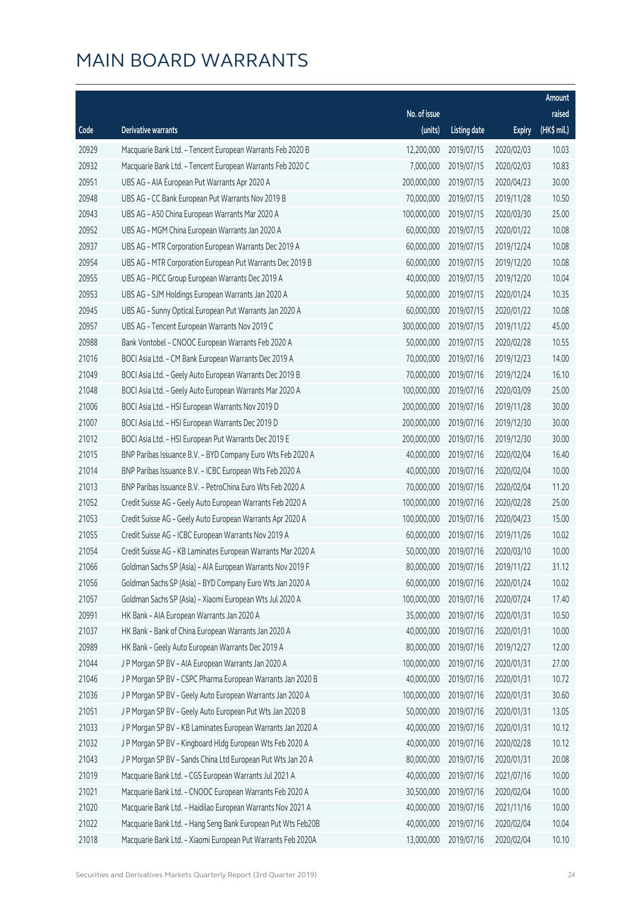# MAIN BOARD WARRANTS

| Code | Derivative warrants | No. of issue (units) | Listing date | Expiry | Amount raised (HK$ mil.) |
|---|---|---|---|---|---|
| 20929 | Macquarie Bank Ltd. - Tencent European Warrants Feb 2020 B | 12,200,000 | 2019/07/15 | 2020/02/03 | 10.03 |
| 20932 | Macquarie Bank Ltd. - Tencent European Warrants Feb 2020 C | 7,000,000 | 2019/07/15 | 2020/02/03 | 10.83 |
| 20951 | UBS AG - AIA European Put Warrants Apr 2020 A | 200,000,000 | 2019/07/15 | 2020/04/23 | 30.00 |
| 20948 | UBS AG - CC Bank European Put Warrants Nov 2019 B | 70,000,000 | 2019/07/15 | 2019/11/28 | 10.50 |
| 20943 | UBS AG - A50 China European Warrants Mar 2020 A | 100,000,000 | 2019/07/15 | 2020/03/30 | 25.00 |
| 20952 | UBS AG - MGM China European Warrants Jan 2020 A | 60,000,000 | 2019/07/15 | 2020/01/22 | 10.08 |
| 20937 | UBS AG - MTR Corporation European Warrants Dec 2019 A | 60,000,000 | 2019/07/15 | 2019/12/24 | 10.08 |
| 20954 | UBS AG - MTR Corporation European Put Warrants Dec 2019 B | 60,000,000 | 2019/07/15 | 2019/12/20 | 10.08 |
| 20955 | UBS AG - PICC Group European Warrants Dec 2019 A | 40,000,000 | 2019/07/15 | 2019/12/20 | 10.04 |
| 20953 | UBS AG - SJM Holdings European Warrants Jan 2020 A | 50,000,000 | 2019/07/15 | 2020/01/24 | 10.35 |
| 20945 | UBS AG - Sunny Optical European Put Warrants Jan 2020 A | 60,000,000 | 2019/07/15 | 2020/01/22 | 10.08 |
| 20957 | UBS AG - Tencent European Warrants Nov 2019 C | 300,000,000 | 2019/07/15 | 2019/11/22 | 45.00 |
| 20988 | Bank Vontobel - CNOOC European Warrants Feb 2020 A | 50,000,000 | 2019/07/15 | 2020/02/28 | 10.55 |
| 21016 | BOCI Asia Ltd. - CM Bank European Warrants Dec 2019 A | 70,000,000 | 2019/07/16 | 2019/12/23 | 14.00 |
| 21049 | BOCI Asia Ltd. - Geely Auto European Warrants Dec 2019 B | 70,000,000 | 2019/07/16 | 2019/12/24 | 16.10 |
| 21048 | BOCI Asia Ltd. - Geely Auto European Warrants Mar 2020 A | 100,000,000 | 2019/07/16 | 2020/03/09 | 25.00 |
| 21006 | BOCI Asia Ltd. - HSI European Warrants Nov 2019 D | 200,000,000 | 2019/07/16 | 2019/11/28 | 30.00 |
| 21007 | BOCI Asia Ltd. - HSI European Warrants Dec 2019 D | 200,000,000 | 2019/07/16 | 2019/12/30 | 30.00 |
| 21012 | BOCI Asia Ltd. - HSI European Put Warrants Dec 2019 E | 200,000,000 | 2019/07/16 | 2019/12/30 | 30.00 |
| 21015 | BNP Paribas Issuance B.V. - BYD Company Euro Wts Feb 2020 A | 40,000,000 | 2019/07/16 | 2020/02/04 | 16.40 |
| 21014 | BNP Paribas Issuance B.V. - ICBC European Wts Feb 2020 A | 40,000,000 | 2019/07/16 | 2020/02/04 | 10.00 |
| 21013 | BNP Paribas Issuance B.V. - PetroChina Euro Wts Feb 2020 A | 70,000,000 | 2019/07/16 | 2020/02/04 | 11.20 |
| 21052 | Credit Suisse AG - Geely Auto European Warrants Feb 2020 A | 100,000,000 | 2019/07/16 | 2020/02/28 | 25.00 |
| 21053 | Credit Suisse AG - Geely Auto European Warrants Apr 2020 A | 100,000,000 | 2019/07/16 | 2020/04/23 | 15.00 |
| 21055 | Credit Suisse AG - ICBC European Warrants Nov 2019 A | 60,000,000 | 2019/07/16 | 2019/11/26 | 10.02 |
| 21054 | Credit Suisse AG - KB Laminates European Warrants Mar 2020 A | 50,000,000 | 2019/07/16 | 2020/03/10 | 10.00 |
| 21066 | Goldman Sachs SP (Asia) - AIA European Warrants Nov 2019 F | 80,000,000 | 2019/07/16 | 2019/11/22 | 31.12 |
| 21056 | Goldman Sachs SP (Asia) - BYD Company Euro Wts Jan 2020 A | 60,000,000 | 2019/07/16 | 2020/01/24 | 10.02 |
| 21057 | Goldman Sachs SP (Asia) - Xiaomi European Wts Jul 2020 A | 100,000,000 | 2019/07/16 | 2020/07/24 | 17.40 |
| 20991 | HK Bank - AIA European Warrants Jan 2020 A | 35,000,000 | 2019/07/16 | 2020/01/31 | 10.50 |
| 21037 | HK Bank - Bank of China European Warrants Jan 2020 A | 40,000,000 | 2019/07/16 | 2020/01/31 | 10.00 |
| 20989 | HK Bank - Geely Auto European Warrants Dec 2019 A | 80,000,000 | 2019/07/16 | 2019/12/27 | 12.00 |
| 21044 | J P Morgan SP BV - AIA European Warrants Jan 2020 A | 100,000,000 | 2019/07/16 | 2020/01/31 | 27.00 |
| 21046 | J P Morgan SP BV - CSPC Pharma European Warrants Jan 2020 B | 40,000,000 | 2019/07/16 | 2020/01/31 | 10.72 |
| 21036 | J P Morgan SP BV - Geely Auto European Warrants Jan 2020 A | 100,000,000 | 2019/07/16 | 2020/01/31 | 30.60 |
| 21051 | J P Morgan SP BV - Geely Auto European Put Wts Jan 2020 B | 50,000,000 | 2019/07/16 | 2020/01/31 | 13.05 |
| 21033 | J P Morgan SP BV - KB Laminates European Warrants Jan 2020 A | 40,000,000 | 2019/07/16 | 2020/01/31 | 10.12 |
| 21032 | J P Morgan SP BV - Kingboard Hldg European Wts Feb 2020 A | 40,000,000 | 2019/07/16 | 2020/02/28 | 10.12 |
| 21043 | J P Morgan SP BV - Sands China Ltd European Put Wts Jan 20 A | 80,000,000 | 2019/07/16 | 2020/01/31 | 20.08 |
| 21019 | Macquarie Bank Ltd. - CGS European Warrants Jul 2021 A | 40,000,000 | 2019/07/16 | 2021/07/16 | 10.00 |
| 21021 | Macquarie Bank Ltd. - CNOOC European Warrants Feb 2020 A | 30,500,000 | 2019/07/16 | 2020/02/04 | 10.00 |
| 21020 | Macquarie Bank Ltd. - Haidilao European Warrants Nov 2021 A | 40,000,000 | 2019/07/16 | 2021/11/16 | 10.00 |
| 21022 | Macquarie Bank Ltd. - Hang Seng Bank European Put Wts Feb20B | 40,000,000 | 2019/07/16 | 2020/02/04 | 10.04 |
| 21018 | Macquarie Bank Ltd. - Xiaomi European Put Warrants Feb 2020A | 13,000,000 | 2019/07/16 | 2020/02/04 | 10.10 |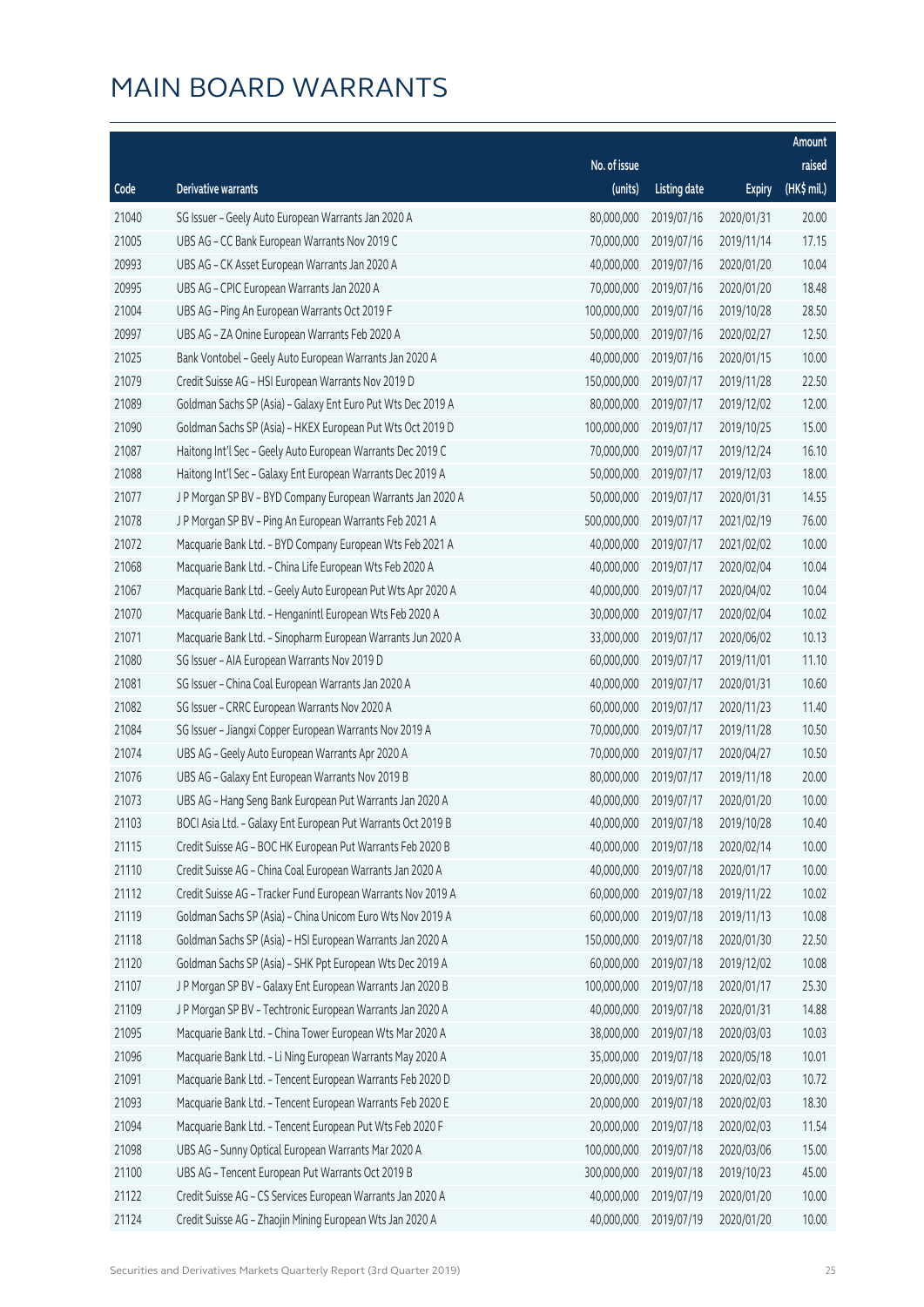# MAIN BOARD WARRANTS

| Code | Derivative warrants | No. of issue (units) | Listing date | Expiry | Amount raised (HK$ mil.) |
|---|---|---|---|---|---|
| 21040 | SG Issuer - Geely Auto European Warrants Jan 2020 A | 80,000,000 | 2019/07/16 | 2020/01/31 | 20.00 |
| 21005 | UBS AG - CC Bank European Warrants Nov 2019 C | 70,000,000 | 2019/07/16 | 2019/11/14 | 17.15 |
| 20993 | UBS AG - CK Asset European Warrants Jan 2020 A | 40,000,000 | 2019/07/16 | 2020/01/20 | 10.04 |
| 20995 | UBS AG - CPIC European Warrants Jan 2020 A | 70,000,000 | 2019/07/16 | 2020/01/20 | 18.48 |
| 21004 | UBS AG - Ping An European Warrants Oct 2019 F | 100,000,000 | 2019/07/16 | 2019/10/28 | 28.50 |
| 20997 | UBS AG - ZA Onine European Warrants Feb 2020 A | 50,000,000 | 2019/07/16 | 2020/02/27 | 12.50 |
| 21025 | Bank Vontobel - Geely Auto European Warrants Jan 2020 A | 40,000,000 | 2019/07/16 | 2020/01/15 | 10.00 |
| 21079 | Credit Suisse AG - HSI European Warrants Nov 2019 D | 150,000,000 | 2019/07/17 | 2019/11/28 | 22.50 |
| 21089 | Goldman Sachs SP (Asia) - Galaxy Ent Euro Put Wts Dec 2019 A | 80,000,000 | 2019/07/17 | 2019/12/02 | 12.00 |
| 21090 | Goldman Sachs SP (Asia) - HKEX European Put Wts Oct 2019 D | 100,000,000 | 2019/07/17 | 2019/10/25 | 15.00 |
| 21087 | Haitong Int'l Sec - Geely Auto European Warrants Dec 2019 C | 70,000,000 | 2019/07/17 | 2019/12/24 | 16.10 |
| 21088 | Haitong Int'l Sec - Galaxy Ent European Warrants Dec 2019 A | 50,000,000 | 2019/07/17 | 2019/12/03 | 18.00 |
| 21077 | J P Morgan SP BV - BYD Company European Warrants Jan 2020 A | 50,000,000 | 2019/07/17 | 2020/01/31 | 14.55 |
| 21078 | J P Morgan SP BV - Ping An European Warrants Feb 2021 A | 500,000,000 | 2019/07/17 | 2021/02/19 | 76.00 |
| 21072 | Macquarie Bank Ltd. - BYD Company European Wts Feb 2021 A | 40,000,000 | 2019/07/17 | 2021/02/02 | 10.00 |
| 21068 | Macquarie Bank Ltd. - China Life European Wts Feb 2020 A | 40,000,000 | 2019/07/17 | 2020/02/04 | 10.04 |
| 21067 | Macquarie Bank Ltd. - Geely Auto European Put Wts Apr 2020 A | 40,000,000 | 2019/07/17 | 2020/04/02 | 10.04 |
| 21070 | Macquarie Bank Ltd. - Hengantintl European Wts Feb 2020 A | 30,000,000 | 2019/07/17 | 2020/02/04 | 10.02 |
| 21071 | Macquarie Bank Ltd. - Sinopharm European Warrants Jun 2020 A | 33,000,000 | 2019/07/17 | 2020/06/02 | 10.13 |
| 21080 | SG Issuer - AIA European Warrants Nov 2019 D | 60,000,000 | 2019/07/17 | 2019/11/01 | 11.10 |
| 21081 | SG Issuer - China Coal European Warrants Jan 2020 A | 40,000,000 | 2019/07/17 | 2020/01/31 | 10.60 |
| 21082 | SG Issuer - CRRC European Warrants Nov 2020 A | 60,000,000 | 2019/07/17 | 2020/11/23 | 11.40 |
| 21084 | SG Issuer - Jiangxi Copper European Warrants Nov 2019 A | 70,000,000 | 2019/07/17 | 2019/11/28 | 10.50 |
| 21074 | UBS AG - Geely Auto European Warrants Apr 2020 A | 70,000,000 | 2019/07/17 | 2020/04/27 | 10.50 |
| 21076 | UBS AG - Galaxy Ent European Warrants Nov 2019 B | 80,000,000 | 2019/07/17 | 2019/11/18 | 20.00 |
| 21073 | UBS AG - Hang Seng Bank European Put Warrants Jan 2020 A | 40,000,000 | 2019/07/17 | 2020/01/20 | 10.00 |
| 21103 | BOCI Asia Ltd. - Galaxy Ent European Put Warrants Oct 2019 B | 40,000,000 | 2019/07/18 | 2019/10/28 | 10.40 |
| 21115 | Credit Suisse AG - BOC HK European Put Warrants Feb 2020 B | 40,000,000 | 2019/07/18 | 2020/02/14 | 10.00 |
| 21110 | Credit Suisse AG - China Coal European Warrants Jan 2020 A | 40,000,000 | 2019/07/18 | 2020/01/17 | 10.00 |
| 21112 | Credit Suisse AG - Tracker Fund European Warrants Nov 2019 A | 60,000,000 | 2019/07/18 | 2019/11/22 | 10.02 |
| 21119 | Goldman Sachs SP (Asia) - China Unicom Euro Wts Nov 2019 A | 60,000,000 | 2019/07/18 | 2019/11/13 | 10.08 |
| 21118 | Goldman Sachs SP (Asia) - HSI European Warrants Jan 2020 A | 150,000,000 | 2019/07/18 | 2020/01/30 | 22.50 |
| 21120 | Goldman Sachs SP (Asia) - SHK Ppt European Wts Dec 2019 A | 60,000,000 | 2019/07/18 | 2019/12/02 | 10.08 |
| 21107 | J P Morgan SP BV - Galaxy Ent European Warrants Jan 2020 B | 100,000,000 | 2019/07/18 | 2020/01/17 | 25.30 |
| 21109 | J P Morgan SP BV - Techtronic European Warrants Jan 2020 A | 40,000,000 | 2019/07/18 | 2020/01/31 | 14.88 |
| 21095 | Macquarie Bank Ltd. - China Tower European Wts Mar 2020 A | 38,000,000 | 2019/07/18 | 2020/03/03 | 10.03 |
| 21096 | Macquarie Bank Ltd. - Li Ning European Warrants May 2020 A | 35,000,000 | 2019/07/18 | 2020/05/18 | 10.01 |
| 21091 | Macquarie Bank Ltd. - Tencent European Warrants Feb 2020 D | 20,000,000 | 2019/07/18 | 2020/02/03 | 10.72 |
| 21093 | Macquarie Bank Ltd. - Tencent European Warrants Feb 2020 E | 20,000,000 | 2019/07/18 | 2020/02/03 | 18.30 |
| 21094 | Macquarie Bank Ltd. - Tencent European Put Wts Feb 2020 F | 20,000,000 | 2019/07/18 | 2020/02/03 | 11.54 |
| 21098 | UBS AG - Sunny Optical European Warrants Mar 2020 A | 100,000,000 | 2019/07/18 | 2020/03/06 | 15.00 |
| 21100 | UBS AG - Tencent European Put Warrants Oct 2019 B | 300,000,000 | 2019/07/18 | 2019/10/23 | 45.00 |
| 21122 | Credit Suisse AG - CS Services European Warrants Jan 2020 A | 40,000,000 | 2019/07/19 | 2020/01/20 | 10.00 |
| 21124 | Credit Suisse AG - Zhaojin Mining European Wts Jan 2020 A | 40,000,000 | 2019/07/19 | 2020/01/20 | 10.00 |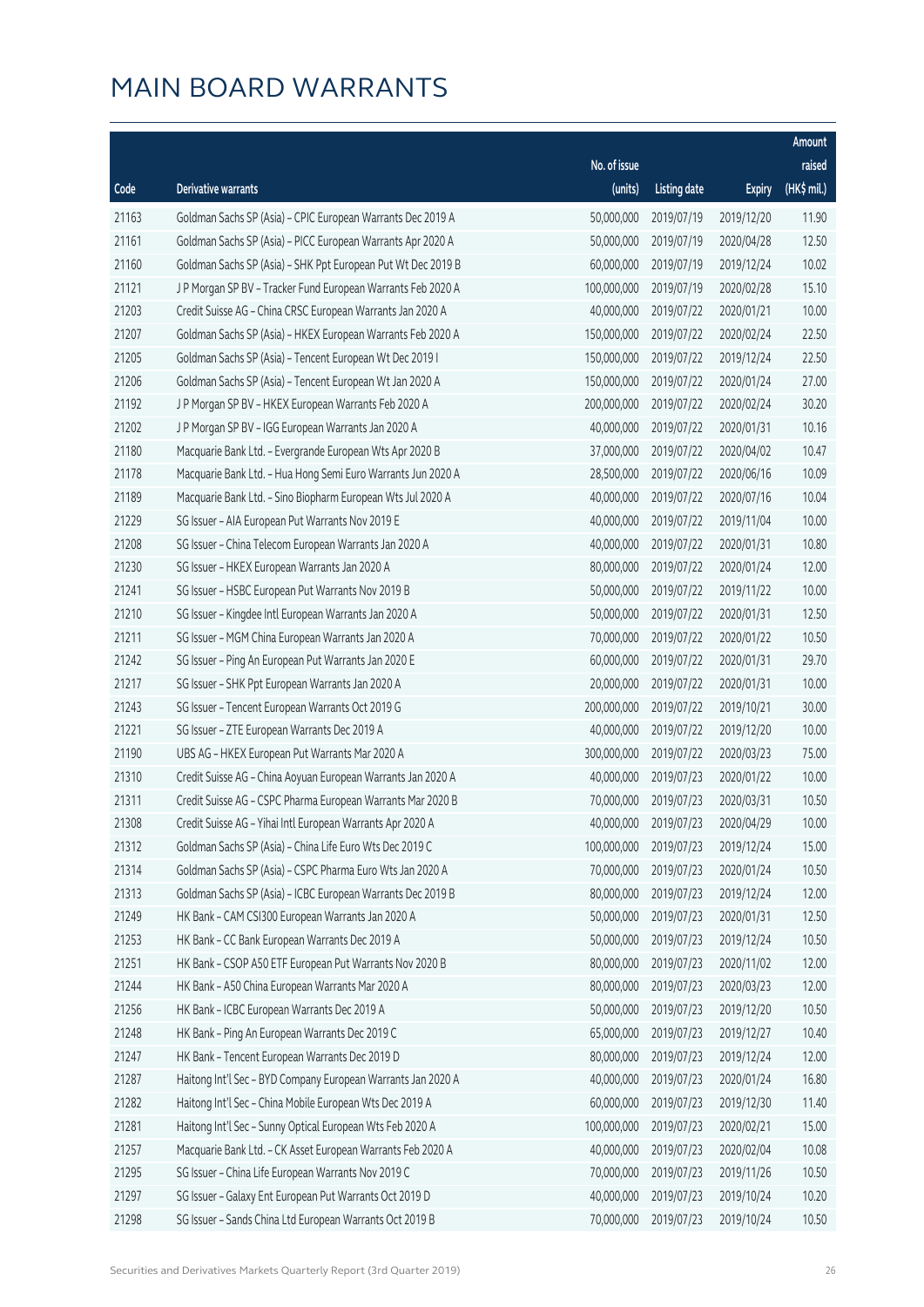# MAIN BOARD WARRANTS

| Code | Derivative warrants | No. of issue (units) | Listing date | Expiry | Amount raised (HK$ mil.) |
|---|---|---|---|---|---|
| 21163 | Goldman Sachs SP (Asia) - CPIC European Warrants Dec 2019 A | 50,000,000 | 2019/07/19 | 2019/12/20 | 11.90 |
| 21161 | Goldman Sachs SP (Asia) - PICC European Warrants Apr 2020 A | 50,000,000 | 2019/07/19 | 2020/04/28 | 12.50 |
| 21160 | Goldman Sachs SP (Asia) - SHK Ppt European Put Wt Dec 2019 B | 60,000,000 | 2019/07/19 | 2019/12/24 | 10.02 |
| 21121 | J P Morgan SP BV - Tracker Fund European Warrants Feb 2020 A | 100,000,000 | 2019/07/19 | 2020/02/28 | 15.10 |
| 21203 | Credit Suisse AG - China CRSC European Warrants Jan 2020 A | 40,000,000 | 2019/07/22 | 2020/01/21 | 10.00 |
| 21207 | Goldman Sachs SP (Asia) - HKEX European Warrants Feb 2020 A | 150,000,000 | 2019/07/22 | 2020/02/24 | 22.50 |
| 21205 | Goldman Sachs SP (Asia) - Tencent European Wt Dec 2019 I | 150,000,000 | 2019/07/22 | 2019/12/24 | 22.50 |
| 21206 | Goldman Sachs SP (Asia) - Tencent European Wt Jan 2020 A | 150,000,000 | 2019/07/22 | 2020/01/24 | 27.00 |
| 21192 | J P Morgan SP BV - HKEX European Warrants Feb 2020 A | 200,000,000 | 2019/07/22 | 2020/02/24 | 30.20 |
| 21202 | J P Morgan SP BV - IGG European Warrants Jan 2020 A | 40,000,000 | 2019/07/22 | 2020/01/31 | 10.16 |
| 21180 | Macquarie Bank Ltd. - Evergrande European Wts Apr 2020 B | 37,000,000 | 2019/07/22 | 2020/04/02 | 10.47 |
| 21178 | Macquarie Bank Ltd. - Hua Hong Semi Euro Warrants Jun 2020 A | 28,500,000 | 2019/07/22 | 2020/06/16 | 10.09 |
| 21189 | Macquarie Bank Ltd. - Sino Biopharm European Wts Jul 2020 A | 40,000,000 | 2019/07/22 | 2020/07/16 | 10.04 |
| 21229 | SG Issuer - AIA European Put Warrants Nov 2019 E | 40,000,000 | 2019/07/22 | 2019/11/04 | 10.00 |
| 21208 | SG Issuer - China Telecom European Warrants Jan 2020 A | 40,000,000 | 2019/07/22 | 2020/01/31 | 10.80 |
| 21230 | SG Issuer - HKEX European Warrants Jan 2020 A | 80,000,000 | 2019/07/22 | 2020/01/24 | 12.00 |
| 21241 | SG Issuer - HSBC European Put Warrants Nov 2019 B | 50,000,000 | 2019/07/22 | 2019/11/22 | 10.00 |
| 21210 | SG Issuer - Kingdee Intl European Warrants Jan 2020 A | 50,000,000 | 2019/07/22 | 2020/01/31 | 12.50 |
| 21211 | SG Issuer - MGM China European Warrants Jan 2020 A | 70,000,000 | 2019/07/22 | 2020/01/22 | 10.50 |
| 21242 | SG Issuer - Ping An European Put Warrants Jan 2020 E | 60,000,000 | 2019/07/22 | 2020/01/31 | 29.70 |
| 21217 | SG Issuer - SHK Ppt European Warrants Jan 2020 A | 20,000,000 | 2019/07/22 | 2020/01/31 | 10.00 |
| 21243 | SG Issuer - Tencent European Warrants Oct 2019 G | 200,000,000 | 2019/07/22 | 2019/10/21 | 30.00 |
| 21221 | SG Issuer - ZTE European Warrants Dec 2019 A | 40,000,000 | 2019/07/22 | 2019/12/20 | 10.00 |
| 21190 | UBS AG - HKEX European Put Warrants Mar 2020 A | 300,000,000 | 2019/07/22 | 2020/03/23 | 75.00 |
| 21310 | Credit Suisse AG - China Aoyuan European Warrants Jan 2020 A | 40,000,000 | 2019/07/23 | 2020/01/22 | 10.00 |
| 21311 | Credit Suisse AG - CSPC Pharma European Warrants Mar 2020 B | 70,000,000 | 2019/07/23 | 2020/03/31 | 10.50 |
| 21308 | Credit Suisse AG - Yihai Intl European Warrants Apr 2020 A | 40,000,000 | 2019/07/23 | 2020/04/29 | 10.00 |
| 21312 | Goldman Sachs SP (Asia) - China Life Euro Wts Dec 2019 C | 100,000,000 | 2019/07/23 | 2019/12/24 | 15.00 |
| 21314 | Goldman Sachs SP (Asia) - CSPC Pharma Euro Wts Jan 2020 A | 70,000,000 | 2019/07/23 | 2020/01/24 | 10.50 |
| 21313 | Goldman Sachs SP (Asia) - ICBC European Warrants Dec 2019 B | 80,000,000 | 2019/07/23 | 2019/12/24 | 12.00 |
| 21249 | HK Bank - CAM CSI300 European Warrants Jan 2020 A | 50,000,000 | 2019/07/23 | 2020/01/31 | 12.50 |
| 21253 | HK Bank - CC Bank European Warrants Dec 2019 A | 50,000,000 | 2019/07/23 | 2019/12/24 | 10.50 |
| 21251 | HK Bank - CSOP A50 ETF European Put Warrants Nov 2020 B | 80,000,000 | 2019/07/23 | 2020/11/02 | 12.00 |
| 21244 | HK Bank - A50 China European Warrants Mar 2020 A | 80,000,000 | 2019/07/23 | 2020/03/23 | 12.00 |
| 21256 | HK Bank - ICBC European Warrants Dec 2019 A | 50,000,000 | 2019/07/23 | 2019/12/20 | 10.50 |
| 21248 | HK Bank - Ping An European Warrants Dec 2019 C | 65,000,000 | 2019/07/23 | 2019/12/27 | 10.40 |
| 21247 | HK Bank - Tencent European Warrants Dec 2019 D | 80,000,000 | 2019/07/23 | 2019/12/24 | 12.00 |
| 21287 | Haitong Int'l Sec - BYD Company European Warrants Jan 2020 A | 40,000,000 | 2019/07/23 | 2020/01/24 | 16.80 |
| 21282 | Haitong Int'l Sec - China Mobile European Wts Dec 2019 A | 60,000,000 | 2019/07/23 | 2019/12/30 | 11.40 |
| 21281 | Haitong Int'l Sec - Sunny Optical European Wts Feb 2020 A | 100,000,000 | 2019/07/23 | 2020/02/21 | 15.00 |
| 21257 | Macquarie Bank Ltd. - CK Asset European Warrants Feb 2020 A | 40,000,000 | 2019/07/23 | 2020/02/04 | 10.08 |
| 21295 | SG Issuer - China Life European Warrants Nov 2019 C | 70,000,000 | 2019/07/23 | 2019/11/26 | 10.50 |
| 21297 | SG Issuer - Galaxy Ent European Put Warrants Oct 2019 D | 40,000,000 | 2019/07/23 | 2019/10/24 | 10.20 |
| 21298 | SG Issuer - Sands China Ltd European Warrants Oct 2019 B | 70,000,000 | 2019/07/23 | 2019/10/24 | 10.50 |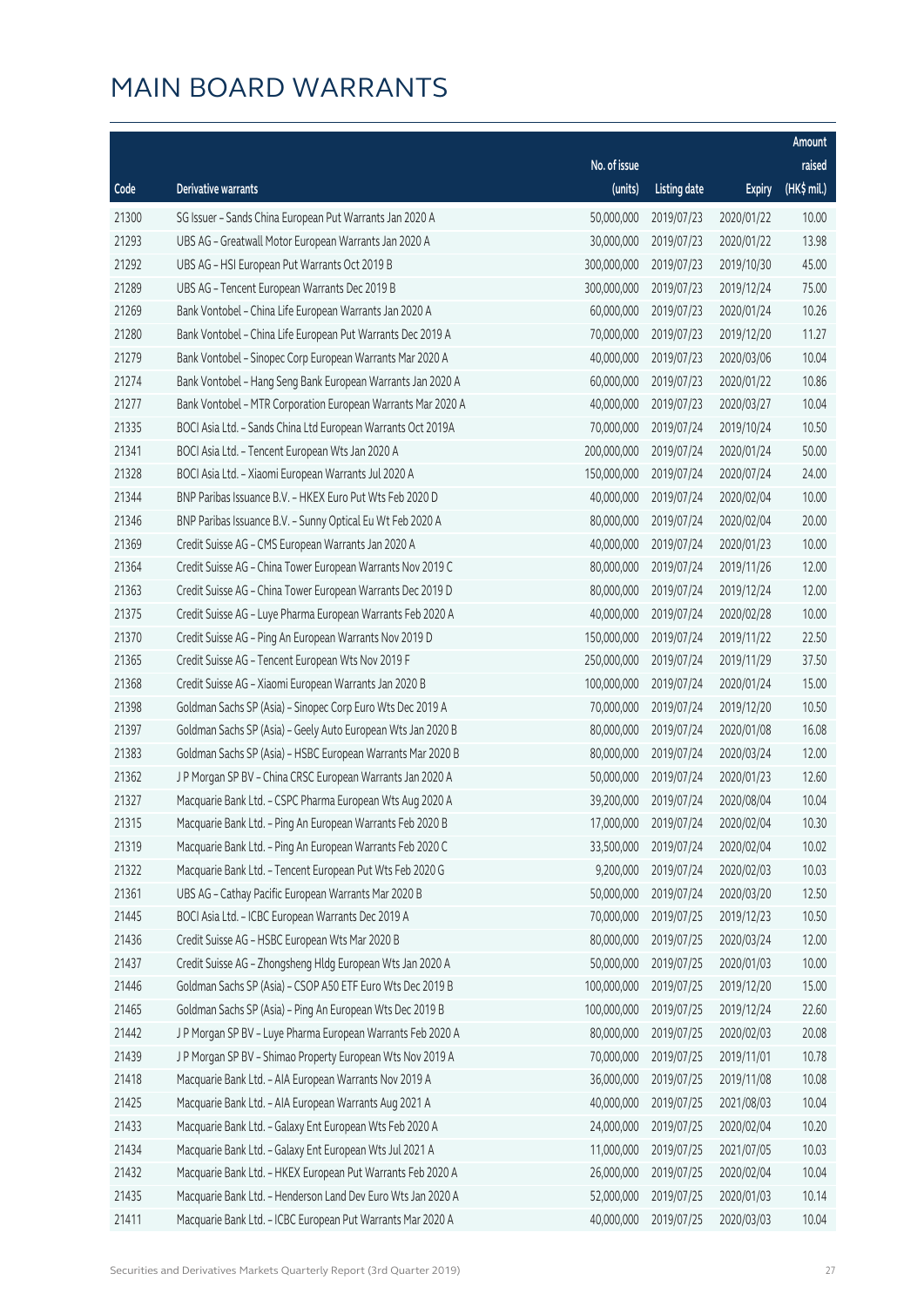# MAIN BOARD WARRANTS

| Code | Derivative warrants | No. of issue (units) | Listing date | Expiry | Amount raised (HK$ mil.) |
|---|---|---|---|---|---|
| 21300 | SG Issuer - Sands China European Put Warrants Jan 2020 A | 50,000,000 | 2019/07/23 | 2020/01/22 | 10.00 |
| 21293 | UBS AG - Greatwall Motor European Warrants Jan 2020 A | 30,000,000 | 2019/07/23 | 2020/01/22 | 13.98 |
| 21292 | UBS AG - HSI European Put Warrants Oct 2019 B | 300,000,000 | 2019/07/23 | 2019/10/30 | 45.00 |
| 21289 | UBS AG - Tencent European Warrants Dec 2019 B | 300,000,000 | 2019/07/23 | 2019/12/24 | 75.00 |
| 21269 | Bank Vontobel - China Life European Warrants Jan 2020 A | 60,000,000 | 2019/07/23 | 2020/01/24 | 10.26 |
| 21280 | Bank Vontobel - China Life European Put Warrants Dec 2019 A | 70,000,000 | 2019/07/23 | 2019/12/20 | 11.27 |
| 21279 | Bank Vontobel - Sinopec Corp European Warrants Mar 2020 A | 40,000,000 | 2019/07/23 | 2020/03/06 | 10.04 |
| 21274 | Bank Vontobel - Hang Seng Bank European Warrants Jan 2020 A | 60,000,000 | 2019/07/23 | 2020/01/22 | 10.86 |
| 21277 | Bank Vontobel - MTR Corporation European Warrants Mar 2020 A | 40,000,000 | 2019/07/23 | 2020/03/27 | 10.04 |
| 21335 | BOCI Asia Ltd. - Sands China Ltd European Warrants Oct 2019A | 70,000,000 | 2019/07/24 | 2019/10/24 | 10.50 |
| 21341 | BOCI Asia Ltd. - Tencent European Wts Jan 2020 A | 200,000,000 | 2019/07/24 | 2020/01/24 | 50.00 |
| 21328 | BOCI Asia Ltd. - Xiaomi European Warrants Jul 2020 A | 150,000,000 | 2019/07/24 | 2020/07/24 | 24.00 |
| 21344 | BNP Paribas Issuance B.V. - HKEX Euro Put Wts Feb 2020 D | 40,000,000 | 2019/07/24 | 2020/02/04 | 10.00 |
| 21346 | BNP Paribas Issuance B.V. - Sunny Optical Eu Wt Feb 2020 A | 80,000,000 | 2019/07/24 | 2020/02/04 | 20.00 |
| 21369 | Credit Suisse AG - CMS European Warrants Jan 2020 A | 40,000,000 | 2019/07/24 | 2020/01/23 | 10.00 |
| 21364 | Credit Suisse AG - China Tower European Warrants Nov 2019 C | 80,000,000 | 2019/07/24 | 2019/11/26 | 12.00 |
| 21363 | Credit Suisse AG - China Tower European Warrants Dec 2019 D | 80,000,000 | 2019/07/24 | 2019/12/24 | 12.00 |
| 21375 | Credit Suisse AG - Luye Pharma European Warrants Feb 2020 A | 40,000,000 | 2019/07/24 | 2020/02/28 | 10.00 |
| 21370 | Credit Suisse AG - Ping An European Warrants Nov 2019 D | 150,000,000 | 2019/07/24 | 2019/11/22 | 22.50 |
| 21365 | Credit Suisse AG - Tencent European Wts Nov 2019 F | 250,000,000 | 2019/07/24 | 2019/11/29 | 37.50 |
| 21368 | Credit Suisse AG - Xiaomi European Warrants Jan 2020 B | 100,000,000 | 2019/07/24 | 2020/01/24 | 15.00 |
| 21398 | Goldman Sachs SP (Asia) - Sinopec Corp Euro Wts Dec 2019 A | 70,000,000 | 2019/07/24 | 2019/12/20 | 10.50 |
| 21397 | Goldman Sachs SP (Asia) - Geely Auto European Wts Jan 2020 B | 80,000,000 | 2019/07/24 | 2020/01/08 | 16.08 |
| 21383 | Goldman Sachs SP (Asia) - HSBC European Warrants Mar 2020 B | 80,000,000 | 2019/07/24 | 2020/03/24 | 12.00 |
| 21362 | J P Morgan SP BV - China CRSC European Warrants Jan 2020 A | 50,000,000 | 2019/07/24 | 2020/01/23 | 12.60 |
| 21327 | Macquarie Bank Ltd. - CSPC Pharma European Wts Aug 2020 A | 39,200,000 | 2019/07/24 | 2020/08/04 | 10.04 |
| 21315 | Macquarie Bank Ltd. - Ping An European Warrants Feb 2020 B | 17,000,000 | 2019/07/24 | 2020/02/04 | 10.30 |
| 21319 | Macquarie Bank Ltd. - Ping An European Warrants Feb 2020 C | 33,500,000 | 2019/07/24 | 2020/02/04 | 10.02 |
| 21322 | Macquarie Bank Ltd. - Tencent European Put Wts Feb 2020 G | 9,200,000 | 2019/07/24 | 2020/02/03 | 10.03 |
| 21361 | UBS AG - Cathay Pacific European Warrants Mar 2020 B | 50,000,000 | 2019/07/24 | 2020/03/20 | 12.50 |
| 21445 | BOCI Asia Ltd. - ICBC European Warrants Dec 2019 A | 70,000,000 | 2019/07/25 | 2019/12/23 | 10.50 |
| 21436 | Credit Suisse AG - HSBC European Wts Mar 2020 B | 80,000,000 | 2019/07/25 | 2020/03/24 | 12.00 |
| 21437 | Credit Suisse AG - Zhongsheng Hldg European Wts Jan 2020 A | 50,000,000 | 2019/07/25 | 2020/01/03 | 10.00 |
| 21446 | Goldman Sachs SP (Asia) - CSOP A50 ETF Euro Wts Dec 2019 B | 100,000,000 | 2019/07/25 | 2019/12/20 | 15.00 |
| 21465 | Goldman Sachs SP (Asia) - Ping An European Wts Dec 2019 B | 100,000,000 | 2019/07/25 | 2019/12/24 | 22.60 |
| 21442 | J P Morgan SP BV - Luye Pharma European Warrants Feb 2020 A | 80,000,000 | 2019/07/25 | 2020/02/03 | 20.08 |
| 21439 | J P Morgan SP BV - Shimao Property European Wts Nov 2019 A | 70,000,000 | 2019/07/25 | 2019/11/01 | 10.78 |
| 21418 | Macquarie Bank Ltd. - AIA European Warrants Nov 2019 A | 36,000,000 | 2019/07/25 | 2019/11/08 | 10.08 |
| 21425 | Macquarie Bank Ltd. - AIA European Warrants Aug 2021 A | 40,000,000 | 2019/07/25 | 2021/08/03 | 10.04 |
| 21433 | Macquarie Bank Ltd. - Galaxy Ent European Wts Feb 2020 A | 24,000,000 | 2019/07/25 | 2020/02/04 | 10.20 |
| 21434 | Macquarie Bank Ltd. - Galaxy Ent European Wts Jul 2021 A | 11,000,000 | 2019/07/25 | 2021/07/05 | 10.03 |
| 21432 | Macquarie Bank Ltd. - HKEX European Put Warrants Feb 2020 A | 26,000,000 | 2019/07/25 | 2020/02/04 | 10.04 |
| 21435 | Macquarie Bank Ltd. - Henderson Land Dev Euro Wts Jan 2020 A | 52,000,000 | 2019/07/25 | 2020/01/03 | 10.14 |
| 21411 | Macquarie Bank Ltd. - ICBC European Put Warrants Mar 2020 A | 40,000,000 | 2019/07/25 | 2020/03/03 | 10.04 |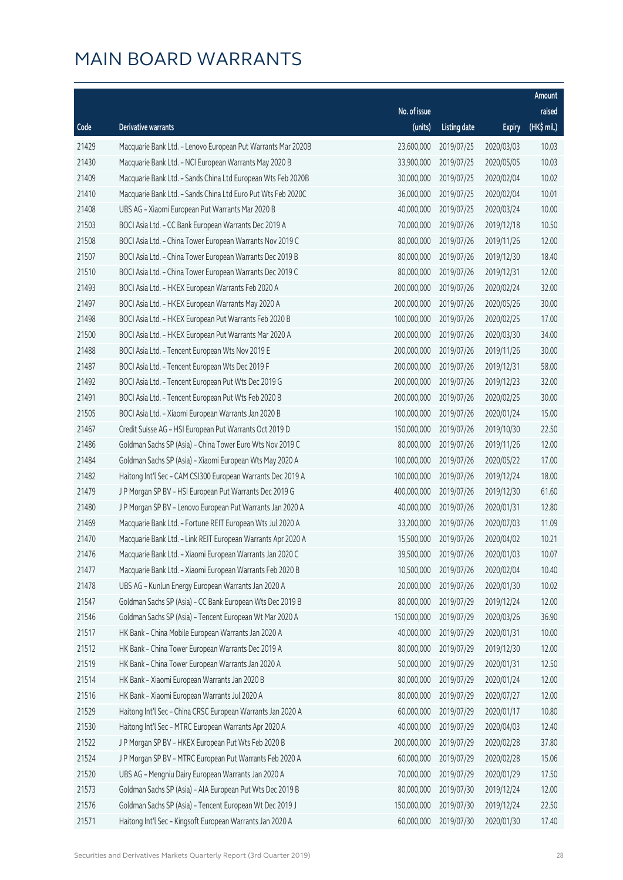# MAIN BOARD WARRANTS

| Code | Derivative warrants | No. of issue (units) | Listing date | Expiry | Amount raised (HK$ mil.) |
|---|---|---|---|---|---|
| 21429 | Macquarie Bank Ltd. - Lenovo European Put Warrants Mar 2020B | 23,600,000 | 2019/07/25 | 2020/03/03 | 10.03 |
| 21430 | Macquarie Bank Ltd. - NCI European Warrants May 2020 B | 33,900,000 | 2019/07/25 | 2020/05/05 | 10.03 |
| 21409 | Macquarie Bank Ltd. - Sands China Ltd European Wts Feb 2020B | 30,000,000 | 2019/07/25 | 2020/02/04 | 10.02 |
| 21410 | Macquarie Bank Ltd. - Sands China Ltd Euro Put Wts Feb 2020C | 36,000,000 | 2019/07/25 | 2020/02/04 | 10.01 |
| 21408 | UBS AG - Xiaomi European Put Warrants Mar 2020 B | 40,000,000 | 2019/07/25 | 2020/03/24 | 10.00 |
| 21503 | BOCI Asia Ltd. - CC Bank European Warrants Dec 2019 A | 70,000,000 | 2019/07/26 | 2019/12/18 | 10.50 |
| 21508 | BOCI Asia Ltd. - China Tower European Warrants Nov 2019 C | 80,000,000 | 2019/07/26 | 2019/11/26 | 12.00 |
| 21507 | BOCI Asia Ltd. - China Tower European Warrants Dec 2019 B | 80,000,000 | 2019/07/26 | 2019/12/30 | 18.40 |
| 21510 | BOCI Asia Ltd. - China Tower European Warrants Dec 2019 C | 80,000,000 | 2019/07/26 | 2019/12/31 | 12.00 |
| 21493 | BOCI Asia Ltd. - HKEX European Warrants Feb 2020 A | 200,000,000 | 2019/07/26 | 2020/02/24 | 32.00 |
| 21497 | BOCI Asia Ltd. - HKEX European Warrants May 2020 A | 200,000,000 | 2019/07/26 | 2020/05/26 | 30.00 |
| 21498 | BOCI Asia Ltd. - HKEX European Put Warrants Feb 2020 B | 100,000,000 | 2019/07/26 | 2020/02/25 | 17.00 |
| 21500 | BOCI Asia Ltd. - HKEX European Put Warrants Mar 2020 A | 200,000,000 | 2019/07/26 | 2020/03/30 | 34.00 |
| 21488 | BOCI Asia Ltd. - Tencent European Wts Nov 2019 E | 200,000,000 | 2019/07/26 | 2019/11/26 | 30.00 |
| 21487 | BOCI Asia Ltd. - Tencent European Wts Dec 2019 F | 200,000,000 | 2019/07/26 | 2019/12/31 | 58.00 |
| 21492 | BOCI Asia Ltd. - Tencent European Put Wts Dec 2019 G | 200,000,000 | 2019/07/26 | 2019/12/23 | 32.00 |
| 21491 | BOCI Asia Ltd. - Tencent European Put Wts Feb 2020 B | 200,000,000 | 2019/07/26 | 2020/02/25 | 30.00 |
| 21505 | BOCI Asia Ltd. - Xiaomi European Warrants Jan 2020 B | 100,000,000 | 2019/07/26 | 2020/01/24 | 15.00 |
| 21467 | Credit Suisse AG - HSI European Put Warrants Oct 2019 D | 150,000,000 | 2019/07/26 | 2019/10/30 | 22.50 |
| 21486 | Goldman Sachs SP (Asia) - China Tower Euro Wts Nov 2019 C | 80,000,000 | 2019/07/26 | 2019/11/26 | 12.00 |
| 21484 | Goldman Sachs SP (Asia) - Xiaomi European Wts May 2020 A | 100,000,000 | 2019/07/26 | 2020/05/22 | 17.00 |
| 21482 | Haitong Int'l Sec - CAM CSI300 European Warrants Dec 2019 A | 100,000,000 | 2019/07/26 | 2019/12/24 | 18.00 |
| 21479 | J P Morgan SP BV - HSI European Put Warrants Dec 2019 G | 400,000,000 | 2019/07/26 | 2019/12/30 | 61.60 |
| 21480 | J P Morgan SP BV - Lenovo European Put Warrants Jan 2020 A | 40,000,000 | 2019/07/26 | 2020/01/31 | 12.80 |
| 21469 | Macquarie Bank Ltd. - Fortune REIT European Wts Jul 2020 A | 33,200,000 | 2019/07/26 | 2020/07/03 | 11.09 |
| 21470 | Macquarie Bank Ltd. - Link REIT European Warrants Apr 2020 A | 15,500,000 | 2019/07/26 | 2020/04/02 | 10.21 |
| 21476 | Macquarie Bank Ltd. - Xiaomi European Warrants Jan 2020 C | 39,500,000 | 2019/07/26 | 2020/01/03 | 10.07 |
| 21477 | Macquarie Bank Ltd. - Xiaomi European Warrants Feb 2020 B | 10,500,000 | 2019/07/26 | 2020/02/04 | 10.40 |
| 21478 | UBS AG - Kunlun Energy European Warrants Jan 2020 A | 20,000,000 | 2019/07/26 | 2020/01/30 | 10.02 |
| 21547 | Goldman Sachs SP (Asia) - CC Bank European Wts Dec 2019 B | 80,000,000 | 2019/07/29 | 2019/12/24 | 12.00 |
| 21546 | Goldman Sachs SP (Asia) - Tencent European Wt Mar 2020 A | 150,000,000 | 2019/07/29 | 2020/03/26 | 36.90 |
| 21517 | HK Bank - China Mobile European Warrants Jan 2020 A | 40,000,000 | 2019/07/29 | 2020/01/31 | 10.00 |
| 21512 | HK Bank - China Tower European Warrants Dec 2019 A | 80,000,000 | 2019/07/29 | 2019/12/30 | 12.00 |
| 21519 | HK Bank - China Tower European Warrants Jan 2020 A | 50,000,000 | 2019/07/29 | 2020/01/31 | 12.50 |
| 21514 | HK Bank - Xiaomi European Warrants Jan 2020 B | 80,000,000 | 2019/07/29 | 2020/01/24 | 12.00 |
| 21516 | HK Bank - Xiaomi European Warrants Jul 2020 A | 80,000,000 | 2019/07/29 | 2020/07/27 | 12.00 |
| 21529 | Haitong Int'l Sec - China CRSC European Warrants Jan 2020 A | 60,000,000 | 2019/07/29 | 2020/01/17 | 10.80 |
| 21530 | Haitong Int'l Sec - MTRC European Warrants Apr 2020 A | 40,000,000 | 2019/07/29 | 2020/04/03 | 12.40 |
| 21522 | J P Morgan SP BV - HKEX European Put Wts Feb 2020 B | 200,000,000 | 2019/07/29 | 2020/02/28 | 37.80 |
| 21524 | J P Morgan SP BV - MTRC European Put Warrants Feb 2020 A | 60,000,000 | 2019/07/29 | 2020/02/28 | 15.06 |
| 21520 | UBS AG - Mengniu Dairy European Warrants Jan 2020 A | 70,000,000 | 2019/07/29 | 2020/01/29 | 17.50 |
| 21573 | Goldman Sachs SP (Asia) - AIA European Put Wts Dec 2019 B | 80,000,000 | 2019/07/30 | 2019/12/24 | 12.00 |
| 21576 | Goldman Sachs SP (Asia) - Tencent European Wt Dec 2019 J | 150,000,000 | 2019/07/30 | 2019/12/24 | 22.50 |
| 21571 | Haitong Int'l Sec - Kingsoft European Warrants Jan 2020 A | 60,000,000 | 2019/07/30 | 2020/01/30 | 17.40 |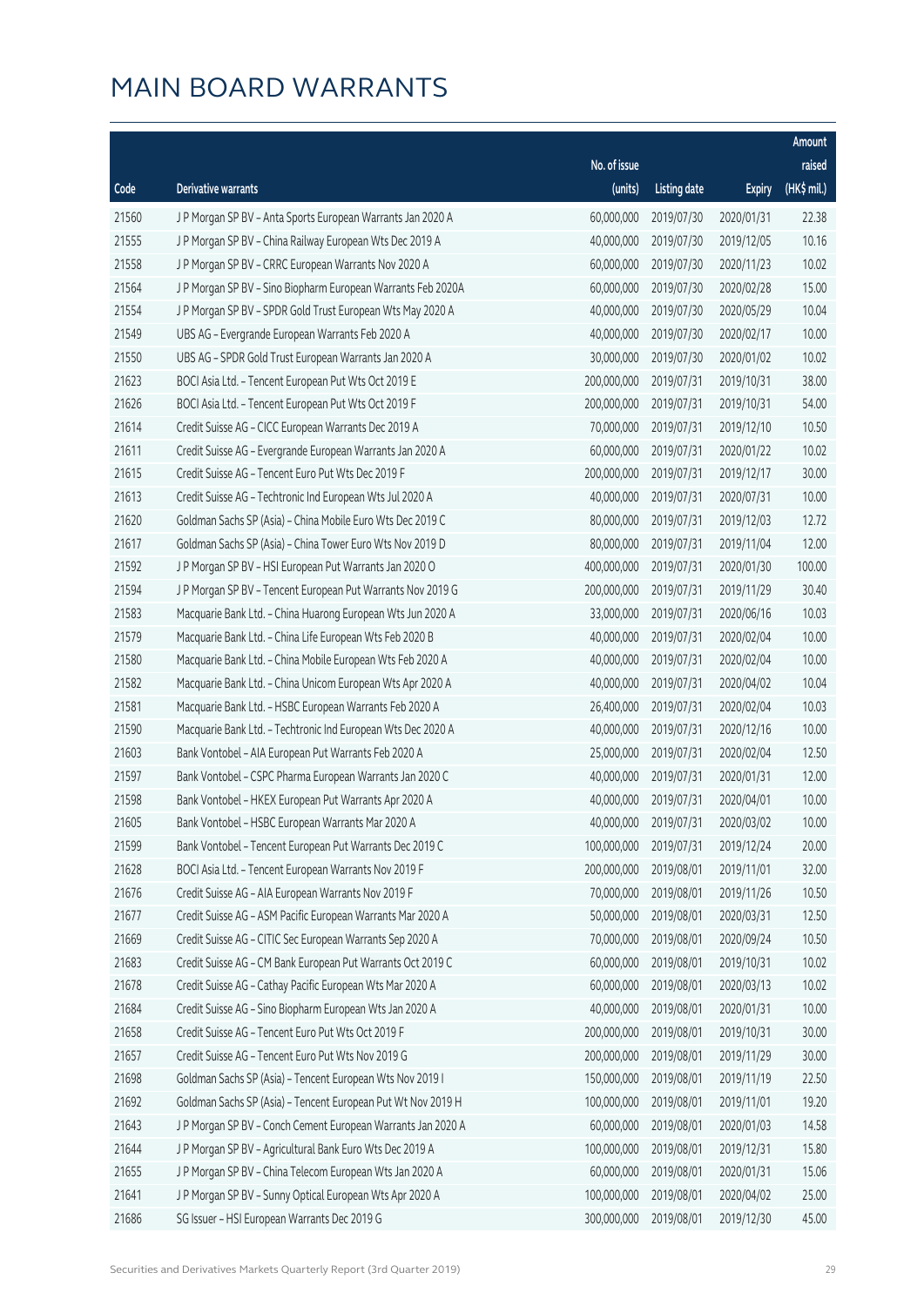# MAIN BOARD WARRANTS

| Code | Derivative warrants | No. of issue (units) | Listing date | Expiry | Amount raised (HK$ mil.) |
|---|---|---|---|---|---|
| 21560 | J P Morgan SP BV - Anta Sports European Warrants Jan 2020 A | 60,000,000 | 2019/07/30 | 2020/01/31 | 22.38 |
| 21555 | J P Morgan SP BV - China Railway European Wts Dec 2019 A | 40,000,000 | 2019/07/30 | 2019/12/05 | 10.16 |
| 21558 | J P Morgan SP BV - CRRC European Warrants Nov 2020 A | 60,000,000 | 2019/07/30 | 2020/11/23 | 10.02 |
| 21564 | J P Morgan SP BV - Sino Biopharm European Warrants Feb 2020A | 60,000,000 | 2019/07/30 | 2020/02/28 | 15.00 |
| 21554 | J P Morgan SP BV - SPDR Gold Trust European Wts May 2020 A | 40,000,000 | 2019/07/30 | 2020/05/29 | 10.04 |
| 21549 | UBS AG - Evergrande European Warrants Feb 2020 A | 40,000,000 | 2019/07/30 | 2020/02/17 | 10.00 |
| 21550 | UBS AG - SPDR Gold Trust European Warrants Jan 2020 A | 30,000,000 | 2019/07/30 | 2020/01/02 | 10.02 |
| 21623 | BOCI Asia Ltd. - Tencent European Put Wts Oct 2019 E | 200,000,000 | 2019/07/31 | 2019/10/31 | 38.00 |
| 21626 | BOCI Asia Ltd. - Tencent European Put Wts Oct 2019 F | 200,000,000 | 2019/07/31 | 2019/10/31 | 54.00 |
| 21614 | Credit Suisse AG - CICC European Warrants Dec 2019 A | 70,000,000 | 2019/07/31 | 2019/12/10 | 10.50 |
| 21611 | Credit Suisse AG - Evergrande European Warrants Jan 2020 A | 60,000,000 | 2019/07/31 | 2020/01/22 | 10.02 |
| 21615 | Credit Suisse AG - Tencent Euro Put Wts Dec 2019 F | 200,000,000 | 2019/07/31 | 2019/12/17 | 30.00 |
| 21613 | Credit Suisse AG - Techtronic Ind European Wts Jul 2020 A | 40,000,000 | 2019/07/31 | 2020/07/31 | 10.00 |
| 21620 | Goldman Sachs SP (Asia) - China Mobile Euro Wts Dec 2019 C | 80,000,000 | 2019/07/31 | 2019/12/03 | 12.72 |
| 21617 | Goldman Sachs SP (Asia) - China Tower Euro Wts Nov 2019 D | 80,000,000 | 2019/07/31 | 2019/11/04 | 12.00 |
| 21592 | J P Morgan SP BV - HSI European Put Warrants Jan 2020 O | 400,000,000 | 2019/07/31 | 2020/01/30 | 100.00 |
| 21594 | J P Morgan SP BV - Tencent European Put Warrants Nov 2019 G | 200,000,000 | 2019/07/31 | 2019/11/29 | 30.40 |
| 21583 | Macquarie Bank Ltd. - China Huarong European Wts Jun 2020 A | 33,000,000 | 2019/07/31 | 2020/06/16 | 10.03 |
| 21579 | Macquarie Bank Ltd. - China Life European Wts Feb 2020 B | 40,000,000 | 2019/07/31 | 2020/02/04 | 10.00 |
| 21580 | Macquarie Bank Ltd. - China Mobile European Wts Feb 2020 A | 40,000,000 | 2019/07/31 | 2020/02/04 | 10.00 |
| 21582 | Macquarie Bank Ltd. - China Unicom European Wts Apr 2020 A | 40,000,000 | 2019/07/31 | 2020/04/02 | 10.04 |
| 21581 | Macquarie Bank Ltd. - HSBC European Warrants Feb 2020 A | 26,400,000 | 2019/07/31 | 2020/02/04 | 10.03 |
| 21590 | Macquarie Bank Ltd. - Techtronic Ind European Wts Dec 2020 A | 40,000,000 | 2019/07/31 | 2020/12/16 | 10.00 |
| 21603 | Bank Vontobel - AIA European Put Warrants Feb 2020 A | 25,000,000 | 2019/07/31 | 2020/02/04 | 12.50 |
| 21597 | Bank Vontobel - CSPC Pharma European Warrants Jan 2020 C | 40,000,000 | 2019/07/31 | 2020/01/31 | 12.00 |
| 21598 | Bank Vontobel - HKEX European Put Warrants Apr 2020 A | 40,000,000 | 2019/07/31 | 2020/04/01 | 10.00 |
| 21605 | Bank Vontobel - HSBC European Warrants Mar 2020 A | 40,000,000 | 2019/07/31 | 2020/03/02 | 10.00 |
| 21599 | Bank Vontobel - Tencent European Put Warrants Dec 2019 C | 100,000,000 | 2019/07/31 | 2019/12/24 | 20.00 |
| 21628 | BOCI Asia Ltd. - Tencent European Warrants Nov 2019 F | 200,000,000 | 2019/08/01 | 2019/11/01 | 32.00 |
| 21676 | Credit Suisse AG - AIA European Warrants Nov 2019 F | 70,000,000 | 2019/08/01 | 2019/11/26 | 10.50 |
| 21677 | Credit Suisse AG - ASM Pacific European Warrants Mar 2020 A | 50,000,000 | 2019/08/01 | 2020/03/31 | 12.50 |
| 21669 | Credit Suisse AG - CITIC Sec European Warrants Sep 2020 A | 70,000,000 | 2019/08/01 | 2020/09/24 | 10.50 |
| 21683 | Credit Suisse AG - CM Bank European Put Warrants Oct 2019 C | 60,000,000 | 2019/08/01 | 2019/10/31 | 10.02 |
| 21678 | Credit Suisse AG - Cathay Pacific European Wts Mar 2020 A | 60,000,000 | 2019/08/01 | 2020/03/13 | 10.02 |
| 21684 | Credit Suisse AG - Sino Biopharm European Wts Jan 2020 A | 40,000,000 | 2019/08/01 | 2020/01/31 | 10.00 |
| 21658 | Credit Suisse AG - Tencent Euro Put Wts Oct 2019 F | 200,000,000 | 2019/08/01 | 2019/10/31 | 30.00 |
| 21657 | Credit Suisse AG - Tencent Euro Put Wts Nov 2019 G | 200,000,000 | 2019/08/01 | 2019/11/29 | 30.00 |
| 21698 | Goldman Sachs SP (Asia) - Tencent European Wts Nov 2019 I | 150,000,000 | 2019/08/01 | 2019/11/19 | 22.50 |
| 21692 | Goldman Sachs SP (Asia) - Tencent European Put Wt Nov 2019 H | 100,000,000 | 2019/08/01 | 2019/11/01 | 19.20 |
| 21643 | J P Morgan SP BV - Conch Cement European Warrants Jan 2020 A | 60,000,000 | 2019/08/01 | 2020/01/03 | 14.58 |
| 21644 | J P Morgan SP BV - Agricultural Bank Euro Wts Dec 2019 A | 100,000,000 | 2019/08/01 | 2019/12/31 | 15.80 |
| 21655 | J P Morgan SP BV - China Telecom European Wts Jan 2020 A | 60,000,000 | 2019/08/01 | 2020/01/31 | 15.06 |
| 21641 | J P Morgan SP BV - Sunny Optical European Wts Apr 2020 A | 100,000,000 | 2019/08/01 | 2020/04/02 | 25.00 |
| 21686 | SG Issuer - HSI European Warrants Dec 2019 G | 300,000,000 | 2019/08/01 | 2019/12/30 | 45.00 |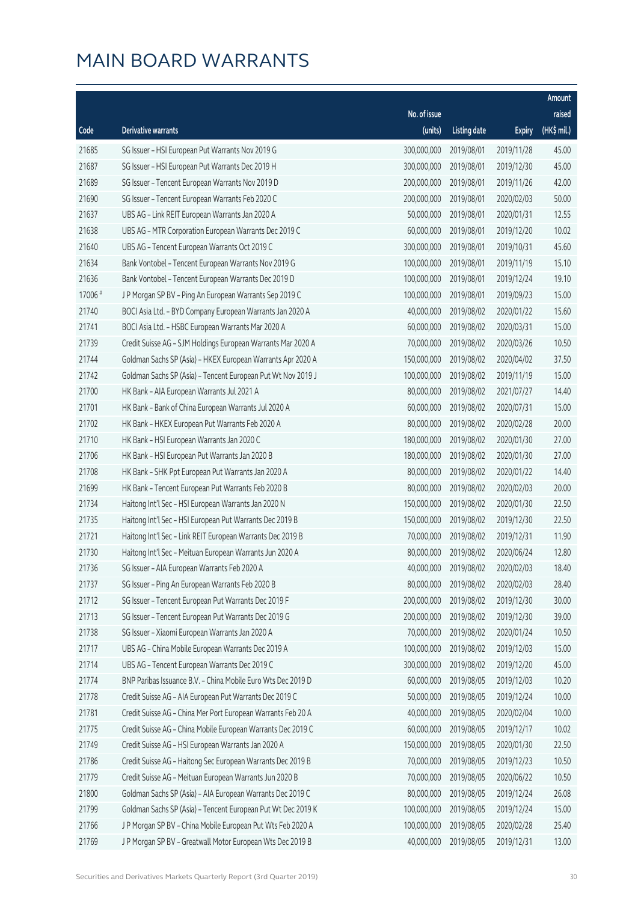# MAIN BOARD WARRANTS

| Code | Derivative warrants | No. of issue (units) | Listing date | Expiry | Amount raised (HK$ mil.) |
|---|---|---|---|---|---|
| 21685 | SG Issuer – HSI European Put Warrants Nov 2019 G | 300,000,000 | 2019/08/01 | 2019/11/28 | 45.00 |
| 21687 | SG Issuer – HSI European Put Warrants Dec 2019 H | 300,000,000 | 2019/08/01 | 2019/12/30 | 45.00 |
| 21689 | SG Issuer – Tencent European Warrants Nov 2019 D | 200,000,000 | 2019/08/01 | 2019/11/26 | 42.00 |
| 21690 | SG Issuer – Tencent European Warrants Feb 2020 C | 200,000,000 | 2019/08/01 | 2020/02/03 | 50.00 |
| 21637 | UBS AG – Link REIT European Warrants Jan 2020 A | 50,000,000 | 2019/08/01 | 2020/01/31 | 12.55 |
| 21638 | UBS AG – MTR Corporation European Warrants Dec 2019 C | 60,000,000 | 2019/08/01 | 2019/12/20 | 10.02 |
| 21640 | UBS AG – Tencent European Warrants Oct 2019 C | 300,000,000 | 2019/08/01 | 2019/10/31 | 45.60 |
| 21634 | Bank Vontobel – Tencent European Warrants Nov 2019 G | 100,000,000 | 2019/08/01 | 2019/11/19 | 15.10 |
| 21636 | Bank Vontobel – Tencent European Warrants Dec 2019 D | 100,000,000 | 2019/08/01 | 2019/12/24 | 19.10 |
| 17006 # | J P Morgan SP BV – Ping An European Warrants Sep 2019 C | 100,000,000 | 2019/08/01 | 2019/09/23 | 15.00 |
| 21740 | BOCI Asia Ltd. – BYD Company European Warrants Jan 2020 A | 40,000,000 | 2019/08/02 | 2020/01/22 | 15.60 |
| 21741 | BOCI Asia Ltd. – HSBC European Warrants Mar 2020 A | 60,000,000 | 2019/08/02 | 2020/03/31 | 15.00 |
| 21739 | Credit Suisse AG – SJM Holdings European Warrants Mar 2020 A | 70,000,000 | 2019/08/02 | 2020/03/26 | 10.50 |
| 21744 | Goldman Sachs SP (Asia) – HKEX European Warrants Apr 2020 A | 150,000,000 | 2019/08/02 | 2020/04/02 | 37.50 |
| 21742 | Goldman Sachs SP (Asia) – Tencent European Put Wt Nov 2019 J | 100,000,000 | 2019/08/02 | 2019/11/19 | 15.00 |
| 21700 | HK Bank – AIA European Warrants Jul 2021 A | 80,000,000 | 2019/08/02 | 2021/07/27 | 14.40 |
| 21701 | HK Bank – Bank of China European Warrants Jul 2020 A | 60,000,000 | 2019/08/02 | 2020/07/31 | 15.00 |
| 21702 | HK Bank – HKEX European Put Warrants Feb 2020 A | 80,000,000 | 2019/08/02 | 2020/02/28 | 20.00 |
| 21710 | HK Bank – HSI European Warrants Jan 2020 C | 180,000,000 | 2019/08/02 | 2020/01/30 | 27.00 |
| 21706 | HK Bank – HSI European Put Warrants Jan 2020 B | 180,000,000 | 2019/08/02 | 2020/01/30 | 27.00 |
| 21708 | HK Bank – SHK Ppt European Put Warrants Jan 2020 A | 80,000,000 | 2019/08/02 | 2020/01/22 | 14.40 |
| 21699 | HK Bank – Tencent European Put Warrants Feb 2020 B | 80,000,000 | 2019/08/02 | 2020/02/03 | 20.00 |
| 21734 | Haitong Int'l Sec – HSI European Warrants Jan 2020 N | 150,000,000 | 2019/08/02 | 2020/01/30 | 22.50 |
| 21735 | Haitong Int'l Sec – HSI European Put Warrants Dec 2019 B | 150,000,000 | 2019/08/02 | 2019/12/30 | 22.50 |
| 21721 | Haitong Int'l Sec – Link REIT European Warrants Dec 2019 B | 70,000,000 | 2019/08/02 | 2019/12/31 | 11.90 |
| 21730 | Haitong Int'l Sec – Meituan European Warrants Jun 2020 A | 80,000,000 | 2019/08/02 | 2020/06/24 | 12.80 |
| 21736 | SG Issuer – AIA European Warrants Feb 2020 A | 40,000,000 | 2019/08/02 | 2020/02/03 | 18.40 |
| 21737 | SG Issuer – Ping An European Warrants Feb 2020 B | 80,000,000 | 2019/08/02 | 2020/02/03 | 28.40 |
| 21712 | SG Issuer – Tencent European Put Warrants Dec 2019 F | 200,000,000 | 2019/08/02 | 2019/12/30 | 30.00 |
| 21713 | SG Issuer – Tencent European Put Warrants Dec 2019 G | 200,000,000 | 2019/08/02 | 2019/12/30 | 39.00 |
| 21738 | SG Issuer – Xiaomi European Warrants Jan 2020 A | 70,000,000 | 2019/08/02 | 2020/01/24 | 10.50 |
| 21717 | UBS AG – China Mobile European Warrants Dec 2019 A | 100,000,000 | 2019/08/02 | 2019/12/03 | 15.00 |
| 21714 | UBS AG – Tencent European Warrants Dec 2019 C | 300,000,000 | 2019/08/02 | 2019/12/20 | 45.00 |
| 21774 | BNP Paribas Issuance B.V. – China Mobile Euro Wts Dec 2019 D | 60,000,000 | 2019/08/05 | 2019/12/03 | 10.20 |
| 21778 | Credit Suisse AG – AIA European Put Warrants Dec 2019 C | 50,000,000 | 2019/08/05 | 2019/12/24 | 10.00 |
| 21781 | Credit Suisse AG – China Mer Port European Warrants Feb 20 A | 40,000,000 | 2019/08/05 | 2020/02/04 | 10.00 |
| 21775 | Credit Suisse AG – China Mobile European Warrants Dec 2019 C | 60,000,000 | 2019/08/05 | 2019/12/17 | 10.02 |
| 21749 | Credit Suisse AG – HSI European Warrants Jan 2020 A | 150,000,000 | 2019/08/05 | 2020/01/30 | 22.50 |
| 21786 | Credit Suisse AG – Haitong Sec European Warrants Dec 2019 B | 70,000,000 | 2019/08/05 | 2019/12/23 | 10.50 |
| 21779 | Credit Suisse AG – Meituan European Warrants Jun 2020 B | 70,000,000 | 2019/08/05 | 2020/06/22 | 10.50 |
| 21800 | Goldman Sachs SP (Asia) – AIA European Warrants Dec 2019 C | 80,000,000 | 2019/08/05 | 2019/12/24 | 26.08 |
| 21799 | Goldman Sachs SP (Asia) – Tencent European Put Wt Dec 2019 K | 100,000,000 | 2019/08/05 | 2019/12/24 | 15.00 |
| 21766 | J P Morgan SP BV – China Mobile European Put Wts Feb 2020 A | 100,000,000 | 2019/08/05 | 2020/02/28 | 25.40 |
| 21769 | J P Morgan SP BV – Greatwall Motor European Wts Dec 2019 B | 40,000,000 | 2019/08/05 | 2019/12/31 | 13.00 |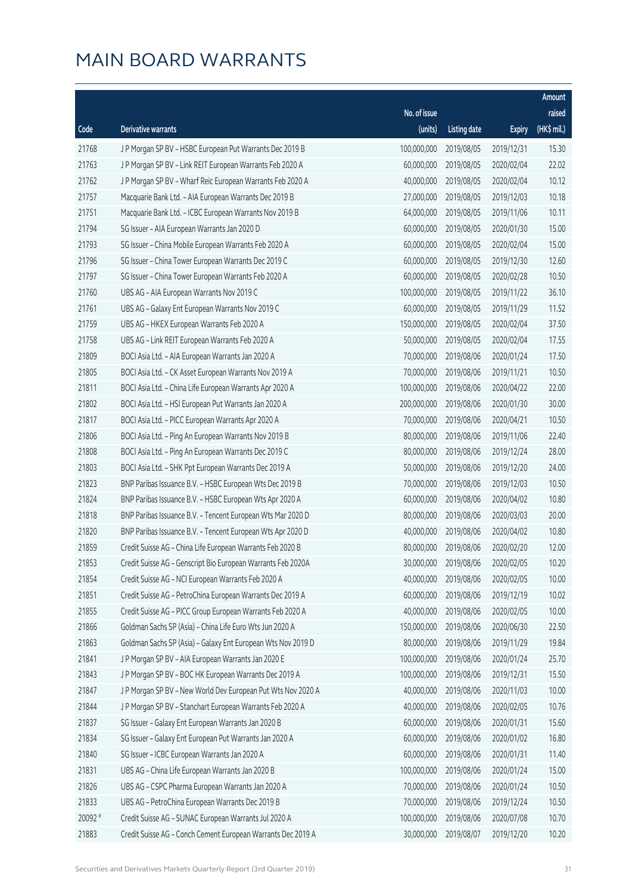# MAIN BOARD WARRANTS

| Code | Derivative warrants | No. of issue (units) | Listing date | Expiry | Amount raised (HK$ mil.) |
|---|---|---|---|---|---|
| 21768 | J P Morgan SP BV – HSBC European Put Warrants Dec 2019 B | 100,000,000 | 2019/08/05 | 2019/12/31 | 15.30 |
| 21763 | J P Morgan SP BV – Link REIT European Warrants Feb 2020 A | 60,000,000 | 2019/08/05 | 2020/02/04 | 22.02 |
| 21762 | J P Morgan SP BV – Wharf Reic European Warrants Feb 2020 A | 40,000,000 | 2019/08/05 | 2020/02/04 | 10.12 |
| 21757 | Macquarie Bank Ltd. – AIA European Warrants Dec 2019 B | 27,000,000 | 2019/08/05 | 2019/12/03 | 10.18 |
| 21751 | Macquarie Bank Ltd. – ICBC European Warrants Nov 2019 B | 64,000,000 | 2019/08/05 | 2019/11/06 | 10.11 |
| 21794 | SG Issuer – AIA European Warrants Jan 2020 D | 60,000,000 | 2019/08/05 | 2020/01/30 | 15.00 |
| 21793 | SG Issuer – China Mobile European Warrants Feb 2020 A | 60,000,000 | 2019/08/05 | 2020/02/04 | 15.00 |
| 21796 | SG Issuer – China Tower European Warrants Dec 2019 C | 60,000,000 | 2019/08/05 | 2019/12/30 | 12.60 |
| 21797 | SG Issuer – China Tower European Warrants Feb 2020 A | 60,000,000 | 2019/08/05 | 2020/02/28 | 10.50 |
| 21760 | UBS AG – AIA European Warrants Nov 2019 C | 100,000,000 | 2019/08/05 | 2019/11/22 | 36.10 |
| 21761 | UBS AG – Galaxy Ent European Warrants Nov 2019 C | 60,000,000 | 2019/08/05 | 2019/11/29 | 11.52 |
| 21759 | UBS AG – HKEX European Warrants Feb 2020 A | 150,000,000 | 2019/08/05 | 2020/02/04 | 37.50 |
| 21758 | UBS AG – Link REIT European Warrants Feb 2020 A | 50,000,000 | 2019/08/05 | 2020/02/04 | 17.55 |
| 21809 | BOCI Asia Ltd. – AIA European Warrants Jan 2020 A | 70,000,000 | 2019/08/06 | 2020/01/24 | 17.50 |
| 21805 | BOCI Asia Ltd. – CK Asset European Warrants Nov 2019 A | 70,000,000 | 2019/08/06 | 2019/11/21 | 10.50 |
| 21811 | BOCI Asia Ltd. – China Life European Warrants Apr 2020 A | 100,000,000 | 2019/08/06 | 2020/04/22 | 22.00 |
| 21802 | BOCI Asia Ltd. – HSI European Put Warrants Jan 2020 A | 200,000,000 | 2019/08/06 | 2020/01/30 | 30.00 |
| 21817 | BOCI Asia Ltd. – PICC European Warrants Apr 2020 A | 70,000,000 | 2019/08/06 | 2020/04/21 | 10.50 |
| 21806 | BOCI Asia Ltd. – Ping An European Warrants Nov 2019 B | 80,000,000 | 2019/08/06 | 2019/11/06 | 22.40 |
| 21808 | BOCI Asia Ltd. – Ping An European Warrants Dec 2019 C | 80,000,000 | 2019/08/06 | 2019/12/24 | 28.00 |
| 21803 | BOCI Asia Ltd. – SHK Ppt European Warrants Dec 2019 A | 50,000,000 | 2019/08/06 | 2019/12/20 | 24.00 |
| 21823 | BNP Paribas Issuance B.V. – HSBC European Wts Dec 2019 B | 70,000,000 | 2019/08/06 | 2019/12/03 | 10.50 |
| 21824 | BNP Paribas Issuance B.V. – HSBC European Wts Apr 2020 A | 60,000,000 | 2019/08/06 | 2020/04/02 | 10.80 |
| 21818 | BNP Paribas Issuance B.V. – Tencent European Wts Mar 2020 D | 80,000,000 | 2019/08/06 | 2020/03/03 | 20.00 |
| 21820 | BNP Paribas Issuance B.V. – Tencent European Wts Apr 2020 D | 40,000,000 | 2019/08/06 | 2020/04/02 | 10.80 |
| 21859 | Credit Suisse AG – China Life European Warrants Feb 2020 B | 80,000,000 | 2019/08/06 | 2020/02/20 | 12.00 |
| 21853 | Credit Suisse AG – Genscript Bio European Warrants Feb 2020A | 30,000,000 | 2019/08/06 | 2020/02/05 | 10.20 |
| 21854 | Credit Suisse AG – NCI European Warrants Feb 2020 A | 40,000,000 | 2019/08/06 | 2020/02/05 | 10.00 |
| 21851 | Credit Suisse AG – PetroChina European Warrants Dec 2019 A | 60,000,000 | 2019/08/06 | 2019/12/19 | 10.02 |
| 21855 | Credit Suisse AG – PICC Group European Warrants Feb 2020 A | 40,000,000 | 2019/08/06 | 2020/02/05 | 10.00 |
| 21866 | Goldman Sachs SP (Asia) – China Life Euro Wts Jun 2020 A | 150,000,000 | 2019/08/06 | 2020/06/30 | 22.50 |
| 21863 | Goldman Sachs SP (Asia) – Galaxy Ent European Wts Nov 2019 D | 80,000,000 | 2019/08/06 | 2019/11/29 | 19.84 |
| 21841 | J P Morgan SP BV – AIA European Warrants Jan 2020 E | 100,000,000 | 2019/08/06 | 2020/01/24 | 25.70 |
| 21843 | J P Morgan SP BV – BOC HK European Warrants Dec 2019 A | 100,000,000 | 2019/08/06 | 2019/12/31 | 15.50 |
| 21847 | J P Morgan SP BV – New World Dev European Put Wts Nov 2020 A | 40,000,000 | 2019/08/06 | 2020/11/03 | 10.00 |
| 21844 | J P Morgan SP BV – Stanchart European Warrants Feb 2020 A | 40,000,000 | 2019/08/06 | 2020/02/05 | 10.76 |
| 21837 | SG Issuer – Galaxy Ent European Warrants Jan 2020 B | 60,000,000 | 2019/08/06 | 2020/01/31 | 15.60 |
| 21834 | SG Issuer – Galaxy Ent European Put Warrants Jan 2020 A | 60,000,000 | 2019/08/06 | 2020/01/02 | 16.80 |
| 21840 | SG Issuer – ICBC European Warrants Jan 2020 A | 60,000,000 | 2019/08/06 | 2020/01/31 | 11.40 |
| 21831 | UBS AG – China Life European Warrants Jan 2020 B | 100,000,000 | 2019/08/06 | 2020/01/24 | 15.00 |
| 21826 | UBS AG – CSPC Pharma European Warrants Jan 2020 A | 70,000,000 | 2019/08/06 | 2020/01/24 | 10.50 |
| 21833 | UBS AG – PetroChina European Warrants Dec 2019 B | 70,000,000 | 2019/08/06 | 2019/12/24 | 10.50 |
| 20092 # | Credit Suisse AG – SUNAC European Warrants Jul 2020 A | 100,000,000 | 2019/08/06 | 2020/07/08 | 10.70 |
| 21883 | Credit Suisse AG – Conch Cement European Warrants Dec 2019 A | 30,000,000 | 2019/08/07 | 2019/12/20 | 10.20 |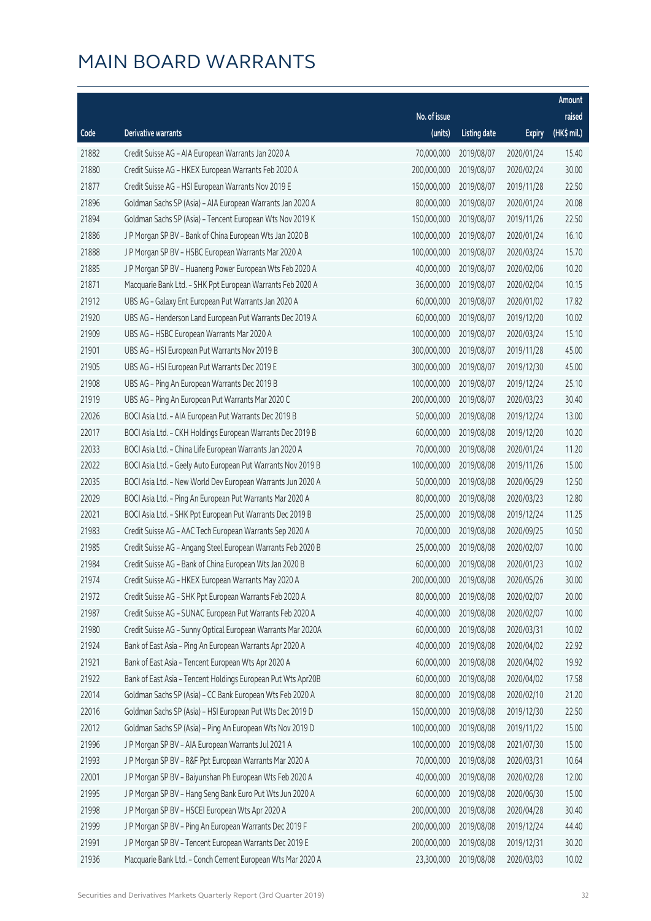# MAIN BOARD WARRANTS

| Code | Derivative warrants | No. of issue (units) | Listing date | Expiry | Amount raised (HK$ mil.) |
|---|---|---|---|---|---|
| 21882 | Credit Suisse AG - AIA European Warrants Jan 2020 A | 70,000,000 | 2019/08/07 | 2020/01/24 | 15.40 |
| 21880 | Credit Suisse AG - HKEX European Warrants Feb 2020 A | 200,000,000 | 2019/08/07 | 2020/02/24 | 30.00 |
| 21877 | Credit Suisse AG - HSI European Warrants Nov 2019 E | 150,000,000 | 2019/08/07 | 2019/11/28 | 22.50 |
| 21896 | Goldman Sachs SP (Asia) - AIA European Warrants Jan 2020 A | 80,000,000 | 2019/08/07 | 2020/01/24 | 20.08 |
| 21894 | Goldman Sachs SP (Asia) - Tencent European Wts Nov 2019 K | 150,000,000 | 2019/08/07 | 2019/11/26 | 22.50 |
| 21886 | J P Morgan SP BV - Bank of China European Wts Jan 2020 B | 100,000,000 | 2019/08/07 | 2020/01/24 | 16.10 |
| 21888 | J P Morgan SP BV - HSBC European Warrants Mar 2020 A | 100,000,000 | 2019/08/07 | 2020/03/24 | 15.70 |
| 21885 | J P Morgan SP BV - Huaneng Power European Wts Feb 2020 A | 40,000,000 | 2019/08/07 | 2020/02/06 | 10.20 |
| 21871 | Macquarie Bank Ltd. - SHK Ppt European Warrants Feb 2020 A | 36,000,000 | 2019/08/07 | 2020/02/04 | 10.15 |
| 21912 | UBS AG - Galaxy Ent European Put Warrants Jan 2020 A | 60,000,000 | 2019/08/07 | 2020/01/02 | 17.82 |
| 21920 | UBS AG - Henderson Land European Put Warrants Dec 2019 A | 60,000,000 | 2019/08/07 | 2019/12/20 | 10.02 |
| 21909 | UBS AG - HSBC European Warrants Mar 2020 A | 100,000,000 | 2019/08/07 | 2020/03/24 | 15.10 |
| 21901 | UBS AG - HSI European Put Warrants Nov 2019 B | 300,000,000 | 2019/08/07 | 2019/11/28 | 45.00 |
| 21905 | UBS AG - HSI European Put Warrants Dec 2019 E | 300,000,000 | 2019/08/07 | 2019/12/30 | 45.00 |
| 21908 | UBS AG - Ping An European Warrants Dec 2019 B | 100,000,000 | 2019/08/07 | 2019/12/24 | 25.10 |
| 21919 | UBS AG - Ping An European Put Warrants Mar 2020 C | 200,000,000 | 2019/08/07 | 2020/03/23 | 30.40 |
| 22026 | BOCI Asia Ltd. - AIA European Put Warrants Dec 2019 B | 50,000,000 | 2019/08/08 | 2019/12/24 | 13.00 |
| 22017 | BOCI Asia Ltd. - CKH Holdings European Warrants Dec 2019 B | 60,000,000 | 2019/08/08 | 2019/12/20 | 10.20 |
| 22033 | BOCI Asia Ltd. - China Life European Warrants Jan 2020 A | 70,000,000 | 2019/08/08 | 2020/01/24 | 11.20 |
| 22022 | BOCI Asia Ltd. - Geely Auto European Put Warrants Nov 2019 B | 100,000,000 | 2019/08/08 | 2019/11/26 | 15.00 |
| 22035 | BOCI Asia Ltd. - New World Dev European Warrants Jun 2020 A | 50,000,000 | 2019/08/08 | 2020/06/29 | 12.50 |
| 22029 | BOCI Asia Ltd. - Ping An European Put Warrants Mar 2020 A | 80,000,000 | 2019/08/08 | 2020/03/23 | 12.80 |
| 22021 | BOCI Asia Ltd. - SHK Ppt European Put Warrants Dec 2019 B | 25,000,000 | 2019/08/08 | 2019/12/24 | 11.25 |
| 21983 | Credit Suisse AG - AAC Tech European Warrants Sep 2020 A | 70,000,000 | 2019/08/08 | 2020/09/25 | 10.50 |
| 21985 | Credit Suisse AG - Angang Steel European Warrants Feb 2020 B | 25,000,000 | 2019/08/08 | 2020/02/07 | 10.00 |
| 21984 | Credit Suisse AG - Bank of China European Wts Jan 2020 B | 60,000,000 | 2019/08/08 | 2020/01/23 | 10.02 |
| 21974 | Credit Suisse AG - HKEX European Warrants May 2020 A | 200,000,000 | 2019/08/08 | 2020/05/26 | 30.00 |
| 21972 | Credit Suisse AG - SHK Ppt European Warrants Feb 2020 A | 80,000,000 | 2019/08/08 | 2020/02/07 | 20.00 |
| 21987 | Credit Suisse AG - SUNAC European Put Warrants Feb 2020 A | 40,000,000 | 2019/08/08 | 2020/02/07 | 10.00 |
| 21980 | Credit Suisse AG - Sunny Optical European Warrants Mar 2020A | 60,000,000 | 2019/08/08 | 2020/03/31 | 10.02 |
| 21924 | Bank of East Asia - Ping An European Warrants Apr 2020 A | 40,000,000 | 2019/08/08 | 2020/04/02 | 22.92 |
| 21921 | Bank of East Asia - Tencent European Wts Apr 2020 A | 60,000,000 | 2019/08/08 | 2020/04/02 | 19.92 |
| 21922 | Bank of East Asia - Tencent Holdings European Put Wts Apr20B | 60,000,000 | 2019/08/08 | 2020/04/02 | 17.58 |
| 22014 | Goldman Sachs SP (Asia) - CC Bank European Wts Feb 2020 A | 80,000,000 | 2019/08/08 | 2020/02/10 | 21.20 |
| 22016 | Goldman Sachs SP (Asia) - HSI European Put Wts Dec 2019 D | 150,000,000 | 2019/08/08 | 2019/12/30 | 22.50 |
| 22012 | Goldman Sachs SP (Asia) - Ping An European Wts Nov 2019 D | 100,000,000 | 2019/08/08 | 2019/11/22 | 15.00 |
| 21996 | J P Morgan SP BV - AIA European Warrants Jul 2021 A | 100,000,000 | 2019/08/08 | 2021/07/30 | 15.00 |
| 21993 | J P Morgan SP BV - R&F Ppt European Warrants Mar 2020 A | 70,000,000 | 2019/08/08 | 2020/03/31 | 10.64 |
| 22001 | J P Morgan SP BV - Baiyunshan Ph European Wts Feb 2020 A | 40,000,000 | 2019/08/08 | 2020/02/28 | 12.00 |
| 21995 | J P Morgan SP BV - Hang Seng Bank Euro Put Wts Jun 2020 A | 60,000,000 | 2019/08/08 | 2020/06/30 | 15.00 |
| 21998 | J P Morgan SP BV - HSCEI European Wts Apr 2020 A | 200,000,000 | 2019/08/08 | 2020/04/28 | 30.40 |
| 21999 | J P Morgan SP BV - Ping An European Warrants Dec 2019 F | 200,000,000 | 2019/08/08 | 2019/12/24 | 44.40 |
| 21991 | J P Morgan SP BV - Tencent European Warrants Dec 2019 E | 200,000,000 | 2019/08/08 | 2019/12/31 | 30.20 |
| 21936 | Macquarie Bank Ltd. - Conch Cement European Wts Mar 2020 A | 23,300,000 | 2019/08/08 | 2020/03/03 | 10.02 |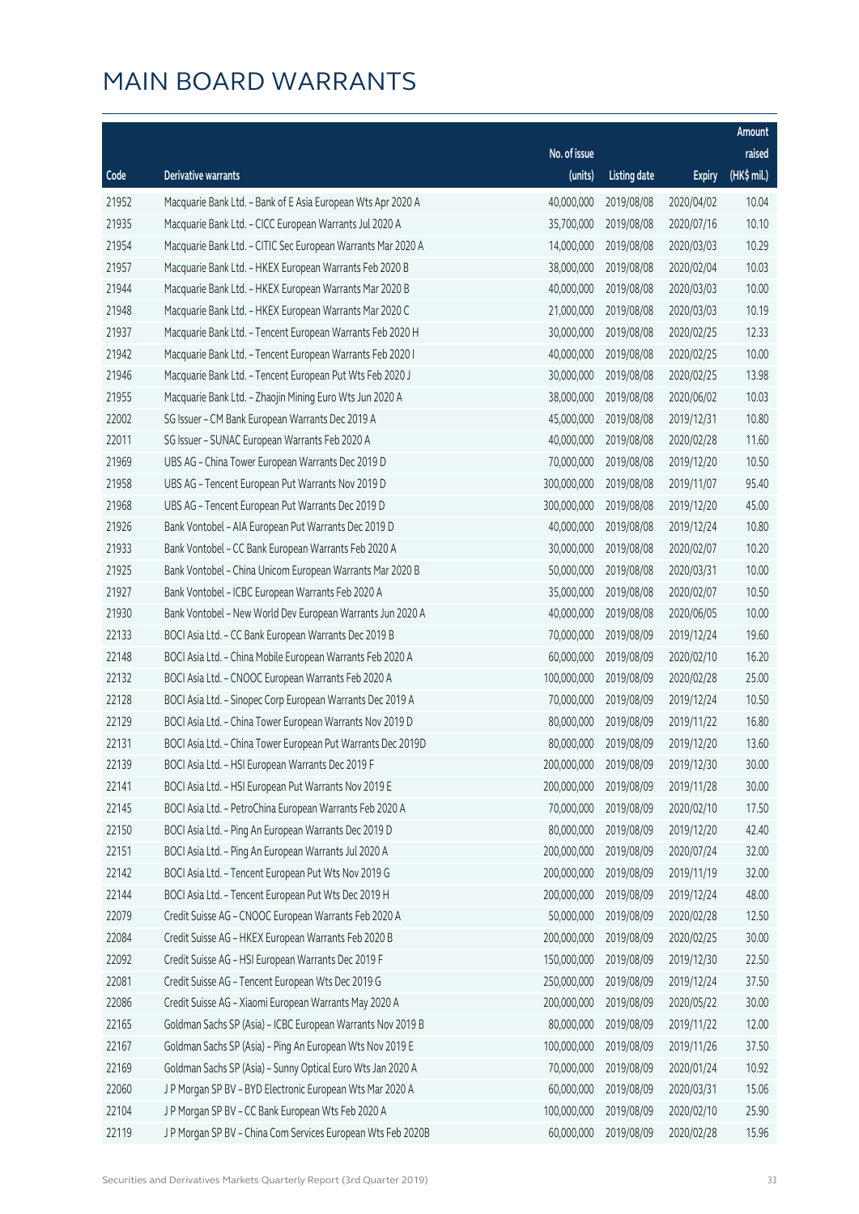# MAIN BOARD WARRANTS

| Code | Derivative warrants | No. of issue (units) | Listing date | Expiry | Amount raised (HK$ mil.) |
|---|---|---|---|---|---|
| 21952 | Macquarie Bank Ltd. - Bank of E Asia European Wts Apr 2020 A | 40,000,000 | 2019/08/08 | 2020/04/02 | 10.04 |
| 21935 | Macquarie Bank Ltd. - CICC European Warrants Jul 2020 A | 35,700,000 | 2019/08/08 | 2020/07/16 | 10.10 |
| 21954 | Macquarie Bank Ltd. - CITIC Sec European Warrants Mar 2020 A | 14,000,000 | 2019/08/08 | 2020/03/03 | 10.29 |
| 21957 | Macquarie Bank Ltd. - HKEX European Warrants Feb 2020 B | 38,000,000 | 2019/08/08 | 2020/02/04 | 10.03 |
| 21944 | Macquarie Bank Ltd. - HKEX European Warrants Mar 2020 B | 40,000,000 | 2019/08/08 | 2020/03/03 | 10.00 |
| 21948 | Macquarie Bank Ltd. - HKEX European Warrants Mar 2020 C | 21,000,000 | 2019/08/08 | 2020/03/03 | 10.19 |
| 21937 | Macquarie Bank Ltd. - Tencent European Warrants Feb 2020 H | 30,000,000 | 2019/08/08 | 2020/02/25 | 12.33 |
| 21942 | Macquarie Bank Ltd. - Tencent European Warrants Feb 2020 I | 40,000,000 | 2019/08/08 | 2020/02/25 | 10.00 |
| 21946 | Macquarie Bank Ltd. - Tencent European Put Wts Feb 2020 J | 30,000,000 | 2019/08/08 | 2020/02/25 | 13.98 |
| 21955 | Macquarie Bank Ltd. - Zhaojin Mining Euro Wts Jun 2020 A | 38,000,000 | 2019/08/08 | 2020/06/02 | 10.03 |
| 22002 | SG Issuer - CM Bank European Warrants Dec 2019 A | 45,000,000 | 2019/08/08 | 2019/12/31 | 10.80 |
| 22011 | SG Issuer - SUNAC European Warrants Feb 2020 A | 40,000,000 | 2019/08/08 | 2020/02/28 | 11.60 |
| 21969 | UBS AG - China Tower European Warrants Dec 2019 D | 70,000,000 | 2019/08/08 | 2019/12/20 | 10.50 |
| 21958 | UBS AG - Tencent European Put Warrants Nov 2019 D | 300,000,000 | 2019/08/08 | 2019/11/07 | 95.40 |
| 21968 | UBS AG - Tencent European Put Warrants Dec 2019 D | 300,000,000 | 2019/08/08 | 2019/12/20 | 45.00 |
| 21926 | Bank Vontobel - AIA European Put Warrants Dec 2019 D | 40,000,000 | 2019/08/08 | 2019/12/24 | 10.80 |
| 21933 | Bank Vontobel - CC Bank European Warrants Feb 2020 A | 30,000,000 | 2019/08/08 | 2020/02/07 | 10.20 |
| 21925 | Bank Vontobel - China Unicom European Warrants Mar 2020 B | 50,000,000 | 2019/08/08 | 2020/03/31 | 10.00 |
| 21927 | Bank Vontobel - ICBC European Warrants Feb 2020 A | 35,000,000 | 2019/08/08 | 2020/02/07 | 10.50 |
| 21930 | Bank Vontobel - New World Dev European Warrants Jun 2020 A | 40,000,000 | 2019/08/08 | 2020/06/05 | 10.00 |
| 22133 | BOCI Asia Ltd. - CC Bank European Warrants Dec 2019 B | 70,000,000 | 2019/08/09 | 2019/12/24 | 19.60 |
| 22148 | BOCI Asia Ltd. - China Mobile European Warrants Feb 2020 A | 60,000,000 | 2019/08/09 | 2020/02/10 | 16.20 |
| 22132 | BOCI Asia Ltd. - CNOOC European Warrants Feb 2020 A | 100,000,000 | 2019/08/09 | 2020/02/28 | 25.00 |
| 22128 | BOCI Asia Ltd. - Sinopec Corp European Warrants Dec 2019 A | 70,000,000 | 2019/08/09 | 2019/12/24 | 10.50 |
| 22129 | BOCI Asia Ltd. - China Tower European Warrants Nov 2019 D | 80,000,000 | 2019/08/09 | 2019/11/22 | 16.80 |
| 22131 | BOCI Asia Ltd. - China Tower European Put Warrants Dec 2019D | 80,000,000 | 2019/08/09 | 2019/12/20 | 13.60 |
| 22139 | BOCI Asia Ltd. - HSI European Warrants Dec 2019 F | 200,000,000 | 2019/08/09 | 2019/12/30 | 30.00 |
| 22141 | BOCI Asia Ltd. - HSI European Put Warrants Nov 2019 E | 200,000,000 | 2019/08/09 | 2019/11/28 | 30.00 |
| 22145 | BOCI Asia Ltd. - PetroChina European Warrants Feb 2020 A | 70,000,000 | 2019/08/09 | 2020/02/10 | 17.50 |
| 22150 | BOCI Asia Ltd. - Ping An European Warrants Dec 2019 D | 80,000,000 | 2019/08/09 | 2019/12/20 | 42.40 |
| 22151 | BOCI Asia Ltd. - Ping An European Warrants Jul 2020 A | 200,000,000 | 2019/08/09 | 2020/07/24 | 32.00 |
| 22142 | BOCI Asia Ltd. - Tencent European Put Wts Nov 2019 G | 200,000,000 | 2019/08/09 | 2019/11/19 | 32.00 |
| 22144 | BOCI Asia Ltd. - Tencent European Put Wts Dec 2019 H | 200,000,000 | 2019/08/09 | 2019/12/24 | 48.00 |
| 22079 | Credit Suisse AG - CNOOC European Warrants Feb 2020 A | 50,000,000 | 2019/08/09 | 2020/02/28 | 12.50 |
| 22084 | Credit Suisse AG - HKEX European Warrants Feb 2020 B | 200,000,000 | 2019/08/09 | 2020/02/25 | 30.00 |
| 22092 | Credit Suisse AG - HSI European Warrants Dec 2019 F | 150,000,000 | 2019/08/09 | 2019/12/30 | 22.50 |
| 22081 | Credit Suisse AG - Tencent European Wts Dec 2019 G | 250,000,000 | 2019/08/09 | 2019/12/24 | 37.50 |
| 22086 | Credit Suisse AG - Xiaomi European Warrants May 2020 A | 200,000,000 | 2019/08/09 | 2020/05/22 | 30.00 |
| 22165 | Goldman Sachs SP (Asia) - ICBC European Warrants Nov 2019 B | 80,000,000 | 2019/08/09 | 2019/11/22 | 12.00 |
| 22167 | Goldman Sachs SP (Asia) - Ping An European Wts Nov 2019 E | 100,000,000 | 2019/08/09 | 2019/11/26 | 37.50 |
| 22169 | Goldman Sachs SP (Asia) - Sunny Optical Euro Wts Jan 2020 A | 70,000,000 | 2019/08/09 | 2020/01/24 | 10.92 |
| 22060 | J P Morgan SP BV - BYD Electronic European Wts Mar 2020 A | 60,000,000 | 2019/08/09 | 2020/03/31 | 15.06 |
| 22104 | J P Morgan SP BV - CC Bank European Wts Feb 2020 A | 100,000,000 | 2019/08/09 | 2020/02/10 | 25.90 |
| 22119 | J P Morgan SP BV - China Com Services European Wts Feb 2020B | 60,000,000 | 2019/08/09 | 2020/02/28 | 15.96 |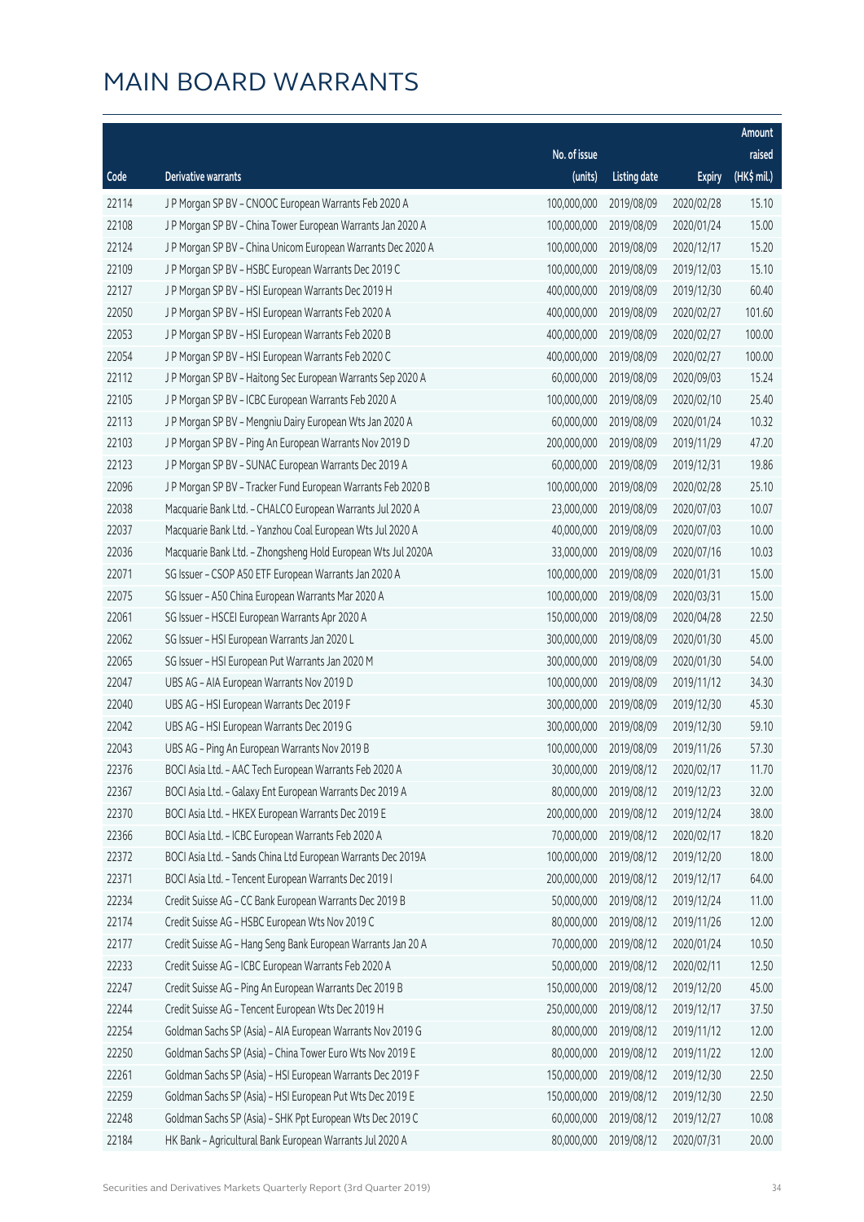# MAIN BOARD WARRANTS

| Code | Derivative warrants | No. of issue (units) | Listing date | Expiry | Amount raised (HK$ mil.) |
|---|---|---|---|---|---|
| 22114 | J P Morgan SP BV – CNOOC European Warrants Feb 2020 A | 100,000,000 | 2019/08/09 | 2020/02/28 | 15.10 |
| 22108 | J P Morgan SP BV – China Tower European Warrants Jan 2020 A | 100,000,000 | 2019/08/09 | 2020/01/24 | 15.00 |
| 22124 | J P Morgan SP BV – China Unicom European Warrants Dec 2020 A | 100,000,000 | 2019/08/09 | 2020/12/17 | 15.20 |
| 22109 | J P Morgan SP BV – HSBC European Warrants Dec 2019 C | 100,000,000 | 2019/08/09 | 2019/12/03 | 15.10 |
| 22127 | J P Morgan SP BV – HSI European Warrants Dec 2019 H | 400,000,000 | 2019/08/09 | 2019/12/30 | 60.40 |
| 22050 | J P Morgan SP BV – HSI European Warrants Feb 2020 A | 400,000,000 | 2019/08/09 | 2020/02/27 | 101.60 |
| 22053 | J P Morgan SP BV – HSI European Warrants Feb 2020 B | 400,000,000 | 2019/08/09 | 2020/02/27 | 100.00 |
| 22054 | J P Morgan SP BV – HSI European Warrants Feb 2020 C | 400,000,000 | 2019/08/09 | 2020/02/27 | 100.00 |
| 22112 | J P Morgan SP BV – Haitong Sec European Warrants Sep 2020 A | 60,000,000 | 2019/08/09 | 2020/09/03 | 15.24 |
| 22105 | J P Morgan SP BV – ICBC European Warrants Feb 2020 A | 100,000,000 | 2019/08/09 | 2020/02/10 | 25.40 |
| 22113 | J P Morgan SP BV – Mengniu Dairy European Wts Jan 2020 A | 60,000,000 | 2019/08/09 | 2020/01/24 | 10.32 |
| 22103 | J P Morgan SP BV – Ping An European Warrants Nov 2019 D | 200,000,000 | 2019/08/09 | 2019/11/29 | 47.20 |
| 22123 | J P Morgan SP BV – SUNAC European Warrants Dec 2019 A | 60,000,000 | 2019/08/09 | 2019/12/31 | 19.86 |
| 22096 | J P Morgan SP BV – Tracker Fund European Warrants Feb 2020 B | 100,000,000 | 2019/08/09 | 2020/02/28 | 25.10 |
| 22038 | Macquarie Bank Ltd. – CHALCO European Warrants Jul 2020 A | 23,000,000 | 2019/08/09 | 2020/07/03 | 10.07 |
| 22037 | Macquarie Bank Ltd. – Yanzhou Coal European Wts Jul 2020 A | 40,000,000 | 2019/08/09 | 2020/07/03 | 10.00 |
| 22036 | Macquarie Bank Ltd. – Zhongsheng Hold European Wts Jul 2020A | 33,000,000 | 2019/08/09 | 2020/07/16 | 10.03 |
| 22071 | SG Issuer – CSOP A50 ETF European Warrants Jan 2020 A | 100,000,000 | 2019/08/09 | 2020/01/31 | 15.00 |
| 22075 | SG Issuer – A50 China European Warrants Mar 2020 A | 100,000,000 | 2019/08/09 | 2020/03/31 | 15.00 |
| 22061 | SG Issuer – HSCEI European Warrants Apr 2020 A | 150,000,000 | 2019/08/09 | 2020/04/28 | 22.50 |
| 22062 | SG Issuer – HSI European Warrants Jan 2020 L | 300,000,000 | 2019/08/09 | 2020/01/30 | 45.00 |
| 22065 | SG Issuer – HSI European Put Warrants Jan 2020 M | 300,000,000 | 2019/08/09 | 2020/01/30 | 54.00 |
| 22047 | UBS AG – AIA European Warrants Nov 2019 D | 100,000,000 | 2019/08/09 | 2019/11/12 | 34.30 |
| 22040 | UBS AG – HSI European Warrants Dec 2019 F | 300,000,000 | 2019/08/09 | 2019/12/30 | 45.30 |
| 22042 | UBS AG – HSI European Warrants Dec 2019 G | 300,000,000 | 2019/08/09 | 2019/12/30 | 59.10 |
| 22043 | UBS AG – Ping An European Warrants Nov 2019 B | 100,000,000 | 2019/08/09 | 2019/11/26 | 57.30 |
| 22376 | BOCI Asia Ltd. – AAC Tech European Warrants Feb 2020 A | 30,000,000 | 2019/08/12 | 2020/02/17 | 11.70 |
| 22367 | BOCI Asia Ltd. – Galaxy Ent European Warrants Dec 2019 A | 80,000,000 | 2019/08/12 | 2019/12/23 | 32.00 |
| 22370 | BOCI Asia Ltd. – HKEX European Warrants Dec 2019 E | 200,000,000 | 2019/08/12 | 2019/12/24 | 38.00 |
| 22366 | BOCI Asia Ltd. – ICBC European Warrants Feb 2020 A | 70,000,000 | 2019/08/12 | 2020/02/17 | 18.20 |
| 22372 | BOCI Asia Ltd. – Sands China Ltd European Warrants Dec 2019A | 100,000,000 | 2019/08/12 | 2019/12/20 | 18.00 |
| 22371 | BOCI Asia Ltd. – Tencent European Warrants Dec 2019 I | 200,000,000 | 2019/08/12 | 2019/12/17 | 64.00 |
| 22234 | Credit Suisse AG – CC Bank European Warrants Dec 2019 B | 50,000,000 | 2019/08/12 | 2019/12/24 | 11.00 |
| 22174 | Credit Suisse AG – HSBC European Wts Nov 2019 C | 80,000,000 | 2019/08/12 | 2019/11/26 | 12.00 |
| 22177 | Credit Suisse AG – Hang Seng Bank European Warrants Jan 20 A | 70,000,000 | 2019/08/12 | 2020/01/24 | 10.50 |
| 22233 | Credit Suisse AG – ICBC European Warrants Feb 2020 A | 50,000,000 | 2019/08/12 | 2020/02/11 | 12.50 |
| 22247 | Credit Suisse AG – Ping An European Warrants Dec 2019 B | 150,000,000 | 2019/08/12 | 2019/12/20 | 45.00 |
| 22244 | Credit Suisse AG – Tencent European Wts Dec 2019 H | 250,000,000 | 2019/08/12 | 2019/12/17 | 37.50 |
| 22254 | Goldman Sachs SP (Asia) – AIA European Warrants Nov 2019 G | 80,000,000 | 2019/08/12 | 2019/11/12 | 12.00 |
| 22250 | Goldman Sachs SP (Asia) – China Tower Euro Wts Nov 2019 E | 80,000,000 | 2019/08/12 | 2019/11/22 | 12.00 |
| 22261 | Goldman Sachs SP (Asia) – HSI European Warrants Dec 2019 F | 150,000,000 | 2019/08/12 | 2019/12/30 | 22.50 |
| 22259 | Goldman Sachs SP (Asia) – HSI European Put Wts Dec 2019 E | 150,000,000 | 2019/08/12 | 2019/12/30 | 22.50 |
| 22248 | Goldman Sachs SP (Asia) – SHK Ppt European Wts Dec 2019 C | 60,000,000 | 2019/08/12 | 2019/12/27 | 10.08 |
| 22184 | HK Bank – Agricultural Bank European Warrants Jul 2020 A | 80,000,000 | 2019/08/12 | 2020/07/31 | 20.00 |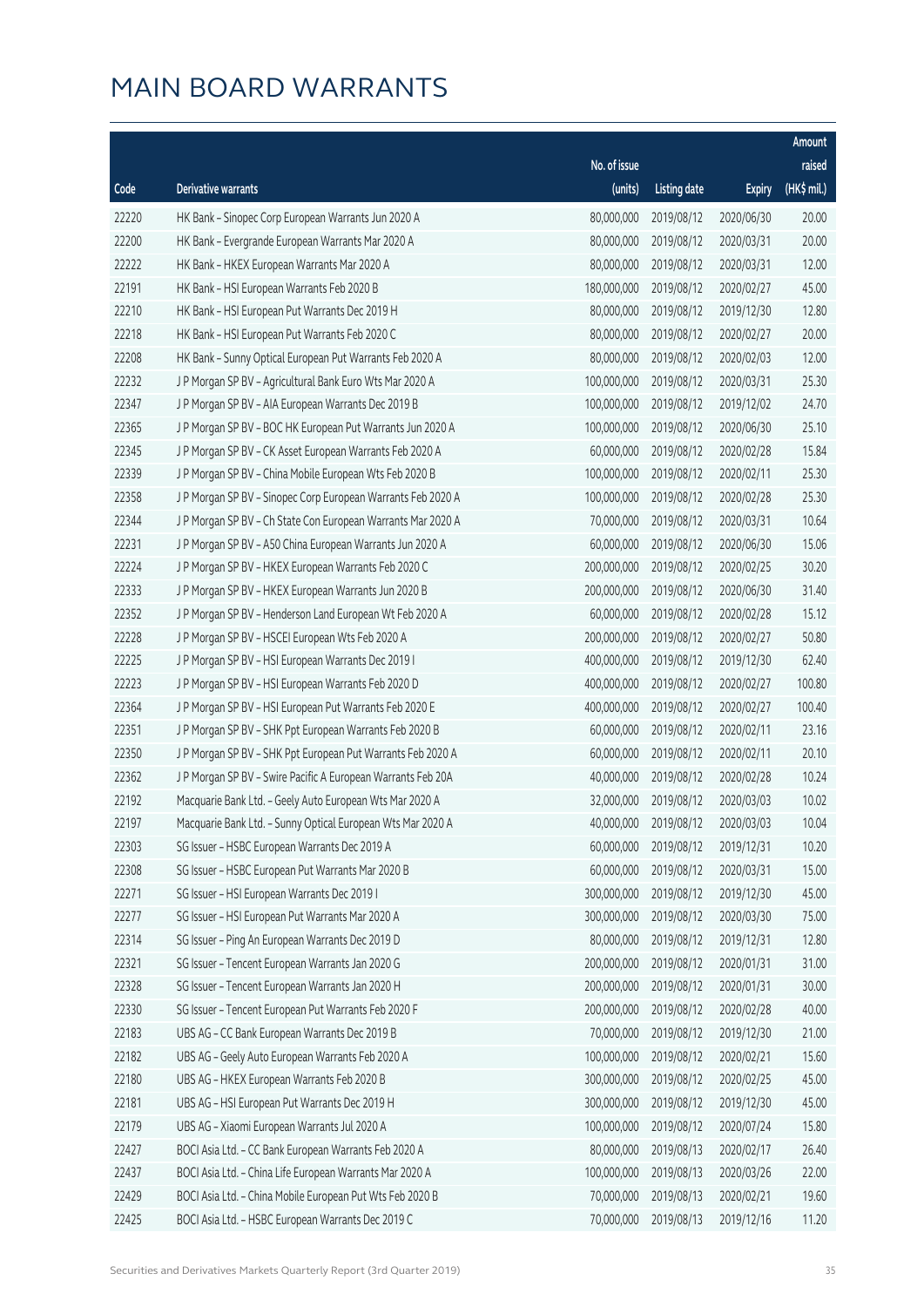# MAIN BOARD WARRANTS

| Code | Derivative warrants | No. of issue (units) | Listing date | Expiry | Amount raised (HK$ mil.) |
|---|---|---|---|---|---|
| 22220 | HK Bank – Sinopec Corp European Warrants Jun 2020 A | 80,000,000 | 2019/08/12 | 2020/06/30 | 20.00 |
| 22200 | HK Bank – Evergrande European Warrants Mar 2020 A | 80,000,000 | 2019/08/12 | 2020/03/31 | 20.00 |
| 22222 | HK Bank – HKEX European Warrants Mar 2020 A | 80,000,000 | 2019/08/12 | 2020/03/31 | 12.00 |
| 22191 | HK Bank – HSI European Warrants Feb 2020 B | 180,000,000 | 2019/08/12 | 2020/02/27 | 45.00 |
| 22210 | HK Bank – HSI European Put Warrants Dec 2019 H | 80,000,000 | 2019/08/12 | 2019/12/30 | 12.80 |
| 22218 | HK Bank – HSI European Put Warrants Feb 2020 C | 80,000,000 | 2019/08/12 | 2020/02/27 | 20.00 |
| 22208 | HK Bank – Sunny Optical European Put Warrants Feb 2020 A | 80,000,000 | 2019/08/12 | 2020/02/03 | 12.00 |
| 22232 | J P Morgan SP BV – Agricultural Bank Euro Wts Mar 2020 A | 100,000,000 | 2019/08/12 | 2020/03/31 | 25.30 |
| 22347 | J P Morgan SP BV – AIA European Warrants Dec 2019 B | 100,000,000 | 2019/08/12 | 2019/12/02 | 24.70 |
| 22365 | J P Morgan SP BV – BOC HK European Put Warrants Jun 2020 A | 100,000,000 | 2019/08/12 | 2020/06/30 | 25.10 |
| 22345 | J P Morgan SP BV – CK Asset European Warrants Feb 2020 A | 60,000,000 | 2019/08/12 | 2020/02/28 | 15.84 |
| 22339 | J P Morgan SP BV – China Mobile European Wts Feb 2020 B | 100,000,000 | 2019/08/12 | 2020/02/11 | 25.30 |
| 22358 | J P Morgan SP BV – Sinopec Corp European Warrants Feb 2020 A | 100,000,000 | 2019/08/12 | 2020/02/28 | 25.30 |
| 22344 | J P Morgan SP BV – Ch State Con European Warrants Mar 2020 A | 70,000,000 | 2019/08/12 | 2020/03/31 | 10.64 |
| 22231 | J P Morgan SP BV – A50 China European Warrants Jun 2020 A | 60,000,000 | 2019/08/12 | 2020/06/30 | 15.06 |
| 22224 | J P Morgan SP BV – HKEX European Warrants Feb 2020 C | 200,000,000 | 2019/08/12 | 2020/02/25 | 30.20 |
| 22333 | J P Morgan SP BV – HKEX European Warrants Jun 2020 B | 200,000,000 | 2019/08/12 | 2020/06/30 | 31.40 |
| 22352 | J P Morgan SP BV – Henderson Land European Wt Feb 2020 A | 60,000,000 | 2019/08/12 | 2020/02/28 | 15.12 |
| 22228 | J P Morgan SP BV – HSCEI European Wts Feb 2020 A | 200,000,000 | 2019/08/12 | 2020/02/27 | 50.80 |
| 22225 | J P Morgan SP BV – HSI European Warrants Dec 2019 I | 400,000,000 | 2019/08/12 | 2019/12/30 | 62.40 |
| 22223 | J P Morgan SP BV – HSI European Warrants Feb 2020 D | 400,000,000 | 2019/08/12 | 2020/02/27 | 100.80 |
| 22364 | J P Morgan SP BV – HSI European Put Warrants Feb 2020 E | 400,000,000 | 2019/08/12 | 2020/02/27 | 100.40 |
| 22351 | J P Morgan SP BV – SHK Ppt European Warrants Feb 2020 B | 60,000,000 | 2019/08/12 | 2020/02/11 | 23.16 |
| 22350 | J P Morgan SP BV – SHK Ppt European Put Warrants Feb 2020 A | 60,000,000 | 2019/08/12 | 2020/02/11 | 20.10 |
| 22362 | J P Morgan SP BV – Swire Pacific A European Warrants Feb 20A | 40,000,000 | 2019/08/12 | 2020/02/28 | 10.24 |
| 22192 | Macquarie Bank Ltd. – Geely Auto European Wts Mar 2020 A | 32,000,000 | 2019/08/12 | 2020/03/03 | 10.02 |
| 22197 | Macquarie Bank Ltd. – Sunny Optical European Wts Mar 2020 A | 40,000,000 | 2019/08/12 | 2020/03/03 | 10.04 |
| 22303 | SG Issuer – HSBC European Warrants Dec 2019 A | 60,000,000 | 2019/08/12 | 2019/12/31 | 10.20 |
| 22308 | SG Issuer – HSBC European Put Warrants Mar 2020 B | 60,000,000 | 2019/08/12 | 2020/03/31 | 15.00 |
| 22271 | SG Issuer – HSI European Warrants Dec 2019 I | 300,000,000 | 2019/08/12 | 2019/12/30 | 45.00 |
| 22277 | SG Issuer – HSI European Put Warrants Mar 2020 A | 300,000,000 | 2019/08/12 | 2020/03/30 | 75.00 |
| 22314 | SG Issuer – Ping An European Warrants Dec 2019 D | 80,000,000 | 2019/08/12 | 2019/12/31 | 12.80 |
| 22321 | SG Issuer – Tencent European Warrants Jan 2020 G | 200,000,000 | 2019/08/12 | 2020/01/31 | 31.00 |
| 22328 | SG Issuer – Tencent European Warrants Jan 2020 H | 200,000,000 | 2019/08/12 | 2020/01/31 | 30.00 |
| 22330 | SG Issuer – Tencent European Put Warrants Feb 2020 F | 200,000,000 | 2019/08/12 | 2020/02/28 | 40.00 |
| 22183 | UBS AG – CC Bank European Warrants Dec 2019 B | 70,000,000 | 2019/08/12 | 2019/12/30 | 21.00 |
| 22182 | UBS AG – Geely Auto European Warrants Feb 2020 A | 100,000,000 | 2019/08/12 | 2020/02/21 | 15.60 |
| 22180 | UBS AG – HKEX European Warrants Feb 2020 B | 300,000,000 | 2019/08/12 | 2020/02/25 | 45.00 |
| 22181 | UBS AG – HSI European Put Warrants Dec 2019 H | 300,000,000 | 2019/08/12 | 2019/12/30 | 45.00 |
| 22179 | UBS AG – Xiaomi European Warrants Jul 2020 A | 100,000,000 | 2019/08/12 | 2020/07/24 | 15.80 |
| 22427 | BOCI Asia Ltd. – CC Bank European Warrants Feb 2020 A | 80,000,000 | 2019/08/13 | 2020/02/17 | 26.40 |
| 22437 | BOCI Asia Ltd. – China Life European Warrants Mar 2020 A | 100,000,000 | 2019/08/13 | 2020/03/26 | 22.00 |
| 22429 | BOCI Asia Ltd. – China Mobile European Put Wts Feb 2020 B | 70,000,000 | 2019/08/13 | 2020/02/21 | 19.60 |
| 22425 | BOCI Asia Ltd. – HSBC European Warrants Dec 2019 C | 70,000,000 | 2019/08/13 | 2019/12/16 | 11.20 |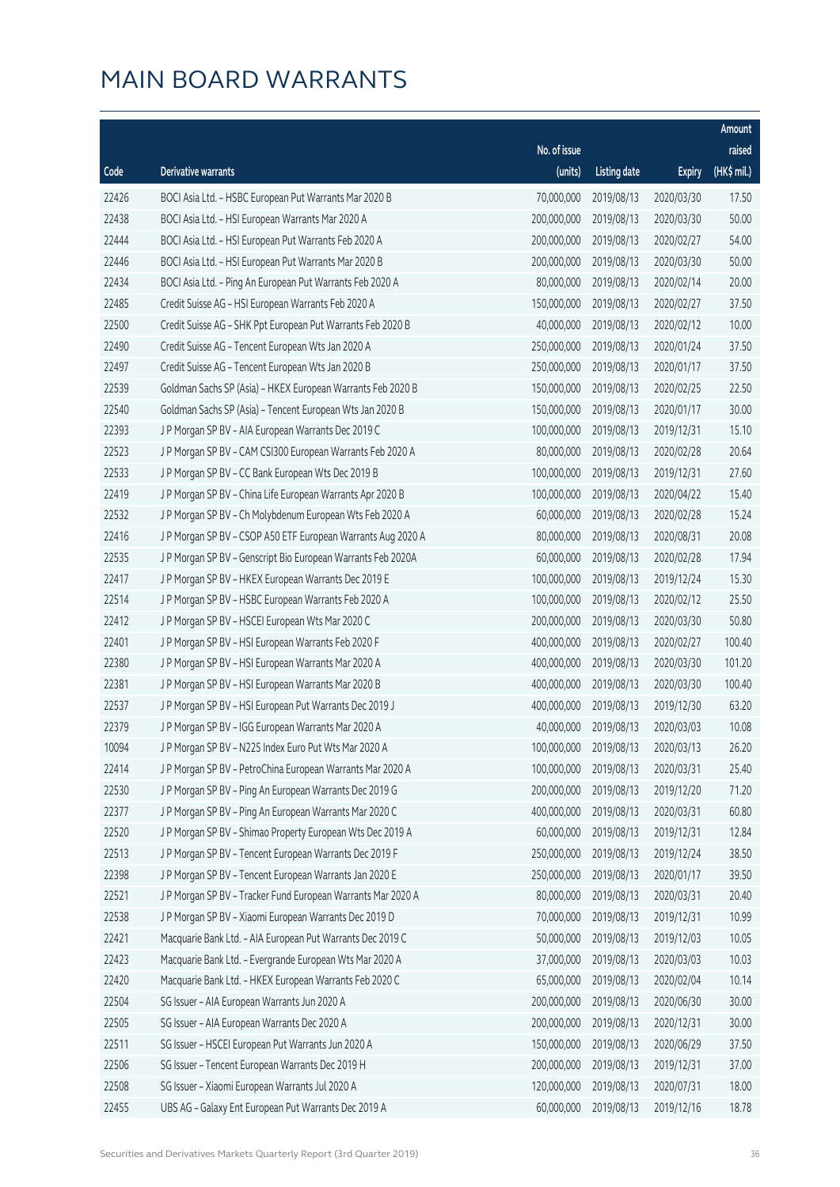# MAIN BOARD WARRANTS

| Code | Derivative warrants | No. of issue (units) | Listing date | Expiry | Amount raised (HK$ mil.) |
|---|---|---|---|---|---|
| 22426 | BOCI Asia Ltd. - HSBC European Put Warrants Mar 2020 B | 70,000,000 | 2019/08/13 | 2020/03/30 | 17.50 |
| 22438 | BOCI Asia Ltd. - HSI European Warrants Mar 2020 A | 200,000,000 | 2019/08/13 | 2020/03/30 | 50.00 |
| 22444 | BOCI Asia Ltd. - HSI European Put Warrants Feb 2020 A | 200,000,000 | 2019/08/13 | 2020/02/27 | 54.00 |
| 22446 | BOCI Asia Ltd. - HSI European Put Warrants Mar 2020 B | 200,000,000 | 2019/08/13 | 2020/03/30 | 50.00 |
| 22434 | BOCI Asia Ltd. - Ping An European Put Warrants Feb 2020 A | 80,000,000 | 2019/08/13 | 2020/02/14 | 20.00 |
| 22485 | Credit Suisse AG - HSI European Warrants Feb 2020 A | 150,000,000 | 2019/08/13 | 2020/02/27 | 37.50 |
| 22500 | Credit Suisse AG - SHK Ppt European Put Warrants Feb 2020 B | 40,000,000 | 2019/08/13 | 2020/02/12 | 10.00 |
| 22490 | Credit Suisse AG - Tencent European Wts Jan 2020 A | 250,000,000 | 2019/08/13 | 2020/01/24 | 37.50 |
| 22497 | Credit Suisse AG - Tencent European Wts Jan 2020 B | 250,000,000 | 2019/08/13 | 2020/01/17 | 37.50 |
| 22539 | Goldman Sachs SP (Asia) - HKEX European Warrants Feb 2020 B | 150,000,000 | 2019/08/13 | 2020/02/25 | 22.50 |
| 22540 | Goldman Sachs SP (Asia) - Tencent European Wts Jan 2020 B | 150,000,000 | 2019/08/13 | 2020/01/17 | 30.00 |
| 22393 | J P Morgan SP BV - AIA European Warrants Dec 2019 C | 100,000,000 | 2019/08/13 | 2019/12/31 | 15.10 |
| 22523 | J P Morgan SP BV - CAM CSI300 European Warrants Feb 2020 A | 80,000,000 | 2019/08/13 | 2020/02/28 | 20.64 |
| 22533 | J P Morgan SP BV - CC Bank European Wts Dec 2019 B | 100,000,000 | 2019/08/13 | 2019/12/31 | 27.60 |
| 22419 | J P Morgan SP BV - China Life European Warrants Apr 2020 B | 100,000,000 | 2019/08/13 | 2020/04/22 | 15.40 |
| 22532 | J P Morgan SP BV - Ch Molybdenum European Wts Feb 2020 A | 60,000,000 | 2019/08/13 | 2020/02/28 | 15.24 |
| 22416 | J P Morgan SP BV - CSOP A50 ETF European Warrants Aug 2020 A | 80,000,000 | 2019/08/13 | 2020/08/31 | 20.08 |
| 22535 | J P Morgan SP BV - Genscript Bio European Warrants Feb 2020A | 60,000,000 | 2019/08/13 | 2020/02/28 | 17.94 |
| 22417 | J P Morgan SP BV - HKEX European Warrants Dec 2019 E | 100,000,000 | 2019/08/13 | 2019/12/24 | 15.30 |
| 22514 | J P Morgan SP BV - HSBC European Warrants Feb 2020 A | 100,000,000 | 2019/08/13 | 2020/02/12 | 25.50 |
| 22412 | J P Morgan SP BV - HSCEI European Wts Mar 2020 C | 200,000,000 | 2019/08/13 | 2020/03/30 | 50.80 |
| 22401 | J P Morgan SP BV - HSI European Warrants Feb 2020 F | 400,000,000 | 2019/08/13 | 2020/02/27 | 100.40 |
| 22380 | J P Morgan SP BV - HSI European Warrants Mar 2020 A | 400,000,000 | 2019/08/13 | 2020/03/30 | 101.20 |
| 22381 | J P Morgan SP BV - HSI European Warrants Mar 2020 B | 400,000,000 | 2019/08/13 | 2020/03/30 | 100.40 |
| 22537 | J P Morgan SP BV - HSI European Put Warrants Dec 2019 J | 400,000,000 | 2019/08/13 | 2019/12/30 | 63.20 |
| 22379 | J P Morgan SP BV - IGG European Warrants Mar 2020 A | 40,000,000 | 2019/08/13 | 2020/03/03 | 10.08 |
| 10094 | J P Morgan SP BV - N225 Index Euro Put Wts Mar 2020 A | 100,000,000 | 2019/08/13 | 2020/03/13 | 26.20 |
| 22414 | J P Morgan SP BV - PetroChina European Warrants Mar 2020 A | 100,000,000 | 2019/08/13 | 2020/03/31 | 25.40 |
| 22530 | J P Morgan SP BV - Ping An European Warrants Dec 2019 G | 200,000,000 | 2019/08/13 | 2019/12/20 | 71.20 |
| 22377 | J P Morgan SP BV - Ping An European Warrants Mar 2020 C | 400,000,000 | 2019/08/13 | 2020/03/31 | 60.80 |
| 22520 | J P Morgan SP BV - Shimao Property European Wts Dec 2019 A | 60,000,000 | 2019/08/13 | 2019/12/31 | 12.84 |
| 22513 | J P Morgan SP BV - Tencent European Warrants Dec 2019 F | 250,000,000 | 2019/08/13 | 2019/12/24 | 38.50 |
| 22398 | J P Morgan SP BV - Tencent European Warrants Jan 2020 E | 250,000,000 | 2019/08/13 | 2020/01/17 | 39.50 |
| 22521 | J P Morgan SP BV - Tracker Fund European Warrants Mar 2020 A | 80,000,000 | 2019/08/13 | 2020/03/31 | 20.40 |
| 22538 | J P Morgan SP BV - Xiaomi European Warrants Dec 2019 D | 70,000,000 | 2019/08/13 | 2019/12/31 | 10.99 |
| 22421 | Macquarie Bank Ltd. - AIA European Put Warrants Dec 2019 C | 50,000,000 | 2019/08/13 | 2019/12/03 | 10.05 |
| 22423 | Macquarie Bank Ltd. - Evergrande European Wts Mar 2020 A | 37,000,000 | 2019/08/13 | 2020/03/03 | 10.03 |
| 22420 | Macquarie Bank Ltd. - HKEX European Warrants Feb 2020 C | 65,000,000 | 2019/08/13 | 2020/02/04 | 10.14 |
| 22504 | SG Issuer - AIA European Warrants Jun 2020 A | 200,000,000 | 2019/08/13 | 2020/06/30 | 30.00 |
| 22505 | SG Issuer - AIA European Warrants Dec 2020 A | 200,000,000 | 2019/08/13 | 2020/12/31 | 30.00 |
| 22511 | SG Issuer - HSCEI European Put Warrants Jun 2020 A | 150,000,000 | 2019/08/13 | 2020/06/29 | 37.50 |
| 22506 | SG Issuer - Tencent European Warrants Dec 2019 H | 200,000,000 | 2019/08/13 | 2019/12/31 | 37.00 |
| 22508 | SG Issuer - Xiaomi European Warrants Jul 2020 A | 120,000,000 | 2019/08/13 | 2020/07/31 | 18.00 |
| 22455 | UBS AG - Galaxy Ent European Put Warrants Dec 2019 A | 60,000,000 | 2019/08/13 | 2019/12/16 | 18.78 |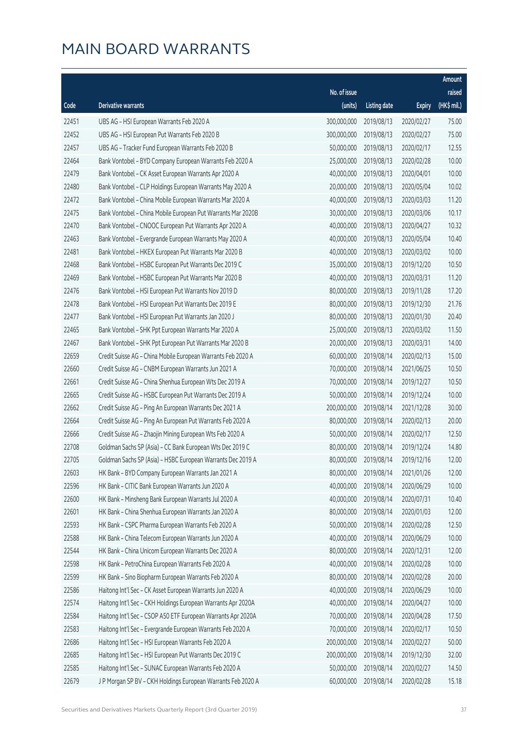# MAIN BOARD WARRANTS

| Code | Derivative warrants | No. of issue (units) | Listing date | Expiry | Amount raised (HK$ mil.) |
|---|---|---|---|---|---|
| 22451 | UBS AG - HSI European Warrants Feb 2020 A | 300,000,000 | 2019/08/13 | 2020/02/27 | 75.00 |
| 22452 | UBS AG - HSI European Put Warrants Feb 2020 B | 300,000,000 | 2019/08/13 | 2020/02/27 | 75.00 |
| 22457 | UBS AG - Tracker Fund European Warrants Feb 2020 B | 50,000,000 | 2019/08/13 | 2020/02/17 | 12.55 |
| 22464 | Bank Vontobel - BYD Company European Warrants Feb 2020 A | 25,000,000 | 2019/08/13 | 2020/02/28 | 10.00 |
| 22479 | Bank Vontobel - CK Asset European Warrants Apr 2020 A | 40,000,000 | 2019/08/13 | 2020/04/01 | 10.00 |
| 22480 | Bank Vontobel - CLP Holdings European Warrants May 2020 A | 20,000,000 | 2019/08/13 | 2020/05/04 | 10.02 |
| 22472 | Bank Vontobel - China Mobile European Warrants Mar 2020 A | 40,000,000 | 2019/08/13 | 2020/03/03 | 11.20 |
| 22475 | Bank Vontobel - China Mobile European Put Warrants Mar 2020B | 30,000,000 | 2019/08/13 | 2020/03/06 | 10.17 |
| 22470 | Bank Vontobel - CNOOC European Put Warrants Apr 2020 A | 40,000,000 | 2019/08/13 | 2020/04/27 | 10.32 |
| 22463 | Bank Vontobel - Evergrande European Warrants May 2020 A | 40,000,000 | 2019/08/13 | 2020/05/04 | 10.40 |
| 22481 | Bank Vontobel - HKEX European Put Warrants Mar 2020 B | 40,000,000 | 2019/08/13 | 2020/03/02 | 10.00 |
| 22468 | Bank Vontobel - HSBC European Put Warrants Dec 2019 C | 35,000,000 | 2019/08/13 | 2019/12/20 | 10.50 |
| 22469 | Bank Vontobel - HSBC European Put Warrants Mar 2020 B | 40,000,000 | 2019/08/13 | 2020/03/31 | 11.20 |
| 22476 | Bank Vontobel - HSI European Put Warrants Nov 2019 D | 80,000,000 | 2019/08/13 | 2019/11/28 | 17.20 |
| 22478 | Bank Vontobel - HSI European Put Warrants Dec 2019 E | 80,000,000 | 2019/08/13 | 2019/12/30 | 21.76 |
| 22477 | Bank Vontobel - HSI European Put Warrants Jan 2020 J | 80,000,000 | 2019/08/13 | 2020/01/30 | 20.40 |
| 22465 | Bank Vontobel - SHK Ppt European Warrants Mar 2020 A | 25,000,000 | 2019/08/13 | 2020/03/02 | 11.50 |
| 22467 | Bank Vontobel - SHK Ppt European Put Warrants Mar 2020 B | 20,000,000 | 2019/08/13 | 2020/03/31 | 14.00 |
| 22659 | Credit Suisse AG - China Mobile European Warrants Feb 2020 A | 60,000,000 | 2019/08/14 | 2020/02/13 | 15.00 |
| 22660 | Credit Suisse AG - CNBM European Warrants Jun 2021 A | 70,000,000 | 2019/08/14 | 2021/06/25 | 10.50 |
| 22661 | Credit Suisse AG - China Shenhua European Wts Dec 2019 A | 70,000,000 | 2019/08/14 | 2019/12/27 | 10.50 |
| 22665 | Credit Suisse AG - HSBC European Put Warrants Dec 2019 A | 50,000,000 | 2019/08/14 | 2019/12/24 | 10.00 |
| 22662 | Credit Suisse AG - Ping An European Warrants Dec 2021 A | 200,000,000 | 2019/08/14 | 2021/12/28 | 30.00 |
| 22664 | Credit Suisse AG - Ping An European Put Warrants Feb 2020 A | 80,000,000 | 2019/08/14 | 2020/02/13 | 20.00 |
| 22666 | Credit Suisse AG - Zhaojin Mining European Wts Feb 2020 A | 50,000,000 | 2019/08/14 | 2020/02/17 | 12.50 |
| 22708 | Goldman Sachs SP (Asia) - CC Bank European Wts Dec 2019 C | 80,000,000 | 2019/08/14 | 2019/12/24 | 14.80 |
| 22705 | Goldman Sachs SP (Asia) - HSBC European Warrants Dec 2019 A | 80,000,000 | 2019/08/14 | 2019/12/16 | 12.00 |
| 22603 | HK Bank - BYD Company European Warrants Jan 2021 A | 80,000,000 | 2019/08/14 | 2021/01/26 | 12.00 |
| 22596 | HK Bank - CITIC Bank European Warrants Jun 2020 A | 40,000,000 | 2019/08/14 | 2020/06/29 | 10.00 |
| 22600 | HK Bank - Minsheng Bank European Warrants Jul 2020 A | 40,000,000 | 2019/08/14 | 2020/07/31 | 10.40 |
| 22601 | HK Bank - China Shenhua European Warrants Jan 2020 A | 80,000,000 | 2019/08/14 | 2020/01/03 | 12.00 |
| 22593 | HK Bank - CSPC Pharma European Warrants Feb 2020 A | 50,000,000 | 2019/08/14 | 2020/02/28 | 12.50 |
| 22588 | HK Bank - China Telecom European Warrants Jun 2020 A | 40,000,000 | 2019/08/14 | 2020/06/29 | 10.00 |
| 22544 | HK Bank - China Unicom European Warrants Dec 2020 A | 80,000,000 | 2019/08/14 | 2020/12/31 | 12.00 |
| 22598 | HK Bank - PetroChina European Warrants Feb 2020 A | 40,000,000 | 2019/08/14 | 2020/02/28 | 10.00 |
| 22599 | HK Bank - Sino Biopharm European Warrants Feb 2020 A | 80,000,000 | 2019/08/14 | 2020/02/28 | 20.00 |
| 22586 | Haitong Int'l Sec - CK Asset European Warrants Jun 2020 A | 40,000,000 | 2019/08/14 | 2020/06/29 | 10.00 |
| 22574 | Haitong Int'l Sec - CKH Holdings European Warrants Apr 2020A | 40,000,000 | 2019/08/14 | 2020/04/27 | 10.00 |
| 22584 | Haitong Int'l Sec - CSOP A50 ETF European Warrants Apr 2020A | 70,000,000 | 2019/08/14 | 2020/04/28 | 17.50 |
| 22583 | Haitong Int'l Sec - Evergrande European Warrants Feb 2020 A | 70,000,000 | 2019/08/14 | 2020/02/17 | 10.50 |
| 22686 | Haitong Int'l Sec - HSI European Warrants Feb 2020 A | 200,000,000 | 2019/08/14 | 2020/02/27 | 50.00 |
| 22685 | Haitong Int'l Sec - HSI European Put Warrants Dec 2019 C | 200,000,000 | 2019/08/14 | 2019/12/30 | 32.00 |
| 22585 | Haitong Int'l Sec - SUNAC European Warrants Feb 2020 A | 50,000,000 | 2019/08/14 | 2020/02/27 | 14.50 |
| 22679 | J P Morgan SP BV - CKH Holdings European Warrants Feb 2020 A | 60,000,000 | 2019/08/14 | 2020/02/28 | 15.18 |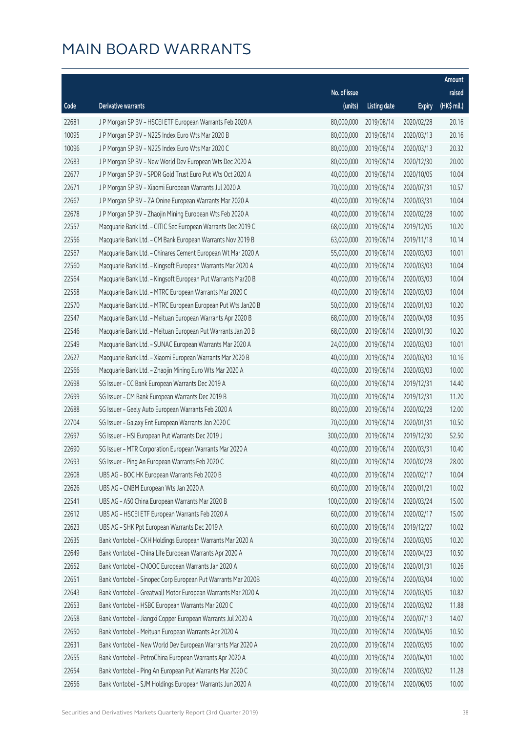# MAIN BOARD WARRANTS

| Code | Derivative warrants | No. of issue (units) | Listing date | Expiry | Amount raised (HK$ mil.) |
|---|---|---|---|---|---|
| 22681 | J P Morgan SP BV - HSCEI ETF European Warrants Feb 2020 A | 80,000,000 | 2019/08/14 | 2020/02/28 | 20.16 |
| 10095 | J P Morgan SP BV - N225 Index Euro Wts Mar 2020 B | 80,000,000 | 2019/08/14 | 2020/03/13 | 20.16 |
| 10096 | J P Morgan SP BV - N225 Index Euro Wts Mar 2020 C | 80,000,000 | 2019/08/14 | 2020/03/13 | 20.32 |
| 22683 | J P Morgan SP BV - New World Dev European Wts Dec 2020 A | 80,000,000 | 2019/08/14 | 2020/12/30 | 20.00 |
| 22677 | J P Morgan SP BV - SPDR Gold Trust Euro Put Wts Oct 2020 A | 40,000,000 | 2019/08/14 | 2020/10/05 | 10.04 |
| 22671 | J P Morgan SP BV - Xiaomi European Warrants Jul 2020 A | 70,000,000 | 2019/08/14 | 2020/07/31 | 10.57 |
| 22667 | J P Morgan SP BV - ZA Onine European Warrants Mar 2020 A | 40,000,000 | 2019/08/14 | 2020/03/31 | 10.04 |
| 22678 | J P Morgan SP BV - Zhaojin Mining European Wts Feb 2020 A | 40,000,000 | 2019/08/14 | 2020/02/28 | 10.00 |
| 22557 | Macquarie Bank Ltd. - CITIC Sec European Warrants Dec 2019 C | 68,000,000 | 2019/08/14 | 2019/12/05 | 10.20 |
| 22556 | Macquarie Bank Ltd. - CM Bank European Warrants Nov 2019 B | 63,000,000 | 2019/08/14 | 2019/11/18 | 10.14 |
| 22567 | Macquarie Bank Ltd. - Chinares Cement European Wt Mar 2020 A | 55,000,000 | 2019/08/14 | 2020/03/03 | 10.01 |
| 22560 | Macquarie Bank Ltd. - Kingsoft European Warrants Mar 2020 A | 40,000,000 | 2019/08/14 | 2020/03/03 | 10.04 |
| 22564 | Macquarie Bank Ltd. - Kingsoft European Put Warrants Mar20 B | 40,000,000 | 2019/08/14 | 2020/03/03 | 10.04 |
| 22558 | Macquarie Bank Ltd. - MTRC European Warrants Mar 2020 C | 40,000,000 | 2019/08/14 | 2020/03/03 | 10.04 |
| 22570 | Macquarie Bank Ltd. - MTRC European European Put Wts Jan20 B | 50,000,000 | 2019/08/14 | 2020/01/03 | 10.20 |
| 22547 | Macquarie Bank Ltd. - Meituan European Warrants Apr 2020 B | 68,000,000 | 2019/08/14 | 2020/04/08 | 10.95 |
| 22546 | Macquarie Bank Ltd. - Meituan European Put Warrants Jan 20 B | 68,000,000 | 2019/08/14 | 2020/01/30 | 10.20 |
| 22549 | Macquarie Bank Ltd. - SUNAC European Warrants Mar 2020 A | 24,000,000 | 2019/08/14 | 2020/03/03 | 10.01 |
| 22627 | Macquarie Bank Ltd. - Xiaomi European Warrants Mar 2020 B | 40,000,000 | 2019/08/14 | 2020/03/03 | 10.16 |
| 22566 | Macquarie Bank Ltd. - Zhaojin Mining Euro Wts Mar 2020 A | 40,000,000 | 2019/08/14 | 2020/03/03 | 10.00 |
| 22698 | SG Issuer - CC Bank European Warrants Dec 2019 A | 60,000,000 | 2019/08/14 | 2019/12/31 | 14.40 |
| 22699 | SG Issuer - CM Bank European Warrants Dec 2019 B | 70,000,000 | 2019/08/14 | 2019/12/31 | 11.20 |
| 22688 | SG Issuer - Geely Auto European Warrants Feb 2020 A | 80,000,000 | 2019/08/14 | 2020/02/28 | 12.00 |
| 22704 | SG Issuer - Galaxy Ent European Warrants Jan 2020 C | 70,000,000 | 2019/08/14 | 2020/01/31 | 10.50 |
| 22697 | SG Issuer - HSI European Put Warrants Dec 2019 J | 300,000,000 | 2019/08/14 | 2019/12/30 | 52.50 |
| 22690 | SG Issuer - MTR Corporation European Warrants Mar 2020 A | 40,000,000 | 2019/08/14 | 2020/03/31 | 10.40 |
| 22693 | SG Issuer - Ping An European Warrants Feb 2020 C | 80,000,000 | 2019/08/14 | 2020/02/28 | 28.00 |
| 22608 | UBS AG - BOC HK European Warrants Feb 2020 B | 40,000,000 | 2019/08/14 | 2020/02/17 | 10.04 |
| 22626 | UBS AG - CNBM European Wts Jan 2020 A | 60,000,000 | 2019/08/14 | 2020/01/21 | 10.02 |
| 22541 | UBS AG - A50 China European Warrants Mar 2020 B | 100,000,000 | 2019/08/14 | 2020/03/24 | 15.00 |
| 22612 | UBS AG - HSCEI ETF European Warrants Feb 2020 A | 60,000,000 | 2019/08/14 | 2020/02/17 | 15.00 |
| 22623 | UBS AG - SHK Ppt European Warrants Dec 2019 A | 60,000,000 | 2019/08/14 | 2019/12/27 | 10.02 |
| 22635 | Bank Vontobel - CKH Holdings European Warrants Mar 2020 A | 30,000,000 | 2019/08/14 | 2020/03/05 | 10.20 |
| 22649 | Bank Vontobel - China Life European Warrants Apr 2020 A | 70,000,000 | 2019/08/14 | 2020/04/23 | 10.50 |
| 22652 | Bank Vontobel - CNOOC European Warrants Jan 2020 A | 60,000,000 | 2019/08/14 | 2020/01/31 | 10.26 |
| 22651 | Bank Vontobel - Sinopec Corp European Put Warrants Mar 2020B | 40,000,000 | 2019/08/14 | 2020/03/04 | 10.00 |
| 22643 | Bank Vontobel - Greatwall Motor European Warrants Mar 2020 A | 20,000,000 | 2019/08/14 | 2020/03/05 | 10.82 |
| 22653 | Bank Vontobel - HSBC European Warrants Mar 2020 C | 40,000,000 | 2019/08/14 | 2020/03/02 | 11.88 |
| 22658 | Bank Vontobel - Jiangxi Copper European Warrants Jul 2020 A | 70,000,000 | 2019/08/14 | 2020/07/13 | 14.07 |
| 22650 | Bank Vontobel - Meituan European Warrants Apr 2020 A | 70,000,000 | 2019/08/14 | 2020/04/06 | 10.50 |
| 22631 | Bank Vontobel - New World Dev European Warrants Mar 2020 A | 20,000,000 | 2019/08/14 | 2020/03/05 | 10.00 |
| 22655 | Bank Vontobel - PetroChina European Warrants Apr 2020 A | 40,000,000 | 2019/08/14 | 2020/04/01 | 10.00 |
| 22654 | Bank Vontobel - Ping An European Put Warrants Mar 2020 C | 30,000,000 | 2019/08/14 | 2020/03/02 | 11.28 |
| 22656 | Bank Vontobel - SJM Holdings European Warrants Jun 2020 A | 40,000,000 | 2019/08/14 | 2020/06/05 | 10.00 |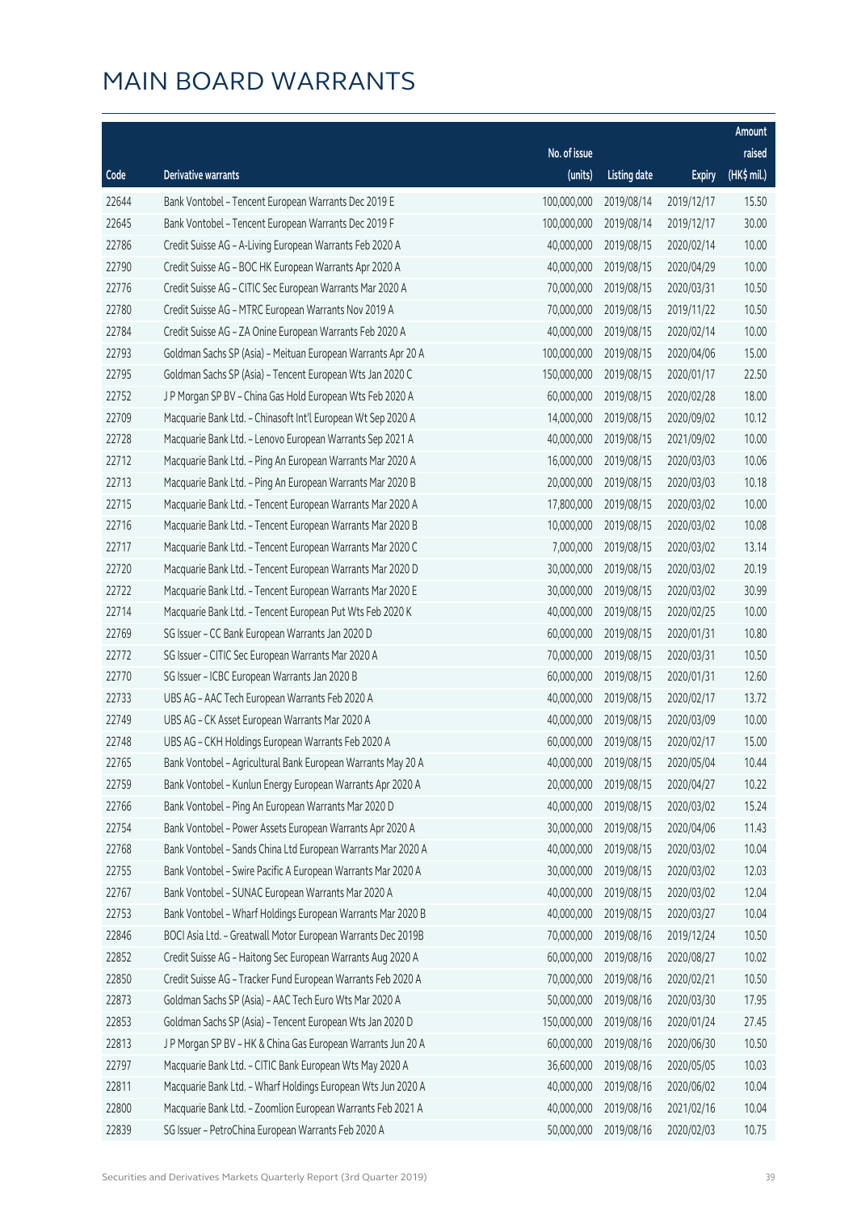# MAIN BOARD WARRANTS

| Code | Derivative warrants | No. of issue (units) | Listing date | Expiry | Amount raised (HK$ mil.) |
|---|---|---|---|---|---|
| 22644 | Bank Vontobel – Tencent European Warrants Dec 2019 E | 100,000,000 | 2019/08/14 | 2019/12/17 | 15.50 |
| 22645 | Bank Vontobel – Tencent European Warrants Dec 2019 F | 100,000,000 | 2019/08/14 | 2019/12/17 | 30.00 |
| 22786 | Credit Suisse AG – A-Living European Warrants Feb 2020 A | 40,000,000 | 2019/08/15 | 2020/02/14 | 10.00 |
| 22790 | Credit Suisse AG – BOC HK European Warrants Apr 2020 A | 40,000,000 | 2019/08/15 | 2020/04/29 | 10.00 |
| 22776 | Credit Suisse AG – CITIC Sec European Warrants Mar 2020 A | 70,000,000 | 2019/08/15 | 2020/03/31 | 10.50 |
| 22780 | Credit Suisse AG – MTRC European Warrants Nov 2019 A | 70,000,000 | 2019/08/15 | 2019/11/22 | 10.50 |
| 22784 | Credit Suisse AG – ZA Onine European Warrants Feb 2020 A | 40,000,000 | 2019/08/15 | 2020/02/14 | 10.00 |
| 22793 | Goldman Sachs SP (Asia) – Meituan European Warrants Apr 20 A | 100,000,000 | 2019/08/15 | 2020/04/06 | 15.00 |
| 22795 | Goldman Sachs SP (Asia) – Tencent European Wts Jan 2020 C | 150,000,000 | 2019/08/15 | 2020/01/17 | 22.50 |
| 22752 | J P Morgan SP BV – China Gas Hold European Wts Feb 2020 A | 60,000,000 | 2019/08/15 | 2020/02/28 | 18.00 |
| 22709 | Macquarie Bank Ltd. – Chinasoft Int'l European Wt Sep 2020 A | 14,000,000 | 2019/08/15 | 2020/09/02 | 10.12 |
| 22728 | Macquarie Bank Ltd. – Lenovo European Warrants Sep 2021 A | 40,000,000 | 2019/08/15 | 2021/09/02 | 10.00 |
| 22712 | Macquarie Bank Ltd. – Ping An European Warrants Mar 2020 A | 16,000,000 | 2019/08/15 | 2020/03/03 | 10.06 |
| 22713 | Macquarie Bank Ltd. – Ping An European Warrants Mar 2020 B | 20,000,000 | 2019/08/15 | 2020/03/03 | 10.18 |
| 22715 | Macquarie Bank Ltd. – Tencent European Warrants Mar 2020 A | 17,800,000 | 2019/08/15 | 2020/03/02 | 10.00 |
| 22716 | Macquarie Bank Ltd. – Tencent European Warrants Mar 2020 B | 10,000,000 | 2019/08/15 | 2020/03/02 | 10.08 |
| 22717 | Macquarie Bank Ltd. – Tencent European Warrants Mar 2020 C | 7,000,000 | 2019/08/15 | 2020/03/02 | 13.14 |
| 22720 | Macquarie Bank Ltd. – Tencent European Warrants Mar 2020 D | 30,000,000 | 2019/08/15 | 2020/03/02 | 20.19 |
| 22722 | Macquarie Bank Ltd. – Tencent European Warrants Mar 2020 E | 30,000,000 | 2019/08/15 | 2020/03/02 | 30.99 |
| 22714 | Macquarie Bank Ltd. – Tencent European Put Wts Feb 2020 K | 40,000,000 | 2019/08/15 | 2020/02/25 | 10.00 |
| 22769 | SG Issuer – CC Bank European Warrants Jan 2020 D | 60,000,000 | 2019/08/15 | 2020/01/31 | 10.80 |
| 22772 | SG Issuer – CITIC Sec European Warrants Mar 2020 A | 70,000,000 | 2019/08/15 | 2020/03/31 | 10.50 |
| 22770 | SG Issuer – ICBC European Warrants Jan 2020 B | 60,000,000 | 2019/08/15 | 2020/01/31 | 12.60 |
| 22733 | UBS AG – AAC Tech European Warrants Feb 2020 A | 40,000,000 | 2019/08/15 | 2020/02/17 | 13.72 |
| 22749 | UBS AG – CK Asset European Warrants Mar 2020 A | 40,000,000 | 2019/08/15 | 2020/03/09 | 10.00 |
| 22748 | UBS AG – CKH Holdings European Warrants Feb 2020 A | 60,000,000 | 2019/08/15 | 2020/02/17 | 15.00 |
| 22765 | Bank Vontobel – Agricultural Bank European Warrants May 20 A | 40,000,000 | 2019/08/15 | 2020/05/04 | 10.44 |
| 22759 | Bank Vontobel – Kunlun Energy European Warrants Apr 2020 A | 20,000,000 | 2019/08/15 | 2020/04/27 | 10.22 |
| 22766 | Bank Vontobel – Ping An European Warrants Mar 2020 D | 40,000,000 | 2019/08/15 | 2020/03/02 | 15.24 |
| 22754 | Bank Vontobel – Power Assets European Warrants Apr 2020 A | 30,000,000 | 2019/08/15 | 2020/04/06 | 11.43 |
| 22768 | Bank Vontobel – Sands China Ltd European Warrants Mar 2020 A | 40,000,000 | 2019/08/15 | 2020/03/02 | 10.04 |
| 22755 | Bank Vontobel – Swire Pacific A European Warrants Mar 2020 A | 30,000,000 | 2019/08/15 | 2020/03/02 | 12.03 |
| 22767 | Bank Vontobel – SUNAC European Warrants Mar 2020 A | 40,000,000 | 2019/08/15 | 2020/03/02 | 12.04 |
| 22753 | Bank Vontobel – Wharf Holdings European Warrants Mar 2020 B | 40,000,000 | 2019/08/15 | 2020/03/27 | 10.04 |
| 22846 | BOCI Asia Ltd. – Greatwall Motor European Warrants Dec 2019B | 70,000,000 | 2019/08/16 | 2019/12/24 | 10.50 |
| 22852 | Credit Suisse AG – Haitong Sec European Warrants Aug 2020 A | 60,000,000 | 2019/08/16 | 2020/08/27 | 10.02 |
| 22850 | Credit Suisse AG – Tracker Fund European Warrants Feb 2020 A | 70,000,000 | 2019/08/16 | 2020/02/21 | 10.50 |
| 22873 | Goldman Sachs SP (Asia) – AAC Tech Euro Wts Mar 2020 A | 50,000,000 | 2019/08/16 | 2020/03/30 | 17.95 |
| 22853 | Goldman Sachs SP (Asia) – Tencent European Wts Jan 2020 D | 150,000,000 | 2019/08/16 | 2020/01/24 | 27.45 |
| 22813 | J P Morgan SP BV – HK & China Gas European Warrants Jun 20 A | 60,000,000 | 2019/08/16 | 2020/06/30 | 10.50 |
| 22797 | Macquarie Bank Ltd. – CITIC Bank European Wts May 2020 A | 36,600,000 | 2019/08/16 | 2020/05/05 | 10.03 |
| 22811 | Macquarie Bank Ltd. – Wharf Holdings European Wts Jun 2020 A | 40,000,000 | 2019/08/16 | 2020/06/02 | 10.04 |
| 22800 | Macquarie Bank Ltd. – Zoomlion European Warrants Feb 2021 A | 40,000,000 | 2019/08/16 | 2021/02/16 | 10.04 |
| 22839 | SG Issuer – PetroChina European Warrants Feb 2020 A | 50,000,000 | 2019/08/16 | 2020/02/03 | 10.75 |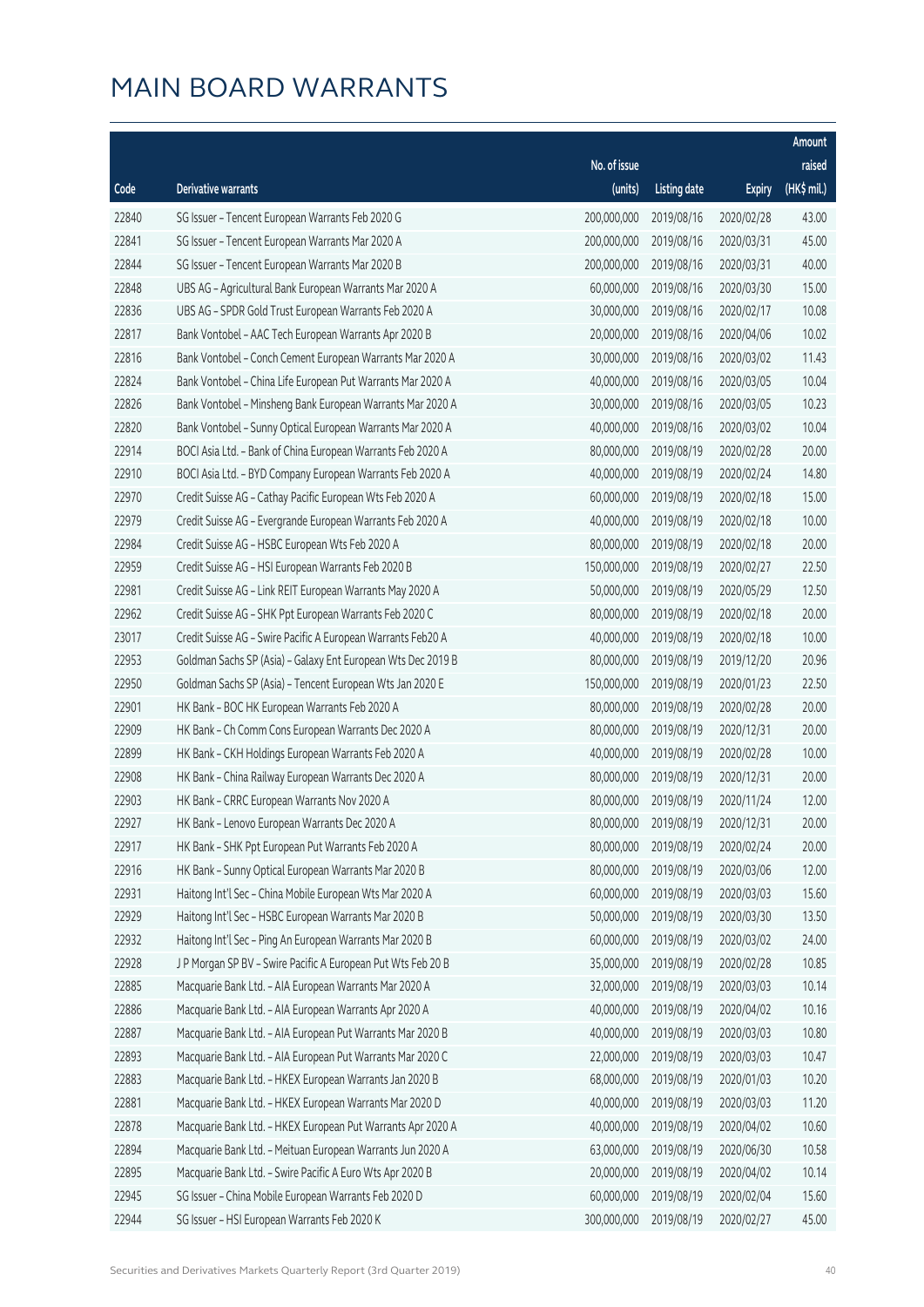# MAIN BOARD WARRANTS

| Code | Derivative warrants | No. of issue (units) | Listing date | Expiry | Amount raised (HK$ mil.) |
|---|---|---|---|---|---|
| 22840 | SG Issuer – Tencent European Warrants Feb 2020 G | 200,000,000 | 2019/08/16 | 2020/02/28 | 43.00 |
| 22841 | SG Issuer – Tencent European Warrants Mar 2020 A | 200,000,000 | 2019/08/16 | 2020/03/31 | 45.00 |
| 22844 | SG Issuer – Tencent European Warrants Mar 2020 B | 200,000,000 | 2019/08/16 | 2020/03/31 | 40.00 |
| 22848 | UBS AG – Agricultural Bank European Warrants Mar 2020 A | 60,000,000 | 2019/08/16 | 2020/03/30 | 15.00 |
| 22836 | UBS AG – SPDR Gold Trust European Warrants Feb 2020 A | 30,000,000 | 2019/08/16 | 2020/02/17 | 10.08 |
| 22817 | Bank Vontobel – AAC Tech European Warrants Apr 2020 B | 20,000,000 | 2019/08/16 | 2020/04/06 | 10.02 |
| 22816 | Bank Vontobel – Conch Cement European Warrants Mar 2020 A | 30,000,000 | 2019/08/16 | 2020/03/02 | 11.43 |
| 22824 | Bank Vontobel – China Life European Put Warrants Mar 2020 A | 40,000,000 | 2019/08/16 | 2020/03/05 | 10.04 |
| 22826 | Bank Vontobel – Minsheng Bank European Warrants Mar 2020 A | 30,000,000 | 2019/08/16 | 2020/03/05 | 10.23 |
| 22820 | Bank Vontobel – Sunny Optical European Warrants Mar 2020 A | 40,000,000 | 2019/08/16 | 2020/03/02 | 10.04 |
| 22914 | BOCI Asia Ltd. – Bank of China European Warrants Feb 2020 A | 80,000,000 | 2019/08/19 | 2020/02/28 | 20.00 |
| 22910 | BOCI Asia Ltd. – BYD Company European Warrants Feb 2020 A | 40,000,000 | 2019/08/19 | 2020/02/24 | 14.80 |
| 22970 | Credit Suisse AG – Cathay Pacific European Wts Feb 2020 A | 60,000,000 | 2019/08/19 | 2020/02/18 | 15.00 |
| 22979 | Credit Suisse AG – Evergrande European Warrants Feb 2020 A | 40,000,000 | 2019/08/19 | 2020/02/18 | 10.00 |
| 22984 | Credit Suisse AG – HSBC European Wts Feb 2020 A | 80,000,000 | 2019/08/19 | 2020/02/18 | 20.00 |
| 22959 | Credit Suisse AG – HSI European Warrants Feb 2020 B | 150,000,000 | 2019/08/19 | 2020/02/27 | 22.50 |
| 22981 | Credit Suisse AG – Link REIT European Warrants May 2020 A | 50,000,000 | 2019/08/19 | 2020/05/29 | 12.50 |
| 22962 | Credit Suisse AG – SHK Ppt European Warrants Feb 2020 C | 80,000,000 | 2019/08/19 | 2020/02/18 | 20.00 |
| 23017 | Credit Suisse AG – Swire Pacific A European Warrants Feb20 A | 40,000,000 | 2019/08/19 | 2020/02/18 | 10.00 |
| 22953 | Goldman Sachs SP (Asia) – Galaxy Ent European Wts Dec 2019 B | 80,000,000 | 2019/08/19 | 2019/12/20 | 20.96 |
| 22950 | Goldman Sachs SP (Asia) – Tencent European Wts Jan 2020 E | 150,000,000 | 2019/08/19 | 2020/01/23 | 22.50 |
| 22901 | HK Bank – BOC HK European Warrants Feb 2020 A | 80,000,000 | 2019/08/19 | 2020/02/28 | 20.00 |
| 22909 | HK Bank – Ch Comm Cons European Warrants Dec 2020 A | 80,000,000 | 2019/08/19 | 2020/12/31 | 20.00 |
| 22899 | HK Bank – CKH Holdings European Warrants Feb 2020 A | 40,000,000 | 2019/08/19 | 2020/02/28 | 10.00 |
| 22908 | HK Bank – China Railway European Warrants Dec 2020 A | 80,000,000 | 2019/08/19 | 2020/12/31 | 20.00 |
| 22903 | HK Bank – CRRC European Warrants Nov 2020 A | 80,000,000 | 2019/08/19 | 2020/11/24 | 12.00 |
| 22927 | HK Bank – Lenovo European Warrants Dec 2020 A | 80,000,000 | 2019/08/19 | 2020/12/31 | 20.00 |
| 22917 | HK Bank – SHK Ppt European Put Warrants Feb 2020 A | 80,000,000 | 2019/08/19 | 2020/02/24 | 20.00 |
| 22916 | HK Bank – Sunny Optical European Warrants Mar 2020 B | 80,000,000 | 2019/08/19 | 2020/03/06 | 12.00 |
| 22931 | Haitong Int'l Sec – China Mobile European Wts Mar 2020 A | 60,000,000 | 2019/08/19 | 2020/03/03 | 15.60 |
| 22929 | Haitong Int'l Sec – HSBC European Warrants Mar 2020 B | 50,000,000 | 2019/08/19 | 2020/03/30 | 13.50 |
| 22932 | Haitong Int'l Sec – Ping An European Warrants Mar 2020 B | 60,000,000 | 2019/08/19 | 2020/03/02 | 24.00 |
| 22928 | J P Morgan SP BV – Swire Pacific A European Put Wts Feb 20 B | 35,000,000 | 2019/08/19 | 2020/02/28 | 10.85 |
| 22885 | Macquarie Bank Ltd. – AIA European Warrants Mar 2020 A | 32,000,000 | 2019/08/19 | 2020/03/03 | 10.14 |
| 22886 | Macquarie Bank Ltd. – AIA European Warrants Apr 2020 A | 40,000,000 | 2019/08/19 | 2020/04/02 | 10.16 |
| 22887 | Macquarie Bank Ltd. – AIA European Put Warrants Mar 2020 B | 40,000,000 | 2019/08/19 | 2020/03/03 | 10.80 |
| 22893 | Macquarie Bank Ltd. – AIA European Put Warrants Mar 2020 C | 22,000,000 | 2019/08/19 | 2020/03/03 | 10.47 |
| 22883 | Macquarie Bank Ltd. – HKEX European Warrants Jan 2020 B | 68,000,000 | 2019/08/19 | 2020/01/03 | 10.20 |
| 22881 | Macquarie Bank Ltd. – HKEX European Warrants Mar 2020 D | 40,000,000 | 2019/08/19 | 2020/03/03 | 11.20 |
| 22878 | Macquarie Bank Ltd. – HKEX European Put Warrants Apr 2020 A | 40,000,000 | 2019/08/19 | 2020/04/02 | 10.60 |
| 22894 | Macquarie Bank Ltd. – Meituan European Warrants Jun 2020 A | 63,000,000 | 2019/08/19 | 2020/06/30 | 10.58 |
| 22895 | Macquarie Bank Ltd. – Swire Pacific A Euro Wts Apr 2020 B | 20,000,000 | 2019/08/19 | 2020/04/02 | 10.14 |
| 22945 | SG Issuer – China Mobile European Warrants Feb 2020 D | 60,000,000 | 2019/08/19 | 2020/02/04 | 15.60 |
| 22944 | SG Issuer – HSI European Warrants Feb 2020 K | 300,000,000 | 2019/08/19 | 2020/02/27 | 45.00 |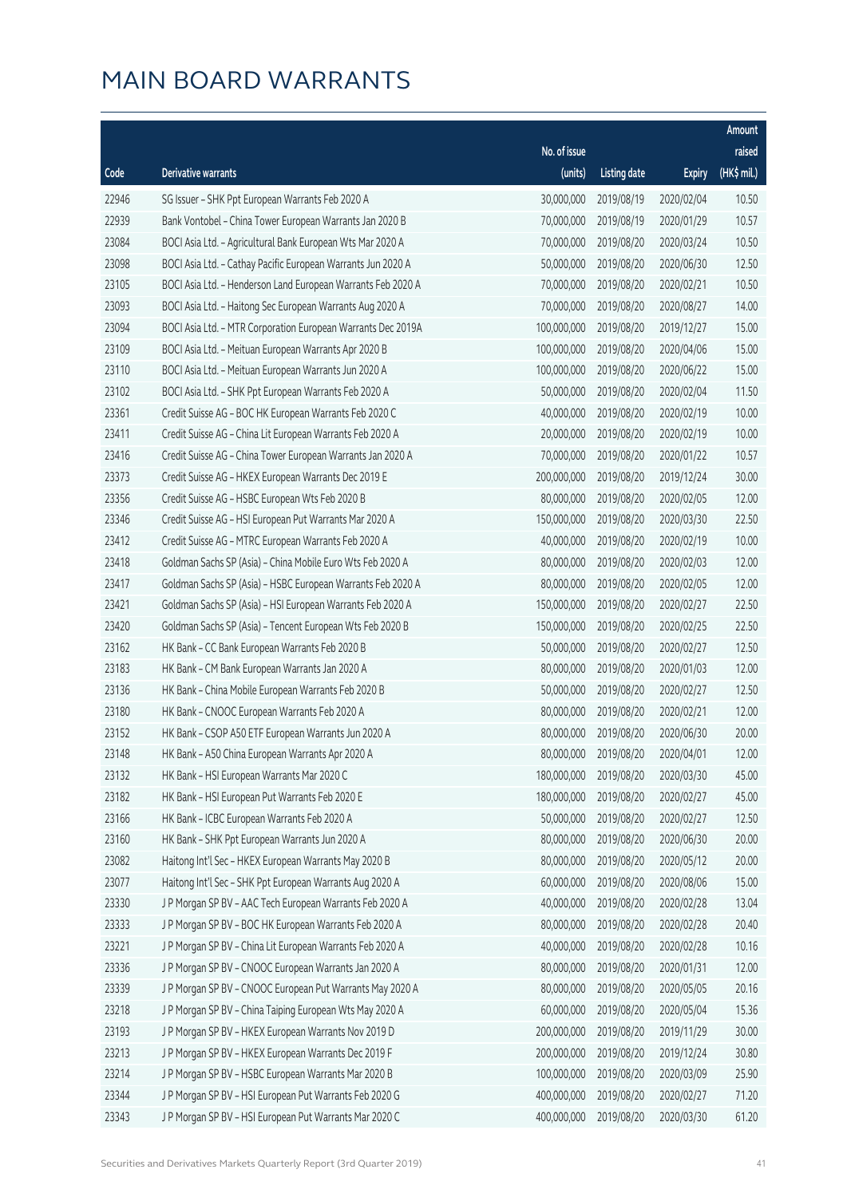# MAIN BOARD WARRANTS

| Code | Derivative warrants | No. of issue (units) | Listing date | Expiry | Amount raised (HK$ mil.) |
|---|---|---|---|---|---|
| 22946 | SG Issuer - SHK Ppt European Warrants Feb 2020 A | 30,000,000 | 2019/08/19 | 2020/02/04 | 10.50 |
| 22939 | Bank Vontobel - China Tower European Warrants Jan 2020 B | 70,000,000 | 2019/08/19 | 2020/01/29 | 10.57 |
| 23084 | BOCI Asia Ltd. - Agricultural Bank European Wts Mar 2020 A | 70,000,000 | 2019/08/20 | 2020/03/24 | 10.50 |
| 23098 | BOCI Asia Ltd. - Cathay Pacific European Warrants Jun 2020 A | 50,000,000 | 2019/08/20 | 2020/06/30 | 12.50 |
| 23105 | BOCI Asia Ltd. - Henderson Land European Warrants Feb 2020 A | 70,000,000 | 2019/08/20 | 2020/02/21 | 10.50 |
| 23093 | BOCI Asia Ltd. - Haitong Sec European Warrants Aug 2020 A | 70,000,000 | 2019/08/20 | 2020/08/27 | 14.00 |
| 23094 | BOCI Asia Ltd. - MTR Corporation European Warrants Dec 2019A | 100,000,000 | 2019/08/20 | 2019/12/27 | 15.00 |
| 23109 | BOCI Asia Ltd. - Meituan European Warrants Apr 2020 B | 100,000,000 | 2019/08/20 | 2020/04/06 | 15.00 |
| 23110 | BOCI Asia Ltd. - Meituan European Warrants Jun 2020 A | 100,000,000 | 2019/08/20 | 2020/06/22 | 15.00 |
| 23102 | BOCI Asia Ltd. - SHK Ppt European Warrants Feb 2020 A | 50,000,000 | 2019/08/20 | 2020/02/04 | 11.50 |
| 23361 | Credit Suisse AG - BOC HK European Warrants Feb 2020 C | 40,000,000 | 2019/08/20 | 2020/02/19 | 10.00 |
| 23411 | Credit Suisse AG - China Lit European Warrants Feb 2020 A | 20,000,000 | 2019/08/20 | 2020/02/19 | 10.00 |
| 23416 | Credit Suisse AG - China Tower European Warrants Jan 2020 A | 70,000,000 | 2019/08/20 | 2020/01/22 | 10.57 |
| 23373 | Credit Suisse AG - HKEX European Warrants Dec 2019 E | 200,000,000 | 2019/08/20 | 2019/12/24 | 30.00 |
| 23356 | Credit Suisse AG - HSBC European Wts Feb 2020 B | 80,000,000 | 2019/08/20 | 2020/02/05 | 12.00 |
| 23346 | Credit Suisse AG - HSI European Put Warrants Mar 2020 A | 150,000,000 | 2019/08/20 | 2020/03/30 | 22.50 |
| 23412 | Credit Suisse AG - MTRC European Warrants Feb 2020 A | 40,000,000 | 2019/08/20 | 2020/02/19 | 10.00 |
| 23418 | Goldman Sachs SP (Asia) - China Mobile Euro Wts Feb 2020 A | 80,000,000 | 2019/08/20 | 2020/02/03 | 12.00 |
| 23417 | Goldman Sachs SP (Asia) - HSBC European Warrants Feb 2020 A | 80,000,000 | 2019/08/20 | 2020/02/05 | 12.00 |
| 23421 | Goldman Sachs SP (Asia) - HSI European Warrants Feb 2020 A | 150,000,000 | 2019/08/20 | 2020/02/27 | 22.50 |
| 23420 | Goldman Sachs SP (Asia) - Tencent European Wts Feb 2020 B | 150,000,000 | 2019/08/20 | 2020/02/25 | 22.50 |
| 23162 | HK Bank - CC Bank European Warrants Feb 2020 B | 50,000,000 | 2019/08/20 | 2020/02/27 | 12.50 |
| 23183 | HK Bank - CM Bank European Warrants Jan 2020 A | 80,000,000 | 2019/08/20 | 2020/01/03 | 12.00 |
| 23136 | HK Bank - China Mobile European Warrants Feb 2020 B | 50,000,000 | 2019/08/20 | 2020/02/27 | 12.50 |
| 23180 | HK Bank - CNOOC European Warrants Feb 2020 A | 80,000,000 | 2019/08/20 | 2020/02/21 | 12.00 |
| 23152 | HK Bank - CSOP A50 ETF European Warrants Jun 2020 A | 80,000,000 | 2019/08/20 | 2020/06/30 | 20.00 |
| 23148 | HK Bank - A50 China European Warrants Apr 2020 A | 80,000,000 | 2019/08/20 | 2020/04/01 | 12.00 |
| 23132 | HK Bank - HSI European Warrants Mar 2020 C | 180,000,000 | 2019/08/20 | 2020/03/30 | 45.00 |
| 23182 | HK Bank - HSI European Put Warrants Feb 2020 E | 180,000,000 | 2019/08/20 | 2020/02/27 | 45.00 |
| 23166 | HK Bank - ICBC European Warrants Feb 2020 A | 50,000,000 | 2019/08/20 | 2020/02/27 | 12.50 |
| 23160 | HK Bank - SHK Ppt European Warrants Jun 2020 A | 80,000,000 | 2019/08/20 | 2020/06/30 | 20.00 |
| 23082 | Haitong Int'l Sec - HKEX European Warrants May 2020 B | 80,000,000 | 2019/08/20 | 2020/05/12 | 20.00 |
| 23077 | Haitong Int'l Sec - SHK Ppt European Warrants Aug 2020 A | 60,000,000 | 2019/08/20 | 2020/08/06 | 15.00 |
| 23330 | J P Morgan SP BV - AAC Tech European Warrants Feb 2020 A | 40,000,000 | 2019/08/20 | 2020/02/28 | 13.04 |
| 23333 | J P Morgan SP BV - BOC HK European Warrants Feb 2020 A | 80,000,000 | 2019/08/20 | 2020/02/28 | 20.40 |
| 23221 | J P Morgan SP BV - China Lit European Warrants Feb 2020 A | 40,000,000 | 2019/08/20 | 2020/02/28 | 10.16 |
| 23336 | J P Morgan SP BV - CNOOC European Warrants Jan 2020 A | 80,000,000 | 2019/08/20 | 2020/01/31 | 12.00 |
| 23339 | J P Morgan SP BV - CNOOC European Put Warrants May 2020 A | 80,000,000 | 2019/08/20 | 2020/05/05 | 20.16 |
| 23218 | J P Morgan SP BV - China Taiping European Wts May 2020 A | 60,000,000 | 2019/08/20 | 2020/05/04 | 15.36 |
| 23193 | J P Morgan SP BV - HKEX European Warrants Nov 2019 D | 200,000,000 | 2019/08/20 | 2019/11/29 | 30.00 |
| 23213 | J P Morgan SP BV - HKEX European Warrants Dec 2019 F | 200,000,000 | 2019/08/20 | 2019/12/24 | 30.80 |
| 23214 | J P Morgan SP BV - HSBC European Warrants Mar 2020 B | 100,000,000 | 2019/08/20 | 2020/03/09 | 25.90 |
| 23344 | J P Morgan SP BV - HSI European Put Warrants Feb 2020 G | 400,000,000 | 2019/08/20 | 2020/02/27 | 71.20 |
| 23343 | J P Morgan SP BV - HSI European Put Warrants Mar 2020 C | 400,000,000 | 2019/08/20 | 2020/03/30 | 61.20 |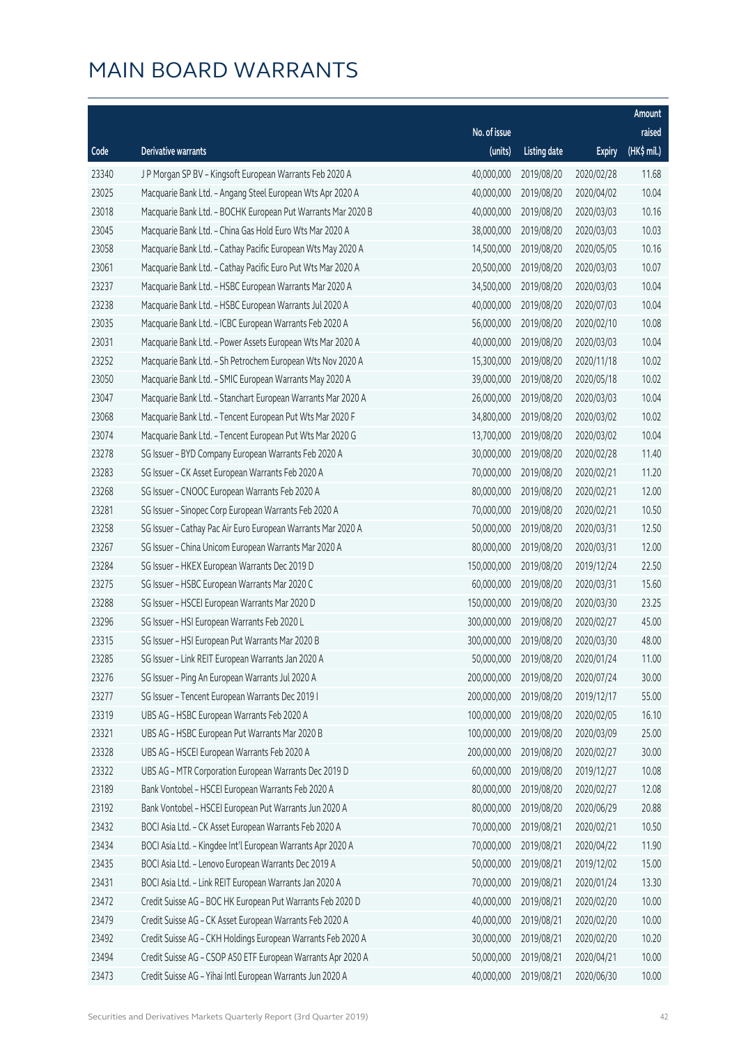# MAIN BOARD WARRANTS

| Code | Derivative warrants | No. of issue (units) | Listing date | Expiry | Amount raised (HK$ mil.) |
|---|---|---|---|---|---|
| 23340 | J P Morgan SP BV - Kingsoft European Warrants Feb 2020 A | 40,000,000 | 2019/08/20 | 2020/02/28 | 11.68 |
| 23025 | Macquarie Bank Ltd. - Angang Steel European Wts Apr 2020 A | 40,000,000 | 2019/08/20 | 2020/04/02 | 10.04 |
| 23018 | Macquarie Bank Ltd. - BOCHK European Put Warrants Mar 2020 B | 40,000,000 | 2019/08/20 | 2020/03/03 | 10.16 |
| 23045 | Macquarie Bank Ltd. - China Gas Hold Euro Wts Mar 2020 A | 38,000,000 | 2019/08/20 | 2020/03/03 | 10.03 |
| 23058 | Macquarie Bank Ltd. - Cathay Pacific European Wts May 2020 A | 14,500,000 | 2019/08/20 | 2020/05/05 | 10.16 |
| 23061 | Macquarie Bank Ltd. - Cathay Pacific Euro Put Wts Mar 2020 A | 20,500,000 | 2019/08/20 | 2020/03/03 | 10.07 |
| 23237 | Macquarie Bank Ltd. - HSBC European Warrants Mar 2020 A | 34,500,000 | 2019/08/20 | 2020/03/03 | 10.04 |
| 23238 | Macquarie Bank Ltd. - HSBC European Warrants Jul 2020 A | 40,000,000 | 2019/08/20 | 2020/07/03 | 10.04 |
| 23035 | Macquarie Bank Ltd. - ICBC European Warrants Feb 2020 A | 56,000,000 | 2019/08/20 | 2020/02/10 | 10.08 |
| 23031 | Macquarie Bank Ltd. - Power Assets European Wts Mar 2020 A | 40,000,000 | 2019/08/20 | 2020/03/03 | 10.04 |
| 23252 | Macquarie Bank Ltd. - Sh Petrochem European Wts Nov 2020 A | 15,300,000 | 2019/08/20 | 2020/11/18 | 10.02 |
| 23050 | Macquarie Bank Ltd. - SMIC European Warrants May 2020 A | 39,000,000 | 2019/08/20 | 2020/05/18 | 10.02 |
| 23047 | Macquarie Bank Ltd. - Stanchart European Warrants Mar 2020 A | 26,000,000 | 2019/08/20 | 2020/03/03 | 10.04 |
| 23068 | Macquarie Bank Ltd. - Tencent European Put Wts Mar 2020 F | 34,800,000 | 2019/08/20 | 2020/03/02 | 10.02 |
| 23074 | Macquarie Bank Ltd. - Tencent European Put Wts Mar 2020 G | 13,700,000 | 2019/08/20 | 2020/03/02 | 10.04 |
| 23278 | SG Issuer - BYD Company European Warrants Feb 2020 A | 30,000,000 | 2019/08/20 | 2020/02/28 | 11.40 |
| 23283 | SG Issuer - CK Asset European Warrants Feb 2020 A | 70,000,000 | 2019/08/20 | 2020/02/21 | 11.20 |
| 23268 | SG Issuer - CNOOC European Warrants Feb 2020 A | 80,000,000 | 2019/08/20 | 2020/02/21 | 12.00 |
| 23281 | SG Issuer - Sinopec Corp European Warrants Feb 2020 A | 70,000,000 | 2019/08/20 | 2020/02/21 | 10.50 |
| 23258 | SG Issuer - Cathay Pac Air Euro European Warrants Mar 2020 A | 50,000,000 | 2019/08/20 | 2020/03/31 | 12.50 |
| 23267 | SG Issuer - China Unicom European Warrants Mar 2020 A | 80,000,000 | 2019/08/20 | 2020/03/31 | 12.00 |
| 23284 | SG Issuer - HKEX European Warrants Dec 2019 D | 150,000,000 | 2019/08/20 | 2019/12/24 | 22.50 |
| 23275 | SG Issuer - HSBC European Warrants Mar 2020 C | 60,000,000 | 2019/08/20 | 2020/03/31 | 15.60 |
| 23288 | SG Issuer - HSCEI European Warrants Mar 2020 D | 150,000,000 | 2019/08/20 | 2020/03/30 | 23.25 |
| 23296 | SG Issuer - HSI European Warrants Feb 2020 L | 300,000,000 | 2019/08/20 | 2020/02/27 | 45.00 |
| 23315 | SG Issuer - HSI European Put Warrants Mar 2020 B | 300,000,000 | 2019/08/20 | 2020/03/30 | 48.00 |
| 23285 | SG Issuer - Link REIT European Warrants Jan 2020 A | 50,000,000 | 2019/08/20 | 2020/01/24 | 11.00 |
| 23276 | SG Issuer - Ping An European Warrants Jul 2020 A | 200,000,000 | 2019/08/20 | 2020/07/24 | 30.00 |
| 23277 | SG Issuer - Tencent European Warrants Dec 2019 I | 200,000,000 | 2019/08/20 | 2019/12/17 | 55.00 |
| 23319 | UBS AG - HSBC European Warrants Feb 2020 A | 100,000,000 | 2019/08/20 | 2020/02/05 | 16.10 |
| 23321 | UBS AG - HSBC European Put Warrants Mar 2020 B | 100,000,000 | 2019/08/20 | 2020/03/09 | 25.00 |
| 23328 | UBS AG - HSCEI European Warrants Feb 2020 A | 200,000,000 | 2019/08/20 | 2020/02/27 | 30.00 |
| 23322 | UBS AG - MTR Corporation European Warrants Dec 2019 D | 60,000,000 | 2019/08/20 | 2019/12/27 | 10.08 |
| 23189 | Bank Vontobel - HSCEI European Warrants Feb 2020 A | 80,000,000 | 2019/08/20 | 2020/02/27 | 12.08 |
| 23192 | Bank Vontobel - HSCEI European Put Warrants Jun 2020 A | 80,000,000 | 2019/08/20 | 2020/06/29 | 20.88 |
| 23432 | BOCI Asia Ltd. - CK Asset European Warrants Feb 2020 A | 70,000,000 | 2019/08/21 | 2020/02/21 | 10.50 |
| 23434 | BOCI Asia Ltd. - Kingdee Int'l European Warrants Apr 2020 A | 70,000,000 | 2019/08/21 | 2020/04/22 | 11.90 |
| 23435 | BOCI Asia Ltd. - Lenovo European Warrants Dec 2019 A | 50,000,000 | 2019/08/21 | 2019/12/02 | 15.00 |
| 23431 | BOCI Asia Ltd. - Link REIT European Warrants Jan 2020 A | 70,000,000 | 2019/08/21 | 2020/01/24 | 13.30 |
| 23472 | Credit Suisse AG - BOC HK European Put Warrants Feb 2020 D | 40,000,000 | 2019/08/21 | 2020/02/20 | 10.00 |
| 23479 | Credit Suisse AG - CK Asset European Warrants Feb 2020 A | 40,000,000 | 2019/08/21 | 2020/02/20 | 10.00 |
| 23492 | Credit Suisse AG - CKH Holdings European Warrants Feb 2020 A | 30,000,000 | 2019/08/21 | 2020/02/20 | 10.20 |
| 23494 | Credit Suisse AG - CSOP A50 ETF European Warrants Apr 2020 A | 50,000,000 | 2019/08/21 | 2020/04/21 | 10.00 |
| 23473 | Credit Suisse AG - Yihai Intl European Warrants Jun 2020 A | 40,000,000 | 2019/08/21 | 2020/06/30 | 10.00 |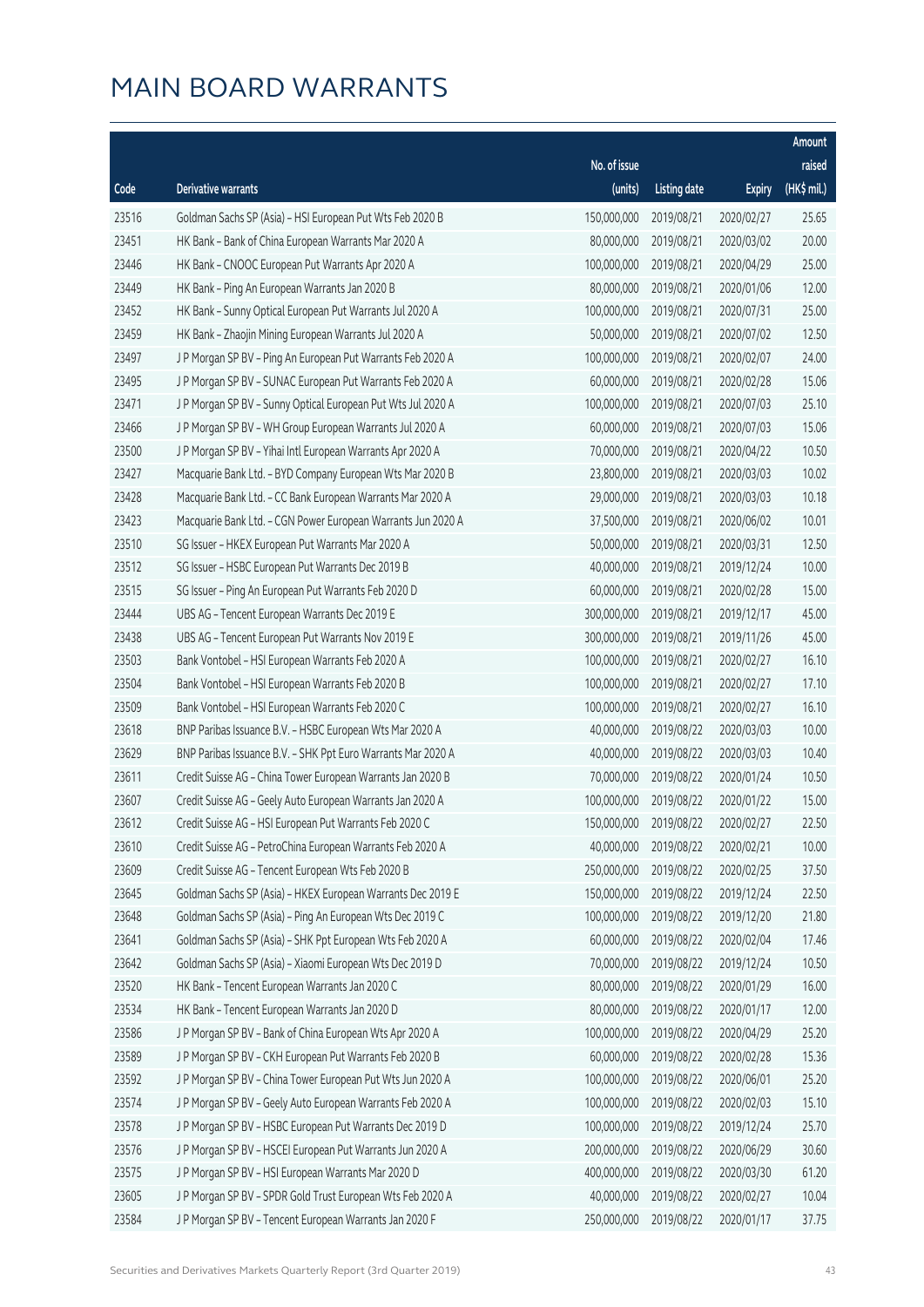# MAIN BOARD WARRANTS

| Code | Derivative warrants | No. of issue (units) | Listing date | Expiry | Amount raised (HK$ mil.) |
|---|---|---|---|---|---|
| 23516 | Goldman Sachs SP (Asia) – HSI European Put Wts Feb 2020 B | 150,000,000 | 2019/08/21 | 2020/02/27 | 25.65 |
| 23451 | HK Bank – Bank of China European Warrants Mar 2020 A | 80,000,000 | 2019/08/21 | 2020/03/02 | 20.00 |
| 23446 | HK Bank – CNOOC European Put Warrants Apr 2020 A | 100,000,000 | 2019/08/21 | 2020/04/29 | 25.00 |
| 23449 | HK Bank – Ping An European Warrants Jan 2020 B | 80,000,000 | 2019/08/21 | 2020/01/06 | 12.00 |
| 23452 | HK Bank – Sunny Optical European Put Warrants Jul 2020 A | 100,000,000 | 2019/08/21 | 2020/07/31 | 25.00 |
| 23459 | HK Bank – Zhaojin Mining European Warrants Jul 2020 A | 50,000,000 | 2019/08/21 | 2020/07/02 | 12.50 |
| 23497 | J P Morgan SP BV – Ping An European Put Warrants Feb 2020 A | 100,000,000 | 2019/08/21 | 2020/02/07 | 24.00 |
| 23495 | J P Morgan SP BV – SUNAC European Put Warrants Feb 2020 A | 60,000,000 | 2019/08/21 | 2020/02/28 | 15.06 |
| 23471 | J P Morgan SP BV – Sunny Optical European Put Wts Jul 2020 A | 100,000,000 | 2019/08/21 | 2020/07/03 | 25.10 |
| 23466 | J P Morgan SP BV – WH Group European Warrants Jul 2020 A | 60,000,000 | 2019/08/21 | 2020/07/03 | 15.06 |
| 23500 | J P Morgan SP BV – Yihai Intl European Warrants Apr 2020 A | 70,000,000 | 2019/08/21 | 2020/04/22 | 10.50 |
| 23427 | Macquarie Bank Ltd. – BYD Company European Wts Mar 2020 B | 23,800,000 | 2019/08/21 | 2020/03/03 | 10.02 |
| 23428 | Macquarie Bank Ltd. – CC Bank European Warrants Mar 2020 A | 29,000,000 | 2019/08/21 | 2020/03/03 | 10.18 |
| 23423 | Macquarie Bank Ltd. – CGN Power European Warrants Jun 2020 A | 37,500,000 | 2019/08/21 | 2020/06/02 | 10.01 |
| 23510 | SG Issuer – HKEX European Put Warrants Mar 2020 A | 50,000,000 | 2019/08/21 | 2020/03/31 | 12.50 |
| 23512 | SG Issuer – HSBC European Put Warrants Dec 2019 B | 40,000,000 | 2019/08/21 | 2019/12/24 | 10.00 |
| 23515 | SG Issuer – Ping An European Put Warrants Feb 2020 D | 60,000,000 | 2019/08/21 | 2020/02/28 | 15.00 |
| 23444 | UBS AG – Tencent European Warrants Dec 2019 E | 300,000,000 | 2019/08/21 | 2019/12/17 | 45.00 |
| 23438 | UBS AG – Tencent European Put Warrants Nov 2019 E | 300,000,000 | 2019/08/21 | 2019/11/26 | 45.00 |
| 23503 | Bank Vontobel – HSI European Warrants Feb 2020 A | 100,000,000 | 2019/08/21 | 2020/02/27 | 16.10 |
| 23504 | Bank Vontobel – HSI European Warrants Feb 2020 B | 100,000,000 | 2019/08/21 | 2020/02/27 | 17.10 |
| 23509 | Bank Vontobel – HSI European Warrants Feb 2020 C | 100,000,000 | 2019/08/21 | 2020/02/27 | 16.10 |
| 23618 | BNP Paribas Issuance B.V. – HSBC European Wts Mar 2020 A | 40,000,000 | 2019/08/22 | 2020/03/03 | 10.00 |
| 23629 | BNP Paribas Issuance B.V. – SHK Ppt Euro Warrants Mar 2020 A | 40,000,000 | 2019/08/22 | 2020/03/03 | 10.40 |
| 23611 | Credit Suisse AG – China Tower European Warrants Jan 2020 B | 70,000,000 | 2019/08/22 | 2020/01/24 | 10.50 |
| 23607 | Credit Suisse AG – Geely Auto European Warrants Jan 2020 A | 100,000,000 | 2019/08/22 | 2020/01/22 | 15.00 |
| 23612 | Credit Suisse AG – HSI European Put Warrants Feb 2020 C | 150,000,000 | 2019/08/22 | 2020/02/27 | 22.50 |
| 23610 | Credit Suisse AG – PetroChina European Warrants Feb 2020 A | 40,000,000 | 2019/08/22 | 2020/02/21 | 10.00 |
| 23609 | Credit Suisse AG – Tencent European Wts Feb 2020 B | 250,000,000 | 2019/08/22 | 2020/02/25 | 37.50 |
| 23645 | Goldman Sachs SP (Asia) – HKEX European Warrants Dec 2019 E | 150,000,000 | 2019/08/22 | 2019/12/24 | 22.50 |
| 23648 | Goldman Sachs SP (Asia) – Ping An European Wts Dec 2019 C | 100,000,000 | 2019/08/22 | 2019/12/20 | 21.80 |
| 23641 | Goldman Sachs SP (Asia) – SHK Ppt European Wts Feb 2020 A | 60,000,000 | 2019/08/22 | 2020/02/04 | 17.46 |
| 23642 | Goldman Sachs SP (Asia) – Xiaomi European Wts Dec 2019 D | 70,000,000 | 2019/08/22 | 2019/12/24 | 10.50 |
| 23520 | HK Bank – Tencent European Warrants Jan 2020 C | 80,000,000 | 2019/08/22 | 2020/01/29 | 16.00 |
| 23534 | HK Bank – Tencent European Warrants Jan 2020 D | 80,000,000 | 2019/08/22 | 2020/01/17 | 12.00 |
| 23586 | J P Morgan SP BV – Bank of China European Wts Apr 2020 A | 100,000,000 | 2019/08/22 | 2020/04/29 | 25.20 |
| 23589 | J P Morgan SP BV – CKH European Put Warrants Feb 2020 B | 60,000,000 | 2019/08/22 | 2020/02/28 | 15.36 |
| 23592 | J P Morgan SP BV – China Tower European Put Wts Jun 2020 A | 100,000,000 | 2019/08/22 | 2020/06/01 | 25.20 |
| 23574 | J P Morgan SP BV – Geely Auto European Warrants Feb 2020 A | 100,000,000 | 2019/08/22 | 2020/02/03 | 15.10 |
| 23578 | J P Morgan SP BV – HSBC European Put Warrants Dec 2019 D | 100,000,000 | 2019/08/22 | 2019/12/24 | 25.70 |
| 23576 | J P Morgan SP BV – HSCEI European Put Warrants Jun 2020 A | 200,000,000 | 2019/08/22 | 2020/06/29 | 30.60 |
| 23575 | J P Morgan SP BV – HSI European Warrants Mar 2020 D | 400,000,000 | 2019/08/22 | 2020/03/30 | 61.20 |
| 23605 | J P Morgan SP BV – SPDR Gold Trust European Wts Feb 2020 A | 40,000,000 | 2019/08/22 | 2020/02/27 | 10.04 |
| 23584 | J P Morgan SP BV – Tencent European Warrants Jan 2020 F | 250,000,000 | 2019/08/22 | 2020/01/17 | 37.75 |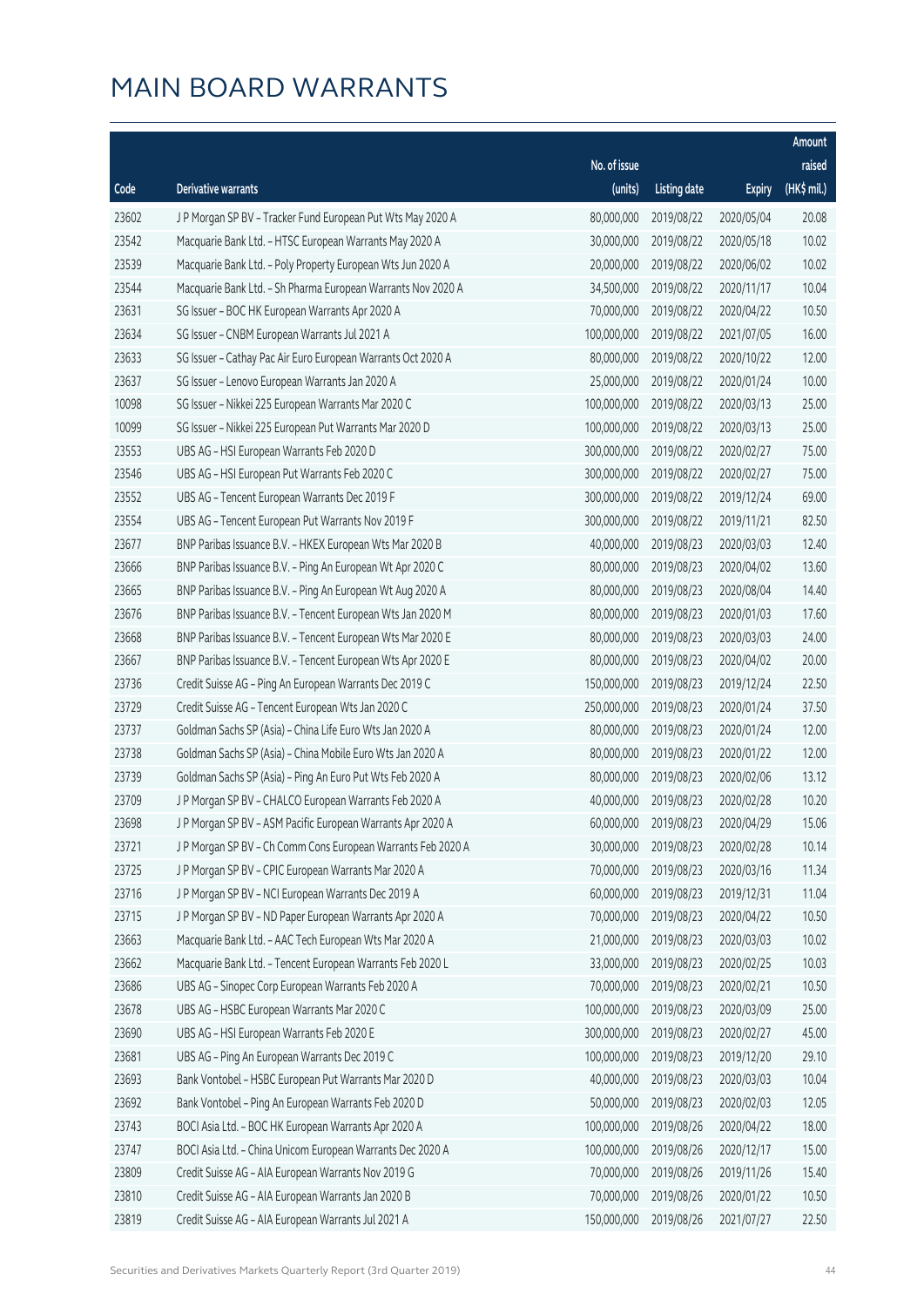# MAIN BOARD WARRANTS

| Code | Derivative warrants | No. of issue (units) | Listing date | Expiry | Amount raised (HK$ mil.) |
|---|---|---|---|---|---|
| 23602 | J P Morgan SP BV - Tracker Fund European Put Wts May 2020 A | 80,000,000 | 2019/08/22 | 2020/05/04 | 20.08 |
| 23542 | Macquarie Bank Ltd. - HTSC European Warrants May 2020 A | 30,000,000 | 2019/08/22 | 2020/05/18 | 10.02 |
| 23539 | Macquarie Bank Ltd. - Poly Property European Wts Jun 2020 A | 20,000,000 | 2019/08/22 | 2020/06/02 | 10.02 |
| 23544 | Macquarie Bank Ltd. - Sh Pharma European Warrants Nov 2020 A | 34,500,000 | 2019/08/22 | 2020/11/17 | 10.04 |
| 23631 | SG Issuer - BOC HK European Warrants Apr 2020 A | 70,000,000 | 2019/08/22 | 2020/04/22 | 10.50 |
| 23634 | SG Issuer - CNBM European Warrants Jul 2021 A | 100,000,000 | 2019/08/22 | 2021/07/05 | 16.00 |
| 23633 | SG Issuer - Cathay Pac Air Euro European Warrants Oct 2020 A | 80,000,000 | 2019/08/22 | 2020/10/22 | 12.00 |
| 23637 | SG Issuer - Lenovo European Warrants Jan 2020 A | 25,000,000 | 2019/08/22 | 2020/01/24 | 10.00 |
| 10098 | SG Issuer - Nikkei 225 European Warrants Mar 2020 C | 100,000,000 | 2019/08/22 | 2020/03/13 | 25.00 |
| 10099 | SG Issuer - Nikkei 225 European Put Warrants Mar 2020 D | 100,000,000 | 2019/08/22 | 2020/03/13 | 25.00 |
| 23553 | UBS AG - HSI European Warrants Feb 2020 D | 300,000,000 | 2019/08/22 | 2020/02/27 | 75.00 |
| 23546 | UBS AG - HSI European Put Warrants Feb 2020 C | 300,000,000 | 2019/08/22 | 2020/02/27 | 75.00 |
| 23552 | UBS AG - Tencent European Warrants Dec 2019 F | 300,000,000 | 2019/08/22 | 2019/12/24 | 69.00 |
| 23554 | UBS AG - Tencent European Put Warrants Nov 2019 F | 300,000,000 | 2019/08/22 | 2019/11/21 | 82.50 |
| 23677 | BNP Paribas Issuance B.V. - HKEX European Wts Mar 2020 B | 40,000,000 | 2019/08/23 | 2020/03/03 | 12.40 |
| 23666 | BNP Paribas Issuance B.V. - Ping An European Wt Apr 2020 C | 80,000,000 | 2019/08/23 | 2020/04/02 | 13.60 |
| 23665 | BNP Paribas Issuance B.V. - Ping An European Wt Aug 2020 A | 80,000,000 | 2019/08/23 | 2020/08/04 | 14.40 |
| 23676 | BNP Paribas Issuance B.V. - Tencent European Wts Jan 2020 M | 80,000,000 | 2019/08/23 | 2020/01/03 | 17.60 |
| 23668 | BNP Paribas Issuance B.V. - Tencent European Wts Mar 2020 E | 80,000,000 | 2019/08/23 | 2020/03/03 | 24.00 |
| 23667 | BNP Paribas Issuance B.V. - Tencent European Wts Apr 2020 E | 80,000,000 | 2019/08/23 | 2020/04/02 | 20.00 |
| 23736 | Credit Suisse AG - Ping An European Warrants Dec 2019 C | 150,000,000 | 2019/08/23 | 2019/12/24 | 22.50 |
| 23729 | Credit Suisse AG - Tencent European Wts Jan 2020 C | 250,000,000 | 2019/08/23 | 2020/01/24 | 37.50 |
| 23737 | Goldman Sachs SP (Asia) - China Life Euro Wts Jan 2020 A | 80,000,000 | 2019/08/23 | 2020/01/24 | 12.00 |
| 23738 | Goldman Sachs SP (Asia) - China Mobile Euro Wts Jan 2020 A | 80,000,000 | 2019/08/23 | 2020/01/22 | 12.00 |
| 23739 | Goldman Sachs SP (Asia) - Ping An Euro Put Wts Feb 2020 A | 80,000,000 | 2019/08/23 | 2020/02/06 | 13.12 |
| 23709 | J P Morgan SP BV - CHALCO European Warrants Feb 2020 A | 40,000,000 | 2019/08/23 | 2020/02/28 | 10.20 |
| 23698 | J P Morgan SP BV - ASM Pacific European Warrants Apr 2020 A | 60,000,000 | 2019/08/23 | 2020/04/29 | 15.06 |
| 23721 | J P Morgan SP BV - Ch Comm Cons European Warrants Feb 2020 A | 30,000,000 | 2019/08/23 | 2020/02/28 | 10.14 |
| 23725 | J P Morgan SP BV - CPIC European Warrants Mar 2020 A | 70,000,000 | 2019/08/23 | 2020/03/16 | 11.34 |
| 23716 | J P Morgan SP BV - NCI European Warrants Dec 2019 A | 60,000,000 | 2019/08/23 | 2019/12/31 | 11.04 |
| 23715 | J P Morgan SP BV - ND Paper European Warrants Apr 2020 A | 70,000,000 | 2019/08/23 | 2020/04/22 | 10.50 |
| 23663 | Macquarie Bank Ltd. - AAC Tech European Wts Mar 2020 A | 21,000,000 | 2019/08/23 | 2020/03/03 | 10.02 |
| 23662 | Macquarie Bank Ltd. - Tencent European Warrants Feb 2020 L | 33,000,000 | 2019/08/23 | 2020/02/25 | 10.03 |
| 23686 | UBS AG - Sinopec Corp European Warrants Feb 2020 A | 70,000,000 | 2019/08/23 | 2020/02/21 | 10.50 |
| 23678 | UBS AG - HSBC European Warrants Mar 2020 C | 100,000,000 | 2019/08/23 | 2020/03/09 | 25.00 |
| 23690 | UBS AG - HSI European Warrants Feb 2020 E | 300,000,000 | 2019/08/23 | 2020/02/27 | 45.00 |
| 23681 | UBS AG - Ping An European Warrants Dec 2019 C | 100,000,000 | 2019/08/23 | 2019/12/20 | 29.10 |
| 23693 | Bank Vontobel - HSBC European Put Warrants Mar 2020 D | 40,000,000 | 2019/08/23 | 2020/03/03 | 10.04 |
| 23692 | Bank Vontobel - Ping An European Warrants Feb 2020 D | 50,000,000 | 2019/08/23 | 2020/02/03 | 12.05 |
| 23743 | BOCI Asia Ltd. - BOC HK European Warrants Apr 2020 A | 100,000,000 | 2019/08/26 | 2020/04/22 | 18.00 |
| 23747 | BOCI Asia Ltd. - China Unicom European Warrants Dec 2020 A | 100,000,000 | 2019/08/26 | 2020/12/17 | 15.00 |
| 23809 | Credit Suisse AG - AIA European Warrants Nov 2019 G | 70,000,000 | 2019/08/26 | 2019/11/26 | 15.40 |
| 23810 | Credit Suisse AG - AIA European Warrants Jan 2020 B | 70,000,000 | 2019/08/26 | 2020/01/22 | 10.50 |
| 23819 | Credit Suisse AG - AIA European Warrants Jul 2021 A | 150,000,000 | 2019/08/26 | 2021/07/27 | 22.50 |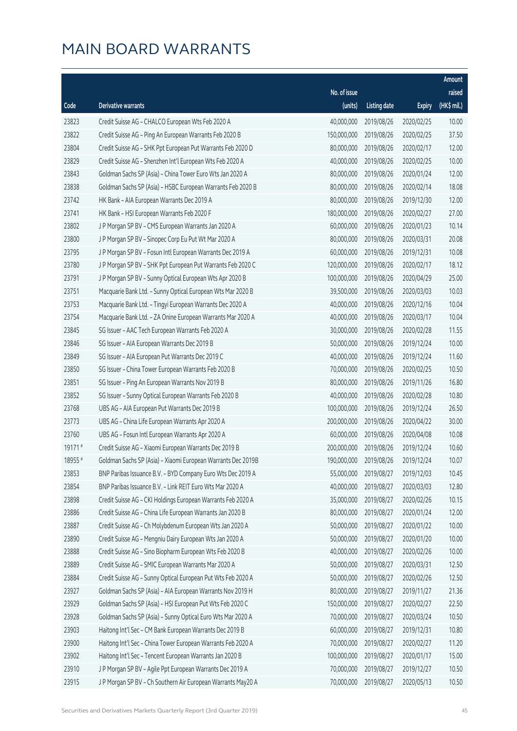# MAIN BOARD WARRANTS

| Code | Derivative warrants | No. of issue (units) | Listing date | Expiry | Amount raised (HK$ mil.) |
|---|---|---|---|---|---|
| 23823 | Credit Suisse AG - CHALCO European Wts Feb 2020 A | 40,000,000 | 2019/08/26 | 2020/02/25 | 10.00 |
| 23822 | Credit Suisse AG - Ping An European Warrants Feb 2020 B | 150,000,000 | 2019/08/26 | 2020/02/25 | 37.50 |
| 23804 | Credit Suisse AG - SHK Ppt European Put Warrants Feb 2020 D | 80,000,000 | 2019/08/26 | 2020/02/17 | 12.00 |
| 23829 | Credit Suisse AG - Shenzhen Int'l European Wts Feb 2020 A | 40,000,000 | 2019/08/26 | 2020/02/25 | 10.00 |
| 23843 | Goldman Sachs SP (Asia) - China Tower Euro Wts Jan 2020 A | 80,000,000 | 2019/08/26 | 2020/01/24 | 12.00 |
| 23838 | Goldman Sachs SP (Asia) - HSBC European Warrants Feb 2020 B | 80,000,000 | 2019/08/26 | 2020/02/14 | 18.08 |
| 23742 | HK Bank - AIA European Warrants Dec 2019 A | 80,000,000 | 2019/08/26 | 2019/12/30 | 12.00 |
| 23741 | HK Bank - HSI European Warrants Feb 2020 F | 180,000,000 | 2019/08/26 | 2020/02/27 | 27.00 |
| 23802 | J P Morgan SP BV - CMS European Warrants Jan 2020 A | 60,000,000 | 2019/08/26 | 2020/01/23 | 10.14 |
| 23800 | J P Morgan SP BV - Sinopec Corp Eu Put Wt Mar 2020 A | 80,000,000 | 2019/08/26 | 2020/03/31 | 20.08 |
| 23795 | J P Morgan SP BV - Fosun Intl European Warrants Dec 2019 A | 60,000,000 | 2019/08/26 | 2019/12/31 | 10.08 |
| 23780 | J P Morgan SP BV - SHK Ppt European Put Warrants Feb 2020 C | 120,000,000 | 2019/08/26 | 2020/02/17 | 18.12 |
| 23791 | J P Morgan SP BV - Sunny Optical European Wts Apr 2020 B | 100,000,000 | 2019/08/26 | 2020/04/29 | 25.00 |
| 23751 | Macquarie Bank Ltd. - Sunny Optical European Wts Mar 2020 B | 39,500,000 | 2019/08/26 | 2020/03/03 | 10.03 |
| 23753 | Macquarie Bank Ltd. - Tingyi European Warrants Dec 2020 A | 40,000,000 | 2019/08/26 | 2020/12/16 | 10.04 |
| 23754 | Macquarie Bank Ltd. - ZA Onine European Warrants Mar 2020 A | 40,000,000 | 2019/08/26 | 2020/03/17 | 10.04 |
| 23845 | SG Issuer - AAC Tech European Warrants Feb 2020 A | 30,000,000 | 2019/08/26 | 2020/02/28 | 11.55 |
| 23846 | SG Issuer - AIA European Warrants Dec 2019 B | 50,000,000 | 2019/08/26 | 2019/12/24 | 10.00 |
| 23849 | SG Issuer - AIA European Put Warrants Dec 2019 C | 40,000,000 | 2019/08/26 | 2019/12/24 | 11.60 |
| 23850 | SG Issuer - China Tower European Warrants Feb 2020 B | 70,000,000 | 2019/08/26 | 2020/02/25 | 10.50 |
| 23851 | SG Issuer - Ping An European Warrants Nov 2019 B | 80,000,000 | 2019/08/26 | 2019/11/26 | 16.80 |
| 23852 | SG Issuer - Sunny Optical European Warrants Feb 2020 B | 40,000,000 | 2019/08/26 | 2020/02/28 | 10.80 |
| 23768 | UBS AG - AIA European Put Warrants Dec 2019 B | 100,000,000 | 2019/08/26 | 2019/12/24 | 26.50 |
| 23773 | UBS AG - China Life European Warrants Apr 2020 A | 200,000,000 | 2019/08/26 | 2020/04/22 | 30.00 |
| 23760 | UBS AG - Fosun Intl European Warrants Apr 2020 A | 60,000,000 | 2019/08/26 | 2020/04/08 | 10.08 |
| 19171 # | Credit Suisse AG - Xiaomi European Warrants Dec 2019 B | 200,000,000 | 2019/08/26 | 2019/12/24 | 10.60 |
| 18955 # | Goldman Sachs SP (Asia) - Xiaomi European Warrants Dec 2019B | 190,000,000 | 2019/08/26 | 2019/12/24 | 10.07 |
| 23853 | BNP Paribas Issuance B.V. - BYD Company Euro Wts Dec 2019 A | 55,000,000 | 2019/08/27 | 2019/12/03 | 10.45 |
| 23854 | BNP Paribas Issuance B.V. - Link REIT Euro Wts Mar 2020 A | 40,000,000 | 2019/08/27 | 2020/03/03 | 12.80 |
| 23898 | Credit Suisse AG - CKI Holdings European Warrants Feb 2020 A | 35,000,000 | 2019/08/27 | 2020/02/26 | 10.15 |
| 23886 | Credit Suisse AG - China Life European Warrants Jan 2020 B | 80,000,000 | 2019/08/27 | 2020/01/24 | 12.00 |
| 23887 | Credit Suisse AG - Ch Molybdenum European Wts Jan 2020 A | 50,000,000 | 2019/08/27 | 2020/01/22 | 10.00 |
| 23890 | Credit Suisse AG - Mengniu Dairy European Wts Jan 2020 A | 50,000,000 | 2019/08/27 | 2020/01/20 | 10.00 |
| 23888 | Credit Suisse AG - Sino Biopharm European Wts Feb 2020 B | 40,000,000 | 2019/08/27 | 2020/02/26 | 10.00 |
| 23889 | Credit Suisse AG - SMIC European Warrants Mar 2020 A | 50,000,000 | 2019/08/27 | 2020/03/31 | 12.50 |
| 23884 | Credit Suisse AG - Sunny Optical European Put Wts Feb 2020 A | 50,000,000 | 2019/08/27 | 2020/02/26 | 12.50 |
| 23927 | Goldman Sachs SP (Asia) - AIA European Warrants Nov 2019 H | 80,000,000 | 2019/08/27 | 2019/11/27 | 21.36 |
| 23929 | Goldman Sachs SP (Asia) - HSI European Put Wts Feb 2020 C | 150,000,000 | 2019/08/27 | 2020/02/27 | 22.50 |
| 23928 | Goldman Sachs SP (Asia) - Sunny Optical Euro Wts Mar 2020 A | 70,000,000 | 2019/08/27 | 2020/03/24 | 10.50 |
| 23903 | Haitong Int'l Sec - CM Bank European Warrants Dec 2019 B | 60,000,000 | 2019/08/27 | 2019/12/31 | 10.80 |
| 23900 | Haitong Int'l Sec - China Tower European Warrants Feb 2020 A | 70,000,000 | 2019/08/27 | 2020/02/27 | 11.20 |
| 23902 | Haitong Int'l Sec - Tencent European Warrants Jan 2020 B | 100,000,000 | 2019/08/27 | 2020/01/17 | 15.00 |
| 23910 | J P Morgan SP BV - Agile Ppt European Warrants Dec 2019 A | 70,000,000 | 2019/08/27 | 2019/12/27 | 10.50 |
| 23915 | J P Morgan SP BV - Ch Southern Air European Warrants May20 A | 70,000,000 | 2019/08/27 | 2020/05/13 | 10.50 |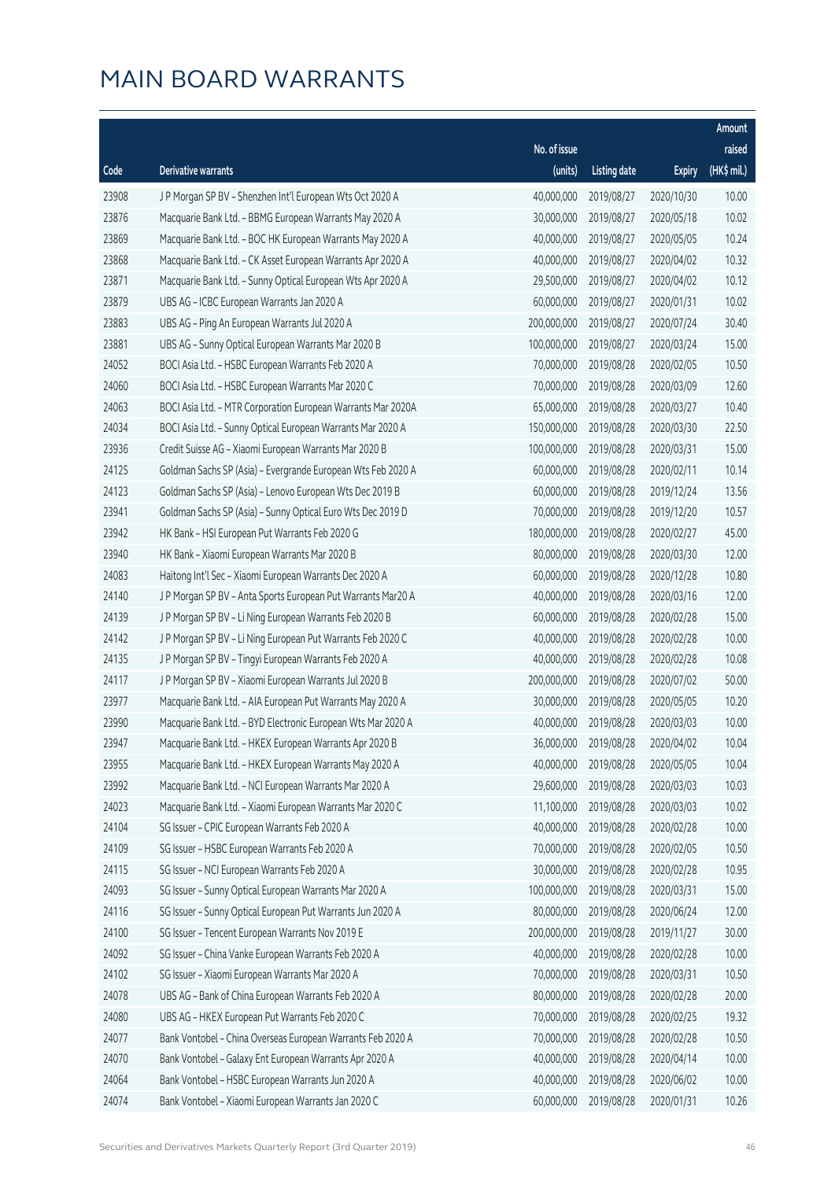# MAIN BOARD WARRANTS

| Code | Derivative warrants | No. of issue (units) | Listing date | Expiry | Amount raised (HK$ mil.) |
|---|---|---|---|---|---|
| 23908 | J P Morgan SP BV – Shenzhen Int'l European Wts Oct 2020 A | 40,000,000 | 2019/08/27 | 2020/10/30 | 10.00 |
| 23876 | Macquarie Bank Ltd. – BBMG European Warrants May 2020 A | 30,000,000 | 2019/08/27 | 2020/05/18 | 10.02 |
| 23869 | Macquarie Bank Ltd. – BOC HK European Warrants May 2020 A | 40,000,000 | 2019/08/27 | 2020/05/05 | 10.24 |
| 23868 | Macquarie Bank Ltd. – CK Asset European Warrants Apr 2020 A | 40,000,000 | 2019/08/27 | 2020/04/02 | 10.32 |
| 23871 | Macquarie Bank Ltd. – Sunny Optical European Wts Apr 2020 A | 29,500,000 | 2019/08/27 | 2020/04/02 | 10.12 |
| 23879 | UBS AG – ICBC European Warrants Jan 2020 A | 60,000,000 | 2019/08/27 | 2020/01/31 | 10.02 |
| 23883 | UBS AG – Ping An European Warrants Jul 2020 A | 200,000,000 | 2019/08/27 | 2020/07/24 | 30.40 |
| 23881 | UBS AG – Sunny Optical European Warrants Mar 2020 B | 100,000,000 | 2019/08/27 | 2020/03/24 | 15.00 |
| 24052 | BOCI Asia Ltd. – HSBC European Warrants Feb 2020 A | 70,000,000 | 2019/08/28 | 2020/02/05 | 10.50 |
| 24060 | BOCI Asia Ltd. – HSBC European Warrants Mar 2020 C | 70,000,000 | 2019/08/28 | 2020/03/09 | 12.60 |
| 24063 | BOCI Asia Ltd. – MTR Corporation European Warrants Mar 2020A | 65,000,000 | 2019/08/28 | 2020/03/27 | 10.40 |
| 24034 | BOCI Asia Ltd. – Sunny Optical European Warrants Mar 2020 A | 150,000,000 | 2019/08/28 | 2020/03/30 | 22.50 |
| 23936 | Credit Suisse AG – Xiaomi European Warrants Mar 2020 B | 100,000,000 | 2019/08/28 | 2020/03/31 | 15.00 |
| 24125 | Goldman Sachs SP (Asia) – Evergrande European Wts Feb 2020 A | 60,000,000 | 2019/08/28 | 2020/02/11 | 10.14 |
| 24123 | Goldman Sachs SP (Asia) – Lenovo European Wts Dec 2019 B | 60,000,000 | 2019/08/28 | 2019/12/24 | 13.56 |
| 23941 | Goldman Sachs SP (Asia) – Sunny Optical Euro Wts Dec 2019 D | 70,000,000 | 2019/08/28 | 2019/12/20 | 10.57 |
| 23942 | HK Bank – HSI European Put Warrants Feb 2020 G | 180,000,000 | 2019/08/28 | 2020/02/27 | 45.00 |
| 23940 | HK Bank – Xiaomi European Warrants Mar 2020 B | 80,000,000 | 2019/08/28 | 2020/03/30 | 12.00 |
| 24083 | Haitong Int'l Sec – Xiaomi European Warrants Dec 2020 A | 60,000,000 | 2019/08/28 | 2020/12/28 | 10.80 |
| 24140 | J P Morgan SP BV – Anta Sports European Put Warrants Mar20 A | 40,000,000 | 2019/08/28 | 2020/03/16 | 12.00 |
| 24139 | J P Morgan SP BV – Li Ning European Warrants Feb 2020 B | 60,000,000 | 2019/08/28 | 2020/02/28 | 15.00 |
| 24142 | J P Morgan SP BV – Li Ning European Put Warrants Feb 2020 C | 40,000,000 | 2019/08/28 | 2020/02/28 | 10.00 |
| 24135 | J P Morgan SP BV – Tingyi European Warrants Feb 2020 A | 40,000,000 | 2019/08/28 | 2020/02/28 | 10.08 |
| 24117 | J P Morgan SP BV – Xiaomi European Warrants Jul 2020 B | 200,000,000 | 2019/08/28 | 2020/07/02 | 50.00 |
| 23977 | Macquarie Bank Ltd. – AIA European Put Warrants May 2020 A | 30,000,000 | 2019/08/28 | 2020/05/05 | 10.20 |
| 23990 | Macquarie Bank Ltd. – BYD Electronic European Wts Mar 2020 A | 40,000,000 | 2019/08/28 | 2020/03/03 | 10.00 |
| 23947 | Macquarie Bank Ltd. – HKEX European Warrants Apr 2020 B | 36,000,000 | 2019/08/28 | 2020/04/02 | 10.04 |
| 23955 | Macquarie Bank Ltd. – HKEX European Warrants May 2020 A | 40,000,000 | 2019/08/28 | 2020/05/05 | 10.04 |
| 23992 | Macquarie Bank Ltd. – NCI European Warrants Mar 2020 A | 29,600,000 | 2019/08/28 | 2020/03/03 | 10.03 |
| 24023 | Macquarie Bank Ltd. – Xiaomi European Warrants Mar 2020 C | 11,100,000 | 2019/08/28 | 2020/03/03 | 10.02 |
| 24104 | SG Issuer – CPIC European Warrants Feb 2020 A | 40,000,000 | 2019/08/28 | 2020/02/28 | 10.00 |
| 24109 | SG Issuer – HSBC European Warrants Feb 2020 A | 70,000,000 | 2019/08/28 | 2020/02/05 | 10.50 |
| 24115 | SG Issuer – NCI European Warrants Feb 2020 A | 30,000,000 | 2019/08/28 | 2020/02/28 | 10.95 |
| 24093 | SG Issuer – Sunny Optical European Warrants Mar 2020 A | 100,000,000 | 2019/08/28 | 2020/03/31 | 15.00 |
| 24116 | SG Issuer – Sunny Optical European Put Warrants Jun 2020 A | 80,000,000 | 2019/08/28 | 2020/06/24 | 12.00 |
| 24100 | SG Issuer – Tencent European Warrants Nov 2019 E | 200,000,000 | 2019/08/28 | 2019/11/27 | 30.00 |
| 24092 | SG Issuer – China Vanke European Warrants Feb 2020 A | 40,000,000 | 2019/08/28 | 2020/02/28 | 10.00 |
| 24102 | SG Issuer – Xiaomi European Warrants Mar 2020 A | 70,000,000 | 2019/08/28 | 2020/03/31 | 10.50 |
| 24078 | UBS AG – Bank of China European Warrants Feb 2020 A | 80,000,000 | 2019/08/28 | 2020/02/28 | 20.00 |
| 24080 | UBS AG – HKEX European Put Warrants Feb 2020 C | 70,000,000 | 2019/08/28 | 2020/02/25 | 19.32 |
| 24077 | Bank Vontobel – China Overseas European Warrants Feb 2020 A | 70,000,000 | 2019/08/28 | 2020/02/28 | 10.50 |
| 24070 | Bank Vontobel – Galaxy Ent European Warrants Apr 2020 A | 40,000,000 | 2019/08/28 | 2020/04/14 | 10.00 |
| 24064 | Bank Vontobel – HSBC European Warrants Jun 2020 A | 40,000,000 | 2019/08/28 | 2020/06/02 | 10.00 |
| 24074 | Bank Vontobel – Xiaomi European Warrants Jan 2020 C | 60,000,000 | 2019/08/28 | 2020/01/31 | 10.26 |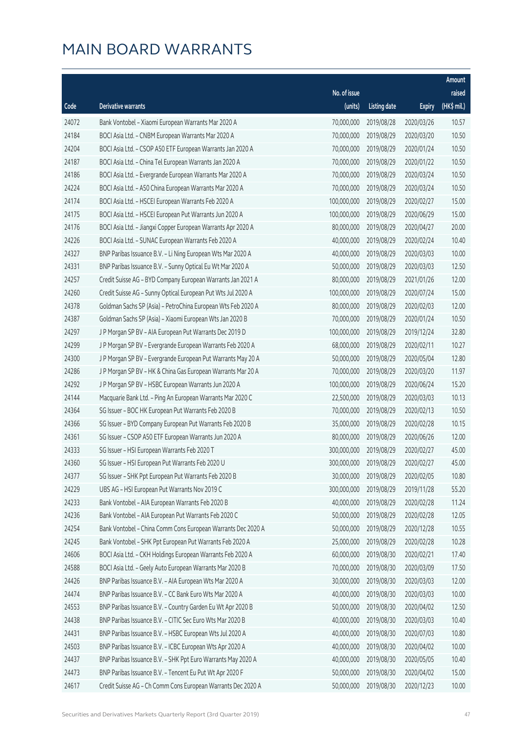# MAIN BOARD WARRANTS

| Code | Derivative warrants | No. of issue (units) | Listing date | Expiry | Amount raised (HK$ mil.) |
|---|---|---|---|---|---|
| 24072 | Bank Vontobel - Xiaomi European Warrants Mar 2020 A | 70,000,000 | 2019/08/28 | 2020/03/26 | 10.57 |
| 24184 | BOCI Asia Ltd. - CNBM European Warrants Mar 2020 A | 70,000,000 | 2019/08/29 | 2020/03/20 | 10.50 |
| 24204 | BOCI Asia Ltd. - CSOP A50 ETF European Warrants Jan 2020 A | 70,000,000 | 2019/08/29 | 2020/01/24 | 10.50 |
| 24187 | BOCI Asia Ltd. - China Tel European Warrants Jan 2020 A | 70,000,000 | 2019/08/29 | 2020/01/22 | 10.50 |
| 24186 | BOCI Asia Ltd. - Evergrande European Warrants Mar 2020 A | 70,000,000 | 2019/08/29 | 2020/03/24 | 10.50 |
| 24224 | BOCI Asia Ltd. - A50 China European Warrants Mar 2020 A | 70,000,000 | 2019/08/29 | 2020/03/24 | 10.50 |
| 24174 | BOCI Asia Ltd. - HSCEI European Warrants Feb 2020 A | 100,000,000 | 2019/08/29 | 2020/02/27 | 15.00 |
| 24175 | BOCI Asia Ltd. - HSCEI European Put Warrants Jun 2020 A | 100,000,000 | 2019/08/29 | 2020/06/29 | 15.00 |
| 24176 | BOCI Asia Ltd. - Jiangxi Copper European Warrants Apr 2020 A | 80,000,000 | 2019/08/29 | 2020/04/27 | 20.00 |
| 24226 | BOCI Asia Ltd. - SUNAC European Warrants Feb 2020 A | 40,000,000 | 2019/08/29 | 2020/02/24 | 10.40 |
| 24327 | BNP Paribas Issuance B.V. - Li Ning European Wts Mar 2020 A | 40,000,000 | 2019/08/29 | 2020/03/03 | 10.00 |
| 24331 | BNP Paribas Issuance B.V. - Sunny Optical Eu Wt Mar 2020 A | 50,000,000 | 2019/08/29 | 2020/03/03 | 12.50 |
| 24257 | Credit Suisse AG - BYD Company European Warrants Jan 2021 A | 80,000,000 | 2019/08/29 | 2021/01/26 | 12.00 |
| 24260 | Credit Suisse AG - Sunny Optical European Put Wts Jul 2020 A | 100,000,000 | 2019/08/29 | 2020/07/24 | 15.00 |
| 24378 | Goldman Sachs SP (Asia) - PetroChina European Wts Feb 2020 A | 80,000,000 | 2019/08/29 | 2020/02/03 | 12.00 |
| 24387 | Goldman Sachs SP (Asia) - Xiaomi European Wts Jan 2020 B | 70,000,000 | 2019/08/29 | 2020/01/24 | 10.50 |
| 24297 | J P Morgan SP BV - AIA European Put Warrants Dec 2019 D | 100,000,000 | 2019/08/29 | 2019/12/24 | 32.80 |
| 24299 | J P Morgan SP BV - Evergrande European Warrants Feb 2020 A | 68,000,000 | 2019/08/29 | 2020/02/11 | 10.27 |
| 24300 | J P Morgan SP BV - Evergrande European Put Warrants May 20 A | 50,000,000 | 2019/08/29 | 2020/05/04 | 12.80 |
| 24286 | J P Morgan SP BV - HK & China Gas European Warrants Mar 20 A | 70,000,000 | 2019/08/29 | 2020/03/20 | 11.97 |
| 24292 | J P Morgan SP BV - HSBC European Warrants Jun 2020 A | 100,000,000 | 2019/08/29 | 2020/06/24 | 15.20 |
| 24144 | Macquarie Bank Ltd. - Ping An European Warrants Mar 2020 C | 22,500,000 | 2019/08/29 | 2020/03/03 | 10.13 |
| 24364 | SG Issuer - BOC HK European Put Warrants Feb 2020 B | 70,000,000 | 2019/08/29 | 2020/02/13 | 10.50 |
| 24366 | SG Issuer - BYD Company European Put Warrants Feb 2020 B | 35,000,000 | 2019/08/29 | 2020/02/28 | 10.15 |
| 24361 | SG Issuer - CSOP A50 ETF European Warrants Jun 2020 A | 80,000,000 | 2019/08/29 | 2020/06/26 | 12.00 |
| 24333 | SG Issuer - HSI European Warrants Feb 2020 T | 300,000,000 | 2019/08/29 | 2020/02/27 | 45.00 |
| 24360 | SG Issuer - HSI European Put Warrants Feb 2020 U | 300,000,000 | 2019/08/29 | 2020/02/27 | 45.00 |
| 24377 | SG Issuer - SHK Ppt European Put Warrants Feb 2020 B | 30,000,000 | 2019/08/29 | 2020/02/05 | 10.80 |
| 24229 | UBS AG - HSI European Put Warrants Nov 2019 C | 300,000,000 | 2019/08/29 | 2019/11/28 | 55.20 |
| 24233 | Bank Vontobel - AIA European Warrants Feb 2020 B | 40,000,000 | 2019/08/29 | 2020/02/28 | 11.24 |
| 24236 | Bank Vontobel - AIA European Put Warrants Feb 2020 C | 50,000,000 | 2019/08/29 | 2020/02/28 | 12.05 |
| 24254 | Bank Vontobel - China Comm Cons European Warrants Dec 2020 A | 50,000,000 | 2019/08/29 | 2020/12/28 | 10.55 |
| 24245 | Bank Vontobel - SHK Ppt European Put Warrants Feb 2020 A | 25,000,000 | 2019/08/29 | 2020/02/28 | 10.28 |
| 24606 | BOCI Asia Ltd. - CKH Holdings European Warrants Feb 2020 A | 60,000,000 | 2019/08/30 | 2020/02/21 | 17.40 |
| 24588 | BOCI Asia Ltd. - Geely Auto European Warrants Mar 2020 B | 70,000,000 | 2019/08/30 | 2020/03/09 | 17.50 |
| 24426 | BNP Paribas Issuance B.V. - AIA European Wts Mar 2020 A | 30,000,000 | 2019/08/30 | 2020/03/03 | 12.00 |
| 24474 | BNP Paribas Issuance B.V. - CC Bank Euro Wts Mar 2020 A | 40,000,000 | 2019/08/30 | 2020/03/03 | 10.00 |
| 24553 | BNP Paribas Issuance B.V. - Country Garden Eu Wt Apr 2020 B | 50,000,000 | 2019/08/30 | 2020/04/02 | 12.50 |
| 24438 | BNP Paribas Issuance B.V. - CITIC Sec Euro Wts Mar 2020 B | 40,000,000 | 2019/08/30 | 2020/03/03 | 10.40 |
| 24431 | BNP Paribas Issuance B.V. - HSBC European Wts Jul 2020 A | 40,000,000 | 2019/08/30 | 2020/07/03 | 10.80 |
| 24503 | BNP Paribas Issuance B.V. - ICBC European Wts Apr 2020 A | 40,000,000 | 2019/08/30 | 2020/04/02 | 10.00 |
| 24437 | BNP Paribas Issuance B.V. - SHK Ppt Euro Warrants May 2020 A | 40,000,000 | 2019/08/30 | 2020/05/05 | 10.40 |
| 24473 | BNP Paribas Issuance B.V. - Tencent Eu Put Wt Apr 2020 F | 50,000,000 | 2019/08/30 | 2020/04/02 | 15.00 |
| 24617 | Credit Suisse AG - Ch Comm Cons European Warrants Dec 2020 A | 50,000,000 | 2019/08/30 | 2020/12/23 | 10.00 |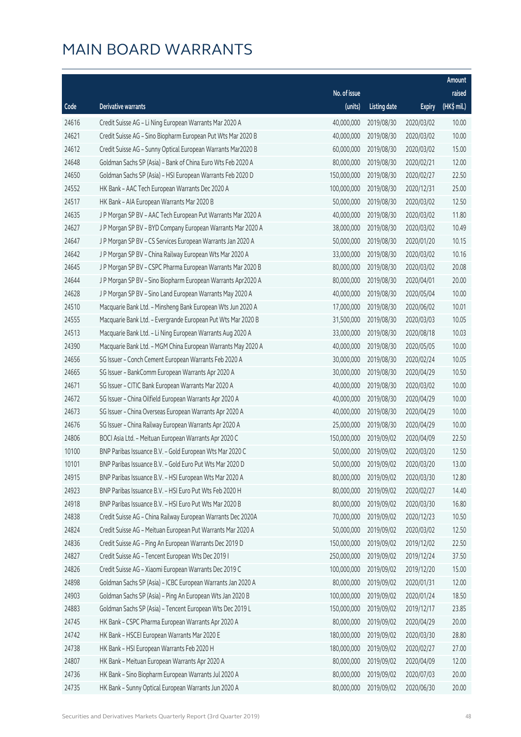# MAIN BOARD WARRANTS

| Code | Derivative warrants | No. of issue (units) | Listing date | Expiry | Amount raised (HK$ mil.) |
|---|---|---|---|---|---|
| 24616 | Credit Suisse AG - Li Ning European Warrants Mar 2020 A | 40,000,000 | 2019/08/30 | 2020/03/02 | 10.00 |
| 24621 | Credit Suisse AG - Sino Biopharm European Put Wts Mar 2020 B | 40,000,000 | 2019/08/30 | 2020/03/02 | 10.00 |
| 24612 | Credit Suisse AG - Sunny Optical European Warrants Mar2020 B | 60,000,000 | 2019/08/30 | 2020/03/02 | 15.00 |
| 24648 | Goldman Sachs SP (Asia) - Bank of China Euro Wts Feb 2020 A | 80,000,000 | 2019/08/30 | 2020/02/21 | 12.00 |
| 24650 | Goldman Sachs SP (Asia) - HSI European Warrants Feb 2020 D | 150,000,000 | 2019/08/30 | 2020/02/27 | 22.50 |
| 24552 | HK Bank - AAC Tech European Warrants Dec 2020 A | 100,000,000 | 2019/08/30 | 2020/12/31 | 25.00 |
| 24517 | HK Bank - AIA European Warrants Mar 2020 B | 50,000,000 | 2019/08/30 | 2020/03/02 | 12.50 |
| 24635 | J P Morgan SP BV - AAC Tech European Put Warrants Mar 2020 A | 40,000,000 | 2019/08/30 | 2020/03/02 | 11.80 |
| 24627 | J P Morgan SP BV - BYD Company European Warrants Mar 2020 A | 38,000,000 | 2019/08/30 | 2020/03/02 | 10.49 |
| 24647 | J P Morgan SP BV - CS Services European Warrants Jan 2020 A | 50,000,000 | 2019/08/30 | 2020/01/20 | 10.15 |
| 24642 | J P Morgan SP BV - China Railway European Wts Mar 2020 A | 33,000,000 | 2019/08/30 | 2020/03/02 | 10.16 |
| 24645 | J P Morgan SP BV - CSPC Pharma European Warrants Mar 2020 B | 80,000,000 | 2019/08/30 | 2020/03/02 | 20.08 |
| 24644 | J P Morgan SP BV - Sino Biopharm European Warrants Apr2020 A | 80,000,000 | 2019/08/30 | 2020/04/01 | 20.00 |
| 24628 | J P Morgan SP BV - Sino Land European Warrants May 2020 A | 40,000,000 | 2019/08/30 | 2020/05/04 | 10.00 |
| 24510 | Macquarie Bank Ltd. - Minsheng Bank European Wts Jun 2020 A | 17,000,000 | 2019/08/30 | 2020/06/02 | 10.01 |
| 24555 | Macquarie Bank Ltd. - Evergrande European Put Wts Mar 2020 B | 31,500,000 | 2019/08/30 | 2020/03/03 | 10.05 |
| 24513 | Macquarie Bank Ltd. - Li Ning European Warrants Aug 2020 A | 33,000,000 | 2019/08/30 | 2020/08/18 | 10.03 |
| 24390 | Macquarie Bank Ltd. - MGM China European Warrants May 2020 A | 40,000,000 | 2019/08/30 | 2020/05/05 | 10.00 |
| 24656 | SG Issuer - Conch Cement European Warrants Feb 2020 A | 30,000,000 | 2019/08/30 | 2020/02/24 | 10.05 |
| 24665 | SG Issuer - BankComm European Warrants Apr 2020 A | 30,000,000 | 2019/08/30 | 2020/04/29 | 10.50 |
| 24671 | SG Issuer - CITIC Bank European Warrants Mar 2020 A | 40,000,000 | 2019/08/30 | 2020/03/02 | 10.00 |
| 24672 | SG Issuer - China Oilfield European Warrants Apr 2020 A | 40,000,000 | 2019/08/30 | 2020/04/29 | 10.00 |
| 24673 | SG Issuer - China Overseas European Warrants Apr 2020 A | 40,000,000 | 2019/08/30 | 2020/04/29 | 10.00 |
| 24676 | SG Issuer - China Railway European Warrants Apr 2020 A | 25,000,000 | 2019/08/30 | 2020/04/29 | 10.00 |
| 24806 | BOCI Asia Ltd. - Meituan European Warrants Apr 2020 C | 150,000,000 | 2019/09/02 | 2020/04/09 | 22.50 |
| 10100 | BNP Paribas Issuance B.V. - Gold European Wts Mar 2020 C | 50,000,000 | 2019/09/02 | 2020/03/20 | 12.50 |
| 10101 | BNP Paribas Issuance B.V. - Gold Euro Put Wts Mar 2020 D | 50,000,000 | 2019/09/02 | 2020/03/20 | 13.00 |
| 24915 | BNP Paribas Issuance B.V. - HSI European Wts Mar 2020 A | 80,000,000 | 2019/09/02 | 2020/03/30 | 12.80 |
| 24923 | BNP Paribas Issuance B.V. - HSI Euro Put Wts Feb 2020 H | 80,000,000 | 2019/09/02 | 2020/02/27 | 14.40 |
| 24918 | BNP Paribas Issuance B.V. - HSI Euro Put Wts Mar 2020 B | 80,000,000 | 2019/09/02 | 2020/03/30 | 16.80 |
| 24838 | Credit Suisse AG - China Railway European Warrants Dec 2020A | 70,000,000 | 2019/09/02 | 2020/12/23 | 10.50 |
| 24824 | Credit Suisse AG - Meituan European Put Warrants Mar 2020 A | 50,000,000 | 2019/09/02 | 2020/03/02 | 12.50 |
| 24836 | Credit Suisse AG - Ping An European Warrants Dec 2019 D | 150,000,000 | 2019/09/02 | 2019/12/02 | 22.50 |
| 24827 | Credit Suisse AG - Tencent European Wts Dec 2019 I | 250,000,000 | 2019/09/02 | 2019/12/24 | 37.50 |
| 24826 | Credit Suisse AG - Xiaomi European Warrants Dec 2019 C | 100,000,000 | 2019/09/02 | 2019/12/20 | 15.00 |
| 24898 | Goldman Sachs SP (Asia) - ICBC European Warrants Jan 2020 A | 80,000,000 | 2019/09/02 | 2020/01/31 | 12.00 |
| 24903 | Goldman Sachs SP (Asia) - Ping An European Wts Jan 2020 B | 100,000,000 | 2019/09/02 | 2020/01/24 | 18.50 |
| 24883 | Goldman Sachs SP (Asia) - Tencent European Wts Dec 2019 L | 150,000,000 | 2019/09/02 | 2019/12/17 | 23.85 |
| 24745 | HK Bank - CSPC Pharma European Warrants Apr 2020 A | 80,000,000 | 2019/09/02 | 2020/04/29 | 20.00 |
| 24742 | HK Bank - HSCEI European Warrants Mar 2020 E | 180,000,000 | 2019/09/02 | 2020/03/30 | 28.80 |
| 24738 | HK Bank - HSI European Warrants Feb 2020 H | 180,000,000 | 2019/09/02 | 2020/02/27 | 27.00 |
| 24807 | HK Bank - Meituan European Warrants Apr 2020 A | 80,000,000 | 2019/09/02 | 2020/04/09 | 12.00 |
| 24736 | HK Bank - Sino Biopharm European Warrants Jul 2020 A | 80,000,000 | 2019/09/02 | 2020/07/03 | 20.00 |
| 24735 | HK Bank - Sunny Optical European Warrants Jun 2020 A | 80,000,000 | 2019/09/02 | 2020/06/30 | 20.00 |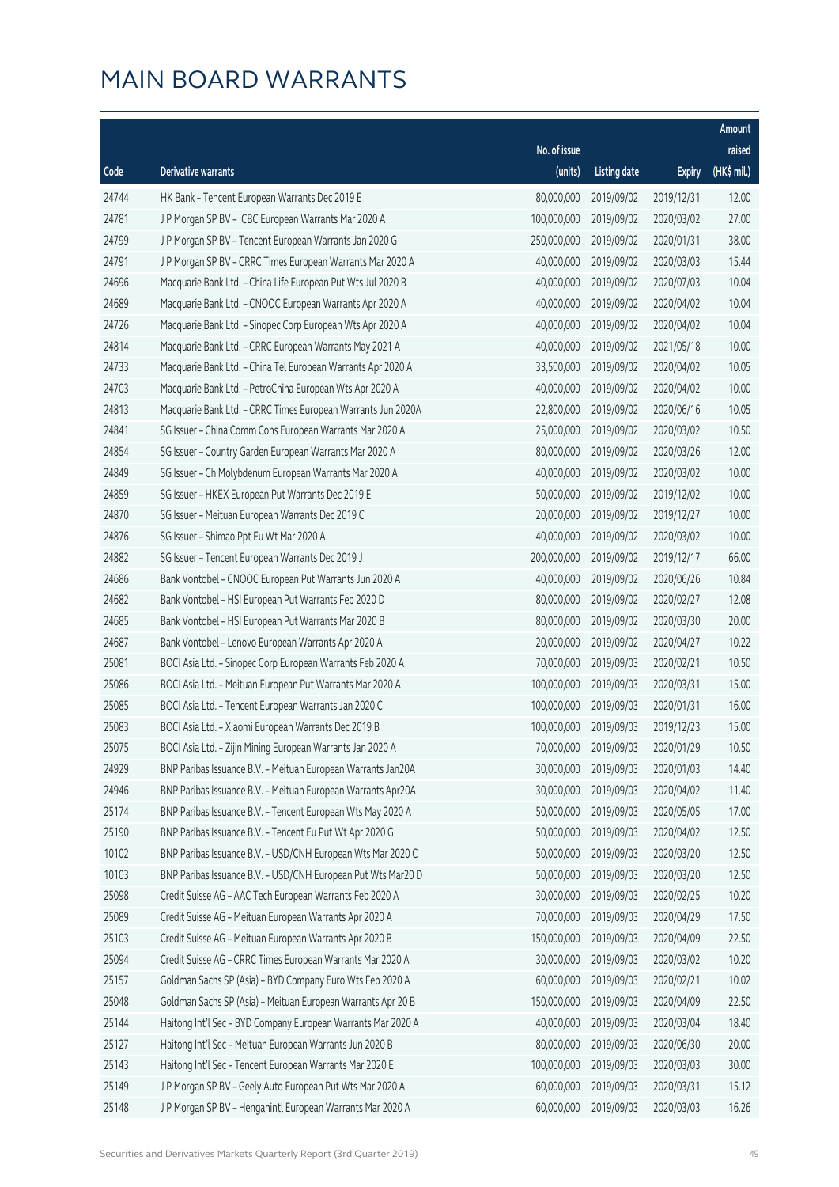# MAIN BOARD WARRANTS

| Code | Derivative warrants | No. of issue (units) | Listing date | Expiry | Amount raised (HK$ mil.) |
|---|---|---|---|---|---|
| 24744 | HK Bank – Tencent European Warrants Dec 2019 E | 80,000,000 | 2019/09/02 | 2019/12/31 | 12.00 |
| 24781 | J P Morgan SP BV – ICBC European Warrants Mar 2020 A | 100,000,000 | 2019/09/02 | 2020/03/02 | 27.00 |
| 24799 | J P Morgan SP BV – Tencent European Warrants Jan 2020 G | 250,000,000 | 2019/09/02 | 2020/01/31 | 38.00 |
| 24791 | J P Morgan SP BV – CRRC Times European Warrants Mar 2020 A | 40,000,000 | 2019/09/02 | 2020/03/03 | 15.44 |
| 24696 | Macquarie Bank Ltd. – China Life European Put Wts Jul 2020 B | 40,000,000 | 2019/09/02 | 2020/07/03 | 10.04 |
| 24689 | Macquarie Bank Ltd. – CNOOC European Warrants Apr 2020 A | 40,000,000 | 2019/09/02 | 2020/04/02 | 10.04 |
| 24726 | Macquarie Bank Ltd. – Sinopec Corp European Wts Apr 2020 A | 40,000,000 | 2019/09/02 | 2020/04/02 | 10.04 |
| 24814 | Macquarie Bank Ltd. – CRRC European Warrants May 2021 A | 40,000,000 | 2019/09/02 | 2021/05/18 | 10.00 |
| 24733 | Macquarie Bank Ltd. – China Tel European Warrants Apr 2020 A | 33,500,000 | 2019/09/02 | 2020/04/02 | 10.05 |
| 24703 | Macquarie Bank Ltd. – PetroChina European Wts Apr 2020 A | 40,000,000 | 2019/09/02 | 2020/04/02 | 10.00 |
| 24813 | Macquarie Bank Ltd. – CRRC Times European Warrants Jun 2020A | 22,800,000 | 2019/09/02 | 2020/06/16 | 10.05 |
| 24841 | SG Issuer – China Comm Cons European Warrants Mar 2020 A | 25,000,000 | 2019/09/02 | 2020/03/02 | 10.50 |
| 24854 | SG Issuer – Country Garden European Warrants Mar 2020 A | 80,000,000 | 2019/09/02 | 2020/03/26 | 12.00 |
| 24849 | SG Issuer – Ch Molybdenum European Warrants Mar 2020 A | 40,000,000 | 2019/09/02 | 2020/03/02 | 10.00 |
| 24859 | SG Issuer – HKEX European Put Warrants Dec 2019 E | 50,000,000 | 2019/09/02 | 2019/12/02 | 10.00 |
| 24870 | SG Issuer – Meituan European Warrants Dec 2019 C | 20,000,000 | 2019/09/02 | 2019/12/27 | 10.00 |
| 24876 | SG Issuer – Shimao Ppt Eu Wt Mar 2020 A | 40,000,000 | 2019/09/02 | 2020/03/02 | 10.00 |
| 24882 | SG Issuer – Tencent European Warrants Dec 2019 J | 200,000,000 | 2019/09/02 | 2019/12/17 | 66.00 |
| 24686 | Bank Vontobel – CNOOC European Put Warrants Jun 2020 A | 40,000,000 | 2019/09/02 | 2020/06/26 | 10.84 |
| 24682 | Bank Vontobel – HSI European Put Warrants Feb 2020 D | 80,000,000 | 2019/09/02 | 2020/02/27 | 12.08 |
| 24685 | Bank Vontobel – HSI European Put Warrants Mar 2020 B | 80,000,000 | 2019/09/02 | 2020/03/30 | 20.00 |
| 24687 | Bank Vontobel – Lenovo European Warrants Apr 2020 A | 20,000,000 | 2019/09/02 | 2020/04/27 | 10.22 |
| 25081 | BOCI Asia Ltd. – Sinopec Corp European Warrants Feb 2020 A | 70,000,000 | 2019/09/03 | 2020/02/21 | 10.50 |
| 25086 | BOCI Asia Ltd. – Meituan European Put Warrants Mar 2020 A | 100,000,000 | 2019/09/03 | 2020/03/31 | 15.00 |
| 25085 | BOCI Asia Ltd. – Tencent European Warrants Jan 2020 C | 100,000,000 | 2019/09/03 | 2020/01/31 | 16.00 |
| 25083 | BOCI Asia Ltd. – Xiaomi European Warrants Dec 2019 B | 100,000,000 | 2019/09/03 | 2019/12/23 | 15.00 |
| 25075 | BOCI Asia Ltd. – Zijin Mining European Warrants Jan 2020 A | 70,000,000 | 2019/09/03 | 2020/01/29 | 10.50 |
| 24929 | BNP Paribas Issuance B.V. – Meituan European Warrants Jan20A | 30,000,000 | 2019/09/03 | 2020/01/03 | 14.40 |
| 24946 | BNP Paribas Issuance B.V. – Meituan European Warrants Apr20A | 30,000,000 | 2019/09/03 | 2020/04/02 | 11.40 |
| 25174 | BNP Paribas Issuance B.V. – Tencent European Wts May 2020 A | 50,000,000 | 2019/09/03 | 2020/05/05 | 17.00 |
| 25190 | BNP Paribas Issuance B.V. – Tencent Eu Put Wt Apr 2020 G | 50,000,000 | 2019/09/03 | 2020/04/02 | 12.50 |
| 10102 | BNP Paribas Issuance B.V. – USD/CNH European Wts Mar 2020 C | 50,000,000 | 2019/09/03 | 2020/03/20 | 12.50 |
| 10103 | BNP Paribas Issuance B.V. – USD/CNH European Put Wts Mar20 D | 50,000,000 | 2019/09/03 | 2020/03/20 | 12.50 |
| 25098 | Credit Suisse AG – AAC Tech European Warrants Feb 2020 A | 30,000,000 | 2019/09/03 | 2020/02/25 | 10.20 |
| 25089 | Credit Suisse AG – Meituan European Warrants Apr 2020 A | 70,000,000 | 2019/09/03 | 2020/04/29 | 17.50 |
| 25103 | Credit Suisse AG – Meituan European Warrants Apr 2020 B | 150,000,000 | 2019/09/03 | 2020/04/09 | 22.50 |
| 25094 | Credit Suisse AG – CRRC Times European Warrants Mar 2020 A | 30,000,000 | 2019/09/03 | 2020/03/02 | 10.20 |
| 25157 | Goldman Sachs SP (Asia) – BYD Company Euro Wts Feb 2020 A | 60,000,000 | 2019/09/03 | 2020/02/21 | 10.02 |
| 25048 | Goldman Sachs SP (Asia) – Meituan European Warrants Apr 20 B | 150,000,000 | 2019/09/03 | 2020/04/09 | 22.50 |
| 25144 | Haitong Int'l Sec – BYD Company European Warrants Mar 2020 A | 40,000,000 | 2019/09/03 | 2020/03/04 | 18.40 |
| 25127 | Haitong Int'l Sec – Meituan European Warrants Jun 2020 B | 80,000,000 | 2019/09/03 | 2020/06/30 | 20.00 |
| 25143 | Haitong Int'l Sec – Tencent European Warrants Mar 2020 E | 100,000,000 | 2019/09/03 | 2020/03/03 | 30.00 |
| 25149 | J P Morgan SP BV – Geely Auto European Put Wts Mar 2020 A | 60,000,000 | 2019/09/03 | 2020/03/31 | 15.12 |
| 25148 | J P Morgan SP BV – Henganintl European Warrants Mar 2020 A | 60,000,000 | 2019/09/03 | 2020/03/03 | 16.26 |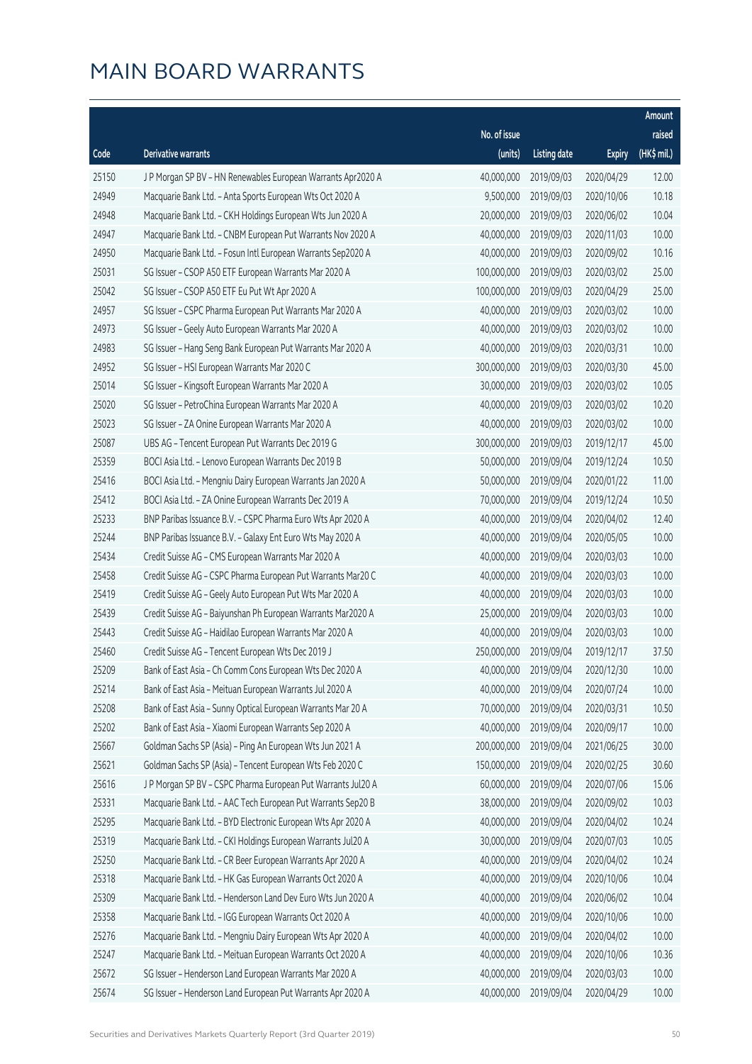# MAIN BOARD WARRANTS

| Code | Derivative warrants | No. of issue (units) | Listing date | Expiry | Amount raised (HK$ mil.) |
|---|---|---|---|---|---|
| 25150 | J P Morgan SP BV - HN Renewables European Warrants Apr2020 A | 40,000,000 | 2019/09/03 | 2020/04/29 | 12.00 |
| 24949 | Macquarie Bank Ltd. - Anta Sports European Wts Oct 2020 A | 9,500,000 | 2019/09/03 | 2020/10/06 | 10.18 |
| 24948 | Macquarie Bank Ltd. - CKH Holdings European Wts Jun 2020 A | 20,000,000 | 2019/09/03 | 2020/06/02 | 10.04 |
| 24947 | Macquarie Bank Ltd. - CNBM European Put Warrants Nov 2020 A | 40,000,000 | 2019/09/03 | 2020/11/03 | 10.00 |
| 24950 | Macquarie Bank Ltd. - Fosun Intl European Warrants Sep2020 A | 40,000,000 | 2019/09/03 | 2020/09/02 | 10.16 |
| 25031 | SG Issuer - CSOP A50 ETF European Warrants Mar 2020 A | 100,000,000 | 2019/09/03 | 2020/03/02 | 25.00 |
| 25042 | SG Issuer - CSOP A50 ETF Eu Put Wt Apr 2020 A | 100,000,000 | 2019/09/03 | 2020/04/29 | 25.00 |
| 24957 | SG Issuer - CSPC Pharma European Put Warrants Mar 2020 A | 40,000,000 | 2019/09/03 | 2020/03/02 | 10.00 |
| 24973 | SG Issuer - Geely Auto European Warrants Mar 2020 A | 40,000,000 | 2019/09/03 | 2020/03/02 | 10.00 |
| 24983 | SG Issuer - Hang Seng Bank European Put Warrants Mar 2020 A | 40,000,000 | 2019/09/03 | 2020/03/31 | 10.00 |
| 24952 | SG Issuer - HSI European Warrants Mar 2020 C | 300,000,000 | 2019/09/03 | 2020/03/30 | 45.00 |
| 25014 | SG Issuer - Kingsoft European Warrants Mar 2020 A | 30,000,000 | 2019/09/03 | 2020/03/02 | 10.05 |
| 25020 | SG Issuer - PetroChina European Warrants Mar 2020 A | 40,000,000 | 2019/09/03 | 2020/03/02 | 10.20 |
| 25023 | SG Issuer - ZA Onine European Warrants Mar 2020 A | 40,000,000 | 2019/09/03 | 2020/03/02 | 10.00 |
| 25087 | UBS AG - Tencent European Put Warrants Dec 2019 G | 300,000,000 | 2019/09/03 | 2019/12/17 | 45.00 |
| 25359 | BOCI Asia Ltd. - Lenovo European Warrants Dec 2019 B | 50,000,000 | 2019/09/04 | 2019/12/24 | 10.50 |
| 25416 | BOCI Asia Ltd. - Mengniu Dairy European Warrants Jan 2020 A | 50,000,000 | 2019/09/04 | 2020/01/22 | 11.00 |
| 25412 | BOCI Asia Ltd. - ZA Onine European Warrants Dec 2019 A | 70,000,000 | 2019/09/04 | 2019/12/24 | 10.50 |
| 25233 | BNP Paribas Issuance B.V. - CSPC Pharma Euro Wts Apr 2020 A | 40,000,000 | 2019/09/04 | 2020/04/02 | 12.40 |
| 25244 | BNP Paribas Issuance B.V. - Galaxy Ent Euro Wts May 2020 A | 40,000,000 | 2019/09/04 | 2020/05/05 | 10.00 |
| 25434 | Credit Suisse AG - CMS European Warrants Mar 2020 A | 40,000,000 | 2019/09/04 | 2020/03/03 | 10.00 |
| 25458 | Credit Suisse AG - CSPC Pharma European Put Warrants Mar20 C | 40,000,000 | 2019/09/04 | 2020/03/03 | 10.00 |
| 25419 | Credit Suisse AG - Geely Auto European Put Wts Mar 2020 A | 40,000,000 | 2019/09/04 | 2020/03/03 | 10.00 |
| 25439 | Credit Suisse AG - Baiyunshan Ph European Warrants Mar2020 A | 25,000,000 | 2019/09/04 | 2020/03/03 | 10.00 |
| 25443 | Credit Suisse AG - Haidilao European Warrants Mar 2020 A | 40,000,000 | 2019/09/04 | 2020/03/03 | 10.00 |
| 25460 | Credit Suisse AG - Tencent European Wts Dec 2019 J | 250,000,000 | 2019/09/04 | 2019/12/17 | 37.50 |
| 25209 | Bank of East Asia - Ch Comm Cons European Wts Dec 2020 A | 40,000,000 | 2019/09/04 | 2020/12/30 | 10.00 |
| 25214 | Bank of East Asia - Meituan European Warrants Jul 2020 A | 40,000,000 | 2019/09/04 | 2020/07/24 | 10.00 |
| 25208 | Bank of East Asia - Sunny Optical European Warrants Mar 20 A | 70,000,000 | 2019/09/04 | 2020/03/31 | 10.50 |
| 25202 | Bank of East Asia - Xiaomi European Warrants Sep 2020 A | 40,000,000 | 2019/09/04 | 2020/09/17 | 10.00 |
| 25667 | Goldman Sachs SP (Asia) - Ping An European Wts Jun 2021 A | 200,000,000 | 2019/09/04 | 2021/06/25 | 30.00 |
| 25621 | Goldman Sachs SP (Asia) - Tencent European Wts Feb 2020 C | 150,000,000 | 2019/09/04 | 2020/02/25 | 30.60 |
| 25616 | J P Morgan SP BV - CSPC Pharma European Put Warrants Jul20 A | 60,000,000 | 2019/09/04 | 2020/07/06 | 15.06 |
| 25331 | Macquarie Bank Ltd. - AAC Tech European Put Warrants Sep20 B | 38,000,000 | 2019/09/04 | 2020/09/02 | 10.03 |
| 25295 | Macquarie Bank Ltd. - BYD Electronic European Wts Apr 2020 A | 40,000,000 | 2019/09/04 | 2020/04/02 | 10.24 |
| 25319 | Macquarie Bank Ltd. - CKI Holdings European Warrants Jul20 A | 30,000,000 | 2019/09/04 | 2020/07/03 | 10.05 |
| 25250 | Macquarie Bank Ltd. - CR Beer European Warrants Apr 2020 A | 40,000,000 | 2019/09/04 | 2020/04/02 | 10.24 |
| 25318 | Macquarie Bank Ltd. - HK Gas European Warrants Oct 2020 A | 40,000,000 | 2019/09/04 | 2020/10/06 | 10.04 |
| 25309 | Macquarie Bank Ltd. - Henderson Land Dev Euro Wts Jun 2020 A | 40,000,000 | 2019/09/04 | 2020/06/02 | 10.04 |
| 25358 | Macquarie Bank Ltd. - IGG European Warrants Oct 2020 A | 40,000,000 | 2019/09/04 | 2020/10/06 | 10.00 |
| 25276 | Macquarie Bank Ltd. - Mengniu Dairy European Wts Apr 2020 A | 40,000,000 | 2019/09/04 | 2020/04/02 | 10.00 |
| 25247 | Macquarie Bank Ltd. - Meituan European Warrants Oct 2020 A | 40,000,000 | 2019/09/04 | 2020/10/06 | 10.36 |
| 25672 | SG Issuer - Henderson Land European Warrants Mar 2020 A | 40,000,000 | 2019/09/04 | 2020/03/03 | 10.00 |
| 25674 | SG Issuer - Henderson Land European Put Warrants Apr 2020 A | 40,000,000 | 2019/09/04 | 2020/04/29 | 10.00 |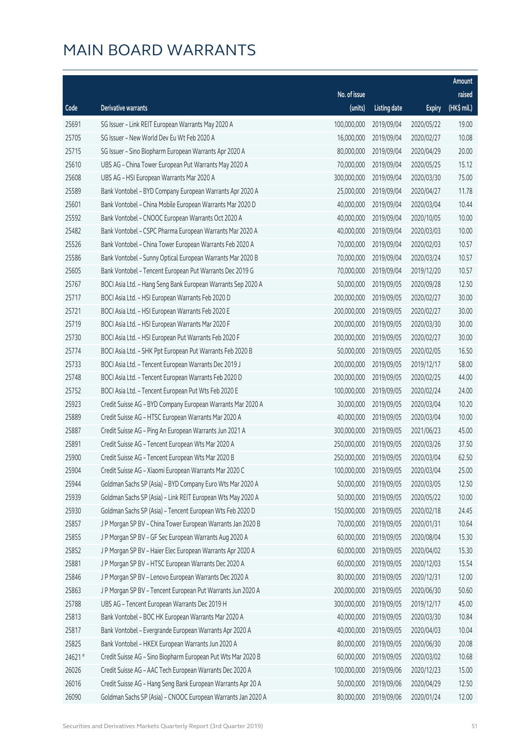# MAIN BOARD WARRANTS

| Code | Derivative warrants | No. of issue (units) | Listing date | Expiry | Amount raised (HK$ mil.) |
|---|---|---|---|---|---|
| 25691 | SG Issuer – Link REIT European Warrants May 2020 A | 100,000,000 | 2019/09/04 | 2020/05/22 | 19.00 |
| 25705 | SG Issuer – New World Dev Eu Wt Feb 2020 A | 16,000,000 | 2019/09/04 | 2020/02/27 | 10.08 |
| 25715 | SG Issuer – Sino Biopharm European Warrants Apr 2020 A | 80,000,000 | 2019/09/04 | 2020/04/29 | 20.00 |
| 25610 | UBS AG – China Tower European Put Warrants May 2020 A | 70,000,000 | 2019/09/04 | 2020/05/25 | 15.12 |
| 25608 | UBS AG – HSI European Warrants Mar 2020 A | 300,000,000 | 2019/09/04 | 2020/03/30 | 75.00 |
| 25589 | Bank Vontobel – BYD Company European Warrants Apr 2020 A | 25,000,000 | 2019/09/04 | 2020/04/27 | 11.78 |
| 25601 | Bank Vontobel – China Mobile European Warrants Mar 2020 D | 40,000,000 | 2019/09/04 | 2020/03/04 | 10.44 |
| 25592 | Bank Vontobel – CNOOC European Warrants Oct 2020 A | 40,000,000 | 2019/09/04 | 2020/10/05 | 10.00 |
| 25482 | Bank Vontobel – CSPC Pharma European Warrants Mar 2020 A | 40,000,000 | 2019/09/04 | 2020/03/03 | 10.00 |
| 25526 | Bank Vontobel – China Tower European Warrants Feb 2020 A | 70,000,000 | 2019/09/04 | 2020/02/03 | 10.57 |
| 25586 | Bank Vontobel – Sunny Optical European Warrants Mar 2020 B | 70,000,000 | 2019/09/04 | 2020/03/24 | 10.57 |
| 25605 | Bank Vontobel – Tencent European Put Warrants Dec 2019 G | 70,000,000 | 2019/09/04 | 2019/12/20 | 10.57 |
| 25767 | BOCI Asia Ltd. – Hang Seng Bank European Warrants Sep 2020 A | 50,000,000 | 2019/09/05 | 2020/09/28 | 12.50 |
| 25717 | BOCI Asia Ltd. – HSI European Warrants Feb 2020 D | 200,000,000 | 2019/09/05 | 2020/02/27 | 30.00 |
| 25721 | BOCI Asia Ltd. – HSI European Warrants Feb 2020 E | 200,000,000 | 2019/09/05 | 2020/02/27 | 30.00 |
| 25719 | BOCI Asia Ltd. – HSI European Warrants Mar 2020 F | 200,000,000 | 2019/09/05 | 2020/03/30 | 30.00 |
| 25730 | BOCI Asia Ltd. – HSI European Put Warrants Feb 2020 F | 200,000,000 | 2019/09/05 | 2020/02/27 | 30.00 |
| 25774 | BOCI Asia Ltd. – SHK Ppt European Put Warrants Feb 2020 B | 50,000,000 | 2019/09/05 | 2020/02/05 | 16.50 |
| 25733 | BOCI Asia Ltd. – Tencent European Warrants Dec 2019 J | 200,000,000 | 2019/09/05 | 2019/12/17 | 58.00 |
| 25748 | BOCI Asia Ltd. – Tencent European Warrants Feb 2020 D | 200,000,000 | 2019/09/05 | 2020/02/25 | 44.00 |
| 25752 | BOCI Asia Ltd. – Tencent European Put Wts Feb 2020 E | 100,000,000 | 2019/09/05 | 2020/02/24 | 24.00 |
| 25923 | Credit Suisse AG – BYD Company European Warrants Mar 2020 A | 30,000,000 | 2019/09/05 | 2020/03/04 | 10.20 |
| 25889 | Credit Suisse AG – HTSC European Warrants Mar 2020 A | 40,000,000 | 2019/09/05 | 2020/03/04 | 10.00 |
| 25887 | Credit Suisse AG – Ping An European Warrants Jun 2021 A | 300,000,000 | 2019/09/05 | 2021/06/23 | 45.00 |
| 25891 | Credit Suisse AG – Tencent European Wts Mar 2020 A | 250,000,000 | 2019/09/05 | 2020/03/26 | 37.50 |
| 25900 | Credit Suisse AG – Tencent European Wts Mar 2020 B | 250,000,000 | 2019/09/05 | 2020/03/04 | 62.50 |
| 25904 | Credit Suisse AG – Xiaomi European Warrants Mar 2020 C | 100,000,000 | 2019/09/05 | 2020/03/04 | 25.00 |
| 25944 | Goldman Sachs SP (Asia) – BYD Company Euro Wts Mar 2020 A | 50,000,000 | 2019/09/05 | 2020/03/05 | 12.50 |
| 25939 | Goldman Sachs SP (Asia) – Link REIT European Wts May 2020 A | 50,000,000 | 2019/09/05 | 2020/05/22 | 10.00 |
| 25930 | Goldman Sachs SP (Asia) – Tencent European Wts Feb 2020 D | 150,000,000 | 2019/09/05 | 2020/02/18 | 24.45 |
| 25857 | J P Morgan SP BV – China Tower European Warrants Jan 2020 B | 70,000,000 | 2019/09/05 | 2020/01/31 | 10.64 |
| 25855 | J P Morgan SP BV – GF Sec European Warrants Aug 2020 A | 60,000,000 | 2019/09/05 | 2020/08/04 | 15.30 |
| 25852 | J P Morgan SP BV – Haier Elec European Warrants Apr 2020 A | 60,000,000 | 2019/09/05 | 2020/04/02 | 15.30 |
| 25881 | J P Morgan SP BV – HTSC European Warrants Dec 2020 A | 60,000,000 | 2019/09/05 | 2020/12/03 | 15.54 |
| 25846 | J P Morgan SP BV – Lenovo European Warrants Dec 2020 A | 80,000,000 | 2019/09/05 | 2020/12/31 | 12.00 |
| 25863 | J P Morgan SP BV – Tencent European Put Warrants Jun 2020 A | 200,000,000 | 2019/09/05 | 2020/06/30 | 50.60 |
| 25788 | UBS AG – Tencent European Warrants Dec 2019 H | 300,000,000 | 2019/09/05 | 2019/12/17 | 45.00 |
| 25813 | Bank Vontobel – BOC HK European Warrants Mar 2020 A | 40,000,000 | 2019/09/05 | 2020/03/30 | 10.84 |
| 25817 | Bank Vontobel – Evergrande European Warrants Apr 2020 A | 40,000,000 | 2019/09/05 | 2020/04/03 | 10.04 |
| 25825 | Bank Vontobel – HKEX European Warrants Jun 2020 A | 80,000,000 | 2019/09/05 | 2020/06/30 | 20.08 |
| 24621 # | Credit Suisse AG – Sino Biopharm European Put Wts Mar 2020 B | 60,000,000 | 2019/09/05 | 2020/03/02 | 10.68 |
| 26026 | Credit Suisse AG – AAC Tech European Warrants Dec 2020 A | 100,000,000 | 2019/09/06 | 2020/12/23 | 15.00 |
| 26016 | Credit Suisse AG – Hang Seng Bank European Warrants Apr 20 A | 50,000,000 | 2019/09/06 | 2020/04/29 | 12.50 |
| 26090 | Goldman Sachs SP (Asia) – CNOOC European Warrants Jan 2020 A | 80,000,000 | 2019/09/06 | 2020/01/24 | 12.00 |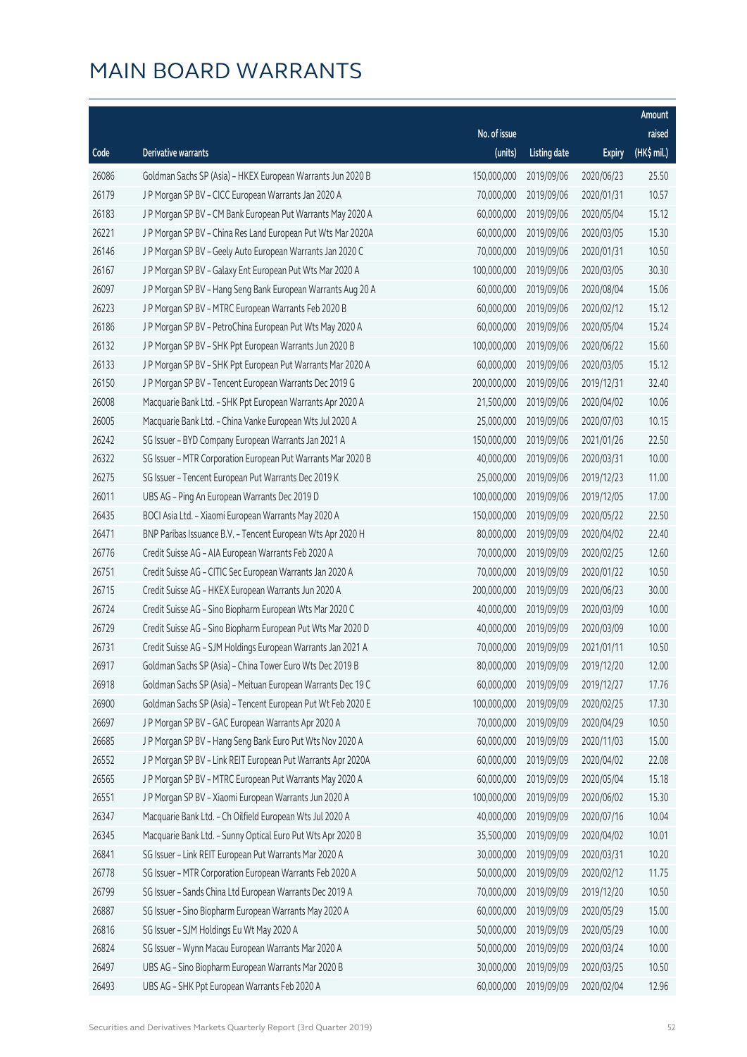# MAIN BOARD WARRANTS

| Code | Derivative warrants | No. of issue (units) | Listing date | Expiry | Amount raised (HK$ mil.) |
|---|---|---|---|---|---|
| 26086 | Goldman Sachs SP (Asia) - HKEX European Warrants Jun 2020 B | 150,000,000 | 2019/09/06 | 2020/06/23 | 25.50 |
| 26179 | J P Morgan SP BV - CICC European Warrants Jan 2020 A | 70,000,000 | 2019/09/06 | 2020/01/31 | 10.57 |
| 26183 | J P Morgan SP BV - CM Bank European Put Warrants May 2020 A | 60,000,000 | 2019/09/06 | 2020/05/04 | 15.12 |
| 26221 | J P Morgan SP BV - China Res Land European Put Wts Mar 2020A | 60,000,000 | 2019/09/06 | 2020/03/05 | 15.30 |
| 26146 | J P Morgan SP BV - Geely Auto European Warrants Jan 2020 C | 70,000,000 | 2019/09/06 | 2020/01/31 | 10.50 |
| 26167 | J P Morgan SP BV - Galaxy Ent European Put Wts Mar 2020 A | 100,000,000 | 2019/09/06 | 2020/03/05 | 30.30 |
| 26097 | J P Morgan SP BV - Hang Seng Bank European Warrants Aug 20 A | 60,000,000 | 2019/09/06 | 2020/08/04 | 15.06 |
| 26223 | J P Morgan SP BV - MTRC European Warrants Feb 2020 B | 60,000,000 | 2019/09/06 | 2020/02/12 | 15.12 |
| 26186 | J P Morgan SP BV - PetroChina European Put Wts May 2020 A | 60,000,000 | 2019/09/06 | 2020/05/04 | 15.24 |
| 26132 | J P Morgan SP BV - SHK Ppt European Warrants Jun 2020 B | 100,000,000 | 2019/09/06 | 2020/06/22 | 15.60 |
| 26133 | J P Morgan SP BV - SHK Ppt European Put Warrants Mar 2020 A | 60,000,000 | 2019/09/06 | 2020/03/05 | 15.12 |
| 26150 | J P Morgan SP BV - Tencent European Warrants Dec 2019 G | 200,000,000 | 2019/09/06 | 2019/12/31 | 32.40 |
| 26008 | Macquarie Bank Ltd. - SHK Ppt European Warrants Apr 2020 A | 21,500,000 | 2019/09/06 | 2020/04/02 | 10.06 |
| 26005 | Macquarie Bank Ltd. - China Vanke European Wts Jul 2020 A | 25,000,000 | 2019/09/06 | 2020/07/03 | 10.15 |
| 26242 | SG Issuer - BYD Company European Warrants Jan 2021 A | 150,000,000 | 2019/09/06 | 2021/01/26 | 22.50 |
| 26322 | SG Issuer - MTR Corporation European Put Warrants Mar 2020 B | 40,000,000 | 2019/09/06 | 2020/03/31 | 10.00 |
| 26275 | SG Issuer - Tencent European Put Warrants Dec 2019 K | 25,000,000 | 2019/09/06 | 2019/12/23 | 11.00 |
| 26011 | UBS AG - Ping An European Warrants Dec 2019 D | 100,000,000 | 2019/09/06 | 2019/12/05 | 17.00 |
| 26435 | BOCI Asia Ltd. - Xiaomi European Warrants May 2020 A | 150,000,000 | 2019/09/09 | 2020/05/22 | 22.50 |
| 26471 | BNP Paribas Issuance B.V. - Tencent European Wts Apr 2020 H | 80,000,000 | 2019/09/09 | 2020/04/02 | 22.40 |
| 26776 | Credit Suisse AG - AIA European Warrants Feb 2020 A | 70,000,000 | 2019/09/09 | 2020/02/25 | 12.60 |
| 26751 | Credit Suisse AG - CITIC Sec European Warrants Jan 2020 A | 70,000,000 | 2019/09/09 | 2020/01/22 | 10.50 |
| 26715 | Credit Suisse AG - HKEX European Warrants Jun 2020 A | 200,000,000 | 2019/09/09 | 2020/06/23 | 30.00 |
| 26724 | Credit Suisse AG - Sino Biopharm European Wts Mar 2020 C | 40,000,000 | 2019/09/09 | 2020/03/09 | 10.00 |
| 26729 | Credit Suisse AG - Sino Biopharm European Put Wts Mar 2020 D | 40,000,000 | 2019/09/09 | 2020/03/09 | 10.00 |
| 26731 | Credit Suisse AG - SJM Holdings European Warrants Jan 2021 A | 70,000,000 | 2019/09/09 | 2021/01/11 | 10.50 |
| 26917 | Goldman Sachs SP (Asia) - China Tower Euro Wts Dec 2019 B | 80,000,000 | 2019/09/09 | 2019/12/20 | 12.00 |
| 26918 | Goldman Sachs SP (Asia) - Meituan European Warrants Dec 19 C | 60,000,000 | 2019/09/09 | 2019/12/27 | 17.76 |
| 26900 | Goldman Sachs SP (Asia) - Tencent European Put Wt Feb 2020 E | 100,000,000 | 2019/09/09 | 2020/02/25 | 17.30 |
| 26697 | J P Morgan SP BV - GAC European Warrants Apr 2020 A | 70,000,000 | 2019/09/09 | 2020/04/29 | 10.50 |
| 26685 | J P Morgan SP BV - Hang Seng Bank Euro Put Wts Nov 2020 A | 60,000,000 | 2019/09/09 | 2020/11/03 | 15.00 |
| 26552 | J P Morgan SP BV - Link REIT European Put Warrants Apr 2020A | 60,000,000 | 2019/09/09 | 2020/04/02 | 22.08 |
| 26565 | J P Morgan SP BV - MTRC European Put Warrants May 2020 A | 60,000,000 | 2019/09/09 | 2020/05/04 | 15.18 |
| 26551 | J P Morgan SP BV - Xiaomi European Warrants Jun 2020 A | 100,000,000 | 2019/09/09 | 2020/06/02 | 15.30 |
| 26347 | Macquarie Bank Ltd. - Ch Oilfield European Wts Jul 2020 A | 40,000,000 | 2019/09/09 | 2020/07/16 | 10.04 |
| 26345 | Macquarie Bank Ltd. - Sunny Optical Euro Put Wts Apr 2020 B | 35,500,000 | 2019/09/09 | 2020/04/02 | 10.01 |
| 26841 | SG Issuer - Link REIT European Put Warrants Mar 2020 A | 30,000,000 | 2019/09/09 | 2020/03/31 | 10.20 |
| 26778 | SG Issuer - MTR Corporation European Warrants Feb 2020 A | 50,000,000 | 2019/09/09 | 2020/02/12 | 11.75 |
| 26799 | SG Issuer - Sands China Ltd European Warrants Dec 2019 A | 70,000,000 | 2019/09/09 | 2019/12/20 | 10.50 |
| 26887 | SG Issuer - Sino Biopharm European Warrants May 2020 A | 60,000,000 | 2019/09/09 | 2020/05/29 | 15.00 |
| 26816 | SG Issuer - SJM Holdings Eu Wt May 2020 A | 50,000,000 | 2019/09/09 | 2020/05/29 | 10.00 |
| 26824 | SG Issuer - Wynn Macau European Warrants Mar 2020 A | 50,000,000 | 2019/09/09 | 2020/03/24 | 10.00 |
| 26497 | UBS AG - Sino Biopharm European Warrants Mar 2020 B | 30,000,000 | 2019/09/09 | 2020/03/25 | 10.50 |
| 26493 | UBS AG - SHK Ppt European Warrants Feb 2020 A | 60,000,000 | 2019/09/09 | 2020/02/04 | 12.96 |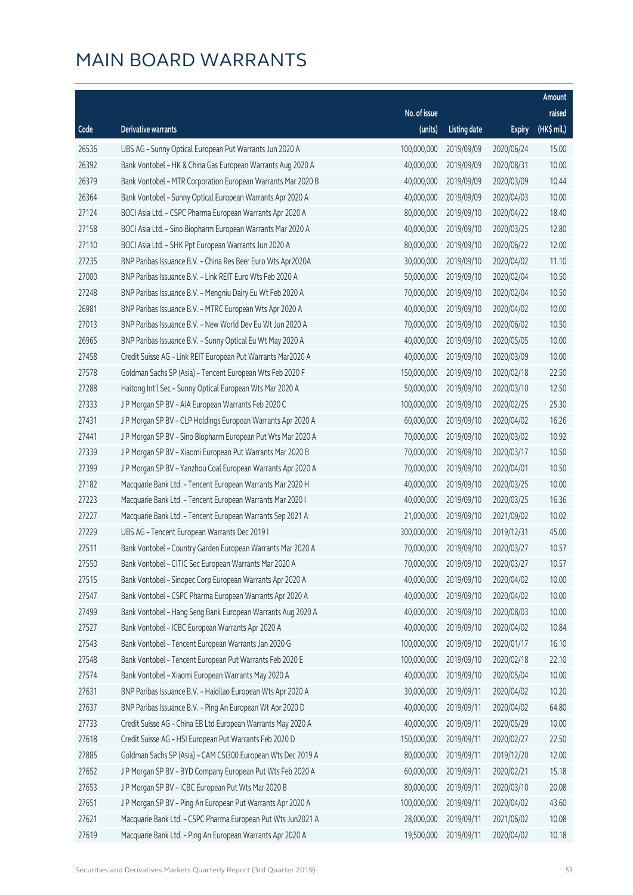# MAIN BOARD WARRANTS

| Code | Derivative warrants | No. of issue (units) | Listing date | Expiry | Amount raised (HK$ mil.) |
|---|---|---|---|---|---|
| 26536 | UBS AG - Sunny Optical European Put Warrants Jun 2020 A | 100,000,000 | 2019/09/09 | 2020/06/24 | 15.00 |
| 26392 | Bank Vontobel - HK & China Gas European Warrants Aug 2020 A | 40,000,000 | 2019/09/09 | 2020/08/31 | 10.00 |
| 26379 | Bank Vontobel - MTR Corporation European Warrants Mar 2020 B | 40,000,000 | 2019/09/09 | 2020/03/09 | 10.44 |
| 26364 | Bank Vontobel - Sunny Optical European Warrants Apr 2020 A | 40,000,000 | 2019/09/09 | 2020/04/03 | 10.00 |
| 27124 | BOCI Asia Ltd. - CSPC Pharma European Warrants Apr 2020 A | 80,000,000 | 2019/09/10 | 2020/04/22 | 18.40 |
| 27158 | BOCI Asia Ltd. - Sino Biopharm European Warrants Mar 2020 A | 40,000,000 | 2019/09/10 | 2020/03/25 | 12.80 |
| 27110 | BOCI Asia Ltd. - SHK Ppt European Warrants Jun 2020 A | 80,000,000 | 2019/09/10 | 2020/06/22 | 12.00 |
| 27235 | BNP Paribas Issuance B.V. - China Res Beer Euro Wts Apr2020A | 30,000,000 | 2019/09/10 | 2020/04/02 | 11.10 |
| 27000 | BNP Paribas Issuance B.V. - Link REIT Euro Wts Feb 2020 A | 50,000,000 | 2019/09/10 | 2020/02/04 | 10.50 |
| 27248 | BNP Paribas Issuance B.V. - Mengniu Dairy Eu Wt Feb 2020 A | 70,000,000 | 2019/09/10 | 2020/02/04 | 10.50 |
| 26981 | BNP Paribas Issuance B.V. - MTRC European Wts Apr 2020 A | 40,000,000 | 2019/09/10 | 2020/04/02 | 10.00 |
| 27013 | BNP Paribas Issuance B.V. - New World Dev Eu Wt Jun 2020 A | 70,000,000 | 2019/09/10 | 2020/06/02 | 10.50 |
| 26965 | BNP Paribas Issuance B.V. - Sunny Optical Eu Wt May 2020 A | 40,000,000 | 2019/09/10 | 2020/05/05 | 10.00 |
| 27458 | Credit Suisse AG - Link REIT European Put Warrants Mar2020 A | 40,000,000 | 2019/09/10 | 2020/03/09 | 10.00 |
| 27578 | Goldman Sachs SP (Asia) - Tencent European Wts Feb 2020 F | 150,000,000 | 2019/09/10 | 2020/02/18 | 22.50 |
| 27288 | Haitong Int'l Sec - Sunny Optical European Wts Mar 2020 A | 50,000,000 | 2019/09/10 | 2020/03/10 | 12.50 |
| 27333 | J P Morgan SP BV - AIA European Warrants Feb 2020 C | 100,000,000 | 2019/09/10 | 2020/02/25 | 25.30 |
| 27431 | J P Morgan SP BV - CLP Holdings European Warrants Apr 2020 A | 60,000,000 | 2019/09/10 | 2020/04/02 | 16.26 |
| 27441 | J P Morgan SP BV - Sino Biopharm European Put Wts Mar 2020 A | 70,000,000 | 2019/09/10 | 2020/03/02 | 10.92 |
| 27339 | J P Morgan SP BV - Xiaomi European Put Warrants Mar 2020 B | 70,000,000 | 2019/09/10 | 2020/03/17 | 10.50 |
| 27399 | J P Morgan SP BV - Yanzhou Coal European Warrants Apr 2020 A | 70,000,000 | 2019/09/10 | 2020/04/01 | 10.50 |
| 27182 | Macquarie Bank Ltd. - Tencent European Warrants Mar 2020 H | 40,000,000 | 2019/09/10 | 2020/03/25 | 10.00 |
| 27223 | Macquarie Bank Ltd. - Tencent European Warrants Mar 2020 I | 40,000,000 | 2019/09/10 | 2020/03/25 | 16.36 |
| 27227 | Macquarie Bank Ltd. - Tencent European Warrants Sep 2021 A | 21,000,000 | 2019/09/10 | 2021/09/02 | 10.02 |
| 27229 | UBS AG - Tencent European Warrants Dec 2019 I | 300,000,000 | 2019/09/10 | 2019/12/31 | 45.00 |
| 27511 | Bank Vontobel - Country Garden European Warrants Mar 2020 A | 70,000,000 | 2019/09/10 | 2020/03/27 | 10.57 |
| 27550 | Bank Vontobel - CITIC Sec European Warrants Mar 2020 A | 70,000,000 | 2019/09/10 | 2020/03/27 | 10.57 |
| 27515 | Bank Vontobel - Sinopec Corp European Warrants Apr 2020 A | 40,000,000 | 2019/09/10 | 2020/04/02 | 10.00 |
| 27547 | Bank Vontobel - CSPC Pharma European Warrants Apr 2020 A | 40,000,000 | 2019/09/10 | 2020/04/02 | 10.00 |
| 27499 | Bank Vontobel - Hang Seng Bank European Warrants Aug 2020 A | 40,000,000 | 2019/09/10 | 2020/08/03 | 10.00 |
| 27527 | Bank Vontobel - ICBC European Warrants Apr 2020 A | 40,000,000 | 2019/09/10 | 2020/04/02 | 10.84 |
| 27543 | Bank Vontobel - Tencent European Warrants Jan 2020 G | 100,000,000 | 2019/09/10 | 2020/01/17 | 16.10 |
| 27548 | Bank Vontobel - Tencent European Put Warrants Feb 2020 E | 100,000,000 | 2019/09/10 | 2020/02/18 | 22.10 |
| 27574 | Bank Vontobel - Xiaomi European Warrants May 2020 A | 40,000,000 | 2019/09/10 | 2020/05/04 | 10.00 |
| 27631 | BNP Paribas Issuance B.V. - Haidilao European Wts Apr 2020 A | 30,000,000 | 2019/09/11 | 2020/04/02 | 10.20 |
| 27637 | BNP Paribas Issuance B.V. - Ping An European Wt Apr 2020 D | 40,000,000 | 2019/09/11 | 2020/04/02 | 64.80 |
| 27733 | Credit Suisse AG - China EB Ltd European Warrants May 2020 A | 40,000,000 | 2019/09/11 | 2020/05/29 | 10.00 |
| 27618 | Credit Suisse AG - HSI European Put Warrants Feb 2020 D | 150,000,000 | 2019/09/11 | 2020/02/27 | 22.50 |
| 27885 | Goldman Sachs SP (Asia) - CAM CSI300 European Wts Dec 2019 A | 80,000,000 | 2019/09/11 | 2019/12/20 | 12.00 |
| 27652 | J P Morgan SP BV - BYD Company European Put Wts Feb 2020 A | 60,000,000 | 2019/09/11 | 2020/02/21 | 15.18 |
| 27653 | J P Morgan SP BV - ICBC European Put Wts Mar 2020 B | 80,000,000 | 2019/09/11 | 2020/03/10 | 20.08 |
| 27651 | J P Morgan SP BV - Ping An European Put Warrants Apr 2020 A | 100,000,000 | 2019/09/11 | 2020/04/02 | 43.60 |
| 27621 | Macquarie Bank Ltd. - CSPC Pharma European Put Wts Jun2021 A | 28,000,000 | 2019/09/11 | 2021/06/02 | 10.08 |
| 27619 | Macquarie Bank Ltd. - Ping An European Warrants Apr 2020 A | 19,500,000 | 2019/09/11 | 2020/04/02 | 10.18 |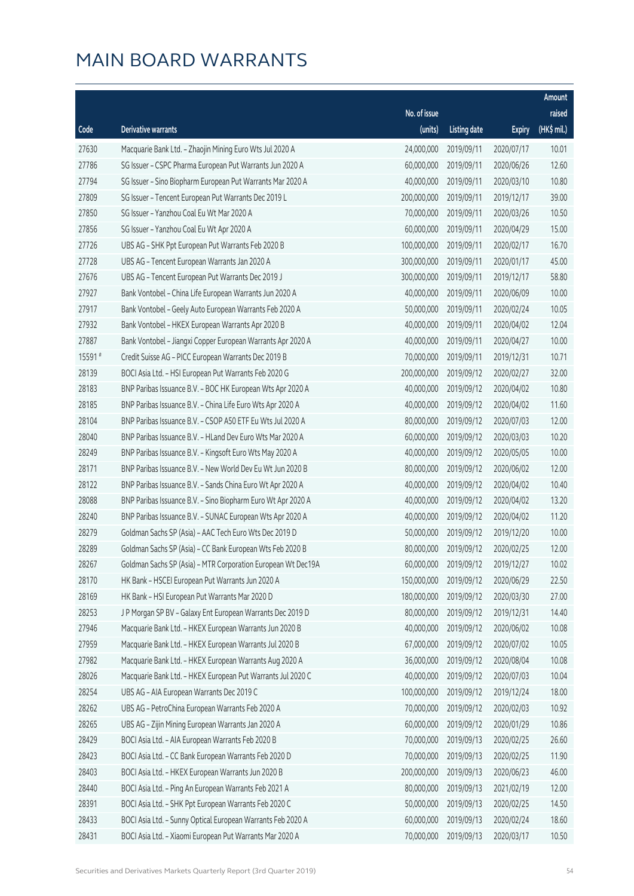# MAIN BOARD WARRANTS

| Code | Derivative warrants | No. of issue (units) | Listing date | Expiry | Amount raised (HK$ mil.) |
|---|---|---|---|---|---|
| 27630 | Macquarie Bank Ltd. – Zhaojin Mining Euro Wts Jul 2020 A | 24,000,000 | 2019/09/11 | 2020/07/17 | 10.01 |
| 27786 | SG Issuer – CSPC Pharma European Put Warrants Jun 2020 A | 60,000,000 | 2019/09/11 | 2020/06/26 | 12.60 |
| 27794 | SG Issuer – Sino Biopharm European Put Warrants Mar 2020 A | 40,000,000 | 2019/09/11 | 2020/03/10 | 10.80 |
| 27809 | SG Issuer – Tencent European Put Warrants Dec 2019 L | 200,000,000 | 2019/09/11 | 2019/12/17 | 39.00 |
| 27850 | SG Issuer – Yanzhou Coal Eu Wt Mar 2020 A | 70,000,000 | 2019/09/11 | 2020/03/26 | 10.50 |
| 27856 | SG Issuer – Yanzhou Coal Eu Wt Apr 2020 A | 60,000,000 | 2019/09/11 | 2020/04/29 | 15.00 |
| 27726 | UBS AG – SHK Ppt European Put Warrants Feb 2020 B | 100,000,000 | 2019/09/11 | 2020/02/17 | 16.70 |
| 27728 | UBS AG – Tencent European Warrants Jan 2020 A | 300,000,000 | 2019/09/11 | 2020/01/17 | 45.00 |
| 27676 | UBS AG – Tencent European Put Warrants Dec 2019 J | 300,000,000 | 2019/09/11 | 2019/12/17 | 58.80 |
| 27927 | Bank Vontobel – China Life European Warrants Jun 2020 A | 40,000,000 | 2019/09/11 | 2020/06/09 | 10.00 |
| 27917 | Bank Vontobel – Geely Auto European Warrants Feb 2020 A | 50,000,000 | 2019/09/11 | 2020/02/24 | 10.05 |
| 27932 | Bank Vontobel – HKEX European Warrants Apr 2020 B | 40,000,000 | 2019/09/11 | 2020/04/02 | 12.04 |
| 27887 | Bank Vontobel – Jiangxi Copper European Warrants Apr 2020 A | 40,000,000 | 2019/09/11 | 2020/04/27 | 10.00 |
| 15591 # | Credit Suisse AG – PICC European Warrants Dec 2019 B | 70,000,000 | 2019/09/11 | 2019/12/31 | 10.71 |
| 28139 | BOCI Asia Ltd. – HSI European Put Warrants Feb 2020 G | 200,000,000 | 2019/09/12 | 2020/02/27 | 32.00 |
| 28183 | BNP Paribas Issuance B.V. – BOC HK European Wts Apr 2020 A | 40,000,000 | 2019/09/12 | 2020/04/02 | 10.80 |
| 28185 | BNP Paribas Issuance B.V. – China Life Euro Wts Apr 2020 A | 40,000,000 | 2019/09/12 | 2020/04/02 | 11.60 |
| 28104 | BNP Paribas Issuance B.V. – CSOP A50 ETF Eu Wts Jul 2020 A | 80,000,000 | 2019/09/12 | 2020/07/03 | 12.00 |
| 28040 | BNP Paribas Issuance B.V. – HLand Dev Euro Wts Mar 2020 A | 60,000,000 | 2019/09/12 | 2020/03/03 | 10.20 |
| 28249 | BNP Paribas Issuance B.V. – Kingsoft Euro Wts May 2020 A | 40,000,000 | 2019/09/12 | 2020/05/05 | 10.00 |
| 28171 | BNP Paribas Issuance B.V. – New World Dev Eu Wt Jun 2020 B | 80,000,000 | 2019/09/12 | 2020/06/02 | 12.00 |
| 28122 | BNP Paribas Issuance B.V. – Sands China Euro Wt Apr 2020 A | 40,000,000 | 2019/09/12 | 2020/04/02 | 10.40 |
| 28088 | BNP Paribas Issuance B.V. – Sino Biopharm Euro Wt Apr 2020 A | 40,000,000 | 2019/09/12 | 2020/04/02 | 13.20 |
| 28240 | BNP Paribas Issuance B.V. – SUNAC European Wts Apr 2020 A | 40,000,000 | 2019/09/12 | 2020/04/02 | 11.20 |
| 28279 | Goldman Sachs SP (Asia) – AAC Tech Euro Wts Dec 2019 D | 50,000,000 | 2019/09/12 | 2019/12/20 | 10.00 |
| 28289 | Goldman Sachs SP (Asia) – CC Bank European Wts Feb 2020 B | 80,000,000 | 2019/09/12 | 2020/02/25 | 12.00 |
| 28267 | Goldman Sachs SP (Asia) – MTR Corporation European Wt Dec19A | 60,000,000 | 2019/09/12 | 2019/12/27 | 10.02 |
| 28170 | HK Bank – HSCEI European Put Warrants Jun 2020 A | 150,000,000 | 2019/09/12 | 2020/06/29 | 22.50 |
| 28169 | HK Bank – HSI European Put Warrants Mar 2020 D | 180,000,000 | 2019/09/12 | 2020/03/30 | 27.00 |
| 28253 | J P Morgan SP BV – Galaxy Ent European Warrants Dec 2019 D | 80,000,000 | 2019/09/12 | 2019/12/31 | 14.40 |
| 27946 | Macquarie Bank Ltd. – HKEX European Warrants Jun 2020 B | 40,000,000 | 2019/09/12 | 2020/06/02 | 10.08 |
| 27959 | Macquarie Bank Ltd. – HKEX European Warrants Jul 2020 B | 67,000,000 | 2019/09/12 | 2020/07/02 | 10.05 |
| 27982 | Macquarie Bank Ltd. – HKEX European Warrants Aug 2020 A | 36,000,000 | 2019/09/12 | 2020/08/04 | 10.08 |
| 28026 | Macquarie Bank Ltd. – HKEX European Put Warrants Jul 2020 C | 40,000,000 | 2019/09/12 | 2020/07/03 | 10.04 |
| 28254 | UBS AG – AIA European Warrants Dec 2019 C | 100,000,000 | 2019/09/12 | 2019/12/24 | 18.00 |
| 28262 | UBS AG – PetroChina European Warrants Feb 2020 A | 70,000,000 | 2019/09/12 | 2020/02/03 | 10.92 |
| 28265 | UBS AG – Zijin Mining European Warrants Jan 2020 A | 60,000,000 | 2019/09/12 | 2020/01/29 | 10.86 |
| 28429 | BOCI Asia Ltd. – AIA European Warrants Feb 2020 B | 70,000,000 | 2019/09/13 | 2020/02/25 | 26.60 |
| 28423 | BOCI Asia Ltd. – CC Bank European Warrants Feb 2020 D | 70,000,000 | 2019/09/13 | 2020/02/25 | 11.90 |
| 28403 | BOCI Asia Ltd. – HKEX European Warrants Jun 2020 B | 200,000,000 | 2019/09/13 | 2020/06/23 | 46.00 |
| 28440 | BOCI Asia Ltd. – Ping An European Warrants Feb 2021 A | 80,000,000 | 2019/09/13 | 2021/02/19 | 12.00 |
| 28391 | BOCI Asia Ltd. – SHK Ppt European Warrants Feb 2020 C | 50,000,000 | 2019/09/13 | 2020/02/25 | 14.50 |
| 28433 | BOCI Asia Ltd. – Sunny Optical European Warrants Feb 2020 A | 60,000,000 | 2019/09/13 | 2020/02/24 | 18.60 |
| 28431 | BOCI Asia Ltd. – Xiaomi European Put Warrants Mar 2020 A | 70,000,000 | 2019/09/13 | 2020/03/17 | 10.50 |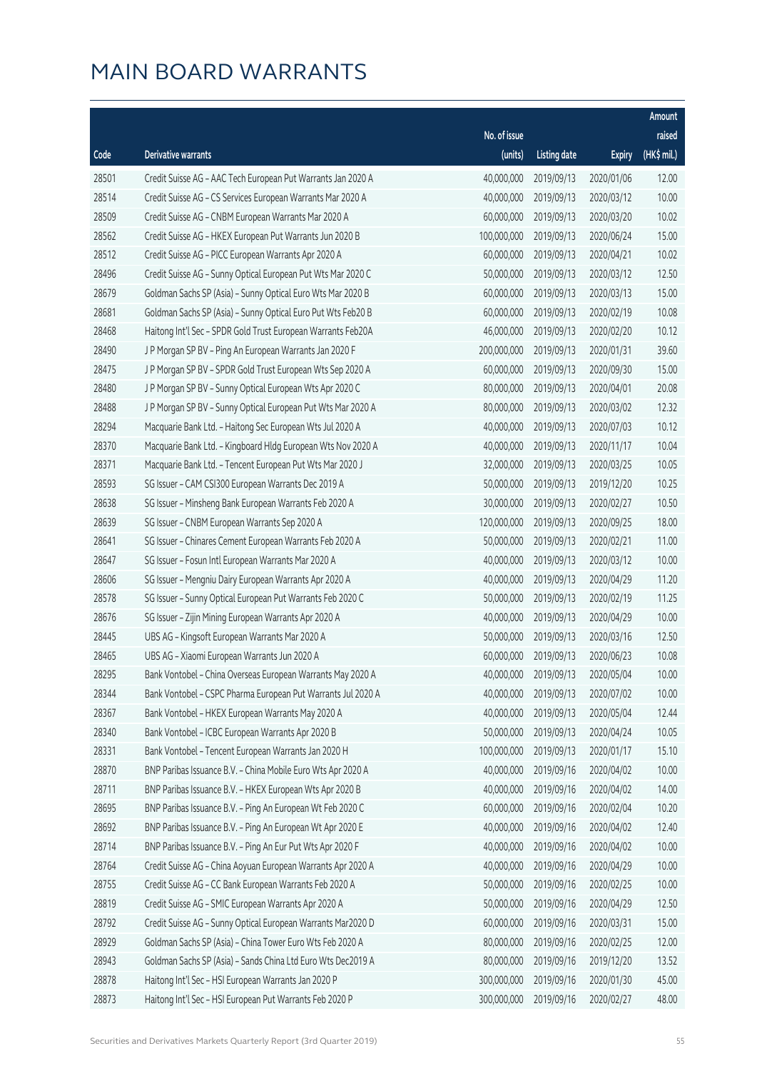# MAIN BOARD WARRANTS

| Code | Derivative warrants | No. of issue (units) | Listing date | Expiry | Amount raised (HK$ mil.) |
|---|---|---|---|---|---|
| 28501 | Credit Suisse AG - AAC Tech European Put Warrants Jan 2020 A | 40,000,000 | 2019/09/13 | 2020/01/06 | 12.00 |
| 28514 | Credit Suisse AG - CS Services European Warrants Mar 2020 A | 40,000,000 | 2019/09/13 | 2020/03/12 | 10.00 |
| 28509 | Credit Suisse AG - CNBM European Warrants Mar 2020 A | 60,000,000 | 2019/09/13 | 2020/03/20 | 10.02 |
| 28562 | Credit Suisse AG - HKEX European Put Warrants Jun 2020 B | 100,000,000 | 2019/09/13 | 2020/06/24 | 15.00 |
| 28512 | Credit Suisse AG - PICC European Warrants Apr 2020 A | 60,000,000 | 2019/09/13 | 2020/04/21 | 10.02 |
| 28496 | Credit Suisse AG - Sunny Optical European Put Wts Mar 2020 C | 50,000,000 | 2019/09/13 | 2020/03/12 | 12.50 |
| 28679 | Goldman Sachs SP (Asia) - Sunny Optical Euro Wts Mar 2020 B | 60,000,000 | 2019/09/13 | 2020/03/13 | 15.00 |
| 28681 | Goldman Sachs SP (Asia) - Sunny Optical Euro Put Wts Feb20 B | 60,000,000 | 2019/09/13 | 2020/02/19 | 10.08 |
| 28468 | Haitong Int'l Sec - SPDR Gold Trust European Warrants Feb20A | 46,000,000 | 2019/09/13 | 2020/02/20 | 10.12 |
| 28490 | J P Morgan SP BV - Ping An European Warrants Jan 2020 F | 200,000,000 | 2019/09/13 | 2020/01/31 | 39.60 |
| 28475 | J P Morgan SP BV - SPDR Gold Trust European Wts Sep 2020 A | 60,000,000 | 2019/09/13 | 2020/09/30 | 15.00 |
| 28480 | J P Morgan SP BV - Sunny Optical European Wts Apr 2020 C | 80,000,000 | 2019/09/13 | 2020/04/01 | 20.08 |
| 28488 | J P Morgan SP BV - Sunny Optical European Put Wts Mar 2020 A | 80,000,000 | 2019/09/13 | 2020/03/02 | 12.32 |
| 28294 | Macquarie Bank Ltd. - Haitong Sec European Wts Jul 2020 A | 40,000,000 | 2019/09/13 | 2020/07/03 | 10.12 |
| 28370 | Macquarie Bank Ltd. - Kingboard Hldg European Wts Nov 2020 A | 40,000,000 | 2019/09/13 | 2020/11/17 | 10.04 |
| 28371 | Macquarie Bank Ltd. - Tencent European Put Wts Mar 2020 J | 32,000,000 | 2019/09/13 | 2020/03/25 | 10.05 |
| 28593 | SG Issuer - CAM CSI300 European Warrants Dec 2019 A | 50,000,000 | 2019/09/13 | 2019/12/20 | 10.25 |
| 28638 | SG Issuer - Minsheng Bank European Warrants Feb 2020 A | 30,000,000 | 2019/09/13 | 2020/02/27 | 10.50 |
| 28639 | SG Issuer - CNBM European Warrants Sep 2020 A | 120,000,000 | 2019/09/13 | 2020/09/25 | 18.00 |
| 28641 | SG Issuer - Chinares Cement European Warrants Feb 2020 A | 50,000,000 | 2019/09/13 | 2020/02/21 | 11.00 |
| 28647 | SG Issuer - Fosun Intl European Warrants Mar 2020 A | 40,000,000 | 2019/09/13 | 2020/03/12 | 10.00 |
| 28606 | SG Issuer - Mengniu Dairy European Warrants Apr 2020 A | 40,000,000 | 2019/09/13 | 2020/04/29 | 11.20 |
| 28578 | SG Issuer - Sunny Optical European Put Warrants Feb 2020 C | 50,000,000 | 2019/09/13 | 2020/02/19 | 11.25 |
| 28676 | SG Issuer - Zijin Mining European Warrants Apr 2020 A | 40,000,000 | 2019/09/13 | 2020/04/29 | 10.00 |
| 28445 | UBS AG - Kingsoft European Warrants Mar 2020 A | 50,000,000 | 2019/09/13 | 2020/03/16 | 12.50 |
| 28465 | UBS AG - Xiaomi European Warrants Jun 2020 A | 60,000,000 | 2019/09/13 | 2020/06/23 | 10.08 |
| 28295 | Bank Vontobel - China Overseas European Warrants May 2020 A | 40,000,000 | 2019/09/13 | 2020/05/04 | 10.00 |
| 28344 | Bank Vontobel - CSPC Pharma European Put Warrants Jul 2020 A | 40,000,000 | 2019/09/13 | 2020/07/02 | 10.00 |
| 28367 | Bank Vontobel - HKEX European Warrants May 2020 A | 40,000,000 | 2019/09/13 | 2020/05/04 | 12.44 |
| 28340 | Bank Vontobel - ICBC European Warrants Apr 2020 B | 50,000,000 | 2019/09/13 | 2020/04/24 | 10.05 |
| 28331 | Bank Vontobel - Tencent European Warrants Jan 2020 H | 100,000,000 | 2019/09/13 | 2020/01/17 | 15.10 |
| 28870 | BNP Paribas Issuance B.V. - China Mobile Euro Wts Apr 2020 A | 40,000,000 | 2019/09/16 | 2020/04/02 | 10.00 |
| 28711 | BNP Paribas Issuance B.V. - HKEX European Wts Apr 2020 B | 40,000,000 | 2019/09/16 | 2020/04/02 | 14.00 |
| 28695 | BNP Paribas Issuance B.V. - Ping An European Wt Feb 2020 C | 60,000,000 | 2019/09/16 | 2020/02/04 | 10.20 |
| 28692 | BNP Paribas Issuance B.V. - Ping An European Wt Apr 2020 E | 40,000,000 | 2019/09/16 | 2020/04/02 | 12.40 |
| 28714 | BNP Paribas Issuance B.V. - Ping An Eur Put Wts Apr 2020 F | 40,000,000 | 2019/09/16 | 2020/04/02 | 10.00 |
| 28764 | Credit Suisse AG - China Aoyuan European Warrants Apr 2020 A | 40,000,000 | 2019/09/16 | 2020/04/29 | 10.00 |
| 28755 | Credit Suisse AG - CC Bank European Warrants Feb 2020 A | 50,000,000 | 2019/09/16 | 2020/02/25 | 10.00 |
| 28819 | Credit Suisse AG - SMIC European Warrants Apr 2020 A | 50,000,000 | 2019/09/16 | 2020/04/29 | 12.50 |
| 28792 | Credit Suisse AG - Sunny Optical European Warrants Mar2020 D | 60,000,000 | 2019/09/16 | 2020/03/31 | 15.00 |
| 28929 | Goldman Sachs SP (Asia) - China Tower Euro Wts Feb 2020 A | 80,000,000 | 2019/09/16 | 2020/02/25 | 12.00 |
| 28943 | Goldman Sachs SP (Asia) - Sands China Ltd Euro Wts Dec2019 A | 80,000,000 | 2019/09/16 | 2019/12/20 | 13.52 |
| 28878 | Haitong Int'l Sec - HSI European Warrants Jan 2020 P | 300,000,000 | 2019/09/16 | 2020/01/30 | 45.00 |
| 28873 | Haitong Int'l Sec - HSI European Put Warrants Feb 2020 P | 300,000,000 | 2019/09/16 | 2020/02/27 | 48.00 |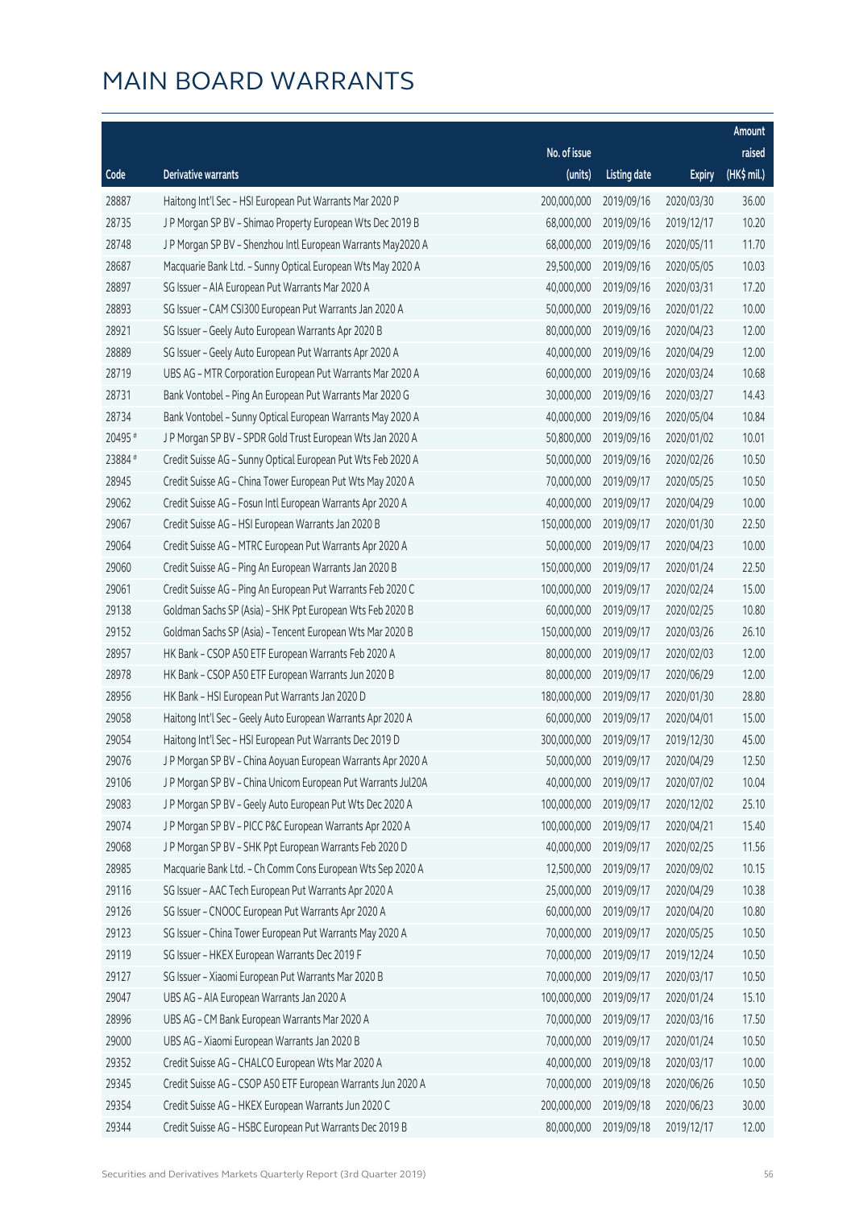# MAIN BOARD WARRANTS

| Code | Derivative warrants | No. of issue (units) | Listing date | Expiry | Amount raised (HK$ mil.) |
|---|---|---|---|---|---|
| 28887 | Haitong Int'l Sec - HSI European Put Warrants Mar 2020 P | 200,000,000 | 2019/09/16 | 2020/03/30 | 36.00 |
| 28735 | J P Morgan SP BV - Shimao Property European Wts Dec 2019 B | 68,000,000 | 2019/09/16 | 2019/12/17 | 10.20 |
| 28748 | J P Morgan SP BV - Shenzhou Intl European Warrants May2020 A | 68,000,000 | 2019/09/16 | 2020/05/11 | 11.70 |
| 28687 | Macquarie Bank Ltd. - Sunny Optical European Wts May 2020 A | 29,500,000 | 2019/09/16 | 2020/05/05 | 10.03 |
| 28897 | SG Issuer - AIA European Put Warrants Mar 2020 A | 40,000,000 | 2019/09/16 | 2020/03/31 | 17.20 |
| 28893 | SG Issuer - CAM CSI300 European Put Warrants Jan 2020 A | 50,000,000 | 2019/09/16 | 2020/01/22 | 10.00 |
| 28921 | SG Issuer - Geely Auto European Warrants Apr 2020 B | 80,000,000 | 2019/09/16 | 2020/04/23 | 12.00 |
| 28889 | SG Issuer - Geely Auto European Put Warrants Apr 2020 A | 40,000,000 | 2019/09/16 | 2020/04/29 | 12.00 |
| 28719 | UBS AG - MTR Corporation European Put Warrants Mar 2020 A | 60,000,000 | 2019/09/16 | 2020/03/24 | 10.68 |
| 28731 | Bank Vontobel - Ping An European Put Warrants Mar 2020 G | 30,000,000 | 2019/09/16 | 2020/03/27 | 14.43 |
| 28734 | Bank Vontobel - Sunny Optical European Warrants May 2020 A | 40,000,000 | 2019/09/16 | 2020/05/04 | 10.84 |
| 20495 # | J P Morgan SP BV - SPDR Gold Trust European Wts Jan 2020 A | 50,800,000 | 2019/09/16 | 2020/01/02 | 10.01 |
| 23884 # | Credit Suisse AG - Sunny Optical European Put Wts Feb 2020 A | 50,000,000 | 2019/09/16 | 2020/02/26 | 10.50 |
| 28945 | Credit Suisse AG - China Tower European Put Wts May 2020 A | 70,000,000 | 2019/09/17 | 2020/05/25 | 10.50 |
| 29062 | Credit Suisse AG - Fosun Intl European Warrants Apr 2020 A | 40,000,000 | 2019/09/17 | 2020/04/29 | 10.00 |
| 29067 | Credit Suisse AG - HSI European Warrants Jan 2020 B | 150,000,000 | 2019/09/17 | 2020/01/30 | 22.50 |
| 29064 | Credit Suisse AG - MTRC European Put Warrants Apr 2020 A | 50,000,000 | 2019/09/17 | 2020/04/23 | 10.00 |
| 29060 | Credit Suisse AG - Ping An European Warrants Jan 2020 B | 150,000,000 | 2019/09/17 | 2020/01/24 | 22.50 |
| 29061 | Credit Suisse AG - Ping An European Put Warrants Feb 2020 C | 100,000,000 | 2019/09/17 | 2020/02/24 | 15.00 |
| 29138 | Goldman Sachs SP (Asia) - SHK Ppt European Wts Feb 2020 B | 60,000,000 | 2019/09/17 | 2020/02/25 | 10.80 |
| 29152 | Goldman Sachs SP (Asia) - Tencent European Wts Mar 2020 B | 150,000,000 | 2019/09/17 | 2020/03/26 | 26.10 |
| 28957 | HK Bank - CSOP A50 ETF European Warrants Feb 2020 A | 80,000,000 | 2019/09/17 | 2020/02/03 | 12.00 |
| 28978 | HK Bank - CSOP A50 ETF European Warrants Jun 2020 B | 80,000,000 | 2019/09/17 | 2020/06/29 | 12.00 |
| 28956 | HK Bank - HSI European Put Warrants Jan 2020 D | 180,000,000 | 2019/09/17 | 2020/01/30 | 28.80 |
| 29058 | Haitong Int'l Sec - Geely Auto European Warrants Apr 2020 A | 60,000,000 | 2019/09/17 | 2020/04/01 | 15.00 |
| 29054 | Haitong Int'l Sec - HSI European Put Warrants Dec 2019 D | 300,000,000 | 2019/09/17 | 2019/12/30 | 45.00 |
| 29076 | J P Morgan SP BV - China Aoyuan European Warrants Apr 2020 A | 50,000,000 | 2019/09/17 | 2020/04/29 | 12.50 |
| 29106 | J P Morgan SP BV - China Unicom European Put Warrants Jul20A | 40,000,000 | 2019/09/17 | 2020/07/02 | 10.04 |
| 29083 | J P Morgan SP BV - Geely Auto European Put Wts Dec 2020 A | 100,000,000 | 2019/09/17 | 2020/12/02 | 25.10 |
| 29074 | J P Morgan SP BV - PICC P&C European Warrants Apr 2020 A | 100,000,000 | 2019/09/17 | 2020/04/21 | 15.40 |
| 29068 | J P Morgan SP BV - SHK Ppt European Warrants Feb 2020 D | 40,000,000 | 2019/09/17 | 2020/02/25 | 11.56 |
| 28985 | Macquarie Bank Ltd. - Ch Comm Cons European Wts Sep 2020 A | 12,500,000 | 2019/09/17 | 2020/09/02 | 10.15 |
| 29116 | SG Issuer - AAC Tech European Put Warrants Apr 2020 A | 25,000,000 | 2019/09/17 | 2020/04/29 | 10.38 |
| 29126 | SG Issuer - CNOOC European Put Warrants Apr 2020 A | 60,000,000 | 2019/09/17 | 2020/04/20 | 10.80 |
| 29123 | SG Issuer - China Tower European Put Warrants May 2020 A | 70,000,000 | 2019/09/17 | 2020/05/25 | 10.50 |
| 29119 | SG Issuer - HKEX European Warrants Dec 2019 F | 70,000,000 | 2019/09/17 | 2019/12/24 | 10.50 |
| 29127 | SG Issuer - Xiaomi European Put Warrants Mar 2020 B | 70,000,000 | 2019/09/17 | 2020/03/17 | 10.50 |
| 29047 | UBS AG - AIA European Warrants Jan 2020 A | 100,000,000 | 2019/09/17 | 2020/01/24 | 15.10 |
| 28996 | UBS AG - CM Bank European Warrants Mar 2020 A | 70,000,000 | 2019/09/17 | 2020/03/16 | 17.50 |
| 29000 | UBS AG - Xiaomi European Warrants Jan 2020 B | 70,000,000 | 2019/09/17 | 2020/01/24 | 10.50 |
| 29352 | Credit Suisse AG - CHALCO European Wts Mar 2020 A | 40,000,000 | 2019/09/18 | 2020/03/17 | 10.00 |
| 29345 | Credit Suisse AG - CSOP A50 ETF European Warrants Jun 2020 A | 70,000,000 | 2019/09/18 | 2020/06/26 | 10.50 |
| 29354 | Credit Suisse AG - HKEX European Warrants Jun 2020 C | 200,000,000 | 2019/09/18 | 2020/06/23 | 30.00 |
| 29344 | Credit Suisse AG - HSBC European Put Warrants Dec 2019 B | 80,000,000 | 2019/09/18 | 2019/12/17 | 12.00 |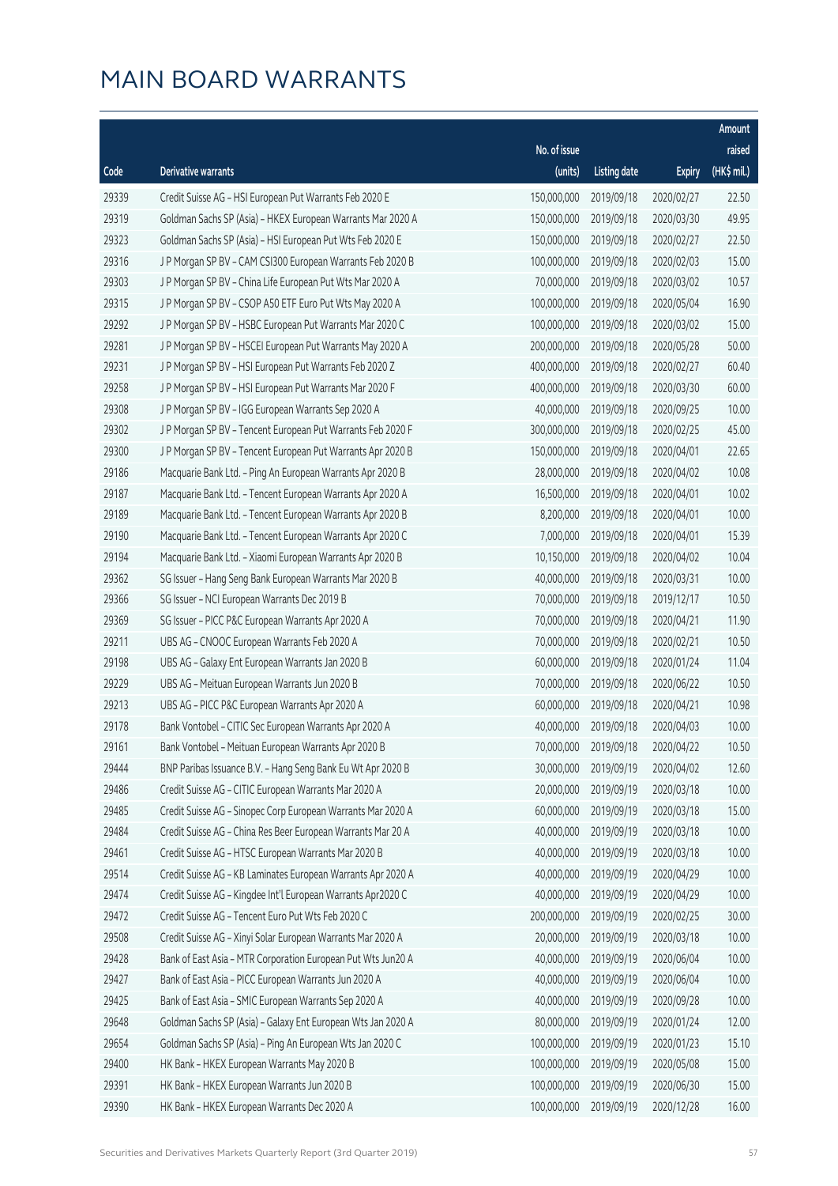# MAIN BOARD WARRANTS

| Code | Derivative warrants | No. of issue (units) | Listing date | Expiry | Amount raised (HK$ mil.) |
|---|---|---|---|---|---|
| 29339 | Credit Suisse AG – HSI European Put Warrants Feb 2020 E | 150,000,000 | 2019/09/18 | 2020/02/27 | 22.50 |
| 29319 | Goldman Sachs SP (Asia) – HKEX European Warrants Mar 2020 A | 150,000,000 | 2019/09/18 | 2020/03/30 | 49.95 |
| 29323 | Goldman Sachs SP (Asia) – HSI European Put Wts Feb 2020 E | 150,000,000 | 2019/09/18 | 2020/02/27 | 22.50 |
| 29316 | J P Morgan SP BV – CAM CSI300 European Warrants Feb 2020 B | 100,000,000 | 2019/09/18 | 2020/02/03 | 15.00 |
| 29303 | J P Morgan SP BV – China Life European Put Wts Mar 2020 A | 70,000,000 | 2019/09/18 | 2020/03/02 | 10.57 |
| 29315 | J P Morgan SP BV – CSOP A50 ETF Euro Put Wts May 2020 A | 100,000,000 | 2019/09/18 | 2020/05/04 | 16.90 |
| 29292 | J P Morgan SP BV – HSBC European Put Warrants Mar 2020 C | 100,000,000 | 2019/09/18 | 2020/03/02 | 15.00 |
| 29281 | J P Morgan SP BV – HSCEI European Put Warrants May 2020 A | 200,000,000 | 2019/09/18 | 2020/05/28 | 50.00 |
| 29231 | J P Morgan SP BV – HSI European Put Warrants Feb 2020 Z | 400,000,000 | 2019/09/18 | 2020/02/27 | 60.40 |
| 29258 | J P Morgan SP BV – HSI European Put Warrants Mar 2020 F | 400,000,000 | 2019/09/18 | 2020/03/30 | 60.00 |
| 29308 | J P Morgan SP BV – IGG European Warrants Sep 2020 A | 40,000,000 | 2019/09/18 | 2020/09/25 | 10.00 |
| 29302 | J P Morgan SP BV – Tencent European Put Warrants Feb 2020 F | 300,000,000 | 2019/09/18 | 2020/02/25 | 45.00 |
| 29300 | J P Morgan SP BV – Tencent European Put Warrants Apr 2020 B | 150,000,000 | 2019/09/18 | 2020/04/01 | 22.65 |
| 29186 | Macquarie Bank Ltd. – Ping An European Warrants Apr 2020 B | 28,000,000 | 2019/09/18 | 2020/04/02 | 10.08 |
| 29187 | Macquarie Bank Ltd. – Tencent European Warrants Apr 2020 A | 16,500,000 | 2019/09/18 | 2020/04/01 | 10.02 |
| 29189 | Macquarie Bank Ltd. – Tencent European Warrants Apr 2020 B | 8,200,000 | 2019/09/18 | 2020/04/01 | 10.00 |
| 29190 | Macquarie Bank Ltd. – Tencent European Warrants Apr 2020 C | 7,000,000 | 2019/09/18 | 2020/04/01 | 15.39 |
| 29194 | Macquarie Bank Ltd. – Xiaomi European Warrants Apr 2020 B | 10,150,000 | 2019/09/18 | 2020/04/02 | 10.04 |
| 29362 | SG Issuer – Hang Seng Bank European Warrants Mar 2020 B | 40,000,000 | 2019/09/18 | 2020/03/31 | 10.00 |
| 29366 | SG Issuer – NCI European Warrants Dec 2019 B | 70,000,000 | 2019/09/18 | 2019/12/17 | 10.50 |
| 29369 | SG Issuer – PICC P&C European Warrants Apr 2020 A | 70,000,000 | 2019/09/18 | 2020/04/21 | 11.90 |
| 29211 | UBS AG – CNOOC European Warrants Feb 2020 A | 70,000,000 | 2019/09/18 | 2020/02/21 | 10.50 |
| 29198 | UBS AG – Galaxy Ent European Warrants Jan 2020 B | 60,000,000 | 2019/09/18 | 2020/01/24 | 11.04 |
| 29229 | UBS AG – Meituan European Warrants Jun 2020 B | 70,000,000 | 2019/09/18 | 2020/06/22 | 10.50 |
| 29213 | UBS AG – PICC P&C European Warrants Apr 2020 A | 60,000,000 | 2019/09/18 | 2020/04/21 | 10.98 |
| 29178 | Bank Vontobel – CITIC Sec European Warrants Apr 2020 A | 40,000,000 | 2019/09/18 | 2020/04/03 | 10.00 |
| 29161 | Bank Vontobel – Meituan European Warrants Apr 2020 B | 70,000,000 | 2019/09/18 | 2020/04/22 | 10.50 |
| 29444 | BNP Paribas Issuance B.V. – Hang Seng Bank Eu Wt Apr 2020 B | 30,000,000 | 2019/09/19 | 2020/04/02 | 12.60 |
| 29486 | Credit Suisse AG – CITIC European Warrants Mar 2020 A | 20,000,000 | 2019/09/19 | 2020/03/18 | 10.00 |
| 29485 | Credit Suisse AG – Sinopec Corp European Warrants Mar 2020 A | 60,000,000 | 2019/09/19 | 2020/03/18 | 15.00 |
| 29484 | Credit Suisse AG – China Res Beer European Warrants Mar 20 A | 40,000,000 | 2019/09/19 | 2020/03/18 | 10.00 |
| 29461 | Credit Suisse AG – HTSC European Warrants Mar 2020 B | 40,000,000 | 2019/09/19 | 2020/03/18 | 10.00 |
| 29514 | Credit Suisse AG – KB Laminates European Warrants Apr 2020 A | 40,000,000 | 2019/09/19 | 2020/04/29 | 10.00 |
| 29474 | Credit Suisse AG – Kingdee Int'l European Warrants Apr2020 C | 40,000,000 | 2019/09/19 | 2020/04/29 | 10.00 |
| 29472 | Credit Suisse AG – Tencent Euro Put Wts Feb 2020 C | 200,000,000 | 2019/09/19 | 2020/02/25 | 30.00 |
| 29508 | Credit Suisse AG – Xinyi Solar European Warrants Mar 2020 A | 20,000,000 | 2019/09/19 | 2020/03/18 | 10.00 |
| 29428 | Bank of East Asia – MTR Corporation European Put Wts Jun20 A | 40,000,000 | 2019/09/19 | 2020/06/04 | 10.00 |
| 29427 | Bank of East Asia – PICC European Warrants Jun 2020 A | 40,000,000 | 2019/09/19 | 2020/06/04 | 10.00 |
| 29425 | Bank of East Asia – SMIC European Warrants Sep 2020 A | 40,000,000 | 2019/09/19 | 2020/09/28 | 10.00 |
| 29648 | Goldman Sachs SP (Asia) – Galaxy Ent European Wts Jan 2020 A | 80,000,000 | 2019/09/19 | 2020/01/24 | 12.00 |
| 29654 | Goldman Sachs SP (Asia) – Ping An European Wts Jan 2020 C | 100,000,000 | 2019/09/19 | 2020/01/23 | 15.10 |
| 29400 | HK Bank – HKEX European Warrants May 2020 B | 100,000,000 | 2019/09/19 | 2020/05/08 | 15.00 |
| 29391 | HK Bank – HKEX European Warrants Jun 2020 B | 100,000,000 | 2019/09/19 | 2020/06/30 | 15.00 |
| 29390 | HK Bank – HKEX European Warrants Dec 2020 A | 100,000,000 | 2019/09/19 | 2020/12/28 | 16.00 |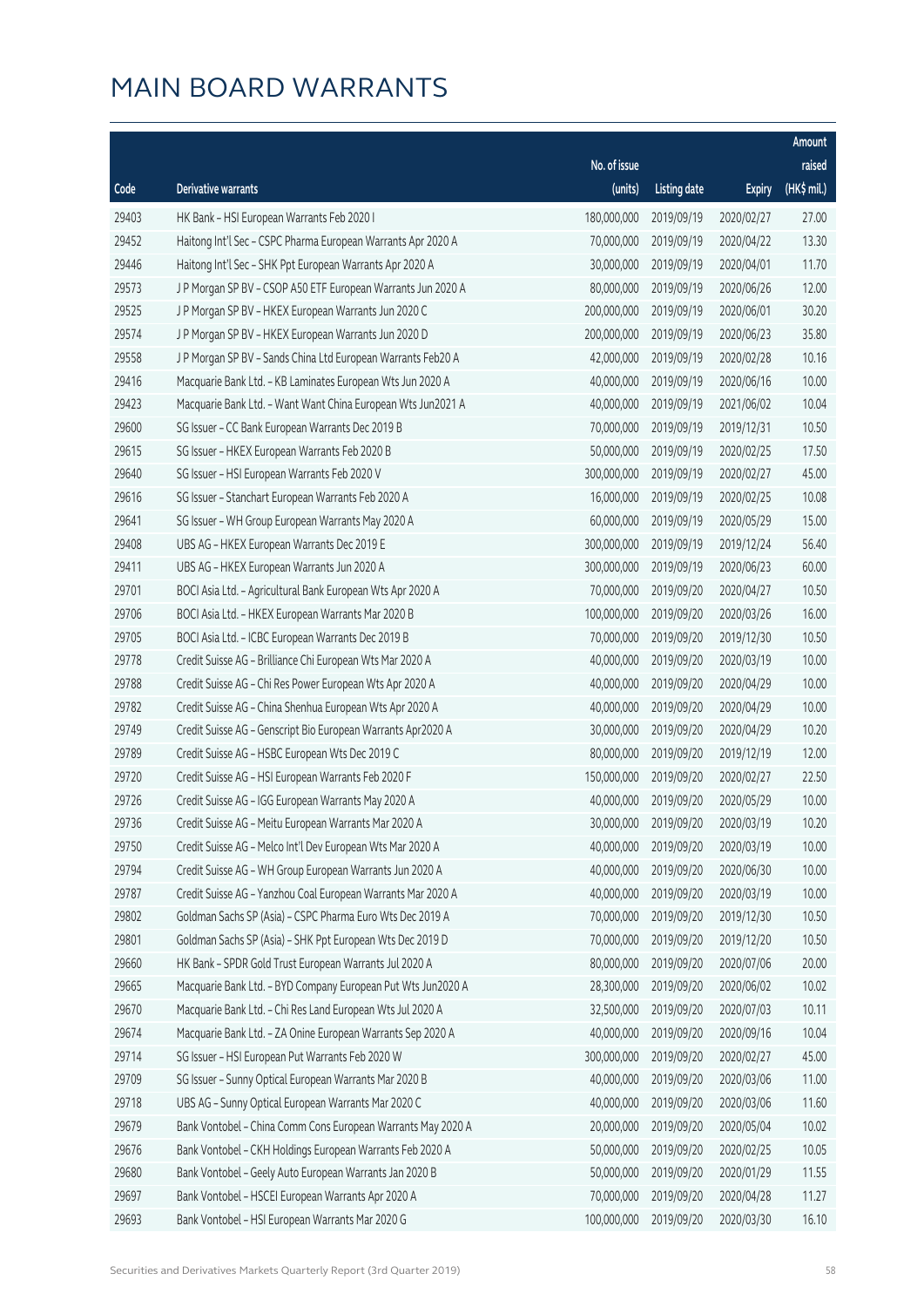# MAIN BOARD WARRANTS

| Code | Derivative warrants | No. of issue (units) | Listing date | Expiry | Amount raised (HK$ mil.) |
|---|---|---|---|---|---|
| 29403 | HK Bank – HSI European Warrants Feb 2020 I | 180,000,000 | 2019/09/19 | 2020/02/27 | 27.00 |
| 29452 | Haitong Int'l Sec – CSPC Pharma European Warrants Apr 2020 A | 70,000,000 | 2019/09/19 | 2020/04/22 | 13.30 |
| 29446 | Haitong Int'l Sec – SHK Ppt European Warrants Apr 2020 A | 30,000,000 | 2019/09/19 | 2020/04/01 | 11.70 |
| 29573 | J P Morgan SP BV – CSOP A50 ETF European Warrants Jun 2020 A | 80,000,000 | 2019/09/19 | 2020/06/26 | 12.00 |
| 29525 | J P Morgan SP BV – HKEX European Warrants Jun 2020 C | 200,000,000 | 2019/09/19 | 2020/06/01 | 30.20 |
| 29574 | J P Morgan SP BV – HKEX European Warrants Jun 2020 D | 200,000,000 | 2019/09/19 | 2020/06/23 | 35.80 |
| 29558 | J P Morgan SP BV – Sands China Ltd European Warrants Feb20 A | 42,000,000 | 2019/09/19 | 2020/02/28 | 10.16 |
| 29416 | Macquarie Bank Ltd. – KB Laminates European Wts Jun 2020 A | 40,000,000 | 2019/09/19 | 2020/06/16 | 10.00 |
| 29423 | Macquarie Bank Ltd. – Want Want China European Wts Jun2021 A | 40,000,000 | 2019/09/19 | 2021/06/02 | 10.04 |
| 29600 | SG Issuer – CC Bank European Warrants Dec 2019 B | 70,000,000 | 2019/09/19 | 2019/12/31 | 10.50 |
| 29615 | SG Issuer – HKEX European Warrants Feb 2020 B | 50,000,000 | 2019/09/19 | 2020/02/25 | 17.50 |
| 29640 | SG Issuer – HSI European Warrants Feb 2020 V | 300,000,000 | 2019/09/19 | 2020/02/27 | 45.00 |
| 29616 | SG Issuer – Stanchart European Warrants Feb 2020 A | 16,000,000 | 2019/09/19 | 2020/02/25 | 10.08 |
| 29641 | SG Issuer – WH Group European Warrants May 2020 A | 60,000,000 | 2019/09/19 | 2020/05/29 | 15.00 |
| 29408 | UBS AG – HKEX European Warrants Dec 2019 E | 300,000,000 | 2019/09/19 | 2019/12/24 | 56.40 |
| 29411 | UBS AG – HKEX European Warrants Jun 2020 A | 300,000,000 | 2019/09/19 | 2020/06/23 | 60.00 |
| 29701 | BOCI Asia Ltd. – Agricultural Bank European Wts Apr 2020 A | 70,000,000 | 2019/09/20 | 2020/04/27 | 10.50 |
| 29706 | BOCI Asia Ltd. – HKEX European Warrants Mar 2020 B | 100,000,000 | 2019/09/20 | 2020/03/26 | 16.00 |
| 29705 | BOCI Asia Ltd. – ICBC European Warrants Dec 2019 B | 70,000,000 | 2019/09/20 | 2019/12/30 | 10.50 |
| 29778 | Credit Suisse AG – Brilliance Chi European Wts Mar 2020 A | 40,000,000 | 2019/09/20 | 2020/03/19 | 10.00 |
| 29788 | Credit Suisse AG – Chi Res Power European Wts Apr 2020 A | 40,000,000 | 2019/09/20 | 2020/04/29 | 10.00 |
| 29782 | Credit Suisse AG – China Shenhua European Wts Apr 2020 A | 40,000,000 | 2019/09/20 | 2020/04/29 | 10.00 |
| 29749 | Credit Suisse AG – Genscript Bio European Warrants Apr2020 A | 30,000,000 | 2019/09/20 | 2020/04/29 | 10.20 |
| 29789 | Credit Suisse AG – HSBC European Wts Dec 2019 C | 80,000,000 | 2019/09/20 | 2019/12/19 | 12.00 |
| 29720 | Credit Suisse AG – HSI European Warrants Feb 2020 F | 150,000,000 | 2019/09/20 | 2020/02/27 | 22.50 |
| 29726 | Credit Suisse AG – IGG European Warrants May 2020 A | 40,000,000 | 2019/09/20 | 2020/05/29 | 10.00 |
| 29736 | Credit Suisse AG – Meitu European Warrants Mar 2020 A | 30,000,000 | 2019/09/20 | 2020/03/19 | 10.20 |
| 29750 | Credit Suisse AG – Melco Int'l Dev European Wts Mar 2020 A | 40,000,000 | 2019/09/20 | 2020/03/19 | 10.00 |
| 29794 | Credit Suisse AG – WH Group European Warrants Jun 2020 A | 40,000,000 | 2019/09/20 | 2020/06/30 | 10.00 |
| 29787 | Credit Suisse AG – Yanzhou Coal European Warrants Mar 2020 A | 40,000,000 | 2019/09/20 | 2020/03/19 | 10.00 |
| 29802 | Goldman Sachs SP (Asia) – CSPC Pharma Euro Wts Dec 2019 A | 70,000,000 | 2019/09/20 | 2019/12/30 | 10.50 |
| 29801 | Goldman Sachs SP (Asia) – SHK Ppt European Wts Dec 2019 D | 70,000,000 | 2019/09/20 | 2019/12/20 | 10.50 |
| 29660 | HK Bank – SPDR Gold Trust European Warrants Jul 2020 A | 80,000,000 | 2019/09/20 | 2020/07/06 | 20.00 |
| 29665 | Macquarie Bank Ltd. – BYD Company European Put Wts Jun2020 A | 28,300,000 | 2019/09/20 | 2020/06/02 | 10.02 |
| 29670 | Macquarie Bank Ltd. – Chi Res Land European Wts Jul 2020 A | 32,500,000 | 2019/09/20 | 2020/07/03 | 10.11 |
| 29674 | Macquarie Bank Ltd. – ZA Onine European Warrants Sep 2020 A | 40,000,000 | 2019/09/20 | 2020/09/16 | 10.04 |
| 29714 | SG Issuer – HSI European Put Warrants Feb 2020 W | 300,000,000 | 2019/09/20 | 2020/02/27 | 45.00 |
| 29709 | SG Issuer – Sunny Optical European Warrants Mar 2020 B | 40,000,000 | 2019/09/20 | 2020/03/06 | 11.00 |
| 29718 | UBS AG – Sunny Optical European Warrants Mar 2020 C | 40,000,000 | 2019/09/20 | 2020/03/06 | 11.60 |
| 29679 | Bank Vontobel – China Comm Cons European Warrants May 2020 A | 20,000,000 | 2019/09/20 | 2020/05/04 | 10.02 |
| 29676 | Bank Vontobel – CKH Holdings European Warrants Feb 2020 A | 50,000,000 | 2019/09/20 | 2020/02/25 | 10.05 |
| 29680 | Bank Vontobel – Geely Auto European Warrants Jan 2020 B | 50,000,000 | 2019/09/20 | 2020/01/29 | 11.55 |
| 29697 | Bank Vontobel – HSCEI European Warrants Apr 2020 A | 70,000,000 | 2019/09/20 | 2020/04/28 | 11.27 |
| 29693 | Bank Vontobel – HSI European Warrants Mar 2020 G | 100,000,000 | 2019/09/20 | 2020/03/30 | 16.10 |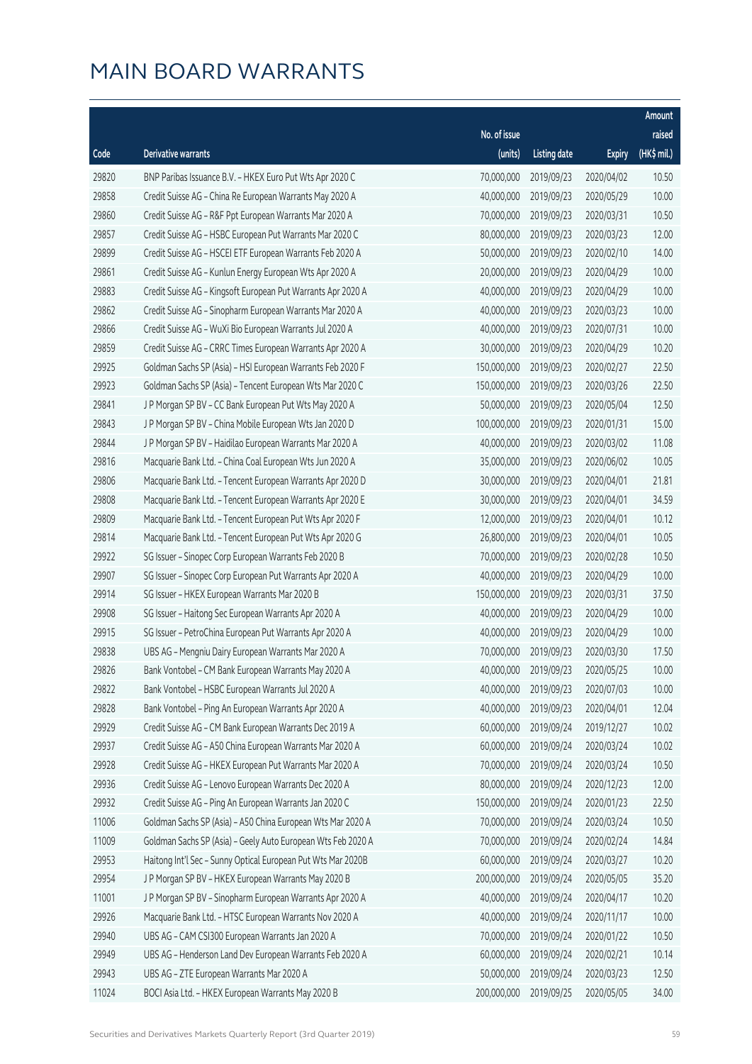# MAIN BOARD WARRANTS

| Code | Derivative warrants | No. of issue (units) | Listing date | Expiry | Amount raised (HK$ mil.) |
|---|---|---|---|---|---|
| 29820 | BNP Paribas Issuance B.V. - HKEX Euro Put Wts Apr 2020 C | 70,000,000 | 2019/09/23 | 2020/04/02 | 10.50 |
| 29858 | Credit Suisse AG - China Re European Warrants May 2020 A | 40,000,000 | 2019/09/23 | 2020/05/29 | 10.00 |
| 29860 | Credit Suisse AG - R&F Ppt European Warrants Mar 2020 A | 70,000,000 | 2019/09/23 | 2020/03/31 | 10.50 |
| 29857 | Credit Suisse AG - HSBC European Put Warrants Mar 2020 C | 80,000,000 | 2019/09/23 | 2020/03/23 | 12.00 |
| 29899 | Credit Suisse AG - HSCEI ETF European Warrants Feb 2020 A | 50,000,000 | 2019/09/23 | 2020/02/10 | 14.00 |
| 29861 | Credit Suisse AG - Kunlun Energy European Wts Apr 2020 A | 20,000,000 | 2019/09/23 | 2020/04/29 | 10.00 |
| 29883 | Credit Suisse AG - Kingsoft European Put Warrants Apr 2020 A | 40,000,000 | 2019/09/23 | 2020/04/29 | 10.00 |
| 29862 | Credit Suisse AG - Sinopharm European Warrants Mar 2020 A | 40,000,000 | 2019/09/23 | 2020/03/23 | 10.00 |
| 29866 | Credit Suisse AG - WuXi Bio European Warrants Jul 2020 A | 40,000,000 | 2019/09/23 | 2020/07/31 | 10.00 |
| 29859 | Credit Suisse AG - CRRC Times European Warrants Apr 2020 A | 30,000,000 | 2019/09/23 | 2020/04/29 | 10.20 |
| 29925 | Goldman Sachs SP (Asia) - HSI European Warrants Feb 2020 F | 150,000,000 | 2019/09/23 | 2020/02/27 | 22.50 |
| 29923 | Goldman Sachs SP (Asia) - Tencent European Wts Mar 2020 C | 150,000,000 | 2019/09/23 | 2020/03/26 | 22.50 |
| 29841 | J P Morgan SP BV - CC Bank European Put Wts May 2020 A | 50,000,000 | 2019/09/23 | 2020/05/04 | 12.50 |
| 29843 | J P Morgan SP BV - China Mobile European Wts Jan 2020 D | 100,000,000 | 2019/09/23 | 2020/01/31 | 15.00 |
| 29844 | J P Morgan SP BV - Haidilao European Warrants Mar 2020 A | 40,000,000 | 2019/09/23 | 2020/03/02 | 11.08 |
| 29816 | Macquarie Bank Ltd. - China Coal European Wts Jun 2020 A | 35,000,000 | 2019/09/23 | 2020/06/02 | 10.05 |
| 29806 | Macquarie Bank Ltd. - Tencent European Warrants Apr 2020 D | 30,000,000 | 2019/09/23 | 2020/04/01 | 21.81 |
| 29808 | Macquarie Bank Ltd. - Tencent European Warrants Apr 2020 E | 30,000,000 | 2019/09/23 | 2020/04/01 | 34.59 |
| 29809 | Macquarie Bank Ltd. - Tencent European Put Wts Apr 2020 F | 12,000,000 | 2019/09/23 | 2020/04/01 | 10.12 |
| 29814 | Macquarie Bank Ltd. - Tencent European Put Wts Apr 2020 G | 26,800,000 | 2019/09/23 | 2020/04/01 | 10.05 |
| 29922 | SG Issuer - Sinopec Corp European Warrants Feb 2020 B | 70,000,000 | 2019/09/23 | 2020/02/28 | 10.50 |
| 29907 | SG Issuer - Sinopec Corp European Put Warrants Apr 2020 A | 40,000,000 | 2019/09/23 | 2020/04/29 | 10.00 |
| 29914 | SG Issuer - HKEX European Warrants Mar 2020 B | 150,000,000 | 2019/09/23 | 2020/03/31 | 37.50 |
| 29908 | SG Issuer - Haitong Sec European Warrants Apr 2020 A | 40,000,000 | 2019/09/23 | 2020/04/29 | 10.00 |
| 29915 | SG Issuer - PetroChina European Put Warrants Apr 2020 A | 40,000,000 | 2019/09/23 | 2020/04/29 | 10.00 |
| 29838 | UBS AG - Mengniu Dairy European Warrants Mar 2020 A | 70,000,000 | 2019/09/23 | 2020/03/30 | 17.50 |
| 29826 | Bank Vontobel - CM Bank European Warrants May 2020 A | 40,000,000 | 2019/09/23 | 2020/05/25 | 10.00 |
| 29822 | Bank Vontobel - HSBC European Warrants Jul 2020 A | 40,000,000 | 2019/09/23 | 2020/07/03 | 10.00 |
| 29828 | Bank Vontobel - Ping An European Warrants Apr 2020 A | 40,000,000 | 2019/09/23 | 2020/04/01 | 12.04 |
| 29929 | Credit Suisse AG - CM Bank European Warrants Dec 2019 A | 60,000,000 | 2019/09/24 | 2019/12/27 | 10.02 |
| 29937 | Credit Suisse AG - A50 China European Warrants Mar 2020 A | 60,000,000 | 2019/09/24 | 2020/03/24 | 10.02 |
| 29928 | Credit Suisse AG - HKEX European Put Warrants Mar 2020 A | 70,000,000 | 2019/09/24 | 2020/03/24 | 10.50 |
| 29936 | Credit Suisse AG - Lenovo European Warrants Dec 2020 A | 80,000,000 | 2019/09/24 | 2020/12/23 | 12.00 |
| 29932 | Credit Suisse AG - Ping An European Warrants Jan 2020 C | 150,000,000 | 2019/09/24 | 2020/01/23 | 22.50 |
| 11006 | Goldman Sachs SP (Asia) - A50 China European Wts Mar 2020 A | 70,000,000 | 2019/09/24 | 2020/03/24 | 10.50 |
| 11009 | Goldman Sachs SP (Asia) - Geely Auto European Wts Feb 2020 A | 70,000,000 | 2019/09/24 | 2020/02/24 | 14.84 |
| 29953 | Haitong Int'l Sec - Sunny Optical European Put Wts Mar 2020B | 60,000,000 | 2019/09/24 | 2020/03/27 | 10.20 |
| 29954 | J P Morgan SP BV - HKEX European Warrants May 2020 B | 200,000,000 | 2019/09/24 | 2020/05/05 | 35.20 |
| 11001 | J P Morgan SP BV - Sinopharm European Warrants Apr 2020 A | 40,000,000 | 2019/09/24 | 2020/04/17 | 10.20 |
| 29926 | Macquarie Bank Ltd. - HTSC European Warrants Nov 2020 A | 40,000,000 | 2019/09/24 | 2020/11/17 | 10.00 |
| 29940 | UBS AG - CAM CSI300 European Warrants Jan 2020 A | 70,000,000 | 2019/09/24 | 2020/01/22 | 10.50 |
| 29949 | UBS AG - Henderson Land Dev European Warrants Feb 2020 A | 60,000,000 | 2019/09/24 | 2020/02/21 | 10.14 |
| 29943 | UBS AG - ZTE European Warrants Mar 2020 A | 50,000,000 | 2019/09/24 | 2020/03/23 | 12.50 |
| 11024 | BOCI Asia Ltd. - HKEX European Warrants May 2020 B | 200,000,000 | 2019/09/25 | 2020/05/05 | 34.00 |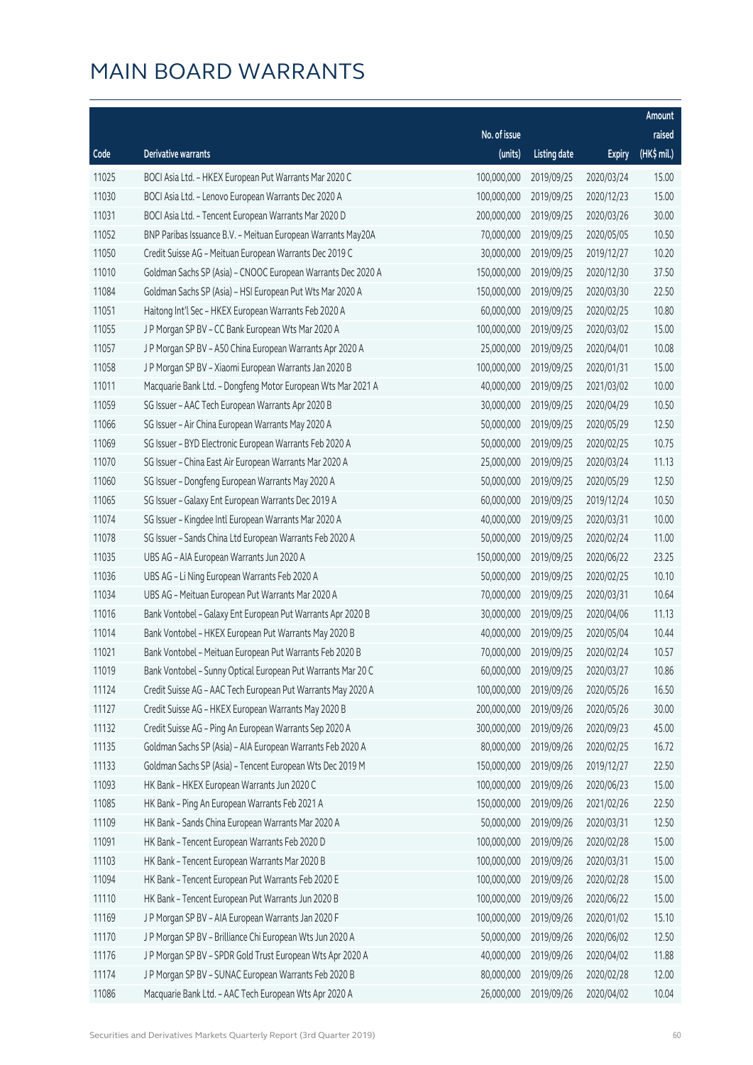# MAIN BOARD WARRANTS

| Code | Derivative warrants | No. of issue (units) | Listing date | Expiry | Amount raised (HK$ mil.) |
|---|---|---|---|---|---|
| 11025 | BOCI Asia Ltd. – HKEX European Put Warrants Mar 2020 C | 100,000,000 | 2019/09/25 | 2020/03/24 | 15.00 |
| 11030 | BOCI Asia Ltd. – Lenovo European Warrants Dec 2020 A | 100,000,000 | 2019/09/25 | 2020/12/23 | 15.00 |
| 11031 | BOCI Asia Ltd. – Tencent European Warrants Mar 2020 D | 200,000,000 | 2019/09/25 | 2020/03/26 | 30.00 |
| 11052 | BNP Paribas Issuance B.V. – Meituan European Warrants May20A | 70,000,000 | 2019/09/25 | 2020/05/05 | 10.50 |
| 11050 | Credit Suisse AG – Meituan European Warrants Dec 2019 C | 30,000,000 | 2019/09/25 | 2019/12/27 | 10.20 |
| 11010 | Goldman Sachs SP (Asia) – CNOOC European Warrants Dec 2020 A | 150,000,000 | 2019/09/25 | 2020/12/30 | 37.50 |
| 11084 | Goldman Sachs SP (Asia) – HSI European Put Wts Mar 2020 A | 150,000,000 | 2019/09/25 | 2020/03/30 | 22.50 |
| 11051 | Haitong Int'l Sec – HKEX European Warrants Feb 2020 A | 60,000,000 | 2019/09/25 | 2020/02/25 | 10.80 |
| 11055 | J P Morgan SP BV – CC Bank European Wts Mar 2020 A | 100,000,000 | 2019/09/25 | 2020/03/02 | 15.00 |
| 11057 | J P Morgan SP BV – A50 China European Warrants Apr 2020 A | 25,000,000 | 2019/09/25 | 2020/04/01 | 10.08 |
| 11058 | J P Morgan SP BV – Xiaomi European Warrants Jan 2020 B | 100,000,000 | 2019/09/25 | 2020/01/31 | 15.00 |
| 11011 | Macquarie Bank Ltd. – Dongfeng Motor European Wts Mar 2021 A | 40,000,000 | 2019/09/25 | 2021/03/02 | 10.00 |
| 11059 | SG Issuer – AAC Tech European Warrants Apr 2020 B | 30,000,000 | 2019/09/25 | 2020/04/29 | 10.50 |
| 11066 | SG Issuer – Air China European Warrants May 2020 A | 50,000,000 | 2019/09/25 | 2020/05/29 | 12.50 |
| 11069 | SG Issuer – BYD Electronic European Warrants Feb 2020 A | 50,000,000 | 2019/09/25 | 2020/02/25 | 10.75 |
| 11070 | SG Issuer – China East Air European Warrants Mar 2020 A | 25,000,000 | 2019/09/25 | 2020/03/24 | 11.13 |
| 11060 | SG Issuer – Dongfeng European Warrants May 2020 A | 50,000,000 | 2019/09/25 | 2020/05/29 | 12.50 |
| 11065 | SG Issuer – Galaxy Ent European Warrants Dec 2019 A | 60,000,000 | 2019/09/25 | 2019/12/24 | 10.50 |
| 11074 | SG Issuer – Kingdee Intl European Warrants Mar 2020 A | 40,000,000 | 2019/09/25 | 2020/03/31 | 10.00 |
| 11078 | SG Issuer – Sands China Ltd European Warrants Feb 2020 A | 50,000,000 | 2019/09/25 | 2020/02/24 | 11.00 |
| 11035 | UBS AG – AIA European Warrants Jun 2020 A | 150,000,000 | 2019/09/25 | 2020/06/22 | 23.25 |
| 11036 | UBS AG – Li Ning European Warrants Feb 2020 A | 50,000,000 | 2019/09/25 | 2020/02/25 | 10.10 |
| 11034 | UBS AG – Meituan European Put Warrants Mar 2020 A | 70,000,000 | 2019/09/25 | 2020/03/31 | 10.64 |
| 11016 | Bank Vontobel – Galaxy Ent European Put Warrants Apr 2020 B | 30,000,000 | 2019/09/25 | 2020/04/06 | 11.13 |
| 11014 | Bank Vontobel – HKEX European Put Warrants May 2020 B | 40,000,000 | 2019/09/25 | 2020/05/04 | 10.44 |
| 11021 | Bank Vontobel – Meituan European Put Warrants Feb 2020 B | 70,000,000 | 2019/09/25 | 2020/02/24 | 10.57 |
| 11019 | Bank Vontobel – Sunny Optical European Put Warrants Mar 20 C | 60,000,000 | 2019/09/25 | 2020/03/27 | 10.86 |
| 11124 | Credit Suisse AG – AAC Tech European Put Warrants May 2020 A | 100,000,000 | 2019/09/26 | 2020/05/26 | 16.50 |
| 11127 | Credit Suisse AG – HKEX European Warrants May 2020 B | 200,000,000 | 2019/09/26 | 2020/05/26 | 30.00 |
| 11132 | Credit Suisse AG – Ping An European Warrants Sep 2020 A | 300,000,000 | 2019/09/26 | 2020/09/23 | 45.00 |
| 11135 | Goldman Sachs SP (Asia) – AIA European Warrants Feb 2020 A | 80,000,000 | 2019/09/26 | 2020/02/25 | 16.72 |
| 11133 | Goldman Sachs SP (Asia) – Tencent European Wts Dec 2019 M | 150,000,000 | 2019/09/26 | 2019/12/27 | 22.50 |
| 11093 | HK Bank – HKEX European Warrants Jun 2020 C | 100,000,000 | 2019/09/26 | 2020/06/23 | 15.00 |
| 11085 | HK Bank – Ping An European Warrants Feb 2021 A | 150,000,000 | 2019/09/26 | 2021/02/26 | 22.50 |
| 11109 | HK Bank – Sands China European Warrants Mar 2020 A | 50,000,000 | 2019/09/26 | 2020/03/31 | 12.50 |
| 11091 | HK Bank – Tencent European Warrants Feb 2020 D | 100,000,000 | 2019/09/26 | 2020/02/28 | 15.00 |
| 11103 | HK Bank – Tencent European Warrants Mar 2020 B | 100,000,000 | 2019/09/26 | 2020/03/31 | 15.00 |
| 11094 | HK Bank – Tencent European Put Warrants Feb 2020 E | 100,000,000 | 2019/09/26 | 2020/02/28 | 15.00 |
| 11110 | HK Bank – Tencent European Put Warrants Jun 2020 B | 100,000,000 | 2019/09/26 | 2020/06/22 | 15.00 |
| 11169 | J P Morgan SP BV – AIA European Warrants Jan 2020 F | 100,000,000 | 2019/09/26 | 2020/01/02 | 15.10 |
| 11170 | J P Morgan SP BV – Brilliance Chi European Wts Jun 2020 A | 50,000,000 | 2019/09/26 | 2020/06/02 | 12.50 |
| 11176 | J P Morgan SP BV – SPDR Gold Trust European Wts Apr 2020 A | 40,000,000 | 2019/09/26 | 2020/04/02 | 11.88 |
| 11174 | J P Morgan SP BV – SUNAC European Warrants Feb 2020 B | 80,000,000 | 2019/09/26 | 2020/02/28 | 12.00 |
| 11086 | Macquarie Bank Ltd. – AAC Tech European Wts Apr 2020 A | 26,000,000 | 2019/09/26 | 2020/04/02 | 10.04 |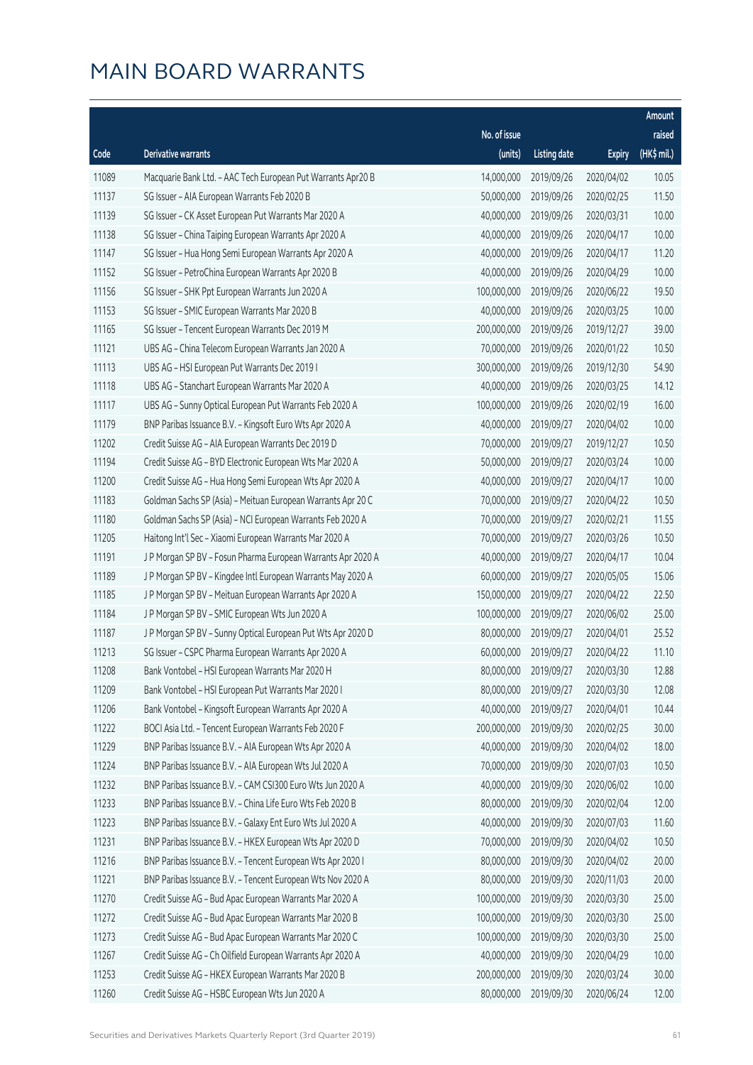# MAIN BOARD WARRANTS

| Code | Derivative warrants | No. of issue (units) | Listing date | Expiry | Amount raised (HK$ mil.) |
|---|---|---|---|---|---|
| 11089 | Macquarie Bank Ltd. - AAC Tech European Put Warrants Apr20 B | 14,000,000 | 2019/09/26 | 2020/04/02 | 10.05 |
| 11137 | SG Issuer - AIA European Warrants Feb 2020 B | 50,000,000 | 2019/09/26 | 2020/02/25 | 11.50 |
| 11139 | SG Issuer - CK Asset European Put Warrants Mar 2020 A | 40,000,000 | 2019/09/26 | 2020/03/31 | 10.00 |
| 11138 | SG Issuer - China Taiping European Warrants Apr 2020 A | 40,000,000 | 2019/09/26 | 2020/04/17 | 10.00 |
| 11147 | SG Issuer - Hua Hong Semi European Warrants Apr 2020 A | 40,000,000 | 2019/09/26 | 2020/04/17 | 11.20 |
| 11152 | SG Issuer - PetroChina European Warrants Apr 2020 B | 40,000,000 | 2019/09/26 | 2020/04/29 | 10.00 |
| 11156 | SG Issuer - SHK Ppt European Warrants Jun 2020 A | 100,000,000 | 2019/09/26 | 2020/06/22 | 19.50 |
| 11153 | SG Issuer - SMIC European Warrants Mar 2020 B | 40,000,000 | 2019/09/26 | 2020/03/25 | 10.00 |
| 11165 | SG Issuer - Tencent European Warrants Dec 2019 M | 200,000,000 | 2019/09/26 | 2019/12/27 | 39.00 |
| 11121 | UBS AG - China Telecom European Warrants Jan 2020 A | 70,000,000 | 2019/09/26 | 2020/01/22 | 10.50 |
| 11113 | UBS AG - HSI European Put Warrants Dec 2019 I | 300,000,000 | 2019/09/26 | 2019/12/30 | 54.90 |
| 11118 | UBS AG - Stanchart European Warrants Mar 2020 A | 40,000,000 | 2019/09/26 | 2020/03/25 | 14.12 |
| 11117 | UBS AG - Sunny Optical European Put Warrants Feb 2020 A | 100,000,000 | 2019/09/26 | 2020/02/19 | 16.00 |
| 11179 | BNP Paribas Issuance B.V. - Kingsoft Euro Wts Apr 2020 A | 40,000,000 | 2019/09/27 | 2020/04/02 | 10.00 |
| 11202 | Credit Suisse AG - AIA European Warrants Dec 2019 D | 70,000,000 | 2019/09/27 | 2019/12/27 | 10.50 |
| 11194 | Credit Suisse AG - BYD Electronic European Wts Mar 2020 A | 50,000,000 | 2019/09/27 | 2020/03/24 | 10.00 |
| 11200 | Credit Suisse AG - Hua Hong Semi European Wts Apr 2020 A | 40,000,000 | 2019/09/27 | 2020/04/17 | 10.00 |
| 11183 | Goldman Sachs SP (Asia) - Meituan European Warrants Apr 20 C | 70,000,000 | 2019/09/27 | 2020/04/22 | 10.50 |
| 11180 | Goldman Sachs SP (Asia) - NCI European Warrants Feb 2020 A | 70,000,000 | 2019/09/27 | 2020/02/21 | 11.55 |
| 11205 | Haitong Int'l Sec - Xiaomi European Warrants Mar 2020 A | 70,000,000 | 2019/09/27 | 2020/03/26 | 10.50 |
| 11191 | J P Morgan SP BV - Fosun Pharma European Warrants Apr 2020 A | 40,000,000 | 2019/09/27 | 2020/04/17 | 10.04 |
| 11189 | J P Morgan SP BV - Kingdee Intl European Warrants May 2020 A | 60,000,000 | 2019/09/27 | 2020/05/05 | 15.06 |
| 11185 | J P Morgan SP BV - Meituan European Warrants Apr 2020 A | 150,000,000 | 2019/09/27 | 2020/04/22 | 22.50 |
| 11184 | J P Morgan SP BV - SMIC European Wts Jun 2020 A | 100,000,000 | 2019/09/27 | 2020/06/02 | 25.00 |
| 11187 | J P Morgan SP BV - Sunny Optical European Put Wts Apr 2020 D | 80,000,000 | 2019/09/27 | 2020/04/01 | 25.52 |
| 11213 | SG Issuer - CSPC Pharma European Warrants Apr 2020 A | 60,000,000 | 2019/09/27 | 2020/04/22 | 11.10 |
| 11208 | Bank Vontobel - HSI European Warrants Mar 2020 H | 80,000,000 | 2019/09/27 | 2020/03/30 | 12.88 |
| 11209 | Bank Vontobel - HSI European Put Warrants Mar 2020 I | 80,000,000 | 2019/09/27 | 2020/03/30 | 12.08 |
| 11206 | Bank Vontobel - Kingsoft European Warrants Apr 2020 A | 40,000,000 | 2019/09/27 | 2020/04/01 | 10.44 |
| 11222 | BOCI Asia Ltd. - Tencent European Warrants Feb 2020 F | 200,000,000 | 2019/09/30 | 2020/02/25 | 30.00 |
| 11229 | BNP Paribas Issuance B.V. - AIA European Wts Apr 2020 A | 40,000,000 | 2019/09/30 | 2020/04/02 | 18.00 |
| 11224 | BNP Paribas Issuance B.V. - AIA European Wts Jul 2020 A | 70,000,000 | 2019/09/30 | 2020/07/03 | 10.50 |
| 11232 | BNP Paribas Issuance B.V. - CAM CSI300 Euro Wts Jun 2020 A | 40,000,000 | 2019/09/30 | 2020/06/02 | 10.00 |
| 11233 | BNP Paribas Issuance B.V. - China Life Euro Wts Feb 2020 B | 80,000,000 | 2019/09/30 | 2020/02/04 | 12.00 |
| 11223 | BNP Paribas Issuance B.V. - Galaxy Ent Euro Wts Jul 2020 A | 40,000,000 | 2019/09/30 | 2020/07/03 | 11.60 |
| 11231 | BNP Paribas Issuance B.V. - HKEX European Wts Apr 2020 D | 70,000,000 | 2019/09/30 | 2020/04/02 | 10.50 |
| 11216 | BNP Paribas Issuance B.V. - Tencent European Wts Apr 2020 I | 80,000,000 | 2019/09/30 | 2020/04/02 | 20.00 |
| 11221 | BNP Paribas Issuance B.V. - Tencent European Wts Nov 2020 A | 80,000,000 | 2019/09/30 | 2020/11/03 | 20.00 |
| 11270 | Credit Suisse AG - Bud Apac European Warrants Mar 2020 A | 100,000,000 | 2019/09/30 | 2020/03/30 | 25.00 |
| 11272 | Credit Suisse AG - Bud Apac European Warrants Mar 2020 B | 100,000,000 | 2019/09/30 | 2020/03/30 | 25.00 |
| 11273 | Credit Suisse AG - Bud Apac European Warrants Mar 2020 C | 100,000,000 | 2019/09/30 | 2020/03/30 | 25.00 |
| 11267 | Credit Suisse AG - Ch Oilfield European Warrants Apr 2020 A | 40,000,000 | 2019/09/30 | 2020/04/29 | 10.00 |
| 11253 | Credit Suisse AG - HKEX European Warrants Mar 2020 B | 200,000,000 | 2019/09/30 | 2020/03/24 | 30.00 |
| 11260 | Credit Suisse AG - HSBC European Wts Jun 2020 A | 80,000,000 | 2019/09/30 | 2020/06/24 | 12.00 |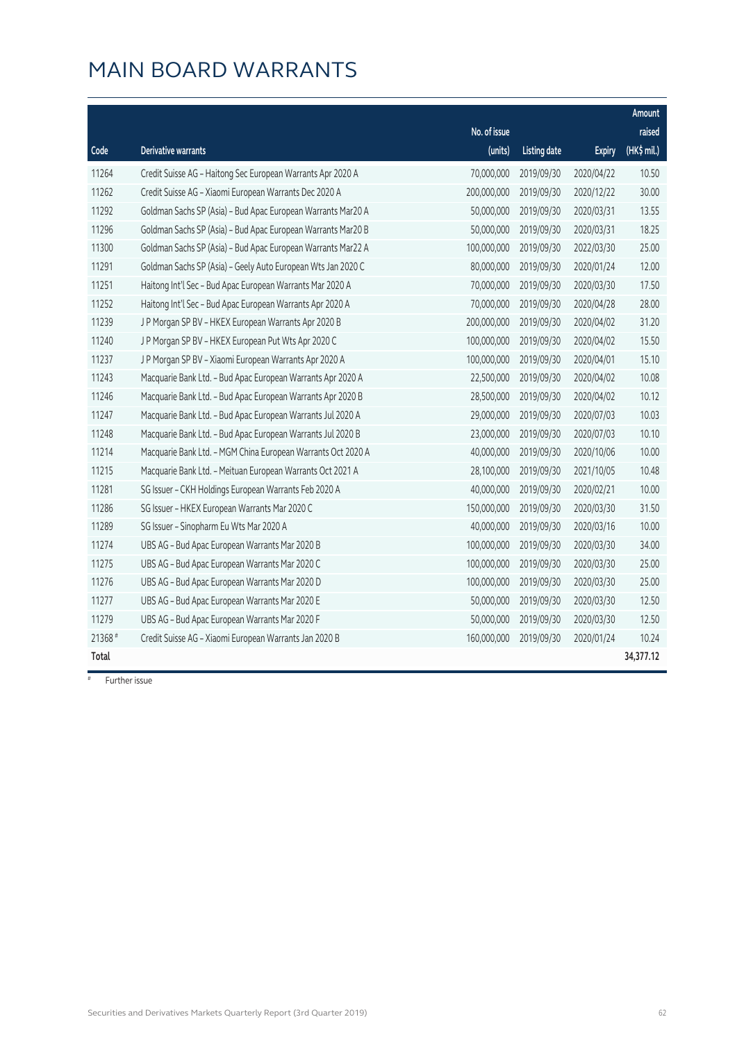# MAIN BOARD WARRANTS

| Code | Derivative warrants | No. of issue (units) | Listing date | Expiry | Amount raised (HK$ mil.) |
|---|---|---|---|---|---|
| 11264 | Credit Suisse AG - Haitong Sec European Warrants Apr 2020 A | 70,000,000 | 2019/09/30 | 2020/04/22 | 10.50 |
| 11262 | Credit Suisse AG - Xiaomi European Warrants Dec 2020 A | 200,000,000 | 2019/09/30 | 2020/12/22 | 30.00 |
| 11292 | Goldman Sachs SP (Asia) - Bud Apac European Warrants Mar20 A | 50,000,000 | 2019/09/30 | 2020/03/31 | 13.55 |
| 11296 | Goldman Sachs SP (Asia) - Bud Apac European Warrants Mar20 B | 50,000,000 | 2019/09/30 | 2020/03/31 | 18.25 |
| 11300 | Goldman Sachs SP (Asia) - Bud Apac European Warrants Mar22 A | 100,000,000 | 2019/09/30 | 2022/03/30 | 25.00 |
| 11291 | Goldman Sachs SP (Asia) - Geely Auto European Wts Jan 2020 C | 80,000,000 | 2019/09/30 | 2020/01/24 | 12.00 |
| 11251 | Haitong Int'l Sec - Bud Apac European Warrants Mar 2020 A | 70,000,000 | 2019/09/30 | 2020/03/30 | 17.50 |
| 11252 | Haitong Int'l Sec - Bud Apac European Warrants Apr 2020 A | 70,000,000 | 2019/09/30 | 2020/04/28 | 28.00 |
| 11239 | J P Morgan SP BV - HKEX European Warrants Apr 2020 B | 200,000,000 | 2019/09/30 | 2020/04/02 | 31.20 |
| 11240 | J P Morgan SP BV - HKEX European Put Wts Apr 2020 C | 100,000,000 | 2019/09/30 | 2020/04/02 | 15.50 |
| 11237 | J P Morgan SP BV - Xiaomi European Warrants Apr 2020 A | 100,000,000 | 2019/09/30 | 2020/04/01 | 15.10 |
| 11243 | Macquarie Bank Ltd. - Bud Apac European Warrants Apr 2020 A | 22,500,000 | 2019/09/30 | 2020/04/02 | 10.08 |
| 11246 | Macquarie Bank Ltd. - Bud Apac European Warrants Apr 2020 B | 28,500,000 | 2019/09/30 | 2020/04/02 | 10.12 |
| 11247 | Macquarie Bank Ltd. - Bud Apac European Warrants Jul 2020 A | 29,000,000 | 2019/09/30 | 2020/07/03 | 10.03 |
| 11248 | Macquarie Bank Ltd. - Bud Apac European Warrants Jul 2020 B | 23,000,000 | 2019/09/30 | 2020/07/03 | 10.10 |
| 11214 | Macquarie Bank Ltd. - MGM China European Warrants Oct 2020 A | 40,000,000 | 2019/09/30 | 2020/10/06 | 10.00 |
| 11215 | Macquarie Bank Ltd. - Meituan European Warrants Oct 2021 A | 28,100,000 | 2019/09/30 | 2021/10/05 | 10.48 |
| 11281 | SG Issuer - CKH Holdings European Warrants Feb 2020 A | 40,000,000 | 2019/09/30 | 2020/02/21 | 10.00 |
| 11286 | SG Issuer - HKEX European Warrants Mar 2020 C | 150,000,000 | 2019/09/30 | 2020/03/30 | 31.50 |
| 11289 | SG Issuer - Sinopharm Eu Wts Mar 2020 A | 40,000,000 | 2019/09/30 | 2020/03/16 | 10.00 |
| 11274 | UBS AG - Bud Apac European Warrants Mar 2020 B | 100,000,000 | 2019/09/30 | 2020/03/30 | 34.00 |
| 11275 | UBS AG - Bud Apac European Warrants Mar 2020 C | 100,000,000 | 2019/09/30 | 2020/03/30 | 25.00 |
| 11276 | UBS AG - Bud Apac European Warrants Mar 2020 D | 100,000,000 | 2019/09/30 | 2020/03/30 | 25.00 |
| 11277 | UBS AG - Bud Apac European Warrants Mar 2020 E | 50,000,000 | 2019/09/30 | 2020/03/30 | 12.50 |
| 11279 | UBS AG - Bud Apac European Warrants Mar 2020 F | 50,000,000 | 2019/09/30 | 2020/03/30 | 12.50 |
| 21368 # | Credit Suisse AG - Xiaomi European Warrants Jan 2020 B | 160,000,000 | 2019/09/30 | 2020/01/24 | 10.24 |
| **Total** | | | | | **34,377.12** |

# Further issue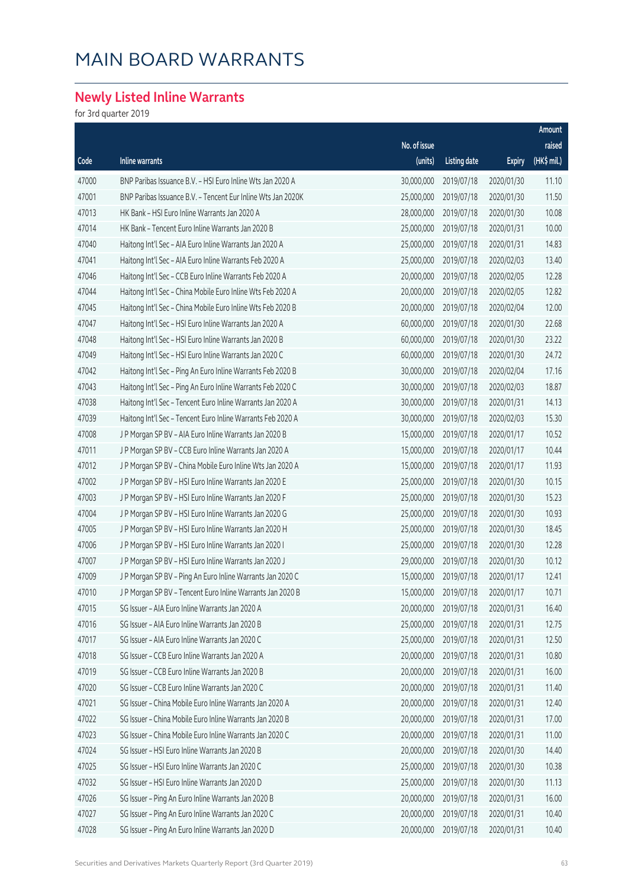# MAIN BOARD WARRANTS

## Newly Listed Inline Warrants

for 3rd quarter 2019

| Code | Inline warrants | No. of issue (units) | Listing date | Expiry | Amount raised (HK$ mil.) |
|---|---|---|---|---|---|
| 47000 | BNP Paribas Issuance B.V. – HSI Euro Inline Wts Jan 2020 A | 30,000,000 | 2019/07/18 | 2020/01/30 | 11.10 |
| 47001 | BNP Paribas Issuance B.V. – Tencent Eur Inline Wts Jan 2020K | 25,000,000 | 2019/07/18 | 2020/01/30 | 11.50 |
| 47013 | HK Bank – HSI Euro Inline Warrants Jan 2020 A | 28,000,000 | 2019/07/18 | 2020/01/30 | 10.08 |
| 47014 | HK Bank – Tencent Euro Inline Warrants Jan 2020 B | 25,000,000 | 2019/07/18 | 2020/01/31 | 10.00 |
| 47040 | Haitong Int'l Sec – AIA Euro Inline Warrants Jan 2020 A | 25,000,000 | 2019/07/18 | 2020/01/31 | 14.83 |
| 47041 | Haitong Int'l Sec – AIA Euro Inline Warrants Feb 2020 A | 25,000,000 | 2019/07/18 | 2020/02/03 | 13.40 |
| 47046 | Haitong Int'l Sec – CCB Euro Inline Warrants Feb 2020 A | 20,000,000 | 2019/07/18 | 2020/02/05 | 12.28 |
| 47044 | Haitong Int'l Sec – China Mobile Euro Inline Wts Feb 2020 A | 20,000,000 | 2019/07/18 | 2020/02/05 | 12.82 |
| 47045 | Haitong Int'l Sec – China Mobile Euro Inline Wts Feb 2020 B | 20,000,000 | 2019/07/18 | 2020/02/04 | 12.00 |
| 47047 | Haitong Int'l Sec – HSI Euro Inline Warrants Jan 2020 A | 60,000,000 | 2019/07/18 | 2020/01/30 | 22.68 |
| 47048 | Haitong Int'l Sec – HSI Euro Inline Warrants Jan 2020 B | 60,000,000 | 2019/07/18 | 2020/01/30 | 23.22 |
| 47049 | Haitong Int'l Sec – HSI Euro Inline Warrants Jan 2020 C | 60,000,000 | 2019/07/18 | 2020/01/30 | 24.72 |
| 47042 | Haitong Int'l Sec – Ping An Euro Inline Warrants Feb 2020 B | 30,000,000 | 2019/07/18 | 2020/02/04 | 17.16 |
| 47043 | Haitong Int'l Sec – Ping An Euro Inline Warrants Feb 2020 C | 30,000,000 | 2019/07/18 | 2020/02/03 | 18.87 |
| 47038 | Haitong Int'l Sec – Tencent Euro Inline Warrants Jan 2020 A | 30,000,000 | 2019/07/18 | 2020/01/31 | 14.13 |
| 47039 | Haitong Int'l Sec – Tencent Euro Inline Warrants Feb 2020 A | 30,000,000 | 2019/07/18 | 2020/02/03 | 15.30 |
| 47008 | J P Morgan SP BV – AIA Euro Inline Warrants Jan 2020 B | 15,000,000 | 2019/07/18 | 2020/01/17 | 10.52 |
| 47011 | J P Morgan SP BV – CCB Euro Inline Warrants Jan 2020 A | 15,000,000 | 2019/07/18 | 2020/01/17 | 10.44 |
| 47012 | J P Morgan SP BV – China Mobile Euro Inline Wts Jan 2020 A | 15,000,000 | 2019/07/18 | 2020/01/17 | 11.93 |
| 47002 | J P Morgan SP BV – HSI Euro Inline Warrants Jan 2020 E | 25,000,000 | 2019/07/18 | 2020/01/30 | 10.15 |
| 47003 | J P Morgan SP BV – HSI Euro Inline Warrants Jan 2020 F | 25,000,000 | 2019/07/18 | 2020/01/30 | 15.23 |
| 47004 | J P Morgan SP BV – HSI Euro Inline Warrants Jan 2020 G | 25,000,000 | 2019/07/18 | 2020/01/30 | 10.93 |
| 47005 | J P Morgan SP BV – HSI Euro Inline Warrants Jan 2020 H | 25,000,000 | 2019/07/18 | 2020/01/30 | 18.45 |
| 47006 | J P Morgan SP BV – HSI Euro Inline Warrants Jan 2020 I | 25,000,000 | 2019/07/18 | 2020/01/30 | 12.28 |
| 47007 | J P Morgan SP BV – HSI Euro Inline Warrants Jan 2020 J | 29,000,000 | 2019/07/18 | 2020/01/30 | 10.12 |
| 47009 | J P Morgan SP BV – Ping An Euro Inline Warrants Jan 2020 C | 15,000,000 | 2019/07/18 | 2020/01/17 | 12.41 |
| 47010 | J P Morgan SP BV – Tencent Euro Inline Warrants Jan 2020 B | 15,000,000 | 2019/07/18 | 2020/01/17 | 10.71 |
| 47015 | SG Issuer – AIA Euro Inline Warrants Jan 2020 A | 20,000,000 | 2019/07/18 | 2020/01/31 | 16.40 |
| 47016 | SG Issuer – AIA Euro Inline Warrants Jan 2020 B | 25,000,000 | 2019/07/18 | 2020/01/31 | 12.75 |
| 47017 | SG Issuer – AIA Euro Inline Warrants Jan 2020 C | 25,000,000 | 2019/07/18 | 2020/01/31 | 12.50 |
| 47018 | SG Issuer – CCB Euro Inline Warrants Jan 2020 A | 20,000,000 | 2019/07/18 | 2020/01/31 | 10.80 |
| 47019 | SG Issuer – CCB Euro Inline Warrants Jan 2020 B | 20,000,000 | 2019/07/18 | 2020/01/31 | 16.00 |
| 47020 | SG Issuer – CCB Euro Inline Warrants Jan 2020 C | 20,000,000 | 2019/07/18 | 2020/01/31 | 11.40 |
| 47021 | SG Issuer – China Mobile Euro Inline Warrants Jan 2020 A | 20,000,000 | 2019/07/18 | 2020/01/31 | 12.40 |
| 47022 | SG Issuer – China Mobile Euro Inline Warrants Jan 2020 B | 20,000,000 | 2019/07/18 | 2020/01/31 | 17.00 |
| 47023 | SG Issuer – China Mobile Euro Inline Warrants Jan 2020 C | 20,000,000 | 2019/07/18 | 2020/01/31 | 11.00 |
| 47024 | SG Issuer – HSI Euro Inline Warrants Jan 2020 B | 20,000,000 | 2019/07/18 | 2020/01/30 | 14.40 |
| 47025 | SG Issuer – HSI Euro Inline Warrants Jan 2020 C | 25,000,000 | 2019/07/18 | 2020/01/30 | 10.38 |
| 47032 | SG Issuer – HSI Euro Inline Warrants Jan 2020 D | 25,000,000 | 2019/07/18 | 2020/01/30 | 11.13 |
| 47026 | SG Issuer – Ping An Euro Inline Warrants Jan 2020 B | 20,000,000 | 2019/07/18 | 2020/01/31 | 16.00 |
| 47027 | SG Issuer – Ping An Euro Inline Warrants Jan 2020 C | 20,000,000 | 2019/07/18 | 2020/01/31 | 10.40 |
| 47028 | SG Issuer – Ping An Euro Inline Warrants Jan 2020 D | 20,000,000 | 2019/07/18 | 2020/01/31 | 10.40 |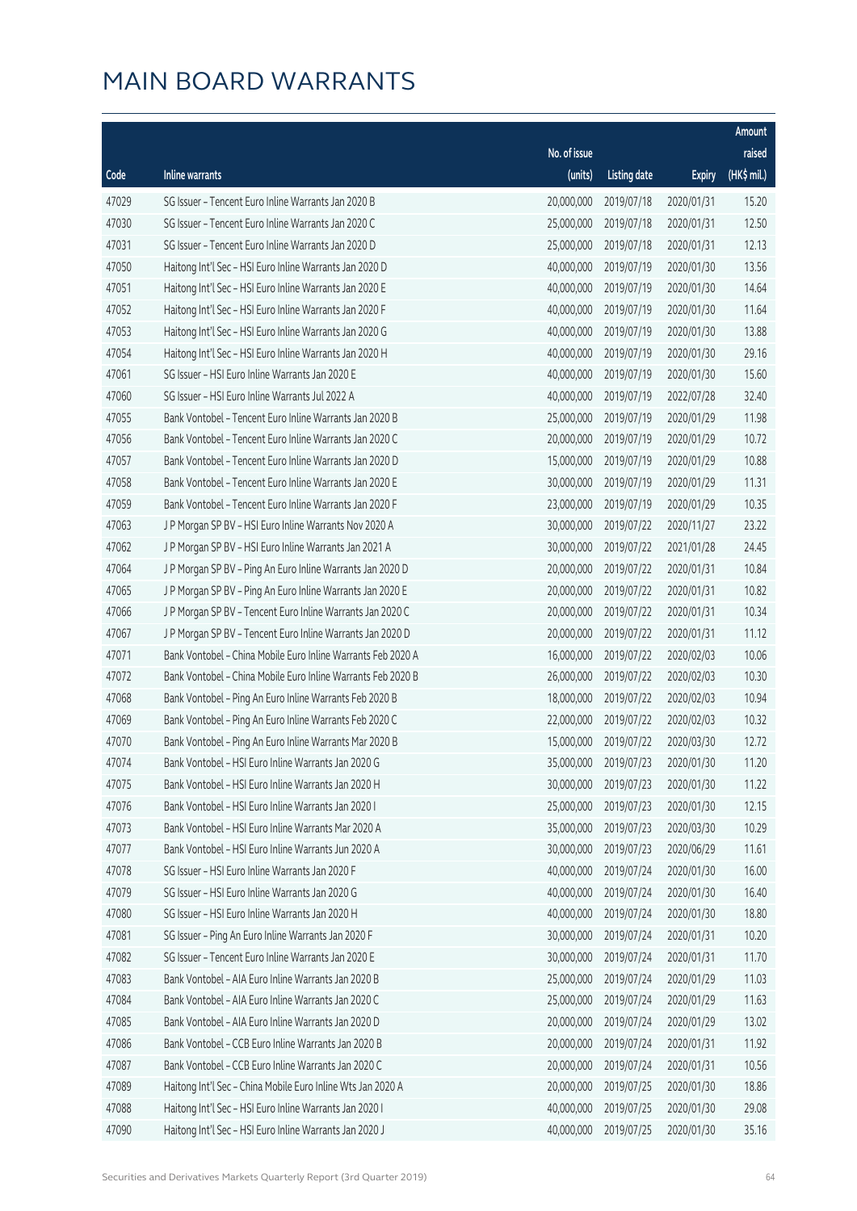# MAIN BOARD WARRANTS

| Code | Inline warrants | No. of issue (units) | Listing date | Expiry | Amount raised (HK$ mil.) |
|---|---|---|---|---|---|
| 47029 | SG Issuer – Tencent Euro Inline Warrants Jan 2020 B | 20,000,000 | 2019/07/18 | 2020/01/31 | 15.20 |
| 47030 | SG Issuer – Tencent Euro Inline Warrants Jan 2020 C | 25,000,000 | 2019/07/18 | 2020/01/31 | 12.50 |
| 47031 | SG Issuer – Tencent Euro Inline Warrants Jan 2020 D | 25,000,000 | 2019/07/18 | 2020/01/31 | 12.13 |
| 47050 | Haitong Int'l Sec – HSI Euro Inline Warrants Jan 2020 D | 40,000,000 | 2019/07/19 | 2020/01/30 | 13.56 |
| 47051 | Haitong Int'l Sec – HSI Euro Inline Warrants Jan 2020 E | 40,000,000 | 2019/07/19 | 2020/01/30 | 14.64 |
| 47052 | Haitong Int'l Sec – HSI Euro Inline Warrants Jan 2020 F | 40,000,000 | 2019/07/19 | 2020/01/30 | 11.64 |
| 47053 | Haitong Int'l Sec – HSI Euro Inline Warrants Jan 2020 G | 40,000,000 | 2019/07/19 | 2020/01/30 | 13.88 |
| 47054 | Haitong Int'l Sec – HSI Euro Inline Warrants Jan 2020 H | 40,000,000 | 2019/07/19 | 2020/01/30 | 29.16 |
| 47061 | SG Issuer – HSI Euro Inline Warrants Jan 2020 E | 40,000,000 | 2019/07/19 | 2020/01/30 | 15.60 |
| 47060 | SG Issuer – HSI Euro Inline Warrants Jul 2022 A | 40,000,000 | 2019/07/19 | 2022/07/28 | 32.40 |
| 47055 | Bank Vontobel – Tencent Euro Inline Warrants Jan 2020 B | 25,000,000 | 2019/07/19 | 2020/01/29 | 11.98 |
| 47056 | Bank Vontobel – Tencent Euro Inline Warrants Jan 2020 C | 20,000,000 | 2019/07/19 | 2020/01/29 | 10.72 |
| 47057 | Bank Vontobel – Tencent Euro Inline Warrants Jan 2020 D | 15,000,000 | 2019/07/19 | 2020/01/29 | 10.88 |
| 47058 | Bank Vontobel – Tencent Euro Inline Warrants Jan 2020 E | 30,000,000 | 2019/07/19 | 2020/01/29 | 11.31 |
| 47059 | Bank Vontobel – Tencent Euro Inline Warrants Jan 2020 F | 23,000,000 | 2019/07/19 | 2020/01/29 | 10.35 |
| 47063 | J P Morgan SP BV – HSI Euro Inline Warrants Nov 2020 A | 30,000,000 | 2019/07/22 | 2020/11/27 | 23.22 |
| 47062 | J P Morgan SP BV – HSI Euro Inline Warrants Jan 2021 A | 30,000,000 | 2019/07/22 | 2021/01/28 | 24.45 |
| 47064 | J P Morgan SP BV – Ping An Euro Inline Warrants Jan 2020 D | 20,000,000 | 2019/07/22 | 2020/01/31 | 10.84 |
| 47065 | J P Morgan SP BV – Ping An Euro Inline Warrants Jan 2020 E | 20,000,000 | 2019/07/22 | 2020/01/31 | 10.82 |
| 47066 | J P Morgan SP BV – Tencent Euro Inline Warrants Jan 2020 C | 20,000,000 | 2019/07/22 | 2020/01/31 | 10.34 |
| 47067 | J P Morgan SP BV – Tencent Euro Inline Warrants Jan 2020 D | 20,000,000 | 2019/07/22 | 2020/01/31 | 11.12 |
| 47071 | Bank Vontobel – China Mobile Euro Inline Warrants Feb 2020 A | 16,000,000 | 2019/07/22 | 2020/02/03 | 10.06 |
| 47072 | Bank Vontobel – China Mobile Euro Inline Warrants Feb 2020 B | 26,000,000 | 2019/07/22 | 2020/02/03 | 10.30 |
| 47068 | Bank Vontobel – Ping An Euro Inline Warrants Feb 2020 B | 18,000,000 | 2019/07/22 | 2020/02/03 | 10.94 |
| 47069 | Bank Vontobel – Ping An Euro Inline Warrants Feb 2020 C | 22,000,000 | 2019/07/22 | 2020/02/03 | 10.32 |
| 47070 | Bank Vontobel – Ping An Euro Inline Warrants Mar 2020 B | 15,000,000 | 2019/07/22 | 2020/03/30 | 12.72 |
| 47074 | Bank Vontobel – HSI Euro Inline Warrants Jan 2020 G | 35,000,000 | 2019/07/23 | 2020/01/30 | 11.20 |
| 47075 | Bank Vontobel – HSI Euro Inline Warrants Jan 2020 H | 30,000,000 | 2019/07/23 | 2020/01/30 | 11.22 |
| 47076 | Bank Vontobel – HSI Euro Inline Warrants Jan 2020 I | 25,000,000 | 2019/07/23 | 2020/01/30 | 12.15 |
| 47073 | Bank Vontobel – HSI Euro Inline Warrants Mar 2020 A | 35,000,000 | 2019/07/23 | 2020/03/30 | 10.29 |
| 47077 | Bank Vontobel – HSI Euro Inline Warrants Jun 2020 A | 30,000,000 | 2019/07/23 | 2020/06/29 | 11.61 |
| 47078 | SG Issuer – HSI Euro Inline Warrants Jan 2020 F | 40,000,000 | 2019/07/24 | 2020/01/30 | 16.00 |
| 47079 | SG Issuer – HSI Euro Inline Warrants Jan 2020 G | 40,000,000 | 2019/07/24 | 2020/01/30 | 16.40 |
| 47080 | SG Issuer – HSI Euro Inline Warrants Jan 2020 H | 40,000,000 | 2019/07/24 | 2020/01/30 | 18.80 |
| 47081 | SG Issuer – Ping An Euro Inline Warrants Jan 2020 F | 30,000,000 | 2019/07/24 | 2020/01/31 | 10.20 |
| 47082 | SG Issuer – Tencent Euro Inline Warrants Jan 2020 E | 30,000,000 | 2019/07/24 | 2020/01/31 | 11.70 |
| 47083 | Bank Vontobel – AIA Euro Inline Warrants Jan 2020 B | 25,000,000 | 2019/07/24 | 2020/01/29 | 11.03 |
| 47084 | Bank Vontobel – AIA Euro Inline Warrants Jan 2020 C | 25,000,000 | 2019/07/24 | 2020/01/29 | 11.63 |
| 47085 | Bank Vontobel – AIA Euro Inline Warrants Jan 2020 D | 20,000,000 | 2019/07/24 | 2020/01/29 | 13.02 |
| 47086 | Bank Vontobel – CCB Euro Inline Warrants Jan 2020 B | 20,000,000 | 2019/07/24 | 2020/01/31 | 11.92 |
| 47087 | Bank Vontobel – CCB Euro Inline Warrants Jan 2020 C | 20,000,000 | 2019/07/24 | 2020/01/31 | 10.56 |
| 47089 | Haitong Int'l Sec – China Mobile Euro Inline Wts Jan 2020 A | 20,000,000 | 2019/07/25 | 2020/01/30 | 18.86 |
| 47088 | Haitong Int'l Sec – HSI Euro Inline Warrants Jan 2020 I | 40,000,000 | 2019/07/25 | 2020/01/30 | 29.08 |
| 47090 | Haitong Int'l Sec – HSI Euro Inline Warrants Jan 2020 J | 40,000,000 | 2019/07/25 | 2020/01/30 | 35.16 |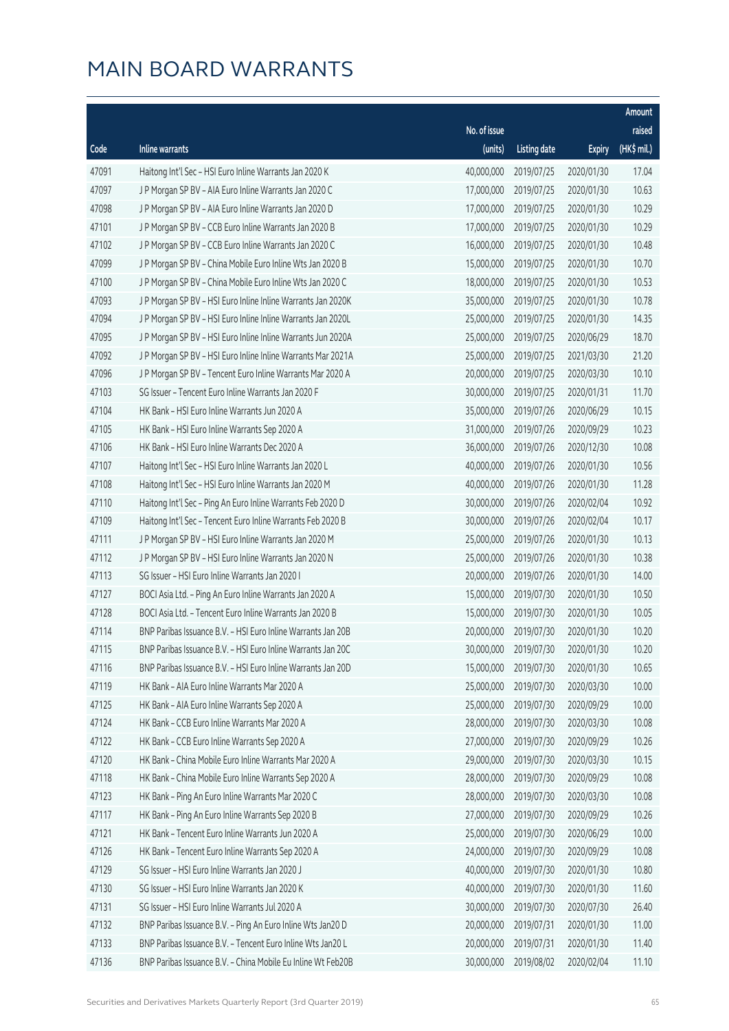# MAIN BOARD WARRANTS

| Code | Inline warrants | No. of issue (units) | Listing date | Expiry | Amount raised (HK$ mil.) |
|---|---|---|---|---|---|
| 47091 | Haitong Int'l Sec - HSI Euro Inline Warrants Jan 2020 K | 40,000,000 | 2019/07/25 | 2020/01/30 | 17.04 |
| 47097 | J P Morgan SP BV - AIA Euro Inline Warrants Jan 2020 C | 17,000,000 | 2019/07/25 | 2020/01/30 | 10.63 |
| 47098 | J P Morgan SP BV - AIA Euro Inline Warrants Jan 2020 D | 17,000,000 | 2019/07/25 | 2020/01/30 | 10.29 |
| 47101 | J P Morgan SP BV - CCB Euro Inline Warrants Jan 2020 B | 17,000,000 | 2019/07/25 | 2020/01/30 | 10.29 |
| 47102 | J P Morgan SP BV - CCB Euro Inline Warrants Jan 2020 C | 16,000,000 | 2019/07/25 | 2020/01/30 | 10.48 |
| 47099 | J P Morgan SP BV - China Mobile Euro Inline Wts Jan 2020 B | 15,000,000 | 2019/07/25 | 2020/01/30 | 10.70 |
| 47100 | J P Morgan SP BV - China Mobile Euro Inline Wts Jan 2020 C | 18,000,000 | 2019/07/25 | 2020/01/30 | 10.53 |
| 47093 | J P Morgan SP BV - HSI Euro Inline Inline Warrants Jan 2020K | 35,000,000 | 2019/07/25 | 2020/01/30 | 10.78 |
| 47094 | J P Morgan SP BV - HSI Euro Inline Inline Warrants Jan 2020L | 25,000,000 | 2019/07/25 | 2020/01/30 | 14.35 |
| 47095 | J P Morgan SP BV - HSI Euro Inline Inline Warrants Jun 2020A | 25,000,000 | 2019/07/25 | 2020/06/29 | 18.70 |
| 47092 | J P Morgan SP BV - HSI Euro Inline Inline Warrants Mar 2021A | 25,000,000 | 2019/07/25 | 2021/03/30 | 21.20 |
| 47096 | J P Morgan SP BV - Tencent Euro Inline Warrants Mar 2020 A | 20,000,000 | 2019/07/25 | 2020/03/30 | 10.10 |
| 47103 | SG Issuer - Tencent Euro Inline Warrants Jan 2020 F | 30,000,000 | 2019/07/25 | 2020/01/31 | 11.70 |
| 47104 | HK Bank - HSI Euro Inline Warrants Jun 2020 A | 35,000,000 | 2019/07/26 | 2020/06/29 | 10.15 |
| 47105 | HK Bank - HSI Euro Inline Warrants Sep 2020 A | 31,000,000 | 2019/07/26 | 2020/09/29 | 10.23 |
| 47106 | HK Bank - HSI Euro Inline Warrants Dec 2020 A | 36,000,000 | 2019/07/26 | 2020/12/30 | 10.08 |
| 47107 | Haitong Int'l Sec - HSI Euro Inline Warrants Jan 2020 L | 40,000,000 | 2019/07/26 | 2020/01/30 | 10.56 |
| 47108 | Haitong Int'l Sec - HSI Euro Inline Warrants Jan 2020 M | 40,000,000 | 2019/07/26 | 2020/01/30 | 11.28 |
| 47110 | Haitong Int'l Sec - Ping An Euro Inline Warrants Feb 2020 D | 30,000,000 | 2019/07/26 | 2020/02/04 | 10.92 |
| 47109 | Haitong Int'l Sec - Tencent Euro Inline Warrants Feb 2020 B | 30,000,000 | 2019/07/26 | 2020/02/04 | 10.17 |
| 47111 | J P Morgan SP BV - HSI Euro Inline Warrants Jan 2020 M | 25,000,000 | 2019/07/26 | 2020/01/30 | 10.13 |
| 47112 | J P Morgan SP BV - HSI Euro Inline Warrants Jan 2020 N | 25,000,000 | 2019/07/26 | 2020/01/30 | 10.38 |
| 47113 | SG Issuer - HSI Euro Inline Warrants Jan 2020 I | 20,000,000 | 2019/07/26 | 2020/01/30 | 14.00 |
| 47127 | BOCI Asia Ltd. - Ping An Euro Inline Warrants Jan 2020 A | 15,000,000 | 2019/07/30 | 2020/01/30 | 10.50 |
| 47128 | BOCI Asia Ltd. - Tencent Euro Inline Warrants Jan 2020 B | 15,000,000 | 2019/07/30 | 2020/01/30 | 10.05 |
| 47114 | BNP Paribas Issuance B.V. - HSI Euro Inline Warrants Jan 20B | 20,000,000 | 2019/07/30 | 2020/01/30 | 10.20 |
| 47115 | BNP Paribas Issuance B.V. - HSI Euro Inline Warrants Jan 20C | 30,000,000 | 2019/07/30 | 2020/01/30 | 10.20 |
| 47116 | BNP Paribas Issuance B.V. - HSI Euro Inline Warrants Jan 20D | 15,000,000 | 2019/07/30 | 2020/01/30 | 10.65 |
| 47119 | HK Bank - AIA Euro Inline Warrants Mar 2020 A | 25,000,000 | 2019/07/30 | 2020/03/30 | 10.00 |
| 47125 | HK Bank - AIA Euro Inline Warrants Sep 2020 A | 25,000,000 | 2019/07/30 | 2020/09/29 | 10.00 |
| 47124 | HK Bank - CCB Euro Inline Warrants Mar 2020 A | 28,000,000 | 2019/07/30 | 2020/03/30 | 10.08 |
| 47122 | HK Bank - CCB Euro Inline Warrants Sep 2020 A | 27,000,000 | 2019/07/30 | 2020/09/29 | 10.26 |
| 47120 | HK Bank - China Mobile Euro Inline Warrants Mar 2020 A | 29,000,000 | 2019/07/30 | 2020/03/30 | 10.15 |
| 47118 | HK Bank - China Mobile Euro Inline Warrants Sep 2020 A | 28,000,000 | 2019/07/30 | 2020/09/29 | 10.08 |
| 47123 | HK Bank - Ping An Euro Inline Warrants Mar 2020 C | 28,000,000 | 2019/07/30 | 2020/03/30 | 10.08 |
| 47117 | HK Bank - Ping An Euro Inline Warrants Sep 2020 B | 27,000,000 | 2019/07/30 | 2020/09/29 | 10.26 |
| 47121 | HK Bank - Tencent Euro Inline Warrants Jun 2020 A | 25,000,000 | 2019/07/30 | 2020/06/29 | 10.00 |
| 47126 | HK Bank - Tencent Euro Inline Warrants Sep 2020 A | 24,000,000 | 2019/07/30 | 2020/09/29 | 10.08 |
| 47129 | SG Issuer - HSI Euro Inline Warrants Jan 2020 J | 40,000,000 | 2019/07/30 | 2020/01/30 | 10.80 |
| 47130 | SG Issuer - HSI Euro Inline Warrants Jan 2020 K | 40,000,000 | 2019/07/30 | 2020/01/30 | 11.60 |
| 47131 | SG Issuer - HSI Euro Inline Warrants Jul 2020 A | 30,000,000 | 2019/07/30 | 2020/07/30 | 26.40 |
| 47132 | BNP Paribas Issuance B.V. - Ping An Euro Inline Wts Jan20 D | 20,000,000 | 2019/07/31 | 2020/01/30 | 11.00 |
| 47133 | BNP Paribas Issuance B.V. - Tencent Euro Inline Wts Jan20 L | 20,000,000 | 2019/07/31 | 2020/01/30 | 11.40 |
| 47136 | BNP Paribas Issuance B.V. - China Mobile Eu Inline Wt Feb20B | 30,000,000 | 2019/08/02 | 2020/02/04 | 11.10 |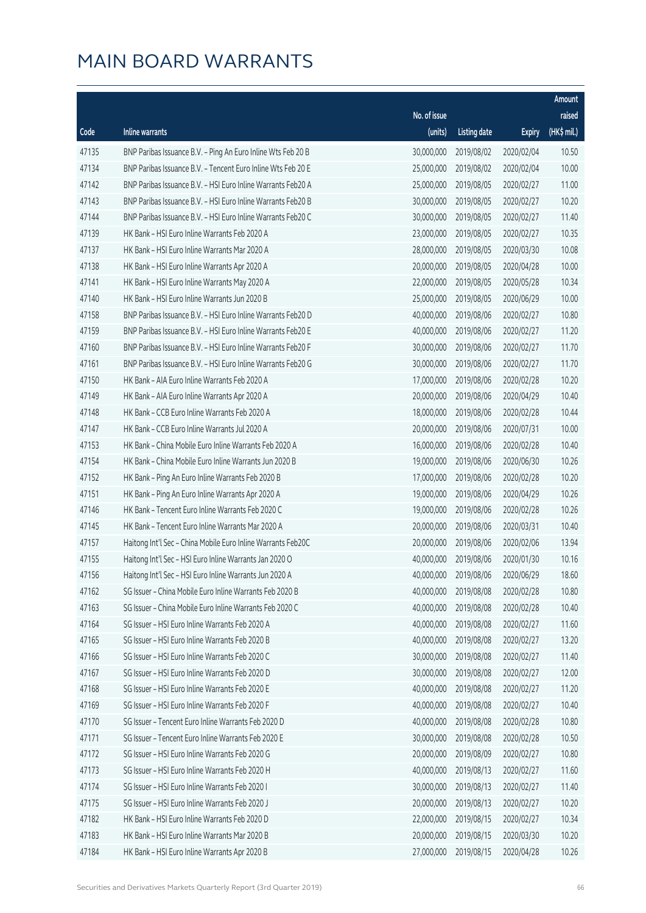# MAIN BOARD WARRANTS

| Code | Inline warrants | No. of issue (units) | Listing date | Expiry | Amount raised (HK$ mil.) |
|---|---|---|---|---|---|
| 47135 | BNP Paribas Issuance B.V. – Ping An Euro Inline Wts Feb 20 B | 30,000,000 | 2019/08/02 | 2020/02/04 | 10.50 |
| 47134 | BNP Paribas Issuance B.V. – Tencent Euro Inline Wts Feb 20 E | 25,000,000 | 2019/08/02 | 2020/02/04 | 10.00 |
| 47142 | BNP Paribas Issuance B.V. – HSI Euro Inline Warrants Feb20 A | 25,000,000 | 2019/08/05 | 2020/02/27 | 11.00 |
| 47143 | BNP Paribas Issuance B.V. – HSI Euro Inline Warrants Feb20 B | 30,000,000 | 2019/08/05 | 2020/02/27 | 10.20 |
| 47144 | BNP Paribas Issuance B.V. – HSI Euro Inline Warrants Feb20 C | 30,000,000 | 2019/08/05 | 2020/02/27 | 11.40 |
| 47139 | HK Bank – HSI Euro Inline Warrants Feb 2020 A | 23,000,000 | 2019/08/05 | 2020/02/27 | 10.35 |
| 47137 | HK Bank – HSI Euro Inline Warrants Mar 2020 A | 28,000,000 | 2019/08/05 | 2020/03/30 | 10.08 |
| 47138 | HK Bank – HSI Euro Inline Warrants Apr 2020 A | 20,000,000 | 2019/08/05 | 2020/04/28 | 10.00 |
| 47141 | HK Bank – HSI Euro Inline Warrants May 2020 A | 22,000,000 | 2019/08/05 | 2020/05/28 | 10.34 |
| 47140 | HK Bank – HSI Euro Inline Warrants Jun 2020 B | 25,000,000 | 2019/08/05 | 2020/06/29 | 10.00 |
| 47158 | BNP Paribas Issuance B.V. – HSI Euro Inline Warrants Feb20 D | 40,000,000 | 2019/08/06 | 2020/02/27 | 10.80 |
| 47159 | BNP Paribas Issuance B.V. – HSI Euro Inline Warrants Feb20 E | 40,000,000 | 2019/08/06 | 2020/02/27 | 11.20 |
| 47160 | BNP Paribas Issuance B.V. – HSI Euro Inline Warrants Feb20 F | 30,000,000 | 2019/08/06 | 2020/02/27 | 11.70 |
| 47161 | BNP Paribas Issuance B.V. – HSI Euro Inline Warrants Feb20 G | 30,000,000 | 2019/08/06 | 2020/02/27 | 11.70 |
| 47150 | HK Bank – AIA Euro Inline Warrants Feb 2020 A | 17,000,000 | 2019/08/06 | 2020/02/28 | 10.20 |
| 47149 | HK Bank – AIA Euro Inline Warrants Apr 2020 A | 20,000,000 | 2019/08/06 | 2020/04/29 | 10.40 |
| 47148 | HK Bank – CCB Euro Inline Warrants Feb 2020 A | 18,000,000 | 2019/08/06 | 2020/02/28 | 10.44 |
| 47147 | HK Bank – CCB Euro Inline Warrants Jul 2020 A | 20,000,000 | 2019/08/06 | 2020/07/31 | 10.00 |
| 47153 | HK Bank – China Mobile Euro Inline Warrants Feb 2020 A | 16,000,000 | 2019/08/06 | 2020/02/28 | 10.40 |
| 47154 | HK Bank – China Mobile Euro Inline Warrants Jun 2020 B | 19,000,000 | 2019/08/06 | 2020/06/30 | 10.26 |
| 47152 | HK Bank – Ping An Euro Inline Warrants Feb 2020 B | 17,000,000 | 2019/08/06 | 2020/02/28 | 10.20 |
| 47151 | HK Bank – Ping An Euro Inline Warrants Apr 2020 A | 19,000,000 | 2019/08/06 | 2020/04/29 | 10.26 |
| 47146 | HK Bank – Tencent Euro Inline Warrants Feb 2020 C | 19,000,000 | 2019/08/06 | 2020/02/28 | 10.26 |
| 47145 | HK Bank – Tencent Euro Inline Warrants Mar 2020 A | 20,000,000 | 2019/08/06 | 2020/03/31 | 10.40 |
| 47157 | Haitong Int'l Sec – China Mobile Euro Inline Warrants Feb20C | 20,000,000 | 2019/08/06 | 2020/02/06 | 13.94 |
| 47155 | Haitong Int'l Sec – HSI Euro Inline Warrants Jan 2020 O | 40,000,000 | 2019/08/06 | 2020/01/30 | 10.16 |
| 47156 | Haitong Int'l Sec – HSI Euro Inline Warrants Jun 2020 A | 40,000,000 | 2019/08/06 | 2020/06/29 | 18.60 |
| 47162 | SG Issuer – China Mobile Euro Inline Warrants Feb 2020 B | 40,000,000 | 2019/08/08 | 2020/02/28 | 10.80 |
| 47163 | SG Issuer – China Mobile Euro Inline Warrants Feb 2020 C | 40,000,000 | 2019/08/08 | 2020/02/28 | 10.40 |
| 47164 | SG Issuer – HSI Euro Inline Warrants Feb 2020 A | 40,000,000 | 2019/08/08 | 2020/02/27 | 11.60 |
| 47165 | SG Issuer – HSI Euro Inline Warrants Feb 2020 B | 40,000,000 | 2019/08/08 | 2020/02/27 | 13.20 |
| 47166 | SG Issuer – HSI Euro Inline Warrants Feb 2020 C | 30,000,000 | 2019/08/08 | 2020/02/27 | 11.40 |
| 47167 | SG Issuer – HSI Euro Inline Warrants Feb 2020 D | 30,000,000 | 2019/08/08 | 2020/02/27 | 12.00 |
| 47168 | SG Issuer – HSI Euro Inline Warrants Feb 2020 E | 40,000,000 | 2019/08/08 | 2020/02/27 | 11.20 |
| 47169 | SG Issuer – HSI Euro Inline Warrants Feb 2020 F | 40,000,000 | 2019/08/08 | 2020/02/27 | 10.40 |
| 47170 | SG Issuer – Tencent Euro Inline Warrants Feb 2020 D | 40,000,000 | 2019/08/08 | 2020/02/28 | 10.80 |
| 47171 | SG Issuer – Tencent Euro Inline Warrants Feb 2020 E | 30,000,000 | 2019/08/08 | 2020/02/28 | 10.50 |
| 47172 | SG Issuer – HSI Euro Inline Warrants Feb 2020 G | 20,000,000 | 2019/08/09 | 2020/02/27 | 10.80 |
| 47173 | SG Issuer – HSI Euro Inline Warrants Feb 2020 H | 40,000,000 | 2019/08/13 | 2020/02/27 | 11.60 |
| 47174 | SG Issuer – HSI Euro Inline Warrants Feb 2020 I | 30,000,000 | 2019/08/13 | 2020/02/27 | 11.40 |
| 47175 | SG Issuer – HSI Euro Inline Warrants Feb 2020 J | 20,000,000 | 2019/08/13 | 2020/02/27 | 10.20 |
| 47182 | HK Bank – HSI Euro Inline Warrants Feb 2020 D | 22,000,000 | 2019/08/15 | 2020/02/27 | 10.34 |
| 47183 | HK Bank – HSI Euro Inline Warrants Mar 2020 B | 20,000,000 | 2019/08/15 | 2020/03/30 | 10.20 |
| 47184 | HK Bank – HSI Euro Inline Warrants Apr 2020 B | 27,000,000 | 2019/08/15 | 2020/04/28 | 10.26 |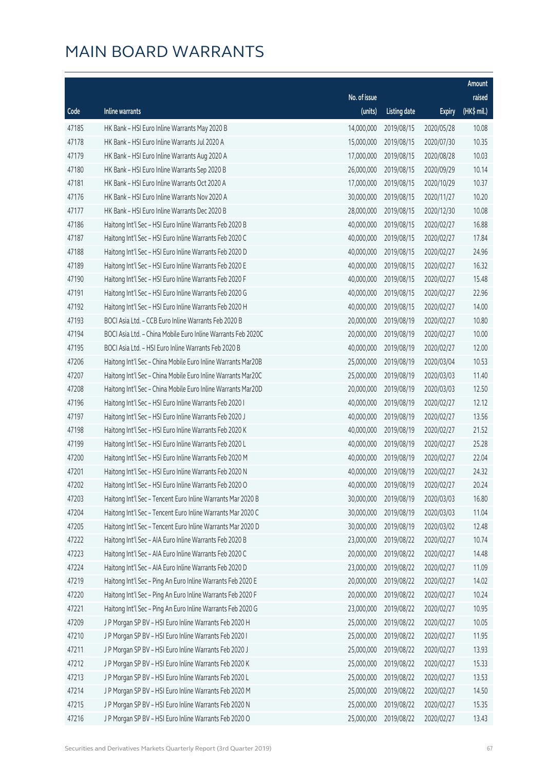# MAIN BOARD WARRANTS

| Code | Inline warrants | No. of issue (units) | Listing date | Expiry | Amount raised (HK$ mil.) |
|---|---|---|---|---|---|
| 47185 | HK Bank – HSI Euro Inline Warrants May 2020 B | 14,000,000 | 2019/08/15 | 2020/05/28 | 10.08 |
| 47178 | HK Bank – HSI Euro Inline Warrants Jul 2020 A | 15,000,000 | 2019/08/15 | 2020/07/30 | 10.35 |
| 47179 | HK Bank – HSI Euro Inline Warrants Aug 2020 A | 17,000,000 | 2019/08/15 | 2020/08/28 | 10.03 |
| 47180 | HK Bank – HSI Euro Inline Warrants Sep 2020 B | 26,000,000 | 2019/08/15 | 2020/09/29 | 10.14 |
| 47181 | HK Bank – HSI Euro Inline Warrants Oct 2020 A | 17,000,000 | 2019/08/15 | 2020/10/29 | 10.37 |
| 47176 | HK Bank – HSI Euro Inline Warrants Nov 2020 A | 30,000,000 | 2019/08/15 | 2020/11/27 | 10.20 |
| 47177 | HK Bank – HSI Euro Inline Warrants Dec 2020 B | 28,000,000 | 2019/08/15 | 2020/12/30 | 10.08 |
| 47186 | Haitong Int'l Sec – HSI Euro Inline Warrants Feb 2020 B | 40,000,000 | 2019/08/15 | 2020/02/27 | 16.88 |
| 47187 | Haitong Int'l Sec – HSI Euro Inline Warrants Feb 2020 C | 40,000,000 | 2019/08/15 | 2020/02/27 | 17.84 |
| 47188 | Haitong Int'l Sec – HSI Euro Inline Warrants Feb 2020 D | 40,000,000 | 2019/08/15 | 2020/02/27 | 24.96 |
| 47189 | Haitong Int'l Sec – HSI Euro Inline Warrants Feb 2020 E | 40,000,000 | 2019/08/15 | 2020/02/27 | 16.32 |
| 47190 | Haitong Int'l Sec – HSI Euro Inline Warrants Feb 2020 F | 40,000,000 | 2019/08/15 | 2020/02/27 | 15.48 |
| 47191 | Haitong Int'l Sec – HSI Euro Inline Warrants Feb 2020 G | 40,000,000 | 2019/08/15 | 2020/02/27 | 22.96 |
| 47192 | Haitong Int'l Sec – HSI Euro Inline Warrants Feb 2020 H | 40,000,000 | 2019/08/15 | 2020/02/27 | 14.00 |
| 47193 | BOCI Asia Ltd. – CCB Euro Inline Warrants Feb 2020 B | 20,000,000 | 2019/08/19 | 2020/02/27 | 10.80 |
| 47194 | BOCI Asia Ltd. – China Mobile Euro Inline Warrants Feb 2020C | 20,000,000 | 2019/08/19 | 2020/02/27 | 10.00 |
| 47195 | BOCI Asia Ltd. – HSI Euro Inline Warrants Feb 2020 B | 40,000,000 | 2019/08/19 | 2020/02/27 | 12.00 |
| 47206 | Haitong Int'l Sec – China Mobile Euro Inline Warrants Mar20B | 25,000,000 | 2019/08/19 | 2020/03/04 | 10.53 |
| 47207 | Haitong Int'l Sec – China Mobile Euro Inline Warrants Mar20C | 25,000,000 | 2019/08/19 | 2020/03/03 | 11.40 |
| 47208 | Haitong Int'l Sec – China Mobile Euro Inline Warrants Mar20D | 20,000,000 | 2019/08/19 | 2020/03/03 | 12.50 |
| 47196 | Haitong Int'l Sec – HSI Euro Inline Warrants Feb 2020 I | 40,000,000 | 2019/08/19 | 2020/02/27 | 12.12 |
| 47197 | Haitong Int'l Sec – HSI Euro Inline Warrants Feb 2020 J | 40,000,000 | 2019/08/19 | 2020/02/27 | 13.56 |
| 47198 | Haitong Int'l Sec – HSI Euro Inline Warrants Feb 2020 K | 40,000,000 | 2019/08/19 | 2020/02/27 | 21.52 |
| 47199 | Haitong Int'l Sec – HSI Euro Inline Warrants Feb 2020 L | 40,000,000 | 2019/08/19 | 2020/02/27 | 25.28 |
| 47200 | Haitong Int'l Sec – HSI Euro Inline Warrants Feb 2020 M | 40,000,000 | 2019/08/19 | 2020/02/27 | 22.04 |
| 47201 | Haitong Int'l Sec – HSI Euro Inline Warrants Feb 2020 N | 40,000,000 | 2019/08/19 | 2020/02/27 | 24.32 |
| 47202 | Haitong Int'l Sec – HSI Euro Inline Warrants Feb 2020 O | 40,000,000 | 2019/08/19 | 2020/02/27 | 20.24 |
| 47203 | Haitong Int'l Sec – Tencent Euro Inline Warrants Mar 2020 B | 30,000,000 | 2019/08/19 | 2020/03/03 | 16.80 |
| 47204 | Haitong Int'l Sec – Tencent Euro Inline Warrants Mar 2020 C | 30,000,000 | 2019/08/19 | 2020/03/03 | 11.04 |
| 47205 | Haitong Int'l Sec – Tencent Euro Inline Warrants Mar 2020 D | 30,000,000 | 2019/08/19 | 2020/03/02 | 12.48 |
| 47222 | Haitong Int'l Sec – AIA Euro Inline Warrants Feb 2020 B | 23,000,000 | 2019/08/22 | 2020/02/27 | 10.74 |
| 47223 | Haitong Int'l Sec – AIA Euro Inline Warrants Feb 2020 C | 20,000,000 | 2019/08/22 | 2020/02/27 | 14.48 |
| 47224 | Haitong Int'l Sec – AIA Euro Inline Warrants Feb 2020 D | 23,000,000 | 2019/08/22 | 2020/02/27 | 11.09 |
| 47219 | Haitong Int'l Sec – Ping An Euro Inline Warrants Feb 2020 E | 20,000,000 | 2019/08/22 | 2020/02/27 | 14.02 |
| 47220 | Haitong Int'l Sec – Ping An Euro Inline Warrants Feb 2020 F | 20,000,000 | 2019/08/22 | 2020/02/27 | 10.24 |
| 47221 | Haitong Int'l Sec – Ping An Euro Inline Warrants Feb 2020 G | 23,000,000 | 2019/08/22 | 2020/02/27 | 10.95 |
| 47209 | J P Morgan SP BV – HSI Euro Inline Warrants Feb 2020 H | 25,000,000 | 2019/08/22 | 2020/02/27 | 10.05 |
| 47210 | J P Morgan SP BV – HSI Euro Inline Warrants Feb 2020 I | 25,000,000 | 2019/08/22 | 2020/02/27 | 11.95 |
| 47211 | J P Morgan SP BV – HSI Euro Inline Warrants Feb 2020 J | 25,000,000 | 2019/08/22 | 2020/02/27 | 13.93 |
| 47212 | J P Morgan SP BV – HSI Euro Inline Warrants Feb 2020 K | 25,000,000 | 2019/08/22 | 2020/02/27 | 15.33 |
| 47213 | J P Morgan SP BV – HSI Euro Inline Warrants Feb 2020 L | 25,000,000 | 2019/08/22 | 2020/02/27 | 13.53 |
| 47214 | J P Morgan SP BV – HSI Euro Inline Warrants Feb 2020 M | 25,000,000 | 2019/08/22 | 2020/02/27 | 14.50 |
| 47215 | J P Morgan SP BV – HSI Euro Inline Warrants Feb 2020 N | 25,000,000 | 2019/08/22 | 2020/02/27 | 15.35 |
| 47216 | J P Morgan SP BV – HSI Euro Inline Warrants Feb 2020 O | 25,000,000 | 2019/08/22 | 2020/02/27 | 13.43 |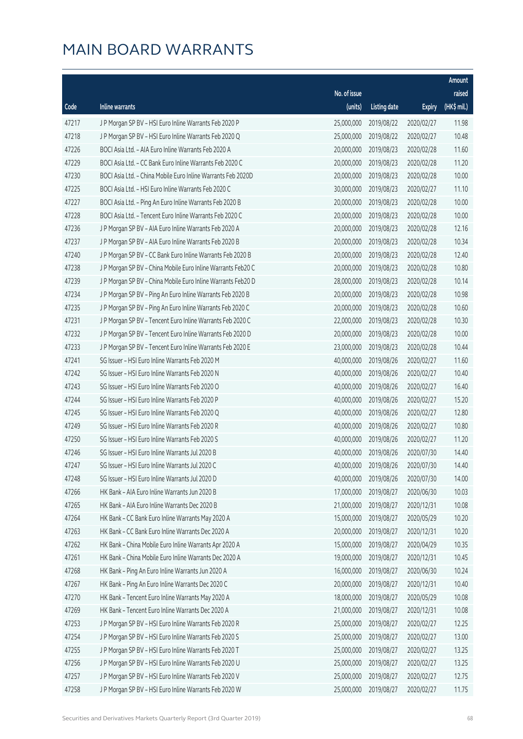# MAIN BOARD WARRANTS

| Code | Inline warrants | No. of issue (units) | Listing date | Expiry | Amount raised (HK$ mil.) |
|---|---|---|---|---|---|
| 47217 | J P Morgan SP BV - HSI Euro Inline Warrants Feb 2020 P | 25,000,000 | 2019/08/22 | 2020/02/27 | 11.98 |
| 47218 | J P Morgan SP BV - HSI Euro Inline Warrants Feb 2020 Q | 25,000,000 | 2019/08/22 | 2020/02/27 | 10.48 |
| 47226 | BOCI Asia Ltd. - AIA Euro Inline Warrants Feb 2020 A | 20,000,000 | 2019/08/23 | 2020/02/28 | 11.60 |
| 47229 | BOCI Asia Ltd. - CC Bank Euro Inline Warrants Feb 2020 C | 20,000,000 | 2019/08/23 | 2020/02/28 | 11.20 |
| 47230 | BOCI Asia Ltd. - China Mobile Euro Inline Warrants Feb 2020D | 20,000,000 | 2019/08/23 | 2020/02/28 | 10.00 |
| 47225 | BOCI Asia Ltd. - HSI Euro Inline Warrants Feb 2020 C | 30,000,000 | 2019/08/23 | 2020/02/27 | 11.10 |
| 47227 | BOCI Asia Ltd. - Ping An Euro Inline Warrants Feb 2020 B | 20,000,000 | 2019/08/23 | 2020/02/28 | 10.00 |
| 47228 | BOCI Asia Ltd. - Tencent Euro Inline Warrants Feb 2020 C | 20,000,000 | 2019/08/23 | 2020/02/28 | 10.00 |
| 47236 | J P Morgan SP BV - AIA Euro Inline Warrants Feb 2020 A | 20,000,000 | 2019/08/23 | 2020/02/28 | 12.16 |
| 47237 | J P Morgan SP BV - AIA Euro Inline Warrants Feb 2020 B | 20,000,000 | 2019/08/23 | 2020/02/28 | 10.34 |
| 47240 | J P Morgan SP BV - CC Bank Euro Inline Warrants Feb 2020 B | 20,000,000 | 2019/08/23 | 2020/02/28 | 12.40 |
| 47238 | J P Morgan SP BV - China Mobile Euro Inline Warrants Feb20 C | 20,000,000 | 2019/08/23 | 2020/02/28 | 10.80 |
| 47239 | J P Morgan SP BV - China Mobile Euro Inline Warrants Feb20 D | 28,000,000 | 2019/08/23 | 2020/02/28 | 10.14 |
| 47234 | J P Morgan SP BV - Ping An Euro Inline Warrants Feb 2020 B | 20,000,000 | 2019/08/23 | 2020/02/28 | 10.98 |
| 47235 | J P Morgan SP BV - Ping An Euro Inline Warrants Feb 2020 C | 20,000,000 | 2019/08/23 | 2020/02/28 | 10.60 |
| 47231 | J P Morgan SP BV - Tencent Euro Inline Warrants Feb 2020 C | 22,000,000 | 2019/08/23 | 2020/02/28 | 10.30 |
| 47232 | J P Morgan SP BV - Tencent Euro Inline Warrants Feb 2020 D | 20,000,000 | 2019/08/23 | 2020/02/28 | 10.00 |
| 47233 | J P Morgan SP BV - Tencent Euro Inline Warrants Feb 2020 E | 23,000,000 | 2019/08/23 | 2020/02/28 | 10.44 |
| 47241 | SG Issuer - HSI Euro Inline Warrants Feb 2020 M | 40,000,000 | 2019/08/26 | 2020/02/27 | 11.60 |
| 47242 | SG Issuer - HSI Euro Inline Warrants Feb 2020 N | 40,000,000 | 2019/08/26 | 2020/02/27 | 10.40 |
| 47243 | SG Issuer - HSI Euro Inline Warrants Feb 2020 O | 40,000,000 | 2019/08/26 | 2020/02/27 | 16.40 |
| 47244 | SG Issuer - HSI Euro Inline Warrants Feb 2020 P | 40,000,000 | 2019/08/26 | 2020/02/27 | 15.20 |
| 47245 | SG Issuer - HSI Euro Inline Warrants Feb 2020 Q | 40,000,000 | 2019/08/26 | 2020/02/27 | 12.80 |
| 47249 | SG Issuer - HSI Euro Inline Warrants Feb 2020 R | 40,000,000 | 2019/08/26 | 2020/02/27 | 10.80 |
| 47250 | SG Issuer - HSI Euro Inline Warrants Feb 2020 S | 40,000,000 | 2019/08/26 | 2020/02/27 | 11.20 |
| 47246 | SG Issuer - HSI Euro Inline Warrants Jul 2020 B | 40,000,000 | 2019/08/26 | 2020/07/30 | 14.40 |
| 47247 | SG Issuer - HSI Euro Inline Warrants Jul 2020 C | 40,000,000 | 2019/08/26 | 2020/07/30 | 14.40 |
| 47248 | SG Issuer - HSI Euro Inline Warrants Jul 2020 D | 40,000,000 | 2019/08/26 | 2020/07/30 | 14.00 |
| 47266 | HK Bank - AIA Euro Inline Warrants Jun 2020 B | 17,000,000 | 2019/08/27 | 2020/06/30 | 10.03 |
| 47265 | HK Bank - AIA Euro Inline Warrants Dec 2020 B | 21,000,000 | 2019/08/27 | 2020/12/31 | 10.08 |
| 47264 | HK Bank - CC Bank Euro Inline Warrants May 2020 A | 15,000,000 | 2019/08/27 | 2020/05/29 | 10.20 |
| 47263 | HK Bank - CC Bank Euro Inline Warrants Dec 2020 A | 20,000,000 | 2019/08/27 | 2020/12/31 | 10.20 |
| 47262 | HK Bank - China Mobile Euro Inline Warrants Apr 2020 A | 15,000,000 | 2019/08/27 | 2020/04/29 | 10.35 |
| 47261 | HK Bank - China Mobile Euro Inline Warrants Dec 2020 A | 19,000,000 | 2019/08/27 | 2020/12/31 | 10.45 |
| 47268 | HK Bank - Ping An Euro Inline Warrants Jun 2020 A | 16,000,000 | 2019/08/27 | 2020/06/30 | 10.24 |
| 47267 | HK Bank - Ping An Euro Inline Warrants Dec 2020 C | 20,000,000 | 2019/08/27 | 2020/12/31 | 10.40 |
| 47270 | HK Bank - Tencent Euro Inline Warrants May 2020 A | 18,000,000 | 2019/08/27 | 2020/05/29 | 10.08 |
| 47269 | HK Bank - Tencent Euro Inline Warrants Dec 2020 A | 21,000,000 | 2019/08/27 | 2020/12/31 | 10.08 |
| 47253 | J P Morgan SP BV - HSI Euro Inline Warrants Feb 2020 R | 25,000,000 | 2019/08/27 | 2020/02/27 | 12.25 |
| 47254 | J P Morgan SP BV - HSI Euro Inline Warrants Feb 2020 S | 25,000,000 | 2019/08/27 | 2020/02/27 | 13.00 |
| 47255 | J P Morgan SP BV - HSI Euro Inline Warrants Feb 2020 T | 25,000,000 | 2019/08/27 | 2020/02/27 | 13.25 |
| 47256 | J P Morgan SP BV - HSI Euro Inline Warrants Feb 2020 U | 25,000,000 | 2019/08/27 | 2020/02/27 | 13.25 |
| 47257 | J P Morgan SP BV - HSI Euro Inline Warrants Feb 2020 V | 25,000,000 | 2019/08/27 | 2020/02/27 | 12.75 |
| 47258 | J P Morgan SP BV - HSI Euro Inline Warrants Feb 2020 W | 25,000,000 | 2019/08/27 | 2020/02/27 | 11.75 |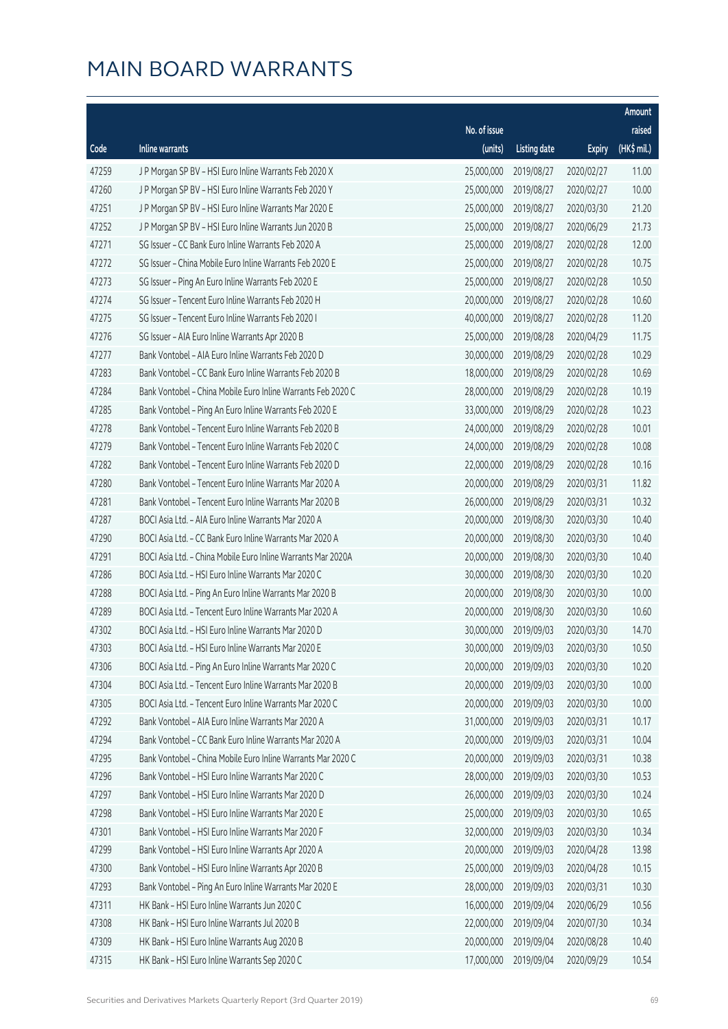# MAIN BOARD WARRANTS

| Code | Inline warrants | No. of issue (units) | Listing date | Expiry | Amount raised (HK$ mil.) |
|---|---|---|---|---|---|
| 47259 | J P Morgan SP BV - HSI Euro Inline Warrants Feb 2020 X | 25,000,000 | 2019/08/27 | 2020/02/27 | 11.00 |
| 47260 | J P Morgan SP BV - HSI Euro Inline Warrants Feb 2020 Y | 25,000,000 | 2019/08/27 | 2020/02/27 | 10.00 |
| 47251 | J P Morgan SP BV - HSI Euro Inline Warrants Mar 2020 E | 25,000,000 | 2019/08/27 | 2020/03/30 | 21.20 |
| 47252 | J P Morgan SP BV - HSI Euro Inline Warrants Jun 2020 B | 25,000,000 | 2019/08/27 | 2020/06/29 | 21.73 |
| 47271 | SG Issuer - CC Bank Euro Inline Warrants Feb 2020 A | 25,000,000 | 2019/08/27 | 2020/02/28 | 12.00 |
| 47272 | SG Issuer - China Mobile Euro Inline Warrants Feb 2020 E | 25,000,000 | 2019/08/27 | 2020/02/28 | 10.75 |
| 47273 | SG Issuer - Ping An Euro Inline Warrants Feb 2020 E | 25,000,000 | 2019/08/27 | 2020/02/28 | 10.50 |
| 47274 | SG Issuer - Tencent Euro Inline Warrants Feb 2020 H | 20,000,000 | 2019/08/27 | 2020/02/28 | 10.60 |
| 47275 | SG Issuer - Tencent Euro Inline Warrants Feb 2020 I | 40,000,000 | 2019/08/27 | 2020/02/28 | 11.20 |
| 47276 | SG Issuer - AIA Euro Inline Warrants Apr 2020 B | 25,000,000 | 2019/08/28 | 2020/04/29 | 11.75 |
| 47277 | Bank Vontobel - AIA Euro Inline Warrants Feb 2020 D | 30,000,000 | 2019/08/29 | 2020/02/28 | 10.29 |
| 47283 | Bank Vontobel - CC Bank Euro Inline Warrants Feb 2020 B | 18,000,000 | 2019/08/29 | 2020/02/28 | 10.69 |
| 47284 | Bank Vontobel - China Mobile Euro Inline Warrants Feb 2020 C | 28,000,000 | 2019/08/29 | 2020/02/28 | 10.19 |
| 47285 | Bank Vontobel - Ping An Euro Inline Warrants Feb 2020 E | 33,000,000 | 2019/08/29 | 2020/02/28 | 10.23 |
| 47278 | Bank Vontobel - Tencent Euro Inline Warrants Feb 2020 B | 24,000,000 | 2019/08/29 | 2020/02/28 | 10.01 |
| 47279 | Bank Vontobel - Tencent Euro Inline Warrants Feb 2020 C | 24,000,000 | 2019/08/29 | 2020/02/28 | 10.08 |
| 47282 | Bank Vontobel - Tencent Euro Inline Warrants Feb 2020 D | 22,000,000 | 2019/08/29 | 2020/02/28 | 10.16 |
| 47280 | Bank Vontobel - Tencent Euro Inline Warrants Mar 2020 A | 20,000,000 | 2019/08/29 | 2020/03/31 | 11.82 |
| 47281 | Bank Vontobel - Tencent Euro Inline Warrants Mar 2020 B | 26,000,000 | 2019/08/29 | 2020/03/31 | 10.32 |
| 47287 | BOCI Asia Ltd. - AIA Euro Inline Warrants Mar 2020 A | 20,000,000 | 2019/08/30 | 2020/03/30 | 10.40 |
| 47290 | BOCI Asia Ltd. - CC Bank Euro Inline Warrants Mar 2020 A | 20,000,000 | 2019/08/30 | 2020/03/30 | 10.40 |
| 47291 | BOCI Asia Ltd. - China Mobile Euro Inline Warrants Mar 2020A | 20,000,000 | 2019/08/30 | 2020/03/30 | 10.40 |
| 47286 | BOCI Asia Ltd. - HSI Euro Inline Warrants Mar 2020 C | 30,000,000 | 2019/08/30 | 2020/03/30 | 10.20 |
| 47288 | BOCI Asia Ltd. - Ping An Euro Inline Warrants Mar 2020 B | 20,000,000 | 2019/08/30 | 2020/03/30 | 10.00 |
| 47289 | BOCI Asia Ltd. - Tencent Euro Inline Warrants Mar 2020 A | 20,000,000 | 2019/08/30 | 2020/03/30 | 10.60 |
| 47302 | BOCI Asia Ltd. - HSI Euro Inline Warrants Mar 2020 D | 30,000,000 | 2019/09/03 | 2020/03/30 | 14.70 |
| 47303 | BOCI Asia Ltd. - HSI Euro Inline Warrants Mar 2020 E | 30,000,000 | 2019/09/03 | 2020/03/30 | 10.50 |
| 47306 | BOCI Asia Ltd. - Ping An Euro Inline Warrants Mar 2020 C | 20,000,000 | 2019/09/03 | 2020/03/30 | 10.20 |
| 47304 | BOCI Asia Ltd. - Tencent Euro Inline Warrants Mar 2020 B | 20,000,000 | 2019/09/03 | 2020/03/30 | 10.00 |
| 47305 | BOCI Asia Ltd. - Tencent Euro Inline Warrants Mar 2020 C | 20,000,000 | 2019/09/03 | 2020/03/30 | 10.00 |
| 47292 | Bank Vontobel - AIA Euro Inline Warrants Mar 2020 A | 31,000,000 | 2019/09/03 | 2020/03/31 | 10.17 |
| 47294 | Bank Vontobel - CC Bank Euro Inline Warrants Mar 2020 A | 20,000,000 | 2019/09/03 | 2020/03/31 | 10.04 |
| 47295 | Bank Vontobel - China Mobile Euro Inline Warrants Mar 2020 C | 20,000,000 | 2019/09/03 | 2020/03/31 | 10.38 |
| 47296 | Bank Vontobel - HSI Euro Inline Warrants Mar 2020 C | 28,000,000 | 2019/09/03 | 2020/03/30 | 10.53 |
| 47297 | Bank Vontobel - HSI Euro Inline Warrants Mar 2020 D | 26,000,000 | 2019/09/03 | 2020/03/30 | 10.24 |
| 47298 | Bank Vontobel - HSI Euro Inline Warrants Mar 2020 E | 25,000,000 | 2019/09/03 | 2020/03/30 | 10.65 |
| 47301 | Bank Vontobel - HSI Euro Inline Warrants Mar 2020 F | 32,000,000 | 2019/09/03 | 2020/03/30 | 10.34 |
| 47299 | Bank Vontobel - HSI Euro Inline Warrants Apr 2020 A | 20,000,000 | 2019/09/03 | 2020/04/28 | 13.98 |
| 47300 | Bank Vontobel - HSI Euro Inline Warrants Apr 2020 B | 25,000,000 | 2019/09/03 | 2020/04/28 | 10.15 |
| 47293 | Bank Vontobel - Ping An Euro Inline Warrants Mar 2020 E | 28,000,000 | 2019/09/03 | 2020/03/31 | 10.30 |
| 47311 | HK Bank - HSI Euro Inline Warrants Jun 2020 C | 16,000,000 | 2019/09/04 | 2020/06/29 | 10.56 |
| 47308 | HK Bank - HSI Euro Inline Warrants Jul 2020 B | 22,000,000 | 2019/09/04 | 2020/07/30 | 10.34 |
| 47309 | HK Bank - HSI Euro Inline Warrants Aug 2020 B | 20,000,000 | 2019/09/04 | 2020/08/28 | 10.40 |
| 47315 | HK Bank - HSI Euro Inline Warrants Sep 2020 C | 17,000,000 | 2019/09/04 | 2020/09/29 | 10.54 |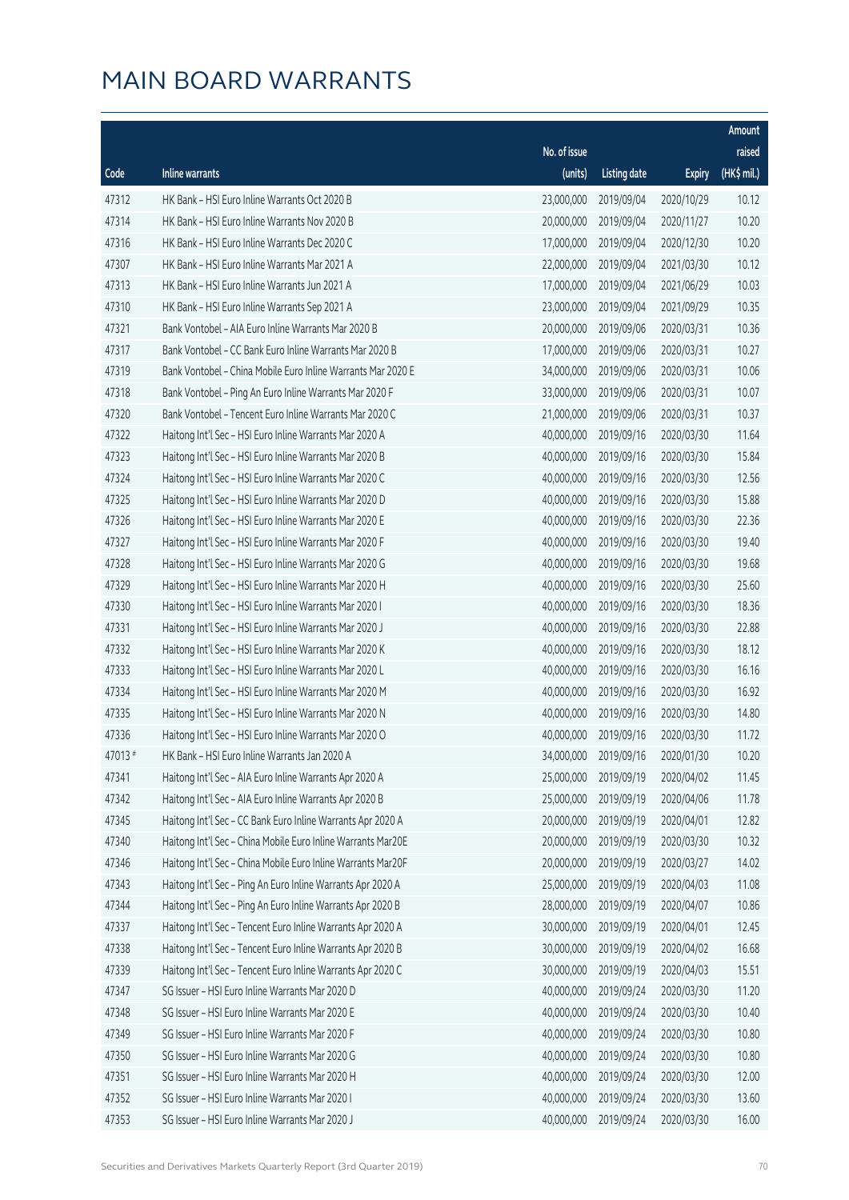# MAIN BOARD WARRANTS

| Code | Inline warrants | No. of issue (units) | Listing date | Expiry | Amount raised (HK$ mil.) |
|---|---|---|---|---|---|
| 47312 | HK Bank – HSI Euro Inline Warrants Oct 2020 B | 23,000,000 | 2019/09/04 | 2020/10/29 | 10.12 |
| 47314 | HK Bank – HSI Euro Inline Warrants Nov 2020 B | 20,000,000 | 2019/09/04 | 2020/11/27 | 10.20 |
| 47316 | HK Bank – HSI Euro Inline Warrants Dec 2020 C | 17,000,000 | 2019/09/04 | 2020/12/30 | 10.20 |
| 47307 | HK Bank – HSI Euro Inline Warrants Mar 2021 A | 22,000,000 | 2019/09/04 | 2021/03/30 | 10.12 |
| 47313 | HK Bank – HSI Euro Inline Warrants Jun 2021 A | 17,000,000 | 2019/09/04 | 2021/06/29 | 10.03 |
| 47310 | HK Bank – HSI Euro Inline Warrants Sep 2021 A | 23,000,000 | 2019/09/04 | 2021/09/29 | 10.35 |
| 47321 | Bank Vontobel – AIA Euro Inline Warrants Mar 2020 B | 20,000,000 | 2019/09/06 | 2020/03/31 | 10.36 |
| 47317 | Bank Vontobel – CC Bank Euro Inline Warrants Mar 2020 B | 17,000,000 | 2019/09/06 | 2020/03/31 | 10.27 |
| 47319 | Bank Vontobel – China Mobile Euro Inline Warrants Mar 2020 E | 34,000,000 | 2019/09/06 | 2020/03/31 | 10.06 |
| 47318 | Bank Vontobel – Ping An Euro Inline Warrants Mar 2020 F | 33,000,000 | 2019/09/06 | 2020/03/31 | 10.07 |
| 47320 | Bank Vontobel – Tencent Euro Inline Warrants Mar 2020 C | 21,000,000 | 2019/09/06 | 2020/03/31 | 10.37 |
| 47322 | Haitong Int'l Sec – HSI Euro Inline Warrants Mar 2020 A | 40,000,000 | 2019/09/16 | 2020/03/30 | 11.64 |
| 47323 | Haitong Int'l Sec – HSI Euro Inline Warrants Mar 2020 B | 40,000,000 | 2019/09/16 | 2020/03/30 | 15.84 |
| 47324 | Haitong Int'l Sec – HSI Euro Inline Warrants Mar 2020 C | 40,000,000 | 2019/09/16 | 2020/03/30 | 12.56 |
| 47325 | Haitong Int'l Sec – HSI Euro Inline Warrants Mar 2020 D | 40,000,000 | 2019/09/16 | 2020/03/30 | 15.88 |
| 47326 | Haitong Int'l Sec – HSI Euro Inline Warrants Mar 2020 E | 40,000,000 | 2019/09/16 | 2020/03/30 | 22.36 |
| 47327 | Haitong Int'l Sec – HSI Euro Inline Warrants Mar 2020 F | 40,000,000 | 2019/09/16 | 2020/03/30 | 19.40 |
| 47328 | Haitong Int'l Sec – HSI Euro Inline Warrants Mar 2020 G | 40,000,000 | 2019/09/16 | 2020/03/30 | 19.68 |
| 47329 | Haitong Int'l Sec – HSI Euro Inline Warrants Mar 2020 H | 40,000,000 | 2019/09/16 | 2020/03/30 | 25.60 |
| 47330 | Haitong Int'l Sec – HSI Euro Inline Warrants Mar 2020 I | 40,000,000 | 2019/09/16 | 2020/03/30 | 18.36 |
| 47331 | Haitong Int'l Sec – HSI Euro Inline Warrants Mar 2020 J | 40,000,000 | 2019/09/16 | 2020/03/30 | 22.88 |
| 47332 | Haitong Int'l Sec – HSI Euro Inline Warrants Mar 2020 K | 40,000,000 | 2019/09/16 | 2020/03/30 | 18.12 |
| 47333 | Haitong Int'l Sec – HSI Euro Inline Warrants Mar 2020 L | 40,000,000 | 2019/09/16 | 2020/03/30 | 16.16 |
| 47334 | Haitong Int'l Sec – HSI Euro Inline Warrants Mar 2020 M | 40,000,000 | 2019/09/16 | 2020/03/30 | 16.92 |
| 47335 | Haitong Int'l Sec – HSI Euro Inline Warrants Mar 2020 N | 40,000,000 | 2019/09/16 | 2020/03/30 | 14.80 |
| 47336 | Haitong Int'l Sec – HSI Euro Inline Warrants Mar 2020 O | 40,000,000 | 2019/09/16 | 2020/03/30 | 11.72 |
| 47013 # | HK Bank – HSI Euro Inline Warrants Jan 2020 A | 34,000,000 | 2019/09/16 | 2020/01/30 | 10.20 |
| 47341 | Haitong Int'l Sec – AIA Euro Inline Warrants Apr 2020 A | 25,000,000 | 2019/09/19 | 2020/04/02 | 11.45 |
| 47342 | Haitong Int'l Sec – AIA Euro Inline Warrants Apr 2020 B | 25,000,000 | 2019/09/19 | 2020/04/06 | 11.78 |
| 47345 | Haitong Int'l Sec – CC Bank Euro Inline Warrants Apr 2020 A | 20,000,000 | 2019/09/19 | 2020/04/01 | 12.82 |
| 47340 | Haitong Int'l Sec – China Mobile Euro Inline Warrants Mar20E | 20,000,000 | 2019/09/19 | 2020/03/30 | 10.32 |
| 47346 | Haitong Int'l Sec – China Mobile Euro Inline Warrants Mar20F | 20,000,000 | 2019/09/19 | 2020/03/27 | 14.02 |
| 47343 | Haitong Int'l Sec – Ping An Euro Inline Warrants Apr 2020 A | 25,000,000 | 2019/09/19 | 2020/04/03 | 11.08 |
| 47344 | Haitong Int'l Sec – Ping An Euro Inline Warrants Apr 2020 B | 28,000,000 | 2019/09/19 | 2020/04/07 | 10.86 |
| 47337 | Haitong Int'l Sec – Tencent Euro Inline Warrants Apr 2020 A | 30,000,000 | 2019/09/19 | 2020/04/01 | 12.45 |
| 47338 | Haitong Int'l Sec – Tencent Euro Inline Warrants Apr 2020 B | 30,000,000 | 2019/09/19 | 2020/04/02 | 16.68 |
| 47339 | Haitong Int'l Sec – Tencent Euro Inline Warrants Apr 2020 C | 30,000,000 | 2019/09/19 | 2020/04/03 | 15.51 |
| 47347 | SG Issuer – HSI Euro Inline Warrants Mar 2020 D | 40,000,000 | 2019/09/24 | 2020/03/30 | 11.20 |
| 47348 | SG Issuer – HSI Euro Inline Warrants Mar 2020 E | 40,000,000 | 2019/09/24 | 2020/03/30 | 10.40 |
| 47349 | SG Issuer – HSI Euro Inline Warrants Mar 2020 F | 40,000,000 | 2019/09/24 | 2020/03/30 | 10.80 |
| 47350 | SG Issuer – HSI Euro Inline Warrants Mar 2020 G | 40,000,000 | 2019/09/24 | 2020/03/30 | 10.80 |
| 47351 | SG Issuer – HSI Euro Inline Warrants Mar 2020 H | 40,000,000 | 2019/09/24 | 2020/03/30 | 12.00 |
| 47352 | SG Issuer – HSI Euro Inline Warrants Mar 2020 I | 40,000,000 | 2019/09/24 | 2020/03/30 | 13.60 |
| 47353 | SG Issuer – HSI Euro Inline Warrants Mar 2020 J | 40,000,000 | 2019/09/24 | 2020/03/30 | 16.00 |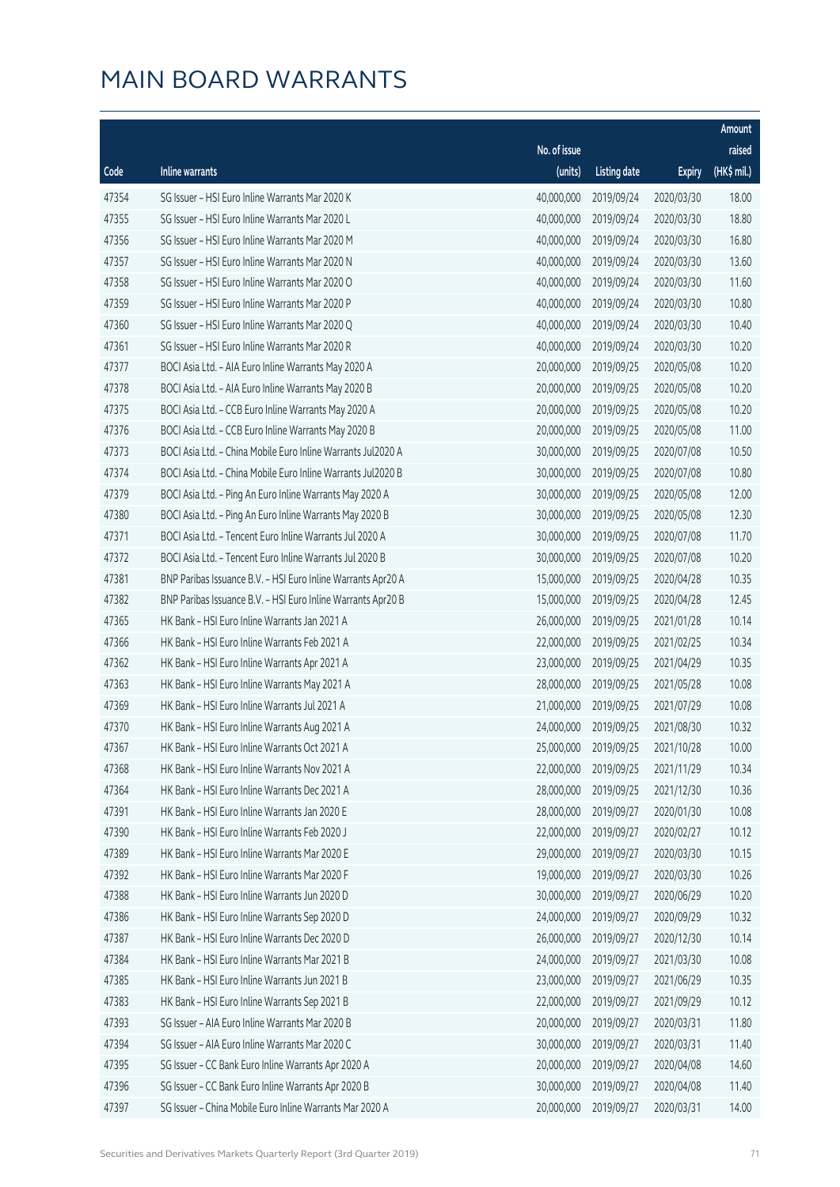# MAIN BOARD WARRANTS

| Code | Inline warrants | No. of issue (units) | Listing date | Expiry | Amount raised (HK$ mil.) |
|---|---|---|---|---|---|
| 47354 | SG Issuer – HSI Euro Inline Warrants Mar 2020 K | 40,000,000 | 2019/09/24 | 2020/03/30 | 18.00 |
| 47355 | SG Issuer – HSI Euro Inline Warrants Mar 2020 L | 40,000,000 | 2019/09/24 | 2020/03/30 | 18.80 |
| 47356 | SG Issuer – HSI Euro Inline Warrants Mar 2020 M | 40,000,000 | 2019/09/24 | 2020/03/30 | 16.80 |
| 47357 | SG Issuer – HSI Euro Inline Warrants Mar 2020 N | 40,000,000 | 2019/09/24 | 2020/03/30 | 13.60 |
| 47358 | SG Issuer – HSI Euro Inline Warrants Mar 2020 O | 40,000,000 | 2019/09/24 | 2020/03/30 | 11.60 |
| 47359 | SG Issuer – HSI Euro Inline Warrants Mar 2020 P | 40,000,000 | 2019/09/24 | 2020/03/30 | 10.80 |
| 47360 | SG Issuer – HSI Euro Inline Warrants Mar 2020 Q | 40,000,000 | 2019/09/24 | 2020/03/30 | 10.40 |
| 47361 | SG Issuer – HSI Euro Inline Warrants Mar 2020 R | 40,000,000 | 2019/09/24 | 2020/03/30 | 10.20 |
| 47377 | BOCI Asia Ltd. – AIA Euro Inline Warrants May 2020 A | 20,000,000 | 2019/09/25 | 2020/05/08 | 10.20 |
| 47378 | BOCI Asia Ltd. – AIA Euro Inline Warrants May 2020 B | 20,000,000 | 2019/09/25 | 2020/05/08 | 10.20 |
| 47375 | BOCI Asia Ltd. – CCB Euro Inline Warrants May 2020 A | 20,000,000 | 2019/09/25 | 2020/05/08 | 10.20 |
| 47376 | BOCI Asia Ltd. – CCB Euro Inline Warrants May 2020 B | 20,000,000 | 2019/09/25 | 2020/05/08 | 11.00 |
| 47373 | BOCI Asia Ltd. – China Mobile Euro Inline Warrants Jul2020 A | 30,000,000 | 2019/09/25 | 2020/07/08 | 10.50 |
| 47374 | BOCI Asia Ltd. – China Mobile Euro Inline Warrants Jul2020 B | 30,000,000 | 2019/09/25 | 2020/07/08 | 10.80 |
| 47379 | BOCI Asia Ltd. – Ping An Euro Inline Warrants May 2020 A | 30,000,000 | 2019/09/25 | 2020/05/08 | 12.00 |
| 47380 | BOCI Asia Ltd. – Ping An Euro Inline Warrants May 2020 B | 30,000,000 | 2019/09/25 | 2020/05/08 | 12.30 |
| 47371 | BOCI Asia Ltd. – Tencent Euro Inline Warrants Jul 2020 A | 30,000,000 | 2019/09/25 | 2020/07/08 | 11.70 |
| 47372 | BOCI Asia Ltd. – Tencent Euro Inline Warrants Jul 2020 B | 30,000,000 | 2019/09/25 | 2020/07/08 | 10.20 |
| 47381 | BNP Paribas Issuance B.V. – HSI Euro Inline Warrants Apr20 A | 15,000,000 | 2019/09/25 | 2020/04/28 | 10.35 |
| 47382 | BNP Paribas Issuance B.V. – HSI Euro Inline Warrants Apr20 B | 15,000,000 | 2019/09/25 | 2020/04/28 | 12.45 |
| 47365 | HK Bank – HSI Euro Inline Warrants Jan 2021 A | 26,000,000 | 2019/09/25 | 2021/01/28 | 10.14 |
| 47366 | HK Bank – HSI Euro Inline Warrants Feb 2021 A | 22,000,000 | 2019/09/25 | 2021/02/25 | 10.34 |
| 47362 | HK Bank – HSI Euro Inline Warrants Apr 2021 A | 23,000,000 | 2019/09/25 | 2021/04/29 | 10.35 |
| 47363 | HK Bank – HSI Euro Inline Warrants May 2021 A | 28,000,000 | 2019/09/25 | 2021/05/28 | 10.08 |
| 47369 | HK Bank – HSI Euro Inline Warrants Jul 2021 A | 21,000,000 | 2019/09/25 | 2021/07/29 | 10.08 |
| 47370 | HK Bank – HSI Euro Inline Warrants Aug 2021 A | 24,000,000 | 2019/09/25 | 2021/08/30 | 10.32 |
| 47367 | HK Bank – HSI Euro Inline Warrants Oct 2021 A | 25,000,000 | 2019/09/25 | 2021/10/28 | 10.00 |
| 47368 | HK Bank – HSI Euro Inline Warrants Nov 2021 A | 22,000,000 | 2019/09/25 | 2021/11/29 | 10.34 |
| 47364 | HK Bank – HSI Euro Inline Warrants Dec 2021 A | 28,000,000 | 2019/09/25 | 2021/12/30 | 10.36 |
| 47391 | HK Bank – HSI Euro Inline Warrants Jan 2020 E | 28,000,000 | 2019/09/27 | 2020/01/30 | 10.08 |
| 47390 | HK Bank – HSI Euro Inline Warrants Feb 2020 J | 22,000,000 | 2019/09/27 | 2020/02/27 | 10.12 |
| 47389 | HK Bank – HSI Euro Inline Warrants Mar 2020 E | 29,000,000 | 2019/09/27 | 2020/03/30 | 10.15 |
| 47392 | HK Bank – HSI Euro Inline Warrants Mar 2020 F | 19,000,000 | 2019/09/27 | 2020/03/30 | 10.26 |
| 47388 | HK Bank – HSI Euro Inline Warrants Jun 2020 D | 30,000,000 | 2019/09/27 | 2020/06/29 | 10.20 |
| 47386 | HK Bank – HSI Euro Inline Warrants Sep 2020 D | 24,000,000 | 2019/09/27 | 2020/09/29 | 10.32 |
| 47387 | HK Bank – HSI Euro Inline Warrants Dec 2020 D | 26,000,000 | 2019/09/27 | 2020/12/30 | 10.14 |
| 47384 | HK Bank – HSI Euro Inline Warrants Mar 2021 B | 24,000,000 | 2019/09/27 | 2021/03/30 | 10.08 |
| 47385 | HK Bank – HSI Euro Inline Warrants Jun 2021 B | 23,000,000 | 2019/09/27 | 2021/06/29 | 10.35 |
| 47383 | HK Bank – HSI Euro Inline Warrants Sep 2021 B | 22,000,000 | 2019/09/27 | 2021/09/29 | 10.12 |
| 47393 | SG Issuer – AIA Euro Inline Warrants Mar 2020 B | 20,000,000 | 2019/09/27 | 2020/03/31 | 11.80 |
| 47394 | SG Issuer – AIA Euro Inline Warrants Mar 2020 C | 30,000,000 | 2019/09/27 | 2020/03/31 | 11.40 |
| 47395 | SG Issuer – CC Bank Euro Inline Warrants Apr 2020 A | 20,000,000 | 2019/09/27 | 2020/04/08 | 14.60 |
| 47396 | SG Issuer – CC Bank Euro Inline Warrants Apr 2020 B | 30,000,000 | 2019/09/27 | 2020/04/08 | 11.40 |
| 47397 | SG Issuer – China Mobile Euro Inline Warrants Mar 2020 A | 20,000,000 | 2019/09/27 | 2020/03/31 | 14.00 |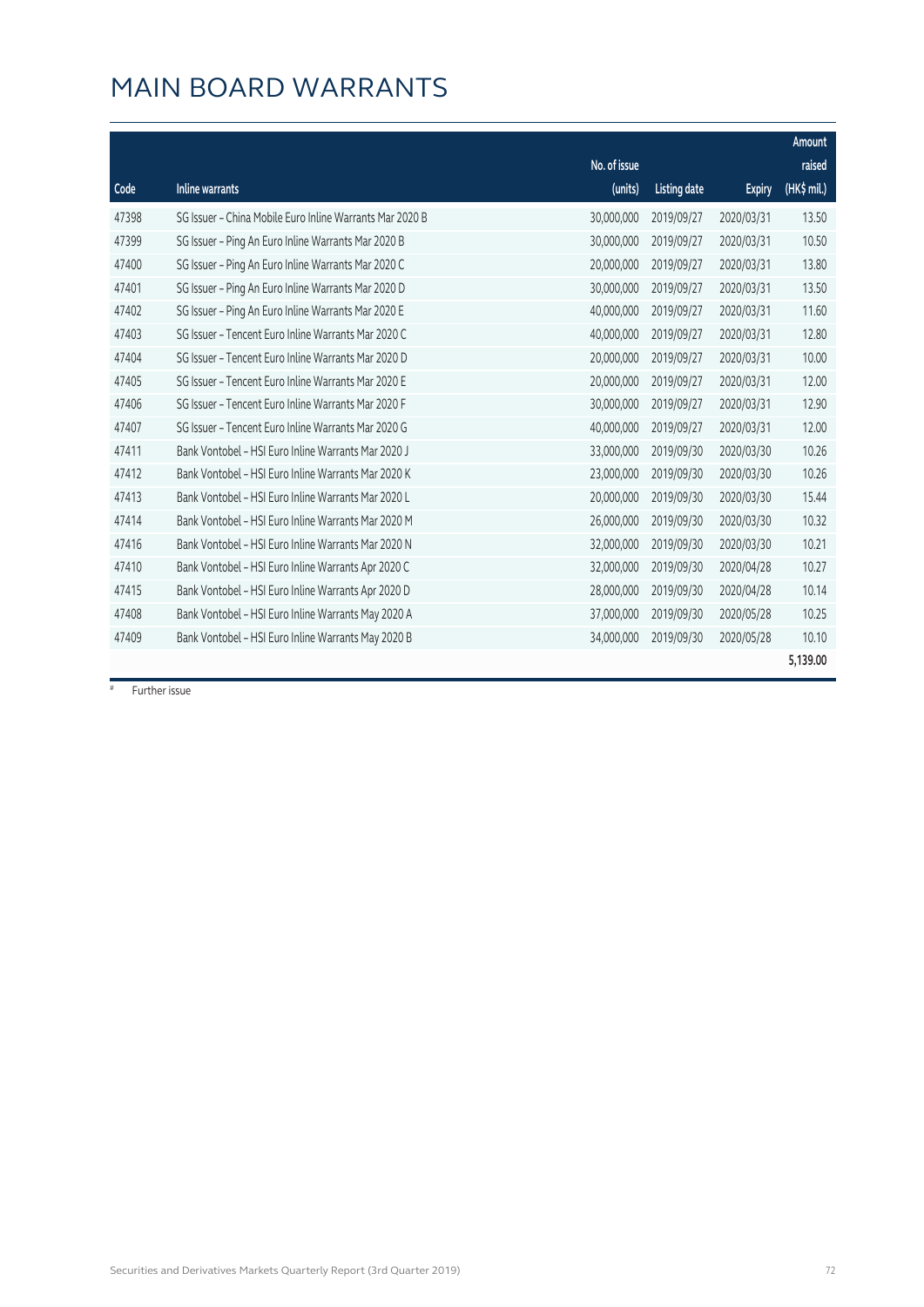# MAIN BOARD WARRANTS

| Code | Inline warrants | No. of issue (units) | Listing date | Expiry | Amount raised (HK$ mil.) |
|---|---|---|---|---|---|
| 47398 | SG Issuer – China Mobile Euro Inline Warrants Mar 2020 B | 30,000,000 | 2019/09/27 | 2020/03/31 | 13.50 |
| 47399 | SG Issuer – Ping An Euro Inline Warrants Mar 2020 B | 30,000,000 | 2019/09/27 | 2020/03/31 | 10.50 |
| 47400 | SG Issuer – Ping An Euro Inline Warrants Mar 2020 C | 20,000,000 | 2019/09/27 | 2020/03/31 | 13.80 |
| 47401 | SG Issuer – Ping An Euro Inline Warrants Mar 2020 D | 30,000,000 | 2019/09/27 | 2020/03/31 | 13.50 |
| 47402 | SG Issuer – Ping An Euro Inline Warrants Mar 2020 E | 40,000,000 | 2019/09/27 | 2020/03/31 | 11.60 |
| 47403 | SG Issuer – Tencent Euro Inline Warrants Mar 2020 C | 40,000,000 | 2019/09/27 | 2020/03/31 | 12.80 |
| 47404 | SG Issuer – Tencent Euro Inline Warrants Mar 2020 D | 20,000,000 | 2019/09/27 | 2020/03/31 | 10.00 |
| 47405 | SG Issuer – Tencent Euro Inline Warrants Mar 2020 E | 20,000,000 | 2019/09/27 | 2020/03/31 | 12.00 |
| 47406 | SG Issuer – Tencent Euro Inline Warrants Mar 2020 F | 30,000,000 | 2019/09/27 | 2020/03/31 | 12.90 |
| 47407 | SG Issuer – Tencent Euro Inline Warrants Mar 2020 G | 40,000,000 | 2019/09/27 | 2020/03/31 | 12.00 |
| 47411 | Bank Vontobel – HSI Euro Inline Warrants Mar 2020 J | 33,000,000 | 2019/09/30 | 2020/03/30 | 10.26 |
| 47412 | Bank Vontobel – HSI Euro Inline Warrants Mar 2020 K | 23,000,000 | 2019/09/30 | 2020/03/30 | 10.26 |
| 47413 | Bank Vontobel – HSI Euro Inline Warrants Mar 2020 L | 20,000,000 | 2019/09/30 | 2020/03/30 | 15.44 |
| 47414 | Bank Vontobel – HSI Euro Inline Warrants Mar 2020 M | 26,000,000 | 2019/09/30 | 2020/03/30 | 10.32 |
| 47416 | Bank Vontobel – HSI Euro Inline Warrants Mar 2020 N | 32,000,000 | 2019/09/30 | 2020/03/30 | 10.21 |
| 47410 | Bank Vontobel – HSI Euro Inline Warrants Apr 2020 C | 32,000,000 | 2019/09/30 | 2020/04/28 | 10.27 |
| 47415 | Bank Vontobel – HSI Euro Inline Warrants Apr 2020 D | 28,000,000 | 2019/09/30 | 2020/04/28 | 10.14 |
| 47408 | Bank Vontobel – HSI Euro Inline Warrants May 2020 A | 37,000,000 | 2019/09/30 | 2020/05/28 | 10.25 |
| 47409 | Bank Vontobel – HSI Euro Inline Warrants May 2020 B | 34,000,000 | 2019/09/30 | 2020/05/28 | 10.10 |
| | | | | | **5,139.00** |

# Further issue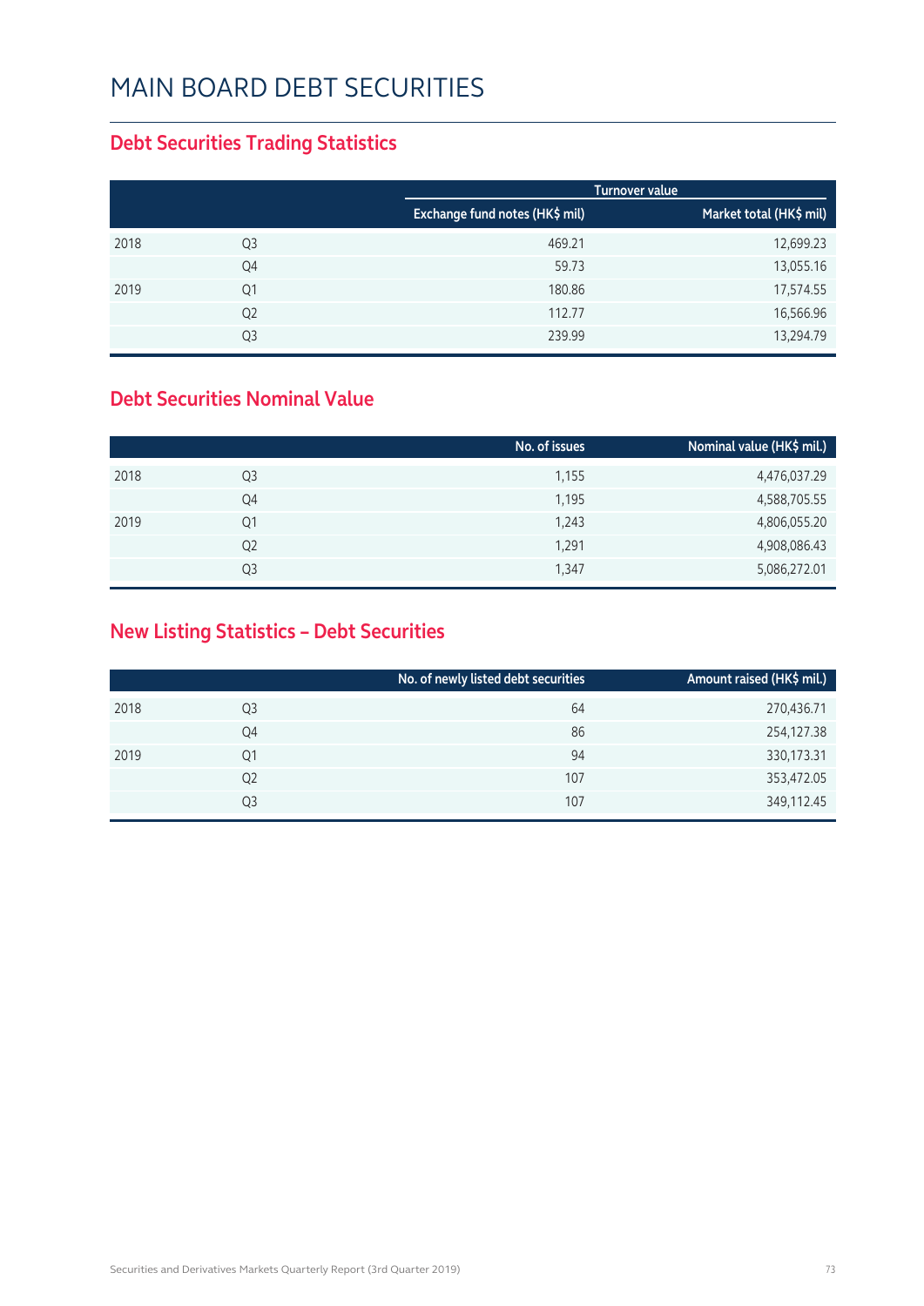# MAIN BOARD DEBT SECURITIES

## Debt Securities Trading Statistics

| | | Turnover value | |
|---|---|---|---|
| | | Exchange fund notes (HK$ mil) | Market total (HK$ mil) |
| 2018 | Q3 | 469.21 | 12,699.23 |
| | Q4 | 59.73 | 13,055.16 |
| 2019 | Q1 | 180.86 | 17,574.55 |
| | Q2 | 112.77 | 16,566.96 |
| | Q3 | 239.99 | 13,294.79 |

## Debt Securities Nominal Value

| | | No. of issues | Nominal value (HK$ mil.) |
|---|---|---|---|
| 2018 | Q3 | 1,155 | 4,476,037.29 |
| | Q4 | 1,195 | 4,588,705.55 |
| 2019 | Q1 | 1,243 | 4,806,055.20 |
| | Q2 | 1,291 | 4,908,086.43 |
| | Q3 | 1,347 | 5,086,272.01 |

## New Listing Statistics – Debt Securities

| | | No. of newly listed debt securities | Amount raised (HK$ mil.) |
|---|---|---|---|
| 2018 | Q3 | 64 | 270,436.71 |
| | Q4 | 86 | 254,127.38 |
| 2019 | Q1 | 94 | 330,173.31 |
| | Q2 | 107 | 353,472.05 |
| | Q3 | 107 | 349,112.45 |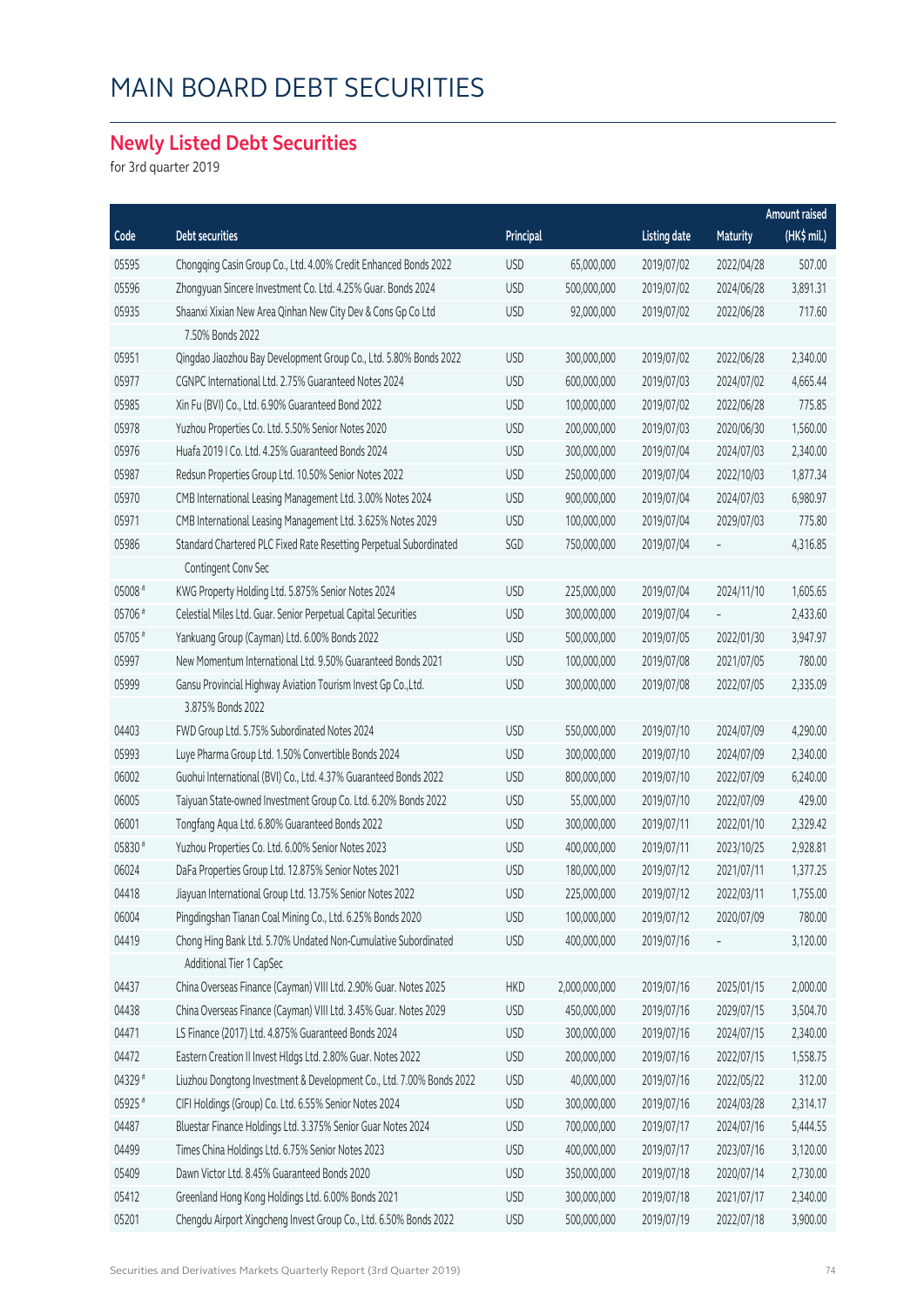# MAIN BOARD DEBT SECURITIES

## Newly Listed Debt Securities

for 3rd quarter 2019

| Code | Debt securities | Principal | | Listing date | Maturity | Amount raised (HK$ mil.) |
|---|---|---|---|---|---|---|
| 05595 | Chongqing Casin Group Co., Ltd. 4.00% Credit Enhanced Bonds 2022 | USD | 65,000,000 | 2019/07/02 | 2022/04/28 | 507.00 |
| 05596 | Zhongyuan Sincere Investment Co. Ltd. 4.25% Guar. Bonds 2024 | USD | 500,000,000 | 2019/07/02 | 2024/06/28 | 3,891.31 |
| 05935 | Shaanxi Xixian New Area Qinhan New City Dev & Cons Gp Co Ltd 7.50% Bonds 2022 | USD | 92,000,000 | 2019/07/02 | 2022/06/28 | 717.60 |
| 05951 | Qingdao Jiaozhou Bay Development Group Co., Ltd. 5.80% Bonds 2022 | USD | 300,000,000 | 2019/07/02 | 2022/06/28 | 2,340.00 |
| 05977 | CGNPC International Ltd. 2.75% Guaranteed Notes 2024 | USD | 600,000,000 | 2019/07/03 | 2024/07/02 | 4,665.44 |
| 05985 | Xin Fu (BVI) Co., Ltd. 6.90% Guaranteed Bond 2022 | USD | 100,000,000 | 2019/07/02 | 2022/06/28 | 775.85 |
| 05978 | Yuzhou Properties Co. Ltd. 5.50% Senior Notes 2020 | USD | 200,000,000 | 2019/07/03 | 2020/06/30 | 1,560.00 |
| 05976 | Huafa 2019 I Co. Ltd. 4.25% Guaranteed Bonds 2024 | USD | 300,000,000 | 2019/07/04 | 2024/07/03 | 2,340.00 |
| 05987 | Redsun Properties Group Ltd. 10.50% Senior Notes 2022 | USD | 250,000,000 | 2019/07/04 | 2022/10/03 | 1,877.34 |
| 05970 | CMB International Leasing Management Ltd. 3.00% Notes 2024 | USD | 900,000,000 | 2019/07/04 | 2024/07/03 | 6,980.97 |
| 05971 | CMB International Leasing Management Ltd. 3.625% Notes 2029 | USD | 100,000,000 | 2019/07/04 | 2029/07/03 | 775.80 |
| 05986 | Standard Chartered PLC Fixed Rate Resetting Perpetual Subordinated Contingent Conv Sec | SGD | 750,000,000 | 2019/07/04 | – | 4,316.85 |
| 05008 # | KWG Property Holding Ltd. 5.875% Senior Notes 2024 | USD | 225,000,000 | 2019/07/04 | 2024/11/10 | 1,605.65 |
| 05706 # | Celestial Miles Ltd. Guar. Senior Perpetual Capital Securities | USD | 300,000,000 | 2019/07/04 | – | 2,433.60 |
| 05705 # | Yankuang Group (Cayman) Ltd. 6.00% Bonds 2022 | USD | 500,000,000 | 2019/07/05 | 2022/01/30 | 3,947.97 |
| 05997 | New Momentum International Ltd. 9.50% Guaranteed Bonds 2021 | USD | 100,000,000 | 2019/07/08 | 2021/07/05 | 780.00 |
| 05999 | Gansu Provincial Highway Aviation Tourism Invest Gp Co.,Ltd. 3.875% Bonds 2022 | USD | 300,000,000 | 2019/07/08 | 2022/07/05 | 2,335.09 |
| 04403 | FWD Group Ltd. 5.75% Subordinated Notes 2024 | USD | 550,000,000 | 2019/07/10 | 2024/07/09 | 4,290.00 |
| 05993 | Luye Pharma Group Ltd. 1.50% Convertible Bonds 2024 | USD | 300,000,000 | 2019/07/10 | 2024/07/09 | 2,340.00 |
| 06002 | Guohui International (BVI) Co., Ltd. 4.37% Guaranteed Bonds 2022 | USD | 800,000,000 | 2019/07/10 | 2022/07/09 | 6,240.00 |
| 06005 | Taiyuan State-owned Investment Group Co. Ltd. 6.20% Bonds 2022 | USD | 55,000,000 | 2019/07/10 | 2022/07/09 | 429.00 |
| 06001 | Tongfang Aqua Ltd. 6.80% Guaranteed Bonds 2022 | USD | 300,000,000 | 2019/07/11 | 2022/01/10 | 2,329.42 |
| 05830 # | Yuzhou Properties Co. Ltd. 6.00% Senior Notes 2023 | USD | 400,000,000 | 2019/07/11 | 2023/10/25 | 2,928.81 |
| 06024 | DaFa Properties Group Ltd. 12.875% Senior Notes 2021 | USD | 180,000,000 | 2019/07/12 | 2021/07/11 | 1,377.25 |
| 04418 | Jiayuan International Group Ltd. 13.75% Senior Notes 2022 | USD | 225,000,000 | 2019/07/12 | 2022/03/11 | 1,755.00 |
| 06004 | Pingdingshan Tianan Coal Mining Co., Ltd. 6.25% Bonds 2020 | USD | 100,000,000 | 2019/07/12 | 2020/07/09 | 780.00 |
| 04419 | Chong Hing Bank Ltd. 5.70% Undated Non-Cumulative Subordinated Additional Tier 1 CapSec | USD | 400,000,000 | 2019/07/16 | – | 3,120.00 |
| 04437 | China Overseas Finance (Cayman) VIII Ltd. 2.90% Guar. Notes 2025 | HKD | 2,000,000,000 | 2019/07/16 | 2025/01/15 | 2,000.00 |
| 04438 | China Overseas Finance (Cayman) VIII Ltd. 3.45% Guar. Notes 2029 | USD | 450,000,000 | 2019/07/16 | 2029/07/15 | 3,504.70 |
| 04471 | LS Finance (2017) Ltd. 4.875% Guaranteed Bonds 2024 | USD | 300,000,000 | 2019/07/16 | 2024/07/15 | 2,340.00 |
| 04472 | Eastern Creation II Invest Hldgs Ltd. 2.80% Guar. Notes 2022 | USD | 200,000,000 | 2019/07/16 | 2022/07/15 | 1,558.75 |
| 04329 # | Liuzhou Dongtong Investment & Development Co., Ltd. 7.00% Bonds 2022 | USD | 40,000,000 | 2019/07/16 | 2022/05/22 | 312.00 |
| 05925 # | CIFI Holdings (Group) Co. Ltd. 6.55% Senior Notes 2024 | USD | 300,000,000 | 2019/07/16 | 2024/03/28 | 2,314.17 |
| 04487 | Bluestar Finance Holdings Ltd. 3.375% Senior Guar Notes 2024 | USD | 700,000,000 | 2019/07/17 | 2024/07/16 | 5,444.55 |
| 04499 | Times China Holdings Ltd. 6.75% Senior Notes 2023 | USD | 400,000,000 | 2019/07/17 | 2023/07/16 | 3,120.00 |
| 05409 | Dawn Victor Ltd. 8.45% Guaranteed Bonds 2020 | USD | 350,000,000 | 2019/07/18 | 2020/07/14 | 2,730.00 |
| 05412 | Greenland Hong Kong Holdings Ltd. 6.00% Bonds 2021 | USD | 300,000,000 | 2019/07/18 | 2021/07/17 | 2,340.00 |
| 05201 | Chengdu Airport Xingcheng Invest Group Co., Ltd. 6.50% Bonds 2022 | USD | 500,000,000 | 2019/07/19 | 2022/07/18 | 3,900.00 |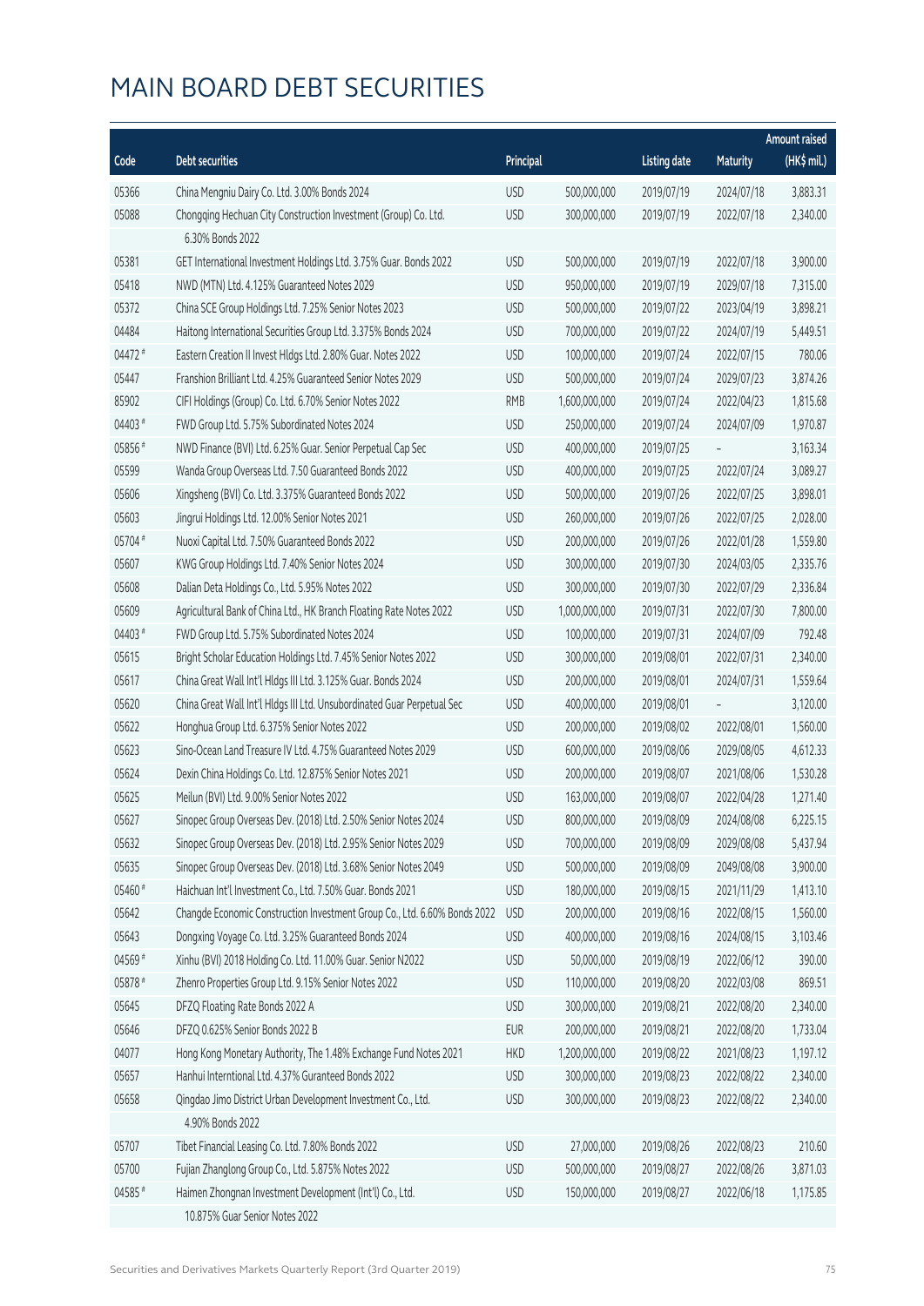# MAIN BOARD DEBT SECURITIES

| Code | Debt securities | Principal | | Listing date | Maturity | Amount raised (HK$ mil.) |
|---|---|---|---|---|---|---|
| 05366 | China Mengniu Dairy Co. Ltd. 3.00% Bonds 2024 | USD | 500,000,000 | 2019/07/19 | 2024/07/18 | 3,883.31 |
| 05088 | Chongqing Hechuan City Construction Investment (Group) Co. Ltd. 6.30% Bonds 2022 | USD | 300,000,000 | 2019/07/19 | 2022/07/18 | 2,340.00 |
| 05381 | GET International Investment Holdings Ltd. 3.75% Guar. Bonds 2022 | USD | 500,000,000 | 2019/07/19 | 2022/07/18 | 3,900.00 |
| 05418 | NWD (MTN) Ltd. 4.125% Guaranteed Notes 2029 | USD | 950,000,000 | 2019/07/19 | 2029/07/18 | 7,315.00 |
| 05372 | China SCE Group Holdings Ltd. 7.25% Senior Notes 2023 | USD | 500,000,000 | 2019/07/22 | 2023/04/19 | 3,898.21 |
| 04484 | Haitong International Securities Group Ltd. 3.375% Bonds 2024 | USD | 700,000,000 | 2019/07/22 | 2024/07/19 | 5,449.51 |
| 04472 # | Eastern Creation II Invest Hldgs Ltd. 2.80% Guar. Notes 2022 | USD | 100,000,000 | 2019/07/24 | 2022/07/15 | 780.06 |
| 05447 | Franshion Brilliant Ltd. 4.25% Guaranteed Senior Notes 2029 | USD | 500,000,000 | 2019/07/24 | 2029/07/23 | 3,874.26 |
| 85902 | CIFI Holdings (Group) Co. Ltd. 6.70% Senior Notes 2022 | RMB | 1,600,000,000 | 2019/07/24 | 2022/04/23 | 1,815.68 |
| 04403 # | FWD Group Ltd. 5.75% Subordinated Notes 2024 | USD | 250,000,000 | 2019/07/24 | 2024/07/09 | 1,970.87 |
| 05856 # | NWD Finance (BVI) Ltd. 6.25% Guar. Senior Perpetual Cap Sec | USD | 400,000,000 | 2019/07/25 | – | 3,163.34 |
| 05599 | Wanda Group Overseas Ltd. 7.50 Guaranteed Bonds 2022 | USD | 400,000,000 | 2019/07/25 | 2022/07/24 | 3,089.27 |
| 05606 | Xingsheng (BVI) Co. Ltd. 3.375% Guaranteed Bonds 2022 | USD | 500,000,000 | 2019/07/26 | 2022/07/25 | 3,898.01 |
| 05603 | Jingrui Holdings Ltd. 12.00% Senior Notes 2021 | USD | 260,000,000 | 2019/07/26 | 2022/07/25 | 2,028.00 |
| 05704 # | Nuoxi Capital Ltd. 7.50% Guaranteed Bonds 2022 | USD | 200,000,000 | 2019/07/26 | 2022/01/28 | 1,559.80 |
| 05607 | KWG Group Holdings Ltd. 7.40% Senior Notes 2024 | USD | 300,000,000 | 2019/07/30 | 2024/03/05 | 2,335.76 |
| 05608 | Dalian Deta Holdings Co., Ltd. 5.95% Notes 2022 | USD | 300,000,000 | 2019/07/30 | 2022/07/29 | 2,336.84 |
| 05609 | Agricultural Bank of China Ltd., HK Branch Floating Rate Notes 2022 | USD | 1,000,000,000 | 2019/07/31 | 2022/07/30 | 7,800.00 |
| 04403 # | FWD Group Ltd. 5.75% Subordinated Notes 2024 | USD | 100,000,000 | 2019/07/31 | 2024/07/09 | 792.48 |
| 05615 | Bright Scholar Education Holdings Ltd. 7.45% Senior Notes 2022 | USD | 300,000,000 | 2019/08/01 | 2022/07/31 | 2,340.00 |
| 05617 | China Great Wall Int'l Hldgs III Ltd. 3.125% Guar. Bonds 2024 | USD | 200,000,000 | 2019/08/01 | 2024/07/31 | 1,559.64 |
| 05620 | China Great Wall Int'l Hldgs III Ltd. Unsubordinated Guar Perpetual Sec | USD | 400,000,000 | 2019/08/01 | – | 3,120.00 |
| 05622 | Honghua Group Ltd. 6.375% Senior Notes 2022 | USD | 200,000,000 | 2019/08/02 | 2022/08/01 | 1,560.00 |
| 05623 | Sino-Ocean Land Treasure IV Ltd. 4.75% Guaranteed Notes 2029 | USD | 600,000,000 | 2019/08/06 | 2029/08/05 | 4,612.33 |
| 05624 | Dexin China Holdings Co. Ltd. 12.875% Senior Notes 2021 | USD | 200,000,000 | 2019/08/07 | 2021/08/06 | 1,530.28 |
| 05625 | Meilun (BVI) Ltd. 9.00% Senior Notes 2022 | USD | 163,000,000 | 2019/08/07 | 2022/04/28 | 1,271.40 |
| 05627 | Sinopec Group Overseas Dev. (2018) Ltd. 2.50% Senior Notes 2024 | USD | 800,000,000 | 2019/08/09 | 2024/08/08 | 6,225.15 |
| 05632 | Sinopec Group Overseas Dev. (2018) Ltd. 2.95% Senior Notes 2029 | USD | 700,000,000 | 2019/08/09 | 2029/08/08 | 5,437.94 |
| 05635 | Sinopec Group Overseas Dev. (2018) Ltd. 3.68% Senior Notes 2049 | USD | 500,000,000 | 2019/08/09 | 2049/08/08 | 3,900.00 |
| 05460 # | Haichuan Int'l Investment Co., Ltd. 7.50% Guar. Bonds 2021 | USD | 180,000,000 | 2019/08/15 | 2021/11/29 | 1,413.10 |
| 05642 | Changde Economic Construction Investment Group Co., Ltd. 6.60% Bonds 2022 | USD | 200,000,000 | 2019/08/16 | 2022/08/15 | 1,560.00 |
| 05643 | Dongxing Voyage Co. Ltd. 3.25% Guaranteed Bonds 2024 | USD | 400,000,000 | 2019/08/16 | 2024/08/15 | 3,103.46 |
| 04569 # | Xinhu (BVI) 2018 Holding Co. Ltd. 11.00% Guar. Senior N2022 | USD | 50,000,000 | 2019/08/19 | 2022/06/12 | 390.00 |
| 05878 # | Zhenro Properties Group Ltd. 9.15% Senior Notes 2022 | USD | 110,000,000 | 2019/08/20 | 2022/03/08 | 869.51 |
| 05645 | DFZQ Floating Rate Bonds 2022 A | USD | 300,000,000 | 2019/08/21 | 2022/08/20 | 2,340.00 |
| 05646 | DFZQ 0.625% Senior Bonds 2022 B | EUR | 200,000,000 | 2019/08/21 | 2022/08/20 | 1,733.04 |
| 04077 | Hong Kong Monetary Authority, The 1.48% Exchange Fund Notes 2021 | HKD | 1,200,000,000 | 2019/08/22 | 2021/08/23 | 1,197.12 |
| 05657 | Hanhui Interntional Ltd. 4.37% Guranteed Bonds 2022 | USD | 300,000,000 | 2019/08/23 | 2022/08/22 | 2,340.00 |
| 05658 | Qingdao Jimo District Urban Development Investment Co., Ltd. 4.90% Bonds 2022 | USD | 300,000,000 | 2019/08/23 | 2022/08/22 | 2,340.00 |
| 05707 | Tibet Financial Leasing Co. Ltd. 7.80% Bonds 2022 | USD | 27,000,000 | 2019/08/26 | 2022/08/23 | 210.60 |
| 05700 | Fujian Zhanglong Group Co., Ltd. 5.875% Notes 2022 | USD | 500,000,000 | 2019/08/27 | 2022/08/26 | 3,871.03 |
| 04585 # | Haimen Zhongnan Investment Development (Int'l) Co., Ltd. 10.875% Guar Senior Notes 2022 | USD | 150,000,000 | 2019/08/27 | 2022/06/18 | 1,175.85 |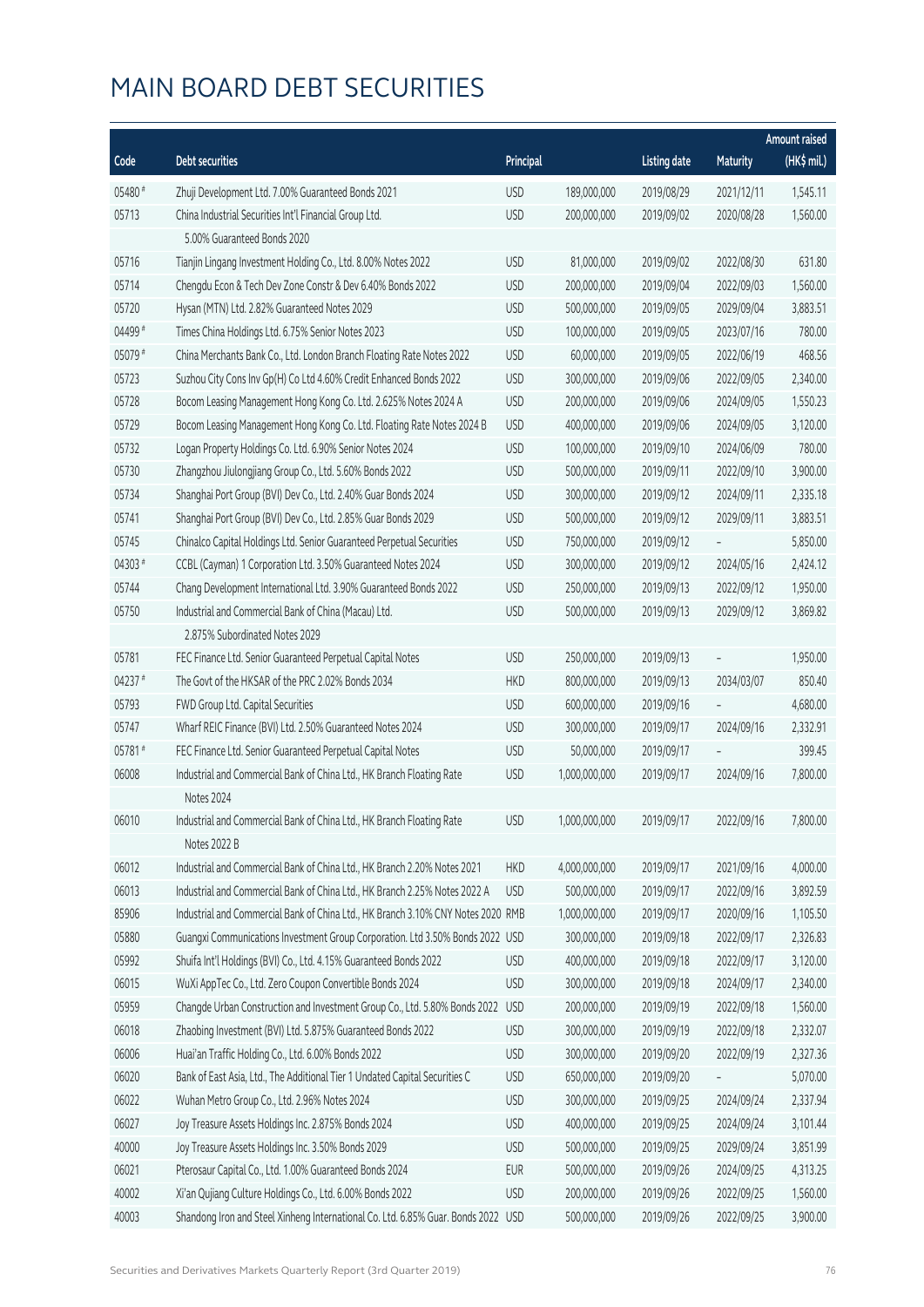# MAIN BOARD DEBT SECURITIES

| Code | Debt securities | Principal | | Listing date | Maturity | Amount raised (HK$ mil.) |
|---|---|---|---|---|---|---|
| 05480 # | Zhuji Development Ltd. 7.00% Guaranteed Bonds 2021 | USD | 189,000,000 | 2019/08/29 | 2021/12/11 | 1,545.11 |
| 05713 | China Industrial Securities Int'l Financial Group Ltd. 5.00% Guaranteed Bonds 2020 | USD | 200,000,000 | 2019/09/02 | 2020/08/28 | 1,560.00 |
| 05716 | Tianjin Lingang Investment Holding Co., Ltd. 8.00% Notes 2022 | USD | 81,000,000 | 2019/09/02 | 2022/08/30 | 631.80 |
| 05714 | Chengdu Econ & Tech Dev Zone Constr & Dev 6.40% Bonds 2022 | USD | 200,000,000 | 2019/09/04 | 2022/09/03 | 1,560.00 |
| 05720 | Hysan (MTN) Ltd. 2.82% Guaranteed Notes 2029 | USD | 500,000,000 | 2019/09/05 | 2029/09/04 | 3,883.51 |
| 04499 # | Times China Holdings Ltd. 6.75% Senior Notes 2023 | USD | 100,000,000 | 2019/09/05 | 2023/07/16 | 780.00 |
| 05079 # | China Merchants Bank Co., Ltd. London Branch Floating Rate Notes 2022 | USD | 60,000,000 | 2019/09/05 | 2022/06/19 | 468.56 |
| 05723 | Suzhou City Cons Inv Gp(H) Co Ltd 4.60% Credit Enhanced Bonds 2022 | USD | 300,000,000 | 2019/09/06 | 2022/09/05 | 2,340.00 |
| 05728 | Bocom Leasing Management Hong Kong Co. Ltd. 2.625% Notes 2024 A | USD | 200,000,000 | 2019/09/06 | 2024/09/05 | 1,550.23 |
| 05729 | Bocom Leasing Management Hong Kong Co. Ltd. Floating Rate Notes 2024 B | USD | 400,000,000 | 2019/09/06 | 2024/09/05 | 3,120.00 |
| 05732 | Logan Property Holdings Co. Ltd. 6.90% Senior Notes 2024 | USD | 100,000,000 | 2019/09/10 | 2024/06/09 | 780.00 |
| 05730 | Zhangzhou Jiulongjiang Group Co., Ltd. 5.60% Bonds 2022 | USD | 500,000,000 | 2019/09/11 | 2022/09/10 | 3,900.00 |
| 05734 | Shanghai Port Group (BVI) Dev Co., Ltd. 2.40% Guar Bonds 2024 | USD | 300,000,000 | 2019/09/12 | 2024/09/11 | 2,335.18 |
| 05741 | Shanghai Port Group (BVI) Dev Co., Ltd. 2.85% Guar Bonds 2029 | USD | 500,000,000 | 2019/09/12 | 2029/09/11 | 3,883.51 |
| 05745 | Chinalco Capital Holdings Ltd. Senior Guaranteed Perpetual Securities | USD | 750,000,000 | 2019/09/12 | – | 5,850.00 |
| 04303 # | CCBL (Cayman) 1 Corporation Ltd. 3.50% Guaranteed Notes 2024 | USD | 300,000,000 | 2019/09/12 | 2024/05/16 | 2,424.12 |
| 05744 | Chang Development International Ltd. 3.90% Guaranteed Bonds 2022 | USD | 250,000,000 | 2019/09/13 | 2022/09/12 | 1,950.00 |
| 05750 | Industrial and Commercial Bank of China (Macau) Ltd. 2.875% Subordinated Notes 2029 | USD | 500,000,000 | 2019/09/13 | 2029/09/12 | 3,869.82 |
| 05781 | FEC Finance Ltd. Senior Guaranteed Perpetual Capital Notes | USD | 250,000,000 | 2019/09/13 | – | 1,950.00 |
| 04237 # | The Govt of the HKSAR of the PRC 2.02% Bonds 2034 | HKD | 800,000,000 | 2019/09/13 | 2034/03/07 | 850.40 |
| 05793 | FWD Group Ltd. Capital Securities | USD | 600,000,000 | 2019/09/16 | – | 4,680.00 |
| 05747 | Wharf REIC Finance (BVI) Ltd. 2.50% Guaranteed Notes 2024 | USD | 300,000,000 | 2019/09/17 | 2024/09/16 | 2,332.91 |
| 05781 # | FEC Finance Ltd. Senior Guaranteed Perpetual Capital Notes | USD | 50,000,000 | 2019/09/17 | – | 399.45 |
| 06008 | Industrial and Commercial Bank of China Ltd., HK Branch Floating Rate Notes 2024 | USD | 1,000,000,000 | 2019/09/17 | 2024/09/16 | 7,800.00 |
| 06010 | Industrial and Commercial Bank of China Ltd., HK Branch Floating Rate Notes 2022 B | USD | 1,000,000,000 | 2019/09/17 | 2022/09/16 | 7,800.00 |
| 06012 | Industrial and Commercial Bank of China Ltd., HK Branch 2.20% Notes 2021 | HKD | 4,000,000,000 | 2019/09/17 | 2021/09/16 | 4,000.00 |
| 06013 | Industrial and Commercial Bank of China Ltd., HK Branch 2.25% Notes 2022 A | USD | 500,000,000 | 2019/09/17 | 2022/09/16 | 3,892.59 |
| 85906 | Industrial and Commercial Bank of China Ltd., HK Branch 3.10% CNY Notes 2020 | RMB | 1,000,000,000 | 2019/09/17 | 2020/09/16 | 1,105.50 |
| 05880 | Guangxi Communications Investment Group Corporation. Ltd 3.50% Bonds 2022 | USD | 300,000,000 | 2019/09/18 | 2022/09/17 | 2,326.83 |
| 05992 | Shuifa Int'l Holdings (BVI) Co., Ltd. 4.15% Guaranteed Bonds 2022 | USD | 400,000,000 | 2019/09/18 | 2022/09/17 | 3,120.00 |
| 06015 | WuXi AppTec Co., Ltd. Zero Coupon Convertible Bonds 2024 | USD | 300,000,000 | 2019/09/18 | 2024/09/17 | 2,340.00 |
| 05959 | Changde Urban Construction and Investment Group Co., Ltd. 5.80% Bonds 2022 | USD | 200,000,000 | 2019/09/19 | 2022/09/18 | 1,560.00 |
| 06018 | Zhaobing Investment (BVI) Ltd. 5.875% Guaranteed Bonds 2022 | USD | 300,000,000 | 2019/09/19 | 2022/09/18 | 2,332.07 |
| 06006 | Huai'an Traffic Holding Co., Ltd. 6.00% Bonds 2022 | USD | 300,000,000 | 2019/09/20 | 2022/09/19 | 2,327.36 |
| 06020 | Bank of East Asia, Ltd., The Additional Tier 1 Undated Capital Securities C | USD | 650,000,000 | 2019/09/20 | – | 5,070.00 |
| 06022 | Wuhan Metro Group Co., Ltd. 2.96% Notes 2024 | USD | 300,000,000 | 2019/09/25 | 2024/09/24 | 2,337.94 |
| 06027 | Joy Treasure Assets Holdings Inc. 2.875% Bonds 2024 | USD | 400,000,000 | 2019/09/25 | 2024/09/24 | 3,101.44 |
| 40000 | Joy Treasure Assets Holdings Inc. 3.50% Bonds 2029 | USD | 500,000,000 | 2019/09/25 | 2029/09/24 | 3,851.99 |
| 06021 | Pterosaur Capital Co., Ltd. 1.00% Guaranteed Bonds 2024 | EUR | 500,000,000 | 2019/09/26 | 2024/09/25 | 4,313.25 |
| 40002 | Xi'an Qujiang Culture Holdings Co., Ltd. 6.00% Bonds 2022 | USD | 200,000,000 | 2019/09/26 | 2022/09/25 | 1,560.00 |
| 40003 | Shandong Iron and Steel Xinheng International Co. Ltd. 6.85% Guar. Bonds 2022 | USD | 500,000,000 | 2019/09/26 | 2022/09/25 | 3,900.00 |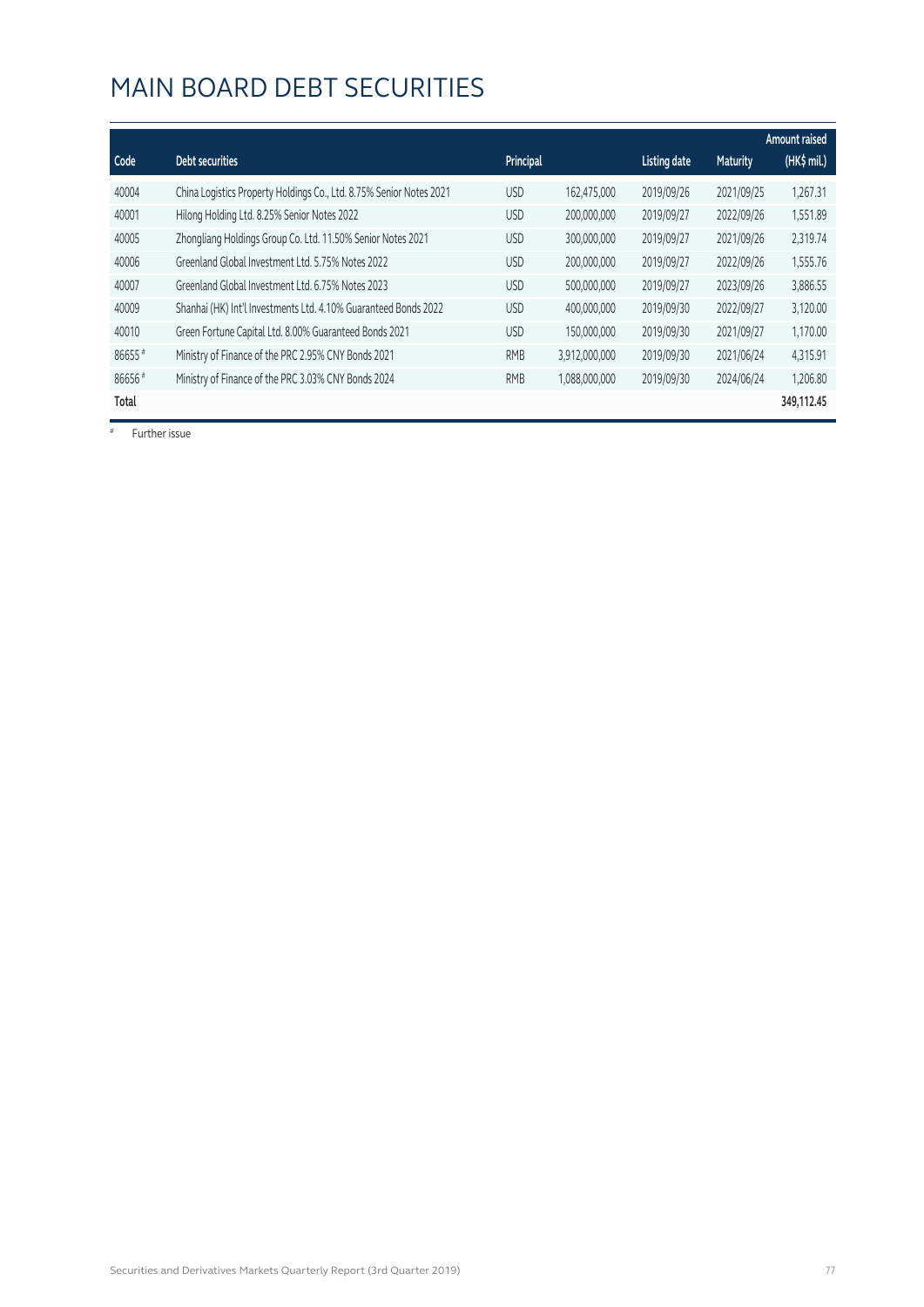# MAIN BOARD DEBT SECURITIES

| Code | Debt securities | Principal | | Listing date | Maturity | Amount raised (HK$ mil.) |
|---|---|---|---|---|---|---|
| 40004 | China Logistics Property Holdings Co., Ltd. 8.75% Senior Notes 2021 | USD | 162,475,000 | 2019/09/26 | 2021/09/25 | 1,267.31 |
| 40001 | Hilong Holding Ltd. 8.25% Senior Notes 2022 | USD | 200,000,000 | 2019/09/27 | 2022/09/26 | 1,551.89 |
| 40005 | Zhongliang Holdings Group Co. Ltd. 11.50% Senior Notes 2021 | USD | 300,000,000 | 2019/09/27 | 2021/09/26 | 2,319.74 |
| 40006 | Greenland Global Investment Ltd. 5.75% Notes 2022 | USD | 200,000,000 | 2019/09/27 | 2022/09/26 | 1,555.76 |
| 40007 | Greenland Global Investment Ltd. 6.75% Notes 2023 | USD | 500,000,000 | 2019/09/27 | 2023/09/26 | 3,886.55 |
| 40009 | Shanhai (HK) Int'l Investments Ltd. 4.10% Guaranteed Bonds 2022 | USD | 400,000,000 | 2019/09/30 | 2022/09/27 | 3,120.00 |
| 40010 | Green Fortune Capital Ltd. 8.00% Guaranteed Bonds 2021 | USD | 150,000,000 | 2019/09/30 | 2021/09/27 | 1,170.00 |
| 86655 # | Ministry of Finance of the PRC 2.95% CNY Bonds 2021 | RMB | 3,912,000,000 | 2019/09/30 | 2021/06/24 | 4,315.91 |
| 86656 # | Ministry of Finance of the PRC 3.03% CNY Bonds 2024 | RMB | 1,088,000,000 | 2019/09/30 | 2024/06/24 | 1,206.80 |
| **Total** | | | | | | **349,112.45** |

# Further issue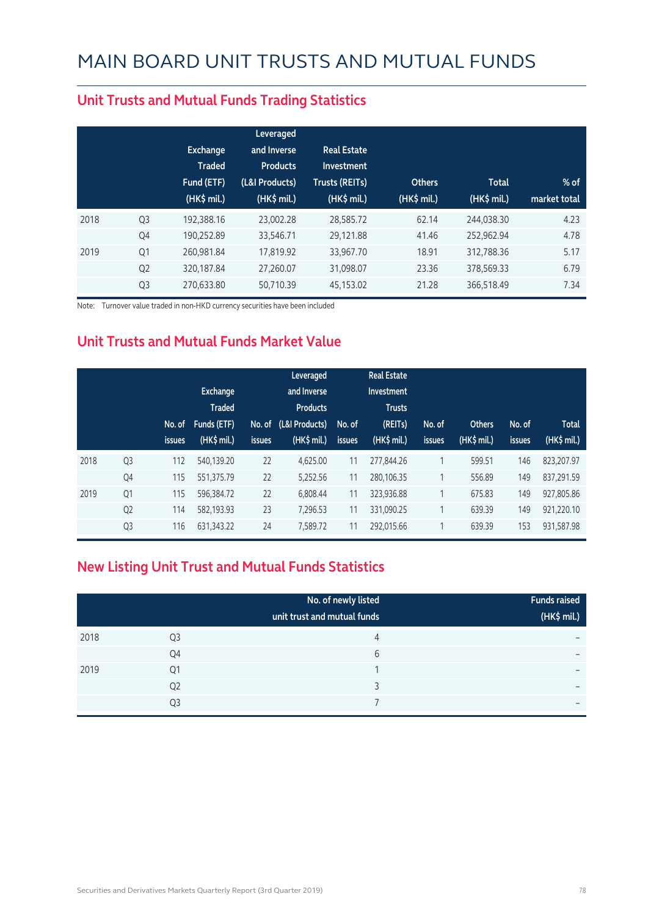# MAIN BOARD UNIT TRUSTS AND MUTUAL FUNDS

## Unit Trusts and Mutual Funds Trading Statistics

| | | Exchange Traded Fund (ETF) (HK$ mil.) | Leveraged and Inverse Products (L&I Products) (HK$ mil.) | Real Estate Investment Trusts (REITs) (HK$ mil.) | Others (HK$ mil.) | Total (HK$ mil.) | % of market total |
|---|---|---|---|---|---|---|---|
| 2018 | Q3 | 192,388.16 | 23,002.28 | 28,585.72 | 62.14 | 244,038.30 | 4.23 |
| | Q4 | 190,252.89 | 33,546.71 | 29,121.88 | 41.46 | 252,962.94 | 4.78 |
| 2019 | Q1 | 260,981.84 | 17,819.92 | 33,967.70 | 18.91 | 312,788.36 | 5.17 |
| | Q2 | 320,187.84 | 27,260.07 | 31,098.07 | 23.36 | 378,569.33 | 6.79 |
| | Q3 | 270,633.80 | 50,710.39 | 45,153.02 | 21.28 | 366,518.49 | 7.34 |

Note: Turnover value traded in non-HKD currency securities have been included

## Unit Trusts and Mutual Funds Market Value

| | | No. of issues | Exchange Traded Funds (ETF) (HK$ mil.) | No. of issues | Leveraged and Inverse Products (L&I Products) (HK$ mil.) | No. of issues | Real Estate Investment Trusts (REITs) (HK$ mil.) | No. of issues | Others (HK$ mil.) | No. of issues | Total (HK$ mil.) |
|---|---|---|---|---|---|---|---|---|---|---|---|
| 2018 | Q3 | 112 | 540,139.20 | 22 | 4,625.00 | 11 | 277,844.26 | 1 | 599.51 | 146 | 823,207.97 |
| | Q4 | 115 | 551,375.79 | 22 | 5,252.56 | 11 | 280,106.35 | 1 | 556.89 | 149 | 837,291.59 |
| 2019 | Q1 | 115 | 596,384.72 | 22 | 6,808.44 | 11 | 323,936.88 | 1 | 675.83 | 149 | 927,805.86 |
| | Q2 | 114 | 582,193.93 | 23 | 7,296.53 | 11 | 331,090.25 | 1 | 639.39 | 149 | 921,220.10 |
| | Q3 | 116 | 631,343.22 | 24 | 7,589.72 | 11 | 292,015.66 | 1 | 639.39 | 153 | 931,587.98 |

## New Listing Unit Trust and Mutual Funds Statistics

| | | No. of newly listed unit trust and mutual funds | Funds raised (HK$ mil.) |
|---|---|---|---|
| 2018 | Q3 | 4 | – |
| | Q4 | 6 | – |
| 2019 | Q1 | 1 | – |
| | Q2 | 3 | – |
| | Q3 | 7 | – |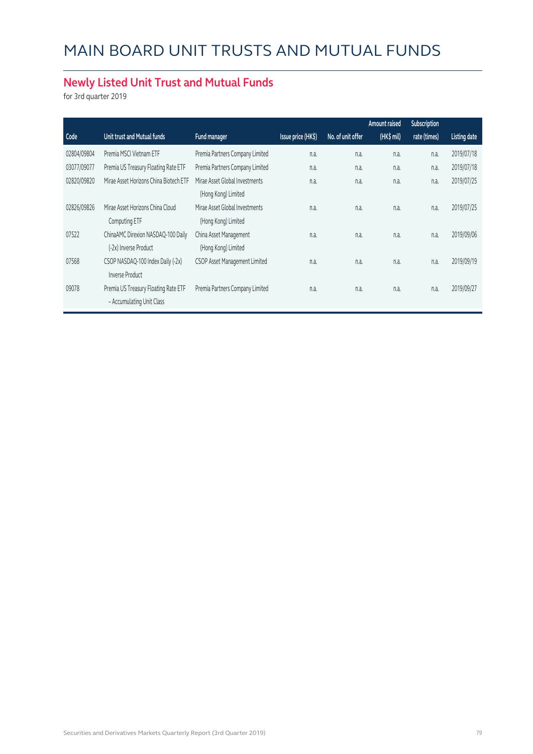# MAIN BOARD UNIT TRUSTS AND MUTUAL FUNDS

## Newly Listed Unit Trust and Mutual Funds

for 3rd quarter 2019

| Code | Unit trust and Mutual funds | Fund manager | Issue price (HK$) | No. of unit offer | Amount raised (HK$ mil) | Subscription rate (times) | Listing date |
|---|---|---|---|---|---|---|---|
| 02804/09804 | Premia MSCI Vietnam ETF | Premia Partners Company Limited | n.a. | n.a. | n.a. | n.a. | 2019/07/18 |
| 03077/09077 | Premia US Treasury Floating Rate ETF | Premia Partners Company Limited | n.a. | n.a. | n.a. | n.a. | 2019/07/18 |
| 02820/09820 | Mirae Asset Horizons China Biotech ETF | Mirae Asset Global Investments (Hong Kong) Limited | n.a. | n.a. | n.a. | n.a. | 2019/07/25 |
| 02826/09826 | Mirae Asset Horizons China Cloud Computing ETF | Mirae Asset Global Investments (Hong Kong) Limited | n.a. | n.a. | n.a. | n.a. | 2019/07/25 |
| 07522 | ChinaAMC Direxion NASDAQ-100 Daily (-2x) Inverse Product | China Asset Management (Hong Kong) Limited | n.a. | n.a. | n.a. | n.a. | 2019/09/06 |
| 07568 | CSOP NASDAQ-100 Index Daily (-2x) Inverse Product | CSOP Asset Management Limited | n.a. | n.a. | n.a. | n.a. | 2019/09/19 |
| 09078 | Premia US Treasury Floating Rate ETF - Accumulating Unit Class | Premia Partners Company Limited | n.a. | n.a. | n.a. | n.a. | 2019/09/27 |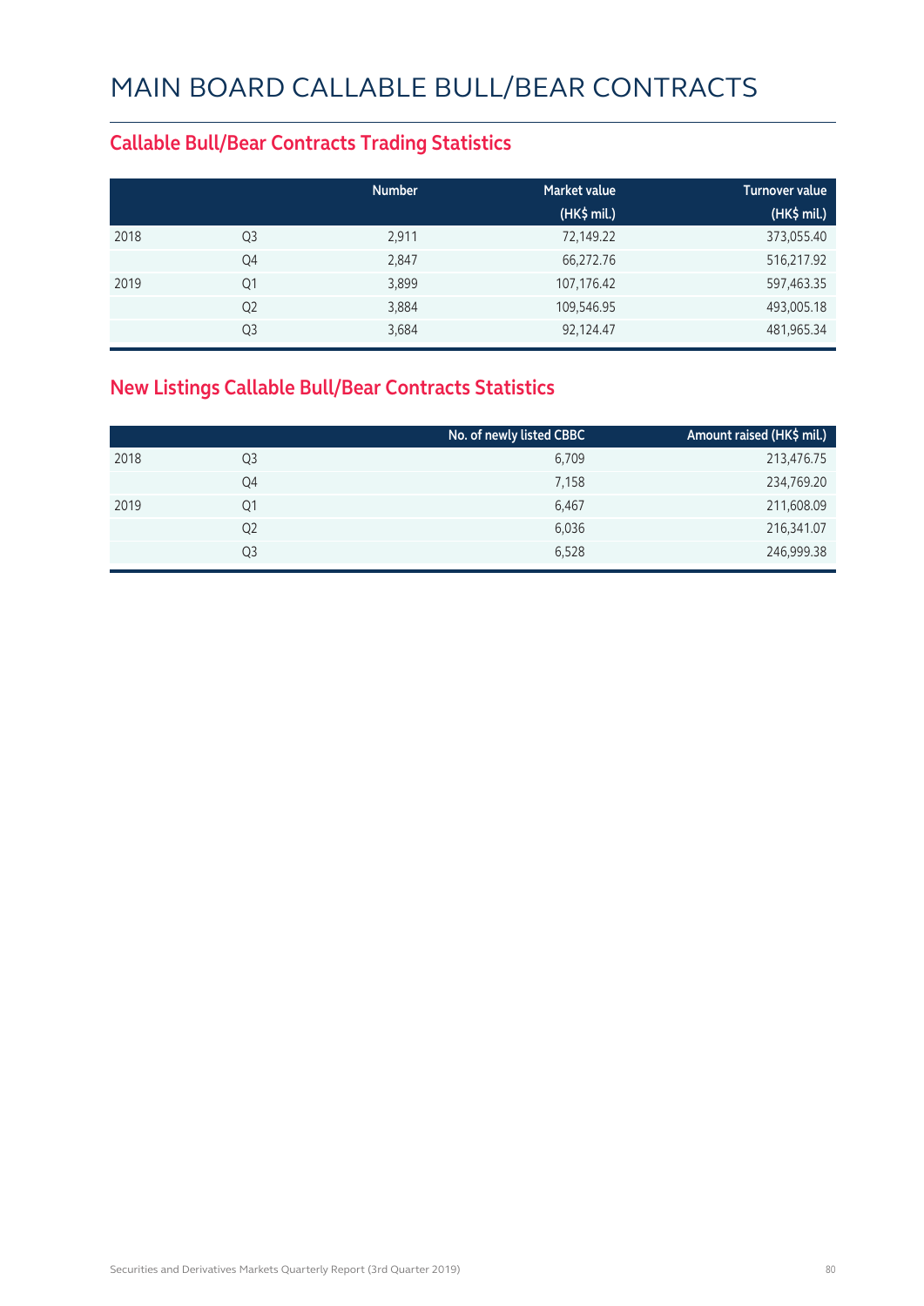# MAIN BOARD CALLABLE BULL/BEAR CONTRACTS

## Callable Bull/Bear Contracts Trading Statistics

| | | Number | Market value (HK$ mil.) | Turnover value (HK$ mil.) |
|---|---|---|---|---|
| 2018 | Q3 | 2,911 | 72,149.22 | 373,055.40 |
| | Q4 | 2,847 | 66,272.76 | 516,217.92 |
| 2019 | Q1 | 3,899 | 107,176.42 | 597,463.35 |
| | Q2 | 3,884 | 109,546.95 | 493,005.18 |
| | Q3 | 3,684 | 92,124.47 | 481,965.34 |

## New Listings Callable Bull/Bear Contracts Statistics

| | | No. of newly listed CBBC | Amount raised (HK$ mil.) |
|---|---|---|---|
| 2018 | Q3 | 6,709 | 213,476.75 |
| | Q4 | 7,158 | 234,769.20 |
| 2019 | Q1 | 6,467 | 211,608.09 |
| | Q2 | 6,036 | 216,341.07 |
| | Q3 | 6,528 | 246,999.38 |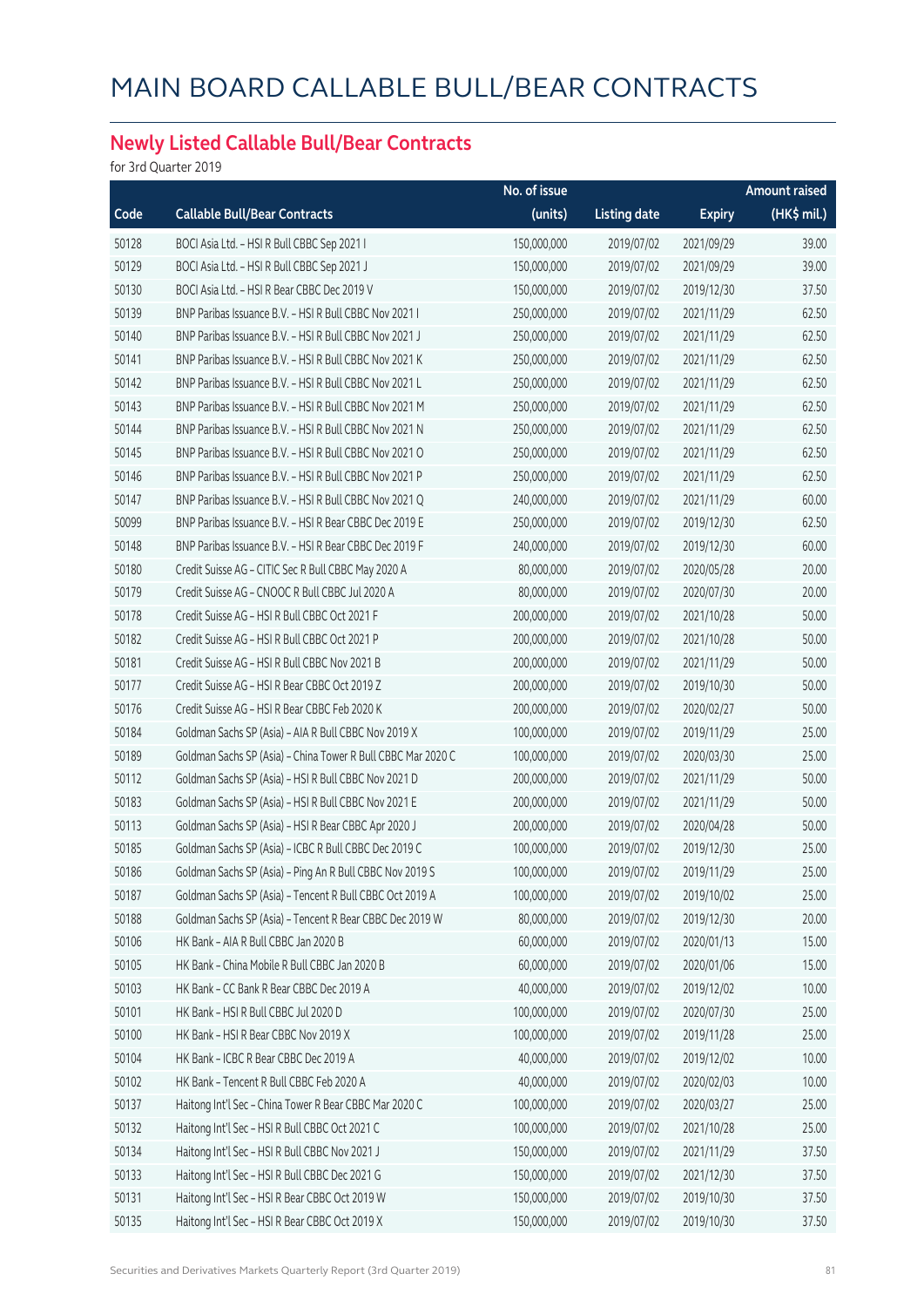# MAIN BOARD CALLABLE BULL/BEAR CONTRACTS

## Newly Listed Callable Bull/Bear Contracts

for 3rd Quarter 2019

| Code | Callable Bull/Bear Contracts | No. of issue (units) | Listing date | Expiry | Amount raised (HK$ mil.) |
|---|---|---|---|---|---|
| 50128 | BOCI Asia Ltd. - HSI R Bull CBBC Sep 2021 I | 150,000,000 | 2019/07/02 | 2021/09/29 | 39.00 |
| 50129 | BOCI Asia Ltd. - HSI R Bull CBBC Sep 2021 J | 150,000,000 | 2019/07/02 | 2021/09/29 | 39.00 |
| 50130 | BOCI Asia Ltd. - HSI R Bear CBBC Dec 2019 V | 150,000,000 | 2019/07/02 | 2019/12/30 | 37.50 |
| 50139 | BNP Paribas Issuance B.V. - HSI R Bull CBBC Nov 2021 I | 250,000,000 | 2019/07/02 | 2021/11/29 | 62.50 |
| 50140 | BNP Paribas Issuance B.V. - HSI R Bull CBBC Nov 2021 J | 250,000,000 | 2019/07/02 | 2021/11/29 | 62.50 |
| 50141 | BNP Paribas Issuance B.V. - HSI R Bull CBBC Nov 2021 K | 250,000,000 | 2019/07/02 | 2021/11/29 | 62.50 |
| 50142 | BNP Paribas Issuance B.V. - HSI R Bull CBBC Nov 2021 L | 250,000,000 | 2019/07/02 | 2021/11/29 | 62.50 |
| 50143 | BNP Paribas Issuance B.V. - HSI R Bull CBBC Nov 2021 M | 250,000,000 | 2019/07/02 | 2021/11/29 | 62.50 |
| 50144 | BNP Paribas Issuance B.V. - HSI R Bull CBBC Nov 2021 N | 250,000,000 | 2019/07/02 | 2021/11/29 | 62.50 |
| 50145 | BNP Paribas Issuance B.V. - HSI R Bull CBBC Nov 2021 O | 250,000,000 | 2019/07/02 | 2021/11/29 | 62.50 |
| 50146 | BNP Paribas Issuance B.V. - HSI R Bull CBBC Nov 2021 P | 250,000,000 | 2019/07/02 | 2021/11/29 | 62.50 |
| 50147 | BNP Paribas Issuance B.V. - HSI R Bull CBBC Nov 2021 Q | 240,000,000 | 2019/07/02 | 2021/11/29 | 60.00 |
| 50099 | BNP Paribas Issuance B.V. - HSI R Bear CBBC Dec 2019 E | 250,000,000 | 2019/07/02 | 2019/12/30 | 62.50 |
| 50148 | BNP Paribas Issuance B.V. - HSI R Bear CBBC Dec 2019 F | 240,000,000 | 2019/07/02 | 2019/12/30 | 60.00 |
| 50180 | Credit Suisse AG - CITIC Sec R Bull CBBC May 2020 A | 80,000,000 | 2019/07/02 | 2020/05/28 | 20.00 |
| 50179 | Credit Suisse AG - CNOOC R Bull CBBC Jul 2020 A | 80,000,000 | 2019/07/02 | 2020/07/30 | 20.00 |
| 50178 | Credit Suisse AG - HSI R Bull CBBC Oct 2021 F | 200,000,000 | 2019/07/02 | 2021/10/28 | 50.00 |
| 50182 | Credit Suisse AG - HSI R Bull CBBC Oct 2021 P | 200,000,000 | 2019/07/02 | 2021/10/28 | 50.00 |
| 50181 | Credit Suisse AG - HSI R Bull CBBC Nov 2021 B | 200,000,000 | 2019/07/02 | 2021/11/29 | 50.00 |
| 50177 | Credit Suisse AG - HSI R Bear CBBC Oct 2019 Z | 200,000,000 | 2019/07/02 | 2019/10/30 | 50.00 |
| 50176 | Credit Suisse AG - HSI R Bear CBBC Feb 2020 K | 200,000,000 | 2019/07/02 | 2020/02/27 | 50.00 |
| 50184 | Goldman Sachs SP (Asia) - AIA R Bull CBBC Nov 2019 X | 100,000,000 | 2019/07/02 | 2019/11/29 | 25.00 |
| 50189 | Goldman Sachs SP (Asia) - China Tower R Bull CBBC Mar 2020 C | 100,000,000 | 2019/07/02 | 2020/03/30 | 25.00 |
| 50112 | Goldman Sachs SP (Asia) - HSI R Bull CBBC Nov 2021 D | 200,000,000 | 2019/07/02 | 2021/11/29 | 50.00 |
| 50183 | Goldman Sachs SP (Asia) - HSI R Bull CBBC Nov 2021 E | 200,000,000 | 2019/07/02 | 2021/11/29 | 50.00 |
| 50113 | Goldman Sachs SP (Asia) - HSI R Bear CBBC Apr 2020 J | 200,000,000 | 2019/07/02 | 2020/04/28 | 50.00 |
| 50185 | Goldman Sachs SP (Asia) - ICBC R Bull CBBC Dec 2019 C | 100,000,000 | 2019/07/02 | 2019/12/30 | 25.00 |
| 50186 | Goldman Sachs SP (Asia) - Ping An R Bull CBBC Nov 2019 S | 100,000,000 | 2019/07/02 | 2019/11/29 | 25.00 |
| 50187 | Goldman Sachs SP (Asia) - Tencent R Bull CBBC Oct 2019 A | 100,000,000 | 2019/07/02 | 2019/10/02 | 25.00 |
| 50188 | Goldman Sachs SP (Asia) - Tencent R Bear CBBC Dec 2019 W | 80,000,000 | 2019/07/02 | 2019/12/30 | 20.00 |
| 50106 | HK Bank - AIA R Bull CBBC Jan 2020 B | 60,000,000 | 2019/07/02 | 2020/01/13 | 15.00 |
| 50105 | HK Bank - China Mobile R Bull CBBC Jan 2020 B | 60,000,000 | 2019/07/02 | 2020/01/06 | 15.00 |
| 50103 | HK Bank - CC Bank R Bear CBBC Dec 2019 A | 40,000,000 | 2019/07/02 | 2019/12/02 | 10.00 |
| 50101 | HK Bank - HSI R Bull CBBC Jul 2020 D | 100,000,000 | 2019/07/02 | 2020/07/30 | 25.00 |
| 50100 | HK Bank - HSI R Bear CBBC Nov 2019 X | 100,000,000 | 2019/07/02 | 2019/11/28 | 25.00 |
| 50104 | HK Bank - ICBC R Bear CBBC Dec 2019 A | 40,000,000 | 2019/07/02 | 2019/12/02 | 10.00 |
| 50102 | HK Bank - Tencent R Bull CBBC Feb 2020 A | 40,000,000 | 2019/07/02 | 2020/02/03 | 10.00 |
| 50137 | Haitong Int'l Sec - China Tower R Bear CBBC Mar 2020 C | 100,000,000 | 2019/07/02 | 2020/03/27 | 25.00 |
| 50132 | Haitong Int'l Sec - HSI R Bull CBBC Oct 2021 C | 100,000,000 | 2019/07/02 | 2021/10/28 | 25.00 |
| 50134 | Haitong Int'l Sec - HSI R Bull CBBC Nov 2021 J | 150,000,000 | 2019/07/02 | 2021/11/29 | 37.50 |
| 50133 | Haitong Int'l Sec - HSI R Bull CBBC Dec 2021 G | 150,000,000 | 2019/07/02 | 2021/12/30 | 37.50 |
| 50131 | Haitong Int'l Sec - HSI R Bear CBBC Oct 2019 W | 150,000,000 | 2019/07/02 | 2019/10/30 | 37.50 |
| 50135 | Haitong Int'l Sec - HSI R Bear CBBC Oct 2019 X | 150,000,000 | 2019/07/02 | 2019/10/30 | 37.50 |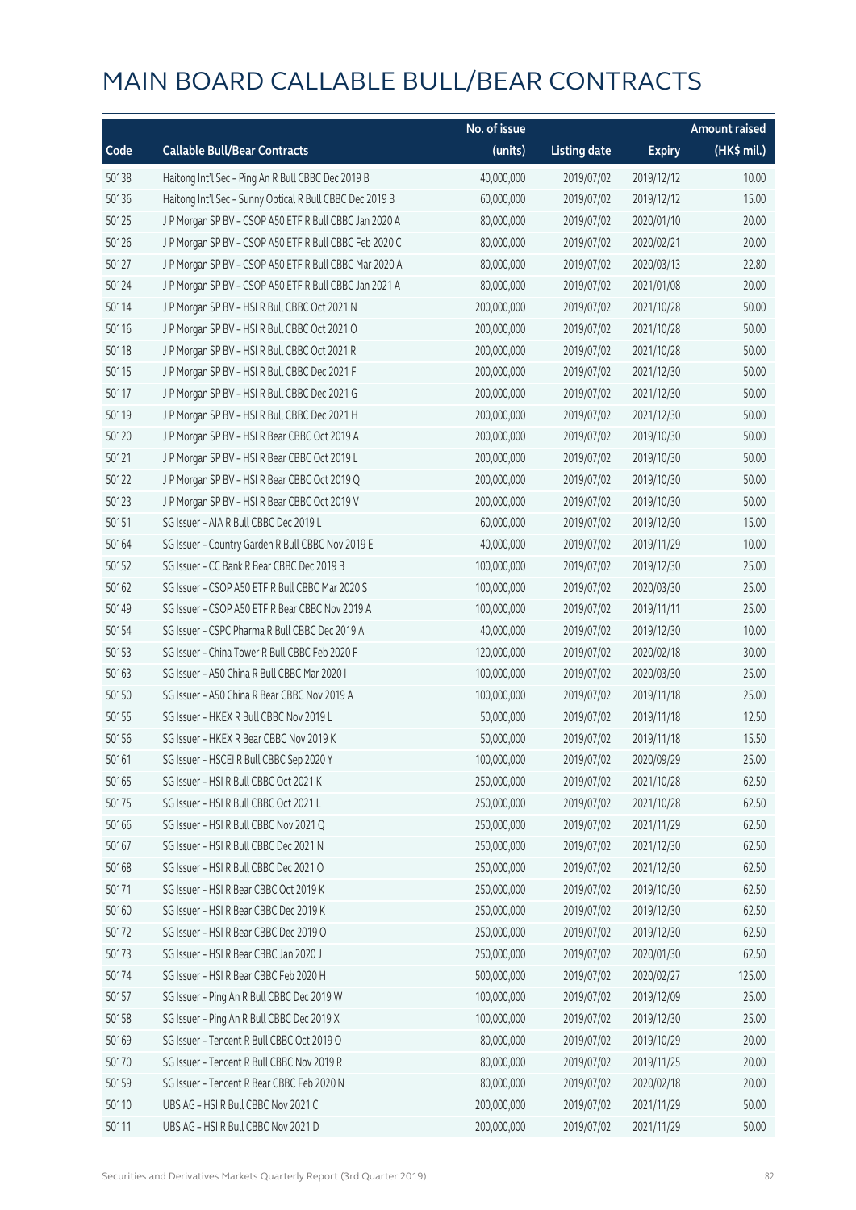# MAIN BOARD CALLABLE BULL/BEAR CONTRACTS

| Code | Callable Bull/Bear Contracts | No. of issue (units) | Listing date | Expiry | Amount raised (HK$ mil.) |
|---|---|---|---|---|---|
| 50138 | Haitong Int'l Sec - Ping An R Bull CBBC Dec 2019 B | 40,000,000 | 2019/07/02 | 2019/12/12 | 10.00 |
| 50136 | Haitong Int'l Sec - Sunny Optical R Bull CBBC Dec 2019 B | 60,000,000 | 2019/07/02 | 2019/12/12 | 15.00 |
| 50125 | J P Morgan SP BV - CSOP A50 ETF R Bull CBBC Jan 2020 A | 80,000,000 | 2019/07/02 | 2020/01/10 | 20.00 |
| 50126 | J P Morgan SP BV - CSOP A50 ETF R Bull CBBC Feb 2020 C | 80,000,000 | 2019/07/02 | 2020/02/21 | 20.00 |
| 50127 | J P Morgan SP BV - CSOP A50 ETF R Bull CBBC Mar 2020 A | 80,000,000 | 2019/07/02 | 2020/03/13 | 22.80 |
| 50124 | J P Morgan SP BV - CSOP A50 ETF R Bull CBBC Jan 2021 A | 80,000,000 | 2019/07/02 | 2021/01/08 | 20.00 |
| 50114 | J P Morgan SP BV - HSI R Bull CBBC Oct 2021 N | 200,000,000 | 2019/07/02 | 2021/10/28 | 50.00 |
| 50116 | J P Morgan SP BV - HSI R Bull CBBC Oct 2021 O | 200,000,000 | 2019/07/02 | 2021/10/28 | 50.00 |
| 50118 | J P Morgan SP BV - HSI R Bull CBBC Oct 2021 R | 200,000,000 | 2019/07/02 | 2021/10/28 | 50.00 |
| 50115 | J P Morgan SP BV - HSI R Bull CBBC Dec 2021 F | 200,000,000 | 2019/07/02 | 2021/12/30 | 50.00 |
| 50117 | J P Morgan SP BV - HSI R Bull CBBC Dec 2021 G | 200,000,000 | 2019/07/02 | 2021/12/30 | 50.00 |
| 50119 | J P Morgan SP BV - HSI R Bull CBBC Dec 2021 H | 200,000,000 | 2019/07/02 | 2021/12/30 | 50.00 |
| 50120 | J P Morgan SP BV - HSI R Bear CBBC Oct 2019 A | 200,000,000 | 2019/07/02 | 2019/10/30 | 50.00 |
| 50121 | J P Morgan SP BV - HSI R Bear CBBC Oct 2019 L | 200,000,000 | 2019/07/02 | 2019/10/30 | 50.00 |
| 50122 | J P Morgan SP BV - HSI R Bear CBBC Oct 2019 Q | 200,000,000 | 2019/07/02 | 2019/10/30 | 50.00 |
| 50123 | J P Morgan SP BV - HSI R Bear CBBC Oct 2019 V | 200,000,000 | 2019/07/02 | 2019/10/30 | 50.00 |
| 50151 | SG Issuer - AIA R Bull CBBC Dec 2019 L | 60,000,000 | 2019/07/02 | 2019/12/30 | 15.00 |
| 50164 | SG Issuer - Country Garden R Bull CBBC Nov 2019 E | 40,000,000 | 2019/07/02 | 2019/11/29 | 10.00 |
| 50152 | SG Issuer - CC Bank R Bear CBBC Dec 2019 B | 100,000,000 | 2019/07/02 | 2019/12/30 | 25.00 |
| 50162 | SG Issuer - CSOP A50 ETF R Bull CBBC Mar 2020 S | 100,000,000 | 2019/07/02 | 2020/03/30 | 25.00 |
| 50149 | SG Issuer - CSOP A50 ETF R Bear CBBC Nov 2019 A | 100,000,000 | 2019/07/02 | 2019/11/11 | 25.00 |
| 50154 | SG Issuer - CSPC Pharma R Bull CBBC Dec 2019 A | 40,000,000 | 2019/07/02 | 2019/12/30 | 10.00 |
| 50153 | SG Issuer - China Tower R Bull CBBC Feb 2020 F | 120,000,000 | 2019/07/02 | 2020/02/18 | 30.00 |
| 50163 | SG Issuer - A50 China R Bull CBBC Mar 2020 I | 100,000,000 | 2019/07/02 | 2020/03/30 | 25.00 |
| 50150 | SG Issuer - A50 China R Bear CBBC Nov 2019 A | 100,000,000 | 2019/07/02 | 2019/11/18 | 25.00 |
| 50155 | SG Issuer - HKEX R Bull CBBC Nov 2019 L | 50,000,000 | 2019/07/02 | 2019/11/18 | 12.50 |
| 50156 | SG Issuer - HKEX R Bear CBBC Nov 2019 K | 50,000,000 | 2019/07/02 | 2019/11/18 | 15.50 |
| 50161 | SG Issuer - HSCEI R Bull CBBC Sep 2020 Y | 100,000,000 | 2019/07/02 | 2020/09/29 | 25.00 |
| 50165 | SG Issuer - HSI R Bull CBBC Oct 2021 K | 250,000,000 | 2019/07/02 | 2021/10/28 | 62.50 |
| 50175 | SG Issuer - HSI R Bull CBBC Oct 2021 L | 250,000,000 | 2019/07/02 | 2021/10/28 | 62.50 |
| 50166 | SG Issuer - HSI R Bull CBBC Nov 2021 Q | 250,000,000 | 2019/07/02 | 2021/11/29 | 62.50 |
| 50167 | SG Issuer - HSI R Bull CBBC Dec 2021 N | 250,000,000 | 2019/07/02 | 2021/12/30 | 62.50 |
| 50168 | SG Issuer - HSI R Bull CBBC Dec 2021 O | 250,000,000 | 2019/07/02 | 2021/12/30 | 62.50 |
| 50171 | SG Issuer - HSI R Bear CBBC Oct 2019 K | 250,000,000 | 2019/07/02 | 2019/10/30 | 62.50 |
| 50160 | SG Issuer - HSI R Bear CBBC Dec 2019 K | 250,000,000 | 2019/07/02 | 2019/12/30 | 62.50 |
| 50172 | SG Issuer - HSI R Bear CBBC Dec 2019 O | 250,000,000 | 2019/07/02 | 2019/12/30 | 62.50 |
| 50173 | SG Issuer - HSI R Bear CBBC Jan 2020 J | 250,000,000 | 2019/07/02 | 2020/01/30 | 62.50 |
| 50174 | SG Issuer - HSI R Bear CBBC Feb 2020 H | 500,000,000 | 2019/07/02 | 2020/02/27 | 125.00 |
| 50157 | SG Issuer - Ping An R Bull CBBC Dec 2019 W | 100,000,000 | 2019/07/02 | 2019/12/09 | 25.00 |
| 50158 | SG Issuer - Ping An R Bull CBBC Dec 2019 X | 100,000,000 | 2019/07/02 | 2019/12/30 | 25.00 |
| 50169 | SG Issuer - Tencent R Bull CBBC Oct 2019 O | 80,000,000 | 2019/07/02 | 2019/10/29 | 20.00 |
| 50170 | SG Issuer - Tencent R Bull CBBC Nov 2019 R | 80,000,000 | 2019/07/02 | 2019/11/25 | 20.00 |
| 50159 | SG Issuer - Tencent R Bear CBBC Feb 2020 N | 80,000,000 | 2019/07/02 | 2020/02/18 | 20.00 |
| 50110 | UBS AG - HSI R Bull CBBC Nov 2021 C | 200,000,000 | 2019/07/02 | 2021/11/29 | 50.00 |
| 50111 | UBS AG - HSI R Bull CBBC Nov 2021 D | 200,000,000 | 2019/07/02 | 2021/11/29 | 50.00 |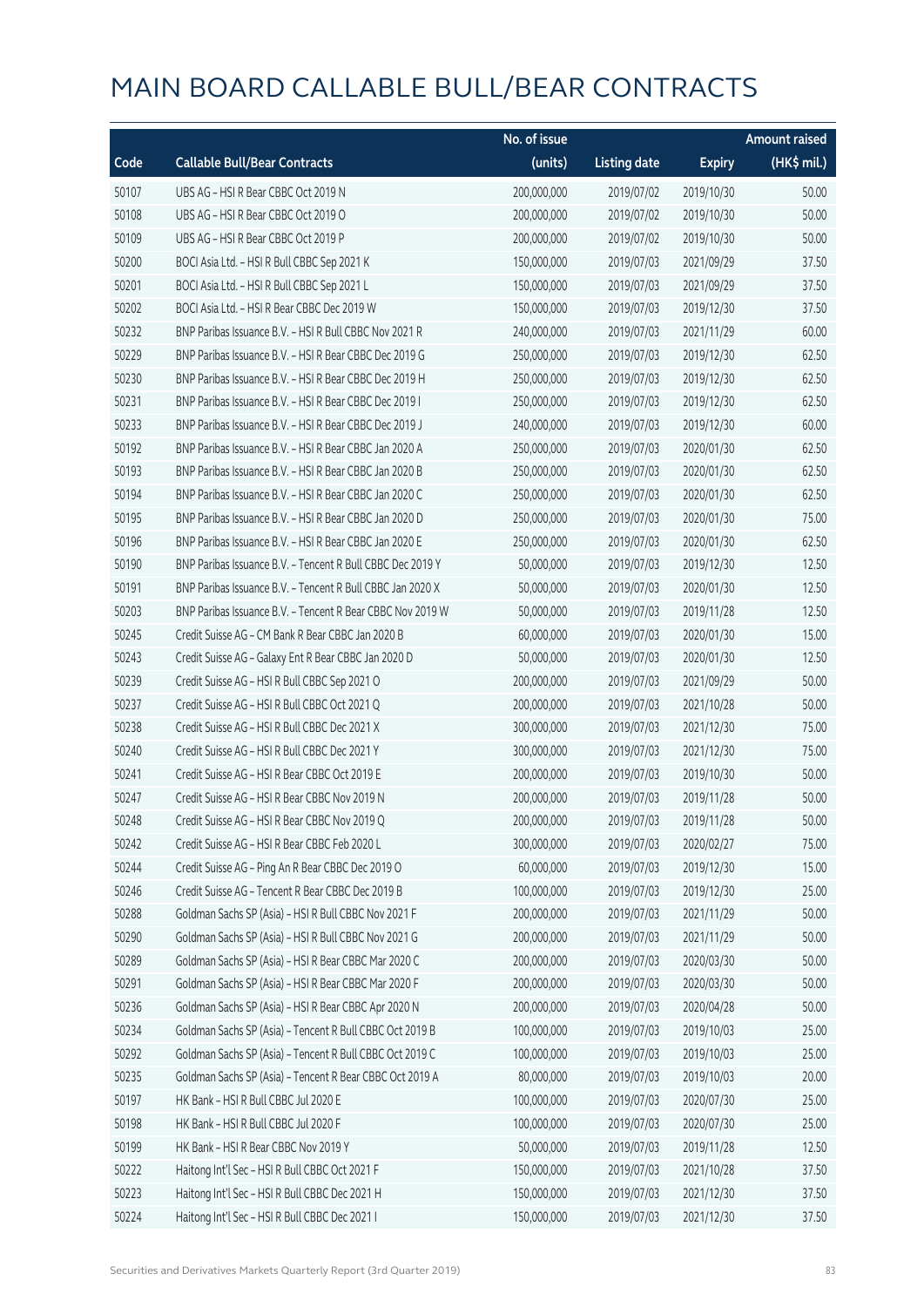# MAIN BOARD CALLABLE BULL/BEAR CONTRACTS

| Code | Callable Bull/Bear Contracts | No. of issue (units) | Listing date | Expiry | Amount raised (HK$ mil.) |
|---|---|---|---|---|---|
| 50107 | UBS AG - HSI R Bear CBBC Oct 2019 N | 200,000,000 | 2019/07/02 | 2019/10/30 | 50.00 |
| 50108 | UBS AG - HSI R Bear CBBC Oct 2019 O | 200,000,000 | 2019/07/02 | 2019/10/30 | 50.00 |
| 50109 | UBS AG - HSI R Bear CBBC Oct 2019 P | 200,000,000 | 2019/07/02 | 2019/10/30 | 50.00 |
| 50200 | BOCI Asia Ltd. - HSI R Bull CBBC Sep 2021 K | 150,000,000 | 2019/07/03 | 2021/09/29 | 37.50 |
| 50201 | BOCI Asia Ltd. - HSI R Bull CBBC Sep 2021 L | 150,000,000 | 2019/07/03 | 2021/09/29 | 37.50 |
| 50202 | BOCI Asia Ltd. - HSI R Bear CBBC Dec 2019 W | 150,000,000 | 2019/07/03 | 2019/12/30 | 37.50 |
| 50232 | BNP Paribas Issuance B.V. - HSI R Bull CBBC Nov 2021 R | 240,000,000 | 2019/07/03 | 2021/11/29 | 60.00 |
| 50229 | BNP Paribas Issuance B.V. - HSI R Bear CBBC Dec 2019 G | 250,000,000 | 2019/07/03 | 2019/12/30 | 62.50 |
| 50230 | BNP Paribas Issuance B.V. - HSI R Bear CBBC Dec 2019 H | 250,000,000 | 2019/07/03 | 2019/12/30 | 62.50 |
| 50231 | BNP Paribas Issuance B.V. - HSI R Bear CBBC Dec 2019 I | 250,000,000 | 2019/07/03 | 2019/12/30 | 62.50 |
| 50233 | BNP Paribas Issuance B.V. - HSI R Bear CBBC Dec 2019 J | 240,000,000 | 2019/07/03 | 2019/12/30 | 60.00 |
| 50192 | BNP Paribas Issuance B.V. - HSI R Bear CBBC Jan 2020 A | 250,000,000 | 2019/07/03 | 2020/01/30 | 62.50 |
| 50193 | BNP Paribas Issuance B.V. - HSI R Bear CBBC Jan 2020 B | 250,000,000 | 2019/07/03 | 2020/01/30 | 62.50 |
| 50194 | BNP Paribas Issuance B.V. - HSI R Bear CBBC Jan 2020 C | 250,000,000 | 2019/07/03 | 2020/01/30 | 62.50 |
| 50195 | BNP Paribas Issuance B.V. - HSI R Bear CBBC Jan 2020 D | 250,000,000 | 2019/07/03 | 2020/01/30 | 75.00 |
| 50196 | BNP Paribas Issuance B.V. - HSI R Bear CBBC Jan 2020 E | 250,000,000 | 2019/07/03 | 2020/01/30 | 62.50 |
| 50190 | BNP Paribas Issuance B.V. - Tencent R Bull CBBC Dec 2019 Y | 50,000,000 | 2019/07/03 | 2019/12/30 | 12.50 |
| 50191 | BNP Paribas Issuance B.V. - Tencent R Bull CBBC Jan 2020 X | 50,000,000 | 2019/07/03 | 2020/01/30 | 12.50 |
| 50203 | BNP Paribas Issuance B.V. - Tencent R Bear CBBC Nov 2019 W | 50,000,000 | 2019/07/03 | 2019/11/28 | 12.50 |
| 50245 | Credit Suisse AG - CM Bank R Bear CBBC Jan 2020 B | 60,000,000 | 2019/07/03 | 2020/01/30 | 15.00 |
| 50243 | Credit Suisse AG - Galaxy Ent R Bear CBBC Jan 2020 D | 50,000,000 | 2019/07/03 | 2020/01/30 | 12.50 |
| 50239 | Credit Suisse AG - HSI R Bull CBBC Sep 2021 O | 200,000,000 | 2019/07/03 | 2021/09/29 | 50.00 |
| 50237 | Credit Suisse AG - HSI R Bull CBBC Oct 2021 Q | 200,000,000 | 2019/07/03 | 2021/10/28 | 50.00 |
| 50238 | Credit Suisse AG - HSI R Bull CBBC Dec 2021 X | 300,000,000 | 2019/07/03 | 2021/12/30 | 75.00 |
| 50240 | Credit Suisse AG - HSI R Bull CBBC Dec 2021 Y | 300,000,000 | 2019/07/03 | 2021/12/30 | 75.00 |
| 50241 | Credit Suisse AG - HSI R Bear CBBC Oct 2019 E | 200,000,000 | 2019/07/03 | 2019/10/30 | 50.00 |
| 50247 | Credit Suisse AG - HSI R Bear CBBC Nov 2019 N | 200,000,000 | 2019/07/03 | 2019/11/28 | 50.00 |
| 50248 | Credit Suisse AG - HSI R Bear CBBC Nov 2019 Q | 200,000,000 | 2019/07/03 | 2019/11/28 | 50.00 |
| 50242 | Credit Suisse AG - HSI R Bear CBBC Feb 2020 L | 300,000,000 | 2019/07/03 | 2020/02/27 | 75.00 |
| 50244 | Credit Suisse AG - Ping An R Bear CBBC Dec 2019 O | 60,000,000 | 2019/07/03 | 2019/12/30 | 15.00 |
| 50246 | Credit Suisse AG - Tencent R Bear CBBC Dec 2019 B | 100,000,000 | 2019/07/03 | 2019/12/30 | 25.00 |
| 50288 | Goldman Sachs SP (Asia) - HSI R Bull CBBC Nov 2021 F | 200,000,000 | 2019/07/03 | 2021/11/29 | 50.00 |
| 50290 | Goldman Sachs SP (Asia) - HSI R Bull CBBC Nov 2021 G | 200,000,000 | 2019/07/03 | 2021/11/29 | 50.00 |
| 50289 | Goldman Sachs SP (Asia) - HSI R Bear CBBC Mar 2020 C | 200,000,000 | 2019/07/03 | 2020/03/30 | 50.00 |
| 50291 | Goldman Sachs SP (Asia) - HSI R Bear CBBC Mar 2020 F | 200,000,000 | 2019/07/03 | 2020/03/30 | 50.00 |
| 50236 | Goldman Sachs SP (Asia) - HSI R Bear CBBC Apr 2020 N | 200,000,000 | 2019/07/03 | 2020/04/28 | 50.00 |
| 50234 | Goldman Sachs SP (Asia) - Tencent R Bull CBBC Oct 2019 B | 100,000,000 | 2019/07/03 | 2019/10/03 | 25.00 |
| 50292 | Goldman Sachs SP (Asia) - Tencent R Bull CBBC Oct 2019 C | 100,000,000 | 2019/07/03 | 2019/10/03 | 25.00 |
| 50235 | Goldman Sachs SP (Asia) - Tencent R Bear CBBC Oct 2019 A | 80,000,000 | 2019/07/03 | 2019/10/03 | 20.00 |
| 50197 | HK Bank - HSI R Bull CBBC Jul 2020 E | 100,000,000 | 2019/07/03 | 2020/07/30 | 25.00 |
| 50198 | HK Bank - HSI R Bull CBBC Jul 2020 F | 100,000,000 | 2019/07/03 | 2020/07/30 | 25.00 |
| 50199 | HK Bank - HSI R Bear CBBC Nov 2019 Y | 50,000,000 | 2019/07/03 | 2019/11/28 | 12.50 |
| 50222 | Haitong Int'l Sec - HSI R Bull CBBC Oct 2021 F | 150,000,000 | 2019/07/03 | 2021/10/28 | 37.50 |
| 50223 | Haitong Int'l Sec - HSI R Bull CBBC Dec 2021 H | 150,000,000 | 2019/07/03 | 2021/12/30 | 37.50 |
| 50224 | Haitong Int'l Sec - HSI R Bull CBBC Dec 2021 I | 150,000,000 | 2019/07/03 | 2021/12/30 | 37.50 |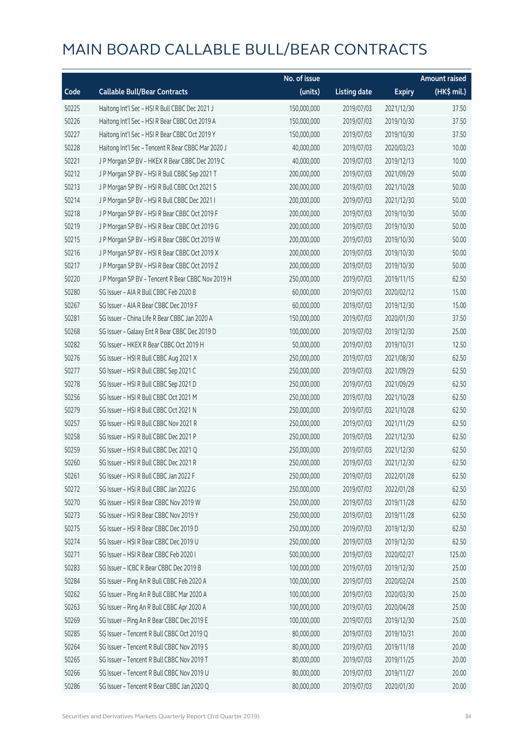# MAIN BOARD CALLABLE BULL/BEAR CONTRACTS

| Code | Callable Bull/Bear Contracts | No. of issue (units) | Listing date | Expiry | Amount raised (HK$ mil.) |
|---|---|---|---|---|---|
| 50225 | Haitong Int'l Sec – HSI R Bull CBBC Dec 2021 J | 150,000,000 | 2019/07/03 | 2021/12/30 | 37.50 |
| 50226 | Haitong Int'l Sec – HSI R Bear CBBC Oct 2019 A | 150,000,000 | 2019/07/03 | 2019/10/30 | 37.50 |
| 50227 | Haitong Int'l Sec – HSI R Bear CBBC Oct 2019 Y | 150,000,000 | 2019/07/03 | 2019/10/30 | 37.50 |
| 50228 | Haitong Int'l Sec – Tencent R Bear CBBC Mar 2020 J | 40,000,000 | 2019/07/03 | 2020/03/23 | 10.00 |
| 50221 | J P Morgan SP BV – HKEX R Bear CBBC Dec 2019 C | 40,000,000 | 2019/07/03 | 2019/12/13 | 10.00 |
| 50212 | J P Morgan SP BV – HSI R Bull CBBC Sep 2021 T | 200,000,000 | 2019/07/03 | 2021/09/29 | 50.00 |
| 50213 | J P Morgan SP BV – HSI R Bull CBBC Oct 2021 S | 200,000,000 | 2019/07/03 | 2021/10/28 | 50.00 |
| 50214 | J P Morgan SP BV – HSI R Bull CBBC Dec 2021 I | 200,000,000 | 2019/07/03 | 2021/12/30 | 50.00 |
| 50218 | J P Morgan SP BV – HSI R Bear CBBC Oct 2019 F | 200,000,000 | 2019/07/03 | 2019/10/30 | 50.00 |
| 50219 | J P Morgan SP BV – HSI R Bear CBBC Oct 2019 G | 200,000,000 | 2019/07/03 | 2019/10/30 | 50.00 |
| 50215 | J P Morgan SP BV – HSI R Bear CBBC Oct 2019 W | 200,000,000 | 2019/07/03 | 2019/10/30 | 50.00 |
| 50216 | J P Morgan SP BV – HSI R Bear CBBC Oct 2019 X | 200,000,000 | 2019/07/03 | 2019/10/30 | 50.00 |
| 50217 | J P Morgan SP BV – HSI R Bear CBBC Oct 2019 Z | 200,000,000 | 2019/07/03 | 2019/10/30 | 50.00 |
| 50220 | J P Morgan SP BV – Tencent R Bear CBBC Nov 2019 H | 250,000,000 | 2019/07/03 | 2019/11/15 | 62.50 |
| 50280 | SG Issuer – AIA R Bull CBBC Feb 2020 B | 60,000,000 | 2019/07/03 | 2020/02/12 | 15.00 |
| 50267 | SG Issuer – AIA R Bear CBBC Dec 2019 F | 60,000,000 | 2019/07/03 | 2019/12/30 | 15.00 |
| 50281 | SG Issuer – China Life R Bear CBBC Jan 2020 A | 150,000,000 | 2019/07/03 | 2020/01/30 | 37.50 |
| 50268 | SG Issuer – Galaxy Ent R Bear CBBC Dec 2019 D | 100,000,000 | 2019/07/03 | 2019/12/30 | 25.00 |
| 50282 | SG Issuer – HKEX R Bear CBBC Oct 2019 H | 50,000,000 | 2019/07/03 | 2019/10/31 | 12.50 |
| 50276 | SG Issuer – HSI R Bull CBBC Aug 2021 X | 250,000,000 | 2019/07/03 | 2021/08/30 | 62.50 |
| 50277 | SG Issuer – HSI R Bull CBBC Sep 2021 C | 250,000,000 | 2019/07/03 | 2021/09/29 | 62.50 |
| 50278 | SG Issuer – HSI R Bull CBBC Sep 2021 D | 250,000,000 | 2019/07/03 | 2021/09/29 | 62.50 |
| 50256 | SG Issuer – HSI R Bull CBBC Oct 2021 M | 250,000,000 | 2019/07/03 | 2021/10/28 | 62.50 |
| 50279 | SG Issuer – HSI R Bull CBBC Oct 2021 N | 250,000,000 | 2019/07/03 | 2021/10/28 | 62.50 |
| 50257 | SG Issuer – HSI R Bull CBBC Nov 2021 R | 250,000,000 | 2019/07/03 | 2021/11/29 | 62.50 |
| 50258 | SG Issuer – HSI R Bull CBBC Dec 2021 P | 250,000,000 | 2019/07/03 | 2021/12/30 | 62.50 |
| 50259 | SG Issuer – HSI R Bull CBBC Dec 2021 Q | 250,000,000 | 2019/07/03 | 2021/12/30 | 62.50 |
| 50260 | SG Issuer – HSI R Bull CBBC Dec 2021 R | 250,000,000 | 2019/07/03 | 2021/12/30 | 62.50 |
| 50261 | SG Issuer – HSI R Bull CBBC Jan 2022 F | 250,000,000 | 2019/07/03 | 2022/01/28 | 62.50 |
| 50272 | SG Issuer – HSI R Bull CBBC Jan 2022 G | 250,000,000 | 2019/07/03 | 2022/01/28 | 62.50 |
| 50270 | SG Issuer – HSI R Bear CBBC Nov 2019 W | 250,000,000 | 2019/07/03 | 2019/11/28 | 62.50 |
| 50273 | SG Issuer – HSI R Bear CBBC Nov 2019 Y | 250,000,000 | 2019/07/03 | 2019/11/28 | 62.50 |
| 50275 | SG Issuer – HSI R Bear CBBC Dec 2019 D | 250,000,000 | 2019/07/03 | 2019/12/30 | 62.50 |
| 50274 | SG Issuer – HSI R Bear CBBC Dec 2019 U | 250,000,000 | 2019/07/03 | 2019/12/30 | 62.50 |
| 50271 | SG Issuer – HSI R Bear CBBC Feb 2020 I | 500,000,000 | 2019/07/03 | 2020/02/27 | 125.00 |
| 50283 | SG Issuer – ICBC R Bear CBBC Dec 2019 B | 100,000,000 | 2019/07/03 | 2019/12/30 | 25.00 |
| 50284 | SG Issuer – Ping An R Bull CBBC Feb 2020 A | 100,000,000 | 2019/07/03 | 2020/02/24 | 25.00 |
| 50262 | SG Issuer – Ping An R Bull CBBC Mar 2020 A | 100,000,000 | 2019/07/03 | 2020/03/30 | 25.00 |
| 50263 | SG Issuer – Ping An R Bull CBBC Apr 2020 A | 100,000,000 | 2019/07/03 | 2020/04/28 | 25.00 |
| 50269 | SG Issuer – Ping An R Bear CBBC Dec 2019 E | 100,000,000 | 2019/07/03 | 2019/12/30 | 25.00 |
| 50285 | SG Issuer – Tencent R Bull CBBC Oct 2019 Q | 80,000,000 | 2019/07/03 | 2019/10/31 | 20.00 |
| 50264 | SG Issuer – Tencent R Bull CBBC Nov 2019 S | 80,000,000 | 2019/07/03 | 2019/11/18 | 20.00 |
| 50265 | SG Issuer – Tencent R Bull CBBC Nov 2019 T | 80,000,000 | 2019/07/03 | 2019/11/25 | 20.00 |
| 50266 | SG Issuer – Tencent R Bull CBBC Nov 2019 U | 80,000,000 | 2019/07/03 | 2019/11/27 | 20.00 |
| 50286 | SG Issuer – Tencent R Bear CBBC Jan 2020 Q | 80,000,000 | 2019/07/03 | 2020/01/30 | 20.00 |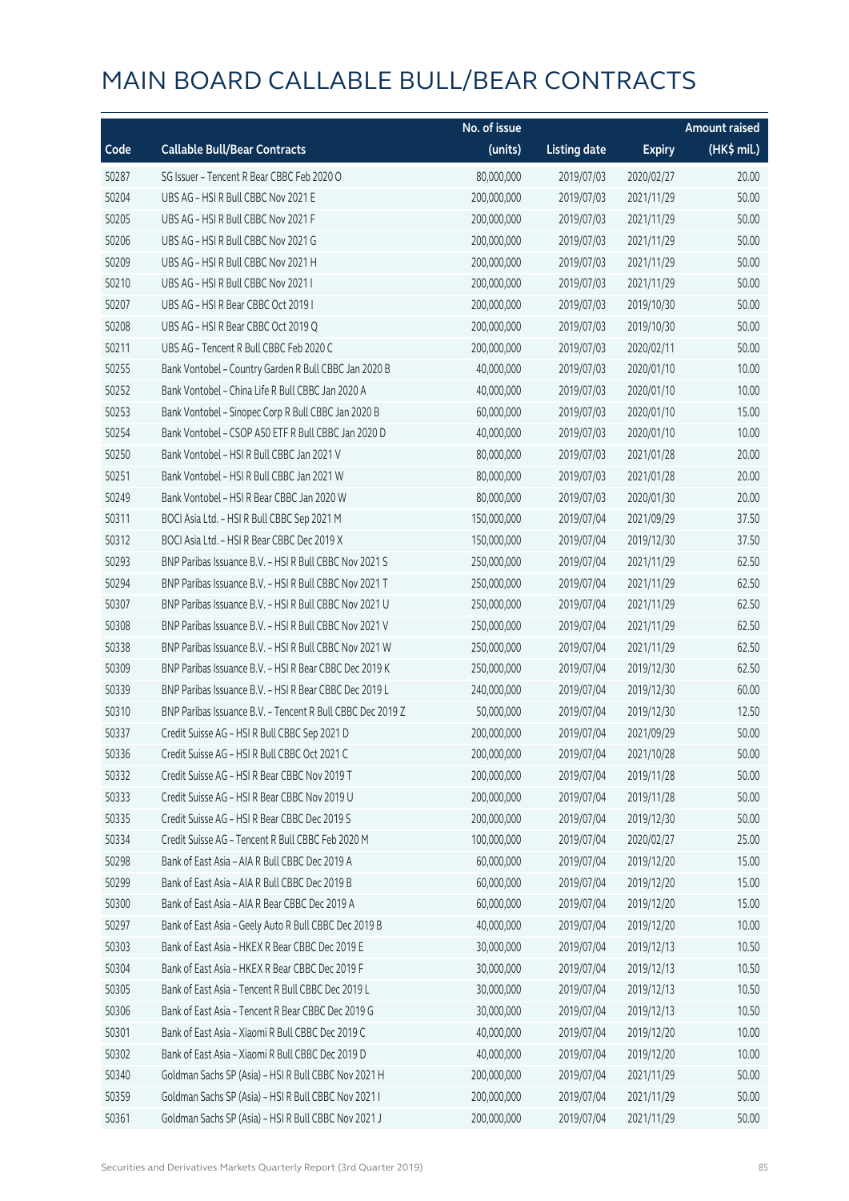# MAIN BOARD CALLABLE BULL/BEAR CONTRACTS

| Code | Callable Bull/Bear Contracts | No. of issue (units) | Listing date | Expiry | Amount raised (HK$ mil.) |
|---|---|---|---|---|---|
| 50287 | SG Issuer – Tencent R Bear CBBC Feb 2020 O | 80,000,000 | 2019/07/03 | 2020/02/27 | 20.00 |
| 50204 | UBS AG – HSI R Bull CBBC Nov 2021 E | 200,000,000 | 2019/07/03 | 2021/11/29 | 50.00 |
| 50205 | UBS AG – HSI R Bull CBBC Nov 2021 F | 200,000,000 | 2019/07/03 | 2021/11/29 | 50.00 |
| 50206 | UBS AG – HSI R Bull CBBC Nov 2021 G | 200,000,000 | 2019/07/03 | 2021/11/29 | 50.00 |
| 50209 | UBS AG – HSI R Bull CBBC Nov 2021 H | 200,000,000 | 2019/07/03 | 2021/11/29 | 50.00 |
| 50210 | UBS AG – HSI R Bull CBBC Nov 2021 I | 200,000,000 | 2019/07/03 | 2021/11/29 | 50.00 |
| 50207 | UBS AG – HSI R Bear CBBC Oct 2019 I | 200,000,000 | 2019/07/03 | 2019/10/30 | 50.00 |
| 50208 | UBS AG – HSI R Bear CBBC Oct 2019 Q | 200,000,000 | 2019/07/03 | 2019/10/30 | 50.00 |
| 50211 | UBS AG – Tencent R Bull CBBC Feb 2020 C | 200,000,000 | 2019/07/03 | 2020/02/11 | 50.00 |
| 50255 | Bank Vontobel – Country Garden R Bull CBBC Jan 2020 B | 40,000,000 | 2019/07/03 | 2020/01/10 | 10.00 |
| 50252 | Bank Vontobel – China Life R Bull CBBC Jan 2020 A | 40,000,000 | 2019/07/03 | 2020/01/10 | 10.00 |
| 50253 | Bank Vontobel – Sinopec Corp R Bull CBBC Jan 2020 B | 60,000,000 | 2019/07/03 | 2020/01/10 | 15.00 |
| 50254 | Bank Vontobel – CSOP A50 ETF R Bull CBBC Jan 2020 D | 40,000,000 | 2019/07/03 | 2020/01/10 | 10.00 |
| 50250 | Bank Vontobel – HSI R Bull CBBC Jan 2021 V | 80,000,000 | 2019/07/03 | 2021/01/28 | 20.00 |
| 50251 | Bank Vontobel – HSI R Bull CBBC Jan 2021 W | 80,000,000 | 2019/07/03 | 2021/01/28 | 20.00 |
| 50249 | Bank Vontobel – HSI R Bear CBBC Jan 2020 W | 80,000,000 | 2019/07/03 | 2020/01/30 | 20.00 |
| 50311 | BOCI Asia Ltd. – HSI R Bull CBBC Sep 2021 M | 150,000,000 | 2019/07/04 | 2021/09/29 | 37.50 |
| 50312 | BOCI Asia Ltd. – HSI R Bear CBBC Dec 2019 X | 150,000,000 | 2019/07/04 | 2019/12/30 | 37.50 |
| 50293 | BNP Paribas Issuance B.V. – HSI R Bull CBBC Nov 2021 S | 250,000,000 | 2019/07/04 | 2021/11/29 | 62.50 |
| 50294 | BNP Paribas Issuance B.V. – HSI R Bull CBBC Nov 2021 T | 250,000,000 | 2019/07/04 | 2021/11/29 | 62.50 |
| 50307 | BNP Paribas Issuance B.V. – HSI R Bull CBBC Nov 2021 U | 250,000,000 | 2019/07/04 | 2021/11/29 | 62.50 |
| 50308 | BNP Paribas Issuance B.V. – HSI R Bull CBBC Nov 2021 V | 250,000,000 | 2019/07/04 | 2021/11/29 | 62.50 |
| 50338 | BNP Paribas Issuance B.V. – HSI R Bull CBBC Nov 2021 W | 250,000,000 | 2019/07/04 | 2021/11/29 | 62.50 |
| 50309 | BNP Paribas Issuance B.V. – HSI R Bear CBBC Dec 2019 K | 250,000,000 | 2019/07/04 | 2019/12/30 | 62.50 |
| 50339 | BNP Paribas Issuance B.V. – HSI R Bear CBBC Dec 2019 L | 240,000,000 | 2019/07/04 | 2019/12/30 | 60.00 |
| 50310 | BNP Paribas Issuance B.V. – Tencent R Bull CBBC Dec 2019 Z | 50,000,000 | 2019/07/04 | 2019/12/30 | 12.50 |
| 50337 | Credit Suisse AG – HSI R Bull CBBC Sep 2021 D | 200,000,000 | 2019/07/04 | 2021/09/29 | 50.00 |
| 50336 | Credit Suisse AG – HSI R Bull CBBC Oct 2021 C | 200,000,000 | 2019/07/04 | 2021/10/28 | 50.00 |
| 50332 | Credit Suisse AG – HSI R Bear CBBC Nov 2019 T | 200,000,000 | 2019/07/04 | 2019/11/28 | 50.00 |
| 50333 | Credit Suisse AG – HSI R Bear CBBC Nov 2019 U | 200,000,000 | 2019/07/04 | 2019/11/28 | 50.00 |
| 50335 | Credit Suisse AG – HSI R Bear CBBC Dec 2019 S | 200,000,000 | 2019/07/04 | 2019/12/30 | 50.00 |
| 50334 | Credit Suisse AG – Tencent R Bull CBBC Feb 2020 M | 100,000,000 | 2019/07/04 | 2020/02/27 | 25.00 |
| 50298 | Bank of East Asia – AIA R Bull CBBC Dec 2019 A | 60,000,000 | 2019/07/04 | 2019/12/20 | 15.00 |
| 50299 | Bank of East Asia – AIA R Bull CBBC Dec 2019 B | 60,000,000 | 2019/07/04 | 2019/12/20 | 15.00 |
| 50300 | Bank of East Asia – AIA R Bear CBBC Dec 2019 A | 60,000,000 | 2019/07/04 | 2019/12/20 | 15.00 |
| 50297 | Bank of East Asia – Geely Auto R Bull CBBC Dec 2019 B | 40,000,000 | 2019/07/04 | 2019/12/20 | 10.00 |
| 50303 | Bank of East Asia – HKEX R Bear CBBC Dec 2019 E | 30,000,000 | 2019/07/04 | 2019/12/13 | 10.50 |
| 50304 | Bank of East Asia – HKEX R Bear CBBC Dec 2019 F | 30,000,000 | 2019/07/04 | 2019/12/13 | 10.50 |
| 50305 | Bank of East Asia – Tencent R Bull CBBC Dec 2019 L | 30,000,000 | 2019/07/04 | 2019/12/13 | 10.50 |
| 50306 | Bank of East Asia – Tencent R Bear CBBC Dec 2019 G | 30,000,000 | 2019/07/04 | 2019/12/13 | 10.50 |
| 50301 | Bank of East Asia – Xiaomi R Bull CBBC Dec 2019 C | 40,000,000 | 2019/07/04 | 2019/12/20 | 10.00 |
| 50302 | Bank of East Asia – Xiaomi R Bull CBBC Dec 2019 D | 40,000,000 | 2019/07/04 | 2019/12/20 | 10.00 |
| 50340 | Goldman Sachs SP (Asia) – HSI R Bull CBBC Nov 2021 H | 200,000,000 | 2019/07/04 | 2021/11/29 | 50.00 |
| 50359 | Goldman Sachs SP (Asia) – HSI R Bull CBBC Nov 2021 I | 200,000,000 | 2019/07/04 | 2021/11/29 | 50.00 |
| 50361 | Goldman Sachs SP (Asia) – HSI R Bull CBBC Nov 2021 J | 200,000,000 | 2019/07/04 | 2021/11/29 | 50.00 |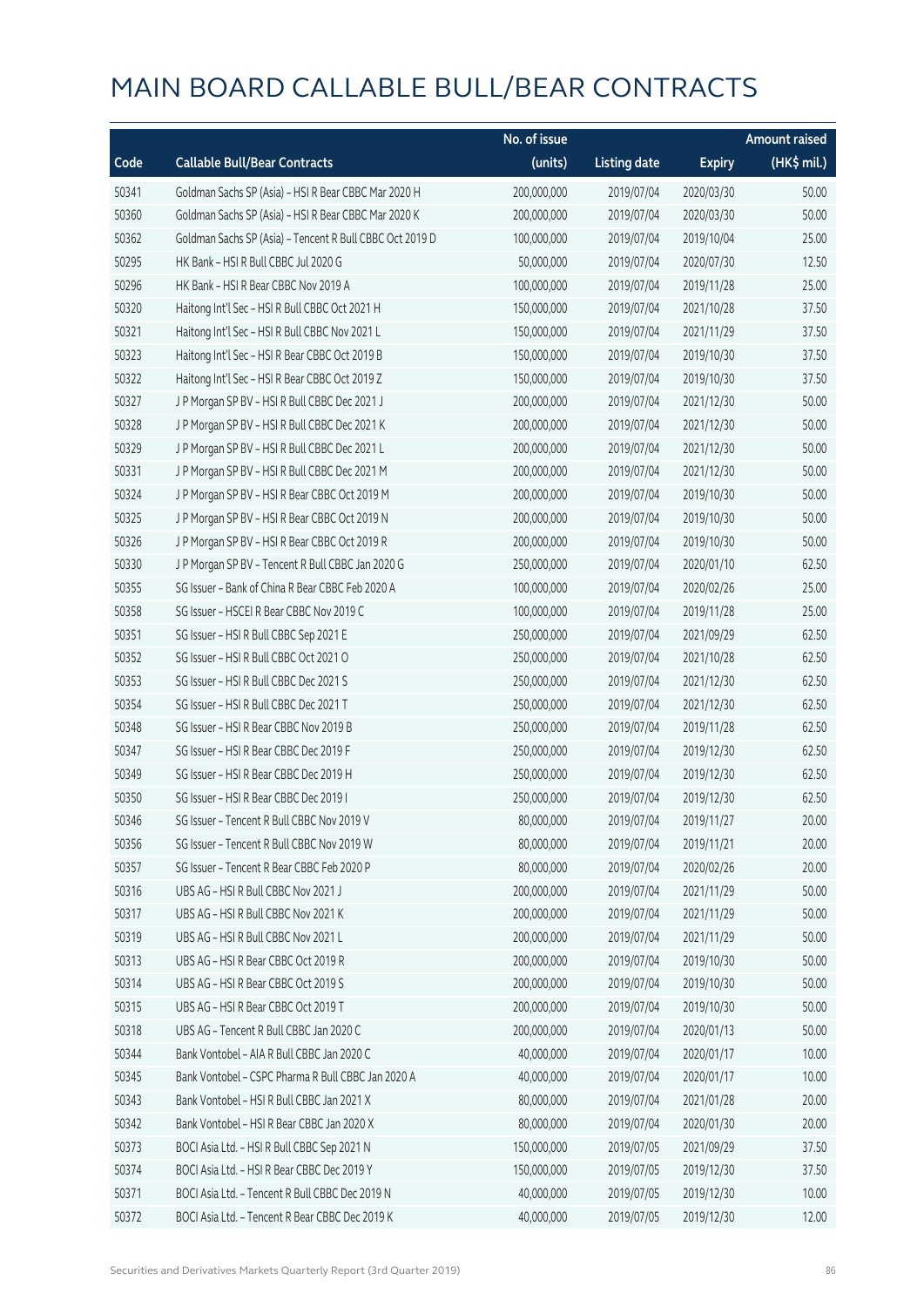# MAIN BOARD CALLABLE BULL/BEAR CONTRACTS

| Code | Callable Bull/Bear Contracts | No. of issue (units) | Listing date | Expiry | Amount raised (HK$ mil.) |
|---|---|---|---|---|---|
| 50341 | Goldman Sachs SP (Asia) – HSI R Bear CBBC Mar 2020 H | 200,000,000 | 2019/07/04 | 2020/03/30 | 50.00 |
| 50360 | Goldman Sachs SP (Asia) – HSI R Bear CBBC Mar 2020 K | 200,000,000 | 2019/07/04 | 2020/03/30 | 50.00 |
| 50362 | Goldman Sachs SP (Asia) – Tencent R Bull CBBC Oct 2019 D | 100,000,000 | 2019/07/04 | 2019/10/04 | 25.00 |
| 50295 | HK Bank – HSI R Bull CBBC Jul 2020 G | 50,000,000 | 2019/07/04 | 2020/07/30 | 12.50 |
| 50296 | HK Bank – HSI R Bear CBBC Nov 2019 A | 100,000,000 | 2019/07/04 | 2019/11/28 | 25.00 |
| 50320 | Haitong Int'l Sec – HSI R Bull CBBC Oct 2021 H | 150,000,000 | 2019/07/04 | 2021/10/28 | 37.50 |
| 50321 | Haitong Int'l Sec – HSI R Bull CBBC Nov 2021 L | 150,000,000 | 2019/07/04 | 2021/11/29 | 37.50 |
| 50323 | Haitong Int'l Sec – HSI R Bear CBBC Oct 2019 B | 150,000,000 | 2019/07/04 | 2019/10/30 | 37.50 |
| 50322 | Haitong Int'l Sec – HSI R Bear CBBC Oct 2019 Z | 150,000,000 | 2019/07/04 | 2019/10/30 | 37.50 |
| 50327 | J P Morgan SP BV – HSI R Bull CBBC Dec 2021 J | 200,000,000 | 2019/07/04 | 2021/12/30 | 50.00 |
| 50328 | J P Morgan SP BV – HSI R Bull CBBC Dec 2021 K | 200,000,000 | 2019/07/04 | 2021/12/30 | 50.00 |
| 50329 | J P Morgan SP BV – HSI R Bull CBBC Dec 2021 L | 200,000,000 | 2019/07/04 | 2021/12/30 | 50.00 |
| 50331 | J P Morgan SP BV – HSI R Bull CBBC Dec 2021 M | 200,000,000 | 2019/07/04 | 2021/12/30 | 50.00 |
| 50324 | J P Morgan SP BV – HSI R Bear CBBC Oct 2019 M | 200,000,000 | 2019/07/04 | 2019/10/30 | 50.00 |
| 50325 | J P Morgan SP BV – HSI R Bear CBBC Oct 2019 N | 200,000,000 | 2019/07/04 | 2019/10/30 | 50.00 |
| 50326 | J P Morgan SP BV – HSI R Bear CBBC Oct 2019 R | 200,000,000 | 2019/07/04 | 2019/10/30 | 50.00 |
| 50330 | J P Morgan SP BV – Tencent R Bull CBBC Jan 2020 G | 250,000,000 | 2019/07/04 | 2020/01/10 | 62.50 |
| 50355 | SG Issuer – Bank of China R Bear CBBC Feb 2020 A | 100,000,000 | 2019/07/04 | 2020/02/26 | 25.00 |
| 50358 | SG Issuer – HSCEI R Bear CBBC Nov 2019 C | 100,000,000 | 2019/07/04 | 2019/11/28 | 25.00 |
| 50351 | SG Issuer – HSI R Bull CBBC Sep 2021 E | 250,000,000 | 2019/07/04 | 2021/09/29 | 62.50 |
| 50352 | SG Issuer – HSI R Bull CBBC Oct 2021 O | 250,000,000 | 2019/07/04 | 2021/10/28 | 62.50 |
| 50353 | SG Issuer – HSI R Bull CBBC Dec 2021 S | 250,000,000 | 2019/07/04 | 2021/12/30 | 62.50 |
| 50354 | SG Issuer – HSI R Bull CBBC Dec 2021 T | 250,000,000 | 2019/07/04 | 2021/12/30 | 62.50 |
| 50348 | SG Issuer – HSI R Bear CBBC Nov 2019 B | 250,000,000 | 2019/07/04 | 2019/11/28 | 62.50 |
| 50347 | SG Issuer – HSI R Bear CBBC Dec 2019 F | 250,000,000 | 2019/07/04 | 2019/12/30 | 62.50 |
| 50349 | SG Issuer – HSI R Bear CBBC Dec 2019 H | 250,000,000 | 2019/07/04 | 2019/12/30 | 62.50 |
| 50350 | SG Issuer – HSI R Bear CBBC Dec 2019 I | 250,000,000 | 2019/07/04 | 2019/12/30 | 62.50 |
| 50346 | SG Issuer – Tencent R Bull CBBC Nov 2019 V | 80,000,000 | 2019/07/04 | 2019/11/27 | 20.00 |
| 50356 | SG Issuer – Tencent R Bull CBBC Nov 2019 W | 80,000,000 | 2019/07/04 | 2019/11/21 | 20.00 |
| 50357 | SG Issuer – Tencent R Bear CBBC Feb 2020 P | 80,000,000 | 2019/07/04 | 2020/02/26 | 20.00 |
| 50316 | UBS AG – HSI R Bull CBBC Nov 2021 J | 200,000,000 | 2019/07/04 | 2021/11/29 | 50.00 |
| 50317 | UBS AG – HSI R Bull CBBC Nov 2021 K | 200,000,000 | 2019/07/04 | 2021/11/29 | 50.00 |
| 50319 | UBS AG – HSI R Bull CBBC Nov 2021 L | 200,000,000 | 2019/07/04 | 2021/11/29 | 50.00 |
| 50313 | UBS AG – HSI R Bear CBBC Oct 2019 R | 200,000,000 | 2019/07/04 | 2019/10/30 | 50.00 |
| 50314 | UBS AG – HSI R Bear CBBC Oct 2019 S | 200,000,000 | 2019/07/04 | 2019/10/30 | 50.00 |
| 50315 | UBS AG – HSI R Bear CBBC Oct 2019 T | 200,000,000 | 2019/07/04 | 2019/10/30 | 50.00 |
| 50318 | UBS AG – Tencent R Bull CBBC Jan 2020 C | 200,000,000 | 2019/07/04 | 2020/01/13 | 50.00 |
| 50344 | Bank Vontobel – AIA R Bull CBBC Jan 2020 C | 40,000,000 | 2019/07/04 | 2020/01/17 | 10.00 |
| 50345 | Bank Vontobel – CSPC Pharma R Bull CBBC Jan 2020 A | 40,000,000 | 2019/07/04 | 2020/01/17 | 10.00 |
| 50343 | Bank Vontobel – HSI R Bull CBBC Jan 2021 X | 80,000,000 | 2019/07/04 | 2021/01/28 | 20.00 |
| 50342 | Bank Vontobel – HSI R Bear CBBC Jan 2020 X | 80,000,000 | 2019/07/04 | 2020/01/30 | 20.00 |
| 50373 | BOCI Asia Ltd. – HSI R Bull CBBC Sep 2021 N | 150,000,000 | 2019/07/05 | 2021/09/29 | 37.50 |
| 50374 | BOCI Asia Ltd. – HSI R Bear CBBC Dec 2019 Y | 150,000,000 | 2019/07/05 | 2019/12/30 | 37.50 |
| 50371 | BOCI Asia Ltd. – Tencent R Bull CBBC Dec 2019 N | 40,000,000 | 2019/07/05 | 2019/12/30 | 10.00 |
| 50372 | BOCI Asia Ltd. – Tencent R Bear CBBC Dec 2019 K | 40,000,000 | 2019/07/05 | 2019/12/30 | 12.00 |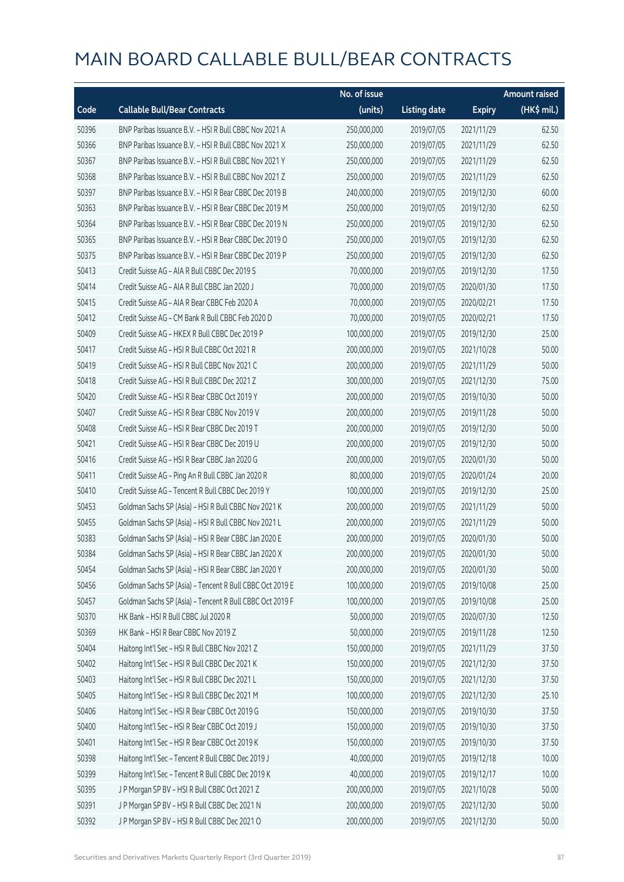# MAIN BOARD CALLABLE BULL/BEAR CONTRACTS

| Code | Callable Bull/Bear Contracts | No. of issue (units) | Listing date | Expiry | Amount raised (HK$ mil.) |
|---|---|---|---|---|---|
| 50396 | BNP Paribas Issuance B.V. – HSI R Bull CBBC Nov 2021 A | 250,000,000 | 2019/07/05 | 2021/11/29 | 62.50 |
| 50366 | BNP Paribas Issuance B.V. – HSI R Bull CBBC Nov 2021 X | 250,000,000 | 2019/07/05 | 2021/11/29 | 62.50 |
| 50367 | BNP Paribas Issuance B.V. – HSI R Bull CBBC Nov 2021 Y | 250,000,000 | 2019/07/05 | 2021/11/29 | 62.50 |
| 50368 | BNP Paribas Issuance B.V. – HSI R Bull CBBC Nov 2021 Z | 250,000,000 | 2019/07/05 | 2021/11/29 | 62.50 |
| 50397 | BNP Paribas Issuance B.V. – HSI R Bear CBBC Dec 2019 B | 240,000,000 | 2019/07/05 | 2019/12/30 | 60.00 |
| 50363 | BNP Paribas Issuance B.V. – HSI R Bear CBBC Dec 2019 M | 250,000,000 | 2019/07/05 | 2019/12/30 | 62.50 |
| 50364 | BNP Paribas Issuance B.V. – HSI R Bear CBBC Dec 2019 N | 250,000,000 | 2019/07/05 | 2019/12/30 | 62.50 |
| 50365 | BNP Paribas Issuance B.V. – HSI R Bear CBBC Dec 2019 O | 250,000,000 | 2019/07/05 | 2019/12/30 | 62.50 |
| 50375 | BNP Paribas Issuance B.V. – HSI R Bear CBBC Dec 2019 P | 250,000,000 | 2019/07/05 | 2019/12/30 | 62.50 |
| 50413 | Credit Suisse AG – AIA R Bull CBBC Dec 2019 S | 70,000,000 | 2019/07/05 | 2019/12/30 | 17.50 |
| 50414 | Credit Suisse AG – AIA R Bull CBBC Jan 2020 J | 70,000,000 | 2019/07/05 | 2020/01/30 | 17.50 |
| 50415 | Credit Suisse AG – AIA R Bear CBBC Feb 2020 A | 70,000,000 | 2019/07/05 | 2020/02/21 | 17.50 |
| 50412 | Credit Suisse AG – CM Bank R Bull CBBC Feb 2020 D | 70,000,000 | 2019/07/05 | 2020/02/21 | 17.50 |
| 50409 | Credit Suisse AG – HKEX R Bull CBBC Dec 2019 P | 100,000,000 | 2019/07/05 | 2019/12/30 | 25.00 |
| 50417 | Credit Suisse AG – HSI R Bull CBBC Oct 2021 R | 200,000,000 | 2019/07/05 | 2021/10/28 | 50.00 |
| 50419 | Credit Suisse AG – HSI R Bull CBBC Nov 2021 C | 200,000,000 | 2019/07/05 | 2021/11/29 | 50.00 |
| 50418 | Credit Suisse AG – HSI R Bull CBBC Dec 2021 Z | 300,000,000 | 2019/07/05 | 2021/12/30 | 75.00 |
| 50420 | Credit Suisse AG – HSI R Bear CBBC Oct 2019 Y | 200,000,000 | 2019/07/05 | 2019/10/30 | 50.00 |
| 50407 | Credit Suisse AG – HSI R Bear CBBC Nov 2019 V | 200,000,000 | 2019/07/05 | 2019/11/28 | 50.00 |
| 50408 | Credit Suisse AG – HSI R Bear CBBC Dec 2019 T | 200,000,000 | 2019/07/05 | 2019/12/30 | 50.00 |
| 50421 | Credit Suisse AG – HSI R Bear CBBC Dec 2019 U | 200,000,000 | 2019/07/05 | 2019/12/30 | 50.00 |
| 50416 | Credit Suisse AG – HSI R Bear CBBC Jan 2020 G | 200,000,000 | 2019/07/05 | 2020/01/30 | 50.00 |
| 50411 | Credit Suisse AG – Ping An R Bull CBBC Jan 2020 R | 80,000,000 | 2019/07/05 | 2020/01/24 | 20.00 |
| 50410 | Credit Suisse AG – Tencent R Bull CBBC Dec 2019 Y | 100,000,000 | 2019/07/05 | 2019/12/30 | 25.00 |
| 50453 | Goldman Sachs SP (Asia) – HSI R Bull CBBC Nov 2021 K | 200,000,000 | 2019/07/05 | 2021/11/29 | 50.00 |
| 50455 | Goldman Sachs SP (Asia) – HSI R Bull CBBC Nov 2021 L | 200,000,000 | 2019/07/05 | 2021/11/29 | 50.00 |
| 50383 | Goldman Sachs SP (Asia) – HSI R Bear CBBC Jan 2020 E | 200,000,000 | 2019/07/05 | 2020/01/30 | 50.00 |
| 50384 | Goldman Sachs SP (Asia) – HSI R Bear CBBC Jan 2020 X | 200,000,000 | 2019/07/05 | 2020/01/30 | 50.00 |
| 50454 | Goldman Sachs SP (Asia) – HSI R Bear CBBC Jan 2020 Y | 200,000,000 | 2019/07/05 | 2020/01/30 | 50.00 |
| 50456 | Goldman Sachs SP (Asia) – Tencent R Bull CBBC Oct 2019 E | 100,000,000 | 2019/07/05 | 2019/10/08 | 25.00 |
| 50457 | Goldman Sachs SP (Asia) – Tencent R Bull CBBC Oct 2019 F | 100,000,000 | 2019/07/05 | 2019/10/08 | 25.00 |
| 50370 | HK Bank – HSI R Bull CBBC Jul 2020 R | 50,000,000 | 2019/07/05 | 2020/07/30 | 12.50 |
| 50369 | HK Bank – HSI R Bear CBBC Nov 2019 Z | 50,000,000 | 2019/07/05 | 2019/11/28 | 12.50 |
| 50404 | Haitong Int'l Sec – HSI R Bull CBBC Nov 2021 Z | 150,000,000 | 2019/07/05 | 2021/11/29 | 37.50 |
| 50402 | Haitong Int'l Sec – HSI R Bull CBBC Dec 2021 K | 150,000,000 | 2019/07/05 | 2021/12/30 | 37.50 |
| 50403 | Haitong Int'l Sec – HSI R Bull CBBC Dec 2021 L | 150,000,000 | 2019/07/05 | 2021/12/30 | 37.50 |
| 50405 | Haitong Int'l Sec – HSI R Bull CBBC Dec 2021 M | 100,000,000 | 2019/07/05 | 2021/12/30 | 25.10 |
| 50406 | Haitong Int'l Sec – HSI R Bear CBBC Oct 2019 G | 150,000,000 | 2019/07/05 | 2019/10/30 | 37.50 |
| 50400 | Haitong Int'l Sec – HSI R Bear CBBC Oct 2019 J | 150,000,000 | 2019/07/05 | 2019/10/30 | 37.50 |
| 50401 | Haitong Int'l Sec – HSI R Bear CBBC Oct 2019 K | 150,000,000 | 2019/07/05 | 2019/10/30 | 37.50 |
| 50398 | Haitong Int'l Sec – Tencent R Bull CBBC Dec 2019 J | 40,000,000 | 2019/07/05 | 2019/12/18 | 10.00 |
| 50399 | Haitong Int'l Sec – Tencent R Bull CBBC Dec 2019 K | 40,000,000 | 2019/07/05 | 2019/12/17 | 10.00 |
| 50395 | J P Morgan SP BV – HSI R Bull CBBC Oct 2021 Z | 200,000,000 | 2019/07/05 | 2021/10/28 | 50.00 |
| 50391 | J P Morgan SP BV – HSI R Bull CBBC Dec 2021 N | 200,000,000 | 2019/07/05 | 2021/12/30 | 50.00 |
| 50392 | J P Morgan SP BV – HSI R Bull CBBC Dec 2021 O | 200,000,000 | 2019/07/05 | 2021/12/30 | 50.00 |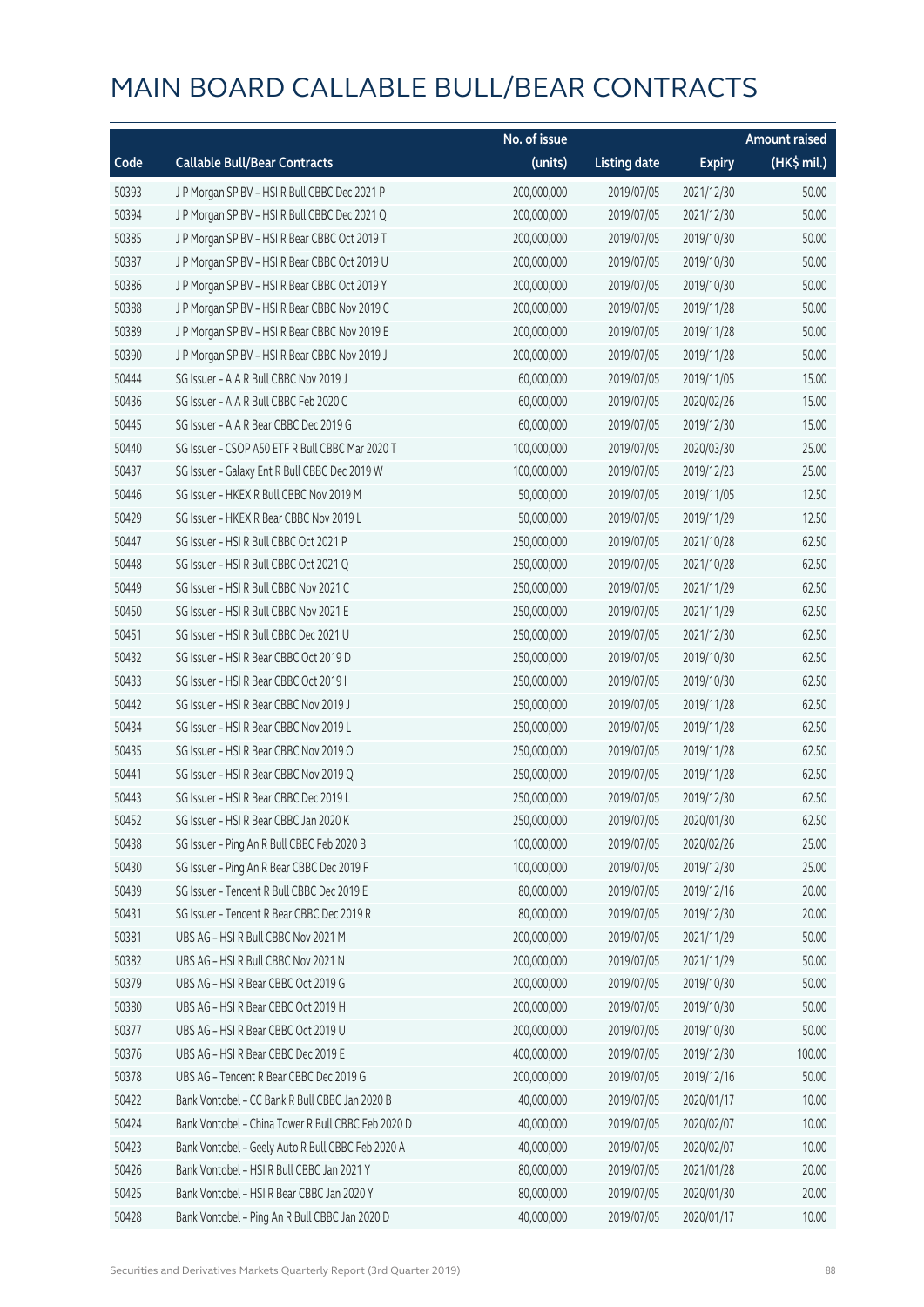# MAIN BOARD CALLABLE BULL/BEAR CONTRACTS

| Code | Callable Bull/Bear Contracts | No. of issue (units) | Listing date | Expiry | Amount raised (HK$ mil.) |
|---|---|---|---|---|---|
| 50393 | J P Morgan SP BV – HSI R Bull CBBC Dec 2021 P | 200,000,000 | 2019/07/05 | 2021/12/30 | 50.00 |
| 50394 | J P Morgan SP BV – HSI R Bull CBBC Dec 2021 Q | 200,000,000 | 2019/07/05 | 2021/12/30 | 50.00 |
| 50385 | J P Morgan SP BV – HSI R Bear CBBC Oct 2019 T | 200,000,000 | 2019/07/05 | 2019/10/30 | 50.00 |
| 50387 | J P Morgan SP BV – HSI R Bear CBBC Oct 2019 U | 200,000,000 | 2019/07/05 | 2019/10/30 | 50.00 |
| 50386 | J P Morgan SP BV – HSI R Bear CBBC Oct 2019 Y | 200,000,000 | 2019/07/05 | 2019/10/30 | 50.00 |
| 50388 | J P Morgan SP BV – HSI R Bear CBBC Nov 2019 C | 200,000,000 | 2019/07/05 | 2019/11/28 | 50.00 |
| 50389 | J P Morgan SP BV – HSI R Bear CBBC Nov 2019 E | 200,000,000 | 2019/07/05 | 2019/11/28 | 50.00 |
| 50390 | J P Morgan SP BV – HSI R Bear CBBC Nov 2019 J | 200,000,000 | 2019/07/05 | 2019/11/28 | 50.00 |
| 50444 | SG Issuer – AIA R Bull CBBC Nov 2019 J | 60,000,000 | 2019/07/05 | 2019/11/05 | 15.00 |
| 50436 | SG Issuer – AIA R Bull CBBC Feb 2020 C | 60,000,000 | 2019/07/05 | 2020/02/26 | 15.00 |
| 50445 | SG Issuer – AIA R Bear CBBC Dec 2019 G | 60,000,000 | 2019/07/05 | 2019/12/30 | 15.00 |
| 50440 | SG Issuer – CSOP A50 ETF R Bull CBBC Mar 2020 T | 100,000,000 | 2019/07/05 | 2020/03/30 | 25.00 |
| 50437 | SG Issuer – Galaxy Ent R Bull CBBC Dec 2019 W | 100,000,000 | 2019/07/05 | 2019/12/23 | 25.00 |
| 50446 | SG Issuer – HKEX R Bull CBBC Nov 2019 M | 50,000,000 | 2019/07/05 | 2019/11/05 | 12.50 |
| 50429 | SG Issuer – HKEX R Bear CBBC Nov 2019 L | 50,000,000 | 2019/07/05 | 2019/11/29 | 12.50 |
| 50447 | SG Issuer – HSI R Bull CBBC Oct 2021 P | 250,000,000 | 2019/07/05 | 2021/10/28 | 62.50 |
| 50448 | SG Issuer – HSI R Bull CBBC Oct 2021 Q | 250,000,000 | 2019/07/05 | 2021/10/28 | 62.50 |
| 50449 | SG Issuer – HSI R Bull CBBC Nov 2021 C | 250,000,000 | 2019/07/05 | 2021/11/29 | 62.50 |
| 50450 | SG Issuer – HSI R Bull CBBC Nov 2021 E | 250,000,000 | 2019/07/05 | 2021/11/29 | 62.50 |
| 50451 | SG Issuer – HSI R Bull CBBC Dec 2021 U | 250,000,000 | 2019/07/05 | 2021/12/30 | 62.50 |
| 50432 | SG Issuer – HSI R Bear CBBC Oct 2019 D | 250,000,000 | 2019/07/05 | 2019/10/30 | 62.50 |
| 50433 | SG Issuer – HSI R Bear CBBC Oct 2019 I | 250,000,000 | 2019/07/05 | 2019/10/30 | 62.50 |
| 50442 | SG Issuer – HSI R Bear CBBC Nov 2019 J | 250,000,000 | 2019/07/05 | 2019/11/28 | 62.50 |
| 50434 | SG Issuer – HSI R Bear CBBC Nov 2019 L | 250,000,000 | 2019/07/05 | 2019/11/28 | 62.50 |
| 50435 | SG Issuer – HSI R Bear CBBC Nov 2019 O | 250,000,000 | 2019/07/05 | 2019/11/28 | 62.50 |
| 50441 | SG Issuer – HSI R Bear CBBC Nov 2019 Q | 250,000,000 | 2019/07/05 | 2019/11/28 | 62.50 |
| 50443 | SG Issuer – HSI R Bear CBBC Dec 2019 L | 250,000,000 | 2019/07/05 | 2019/12/30 | 62.50 |
| 50452 | SG Issuer – HSI R Bear CBBC Jan 2020 K | 250,000,000 | 2019/07/05 | 2020/01/30 | 62.50 |
| 50438 | SG Issuer – Ping An R Bull CBBC Feb 2020 B | 100,000,000 | 2019/07/05 | 2020/02/26 | 25.00 |
| 50430 | SG Issuer – Ping An R Bear CBBC Dec 2019 F | 100,000,000 | 2019/07/05 | 2019/12/30 | 25.00 |
| 50439 | SG Issuer – Tencent R Bull CBBC Dec 2019 E | 80,000,000 | 2019/07/05 | 2019/12/16 | 20.00 |
| 50431 | SG Issuer – Tencent R Bear CBBC Dec 2019 R | 80,000,000 | 2019/07/05 | 2019/12/30 | 20.00 |
| 50381 | UBS AG – HSI R Bull CBBC Nov 2021 M | 200,000,000 | 2019/07/05 | 2021/11/29 | 50.00 |
| 50382 | UBS AG – HSI R Bull CBBC Nov 2021 N | 200,000,000 | 2019/07/05 | 2021/11/29 | 50.00 |
| 50379 | UBS AG – HSI R Bear CBBC Oct 2019 G | 200,000,000 | 2019/07/05 | 2019/10/30 | 50.00 |
| 50380 | UBS AG – HSI R Bear CBBC Oct 2019 H | 200,000,000 | 2019/07/05 | 2019/10/30 | 50.00 |
| 50377 | UBS AG – HSI R Bear CBBC Oct 2019 U | 200,000,000 | 2019/07/05 | 2019/10/30 | 50.00 |
| 50376 | UBS AG – HSI R Bear CBBC Dec 2019 E | 400,000,000 | 2019/07/05 | 2019/12/30 | 100.00 |
| 50378 | UBS AG – Tencent R Bear CBBC Dec 2019 G | 200,000,000 | 2019/07/05 | 2019/12/16 | 50.00 |
| 50422 | Bank Vontobel – CC Bank R Bull CBBC Jan 2020 B | 40,000,000 | 2019/07/05 | 2020/01/17 | 10.00 |
| 50424 | Bank Vontobel – China Tower R Bull CBBC Feb 2020 D | 40,000,000 | 2019/07/05 | 2020/02/07 | 10.00 |
| 50423 | Bank Vontobel – Geely Auto R Bull CBBC Feb 2020 A | 40,000,000 | 2019/07/05 | 2020/02/07 | 10.00 |
| 50426 | Bank Vontobel – HSI R Bull CBBC Jan 2021 Y | 80,000,000 | 2019/07/05 | 2021/01/28 | 20.00 |
| 50425 | Bank Vontobel – HSI R Bear CBBC Jan 2020 Y | 80,000,000 | 2019/07/05 | 2020/01/30 | 20.00 |
| 50428 | Bank Vontobel – Ping An R Bull CBBC Jan 2020 D | 40,000,000 | 2019/07/05 | 2020/01/17 | 10.00 |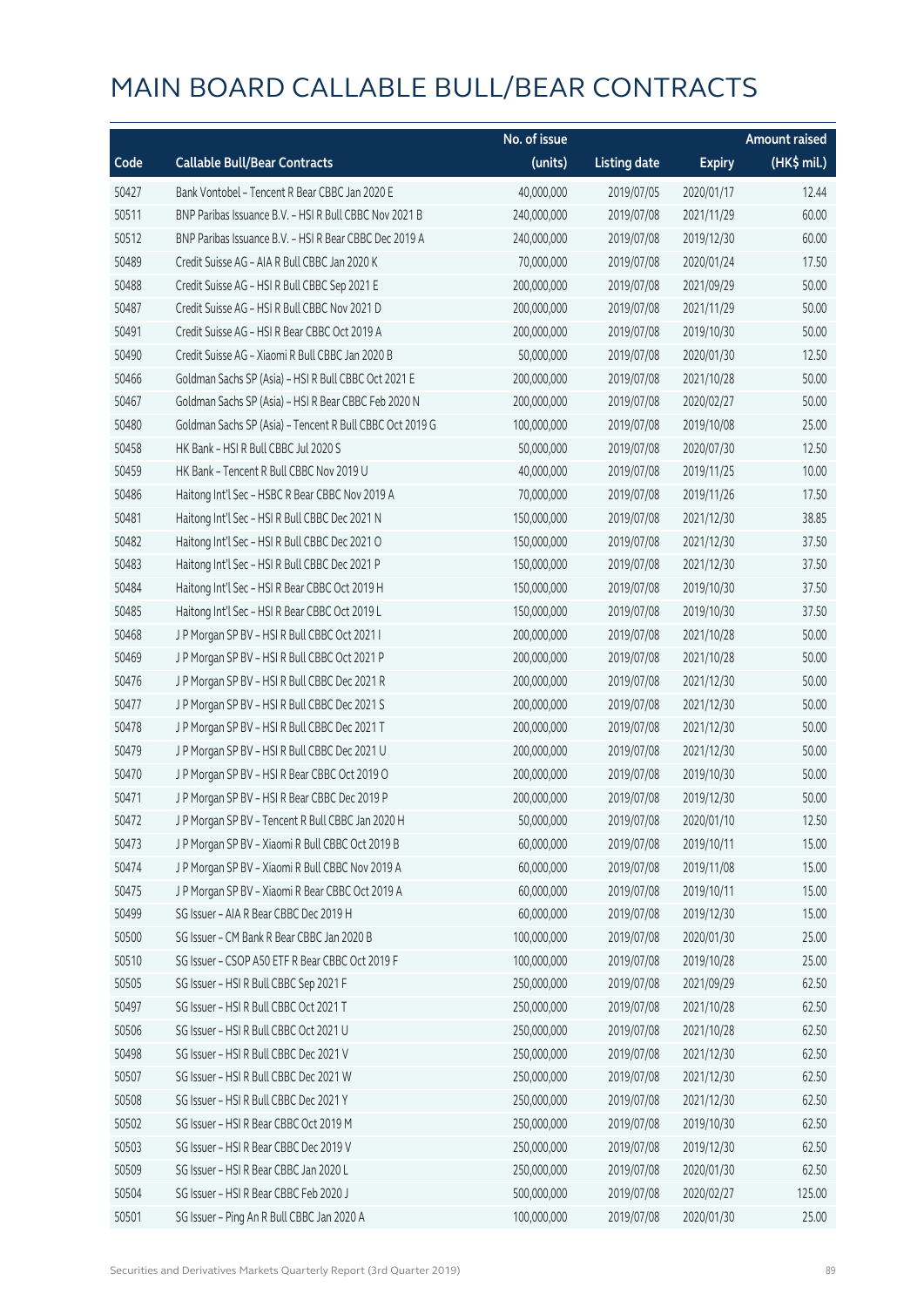# MAIN BOARD CALLABLE BULL/BEAR CONTRACTS

| Code | Callable Bull/Bear Contracts | No. of issue (units) | Listing date | Expiry | Amount raised (HK$ mil.) |
|---|---|---|---|---|---|
| 50427 | Bank Vontobel – Tencent R Bear CBBC Jan 2020 E | 40,000,000 | 2019/07/05 | 2020/01/17 | 12.44 |
| 50511 | BNP Paribas Issuance B.V. – HSI R Bull CBBC Nov 2021 B | 240,000,000 | 2019/07/08 | 2021/11/29 | 60.00 |
| 50512 | BNP Paribas Issuance B.V. – HSI R Bear CBBC Dec 2019 A | 240,000,000 | 2019/07/08 | 2019/12/30 | 60.00 |
| 50489 | Credit Suisse AG – AIA R Bull CBBC Jan 2020 K | 70,000,000 | 2019/07/08 | 2020/01/24 | 17.50 |
| 50488 | Credit Suisse AG – HSI R Bull CBBC Sep 2021 E | 200,000,000 | 2019/07/08 | 2021/09/29 | 50.00 |
| 50487 | Credit Suisse AG – HSI R Bull CBBC Nov 2021 D | 200,000,000 | 2019/07/08 | 2021/11/29 | 50.00 |
| 50491 | Credit Suisse AG – HSI R Bear CBBC Oct 2019 A | 200,000,000 | 2019/07/08 | 2019/10/30 | 50.00 |
| 50490 | Credit Suisse AG – Xiaomi R Bull CBBC Jan 2020 B | 50,000,000 | 2019/07/08 | 2020/01/30 | 12.50 |
| 50466 | Goldman Sachs SP (Asia) – HSI R Bull CBBC Oct 2021 E | 200,000,000 | 2019/07/08 | 2021/10/28 | 50.00 |
| 50467 | Goldman Sachs SP (Asia) – HSI R Bear CBBC Feb 2020 N | 200,000,000 | 2019/07/08 | 2020/02/27 | 50.00 |
| 50480 | Goldman Sachs SP (Asia) – Tencent R Bull CBBC Oct 2019 G | 100,000,000 | 2019/07/08 | 2019/10/08 | 25.00 |
| 50458 | HK Bank – HSI R Bull CBBC Jul 2020 S | 50,000,000 | 2019/07/08 | 2020/07/30 | 12.50 |
| 50459 | HK Bank – Tencent R Bull CBBC Nov 2019 U | 40,000,000 | 2019/07/08 | 2019/11/25 | 10.00 |
| 50486 | Haitong Int'l Sec – HSBC R Bear CBBC Nov 2019 A | 70,000,000 | 2019/07/08 | 2019/11/26 | 17.50 |
| 50481 | Haitong Int'l Sec – HSI R Bull CBBC Dec 2021 N | 150,000,000 | 2019/07/08 | 2021/12/30 | 38.85 |
| 50482 | Haitong Int'l Sec – HSI R Bull CBBC Dec 2021 O | 150,000,000 | 2019/07/08 | 2021/12/30 | 37.50 |
| 50483 | Haitong Int'l Sec – HSI R Bull CBBC Dec 2021 P | 150,000,000 | 2019/07/08 | 2021/12/30 | 37.50 |
| 50484 | Haitong Int'l Sec – HSI R Bear CBBC Oct 2019 H | 150,000,000 | 2019/07/08 | 2019/10/30 | 37.50 |
| 50485 | Haitong Int'l Sec – HSI R Bear CBBC Oct 2019 L | 150,000,000 | 2019/07/08 | 2019/10/30 | 37.50 |
| 50468 | J P Morgan SP BV – HSI R Bull CBBC Oct 2021 I | 200,000,000 | 2019/07/08 | 2021/10/28 | 50.00 |
| 50469 | J P Morgan SP BV – HSI R Bull CBBC Oct 2021 P | 200,000,000 | 2019/07/08 | 2021/10/28 | 50.00 |
| 50476 | J P Morgan SP BV – HSI R Bull CBBC Dec 2021 R | 200,000,000 | 2019/07/08 | 2021/12/30 | 50.00 |
| 50477 | J P Morgan SP BV – HSI R Bull CBBC Dec 2021 S | 200,000,000 | 2019/07/08 | 2021/12/30 | 50.00 |
| 50478 | J P Morgan SP BV – HSI R Bull CBBC Dec 2021 T | 200,000,000 | 2019/07/08 | 2021/12/30 | 50.00 |
| 50479 | J P Morgan SP BV – HSI R Bull CBBC Dec 2021 U | 200,000,000 | 2019/07/08 | 2021/12/30 | 50.00 |
| 50470 | J P Morgan SP BV – HSI R Bear CBBC Oct 2019 O | 200,000,000 | 2019/07/08 | 2019/10/30 | 50.00 |
| 50471 | J P Morgan SP BV – HSI R Bear CBBC Dec 2019 P | 200,000,000 | 2019/07/08 | 2019/12/30 | 50.00 |
| 50472 | J P Morgan SP BV – Tencent R Bull CBBC Jan 2020 H | 50,000,000 | 2019/07/08 | 2020/01/10 | 12.50 |
| 50473 | J P Morgan SP BV – Xiaomi R Bull CBBC Oct 2019 B | 60,000,000 | 2019/07/08 | 2019/10/11 | 15.00 |
| 50474 | J P Morgan SP BV – Xiaomi R Bull CBBC Nov 2019 A | 60,000,000 | 2019/07/08 | 2019/11/08 | 15.00 |
| 50475 | J P Morgan SP BV – Xiaomi R Bear CBBC Oct 2019 A | 60,000,000 | 2019/07/08 | 2019/10/11 | 15.00 |
| 50499 | SG Issuer – AIA R Bear CBBC Dec 2019 H | 60,000,000 | 2019/07/08 | 2019/12/30 | 15.00 |
| 50500 | SG Issuer – CM Bank R Bear CBBC Jan 2020 B | 100,000,000 | 2019/07/08 | 2020/01/30 | 25.00 |
| 50510 | SG Issuer – CSOP A50 ETF R Bear CBBC Oct 2019 F | 100,000,000 | 2019/07/08 | 2019/10/28 | 25.00 |
| 50505 | SG Issuer – HSI R Bull CBBC Sep 2021 F | 250,000,000 | 2019/07/08 | 2021/09/29 | 62.50 |
| 50497 | SG Issuer – HSI R Bull CBBC Oct 2021 T | 250,000,000 | 2019/07/08 | 2021/10/28 | 62.50 |
| 50506 | SG Issuer – HSI R Bull CBBC Oct 2021 U | 250,000,000 | 2019/07/08 | 2021/10/28 | 62.50 |
| 50498 | SG Issuer – HSI R Bull CBBC Dec 2021 V | 250,000,000 | 2019/07/08 | 2021/12/30 | 62.50 |
| 50507 | SG Issuer – HSI R Bull CBBC Dec 2021 W | 250,000,000 | 2019/07/08 | 2021/12/30 | 62.50 |
| 50508 | SG Issuer – HSI R Bull CBBC Dec 2021 Y | 250,000,000 | 2019/07/08 | 2021/12/30 | 62.50 |
| 50502 | SG Issuer – HSI R Bear CBBC Oct 2019 M | 250,000,000 | 2019/07/08 | 2019/10/30 | 62.50 |
| 50503 | SG Issuer – HSI R Bear CBBC Dec 2019 V | 250,000,000 | 2019/07/08 | 2019/12/30 | 62.50 |
| 50509 | SG Issuer – HSI R Bear CBBC Jan 2020 L | 250,000,000 | 2019/07/08 | 2020/01/30 | 62.50 |
| 50504 | SG Issuer – HSI R Bear CBBC Feb 2020 J | 500,000,000 | 2019/07/08 | 2020/02/27 | 125.00 |
| 50501 | SG Issuer – Ping An R Bull CBBC Jan 2020 A | 100,000,000 | 2019/07/08 | 2020/01/30 | 25.00 |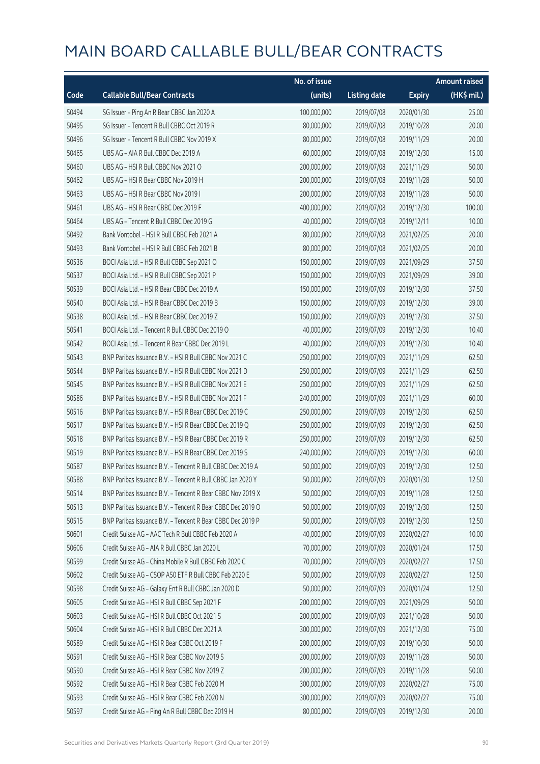# MAIN BOARD CALLABLE BULL/BEAR CONTRACTS

| Code | Callable Bull/Bear Contracts | No. of issue (units) | Listing date | Expiry | Amount raised (HK$ mil.) |
|---|---|---|---|---|---|
| 50494 | SG Issuer – Ping An R Bear CBBC Jan 2020 A | 100,000,000 | 2019/07/08 | 2020/01/30 | 25.00 |
| 50495 | SG Issuer – Tencent R Bull CBBC Oct 2019 R | 80,000,000 | 2019/07/08 | 2019/10/28 | 20.00 |
| 50496 | SG Issuer – Tencent R Bull CBBC Nov 2019 X | 80,000,000 | 2019/07/08 | 2019/11/29 | 20.00 |
| 50465 | UBS AG – AIA R Bull CBBC Dec 2019 A | 60,000,000 | 2019/07/08 | 2019/12/30 | 15.00 |
| 50460 | UBS AG – HSI R Bull CBBC Nov 2021 O | 200,000,000 | 2019/07/08 | 2021/11/29 | 50.00 |
| 50462 | UBS AG – HSI R Bear CBBC Nov 2019 H | 200,000,000 | 2019/07/08 | 2019/11/28 | 50.00 |
| 50463 | UBS AG – HSI R Bear CBBC Nov 2019 I | 200,000,000 | 2019/07/08 | 2019/11/28 | 50.00 |
| 50461 | UBS AG – HSI R Bear CBBC Dec 2019 F | 400,000,000 | 2019/07/08 | 2019/12/30 | 100.00 |
| 50464 | UBS AG – Tencent R Bull CBBC Dec 2019 G | 40,000,000 | 2019/07/08 | 2019/12/11 | 10.00 |
| 50492 | Bank Vontobel – HSI R Bull CBBC Feb 2021 A | 80,000,000 | 2019/07/08 | 2021/02/25 | 20.00 |
| 50493 | Bank Vontobel – HSI R Bull CBBC Feb 2021 B | 80,000,000 | 2019/07/08 | 2021/02/25 | 20.00 |
| 50536 | BOCI Asia Ltd. – HSI R Bull CBBC Sep 2021 O | 150,000,000 | 2019/07/09 | 2021/09/29 | 37.50 |
| 50537 | BOCI Asia Ltd. – HSI R Bull CBBC Sep 2021 P | 150,000,000 | 2019/07/09 | 2021/09/29 | 39.00 |
| 50539 | BOCI Asia Ltd. – HSI R Bear CBBC Dec 2019 A | 150,000,000 | 2019/07/09 | 2019/12/30 | 37.50 |
| 50540 | BOCI Asia Ltd. – HSI R Bear CBBC Dec 2019 B | 150,000,000 | 2019/07/09 | 2019/12/30 | 39.00 |
| 50538 | BOCI Asia Ltd. – HSI R Bear CBBC Dec 2019 Z | 150,000,000 | 2019/07/09 | 2019/12/30 | 37.50 |
| 50541 | BOCI Asia Ltd. – Tencent R Bull CBBC Dec 2019 O | 40,000,000 | 2019/07/09 | 2019/12/30 | 10.40 |
| 50542 | BOCI Asia Ltd. – Tencent R Bear CBBC Dec 2019 L | 40,000,000 | 2019/07/09 | 2019/12/30 | 10.40 |
| 50543 | BNP Paribas Issuance B.V. – HSI R Bull CBBC Nov 2021 C | 250,000,000 | 2019/07/09 | 2021/11/29 | 62.50 |
| 50544 | BNP Paribas Issuance B.V. – HSI R Bull CBBC Nov 2021 D | 250,000,000 | 2019/07/09 | 2021/11/29 | 62.50 |
| 50545 | BNP Paribas Issuance B.V. – HSI R Bull CBBC Nov 2021 E | 250,000,000 | 2019/07/09 | 2021/11/29 | 62.50 |
| 50586 | BNP Paribas Issuance B.V. – HSI R Bull CBBC Nov 2021 F | 240,000,000 | 2019/07/09 | 2021/11/29 | 60.00 |
| 50516 | BNP Paribas Issuance B.V. – HSI R Bear CBBC Dec 2019 C | 250,000,000 | 2019/07/09 | 2019/12/30 | 62.50 |
| 50517 | BNP Paribas Issuance B.V. – HSI R Bear CBBC Dec 2019 Q | 250,000,000 | 2019/07/09 | 2019/12/30 | 62.50 |
| 50518 | BNP Paribas Issuance B.V. – HSI R Bear CBBC Dec 2019 R | 250,000,000 | 2019/07/09 | 2019/12/30 | 62.50 |
| 50519 | BNP Paribas Issuance B.V. – HSI R Bear CBBC Dec 2019 S | 240,000,000 | 2019/07/09 | 2019/12/30 | 60.00 |
| 50587 | BNP Paribas Issuance B.V. – Tencent R Bull CBBC Dec 2019 A | 50,000,000 | 2019/07/09 | 2019/12/30 | 12.50 |
| 50588 | BNP Paribas Issuance B.V. – Tencent R Bull CBBC Jan 2020 Y | 50,000,000 | 2019/07/09 | 2020/01/30 | 12.50 |
| 50514 | BNP Paribas Issuance B.V. – Tencent R Bear CBBC Nov 2019 X | 50,000,000 | 2019/07/09 | 2019/11/28 | 12.50 |
| 50513 | BNP Paribas Issuance B.V. – Tencent R Bear CBBC Dec 2019 O | 50,000,000 | 2019/07/09 | 2019/12/30 | 12.50 |
| 50515 | BNP Paribas Issuance B.V. – Tencent R Bear CBBC Dec 2019 P | 50,000,000 | 2019/07/09 | 2019/12/30 | 12.50 |
| 50601 | Credit Suisse AG – AAC Tech R Bull CBBC Feb 2020 A | 40,000,000 | 2019/07/09 | 2020/02/27 | 10.00 |
| 50606 | Credit Suisse AG – AIA R Bull CBBC Jan 2020 L | 70,000,000 | 2019/07/09 | 2020/01/24 | 17.50 |
| 50599 | Credit Suisse AG – China Mobile R Bull CBBC Feb 2020 C | 70,000,000 | 2019/07/09 | 2020/02/27 | 17.50 |
| 50602 | Credit Suisse AG – CSOP A50 ETF R Bull CBBC Feb 2020 E | 50,000,000 | 2019/07/09 | 2020/02/27 | 12.50 |
| 50598 | Credit Suisse AG – Galaxy Ent R Bull CBBC Jan 2020 D | 50,000,000 | 2019/07/09 | 2020/01/24 | 12.50 |
| 50605 | Credit Suisse AG – HSI R Bull CBBC Sep 2021 F | 200,000,000 | 2019/07/09 | 2021/09/29 | 50.00 |
| 50603 | Credit Suisse AG – HSI R Bull CBBC Oct 2021 S | 200,000,000 | 2019/07/09 | 2021/10/28 | 50.00 |
| 50604 | Credit Suisse AG – HSI R Bull CBBC Dec 2021 A | 300,000,000 | 2019/07/09 | 2021/12/30 | 75.00 |
| 50589 | Credit Suisse AG – HSI R Bear CBBC Oct 2019 F | 200,000,000 | 2019/07/09 | 2019/10/30 | 50.00 |
| 50591 | Credit Suisse AG – HSI R Bear CBBC Nov 2019 S | 200,000,000 | 2019/07/09 | 2019/11/28 | 50.00 |
| 50590 | Credit Suisse AG – HSI R Bear CBBC Nov 2019 Z | 200,000,000 | 2019/07/09 | 2019/11/28 | 50.00 |
| 50592 | Credit Suisse AG – HSI R Bear CBBC Feb 2020 M | 300,000,000 | 2019/07/09 | 2020/02/27 | 75.00 |
| 50593 | Credit Suisse AG – HSI R Bear CBBC Feb 2020 N | 300,000,000 | 2019/07/09 | 2020/02/27 | 75.00 |
| 50597 | Credit Suisse AG – Ping An R Bull CBBC Dec 2019 H | 80,000,000 | 2019/07/09 | 2019/12/30 | 20.00 |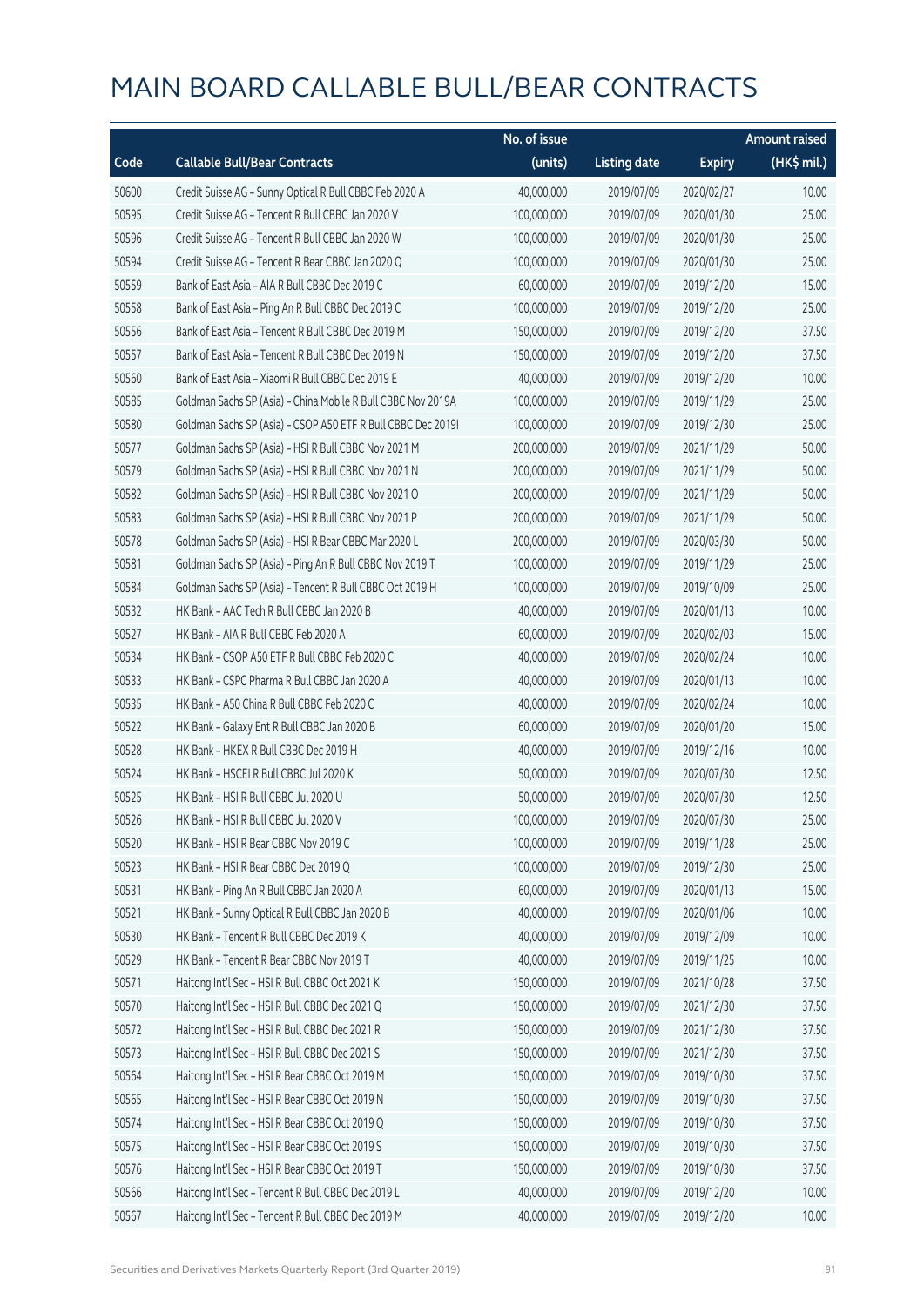# MAIN BOARD CALLABLE BULL/BEAR CONTRACTS

| Code | Callable Bull/Bear Contracts | No. of issue (units) | Listing date | Expiry | Amount raised (HK$ mil.) |
|---|---|---|---|---|---|
| 50600 | Credit Suisse AG – Sunny Optical R Bull CBBC Feb 2020 A | 40,000,000 | 2019/07/09 | 2020/02/27 | 10.00 |
| 50595 | Credit Suisse AG – Tencent R Bull CBBC Jan 2020 V | 100,000,000 | 2019/07/09 | 2020/01/30 | 25.00 |
| 50596 | Credit Suisse AG – Tencent R Bull CBBC Jan 2020 W | 100,000,000 | 2019/07/09 | 2020/01/30 | 25.00 |
| 50594 | Credit Suisse AG – Tencent R Bear CBBC Jan 2020 Q | 100,000,000 | 2019/07/09 | 2020/01/30 | 25.00 |
| 50559 | Bank of East Asia – AIA R Bull CBBC Dec 2019 C | 60,000,000 | 2019/07/09 | 2019/12/20 | 15.00 |
| 50558 | Bank of East Asia – Ping An R Bull CBBC Dec 2019 C | 100,000,000 | 2019/07/09 | 2019/12/20 | 25.00 |
| 50556 | Bank of East Asia – Tencent R Bull CBBC Dec 2019 M | 150,000,000 | 2019/07/09 | 2019/12/20 | 37.50 |
| 50557 | Bank of East Asia – Tencent R Bull CBBC Dec 2019 N | 150,000,000 | 2019/07/09 | 2019/12/20 | 37.50 |
| 50560 | Bank of East Asia – Xiaomi R Bull CBBC Dec 2019 E | 40,000,000 | 2019/07/09 | 2019/12/20 | 10.00 |
| 50585 | Goldman Sachs SP (Asia) – China Mobile R Bull CBBC Nov 2019A | 100,000,000 | 2019/07/09 | 2019/11/29 | 25.00 |
| 50580 | Goldman Sachs SP (Asia) – CSOP A50 ETF R Bull CBBC Dec 2019I | 100,000,000 | 2019/07/09 | 2019/12/30 | 25.00 |
| 50577 | Goldman Sachs SP (Asia) – HSI R Bull CBBC Nov 2021 M | 200,000,000 | 2019/07/09 | 2021/11/29 | 50.00 |
| 50579 | Goldman Sachs SP (Asia) – HSI R Bull CBBC Nov 2021 N | 200,000,000 | 2019/07/09 | 2021/11/29 | 50.00 |
| 50582 | Goldman Sachs SP (Asia) – HSI R Bull CBBC Nov 2021 O | 200,000,000 | 2019/07/09 | 2021/11/29 | 50.00 |
| 50583 | Goldman Sachs SP (Asia) – HSI R Bull CBBC Nov 2021 P | 200,000,000 | 2019/07/09 | 2021/11/29 | 50.00 |
| 50578 | Goldman Sachs SP (Asia) – HSI R Bear CBBC Mar 2020 L | 200,000,000 | 2019/07/09 | 2020/03/30 | 50.00 |
| 50581 | Goldman Sachs SP (Asia) – Ping An R Bull CBBC Nov 2019 T | 100,000,000 | 2019/07/09 | 2019/11/29 | 25.00 |
| 50584 | Goldman Sachs SP (Asia) – Tencent R Bull CBBC Oct 2019 H | 100,000,000 | 2019/07/09 | 2019/10/09 | 25.00 |
| 50532 | HK Bank – AAC Tech R Bull CBBC Jan 2020 B | 40,000,000 | 2019/07/09 | 2020/01/13 | 10.00 |
| 50527 | HK Bank – AIA R Bull CBBC Feb 2020 A | 60,000,000 | 2019/07/09 | 2020/02/03 | 15.00 |
| 50534 | HK Bank – CSOP A50 ETF R Bull CBBC Feb 2020 C | 40,000,000 | 2019/07/09 | 2020/02/24 | 10.00 |
| 50533 | HK Bank – CSPC Pharma R Bull CBBC Jan 2020 A | 40,000,000 | 2019/07/09 | 2020/01/13 | 10.00 |
| 50535 | HK Bank – A50 China R Bull CBBC Feb 2020 C | 40,000,000 | 2019/07/09 | 2020/02/24 | 10.00 |
| 50522 | HK Bank – Galaxy Ent R Bull CBBC Jan 2020 B | 60,000,000 | 2019/07/09 | 2020/01/20 | 15.00 |
| 50528 | HK Bank – HKEX R Bull CBBC Dec 2019 H | 40,000,000 | 2019/07/09 | 2019/12/16 | 10.00 |
| 50524 | HK Bank – HSCEI R Bull CBBC Jul 2020 K | 50,000,000 | 2019/07/09 | 2020/07/30 | 12.50 |
| 50525 | HK Bank – HSI R Bull CBBC Jul 2020 U | 50,000,000 | 2019/07/09 | 2020/07/30 | 12.50 |
| 50526 | HK Bank – HSI R Bull CBBC Jul 2020 V | 100,000,000 | 2019/07/09 | 2020/07/30 | 25.00 |
| 50520 | HK Bank – HSI R Bear CBBC Nov 2019 C | 100,000,000 | 2019/07/09 | 2019/11/28 | 25.00 |
| 50523 | HK Bank – HSI R Bear CBBC Dec 2019 Q | 100,000,000 | 2019/07/09 | 2019/12/30 | 25.00 |
| 50531 | HK Bank – Ping An R Bull CBBC Jan 2020 A | 60,000,000 | 2019/07/09 | 2020/01/13 | 15.00 |
| 50521 | HK Bank – Sunny Optical R Bull CBBC Jan 2020 B | 40,000,000 | 2019/07/09 | 2020/01/06 | 10.00 |
| 50530 | HK Bank – Tencent R Bull CBBC Dec 2019 K | 40,000,000 | 2019/07/09 | 2019/12/09 | 10.00 |
| 50529 | HK Bank – Tencent R Bear CBBC Nov 2019 T | 40,000,000 | 2019/07/09 | 2019/11/25 | 10.00 |
| 50571 | Haitong Int'l Sec – HSI R Bull CBBC Oct 2021 K | 150,000,000 | 2019/07/09 | 2021/10/28 | 37.50 |
| 50570 | Haitong Int'l Sec – HSI R Bull CBBC Dec 2021 Q | 150,000,000 | 2019/07/09 | 2021/12/30 | 37.50 |
| 50572 | Haitong Int'l Sec – HSI R Bull CBBC Dec 2021 R | 150,000,000 | 2019/07/09 | 2021/12/30 | 37.50 |
| 50573 | Haitong Int'l Sec – HSI R Bull CBBC Dec 2021 S | 150,000,000 | 2019/07/09 | 2021/12/30 | 37.50 |
| 50564 | Haitong Int'l Sec – HSI R Bear CBBC Oct 2019 M | 150,000,000 | 2019/07/09 | 2019/10/30 | 37.50 |
| 50565 | Haitong Int'l Sec – HSI R Bear CBBC Oct 2019 N | 150,000,000 | 2019/07/09 | 2019/10/30 | 37.50 |
| 50574 | Haitong Int'l Sec – HSI R Bear CBBC Oct 2019 Q | 150,000,000 | 2019/07/09 | 2019/10/30 | 37.50 |
| 50575 | Haitong Int'l Sec – HSI R Bear CBBC Oct 2019 S | 150,000,000 | 2019/07/09 | 2019/10/30 | 37.50 |
| 50576 | Haitong Int'l Sec – HSI R Bear CBBC Oct 2019 T | 150,000,000 | 2019/07/09 | 2019/10/30 | 37.50 |
| 50566 | Haitong Int'l Sec – Tencent R Bull CBBC Dec 2019 L | 40,000,000 | 2019/07/09 | 2019/12/20 | 10.00 |
| 50567 | Haitong Int'l Sec – Tencent R Bull CBBC Dec 2019 M | 40,000,000 | 2019/07/09 | 2019/12/20 | 10.00 |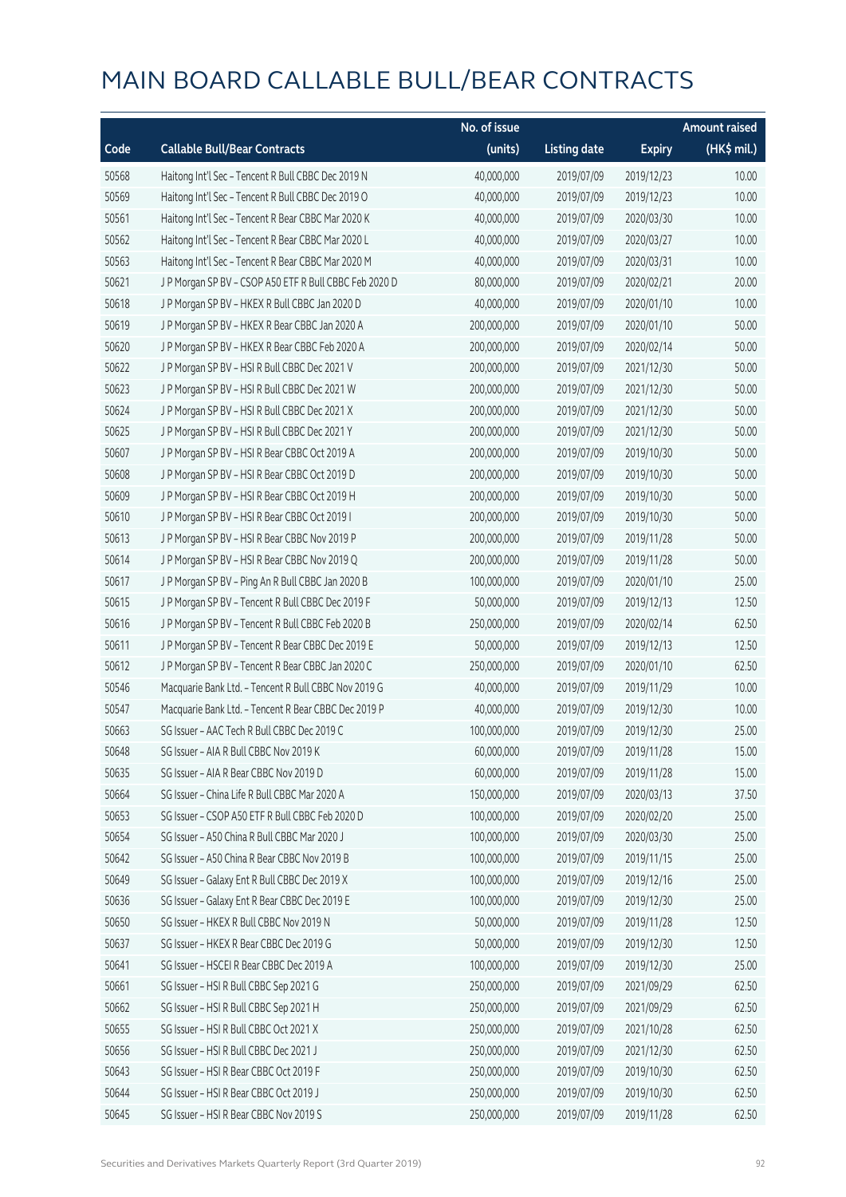# MAIN BOARD CALLABLE BULL/BEAR CONTRACTS

| Code | Callable Bull/Bear Contracts | No. of issue (units) | Listing date | Expiry | Amount raised (HK$ mil.) |
|---|---|---|---|---|---|
| 50568 | Haitong Int'l Sec – Tencent R Bull CBBC Dec 2019 N | 40,000,000 | 2019/07/09 | 2019/12/23 | 10.00 |
| 50569 | Haitong Int'l Sec – Tencent R Bull CBBC Dec 2019 O | 40,000,000 | 2019/07/09 | 2019/12/23 | 10.00 |
| 50561 | Haitong Int'l Sec – Tencent R Bear CBBC Mar 2020 K | 40,000,000 | 2019/07/09 | 2020/03/30 | 10.00 |
| 50562 | Haitong Int'l Sec – Tencent R Bear CBBC Mar 2020 L | 40,000,000 | 2019/07/09 | 2020/03/27 | 10.00 |
| 50563 | Haitong Int'l Sec – Tencent R Bear CBBC Mar 2020 M | 40,000,000 | 2019/07/09 | 2020/03/31 | 10.00 |
| 50621 | J P Morgan SP BV – CSOP A50 ETF R Bull CBBC Feb 2020 D | 80,000,000 | 2019/07/09 | 2020/02/21 | 20.00 |
| 50618 | J P Morgan SP BV – HKEX R Bull CBBC Jan 2020 D | 40,000,000 | 2019/07/09 | 2020/01/10 | 10.00 |
| 50619 | J P Morgan SP BV – HKEX R Bear CBBC Jan 2020 A | 200,000,000 | 2019/07/09 | 2020/01/10 | 50.00 |
| 50620 | J P Morgan SP BV – HKEX R Bear CBBC Feb 2020 A | 200,000,000 | 2019/07/09 | 2020/02/14 | 50.00 |
| 50622 | J P Morgan SP BV – HSI R Bull CBBC Dec 2021 V | 200,000,000 | 2019/07/09 | 2021/12/30 | 50.00 |
| 50623 | J P Morgan SP BV – HSI R Bull CBBC Dec 2021 W | 200,000,000 | 2019/07/09 | 2021/12/30 | 50.00 |
| 50624 | J P Morgan SP BV – HSI R Bull CBBC Dec 2021 X | 200,000,000 | 2019/07/09 | 2021/12/30 | 50.00 |
| 50625 | J P Morgan SP BV – HSI R Bull CBBC Dec 2021 Y | 200,000,000 | 2019/07/09 | 2021/12/30 | 50.00 |
| 50607 | J P Morgan SP BV – HSI R Bear CBBC Oct 2019 A | 200,000,000 | 2019/07/09 | 2019/10/30 | 50.00 |
| 50608 | J P Morgan SP BV – HSI R Bear CBBC Oct 2019 D | 200,000,000 | 2019/07/09 | 2019/10/30 | 50.00 |
| 50609 | J P Morgan SP BV – HSI R Bear CBBC Oct 2019 H | 200,000,000 | 2019/07/09 | 2019/10/30 | 50.00 |
| 50610 | J P Morgan SP BV – HSI R Bear CBBC Oct 2019 I | 200,000,000 | 2019/07/09 | 2019/10/30 | 50.00 |
| 50613 | J P Morgan SP BV – HSI R Bear CBBC Nov 2019 P | 200,000,000 | 2019/07/09 | 2019/11/28 | 50.00 |
| 50614 | J P Morgan SP BV – HSI R Bear CBBC Nov 2019 Q | 200,000,000 | 2019/07/09 | 2019/11/28 | 50.00 |
| 50617 | J P Morgan SP BV – Ping An R Bull CBBC Jan 2020 B | 100,000,000 | 2019/07/09 | 2020/01/10 | 25.00 |
| 50615 | J P Morgan SP BV – Tencent R Bull CBBC Dec 2019 F | 50,000,000 | 2019/07/09 | 2019/12/13 | 12.50 |
| 50616 | J P Morgan SP BV – Tencent R Bull CBBC Feb 2020 B | 250,000,000 | 2019/07/09 | 2020/02/14 | 62.50 |
| 50611 | J P Morgan SP BV – Tencent R Bear CBBC Dec 2019 E | 50,000,000 | 2019/07/09 | 2019/12/13 | 12.50 |
| 50612 | J P Morgan SP BV – Tencent R Bear CBBC Jan 2020 C | 250,000,000 | 2019/07/09 | 2020/01/10 | 62.50 |
| 50546 | Macquarie Bank Ltd. – Tencent R Bull CBBC Nov 2019 G | 40,000,000 | 2019/07/09 | 2019/11/29 | 10.00 |
| 50547 | Macquarie Bank Ltd. – Tencent R Bear CBBC Dec 2019 P | 40,000,000 | 2019/07/09 | 2019/12/30 | 10.00 |
| 50663 | SG Issuer – AAC Tech R Bull CBBC Dec 2019 C | 100,000,000 | 2019/07/09 | 2019/12/30 | 25.00 |
| 50648 | SG Issuer – AIA R Bull CBBC Nov 2019 K | 60,000,000 | 2019/07/09 | 2019/11/28 | 15.00 |
| 50635 | SG Issuer – AIA R Bear CBBC Nov 2019 D | 60,000,000 | 2019/07/09 | 2019/11/28 | 15.00 |
| 50664 | SG Issuer – China Life R Bull CBBC Mar 2020 A | 150,000,000 | 2019/07/09 | 2020/03/13 | 37.50 |
| 50653 | SG Issuer – CSOP A50 ETF R Bull CBBC Feb 2020 D | 100,000,000 | 2019/07/09 | 2020/02/20 | 25.00 |
| 50654 | SG Issuer – A50 China R Bull CBBC Mar 2020 J | 100,000,000 | 2019/07/09 | 2020/03/30 | 25.00 |
| 50642 | SG Issuer – A50 China R Bear CBBC Nov 2019 B | 100,000,000 | 2019/07/09 | 2019/11/15 | 25.00 |
| 50649 | SG Issuer – Galaxy Ent R Bull CBBC Dec 2019 X | 100,000,000 | 2019/07/09 | 2019/12/16 | 25.00 |
| 50636 | SG Issuer – Galaxy Ent R Bear CBBC Dec 2019 E | 100,000,000 | 2019/07/09 | 2019/12/30 | 25.00 |
| 50650 | SG Issuer – HKEX R Bull CBBC Nov 2019 N | 50,000,000 | 2019/07/09 | 2019/11/28 | 12.50 |
| 50637 | SG Issuer – HKEX R Bear CBBC Dec 2019 G | 50,000,000 | 2019/07/09 | 2019/12/30 | 12.50 |
| 50641 | SG Issuer – HSCEI R Bear CBBC Dec 2019 A | 100,000,000 | 2019/07/09 | 2019/12/30 | 25.00 |
| 50661 | SG Issuer – HSI R Bull CBBC Sep 2021 G | 250,000,000 | 2019/07/09 | 2021/09/29 | 62.50 |
| 50662 | SG Issuer – HSI R Bull CBBC Sep 2021 H | 250,000,000 | 2019/07/09 | 2021/09/29 | 62.50 |
| 50655 | SG Issuer – HSI R Bull CBBC Oct 2021 X | 250,000,000 | 2019/07/09 | 2021/10/28 | 62.50 |
| 50656 | SG Issuer – HSI R Bull CBBC Dec 2021 J | 250,000,000 | 2019/07/09 | 2021/12/30 | 62.50 |
| 50643 | SG Issuer – HSI R Bear CBBC Oct 2019 F | 250,000,000 | 2019/07/09 | 2019/10/30 | 62.50 |
| 50644 | SG Issuer – HSI R Bear CBBC Oct 2019 J | 250,000,000 | 2019/07/09 | 2019/10/30 | 62.50 |
| 50645 | SG Issuer – HSI R Bear CBBC Nov 2019 S | 250,000,000 | 2019/07/09 | 2019/11/28 | 62.50 |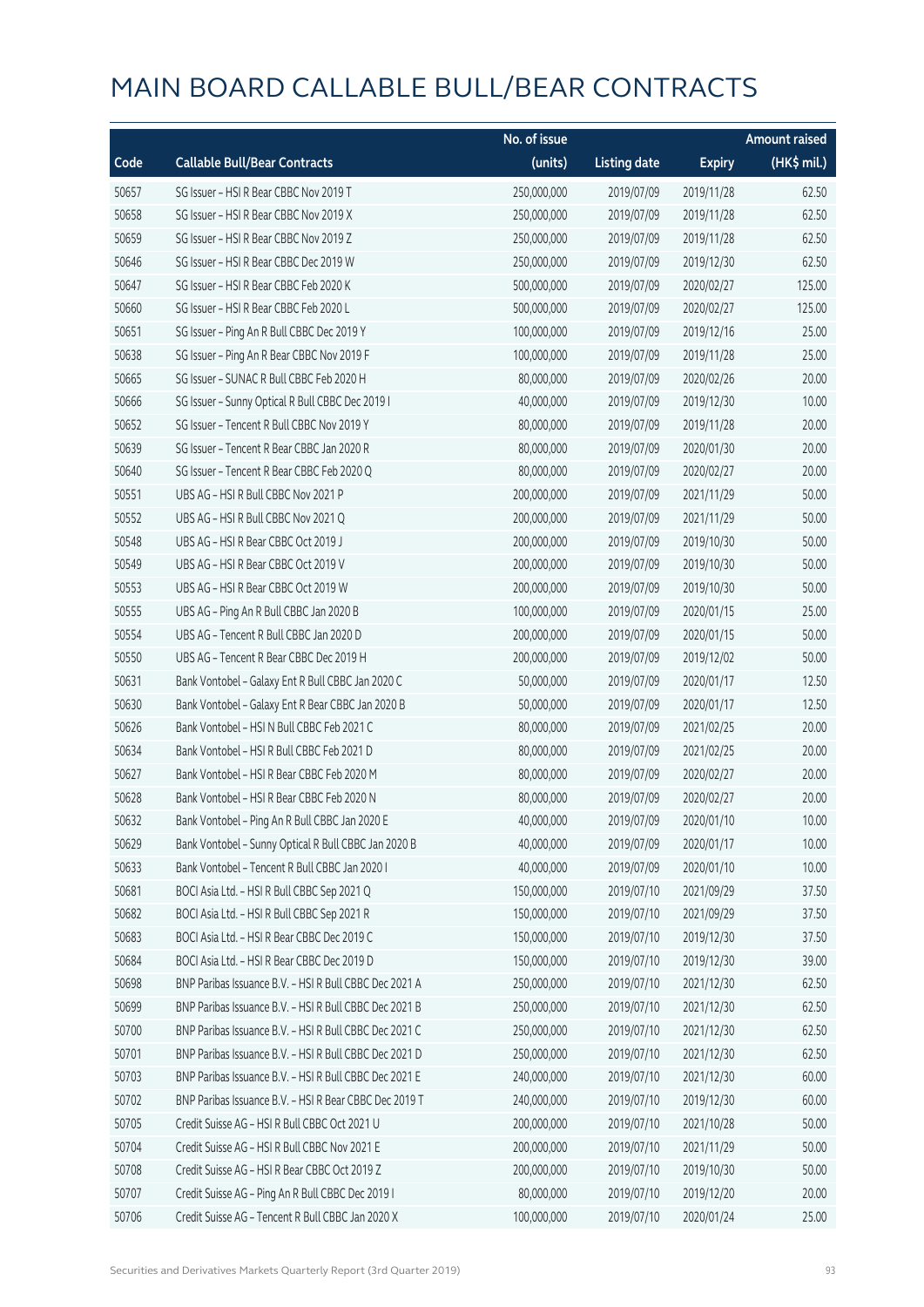# MAIN BOARD CALLABLE BULL/BEAR CONTRACTS

| Code | Callable Bull/Bear Contracts | No. of issue (units) | Listing date | Expiry | Amount raised (HK$ mil.) |
|---|---|---|---|---|---|
| 50657 | SG Issuer – HSI R Bear CBBC Nov 2019 T | 250,000,000 | 2019/07/09 | 2019/11/28 | 62.50 |
| 50658 | SG Issuer – HSI R Bear CBBC Nov 2019 X | 250,000,000 | 2019/07/09 | 2019/11/28 | 62.50 |
| 50659 | SG Issuer – HSI R Bear CBBC Nov 2019 Z | 250,000,000 | 2019/07/09 | 2019/11/28 | 62.50 |
| 50646 | SG Issuer – HSI R Bear CBBC Dec 2019 W | 250,000,000 | 2019/07/09 | 2019/12/30 | 62.50 |
| 50647 | SG Issuer – HSI R Bear CBBC Feb 2020 K | 500,000,000 | 2019/07/09 | 2020/02/27 | 125.00 |
| 50660 | SG Issuer – HSI R Bear CBBC Feb 2020 L | 500,000,000 | 2019/07/09 | 2020/02/27 | 125.00 |
| 50651 | SG Issuer – Ping An R Bull CBBC Dec 2019 Y | 100,000,000 | 2019/07/09 | 2019/12/16 | 25.00 |
| 50638 | SG Issuer – Ping An R Bear CBBC Nov 2019 F | 100,000,000 | 2019/07/09 | 2019/11/28 | 25.00 |
| 50665 | SG Issuer – SUNAC R Bull CBBC Feb 2020 H | 80,000,000 | 2019/07/09 | 2020/02/26 | 20.00 |
| 50666 | SG Issuer – Sunny Optical R Bull CBBC Dec 2019 I | 40,000,000 | 2019/07/09 | 2019/12/30 | 10.00 |
| 50652 | SG Issuer – Tencent R Bull CBBC Nov 2019 Y | 80,000,000 | 2019/07/09 | 2019/11/28 | 20.00 |
| 50639 | SG Issuer – Tencent R Bear CBBC Jan 2020 R | 80,000,000 | 2019/07/09 | 2020/01/30 | 20.00 |
| 50640 | SG Issuer – Tencent R Bear CBBC Feb 2020 Q | 80,000,000 | 2019/07/09 | 2020/02/27 | 20.00 |
| 50551 | UBS AG – HSI R Bull CBBC Nov 2021 P | 200,000,000 | 2019/07/09 | 2021/11/29 | 50.00 |
| 50552 | UBS AG – HSI R Bull CBBC Nov 2021 Q | 200,000,000 | 2019/07/09 | 2021/11/29 | 50.00 |
| 50548 | UBS AG – HSI R Bear CBBC Oct 2019 J | 200,000,000 | 2019/07/09 | 2019/10/30 | 50.00 |
| 50549 | UBS AG – HSI R Bear CBBC Oct 2019 V | 200,000,000 | 2019/07/09 | 2019/10/30 | 50.00 |
| 50553 | UBS AG – HSI R Bear CBBC Oct 2019 W | 200,000,000 | 2019/07/09 | 2019/10/30 | 50.00 |
| 50555 | UBS AG – Ping An R Bull CBBC Jan 2020 B | 100,000,000 | 2019/07/09 | 2020/01/15 | 25.00 |
| 50554 | UBS AG – Tencent R Bull CBBC Jan 2020 D | 200,000,000 | 2019/07/09 | 2020/01/15 | 50.00 |
| 50550 | UBS AG – Tencent R Bear CBBC Dec 2019 H | 200,000,000 | 2019/07/09 | 2019/12/02 | 50.00 |
| 50631 | Bank Vontobel – Galaxy Ent R Bull CBBC Jan 2020 C | 50,000,000 | 2019/07/09 | 2020/01/17 | 12.50 |
| 50630 | Bank Vontobel – Galaxy Ent R Bear CBBC Jan 2020 B | 50,000,000 | 2019/07/09 | 2020/01/17 | 12.50 |
| 50626 | Bank Vontobel – HSI N Bull CBBC Feb 2021 C | 80,000,000 | 2019/07/09 | 2021/02/25 | 20.00 |
| 50634 | Bank Vontobel – HSI R Bull CBBC Feb 2021 D | 80,000,000 | 2019/07/09 | 2021/02/25 | 20.00 |
| 50627 | Bank Vontobel – HSI R Bear CBBC Feb 2020 M | 80,000,000 | 2019/07/09 | 2020/02/27 | 20.00 |
| 50628 | Bank Vontobel – HSI R Bear CBBC Feb 2020 N | 80,000,000 | 2019/07/09 | 2020/02/27 | 20.00 |
| 50632 | Bank Vontobel – Ping An R Bull CBBC Jan 2020 E | 40,000,000 | 2019/07/09 | 2020/01/10 | 10.00 |
| 50629 | Bank Vontobel – Sunny Optical R Bull CBBC Jan 2020 B | 40,000,000 | 2019/07/09 | 2020/01/17 | 10.00 |
| 50633 | Bank Vontobel – Tencent R Bull CBBC Jan 2020 I | 40,000,000 | 2019/07/09 | 2020/01/10 | 10.00 |
| 50681 | BOCI Asia Ltd. – HSI R Bull CBBC Sep 2021 Q | 150,000,000 | 2019/07/10 | 2021/09/29 | 37.50 |
| 50682 | BOCI Asia Ltd. – HSI R Bull CBBC Sep 2021 R | 150,000,000 | 2019/07/10 | 2021/09/29 | 37.50 |
| 50683 | BOCI Asia Ltd. – HSI R Bear CBBC Dec 2019 C | 150,000,000 | 2019/07/10 | 2019/12/30 | 37.50 |
| 50684 | BOCI Asia Ltd. – HSI R Bear CBBC Dec 2019 D | 150,000,000 | 2019/07/10 | 2019/12/30 | 39.00 |
| 50698 | BNP Paribas Issuance B.V. – HSI R Bull CBBC Dec 2021 A | 250,000,000 | 2019/07/10 | 2021/12/30 | 62.50 |
| 50699 | BNP Paribas Issuance B.V. – HSI R Bull CBBC Dec 2021 B | 250,000,000 | 2019/07/10 | 2021/12/30 | 62.50 |
| 50700 | BNP Paribas Issuance B.V. – HSI R Bull CBBC Dec 2021 C | 250,000,000 | 2019/07/10 | 2021/12/30 | 62.50 |
| 50701 | BNP Paribas Issuance B.V. – HSI R Bull CBBC Dec 2021 D | 250,000,000 | 2019/07/10 | 2021/12/30 | 62.50 |
| 50703 | BNP Paribas Issuance B.V. – HSI R Bull CBBC Dec 2021 E | 240,000,000 | 2019/07/10 | 2021/12/30 | 60.00 |
| 50702 | BNP Paribas Issuance B.V. – HSI R Bear CBBC Dec 2019 T | 240,000,000 | 2019/07/10 | 2019/12/30 | 60.00 |
| 50705 | Credit Suisse AG – HSI R Bull CBBC Oct 2021 U | 200,000,000 | 2019/07/10 | 2021/10/28 | 50.00 |
| 50704 | Credit Suisse AG – HSI R Bull CBBC Nov 2021 E | 200,000,000 | 2019/07/10 | 2021/11/29 | 50.00 |
| 50708 | Credit Suisse AG – HSI R Bear CBBC Oct 2019 Z | 200,000,000 | 2019/07/10 | 2019/10/30 | 50.00 |
| 50707 | Credit Suisse AG – Ping An R Bull CBBC Dec 2019 I | 80,000,000 | 2019/07/10 | 2019/12/20 | 20.00 |
| 50706 | Credit Suisse AG – Tencent R Bull CBBC Jan 2020 X | 100,000,000 | 2019/07/10 | 2020/01/24 | 25.00 |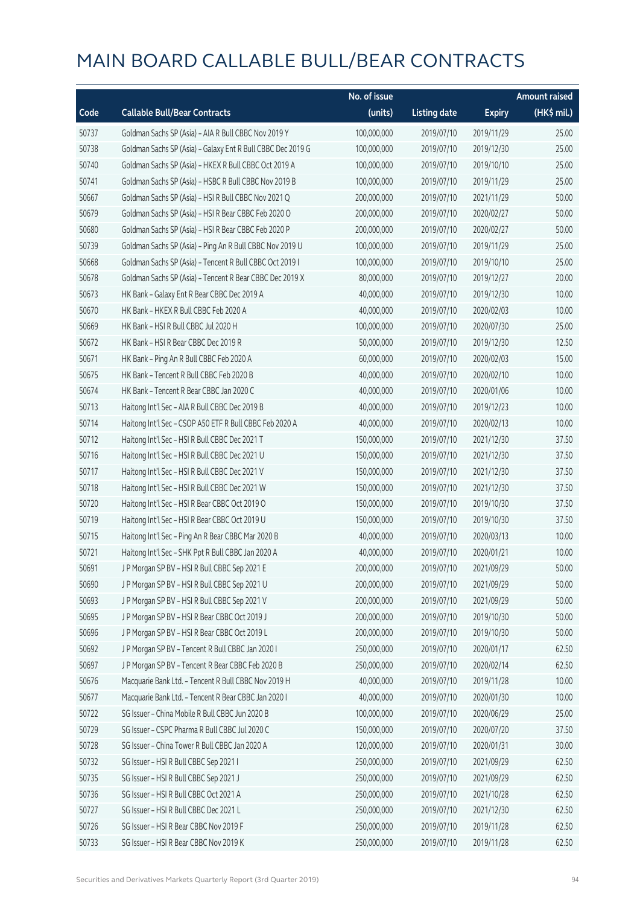# MAIN BOARD CALLABLE BULL/BEAR CONTRACTS

| Code | Callable Bull/Bear Contracts | No. of issue (units) | Listing date | Expiry | Amount raised (HK$ mil.) |
|---|---|---|---|---|---|
| 50737 | Goldman Sachs SP (Asia) - AIA R Bull CBBC Nov 2019 Y | 100,000,000 | 2019/07/10 | 2019/11/29 | 25.00 |
| 50738 | Goldman Sachs SP (Asia) - Galaxy Ent R Bull CBBC Dec 2019 G | 100,000,000 | 2019/07/10 | 2019/12/30 | 25.00 |
| 50740 | Goldman Sachs SP (Asia) - HKEX R Bull CBBC Oct 2019 A | 100,000,000 | 2019/07/10 | 2019/10/10 | 25.00 |
| 50741 | Goldman Sachs SP (Asia) - HSBC R Bull CBBC Nov 2019 B | 100,000,000 | 2019/07/10 | 2019/11/29 | 25.00 |
| 50667 | Goldman Sachs SP (Asia) - HSI R Bull CBBC Nov 2021 Q | 200,000,000 | 2019/07/10 | 2021/11/29 | 50.00 |
| 50679 | Goldman Sachs SP (Asia) - HSI R Bear CBBC Feb 2020 O | 200,000,000 | 2019/07/10 | 2020/02/27 | 50.00 |
| 50680 | Goldman Sachs SP (Asia) - HSI R Bear CBBC Feb 2020 P | 200,000,000 | 2019/07/10 | 2020/02/27 | 50.00 |
| 50739 | Goldman Sachs SP (Asia) - Ping An R Bull CBBC Nov 2019 U | 100,000,000 | 2019/07/10 | 2019/11/29 | 25.00 |
| 50668 | Goldman Sachs SP (Asia) - Tencent R Bull CBBC Oct 2019 I | 100,000,000 | 2019/07/10 | 2019/10/10 | 25.00 |
| 50678 | Goldman Sachs SP (Asia) - Tencent R Bear CBBC Dec 2019 X | 80,000,000 | 2019/07/10 | 2019/12/27 | 20.00 |
| 50673 | HK Bank - Galaxy Ent R Bear CBBC Dec 2019 A | 40,000,000 | 2019/07/10 | 2019/12/30 | 10.00 |
| 50670 | HK Bank - HKEX R Bull CBBC Feb 2020 A | 40,000,000 | 2019/07/10 | 2020/02/03 | 10.00 |
| 50669 | HK Bank - HSI R Bull CBBC Jul 2020 H | 100,000,000 | 2019/07/10 | 2020/07/30 | 25.00 |
| 50672 | HK Bank - HSI R Bear CBBC Dec 2019 R | 50,000,000 | 2019/07/10 | 2019/12/30 | 12.50 |
| 50671 | HK Bank - Ping An R Bull CBBC Feb 2020 A | 60,000,000 | 2019/07/10 | 2020/02/03 | 15.00 |
| 50675 | HK Bank - Tencent R Bull CBBC Feb 2020 B | 40,000,000 | 2019/07/10 | 2020/02/10 | 10.00 |
| 50674 | HK Bank - Tencent R Bear CBBC Jan 2020 C | 40,000,000 | 2019/07/10 | 2020/01/06 | 10.00 |
| 50713 | Haitong Int'l Sec - AIA R Bull CBBC Dec 2019 B | 40,000,000 | 2019/07/10 | 2019/12/23 | 10.00 |
| 50714 | Haitong Int'l Sec - CSOP A50 ETF R Bull CBBC Feb 2020 A | 40,000,000 | 2019/07/10 | 2020/02/13 | 10.00 |
| 50712 | Haitong Int'l Sec - HSI R Bull CBBC Dec 2021 T | 150,000,000 | 2019/07/10 | 2021/12/30 | 37.50 |
| 50716 | Haitong Int'l Sec - HSI R Bull CBBC Dec 2021 U | 150,000,000 | 2019/07/10 | 2021/12/30 | 37.50 |
| 50717 | Haitong Int'l Sec - HSI R Bull CBBC Dec 2021 V | 150,000,000 | 2019/07/10 | 2021/12/30 | 37.50 |
| 50718 | Haitong Int'l Sec - HSI R Bull CBBC Dec 2021 W | 150,000,000 | 2019/07/10 | 2021/12/30 | 37.50 |
| 50720 | Haitong Int'l Sec - HSI R Bear CBBC Oct 2019 O | 150,000,000 | 2019/07/10 | 2019/10/30 | 37.50 |
| 50719 | Haitong Int'l Sec - HSI R Bear CBBC Oct 2019 U | 150,000,000 | 2019/07/10 | 2019/10/30 | 37.50 |
| 50715 | Haitong Int'l Sec - Ping An R Bear CBBC Mar 2020 B | 40,000,000 | 2019/07/10 | 2020/03/13 | 10.00 |
| 50721 | Haitong Int'l Sec - SHK Ppt R Bull CBBC Jan 2020 A | 40,000,000 | 2019/07/10 | 2020/01/21 | 10.00 |
| 50691 | J P Morgan SP BV - HSI R Bull CBBC Sep 2021 E | 200,000,000 | 2019/07/10 | 2021/09/29 | 50.00 |
| 50690 | J P Morgan SP BV - HSI R Bull CBBC Sep 2021 U | 200,000,000 | 2019/07/10 | 2021/09/29 | 50.00 |
| 50693 | J P Morgan SP BV - HSI R Bull CBBC Sep 2021 V | 200,000,000 | 2019/07/10 | 2021/09/29 | 50.00 |
| 50695 | J P Morgan SP BV - HSI R Bear CBBC Oct 2019 J | 200,000,000 | 2019/07/10 | 2019/10/30 | 50.00 |
| 50696 | J P Morgan SP BV - HSI R Bear CBBC Oct 2019 L | 200,000,000 | 2019/07/10 | 2019/10/30 | 50.00 |
| 50692 | J P Morgan SP BV - Tencent R Bull CBBC Jan 2020 I | 250,000,000 | 2019/07/10 | 2020/01/17 | 62.50 |
| 50697 | J P Morgan SP BV - Tencent R Bear CBBC Feb 2020 B | 250,000,000 | 2019/07/10 | 2020/02/14 | 62.50 |
| 50676 | Macquarie Bank Ltd. - Tencent R Bull CBBC Nov 2019 H | 40,000,000 | 2019/07/10 | 2019/11/28 | 10.00 |
| 50677 | Macquarie Bank Ltd. - Tencent R Bear CBBC Jan 2020 I | 40,000,000 | 2019/07/10 | 2020/01/30 | 10.00 |
| 50722 | SG Issuer - China Mobile R Bull CBBC Jun 2020 B | 100,000,000 | 2019/07/10 | 2020/06/29 | 25.00 |
| 50729 | SG Issuer - CSPC Pharma R Bull CBBC Jul 2020 C | 150,000,000 | 2019/07/10 | 2020/07/20 | 37.50 |
| 50728 | SG Issuer - China Tower R Bull CBBC Jan 2020 A | 120,000,000 | 2019/07/10 | 2020/01/31 | 30.00 |
| 50732 | SG Issuer - HSI R Bull CBBC Sep 2021 I | 250,000,000 | 2019/07/10 | 2021/09/29 | 62.50 |
| 50735 | SG Issuer - HSI R Bull CBBC Sep 2021 J | 250,000,000 | 2019/07/10 | 2021/09/29 | 62.50 |
| 50736 | SG Issuer - HSI R Bull CBBC Oct 2021 A | 250,000,000 | 2019/07/10 | 2021/10/28 | 62.50 |
| 50727 | SG Issuer - HSI R Bull CBBC Dec 2021 L | 250,000,000 | 2019/07/10 | 2021/12/30 | 62.50 |
| 50726 | SG Issuer - HSI R Bear CBBC Nov 2019 F | 250,000,000 | 2019/07/10 | 2019/11/28 | 62.50 |
| 50733 | SG Issuer - HSI R Bear CBBC Nov 2019 K | 250,000,000 | 2019/07/10 | 2019/11/28 | 62.50 |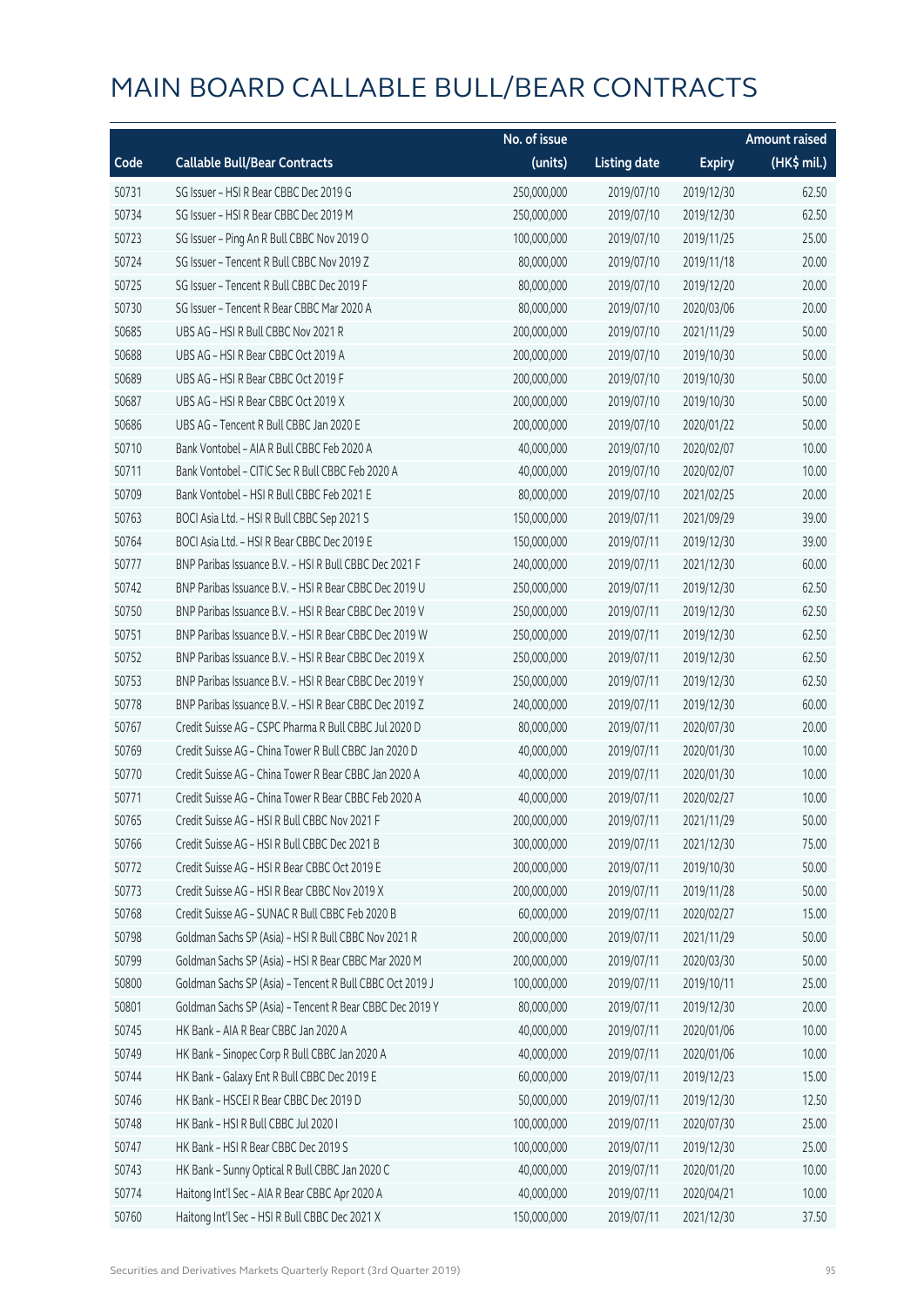# MAIN BOARD CALLABLE BULL/BEAR CONTRACTS

| Code | Callable Bull/Bear Contracts | No. of issue (units) | Listing date | Expiry | Amount raised (HK$ mil.) |
|---|---|---|---|---|---|
| 50731 | SG Issuer – HSI R Bear CBBC Dec 2019 G | 250,000,000 | 2019/07/10 | 2019/12/30 | 62.50 |
| 50734 | SG Issuer – HSI R Bear CBBC Dec 2019 M | 250,000,000 | 2019/07/10 | 2019/12/30 | 62.50 |
| 50723 | SG Issuer – Ping An R Bull CBBC Nov 2019 O | 100,000,000 | 2019/07/10 | 2019/11/25 | 25.00 |
| 50724 | SG Issuer – Tencent R Bull CBBC Nov 2019 Z | 80,000,000 | 2019/07/10 | 2019/11/18 | 20.00 |
| 50725 | SG Issuer – Tencent R Bull CBBC Dec 2019 F | 80,000,000 | 2019/07/10 | 2019/12/20 | 20.00 |
| 50730 | SG Issuer – Tencent R Bear CBBC Mar 2020 A | 80,000,000 | 2019/07/10 | 2020/03/06 | 20.00 |
| 50685 | UBS AG – HSI R Bull CBBC Nov 2021 R | 200,000,000 | 2019/07/10 | 2021/11/29 | 50.00 |
| 50688 | UBS AG – HSI R Bear CBBC Oct 2019 A | 200,000,000 | 2019/07/10 | 2019/10/30 | 50.00 |
| 50689 | UBS AG – HSI R Bear CBBC Oct 2019 F | 200,000,000 | 2019/07/10 | 2019/10/30 | 50.00 |
| 50687 | UBS AG – HSI R Bear CBBC Oct 2019 X | 200,000,000 | 2019/07/10 | 2019/10/30 | 50.00 |
| 50686 | UBS AG – Tencent R Bull CBBC Jan 2020 E | 200,000,000 | 2019/07/10 | 2020/01/22 | 50.00 |
| 50710 | Bank Vontobel – AIA R Bull CBBC Feb 2020 A | 40,000,000 | 2019/07/10 | 2020/02/07 | 10.00 |
| 50711 | Bank Vontobel – CITIC Sec R Bull CBBC Feb 2020 A | 40,000,000 | 2019/07/10 | 2020/02/07 | 10.00 |
| 50709 | Bank Vontobel – HSI R Bull CBBC Feb 2021 E | 80,000,000 | 2019/07/10 | 2021/02/25 | 20.00 |
| 50763 | BOCI Asia Ltd. – HSI R Bull CBBC Sep 2021 S | 150,000,000 | 2019/07/11 | 2021/09/29 | 39.00 |
| 50764 | BOCI Asia Ltd. – HSI R Bear CBBC Dec 2019 E | 150,000,000 | 2019/07/11 | 2019/12/30 | 39.00 |
| 50777 | BNP Paribas Issuance B.V. – HSI R Bull CBBC Dec 2021 F | 240,000,000 | 2019/07/11 | 2021/12/30 | 60.00 |
| 50742 | BNP Paribas Issuance B.V. – HSI R Bear CBBC Dec 2019 U | 250,000,000 | 2019/07/11 | 2019/12/30 | 62.50 |
| 50750 | BNP Paribas Issuance B.V. – HSI R Bear CBBC Dec 2019 V | 250,000,000 | 2019/07/11 | 2019/12/30 | 62.50 |
| 50751 | BNP Paribas Issuance B.V. – HSI R Bear CBBC Dec 2019 W | 250,000,000 | 2019/07/11 | 2019/12/30 | 62.50 |
| 50752 | BNP Paribas Issuance B.V. – HSI R Bear CBBC Dec 2019 X | 250,000,000 | 2019/07/11 | 2019/12/30 | 62.50 |
| 50753 | BNP Paribas Issuance B.V. – HSI R Bear CBBC Dec 2019 Y | 250,000,000 | 2019/07/11 | 2019/12/30 | 62.50 |
| 50778 | BNP Paribas Issuance B.V. – HSI R Bear CBBC Dec 2019 Z | 240,000,000 | 2019/07/11 | 2019/12/30 | 60.00 |
| 50767 | Credit Suisse AG – CSPC Pharma R Bull CBBC Jul 2020 D | 80,000,000 | 2019/07/11 | 2020/07/30 | 20.00 |
| 50769 | Credit Suisse AG – China Tower R Bull CBBC Jan 2020 D | 40,000,000 | 2019/07/11 | 2020/01/30 | 10.00 |
| 50770 | Credit Suisse AG – China Tower R Bear CBBC Jan 2020 A | 40,000,000 | 2019/07/11 | 2020/01/30 | 10.00 |
| 50771 | Credit Suisse AG – China Tower R Bear CBBC Feb 2020 A | 40,000,000 | 2019/07/11 | 2020/02/27 | 10.00 |
| 50765 | Credit Suisse AG – HSI R Bull CBBC Nov 2021 F | 200,000,000 | 2019/07/11 | 2021/11/29 | 50.00 |
| 50766 | Credit Suisse AG – HSI R Bull CBBC Dec 2021 B | 300,000,000 | 2019/07/11 | 2021/12/30 | 75.00 |
| 50772 | Credit Suisse AG – HSI R Bear CBBC Oct 2019 E | 200,000,000 | 2019/07/11 | 2019/10/30 | 50.00 |
| 50773 | Credit Suisse AG – HSI R Bear CBBC Nov 2019 X | 200,000,000 | 2019/07/11 | 2019/11/28 | 50.00 |
| 50768 | Credit Suisse AG – SUNAC R Bull CBBC Feb 2020 B | 60,000,000 | 2019/07/11 | 2020/02/27 | 15.00 |
| 50798 | Goldman Sachs SP (Asia) – HSI R Bull CBBC Nov 2021 R | 200,000,000 | 2019/07/11 | 2021/11/29 | 50.00 |
| 50799 | Goldman Sachs SP (Asia) – HSI R Bear CBBC Mar 2020 M | 200,000,000 | 2019/07/11 | 2020/03/30 | 50.00 |
| 50800 | Goldman Sachs SP (Asia) – Tencent R Bull CBBC Oct 2019 J | 100,000,000 | 2019/07/11 | 2019/10/11 | 25.00 |
| 50801 | Goldman Sachs SP (Asia) – Tencent R Bear CBBC Dec 2019 Y | 80,000,000 | 2019/07/11 | 2019/12/30 | 20.00 |
| 50745 | HK Bank – AIA R Bear CBBC Jan 2020 A | 40,000,000 | 2019/07/11 | 2020/01/06 | 10.00 |
| 50749 | HK Bank – Sinopec Corp R Bull CBBC Jan 2020 A | 40,000,000 | 2019/07/11 | 2020/01/06 | 10.00 |
| 50744 | HK Bank – Galaxy Ent R Bull CBBC Dec 2019 E | 60,000,000 | 2019/07/11 | 2019/12/23 | 15.00 |
| 50746 | HK Bank – HSCEI R Bear CBBC Dec 2019 D | 50,000,000 | 2019/07/11 | 2019/12/30 | 12.50 |
| 50748 | HK Bank – HSI R Bull CBBC Jul 2020 I | 100,000,000 | 2019/07/11 | 2020/07/30 | 25.00 |
| 50747 | HK Bank – HSI R Bear CBBC Dec 2019 S | 100,000,000 | 2019/07/11 | 2019/12/30 | 25.00 |
| 50743 | HK Bank – Sunny Optical R Bull CBBC Jan 2020 C | 40,000,000 | 2019/07/11 | 2020/01/20 | 10.00 |
| 50774 | Haitong Int'l Sec – AIA R Bear CBBC Apr 2020 A | 40,000,000 | 2019/07/11 | 2020/04/21 | 10.00 |
| 50760 | Haitong Int'l Sec – HSI R Bull CBBC Dec 2021 X | 150,000,000 | 2019/07/11 | 2021/12/30 | 37.50 |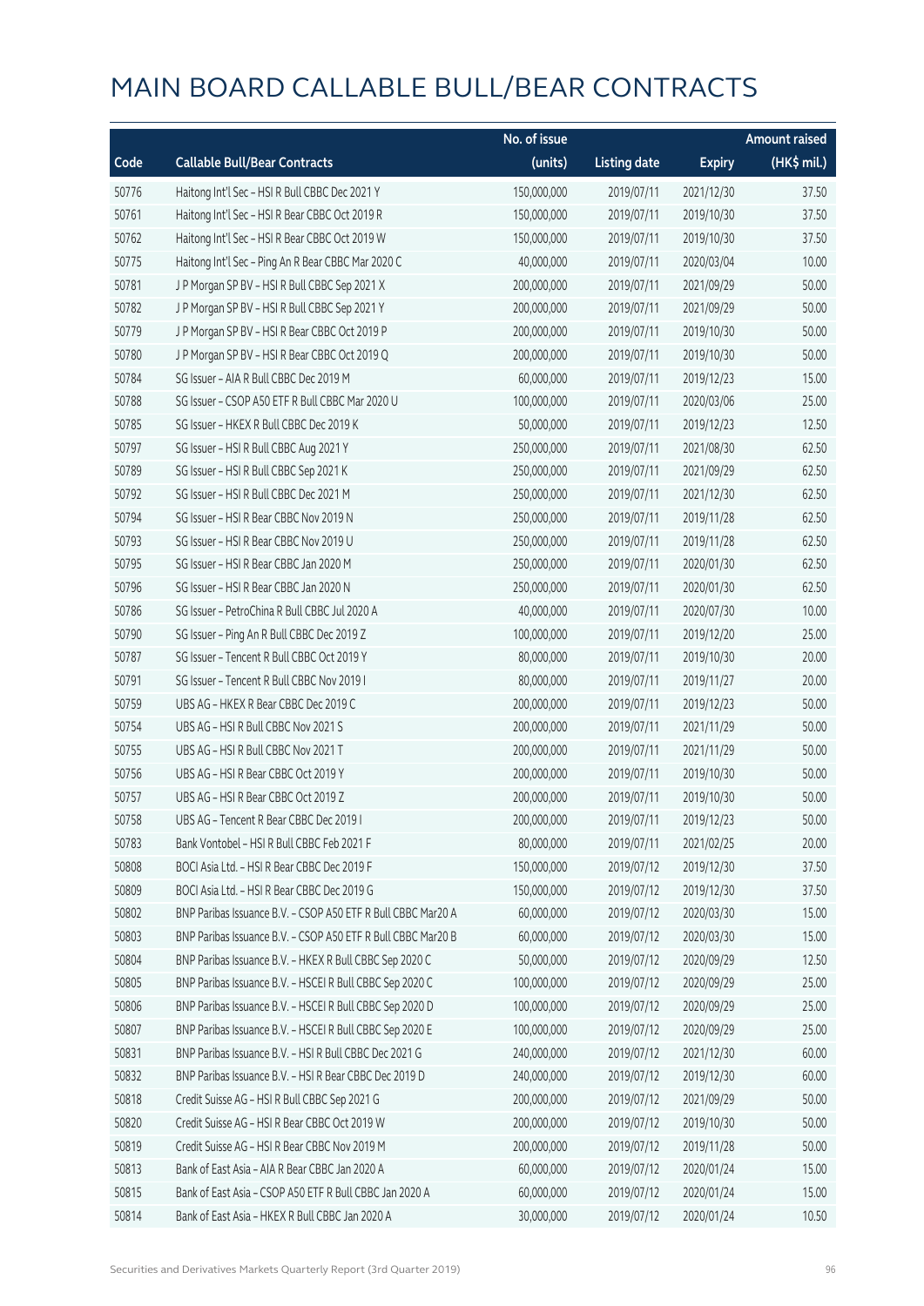# MAIN BOARD CALLABLE BULL/BEAR CONTRACTS

| Code | Callable Bull/Bear Contracts | No. of issue (units) | Listing date | Expiry | Amount raised (HK$ mil.) |
|---|---|---|---|---|---|
| 50776 | Haitong Int'l Sec – HSI R Bull CBBC Dec 2021 Y | 150,000,000 | 2019/07/11 | 2021/12/30 | 37.50 |
| 50761 | Haitong Int'l Sec – HSI R Bear CBBC Oct 2019 R | 150,000,000 | 2019/07/11 | 2019/10/30 | 37.50 |
| 50762 | Haitong Int'l Sec – HSI R Bear CBBC Oct 2019 W | 150,000,000 | 2019/07/11 | 2019/10/30 | 37.50 |
| 50775 | Haitong Int'l Sec – Ping An R Bear CBBC Mar 2020 C | 40,000,000 | 2019/07/11 | 2020/03/04 | 10.00 |
| 50781 | J P Morgan SP BV – HSI R Bull CBBC Sep 2021 X | 200,000,000 | 2019/07/11 | 2021/09/29 | 50.00 |
| 50782 | J P Morgan SP BV – HSI R Bull CBBC Sep 2021 Y | 200,000,000 | 2019/07/11 | 2021/09/29 | 50.00 |
| 50779 | J P Morgan SP BV – HSI R Bear CBBC Oct 2019 P | 200,000,000 | 2019/07/11 | 2019/10/30 | 50.00 |
| 50780 | J P Morgan SP BV – HSI R Bear CBBC Oct 2019 Q | 200,000,000 | 2019/07/11 | 2019/10/30 | 50.00 |
| 50784 | SG Issuer – AIA R Bull CBBC Dec 2019 M | 60,000,000 | 2019/07/11 | 2019/12/23 | 15.00 |
| 50788 | SG Issuer – CSOP A50 ETF R Bull CBBC Mar 2020 U | 100,000,000 | 2019/07/11 | 2020/03/06 | 25.00 |
| 50785 | SG Issuer – HKEX R Bull CBBC Dec 2019 K | 50,000,000 | 2019/07/11 | 2019/12/23 | 12.50 |
| 50797 | SG Issuer – HSI R Bull CBBC Aug 2021 Y | 250,000,000 | 2019/07/11 | 2021/08/30 | 62.50 |
| 50789 | SG Issuer – HSI R Bull CBBC Sep 2021 K | 250,000,000 | 2019/07/11 | 2021/09/29 | 62.50 |
| 50792 | SG Issuer – HSI R Bull CBBC Dec 2021 M | 250,000,000 | 2019/07/11 | 2021/12/30 | 62.50 |
| 50794 | SG Issuer – HSI R Bear CBBC Nov 2019 N | 250,000,000 | 2019/07/11 | 2019/11/28 | 62.50 |
| 50793 | SG Issuer – HSI R Bear CBBC Nov 2019 U | 250,000,000 | 2019/07/11 | 2019/11/28 | 62.50 |
| 50795 | SG Issuer – HSI R Bear CBBC Jan 2020 M | 250,000,000 | 2019/07/11 | 2020/01/30 | 62.50 |
| 50796 | SG Issuer – HSI R Bear CBBC Jan 2020 N | 250,000,000 | 2019/07/11 | 2020/01/30 | 62.50 |
| 50786 | SG Issuer – PetroChina R Bull CBBC Jul 2020 A | 40,000,000 | 2019/07/11 | 2020/07/30 | 10.00 |
| 50790 | SG Issuer – Ping An R Bull CBBC Dec 2019 Z | 100,000,000 | 2019/07/11 | 2019/12/20 | 25.00 |
| 50787 | SG Issuer – Tencent R Bull CBBC Oct 2019 Y | 80,000,000 | 2019/07/11 | 2019/10/30 | 20.00 |
| 50791 | SG Issuer – Tencent R Bull CBBC Nov 2019 I | 80,000,000 | 2019/07/11 | 2019/11/27 | 20.00 |
| 50759 | UBS AG – HKEX R Bear CBBC Dec 2019 C | 200,000,000 | 2019/07/11 | 2019/12/23 | 50.00 |
| 50754 | UBS AG – HSI R Bull CBBC Nov 2021 S | 200,000,000 | 2019/07/11 | 2021/11/29 | 50.00 |
| 50755 | UBS AG – HSI R Bull CBBC Nov 2021 T | 200,000,000 | 2019/07/11 | 2021/11/29 | 50.00 |
| 50756 | UBS AG – HSI R Bear CBBC Oct 2019 Y | 200,000,000 | 2019/07/11 | 2019/10/30 | 50.00 |
| 50757 | UBS AG – HSI R Bear CBBC Oct 2019 Z | 200,000,000 | 2019/07/11 | 2019/10/30 | 50.00 |
| 50758 | UBS AG – Tencent R Bear CBBC Dec 2019 I | 200,000,000 | 2019/07/11 | 2019/12/23 | 50.00 |
| 50783 | Bank Vontobel – HSI R Bull CBBC Feb 2021 F | 80,000,000 | 2019/07/11 | 2021/02/25 | 20.00 |
| 50808 | BOCI Asia Ltd. – HSI R Bear CBBC Dec 2019 F | 150,000,000 | 2019/07/12 | 2019/12/30 | 37.50 |
| 50809 | BOCI Asia Ltd. – HSI R Bear CBBC Dec 2019 G | 150,000,000 | 2019/07/12 | 2019/12/30 | 37.50 |
| 50802 | BNP Paribas Issuance B.V. – CSOP A50 ETF R Bull CBBC Mar20 A | 60,000,000 | 2019/07/12 | 2020/03/30 | 15.00 |
| 50803 | BNP Paribas Issuance B.V. – CSOP A50 ETF R Bull CBBC Mar20 B | 60,000,000 | 2019/07/12 | 2020/03/30 | 15.00 |
| 50804 | BNP Paribas Issuance B.V. – HKEX R Bull CBBC Sep 2020 C | 50,000,000 | 2019/07/12 | 2020/09/29 | 12.50 |
| 50805 | BNP Paribas Issuance B.V. – HSCEI R Bull CBBC Sep 2020 C | 100,000,000 | 2019/07/12 | 2020/09/29 | 25.00 |
| 50806 | BNP Paribas Issuance B.V. – HSCEI R Bull CBBC Sep 2020 D | 100,000,000 | 2019/07/12 | 2020/09/29 | 25.00 |
| 50807 | BNP Paribas Issuance B.V. – HSCEI R Bull CBBC Sep 2020 E | 100,000,000 | 2019/07/12 | 2020/09/29 | 25.00 |
| 50831 | BNP Paribas Issuance B.V. – HSI R Bull CBBC Dec 2021 G | 240,000,000 | 2019/07/12 | 2021/12/30 | 60.00 |
| 50832 | BNP Paribas Issuance B.V. – HSI R Bear CBBC Dec 2019 D | 240,000,000 | 2019/07/12 | 2019/12/30 | 60.00 |
| 50818 | Credit Suisse AG – HSI R Bull CBBC Sep 2021 G | 200,000,000 | 2019/07/12 | 2021/09/29 | 50.00 |
| 50820 | Credit Suisse AG – HSI R Bear CBBC Oct 2019 W | 200,000,000 | 2019/07/12 | 2019/10/30 | 50.00 |
| 50819 | Credit Suisse AG – HSI R Bear CBBC Nov 2019 M | 200,000,000 | 2019/07/12 | 2019/11/28 | 50.00 |
| 50813 | Bank of East Asia – AIA R Bear CBBC Jan 2020 A | 60,000,000 | 2019/07/12 | 2020/01/24 | 15.00 |
| 50815 | Bank of East Asia – CSOP A50 ETF R Bull CBBC Jan 2020 A | 60,000,000 | 2019/07/12 | 2020/01/24 | 15.00 |
| 50814 | Bank of East Asia – HKEX R Bull CBBC Jan 2020 A | 30,000,000 | 2019/07/12 | 2020/01/24 | 10.50 |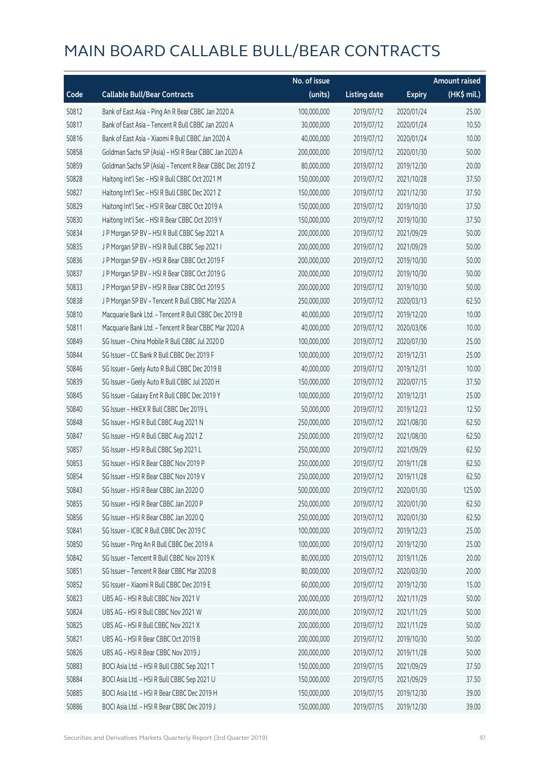# MAIN BOARD CALLABLE BULL/BEAR CONTRACTS

| Code | Callable Bull/Bear Contracts | No. of issue (units) | Listing date | Expiry | Amount raised (HK$ mil.) |
|---|---|---|---|---|---|
| 50812 | Bank of East Asia - Ping An R Bear CBBC Jan 2020 A | 100,000,000 | 2019/07/12 | 2020/01/24 | 25.00 |
| 50817 | Bank of East Asia - Tencent R Bull CBBC Jan 2020 A | 30,000,000 | 2019/07/12 | 2020/01/24 | 10.50 |
| 50816 | Bank of East Asia - Xiaomi R Bull CBBC Jan 2020 A | 40,000,000 | 2019/07/12 | 2020/01/24 | 10.00 |
| 50858 | Goldman Sachs SP (Asia) - HSI R Bear CBBC Jan 2020 A | 200,000,000 | 2019/07/12 | 2020/01/30 | 50.00 |
| 50859 | Goldman Sachs SP (Asia) - Tencent R Bear CBBC Dec 2019 Z | 80,000,000 | 2019/07/12 | 2019/12/30 | 20.00 |
| 50828 | Haitong Int'l Sec - HSI R Bull CBBC Oct 2021 M | 150,000,000 | 2019/07/12 | 2021/10/28 | 37.50 |
| 50827 | Haitong Int'l Sec - HSI R Bull CBBC Dec 2021 Z | 150,000,000 | 2019/07/12 | 2021/12/30 | 37.50 |
| 50829 | Haitong Int'l Sec - HSI R Bear CBBC Oct 2019 A | 150,000,000 | 2019/07/12 | 2019/10/30 | 37.50 |
| 50830 | Haitong Int'l Sec - HSI R Bear CBBC Oct 2019 Y | 150,000,000 | 2019/07/12 | 2019/10/30 | 37.50 |
| 50834 | J P Morgan SP BV - HSI R Bull CBBC Sep 2021 A | 200,000,000 | 2019/07/12 | 2021/09/29 | 50.00 |
| 50835 | J P Morgan SP BV - HSI R Bull CBBC Sep 2021 I | 200,000,000 | 2019/07/12 | 2021/09/29 | 50.00 |
| 50836 | J P Morgan SP BV - HSI R Bear CBBC Oct 2019 F | 200,000,000 | 2019/07/12 | 2019/10/30 | 50.00 |
| 50837 | J P Morgan SP BV - HSI R Bear CBBC Oct 2019 G | 200,000,000 | 2019/07/12 | 2019/10/30 | 50.00 |
| 50833 | J P Morgan SP BV - HSI R Bear CBBC Oct 2019 S | 200,000,000 | 2019/07/12 | 2019/10/30 | 50.00 |
| 50838 | J P Morgan SP BV - Tencent R Bull CBBC Mar 2020 A | 250,000,000 | 2019/07/12 | 2020/03/13 | 62.50 |
| 50810 | Macquarie Bank Ltd. - Tencent R Bull CBBC Dec 2019 B | 40,000,000 | 2019/07/12 | 2019/12/20 | 10.00 |
| 50811 | Macquarie Bank Ltd. - Tencent R Bear CBBC Mar 2020 A | 40,000,000 | 2019/07/12 | 2020/03/06 | 10.00 |
| 50849 | SG Issuer - China Mobile R Bull CBBC Jul 2020 D | 100,000,000 | 2019/07/12 | 2020/07/30 | 25.00 |
| 50844 | SG Issuer - CC Bank R Bull CBBC Dec 2019 F | 100,000,000 | 2019/07/12 | 2019/12/31 | 25.00 |
| 50846 | SG Issuer - Geely Auto R Bull CBBC Dec 2019 B | 40,000,000 | 2019/07/12 | 2019/12/31 | 10.00 |
| 50839 | SG Issuer - Geely Auto R Bull CBBC Jul 2020 H | 150,000,000 | 2019/07/12 | 2020/07/15 | 37.50 |
| 50845 | SG Issuer - Galaxy Ent R Bull CBBC Dec 2019 Y | 100,000,000 | 2019/07/12 | 2019/12/31 | 25.00 |
| 50840 | SG Issuer - HKEX R Bull CBBC Dec 2019 L | 50,000,000 | 2019/07/12 | 2019/12/23 | 12.50 |
| 50848 | SG Issuer - HSI R Bull CBBC Aug 2021 N | 250,000,000 | 2019/07/12 | 2021/08/30 | 62.50 |
| 50847 | SG Issuer - HSI R Bull CBBC Aug 2021 Z | 250,000,000 | 2019/07/12 | 2021/08/30 | 62.50 |
| 50857 | SG Issuer - HSI R Bull CBBC Sep 2021 L | 250,000,000 | 2019/07/12 | 2021/09/29 | 62.50 |
| 50853 | SG Issuer - HSI R Bear CBBC Nov 2019 P | 250,000,000 | 2019/07/12 | 2019/11/28 | 62.50 |
| 50854 | SG Issuer - HSI R Bear CBBC Nov 2019 V | 250,000,000 | 2019/07/12 | 2019/11/28 | 62.50 |
| 50843 | SG Issuer - HSI R Bear CBBC Jan 2020 O | 500,000,000 | 2019/07/12 | 2020/01/30 | 125.00 |
| 50855 | SG Issuer - HSI R Bear CBBC Jan 2020 P | 250,000,000 | 2019/07/12 | 2020/01/30 | 62.50 |
| 50856 | SG Issuer - HSI R Bear CBBC Jan 2020 Q | 250,000,000 | 2019/07/12 | 2020/01/30 | 62.50 |
| 50841 | SG Issuer - ICBC R Bull CBBC Dec 2019 C | 100,000,000 | 2019/07/12 | 2019/12/23 | 25.00 |
| 50850 | SG Issuer - Ping An R Bull CBBC Dec 2019 A | 100,000,000 | 2019/07/12 | 2019/12/30 | 25.00 |
| 50842 | SG Issuer - Tencent R Bull CBBC Nov 2019 K | 80,000,000 | 2019/07/12 | 2019/11/26 | 20.00 |
| 50851 | SG Issuer - Tencent R Bear CBBC Mar 2020 B | 80,000,000 | 2019/07/12 | 2020/03/30 | 20.00 |
| 50852 | SG Issuer - Xiaomi R Bull CBBC Dec 2019 E | 60,000,000 | 2019/07/12 | 2019/12/30 | 15.00 |
| 50823 | UBS AG - HSI R Bull CBBC Nov 2021 V | 200,000,000 | 2019/07/12 | 2021/11/29 | 50.00 |
| 50824 | UBS AG - HSI R Bull CBBC Nov 2021 W | 200,000,000 | 2019/07/12 | 2021/11/29 | 50.00 |
| 50825 | UBS AG - HSI R Bull CBBC Nov 2021 X | 200,000,000 | 2019/07/12 | 2021/11/29 | 50.00 |
| 50821 | UBS AG - HSI R Bear CBBC Oct 2019 B | 200,000,000 | 2019/07/12 | 2019/10/30 | 50.00 |
| 50826 | UBS AG - HSI R Bear CBBC Nov 2019 J | 200,000,000 | 2019/07/12 | 2019/11/28 | 50.00 |
| 50883 | BOCI Asia Ltd. - HSI R Bull CBBC Sep 2021 T | 150,000,000 | 2019/07/15 | 2021/09/29 | 37.50 |
| 50884 | BOCI Asia Ltd. - HSI R Bull CBBC Sep 2021 U | 150,000,000 | 2019/07/15 | 2021/09/29 | 37.50 |
| 50885 | BOCI Asia Ltd. - HSI R Bear CBBC Dec 2019 H | 150,000,000 | 2019/07/15 | 2019/12/30 | 39.00 |
| 50886 | BOCI Asia Ltd. - HSI R Bear CBBC Dec 2019 J | 150,000,000 | 2019/07/15 | 2019/12/30 | 39.00 |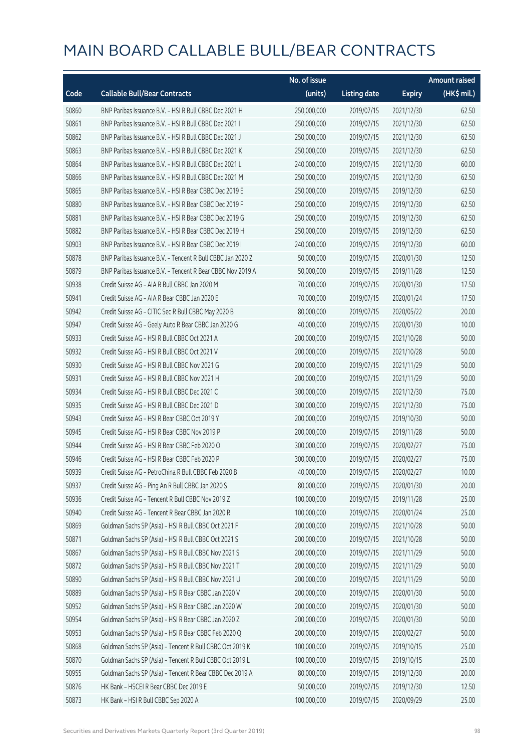# MAIN BOARD CALLABLE BULL/BEAR CONTRACTS

| Code | Callable Bull/Bear Contracts | No. of issue (units) | Listing date | Expiry | Amount raised (HK$ mil.) |
|---|---|---|---|---|---|
| 50860 | BNP Paribas Issuance B.V. – HSI R Bull CBBC Dec 2021 H | 250,000,000 | 2019/07/15 | 2021/12/30 | 62.50 |
| 50861 | BNP Paribas Issuance B.V. – HSI R Bull CBBC Dec 2021 I | 250,000,000 | 2019/07/15 | 2021/12/30 | 62.50 |
| 50862 | BNP Paribas Issuance B.V. – HSI R Bull CBBC Dec 2021 J | 250,000,000 | 2019/07/15 | 2021/12/30 | 62.50 |
| 50863 | BNP Paribas Issuance B.V. – HSI R Bull CBBC Dec 2021 K | 250,000,000 | 2019/07/15 | 2021/12/30 | 62.50 |
| 50864 | BNP Paribas Issuance B.V. – HSI R Bull CBBC Dec 2021 L | 240,000,000 | 2019/07/15 | 2021/12/30 | 60.00 |
| 50866 | BNP Paribas Issuance B.V. – HSI R Bull CBBC Dec 2021 M | 250,000,000 | 2019/07/15 | 2021/12/30 | 62.50 |
| 50865 | BNP Paribas Issuance B.V. – HSI R Bear CBBC Dec 2019 E | 250,000,000 | 2019/07/15 | 2019/12/30 | 62.50 |
| 50880 | BNP Paribas Issuance B.V. – HSI R Bear CBBC Dec 2019 F | 250,000,000 | 2019/07/15 | 2019/12/30 | 62.50 |
| 50881 | BNP Paribas Issuance B.V. – HSI R Bear CBBC Dec 2019 G | 250,000,000 | 2019/07/15 | 2019/12/30 | 62.50 |
| 50882 | BNP Paribas Issuance B.V. – HSI R Bear CBBC Dec 2019 H | 250,000,000 | 2019/07/15 | 2019/12/30 | 62.50 |
| 50903 | BNP Paribas Issuance B.V. – HSI R Bear CBBC Dec 2019 I | 240,000,000 | 2019/07/15 | 2019/12/30 | 60.00 |
| 50878 | BNP Paribas Issuance B.V. – Tencent R Bull CBBC Jan 2020 Z | 50,000,000 | 2019/07/15 | 2020/01/30 | 12.50 |
| 50879 | BNP Paribas Issuance B.V. – Tencent R Bear CBBC Nov 2019 A | 50,000,000 | 2019/07/15 | 2019/11/28 | 12.50 |
| 50938 | Credit Suisse AG – AIA R Bull CBBC Jan 2020 M | 70,000,000 | 2019/07/15 | 2020/01/30 | 17.50 |
| 50941 | Credit Suisse AG – AIA R Bear CBBC Jan 2020 E | 70,000,000 | 2019/07/15 | 2020/01/24 | 17.50 |
| 50942 | Credit Suisse AG – CITIC Sec R Bull CBBC May 2020 B | 80,000,000 | 2019/07/15 | 2020/05/22 | 20.00 |
| 50947 | Credit Suisse AG – Geely Auto R Bear CBBC Jan 2020 G | 40,000,000 | 2019/07/15 | 2020/01/30 | 10.00 |
| 50933 | Credit Suisse AG – HSI R Bull CBBC Oct 2021 A | 200,000,000 | 2019/07/15 | 2021/10/28 | 50.00 |
| 50932 | Credit Suisse AG – HSI R Bull CBBC Oct 2021 V | 200,000,000 | 2019/07/15 | 2021/10/28 | 50.00 |
| 50930 | Credit Suisse AG – HSI R Bull CBBC Nov 2021 G | 200,000,000 | 2019/07/15 | 2021/11/29 | 50.00 |
| 50931 | Credit Suisse AG – HSI R Bull CBBC Nov 2021 H | 200,000,000 | 2019/07/15 | 2021/11/29 | 50.00 |
| 50934 | Credit Suisse AG – HSI R Bull CBBC Dec 2021 C | 300,000,000 | 2019/07/15 | 2021/12/30 | 75.00 |
| 50935 | Credit Suisse AG – HSI R Bull CBBC Dec 2021 D | 300,000,000 | 2019/07/15 | 2021/12/30 | 75.00 |
| 50943 | Credit Suisse AG – HSI R Bear CBBC Oct 2019 Y | 200,000,000 | 2019/07/15 | 2019/10/30 | 50.00 |
| 50945 | Credit Suisse AG – HSI R Bear CBBC Nov 2019 P | 200,000,000 | 2019/07/15 | 2019/11/28 | 50.00 |
| 50944 | Credit Suisse AG – HSI R Bear CBBC Feb 2020 O | 300,000,000 | 2019/07/15 | 2020/02/27 | 75.00 |
| 50946 | Credit Suisse AG – HSI R Bear CBBC Feb 2020 P | 300,000,000 | 2019/07/15 | 2020/02/27 | 75.00 |
| 50939 | Credit Suisse AG – PetroChina R Bull CBBC Feb 2020 B | 40,000,000 | 2019/07/15 | 2020/02/27 | 10.00 |
| 50937 | Credit Suisse AG – Ping An R Bull CBBC Jan 2020 S | 80,000,000 | 2019/07/15 | 2020/01/30 | 20.00 |
| 50936 | Credit Suisse AG – Tencent R Bull CBBC Nov 2019 Z | 100,000,000 | 2019/07/15 | 2019/11/28 | 25.00 |
| 50940 | Credit Suisse AG – Tencent R Bear CBBC Jan 2020 R | 100,000,000 | 2019/07/15 | 2020/01/24 | 25.00 |
| 50869 | Goldman Sachs SP (Asia) – HSI R Bull CBBC Oct 2021 F | 200,000,000 | 2019/07/15 | 2021/10/28 | 50.00 |
| 50871 | Goldman Sachs SP (Asia) – HSI R Bull CBBC Oct 2021 S | 200,000,000 | 2019/07/15 | 2021/10/28 | 50.00 |
| 50867 | Goldman Sachs SP (Asia) – HSI R Bull CBBC Nov 2021 S | 200,000,000 | 2019/07/15 | 2021/11/29 | 50.00 |
| 50872 | Goldman Sachs SP (Asia) – HSI R Bull CBBC Nov 2021 T | 200,000,000 | 2019/07/15 | 2021/11/29 | 50.00 |
| 50890 | Goldman Sachs SP (Asia) – HSI R Bull CBBC Nov 2021 U | 200,000,000 | 2019/07/15 | 2021/11/29 | 50.00 |
| 50889 | Goldman Sachs SP (Asia) – HSI R Bear CBBC Jan 2020 V | 200,000,000 | 2019/07/15 | 2020/01/30 | 50.00 |
| 50952 | Goldman Sachs SP (Asia) – HSI R Bear CBBC Jan 2020 W | 200,000,000 | 2019/07/15 | 2020/01/30 | 50.00 |
| 50954 | Goldman Sachs SP (Asia) – HSI R Bear CBBC Jan 2020 Z | 200,000,000 | 2019/07/15 | 2020/01/30 | 50.00 |
| 50953 | Goldman Sachs SP (Asia) – HSI R Bear CBBC Feb 2020 Q | 200,000,000 | 2019/07/15 | 2020/02/27 | 50.00 |
| 50868 | Goldman Sachs SP (Asia) – Tencent R Bull CBBC Oct 2019 K | 100,000,000 | 2019/07/15 | 2019/10/15 | 25.00 |
| 50870 | Goldman Sachs SP (Asia) – Tencent R Bull CBBC Oct 2019 L | 100,000,000 | 2019/07/15 | 2019/10/15 | 25.00 |
| 50955 | Goldman Sachs SP (Asia) – Tencent R Bear CBBC Dec 2019 A | 80,000,000 | 2019/07/15 | 2019/12/30 | 20.00 |
| 50876 | HK Bank – HSCEI R Bear CBBC Dec 2019 E | 50,000,000 | 2019/07/15 | 2019/12/30 | 12.50 |
| 50873 | HK Bank – HSI R Bull CBBC Sep 2020 A | 100,000,000 | 2019/07/15 | 2020/09/29 | 25.00 |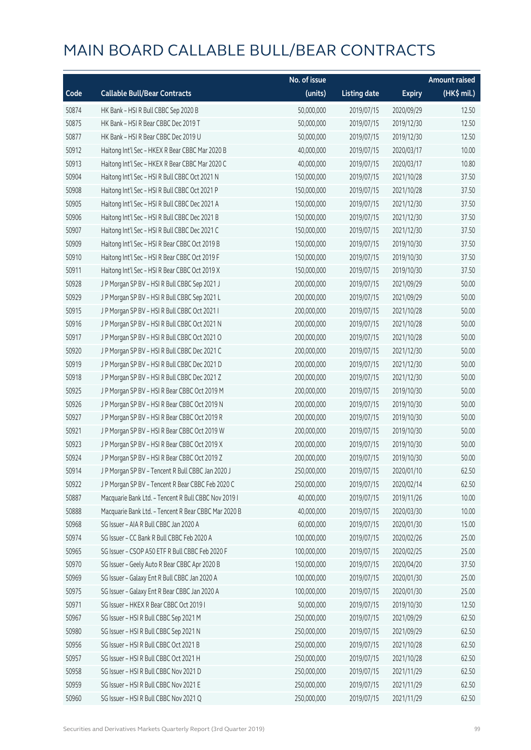# MAIN BOARD CALLABLE BULL/BEAR CONTRACTS

| Code | Callable Bull/Bear Contracts | No. of issue (units) | Listing date | Expiry | Amount raised (HK$ mil.) |
|---|---|---|---|---|---|
| 50874 | HK Bank – HSI R Bull CBBC Sep 2020 B | 50,000,000 | 2019/07/15 | 2020/09/29 | 12.50 |
| 50875 | HK Bank – HSI R Bear CBBC Dec 2019 T | 50,000,000 | 2019/07/15 | 2019/12/30 | 12.50 |
| 50877 | HK Bank – HSI R Bear CBBC Dec 2019 U | 50,000,000 | 2019/07/15 | 2019/12/30 | 12.50 |
| 50912 | Haitong Int'l Sec – HKEX R Bear CBBC Mar 2020 B | 40,000,000 | 2019/07/15 | 2020/03/17 | 10.00 |
| 50913 | Haitong Int'l Sec – HKEX R Bear CBBC Mar 2020 C | 40,000,000 | 2019/07/15 | 2020/03/17 | 10.80 |
| 50904 | Haitong Int'l Sec – HSI R Bull CBBC Oct 2021 N | 150,000,000 | 2019/07/15 | 2021/10/28 | 37.50 |
| 50908 | Haitong Int'l Sec – HSI R Bull CBBC Oct 2021 P | 150,000,000 | 2019/07/15 | 2021/10/28 | 37.50 |
| 50905 | Haitong Int'l Sec – HSI R Bull CBBC Dec 2021 A | 150,000,000 | 2019/07/15 | 2021/12/30 | 37.50 |
| 50906 | Haitong Int'l Sec – HSI R Bull CBBC Dec 2021 B | 150,000,000 | 2019/07/15 | 2021/12/30 | 37.50 |
| 50907 | Haitong Int'l Sec – HSI R Bull CBBC Dec 2021 C | 150,000,000 | 2019/07/15 | 2021/12/30 | 37.50 |
| 50909 | Haitong Int'l Sec – HSI R Bear CBBC Oct 2019 B | 150,000,000 | 2019/07/15 | 2019/10/30 | 37.50 |
| 50910 | Haitong Int'l Sec – HSI R Bear CBBC Oct 2019 F | 150,000,000 | 2019/07/15 | 2019/10/30 | 37.50 |
| 50911 | Haitong Int'l Sec – HSI R Bear CBBC Oct 2019 X | 150,000,000 | 2019/07/15 | 2019/10/30 | 37.50 |
| 50928 | J P Morgan SP BV – HSI R Bull CBBC Sep 2021 J | 200,000,000 | 2019/07/15 | 2021/09/29 | 50.00 |
| 50929 | J P Morgan SP BV – HSI R Bull CBBC Sep 2021 L | 200,000,000 | 2019/07/15 | 2021/09/29 | 50.00 |
| 50915 | J P Morgan SP BV – HSI R Bull CBBC Oct 2021 I | 200,000,000 | 2019/07/15 | 2021/10/28 | 50.00 |
| 50916 | J P Morgan SP BV – HSI R Bull CBBC Oct 2021 N | 200,000,000 | 2019/07/15 | 2021/10/28 | 50.00 |
| 50917 | J P Morgan SP BV – HSI R Bull CBBC Oct 2021 O | 200,000,000 | 2019/07/15 | 2021/10/28 | 50.00 |
| 50920 | J P Morgan SP BV – HSI R Bull CBBC Dec 2021 C | 200,000,000 | 2019/07/15 | 2021/12/30 | 50.00 |
| 50919 | J P Morgan SP BV – HSI R Bull CBBC Dec 2021 D | 200,000,000 | 2019/07/15 | 2021/12/30 | 50.00 |
| 50918 | J P Morgan SP BV – HSI R Bull CBBC Dec 2021 Z | 200,000,000 | 2019/07/15 | 2021/12/30 | 50.00 |
| 50925 | J P Morgan SP BV – HSI R Bear CBBC Oct 2019 M | 200,000,000 | 2019/07/15 | 2019/10/30 | 50.00 |
| 50926 | J P Morgan SP BV – HSI R Bear CBBC Oct 2019 N | 200,000,000 | 2019/07/15 | 2019/10/30 | 50.00 |
| 50927 | J P Morgan SP BV – HSI R Bear CBBC Oct 2019 R | 200,000,000 | 2019/07/15 | 2019/10/30 | 50.00 |
| 50921 | J P Morgan SP BV – HSI R Bear CBBC Oct 2019 W | 200,000,000 | 2019/07/15 | 2019/10/30 | 50.00 |
| 50923 | J P Morgan SP BV – HSI R Bear CBBC Oct 2019 X | 200,000,000 | 2019/07/15 | 2019/10/30 | 50.00 |
| 50924 | J P Morgan SP BV – HSI R Bear CBBC Oct 2019 Z | 200,000,000 | 2019/07/15 | 2019/10/30 | 50.00 |
| 50914 | J P Morgan SP BV – Tencent R Bull CBBC Jan 2020 J | 250,000,000 | 2019/07/15 | 2020/01/10 | 62.50 |
| 50922 | J P Morgan SP BV – Tencent R Bear CBBC Feb 2020 C | 250,000,000 | 2019/07/15 | 2020/02/14 | 62.50 |
| 50887 | Macquarie Bank Ltd. – Tencent R Bull CBBC Nov 2019 I | 40,000,000 | 2019/07/15 | 2019/11/26 | 10.00 |
| 50888 | Macquarie Bank Ltd. – Tencent R Bear CBBC Mar 2020 B | 40,000,000 | 2019/07/15 | 2020/03/30 | 10.00 |
| 50968 | SG Issuer – AIA R Bull CBBC Jan 2020 A | 60,000,000 | 2019/07/15 | 2020/01/30 | 15.00 |
| 50974 | SG Issuer – CC Bank R Bull CBBC Feb 2020 A | 100,000,000 | 2019/07/15 | 2020/02/26 | 25.00 |
| 50965 | SG Issuer – CSOP A50 ETF R Bull CBBC Feb 2020 F | 100,000,000 | 2019/07/15 | 2020/02/25 | 25.00 |
| 50970 | SG Issuer – Geely Auto R Bear CBBC Apr 2020 B | 150,000,000 | 2019/07/15 | 2020/04/20 | 37.50 |
| 50969 | SG Issuer – Galaxy Ent R Bull CBBC Jan 2020 A | 100,000,000 | 2019/07/15 | 2020/01/30 | 25.00 |
| 50975 | SG Issuer – Galaxy Ent R Bear CBBC Jan 2020 A | 100,000,000 | 2019/07/15 | 2020/01/30 | 25.00 |
| 50971 | SG Issuer – HKEX R Bear CBBC Oct 2019 I | 50,000,000 | 2019/07/15 | 2019/10/30 | 12.50 |
| 50967 | SG Issuer – HSI R Bull CBBC Sep 2021 M | 250,000,000 | 2019/07/15 | 2021/09/29 | 62.50 |
| 50980 | SG Issuer – HSI R Bull CBBC Sep 2021 N | 250,000,000 | 2019/07/15 | 2021/09/29 | 62.50 |
| 50956 | SG Issuer – HSI R Bull CBBC Oct 2021 B | 250,000,000 | 2019/07/15 | 2021/10/28 | 62.50 |
| 50957 | SG Issuer – HSI R Bull CBBC Oct 2021 H | 250,000,000 | 2019/07/15 | 2021/10/28 | 62.50 |
| 50958 | SG Issuer – HSI R Bull CBBC Nov 2021 D | 250,000,000 | 2019/07/15 | 2021/11/29 | 62.50 |
| 50959 | SG Issuer – HSI R Bull CBBC Nov 2021 E | 250,000,000 | 2019/07/15 | 2021/11/29 | 62.50 |
| 50960 | SG Issuer – HSI R Bull CBBC Nov 2021 Q | 250,000,000 | 2019/07/15 | 2021/11/29 | 62.50 |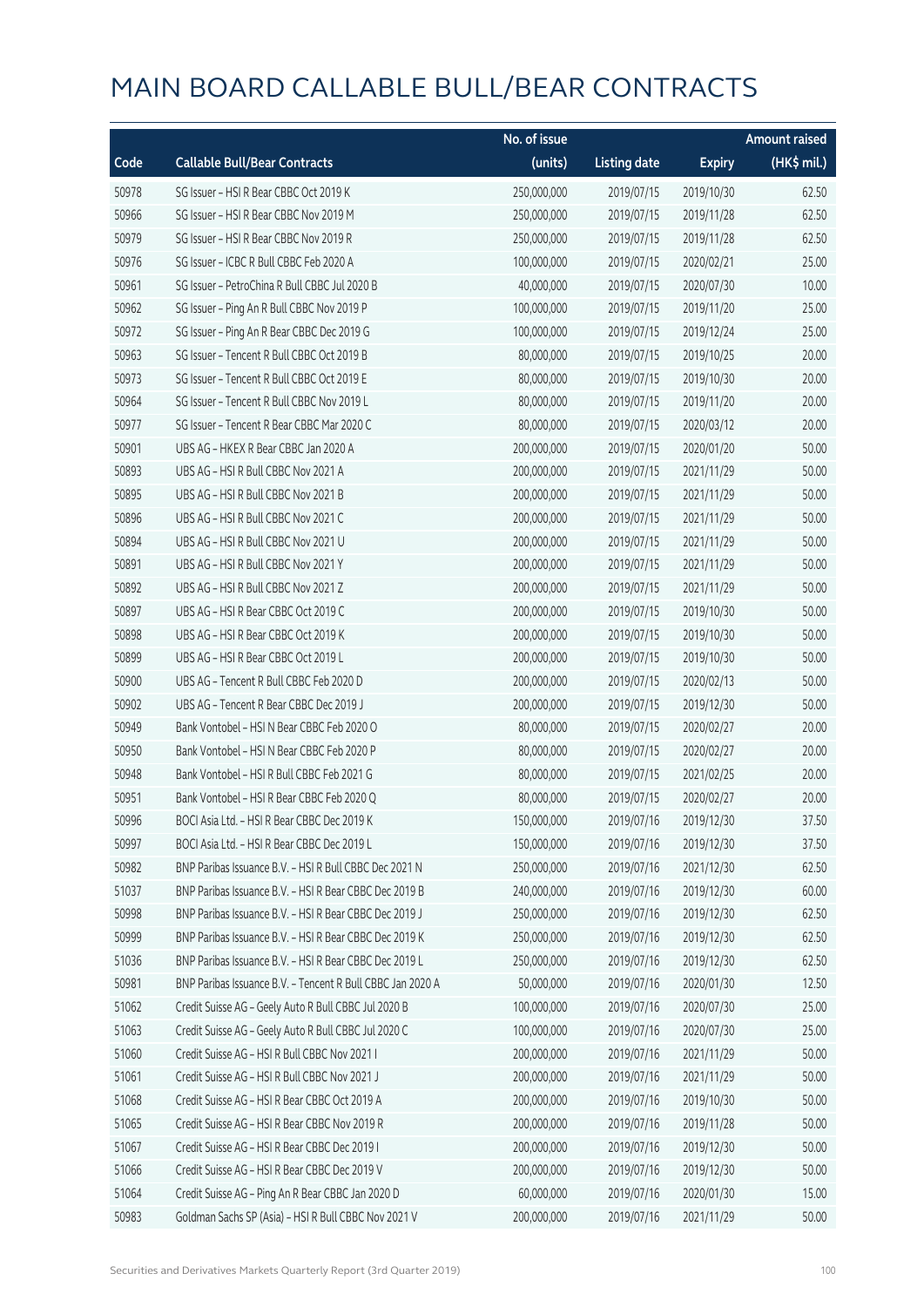# MAIN BOARD CALLABLE BULL/BEAR CONTRACTS

| Code | Callable Bull/Bear Contracts | No. of issue (units) | Listing date | Expiry | Amount raised (HK$ mil.) |
|---|---|---|---|---|---|
| 50978 | SG Issuer – HSI R Bear CBBC Oct 2019 K | 250,000,000 | 2019/07/15 | 2019/10/30 | 62.50 |
| 50966 | SG Issuer – HSI R Bear CBBC Nov 2019 M | 250,000,000 | 2019/07/15 | 2019/11/28 | 62.50 |
| 50979 | SG Issuer – HSI R Bear CBBC Nov 2019 R | 250,000,000 | 2019/07/15 | 2019/11/28 | 62.50 |
| 50976 | SG Issuer – ICBC R Bull CBBC Feb 2020 A | 100,000,000 | 2019/07/15 | 2020/02/21 | 25.00 |
| 50961 | SG Issuer – PetroChina R Bull CBBC Jul 2020 B | 40,000,000 | 2019/07/15 | 2020/07/30 | 10.00 |
| 50962 | SG Issuer – Ping An R Bull CBBC Nov 2019 P | 100,000,000 | 2019/07/15 | 2019/11/20 | 25.00 |
| 50972 | SG Issuer – Ping An R Bear CBBC Dec 2019 G | 100,000,000 | 2019/07/15 | 2019/12/24 | 25.00 |
| 50963 | SG Issuer – Tencent R Bull CBBC Oct 2019 B | 80,000,000 | 2019/07/15 | 2019/10/25 | 20.00 |
| 50973 | SG Issuer – Tencent R Bull CBBC Oct 2019 E | 80,000,000 | 2019/07/15 | 2019/10/30 | 20.00 |
| 50964 | SG Issuer – Tencent R Bull CBBC Nov 2019 L | 80,000,000 | 2019/07/15 | 2019/11/20 | 20.00 |
| 50977 | SG Issuer – Tencent R Bear CBBC Mar 2020 C | 80,000,000 | 2019/07/15 | 2020/03/12 | 20.00 |
| 50901 | UBS AG – HKEX R Bear CBBC Jan 2020 A | 200,000,000 | 2019/07/15 | 2020/01/20 | 50.00 |
| 50893 | UBS AG – HSI R Bull CBBC Nov 2021 A | 200,000,000 | 2019/07/15 | 2021/11/29 | 50.00 |
| 50895 | UBS AG – HSI R Bull CBBC Nov 2021 B | 200,000,000 | 2019/07/15 | 2021/11/29 | 50.00 |
| 50896 | UBS AG – HSI R Bull CBBC Nov 2021 C | 200,000,000 | 2019/07/15 | 2021/11/29 | 50.00 |
| 50894 | UBS AG – HSI R Bull CBBC Nov 2021 U | 200,000,000 | 2019/07/15 | 2021/11/29 | 50.00 |
| 50891 | UBS AG – HSI R Bull CBBC Nov 2021 Y | 200,000,000 | 2019/07/15 | 2021/11/29 | 50.00 |
| 50892 | UBS AG – HSI R Bull CBBC Nov 2021 Z | 200,000,000 | 2019/07/15 | 2021/11/29 | 50.00 |
| 50897 | UBS AG – HSI R Bear CBBC Oct 2019 C | 200,000,000 | 2019/07/15 | 2019/10/30 | 50.00 |
| 50898 | UBS AG – HSI R Bear CBBC Oct 2019 K | 200,000,000 | 2019/07/15 | 2019/10/30 | 50.00 |
| 50899 | UBS AG – HSI R Bear CBBC Oct 2019 L | 200,000,000 | 2019/07/15 | 2019/10/30 | 50.00 |
| 50900 | UBS AG – Tencent R Bull CBBC Feb 2020 D | 200,000,000 | 2019/07/15 | 2020/02/13 | 50.00 |
| 50902 | UBS AG – Tencent R Bear CBBC Dec 2019 J | 200,000,000 | 2019/07/15 | 2019/12/30 | 50.00 |
| 50949 | Bank Vontobel – HSI N Bear CBBC Feb 2020 O | 80,000,000 | 2019/07/15 | 2020/02/27 | 20.00 |
| 50950 | Bank Vontobel – HSI N Bear CBBC Feb 2020 P | 80,000,000 | 2019/07/15 | 2020/02/27 | 20.00 |
| 50948 | Bank Vontobel – HSI R Bull CBBC Feb 2021 G | 80,000,000 | 2019/07/15 | 2021/02/25 | 20.00 |
| 50951 | Bank Vontobel – HSI R Bear CBBC Feb 2020 Q | 80,000,000 | 2019/07/15 | 2020/02/27 | 20.00 |
| 50996 | BOCI Asia Ltd. – HSI R Bear CBBC Dec 2019 K | 150,000,000 | 2019/07/16 | 2019/12/30 | 37.50 |
| 50997 | BOCI Asia Ltd. – HSI R Bear CBBC Dec 2019 L | 150,000,000 | 2019/07/16 | 2019/12/30 | 37.50 |
| 50982 | BNP Paribas Issuance B.V. – HSI R Bull CBBC Dec 2021 N | 250,000,000 | 2019/07/16 | 2021/12/30 | 62.50 |
| 51037 | BNP Paribas Issuance B.V. – HSI R Bear CBBC Dec 2019 B | 240,000,000 | 2019/07/16 | 2019/12/30 | 60.00 |
| 50998 | BNP Paribas Issuance B.V. – HSI R Bear CBBC Dec 2019 J | 250,000,000 | 2019/07/16 | 2019/12/30 | 62.50 |
| 50999 | BNP Paribas Issuance B.V. – HSI R Bear CBBC Dec 2019 K | 250,000,000 | 2019/07/16 | 2019/12/30 | 62.50 |
| 51036 | BNP Paribas Issuance B.V. – HSI R Bear CBBC Dec 2019 L | 250,000,000 | 2019/07/16 | 2019/12/30 | 62.50 |
| 50981 | BNP Paribas Issuance B.V. – Tencent R Bull CBBC Jan 2020 A | 50,000,000 | 2019/07/16 | 2020/01/30 | 12.50 |
| 51062 | Credit Suisse AG – Geely Auto R Bull CBBC Jul 2020 B | 100,000,000 | 2019/07/16 | 2020/07/30 | 25.00 |
| 51063 | Credit Suisse AG – Geely Auto R Bull CBBC Jul 2020 C | 100,000,000 | 2019/07/16 | 2020/07/30 | 25.00 |
| 51060 | Credit Suisse AG – HSI R Bull CBBC Nov 2021 I | 200,000,000 | 2019/07/16 | 2021/11/29 | 50.00 |
| 51061 | Credit Suisse AG – HSI R Bull CBBC Nov 2021 J | 200,000,000 | 2019/07/16 | 2021/11/29 | 50.00 |
| 51068 | Credit Suisse AG – HSI R Bear CBBC Oct 2019 A | 200,000,000 | 2019/07/16 | 2019/10/30 | 50.00 |
| 51065 | Credit Suisse AG – HSI R Bear CBBC Nov 2019 R | 200,000,000 | 2019/07/16 | 2019/11/28 | 50.00 |
| 51067 | Credit Suisse AG – HSI R Bear CBBC Dec 2019 I | 200,000,000 | 2019/07/16 | 2019/12/30 | 50.00 |
| 51066 | Credit Suisse AG – HSI R Bear CBBC Dec 2019 V | 200,000,000 | 2019/07/16 | 2019/12/30 | 50.00 |
| 51064 | Credit Suisse AG – Ping An R Bear CBBC Jan 2020 D | 60,000,000 | 2019/07/16 | 2020/01/30 | 15.00 |
| 50983 | Goldman Sachs SP (Asia) – HSI R Bull CBBC Nov 2021 V | 200,000,000 | 2019/07/16 | 2021/11/29 | 50.00 |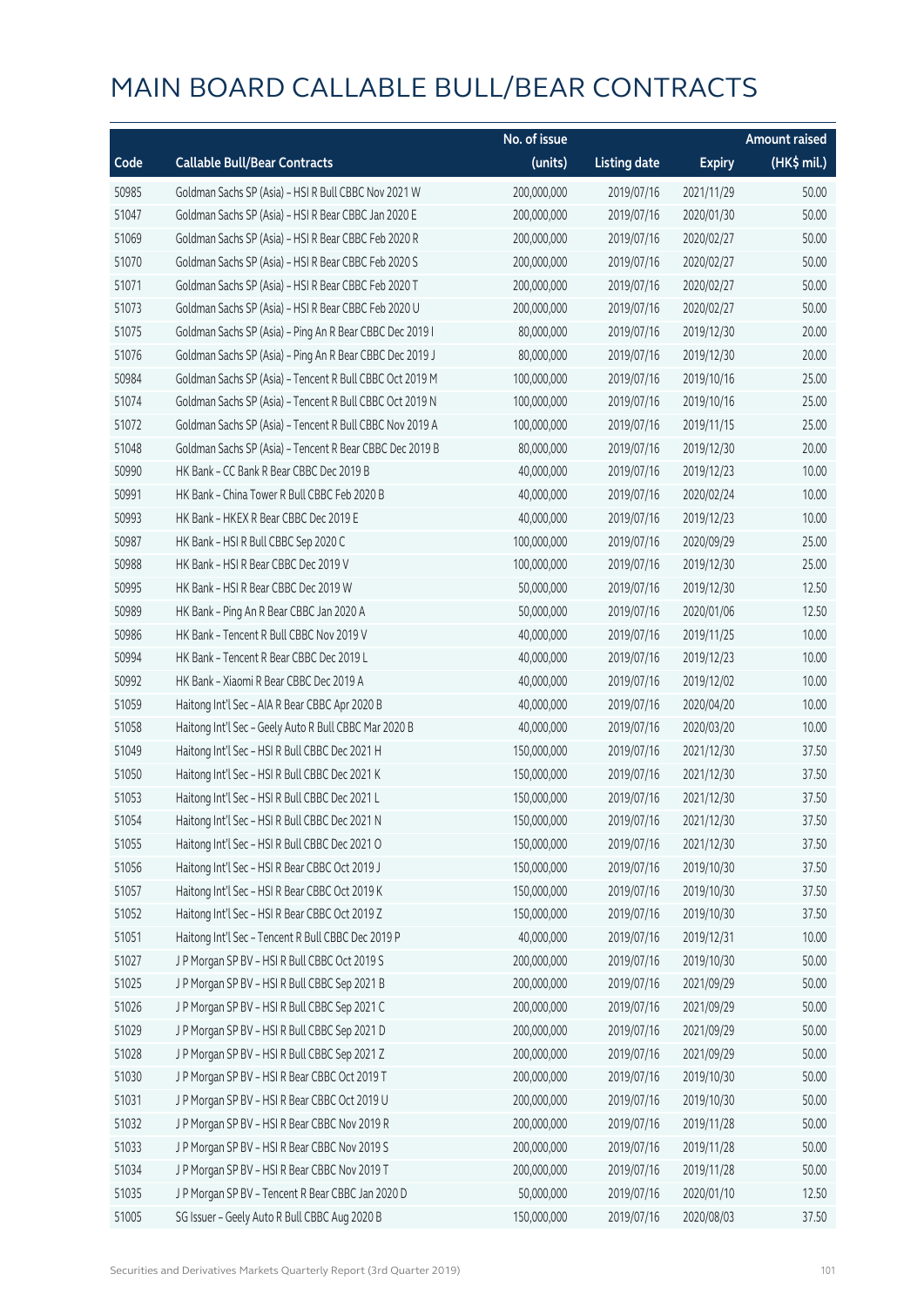# MAIN BOARD CALLABLE BULL/BEAR CONTRACTS

| Code | Callable Bull/Bear Contracts | No. of issue (units) | Listing date | Expiry | Amount raised (HK$ mil.) |
|---|---|---|---|---|---|
| 50985 | Goldman Sachs SP (Asia) – HSI R Bull CBBC Nov 2021 W | 200,000,000 | 2019/07/16 | 2021/11/29 | 50.00 |
| 51047 | Goldman Sachs SP (Asia) – HSI R Bear CBBC Jan 2020 E | 200,000,000 | 2019/07/16 | 2020/01/30 | 50.00 |
| 51069 | Goldman Sachs SP (Asia) – HSI R Bear CBBC Feb 2020 R | 200,000,000 | 2019/07/16 | 2020/02/27 | 50.00 |
| 51070 | Goldman Sachs SP (Asia) – HSI R Bear CBBC Feb 2020 S | 200,000,000 | 2019/07/16 | 2020/02/27 | 50.00 |
| 51071 | Goldman Sachs SP (Asia) – HSI R Bear CBBC Feb 2020 T | 200,000,000 | 2019/07/16 | 2020/02/27 | 50.00 |
| 51073 | Goldman Sachs SP (Asia) – HSI R Bear CBBC Feb 2020 U | 200,000,000 | 2019/07/16 | 2020/02/27 | 50.00 |
| 51075 | Goldman Sachs SP (Asia) – Ping An R Bear CBBC Dec 2019 I | 80,000,000 | 2019/07/16 | 2019/12/30 | 20.00 |
| 51076 | Goldman Sachs SP (Asia) – Ping An R Bear CBBC Dec 2019 J | 80,000,000 | 2019/07/16 | 2019/12/30 | 20.00 |
| 50984 | Goldman Sachs SP (Asia) – Tencent R Bull CBBC Oct 2019 M | 100,000,000 | 2019/07/16 | 2019/10/16 | 25.00 |
| 51074 | Goldman Sachs SP (Asia) – Tencent R Bull CBBC Oct 2019 N | 100,000,000 | 2019/07/16 | 2019/10/16 | 25.00 |
| 51072 | Goldman Sachs SP (Asia) – Tencent R Bull CBBC Nov 2019 A | 100,000,000 | 2019/07/16 | 2019/11/15 | 25.00 |
| 51048 | Goldman Sachs SP (Asia) – Tencent R Bear CBBC Dec 2019 B | 80,000,000 | 2019/07/16 | 2019/12/30 | 20.00 |
| 50990 | HK Bank – CC Bank R Bear CBBC Dec 2019 B | 40,000,000 | 2019/07/16 | 2019/12/23 | 10.00 |
| 50991 | HK Bank – China Tower R Bull CBBC Feb 2020 B | 40,000,000 | 2019/07/16 | 2020/02/24 | 10.00 |
| 50993 | HK Bank – HKEX R Bear CBBC Dec 2019 E | 40,000,000 | 2019/07/16 | 2019/12/23 | 10.00 |
| 50987 | HK Bank – HSI R Bull CBBC Sep 2020 C | 100,000,000 | 2019/07/16 | 2020/09/29 | 25.00 |
| 50988 | HK Bank – HSI R Bear CBBC Dec 2019 V | 100,000,000 | 2019/07/16 | 2019/12/30 | 25.00 |
| 50995 | HK Bank – HSI R Bear CBBC Dec 2019 W | 50,000,000 | 2019/07/16 | 2019/12/30 | 12.50 |
| 50989 | HK Bank – Ping An R Bear CBBC Jan 2020 A | 50,000,000 | 2019/07/16 | 2020/01/06 | 12.50 |
| 50986 | HK Bank – Tencent R Bull CBBC Nov 2019 V | 40,000,000 | 2019/07/16 | 2019/11/25 | 10.00 |
| 50994 | HK Bank – Tencent R Bear CBBC Dec 2019 L | 40,000,000 | 2019/07/16 | 2019/12/23 | 10.00 |
| 50992 | HK Bank – Xiaomi R Bear CBBC Dec 2019 A | 40,000,000 | 2019/07/16 | 2019/12/02 | 10.00 |
| 51059 | Haitong Int'l Sec – AIA R Bear CBBC Apr 2020 B | 40,000,000 | 2019/07/16 | 2020/04/20 | 10.00 |
| 51058 | Haitong Int'l Sec – Geely Auto R Bull CBBC Mar 2020 B | 40,000,000 | 2019/07/16 | 2020/03/20 | 10.00 |
| 51049 | Haitong Int'l Sec – HSI R Bull CBBC Dec 2021 H | 150,000,000 | 2019/07/16 | 2021/12/30 | 37.50 |
| 51050 | Haitong Int'l Sec – HSI R Bull CBBC Dec 2021 K | 150,000,000 | 2019/07/16 | 2021/12/30 | 37.50 |
| 51053 | Haitong Int'l Sec – HSI R Bull CBBC Dec 2021 L | 150,000,000 | 2019/07/16 | 2021/12/30 | 37.50 |
| 51054 | Haitong Int'l Sec – HSI R Bull CBBC Dec 2021 N | 150,000,000 | 2019/07/16 | 2021/12/30 | 37.50 |
| 51055 | Haitong Int'l Sec – HSI R Bull CBBC Dec 2021 O | 150,000,000 | 2019/07/16 | 2021/12/30 | 37.50 |
| 51056 | Haitong Int'l Sec – HSI R Bear CBBC Oct 2019 J | 150,000,000 | 2019/07/16 | 2019/10/30 | 37.50 |
| 51057 | Haitong Int'l Sec – HSI R Bear CBBC Oct 2019 K | 150,000,000 | 2019/07/16 | 2019/10/30 | 37.50 |
| 51052 | Haitong Int'l Sec – HSI R Bear CBBC Oct 2019 Z | 150,000,000 | 2019/07/16 | 2019/10/30 | 37.50 |
| 51051 | Haitong Int'l Sec – Tencent R Bull CBBC Dec 2019 P | 40,000,000 | 2019/07/16 | 2019/12/31 | 10.00 |
| 51027 | J P Morgan SP BV – HSI R Bull CBBC Oct 2019 S | 200,000,000 | 2019/07/16 | 2019/10/30 | 50.00 |
| 51025 | J P Morgan SP BV – HSI R Bull CBBC Sep 2021 B | 200,000,000 | 2019/07/16 | 2021/09/29 | 50.00 |
| 51026 | J P Morgan SP BV – HSI R Bull CBBC Sep 2021 C | 200,000,000 | 2019/07/16 | 2021/09/29 | 50.00 |
| 51029 | J P Morgan SP BV – HSI R Bull CBBC Sep 2021 D | 200,000,000 | 2019/07/16 | 2021/09/29 | 50.00 |
| 51028 | J P Morgan SP BV – HSI R Bull CBBC Sep 2021 Z | 200,000,000 | 2019/07/16 | 2021/09/29 | 50.00 |
| 51030 | J P Morgan SP BV – HSI R Bear CBBC Oct 2019 T | 200,000,000 | 2019/07/16 | 2019/10/30 | 50.00 |
| 51031 | J P Morgan SP BV – HSI R Bear CBBC Oct 2019 U | 200,000,000 | 2019/07/16 | 2019/10/30 | 50.00 |
| 51032 | J P Morgan SP BV – HSI R Bear CBBC Nov 2019 R | 200,000,000 | 2019/07/16 | 2019/11/28 | 50.00 |
| 51033 | J P Morgan SP BV – HSI R Bear CBBC Nov 2019 S | 200,000,000 | 2019/07/16 | 2019/11/28 | 50.00 |
| 51034 | J P Morgan SP BV – HSI R Bear CBBC Nov 2019 T | 200,000,000 | 2019/07/16 | 2019/11/28 | 50.00 |
| 51035 | J P Morgan SP BV – Tencent R Bear CBBC Jan 2020 D | 50,000,000 | 2019/07/16 | 2020/01/10 | 12.50 |
| 51005 | SG Issuer – Geely Auto R Bull CBBC Aug 2020 B | 150,000,000 | 2019/07/16 | 2020/08/03 | 37.50 |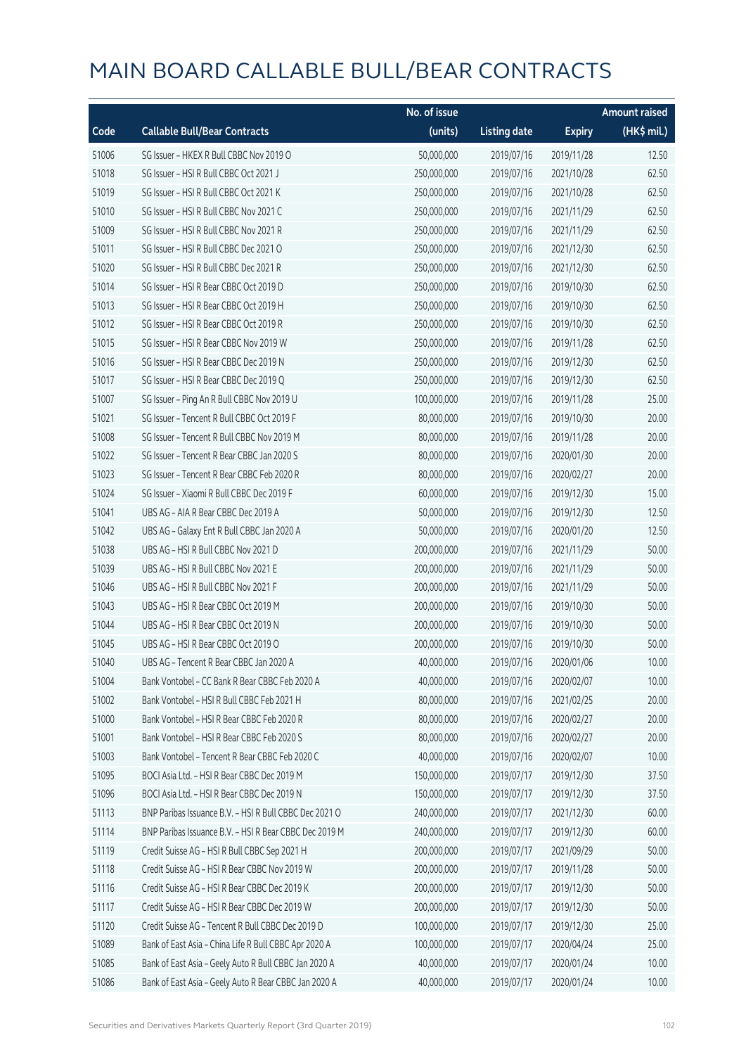# MAIN BOARD CALLABLE BULL/BEAR CONTRACTS

| Code | Callable Bull/Bear Contracts | No. of issue (units) | Listing date | Expiry | Amount raised (HK$ mil.) |
|---|---|---|---|---|---|
| 51006 | SG Issuer – HKEX R Bull CBBC Nov 2019 O | 50,000,000 | 2019/07/16 | 2019/11/28 | 12.50 |
| 51018 | SG Issuer – HSI R Bull CBBC Oct 2021 J | 250,000,000 | 2019/07/16 | 2021/10/28 | 62.50 |
| 51019 | SG Issuer – HSI R Bull CBBC Oct 2021 K | 250,000,000 | 2019/07/16 | 2021/10/28 | 62.50 |
| 51010 | SG Issuer – HSI R Bull CBBC Nov 2021 C | 250,000,000 | 2019/07/16 | 2021/11/29 | 62.50 |
| 51009 | SG Issuer – HSI R Bull CBBC Nov 2021 R | 250,000,000 | 2019/07/16 | 2021/11/29 | 62.50 |
| 51011 | SG Issuer – HSI R Bull CBBC Dec 2021 O | 250,000,000 | 2019/07/16 | 2021/12/30 | 62.50 |
| 51020 | SG Issuer – HSI R Bull CBBC Dec 2021 R | 250,000,000 | 2019/07/16 | 2021/12/30 | 62.50 |
| 51014 | SG Issuer – HSI R Bear CBBC Oct 2019 D | 250,000,000 | 2019/07/16 | 2019/10/30 | 62.50 |
| 51013 | SG Issuer – HSI R Bear CBBC Oct 2019 H | 250,000,000 | 2019/07/16 | 2019/10/30 | 62.50 |
| 51012 | SG Issuer – HSI R Bear CBBC Oct 2019 R | 250,000,000 | 2019/07/16 | 2019/10/30 | 62.50 |
| 51015 | SG Issuer – HSI R Bear CBBC Nov 2019 W | 250,000,000 | 2019/07/16 | 2019/11/28 | 62.50 |
| 51016 | SG Issuer – HSI R Bear CBBC Dec 2019 N | 250,000,000 | 2019/07/16 | 2019/12/30 | 62.50 |
| 51017 | SG Issuer – HSI R Bear CBBC Dec 2019 Q | 250,000,000 | 2019/07/16 | 2019/12/30 | 62.50 |
| 51007 | SG Issuer – Ping An R Bull CBBC Nov 2019 U | 100,000,000 | 2019/07/16 | 2019/11/28 | 25.00 |
| 51021 | SG Issuer – Tencent R Bull CBBC Oct 2019 F | 80,000,000 | 2019/07/16 | 2019/10/30 | 20.00 |
| 51008 | SG Issuer – Tencent R Bull CBBC Nov 2019 M | 80,000,000 | 2019/07/16 | 2019/11/28 | 20.00 |
| 51022 | SG Issuer – Tencent R Bear CBBC Jan 2020 S | 80,000,000 | 2019/07/16 | 2020/01/30 | 20.00 |
| 51023 | SG Issuer – Tencent R Bear CBBC Feb 2020 R | 80,000,000 | 2019/07/16 | 2020/02/27 | 20.00 |
| 51024 | SG Issuer – Xiaomi R Bull CBBC Dec 2019 F | 60,000,000 | 2019/07/16 | 2019/12/30 | 15.00 |
| 51041 | UBS AG – AIA R Bear CBBC Dec 2019 A | 50,000,000 | 2019/07/16 | 2019/12/30 | 12.50 |
| 51042 | UBS AG – Galaxy Ent R Bull CBBC Jan 2020 A | 50,000,000 | 2019/07/16 | 2020/01/20 | 12.50 |
| 51038 | UBS AG – HSI R Bull CBBC Nov 2021 D | 200,000,000 | 2019/07/16 | 2021/11/29 | 50.00 |
| 51039 | UBS AG – HSI R Bull CBBC Nov 2021 E | 200,000,000 | 2019/07/16 | 2021/11/29 | 50.00 |
| 51046 | UBS AG – HSI R Bull CBBC Nov 2021 F | 200,000,000 | 2019/07/16 | 2021/11/29 | 50.00 |
| 51043 | UBS AG – HSI R Bear CBBC Oct 2019 M | 200,000,000 | 2019/07/16 | 2019/10/30 | 50.00 |
| 51044 | UBS AG – HSI R Bear CBBC Oct 2019 N | 200,000,000 | 2019/07/16 | 2019/10/30 | 50.00 |
| 51045 | UBS AG – HSI R Bear CBBC Oct 2019 O | 200,000,000 | 2019/07/16 | 2019/10/30 | 50.00 |
| 51040 | UBS AG – Tencent R Bear CBBC Jan 2020 A | 40,000,000 | 2019/07/16 | 2020/01/06 | 10.00 |
| 51004 | Bank Vontobel – CC Bank R Bear CBBC Feb 2020 A | 40,000,000 | 2019/07/16 | 2020/02/07 | 10.00 |
| 51002 | Bank Vontobel – HSI R Bull CBBC Feb 2021 H | 80,000,000 | 2019/07/16 | 2021/02/25 | 20.00 |
| 51000 | Bank Vontobel – HSI R Bear CBBC Feb 2020 R | 80,000,000 | 2019/07/16 | 2020/02/27 | 20.00 |
| 51001 | Bank Vontobel – HSI R Bear CBBC Feb 2020 S | 80,000,000 | 2019/07/16 | 2020/02/27 | 20.00 |
| 51003 | Bank Vontobel – Tencent R Bear CBBC Feb 2020 C | 40,000,000 | 2019/07/16 | 2020/02/07 | 10.00 |
| 51095 | BOCI Asia Ltd. – HSI R Bear CBBC Dec 2019 M | 150,000,000 | 2019/07/17 | 2019/12/30 | 37.50 |
| 51096 | BOCI Asia Ltd. – HSI R Bear CBBC Dec 2019 N | 150,000,000 | 2019/07/17 | 2019/12/30 | 37.50 |
| 51113 | BNP Paribas Issuance B.V. – HSI R Bull CBBC Dec 2021 O | 240,000,000 | 2019/07/17 | 2021/12/30 | 60.00 |
| 51114 | BNP Paribas Issuance B.V. – HSI R Bear CBBC Dec 2019 M | 240,000,000 | 2019/07/17 | 2019/12/30 | 60.00 |
| 51119 | Credit Suisse AG – HSI R Bull CBBC Sep 2021 H | 200,000,000 | 2019/07/17 | 2021/09/29 | 50.00 |
| 51118 | Credit Suisse AG – HSI R Bear CBBC Nov 2019 W | 200,000,000 | 2019/07/17 | 2019/11/28 | 50.00 |
| 51116 | Credit Suisse AG – HSI R Bear CBBC Dec 2019 K | 200,000,000 | 2019/07/17 | 2019/12/30 | 50.00 |
| 51117 | Credit Suisse AG – HSI R Bear CBBC Dec 2019 W | 200,000,000 | 2019/07/17 | 2019/12/30 | 50.00 |
| 51120 | Credit Suisse AG – Tencent R Bull CBBC Dec 2019 D | 100,000,000 | 2019/07/17 | 2019/12/30 | 25.00 |
| 51089 | Bank of East Asia – China Life R Bull CBBC Apr 2020 A | 100,000,000 | 2019/07/17 | 2020/04/24 | 25.00 |
| 51085 | Bank of East Asia – Geely Auto R Bull CBBC Jan 2020 A | 40,000,000 | 2019/07/17 | 2020/01/24 | 10.00 |
| 51086 | Bank of East Asia – Geely Auto R Bear CBBC Jan 2020 A | 40,000,000 | 2019/07/17 | 2020/01/24 | 10.00 |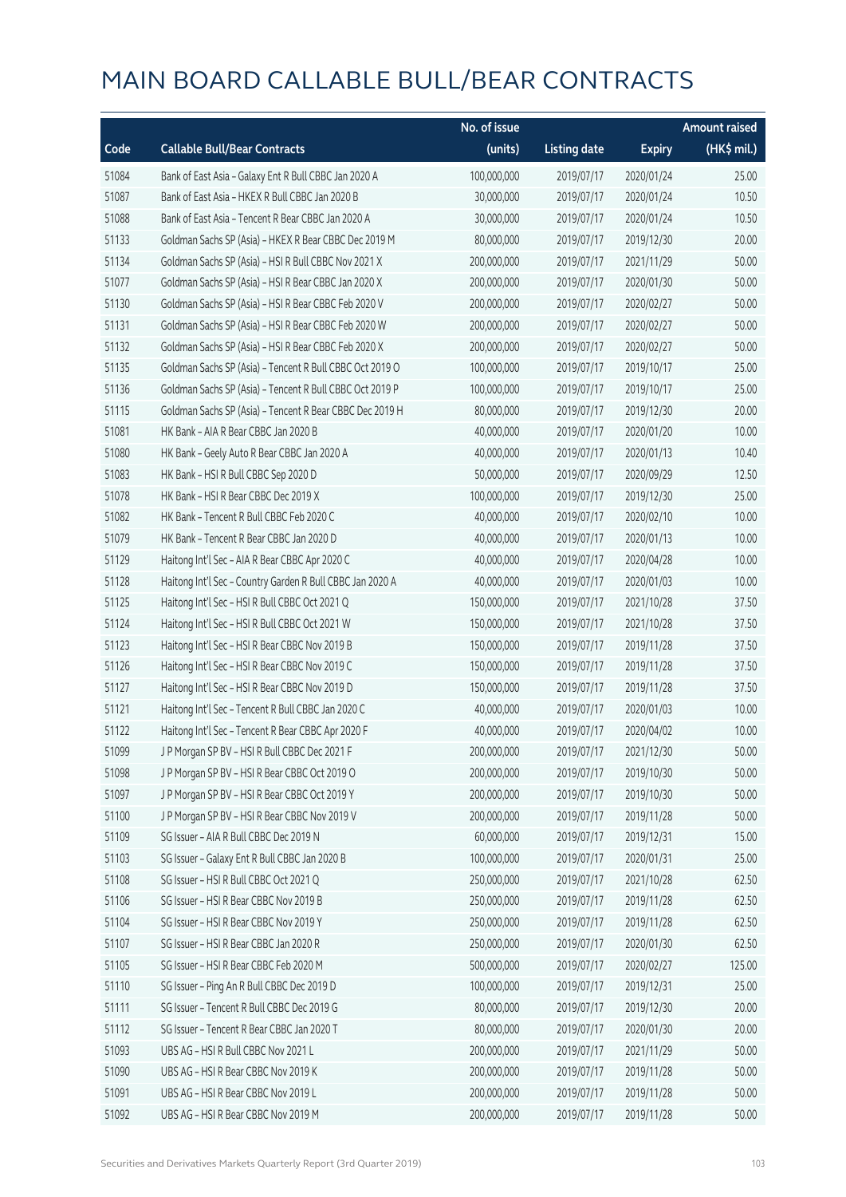# MAIN BOARD CALLABLE BULL/BEAR CONTRACTS

| Code | Callable Bull/Bear Contracts | No. of issue (units) | Listing date | Expiry | Amount raised (HK$ mil.) |
|---|---|---|---|---|---|
| 51084 | Bank of East Asia - Galaxy Ent R Bull CBBC Jan 2020 A | 100,000,000 | 2019/07/17 | 2020/01/24 | 25.00 |
| 51087 | Bank of East Asia - HKEX R Bull CBBC Jan 2020 B | 30,000,000 | 2019/07/17 | 2020/01/24 | 10.50 |
| 51088 | Bank of East Asia - Tencent R Bear CBBC Jan 2020 A | 30,000,000 | 2019/07/17 | 2020/01/24 | 10.50 |
| 51133 | Goldman Sachs SP (Asia) - HKEX R Bear CBBC Dec 2019 M | 80,000,000 | 2019/07/17 | 2019/12/30 | 20.00 |
| 51134 | Goldman Sachs SP (Asia) - HSI R Bull CBBC Nov 2021 X | 200,000,000 | 2019/07/17 | 2021/11/29 | 50.00 |
| 51077 | Goldman Sachs SP (Asia) - HSI R Bear CBBC Jan 2020 X | 200,000,000 | 2019/07/17 | 2020/01/30 | 50.00 |
| 51130 | Goldman Sachs SP (Asia) - HSI R Bear CBBC Feb 2020 V | 200,000,000 | 2019/07/17 | 2020/02/27 | 50.00 |
| 51131 | Goldman Sachs SP (Asia) - HSI R Bear CBBC Feb 2020 W | 200,000,000 | 2019/07/17 | 2020/02/27 | 50.00 |
| 51132 | Goldman Sachs SP (Asia) - HSI R Bear CBBC Feb 2020 X | 200,000,000 | 2019/07/17 | 2020/02/27 | 50.00 |
| 51135 | Goldman Sachs SP (Asia) - Tencent R Bull CBBC Oct 2019 O | 100,000,000 | 2019/07/17 | 2019/10/17 | 25.00 |
| 51136 | Goldman Sachs SP (Asia) - Tencent R Bull CBBC Oct 2019 P | 100,000,000 | 2019/07/17 | 2019/10/17 | 25.00 |
| 51115 | Goldman Sachs SP (Asia) - Tencent R Bear CBBC Dec 2019 H | 80,000,000 | 2019/07/17 | 2019/12/30 | 20.00 |
| 51081 | HK Bank - AIA R Bear CBBC Jan 2020 B | 40,000,000 | 2019/07/17 | 2020/01/20 | 10.00 |
| 51080 | HK Bank - Geely Auto R Bear CBBC Jan 2020 A | 40,000,000 | 2019/07/17 | 2020/01/13 | 10.40 |
| 51083 | HK Bank - HSI R Bull CBBC Sep 2020 D | 50,000,000 | 2019/07/17 | 2020/09/29 | 12.50 |
| 51078 | HK Bank - HSI R Bear CBBC Dec 2019 X | 100,000,000 | 2019/07/17 | 2019/12/30 | 25.00 |
| 51082 | HK Bank - Tencent R Bull CBBC Feb 2020 C | 40,000,000 | 2019/07/17 | 2020/02/10 | 10.00 |
| 51079 | HK Bank - Tencent R Bear CBBC Jan 2020 D | 40,000,000 | 2019/07/17 | 2020/01/13 | 10.00 |
| 51129 | Haitong Int'l Sec - AIA R Bear CBBC Apr 2020 C | 40,000,000 | 2019/07/17 | 2020/04/28 | 10.00 |
| 51128 | Haitong Int'l Sec - Country Garden R Bull CBBC Jan 2020 A | 40,000,000 | 2019/07/17 | 2020/01/03 | 10.00 |
| 51125 | Haitong Int'l Sec - HSI R Bull CBBC Oct 2021 Q | 150,000,000 | 2019/07/17 | 2021/10/28 | 37.50 |
| 51124 | Haitong Int'l Sec - HSI R Bull CBBC Oct 2021 W | 150,000,000 | 2019/07/17 | 2021/10/28 | 37.50 |
| 51123 | Haitong Int'l Sec - HSI R Bear CBBC Nov 2019 B | 150,000,000 | 2019/07/17 | 2019/11/28 | 37.50 |
| 51126 | Haitong Int'l Sec - HSI R Bear CBBC Nov 2019 C | 150,000,000 | 2019/07/17 | 2019/11/28 | 37.50 |
| 51127 | Haitong Int'l Sec - HSI R Bear CBBC Nov 2019 D | 150,000,000 | 2019/07/17 | 2019/11/28 | 37.50 |
| 51121 | Haitong Int'l Sec - Tencent R Bull CBBC Jan 2020 C | 40,000,000 | 2019/07/17 | 2020/01/03 | 10.00 |
| 51122 | Haitong Int'l Sec - Tencent R Bear CBBC Apr 2020 F | 40,000,000 | 2019/07/17 | 2020/04/02 | 10.00 |
| 51099 | J P Morgan SP BV - HSI R Bull CBBC Dec 2021 F | 200,000,000 | 2019/07/17 | 2021/12/30 | 50.00 |
| 51098 | J P Morgan SP BV - HSI R Bear CBBC Oct 2019 O | 200,000,000 | 2019/07/17 | 2019/10/30 | 50.00 |
| 51097 | J P Morgan SP BV - HSI R Bear CBBC Oct 2019 Y | 200,000,000 | 2019/07/17 | 2019/10/30 | 50.00 |
| 51100 | J P Morgan SP BV - HSI R Bear CBBC Nov 2019 V | 200,000,000 | 2019/07/17 | 2019/11/28 | 50.00 |
| 51109 | SG Issuer - AIA R Bull CBBC Dec 2019 N | 60,000,000 | 2019/07/17 | 2019/12/31 | 15.00 |
| 51103 | SG Issuer - Galaxy Ent R Bull CBBC Jan 2020 B | 100,000,000 | 2019/07/17 | 2020/01/31 | 25.00 |
| 51108 | SG Issuer - HSI R Bull CBBC Oct 2021 Q | 250,000,000 | 2019/07/17 | 2021/10/28 | 62.50 |
| 51106 | SG Issuer - HSI R Bear CBBC Nov 2019 B | 250,000,000 | 2019/07/17 | 2019/11/28 | 62.50 |
| 51104 | SG Issuer - HSI R Bear CBBC Nov 2019 Y | 250,000,000 | 2019/07/17 | 2019/11/28 | 62.50 |
| 51107 | SG Issuer - HSI R Bear CBBC Jan 2020 R | 250,000,000 | 2019/07/17 | 2020/01/30 | 62.50 |
| 51105 | SG Issuer - HSI R Bear CBBC Feb 2020 M | 500,000,000 | 2019/07/17 | 2020/02/27 | 125.00 |
| 51110 | SG Issuer - Ping An R Bull CBBC Dec 2019 D | 100,000,000 | 2019/07/17 | 2019/12/31 | 25.00 |
| 51111 | SG Issuer - Tencent R Bull CBBC Dec 2019 G | 80,000,000 | 2019/07/17 | 2019/12/30 | 20.00 |
| 51112 | SG Issuer - Tencent R Bear CBBC Jan 2020 T | 80,000,000 | 2019/07/17 | 2020/01/30 | 20.00 |
| 51093 | UBS AG - HSI R Bull CBBC Nov 2021 L | 200,000,000 | 2019/07/17 | 2021/11/29 | 50.00 |
| 51090 | UBS AG - HSI R Bear CBBC Nov 2019 K | 200,000,000 | 2019/07/17 | 2019/11/28 | 50.00 |
| 51091 | UBS AG - HSI R Bear CBBC Nov 2019 L | 200,000,000 | 2019/07/17 | 2019/11/28 | 50.00 |
| 51092 | UBS AG - HSI R Bear CBBC Nov 2019 M | 200,000,000 | 2019/07/17 | 2019/11/28 | 50.00 |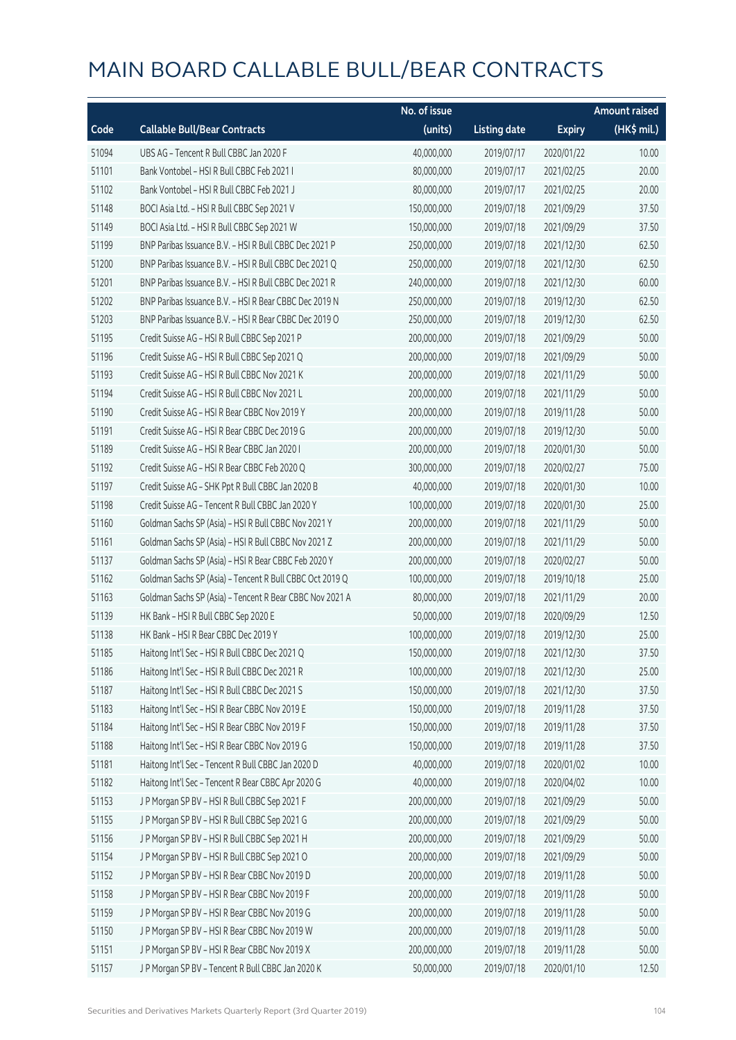# MAIN BOARD CALLABLE BULL/BEAR CONTRACTS

| Code | Callable Bull/Bear Contracts | No. of issue (units) | Listing date | Expiry | Amount raised (HK$ mil.) |
|---|---|---|---|---|---|
| 51094 | UBS AG – Tencent R Bull CBBC Jan 2020 F | 40,000,000 | 2019/07/17 | 2020/01/22 | 10.00 |
| 51101 | Bank Vontobel – HSI R Bull CBBC Feb 2021 I | 80,000,000 | 2019/07/17 | 2021/02/25 | 20.00 |
| 51102 | Bank Vontobel – HSI R Bull CBBC Feb 2021 J | 80,000,000 | 2019/07/17 | 2021/02/25 | 20.00 |
| 51148 | BOCI Asia Ltd. – HSI R Bull CBBC Sep 2021 V | 150,000,000 | 2019/07/18 | 2021/09/29 | 37.50 |
| 51149 | BOCI Asia Ltd. – HSI R Bull CBBC Sep 2021 W | 150,000,000 | 2019/07/18 | 2021/09/29 | 37.50 |
| 51199 | BNP Paribas Issuance B.V. – HSI R Bull CBBC Dec 2021 P | 250,000,000 | 2019/07/18 | 2021/12/30 | 62.50 |
| 51200 | BNP Paribas Issuance B.V. – HSI R Bull CBBC Dec 2021 Q | 250,000,000 | 2019/07/18 | 2021/12/30 | 62.50 |
| 51201 | BNP Paribas Issuance B.V. – HSI R Bull CBBC Dec 2021 R | 240,000,000 | 2019/07/18 | 2021/12/30 | 60.00 |
| 51202 | BNP Paribas Issuance B.V. – HSI R Bear CBBC Dec 2019 N | 250,000,000 | 2019/07/18 | 2019/12/30 | 62.50 |
| 51203 | BNP Paribas Issuance B.V. – HSI R Bear CBBC Dec 2019 O | 250,000,000 | 2019/07/18 | 2019/12/30 | 62.50 |
| 51195 | Credit Suisse AG – HSI R Bull CBBC Sep 2021 P | 200,000,000 | 2019/07/18 | 2021/09/29 | 50.00 |
| 51196 | Credit Suisse AG – HSI R Bull CBBC Sep 2021 Q | 200,000,000 | 2019/07/18 | 2021/09/29 | 50.00 |
| 51193 | Credit Suisse AG – HSI R Bull CBBC Nov 2021 K | 200,000,000 | 2019/07/18 | 2021/11/29 | 50.00 |
| 51194 | Credit Suisse AG – HSI R Bull CBBC Nov 2021 L | 200,000,000 | 2019/07/18 | 2021/11/29 | 50.00 |
| 51190 | Credit Suisse AG – HSI R Bear CBBC Nov 2019 Y | 200,000,000 | 2019/07/18 | 2019/11/28 | 50.00 |
| 51191 | Credit Suisse AG – HSI R Bear CBBC Dec 2019 G | 200,000,000 | 2019/07/18 | 2019/12/30 | 50.00 |
| 51189 | Credit Suisse AG – HSI R Bear CBBC Jan 2020 I | 200,000,000 | 2019/07/18 | 2020/01/30 | 50.00 |
| 51192 | Credit Suisse AG – HSI R Bear CBBC Feb 2020 Q | 300,000,000 | 2019/07/18 | 2020/02/27 | 75.00 |
| 51197 | Credit Suisse AG – SHK Ppt R Bull CBBC Jan 2020 B | 40,000,000 | 2019/07/18 | 2020/01/30 | 10.00 |
| 51198 | Credit Suisse AG – Tencent R Bull CBBC Jan 2020 Y | 100,000,000 | 2019/07/18 | 2020/01/30 | 25.00 |
| 51160 | Goldman Sachs SP (Asia) – HSI R Bull CBBC Nov 2021 Y | 200,000,000 | 2019/07/18 | 2021/11/29 | 50.00 |
| 51161 | Goldman Sachs SP (Asia) – HSI R Bull CBBC Nov 2021 Z | 200,000,000 | 2019/07/18 | 2021/11/29 | 50.00 |
| 51137 | Goldman Sachs SP (Asia) – HSI R Bear CBBC Feb 2020 Y | 200,000,000 | 2019/07/18 | 2020/02/27 | 50.00 |
| 51162 | Goldman Sachs SP (Asia) – Tencent R Bull CBBC Oct 2019 Q | 100,000,000 | 2019/07/18 | 2019/10/18 | 25.00 |
| 51163 | Goldman Sachs SP (Asia) – Tencent R Bear CBBC Nov 2021 A | 80,000,000 | 2019/07/18 | 2021/11/29 | 20.00 |
| 51139 | HK Bank – HSI R Bull CBBC Sep 2020 E | 50,000,000 | 2019/07/18 | 2020/09/29 | 12.50 |
| 51138 | HK Bank – HSI R Bear CBBC Dec 2019 Y | 100,000,000 | 2019/07/18 | 2019/12/30 | 25.00 |
| 51185 | Haitong Int'l Sec – HSI R Bull CBBC Dec 2021 Q | 150,000,000 | 2019/07/18 | 2021/12/30 | 37.50 |
| 51186 | Haitong Int'l Sec – HSI R Bull CBBC Dec 2021 R | 100,000,000 | 2019/07/18 | 2021/12/30 | 25.00 |
| 51187 | Haitong Int'l Sec – HSI R Bull CBBC Dec 2021 S | 150,000,000 | 2019/07/18 | 2021/12/30 | 37.50 |
| 51183 | Haitong Int'l Sec – HSI R Bear CBBC Nov 2019 E | 150,000,000 | 2019/07/18 | 2019/11/28 | 37.50 |
| 51184 | Haitong Int'l Sec – HSI R Bear CBBC Nov 2019 F | 150,000,000 | 2019/07/18 | 2019/11/28 | 37.50 |
| 51188 | Haitong Int'l Sec – HSI R Bear CBBC Nov 2019 G | 150,000,000 | 2019/07/18 | 2019/11/28 | 37.50 |
| 51181 | Haitong Int'l Sec – Tencent R Bull CBBC Jan 2020 D | 40,000,000 | 2019/07/18 | 2020/01/02 | 10.00 |
| 51182 | Haitong Int'l Sec – Tencent R Bear CBBC Apr 2020 G | 40,000,000 | 2019/07/18 | 2020/04/02 | 10.00 |
| 51153 | J P Morgan SP BV – HSI R Bull CBBC Sep 2021 F | 200,000,000 | 2019/07/18 | 2021/09/29 | 50.00 |
| 51155 | J P Morgan SP BV – HSI R Bull CBBC Sep 2021 G | 200,000,000 | 2019/07/18 | 2021/09/29 | 50.00 |
| 51156 | J P Morgan SP BV – HSI R Bull CBBC Sep 2021 H | 200,000,000 | 2019/07/18 | 2021/09/29 | 50.00 |
| 51154 | J P Morgan SP BV – HSI R Bull CBBC Sep 2021 O | 200,000,000 | 2019/07/18 | 2021/09/29 | 50.00 |
| 51152 | J P Morgan SP BV – HSI R Bear CBBC Nov 2019 D | 200,000,000 | 2019/07/18 | 2019/11/28 | 50.00 |
| 51158 | J P Morgan SP BV – HSI R Bear CBBC Nov 2019 F | 200,000,000 | 2019/07/18 | 2019/11/28 | 50.00 |
| 51159 | J P Morgan SP BV – HSI R Bear CBBC Nov 2019 G | 200,000,000 | 2019/07/18 | 2019/11/28 | 50.00 |
| 51150 | J P Morgan SP BV – HSI R Bear CBBC Nov 2019 W | 200,000,000 | 2019/07/18 | 2019/11/28 | 50.00 |
| 51151 | J P Morgan SP BV – HSI R Bear CBBC Nov 2019 X | 200,000,000 | 2019/07/18 | 2019/11/28 | 50.00 |
| 51157 | J P Morgan SP BV – Tencent R Bull CBBC Jan 2020 K | 50,000,000 | 2019/07/18 | 2020/01/10 | 12.50 |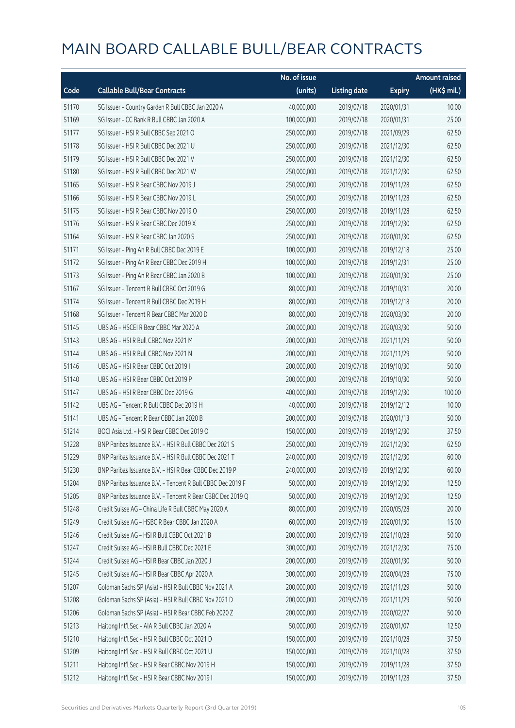# MAIN BOARD CALLABLE BULL/BEAR CONTRACTS

| Code | Callable Bull/Bear Contracts | No. of issue (units) | Listing date | Expiry | Amount raised (HK$ mil.) |
|---|---|---|---|---|---|
| 51170 | SG Issuer – Country Garden R Bull CBBC Jan 2020 A | 40,000,000 | 2019/07/18 | 2020/01/31 | 10.00 |
| 51169 | SG Issuer – CC Bank R Bull CBBC Jan 2020 A | 100,000,000 | 2019/07/18 | 2020/01/31 | 25.00 |
| 51177 | SG Issuer – HSI R Bull CBBC Sep 2021 O | 250,000,000 | 2019/07/18 | 2021/09/29 | 62.50 |
| 51178 | SG Issuer – HSI R Bull CBBC Dec 2021 U | 250,000,000 | 2019/07/18 | 2021/12/30 | 62.50 |
| 51179 | SG Issuer – HSI R Bull CBBC Dec 2021 V | 250,000,000 | 2019/07/18 | 2021/12/30 | 62.50 |
| 51180 | SG Issuer – HSI R Bull CBBC Dec 2021 W | 250,000,000 | 2019/07/18 | 2021/12/30 | 62.50 |
| 51165 | SG Issuer – HSI R Bear CBBC Nov 2019 J | 250,000,000 | 2019/07/18 | 2019/11/28 | 62.50 |
| 51166 | SG Issuer – HSI R Bear CBBC Nov 2019 L | 250,000,000 | 2019/07/18 | 2019/11/28 | 62.50 |
| 51175 | SG Issuer – HSI R Bear CBBC Nov 2019 O | 250,000,000 | 2019/07/18 | 2019/11/28 | 62.50 |
| 51176 | SG Issuer – HSI R Bear CBBC Dec 2019 X | 250,000,000 | 2019/07/18 | 2019/12/30 | 62.50 |
| 51164 | SG Issuer – HSI R Bear CBBC Jan 2020 S | 250,000,000 | 2019/07/18 | 2020/01/30 | 62.50 |
| 51171 | SG Issuer – Ping An R Bull CBBC Dec 2019 E | 100,000,000 | 2019/07/18 | 2019/12/18 | 25.00 |
| 51172 | SG Issuer – Ping An R Bear CBBC Dec 2019 H | 100,000,000 | 2019/07/18 | 2019/12/31 | 25.00 |
| 51173 | SG Issuer – Ping An R Bear CBBC Jan 2020 B | 100,000,000 | 2019/07/18 | 2020/01/30 | 25.00 |
| 51167 | SG Issuer – Tencent R Bull CBBC Oct 2019 G | 80,000,000 | 2019/07/18 | 2019/10/31 | 20.00 |
| 51174 | SG Issuer – Tencent R Bull CBBC Dec 2019 H | 80,000,000 | 2019/07/18 | 2019/12/18 | 20.00 |
| 51168 | SG Issuer – Tencent R Bear CBBC Mar 2020 D | 80,000,000 | 2019/07/18 | 2020/03/30 | 20.00 |
| 51145 | UBS AG – HSCEI R Bear CBBC Mar 2020 A | 200,000,000 | 2019/07/18 | 2020/03/30 | 50.00 |
| 51143 | UBS AG – HSI R Bull CBBC Nov 2021 M | 200,000,000 | 2019/07/18 | 2021/11/29 | 50.00 |
| 51144 | UBS AG – HSI R Bull CBBC Nov 2021 N | 200,000,000 | 2019/07/18 | 2021/11/29 | 50.00 |
| 51146 | UBS AG – HSI R Bear CBBC Oct 2019 I | 200,000,000 | 2019/07/18 | 2019/10/30 | 50.00 |
| 51140 | UBS AG – HSI R Bear CBBC Oct 2019 P | 200,000,000 | 2019/07/18 | 2019/10/30 | 50.00 |
| 51147 | UBS AG – HSI R Bear CBBC Dec 2019 G | 400,000,000 | 2019/07/18 | 2019/12/30 | 100.00 |
| 51142 | UBS AG – Tencent R Bull CBBC Dec 2019 H | 40,000,000 | 2019/07/18 | 2019/12/12 | 10.00 |
| 51141 | UBS AG – Tencent R Bear CBBC Jan 2020 B | 200,000,000 | 2019/07/18 | 2020/01/13 | 50.00 |
| 51214 | BOCI Asia Ltd. – HSI R Bear CBBC Dec 2019 O | 150,000,000 | 2019/07/19 | 2019/12/30 | 37.50 |
| 51228 | BNP Paribas Issuance B.V. – HSI R Bull CBBC Dec 2021 S | 250,000,000 | 2019/07/19 | 2021/12/30 | 62.50 |
| 51229 | BNP Paribas Issuance B.V. – HSI R Bull CBBC Dec 2021 T | 240,000,000 | 2019/07/19 | 2021/12/30 | 60.00 |
| 51230 | BNP Paribas Issuance B.V. – HSI R Bear CBBC Dec 2019 P | 240,000,000 | 2019/07/19 | 2019/12/30 | 60.00 |
| 51204 | BNP Paribas Issuance B.V. – Tencent R Bull CBBC Dec 2019 F | 50,000,000 | 2019/07/19 | 2019/12/30 | 12.50 |
| 51205 | BNP Paribas Issuance B.V. – Tencent R Bear CBBC Dec 2019 Q | 50,000,000 | 2019/07/19 | 2019/12/30 | 12.50 |
| 51248 | Credit Suisse AG – China Life R Bull CBBC May 2020 A | 80,000,000 | 2019/07/19 | 2020/05/28 | 20.00 |
| 51249 | Credit Suisse AG – HSBC R Bear CBBC Jan 2020 A | 60,000,000 | 2019/07/19 | 2020/01/30 | 15.00 |
| 51246 | Credit Suisse AG – HSI R Bull CBBC Oct 2021 B | 200,000,000 | 2019/07/19 | 2021/10/28 | 50.00 |
| 51247 | Credit Suisse AG – HSI R Bull CBBC Dec 2021 E | 300,000,000 | 2019/07/19 | 2021/12/30 | 75.00 |
| 51244 | Credit Suisse AG – HSI R Bear CBBC Jan 2020 J | 200,000,000 | 2019/07/19 | 2020/01/30 | 50.00 |
| 51245 | Credit Suisse AG – HSI R Bear CBBC Apr 2020 A | 300,000,000 | 2019/07/19 | 2020/04/28 | 75.00 |
| 51207 | Goldman Sachs SP (Asia) – HSI R Bull CBBC Nov 2021 A | 200,000,000 | 2019/07/19 | 2021/11/29 | 50.00 |
| 51208 | Goldman Sachs SP (Asia) – HSI R Bull CBBC Nov 2021 D | 200,000,000 | 2019/07/19 | 2021/11/29 | 50.00 |
| 51206 | Goldman Sachs SP (Asia) – HSI R Bear CBBC Feb 2020 Z | 200,000,000 | 2019/07/19 | 2020/02/27 | 50.00 |
| 51213 | Haitong Int'l Sec – AIA R Bull CBBC Jan 2020 A | 50,000,000 | 2019/07/19 | 2020/01/07 | 12.50 |
| 51210 | Haitong Int'l Sec – HSI R Bull CBBC Oct 2021 D | 150,000,000 | 2019/07/19 | 2021/10/28 | 37.50 |
| 51209 | Haitong Int'l Sec – HSI R Bull CBBC Oct 2021 U | 150,000,000 | 2019/07/19 | 2021/10/28 | 37.50 |
| 51211 | Haitong Int'l Sec – HSI R Bear CBBC Nov 2019 H | 150,000,000 | 2019/07/19 | 2019/11/28 | 37.50 |
| 51212 | Haitong Int'l Sec – HSI R Bear CBBC Nov 2019 I | 150,000,000 | 2019/07/19 | 2019/11/28 | 37.50 |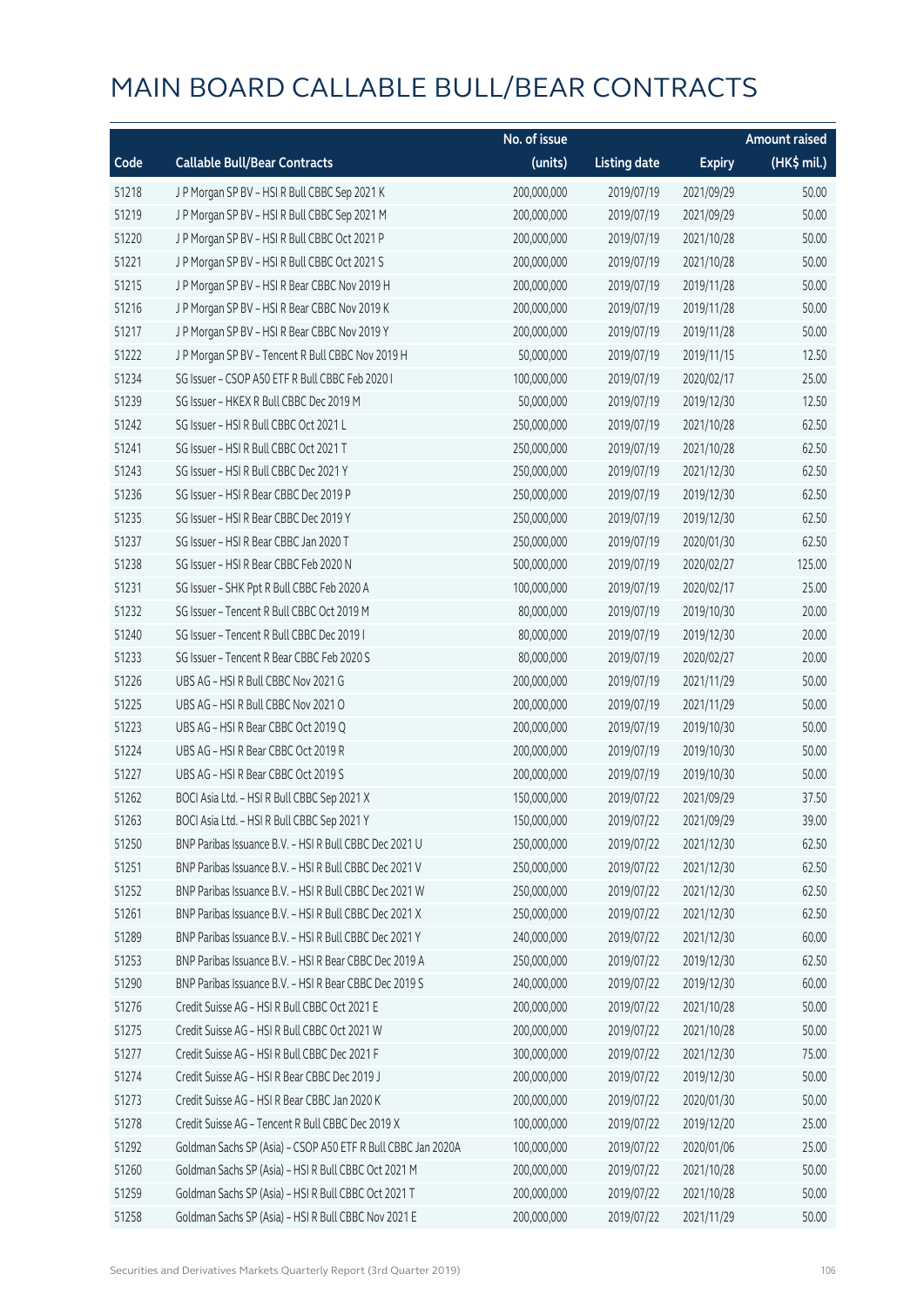# MAIN BOARD CALLABLE BULL/BEAR CONTRACTS

| Code | Callable Bull/Bear Contracts | No. of issue (units) | Listing date | Expiry | Amount raised (HK$ mil.) |
|---|---|---|---|---|---|
| 51218 | J P Morgan SP BV – HSI R Bull CBBC Sep 2021 K | 200,000,000 | 2019/07/19 | 2021/09/29 | 50.00 |
| 51219 | J P Morgan SP BV – HSI R Bull CBBC Sep 2021 M | 200,000,000 | 2019/07/19 | 2021/09/29 | 50.00 |
| 51220 | J P Morgan SP BV – HSI R Bull CBBC Oct 2021 P | 200,000,000 | 2019/07/19 | 2021/10/28 | 50.00 |
| 51221 | J P Morgan SP BV – HSI R Bull CBBC Oct 2021 S | 200,000,000 | 2019/07/19 | 2021/10/28 | 50.00 |
| 51215 | J P Morgan SP BV – HSI R Bear CBBC Nov 2019 H | 200,000,000 | 2019/07/19 | 2019/11/28 | 50.00 |
| 51216 | J P Morgan SP BV – HSI R Bear CBBC Nov 2019 K | 200,000,000 | 2019/07/19 | 2019/11/28 | 50.00 |
| 51217 | J P Morgan SP BV – HSI R Bear CBBC Nov 2019 Y | 200,000,000 | 2019/07/19 | 2019/11/28 | 50.00 |
| 51222 | J P Morgan SP BV – Tencent R Bull CBBC Nov 2019 H | 50,000,000 | 2019/07/19 | 2019/11/15 | 12.50 |
| 51234 | SG Issuer – CSOP A50 ETF R Bull CBBC Feb 2020 I | 100,000,000 | 2019/07/19 | 2020/02/17 | 25.00 |
| 51239 | SG Issuer – HKEX R Bull CBBC Dec 2019 M | 50,000,000 | 2019/07/19 | 2019/12/30 | 12.50 |
| 51242 | SG Issuer – HSI R Bull CBBC Oct 2021 L | 250,000,000 | 2019/07/19 | 2021/10/28 | 62.50 |
| 51241 | SG Issuer – HSI R Bull CBBC Oct 2021 T | 250,000,000 | 2019/07/19 | 2021/10/28 | 62.50 |
| 51243 | SG Issuer – HSI R Bull CBBC Dec 2021 Y | 250,000,000 | 2019/07/19 | 2021/12/30 | 62.50 |
| 51236 | SG Issuer – HSI R Bear CBBC Dec 2019 P | 250,000,000 | 2019/07/19 | 2019/12/30 | 62.50 |
| 51235 | SG Issuer – HSI R Bear CBBC Dec 2019 Y | 250,000,000 | 2019/07/19 | 2019/12/30 | 62.50 |
| 51237 | SG Issuer – HSI R Bear CBBC Jan 2020 T | 250,000,000 | 2019/07/19 | 2020/01/30 | 62.50 |
| 51238 | SG Issuer – HSI R Bear CBBC Feb 2020 N | 500,000,000 | 2019/07/19 | 2020/02/27 | 125.00 |
| 51231 | SG Issuer – SHK Ppt R Bull CBBC Feb 2020 A | 100,000,000 | 2019/07/19 | 2020/02/17 | 25.00 |
| 51232 | SG Issuer – Tencent R Bull CBBC Oct 2019 M | 80,000,000 | 2019/07/19 | 2019/10/30 | 20.00 |
| 51240 | SG Issuer – Tencent R Bull CBBC Dec 2019 I | 80,000,000 | 2019/07/19 | 2019/12/30 | 20.00 |
| 51233 | SG Issuer – Tencent R Bear CBBC Feb 2020 S | 80,000,000 | 2019/07/19 | 2020/02/27 | 20.00 |
| 51226 | UBS AG – HSI R Bull CBBC Nov 2021 G | 200,000,000 | 2019/07/19 | 2021/11/29 | 50.00 |
| 51225 | UBS AG – HSI R Bull CBBC Nov 2021 O | 200,000,000 | 2019/07/19 | 2021/11/29 | 50.00 |
| 51223 | UBS AG – HSI R Bear CBBC Oct 2019 Q | 200,000,000 | 2019/07/19 | 2019/10/30 | 50.00 |
| 51224 | UBS AG – HSI R Bear CBBC Oct 2019 R | 200,000,000 | 2019/07/19 | 2019/10/30 | 50.00 |
| 51227 | UBS AG – HSI R Bear CBBC Oct 2019 S | 200,000,000 | 2019/07/19 | 2019/10/30 | 50.00 |
| 51262 | BOCI Asia Ltd. – HSI R Bull CBBC Sep 2021 X | 150,000,000 | 2019/07/22 | 2021/09/29 | 37.50 |
| 51263 | BOCI Asia Ltd. – HSI R Bull CBBC Sep 2021 Y | 150,000,000 | 2019/07/22 | 2021/09/29 | 39.00 |
| 51250 | BNP Paribas Issuance B.V. – HSI R Bull CBBC Dec 2021 U | 250,000,000 | 2019/07/22 | 2021/12/30 | 62.50 |
| 51251 | BNP Paribas Issuance B.V. – HSI R Bull CBBC Dec 2021 V | 250,000,000 | 2019/07/22 | 2021/12/30 | 62.50 |
| 51252 | BNP Paribas Issuance B.V. – HSI R Bull CBBC Dec 2021 W | 250,000,000 | 2019/07/22 | 2021/12/30 | 62.50 |
| 51261 | BNP Paribas Issuance B.V. – HSI R Bull CBBC Dec 2021 X | 250,000,000 | 2019/07/22 | 2021/12/30 | 62.50 |
| 51289 | BNP Paribas Issuance B.V. – HSI R Bull CBBC Dec 2021 Y | 240,000,000 | 2019/07/22 | 2021/12/30 | 60.00 |
| 51253 | BNP Paribas Issuance B.V. – HSI R Bear CBBC Dec 2019 A | 250,000,000 | 2019/07/22 | 2019/12/30 | 62.50 |
| 51290 | BNP Paribas Issuance B.V. – HSI R Bear CBBC Dec 2019 S | 240,000,000 | 2019/07/22 | 2019/12/30 | 60.00 |
| 51276 | Credit Suisse AG – HSI R Bull CBBC Oct 2021 E | 200,000,000 | 2019/07/22 | 2021/10/28 | 50.00 |
| 51275 | Credit Suisse AG – HSI R Bull CBBC Oct 2021 W | 200,000,000 | 2019/07/22 | 2021/10/28 | 50.00 |
| 51277 | Credit Suisse AG – HSI R Bull CBBC Dec 2021 F | 300,000,000 | 2019/07/22 | 2021/12/30 | 75.00 |
| 51274 | Credit Suisse AG – HSI R Bear CBBC Dec 2019 J | 200,000,000 | 2019/07/22 | 2019/12/30 | 50.00 |
| 51273 | Credit Suisse AG – HSI R Bear CBBC Jan 2020 K | 200,000,000 | 2019/07/22 | 2020/01/30 | 50.00 |
| 51278 | Credit Suisse AG – Tencent R Bull CBBC Dec 2019 X | 100,000,000 | 2019/07/22 | 2019/12/20 | 25.00 |
| 51292 | Goldman Sachs SP (Asia) – CSOP A50 ETF R Bull CBBC Jan 2020A | 100,000,000 | 2019/07/22 | 2020/01/06 | 25.00 |
| 51260 | Goldman Sachs SP (Asia) – HSI R Bull CBBC Oct 2021 M | 200,000,000 | 2019/07/22 | 2021/10/28 | 50.00 |
| 51259 | Goldman Sachs SP (Asia) – HSI R Bull CBBC Oct 2021 T | 200,000,000 | 2019/07/22 | 2021/10/28 | 50.00 |
| 51258 | Goldman Sachs SP (Asia) – HSI R Bull CBBC Nov 2021 E | 200,000,000 | 2019/07/22 | 2021/11/29 | 50.00 |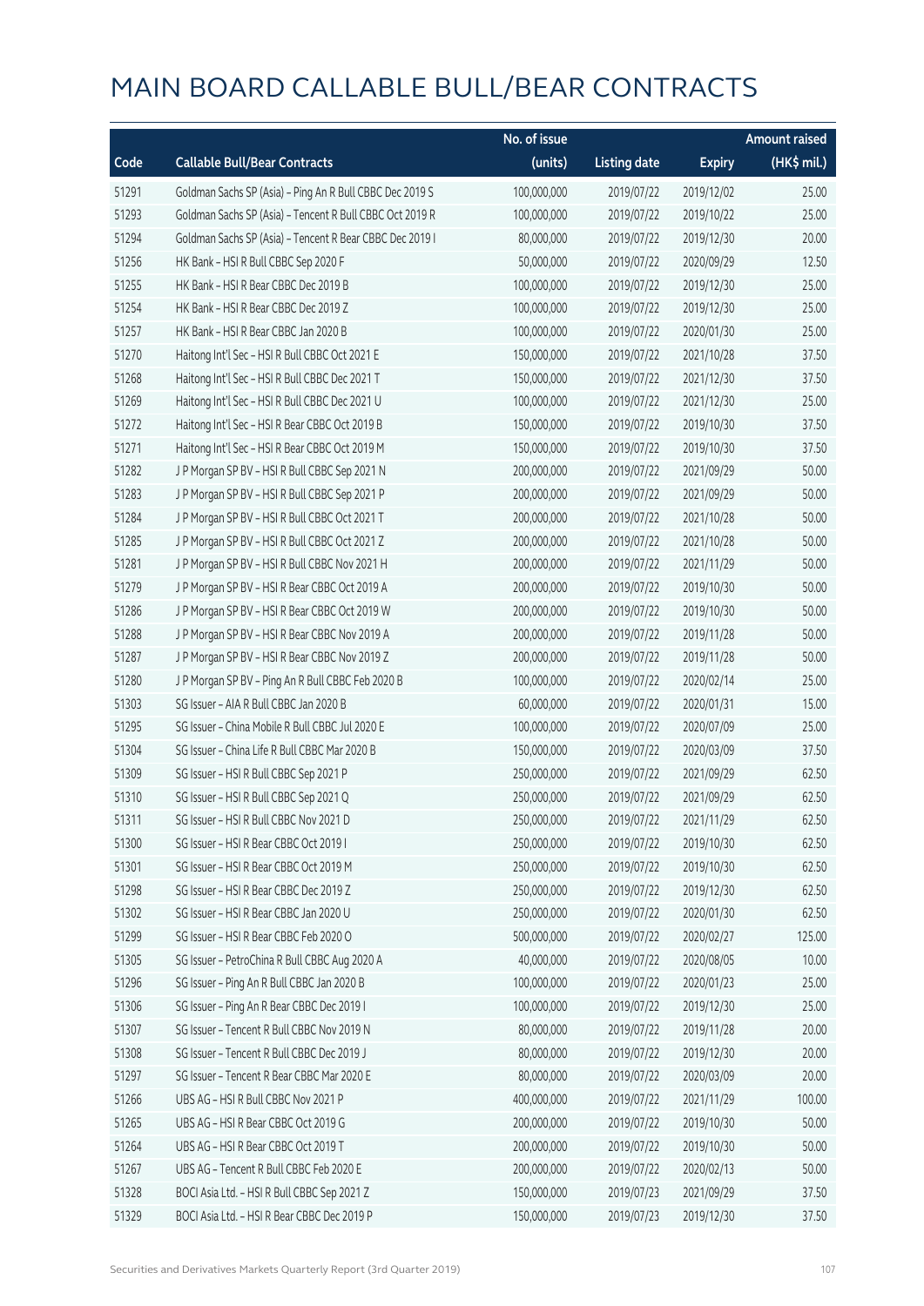# MAIN BOARD CALLABLE BULL/BEAR CONTRACTS

| Code | Callable Bull/Bear Contracts | No. of issue (units) | Listing date | Expiry | Amount raised (HK$ mil.) |
|---|---|---|---|---|---|
| 51291 | Goldman Sachs SP (Asia) – Ping An R Bull CBBC Dec 2019 S | 100,000,000 | 2019/07/22 | 2019/12/02 | 25.00 |
| 51293 | Goldman Sachs SP (Asia) – Tencent R Bull CBBC Oct 2019 R | 100,000,000 | 2019/07/22 | 2019/10/22 | 25.00 |
| 51294 | Goldman Sachs SP (Asia) – Tencent R Bear CBBC Dec 2019 I | 80,000,000 | 2019/07/22 | 2019/12/30 | 20.00 |
| 51256 | HK Bank – HSI R Bull CBBC Sep 2020 F | 50,000,000 | 2019/07/22 | 2020/09/29 | 12.50 |
| 51255 | HK Bank – HSI R Bear CBBC Dec 2019 B | 100,000,000 | 2019/07/22 | 2019/12/30 | 25.00 |
| 51254 | HK Bank – HSI R Bear CBBC Dec 2019 Z | 100,000,000 | 2019/07/22 | 2019/12/30 | 25.00 |
| 51257 | HK Bank – HSI R Bear CBBC Jan 2020 B | 100,000,000 | 2019/07/22 | 2020/01/30 | 25.00 |
| 51270 | Haitong Int'l Sec – HSI R Bull CBBC Oct 2021 E | 150,000,000 | 2019/07/22 | 2021/10/28 | 37.50 |
| 51268 | Haitong Int'l Sec – HSI R Bull CBBC Dec 2021 T | 150,000,000 | 2019/07/22 | 2021/12/30 | 37.50 |
| 51269 | Haitong Int'l Sec – HSI R Bull CBBC Dec 2021 U | 100,000,000 | 2019/07/22 | 2021/12/30 | 25.00 |
| 51272 | Haitong Int'l Sec – HSI R Bear CBBC Oct 2019 B | 150,000,000 | 2019/07/22 | 2019/10/30 | 37.50 |
| 51271 | Haitong Int'l Sec – HSI R Bear CBBC Oct 2019 M | 150,000,000 | 2019/07/22 | 2019/10/30 | 37.50 |
| 51282 | J P Morgan SP BV – HSI R Bull CBBC Sep 2021 N | 200,000,000 | 2019/07/22 | 2021/09/29 | 50.00 |
| 51283 | J P Morgan SP BV – HSI R Bull CBBC Sep 2021 P | 200,000,000 | 2019/07/22 | 2021/09/29 | 50.00 |
| 51284 | J P Morgan SP BV – HSI R Bull CBBC Oct 2021 T | 200,000,000 | 2019/07/22 | 2021/10/28 | 50.00 |
| 51285 | J P Morgan SP BV – HSI R Bull CBBC Oct 2021 Z | 200,000,000 | 2019/07/22 | 2021/10/28 | 50.00 |
| 51281 | J P Morgan SP BV – HSI R Bull CBBC Nov 2021 H | 200,000,000 | 2019/07/22 | 2021/11/29 | 50.00 |
| 51279 | J P Morgan SP BV – HSI R Bear CBBC Oct 2019 A | 200,000,000 | 2019/07/22 | 2019/10/30 | 50.00 |
| 51286 | J P Morgan SP BV – HSI R Bear CBBC Oct 2019 W | 200,000,000 | 2019/07/22 | 2019/10/30 | 50.00 |
| 51288 | J P Morgan SP BV – HSI R Bear CBBC Nov 2019 A | 200,000,000 | 2019/07/22 | 2019/11/28 | 50.00 |
| 51287 | J P Morgan SP BV – HSI R Bear CBBC Nov 2019 Z | 200,000,000 | 2019/07/22 | 2019/11/28 | 50.00 |
| 51280 | J P Morgan SP BV – Ping An R Bull CBBC Feb 2020 B | 100,000,000 | 2019/07/22 | 2020/02/14 | 25.00 |
| 51303 | SG Issuer – AIA R Bull CBBC Jan 2020 B | 60,000,000 | 2019/07/22 | 2020/01/31 | 15.00 |
| 51295 | SG Issuer – China Mobile R Bull CBBC Jul 2020 E | 100,000,000 | 2019/07/22 | 2020/07/09 | 25.00 |
| 51304 | SG Issuer – China Life R Bull CBBC Mar 2020 B | 150,000,000 | 2019/07/22 | 2020/03/09 | 37.50 |
| 51309 | SG Issuer – HSI R Bull CBBC Sep 2021 P | 250,000,000 | 2019/07/22 | 2021/09/29 | 62.50 |
| 51310 | SG Issuer – HSI R Bull CBBC Sep 2021 Q | 250,000,000 | 2019/07/22 | 2021/09/29 | 62.50 |
| 51311 | SG Issuer – HSI R Bull CBBC Nov 2021 D | 250,000,000 | 2019/07/22 | 2021/11/29 | 62.50 |
| 51300 | SG Issuer – HSI R Bear CBBC Oct 2019 I | 250,000,000 | 2019/07/22 | 2019/10/30 | 62.50 |
| 51301 | SG Issuer – HSI R Bear CBBC Oct 2019 M | 250,000,000 | 2019/07/22 | 2019/10/30 | 62.50 |
| 51298 | SG Issuer – HSI R Bear CBBC Dec 2019 Z | 250,000,000 | 2019/07/22 | 2019/12/30 | 62.50 |
| 51302 | SG Issuer – HSI R Bear CBBC Jan 2020 U | 250,000,000 | 2019/07/22 | 2020/01/30 | 62.50 |
| 51299 | SG Issuer – HSI R Bear CBBC Feb 2020 O | 500,000,000 | 2019/07/22 | 2020/02/27 | 125.00 |
| 51305 | SG Issuer – PetroChina R Bull CBBC Aug 2020 A | 40,000,000 | 2019/07/22 | 2020/08/05 | 10.00 |
| 51296 | SG Issuer – Ping An R Bull CBBC Jan 2020 B | 100,000,000 | 2019/07/22 | 2020/01/23 | 25.00 |
| 51306 | SG Issuer – Ping An R Bear CBBC Dec 2019 I | 100,000,000 | 2019/07/22 | 2019/12/30 | 25.00 |
| 51307 | SG Issuer – Tencent R Bull CBBC Nov 2019 N | 80,000,000 | 2019/07/22 | 2019/11/28 | 20.00 |
| 51308 | SG Issuer – Tencent R Bull CBBC Dec 2019 J | 80,000,000 | 2019/07/22 | 2019/12/30 | 20.00 |
| 51297 | SG Issuer – Tencent R Bear CBBC Mar 2020 E | 80,000,000 | 2019/07/22 | 2020/03/09 | 20.00 |
| 51266 | UBS AG – HSI R Bull CBBC Nov 2021 P | 400,000,000 | 2019/07/22 | 2021/11/29 | 100.00 |
| 51265 | UBS AG – HSI R Bear CBBC Oct 2019 G | 200,000,000 | 2019/07/22 | 2019/10/30 | 50.00 |
| 51264 | UBS AG – HSI R Bear CBBC Oct 2019 T | 200,000,000 | 2019/07/22 | 2019/10/30 | 50.00 |
| 51267 | UBS AG – Tencent R Bull CBBC Feb 2020 E | 200,000,000 | 2019/07/22 | 2020/02/13 | 50.00 |
| 51328 | BOCI Asia Ltd. – HSI R Bull CBBC Sep 2021 Z | 150,000,000 | 2019/07/23 | 2021/09/29 | 37.50 |
| 51329 | BOCI Asia Ltd. – HSI R Bear CBBC Dec 2019 P | 150,000,000 | 2019/07/23 | 2019/12/30 | 37.50 |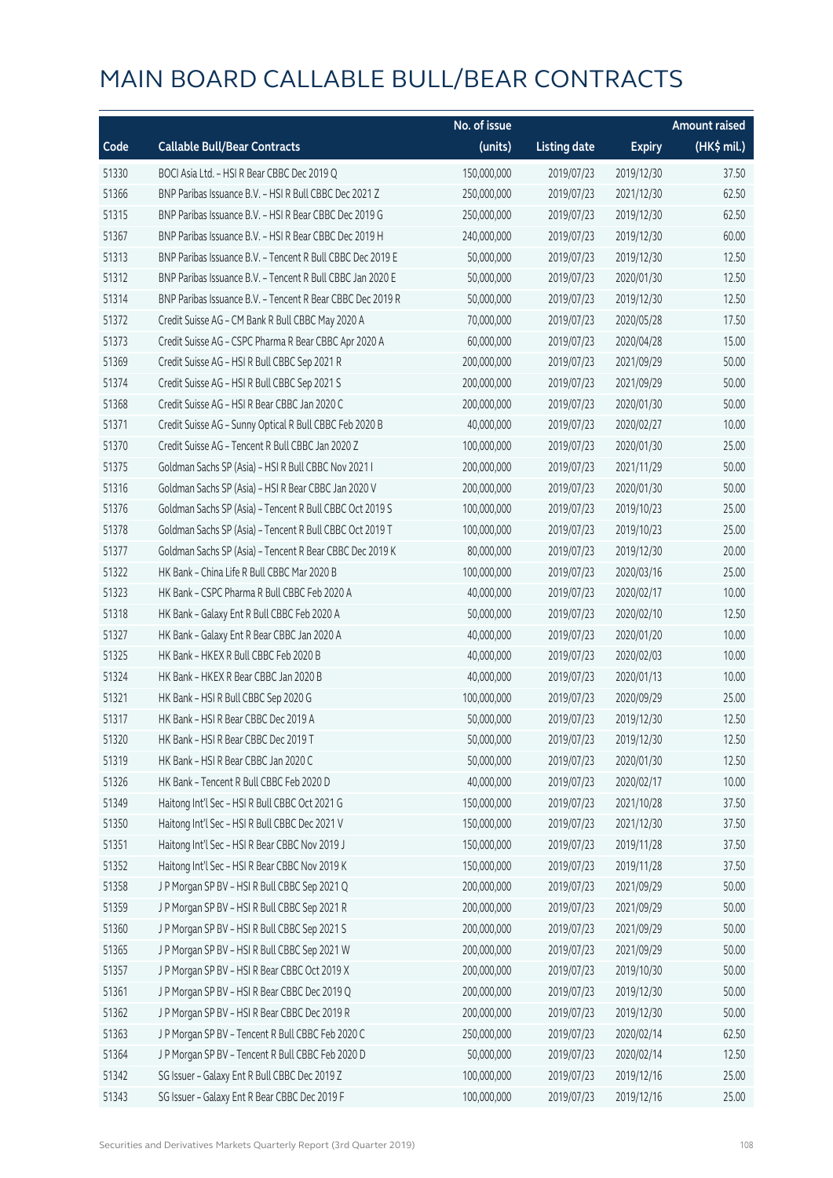# MAIN BOARD CALLABLE BULL/BEAR CONTRACTS

| Code | Callable Bull/Bear Contracts | No. of issue (units) | Listing date | Expiry | Amount raised (HK$ mil.) |
|---|---|---|---|---|---|
| 51330 | BOCI Asia Ltd. – HSI R Bear CBBC Dec 2019 Q | 150,000,000 | 2019/07/23 | 2019/12/30 | 37.50 |
| 51366 | BNP Paribas Issuance B.V. – HSI R Bull CBBC Dec 2021 Z | 250,000,000 | 2019/07/23 | 2021/12/30 | 62.50 |
| 51315 | BNP Paribas Issuance B.V. – HSI R Bear CBBC Dec 2019 G | 250,000,000 | 2019/07/23 | 2019/12/30 | 62.50 |
| 51367 | BNP Paribas Issuance B.V. – HSI R Bear CBBC Dec 2019 H | 240,000,000 | 2019/07/23 | 2019/12/30 | 60.00 |
| 51313 | BNP Paribas Issuance B.V. – Tencent R Bull CBBC Dec 2019 E | 50,000,000 | 2019/07/23 | 2019/12/30 | 12.50 |
| 51312 | BNP Paribas Issuance B.V. – Tencent R Bull CBBC Jan 2020 E | 50,000,000 | 2019/07/23 | 2020/01/30 | 12.50 |
| 51314 | BNP Paribas Issuance B.V. – Tencent R Bear CBBC Dec 2019 R | 50,000,000 | 2019/07/23 | 2019/12/30 | 12.50 |
| 51372 | Credit Suisse AG – CM Bank R Bull CBBC May 2020 A | 70,000,000 | 2019/07/23 | 2020/05/28 | 17.50 |
| 51373 | Credit Suisse AG – CSPC Pharma R Bear CBBC Apr 2020 A | 60,000,000 | 2019/07/23 | 2020/04/28 | 15.00 |
| 51369 | Credit Suisse AG – HSI R Bull CBBC Sep 2021 R | 200,000,000 | 2019/07/23 | 2021/09/29 | 50.00 |
| 51374 | Credit Suisse AG – HSI R Bull CBBC Sep 2021 S | 200,000,000 | 2019/07/23 | 2021/09/29 | 50.00 |
| 51368 | Credit Suisse AG – HSI R Bear CBBC Jan 2020 C | 200,000,000 | 2019/07/23 | 2020/01/30 | 50.00 |
| 51371 | Credit Suisse AG – Sunny Optical R Bull CBBC Feb 2020 B | 40,000,000 | 2019/07/23 | 2020/02/27 | 10.00 |
| 51370 | Credit Suisse AG – Tencent R Bull CBBC Jan 2020 Z | 100,000,000 | 2019/07/23 | 2020/01/30 | 25.00 |
| 51375 | Goldman Sachs SP (Asia) – HSI R Bull CBBC Nov 2021 I | 200,000,000 | 2019/07/23 | 2021/11/29 | 50.00 |
| 51316 | Goldman Sachs SP (Asia) – HSI R Bear CBBC Jan 2020 V | 200,000,000 | 2019/07/23 | 2020/01/30 | 50.00 |
| 51376 | Goldman Sachs SP (Asia) – Tencent R Bull CBBC Oct 2019 S | 100,000,000 | 2019/07/23 | 2019/10/23 | 25.00 |
| 51378 | Goldman Sachs SP (Asia) – Tencent R Bull CBBC Oct 2019 T | 100,000,000 | 2019/07/23 | 2019/10/23 | 25.00 |
| 51377 | Goldman Sachs SP (Asia) – Tencent R Bear CBBC Dec 2019 K | 80,000,000 | 2019/07/23 | 2019/12/30 | 20.00 |
| 51322 | HK Bank – China Life R Bull CBBC Mar 2020 B | 100,000,000 | 2019/07/23 | 2020/03/16 | 25.00 |
| 51323 | HK Bank – CSPC Pharma R Bull CBBC Feb 2020 A | 40,000,000 | 2019/07/23 | 2020/02/17 | 10.00 |
| 51318 | HK Bank – Galaxy Ent R Bull CBBC Feb 2020 A | 50,000,000 | 2019/07/23 | 2020/02/10 | 12.50 |
| 51327 | HK Bank – Galaxy Ent R Bear CBBC Jan 2020 A | 40,000,000 | 2019/07/23 | 2020/01/20 | 10.00 |
| 51325 | HK Bank – HKEX R Bull CBBC Feb 2020 B | 40,000,000 | 2019/07/23 | 2020/02/03 | 10.00 |
| 51324 | HK Bank – HKEX R Bear CBBC Jan 2020 B | 40,000,000 | 2019/07/23 | 2020/01/13 | 10.00 |
| 51321 | HK Bank – HSI R Bull CBBC Sep 2020 G | 100,000,000 | 2019/07/23 | 2020/09/29 | 25.00 |
| 51317 | HK Bank – HSI R Bear CBBC Dec 2019 A | 50,000,000 | 2019/07/23 | 2019/12/30 | 12.50 |
| 51320 | HK Bank – HSI R Bear CBBC Dec 2019 T | 50,000,000 | 2019/07/23 | 2019/12/30 | 12.50 |
| 51319 | HK Bank – HSI R Bear CBBC Jan 2020 C | 50,000,000 | 2019/07/23 | 2020/01/30 | 12.50 |
| 51326 | HK Bank – Tencent R Bull CBBC Feb 2020 D | 40,000,000 | 2019/07/23 | 2020/02/17 | 10.00 |
| 51349 | Haitong Int'l Sec – HSI R Bull CBBC Oct 2021 G | 150,000,000 | 2019/07/23 | 2021/10/28 | 37.50 |
| 51350 | Haitong Int'l Sec – HSI R Bull CBBC Dec 2021 V | 150,000,000 | 2019/07/23 | 2021/12/30 | 37.50 |
| 51351 | Haitong Int'l Sec – HSI R Bear CBBC Nov 2019 J | 150,000,000 | 2019/07/23 | 2019/11/28 | 37.50 |
| 51352 | Haitong Int'l Sec – HSI R Bear CBBC Nov 2019 K | 150,000,000 | 2019/07/23 | 2019/11/28 | 37.50 |
| 51358 | J P Morgan SP BV – HSI R Bull CBBC Sep 2021 Q | 200,000,000 | 2019/07/23 | 2021/09/29 | 50.00 |
| 51359 | J P Morgan SP BV – HSI R Bull CBBC Sep 2021 R | 200,000,000 | 2019/07/23 | 2021/09/29 | 50.00 |
| 51360 | J P Morgan SP BV – HSI R Bull CBBC Sep 2021 S | 200,000,000 | 2019/07/23 | 2021/09/29 | 50.00 |
| 51365 | J P Morgan SP BV – HSI R Bull CBBC Sep 2021 W | 200,000,000 | 2019/07/23 | 2021/09/29 | 50.00 |
| 51357 | J P Morgan SP BV – HSI R Bear CBBC Oct 2019 X | 200,000,000 | 2019/07/23 | 2019/10/30 | 50.00 |
| 51361 | J P Morgan SP BV – HSI R Bear CBBC Dec 2019 Q | 200,000,000 | 2019/07/23 | 2019/12/30 | 50.00 |
| 51362 | J P Morgan SP BV – HSI R Bear CBBC Dec 2019 R | 200,000,000 | 2019/07/23 | 2019/12/30 | 50.00 |
| 51363 | J P Morgan SP BV – Tencent R Bull CBBC Feb 2020 C | 250,000,000 | 2019/07/23 | 2020/02/14 | 62.50 |
| 51364 | J P Morgan SP BV – Tencent R Bull CBBC Feb 2020 D | 50,000,000 | 2019/07/23 | 2020/02/14 | 12.50 |
| 51342 | SG Issuer – Galaxy Ent R Bull CBBC Dec 2019 Z | 100,000,000 | 2019/07/23 | 2019/12/16 | 25.00 |
| 51343 | SG Issuer – Galaxy Ent R Bear CBBC Dec 2019 F | 100,000,000 | 2019/07/23 | 2019/12/16 | 25.00 |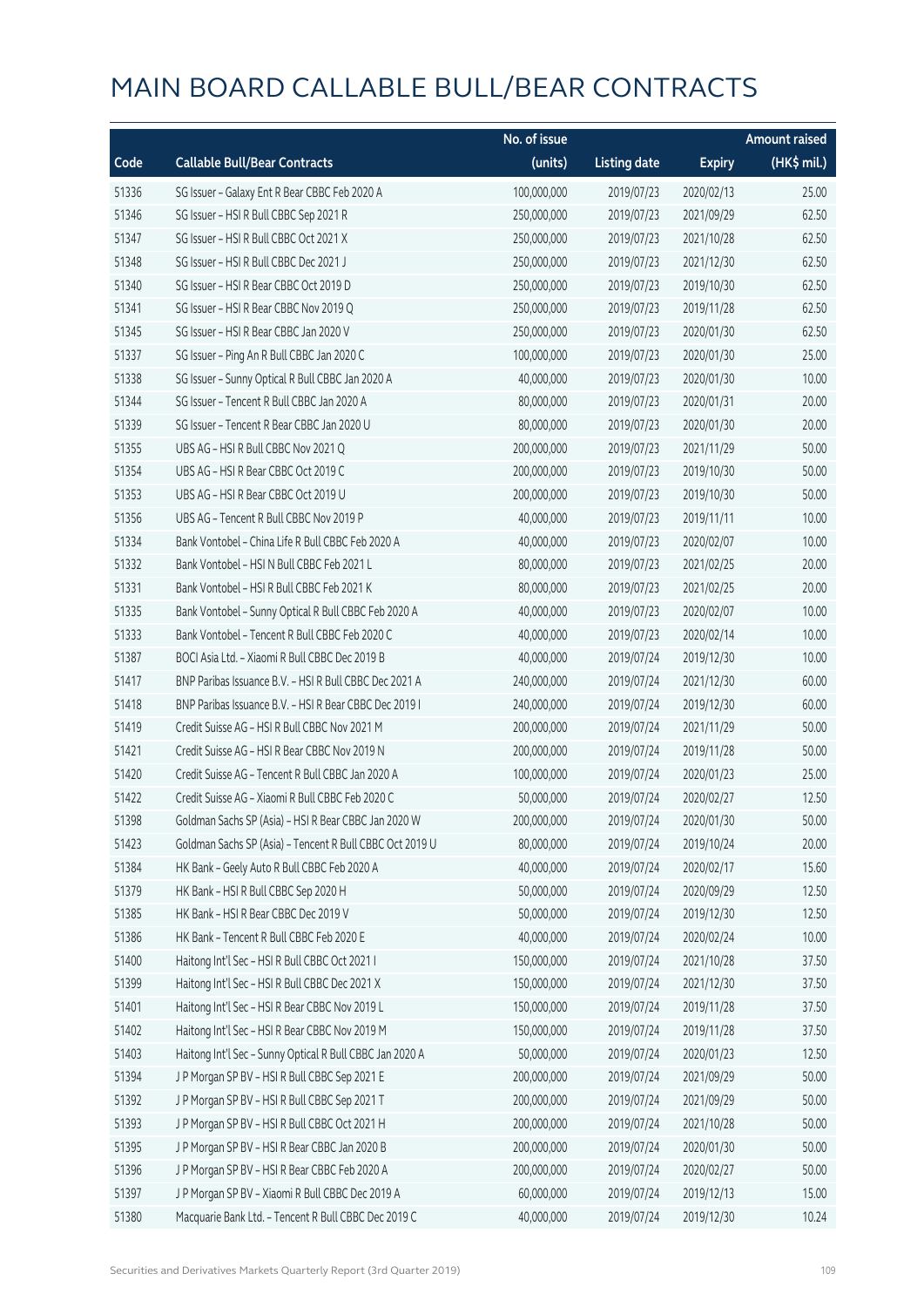# MAIN BOARD CALLABLE BULL/BEAR CONTRACTS

| Code | Callable Bull/Bear Contracts | No. of issue (units) | Listing date | Expiry | Amount raised (HK$ mil.) |
|---|---|---|---|---|---|
| 51336 | SG Issuer – Galaxy Ent R Bear CBBC Feb 2020 A | 100,000,000 | 2019/07/23 | 2020/02/13 | 25.00 |
| 51346 | SG Issuer – HSI R Bull CBBC Sep 2021 R | 250,000,000 | 2019/07/23 | 2021/09/29 | 62.50 |
| 51347 | SG Issuer – HSI R Bull CBBC Oct 2021 X | 250,000,000 | 2019/07/23 | 2021/10/28 | 62.50 |
| 51348 | SG Issuer – HSI R Bull CBBC Dec 2021 J | 250,000,000 | 2019/07/23 | 2021/12/30 | 62.50 |
| 51340 | SG Issuer – HSI R Bear CBBC Oct 2019 D | 250,000,000 | 2019/07/23 | 2019/10/30 | 62.50 |
| 51341 | SG Issuer – HSI R Bear CBBC Nov 2019 Q | 250,000,000 | 2019/07/23 | 2019/11/28 | 62.50 |
| 51345 | SG Issuer – HSI R Bear CBBC Jan 2020 V | 250,000,000 | 2019/07/23 | 2020/01/30 | 62.50 |
| 51337 | SG Issuer – Ping An R Bull CBBC Jan 2020 C | 100,000,000 | 2019/07/23 | 2020/01/30 | 25.00 |
| 51338 | SG Issuer – Sunny Optical R Bull CBBC Jan 2020 A | 40,000,000 | 2019/07/23 | 2020/01/30 | 10.00 |
| 51344 | SG Issuer – Tencent R Bull CBBC Jan 2020 A | 80,000,000 | 2019/07/23 | 2020/01/31 | 20.00 |
| 51339 | SG Issuer – Tencent R Bear CBBC Jan 2020 U | 80,000,000 | 2019/07/23 | 2020/01/30 | 20.00 |
| 51355 | UBS AG – HSI R Bull CBBC Nov 2021 Q | 200,000,000 | 2019/07/23 | 2021/11/29 | 50.00 |
| 51354 | UBS AG – HSI R Bear CBBC Oct 2019 C | 200,000,000 | 2019/07/23 | 2019/10/30 | 50.00 |
| 51353 | UBS AG – HSI R Bear CBBC Oct 2019 U | 200,000,000 | 2019/07/23 | 2019/10/30 | 50.00 |
| 51356 | UBS AG – Tencent R Bull CBBC Nov 2019 P | 40,000,000 | 2019/07/23 | 2019/11/11 | 10.00 |
| 51334 | Bank Vontobel – China Life R Bull CBBC Feb 2020 A | 40,000,000 | 2019/07/23 | 2020/02/07 | 10.00 |
| 51332 | Bank Vontobel – HSI N Bull CBBC Feb 2021 L | 80,000,000 | 2019/07/23 | 2021/02/25 | 20.00 |
| 51331 | Bank Vontobel – HSI R Bull CBBC Feb 2021 K | 80,000,000 | 2019/07/23 | 2021/02/25 | 20.00 |
| 51335 | Bank Vontobel – Sunny Optical R Bull CBBC Feb 2020 A | 40,000,000 | 2019/07/23 | 2020/02/07 | 10.00 |
| 51333 | Bank Vontobel – Tencent R Bull CBBC Feb 2020 C | 40,000,000 | 2019/07/23 | 2020/02/14 | 10.00 |
| 51387 | BOCI Asia Ltd. – Xiaomi R Bull CBBC Dec 2019 B | 40,000,000 | 2019/07/24 | 2019/12/30 | 10.00 |
| 51417 | BNP Paribas Issuance B.V. – HSI R Bull CBBC Dec 2021 A | 240,000,000 | 2019/07/24 | 2021/12/30 | 60.00 |
| 51418 | BNP Paribas Issuance B.V. – HSI R Bear CBBC Dec 2019 I | 240,000,000 | 2019/07/24 | 2019/12/30 | 60.00 |
| 51419 | Credit Suisse AG – HSI R Bull CBBC Nov 2021 M | 200,000,000 | 2019/07/24 | 2021/11/29 | 50.00 |
| 51421 | Credit Suisse AG – HSI R Bear CBBC Nov 2019 N | 200,000,000 | 2019/07/24 | 2019/11/28 | 50.00 |
| 51420 | Credit Suisse AG – Tencent R Bull CBBC Jan 2020 A | 100,000,000 | 2019/07/24 | 2020/01/23 | 25.00 |
| 51422 | Credit Suisse AG – Xiaomi R Bull CBBC Feb 2020 C | 50,000,000 | 2019/07/24 | 2020/02/27 | 12.50 |
| 51398 | Goldman Sachs SP (Asia) – HSI R Bear CBBC Jan 2020 W | 200,000,000 | 2019/07/24 | 2020/01/30 | 50.00 |
| 51423 | Goldman Sachs SP (Asia) – Tencent R Bull CBBC Oct 2019 U | 80,000,000 | 2019/07/24 | 2019/10/24 | 20.00 |
| 51384 | HK Bank – Geely Auto R Bull CBBC Feb 2020 A | 40,000,000 | 2019/07/24 | 2020/02/17 | 15.60 |
| 51379 | HK Bank – HSI R Bull CBBC Sep 2020 H | 50,000,000 | 2019/07/24 | 2020/09/29 | 12.50 |
| 51385 | HK Bank – HSI R Bear CBBC Dec 2019 V | 50,000,000 | 2019/07/24 | 2019/12/30 | 12.50 |
| 51386 | HK Bank – Tencent R Bull CBBC Feb 2020 E | 40,000,000 | 2019/07/24 | 2020/02/24 | 10.00 |
| 51400 | Haitong Int'l Sec – HSI R Bull CBBC Oct 2021 I | 150,000,000 | 2019/07/24 | 2021/10/28 | 37.50 |
| 51399 | Haitong Int'l Sec – HSI R Bull CBBC Dec 2021 X | 150,000,000 | 2019/07/24 | 2021/12/30 | 37.50 |
| 51401 | Haitong Int'l Sec – HSI R Bear CBBC Nov 2019 L | 150,000,000 | 2019/07/24 | 2019/11/28 | 37.50 |
| 51402 | Haitong Int'l Sec – HSI R Bear CBBC Nov 2019 M | 150,000,000 | 2019/07/24 | 2019/11/28 | 37.50 |
| 51403 | Haitong Int'l Sec – Sunny Optical R Bull CBBC Jan 2020 A | 50,000,000 | 2019/07/24 | 2020/01/23 | 12.50 |
| 51394 | J P Morgan SP BV – HSI R Bull CBBC Sep 2021 E | 200,000,000 | 2019/07/24 | 2021/09/29 | 50.00 |
| 51392 | J P Morgan SP BV – HSI R Bull CBBC Sep 2021 T | 200,000,000 | 2019/07/24 | 2021/09/29 | 50.00 |
| 51393 | J P Morgan SP BV – HSI R Bull CBBC Oct 2021 H | 200,000,000 | 2019/07/24 | 2021/10/28 | 50.00 |
| 51395 | J P Morgan SP BV – HSI R Bear CBBC Jan 2020 B | 200,000,000 | 2019/07/24 | 2020/01/30 | 50.00 |
| 51396 | J P Morgan SP BV – HSI R Bear CBBC Feb 2020 A | 200,000,000 | 2019/07/24 | 2020/02/27 | 50.00 |
| 51397 | J P Morgan SP BV – Xiaomi R Bull CBBC Dec 2019 A | 60,000,000 | 2019/07/24 | 2019/12/13 | 15.00 |
| 51380 | Macquarie Bank Ltd. – Tencent R Bull CBBC Dec 2019 C | 40,000,000 | 2019/07/24 | 2019/12/30 | 10.24 |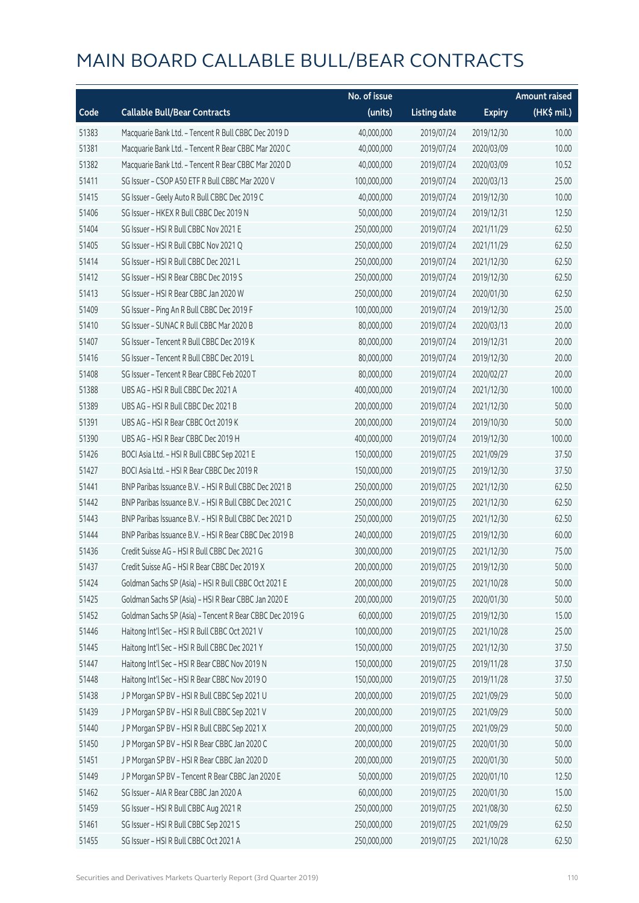# MAIN BOARD CALLABLE BULL/BEAR CONTRACTS

| Code | Callable Bull/Bear Contracts | No. of issue (units) | Listing date | Expiry | Amount raised (HK$ mil.) |
|---|---|---|---|---|---|
| 51383 | Macquarie Bank Ltd. – Tencent R Bull CBBC Dec 2019 D | 40,000,000 | 2019/07/24 | 2019/12/30 | 10.00 |
| 51381 | Macquarie Bank Ltd. – Tencent R Bear CBBC Mar 2020 C | 40,000,000 | 2019/07/24 | 2020/03/09 | 10.00 |
| 51382 | Macquarie Bank Ltd. – Tencent R Bear CBBC Mar 2020 D | 40,000,000 | 2019/07/24 | 2020/03/09 | 10.52 |
| 51411 | SG Issuer – CSOP A50 ETF R Bull CBBC Mar 2020 V | 100,000,000 | 2019/07/24 | 2020/03/13 | 25.00 |
| 51415 | SG Issuer – Geely Auto R Bull CBBC Dec 2019 C | 40,000,000 | 2019/07/24 | 2019/12/30 | 10.00 |
| 51406 | SG Issuer – HKEX R Bull CBBC Dec 2019 N | 50,000,000 | 2019/07/24 | 2019/12/31 | 12.50 |
| 51404 | SG Issuer – HSI R Bull CBBC Nov 2021 E | 250,000,000 | 2019/07/24 | 2021/11/29 | 62.50 |
| 51405 | SG Issuer – HSI R Bull CBBC Nov 2021 Q | 250,000,000 | 2019/07/24 | 2021/11/29 | 62.50 |
| 51414 | SG Issuer – HSI R Bull CBBC Dec 2021 L | 250,000,000 | 2019/07/24 | 2021/12/30 | 62.50 |
| 51412 | SG Issuer – HSI R Bear CBBC Dec 2019 S | 250,000,000 | 2019/07/24 | 2019/12/30 | 62.50 |
| 51413 | SG Issuer – HSI R Bear CBBC Jan 2020 W | 250,000,000 | 2019/07/24 | 2020/01/30 | 62.50 |
| 51409 | SG Issuer – Ping An R Bull CBBC Dec 2019 F | 100,000,000 | 2019/07/24 | 2019/12/30 | 25.00 |
| 51410 | SG Issuer – SUNAC R Bull CBBC Mar 2020 B | 80,000,000 | 2019/07/24 | 2020/03/13 | 20.00 |
| 51407 | SG Issuer – Tencent R Bull CBBC Dec 2019 K | 80,000,000 | 2019/07/24 | 2019/12/31 | 20.00 |
| 51416 | SG Issuer – Tencent R Bull CBBC Dec 2019 L | 80,000,000 | 2019/07/24 | 2019/12/30 | 20.00 |
| 51408 | SG Issuer – Tencent R Bear CBBC Feb 2020 T | 80,000,000 | 2019/07/24 | 2020/02/27 | 20.00 |
| 51388 | UBS AG – HSI R Bull CBBC Dec 2021 A | 400,000,000 | 2019/07/24 | 2021/12/30 | 100.00 |
| 51389 | UBS AG – HSI R Bull CBBC Dec 2021 B | 200,000,000 | 2019/07/24 | 2021/12/30 | 50.00 |
| 51391 | UBS AG – HSI R Bear CBBC Oct 2019 K | 200,000,000 | 2019/07/24 | 2019/10/30 | 50.00 |
| 51390 | UBS AG – HSI R Bear CBBC Dec 2019 H | 400,000,000 | 2019/07/24 | 2019/12/30 | 100.00 |
| 51426 | BOCI Asia Ltd. – HSI R Bull CBBC Sep 2021 E | 150,000,000 | 2019/07/25 | 2021/09/29 | 37.50 |
| 51427 | BOCI Asia Ltd. – HSI R Bear CBBC Dec 2019 R | 150,000,000 | 2019/07/25 | 2019/12/30 | 37.50 |
| 51441 | BNP Paribas Issuance B.V. – HSI R Bull CBBC Dec 2021 B | 250,000,000 | 2019/07/25 | 2021/12/30 | 62.50 |
| 51442 | BNP Paribas Issuance B.V. – HSI R Bull CBBC Dec 2021 C | 250,000,000 | 2019/07/25 | 2021/12/30 | 62.50 |
| 51443 | BNP Paribas Issuance B.V. – HSI R Bull CBBC Dec 2021 D | 250,000,000 | 2019/07/25 | 2021/12/30 | 62.50 |
| 51444 | BNP Paribas Issuance B.V. – HSI R Bear CBBC Dec 2019 B | 240,000,000 | 2019/07/25 | 2019/12/30 | 60.00 |
| 51436 | Credit Suisse AG – HSI R Bull CBBC Dec 2021 G | 300,000,000 | 2019/07/25 | 2021/12/30 | 75.00 |
| 51437 | Credit Suisse AG – HSI R Bear CBBC Dec 2019 X | 200,000,000 | 2019/07/25 | 2019/12/30 | 50.00 |
| 51424 | Goldman Sachs SP (Asia) – HSI R Bull CBBC Oct 2021 E | 200,000,000 | 2019/07/25 | 2021/10/28 | 50.00 |
| 51425 | Goldman Sachs SP (Asia) – HSI R Bear CBBC Jan 2020 E | 200,000,000 | 2019/07/25 | 2020/01/30 | 50.00 |
| 51452 | Goldman Sachs SP (Asia) – Tencent R Bear CBBC Dec 2019 G | 60,000,000 | 2019/07/25 | 2019/12/30 | 15.00 |
| 51446 | Haitong Int'l Sec – HSI R Bull CBBC Oct 2021 V | 100,000,000 | 2019/07/25 | 2021/10/28 | 25.00 |
| 51445 | Haitong Int'l Sec – HSI R Bull CBBC Dec 2021 Y | 150,000,000 | 2019/07/25 | 2021/12/30 | 37.50 |
| 51447 | Haitong Int'l Sec – HSI R Bear CBBC Nov 2019 N | 150,000,000 | 2019/07/25 | 2019/11/28 | 37.50 |
| 51448 | Haitong Int'l Sec – HSI R Bear CBBC Nov 2019 O | 150,000,000 | 2019/07/25 | 2019/11/28 | 37.50 |
| 51438 | J P Morgan SP BV – HSI R Bull CBBC Sep 2021 U | 200,000,000 | 2019/07/25 | 2021/09/29 | 50.00 |
| 51439 | J P Morgan SP BV – HSI R Bull CBBC Sep 2021 V | 200,000,000 | 2019/07/25 | 2021/09/29 | 50.00 |
| 51440 | J P Morgan SP BV – HSI R Bull CBBC Sep 2021 X | 200,000,000 | 2019/07/25 | 2021/09/29 | 50.00 |
| 51450 | J P Morgan SP BV – HSI R Bear CBBC Jan 2020 C | 200,000,000 | 2019/07/25 | 2020/01/30 | 50.00 |
| 51451 | J P Morgan SP BV – HSI R Bear CBBC Jan 2020 D | 200,000,000 | 2019/07/25 | 2020/01/30 | 50.00 |
| 51449 | J P Morgan SP BV – Tencent R Bear CBBC Jan 2020 E | 50,000,000 | 2019/07/25 | 2020/01/10 | 12.50 |
| 51462 | SG Issuer – AIA R Bear CBBC Jan 2020 A | 60,000,000 | 2019/07/25 | 2020/01/30 | 15.00 |
| 51459 | SG Issuer – HSI R Bull CBBC Aug 2021 R | 250,000,000 | 2019/07/25 | 2021/08/30 | 62.50 |
| 51461 | SG Issuer – HSI R Bull CBBC Sep 2021 S | 250,000,000 | 2019/07/25 | 2021/09/29 | 62.50 |
| 51455 | SG Issuer – HSI R Bull CBBC Oct 2021 A | 250,000,000 | 2019/07/25 | 2021/10/28 | 62.50 |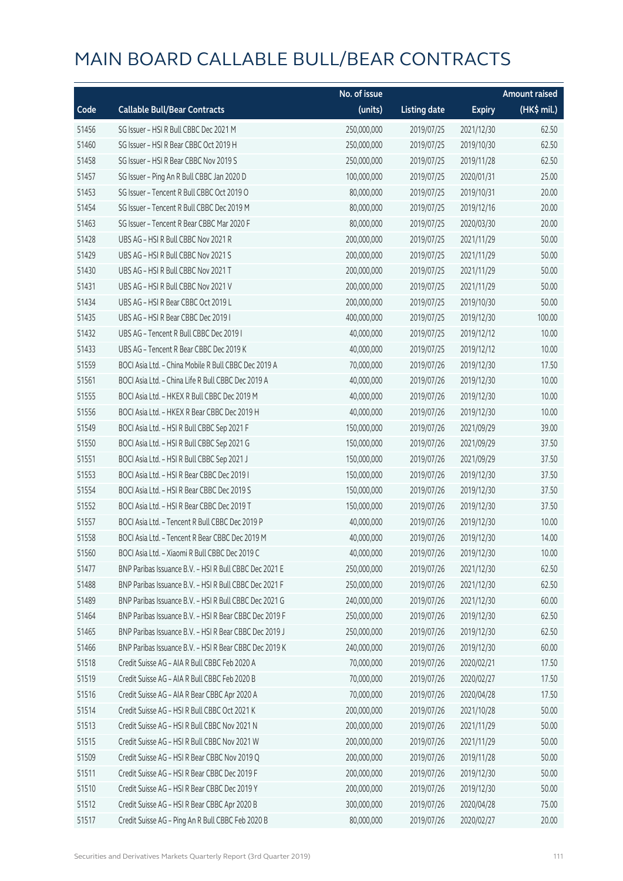# MAIN BOARD CALLABLE BULL/BEAR CONTRACTS

| Code | Callable Bull/Bear Contracts | No. of issue (units) | Listing date | Expiry | Amount raised (HK$ mil.) |
|---|---|---|---|---|---|
| 51456 | SG Issuer – HSI R Bull CBBC Dec 2021 M | 250,000,000 | 2019/07/25 | 2021/12/30 | 62.50 |
| 51460 | SG Issuer – HSI R Bear CBBC Oct 2019 H | 250,000,000 | 2019/07/25 | 2019/10/30 | 62.50 |
| 51458 | SG Issuer – HSI R Bear CBBC Nov 2019 S | 250,000,000 | 2019/07/25 | 2019/11/28 | 62.50 |
| 51457 | SG Issuer – Ping An R Bull CBBC Jan 2020 D | 100,000,000 | 2019/07/25 | 2020/01/31 | 25.00 |
| 51453 | SG Issuer – Tencent R Bull CBBC Oct 2019 O | 80,000,000 | 2019/07/25 | 2019/10/31 | 20.00 |
| 51454 | SG Issuer – Tencent R Bull CBBC Dec 2019 M | 80,000,000 | 2019/07/25 | 2019/12/16 | 20.00 |
| 51463 | SG Issuer – Tencent R Bear CBBC Mar 2020 F | 80,000,000 | 2019/07/25 | 2020/03/30 | 20.00 |
| 51428 | UBS AG – HSI R Bull CBBC Nov 2021 R | 200,000,000 | 2019/07/25 | 2021/11/29 | 50.00 |
| 51429 | UBS AG – HSI R Bull CBBC Nov 2021 S | 200,000,000 | 2019/07/25 | 2021/11/29 | 50.00 |
| 51430 | UBS AG – HSI R Bull CBBC Nov 2021 T | 200,000,000 | 2019/07/25 | 2021/11/29 | 50.00 |
| 51431 | UBS AG – HSI R Bull CBBC Nov 2021 V | 200,000,000 | 2019/07/25 | 2021/11/29 | 50.00 |
| 51434 | UBS AG – HSI R Bear CBBC Oct 2019 L | 200,000,000 | 2019/07/25 | 2019/10/30 | 50.00 |
| 51435 | UBS AG – HSI R Bear CBBC Dec 2019 I | 400,000,000 | 2019/07/25 | 2019/12/30 | 100.00 |
| 51432 | UBS AG – Tencent R Bull CBBC Dec 2019 I | 40,000,000 | 2019/07/25 | 2019/12/12 | 10.00 |
| 51433 | UBS AG – Tencent R Bear CBBC Dec 2019 K | 40,000,000 | 2019/07/25 | 2019/12/12 | 10.00 |
| 51559 | BOCI Asia Ltd. – China Mobile R Bull CBBC Dec 2019 A | 70,000,000 | 2019/07/26 | 2019/12/30 | 17.50 |
| 51561 | BOCI Asia Ltd. – China Life R Bull CBBC Dec 2019 A | 40,000,000 | 2019/07/26 | 2019/12/30 | 10.00 |
| 51555 | BOCI Asia Ltd. – HKEX R Bull CBBC Dec 2019 M | 40,000,000 | 2019/07/26 | 2019/12/30 | 10.00 |
| 51556 | BOCI Asia Ltd. – HKEX R Bear CBBC Dec 2019 H | 40,000,000 | 2019/07/26 | 2019/12/30 | 10.00 |
| 51549 | BOCI Asia Ltd. – HSI R Bull CBBC Sep 2021 F | 150,000,000 | 2019/07/26 | 2021/09/29 | 39.00 |
| 51550 | BOCI Asia Ltd. – HSI R Bull CBBC Sep 2021 G | 150,000,000 | 2019/07/26 | 2021/09/29 | 37.50 |
| 51551 | BOCI Asia Ltd. – HSI R Bull CBBC Sep 2021 J | 150,000,000 | 2019/07/26 | 2021/09/29 | 37.50 |
| 51553 | BOCI Asia Ltd. – HSI R Bear CBBC Dec 2019 I | 150,000,000 | 2019/07/26 | 2019/12/30 | 37.50 |
| 51554 | BOCI Asia Ltd. – HSI R Bear CBBC Dec 2019 S | 150,000,000 | 2019/07/26 | 2019/12/30 | 37.50 |
| 51552 | BOCI Asia Ltd. – HSI R Bear CBBC Dec 2019 T | 150,000,000 | 2019/07/26 | 2019/12/30 | 37.50 |
| 51557 | BOCI Asia Ltd. – Tencent R Bull CBBC Dec 2019 P | 40,000,000 | 2019/07/26 | 2019/12/30 | 10.00 |
| 51558 | BOCI Asia Ltd. – Tencent R Bear CBBC Dec 2019 M | 40,000,000 | 2019/07/26 | 2019/12/30 | 14.00 |
| 51560 | BOCI Asia Ltd. – Xiaomi R Bull CBBC Dec 2019 C | 40,000,000 | 2019/07/26 | 2019/12/30 | 10.00 |
| 51477 | BNP Paribas Issuance B.V. – HSI R Bull CBBC Dec 2021 E | 250,000,000 | 2019/07/26 | 2021/12/30 | 62.50 |
| 51488 | BNP Paribas Issuance B.V. – HSI R Bull CBBC Dec 2021 F | 250,000,000 | 2019/07/26 | 2021/12/30 | 62.50 |
| 51489 | BNP Paribas Issuance B.V. – HSI R Bull CBBC Dec 2021 G | 240,000,000 | 2019/07/26 | 2021/12/30 | 60.00 |
| 51464 | BNP Paribas Issuance B.V. – HSI R Bear CBBC Dec 2019 F | 250,000,000 | 2019/07/26 | 2019/12/30 | 62.50 |
| 51465 | BNP Paribas Issuance B.V. – HSI R Bear CBBC Dec 2019 J | 250,000,000 | 2019/07/26 | 2019/12/30 | 62.50 |
| 51466 | BNP Paribas Issuance B.V. – HSI R Bear CBBC Dec 2019 K | 240,000,000 | 2019/07/26 | 2019/12/30 | 60.00 |
| 51518 | Credit Suisse AG – AIA R Bull CBBC Feb 2020 A | 70,000,000 | 2019/07/26 | 2020/02/21 | 17.50 |
| 51519 | Credit Suisse AG – AIA R Bull CBBC Feb 2020 B | 70,000,000 | 2019/07/26 | 2020/02/27 | 17.50 |
| 51516 | Credit Suisse AG – AIA R Bear CBBC Apr 2020 A | 70,000,000 | 2019/07/26 | 2020/04/28 | 17.50 |
| 51514 | Credit Suisse AG – HSI R Bull CBBC Oct 2021 K | 200,000,000 | 2019/07/26 | 2021/10/28 | 50.00 |
| 51513 | Credit Suisse AG – HSI R Bull CBBC Nov 2021 N | 200,000,000 | 2019/07/26 | 2021/11/29 | 50.00 |
| 51515 | Credit Suisse AG – HSI R Bull CBBC Nov 2021 W | 200,000,000 | 2019/07/26 | 2021/11/29 | 50.00 |
| 51509 | Credit Suisse AG – HSI R Bear CBBC Nov 2019 Q | 200,000,000 | 2019/07/26 | 2019/11/28 | 50.00 |
| 51511 | Credit Suisse AG – HSI R Bear CBBC Dec 2019 F | 200,000,000 | 2019/07/26 | 2019/12/30 | 50.00 |
| 51510 | Credit Suisse AG – HSI R Bear CBBC Dec 2019 Y | 200,000,000 | 2019/07/26 | 2019/12/30 | 50.00 |
| 51512 | Credit Suisse AG – HSI R Bear CBBC Apr 2020 B | 300,000,000 | 2019/07/26 | 2020/04/28 | 75.00 |
| 51517 | Credit Suisse AG – Ping An R Bull CBBC Feb 2020 B | 80,000,000 | 2019/07/26 | 2020/02/27 | 20.00 |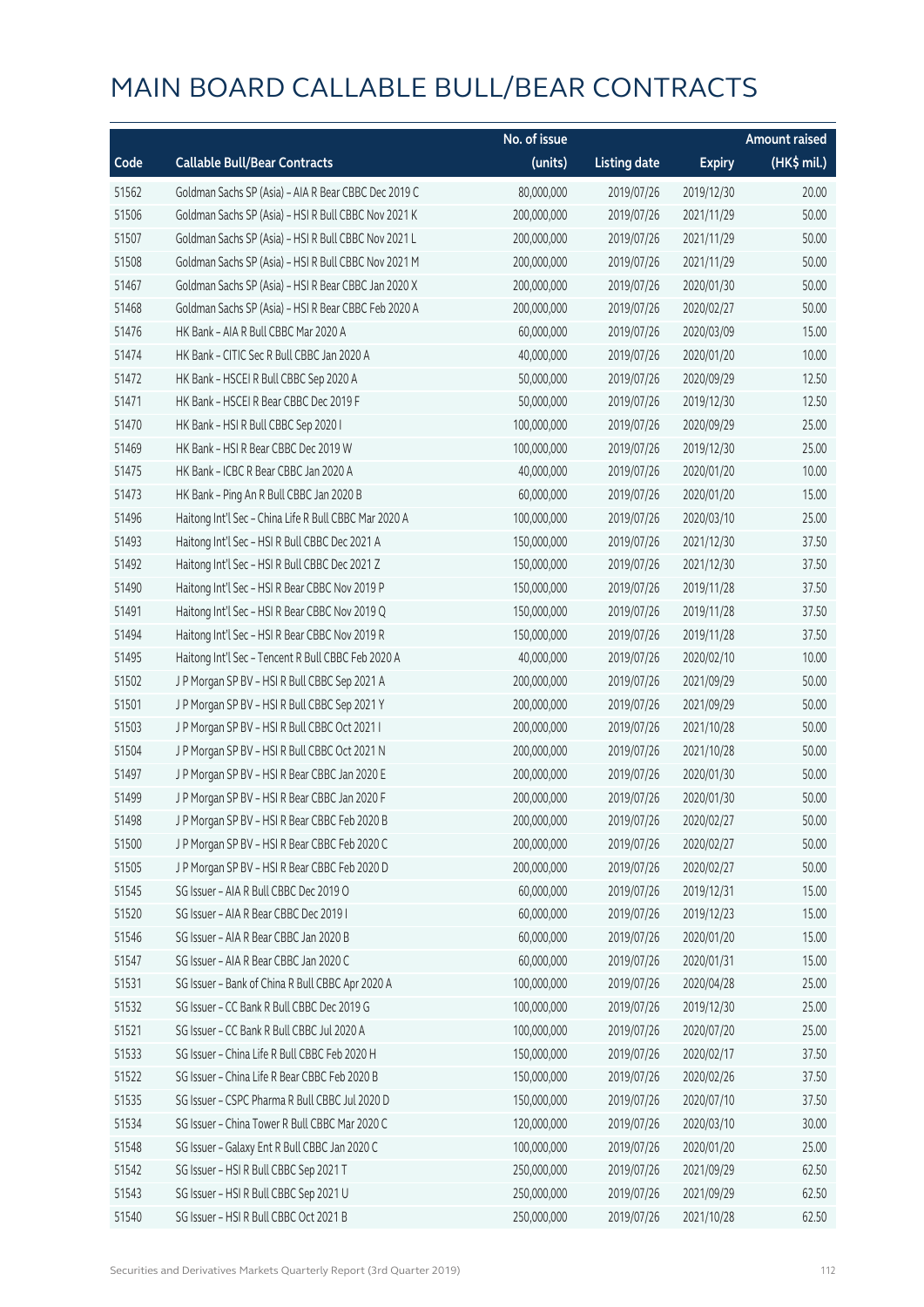# MAIN BOARD CALLABLE BULL/BEAR CONTRACTS

| Code | Callable Bull/Bear Contracts | No. of issue (units) | Listing date | Expiry | Amount raised (HK$ mil.) |
|---|---|---|---|---|---|
| 51562 | Goldman Sachs SP (Asia) - AIA R Bear CBBC Dec 2019 C | 80,000,000 | 2019/07/26 | 2019/12/30 | 20.00 |
| 51506 | Goldman Sachs SP (Asia) - HSI R Bull CBBC Nov 2021 K | 200,000,000 | 2019/07/26 | 2021/11/29 | 50.00 |
| 51507 | Goldman Sachs SP (Asia) - HSI R Bull CBBC Nov 2021 L | 200,000,000 | 2019/07/26 | 2021/11/29 | 50.00 |
| 51508 | Goldman Sachs SP (Asia) - HSI R Bull CBBC Nov 2021 M | 200,000,000 | 2019/07/26 | 2021/11/29 | 50.00 |
| 51467 | Goldman Sachs SP (Asia) - HSI R Bear CBBC Jan 2020 X | 200,000,000 | 2019/07/26 | 2020/01/30 | 50.00 |
| 51468 | Goldman Sachs SP (Asia) - HSI R Bear CBBC Feb 2020 A | 200,000,000 | 2019/07/26 | 2020/02/27 | 50.00 |
| 51476 | HK Bank - AIA R Bull CBBC Mar 2020 A | 60,000,000 | 2019/07/26 | 2020/03/09 | 15.00 |
| 51474 | HK Bank - CITIC Sec R Bull CBBC Jan 2020 A | 40,000,000 | 2019/07/26 | 2020/01/20 | 10.00 |
| 51472 | HK Bank - HSCEI R Bull CBBC Sep 2020 A | 50,000,000 | 2019/07/26 | 2020/09/29 | 12.50 |
| 51471 | HK Bank - HSCEI R Bear CBBC Dec 2019 F | 50,000,000 | 2019/07/26 | 2019/12/30 | 12.50 |
| 51470 | HK Bank - HSI R Bull CBBC Sep 2020 I | 100,000,000 | 2019/07/26 | 2020/09/29 | 25.00 |
| 51469 | HK Bank - HSI R Bear CBBC Dec 2019 W | 100,000,000 | 2019/07/26 | 2019/12/30 | 25.00 |
| 51475 | HK Bank - ICBC R Bear CBBC Jan 2020 A | 40,000,000 | 2019/07/26 | 2020/01/20 | 10.00 |
| 51473 | HK Bank - Ping An R Bull CBBC Jan 2020 B | 60,000,000 | 2019/07/26 | 2020/01/20 | 15.00 |
| 51496 | Haitong Int'l Sec - China Life R Bull CBBC Mar 2020 A | 100,000,000 | 2019/07/26 | 2020/03/10 | 25.00 |
| 51493 | Haitong Int'l Sec - HSI R Bull CBBC Dec 2021 A | 150,000,000 | 2019/07/26 | 2021/12/30 | 37.50 |
| 51492 | Haitong Int'l Sec - HSI R Bull CBBC Dec 2021 Z | 150,000,000 | 2019/07/26 | 2021/12/30 | 37.50 |
| 51490 | Haitong Int'l Sec - HSI R Bear CBBC Nov 2019 P | 150,000,000 | 2019/07/26 | 2019/11/28 | 37.50 |
| 51491 | Haitong Int'l Sec - HSI R Bear CBBC Nov 2019 Q | 150,000,000 | 2019/07/26 | 2019/11/28 | 37.50 |
| 51494 | Haitong Int'l Sec - HSI R Bear CBBC Nov 2019 R | 150,000,000 | 2019/07/26 | 2019/11/28 | 37.50 |
| 51495 | Haitong Int'l Sec - Tencent R Bull CBBC Feb 2020 A | 40,000,000 | 2019/07/26 | 2020/02/10 | 10.00 |
| 51502 | J P Morgan SP BV - HSI R Bull CBBC Sep 2021 A | 200,000,000 | 2019/07/26 | 2021/09/29 | 50.00 |
| 51501 | J P Morgan SP BV - HSI R Bull CBBC Sep 2021 Y | 200,000,000 | 2019/07/26 | 2021/09/29 | 50.00 |
| 51503 | J P Morgan SP BV - HSI R Bull CBBC Oct 2021 I | 200,000,000 | 2019/07/26 | 2021/10/28 | 50.00 |
| 51504 | J P Morgan SP BV - HSI R Bull CBBC Oct 2021 N | 200,000,000 | 2019/07/26 | 2021/10/28 | 50.00 |
| 51497 | J P Morgan SP BV - HSI R Bear CBBC Jan 2020 E | 200,000,000 | 2019/07/26 | 2020/01/30 | 50.00 |
| 51499 | J P Morgan SP BV - HSI R Bear CBBC Jan 2020 F | 200,000,000 | 2019/07/26 | 2020/01/30 | 50.00 |
| 51498 | J P Morgan SP BV - HSI R Bear CBBC Feb 2020 B | 200,000,000 | 2019/07/26 | 2020/02/27 | 50.00 |
| 51500 | J P Morgan SP BV - HSI R Bear CBBC Feb 2020 C | 200,000,000 | 2019/07/26 | 2020/02/27 | 50.00 |
| 51505 | J P Morgan SP BV - HSI R Bear CBBC Feb 2020 D | 200,000,000 | 2019/07/26 | 2020/02/27 | 50.00 |
| 51545 | SG Issuer - AIA R Bull CBBC Dec 2019 O | 60,000,000 | 2019/07/26 | 2019/12/31 | 15.00 |
| 51520 | SG Issuer - AIA R Bear CBBC Dec 2019 I | 60,000,000 | 2019/07/26 | 2019/12/23 | 15.00 |
| 51546 | SG Issuer - AIA R Bear CBBC Jan 2020 B | 60,000,000 | 2019/07/26 | 2020/01/20 | 15.00 |
| 51547 | SG Issuer - AIA R Bear CBBC Jan 2020 C | 60,000,000 | 2019/07/26 | 2020/01/31 | 15.00 |
| 51531 | SG Issuer - Bank of China R Bull CBBC Apr 2020 A | 100,000,000 | 2019/07/26 | 2020/04/28 | 25.00 |
| 51532 | SG Issuer - CC Bank R Bull CBBC Dec 2019 G | 100,000,000 | 2019/07/26 | 2019/12/30 | 25.00 |
| 51521 | SG Issuer - CC Bank R Bull CBBC Jul 2020 A | 100,000,000 | 2019/07/26 | 2020/07/20 | 25.00 |
| 51533 | SG Issuer - China Life R Bull CBBC Feb 2020 H | 150,000,000 | 2019/07/26 | 2020/02/17 | 37.50 |
| 51522 | SG Issuer - China Life R Bear CBBC Feb 2020 B | 150,000,000 | 2019/07/26 | 2020/02/26 | 37.50 |
| 51535 | SG Issuer - CSPC Pharma R Bull CBBC Jul 2020 D | 150,000,000 | 2019/07/26 | 2020/07/10 | 37.50 |
| 51534 | SG Issuer - China Tower R Bull CBBC Mar 2020 C | 120,000,000 | 2019/07/26 | 2020/03/10 | 30.00 |
| 51548 | SG Issuer - Galaxy Ent R Bull CBBC Jan 2020 C | 100,000,000 | 2019/07/26 | 2020/01/20 | 25.00 |
| 51542 | SG Issuer - HSI R Bull CBBC Sep 2021 T | 250,000,000 | 2019/07/26 | 2021/09/29 | 62.50 |
| 51543 | SG Issuer - HSI R Bull CBBC Sep 2021 U | 250,000,000 | 2019/07/26 | 2021/09/29 | 62.50 |
| 51540 | SG Issuer - HSI R Bull CBBC Oct 2021 B | 250,000,000 | 2019/07/26 | 2021/10/28 | 62.50 |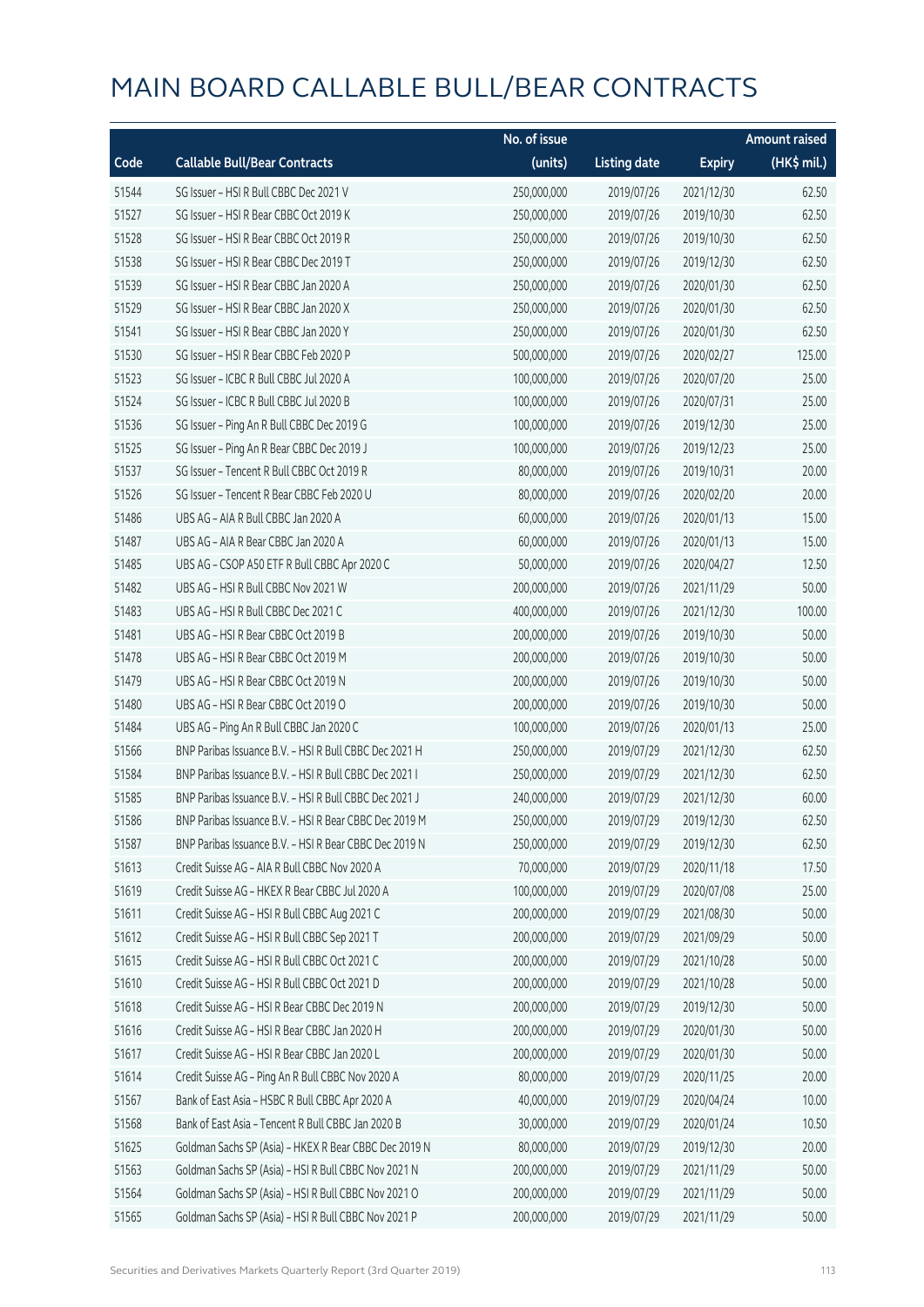# MAIN BOARD CALLABLE BULL/BEAR CONTRACTS

| Code | Callable Bull/Bear Contracts | No. of issue (units) | Listing date | Expiry | Amount raised (HK$ mil.) |
|---|---|---|---|---|---|
| 51544 | SG Issuer – HSI R Bull CBBC Dec 2021 V | 250,000,000 | 2019/07/26 | 2021/12/30 | 62.50 |
| 51527 | SG Issuer – HSI R Bear CBBC Oct 2019 K | 250,000,000 | 2019/07/26 | 2019/10/30 | 62.50 |
| 51528 | SG Issuer – HSI R Bear CBBC Oct 2019 R | 250,000,000 | 2019/07/26 | 2019/10/30 | 62.50 |
| 51538 | SG Issuer – HSI R Bear CBBC Dec 2019 T | 250,000,000 | 2019/07/26 | 2019/12/30 | 62.50 |
| 51539 | SG Issuer – HSI R Bear CBBC Jan 2020 A | 250,000,000 | 2019/07/26 | 2020/01/30 | 62.50 |
| 51529 | SG Issuer – HSI R Bear CBBC Jan 2020 X | 250,000,000 | 2019/07/26 | 2020/01/30 | 62.50 |
| 51541 | SG Issuer – HSI R Bear CBBC Jan 2020 Y | 250,000,000 | 2019/07/26 | 2020/01/30 | 62.50 |
| 51530 | SG Issuer – HSI R Bear CBBC Feb 2020 P | 500,000,000 | 2019/07/26 | 2020/02/27 | 125.00 |
| 51523 | SG Issuer – ICBC R Bull CBBC Jul 2020 A | 100,000,000 | 2019/07/26 | 2020/07/20 | 25.00 |
| 51524 | SG Issuer – ICBC R Bull CBBC Jul 2020 B | 100,000,000 | 2019/07/26 | 2020/07/31 | 25.00 |
| 51536 | SG Issuer – Ping An R Bull CBBC Dec 2019 G | 100,000,000 | 2019/07/26 | 2019/12/30 | 25.00 |
| 51525 | SG Issuer – Ping An R Bear CBBC Dec 2019 J | 100,000,000 | 2019/07/26 | 2019/12/23 | 25.00 |
| 51537 | SG Issuer – Tencent R Bull CBBC Oct 2019 R | 80,000,000 | 2019/07/26 | 2019/10/31 | 20.00 |
| 51526 | SG Issuer – Tencent R Bear CBBC Feb 2020 U | 80,000,000 | 2019/07/26 | 2020/02/20 | 20.00 |
| 51486 | UBS AG – AIA R Bull CBBC Jan 2020 A | 60,000,000 | 2019/07/26 | 2020/01/13 | 15.00 |
| 51487 | UBS AG – AIA R Bear CBBC Jan 2020 A | 60,000,000 | 2019/07/26 | 2020/01/13 | 15.00 |
| 51485 | UBS AG – CSOP A50 ETF R Bull CBBC Apr 2020 C | 50,000,000 | 2019/07/26 | 2020/04/27 | 12.50 |
| 51482 | UBS AG – HSI R Bull CBBC Nov 2021 W | 200,000,000 | 2019/07/26 | 2021/11/29 | 50.00 |
| 51483 | UBS AG – HSI R Bull CBBC Dec 2021 C | 400,000,000 | 2019/07/26 | 2021/12/30 | 100.00 |
| 51481 | UBS AG – HSI R Bear CBBC Oct 2019 B | 200,000,000 | 2019/07/26 | 2019/10/30 | 50.00 |
| 51478 | UBS AG – HSI R Bear CBBC Oct 2019 M | 200,000,000 | 2019/07/26 | 2019/10/30 | 50.00 |
| 51479 | UBS AG – HSI R Bear CBBC Oct 2019 N | 200,000,000 | 2019/07/26 | 2019/10/30 | 50.00 |
| 51480 | UBS AG – HSI R Bear CBBC Oct 2019 O | 200,000,000 | 2019/07/26 | 2019/10/30 | 50.00 |
| 51484 | UBS AG – Ping An R Bull CBBC Jan 2020 C | 100,000,000 | 2019/07/26 | 2020/01/13 | 25.00 |
| 51566 | BNP Paribas Issuance B.V. – HSI R Bull CBBC Dec 2021 H | 250,000,000 | 2019/07/29 | 2021/12/30 | 62.50 |
| 51584 | BNP Paribas Issuance B.V. – HSI R Bull CBBC Dec 2021 I | 250,000,000 | 2019/07/29 | 2021/12/30 | 62.50 |
| 51585 | BNP Paribas Issuance B.V. – HSI R Bull CBBC Dec 2021 J | 240,000,000 | 2019/07/29 | 2021/12/30 | 60.00 |
| 51586 | BNP Paribas Issuance B.V. – HSI R Bear CBBC Dec 2019 M | 250,000,000 | 2019/07/29 | 2019/12/30 | 62.50 |
| 51587 | BNP Paribas Issuance B.V. – HSI R Bear CBBC Dec 2019 N | 250,000,000 | 2019/07/29 | 2019/12/30 | 62.50 |
| 51613 | Credit Suisse AG – AIA R Bull CBBC Nov 2020 A | 70,000,000 | 2019/07/29 | 2020/11/18 | 17.50 |
| 51619 | Credit Suisse AG – HKEX R Bear CBBC Jul 2020 A | 100,000,000 | 2019/07/29 | 2020/07/08 | 25.00 |
| 51611 | Credit Suisse AG – HSI R Bull CBBC Aug 2021 C | 200,000,000 | 2019/07/29 | 2021/08/30 | 50.00 |
| 51612 | Credit Suisse AG – HSI R Bull CBBC Sep 2021 T | 200,000,000 | 2019/07/29 | 2021/09/29 | 50.00 |
| 51615 | Credit Suisse AG – HSI R Bull CBBC Oct 2021 C | 200,000,000 | 2019/07/29 | 2021/10/28 | 50.00 |
| 51610 | Credit Suisse AG – HSI R Bull CBBC Oct 2021 D | 200,000,000 | 2019/07/29 | 2021/10/28 | 50.00 |
| 51618 | Credit Suisse AG – HSI R Bear CBBC Dec 2019 N | 200,000,000 | 2019/07/29 | 2019/12/30 | 50.00 |
| 51616 | Credit Suisse AG – HSI R Bear CBBC Jan 2020 H | 200,000,000 | 2019/07/29 | 2020/01/30 | 50.00 |
| 51617 | Credit Suisse AG – HSI R Bear CBBC Jan 2020 L | 200,000,000 | 2019/07/29 | 2020/01/30 | 50.00 |
| 51614 | Credit Suisse AG – Ping An R Bull CBBC Nov 2020 A | 80,000,000 | 2019/07/29 | 2020/11/25 | 20.00 |
| 51567 | Bank of East Asia – HSBC R Bull CBBC Apr 2020 A | 40,000,000 | 2019/07/29 | 2020/04/24 | 10.00 |
| 51568 | Bank of East Asia – Tencent R Bull CBBC Jan 2020 B | 30,000,000 | 2019/07/29 | 2020/01/24 | 10.50 |
| 51625 | Goldman Sachs SP (Asia) – HKEX R Bear CBBC Dec 2019 N | 80,000,000 | 2019/07/29 | 2019/12/30 | 20.00 |
| 51563 | Goldman Sachs SP (Asia) – HSI R Bull CBBC Nov 2021 N | 200,000,000 | 2019/07/29 | 2021/11/29 | 50.00 |
| 51564 | Goldman Sachs SP (Asia) – HSI R Bull CBBC Nov 2021 O | 200,000,000 | 2019/07/29 | 2021/11/29 | 50.00 |
| 51565 | Goldman Sachs SP (Asia) – HSI R Bull CBBC Nov 2021 P | 200,000,000 | 2019/07/29 | 2021/11/29 | 50.00 |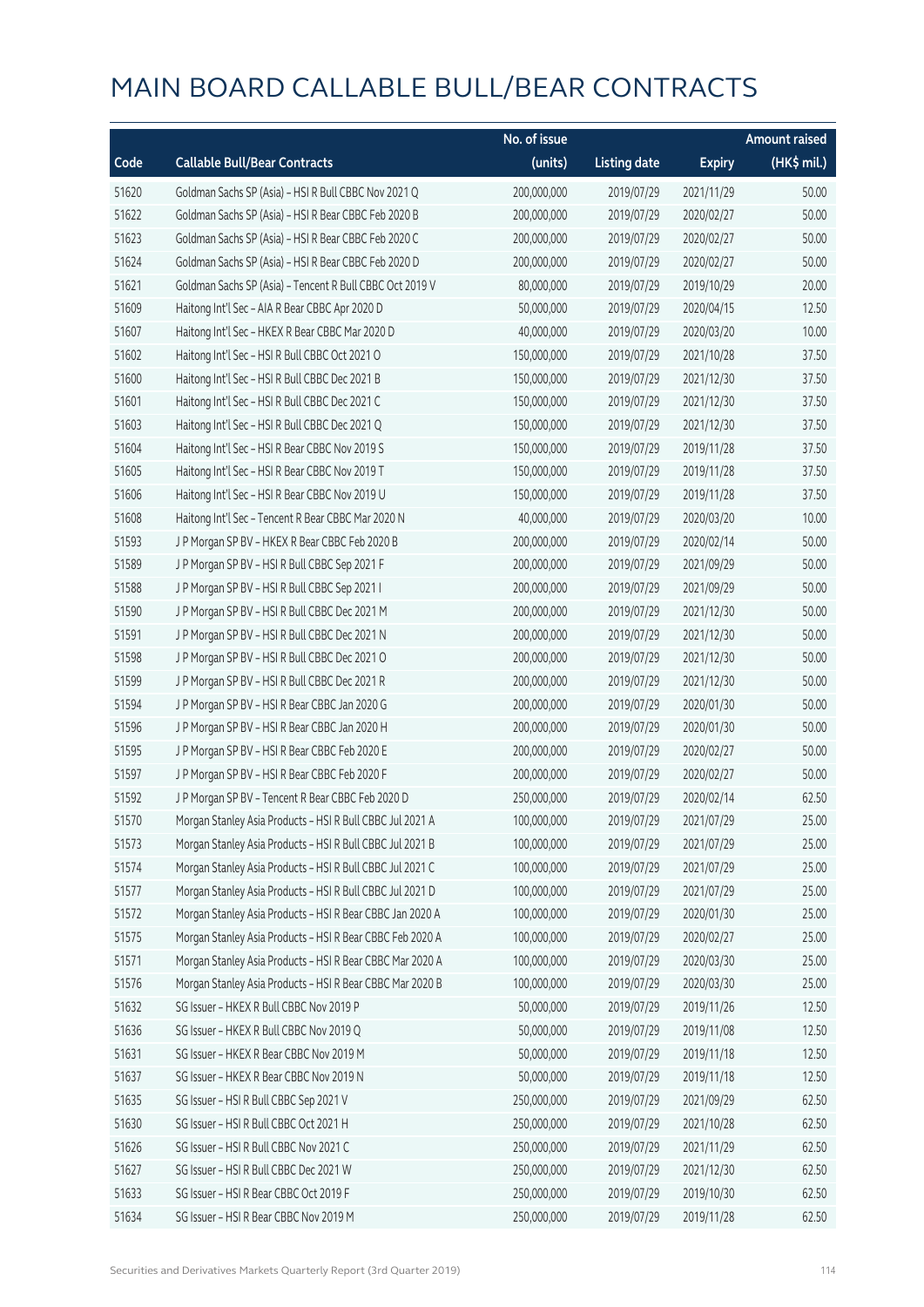# MAIN BOARD CALLABLE BULL/BEAR CONTRACTS

| Code | Callable Bull/Bear Contracts | No. of issue (units) | Listing date | Expiry | Amount raised (HK$ mil.) |
|---|---|---|---|---|---|
| 51620 | Goldman Sachs SP (Asia) – HSI R Bull CBBC Nov 2021 Q | 200,000,000 | 2019/07/29 | 2021/11/29 | 50.00 |
| 51622 | Goldman Sachs SP (Asia) – HSI R Bear CBBC Feb 2020 B | 200,000,000 | 2019/07/29 | 2020/02/27 | 50.00 |
| 51623 | Goldman Sachs SP (Asia) – HSI R Bear CBBC Feb 2020 C | 200,000,000 | 2019/07/29 | 2020/02/27 | 50.00 |
| 51624 | Goldman Sachs SP (Asia) – HSI R Bear CBBC Feb 2020 D | 200,000,000 | 2019/07/29 | 2020/02/27 | 50.00 |
| 51621 | Goldman Sachs SP (Asia) – Tencent R Bull CBBC Oct 2019 V | 80,000,000 | 2019/07/29 | 2019/10/29 | 20.00 |
| 51609 | Haitong Int'l Sec – AIA R Bear CBBC Apr 2020 D | 50,000,000 | 2019/07/29 | 2020/04/15 | 12.50 |
| 51607 | Haitong Int'l Sec – HKEX R Bear CBBC Mar 2020 D | 40,000,000 | 2019/07/29 | 2020/03/20 | 10.00 |
| 51602 | Haitong Int'l Sec – HSI R Bull CBBC Oct 2021 O | 150,000,000 | 2019/07/29 | 2021/10/28 | 37.50 |
| 51600 | Haitong Int'l Sec – HSI R Bull CBBC Dec 2021 B | 150,000,000 | 2019/07/29 | 2021/12/30 | 37.50 |
| 51601 | Haitong Int'l Sec – HSI R Bull CBBC Dec 2021 C | 150,000,000 | 2019/07/29 | 2021/12/30 | 37.50 |
| 51603 | Haitong Int'l Sec – HSI R Bull CBBC Dec 2021 Q | 150,000,000 | 2019/07/29 | 2021/12/30 | 37.50 |
| 51604 | Haitong Int'l Sec – HSI R Bear CBBC Nov 2019 S | 150,000,000 | 2019/07/29 | 2019/11/28 | 37.50 |
| 51605 | Haitong Int'l Sec – HSI R Bear CBBC Nov 2019 T | 150,000,000 | 2019/07/29 | 2019/11/28 | 37.50 |
| 51606 | Haitong Int'l Sec – HSI R Bear CBBC Nov 2019 U | 150,000,000 | 2019/07/29 | 2019/11/28 | 37.50 |
| 51608 | Haitong Int'l Sec – Tencent R Bear CBBC Mar 2020 N | 40,000,000 | 2019/07/29 | 2020/03/20 | 10.00 |
| 51593 | J P Morgan SP BV – HKEX R Bear CBBC Feb 2020 B | 200,000,000 | 2019/07/29 | 2020/02/14 | 50.00 |
| 51589 | J P Morgan SP BV – HSI R Bull CBBC Sep 2021 F | 200,000,000 | 2019/07/29 | 2021/09/29 | 50.00 |
| 51588 | J P Morgan SP BV – HSI R Bull CBBC Sep 2021 I | 200,000,000 | 2019/07/29 | 2021/09/29 | 50.00 |
| 51590 | J P Morgan SP BV – HSI R Bull CBBC Dec 2021 M | 200,000,000 | 2019/07/29 | 2021/12/30 | 50.00 |
| 51591 | J P Morgan SP BV – HSI R Bull CBBC Dec 2021 N | 200,000,000 | 2019/07/29 | 2021/12/30 | 50.00 |
| 51598 | J P Morgan SP BV – HSI R Bull CBBC Dec 2021 O | 200,000,000 | 2019/07/29 | 2021/12/30 | 50.00 |
| 51599 | J P Morgan SP BV – HSI R Bull CBBC Dec 2021 R | 200,000,000 | 2019/07/29 | 2021/12/30 | 50.00 |
| 51594 | J P Morgan SP BV – HSI R Bear CBBC Jan 2020 G | 200,000,000 | 2019/07/29 | 2020/01/30 | 50.00 |
| 51596 | J P Morgan SP BV – HSI R Bear CBBC Jan 2020 H | 200,000,000 | 2019/07/29 | 2020/01/30 | 50.00 |
| 51595 | J P Morgan SP BV – HSI R Bear CBBC Feb 2020 E | 200,000,000 | 2019/07/29 | 2020/02/27 | 50.00 |
| 51597 | J P Morgan SP BV – HSI R Bear CBBC Feb 2020 F | 200,000,000 | 2019/07/29 | 2020/02/27 | 50.00 |
| 51592 | J P Morgan SP BV – Tencent R Bear CBBC Feb 2020 D | 250,000,000 | 2019/07/29 | 2020/02/14 | 62.50 |
| 51570 | Morgan Stanley Asia Products – HSI R Bull CBBC Jul 2021 A | 100,000,000 | 2019/07/29 | 2021/07/29 | 25.00 |
| 51573 | Morgan Stanley Asia Products – HSI R Bull CBBC Jul 2021 B | 100,000,000 | 2019/07/29 | 2021/07/29 | 25.00 |
| 51574 | Morgan Stanley Asia Products – HSI R Bull CBBC Jul 2021 C | 100,000,000 | 2019/07/29 | 2021/07/29 | 25.00 |
| 51577 | Morgan Stanley Asia Products – HSI R Bull CBBC Jul 2021 D | 100,000,000 | 2019/07/29 | 2021/07/29 | 25.00 |
| 51572 | Morgan Stanley Asia Products – HSI R Bear CBBC Jan 2020 A | 100,000,000 | 2019/07/29 | 2020/01/30 | 25.00 |
| 51575 | Morgan Stanley Asia Products – HSI R Bear CBBC Feb 2020 A | 100,000,000 | 2019/07/29 | 2020/02/27 | 25.00 |
| 51571 | Morgan Stanley Asia Products – HSI R Bear CBBC Mar 2020 A | 100,000,000 | 2019/07/29 | 2020/03/30 | 25.00 |
| 51576 | Morgan Stanley Asia Products – HSI R Bear CBBC Mar 2020 B | 100,000,000 | 2019/07/29 | 2020/03/30 | 25.00 |
| 51632 | SG Issuer – HKEX R Bull CBBC Nov 2019 P | 50,000,000 | 2019/07/29 | 2019/11/26 | 12.50 |
| 51636 | SG Issuer – HKEX R Bull CBBC Nov 2019 Q | 50,000,000 | 2019/07/29 | 2019/11/08 | 12.50 |
| 51631 | SG Issuer – HKEX R Bear CBBC Nov 2019 M | 50,000,000 | 2019/07/29 | 2019/11/18 | 12.50 |
| 51637 | SG Issuer – HKEX R Bear CBBC Nov 2019 N | 50,000,000 | 2019/07/29 | 2019/11/18 | 12.50 |
| 51635 | SG Issuer – HSI R Bull CBBC Sep 2021 V | 250,000,000 | 2019/07/29 | 2021/09/29 | 62.50 |
| 51630 | SG Issuer – HSI R Bull CBBC Oct 2021 H | 250,000,000 | 2019/07/29 | 2021/10/28 | 62.50 |
| 51626 | SG Issuer – HSI R Bull CBBC Nov 2021 C | 250,000,000 | 2019/07/29 | 2021/11/29 | 62.50 |
| 51627 | SG Issuer – HSI R Bull CBBC Dec 2021 W | 250,000,000 | 2019/07/29 | 2021/12/30 | 62.50 |
| 51633 | SG Issuer – HSI R Bear CBBC Oct 2019 F | 250,000,000 | 2019/07/29 | 2019/10/30 | 62.50 |
| 51634 | SG Issuer – HSI R Bear CBBC Nov 2019 M | 250,000,000 | 2019/07/29 | 2019/11/28 | 62.50 |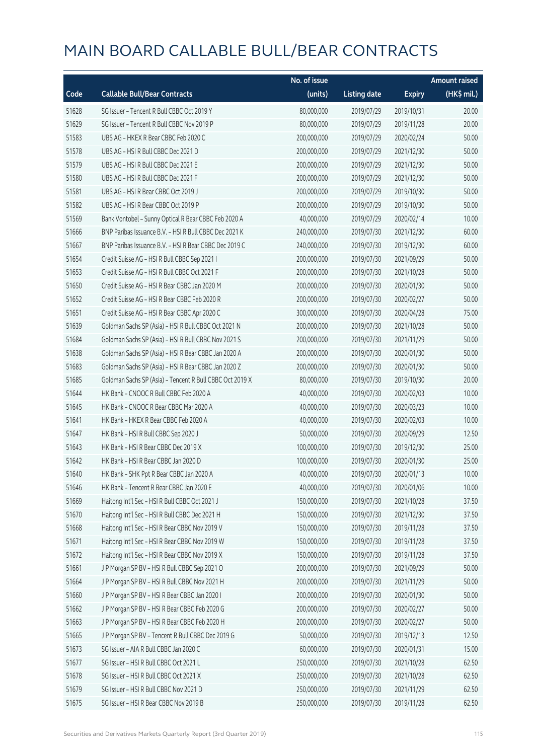# MAIN BOARD CALLABLE BULL/BEAR CONTRACTS

| Code | Callable Bull/Bear Contracts | No. of issue (units) | Listing date | Expiry | Amount raised (HK$ mil.) |
|---|---|---|---|---|---|
| 51628 | SG Issuer – Tencent R Bull CBBC Oct 2019 Y | 80,000,000 | 2019/07/29 | 2019/10/31 | 20.00 |
| 51629 | SG Issuer – Tencent R Bull CBBC Nov 2019 P | 80,000,000 | 2019/07/29 | 2019/11/28 | 20.00 |
| 51583 | UBS AG – HKEX R Bear CBBC Feb 2020 C | 200,000,000 | 2019/07/29 | 2020/02/24 | 50.00 |
| 51578 | UBS AG – HSI R Bull CBBC Dec 2021 D | 200,000,000 | 2019/07/29 | 2021/12/30 | 50.00 |
| 51579 | UBS AG – HSI R Bull CBBC Dec 2021 E | 200,000,000 | 2019/07/29 | 2021/12/30 | 50.00 |
| 51580 | UBS AG – HSI R Bull CBBC Dec 2021 F | 200,000,000 | 2019/07/29 | 2021/12/30 | 50.00 |
| 51581 | UBS AG – HSI R Bear CBBC Oct 2019 J | 200,000,000 | 2019/07/29 | 2019/10/30 | 50.00 |
| 51582 | UBS AG – HSI R Bear CBBC Oct 2019 P | 200,000,000 | 2019/07/29 | 2019/10/30 | 50.00 |
| 51569 | Bank Vontobel – Sunny Optical R Bear CBBC Feb 2020 A | 40,000,000 | 2019/07/29 | 2020/02/14 | 10.00 |
| 51666 | BNP Paribas Issuance B.V. – HSI R Bull CBBC Dec 2021 K | 240,000,000 | 2019/07/30 | 2021/12/30 | 60.00 |
| 51667 | BNP Paribas Issuance B.V. – HSI R Bear CBBC Dec 2019 C | 240,000,000 | 2019/07/30 | 2019/12/30 | 60.00 |
| 51654 | Credit Suisse AG – HSI R Bull CBBC Sep 2021 I | 200,000,000 | 2019/07/30 | 2021/09/29 | 50.00 |
| 51653 | Credit Suisse AG – HSI R Bull CBBC Oct 2021 F | 200,000,000 | 2019/07/30 | 2021/10/28 | 50.00 |
| 51650 | Credit Suisse AG – HSI R Bear CBBC Jan 2020 M | 200,000,000 | 2019/07/30 | 2020/01/30 | 50.00 |
| 51652 | Credit Suisse AG – HSI R Bear CBBC Feb 2020 R | 200,000,000 | 2019/07/30 | 2020/02/27 | 50.00 |
| 51651 | Credit Suisse AG – HSI R Bear CBBC Apr 2020 C | 300,000,000 | 2019/07/30 | 2020/04/28 | 75.00 |
| 51639 | Goldman Sachs SP (Asia) – HSI R Bull CBBC Oct 2021 N | 200,000,000 | 2019/07/30 | 2021/10/28 | 50.00 |
| 51684 | Goldman Sachs SP (Asia) – HSI R Bull CBBC Nov 2021 S | 200,000,000 | 2019/07/30 | 2021/11/29 | 50.00 |
| 51638 | Goldman Sachs SP (Asia) – HSI R Bear CBBC Jan 2020 A | 200,000,000 | 2019/07/30 | 2020/01/30 | 50.00 |
| 51683 | Goldman Sachs SP (Asia) – HSI R Bear CBBC Jan 2020 Z | 200,000,000 | 2019/07/30 | 2020/01/30 | 50.00 |
| 51685 | Goldman Sachs SP (Asia) – Tencent R Bull CBBC Oct 2019 X | 80,000,000 | 2019/07/30 | 2019/10/30 | 20.00 |
| 51644 | HK Bank – CNOOC R Bull CBBC Feb 2020 A | 40,000,000 | 2019/07/30 | 2020/02/03 | 10.00 |
| 51645 | HK Bank – CNOOC R Bear CBBC Mar 2020 A | 40,000,000 | 2019/07/30 | 2020/03/23 | 10.00 |
| 51641 | HK Bank – HKEX R Bear CBBC Feb 2020 A | 40,000,000 | 2019/07/30 | 2020/02/03 | 10.00 |
| 51647 | HK Bank – HSI R Bull CBBC Sep 2020 J | 50,000,000 | 2019/07/30 | 2020/09/29 | 12.50 |
| 51643 | HK Bank – HSI R Bear CBBC Dec 2019 X | 100,000,000 | 2019/07/30 | 2019/12/30 | 25.00 |
| 51642 | HK Bank – HSI R Bear CBBC Jan 2020 D | 100,000,000 | 2019/07/30 | 2020/01/30 | 25.00 |
| 51640 | HK Bank – SHK Ppt R Bear CBBC Jan 2020 A | 40,000,000 | 2019/07/30 | 2020/01/13 | 10.00 |
| 51646 | HK Bank – Tencent R Bear CBBC Jan 2020 E | 40,000,000 | 2019/07/30 | 2020/01/06 | 10.00 |
| 51669 | Haitong Int'l Sec – HSI R Bull CBBC Oct 2021 J | 150,000,000 | 2019/07/30 | 2021/10/28 | 37.50 |
| 51670 | Haitong Int'l Sec – HSI R Bull CBBC Dec 2021 H | 150,000,000 | 2019/07/30 | 2021/12/30 | 37.50 |
| 51668 | Haitong Int'l Sec – HSI R Bear CBBC Nov 2019 V | 150,000,000 | 2019/07/30 | 2019/11/28 | 37.50 |
| 51671 | Haitong Int'l Sec – HSI R Bear CBBC Nov 2019 W | 150,000,000 | 2019/07/30 | 2019/11/28 | 37.50 |
| 51672 | Haitong Int'l Sec – HSI R Bear CBBC Nov 2019 X | 150,000,000 | 2019/07/30 | 2019/11/28 | 37.50 |
| 51661 | J P Morgan SP BV – HSI R Bull CBBC Sep 2021 O | 200,000,000 | 2019/07/30 | 2021/09/29 | 50.00 |
| 51664 | J P Morgan SP BV – HSI R Bull CBBC Nov 2021 H | 200,000,000 | 2019/07/30 | 2021/11/29 | 50.00 |
| 51660 | J P Morgan SP BV – HSI R Bear CBBC Jan 2020 I | 200,000,000 | 2019/07/30 | 2020/01/30 | 50.00 |
| 51662 | J P Morgan SP BV – HSI R Bear CBBC Feb 2020 G | 200,000,000 | 2019/07/30 | 2020/02/27 | 50.00 |
| 51663 | J P Morgan SP BV – HSI R Bear CBBC Feb 2020 H | 200,000,000 | 2019/07/30 | 2020/02/27 | 50.00 |
| 51665 | J P Morgan SP BV – Tencent R Bull CBBC Dec 2019 G | 50,000,000 | 2019/07/30 | 2019/12/13 | 12.50 |
| 51673 | SG Issuer – AIA R Bull CBBC Jan 2020 C | 60,000,000 | 2019/07/30 | 2020/01/31 | 15.00 |
| 51677 | SG Issuer – HSI R Bull CBBC Oct 2021 L | 250,000,000 | 2019/07/30 | 2021/10/28 | 62.50 |
| 51678 | SG Issuer – HSI R Bull CBBC Oct 2021 X | 250,000,000 | 2019/07/30 | 2021/10/28 | 62.50 |
| 51679 | SG Issuer – HSI R Bull CBBC Nov 2021 D | 250,000,000 | 2019/07/30 | 2021/11/29 | 62.50 |
| 51675 | SG Issuer – HSI R Bear CBBC Nov 2019 B | 250,000,000 | 2019/07/30 | 2019/11/28 | 62.50 |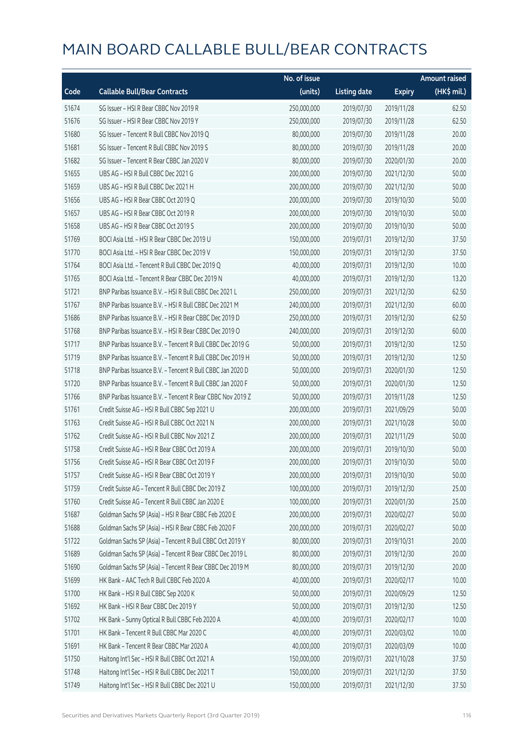# MAIN BOARD CALLABLE BULL/BEAR CONTRACTS

| Code | Callable Bull/Bear Contracts | No. of issue (units) | Listing date | Expiry | Amount raised (HK$ mil.) |
|---|---|---|---|---|---|
| 51674 | SG Issuer – HSI R Bear CBBC Nov 2019 R | 250,000,000 | 2019/07/30 | 2019/11/28 | 62.50 |
| 51676 | SG Issuer – HSI R Bear CBBC Nov 2019 Y | 250,000,000 | 2019/07/30 | 2019/11/28 | 62.50 |
| 51680 | SG Issuer – Tencent R Bull CBBC Nov 2019 Q | 80,000,000 | 2019/07/30 | 2019/11/28 | 20.00 |
| 51681 | SG Issuer – Tencent R Bull CBBC Nov 2019 S | 80,000,000 | 2019/07/30 | 2019/11/28 | 20.00 |
| 51682 | SG Issuer – Tencent R Bear CBBC Jan 2020 V | 80,000,000 | 2019/07/30 | 2020/01/30 | 20.00 |
| 51655 | UBS AG – HSI R Bull CBBC Dec 2021 G | 200,000,000 | 2019/07/30 | 2021/12/30 | 50.00 |
| 51659 | UBS AG – HSI R Bull CBBC Dec 2021 H | 200,000,000 | 2019/07/30 | 2021/12/30 | 50.00 |
| 51656 | UBS AG – HSI R Bear CBBC Oct 2019 Q | 200,000,000 | 2019/07/30 | 2019/10/30 | 50.00 |
| 51657 | UBS AG – HSI R Bear CBBC Oct 2019 R | 200,000,000 | 2019/07/30 | 2019/10/30 | 50.00 |
| 51658 | UBS AG – HSI R Bear CBBC Oct 2019 S | 200,000,000 | 2019/07/30 | 2019/10/30 | 50.00 |
| 51769 | BOCI Asia Ltd. – HSI R Bear CBBC Dec 2019 U | 150,000,000 | 2019/07/31 | 2019/12/30 | 37.50 |
| 51770 | BOCI Asia Ltd. – HSI R Bear CBBC Dec 2019 V | 150,000,000 | 2019/07/31 | 2019/12/30 | 37.50 |
| 51764 | BOCI Asia Ltd. – Tencent R Bull CBBC Dec 2019 Q | 40,000,000 | 2019/07/31 | 2019/12/30 | 10.00 |
| 51765 | BOCI Asia Ltd. – Tencent R Bear CBBC Dec 2019 N | 40,000,000 | 2019/07/31 | 2019/12/30 | 13.20 |
| 51721 | BNP Paribas Issuance B.V. – HSI R Bull CBBC Dec 2021 L | 250,000,000 | 2019/07/31 | 2021/12/30 | 62.50 |
| 51767 | BNP Paribas Issuance B.V. – HSI R Bull CBBC Dec 2021 M | 240,000,000 | 2019/07/31 | 2021/12/30 | 60.00 |
| 51686 | BNP Paribas Issuance B.V. – HSI R Bear CBBC Dec 2019 D | 250,000,000 | 2019/07/31 | 2019/12/30 | 62.50 |
| 51768 | BNP Paribas Issuance B.V. – HSI R Bear CBBC Dec 2019 O | 240,000,000 | 2019/07/31 | 2019/12/30 | 60.00 |
| 51717 | BNP Paribas Issuance B.V. – Tencent R Bull CBBC Dec 2019 G | 50,000,000 | 2019/07/31 | 2019/12/30 | 12.50 |
| 51719 | BNP Paribas Issuance B.V. – Tencent R Bull CBBC Dec 2019 H | 50,000,000 | 2019/07/31 | 2019/12/30 | 12.50 |
| 51718 | BNP Paribas Issuance B.V. – Tencent R Bull CBBC Jan 2020 D | 50,000,000 | 2019/07/31 | 2020/01/30 | 12.50 |
| 51720 | BNP Paribas Issuance B.V. – Tencent R Bull CBBC Jan 2020 F | 50,000,000 | 2019/07/31 | 2020/01/30 | 12.50 |
| 51766 | BNP Paribas Issuance B.V. – Tencent R Bear CBBC Nov 2019 Z | 50,000,000 | 2019/07/31 | 2019/11/28 | 12.50 |
| 51761 | Credit Suisse AG – HSI R Bull CBBC Sep 2021 U | 200,000,000 | 2019/07/31 | 2021/09/29 | 50.00 |
| 51763 | Credit Suisse AG – HSI R Bull CBBC Oct 2021 N | 200,000,000 | 2019/07/31 | 2021/10/28 | 50.00 |
| 51762 | Credit Suisse AG – HSI R Bull CBBC Nov 2021 Z | 200,000,000 | 2019/07/31 | 2021/11/29 | 50.00 |
| 51758 | Credit Suisse AG – HSI R Bear CBBC Oct 2019 A | 200,000,000 | 2019/07/31 | 2019/10/30 | 50.00 |
| 51756 | Credit Suisse AG – HSI R Bear CBBC Oct 2019 F | 200,000,000 | 2019/07/31 | 2019/10/30 | 50.00 |
| 51757 | Credit Suisse AG – HSI R Bear CBBC Oct 2019 Y | 200,000,000 | 2019/07/31 | 2019/10/30 | 50.00 |
| 51759 | Credit Suisse AG – Tencent R Bull CBBC Dec 2019 Z | 100,000,000 | 2019/07/31 | 2019/12/30 | 25.00 |
| 51760 | Credit Suisse AG – Tencent R Bull CBBC Jan 2020 E | 100,000,000 | 2019/07/31 | 2020/01/30 | 25.00 |
| 51687 | Goldman Sachs SP (Asia) – HSI R Bear CBBC Feb 2020 E | 200,000,000 | 2019/07/31 | 2020/02/27 | 50.00 |
| 51688 | Goldman Sachs SP (Asia) – HSI R Bear CBBC Feb 2020 F | 200,000,000 | 2019/07/31 | 2020/02/27 | 50.00 |
| 51722 | Goldman Sachs SP (Asia) – Tencent R Bull CBBC Oct 2019 Y | 80,000,000 | 2019/07/31 | 2019/10/31 | 20.00 |
| 51689 | Goldman Sachs SP (Asia) – Tencent R Bear CBBC Dec 2019 L | 80,000,000 | 2019/07/31 | 2019/12/30 | 20.00 |
| 51690 | Goldman Sachs SP (Asia) – Tencent R Bear CBBC Dec 2019 M | 80,000,000 | 2019/07/31 | 2019/12/30 | 20.00 |
| 51699 | HK Bank – AAC Tech R Bull CBBC Feb 2020 A | 40,000,000 | 2019/07/31 | 2020/02/17 | 10.00 |
| 51700 | HK Bank – HSI R Bull CBBC Sep 2020 K | 50,000,000 | 2019/07/31 | 2020/09/29 | 12.50 |
| 51692 | HK Bank – HSI R Bear CBBC Dec 2019 Y | 50,000,000 | 2019/07/31 | 2019/12/30 | 12.50 |
| 51702 | HK Bank – Sunny Optical R Bull CBBC Feb 2020 A | 40,000,000 | 2019/07/31 | 2020/02/17 | 10.00 |
| 51701 | HK Bank – Tencent R Bull CBBC Mar 2020 C | 40,000,000 | 2019/07/31 | 2020/03/02 | 10.00 |
| 51691 | HK Bank – Tencent R Bear CBBC Mar 2020 A | 40,000,000 | 2019/07/31 | 2020/03/09 | 10.00 |
| 51750 | Haitong Int'l Sec – HSI R Bull CBBC Oct 2021 A | 150,000,000 | 2019/07/31 | 2021/10/28 | 37.50 |
| 51748 | Haitong Int'l Sec – HSI R Bull CBBC Dec 2021 T | 150,000,000 | 2019/07/31 | 2021/12/30 | 37.50 |
| 51749 | Haitong Int'l Sec – HSI R Bull CBBC Dec 2021 U | 150,000,000 | 2019/07/31 | 2021/12/30 | 37.50 |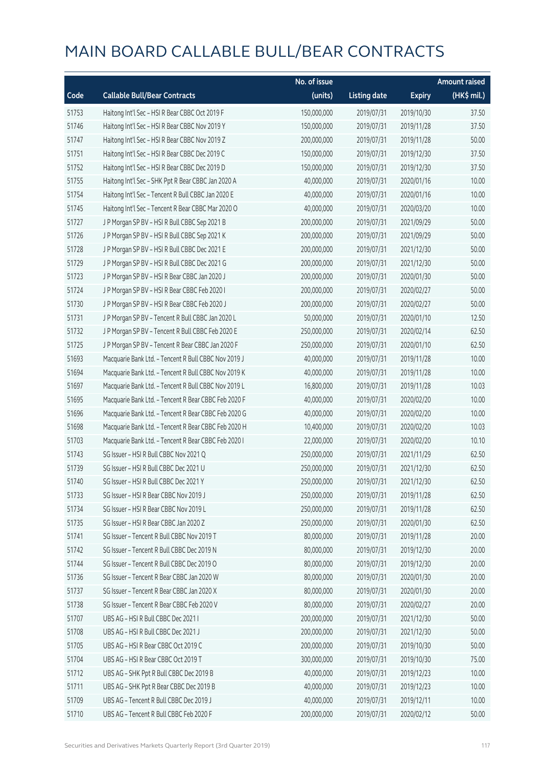# MAIN BOARD CALLABLE BULL/BEAR CONTRACTS

| Code | Callable Bull/Bear Contracts | No. of issue (units) | Listing date | Expiry | Amount raised (HK$ mil.) |
|---|---|---|---|---|---|
| 51753 | Haitong Int'l Sec – HSI R Bear CBBC Oct 2019 F | 150,000,000 | 2019/07/31 | 2019/10/30 | 37.50 |
| 51746 | Haitong Int'l Sec – HSI R Bear CBBC Nov 2019 Y | 150,000,000 | 2019/07/31 | 2019/11/28 | 37.50 |
| 51747 | Haitong Int'l Sec – HSI R Bear CBBC Nov 2019 Z | 200,000,000 | 2019/07/31 | 2019/11/28 | 50.00 |
| 51751 | Haitong Int'l Sec – HSI R Bear CBBC Dec 2019 C | 150,000,000 | 2019/07/31 | 2019/12/30 | 37.50 |
| 51752 | Haitong Int'l Sec – HSI R Bear CBBC Dec 2019 D | 150,000,000 | 2019/07/31 | 2019/12/30 | 37.50 |
| 51755 | Haitong Int'l Sec – SHK Ppt R Bear CBBC Jan 2020 A | 40,000,000 | 2019/07/31 | 2020/01/16 | 10.00 |
| 51754 | Haitong Int'l Sec – Tencent R Bull CBBC Jan 2020 E | 40,000,000 | 2019/07/31 | 2020/01/16 | 10.00 |
| 51745 | Haitong Int'l Sec – Tencent R Bear CBBC Mar 2020 O | 40,000,000 | 2019/07/31 | 2020/03/20 | 10.00 |
| 51727 | J P Morgan SP BV – HSI R Bull CBBC Sep 2021 B | 200,000,000 | 2019/07/31 | 2021/09/29 | 50.00 |
| 51726 | J P Morgan SP BV – HSI R Bull CBBC Sep 2021 K | 200,000,000 | 2019/07/31 | 2021/09/29 | 50.00 |
| 51728 | J P Morgan SP BV – HSI R Bull CBBC Dec 2021 E | 200,000,000 | 2019/07/31 | 2021/12/30 | 50.00 |
| 51729 | J P Morgan SP BV – HSI R Bull CBBC Dec 2021 G | 200,000,000 | 2019/07/31 | 2021/12/30 | 50.00 |
| 51723 | J P Morgan SP BV – HSI R Bear CBBC Jan 2020 J | 200,000,000 | 2019/07/31 | 2020/01/30 | 50.00 |
| 51724 | J P Morgan SP BV – HSI R Bear CBBC Feb 2020 I | 200,000,000 | 2019/07/31 | 2020/02/27 | 50.00 |
| 51730 | J P Morgan SP BV – HSI R Bear CBBC Feb 2020 J | 200,000,000 | 2019/07/31 | 2020/02/27 | 50.00 |
| 51731 | J P Morgan SP BV – Tencent R Bull CBBC Jan 2020 L | 50,000,000 | 2019/07/31 | 2020/01/10 | 12.50 |
| 51732 | J P Morgan SP BV – Tencent R Bull CBBC Feb 2020 E | 250,000,000 | 2019/07/31 | 2020/02/14 | 62.50 |
| 51725 | J P Morgan SP BV – Tencent R Bear CBBC Jan 2020 F | 250,000,000 | 2019/07/31 | 2020/01/10 | 62.50 |
| 51693 | Macquarie Bank Ltd. – Tencent R Bull CBBC Nov 2019 J | 40,000,000 | 2019/07/31 | 2019/11/28 | 10.00 |
| 51694 | Macquarie Bank Ltd. – Tencent R Bull CBBC Nov 2019 K | 40,000,000 | 2019/07/31 | 2019/11/28 | 10.00 |
| 51697 | Macquarie Bank Ltd. – Tencent R Bull CBBC Nov 2019 L | 16,800,000 | 2019/07/31 | 2019/11/28 | 10.03 |
| 51695 | Macquarie Bank Ltd. – Tencent R Bear CBBC Feb 2020 F | 40,000,000 | 2019/07/31 | 2020/02/20 | 10.00 |
| 51696 | Macquarie Bank Ltd. – Tencent R Bear CBBC Feb 2020 G | 40,000,000 | 2019/07/31 | 2020/02/20 | 10.00 |
| 51698 | Macquarie Bank Ltd. – Tencent R Bear CBBC Feb 2020 H | 10,400,000 | 2019/07/31 | 2020/02/20 | 10.03 |
| 51703 | Macquarie Bank Ltd. – Tencent R Bear CBBC Feb 2020 I | 22,000,000 | 2019/07/31 | 2020/02/20 | 10.10 |
| 51743 | SG Issuer – HSI R Bull CBBC Nov 2021 Q | 250,000,000 | 2019/07/31 | 2021/11/29 | 62.50 |
| 51739 | SG Issuer – HSI R Bull CBBC Dec 2021 U | 250,000,000 | 2019/07/31 | 2021/12/30 | 62.50 |
| 51740 | SG Issuer – HSI R Bull CBBC Dec 2021 Y | 250,000,000 | 2019/07/31 | 2021/12/30 | 62.50 |
| 51733 | SG Issuer – HSI R Bear CBBC Nov 2019 J | 250,000,000 | 2019/07/31 | 2019/11/28 | 62.50 |
| 51734 | SG Issuer – HSI R Bear CBBC Nov 2019 L | 250,000,000 | 2019/07/31 | 2019/11/28 | 62.50 |
| 51735 | SG Issuer – HSI R Bear CBBC Jan 2020 Z | 250,000,000 | 2019/07/31 | 2020/01/30 | 62.50 |
| 51741 | SG Issuer – Tencent R Bull CBBC Nov 2019 T | 80,000,000 | 2019/07/31 | 2019/11/28 | 20.00 |
| 51742 | SG Issuer – Tencent R Bull CBBC Dec 2019 N | 80,000,000 | 2019/07/31 | 2019/12/30 | 20.00 |
| 51744 | SG Issuer – Tencent R Bull CBBC Dec 2019 O | 80,000,000 | 2019/07/31 | 2019/12/30 | 20.00 |
| 51736 | SG Issuer – Tencent R Bear CBBC Jan 2020 W | 80,000,000 | 2019/07/31 | 2020/01/30 | 20.00 |
| 51737 | SG Issuer – Tencent R Bear CBBC Jan 2020 X | 80,000,000 | 2019/07/31 | 2020/01/30 | 20.00 |
| 51738 | SG Issuer – Tencent R Bear CBBC Feb 2020 V | 80,000,000 | 2019/07/31 | 2020/02/27 | 20.00 |
| 51707 | UBS AG – HSI R Bull CBBC Dec 2021 I | 200,000,000 | 2019/07/31 | 2021/12/30 | 50.00 |
| 51708 | UBS AG – HSI R Bull CBBC Dec 2021 J | 200,000,000 | 2019/07/31 | 2021/12/30 | 50.00 |
| 51705 | UBS AG – HSI R Bear CBBC Oct 2019 C | 200,000,000 | 2019/07/31 | 2019/10/30 | 50.00 |
| 51704 | UBS AG – HSI R Bear CBBC Oct 2019 T | 300,000,000 | 2019/07/31 | 2019/10/30 | 75.00 |
| 51712 | UBS AG – SHK Ppt R Bull CBBC Dec 2019 B | 40,000,000 | 2019/07/31 | 2019/12/23 | 10.00 |
| 51711 | UBS AG – SHK Ppt R Bear CBBC Dec 2019 B | 40,000,000 | 2019/07/31 | 2019/12/23 | 10.00 |
| 51709 | UBS AG – Tencent R Bull CBBC Dec 2019 J | 40,000,000 | 2019/07/31 | 2019/12/11 | 10.00 |
| 51710 | UBS AG – Tencent R Bull CBBC Feb 2020 F | 200,000,000 | 2019/07/31 | 2020/02/12 | 50.00 |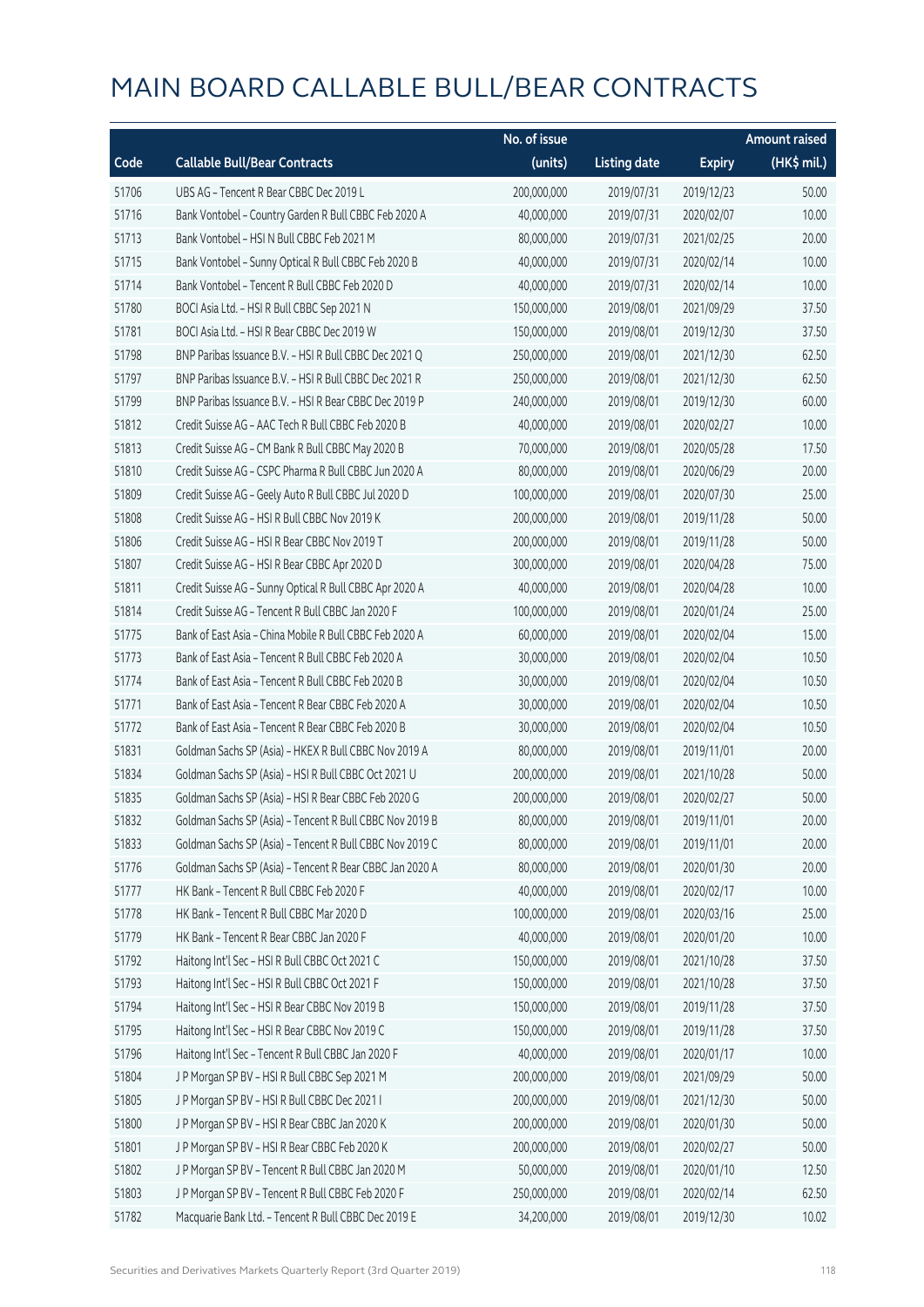# MAIN BOARD CALLABLE BULL/BEAR CONTRACTS

| Code | Callable Bull/Bear Contracts | No. of issue (units) | Listing date | Expiry | Amount raised (HK$ mil.) |
|---|---|---|---|---|---|
| 51706 | UBS AG – Tencent R Bear CBBC Dec 2019 L | 200,000,000 | 2019/07/31 | 2019/12/23 | 50.00 |
| 51716 | Bank Vontobel – Country Garden R Bull CBBC Feb 2020 A | 40,000,000 | 2019/07/31 | 2020/02/07 | 10.00 |
| 51713 | Bank Vontobel – HSI N Bull CBBC Feb 2021 M | 80,000,000 | 2019/07/31 | 2021/02/25 | 20.00 |
| 51715 | Bank Vontobel – Sunny Optical R Bull CBBC Feb 2020 B | 40,000,000 | 2019/07/31 | 2020/02/14 | 10.00 |
| 51714 | Bank Vontobel – Tencent R Bull CBBC Feb 2020 D | 40,000,000 | 2019/07/31 | 2020/02/14 | 10.00 |
| 51780 | BOCI Asia Ltd. – HSI R Bull CBBC Sep 2021 N | 150,000,000 | 2019/08/01 | 2021/09/29 | 37.50 |
| 51781 | BOCI Asia Ltd. – HSI R Bear CBBC Dec 2019 W | 150,000,000 | 2019/08/01 | 2019/12/30 | 37.50 |
| 51798 | BNP Paribas Issuance B.V. – HSI R Bull CBBC Dec 2021 Q | 250,000,000 | 2019/08/01 | 2021/12/30 | 62.50 |
| 51797 | BNP Paribas Issuance B.V. – HSI R Bull CBBC Dec 2021 R | 250,000,000 | 2019/08/01 | 2021/12/30 | 62.50 |
| 51799 | BNP Paribas Issuance B.V. – HSI R Bear CBBC Dec 2019 P | 240,000,000 | 2019/08/01 | 2019/12/30 | 60.00 |
| 51812 | Credit Suisse AG – AAC Tech R Bull CBBC Feb 2020 B | 40,000,000 | 2019/08/01 | 2020/02/27 | 10.00 |
| 51813 | Credit Suisse AG – CM Bank R Bull CBBC May 2020 B | 70,000,000 | 2019/08/01 | 2020/05/28 | 17.50 |
| 51810 | Credit Suisse AG – CSPC Pharma R Bull CBBC Jun 2020 A | 80,000,000 | 2019/08/01 | 2020/06/29 | 20.00 |
| 51809 | Credit Suisse AG – Geely Auto R Bull CBBC Jul 2020 D | 100,000,000 | 2019/08/01 | 2020/07/30 | 25.00 |
| 51808 | Credit Suisse AG – HSI R Bull CBBC Nov 2019 K | 200,000,000 | 2019/08/01 | 2019/11/28 | 50.00 |
| 51806 | Credit Suisse AG – HSI R Bear CBBC Nov 2019 T | 200,000,000 | 2019/08/01 | 2019/11/28 | 50.00 |
| 51807 | Credit Suisse AG – HSI R Bear CBBC Apr 2020 D | 300,000,000 | 2019/08/01 | 2020/04/28 | 75.00 |
| 51811 | Credit Suisse AG – Sunny Optical R Bull CBBC Apr 2020 A | 40,000,000 | 2019/08/01 | 2020/04/28 | 10.00 |
| 51814 | Credit Suisse AG – Tencent R Bull CBBC Jan 2020 F | 100,000,000 | 2019/08/01 | 2020/01/24 | 25.00 |
| 51775 | Bank of East Asia – China Mobile R Bull CBBC Feb 2020 A | 60,000,000 | 2019/08/01 | 2020/02/04 | 15.00 |
| 51773 | Bank of East Asia – Tencent R Bull CBBC Feb 2020 A | 30,000,000 | 2019/08/01 | 2020/02/04 | 10.50 |
| 51774 | Bank of East Asia – Tencent R Bull CBBC Feb 2020 B | 30,000,000 | 2019/08/01 | 2020/02/04 | 10.50 |
| 51771 | Bank of East Asia – Tencent R Bear CBBC Feb 2020 A | 30,000,000 | 2019/08/01 | 2020/02/04 | 10.50 |
| 51772 | Bank of East Asia – Tencent R Bear CBBC Feb 2020 B | 30,000,000 | 2019/08/01 | 2020/02/04 | 10.50 |
| 51831 | Goldman Sachs SP (Asia) – HKEX R Bull CBBC Nov 2019 A | 80,000,000 | 2019/08/01 | 2019/11/01 | 20.00 |
| 51834 | Goldman Sachs SP (Asia) – HSI R Bull CBBC Oct 2021 U | 200,000,000 | 2019/08/01 | 2021/10/28 | 50.00 |
| 51835 | Goldman Sachs SP (Asia) – HSI R Bear CBBC Feb 2020 G | 200,000,000 | 2019/08/01 | 2020/02/27 | 50.00 |
| 51832 | Goldman Sachs SP (Asia) – Tencent R Bull CBBC Nov 2019 B | 80,000,000 | 2019/08/01 | 2019/11/01 | 20.00 |
| 51833 | Goldman Sachs SP (Asia) – Tencent R Bull CBBC Nov 2019 C | 80,000,000 | 2019/08/01 | 2019/11/01 | 20.00 |
| 51776 | Goldman Sachs SP (Asia) – Tencent R Bear CBBC Jan 2020 A | 80,000,000 | 2019/08/01 | 2020/01/30 | 20.00 |
| 51777 | HK Bank – Tencent R Bull CBBC Feb 2020 F | 40,000,000 | 2019/08/01 | 2020/02/17 | 10.00 |
| 51778 | HK Bank – Tencent R Bull CBBC Mar 2020 D | 100,000,000 | 2019/08/01 | 2020/03/16 | 25.00 |
| 51779 | HK Bank – Tencent R Bear CBBC Jan 2020 F | 40,000,000 | 2019/08/01 | 2020/01/20 | 10.00 |
| 51792 | Haitong Int'l Sec – HSI R Bull CBBC Oct 2021 C | 150,000,000 | 2019/08/01 | 2021/10/28 | 37.50 |
| 51793 | Haitong Int'l Sec – HSI R Bull CBBC Oct 2021 F | 150,000,000 | 2019/08/01 | 2021/10/28 | 37.50 |
| 51794 | Haitong Int'l Sec – HSI R Bear CBBC Nov 2019 B | 150,000,000 | 2019/08/01 | 2019/11/28 | 37.50 |
| 51795 | Haitong Int'l Sec – HSI R Bear CBBC Nov 2019 C | 150,000,000 | 2019/08/01 | 2019/11/28 | 37.50 |
| 51796 | Haitong Int'l Sec – Tencent R Bull CBBC Jan 2020 F | 40,000,000 | 2019/08/01 | 2020/01/17 | 10.00 |
| 51804 | J P Morgan SP BV – HSI R Bull CBBC Sep 2021 M | 200,000,000 | 2019/08/01 | 2021/09/29 | 50.00 |
| 51805 | J P Morgan SP BV – HSI R Bull CBBC Dec 2021 I | 200,000,000 | 2019/08/01 | 2021/12/30 | 50.00 |
| 51800 | J P Morgan SP BV – HSI R Bear CBBC Jan 2020 K | 200,000,000 | 2019/08/01 | 2020/01/30 | 50.00 |
| 51801 | J P Morgan SP BV – HSI R Bear CBBC Feb 2020 K | 200,000,000 | 2019/08/01 | 2020/02/27 | 50.00 |
| 51802 | J P Morgan SP BV – Tencent R Bull CBBC Jan 2020 M | 50,000,000 | 2019/08/01 | 2020/01/10 | 12.50 |
| 51803 | J P Morgan SP BV – Tencent R Bull CBBC Feb 2020 F | 250,000,000 | 2019/08/01 | 2020/02/14 | 62.50 |
| 51782 | Macquarie Bank Ltd. – Tencent R Bull CBBC Dec 2019 E | 34,200,000 | 2019/08/01 | 2019/12/30 | 10.02 |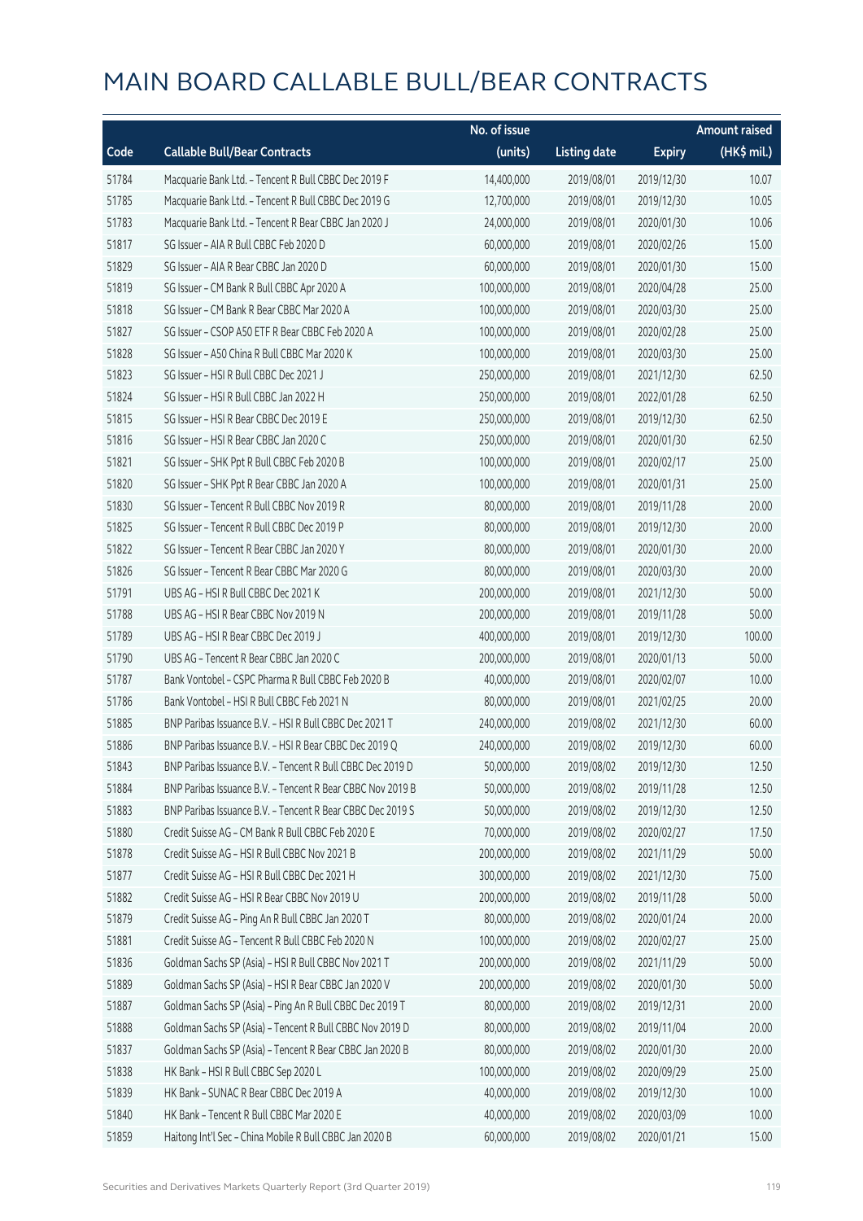# MAIN BOARD CALLABLE BULL/BEAR CONTRACTS

| Code | Callable Bull/Bear Contracts | No. of issue (units) | Listing date | Expiry | Amount raised (HK$ mil.) |
|---|---|---|---|---|---|
| 51784 | Macquarie Bank Ltd. - Tencent R Bull CBBC Dec 2019 F | 14,400,000 | 2019/08/01 | 2019/12/30 | 10.07 |
| 51785 | Macquarie Bank Ltd. - Tencent R Bull CBBC Dec 2019 G | 12,700,000 | 2019/08/01 | 2019/12/30 | 10.05 |
| 51783 | Macquarie Bank Ltd. - Tencent R Bear CBBC Jan 2020 J | 24,000,000 | 2019/08/01 | 2020/01/30 | 10.06 |
| 51817 | SG Issuer - AIA R Bull CBBC Feb 2020 D | 60,000,000 | 2019/08/01 | 2020/02/26 | 15.00 |
| 51829 | SG Issuer - AIA R Bear CBBC Jan 2020 D | 60,000,000 | 2019/08/01 | 2020/01/30 | 15.00 |
| 51819 | SG Issuer - CM Bank R Bull CBBC Apr 2020 A | 100,000,000 | 2019/08/01 | 2020/04/28 | 25.00 |
| 51818 | SG Issuer - CM Bank R Bear CBBC Mar 2020 A | 100,000,000 | 2019/08/01 | 2020/03/30 | 25.00 |
| 51827 | SG Issuer - CSOP A50 ETF R Bear CBBC Feb 2020 A | 100,000,000 | 2019/08/01 | 2020/02/28 | 25.00 |
| 51828 | SG Issuer - A50 China R Bull CBBC Mar 2020 K | 100,000,000 | 2019/08/01 | 2020/03/30 | 25.00 |
| 51823 | SG Issuer - HSI R Bull CBBC Dec 2021 J | 250,000,000 | 2019/08/01 | 2021/12/30 | 62.50 |
| 51824 | SG Issuer - HSI R Bull CBBC Jan 2022 H | 250,000,000 | 2019/08/01 | 2022/01/28 | 62.50 |
| 51815 | SG Issuer - HSI R Bear CBBC Dec 2019 E | 250,000,000 | 2019/08/01 | 2019/12/30 | 62.50 |
| 51816 | SG Issuer - HSI R Bear CBBC Jan 2020 C | 250,000,000 | 2019/08/01 | 2020/01/30 | 62.50 |
| 51821 | SG Issuer - SHK Ppt R Bull CBBC Feb 2020 B | 100,000,000 | 2019/08/01 | 2020/02/17 | 25.00 |
| 51820 | SG Issuer - SHK Ppt R Bear CBBC Jan 2020 A | 100,000,000 | 2019/08/01 | 2020/01/31 | 25.00 |
| 51830 | SG Issuer - Tencent R Bull CBBC Nov 2019 R | 80,000,000 | 2019/08/01 | 2019/11/28 | 20.00 |
| 51825 | SG Issuer - Tencent R Bull CBBC Dec 2019 P | 80,000,000 | 2019/08/01 | 2019/12/30 | 20.00 |
| 51822 | SG Issuer - Tencent R Bear CBBC Jan 2020 Y | 80,000,000 | 2019/08/01 | 2020/01/30 | 20.00 |
| 51826 | SG Issuer - Tencent R Bear CBBC Mar 2020 G | 80,000,000 | 2019/08/01 | 2020/03/30 | 20.00 |
| 51791 | UBS AG - HSI R Bull CBBC Dec 2021 K | 200,000,000 | 2019/08/01 | 2021/12/30 | 50.00 |
| 51788 | UBS AG - HSI R Bear CBBC Nov 2019 N | 200,000,000 | 2019/08/01 | 2019/11/28 | 50.00 |
| 51789 | UBS AG - HSI R Bear CBBC Dec 2019 J | 400,000,000 | 2019/08/01 | 2019/12/30 | 100.00 |
| 51790 | UBS AG - Tencent R Bear CBBC Jan 2020 C | 200,000,000 | 2019/08/01 | 2020/01/13 | 50.00 |
| 51787 | Bank Vontobel - CSPC Pharma R Bull CBBC Feb 2020 B | 40,000,000 | 2019/08/01 | 2020/02/07 | 10.00 |
| 51786 | Bank Vontobel - HSI R Bull CBBC Feb 2021 N | 80,000,000 | 2019/08/01 | 2021/02/25 | 20.00 |
| 51885 | BNP Paribas Issuance B.V. - HSI R Bull CBBC Dec 2021 T | 240,000,000 | 2019/08/02 | 2021/12/30 | 60.00 |
| 51886 | BNP Paribas Issuance B.V. - HSI R Bear CBBC Dec 2019 Q | 240,000,000 | 2019/08/02 | 2019/12/30 | 60.00 |
| 51843 | BNP Paribas Issuance B.V. - Tencent R Bull CBBC Dec 2019 D | 50,000,000 | 2019/08/02 | 2019/12/30 | 12.50 |
| 51884 | BNP Paribas Issuance B.V. - Tencent R Bear CBBC Nov 2019 B | 50,000,000 | 2019/08/02 | 2019/11/28 | 12.50 |
| 51883 | BNP Paribas Issuance B.V. - Tencent R Bear CBBC Dec 2019 S | 50,000,000 | 2019/08/02 | 2019/12/30 | 12.50 |
| 51880 | Credit Suisse AG - CM Bank R Bull CBBC Feb 2020 E | 70,000,000 | 2019/08/02 | 2020/02/27 | 17.50 |
| 51878 | Credit Suisse AG - HSI R Bull CBBC Nov 2021 B | 200,000,000 | 2019/08/02 | 2021/11/29 | 50.00 |
| 51877 | Credit Suisse AG - HSI R Bull CBBC Dec 2021 H | 300,000,000 | 2019/08/02 | 2021/12/30 | 75.00 |
| 51882 | Credit Suisse AG - HSI R Bear CBBC Nov 2019 U | 200,000,000 | 2019/08/02 | 2019/11/28 | 50.00 |
| 51879 | Credit Suisse AG - Ping An R Bull CBBC Jan 2020 T | 80,000,000 | 2019/08/02 | 2020/01/24 | 20.00 |
| 51881 | Credit Suisse AG - Tencent R Bull CBBC Feb 2020 N | 100,000,000 | 2019/08/02 | 2020/02/27 | 25.00 |
| 51836 | Goldman Sachs SP (Asia) - HSI R Bull CBBC Nov 2021 T | 200,000,000 | 2019/08/02 | 2021/11/29 | 50.00 |
| 51889 | Goldman Sachs SP (Asia) - HSI R Bear CBBC Jan 2020 V | 200,000,000 | 2019/08/02 | 2020/01/30 | 50.00 |
| 51887 | Goldman Sachs SP (Asia) - Ping An R Bull CBBC Dec 2019 T | 80,000,000 | 2019/08/02 | 2019/12/31 | 20.00 |
| 51888 | Goldman Sachs SP (Asia) - Tencent R Bull CBBC Nov 2019 D | 80,000,000 | 2019/08/02 | 2019/11/04 | 20.00 |
| 51837 | Goldman Sachs SP (Asia) - Tencent R Bear CBBC Jan 2020 B | 80,000,000 | 2019/08/02 | 2020/01/30 | 20.00 |
| 51838 | HK Bank - HSI R Bull CBBC Sep 2020 L | 100,000,000 | 2019/08/02 | 2020/09/29 | 25.00 |
| 51839 | HK Bank - SUNAC R Bear CBBC Dec 2019 A | 40,000,000 | 2019/08/02 | 2019/12/30 | 10.00 |
| 51840 | HK Bank - Tencent R Bull CBBC Mar 2020 E | 40,000,000 | 2019/08/02 | 2020/03/09 | 10.00 |
| 51859 | Haitong Int'l Sec - China Mobile R Bull CBBC Jan 2020 B | 60,000,000 | 2019/08/02 | 2020/01/21 | 15.00 |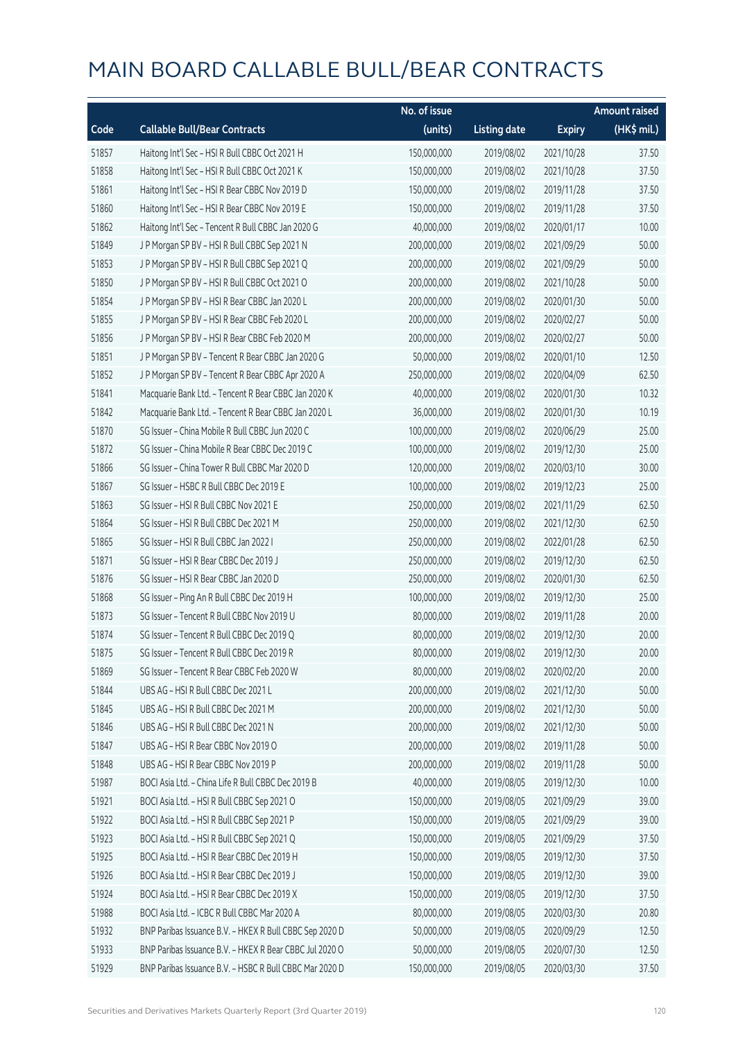# MAIN BOARD CALLABLE BULL/BEAR CONTRACTS

| Code | Callable Bull/Bear Contracts | No. of issue (units) | Listing date | Expiry | Amount raised (HK$ mil.) |
|---|---|---|---|---|---|
| 51857 | Haitong Int'l Sec – HSI R Bull CBBC Oct 2021 H | 150,000,000 | 2019/08/02 | 2021/10/28 | 37.50 |
| 51858 | Haitong Int'l Sec – HSI R Bull CBBC Oct 2021 K | 150,000,000 | 2019/08/02 | 2021/10/28 | 37.50 |
| 51861 | Haitong Int'l Sec – HSI R Bear CBBC Nov 2019 D | 150,000,000 | 2019/08/02 | 2019/11/28 | 37.50 |
| 51860 | Haitong Int'l Sec – HSI R Bear CBBC Nov 2019 E | 150,000,000 | 2019/08/02 | 2019/11/28 | 37.50 |
| 51862 | Haitong Int'l Sec – Tencent R Bull CBBC Jan 2020 G | 40,000,000 | 2019/08/02 | 2020/01/17 | 10.00 |
| 51849 | J P Morgan SP BV – HSI R Bull CBBC Sep 2021 N | 200,000,000 | 2019/08/02 | 2021/09/29 | 50.00 |
| 51853 | J P Morgan SP BV – HSI R Bull CBBC Sep 2021 Q | 200,000,000 | 2019/08/02 | 2021/09/29 | 50.00 |
| 51850 | J P Morgan SP BV – HSI R Bull CBBC Oct 2021 O | 200,000,000 | 2019/08/02 | 2021/10/28 | 50.00 |
| 51854 | J P Morgan SP BV – HSI R Bear CBBC Jan 2020 L | 200,000,000 | 2019/08/02 | 2020/01/30 | 50.00 |
| 51855 | J P Morgan SP BV – HSI R Bear CBBC Feb 2020 L | 200,000,000 | 2019/08/02 | 2020/02/27 | 50.00 |
| 51856 | J P Morgan SP BV – HSI R Bear CBBC Feb 2020 M | 200,000,000 | 2019/08/02 | 2020/02/27 | 50.00 |
| 51851 | J P Morgan SP BV – Tencent R Bear CBBC Jan 2020 G | 50,000,000 | 2019/08/02 | 2020/01/10 | 12.50 |
| 51852 | J P Morgan SP BV – Tencent R Bear CBBC Apr 2020 A | 250,000,000 | 2019/08/02 | 2020/04/09 | 62.50 |
| 51841 | Macquarie Bank Ltd. – Tencent R Bear CBBC Jan 2020 K | 40,000,000 | 2019/08/02 | 2020/01/30 | 10.32 |
| 51842 | Macquarie Bank Ltd. – Tencent R Bear CBBC Jan 2020 L | 36,000,000 | 2019/08/02 | 2020/01/30 | 10.19 |
| 51870 | SG Issuer – China Mobile R Bull CBBC Jun 2020 C | 100,000,000 | 2019/08/02 | 2020/06/29 | 25.00 |
| 51872 | SG Issuer – China Mobile R Bear CBBC Dec 2019 C | 100,000,000 | 2019/08/02 | 2019/12/30 | 25.00 |
| 51866 | SG Issuer – China Tower R Bull CBBC Mar 2020 D | 120,000,000 | 2019/08/02 | 2020/03/10 | 30.00 |
| 51867 | SG Issuer – HSBC R Bull CBBC Dec 2019 E | 100,000,000 | 2019/08/02 | 2019/12/23 | 25.00 |
| 51863 | SG Issuer – HSI R Bull CBBC Nov 2021 E | 250,000,000 | 2019/08/02 | 2021/11/29 | 62.50 |
| 51864 | SG Issuer – HSI R Bull CBBC Dec 2021 M | 250,000,000 | 2019/08/02 | 2021/12/30 | 62.50 |
| 51865 | SG Issuer – HSI R Bull CBBC Jan 2022 I | 250,000,000 | 2019/08/02 | 2022/01/28 | 62.50 |
| 51871 | SG Issuer – HSI R Bear CBBC Dec 2019 J | 250,000,000 | 2019/08/02 | 2019/12/30 | 62.50 |
| 51876 | SG Issuer – HSI R Bear CBBC Jan 2020 D | 250,000,000 | 2019/08/02 | 2020/01/30 | 62.50 |
| 51868 | SG Issuer – Ping An R Bull CBBC Dec 2019 H | 100,000,000 | 2019/08/02 | 2019/12/30 | 25.00 |
| 51873 | SG Issuer – Tencent R Bull CBBC Nov 2019 U | 80,000,000 | 2019/08/02 | 2019/11/28 | 20.00 |
| 51874 | SG Issuer – Tencent R Bull CBBC Dec 2019 Q | 80,000,000 | 2019/08/02 | 2019/12/30 | 20.00 |
| 51875 | SG Issuer – Tencent R Bull CBBC Dec 2019 R | 80,000,000 | 2019/08/02 | 2019/12/30 | 20.00 |
| 51869 | SG Issuer – Tencent R Bear CBBC Feb 2020 W | 80,000,000 | 2019/08/02 | 2020/02/20 | 20.00 |
| 51844 | UBS AG – HSI R Bull CBBC Dec 2021 L | 200,000,000 | 2019/08/02 | 2021/12/30 | 50.00 |
| 51845 | UBS AG – HSI R Bull CBBC Dec 2021 M | 200,000,000 | 2019/08/02 | 2021/12/30 | 50.00 |
| 51846 | UBS AG – HSI R Bull CBBC Dec 2021 N | 200,000,000 | 2019/08/02 | 2021/12/30 | 50.00 |
| 51847 | UBS AG – HSI R Bear CBBC Nov 2019 O | 200,000,000 | 2019/08/02 | 2019/11/28 | 50.00 |
| 51848 | UBS AG – HSI R Bear CBBC Nov 2019 P | 200,000,000 | 2019/08/02 | 2019/11/28 | 50.00 |
| 51987 | BOCI Asia Ltd. – China Life R Bull CBBC Dec 2019 B | 40,000,000 | 2019/08/05 | 2019/12/30 | 10.00 |
| 51921 | BOCI Asia Ltd. – HSI R Bull CBBC Sep 2021 O | 150,000,000 | 2019/08/05 | 2021/09/29 | 39.00 |
| 51922 | BOCI Asia Ltd. – HSI R Bull CBBC Sep 2021 P | 150,000,000 | 2019/08/05 | 2021/09/29 | 39.00 |
| 51923 | BOCI Asia Ltd. – HSI R Bull CBBC Sep 2021 Q | 150,000,000 | 2019/08/05 | 2021/09/29 | 37.50 |
| 51925 | BOCI Asia Ltd. – HSI R Bear CBBC Dec 2019 H | 150,000,000 | 2019/08/05 | 2019/12/30 | 37.50 |
| 51926 | BOCI Asia Ltd. – HSI R Bear CBBC Dec 2019 J | 150,000,000 | 2019/08/05 | 2019/12/30 | 39.00 |
| 51924 | BOCI Asia Ltd. – HSI R Bear CBBC Dec 2019 X | 150,000,000 | 2019/08/05 | 2019/12/30 | 37.50 |
| 51988 | BOCI Asia Ltd. – ICBC R Bull CBBC Mar 2020 A | 80,000,000 | 2019/08/05 | 2020/03/30 | 20.80 |
| 51932 | BNP Paribas Issuance B.V. – HKEX R Bull CBBC Sep 2020 D | 50,000,000 | 2019/08/05 | 2020/09/29 | 12.50 |
| 51933 | BNP Paribas Issuance B.V. – HKEX R Bear CBBC Jul 2020 O | 50,000,000 | 2019/08/05 | 2020/07/30 | 12.50 |
| 51929 | BNP Paribas Issuance B.V. – HSBC R Bull CBBC Mar 2020 D | 150,000,000 | 2019/08/05 | 2020/03/30 | 37.50 |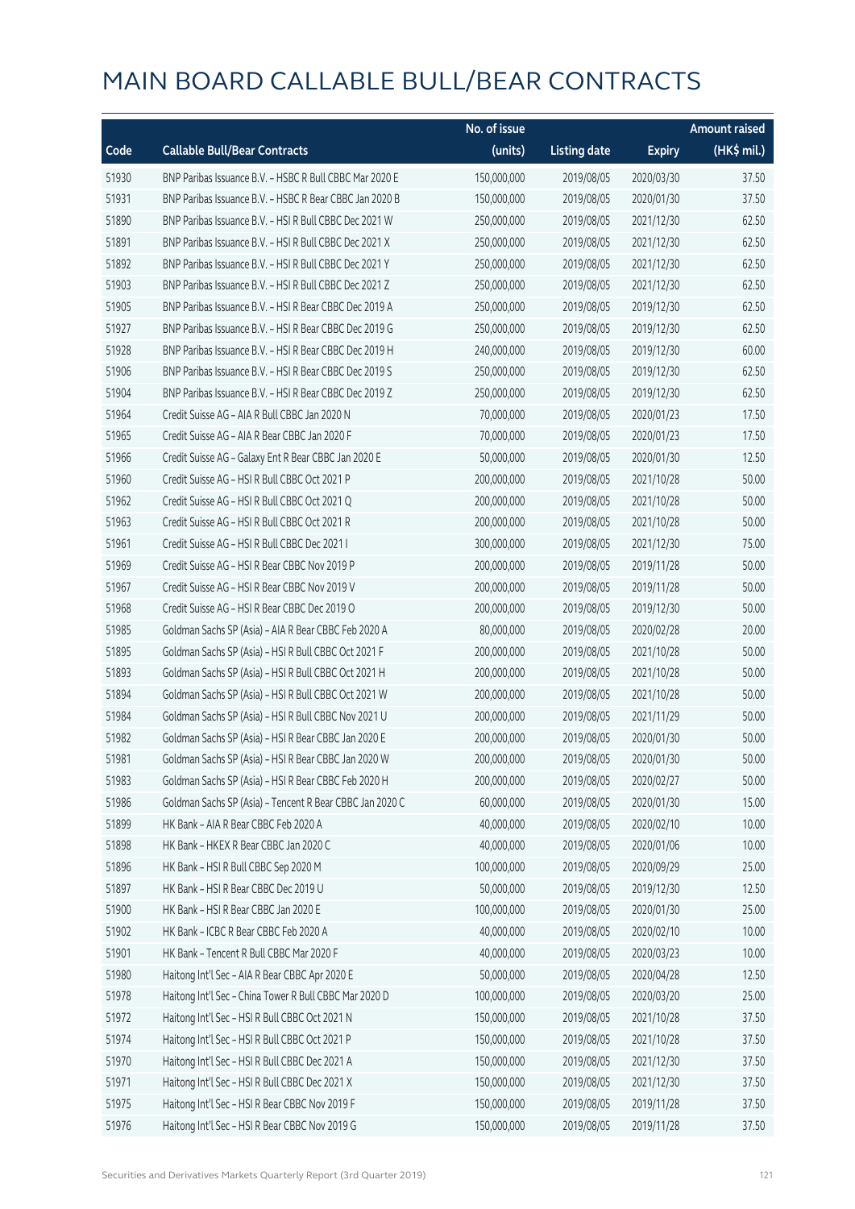# MAIN BOARD CALLABLE BULL/BEAR CONTRACTS

| Code | Callable Bull/Bear Contracts | No. of issue (units) | Listing date | Expiry | Amount raised (HK$ mil.) |
|---|---|---|---|---|---|
| 51930 | BNP Paribas Issuance B.V. - HSBC R Bull CBBC Mar 2020 E | 150,000,000 | 2019/08/05 | 2020/03/30 | 37.50 |
| 51931 | BNP Paribas Issuance B.V. - HSBC R Bear CBBC Jan 2020 B | 150,000,000 | 2019/08/05 | 2020/01/30 | 37.50 |
| 51890 | BNP Paribas Issuance B.V. - HSI R Bull CBBC Dec 2021 W | 250,000,000 | 2019/08/05 | 2021/12/30 | 62.50 |
| 51891 | BNP Paribas Issuance B.V. - HSI R Bull CBBC Dec 2021 X | 250,000,000 | 2019/08/05 | 2021/12/30 | 62.50 |
| 51892 | BNP Paribas Issuance B.V. - HSI R Bull CBBC Dec 2021 Y | 250,000,000 | 2019/08/05 | 2021/12/30 | 62.50 |
| 51903 | BNP Paribas Issuance B.V. - HSI R Bull CBBC Dec 2021 Z | 250,000,000 | 2019/08/05 | 2021/12/30 | 62.50 |
| 51905 | BNP Paribas Issuance B.V. - HSI R Bear CBBC Dec 2019 A | 250,000,000 | 2019/08/05 | 2019/12/30 | 62.50 |
| 51927 | BNP Paribas Issuance B.V. - HSI R Bear CBBC Dec 2019 G | 250,000,000 | 2019/08/05 | 2019/12/30 | 62.50 |
| 51928 | BNP Paribas Issuance B.V. - HSI R Bear CBBC Dec 2019 H | 240,000,000 | 2019/08/05 | 2019/12/30 | 60.00 |
| 51906 | BNP Paribas Issuance B.V. - HSI R Bear CBBC Dec 2019 S | 250,000,000 | 2019/08/05 | 2019/12/30 | 62.50 |
| 51904 | BNP Paribas Issuance B.V. - HSI R Bear CBBC Dec 2019 Z | 250,000,000 | 2019/08/05 | 2019/12/30 | 62.50 |
| 51964 | Credit Suisse AG - AIA R Bull CBBC Jan 2020 N | 70,000,000 | 2019/08/05 | 2020/01/23 | 17.50 |
| 51965 | Credit Suisse AG - AIA R Bear CBBC Jan 2020 F | 70,000,000 | 2019/08/05 | 2020/01/23 | 17.50 |
| 51966 | Credit Suisse AG - Galaxy Ent R Bear CBBC Jan 2020 E | 50,000,000 | 2019/08/05 | 2020/01/30 | 12.50 |
| 51960 | Credit Suisse AG - HSI R Bull CBBC Oct 2021 P | 200,000,000 | 2019/08/05 | 2021/10/28 | 50.00 |
| 51962 | Credit Suisse AG - HSI R Bull CBBC Oct 2021 Q | 200,000,000 | 2019/08/05 | 2021/10/28 | 50.00 |
| 51963 | Credit Suisse AG - HSI R Bull CBBC Oct 2021 R | 200,000,000 | 2019/08/05 | 2021/10/28 | 50.00 |
| 51961 | Credit Suisse AG - HSI R Bull CBBC Dec 2021 I | 300,000,000 | 2019/08/05 | 2021/12/30 | 75.00 |
| 51969 | Credit Suisse AG - HSI R Bear CBBC Nov 2019 P | 200,000,000 | 2019/08/05 | 2019/11/28 | 50.00 |
| 51967 | Credit Suisse AG - HSI R Bear CBBC Nov 2019 V | 200,000,000 | 2019/08/05 | 2019/11/28 | 50.00 |
| 51968 | Credit Suisse AG - HSI R Bear CBBC Dec 2019 O | 200,000,000 | 2019/08/05 | 2019/12/30 | 50.00 |
| 51985 | Goldman Sachs SP (Asia) - AIA R Bear CBBC Feb 2020 A | 80,000,000 | 2019/08/05 | 2020/02/28 | 20.00 |
| 51895 | Goldman Sachs SP (Asia) - HSI R Bull CBBC Oct 2021 F | 200,000,000 | 2019/08/05 | 2021/10/28 | 50.00 |
| 51893 | Goldman Sachs SP (Asia) - HSI R Bull CBBC Oct 2021 H | 200,000,000 | 2019/08/05 | 2021/10/28 | 50.00 |
| 51894 | Goldman Sachs SP (Asia) - HSI R Bull CBBC Oct 2021 W | 200,000,000 | 2019/08/05 | 2021/10/28 | 50.00 |
| 51984 | Goldman Sachs SP (Asia) - HSI R Bull CBBC Nov 2021 U | 200,000,000 | 2019/08/05 | 2021/11/29 | 50.00 |
| 51982 | Goldman Sachs SP (Asia) - HSI R Bear CBBC Jan 2020 E | 200,000,000 | 2019/08/05 | 2020/01/30 | 50.00 |
| 51981 | Goldman Sachs SP (Asia) - HSI R Bear CBBC Jan 2020 W | 200,000,000 | 2019/08/05 | 2020/01/30 | 50.00 |
| 51983 | Goldman Sachs SP (Asia) - HSI R Bear CBBC Feb 2020 H | 200,000,000 | 2019/08/05 | 2020/02/27 | 50.00 |
| 51986 | Goldman Sachs SP (Asia) - Tencent R Bear CBBC Jan 2020 C | 60,000,000 | 2019/08/05 | 2020/01/30 | 15.00 |
| 51899 | HK Bank - AIA R Bear CBBC Feb 2020 A | 40,000,000 | 2019/08/05 | 2020/02/10 | 10.00 |
| 51898 | HK Bank - HKEX R Bear CBBC Jan 2020 C | 40,000,000 | 2019/08/05 | 2020/01/06 | 10.00 |
| 51896 | HK Bank - HSI R Bull CBBC Sep 2020 M | 100,000,000 | 2019/08/05 | 2020/09/29 | 25.00 |
| 51897 | HK Bank - HSI R Bear CBBC Dec 2019 U | 50,000,000 | 2019/08/05 | 2019/12/30 | 12.50 |
| 51900 | HK Bank - HSI R Bear CBBC Jan 2020 E | 100,000,000 | 2019/08/05 | 2020/01/30 | 25.00 |
| 51902 | HK Bank - ICBC R Bear CBBC Feb 2020 A | 40,000,000 | 2019/08/05 | 2020/02/10 | 10.00 |
| 51901 | HK Bank - Tencent R Bull CBBC Mar 2020 F | 40,000,000 | 2019/08/05 | 2020/03/23 | 10.00 |
| 51980 | Haitong Int'l Sec - AIA R Bear CBBC Apr 2020 E | 50,000,000 | 2019/08/05 | 2020/04/28 | 12.50 |
| 51978 | Haitong Int'l Sec - China Tower R Bull CBBC Mar 2020 D | 100,000,000 | 2019/08/05 | 2020/03/20 | 25.00 |
| 51972 | Haitong Int'l Sec - HSI R Bull CBBC Oct 2021 N | 150,000,000 | 2019/08/05 | 2021/10/28 | 37.50 |
| 51974 | Haitong Int'l Sec - HSI R Bull CBBC Oct 2021 P | 150,000,000 | 2019/08/05 | 2021/10/28 | 37.50 |
| 51970 | Haitong Int'l Sec - HSI R Bull CBBC Dec 2021 A | 150,000,000 | 2019/08/05 | 2021/12/30 | 37.50 |
| 51971 | Haitong Int'l Sec - HSI R Bull CBBC Dec 2021 X | 150,000,000 | 2019/08/05 | 2021/12/30 | 37.50 |
| 51975 | Haitong Int'l Sec - HSI R Bear CBBC Nov 2019 F | 150,000,000 | 2019/08/05 | 2019/11/28 | 37.50 |
| 51976 | Haitong Int'l Sec - HSI R Bear CBBC Nov 2019 G | 150,000,000 | 2019/08/05 | 2019/11/28 | 37.50 |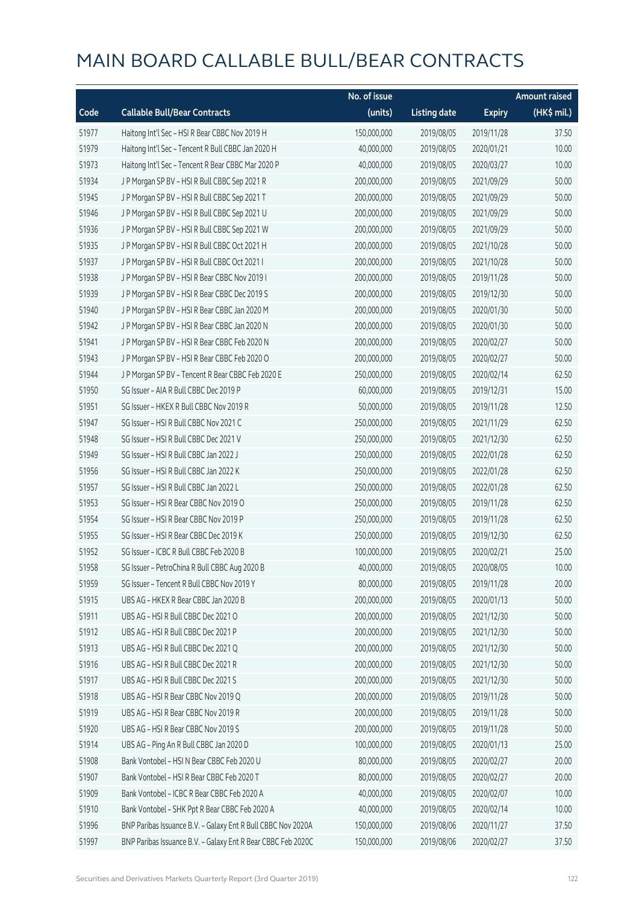# MAIN BOARD CALLABLE BULL/BEAR CONTRACTS

| Code | Callable Bull/Bear Contracts | No. of issue (units) | Listing date | Expiry | Amount raised (HK$ mil.) |
|---|---|---|---|---|---|
| 51977 | Haitong Int'l Sec – HSI R Bear CBBC Nov 2019 H | 150,000,000 | 2019/08/05 | 2019/11/28 | 37.50 |
| 51979 | Haitong Int'l Sec – Tencent R Bull CBBC Jan 2020 H | 40,000,000 | 2019/08/05 | 2020/01/21 | 10.00 |
| 51973 | Haitong Int'l Sec – Tencent R Bear CBBC Mar 2020 P | 40,000,000 | 2019/08/05 | 2020/03/27 | 10.00 |
| 51934 | J P Morgan SP BV – HSI R Bull CBBC Sep 2021 R | 200,000,000 | 2019/08/05 | 2021/09/29 | 50.00 |
| 51945 | J P Morgan SP BV – HSI R Bull CBBC Sep 2021 T | 200,000,000 | 2019/08/05 | 2021/09/29 | 50.00 |
| 51946 | J P Morgan SP BV – HSI R Bull CBBC Sep 2021 U | 200,000,000 | 2019/08/05 | 2021/09/29 | 50.00 |
| 51936 | J P Morgan SP BV – HSI R Bull CBBC Sep 2021 W | 200,000,000 | 2019/08/05 | 2021/09/29 | 50.00 |
| 51935 | J P Morgan SP BV – HSI R Bull CBBC Oct 2021 H | 200,000,000 | 2019/08/05 | 2021/10/28 | 50.00 |
| 51937 | J P Morgan SP BV – HSI R Bull CBBC Oct 2021 I | 200,000,000 | 2019/08/05 | 2021/10/28 | 50.00 |
| 51938 | J P Morgan SP BV – HSI R Bear CBBC Nov 2019 I | 200,000,000 | 2019/08/05 | 2019/11/28 | 50.00 |
| 51939 | J P Morgan SP BV – HSI R Bear CBBC Dec 2019 S | 200,000,000 | 2019/08/05 | 2019/12/30 | 50.00 |
| 51940 | J P Morgan SP BV – HSI R Bear CBBC Jan 2020 M | 200,000,000 | 2019/08/05 | 2020/01/30 | 50.00 |
| 51942 | J P Morgan SP BV – HSI R Bear CBBC Jan 2020 N | 200,000,000 | 2019/08/05 | 2020/01/30 | 50.00 |
| 51941 | J P Morgan SP BV – HSI R Bear CBBC Feb 2020 N | 200,000,000 | 2019/08/05 | 2020/02/27 | 50.00 |
| 51943 | J P Morgan SP BV – HSI R Bear CBBC Feb 2020 O | 200,000,000 | 2019/08/05 | 2020/02/27 | 50.00 |
| 51944 | J P Morgan SP BV – Tencent R Bear CBBC Feb 2020 E | 250,000,000 | 2019/08/05 | 2020/02/14 | 62.50 |
| 51950 | SG Issuer – AIA R Bull CBBC Dec 2019 P | 60,000,000 | 2019/08/05 | 2019/12/31 | 15.00 |
| 51951 | SG Issuer – HKEX R Bull CBBC Nov 2019 R | 50,000,000 | 2019/08/05 | 2019/11/28 | 12.50 |
| 51947 | SG Issuer – HSI R Bull CBBC Nov 2021 C | 250,000,000 | 2019/08/05 | 2021/11/29 | 62.50 |
| 51948 | SG Issuer – HSI R Bull CBBC Dec 2021 V | 250,000,000 | 2019/08/05 | 2021/12/30 | 62.50 |
| 51949 | SG Issuer – HSI R Bull CBBC Jan 2022 J | 250,000,000 | 2019/08/05 | 2022/01/28 | 62.50 |
| 51956 | SG Issuer – HSI R Bull CBBC Jan 2022 K | 250,000,000 | 2019/08/05 | 2022/01/28 | 62.50 |
| 51957 | SG Issuer – HSI R Bull CBBC Jan 2022 L | 250,000,000 | 2019/08/05 | 2022/01/28 | 62.50 |
| 51953 | SG Issuer – HSI R Bear CBBC Nov 2019 O | 250,000,000 | 2019/08/05 | 2019/11/28 | 62.50 |
| 51954 | SG Issuer – HSI R Bear CBBC Nov 2019 P | 250,000,000 | 2019/08/05 | 2019/11/28 | 62.50 |
| 51955 | SG Issuer – HSI R Bear CBBC Dec 2019 K | 250,000,000 | 2019/08/05 | 2019/12/30 | 62.50 |
| 51952 | SG Issuer – ICBC R Bull CBBC Feb 2020 B | 100,000,000 | 2019/08/05 | 2020/02/21 | 25.00 |
| 51958 | SG Issuer – PetroChina R Bull CBBC Aug 2020 B | 40,000,000 | 2019/08/05 | 2020/08/05 | 10.00 |
| 51959 | SG Issuer – Tencent R Bull CBBC Nov 2019 Y | 80,000,000 | 2019/08/05 | 2019/11/28 | 20.00 |
| 51915 | UBS AG – HKEX R Bear CBBC Jan 2020 B | 200,000,000 | 2019/08/05 | 2020/01/13 | 50.00 |
| 51911 | UBS AG – HSI R Bull CBBC Dec 2021 O | 200,000,000 | 2019/08/05 | 2021/12/30 | 50.00 |
| 51912 | UBS AG – HSI R Bull CBBC Dec 2021 P | 200,000,000 | 2019/08/05 | 2021/12/30 | 50.00 |
| 51913 | UBS AG – HSI R Bull CBBC Dec 2021 Q | 200,000,000 | 2019/08/05 | 2021/12/30 | 50.00 |
| 51916 | UBS AG – HSI R Bull CBBC Dec 2021 R | 200,000,000 | 2019/08/05 | 2021/12/30 | 50.00 |
| 51917 | UBS AG – HSI R Bull CBBC Dec 2021 S | 200,000,000 | 2019/08/05 | 2021/12/30 | 50.00 |
| 51918 | UBS AG – HSI R Bear CBBC Nov 2019 Q | 200,000,000 | 2019/08/05 | 2019/11/28 | 50.00 |
| 51919 | UBS AG – HSI R Bear CBBC Nov 2019 R | 200,000,000 | 2019/08/05 | 2019/11/28 | 50.00 |
| 51920 | UBS AG – HSI R Bear CBBC Nov 2019 S | 200,000,000 | 2019/08/05 | 2019/11/28 | 50.00 |
| 51914 | UBS AG – Ping An R Bull CBBC Jan 2020 D | 100,000,000 | 2019/08/05 | 2020/01/13 | 25.00 |
| 51908 | Bank Vontobel – HSI N Bear CBBC Feb 2020 U | 80,000,000 | 2019/08/05 | 2020/02/27 | 20.00 |
| 51907 | Bank Vontobel – HSI R Bear CBBC Feb 2020 T | 80,000,000 | 2019/08/05 | 2020/02/27 | 20.00 |
| 51909 | Bank Vontobel – ICBC R Bear CBBC Feb 2020 A | 40,000,000 | 2019/08/05 | 2020/02/07 | 10.00 |
| 51910 | Bank Vontobel – SHK Ppt R Bear CBBC Feb 2020 A | 40,000,000 | 2019/08/05 | 2020/02/14 | 10.00 |
| 51996 | BNP Paribas Issuance B.V. – Galaxy Ent R Bull CBBC Nov 2020A | 150,000,000 | 2019/08/06 | 2020/11/27 | 37.50 |
| 51997 | BNP Paribas Issuance B.V. – Galaxy Ent R Bear CBBC Feb 2020C | 150,000,000 | 2019/08/06 | 2020/02/27 | 37.50 |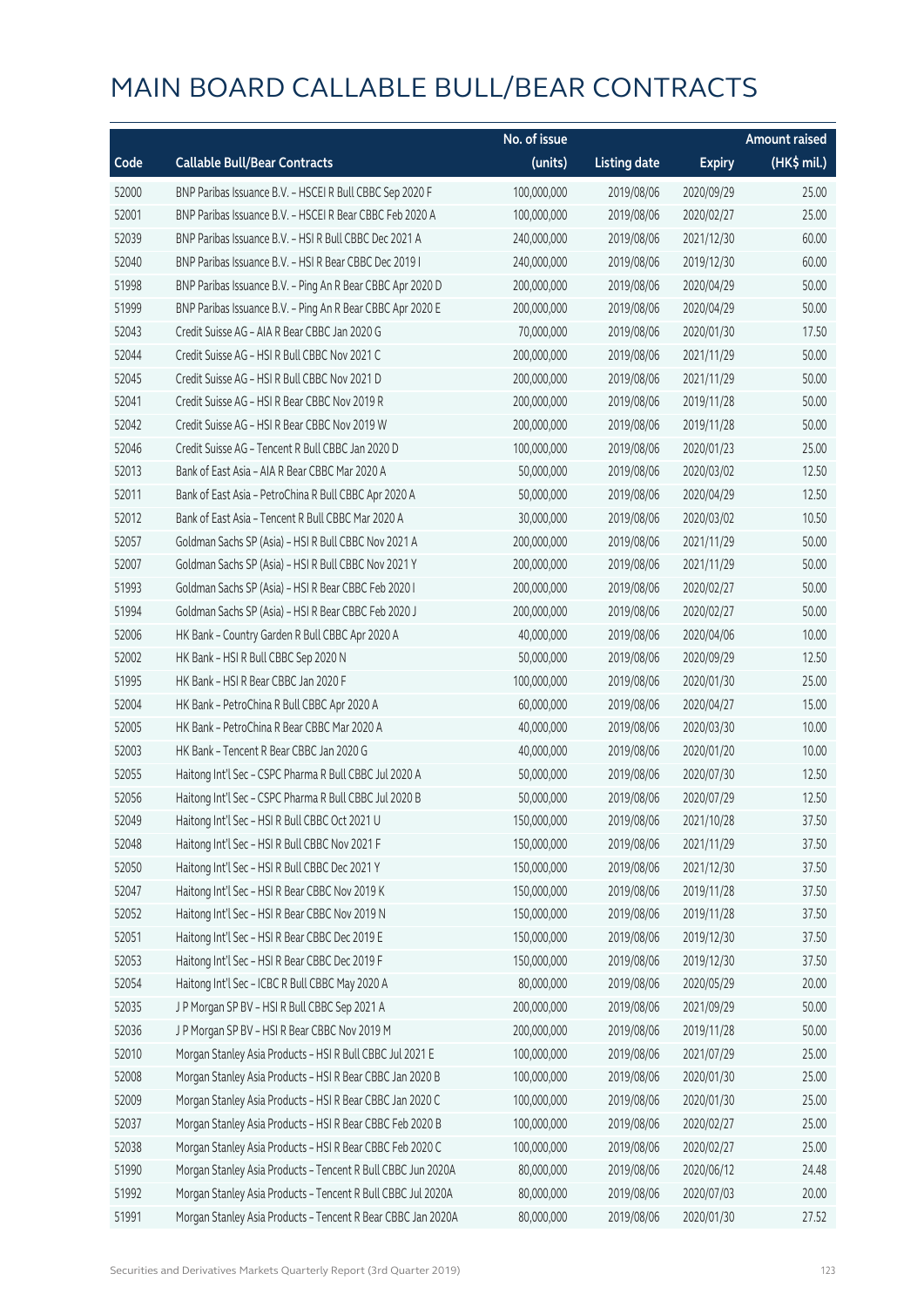# MAIN BOARD CALLABLE BULL/BEAR CONTRACTS

| Code | Callable Bull/Bear Contracts | No. of issue (units) | Listing date | Expiry | Amount raised (HK$ mil.) |
|---|---|---|---|---|---|
| 52000 | BNP Paribas Issuance B.V. – HSCEI R Bull CBBC Sep 2020 F | 100,000,000 | 2019/08/06 | 2020/09/29 | 25.00 |
| 52001 | BNP Paribas Issuance B.V. – HSCEI R Bear CBBC Feb 2020 A | 100,000,000 | 2019/08/06 | 2020/02/27 | 25.00 |
| 52039 | BNP Paribas Issuance B.V. – HSI R Bull CBBC Dec 2021 A | 240,000,000 | 2019/08/06 | 2021/12/30 | 60.00 |
| 52040 | BNP Paribas Issuance B.V. – HSI R Bear CBBC Dec 2019 I | 240,000,000 | 2019/08/06 | 2019/12/30 | 60.00 |
| 51998 | BNP Paribas Issuance B.V. – Ping An R Bear CBBC Apr 2020 D | 200,000,000 | 2019/08/06 | 2020/04/29 | 50.00 |
| 51999 | BNP Paribas Issuance B.V. – Ping An R Bear CBBC Apr 2020 E | 200,000,000 | 2019/08/06 | 2020/04/29 | 50.00 |
| 52043 | Credit Suisse AG – AIA R Bear CBBC Jan 2020 G | 70,000,000 | 2019/08/06 | 2020/01/30 | 17.50 |
| 52044 | Credit Suisse AG – HSI R Bull CBBC Nov 2021 C | 200,000,000 | 2019/08/06 | 2021/11/29 | 50.00 |
| 52045 | Credit Suisse AG – HSI R Bull CBBC Nov 2021 D | 200,000,000 | 2019/08/06 | 2021/11/29 | 50.00 |
| 52041 | Credit Suisse AG – HSI R Bear CBBC Nov 2019 R | 200,000,000 | 2019/08/06 | 2019/11/28 | 50.00 |
| 52042 | Credit Suisse AG – HSI R Bear CBBC Nov 2019 W | 200,000,000 | 2019/08/06 | 2019/11/28 | 50.00 |
| 52046 | Credit Suisse AG – Tencent R Bull CBBC Jan 2020 D | 100,000,000 | 2019/08/06 | 2020/01/23 | 25.00 |
| 52013 | Bank of East Asia – AIA R Bear CBBC Mar 2020 A | 50,000,000 | 2019/08/06 | 2020/03/02 | 12.50 |
| 52011 | Bank of East Asia – PetroChina R Bull CBBC Apr 2020 A | 50,000,000 | 2019/08/06 | 2020/04/29 | 12.50 |
| 52012 | Bank of East Asia – Tencent R Bull CBBC Mar 2020 A | 30,000,000 | 2019/08/06 | 2020/03/02 | 10.50 |
| 52057 | Goldman Sachs SP (Asia) – HSI R Bull CBBC Nov 2021 A | 200,000,000 | 2019/08/06 | 2021/11/29 | 50.00 |
| 52007 | Goldman Sachs SP (Asia) – HSI R Bull CBBC Nov 2021 Y | 200,000,000 | 2019/08/06 | 2021/11/29 | 50.00 |
| 51993 | Goldman Sachs SP (Asia) – HSI R Bear CBBC Feb 2020 I | 200,000,000 | 2019/08/06 | 2020/02/27 | 50.00 |
| 51994 | Goldman Sachs SP (Asia) – HSI R Bear CBBC Feb 2020 J | 200,000,000 | 2019/08/06 | 2020/02/27 | 50.00 |
| 52006 | HK Bank – Country Garden R Bull CBBC Apr 2020 A | 40,000,000 | 2019/08/06 | 2020/04/06 | 10.00 |
| 52002 | HK Bank – HSI R Bull CBBC Sep 2020 N | 50,000,000 | 2019/08/06 | 2020/09/29 | 12.50 |
| 51995 | HK Bank – HSI R Bear CBBC Jan 2020 F | 100,000,000 | 2019/08/06 | 2020/01/30 | 25.00 |
| 52004 | HK Bank – PetroChina R Bull CBBC Apr 2020 A | 60,000,000 | 2019/08/06 | 2020/04/27 | 15.00 |
| 52005 | HK Bank – PetroChina R Bear CBBC Mar 2020 A | 40,000,000 | 2019/08/06 | 2020/03/30 | 10.00 |
| 52003 | HK Bank – Tencent R Bear CBBC Jan 2020 G | 40,000,000 | 2019/08/06 | 2020/01/20 | 10.00 |
| 52055 | Haitong Int'l Sec – CSPC Pharma R Bull CBBC Jul 2020 A | 50,000,000 | 2019/08/06 | 2020/07/30 | 12.50 |
| 52056 | Haitong Int'l Sec – CSPC Pharma R Bull CBBC Jul 2020 B | 50,000,000 | 2019/08/06 | 2020/07/29 | 12.50 |
| 52049 | Haitong Int'l Sec – HSI R Bull CBBC Oct 2021 U | 150,000,000 | 2019/08/06 | 2021/10/28 | 37.50 |
| 52048 | Haitong Int'l Sec – HSI R Bull CBBC Nov 2021 F | 150,000,000 | 2019/08/06 | 2021/11/29 | 37.50 |
| 52050 | Haitong Int'l Sec – HSI R Bull CBBC Dec 2021 Y | 150,000,000 | 2019/08/06 | 2021/12/30 | 37.50 |
| 52047 | Haitong Int'l Sec – HSI R Bear CBBC Nov 2019 K | 150,000,000 | 2019/08/06 | 2019/11/28 | 37.50 |
| 52052 | Haitong Int'l Sec – HSI R Bear CBBC Nov 2019 N | 150,000,000 | 2019/08/06 | 2019/11/28 | 37.50 |
| 52051 | Haitong Int'l Sec – HSI R Bear CBBC Dec 2019 E | 150,000,000 | 2019/08/06 | 2019/12/30 | 37.50 |
| 52053 | Haitong Int'l Sec – HSI R Bear CBBC Dec 2019 F | 150,000,000 | 2019/08/06 | 2019/12/30 | 37.50 |
| 52054 | Haitong Int'l Sec – ICBC R Bull CBBC May 2020 A | 80,000,000 | 2019/08/06 | 2020/05/29 | 20.00 |
| 52035 | J P Morgan SP BV – HSI R Bull CBBC Sep 2021 A | 200,000,000 | 2019/08/06 | 2021/09/29 | 50.00 |
| 52036 | J P Morgan SP BV – HSI R Bear CBBC Nov 2019 M | 200,000,000 | 2019/08/06 | 2019/11/28 | 50.00 |
| 52010 | Morgan Stanley Asia Products – HSI R Bull CBBC Jul 2021 E | 100,000,000 | 2019/08/06 | 2021/07/29 | 25.00 |
| 52008 | Morgan Stanley Asia Products – HSI R Bear CBBC Jan 2020 B | 100,000,000 | 2019/08/06 | 2020/01/30 | 25.00 |
| 52009 | Morgan Stanley Asia Products – HSI R Bear CBBC Jan 2020 C | 100,000,000 | 2019/08/06 | 2020/01/30 | 25.00 |
| 52037 | Morgan Stanley Asia Products – HSI R Bear CBBC Feb 2020 B | 100,000,000 | 2019/08/06 | 2020/02/27 | 25.00 |
| 52038 | Morgan Stanley Asia Products – HSI R Bear CBBC Feb 2020 C | 100,000,000 | 2019/08/06 | 2020/02/27 | 25.00 |
| 51990 | Morgan Stanley Asia Products – Tencent R Bull CBBC Jun 2020A | 80,000,000 | 2019/08/06 | 2020/06/12 | 24.48 |
| 51992 | Morgan Stanley Asia Products – Tencent R Bull CBBC Jul 2020A | 80,000,000 | 2019/08/06 | 2020/07/03 | 20.00 |
| 51991 | Morgan Stanley Asia Products – Tencent R Bear CBBC Jan 2020A | 80,000,000 | 2019/08/06 | 2020/01/30 | 27.52 |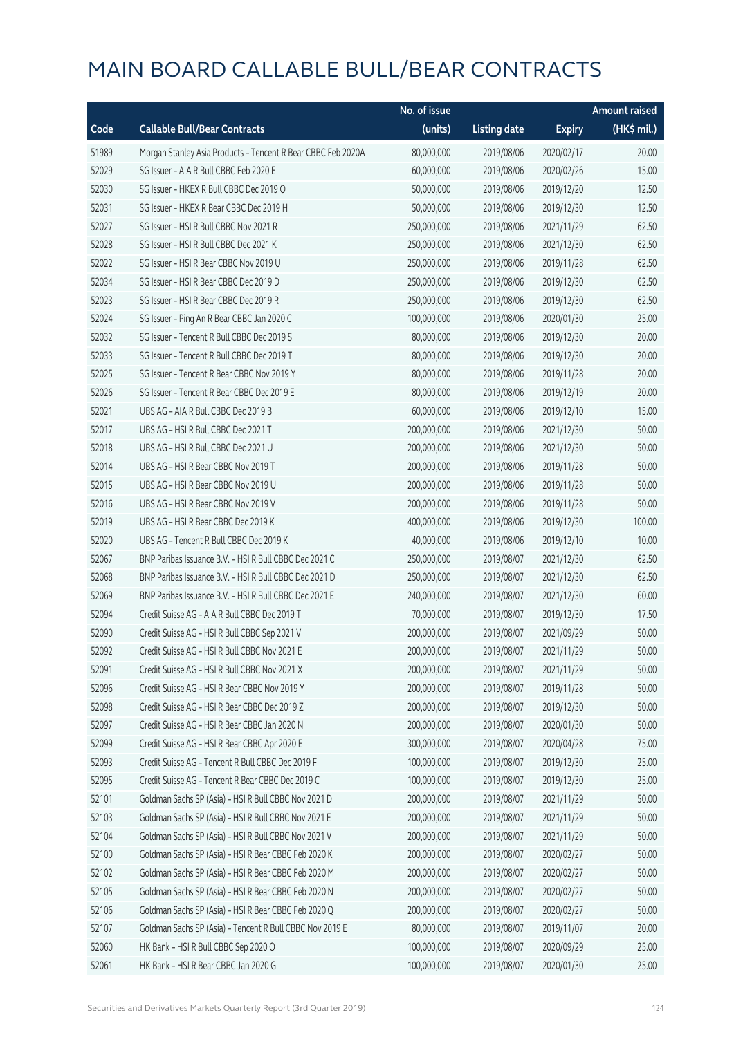# MAIN BOARD CALLABLE BULL/BEAR CONTRACTS

| Code | Callable Bull/Bear Contracts | No. of issue (units) | Listing date | Expiry | Amount raised (HK$ mil.) |
|---|---|---|---|---|---|
| 51989 | Morgan Stanley Asia Products – Tencent R Bear CBBC Feb 2020A | 80,000,000 | 2019/08/06 | 2020/02/17 | 20.00 |
| 52029 | SG Issuer – AIA R Bull CBBC Feb 2020 E | 60,000,000 | 2019/08/06 | 2020/02/26 | 15.00 |
| 52030 | SG Issuer – HKEX R Bull CBBC Dec 2019 O | 50,000,000 | 2019/08/06 | 2019/12/20 | 12.50 |
| 52031 | SG Issuer – HKEX R Bear CBBC Dec 2019 H | 50,000,000 | 2019/08/06 | 2019/12/30 | 12.50 |
| 52027 | SG Issuer – HSI R Bull CBBC Nov 2021 R | 250,000,000 | 2019/08/06 | 2021/11/29 | 62.50 |
| 52028 | SG Issuer – HSI R Bull CBBC Dec 2021 K | 250,000,000 | 2019/08/06 | 2021/12/30 | 62.50 |
| 52022 | SG Issuer – HSI R Bear CBBC Nov 2019 U | 250,000,000 | 2019/08/06 | 2019/11/28 | 62.50 |
| 52034 | SG Issuer – HSI R Bear CBBC Dec 2019 D | 250,000,000 | 2019/08/06 | 2019/12/30 | 62.50 |
| 52023 | SG Issuer – HSI R Bear CBBC Dec 2019 R | 250,000,000 | 2019/08/06 | 2019/12/30 | 62.50 |
| 52024 | SG Issuer – Ping An R Bear CBBC Jan 2020 C | 100,000,000 | 2019/08/06 | 2020/01/30 | 25.00 |
| 52032 | SG Issuer – Tencent R Bull CBBC Dec 2019 S | 80,000,000 | 2019/08/06 | 2019/12/30 | 20.00 |
| 52033 | SG Issuer – Tencent R Bull CBBC Dec 2019 T | 80,000,000 | 2019/08/06 | 2019/12/30 | 20.00 |
| 52025 | SG Issuer – Tencent R Bear CBBC Nov 2019 Y | 80,000,000 | 2019/08/06 | 2019/11/28 | 20.00 |
| 52026 | SG Issuer – Tencent R Bear CBBC Dec 2019 E | 80,000,000 | 2019/08/06 | 2019/12/19 | 20.00 |
| 52021 | UBS AG – AIA R Bull CBBC Dec 2019 B | 60,000,000 | 2019/08/06 | 2019/12/10 | 15.00 |
| 52017 | UBS AG – HSI R Bull CBBC Dec 2021 T | 200,000,000 | 2019/08/06 | 2021/12/30 | 50.00 |
| 52018 | UBS AG – HSI R Bull CBBC Dec 2021 U | 200,000,000 | 2019/08/06 | 2021/12/30 | 50.00 |
| 52014 | UBS AG – HSI R Bear CBBC Nov 2019 T | 200,000,000 | 2019/08/06 | 2019/11/28 | 50.00 |
| 52015 | UBS AG – HSI R Bear CBBC Nov 2019 U | 200,000,000 | 2019/08/06 | 2019/11/28 | 50.00 |
| 52016 | UBS AG – HSI R Bear CBBC Nov 2019 V | 200,000,000 | 2019/08/06 | 2019/11/28 | 50.00 |
| 52019 | UBS AG – HSI R Bear CBBC Dec 2019 K | 400,000,000 | 2019/08/06 | 2019/12/30 | 100.00 |
| 52020 | UBS AG – Tencent R Bull CBBC Dec 2019 K | 40,000,000 | 2019/08/06 | 2019/12/10 | 10.00 |
| 52067 | BNP Paribas Issuance B.V. – HSI R Bull CBBC Dec 2021 C | 250,000,000 | 2019/08/07 | 2021/12/30 | 62.50 |
| 52068 | BNP Paribas Issuance B.V. – HSI R Bull CBBC Dec 2021 D | 250,000,000 | 2019/08/07 | 2021/12/30 | 62.50 |
| 52069 | BNP Paribas Issuance B.V. – HSI R Bull CBBC Dec 2021 E | 240,000,000 | 2019/08/07 | 2021/12/30 | 60.00 |
| 52094 | Credit Suisse AG – AIA R Bull CBBC Dec 2019 T | 70,000,000 | 2019/08/07 | 2019/12/30 | 17.50 |
| 52090 | Credit Suisse AG – HSI R Bull CBBC Sep 2021 V | 200,000,000 | 2019/08/07 | 2021/09/29 | 50.00 |
| 52092 | Credit Suisse AG – HSI R Bull CBBC Nov 2021 E | 200,000,000 | 2019/08/07 | 2021/11/29 | 50.00 |
| 52091 | Credit Suisse AG – HSI R Bull CBBC Nov 2021 X | 200,000,000 | 2019/08/07 | 2021/11/29 | 50.00 |
| 52096 | Credit Suisse AG – HSI R Bear CBBC Nov 2019 Y | 200,000,000 | 2019/08/07 | 2019/11/28 | 50.00 |
| 52098 | Credit Suisse AG – HSI R Bear CBBC Dec 2019 Z | 200,000,000 | 2019/08/07 | 2019/12/30 | 50.00 |
| 52097 | Credit Suisse AG – HSI R Bear CBBC Jan 2020 N | 200,000,000 | 2019/08/07 | 2020/01/30 | 50.00 |
| 52099 | Credit Suisse AG – HSI R Bear CBBC Apr 2020 E | 300,000,000 | 2019/08/07 | 2020/04/28 | 75.00 |
| 52093 | Credit Suisse AG – Tencent R Bull CBBC Dec 2019 F | 100,000,000 | 2019/08/07 | 2019/12/30 | 25.00 |
| 52095 | Credit Suisse AG – Tencent R Bear CBBC Dec 2019 C | 100,000,000 | 2019/08/07 | 2019/12/30 | 25.00 |
| 52101 | Goldman Sachs SP (Asia) – HSI R Bull CBBC Nov 2021 D | 200,000,000 | 2019/08/07 | 2021/11/29 | 50.00 |
| 52103 | Goldman Sachs SP (Asia) – HSI R Bull CBBC Nov 2021 E | 200,000,000 | 2019/08/07 | 2021/11/29 | 50.00 |
| 52104 | Goldman Sachs SP (Asia) – HSI R Bull CBBC Nov 2021 V | 200,000,000 | 2019/08/07 | 2021/11/29 | 50.00 |
| 52100 | Goldman Sachs SP (Asia) – HSI R Bear CBBC Feb 2020 K | 200,000,000 | 2019/08/07 | 2020/02/27 | 50.00 |
| 52102 | Goldman Sachs SP (Asia) – HSI R Bear CBBC Feb 2020 M | 200,000,000 | 2019/08/07 | 2020/02/27 | 50.00 |
| 52105 | Goldman Sachs SP (Asia) – HSI R Bear CBBC Feb 2020 N | 200,000,000 | 2019/08/07 | 2020/02/27 | 50.00 |
| 52106 | Goldman Sachs SP (Asia) – HSI R Bear CBBC Feb 2020 Q | 200,000,000 | 2019/08/07 | 2020/02/27 | 50.00 |
| 52107 | Goldman Sachs SP (Asia) – Tencent R Bull CBBC Nov 2019 E | 80,000,000 | 2019/08/07 | 2019/11/07 | 20.00 |
| 52060 | HK Bank – HSI R Bull CBBC Sep 2020 O | 100,000,000 | 2019/08/07 | 2020/09/29 | 25.00 |
| 52061 | HK Bank – HSI R Bear CBBC Jan 2020 G | 100,000,000 | 2019/08/07 | 2020/01/30 | 25.00 |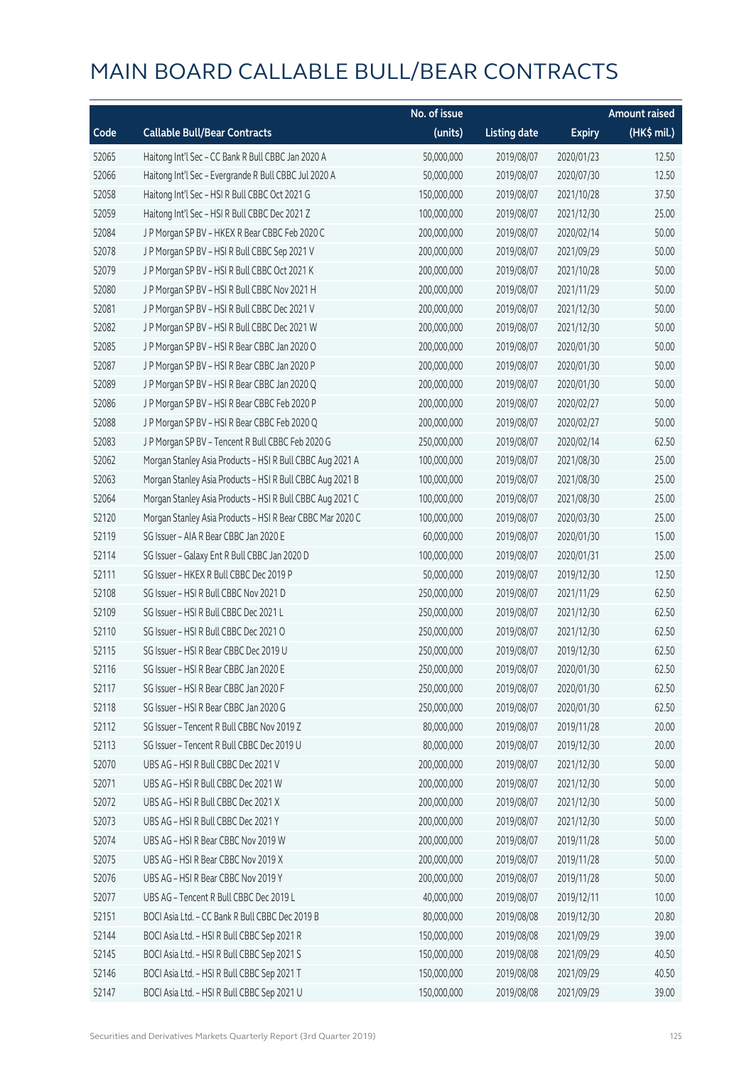# MAIN BOARD CALLABLE BULL/BEAR CONTRACTS

| Code | Callable Bull/Bear Contracts | No. of issue (units) | Listing date | Expiry | Amount raised (HK$ mil.) |
|---|---|---|---|---|---|
| 52065 | Haitong Int'l Sec - CC Bank R Bull CBBC Jan 2020 A | 50,000,000 | 2019/08/07 | 2020/01/23 | 12.50 |
| 52066 | Haitong Int'l Sec - Evergrande R Bull CBBC Jul 2020 A | 50,000,000 | 2019/08/07 | 2020/07/30 | 12.50 |
| 52058 | Haitong Int'l Sec - HSI R Bull CBBC Oct 2021 G | 150,000,000 | 2019/08/07 | 2021/10/28 | 37.50 |
| 52059 | Haitong Int'l Sec - HSI R Bull CBBC Dec 2021 Z | 100,000,000 | 2019/08/07 | 2021/12/30 | 25.00 |
| 52084 | J P Morgan SP BV - HKEX R Bear CBBC Feb 2020 C | 200,000,000 | 2019/08/07 | 2020/02/14 | 50.00 |
| 52078 | J P Morgan SP BV - HSI R Bull CBBC Sep 2021 V | 200,000,000 | 2019/08/07 | 2021/09/29 | 50.00 |
| 52079 | J P Morgan SP BV - HSI R Bull CBBC Oct 2021 K | 200,000,000 | 2019/08/07 | 2021/10/28 | 50.00 |
| 52080 | J P Morgan SP BV - HSI R Bull CBBC Nov 2021 H | 200,000,000 | 2019/08/07 | 2021/11/29 | 50.00 |
| 52081 | J P Morgan SP BV - HSI R Bull CBBC Dec 2021 V | 200,000,000 | 2019/08/07 | 2021/12/30 | 50.00 |
| 52082 | J P Morgan SP BV - HSI R Bull CBBC Dec 2021 W | 200,000,000 | 2019/08/07 | 2021/12/30 | 50.00 |
| 52085 | J P Morgan SP BV - HSI R Bear CBBC Jan 2020 O | 200,000,000 | 2019/08/07 | 2020/01/30 | 50.00 |
| 52087 | J P Morgan SP BV - HSI R Bear CBBC Jan 2020 P | 200,000,000 | 2019/08/07 | 2020/01/30 | 50.00 |
| 52089 | J P Morgan SP BV - HSI R Bear CBBC Jan 2020 Q | 200,000,000 | 2019/08/07 | 2020/01/30 | 50.00 |
| 52086 | J P Morgan SP BV - HSI R Bear CBBC Feb 2020 P | 200,000,000 | 2019/08/07 | 2020/02/27 | 50.00 |
| 52088 | J P Morgan SP BV - HSI R Bear CBBC Feb 2020 Q | 200,000,000 | 2019/08/07 | 2020/02/27 | 50.00 |
| 52083 | J P Morgan SP BV - Tencent R Bull CBBC Feb 2020 G | 250,000,000 | 2019/08/07 | 2020/02/14 | 62.50 |
| 52062 | Morgan Stanley Asia Products - HSI R Bull CBBC Aug 2021 A | 100,000,000 | 2019/08/07 | 2021/08/30 | 25.00 |
| 52063 | Morgan Stanley Asia Products - HSI R Bull CBBC Aug 2021 B | 100,000,000 | 2019/08/07 | 2021/08/30 | 25.00 |
| 52064 | Morgan Stanley Asia Products - HSI R Bull CBBC Aug 2021 C | 100,000,000 | 2019/08/07 | 2021/08/30 | 25.00 |
| 52120 | Morgan Stanley Asia Products - HSI R Bear CBBC Mar 2020 C | 100,000,000 | 2019/08/07 | 2020/03/30 | 25.00 |
| 52119 | SG Issuer - AIA R Bear CBBC Jan 2020 E | 60,000,000 | 2019/08/07 | 2020/01/30 | 15.00 |
| 52114 | SG Issuer - Galaxy Ent R Bull CBBC Jan 2020 D | 100,000,000 | 2019/08/07 | 2020/01/31 | 25.00 |
| 52111 | SG Issuer - HKEX R Bull CBBC Dec 2019 P | 50,000,000 | 2019/08/07 | 2019/12/30 | 12.50 |
| 52108 | SG Issuer - HSI R Bull CBBC Nov 2021 D | 250,000,000 | 2019/08/07 | 2021/11/29 | 62.50 |
| 52109 | SG Issuer - HSI R Bull CBBC Dec 2021 L | 250,000,000 | 2019/08/07 | 2021/12/30 | 62.50 |
| 52110 | SG Issuer - HSI R Bull CBBC Dec 2021 O | 250,000,000 | 2019/08/07 | 2021/12/30 | 62.50 |
| 52115 | SG Issuer - HSI R Bear CBBC Dec 2019 U | 250,000,000 | 2019/08/07 | 2019/12/30 | 62.50 |
| 52116 | SG Issuer - HSI R Bear CBBC Jan 2020 E | 250,000,000 | 2019/08/07 | 2020/01/30 | 62.50 |
| 52117 | SG Issuer - HSI R Bear CBBC Jan 2020 F | 250,000,000 | 2019/08/07 | 2020/01/30 | 62.50 |
| 52118 | SG Issuer - HSI R Bear CBBC Jan 2020 G | 250,000,000 | 2019/08/07 | 2020/01/30 | 62.50 |
| 52112 | SG Issuer - Tencent R Bull CBBC Nov 2019 Z | 80,000,000 | 2019/08/07 | 2019/11/28 | 20.00 |
| 52113 | SG Issuer - Tencent R Bull CBBC Dec 2019 U | 80,000,000 | 2019/08/07 | 2019/12/30 | 20.00 |
| 52070 | UBS AG - HSI R Bull CBBC Dec 2021 V | 200,000,000 | 2019/08/07 | 2021/12/30 | 50.00 |
| 52071 | UBS AG - HSI R Bull CBBC Dec 2021 W | 200,000,000 | 2019/08/07 | 2021/12/30 | 50.00 |
| 52072 | UBS AG - HSI R Bull CBBC Dec 2021 X | 200,000,000 | 2019/08/07 | 2021/12/30 | 50.00 |
| 52073 | UBS AG - HSI R Bull CBBC Dec 2021 Y | 200,000,000 | 2019/08/07 | 2021/12/30 | 50.00 |
| 52074 | UBS AG - HSI R Bear CBBC Nov 2019 W | 200,000,000 | 2019/08/07 | 2019/11/28 | 50.00 |
| 52075 | UBS AG - HSI R Bear CBBC Nov 2019 X | 200,000,000 | 2019/08/07 | 2019/11/28 | 50.00 |
| 52076 | UBS AG - HSI R Bear CBBC Nov 2019 Y | 200,000,000 | 2019/08/07 | 2019/11/28 | 50.00 |
| 52077 | UBS AG - Tencent R Bull CBBC Dec 2019 L | 40,000,000 | 2019/08/07 | 2019/12/11 | 10.00 |
| 52151 | BOCI Asia Ltd. - CC Bank R Bull CBBC Dec 2019 B | 80,000,000 | 2019/08/08 | 2019/12/30 | 20.80 |
| 52144 | BOCI Asia Ltd. - HSI R Bull CBBC Sep 2021 R | 150,000,000 | 2019/08/08 | 2021/09/29 | 39.00 |
| 52145 | BOCI Asia Ltd. - HSI R Bull CBBC Sep 2021 S | 150,000,000 | 2019/08/08 | 2021/09/29 | 40.50 |
| 52146 | BOCI Asia Ltd. - HSI R Bull CBBC Sep 2021 T | 150,000,000 | 2019/08/08 | 2021/09/29 | 40.50 |
| 52147 | BOCI Asia Ltd. - HSI R Bull CBBC Sep 2021 U | 150,000,000 | 2019/08/08 | 2021/09/29 | 39.00 |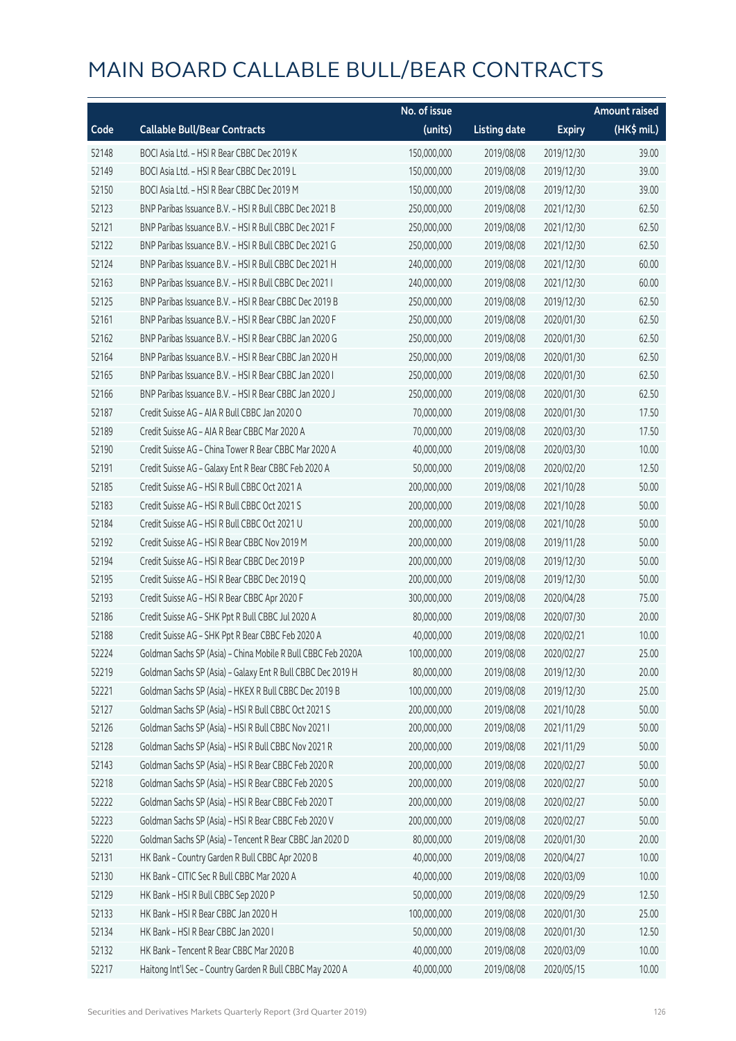# MAIN BOARD CALLABLE BULL/BEAR CONTRACTS

| Code | Callable Bull/Bear Contracts | No. of issue (units) | Listing date | Expiry | Amount raised (HK$ mil.) |
|---|---|---|---|---|---|
| 52148 | BOCI Asia Ltd. – HSI R Bear CBBC Dec 2019 K | 150,000,000 | 2019/08/08 | 2019/12/30 | 39.00 |
| 52149 | BOCI Asia Ltd. – HSI R Bear CBBC Dec 2019 L | 150,000,000 | 2019/08/08 | 2019/12/30 | 39.00 |
| 52150 | BOCI Asia Ltd. – HSI R Bear CBBC Dec 2019 M | 150,000,000 | 2019/08/08 | 2019/12/30 | 39.00 |
| 52123 | BNP Paribas Issuance B.V. – HSI R Bull CBBC Dec 2021 B | 250,000,000 | 2019/08/08 | 2021/12/30 | 62.50 |
| 52121 | BNP Paribas Issuance B.V. – HSI R Bull CBBC Dec 2021 F | 250,000,000 | 2019/08/08 | 2021/12/30 | 62.50 |
| 52122 | BNP Paribas Issuance B.V. – HSI R Bull CBBC Dec 2021 G | 250,000,000 | 2019/08/08 | 2021/12/30 | 62.50 |
| 52124 | BNP Paribas Issuance B.V. – HSI R Bull CBBC Dec 2021 H | 240,000,000 | 2019/08/08 | 2021/12/30 | 60.00 |
| 52163 | BNP Paribas Issuance B.V. – HSI R Bull CBBC Dec 2021 I | 240,000,000 | 2019/08/08 | 2021/12/30 | 60.00 |
| 52125 | BNP Paribas Issuance B.V. – HSI R Bear CBBC Dec 2019 B | 250,000,000 | 2019/08/08 | 2019/12/30 | 62.50 |
| 52161 | BNP Paribas Issuance B.V. – HSI R Bear CBBC Jan 2020 F | 250,000,000 | 2019/08/08 | 2020/01/30 | 62.50 |
| 52162 | BNP Paribas Issuance B.V. – HSI R Bear CBBC Jan 2020 G | 250,000,000 | 2019/08/08 | 2020/01/30 | 62.50 |
| 52164 | BNP Paribas Issuance B.V. – HSI R Bear CBBC Jan 2020 H | 250,000,000 | 2019/08/08 | 2020/01/30 | 62.50 |
| 52165 | BNP Paribas Issuance B.V. – HSI R Bear CBBC Jan 2020 I | 250,000,000 | 2019/08/08 | 2020/01/30 | 62.50 |
| 52166 | BNP Paribas Issuance B.V. – HSI R Bear CBBC Jan 2020 J | 250,000,000 | 2019/08/08 | 2020/01/30 | 62.50 |
| 52187 | Credit Suisse AG – AIA R Bull CBBC Jan 2020 O | 70,000,000 | 2019/08/08 | 2020/01/30 | 17.50 |
| 52189 | Credit Suisse AG – AIA R Bear CBBC Mar 2020 A | 70,000,000 | 2019/08/08 | 2020/03/30 | 17.50 |
| 52190 | Credit Suisse AG – China Tower R Bear CBBC Mar 2020 A | 40,000,000 | 2019/08/08 | 2020/03/30 | 10.00 |
| 52191 | Credit Suisse AG – Galaxy Ent R Bear CBBC Feb 2020 A | 50,000,000 | 2019/08/08 | 2020/02/20 | 12.50 |
| 52185 | Credit Suisse AG – HSI R Bull CBBC Oct 2021 A | 200,000,000 | 2019/08/08 | 2021/10/28 | 50.00 |
| 52183 | Credit Suisse AG – HSI R Bull CBBC Oct 2021 S | 200,000,000 | 2019/08/08 | 2021/10/28 | 50.00 |
| 52184 | Credit Suisse AG – HSI R Bull CBBC Oct 2021 U | 200,000,000 | 2019/08/08 | 2021/10/28 | 50.00 |
| 52192 | Credit Suisse AG – HSI R Bear CBBC Nov 2019 M | 200,000,000 | 2019/08/08 | 2019/11/28 | 50.00 |
| 52194 | Credit Suisse AG – HSI R Bear CBBC Dec 2019 P | 200,000,000 | 2019/08/08 | 2019/12/30 | 50.00 |
| 52195 | Credit Suisse AG – HSI R Bear CBBC Dec 2019 Q | 200,000,000 | 2019/08/08 | 2019/12/30 | 50.00 |
| 52193 | Credit Suisse AG – HSI R Bear CBBC Apr 2020 F | 300,000,000 | 2019/08/08 | 2020/04/28 | 75.00 |
| 52186 | Credit Suisse AG – SHK Ppt R Bull CBBC Jul 2020 A | 80,000,000 | 2019/08/08 | 2020/07/30 | 20.00 |
| 52188 | Credit Suisse AG – SHK Ppt R Bear CBBC Feb 2020 A | 40,000,000 | 2019/08/08 | 2020/02/21 | 10.00 |
| 52224 | Goldman Sachs SP (Asia) – China Mobile R Bull CBBC Feb 2020A | 100,000,000 | 2019/08/08 | 2020/02/27 | 25.00 |
| 52219 | Goldman Sachs SP (Asia) – Galaxy Ent R Bull CBBC Dec 2019 H | 80,000,000 | 2019/08/08 | 2019/12/30 | 20.00 |
| 52221 | Goldman Sachs SP (Asia) – HKEX R Bull CBBC Dec 2019 B | 100,000,000 | 2019/08/08 | 2019/12/30 | 25.00 |
| 52127 | Goldman Sachs SP (Asia) – HSI R Bull CBBC Oct 2021 S | 200,000,000 | 2019/08/08 | 2021/10/28 | 50.00 |
| 52126 | Goldman Sachs SP (Asia) – HSI R Bull CBBC Nov 2021 I | 200,000,000 | 2019/08/08 | 2021/11/29 | 50.00 |
| 52128 | Goldman Sachs SP (Asia) – HSI R Bull CBBC Nov 2021 R | 200,000,000 | 2019/08/08 | 2021/11/29 | 50.00 |
| 52143 | Goldman Sachs SP (Asia) – HSI R Bear CBBC Feb 2020 R | 200,000,000 | 2019/08/08 | 2020/02/27 | 50.00 |
| 52218 | Goldman Sachs SP (Asia) – HSI R Bear CBBC Feb 2020 S | 200,000,000 | 2019/08/08 | 2020/02/27 | 50.00 |
| 52222 | Goldman Sachs SP (Asia) – HSI R Bear CBBC Feb 2020 T | 200,000,000 | 2019/08/08 | 2020/02/27 | 50.00 |
| 52223 | Goldman Sachs SP (Asia) – HSI R Bear CBBC Feb 2020 V | 200,000,000 | 2019/08/08 | 2020/02/27 | 50.00 |
| 52220 | Goldman Sachs SP (Asia) – Tencent R Bear CBBC Jan 2020 D | 80,000,000 | 2019/08/08 | 2020/01/30 | 20.00 |
| 52131 | HK Bank – Country Garden R Bull CBBC Apr 2020 B | 40,000,000 | 2019/08/08 | 2020/04/27 | 10.00 |
| 52130 | HK Bank – CITIC Sec R Bull CBBC Mar 2020 A | 40,000,000 | 2019/08/08 | 2020/03/09 | 10.00 |
| 52129 | HK Bank – HSI R Bull CBBC Sep 2020 P | 50,000,000 | 2019/08/08 | 2020/09/29 | 12.50 |
| 52133 | HK Bank – HSI R Bear CBBC Jan 2020 H | 100,000,000 | 2019/08/08 | 2020/01/30 | 25.00 |
| 52134 | HK Bank – HSI R Bear CBBC Jan 2020 I | 50,000,000 | 2019/08/08 | 2020/01/30 | 12.50 |
| 52132 | HK Bank – Tencent R Bear CBBC Mar 2020 B | 40,000,000 | 2019/08/08 | 2020/03/09 | 10.00 |
| 52217 | Haitong Int'l Sec – Country Garden R Bull CBBC May 2020 A | 40,000,000 | 2019/08/08 | 2020/05/15 | 10.00 |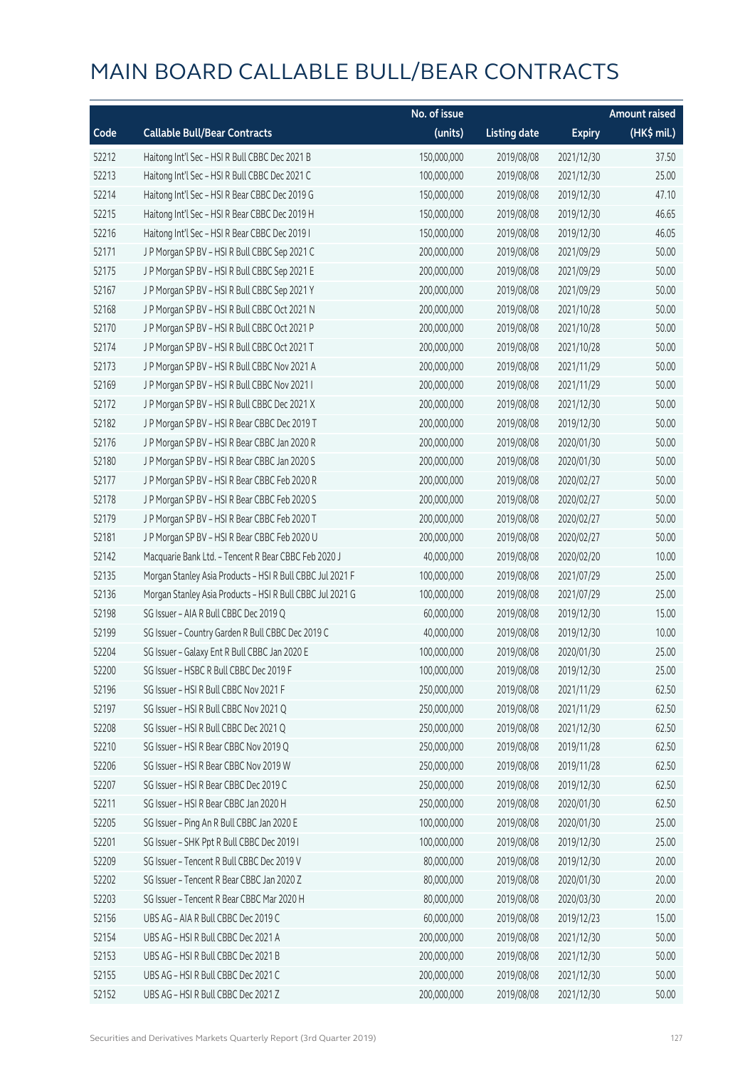# MAIN BOARD CALLABLE BULL/BEAR CONTRACTS

| Code | Callable Bull/Bear Contracts | No. of issue (units) | Listing date | Expiry | Amount raised (HK$ mil.) |
|---|---|---|---|---|---|
| 52212 | Haitong Int'l Sec – HSI R Bull CBBC Dec 2021 B | 150,000,000 | 2019/08/08 | 2021/12/30 | 37.50 |
| 52213 | Haitong Int'l Sec – HSI R Bull CBBC Dec 2021 C | 100,000,000 | 2019/08/08 | 2021/12/30 | 25.00 |
| 52214 | Haitong Int'l Sec – HSI R Bear CBBC Dec 2019 G | 150,000,000 | 2019/08/08 | 2019/12/30 | 47.10 |
| 52215 | Haitong Int'l Sec – HSI R Bear CBBC Dec 2019 H | 150,000,000 | 2019/08/08 | 2019/12/30 | 46.65 |
| 52216 | Haitong Int'l Sec – HSI R Bear CBBC Dec 2019 I | 150,000,000 | 2019/08/08 | 2019/12/30 | 46.05 |
| 52171 | J P Morgan SP BV – HSI R Bull CBBC Sep 2021 C | 200,000,000 | 2019/08/08 | 2021/09/29 | 50.00 |
| 52175 | J P Morgan SP BV – HSI R Bull CBBC Sep 2021 E | 200,000,000 | 2019/08/08 | 2021/09/29 | 50.00 |
| 52167 | J P Morgan SP BV – HSI R Bull CBBC Sep 2021 Y | 200,000,000 | 2019/08/08 | 2021/09/29 | 50.00 |
| 52168 | J P Morgan SP BV – HSI R Bull CBBC Oct 2021 N | 200,000,000 | 2019/08/08 | 2021/10/28 | 50.00 |
| 52170 | J P Morgan SP BV – HSI R Bull CBBC Oct 2021 P | 200,000,000 | 2019/08/08 | 2021/10/28 | 50.00 |
| 52174 | J P Morgan SP BV – HSI R Bull CBBC Oct 2021 T | 200,000,000 | 2019/08/08 | 2021/10/28 | 50.00 |
| 52173 | J P Morgan SP BV – HSI R Bull CBBC Nov 2021 A | 200,000,000 | 2019/08/08 | 2021/11/29 | 50.00 |
| 52169 | J P Morgan SP BV – HSI R Bull CBBC Nov 2021 I | 200,000,000 | 2019/08/08 | 2021/11/29 | 50.00 |
| 52172 | J P Morgan SP BV – HSI R Bull CBBC Dec 2021 X | 200,000,000 | 2019/08/08 | 2021/12/30 | 50.00 |
| 52182 | J P Morgan SP BV – HSI R Bear CBBC Dec 2019 T | 200,000,000 | 2019/08/08 | 2019/12/30 | 50.00 |
| 52176 | J P Morgan SP BV – HSI R Bear CBBC Jan 2020 R | 200,000,000 | 2019/08/08 | 2020/01/30 | 50.00 |
| 52180 | J P Morgan SP BV – HSI R Bear CBBC Jan 2020 S | 200,000,000 | 2019/08/08 | 2020/01/30 | 50.00 |
| 52177 | J P Morgan SP BV – HSI R Bear CBBC Feb 2020 R | 200,000,000 | 2019/08/08 | 2020/02/27 | 50.00 |
| 52178 | J P Morgan SP BV – HSI R Bear CBBC Feb 2020 S | 200,000,000 | 2019/08/08 | 2020/02/27 | 50.00 |
| 52179 | J P Morgan SP BV – HSI R Bear CBBC Feb 2020 T | 200,000,000 | 2019/08/08 | 2020/02/27 | 50.00 |
| 52181 | J P Morgan SP BV – HSI R Bear CBBC Feb 2020 U | 200,000,000 | 2019/08/08 | 2020/02/27 | 50.00 |
| 52142 | Macquarie Bank Ltd. – Tencent R Bear CBBC Feb 2020 J | 40,000,000 | 2019/08/08 | 2020/02/20 | 10.00 |
| 52135 | Morgan Stanley Asia Products – HSI R Bull CBBC Jul 2021 F | 100,000,000 | 2019/08/08 | 2021/07/29 | 25.00 |
| 52136 | Morgan Stanley Asia Products – HSI R Bull CBBC Jul 2021 G | 100,000,000 | 2019/08/08 | 2021/07/29 | 25.00 |
| 52198 | SG Issuer – AIA R Bull CBBC Dec 2019 Q | 60,000,000 | 2019/08/08 | 2019/12/30 | 15.00 |
| 52199 | SG Issuer – Country Garden R Bull CBBC Dec 2019 C | 40,000,000 | 2019/08/08 | 2019/12/30 | 10.00 |
| 52204 | SG Issuer – Galaxy Ent R Bull CBBC Jan 2020 E | 100,000,000 | 2019/08/08 | 2020/01/30 | 25.00 |
| 52200 | SG Issuer – HSBC R Bull CBBC Dec 2019 F | 100,000,000 | 2019/08/08 | 2019/12/30 | 25.00 |
| 52196 | SG Issuer – HSI R Bull CBBC Nov 2021 F | 250,000,000 | 2019/08/08 | 2021/11/29 | 62.50 |
| 52197 | SG Issuer – HSI R Bull CBBC Nov 2021 Q | 250,000,000 | 2019/08/08 | 2021/11/29 | 62.50 |
| 52208 | SG Issuer – HSI R Bull CBBC Dec 2021 Q | 250,000,000 | 2019/08/08 | 2021/12/30 | 62.50 |
| 52210 | SG Issuer – HSI R Bear CBBC Nov 2019 Q | 250,000,000 | 2019/08/08 | 2019/11/28 | 62.50 |
| 52206 | SG Issuer – HSI R Bear CBBC Nov 2019 W | 250,000,000 | 2019/08/08 | 2019/11/28 | 62.50 |
| 52207 | SG Issuer – HSI R Bear CBBC Dec 2019 C | 250,000,000 | 2019/08/08 | 2019/12/30 | 62.50 |
| 52211 | SG Issuer – HSI R Bear CBBC Jan 2020 H | 250,000,000 | 2019/08/08 | 2020/01/30 | 62.50 |
| 52205 | SG Issuer – Ping An R Bull CBBC Jan 2020 E | 100,000,000 | 2019/08/08 | 2020/01/30 | 25.00 |
| 52201 | SG Issuer – SHK Ppt R Bull CBBC Dec 2019 I | 100,000,000 | 2019/08/08 | 2019/12/30 | 25.00 |
| 52209 | SG Issuer – Tencent R Bull CBBC Dec 2019 V | 80,000,000 | 2019/08/08 | 2019/12/30 | 20.00 |
| 52202 | SG Issuer – Tencent R Bear CBBC Jan 2020 Z | 80,000,000 | 2019/08/08 | 2020/01/30 | 20.00 |
| 52203 | SG Issuer – Tencent R Bear CBBC Mar 2020 H | 80,000,000 | 2019/08/08 | 2020/03/30 | 20.00 |
| 52156 | UBS AG – AIA R Bull CBBC Dec 2019 C | 60,000,000 | 2019/08/08 | 2019/12/23 | 15.00 |
| 52154 | UBS AG – HSI R Bull CBBC Dec 2021 A | 200,000,000 | 2019/08/08 | 2021/12/30 | 50.00 |
| 52153 | UBS AG – HSI R Bull CBBC Dec 2021 B | 200,000,000 | 2019/08/08 | 2021/12/30 | 50.00 |
| 52155 | UBS AG – HSI R Bull CBBC Dec 2021 C | 200,000,000 | 2019/08/08 | 2021/12/30 | 50.00 |
| 52152 | UBS AG – HSI R Bull CBBC Dec 2021 Z | 200,000,000 | 2019/08/08 | 2021/12/30 | 50.00 |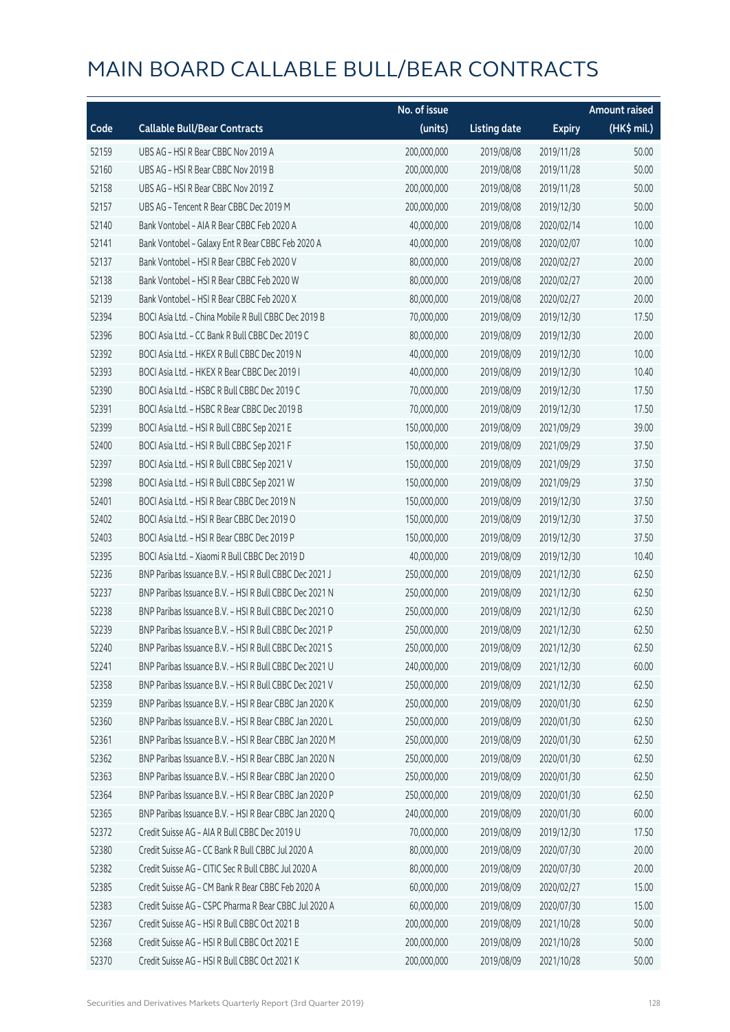# MAIN BOARD CALLABLE BULL/BEAR CONTRACTS

| Code | Callable Bull/Bear Contracts | No. of issue (units) | Listing date | Expiry | Amount raised (HK$ mil.) |
|---|---|---|---|---|---|
| 52159 | UBS AG – HSI R Bear CBBC Nov 2019 A | 200,000,000 | 2019/08/08 | 2019/11/28 | 50.00 |
| 52160 | UBS AG – HSI R Bear CBBC Nov 2019 B | 200,000,000 | 2019/08/08 | 2019/11/28 | 50.00 |
| 52158 | UBS AG – HSI R Bear CBBC Nov 2019 Z | 200,000,000 | 2019/08/08 | 2019/11/28 | 50.00 |
| 52157 | UBS AG – Tencent R Bear CBBC Dec 2019 M | 200,000,000 | 2019/08/08 | 2019/12/30 | 50.00 |
| 52140 | Bank Vontobel – AIA R Bear CBBC Feb 2020 A | 40,000,000 | 2019/08/08 | 2020/02/14 | 10.00 |
| 52141 | Bank Vontobel – Galaxy Ent R Bear CBBC Feb 2020 A | 40,000,000 | 2019/08/08 | 2020/02/07 | 10.00 |
| 52137 | Bank Vontobel – HSI R Bear CBBC Feb 2020 V | 80,000,000 | 2019/08/08 | 2020/02/27 | 20.00 |
| 52138 | Bank Vontobel – HSI R Bear CBBC Feb 2020 W | 80,000,000 | 2019/08/08 | 2020/02/27 | 20.00 |
| 52139 | Bank Vontobel – HSI R Bear CBBC Feb 2020 X | 80,000,000 | 2019/08/08 | 2020/02/27 | 20.00 |
| 52394 | BOCI Asia Ltd. – China Mobile R Bull CBBC Dec 2019 B | 70,000,000 | 2019/08/09 | 2019/12/30 | 17.50 |
| 52396 | BOCI Asia Ltd. – CC Bank R Bull CBBC Dec 2019 C | 80,000,000 | 2019/08/09 | 2019/12/30 | 20.00 |
| 52392 | BOCI Asia Ltd. – HKEX R Bull CBBC Dec 2019 N | 40,000,000 | 2019/08/09 | 2019/12/30 | 10.00 |
| 52393 | BOCI Asia Ltd. – HKEX R Bear CBBC Dec 2019 I | 40,000,000 | 2019/08/09 | 2019/12/30 | 10.40 |
| 52390 | BOCI Asia Ltd. – HSBC R Bull CBBC Dec 2019 C | 70,000,000 | 2019/08/09 | 2019/12/30 | 17.50 |
| 52391 | BOCI Asia Ltd. – HSBC R Bear CBBC Dec 2019 B | 70,000,000 | 2019/08/09 | 2019/12/30 | 17.50 |
| 52399 | BOCI Asia Ltd. – HSI R Bull CBBC Sep 2021 E | 150,000,000 | 2019/08/09 | 2021/09/29 | 39.00 |
| 52400 | BOCI Asia Ltd. – HSI R Bull CBBC Sep 2021 F | 150,000,000 | 2019/08/09 | 2021/09/29 | 37.50 |
| 52397 | BOCI Asia Ltd. – HSI R Bull CBBC Sep 2021 V | 150,000,000 | 2019/08/09 | 2021/09/29 | 37.50 |
| 52398 | BOCI Asia Ltd. – HSI R Bull CBBC Sep 2021 W | 150,000,000 | 2019/08/09 | 2021/09/29 | 37.50 |
| 52401 | BOCI Asia Ltd. – HSI R Bear CBBC Dec 2019 N | 150,000,000 | 2019/08/09 | 2019/12/30 | 37.50 |
| 52402 | BOCI Asia Ltd. – HSI R Bear CBBC Dec 2019 O | 150,000,000 | 2019/08/09 | 2019/12/30 | 37.50 |
| 52403 | BOCI Asia Ltd. – HSI R Bear CBBC Dec 2019 P | 150,000,000 | 2019/08/09 | 2019/12/30 | 37.50 |
| 52395 | BOCI Asia Ltd. – Xiaomi R Bull CBBC Dec 2019 D | 40,000,000 | 2019/08/09 | 2019/12/30 | 10.40 |
| 52236 | BNP Paribas Issuance B.V. – HSI R Bull CBBC Dec 2021 J | 250,000,000 | 2019/08/09 | 2021/12/30 | 62.50 |
| 52237 | BNP Paribas Issuance B.V. – HSI R Bull CBBC Dec 2021 N | 250,000,000 | 2019/08/09 | 2021/12/30 | 62.50 |
| 52238 | BNP Paribas Issuance B.V. – HSI R Bull CBBC Dec 2021 O | 250,000,000 | 2019/08/09 | 2021/12/30 | 62.50 |
| 52239 | BNP Paribas Issuance B.V. – HSI R Bull CBBC Dec 2021 P | 250,000,000 | 2019/08/09 | 2021/12/30 | 62.50 |
| 52240 | BNP Paribas Issuance B.V. – HSI R Bull CBBC Dec 2021 S | 250,000,000 | 2019/08/09 | 2021/12/30 | 62.50 |
| 52241 | BNP Paribas Issuance B.V. – HSI R Bull CBBC Dec 2021 U | 240,000,000 | 2019/08/09 | 2021/12/30 | 60.00 |
| 52358 | BNP Paribas Issuance B.V. – HSI R Bull CBBC Dec 2021 V | 250,000,000 | 2019/08/09 | 2021/12/30 | 62.50 |
| 52359 | BNP Paribas Issuance B.V. – HSI R Bear CBBC Jan 2020 K | 250,000,000 | 2019/08/09 | 2020/01/30 | 62.50 |
| 52360 | BNP Paribas Issuance B.V. – HSI R Bear CBBC Jan 2020 L | 250,000,000 | 2019/08/09 | 2020/01/30 | 62.50 |
| 52361 | BNP Paribas Issuance B.V. – HSI R Bear CBBC Jan 2020 M | 250,000,000 | 2019/08/09 | 2020/01/30 | 62.50 |
| 52362 | BNP Paribas Issuance B.V. – HSI R Bear CBBC Jan 2020 N | 250,000,000 | 2019/08/09 | 2020/01/30 | 62.50 |
| 52363 | BNP Paribas Issuance B.V. – HSI R Bear CBBC Jan 2020 O | 250,000,000 | 2019/08/09 | 2020/01/30 | 62.50 |
| 52364 | BNP Paribas Issuance B.V. – HSI R Bear CBBC Jan 2020 P | 250,000,000 | 2019/08/09 | 2020/01/30 | 62.50 |
| 52365 | BNP Paribas Issuance B.V. – HSI R Bear CBBC Jan 2020 Q | 240,000,000 | 2019/08/09 | 2020/01/30 | 60.00 |
| 52372 | Credit Suisse AG – AIA R Bull CBBC Dec 2019 U | 70,000,000 | 2019/08/09 | 2019/12/30 | 17.50 |
| 52380 | Credit Suisse AG – CC Bank R Bull CBBC Jul 2020 A | 80,000,000 | 2019/08/09 | 2020/07/30 | 20.00 |
| 52382 | Credit Suisse AG – CITIC Sec R Bull CBBC Jul 2020 A | 80,000,000 | 2019/08/09 | 2020/07/30 | 20.00 |
| 52385 | Credit Suisse AG – CM Bank R Bear CBBC Feb 2020 A | 60,000,000 | 2019/08/09 | 2020/02/27 | 15.00 |
| 52383 | Credit Suisse AG – CSPC Pharma R Bear CBBC Jul 2020 A | 60,000,000 | 2019/08/09 | 2020/07/30 | 15.00 |
| 52367 | Credit Suisse AG – HSI R Bull CBBC Oct 2021 B | 200,000,000 | 2019/08/09 | 2021/10/28 | 50.00 |
| 52368 | Credit Suisse AG – HSI R Bull CBBC Oct 2021 E | 200,000,000 | 2019/08/09 | 2021/10/28 | 50.00 |
| 52370 | Credit Suisse AG – HSI R Bull CBBC Oct 2021 K | 200,000,000 | 2019/08/09 | 2021/10/28 | 50.00 |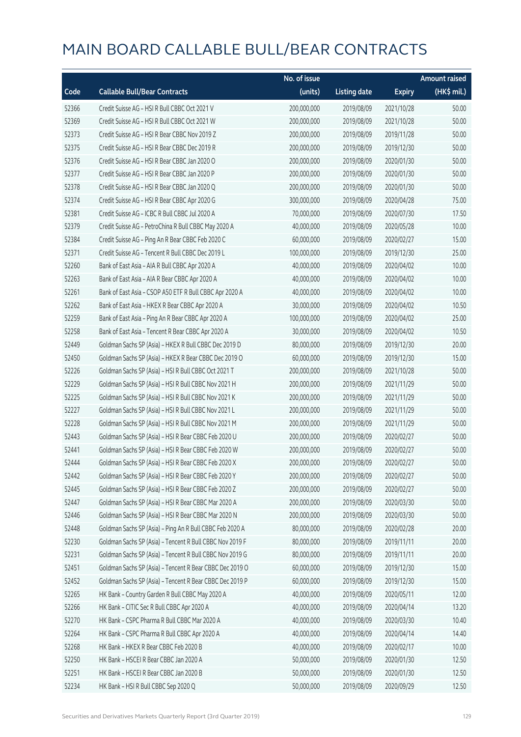# MAIN BOARD CALLABLE BULL/BEAR CONTRACTS

| Code | Callable Bull/Bear Contracts | No. of issue (units) | Listing date | Expiry | Amount raised (HK$ mil.) |
|---|---|---|---|---|---|
| 52366 | Credit Suisse AG – HSI R Bull CBBC Oct 2021 V | 200,000,000 | 2019/08/09 | 2021/10/28 | 50.00 |
| 52369 | Credit Suisse AG – HSI R Bull CBBC Oct 2021 W | 200,000,000 | 2019/08/09 | 2021/10/28 | 50.00 |
| 52373 | Credit Suisse AG – HSI R Bear CBBC Nov 2019 Z | 200,000,000 | 2019/08/09 | 2019/11/28 | 50.00 |
| 52375 | Credit Suisse AG – HSI R Bear CBBC Dec 2019 R | 200,000,000 | 2019/08/09 | 2019/12/30 | 50.00 |
| 52376 | Credit Suisse AG – HSI R Bear CBBC Jan 2020 O | 200,000,000 | 2019/08/09 | 2020/01/30 | 50.00 |
| 52377 | Credit Suisse AG – HSI R Bear CBBC Jan 2020 P | 200,000,000 | 2019/08/09 | 2020/01/30 | 50.00 |
| 52378 | Credit Suisse AG – HSI R Bear CBBC Jan 2020 Q | 200,000,000 | 2019/08/09 | 2020/01/30 | 50.00 |
| 52374 | Credit Suisse AG – HSI R Bear CBBC Apr 2020 G | 300,000,000 | 2019/08/09 | 2020/04/28 | 75.00 |
| 52381 | Credit Suisse AG – ICBC R Bull CBBC Jul 2020 A | 70,000,000 | 2019/08/09 | 2020/07/30 | 17.50 |
| 52379 | Credit Suisse AG – PetroChina R Bull CBBC May 2020 A | 40,000,000 | 2019/08/09 | 2020/05/28 | 10.00 |
| 52384 | Credit Suisse AG – Ping An R Bear CBBC Feb 2020 C | 60,000,000 | 2019/08/09 | 2020/02/27 | 15.00 |
| 52371 | Credit Suisse AG – Tencent R Bull CBBC Dec 2019 L | 100,000,000 | 2019/08/09 | 2019/12/30 | 25.00 |
| 52260 | Bank of East Asia – AIA R Bull CBBC Apr 2020 A | 40,000,000 | 2019/08/09 | 2020/04/02 | 10.00 |
| 52263 | Bank of East Asia – AIA R Bear CBBC Apr 2020 A | 40,000,000 | 2019/08/09 | 2020/04/02 | 10.00 |
| 52261 | Bank of East Asia – CSOP A50 ETF R Bull CBBC Apr 2020 A | 40,000,000 | 2019/08/09 | 2020/04/02 | 10.00 |
| 52262 | Bank of East Asia – HKEX R Bear CBBC Apr 2020 A | 30,000,000 | 2019/08/09 | 2020/04/02 | 10.50 |
| 52259 | Bank of East Asia – Ping An R Bear CBBC Apr 2020 A | 100,000,000 | 2019/08/09 | 2020/04/02 | 25.00 |
| 52258 | Bank of East Asia – Tencent R Bear CBBC Apr 2020 A | 30,000,000 | 2019/08/09 | 2020/04/02 | 10.50 |
| 52449 | Goldman Sachs SP (Asia) – HKEX R Bull CBBC Dec 2019 D | 80,000,000 | 2019/08/09 | 2019/12/30 | 20.00 |
| 52450 | Goldman Sachs SP (Asia) – HKEX R Bear CBBC Dec 2019 O | 60,000,000 | 2019/08/09 | 2019/12/30 | 15.00 |
| 52226 | Goldman Sachs SP (Asia) – HSI R Bull CBBC Oct 2021 T | 200,000,000 | 2019/08/09 | 2021/10/28 | 50.00 |
| 52229 | Goldman Sachs SP (Asia) – HSI R Bull CBBC Nov 2021 H | 200,000,000 | 2019/08/09 | 2021/11/29 | 50.00 |
| 52225 | Goldman Sachs SP (Asia) – HSI R Bull CBBC Nov 2021 K | 200,000,000 | 2019/08/09 | 2021/11/29 | 50.00 |
| 52227 | Goldman Sachs SP (Asia) – HSI R Bull CBBC Nov 2021 L | 200,000,000 | 2019/08/09 | 2021/11/29 | 50.00 |
| 52228 | Goldman Sachs SP (Asia) – HSI R Bull CBBC Nov 2021 M | 200,000,000 | 2019/08/09 | 2021/11/29 | 50.00 |
| 52443 | Goldman Sachs SP (Asia) – HSI R Bear CBBC Feb 2020 U | 200,000,000 | 2019/08/09 | 2020/02/27 | 50.00 |
| 52441 | Goldman Sachs SP (Asia) – HSI R Bear CBBC Feb 2020 W | 200,000,000 | 2019/08/09 | 2020/02/27 | 50.00 |
| 52444 | Goldman Sachs SP (Asia) – HSI R Bear CBBC Feb 2020 X | 200,000,000 | 2019/08/09 | 2020/02/27 | 50.00 |
| 52442 | Goldman Sachs SP (Asia) – HSI R Bear CBBC Feb 2020 Y | 200,000,000 | 2019/08/09 | 2020/02/27 | 50.00 |
| 52445 | Goldman Sachs SP (Asia) – HSI R Bear CBBC Feb 2020 Z | 200,000,000 | 2019/08/09 | 2020/02/27 | 50.00 |
| 52447 | Goldman Sachs SP (Asia) – HSI R Bear CBBC Mar 2020 A | 200,000,000 | 2019/08/09 | 2020/03/30 | 50.00 |
| 52446 | Goldman Sachs SP (Asia) – HSI R Bear CBBC Mar 2020 N | 200,000,000 | 2019/08/09 | 2020/03/30 | 50.00 |
| 52448 | Goldman Sachs SP (Asia) – Ping An R Bull CBBC Feb 2020 A | 80,000,000 | 2019/08/09 | 2020/02/28 | 20.00 |
| 52230 | Goldman Sachs SP (Asia) – Tencent R Bull CBBC Nov 2019 F | 80,000,000 | 2019/08/09 | 2019/11/11 | 20.00 |
| 52231 | Goldman Sachs SP (Asia) – Tencent R Bull CBBC Nov 2019 G | 80,000,000 | 2019/08/09 | 2019/11/11 | 20.00 |
| 52451 | Goldman Sachs SP (Asia) – Tencent R Bear CBBC Dec 2019 O | 60,000,000 | 2019/08/09 | 2019/12/30 | 15.00 |
| 52452 | Goldman Sachs SP (Asia) – Tencent R Bear CBBC Dec 2019 P | 60,000,000 | 2019/08/09 | 2019/12/30 | 15.00 |
| 52265 | HK Bank – Country Garden R Bull CBBC May 2020 A | 40,000,000 | 2019/08/09 | 2020/05/11 | 12.00 |
| 52266 | HK Bank – CITIC Sec R Bull CBBC Apr 2020 A | 40,000,000 | 2019/08/09 | 2020/04/14 | 13.20 |
| 52270 | HK Bank – CSPC Pharma R Bull CBBC Mar 2020 A | 40,000,000 | 2019/08/09 | 2020/03/30 | 10.40 |
| 52264 | HK Bank – CSPC Pharma R Bull CBBC Apr 2020 A | 40,000,000 | 2019/08/09 | 2020/04/14 | 14.40 |
| 52268 | HK Bank – HKEX R Bear CBBC Feb 2020 B | 40,000,000 | 2019/08/09 | 2020/02/17 | 10.00 |
| 52250 | HK Bank – HSCEI R Bear CBBC Jan 2020 A | 50,000,000 | 2019/08/09 | 2020/01/30 | 12.50 |
| 52251 | HK Bank – HSCEI R Bear CBBC Jan 2020 B | 50,000,000 | 2019/08/09 | 2020/01/30 | 12.50 |
| 52234 | HK Bank – HSI R Bull CBBC Sep 2020 Q | 50,000,000 | 2019/08/09 | 2020/09/29 | 12.50 |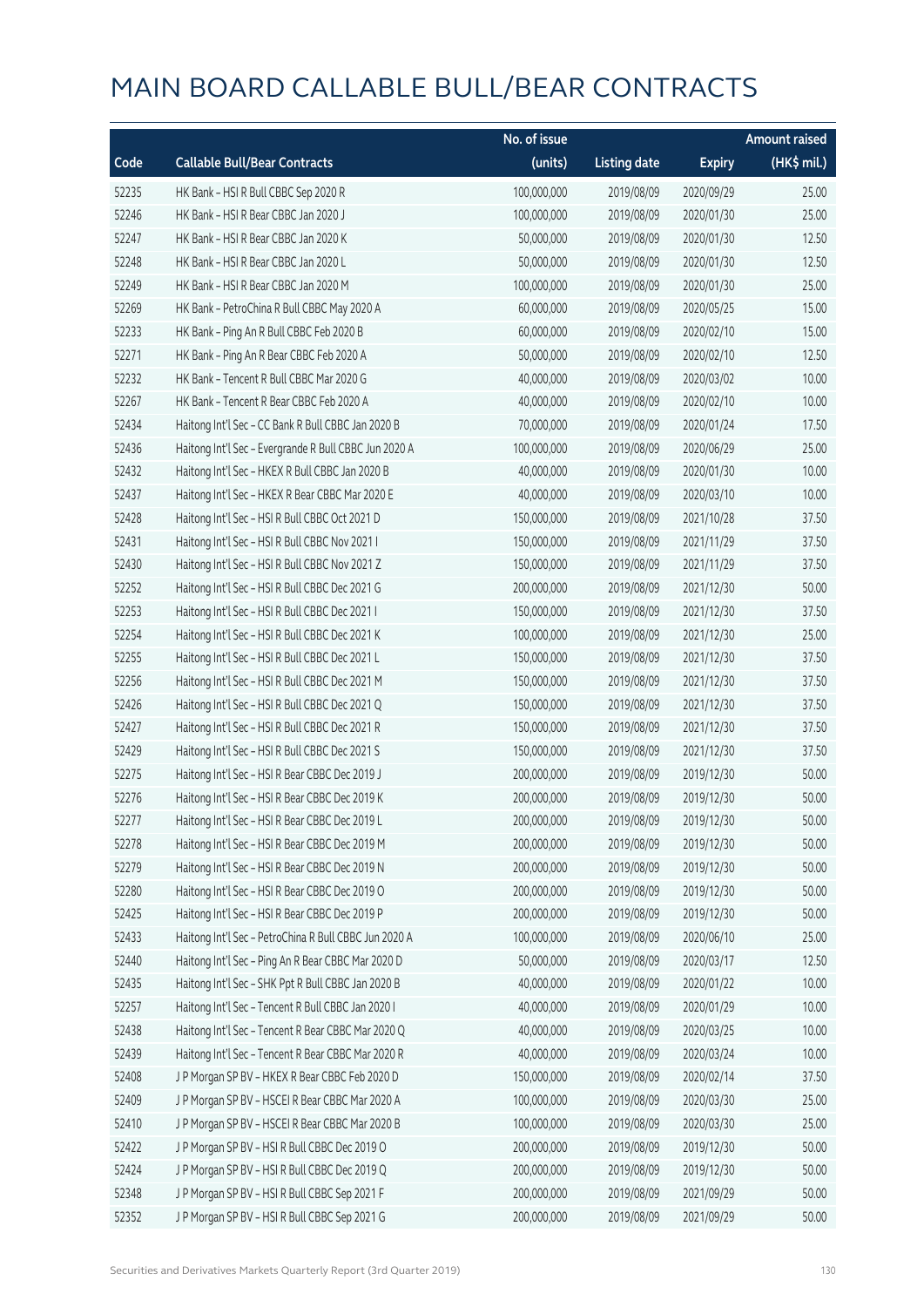# MAIN BOARD CALLABLE BULL/BEAR CONTRACTS

| Code | Callable Bull/Bear Contracts | No. of issue (units) | Listing date | Expiry | Amount raised (HK$ mil.) |
|---|---|---|---|---|---|
| 52235 | HK Bank – HSI R Bull CBBC Sep 2020 R | 100,000,000 | 2019/08/09 | 2020/09/29 | 25.00 |
| 52246 | HK Bank – HSI R Bear CBBC Jan 2020 J | 100,000,000 | 2019/08/09 | 2020/01/30 | 25.00 |
| 52247 | HK Bank – HSI R Bear CBBC Jan 2020 K | 50,000,000 | 2019/08/09 | 2020/01/30 | 12.50 |
| 52248 | HK Bank – HSI R Bear CBBC Jan 2020 L | 50,000,000 | 2019/08/09 | 2020/01/30 | 12.50 |
| 52249 | HK Bank – HSI R Bear CBBC Jan 2020 M | 100,000,000 | 2019/08/09 | 2020/01/30 | 25.00 |
| 52269 | HK Bank – PetroChina R Bull CBBC May 2020 A | 60,000,000 | 2019/08/09 | 2020/05/25 | 15.00 |
| 52233 | HK Bank – Ping An R Bull CBBC Feb 2020 B | 60,000,000 | 2019/08/09 | 2020/02/10 | 15.00 |
| 52271 | HK Bank – Ping An R Bear CBBC Feb 2020 A | 50,000,000 | 2019/08/09 | 2020/02/10 | 12.50 |
| 52232 | HK Bank – Tencent R Bull CBBC Mar 2020 G | 40,000,000 | 2019/08/09 | 2020/03/02 | 10.00 |
| 52267 | HK Bank – Tencent R Bear CBBC Feb 2020 A | 40,000,000 | 2019/08/09 | 2020/02/10 | 10.00 |
| 52434 | Haitong Int'l Sec – CC Bank R Bull CBBC Jan 2020 B | 70,000,000 | 2019/08/09 | 2020/01/24 | 17.50 |
| 52436 | Haitong Int'l Sec – Evergrande R Bull CBBC Jun 2020 A | 100,000,000 | 2019/08/09 | 2020/06/29 | 25.00 |
| 52432 | Haitong Int'l Sec – HKEX R Bull CBBC Jan 2020 B | 40,000,000 | 2019/08/09 | 2020/01/30 | 10.00 |
| 52437 | Haitong Int'l Sec – HKEX R Bear CBBC Mar 2020 E | 40,000,000 | 2019/08/09 | 2020/03/10 | 10.00 |
| 52428 | Haitong Int'l Sec – HSI R Bull CBBC Oct 2021 D | 150,000,000 | 2019/08/09 | 2021/10/28 | 37.50 |
| 52431 | Haitong Int'l Sec – HSI R Bull CBBC Nov 2021 I | 150,000,000 | 2019/08/09 | 2021/11/29 | 37.50 |
| 52430 | Haitong Int'l Sec – HSI R Bull CBBC Nov 2021 Z | 150,000,000 | 2019/08/09 | 2021/11/29 | 37.50 |
| 52252 | Haitong Int'l Sec – HSI R Bull CBBC Dec 2021 G | 200,000,000 | 2019/08/09 | 2021/12/30 | 50.00 |
| 52253 | Haitong Int'l Sec – HSI R Bull CBBC Dec 2021 I | 150,000,000 | 2019/08/09 | 2021/12/30 | 37.50 |
| 52254 | Haitong Int'l Sec – HSI R Bull CBBC Dec 2021 K | 100,000,000 | 2019/08/09 | 2021/12/30 | 25.00 |
| 52255 | Haitong Int'l Sec – HSI R Bull CBBC Dec 2021 L | 150,000,000 | 2019/08/09 | 2021/12/30 | 37.50 |
| 52256 | Haitong Int'l Sec – HSI R Bull CBBC Dec 2021 M | 150,000,000 | 2019/08/09 | 2021/12/30 | 37.50 |
| 52426 | Haitong Int'l Sec – HSI R Bull CBBC Dec 2021 Q | 150,000,000 | 2019/08/09 | 2021/12/30 | 37.50 |
| 52427 | Haitong Int'l Sec – HSI R Bull CBBC Dec 2021 R | 150,000,000 | 2019/08/09 | 2021/12/30 | 37.50 |
| 52429 | Haitong Int'l Sec – HSI R Bull CBBC Dec 2021 S | 150,000,000 | 2019/08/09 | 2021/12/30 | 37.50 |
| 52275 | Haitong Int'l Sec – HSI R Bear CBBC Dec 2019 J | 200,000,000 | 2019/08/09 | 2019/12/30 | 50.00 |
| 52276 | Haitong Int'l Sec – HSI R Bear CBBC Dec 2019 K | 200,000,000 | 2019/08/09 | 2019/12/30 | 50.00 |
| 52277 | Haitong Int'l Sec – HSI R Bear CBBC Dec 2019 L | 200,000,000 | 2019/08/09 | 2019/12/30 | 50.00 |
| 52278 | Haitong Int'l Sec – HSI R Bear CBBC Dec 2019 M | 200,000,000 | 2019/08/09 | 2019/12/30 | 50.00 |
| 52279 | Haitong Int'l Sec – HSI R Bear CBBC Dec 2019 N | 200,000,000 | 2019/08/09 | 2019/12/30 | 50.00 |
| 52280 | Haitong Int'l Sec – HSI R Bear CBBC Dec 2019 O | 200,000,000 | 2019/08/09 | 2019/12/30 | 50.00 |
| 52425 | Haitong Int'l Sec – HSI R Bear CBBC Dec 2019 P | 200,000,000 | 2019/08/09 | 2019/12/30 | 50.00 |
| 52433 | Haitong Int'l Sec – PetroChina R Bull CBBC Jun 2020 A | 100,000,000 | 2019/08/09 | 2020/06/10 | 25.00 |
| 52440 | Haitong Int'l Sec – Ping An R Bear CBBC Mar 2020 D | 50,000,000 | 2019/08/09 | 2020/03/17 | 12.50 |
| 52435 | Haitong Int'l Sec – SHK Ppt R Bull CBBC Jan 2020 B | 40,000,000 | 2019/08/09 | 2020/01/22 | 10.00 |
| 52257 | Haitong Int'l Sec – Tencent R Bull CBBC Jan 2020 I | 40,000,000 | 2019/08/09 | 2020/01/29 | 10.00 |
| 52438 | Haitong Int'l Sec – Tencent R Bear CBBC Mar 2020 Q | 40,000,000 | 2019/08/09 | 2020/03/25 | 10.00 |
| 52439 | Haitong Int'l Sec – Tencent R Bear CBBC Mar 2020 R | 40,000,000 | 2019/08/09 | 2020/03/24 | 10.00 |
| 52408 | J P Morgan SP BV – HKEX R Bear CBBC Feb 2020 D | 150,000,000 | 2019/08/09 | 2020/02/14 | 37.50 |
| 52409 | J P Morgan SP BV – HSCEI R Bear CBBC Mar 2020 A | 100,000,000 | 2019/08/09 | 2020/03/30 | 25.00 |
| 52410 | J P Morgan SP BV – HSCEI R Bear CBBC Mar 2020 B | 100,000,000 | 2019/08/09 | 2020/03/30 | 25.00 |
| 52422 | J P Morgan SP BV – HSI R Bull CBBC Dec 2019 O | 200,000,000 | 2019/08/09 | 2019/12/30 | 50.00 |
| 52424 | J P Morgan SP BV – HSI R Bull CBBC Dec 2019 Q | 200,000,000 | 2019/08/09 | 2019/12/30 | 50.00 |
| 52348 | J P Morgan SP BV – HSI R Bull CBBC Sep 2021 F | 200,000,000 | 2019/08/09 | 2021/09/29 | 50.00 |
| 52352 | J P Morgan SP BV – HSI R Bull CBBC Sep 2021 G | 200,000,000 | 2019/08/09 | 2021/09/29 | 50.00 |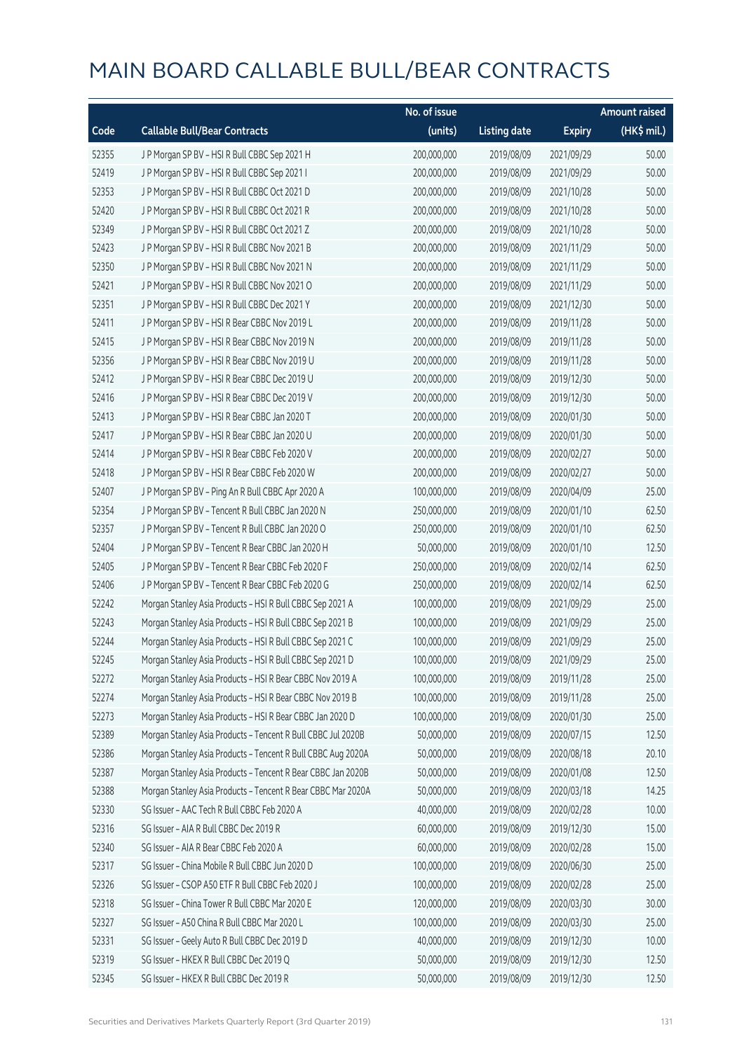# MAIN BOARD CALLABLE BULL/BEAR CONTRACTS

| Code | Callable Bull/Bear Contracts | No. of issue (units) | Listing date | Expiry | Amount raised (HK$ mil.) |
|---|---|---|---|---|---|
| 52355 | J P Morgan SP BV – HSI R Bull CBBC Sep 2021 H | 200,000,000 | 2019/08/09 | 2021/09/29 | 50.00 |
| 52419 | J P Morgan SP BV – HSI R Bull CBBC Sep 2021 I | 200,000,000 | 2019/08/09 | 2021/09/29 | 50.00 |
| 52353 | J P Morgan SP BV – HSI R Bull CBBC Oct 2021 D | 200,000,000 | 2019/08/09 | 2021/10/28 | 50.00 |
| 52420 | J P Morgan SP BV – HSI R Bull CBBC Oct 2021 R | 200,000,000 | 2019/08/09 | 2021/10/28 | 50.00 |
| 52349 | J P Morgan SP BV – HSI R Bull CBBC Oct 2021 Z | 200,000,000 | 2019/08/09 | 2021/10/28 | 50.00 |
| 52423 | J P Morgan SP BV – HSI R Bull CBBC Nov 2021 B | 200,000,000 | 2019/08/09 | 2021/11/29 | 50.00 |
| 52350 | J P Morgan SP BV – HSI R Bull CBBC Nov 2021 N | 200,000,000 | 2019/08/09 | 2021/11/29 | 50.00 |
| 52421 | J P Morgan SP BV – HSI R Bull CBBC Nov 2021 O | 200,000,000 | 2019/08/09 | 2021/11/29 | 50.00 |
| 52351 | J P Morgan SP BV – HSI R Bull CBBC Dec 2021 Y | 200,000,000 | 2019/08/09 | 2021/12/30 | 50.00 |
| 52411 | J P Morgan SP BV – HSI R Bear CBBC Nov 2019 L | 200,000,000 | 2019/08/09 | 2019/11/28 | 50.00 |
| 52415 | J P Morgan SP BV – HSI R Bear CBBC Nov 2019 N | 200,000,000 | 2019/08/09 | 2019/11/28 | 50.00 |
| 52356 | J P Morgan SP BV – HSI R Bear CBBC Nov 2019 U | 200,000,000 | 2019/08/09 | 2019/11/28 | 50.00 |
| 52412 | J P Morgan SP BV – HSI R Bear CBBC Dec 2019 U | 200,000,000 | 2019/08/09 | 2019/12/30 | 50.00 |
| 52416 | J P Morgan SP BV – HSI R Bear CBBC Dec 2019 V | 200,000,000 | 2019/08/09 | 2019/12/30 | 50.00 |
| 52413 | J P Morgan SP BV – HSI R Bear CBBC Jan 2020 T | 200,000,000 | 2019/08/09 | 2020/01/30 | 50.00 |
| 52417 | J P Morgan SP BV – HSI R Bear CBBC Jan 2020 U | 200,000,000 | 2019/08/09 | 2020/01/30 | 50.00 |
| 52414 | J P Morgan SP BV – HSI R Bear CBBC Feb 2020 V | 200,000,000 | 2019/08/09 | 2020/02/27 | 50.00 |
| 52418 | J P Morgan SP BV – HSI R Bear CBBC Feb 2020 W | 200,000,000 | 2019/08/09 | 2020/02/27 | 50.00 |
| 52407 | J P Morgan SP BV – Ping An R Bull CBBC Apr 2020 A | 100,000,000 | 2019/08/09 | 2020/04/09 | 25.00 |
| 52354 | J P Morgan SP BV – Tencent R Bull CBBC Jan 2020 N | 250,000,000 | 2019/08/09 | 2020/01/10 | 62.50 |
| 52357 | J P Morgan SP BV – Tencent R Bull CBBC Jan 2020 O | 250,000,000 | 2019/08/09 | 2020/01/10 | 62.50 |
| 52404 | J P Morgan SP BV – Tencent R Bear CBBC Jan 2020 H | 50,000,000 | 2019/08/09 | 2020/01/10 | 12.50 |
| 52405 | J P Morgan SP BV – Tencent R Bear CBBC Feb 2020 F | 250,000,000 | 2019/08/09 | 2020/02/14 | 62.50 |
| 52406 | J P Morgan SP BV – Tencent R Bear CBBC Feb 2020 G | 250,000,000 | 2019/08/09 | 2020/02/14 | 62.50 |
| 52242 | Morgan Stanley Asia Products – HSI R Bull CBBC Sep 2021 A | 100,000,000 | 2019/08/09 | 2021/09/29 | 25.00 |
| 52243 | Morgan Stanley Asia Products – HSI R Bull CBBC Sep 2021 B | 100,000,000 | 2019/08/09 | 2021/09/29 | 25.00 |
| 52244 | Morgan Stanley Asia Products – HSI R Bull CBBC Sep 2021 C | 100,000,000 | 2019/08/09 | 2021/09/29 | 25.00 |
| 52245 | Morgan Stanley Asia Products – HSI R Bull CBBC Sep 2021 D | 100,000,000 | 2019/08/09 | 2021/09/29 | 25.00 |
| 52272 | Morgan Stanley Asia Products – HSI R Bear CBBC Nov 2019 A | 100,000,000 | 2019/08/09 | 2019/11/28 | 25.00 |
| 52274 | Morgan Stanley Asia Products – HSI R Bear CBBC Nov 2019 B | 100,000,000 | 2019/08/09 | 2019/11/28 | 25.00 |
| 52273 | Morgan Stanley Asia Products – HSI R Bear CBBC Jan 2020 D | 100,000,000 | 2019/08/09 | 2020/01/30 | 25.00 |
| 52389 | Morgan Stanley Asia Products – Tencent R Bull CBBC Jul 2020B | 50,000,000 | 2019/08/09 | 2020/07/15 | 12.50 |
| 52386 | Morgan Stanley Asia Products – Tencent R Bull CBBC Aug 2020A | 50,000,000 | 2019/08/09 | 2020/08/18 | 20.10 |
| 52387 | Morgan Stanley Asia Products – Tencent R Bear CBBC Jan 2020B | 50,000,000 | 2019/08/09 | 2020/01/08 | 12.50 |
| 52388 | Morgan Stanley Asia Products – Tencent R Bear CBBC Mar 2020A | 50,000,000 | 2019/08/09 | 2020/03/18 | 14.25 |
| 52330 | SG Issuer – AAC Tech R Bull CBBC Feb 2020 A | 40,000,000 | 2019/08/09 | 2020/02/28 | 10.00 |
| 52316 | SG Issuer – AIA R Bull CBBC Dec 2019 R | 60,000,000 | 2019/08/09 | 2019/12/30 | 15.00 |
| 52340 | SG Issuer – AIA R Bear CBBC Feb 2020 A | 60,000,000 | 2019/08/09 | 2020/02/28 | 15.00 |
| 52317 | SG Issuer – China Mobile R Bull CBBC Jun 2020 D | 100,000,000 | 2019/08/09 | 2020/06/30 | 25.00 |
| 52326 | SG Issuer – CSOP A50 ETF R Bull CBBC Feb 2020 J | 100,000,000 | 2019/08/09 | 2020/02/28 | 25.00 |
| 52318 | SG Issuer – China Tower R Bull CBBC Mar 2020 E | 120,000,000 | 2019/08/09 | 2020/03/30 | 30.00 |
| 52327 | SG Issuer – A50 China R Bull CBBC Mar 2020 L | 100,000,000 | 2019/08/09 | 2020/03/30 | 25.00 |
| 52331 | SG Issuer – Geely Auto R Bull CBBC Dec 2019 D | 40,000,000 | 2019/08/09 | 2019/12/30 | 10.00 |
| 52319 | SG Issuer – HKEX R Bull CBBC Dec 2019 Q | 50,000,000 | 2019/08/09 | 2019/12/30 | 12.50 |
| 52345 | SG Issuer – HKEX R Bull CBBC Dec 2019 R | 50,000,000 | 2019/08/09 | 2019/12/30 | 12.50 |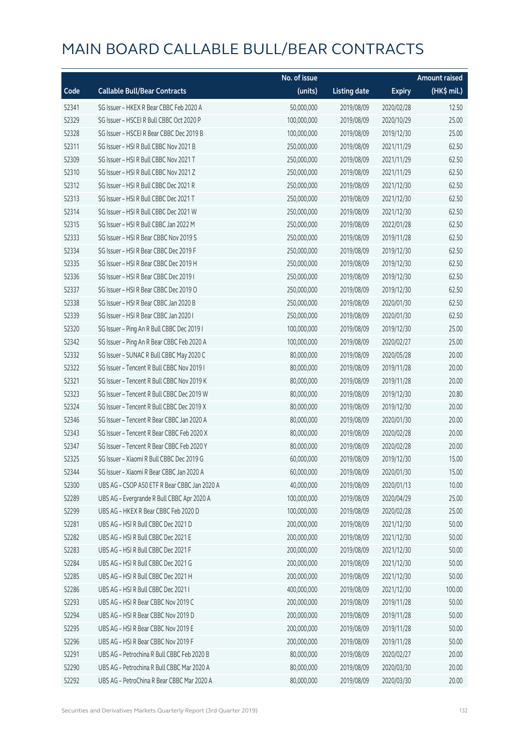# MAIN BOARD CALLABLE BULL/BEAR CONTRACTS

| Code | Callable Bull/Bear Contracts | No. of issue (units) | Listing date | Expiry | Amount raised (HK$ mil.) |
|---|---|---|---|---|---|
| 52341 | SG Issuer – HKEX R Bear CBBC Feb 2020 A | 50,000,000 | 2019/08/09 | 2020/02/28 | 12.50 |
| 52329 | SG Issuer – HSCEI R Bull CBBC Oct 2020 P | 100,000,000 | 2019/08/09 | 2020/10/29 | 25.00 |
| 52328 | SG Issuer – HSCEI R Bear CBBC Dec 2019 B | 100,000,000 | 2019/08/09 | 2019/12/30 | 25.00 |
| 52311 | SG Issuer – HSI R Bull CBBC Nov 2021 B | 250,000,000 | 2019/08/09 | 2021/11/29 | 62.50 |
| 52309 | SG Issuer – HSI R Bull CBBC Nov 2021 T | 250,000,000 | 2019/08/09 | 2021/11/29 | 62.50 |
| 52310 | SG Issuer – HSI R Bull CBBC Nov 2021 Z | 250,000,000 | 2019/08/09 | 2021/11/29 | 62.50 |
| 52312 | SG Issuer – HSI R Bull CBBC Dec 2021 R | 250,000,000 | 2019/08/09 | 2021/12/30 | 62.50 |
| 52313 | SG Issuer – HSI R Bull CBBC Dec 2021 T | 250,000,000 | 2019/08/09 | 2021/12/30 | 62.50 |
| 52314 | SG Issuer – HSI R Bull CBBC Dec 2021 W | 250,000,000 | 2019/08/09 | 2021/12/30 | 62.50 |
| 52315 | SG Issuer – HSI R Bull CBBC Jan 2022 M | 250,000,000 | 2019/08/09 | 2022/01/28 | 62.50 |
| 52333 | SG Issuer – HSI R Bear CBBC Nov 2019 S | 250,000,000 | 2019/08/09 | 2019/11/28 | 62.50 |
| 52334 | SG Issuer – HSI R Bear CBBC Dec 2019 F | 250,000,000 | 2019/08/09 | 2019/12/30 | 62.50 |
| 52335 | SG Issuer – HSI R Bear CBBC Dec 2019 H | 250,000,000 | 2019/08/09 | 2019/12/30 | 62.50 |
| 52336 | SG Issuer – HSI R Bear CBBC Dec 2019 I | 250,000,000 | 2019/08/09 | 2019/12/30 | 62.50 |
| 52337 | SG Issuer – HSI R Bear CBBC Dec 2019 O | 250,000,000 | 2019/08/09 | 2019/12/30 | 62.50 |
| 52338 | SG Issuer – HSI R Bear CBBC Jan 2020 B | 250,000,000 | 2019/08/09 | 2020/01/30 | 62.50 |
| 52339 | SG Issuer – HSI R Bear CBBC Jan 2020 I | 250,000,000 | 2019/08/09 | 2020/01/30 | 62.50 |
| 52320 | SG Issuer – Ping An R Bull CBBC Dec 2019 I | 100,000,000 | 2019/08/09 | 2019/12/30 | 25.00 |
| 52342 | SG Issuer – Ping An R Bear CBBC Feb 2020 A | 100,000,000 | 2019/08/09 | 2020/02/27 | 25.00 |
| 52332 | SG Issuer – SUNAC R Bull CBBC May 2020 C | 80,000,000 | 2019/08/09 | 2020/05/28 | 20.00 |
| 52322 | SG Issuer – Tencent R Bull CBBC Nov 2019 I | 80,000,000 | 2019/08/09 | 2019/11/28 | 20.00 |
| 52321 | SG Issuer – Tencent R Bull CBBC Nov 2019 K | 80,000,000 | 2019/08/09 | 2019/11/28 | 20.00 |
| 52323 | SG Issuer – Tencent R Bull CBBC Dec 2019 W | 80,000,000 | 2019/08/09 | 2019/12/30 | 20.80 |
| 52324 | SG Issuer – Tencent R Bull CBBC Dec 2019 X | 80,000,000 | 2019/08/09 | 2019/12/30 | 20.00 |
| 52346 | SG Issuer – Tencent R Bear CBBC Jan 2020 A | 80,000,000 | 2019/08/09 | 2020/01/30 | 20.00 |
| 52343 | SG Issuer – Tencent R Bear CBBC Feb 2020 X | 80,000,000 | 2019/08/09 | 2020/02/28 | 20.00 |
| 52347 | SG Issuer – Tencent R Bear CBBC Feb 2020 Y | 80,000,000 | 2019/08/09 | 2020/02/28 | 20.00 |
| 52325 | SG Issuer – Xiaomi R Bull CBBC Dec 2019 G | 60,000,000 | 2019/08/09 | 2019/12/30 | 15.00 |
| 52344 | SG Issuer – Xiaomi R Bear CBBC Jan 2020 A | 60,000,000 | 2019/08/09 | 2020/01/30 | 15.00 |
| 52300 | UBS AG – CSOP A50 ETF R Bear CBBC Jan 2020 A | 40,000,000 | 2019/08/09 | 2020/01/13 | 10.00 |
| 52289 | UBS AG – Evergrande R Bull CBBC Apr 2020 A | 100,000,000 | 2019/08/09 | 2020/04/29 | 25.00 |
| 52299 | UBS AG – HKEX R Bear CBBC Feb 2020 D | 100,000,000 | 2019/08/09 | 2020/02/28 | 25.00 |
| 52281 | UBS AG – HSI R Bull CBBC Dec 2021 D | 200,000,000 | 2019/08/09 | 2021/12/30 | 50.00 |
| 52282 | UBS AG – HSI R Bull CBBC Dec 2021 E | 200,000,000 | 2019/08/09 | 2021/12/30 | 50.00 |
| 52283 | UBS AG – HSI R Bull CBBC Dec 2021 F | 200,000,000 | 2019/08/09 | 2021/12/30 | 50.00 |
| 52284 | UBS AG – HSI R Bull CBBC Dec 2021 G | 200,000,000 | 2019/08/09 | 2021/12/30 | 50.00 |
| 52285 | UBS AG – HSI R Bull CBBC Dec 2021 H | 200,000,000 | 2019/08/09 | 2021/12/30 | 50.00 |
| 52286 | UBS AG – HSI R Bull CBBC Dec 2021 I | 400,000,000 | 2019/08/09 | 2021/12/30 | 100.00 |
| 52293 | UBS AG – HSI R Bear CBBC Nov 2019 C | 200,000,000 | 2019/08/09 | 2019/11/28 | 50.00 |
| 52294 | UBS AG – HSI R Bear CBBC Nov 2019 D | 200,000,000 | 2019/08/09 | 2019/11/28 | 50.00 |
| 52295 | UBS AG – HSI R Bear CBBC Nov 2019 E | 200,000,000 | 2019/08/09 | 2019/11/28 | 50.00 |
| 52296 | UBS AG – HSI R Bear CBBC Nov 2019 F | 200,000,000 | 2019/08/09 | 2019/11/28 | 50.00 |
| 52291 | UBS AG – Petrochina R Bull CBBC Feb 2020 B | 80,000,000 | 2019/08/09 | 2020/02/27 | 20.00 |
| 52290 | UBS AG – Petrochina R Bull CBBC Mar 2020 A | 80,000,000 | 2019/08/09 | 2020/03/30 | 20.00 |
| 52292 | UBS AG – PetroChina R Bear CBBC Mar 2020 A | 80,000,000 | 2019/08/09 | 2020/03/30 | 20.00 |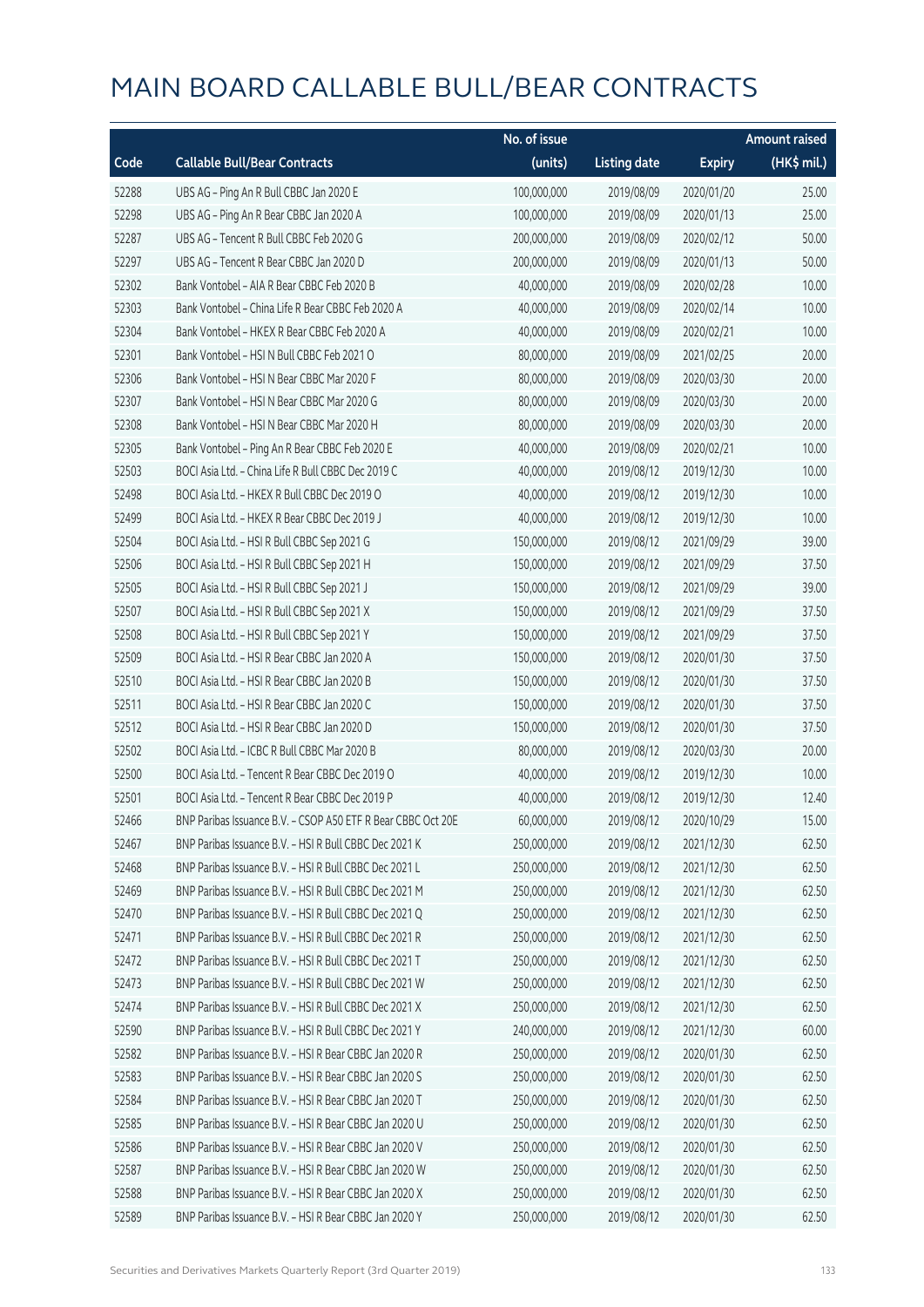# MAIN BOARD CALLABLE BULL/BEAR CONTRACTS

| Code | Callable Bull/Bear Contracts | No. of issue (units) | Listing date | Expiry | Amount raised (HK$ mil.) |
|---|---|---|---|---|---|
| 52288 | UBS AG - Ping An R Bull CBBC Jan 2020 E | 100,000,000 | 2019/08/09 | 2020/01/20 | 25.00 |
| 52298 | UBS AG - Ping An R Bear CBBC Jan 2020 A | 100,000,000 | 2019/08/09 | 2020/01/13 | 25.00 |
| 52287 | UBS AG - Tencent R Bull CBBC Feb 2020 G | 200,000,000 | 2019/08/09 | 2020/02/12 | 50.00 |
| 52297 | UBS AG - Tencent R Bear CBBC Jan 2020 D | 200,000,000 | 2019/08/09 | 2020/01/13 | 50.00 |
| 52302 | Bank Vontobel - AIA R Bear CBBC Feb 2020 B | 40,000,000 | 2019/08/09 | 2020/02/28 | 10.00 |
| 52303 | Bank Vontobel - China Life R Bear CBBC Feb 2020 A | 40,000,000 | 2019/08/09 | 2020/02/14 | 10.00 |
| 52304 | Bank Vontobel - HKEX R Bear CBBC Feb 2020 A | 40,000,000 | 2019/08/09 | 2020/02/21 | 10.00 |
| 52301 | Bank Vontobel - HSI N Bull CBBC Feb 2021 O | 80,000,000 | 2019/08/09 | 2021/02/25 | 20.00 |
| 52306 | Bank Vontobel - HSI N Bear CBBC Mar 2020 F | 80,000,000 | 2019/08/09 | 2020/03/30 | 20.00 |
| 52307 | Bank Vontobel - HSI N Bear CBBC Mar 2020 G | 80,000,000 | 2019/08/09 | 2020/03/30 | 20.00 |
| 52308 | Bank Vontobel - HSI N Bear CBBC Mar 2020 H | 80,000,000 | 2019/08/09 | 2020/03/30 | 20.00 |
| 52305 | Bank Vontobel - Ping An R Bear CBBC Feb 2020 E | 40,000,000 | 2019/08/09 | 2020/02/21 | 10.00 |
| 52503 | BOCI Asia Ltd. - China Life R Bull CBBC Dec 2019 C | 40,000,000 | 2019/08/12 | 2019/12/30 | 10.00 |
| 52498 | BOCI Asia Ltd. - HKEX R Bull CBBC Dec 2019 O | 40,000,000 | 2019/08/12 | 2019/12/30 | 10.00 |
| 52499 | BOCI Asia Ltd. - HKEX R Bear CBBC Dec 2019 J | 40,000,000 | 2019/08/12 | 2019/12/30 | 10.00 |
| 52504 | BOCI Asia Ltd. - HSI R Bull CBBC Sep 2021 G | 150,000,000 | 2019/08/12 | 2021/09/29 | 39.00 |
| 52506 | BOCI Asia Ltd. - HSI R Bull CBBC Sep 2021 H | 150,000,000 | 2019/08/12 | 2021/09/29 | 37.50 |
| 52505 | BOCI Asia Ltd. - HSI R Bull CBBC Sep 2021 J | 150,000,000 | 2019/08/12 | 2021/09/29 | 39.00 |
| 52507 | BOCI Asia Ltd. - HSI R Bull CBBC Sep 2021 X | 150,000,000 | 2019/08/12 | 2021/09/29 | 37.50 |
| 52508 | BOCI Asia Ltd. - HSI R Bull CBBC Sep 2021 Y | 150,000,000 | 2019/08/12 | 2021/09/29 | 37.50 |
| 52509 | BOCI Asia Ltd. - HSI R Bear CBBC Jan 2020 A | 150,000,000 | 2019/08/12 | 2020/01/30 | 37.50 |
| 52510 | BOCI Asia Ltd. - HSI R Bear CBBC Jan 2020 B | 150,000,000 | 2019/08/12 | 2020/01/30 | 37.50 |
| 52511 | BOCI Asia Ltd. - HSI R Bear CBBC Jan 2020 C | 150,000,000 | 2019/08/12 | 2020/01/30 | 37.50 |
| 52512 | BOCI Asia Ltd. - HSI R Bear CBBC Jan 2020 D | 150,000,000 | 2019/08/12 | 2020/01/30 | 37.50 |
| 52502 | BOCI Asia Ltd. - ICBC R Bull CBBC Mar 2020 B | 80,000,000 | 2019/08/12 | 2020/03/30 | 20.00 |
| 52500 | BOCI Asia Ltd. - Tencent R Bear CBBC Dec 2019 O | 40,000,000 | 2019/08/12 | 2019/12/30 | 10.00 |
| 52501 | BOCI Asia Ltd. - Tencent R Bear CBBC Dec 2019 P | 40,000,000 | 2019/08/12 | 2019/12/30 | 12.40 |
| 52466 | BNP Paribas Issuance B.V. - CSOP A50 ETF R Bear CBBC Oct 20E | 60,000,000 | 2019/08/12 | 2020/10/29 | 15.00 |
| 52467 | BNP Paribas Issuance B.V. - HSI R Bull CBBC Dec 2021 K | 250,000,000 | 2019/08/12 | 2021/12/30 | 62.50 |
| 52468 | BNP Paribas Issuance B.V. - HSI R Bull CBBC Dec 2021 L | 250,000,000 | 2019/08/12 | 2021/12/30 | 62.50 |
| 52469 | BNP Paribas Issuance B.V. - HSI R Bull CBBC Dec 2021 M | 250,000,000 | 2019/08/12 | 2021/12/30 | 62.50 |
| 52470 | BNP Paribas Issuance B.V. - HSI R Bull CBBC Dec 2021 Q | 250,000,000 | 2019/08/12 | 2021/12/30 | 62.50 |
| 52471 | BNP Paribas Issuance B.V. - HSI R Bull CBBC Dec 2021 R | 250,000,000 | 2019/08/12 | 2021/12/30 | 62.50 |
| 52472 | BNP Paribas Issuance B.V. - HSI R Bull CBBC Dec 2021 T | 250,000,000 | 2019/08/12 | 2021/12/30 | 62.50 |
| 52473 | BNP Paribas Issuance B.V. - HSI R Bull CBBC Dec 2021 W | 250,000,000 | 2019/08/12 | 2021/12/30 | 62.50 |
| 52474 | BNP Paribas Issuance B.V. - HSI R Bull CBBC Dec 2021 X | 250,000,000 | 2019/08/12 | 2021/12/30 | 62.50 |
| 52590 | BNP Paribas Issuance B.V. - HSI R Bull CBBC Dec 2021 Y | 240,000,000 | 2019/08/12 | 2021/12/30 | 60.00 |
| 52582 | BNP Paribas Issuance B.V. - HSI R Bear CBBC Jan 2020 R | 250,000,000 | 2019/08/12 | 2020/01/30 | 62.50 |
| 52583 | BNP Paribas Issuance B.V. - HSI R Bear CBBC Jan 2020 S | 250,000,000 | 2019/08/12 | 2020/01/30 | 62.50 |
| 52584 | BNP Paribas Issuance B.V. - HSI R Bear CBBC Jan 2020 T | 250,000,000 | 2019/08/12 | 2020/01/30 | 62.50 |
| 52585 | BNP Paribas Issuance B.V. - HSI R Bear CBBC Jan 2020 U | 250,000,000 | 2019/08/12 | 2020/01/30 | 62.50 |
| 52586 | BNP Paribas Issuance B.V. - HSI R Bear CBBC Jan 2020 V | 250,000,000 | 2019/08/12 | 2020/01/30 | 62.50 |
| 52587 | BNP Paribas Issuance B.V. - HSI R Bear CBBC Jan 2020 W | 250,000,000 | 2019/08/12 | 2020/01/30 | 62.50 |
| 52588 | BNP Paribas Issuance B.V. - HSI R Bear CBBC Jan 2020 X | 250,000,000 | 2019/08/12 | 2020/01/30 | 62.50 |
| 52589 | BNP Paribas Issuance B.V. - HSI R Bear CBBC Jan 2020 Y | 250,000,000 | 2019/08/12 | 2020/01/30 | 62.50 |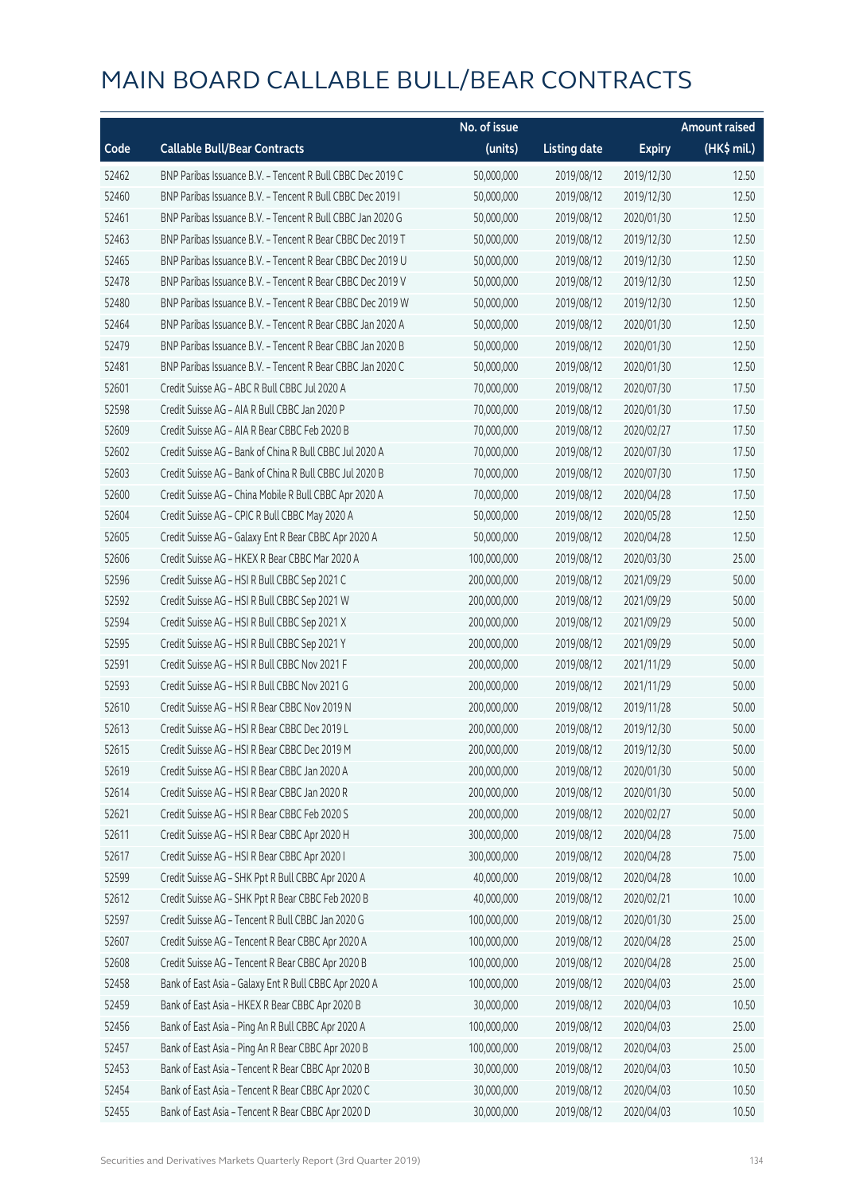# MAIN BOARD CALLABLE BULL/BEAR CONTRACTS

| Code | Callable Bull/Bear Contracts | No. of issue (units) | Listing date | Expiry | Amount raised (HK$ mil.) |
|---|---|---|---|---|---|
| 52462 | BNP Paribas Issuance B.V. – Tencent R Bull CBBC Dec 2019 C | 50,000,000 | 2019/08/12 | 2019/12/30 | 12.50 |
| 52460 | BNP Paribas Issuance B.V. – Tencent R Bull CBBC Dec 2019 I | 50,000,000 | 2019/08/12 | 2019/12/30 | 12.50 |
| 52461 | BNP Paribas Issuance B.V. – Tencent R Bull CBBC Jan 2020 G | 50,000,000 | 2019/08/12 | 2020/01/30 | 12.50 |
| 52463 | BNP Paribas Issuance B.V. – Tencent R Bear CBBC Dec 2019 T | 50,000,000 | 2019/08/12 | 2019/12/30 | 12.50 |
| 52465 | BNP Paribas Issuance B.V. – Tencent R Bear CBBC Dec 2019 U | 50,000,000 | 2019/08/12 | 2019/12/30 | 12.50 |
| 52478 | BNP Paribas Issuance B.V. – Tencent R Bear CBBC Dec 2019 V | 50,000,000 | 2019/08/12 | 2019/12/30 | 12.50 |
| 52480 | BNP Paribas Issuance B.V. – Tencent R Bear CBBC Dec 2019 W | 50,000,000 | 2019/08/12 | 2019/12/30 | 12.50 |
| 52464 | BNP Paribas Issuance B.V. – Tencent R Bear CBBC Jan 2020 A | 50,000,000 | 2019/08/12 | 2020/01/30 | 12.50 |
| 52479 | BNP Paribas Issuance B.V. – Tencent R Bear CBBC Jan 2020 B | 50,000,000 | 2019/08/12 | 2020/01/30 | 12.50 |
| 52481 | BNP Paribas Issuance B.V. – Tencent R Bear CBBC Jan 2020 C | 50,000,000 | 2019/08/12 | 2020/01/30 | 12.50 |
| 52601 | Credit Suisse AG – ABC R Bull CBBC Jul 2020 A | 70,000,000 | 2019/08/12 | 2020/07/30 | 17.50 |
| 52598 | Credit Suisse AG – AIA R Bull CBBC Jan 2020 P | 70,000,000 | 2019/08/12 | 2020/01/30 | 17.50 |
| 52609 | Credit Suisse AG – AIA R Bear CBBC Feb 2020 B | 70,000,000 | 2019/08/12 | 2020/02/27 | 17.50 |
| 52602 | Credit Suisse AG – Bank of China R Bull CBBC Jul 2020 A | 70,000,000 | 2019/08/12 | 2020/07/30 | 17.50 |
| 52603 | Credit Suisse AG – Bank of China R Bull CBBC Jul 2020 B | 70,000,000 | 2019/08/12 | 2020/07/30 | 17.50 |
| 52600 | Credit Suisse AG – China Mobile R Bull CBBC Apr 2020 A | 70,000,000 | 2019/08/12 | 2020/04/28 | 17.50 |
| 52604 | Credit Suisse AG – CPIC R Bull CBBC May 2020 A | 50,000,000 | 2019/08/12 | 2020/05/28 | 12.50 |
| 52605 | Credit Suisse AG – Galaxy Ent R Bear CBBC Apr 2020 A | 50,000,000 | 2019/08/12 | 2020/04/28 | 12.50 |
| 52606 | Credit Suisse AG – HKEX R Bear CBBC Mar 2020 A | 100,000,000 | 2019/08/12 | 2020/03/30 | 25.00 |
| 52596 | Credit Suisse AG – HSI R Bull CBBC Sep 2021 C | 200,000,000 | 2019/08/12 | 2021/09/29 | 50.00 |
| 52592 | Credit Suisse AG – HSI R Bull CBBC Sep 2021 W | 200,000,000 | 2019/08/12 | 2021/09/29 | 50.00 |
| 52594 | Credit Suisse AG – HSI R Bull CBBC Sep 2021 X | 200,000,000 | 2019/08/12 | 2021/09/29 | 50.00 |
| 52595 | Credit Suisse AG – HSI R Bull CBBC Sep 2021 Y | 200,000,000 | 2019/08/12 | 2021/09/29 | 50.00 |
| 52591 | Credit Suisse AG – HSI R Bull CBBC Nov 2021 F | 200,000,000 | 2019/08/12 | 2021/11/29 | 50.00 |
| 52593 | Credit Suisse AG – HSI R Bull CBBC Nov 2021 G | 200,000,000 | 2019/08/12 | 2021/11/29 | 50.00 |
| 52610 | Credit Suisse AG – HSI R Bear CBBC Nov 2019 N | 200,000,000 | 2019/08/12 | 2019/11/28 | 50.00 |
| 52613 | Credit Suisse AG – HSI R Bear CBBC Dec 2019 L | 200,000,000 | 2019/08/12 | 2019/12/30 | 50.00 |
| 52615 | Credit Suisse AG – HSI R Bear CBBC Dec 2019 M | 200,000,000 | 2019/08/12 | 2019/12/30 | 50.00 |
| 52619 | Credit Suisse AG – HSI R Bear CBBC Jan 2020 A | 200,000,000 | 2019/08/12 | 2020/01/30 | 50.00 |
| 52614 | Credit Suisse AG – HSI R Bear CBBC Jan 2020 R | 200,000,000 | 2019/08/12 | 2020/01/30 | 50.00 |
| 52621 | Credit Suisse AG – HSI R Bear CBBC Feb 2020 S | 200,000,000 | 2019/08/12 | 2020/02/27 | 50.00 |
| 52611 | Credit Suisse AG – HSI R Bear CBBC Apr 2020 H | 300,000,000 | 2019/08/12 | 2020/04/28 | 75.00 |
| 52617 | Credit Suisse AG – HSI R Bear CBBC Apr 2020 I | 300,000,000 | 2019/08/12 | 2020/04/28 | 75.00 |
| 52599 | Credit Suisse AG – SHK Ppt R Bull CBBC Apr 2020 A | 40,000,000 | 2019/08/12 | 2020/04/28 | 10.00 |
| 52612 | Credit Suisse AG – SHK Ppt R Bear CBBC Feb 2020 B | 40,000,000 | 2019/08/12 | 2020/02/21 | 10.00 |
| 52597 | Credit Suisse AG – Tencent R Bull CBBC Jan 2020 G | 100,000,000 | 2019/08/12 | 2020/01/30 | 25.00 |
| 52607 | Credit Suisse AG – Tencent R Bear CBBC Apr 2020 A | 100,000,000 | 2019/08/12 | 2020/04/28 | 25.00 |
| 52608 | Credit Suisse AG – Tencent R Bear CBBC Apr 2020 B | 100,000,000 | 2019/08/12 | 2020/04/28 | 25.00 |
| 52458 | Bank of East Asia – Galaxy Ent R Bull CBBC Apr 2020 A | 100,000,000 | 2019/08/12 | 2020/04/03 | 25.00 |
| 52459 | Bank of East Asia – HKEX R Bear CBBC Apr 2020 B | 30,000,000 | 2019/08/12 | 2020/04/03 | 10.50 |
| 52456 | Bank of East Asia – Ping An R Bull CBBC Apr 2020 A | 100,000,000 | 2019/08/12 | 2020/04/03 | 25.00 |
| 52457 | Bank of East Asia – Ping An R Bear CBBC Apr 2020 B | 100,000,000 | 2019/08/12 | 2020/04/03 | 25.00 |
| 52453 | Bank of East Asia – Tencent R Bear CBBC Apr 2020 B | 30,000,000 | 2019/08/12 | 2020/04/03 | 10.50 |
| 52454 | Bank of East Asia – Tencent R Bear CBBC Apr 2020 C | 30,000,000 | 2019/08/12 | 2020/04/03 | 10.50 |
| 52455 | Bank of East Asia – Tencent R Bear CBBC Apr 2020 D | 30,000,000 | 2019/08/12 | 2020/04/03 | 10.50 |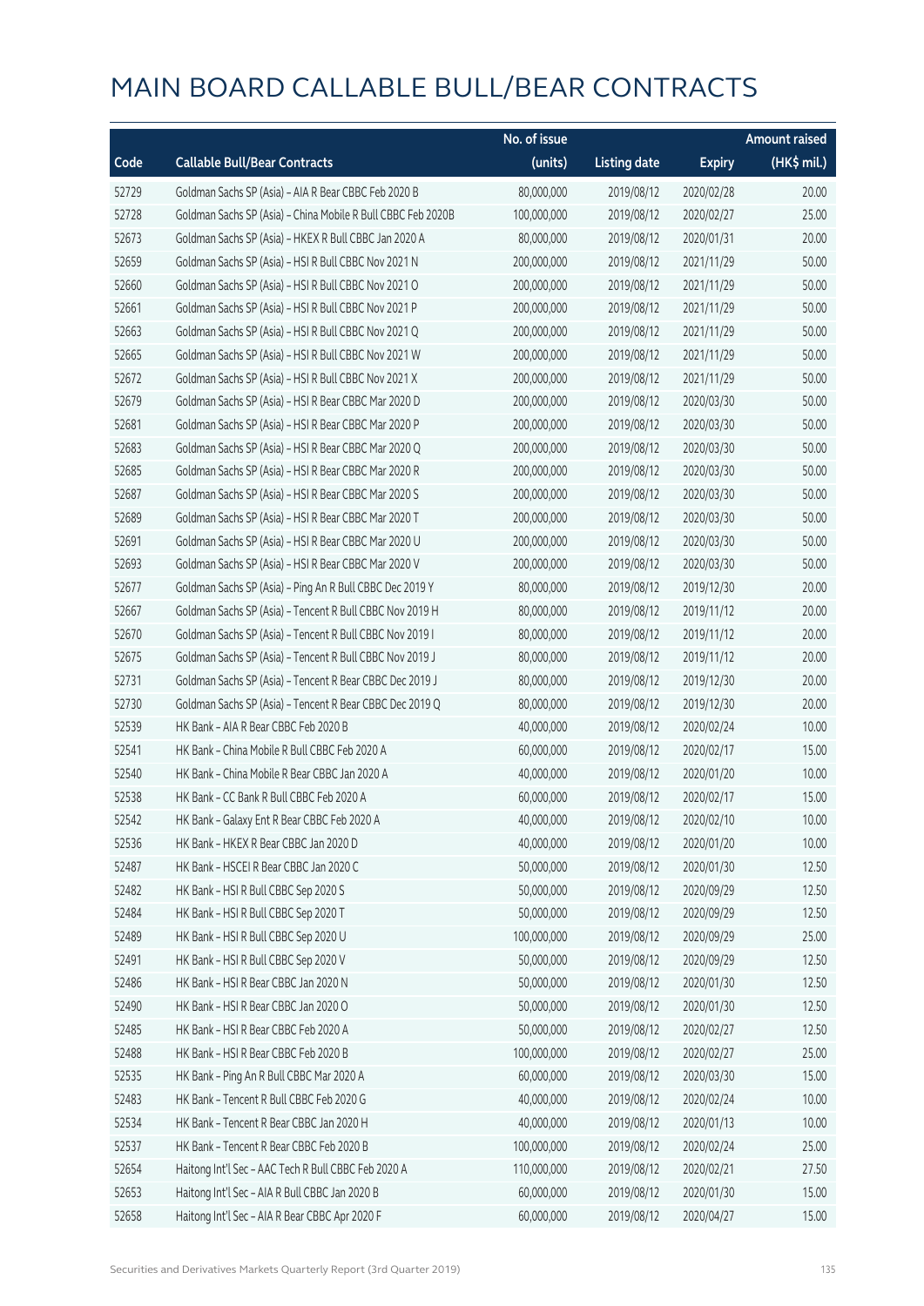# MAIN BOARD CALLABLE BULL/BEAR CONTRACTS

| Code | Callable Bull/Bear Contracts | No. of issue (units) | Listing date | Expiry | Amount raised (HK$ mil.) |
|---|---|---|---|---|---|
| 52729 | Goldman Sachs SP (Asia) – AIA R Bear CBBC Feb 2020 B | 80,000,000 | 2019/08/12 | 2020/02/28 | 20.00 |
| 52728 | Goldman Sachs SP (Asia) – China Mobile R Bull CBBC Feb 2020B | 100,000,000 | 2019/08/12 | 2020/02/27 | 25.00 |
| 52673 | Goldman Sachs SP (Asia) – HKEX R Bull CBBC Jan 2020 A | 80,000,000 | 2019/08/12 | 2020/01/31 | 20.00 |
| 52659 | Goldman Sachs SP (Asia) – HSI R Bull CBBC Nov 2021 N | 200,000,000 | 2019/08/12 | 2021/11/29 | 50.00 |
| 52660 | Goldman Sachs SP (Asia) – HSI R Bull CBBC Nov 2021 O | 200,000,000 | 2019/08/12 | 2021/11/29 | 50.00 |
| 52661 | Goldman Sachs SP (Asia) – HSI R Bull CBBC Nov 2021 P | 200,000,000 | 2019/08/12 | 2021/11/29 | 50.00 |
| 52663 | Goldman Sachs SP (Asia) – HSI R Bull CBBC Nov 2021 Q | 200,000,000 | 2019/08/12 | 2021/11/29 | 50.00 |
| 52665 | Goldman Sachs SP (Asia) – HSI R Bull CBBC Nov 2021 W | 200,000,000 | 2019/08/12 | 2021/11/29 | 50.00 |
| 52672 | Goldman Sachs SP (Asia) – HSI R Bull CBBC Nov 2021 X | 200,000,000 | 2019/08/12 | 2021/11/29 | 50.00 |
| 52679 | Goldman Sachs SP (Asia) – HSI R Bear CBBC Mar 2020 D | 200,000,000 | 2019/08/12 | 2020/03/30 | 50.00 |
| 52681 | Goldman Sachs SP (Asia) – HSI R Bear CBBC Mar 2020 P | 200,000,000 | 2019/08/12 | 2020/03/30 | 50.00 |
| 52683 | Goldman Sachs SP (Asia) – HSI R Bear CBBC Mar 2020 Q | 200,000,000 | 2019/08/12 | 2020/03/30 | 50.00 |
| 52685 | Goldman Sachs SP (Asia) – HSI R Bear CBBC Mar 2020 R | 200,000,000 | 2019/08/12 | 2020/03/30 | 50.00 |
| 52687 | Goldman Sachs SP (Asia) – HSI R Bear CBBC Mar 2020 S | 200,000,000 | 2019/08/12 | 2020/03/30 | 50.00 |
| 52689 | Goldman Sachs SP (Asia) – HSI R Bear CBBC Mar 2020 T | 200,000,000 | 2019/08/12 | 2020/03/30 | 50.00 |
| 52691 | Goldman Sachs SP (Asia) – HSI R Bear CBBC Mar 2020 U | 200,000,000 | 2019/08/12 | 2020/03/30 | 50.00 |
| 52693 | Goldman Sachs SP (Asia) – HSI R Bear CBBC Mar 2020 V | 200,000,000 | 2019/08/12 | 2020/03/30 | 50.00 |
| 52677 | Goldman Sachs SP (Asia) – Ping An R Bull CBBC Dec 2019 Y | 80,000,000 | 2019/08/12 | 2019/12/30 | 20.00 |
| 52667 | Goldman Sachs SP (Asia) – Tencent R Bull CBBC Nov 2019 H | 80,000,000 | 2019/08/12 | 2019/11/12 | 20.00 |
| 52670 | Goldman Sachs SP (Asia) – Tencent R Bull CBBC Nov 2019 I | 80,000,000 | 2019/08/12 | 2019/11/12 | 20.00 |
| 52675 | Goldman Sachs SP (Asia) – Tencent R Bull CBBC Nov 2019 J | 80,000,000 | 2019/08/12 | 2019/11/12 | 20.00 |
| 52731 | Goldman Sachs SP (Asia) – Tencent R Bear CBBC Dec 2019 J | 80,000,000 | 2019/08/12 | 2019/12/30 | 20.00 |
| 52730 | Goldman Sachs SP (Asia) – Tencent R Bear CBBC Dec 2019 Q | 80,000,000 | 2019/08/12 | 2019/12/30 | 20.00 |
| 52539 | HK Bank – AIA R Bear CBBC Feb 2020 B | 40,000,000 | 2019/08/12 | 2020/02/24 | 10.00 |
| 52541 | HK Bank – China Mobile R Bull CBBC Feb 2020 A | 60,000,000 | 2019/08/12 | 2020/02/17 | 15.00 |
| 52540 | HK Bank – China Mobile R Bear CBBC Jan 2020 A | 40,000,000 | 2019/08/12 | 2020/01/20 | 10.00 |
| 52538 | HK Bank – CC Bank R Bull CBBC Feb 2020 A | 60,000,000 | 2019/08/12 | 2020/02/17 | 15.00 |
| 52542 | HK Bank – Galaxy Ent R Bear CBBC Feb 2020 A | 40,000,000 | 2019/08/12 | 2020/02/10 | 10.00 |
| 52536 | HK Bank – HKEX R Bear CBBC Jan 2020 D | 40,000,000 | 2019/08/12 | 2020/01/20 | 10.00 |
| 52487 | HK Bank – HSCEI R Bear CBBC Jan 2020 C | 50,000,000 | 2019/08/12 | 2020/01/30 | 12.50 |
| 52482 | HK Bank – HSI R Bull CBBC Sep 2020 S | 50,000,000 | 2019/08/12 | 2020/09/29 | 12.50 |
| 52484 | HK Bank – HSI R Bull CBBC Sep 2020 T | 50,000,000 | 2019/08/12 | 2020/09/29 | 12.50 |
| 52489 | HK Bank – HSI R Bull CBBC Sep 2020 U | 100,000,000 | 2019/08/12 | 2020/09/29 | 25.00 |
| 52491 | HK Bank – HSI R Bull CBBC Sep 2020 V | 50,000,000 | 2019/08/12 | 2020/09/29 | 12.50 |
| 52486 | HK Bank – HSI R Bear CBBC Jan 2020 N | 50,000,000 | 2019/08/12 | 2020/01/30 | 12.50 |
| 52490 | HK Bank – HSI R Bear CBBC Jan 2020 O | 50,000,000 | 2019/08/12 | 2020/01/30 | 12.50 |
| 52485 | HK Bank – HSI R Bear CBBC Feb 2020 A | 50,000,000 | 2019/08/12 | 2020/02/27 | 12.50 |
| 52488 | HK Bank – HSI R Bear CBBC Feb 2020 B | 100,000,000 | 2019/08/12 | 2020/02/27 | 25.00 |
| 52535 | HK Bank – Ping An R Bull CBBC Mar 2020 A | 60,000,000 | 2019/08/12 | 2020/03/30 | 15.00 |
| 52483 | HK Bank – Tencent R Bull CBBC Feb 2020 G | 40,000,000 | 2019/08/12 | 2020/02/24 | 10.00 |
| 52534 | HK Bank – Tencent R Bear CBBC Jan 2020 H | 40,000,000 | 2019/08/12 | 2020/01/13 | 10.00 |
| 52537 | HK Bank – Tencent R Bear CBBC Feb 2020 B | 100,000,000 | 2019/08/12 | 2020/02/24 | 25.00 |
| 52654 | Haitong Int'l Sec – AAC Tech R Bull CBBC Feb 2020 A | 110,000,000 | 2019/08/12 | 2020/02/21 | 27.50 |
| 52653 | Haitong Int'l Sec – AIA R Bull CBBC Jan 2020 B | 60,000,000 | 2019/08/12 | 2020/01/30 | 15.00 |
| 52658 | Haitong Int'l Sec – AIA R Bear CBBC Apr 2020 F | 60,000,000 | 2019/08/12 | 2020/04/27 | 15.00 |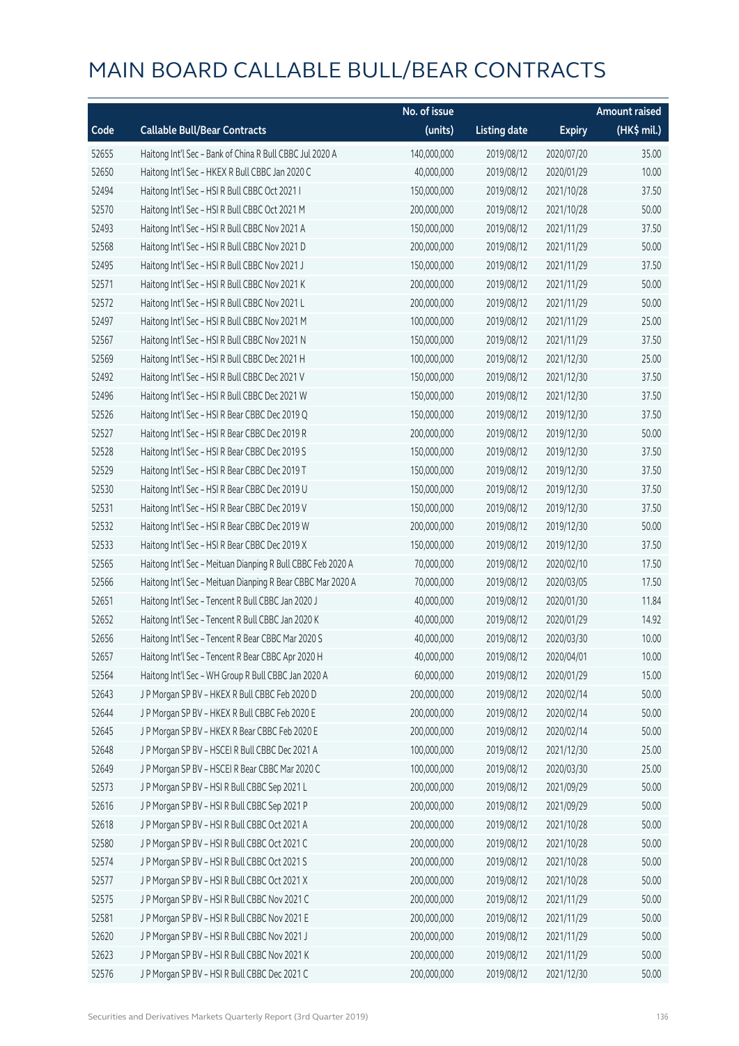# MAIN BOARD CALLABLE BULL/BEAR CONTRACTS

| Code | Callable Bull/Bear Contracts | No. of issue (units) | Listing date | Expiry | Amount raised (HK$ mil.) |
|---|---|---|---|---|---|
| 52655 | Haitong Int'l Sec – Bank of China R Bull CBBC Jul 2020 A | 140,000,000 | 2019/08/12 | 2020/07/20 | 35.00 |
| 52650 | Haitong Int'l Sec – HKEX R Bull CBBC Jan 2020 C | 40,000,000 | 2019/08/12 | 2020/01/29 | 10.00 |
| 52494 | Haitong Int'l Sec – HSI R Bull CBBC Oct 2021 I | 150,000,000 | 2019/08/12 | 2021/10/28 | 37.50 |
| 52570 | Haitong Int'l Sec – HSI R Bull CBBC Oct 2021 M | 200,000,000 | 2019/08/12 | 2021/10/28 | 50.00 |
| 52493 | Haitong Int'l Sec – HSI R Bull CBBC Nov 2021 A | 150,000,000 | 2019/08/12 | 2021/11/29 | 37.50 |
| 52568 | Haitong Int'l Sec – HSI R Bull CBBC Nov 2021 D | 200,000,000 | 2019/08/12 | 2021/11/29 | 50.00 |
| 52495 | Haitong Int'l Sec – HSI R Bull CBBC Nov 2021 J | 150,000,000 | 2019/08/12 | 2021/11/29 | 37.50 |
| 52571 | Haitong Int'l Sec – HSI R Bull CBBC Nov 2021 K | 200,000,000 | 2019/08/12 | 2021/11/29 | 50.00 |
| 52572 | Haitong Int'l Sec – HSI R Bull CBBC Nov 2021 L | 200,000,000 | 2019/08/12 | 2021/11/29 | 50.00 |
| 52497 | Haitong Int'l Sec – HSI R Bull CBBC Nov 2021 M | 100,000,000 | 2019/08/12 | 2021/11/29 | 25.00 |
| 52567 | Haitong Int'l Sec – HSI R Bull CBBC Nov 2021 N | 150,000,000 | 2019/08/12 | 2021/11/29 | 37.50 |
| 52569 | Haitong Int'l Sec – HSI R Bull CBBC Dec 2021 H | 100,000,000 | 2019/08/12 | 2021/12/30 | 25.00 |
| 52492 | Haitong Int'l Sec – HSI R Bull CBBC Dec 2021 V | 150,000,000 | 2019/08/12 | 2021/12/30 | 37.50 |
| 52496 | Haitong Int'l Sec – HSI R Bull CBBC Dec 2021 W | 150,000,000 | 2019/08/12 | 2021/12/30 | 37.50 |
| 52526 | Haitong Int'l Sec – HSI R Bear CBBC Dec 2019 Q | 150,000,000 | 2019/08/12 | 2019/12/30 | 37.50 |
| 52527 | Haitong Int'l Sec – HSI R Bear CBBC Dec 2019 R | 200,000,000 | 2019/08/12 | 2019/12/30 | 50.00 |
| 52528 | Haitong Int'l Sec – HSI R Bear CBBC Dec 2019 S | 150,000,000 | 2019/08/12 | 2019/12/30 | 37.50 |
| 52529 | Haitong Int'l Sec – HSI R Bear CBBC Dec 2019 T | 150,000,000 | 2019/08/12 | 2019/12/30 | 37.50 |
| 52530 | Haitong Int'l Sec – HSI R Bear CBBC Dec 2019 U | 150,000,000 | 2019/08/12 | 2019/12/30 | 37.50 |
| 52531 | Haitong Int'l Sec – HSI R Bear CBBC Dec 2019 V | 150,000,000 | 2019/08/12 | 2019/12/30 | 37.50 |
| 52532 | Haitong Int'l Sec – HSI R Bear CBBC Dec 2019 W | 200,000,000 | 2019/08/12 | 2019/12/30 | 50.00 |
| 52533 | Haitong Int'l Sec – HSI R Bear CBBC Dec 2019 X | 150,000,000 | 2019/08/12 | 2019/12/30 | 37.50 |
| 52565 | Haitong Int'l Sec – Meituan Dianping R Bull CBBC Feb 2020 A | 70,000,000 | 2019/08/12 | 2020/02/10 | 17.50 |
| 52566 | Haitong Int'l Sec – Meituan Dianping R Bear CBBC Mar 2020 A | 70,000,000 | 2019/08/12 | 2020/03/05 | 17.50 |
| 52651 | Haitong Int'l Sec – Tencent R Bull CBBC Jan 2020 J | 40,000,000 | 2019/08/12 | 2020/01/30 | 11.84 |
| 52652 | Haitong Int'l Sec – Tencent R Bull CBBC Jan 2020 K | 40,000,000 | 2019/08/12 | 2020/01/29 | 14.92 |
| 52656 | Haitong Int'l Sec – Tencent R Bear CBBC Mar 2020 S | 40,000,000 | 2019/08/12 | 2020/03/30 | 10.00 |
| 52657 | Haitong Int'l Sec – Tencent R Bear CBBC Apr 2020 H | 40,000,000 | 2019/08/12 | 2020/04/01 | 10.00 |
| 52564 | Haitong Int'l Sec – WH Group R Bull CBBC Jan 2020 A | 60,000,000 | 2019/08/12 | 2020/01/29 | 15.00 |
| 52643 | J P Morgan SP BV – HKEX R Bull CBBC Feb 2020 D | 200,000,000 | 2019/08/12 | 2020/02/14 | 50.00 |
| 52644 | J P Morgan SP BV – HKEX R Bull CBBC Feb 2020 E | 200,000,000 | 2019/08/12 | 2020/02/14 | 50.00 |
| 52645 | J P Morgan SP BV – HKEX R Bear CBBC Feb 2020 E | 200,000,000 | 2019/08/12 | 2020/02/14 | 50.00 |
| 52648 | J P Morgan SP BV – HSCEI R Bull CBBC Dec 2021 A | 100,000,000 | 2019/08/12 | 2021/12/30 | 25.00 |
| 52649 | J P Morgan SP BV – HSCEI R Bear CBBC Mar 2020 C | 100,000,000 | 2019/08/12 | 2020/03/30 | 25.00 |
| 52573 | J P Morgan SP BV – HSI R Bull CBBC Sep 2021 L | 200,000,000 | 2019/08/12 | 2021/09/29 | 50.00 |
| 52616 | J P Morgan SP BV – HSI R Bull CBBC Sep 2021 P | 200,000,000 | 2019/08/12 | 2021/09/29 | 50.00 |
| 52618 | J P Morgan SP BV – HSI R Bull CBBC Oct 2021 A | 200,000,000 | 2019/08/12 | 2021/10/28 | 50.00 |
| 52580 | J P Morgan SP BV – HSI R Bull CBBC Oct 2021 C | 200,000,000 | 2019/08/12 | 2021/10/28 | 50.00 |
| 52574 | J P Morgan SP BV – HSI R Bull CBBC Oct 2021 S | 200,000,000 | 2019/08/12 | 2021/10/28 | 50.00 |
| 52577 | J P Morgan SP BV – HSI R Bull CBBC Oct 2021 X | 200,000,000 | 2019/08/12 | 2021/10/28 | 50.00 |
| 52575 | J P Morgan SP BV – HSI R Bull CBBC Nov 2021 C | 200,000,000 | 2019/08/12 | 2021/11/29 | 50.00 |
| 52581 | J P Morgan SP BV – HSI R Bull CBBC Nov 2021 E | 200,000,000 | 2019/08/12 | 2021/11/29 | 50.00 |
| 52620 | J P Morgan SP BV – HSI R Bull CBBC Nov 2021 J | 200,000,000 | 2019/08/12 | 2021/11/29 | 50.00 |
| 52623 | J P Morgan SP BV – HSI R Bull CBBC Nov 2021 K | 200,000,000 | 2019/08/12 | 2021/11/29 | 50.00 |
| 52576 | J P Morgan SP BV – HSI R Bull CBBC Dec 2021 C | 200,000,000 | 2019/08/12 | 2021/12/30 | 50.00 |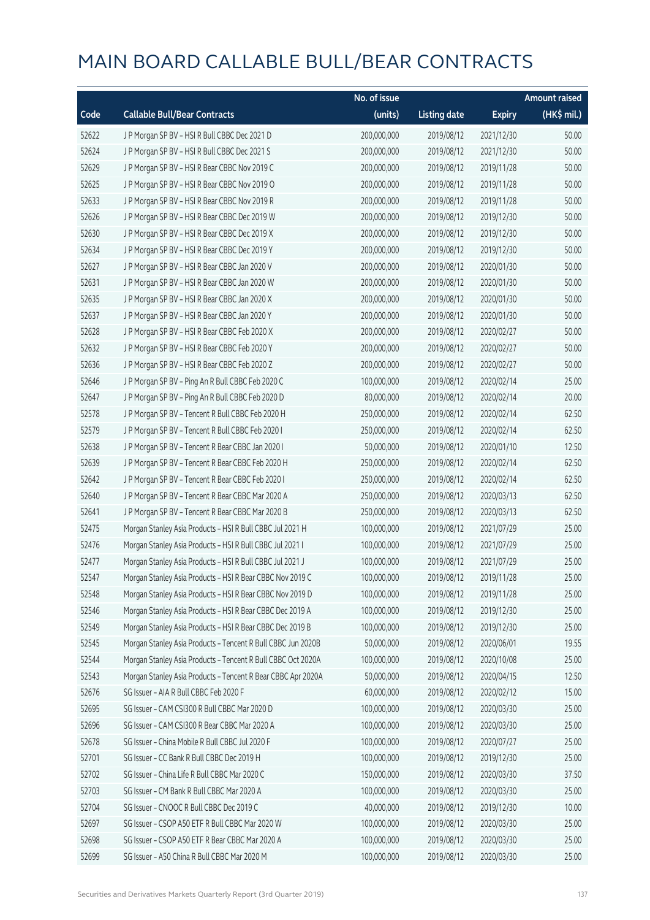# MAIN BOARD CALLABLE BULL/BEAR CONTRACTS

| Code | Callable Bull/Bear Contracts | No. of issue (units) | Listing date | Expiry | Amount raised (HK$ mil.) |
|---|---|---|---|---|---|
| 52622 | J P Morgan SP BV – HSI R Bull CBBC Dec 2021 D | 200,000,000 | 2019/08/12 | 2021/12/30 | 50.00 |
| 52624 | J P Morgan SP BV – HSI R Bull CBBC Dec 2021 S | 200,000,000 | 2019/08/12 | 2021/12/30 | 50.00 |
| 52629 | J P Morgan SP BV – HSI R Bear CBBC Nov 2019 C | 200,000,000 | 2019/08/12 | 2019/11/28 | 50.00 |
| 52625 | J P Morgan SP BV – HSI R Bear CBBC Nov 2019 O | 200,000,000 | 2019/08/12 | 2019/11/28 | 50.00 |
| 52633 | J P Morgan SP BV – HSI R Bear CBBC Nov 2019 R | 200,000,000 | 2019/08/12 | 2019/11/28 | 50.00 |
| 52626 | J P Morgan SP BV – HSI R Bear CBBC Dec 2019 W | 200,000,000 | 2019/08/12 | 2019/12/30 | 50.00 |
| 52630 | J P Morgan SP BV – HSI R Bear CBBC Dec 2019 X | 200,000,000 | 2019/08/12 | 2019/12/30 | 50.00 |
| 52634 | J P Morgan SP BV – HSI R Bear CBBC Dec 2019 Y | 200,000,000 | 2019/08/12 | 2019/12/30 | 50.00 |
| 52627 | J P Morgan SP BV – HSI R Bear CBBC Jan 2020 V | 200,000,000 | 2019/08/12 | 2020/01/30 | 50.00 |
| 52631 | J P Morgan SP BV – HSI R Bear CBBC Jan 2020 W | 200,000,000 | 2019/08/12 | 2020/01/30 | 50.00 |
| 52635 | J P Morgan SP BV – HSI R Bear CBBC Jan 2020 X | 200,000,000 | 2019/08/12 | 2020/01/30 | 50.00 |
| 52637 | J P Morgan SP BV – HSI R Bear CBBC Jan 2020 Y | 200,000,000 | 2019/08/12 | 2020/01/30 | 50.00 |
| 52628 | J P Morgan SP BV – HSI R Bear CBBC Feb 2020 X | 200,000,000 | 2019/08/12 | 2020/02/27 | 50.00 |
| 52632 | J P Morgan SP BV – HSI R Bear CBBC Feb 2020 Y | 200,000,000 | 2019/08/12 | 2020/02/27 | 50.00 |
| 52636 | J P Morgan SP BV – HSI R Bear CBBC Feb 2020 Z | 200,000,000 | 2019/08/12 | 2020/02/27 | 50.00 |
| 52646 | J P Morgan SP BV – Ping An R Bull CBBC Feb 2020 C | 100,000,000 | 2019/08/12 | 2020/02/14 | 25.00 |
| 52647 | J P Morgan SP BV – Ping An R Bull CBBC Feb 2020 D | 80,000,000 | 2019/08/12 | 2020/02/14 | 20.00 |
| 52578 | J P Morgan SP BV – Tencent R Bull CBBC Feb 2020 H | 250,000,000 | 2019/08/12 | 2020/02/14 | 62.50 |
| 52579 | J P Morgan SP BV – Tencent R Bull CBBC Feb 2020 I | 250,000,000 | 2019/08/12 | 2020/02/14 | 62.50 |
| 52638 | J P Morgan SP BV – Tencent R Bear CBBC Jan 2020 I | 50,000,000 | 2019/08/12 | 2020/01/10 | 12.50 |
| 52639 | J P Morgan SP BV – Tencent R Bear CBBC Feb 2020 H | 250,000,000 | 2019/08/12 | 2020/02/14 | 62.50 |
| 52642 | J P Morgan SP BV – Tencent R Bear CBBC Feb 2020 I | 250,000,000 | 2019/08/12 | 2020/02/14 | 62.50 |
| 52640 | J P Morgan SP BV – Tencent R Bear CBBC Mar 2020 A | 250,000,000 | 2019/08/12 | 2020/03/13 | 62.50 |
| 52641 | J P Morgan SP BV – Tencent R Bear CBBC Mar 2020 B | 250,000,000 | 2019/08/12 | 2020/03/13 | 62.50 |
| 52475 | Morgan Stanley Asia Products – HSI R Bull CBBC Jul 2021 H | 100,000,000 | 2019/08/12 | 2021/07/29 | 25.00 |
| 52476 | Morgan Stanley Asia Products – HSI R Bull CBBC Jul 2021 I | 100,000,000 | 2019/08/12 | 2021/07/29 | 25.00 |
| 52477 | Morgan Stanley Asia Products – HSI R Bull CBBC Jul 2021 J | 100,000,000 | 2019/08/12 | 2021/07/29 | 25.00 |
| 52547 | Morgan Stanley Asia Products – HSI R Bear CBBC Nov 2019 C | 100,000,000 | 2019/08/12 | 2019/11/28 | 25.00 |
| 52548 | Morgan Stanley Asia Products – HSI R Bear CBBC Nov 2019 D | 100,000,000 | 2019/08/12 | 2019/11/28 | 25.00 |
| 52546 | Morgan Stanley Asia Products – HSI R Bear CBBC Dec 2019 A | 100,000,000 | 2019/08/12 | 2019/12/30 | 25.00 |
| 52549 | Morgan Stanley Asia Products – HSI R Bear CBBC Dec 2019 B | 100,000,000 | 2019/08/12 | 2019/12/30 | 25.00 |
| 52545 | Morgan Stanley Asia Products – Tencent R Bull CBBC Jun 2020B | 50,000,000 | 2019/08/12 | 2020/06/01 | 19.55 |
| 52544 | Morgan Stanley Asia Products – Tencent R Bull CBBC Oct 2020A | 100,000,000 | 2019/08/12 | 2020/10/08 | 25.00 |
| 52543 | Morgan Stanley Asia Products – Tencent R Bear CBBC Apr 2020A | 50,000,000 | 2019/08/12 | 2020/04/15 | 12.50 |
| 52676 | SG Issuer – AIA R Bull CBBC Feb 2020 F | 60,000,000 | 2019/08/12 | 2020/02/12 | 15.00 |
| 52695 | SG Issuer – CAM CSI300 R Bull CBBC Mar 2020 D | 100,000,000 | 2019/08/12 | 2020/03/30 | 25.00 |
| 52696 | SG Issuer – CAM CSI300 R Bear CBBC Mar 2020 A | 100,000,000 | 2019/08/12 | 2020/03/30 | 25.00 |
| 52678 | SG Issuer – China Mobile R Bull CBBC Jul 2020 F | 100,000,000 | 2019/08/12 | 2020/07/27 | 25.00 |
| 52701 | SG Issuer – CC Bank R Bull CBBC Dec 2019 H | 100,000,000 | 2019/08/12 | 2019/12/30 | 25.00 |
| 52702 | SG Issuer – China Life R Bull CBBC Mar 2020 C | 150,000,000 | 2019/08/12 | 2020/03/30 | 37.50 |
| 52703 | SG Issuer – CM Bank R Bull CBBC Mar 2020 A | 100,000,000 | 2019/08/12 | 2020/03/30 | 25.00 |
| 52704 | SG Issuer – CNOOC R Bull CBBC Dec 2019 C | 40,000,000 | 2019/08/12 | 2019/12/30 | 10.00 |
| 52697 | SG Issuer – CSOP A50 ETF R Bull CBBC Mar 2020 W | 100,000,000 | 2019/08/12 | 2020/03/30 | 25.00 |
| 52698 | SG Issuer – CSOP A50 ETF R Bear CBBC Mar 2020 A | 100,000,000 | 2019/08/12 | 2020/03/30 | 25.00 |
| 52699 | SG Issuer – A50 China R Bull CBBC Mar 2020 M | 100,000,000 | 2019/08/12 | 2020/03/30 | 25.00 |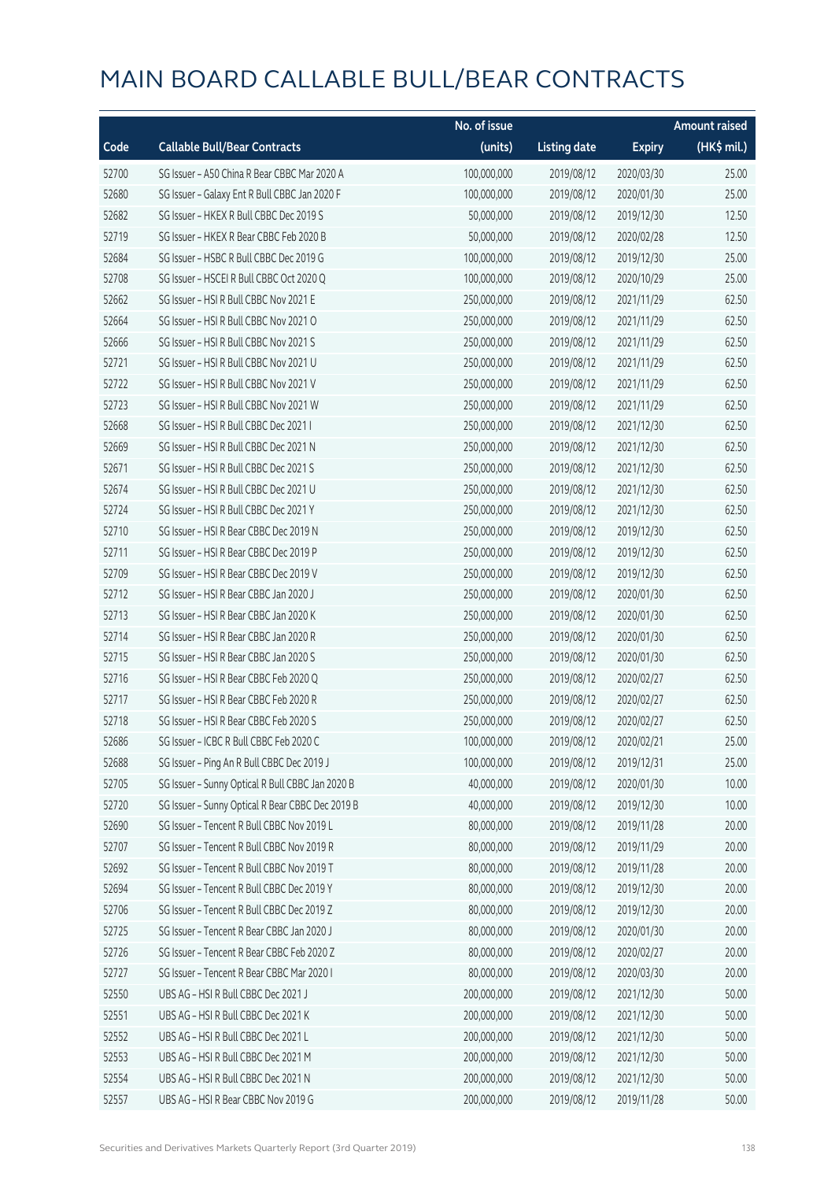# MAIN BOARD CALLABLE BULL/BEAR CONTRACTS

| Code | Callable Bull/Bear Contracts | No. of issue (units) | Listing date | Expiry | Amount raised (HK$ mil.) |
|---|---|---|---|---|---|
| 52700 | SG Issuer – A50 China R Bear CBBC Mar 2020 A | 100,000,000 | 2019/08/12 | 2020/03/30 | 25.00 |
| 52680 | SG Issuer – Galaxy Ent R Bull CBBC Jan 2020 F | 100,000,000 | 2019/08/12 | 2020/01/30 | 25.00 |
| 52682 | SG Issuer – HKEX R Bull CBBC Dec 2019 S | 50,000,000 | 2019/08/12 | 2019/12/30 | 12.50 |
| 52719 | SG Issuer – HKEX R Bear CBBC Feb 2020 B | 50,000,000 | 2019/08/12 | 2020/02/28 | 12.50 |
| 52684 | SG Issuer – HSBC R Bull CBBC Dec 2019 G | 100,000,000 | 2019/08/12 | 2019/12/30 | 25.00 |
| 52708 | SG Issuer – HSCEI R Bull CBBC Oct 2020 Q | 100,000,000 | 2019/08/12 | 2020/10/29 | 25.00 |
| 52662 | SG Issuer – HSI R Bull CBBC Nov 2021 E | 250,000,000 | 2019/08/12 | 2021/11/29 | 62.50 |
| 52664 | SG Issuer – HSI R Bull CBBC Nov 2021 O | 250,000,000 | 2019/08/12 | 2021/11/29 | 62.50 |
| 52666 | SG Issuer – HSI R Bull CBBC Nov 2021 S | 250,000,000 | 2019/08/12 | 2021/11/29 | 62.50 |
| 52721 | SG Issuer – HSI R Bull CBBC Nov 2021 U | 250,000,000 | 2019/08/12 | 2021/11/29 | 62.50 |
| 52722 | SG Issuer – HSI R Bull CBBC Nov 2021 V | 250,000,000 | 2019/08/12 | 2021/11/29 | 62.50 |
| 52723 | SG Issuer – HSI R Bull CBBC Nov 2021 W | 250,000,000 | 2019/08/12 | 2021/11/29 | 62.50 |
| 52668 | SG Issuer – HSI R Bull CBBC Dec 2021 I | 250,000,000 | 2019/08/12 | 2021/12/30 | 62.50 |
| 52669 | SG Issuer – HSI R Bull CBBC Dec 2021 N | 250,000,000 | 2019/08/12 | 2021/12/30 | 62.50 |
| 52671 | SG Issuer – HSI R Bull CBBC Dec 2021 S | 250,000,000 | 2019/08/12 | 2021/12/30 | 62.50 |
| 52674 | SG Issuer – HSI R Bull CBBC Dec 2021 U | 250,000,000 | 2019/08/12 | 2021/12/30 | 62.50 |
| 52724 | SG Issuer – HSI R Bull CBBC Dec 2021 Y | 250,000,000 | 2019/08/12 | 2021/12/30 | 62.50 |
| 52710 | SG Issuer – HSI R Bear CBBC Dec 2019 N | 250,000,000 | 2019/08/12 | 2019/12/30 | 62.50 |
| 52711 | SG Issuer – HSI R Bear CBBC Dec 2019 P | 250,000,000 | 2019/08/12 | 2019/12/30 | 62.50 |
| 52709 | SG Issuer – HSI R Bear CBBC Dec 2019 V | 250,000,000 | 2019/08/12 | 2019/12/30 | 62.50 |
| 52712 | SG Issuer – HSI R Bear CBBC Jan 2020 J | 250,000,000 | 2019/08/12 | 2020/01/30 | 62.50 |
| 52713 | SG Issuer – HSI R Bear CBBC Jan 2020 K | 250,000,000 | 2019/08/12 | 2020/01/30 | 62.50 |
| 52714 | SG Issuer – HSI R Bear CBBC Jan 2020 R | 250,000,000 | 2019/08/12 | 2020/01/30 | 62.50 |
| 52715 | SG Issuer – HSI R Bear CBBC Jan 2020 S | 250,000,000 | 2019/08/12 | 2020/01/30 | 62.50 |
| 52716 | SG Issuer – HSI R Bear CBBC Feb 2020 Q | 250,000,000 | 2019/08/12 | 2020/02/27 | 62.50 |
| 52717 | SG Issuer – HSI R Bear CBBC Feb 2020 R | 250,000,000 | 2019/08/12 | 2020/02/27 | 62.50 |
| 52718 | SG Issuer – HSI R Bear CBBC Feb 2020 S | 250,000,000 | 2019/08/12 | 2020/02/27 | 62.50 |
| 52686 | SG Issuer – ICBC R Bull CBBC Feb 2020 C | 100,000,000 | 2019/08/12 | 2020/02/21 | 25.00 |
| 52688 | SG Issuer – Ping An R Bull CBBC Dec 2019 J | 100,000,000 | 2019/08/12 | 2019/12/31 | 25.00 |
| 52705 | SG Issuer – Sunny Optical R Bull CBBC Jan 2020 B | 40,000,000 | 2019/08/12 | 2020/01/30 | 10.00 |
| 52720 | SG Issuer – Sunny Optical R Bear CBBC Dec 2019 B | 40,000,000 | 2019/08/12 | 2019/12/30 | 10.00 |
| 52690 | SG Issuer – Tencent R Bull CBBC Nov 2019 L | 80,000,000 | 2019/08/12 | 2019/11/28 | 20.00 |
| 52707 | SG Issuer – Tencent R Bull CBBC Nov 2019 R | 80,000,000 | 2019/08/12 | 2019/11/29 | 20.00 |
| 52692 | SG Issuer – Tencent R Bull CBBC Nov 2019 T | 80,000,000 | 2019/08/12 | 2019/11/28 | 20.00 |
| 52694 | SG Issuer – Tencent R Bull CBBC Dec 2019 Y | 80,000,000 | 2019/08/12 | 2019/12/30 | 20.00 |
| 52706 | SG Issuer – Tencent R Bull CBBC Dec 2019 Z | 80,000,000 | 2019/08/12 | 2019/12/30 | 20.00 |
| 52725 | SG Issuer – Tencent R Bear CBBC Jan 2020 J | 80,000,000 | 2019/08/12 | 2020/01/30 | 20.00 |
| 52726 | SG Issuer – Tencent R Bear CBBC Feb 2020 Z | 80,000,000 | 2019/08/12 | 2020/02/27 | 20.00 |
| 52727 | SG Issuer – Tencent R Bear CBBC Mar 2020 I | 80,000,000 | 2019/08/12 | 2020/03/30 | 20.00 |
| 52550 | UBS AG – HSI R Bull CBBC Dec 2021 J | 200,000,000 | 2019/08/12 | 2021/12/30 | 50.00 |
| 52551 | UBS AG – HSI R Bull CBBC Dec 2021 K | 200,000,000 | 2019/08/12 | 2021/12/30 | 50.00 |
| 52552 | UBS AG – HSI R Bull CBBC Dec 2021 L | 200,000,000 | 2019/08/12 | 2021/12/30 | 50.00 |
| 52553 | UBS AG – HSI R Bull CBBC Dec 2021 M | 200,000,000 | 2019/08/12 | 2021/12/30 | 50.00 |
| 52554 | UBS AG – HSI R Bull CBBC Dec 2021 N | 200,000,000 | 2019/08/12 | 2021/12/30 | 50.00 |
| 52557 | UBS AG – HSI R Bear CBBC Nov 2019 G | 200,000,000 | 2019/08/12 | 2019/11/28 | 50.00 |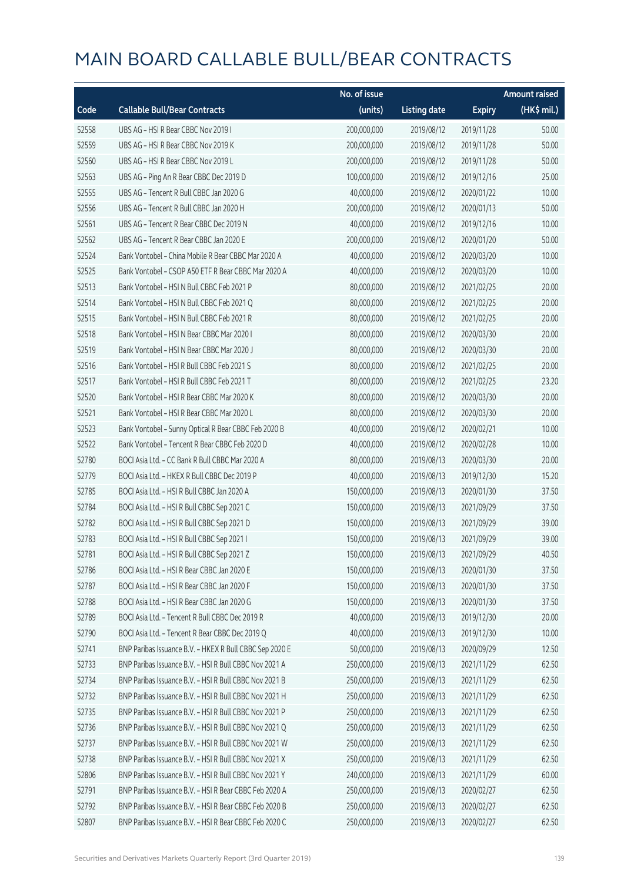# MAIN BOARD CALLABLE BULL/BEAR CONTRACTS

| Code | Callable Bull/Bear Contracts | No. of issue (units) | Listing date | Expiry | Amount raised (HK$ mil.) |
|---|---|---|---|---|---|
| 52558 | UBS AG - HSI R Bear CBBC Nov 2019 I | 200,000,000 | 2019/08/12 | 2019/11/28 | 50.00 |
| 52559 | UBS AG - HSI R Bear CBBC Nov 2019 K | 200,000,000 | 2019/08/12 | 2019/11/28 | 50.00 |
| 52560 | UBS AG - HSI R Bear CBBC Nov 2019 L | 200,000,000 | 2019/08/12 | 2019/11/28 | 50.00 |
| 52563 | UBS AG - Ping An R Bear CBBC Dec 2019 D | 100,000,000 | 2019/08/12 | 2019/12/16 | 25.00 |
| 52555 | UBS AG - Tencent R Bull CBBC Jan 2020 G | 40,000,000 | 2019/08/12 | 2020/01/22 | 10.00 |
| 52556 | UBS AG - Tencent R Bull CBBC Jan 2020 H | 200,000,000 | 2019/08/12 | 2020/01/13 | 50.00 |
| 52561 | UBS AG - Tencent R Bear CBBC Dec 2019 N | 40,000,000 | 2019/08/12 | 2019/12/16 | 10.00 |
| 52562 | UBS AG - Tencent R Bear CBBC Jan 2020 E | 200,000,000 | 2019/08/12 | 2020/01/20 | 50.00 |
| 52524 | Bank Vontobel - China Mobile R Bear CBBC Mar 2020 A | 40,000,000 | 2019/08/12 | 2020/03/20 | 10.00 |
| 52525 | Bank Vontobel - CSOP A50 ETF R Bear CBBC Mar 2020 A | 40,000,000 | 2019/08/12 | 2020/03/20 | 10.00 |
| 52513 | Bank Vontobel - HSI N Bull CBBC Feb 2021 P | 80,000,000 | 2019/08/12 | 2021/02/25 | 20.00 |
| 52514 | Bank Vontobel - HSI N Bull CBBC Feb 2021 Q | 80,000,000 | 2019/08/12 | 2021/02/25 | 20.00 |
| 52515 | Bank Vontobel - HSI N Bull CBBC Feb 2021 R | 80,000,000 | 2019/08/12 | 2021/02/25 | 20.00 |
| 52518 | Bank Vontobel - HSI N Bear CBBC Mar 2020 I | 80,000,000 | 2019/08/12 | 2020/03/30 | 20.00 |
| 52519 | Bank Vontobel - HSI N Bear CBBC Mar 2020 J | 80,000,000 | 2019/08/12 | 2020/03/30 | 20.00 |
| 52516 | Bank Vontobel - HSI R Bull CBBC Feb 2021 S | 80,000,000 | 2019/08/12 | 2021/02/25 | 20.00 |
| 52517 | Bank Vontobel - HSI R Bull CBBC Feb 2021 T | 80,000,000 | 2019/08/12 | 2021/02/25 | 23.20 |
| 52520 | Bank Vontobel - HSI R Bear CBBC Mar 2020 K | 80,000,000 | 2019/08/12 | 2020/03/30 | 20.00 |
| 52521 | Bank Vontobel - HSI R Bear CBBC Mar 2020 L | 80,000,000 | 2019/08/12 | 2020/03/30 | 20.00 |
| 52523 | Bank Vontobel - Sunny Optical R Bear CBBC Feb 2020 B | 40,000,000 | 2019/08/12 | 2020/02/21 | 10.00 |
| 52522 | Bank Vontobel - Tencent R Bear CBBC Feb 2020 D | 40,000,000 | 2019/08/12 | 2020/02/28 | 10.00 |
| 52780 | BOCI Asia Ltd. - CC Bank R Bull CBBC Mar 2020 A | 80,000,000 | 2019/08/13 | 2020/03/30 | 20.00 |
| 52779 | BOCI Asia Ltd. - HKEX R Bull CBBC Dec 2019 P | 40,000,000 | 2019/08/13 | 2019/12/30 | 15.20 |
| 52785 | BOCI Asia Ltd. - HSI R Bull CBBC Jan 2020 A | 150,000,000 | 2019/08/13 | 2020/01/30 | 37.50 |
| 52784 | BOCI Asia Ltd. - HSI R Bull CBBC Sep 2021 C | 150,000,000 | 2019/08/13 | 2021/09/29 | 37.50 |
| 52782 | BOCI Asia Ltd. - HSI R Bull CBBC Sep 2021 D | 150,000,000 | 2019/08/13 | 2021/09/29 | 39.00 |
| 52783 | BOCI Asia Ltd. - HSI R Bull CBBC Sep 2021 I | 150,000,000 | 2019/08/13 | 2021/09/29 | 39.00 |
| 52781 | BOCI Asia Ltd. - HSI R Bull CBBC Sep 2021 Z | 150,000,000 | 2019/08/13 | 2021/09/29 | 40.50 |
| 52786 | BOCI Asia Ltd. - HSI R Bear CBBC Jan 2020 E | 150,000,000 | 2019/08/13 | 2020/01/30 | 37.50 |
| 52787 | BOCI Asia Ltd. - HSI R Bear CBBC Jan 2020 F | 150,000,000 | 2019/08/13 | 2020/01/30 | 37.50 |
| 52788 | BOCI Asia Ltd. - HSI R Bear CBBC Jan 2020 G | 150,000,000 | 2019/08/13 | 2020/01/30 | 37.50 |
| 52789 | BOCI Asia Ltd. - Tencent R Bull CBBC Dec 2019 R | 40,000,000 | 2019/08/13 | 2019/12/30 | 20.00 |
| 52790 | BOCI Asia Ltd. - Tencent R Bear CBBC Dec 2019 Q | 40,000,000 | 2019/08/13 | 2019/12/30 | 10.00 |
| 52741 | BNP Paribas Issuance B.V. - HKEX R Bull CBBC Sep 2020 E | 50,000,000 | 2019/08/13 | 2020/09/29 | 12.50 |
| 52733 | BNP Paribas Issuance B.V. - HSI R Bull CBBC Nov 2021 A | 250,000,000 | 2019/08/13 | 2021/11/29 | 62.50 |
| 52734 | BNP Paribas Issuance B.V. - HSI R Bull CBBC Nov 2021 B | 250,000,000 | 2019/08/13 | 2021/11/29 | 62.50 |
| 52732 | BNP Paribas Issuance B.V. - HSI R Bull CBBC Nov 2021 H | 250,000,000 | 2019/08/13 | 2021/11/29 | 62.50 |
| 52735 | BNP Paribas Issuance B.V. - HSI R Bull CBBC Nov 2021 P | 250,000,000 | 2019/08/13 | 2021/11/29 | 62.50 |
| 52736 | BNP Paribas Issuance B.V. - HSI R Bull CBBC Nov 2021 Q | 250,000,000 | 2019/08/13 | 2021/11/29 | 62.50 |
| 52737 | BNP Paribas Issuance B.V. - HSI R Bull CBBC Nov 2021 W | 250,000,000 | 2019/08/13 | 2021/11/29 | 62.50 |
| 52738 | BNP Paribas Issuance B.V. - HSI R Bull CBBC Nov 2021 X | 250,000,000 | 2019/08/13 | 2021/11/29 | 62.50 |
| 52806 | BNP Paribas Issuance B.V. - HSI R Bull CBBC Nov 2021 Y | 240,000,000 | 2019/08/13 | 2021/11/29 | 60.00 |
| 52791 | BNP Paribas Issuance B.V. - HSI R Bear CBBC Feb 2020 A | 250,000,000 | 2019/08/13 | 2020/02/27 | 62.50 |
| 52792 | BNP Paribas Issuance B.V. - HSI R Bear CBBC Feb 2020 B | 250,000,000 | 2019/08/13 | 2020/02/27 | 62.50 |
| 52807 | BNP Paribas Issuance B.V. - HSI R Bear CBBC Feb 2020 C | 250,000,000 | 2019/08/13 | 2020/02/27 | 62.50 |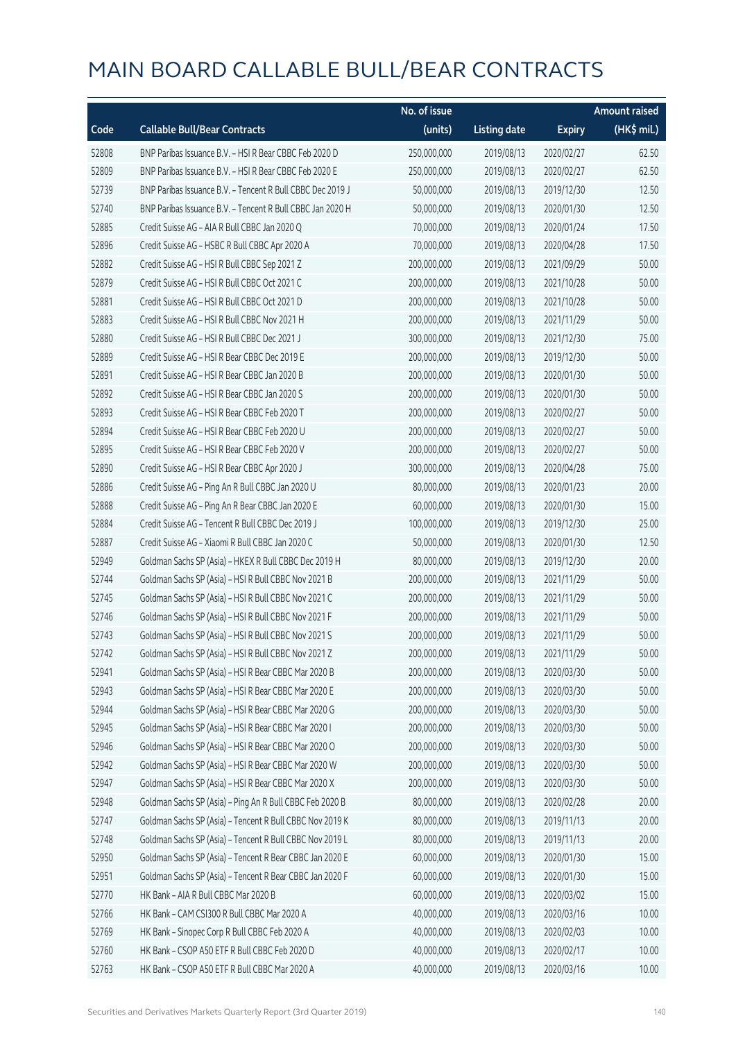# MAIN BOARD CALLABLE BULL/BEAR CONTRACTS

| Code | Callable Bull/Bear Contracts | No. of issue (units) | Listing date | Expiry | Amount raised (HK$ mil.) |
|---|---|---|---|---|---|
| 52808 | BNP Paribas Issuance B.V. – HSI R Bear CBBC Feb 2020 D | 250,000,000 | 2019/08/13 | 2020/02/27 | 62.50 |
| 52809 | BNP Paribas Issuance B.V. – HSI R Bear CBBC Feb 2020 E | 250,000,000 | 2019/08/13 | 2020/02/27 | 62.50 |
| 52739 | BNP Paribas Issuance B.V. – Tencent R Bull CBBC Dec 2019 J | 50,000,000 | 2019/08/13 | 2019/12/30 | 12.50 |
| 52740 | BNP Paribas Issuance B.V. – Tencent R Bull CBBC Jan 2020 H | 50,000,000 | 2019/08/13 | 2020/01/30 | 12.50 |
| 52885 | Credit Suisse AG – AIA R Bull CBBC Jan 2020 Q | 70,000,000 | 2019/08/13 | 2020/01/24 | 17.50 |
| 52896 | Credit Suisse AG – HSBC R Bull CBBC Apr 2020 A | 70,000,000 | 2019/08/13 | 2020/04/28 | 17.50 |
| 52882 | Credit Suisse AG – HSI R Bull CBBC Sep 2021 Z | 200,000,000 | 2019/08/13 | 2021/09/29 | 50.00 |
| 52879 | Credit Suisse AG – HSI R Bull CBBC Oct 2021 C | 200,000,000 | 2019/08/13 | 2021/10/28 | 50.00 |
| 52881 | Credit Suisse AG – HSI R Bull CBBC Oct 2021 D | 200,000,000 | 2019/08/13 | 2021/10/28 | 50.00 |
| 52883 | Credit Suisse AG – HSI R Bull CBBC Nov 2021 H | 200,000,000 | 2019/08/13 | 2021/11/29 | 50.00 |
| 52880 | Credit Suisse AG – HSI R Bull CBBC Dec 2021 J | 300,000,000 | 2019/08/13 | 2021/12/30 | 75.00 |
| 52889 | Credit Suisse AG – HSI R Bear CBBC Dec 2019 E | 200,000,000 | 2019/08/13 | 2019/12/30 | 50.00 |
| 52891 | Credit Suisse AG – HSI R Bear CBBC Jan 2020 B | 200,000,000 | 2019/08/13 | 2020/01/30 | 50.00 |
| 52892 | Credit Suisse AG – HSI R Bear CBBC Jan 2020 S | 200,000,000 | 2019/08/13 | 2020/01/30 | 50.00 |
| 52893 | Credit Suisse AG – HSI R Bear CBBC Feb 2020 T | 200,000,000 | 2019/08/13 | 2020/02/27 | 50.00 |
| 52894 | Credit Suisse AG – HSI R Bear CBBC Feb 2020 U | 200,000,000 | 2019/08/13 | 2020/02/27 | 50.00 |
| 52895 | Credit Suisse AG – HSI R Bear CBBC Feb 2020 V | 200,000,000 | 2019/08/13 | 2020/02/27 | 50.00 |
| 52890 | Credit Suisse AG – HSI R Bear CBBC Apr 2020 J | 300,000,000 | 2019/08/13 | 2020/04/28 | 75.00 |
| 52886 | Credit Suisse AG – Ping An R Bull CBBC Jan 2020 U | 80,000,000 | 2019/08/13 | 2020/01/23 | 20.00 |
| 52888 | Credit Suisse AG – Ping An R Bear CBBC Jan 2020 E | 60,000,000 | 2019/08/13 | 2020/01/30 | 15.00 |
| 52884 | Credit Suisse AG – Tencent R Bull CBBC Dec 2019 J | 100,000,000 | 2019/08/13 | 2019/12/30 | 25.00 |
| 52887 | Credit Suisse AG – Xiaomi R Bull CBBC Jan 2020 C | 50,000,000 | 2019/08/13 | 2020/01/30 | 12.50 |
| 52949 | Goldman Sachs SP (Asia) – HKEX R Bull CBBC Dec 2019 H | 80,000,000 | 2019/08/13 | 2019/12/30 | 20.00 |
| 52744 | Goldman Sachs SP (Asia) – HSI R Bull CBBC Nov 2021 B | 200,000,000 | 2019/08/13 | 2021/11/29 | 50.00 |
| 52745 | Goldman Sachs SP (Asia) – HSI R Bull CBBC Nov 2021 C | 200,000,000 | 2019/08/13 | 2021/11/29 | 50.00 |
| 52746 | Goldman Sachs SP (Asia) – HSI R Bull CBBC Nov 2021 F | 200,000,000 | 2019/08/13 | 2021/11/29 | 50.00 |
| 52743 | Goldman Sachs SP (Asia) – HSI R Bull CBBC Nov 2021 S | 200,000,000 | 2019/08/13 | 2021/11/29 | 50.00 |
| 52742 | Goldman Sachs SP (Asia) – HSI R Bull CBBC Nov 2021 Z | 200,000,000 | 2019/08/13 | 2021/11/29 | 50.00 |
| 52941 | Goldman Sachs SP (Asia) – HSI R Bear CBBC Mar 2020 B | 200,000,000 | 2019/08/13 | 2020/03/30 | 50.00 |
| 52943 | Goldman Sachs SP (Asia) – HSI R Bear CBBC Mar 2020 E | 200,000,000 | 2019/08/13 | 2020/03/30 | 50.00 |
| 52944 | Goldman Sachs SP (Asia) – HSI R Bear CBBC Mar 2020 G | 200,000,000 | 2019/08/13 | 2020/03/30 | 50.00 |
| 52945 | Goldman Sachs SP (Asia) – HSI R Bear CBBC Mar 2020 I | 200,000,000 | 2019/08/13 | 2020/03/30 | 50.00 |
| 52946 | Goldman Sachs SP (Asia) – HSI R Bear CBBC Mar 2020 O | 200,000,000 | 2019/08/13 | 2020/03/30 | 50.00 |
| 52942 | Goldman Sachs SP (Asia) – HSI R Bear CBBC Mar 2020 W | 200,000,000 | 2019/08/13 | 2020/03/30 | 50.00 |
| 52947 | Goldman Sachs SP (Asia) – HSI R Bear CBBC Mar 2020 X | 200,000,000 | 2019/08/13 | 2020/03/30 | 50.00 |
| 52948 | Goldman Sachs SP (Asia) – Ping An R Bull CBBC Feb 2020 B | 80,000,000 | 2019/08/13 | 2020/02/28 | 20.00 |
| 52747 | Goldman Sachs SP (Asia) – Tencent R Bull CBBC Nov 2019 K | 80,000,000 | 2019/08/13 | 2019/11/13 | 20.00 |
| 52748 | Goldman Sachs SP (Asia) – Tencent R Bull CBBC Nov 2019 L | 80,000,000 | 2019/08/13 | 2019/11/13 | 20.00 |
| 52950 | Goldman Sachs SP (Asia) – Tencent R Bear CBBC Jan 2020 E | 60,000,000 | 2019/08/13 | 2020/01/30 | 15.00 |
| 52951 | Goldman Sachs SP (Asia) – Tencent R Bear CBBC Jan 2020 F | 60,000,000 | 2019/08/13 | 2020/01/30 | 15.00 |
| 52770 | HK Bank – AIA R Bull CBBC Mar 2020 B | 60,000,000 | 2019/08/13 | 2020/03/02 | 15.00 |
| 52766 | HK Bank – CAM CSI300 R Bull CBBC Mar 2020 A | 40,000,000 | 2019/08/13 | 2020/03/16 | 10.00 |
| 52769 | HK Bank – Sinopec Corp R Bull CBBC Feb 2020 A | 40,000,000 | 2019/08/13 | 2020/02/03 | 10.00 |
| 52760 | HK Bank – CSOP A50 ETF R Bull CBBC Feb 2020 D | 40,000,000 | 2019/08/13 | 2020/02/17 | 10.00 |
| 52763 | HK Bank – CSOP A50 ETF R Bull CBBC Mar 2020 A | 40,000,000 | 2019/08/13 | 2020/03/16 | 10.00 |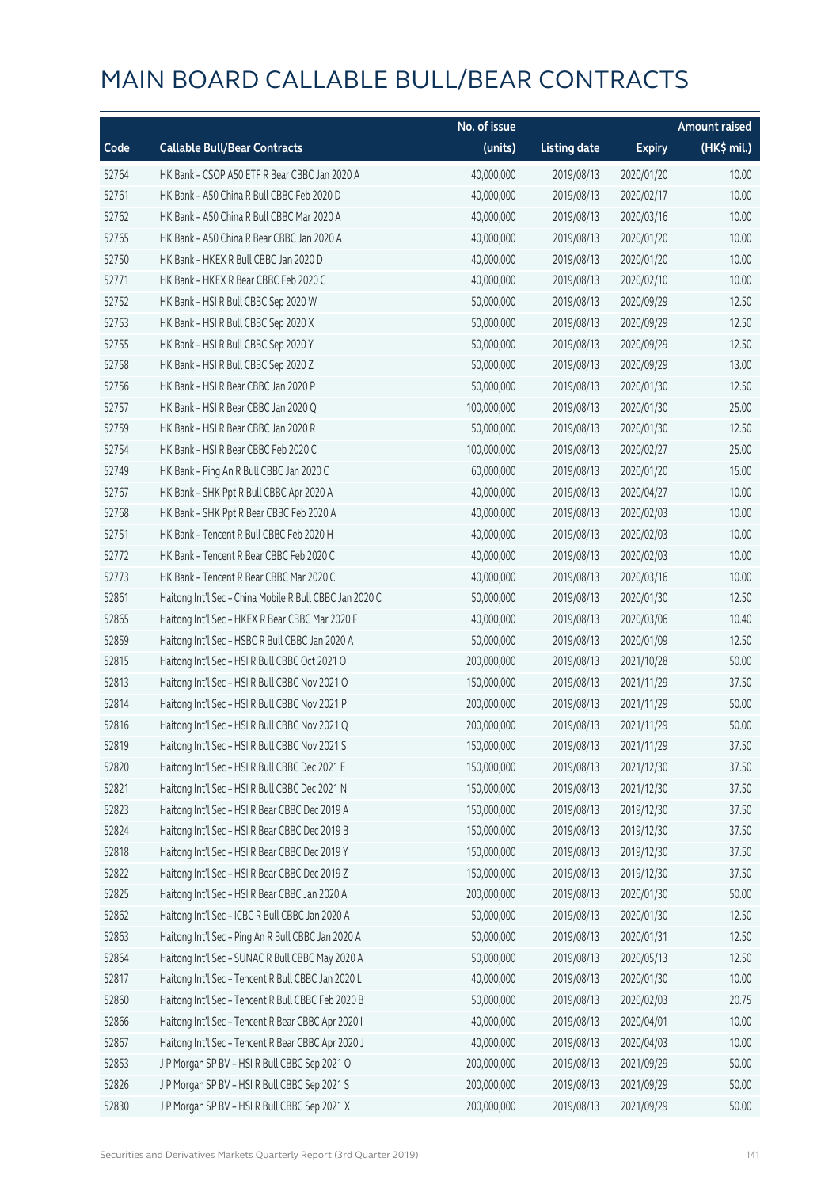# MAIN BOARD CALLABLE BULL/BEAR CONTRACTS

| Code | Callable Bull/Bear Contracts | No. of issue (units) | Listing date | Expiry | Amount raised (HK$ mil.) |
|---|---|---|---|---|---|
| 52764 | HK Bank – CSOP A50 ETF R Bear CBBC Jan 2020 A | 40,000,000 | 2019/08/13 | 2020/01/20 | 10.00 |
| 52761 | HK Bank – A50 China R Bull CBBC Feb 2020 D | 40,000,000 | 2019/08/13 | 2020/02/17 | 10.00 |
| 52762 | HK Bank – A50 China R Bull CBBC Mar 2020 A | 40,000,000 | 2019/08/13 | 2020/03/16 | 10.00 |
| 52765 | HK Bank – A50 China R Bear CBBC Jan 2020 A | 40,000,000 | 2019/08/13 | 2020/01/20 | 10.00 |
| 52750 | HK Bank – HKEX R Bull CBBC Jan 2020 D | 40,000,000 | 2019/08/13 | 2020/01/20 | 10.00 |
| 52771 | HK Bank – HKEX R Bear CBBC Feb 2020 C | 40,000,000 | 2019/08/13 | 2020/02/10 | 10.00 |
| 52752 | HK Bank – HSI R Bull CBBC Sep 2020 W | 50,000,000 | 2019/08/13 | 2020/09/29 | 12.50 |
| 52753 | HK Bank – HSI R Bull CBBC Sep 2020 X | 50,000,000 | 2019/08/13 | 2020/09/29 | 12.50 |
| 52755 | HK Bank – HSI R Bull CBBC Sep 2020 Y | 50,000,000 | 2019/08/13 | 2020/09/29 | 12.50 |
| 52758 | HK Bank – HSI R Bull CBBC Sep 2020 Z | 50,000,000 | 2019/08/13 | 2020/09/29 | 13.00 |
| 52756 | HK Bank – HSI R Bear CBBC Jan 2020 P | 50,000,000 | 2019/08/13 | 2020/01/30 | 12.50 |
| 52757 | HK Bank – HSI R Bear CBBC Jan 2020 Q | 100,000,000 | 2019/08/13 | 2020/01/30 | 25.00 |
| 52759 | HK Bank – HSI R Bear CBBC Jan 2020 R | 50,000,000 | 2019/08/13 | 2020/01/30 | 12.50 |
| 52754 | HK Bank – HSI R Bear CBBC Feb 2020 C | 100,000,000 | 2019/08/13 | 2020/02/27 | 25.00 |
| 52749 | HK Bank – Ping An R Bull CBBC Jan 2020 C | 60,000,000 | 2019/08/13 | 2020/01/20 | 15.00 |
| 52767 | HK Bank – SHK Ppt R Bull CBBC Apr 2020 A | 40,000,000 | 2019/08/13 | 2020/04/27 | 10.00 |
| 52768 | HK Bank – SHK Ppt R Bear CBBC Feb 2020 A | 40,000,000 | 2019/08/13 | 2020/02/03 | 10.00 |
| 52751 | HK Bank – Tencent R Bull CBBC Feb 2020 H | 40,000,000 | 2019/08/13 | 2020/02/03 | 10.00 |
| 52772 | HK Bank – Tencent R Bear CBBC Feb 2020 C | 40,000,000 | 2019/08/13 | 2020/02/03 | 10.00 |
| 52773 | HK Bank – Tencent R Bear CBBC Mar 2020 C | 40,000,000 | 2019/08/13 | 2020/03/16 | 10.00 |
| 52861 | Haitong Int'l Sec – China Mobile R Bull CBBC Jan 2020 C | 50,000,000 | 2019/08/13 | 2020/01/30 | 12.50 |
| 52865 | Haitong Int'l Sec – HKEX R Bear CBBC Mar 2020 F | 40,000,000 | 2019/08/13 | 2020/03/06 | 10.40 |
| 52859 | Haitong Int'l Sec – HSBC R Bull CBBC Jan 2020 A | 50,000,000 | 2019/08/13 | 2020/01/09 | 12.50 |
| 52815 | Haitong Int'l Sec – HSI R Bull CBBC Oct 2021 O | 200,000,000 | 2019/08/13 | 2021/10/28 | 50.00 |
| 52813 | Haitong Int'l Sec – HSI R Bull CBBC Nov 2021 O | 150,000,000 | 2019/08/13 | 2021/11/29 | 37.50 |
| 52814 | Haitong Int'l Sec – HSI R Bull CBBC Nov 2021 P | 200,000,000 | 2019/08/13 | 2021/11/29 | 50.00 |
| 52816 | Haitong Int'l Sec – HSI R Bull CBBC Nov 2021 Q | 200,000,000 | 2019/08/13 | 2021/11/29 | 50.00 |
| 52819 | Haitong Int'l Sec – HSI R Bull CBBC Nov 2021 S | 150,000,000 | 2019/08/13 | 2021/11/29 | 37.50 |
| 52820 | Haitong Int'l Sec – HSI R Bull CBBC Dec 2021 E | 150,000,000 | 2019/08/13 | 2021/12/30 | 37.50 |
| 52821 | Haitong Int'l Sec – HSI R Bull CBBC Dec 2021 N | 150,000,000 | 2019/08/13 | 2021/12/30 | 37.50 |
| 52823 | Haitong Int'l Sec – HSI R Bear CBBC Dec 2019 A | 150,000,000 | 2019/08/13 | 2019/12/30 | 37.50 |
| 52824 | Haitong Int'l Sec – HSI R Bear CBBC Dec 2019 B | 150,000,000 | 2019/08/13 | 2019/12/30 | 37.50 |
| 52818 | Haitong Int'l Sec – HSI R Bear CBBC Dec 2019 Y | 150,000,000 | 2019/08/13 | 2019/12/30 | 37.50 |
| 52822 | Haitong Int'l Sec – HSI R Bear CBBC Dec 2019 Z | 150,000,000 | 2019/08/13 | 2019/12/30 | 37.50 |
| 52825 | Haitong Int'l Sec – HSI R Bear CBBC Jan 2020 A | 200,000,000 | 2019/08/13 | 2020/01/30 | 50.00 |
| 52862 | Haitong Int'l Sec – ICBC R Bull CBBC Jan 2020 A | 50,000,000 | 2019/08/13 | 2020/01/30 | 12.50 |
| 52863 | Haitong Int'l Sec – Ping An R Bull CBBC Jan 2020 A | 50,000,000 | 2019/08/13 | 2020/01/31 | 12.50 |
| 52864 | Haitong Int'l Sec – SUNAC R Bull CBBC May 2020 A | 50,000,000 | 2019/08/13 | 2020/05/13 | 12.50 |
| 52817 | Haitong Int'l Sec – Tencent R Bull CBBC Jan 2020 L | 40,000,000 | 2019/08/13 | 2020/01/30 | 10.00 |
| 52860 | Haitong Int'l Sec – Tencent R Bull CBBC Feb 2020 B | 50,000,000 | 2019/08/13 | 2020/02/03 | 20.75 |
| 52866 | Haitong Int'l Sec – Tencent R Bear CBBC Apr 2020 I | 40,000,000 | 2019/08/13 | 2020/04/01 | 10.00 |
| 52867 | Haitong Int'l Sec – Tencent R Bear CBBC Apr 2020 J | 40,000,000 | 2019/08/13 | 2020/04/03 | 10.00 |
| 52853 | J P Morgan SP BV – HSI R Bull CBBC Sep 2021 O | 200,000,000 | 2019/08/13 | 2021/09/29 | 50.00 |
| 52826 | J P Morgan SP BV – HSI R Bull CBBC Sep 2021 S | 200,000,000 | 2019/08/13 | 2021/09/29 | 50.00 |
| 52830 | J P Morgan SP BV – HSI R Bull CBBC Sep 2021 X | 200,000,000 | 2019/08/13 | 2021/09/29 | 50.00 |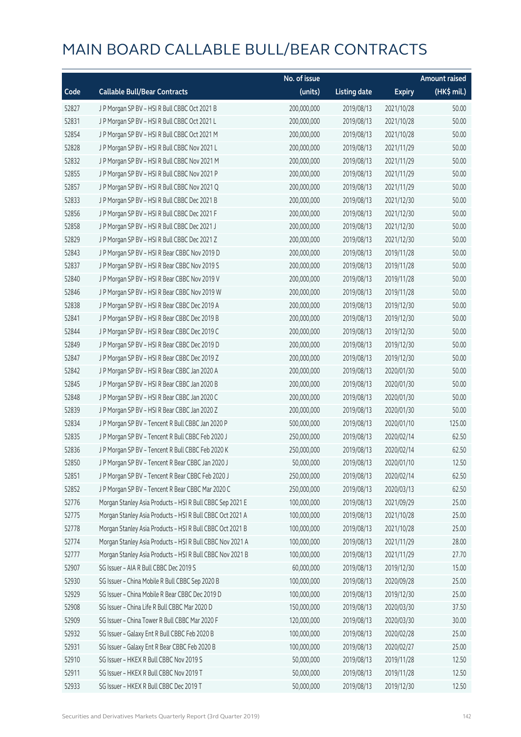# MAIN BOARD CALLABLE BULL/BEAR CONTRACTS

| Code | Callable Bull/Bear Contracts | No. of issue (units) | Listing date | Expiry | Amount raised (HK$ mil.) |
|---|---|---|---|---|---|
| 52827 | J P Morgan SP BV – HSI R Bull CBBC Oct 2021 B | 200,000,000 | 2019/08/13 | 2021/10/28 | 50.00 |
| 52831 | J P Morgan SP BV – HSI R Bull CBBC Oct 2021 L | 200,000,000 | 2019/08/13 | 2021/10/28 | 50.00 |
| 52854 | J P Morgan SP BV – HSI R Bull CBBC Oct 2021 M | 200,000,000 | 2019/08/13 | 2021/10/28 | 50.00 |
| 52828 | J P Morgan SP BV – HSI R Bull CBBC Nov 2021 L | 200,000,000 | 2019/08/13 | 2021/11/29 | 50.00 |
| 52832 | J P Morgan SP BV – HSI R Bull CBBC Nov 2021 M | 200,000,000 | 2019/08/13 | 2021/11/29 | 50.00 |
| 52855 | J P Morgan SP BV – HSI R Bull CBBC Nov 2021 P | 200,000,000 | 2019/08/13 | 2021/11/29 | 50.00 |
| 52857 | J P Morgan SP BV – HSI R Bull CBBC Nov 2021 Q | 200,000,000 | 2019/08/13 | 2021/11/29 | 50.00 |
| 52833 | J P Morgan SP BV – HSI R Bull CBBC Dec 2021 B | 200,000,000 | 2019/08/13 | 2021/12/30 | 50.00 |
| 52856 | J P Morgan SP BV – HSI R Bull CBBC Dec 2021 F | 200,000,000 | 2019/08/13 | 2021/12/30 | 50.00 |
| 52858 | J P Morgan SP BV – HSI R Bull CBBC Dec 2021 J | 200,000,000 | 2019/08/13 | 2021/12/30 | 50.00 |
| 52829 | J P Morgan SP BV – HSI R Bull CBBC Dec 2021 Z | 200,000,000 | 2019/08/13 | 2021/12/30 | 50.00 |
| 52843 | J P Morgan SP BV – HSI R Bear CBBC Nov 2019 D | 200,000,000 | 2019/08/13 | 2019/11/28 | 50.00 |
| 52837 | J P Morgan SP BV – HSI R Bear CBBC Nov 2019 S | 200,000,000 | 2019/08/13 | 2019/11/28 | 50.00 |
| 52840 | J P Morgan SP BV – HSI R Bear CBBC Nov 2019 V | 200,000,000 | 2019/08/13 | 2019/11/28 | 50.00 |
| 52846 | J P Morgan SP BV – HSI R Bear CBBC Nov 2019 W | 200,000,000 | 2019/08/13 | 2019/11/28 | 50.00 |
| 52838 | J P Morgan SP BV – HSI R Bear CBBC Dec 2019 A | 200,000,000 | 2019/08/13 | 2019/12/30 | 50.00 |
| 52841 | J P Morgan SP BV – HSI R Bear CBBC Dec 2019 B | 200,000,000 | 2019/08/13 | 2019/12/30 | 50.00 |
| 52844 | J P Morgan SP BV – HSI R Bear CBBC Dec 2019 C | 200,000,000 | 2019/08/13 | 2019/12/30 | 50.00 |
| 52849 | J P Morgan SP BV – HSI R Bear CBBC Dec 2019 D | 200,000,000 | 2019/08/13 | 2019/12/30 | 50.00 |
| 52847 | J P Morgan SP BV – HSI R Bear CBBC Dec 2019 Z | 200,000,000 | 2019/08/13 | 2019/12/30 | 50.00 |
| 52842 | J P Morgan SP BV – HSI R Bear CBBC Jan 2020 A | 200,000,000 | 2019/08/13 | 2020/01/30 | 50.00 |
| 52845 | J P Morgan SP BV – HSI R Bear CBBC Jan 2020 B | 200,000,000 | 2019/08/13 | 2020/01/30 | 50.00 |
| 52848 | J P Morgan SP BV – HSI R Bear CBBC Jan 2020 C | 200,000,000 | 2019/08/13 | 2020/01/30 | 50.00 |
| 52839 | J P Morgan SP BV – HSI R Bear CBBC Jan 2020 Z | 200,000,000 | 2019/08/13 | 2020/01/30 | 50.00 |
| 52834 | J P Morgan SP BV – Tencent R Bull CBBC Jan 2020 P | 500,000,000 | 2019/08/13 | 2020/01/10 | 125.00 |
| 52835 | J P Morgan SP BV – Tencent R Bull CBBC Feb 2020 J | 250,000,000 | 2019/08/13 | 2020/02/14 | 62.50 |
| 52836 | J P Morgan SP BV – Tencent R Bull CBBC Feb 2020 K | 250,000,000 | 2019/08/13 | 2020/02/14 | 62.50 |
| 52850 | J P Morgan SP BV – Tencent R Bear CBBC Jan 2020 J | 50,000,000 | 2019/08/13 | 2020/01/10 | 12.50 |
| 52851 | J P Morgan SP BV – Tencent R Bear CBBC Feb 2020 J | 250,000,000 | 2019/08/13 | 2020/02/14 | 62.50 |
| 52852 | J P Morgan SP BV – Tencent R Bear CBBC Mar 2020 C | 250,000,000 | 2019/08/13 | 2020/03/13 | 62.50 |
| 52776 | Morgan Stanley Asia Products – HSI R Bull CBBC Sep 2021 E | 100,000,000 | 2019/08/13 | 2021/09/29 | 25.00 |
| 52775 | Morgan Stanley Asia Products – HSI R Bull CBBC Oct 2021 A | 100,000,000 | 2019/08/13 | 2021/10/28 | 25.00 |
| 52778 | Morgan Stanley Asia Products – HSI R Bull CBBC Oct 2021 B | 100,000,000 | 2019/08/13 | 2021/10/28 | 25.00 |
| 52774 | Morgan Stanley Asia Products – HSI R Bull CBBC Nov 2021 A | 100,000,000 | 2019/08/13 | 2021/11/29 | 28.00 |
| 52777 | Morgan Stanley Asia Products – HSI R Bull CBBC Nov 2021 B | 100,000,000 | 2019/08/13 | 2021/11/29 | 27.70 |
| 52907 | SG Issuer – AIA R Bull CBBC Dec 2019 S | 60,000,000 | 2019/08/13 | 2019/12/30 | 15.00 |
| 52930 | SG Issuer – China Mobile R Bull CBBC Sep 2020 B | 100,000,000 | 2019/08/13 | 2020/09/28 | 25.00 |
| 52929 | SG Issuer – China Mobile R Bear CBBC Dec 2019 D | 100,000,000 | 2019/08/13 | 2019/12/30 | 25.00 |
| 52908 | SG Issuer – China Life R Bull CBBC Mar 2020 D | 150,000,000 | 2019/08/13 | 2020/03/30 | 37.50 |
| 52909 | SG Issuer – China Tower R Bull CBBC Mar 2020 F | 120,000,000 | 2019/08/13 | 2020/03/30 | 30.00 |
| 52932 | SG Issuer – Galaxy Ent R Bull CBBC Feb 2020 B | 100,000,000 | 2019/08/13 | 2020/02/28 | 25.00 |
| 52931 | SG Issuer – Galaxy Ent R Bear CBBC Feb 2020 B | 100,000,000 | 2019/08/13 | 2020/02/27 | 25.00 |
| 52910 | SG Issuer – HKEX R Bull CBBC Nov 2019 S | 50,000,000 | 2019/08/13 | 2019/11/28 | 12.50 |
| 52911 | SG Issuer – HKEX R Bull CBBC Nov 2019 T | 50,000,000 | 2019/08/13 | 2019/11/28 | 12.50 |
| 52933 | SG Issuer – HKEX R Bull CBBC Dec 2019 T | 50,000,000 | 2019/08/13 | 2019/12/30 | 12.50 |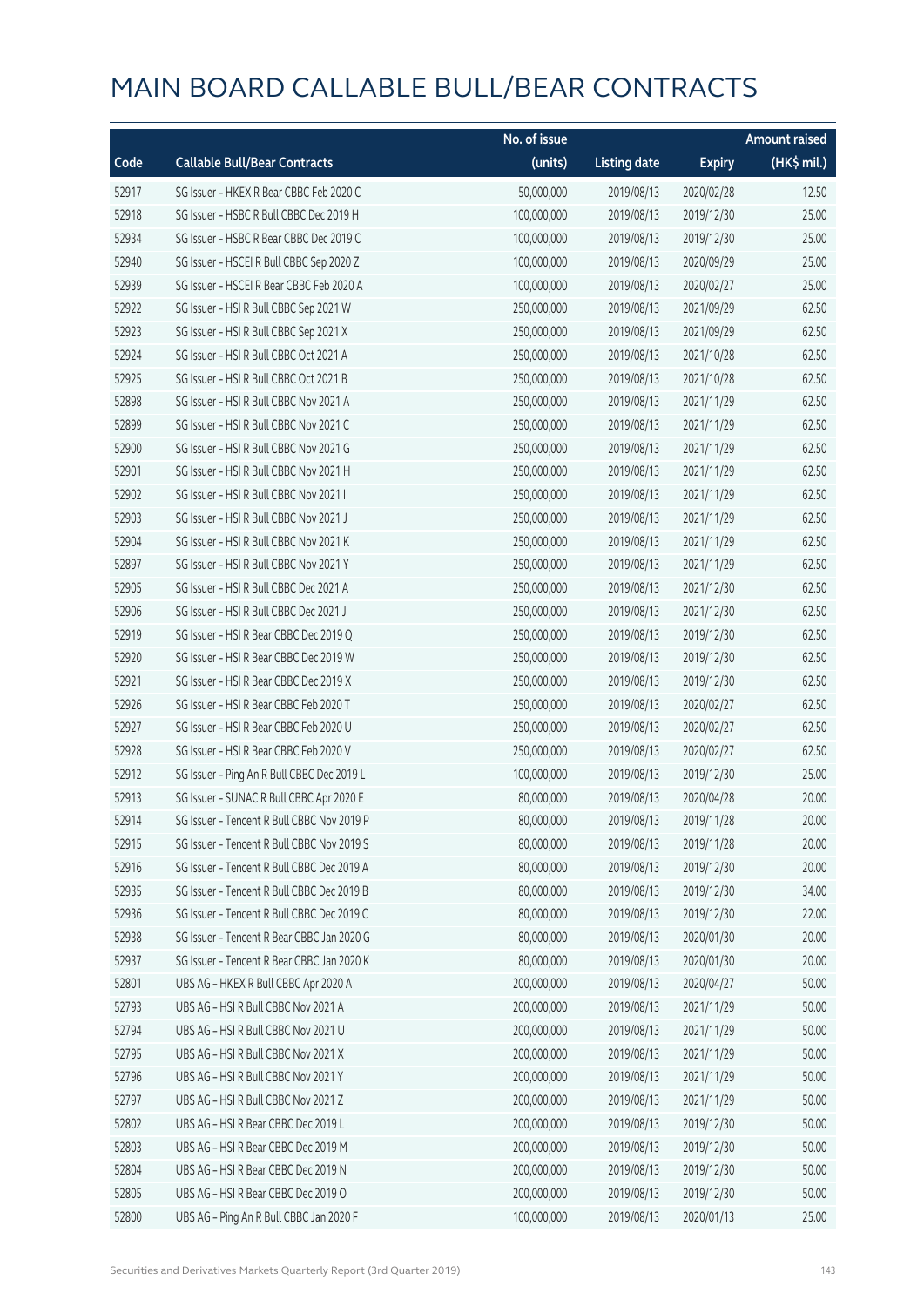# MAIN BOARD CALLABLE BULL/BEAR CONTRACTS

| Code | Callable Bull/Bear Contracts | No. of issue (units) | Listing date | Expiry | Amount raised (HK$ mil.) |
|---|---|---|---|---|---|
| 52917 | SG Issuer – HKEX R Bear CBBC Feb 2020 C | 50,000,000 | 2019/08/13 | 2020/02/28 | 12.50 |
| 52918 | SG Issuer – HSBC R Bull CBBC Dec 2019 H | 100,000,000 | 2019/08/13 | 2019/12/30 | 25.00 |
| 52934 | SG Issuer – HSBC R Bear CBBC Dec 2019 C | 100,000,000 | 2019/08/13 | 2019/12/30 | 25.00 |
| 52940 | SG Issuer – HSCEI R Bull CBBC Sep 2020 Z | 100,000,000 | 2019/08/13 | 2020/09/29 | 25.00 |
| 52939 | SG Issuer – HSCEI R Bear CBBC Feb 2020 A | 100,000,000 | 2019/08/13 | 2020/02/27 | 25.00 |
| 52922 | SG Issuer – HSI R Bull CBBC Sep 2021 W | 250,000,000 | 2019/08/13 | 2021/09/29 | 62.50 |
| 52923 | SG Issuer – HSI R Bull CBBC Sep 2021 X | 250,000,000 | 2019/08/13 | 2021/09/29 | 62.50 |
| 52924 | SG Issuer – HSI R Bull CBBC Oct 2021 A | 250,000,000 | 2019/08/13 | 2021/10/28 | 62.50 |
| 52925 | SG Issuer – HSI R Bull CBBC Oct 2021 B | 250,000,000 | 2019/08/13 | 2021/10/28 | 62.50 |
| 52898 | SG Issuer – HSI R Bull CBBC Nov 2021 A | 250,000,000 | 2019/08/13 | 2021/11/29 | 62.50 |
| 52899 | SG Issuer – HSI R Bull CBBC Nov 2021 C | 250,000,000 | 2019/08/13 | 2021/11/29 | 62.50 |
| 52900 | SG Issuer – HSI R Bull CBBC Nov 2021 G | 250,000,000 | 2019/08/13 | 2021/11/29 | 62.50 |
| 52901 | SG Issuer – HSI R Bull CBBC Nov 2021 H | 250,000,000 | 2019/08/13 | 2021/11/29 | 62.50 |
| 52902 | SG Issuer – HSI R Bull CBBC Nov 2021 I | 250,000,000 | 2019/08/13 | 2021/11/29 | 62.50 |
| 52903 | SG Issuer – HSI R Bull CBBC Nov 2021 J | 250,000,000 | 2019/08/13 | 2021/11/29 | 62.50 |
| 52904 | SG Issuer – HSI R Bull CBBC Nov 2021 K | 250,000,000 | 2019/08/13 | 2021/11/29 | 62.50 |
| 52897 | SG Issuer – HSI R Bull CBBC Nov 2021 Y | 250,000,000 | 2019/08/13 | 2021/11/29 | 62.50 |
| 52905 | SG Issuer – HSI R Bull CBBC Dec 2021 A | 250,000,000 | 2019/08/13 | 2021/12/30 | 62.50 |
| 52906 | SG Issuer – HSI R Bull CBBC Dec 2021 J | 250,000,000 | 2019/08/13 | 2021/12/30 | 62.50 |
| 52919 | SG Issuer – HSI R Bear CBBC Dec 2019 Q | 250,000,000 | 2019/08/13 | 2019/12/30 | 62.50 |
| 52920 | SG Issuer – HSI R Bear CBBC Dec 2019 W | 250,000,000 | 2019/08/13 | 2019/12/30 | 62.50 |
| 52921 | SG Issuer – HSI R Bear CBBC Dec 2019 X | 250,000,000 | 2019/08/13 | 2019/12/30 | 62.50 |
| 52926 | SG Issuer – HSI R Bear CBBC Feb 2020 T | 250,000,000 | 2019/08/13 | 2020/02/27 | 62.50 |
| 52927 | SG Issuer – HSI R Bear CBBC Feb 2020 U | 250,000,000 | 2019/08/13 | 2020/02/27 | 62.50 |
| 52928 | SG Issuer – HSI R Bear CBBC Feb 2020 V | 250,000,000 | 2019/08/13 | 2020/02/27 | 62.50 |
| 52912 | SG Issuer – Ping An R Bull CBBC Dec 2019 L | 100,000,000 | 2019/08/13 | 2019/12/30 | 25.00 |
| 52913 | SG Issuer – SUNAC R Bull CBBC Apr 2020 E | 80,000,000 | 2019/08/13 | 2020/04/28 | 20.00 |
| 52914 | SG Issuer – Tencent R Bull CBBC Nov 2019 P | 80,000,000 | 2019/08/13 | 2019/11/28 | 20.00 |
| 52915 | SG Issuer – Tencent R Bull CBBC Nov 2019 S | 80,000,000 | 2019/08/13 | 2019/11/28 | 20.00 |
| 52916 | SG Issuer – Tencent R Bull CBBC Dec 2019 A | 80,000,000 | 2019/08/13 | 2019/12/30 | 20.00 |
| 52935 | SG Issuer – Tencent R Bull CBBC Dec 2019 B | 80,000,000 | 2019/08/13 | 2019/12/30 | 34.00 |
| 52936 | SG Issuer – Tencent R Bull CBBC Dec 2019 C | 80,000,000 | 2019/08/13 | 2019/12/30 | 22.00 |
| 52938 | SG Issuer – Tencent R Bear CBBC Jan 2020 G | 80,000,000 | 2019/08/13 | 2020/01/30 | 20.00 |
| 52937 | SG Issuer – Tencent R Bear CBBC Jan 2020 K | 80,000,000 | 2019/08/13 | 2020/01/30 | 20.00 |
| 52801 | UBS AG – HKEX R Bull CBBC Apr 2020 A | 200,000,000 | 2019/08/13 | 2020/04/27 | 50.00 |
| 52793 | UBS AG – HSI R Bull CBBC Nov 2021 A | 200,000,000 | 2019/08/13 | 2021/11/29 | 50.00 |
| 52794 | UBS AG – HSI R Bull CBBC Nov 2021 U | 200,000,000 | 2019/08/13 | 2021/11/29 | 50.00 |
| 52795 | UBS AG – HSI R Bull CBBC Nov 2021 X | 200,000,000 | 2019/08/13 | 2021/11/29 | 50.00 |
| 52796 | UBS AG – HSI R Bull CBBC Nov 2021 Y | 200,000,000 | 2019/08/13 | 2021/11/29 | 50.00 |
| 52797 | UBS AG – HSI R Bull CBBC Nov 2021 Z | 200,000,000 | 2019/08/13 | 2021/11/29 | 50.00 |
| 52802 | UBS AG – HSI R Bear CBBC Dec 2019 L | 200,000,000 | 2019/08/13 | 2019/12/30 | 50.00 |
| 52803 | UBS AG – HSI R Bear CBBC Dec 2019 M | 200,000,000 | 2019/08/13 | 2019/12/30 | 50.00 |
| 52804 | UBS AG – HSI R Bear CBBC Dec 2019 N | 200,000,000 | 2019/08/13 | 2019/12/30 | 50.00 |
| 52805 | UBS AG – HSI R Bear CBBC Dec 2019 O | 200,000,000 | 2019/08/13 | 2019/12/30 | 50.00 |
| 52800 | UBS AG – Ping An R Bull CBBC Jan 2020 F | 100,000,000 | 2019/08/13 | 2020/01/13 | 25.00 |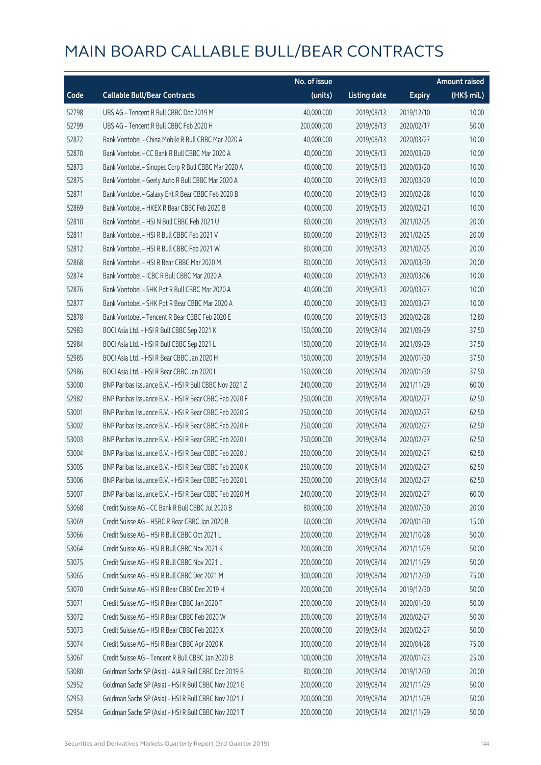# MAIN BOARD CALLABLE BULL/BEAR CONTRACTS

| Code | Callable Bull/Bear Contracts | No. of issue (units) | Listing date | Expiry | Amount raised (HK$ mil.) |
|---|---|---|---|---|---|
| 52798 | UBS AG – Tencent R Bull CBBC Dec 2019 M | 40,000,000 | 2019/08/13 | 2019/12/10 | 10.00 |
| 52799 | UBS AG – Tencent R Bull CBBC Feb 2020 H | 200,000,000 | 2019/08/13 | 2020/02/17 | 50.00 |
| 52872 | Bank Vontobel – China Mobile R Bull CBBC Mar 2020 A | 40,000,000 | 2019/08/13 | 2020/03/27 | 10.00 |
| 52870 | Bank Vontobel – CC Bank R Bull CBBC Mar 2020 A | 40,000,000 | 2019/08/13 | 2020/03/20 | 10.00 |
| 52873 | Bank Vontobel – Sinopec Corp R Bull CBBC Mar 2020 A | 40,000,000 | 2019/08/13 | 2020/03/20 | 10.00 |
| 52875 | Bank Vontobel – Geely Auto R Bull CBBC Mar 2020 A | 40,000,000 | 2019/08/13 | 2020/03/20 | 10.00 |
| 52871 | Bank Vontobel – Galaxy Ent R Bear CBBC Feb 2020 B | 40,000,000 | 2019/08/13 | 2020/02/28 | 10.00 |
| 52869 | Bank Vontobel – HKEX R Bear CBBC Feb 2020 B | 40,000,000 | 2019/08/13 | 2020/02/21 | 10.00 |
| 52810 | Bank Vontobel – HSI N Bull CBBC Feb 2021 U | 80,000,000 | 2019/08/13 | 2021/02/25 | 20.00 |
| 52811 | Bank Vontobel – HSI R Bull CBBC Feb 2021 V | 80,000,000 | 2019/08/13 | 2021/02/25 | 20.00 |
| 52812 | Bank Vontobel – HSI R Bull CBBC Feb 2021 W | 80,000,000 | 2019/08/13 | 2021/02/25 | 20.00 |
| 52868 | Bank Vontobel – HSI R Bear CBBC Mar 2020 M | 80,000,000 | 2019/08/13 | 2020/03/30 | 20.00 |
| 52874 | Bank Vontobel – ICBC R Bull CBBC Mar 2020 A | 40,000,000 | 2019/08/13 | 2020/03/06 | 10.00 |
| 52876 | Bank Vontobel – SHK Ppt R Bull CBBC Mar 2020 A | 40,000,000 | 2019/08/13 | 2020/03/27 | 10.00 |
| 52877 | Bank Vontobel – SHK Ppt R Bear CBBC Mar 2020 A | 40,000,000 | 2019/08/13 | 2020/03/27 | 10.00 |
| 52878 | Bank Vontobel – Tencent R Bear CBBC Feb 2020 E | 40,000,000 | 2019/08/13 | 2020/02/28 | 12.80 |
| 52983 | BOCI Asia Ltd. – HSI R Bull CBBC Sep 2021 K | 150,000,000 | 2019/08/14 | 2021/09/29 | 37.50 |
| 52984 | BOCI Asia Ltd. – HSI R Bull CBBC Sep 2021 L | 150,000,000 | 2019/08/14 | 2021/09/29 | 37.50 |
| 52985 | BOCI Asia Ltd. – HSI R Bear CBBC Jan 2020 H | 150,000,000 | 2019/08/14 | 2020/01/30 | 37.50 |
| 52986 | BOCI Asia Ltd. – HSI R Bear CBBC Jan 2020 I | 150,000,000 | 2019/08/14 | 2020/01/30 | 37.50 |
| 53000 | BNP Paribas Issuance B.V. – HSI R Bull CBBC Nov 2021 Z | 240,000,000 | 2019/08/14 | 2021/11/29 | 60.00 |
| 52982 | BNP Paribas Issuance B.V. – HSI R Bear CBBC Feb 2020 F | 250,000,000 | 2019/08/14 | 2020/02/27 | 62.50 |
| 53001 | BNP Paribas Issuance B.V. – HSI R Bear CBBC Feb 2020 G | 250,000,000 | 2019/08/14 | 2020/02/27 | 62.50 |
| 53002 | BNP Paribas Issuance B.V. – HSI R Bear CBBC Feb 2020 H | 250,000,000 | 2019/08/14 | 2020/02/27 | 62.50 |
| 53003 | BNP Paribas Issuance B.V. – HSI R Bear CBBC Feb 2020 I | 250,000,000 | 2019/08/14 | 2020/02/27 | 62.50 |
| 53004 | BNP Paribas Issuance B.V. – HSI R Bear CBBC Feb 2020 J | 250,000,000 | 2019/08/14 | 2020/02/27 | 62.50 |
| 53005 | BNP Paribas Issuance B.V. – HSI R Bear CBBC Feb 2020 K | 250,000,000 | 2019/08/14 | 2020/02/27 | 62.50 |
| 53006 | BNP Paribas Issuance B.V. – HSI R Bear CBBC Feb 2020 L | 250,000,000 | 2019/08/14 | 2020/02/27 | 62.50 |
| 53007 | BNP Paribas Issuance B.V. – HSI R Bear CBBC Feb 2020 M | 240,000,000 | 2019/08/14 | 2020/02/27 | 60.00 |
| 53068 | Credit Suisse AG – CC Bank R Bull CBBC Jul 2020 B | 80,000,000 | 2019/08/14 | 2020/07/30 | 20.00 |
| 53069 | Credit Suisse AG – HSBC R Bear CBBC Jan 2020 B | 60,000,000 | 2019/08/14 | 2020/01/30 | 15.00 |
| 53066 | Credit Suisse AG – HSI R Bull CBBC Oct 2021 L | 200,000,000 | 2019/08/14 | 2021/10/28 | 50.00 |
| 53064 | Credit Suisse AG – HSI R Bull CBBC Nov 2021 K | 200,000,000 | 2019/08/14 | 2021/11/29 | 50.00 |
| 53075 | Credit Suisse AG – HSI R Bull CBBC Nov 2021 L | 200,000,000 | 2019/08/14 | 2021/11/29 | 50.00 |
| 53065 | Credit Suisse AG – HSI R Bull CBBC Dec 2021 M | 300,000,000 | 2019/08/14 | 2021/12/30 | 75.00 |
| 53070 | Credit Suisse AG – HSI R Bear CBBC Dec 2019 H | 200,000,000 | 2019/08/14 | 2019/12/30 | 50.00 |
| 53071 | Credit Suisse AG – HSI R Bear CBBC Jan 2020 T | 200,000,000 | 2019/08/14 | 2020/01/30 | 50.00 |
| 53072 | Credit Suisse AG – HSI R Bear CBBC Feb 2020 W | 200,000,000 | 2019/08/14 | 2020/02/27 | 50.00 |
| 53073 | Credit Suisse AG – HSI R Bear CBBC Feb 2020 X | 200,000,000 | 2019/08/14 | 2020/02/27 | 50.00 |
| 53074 | Credit Suisse AG – HSI R Bear CBBC Apr 2020 K | 300,000,000 | 2019/08/14 | 2020/04/28 | 75.00 |
| 53067 | Credit Suisse AG – Tencent R Bull CBBC Jan 2020 B | 100,000,000 | 2019/08/14 | 2020/01/23 | 25.00 |
| 53080 | Goldman Sachs SP (Asia) – AIA R Bull CBBC Dec 2019 B | 80,000,000 | 2019/08/14 | 2019/12/30 | 20.00 |
| 52952 | Goldman Sachs SP (Asia) – HSI R Bull CBBC Nov 2021 G | 200,000,000 | 2019/08/14 | 2021/11/29 | 50.00 |
| 52953 | Goldman Sachs SP (Asia) – HSI R Bull CBBC Nov 2021 J | 200,000,000 | 2019/08/14 | 2021/11/29 | 50.00 |
| 52954 | Goldman Sachs SP (Asia) – HSI R Bull CBBC Nov 2021 T | 200,000,000 | 2019/08/14 | 2021/11/29 | 50.00 |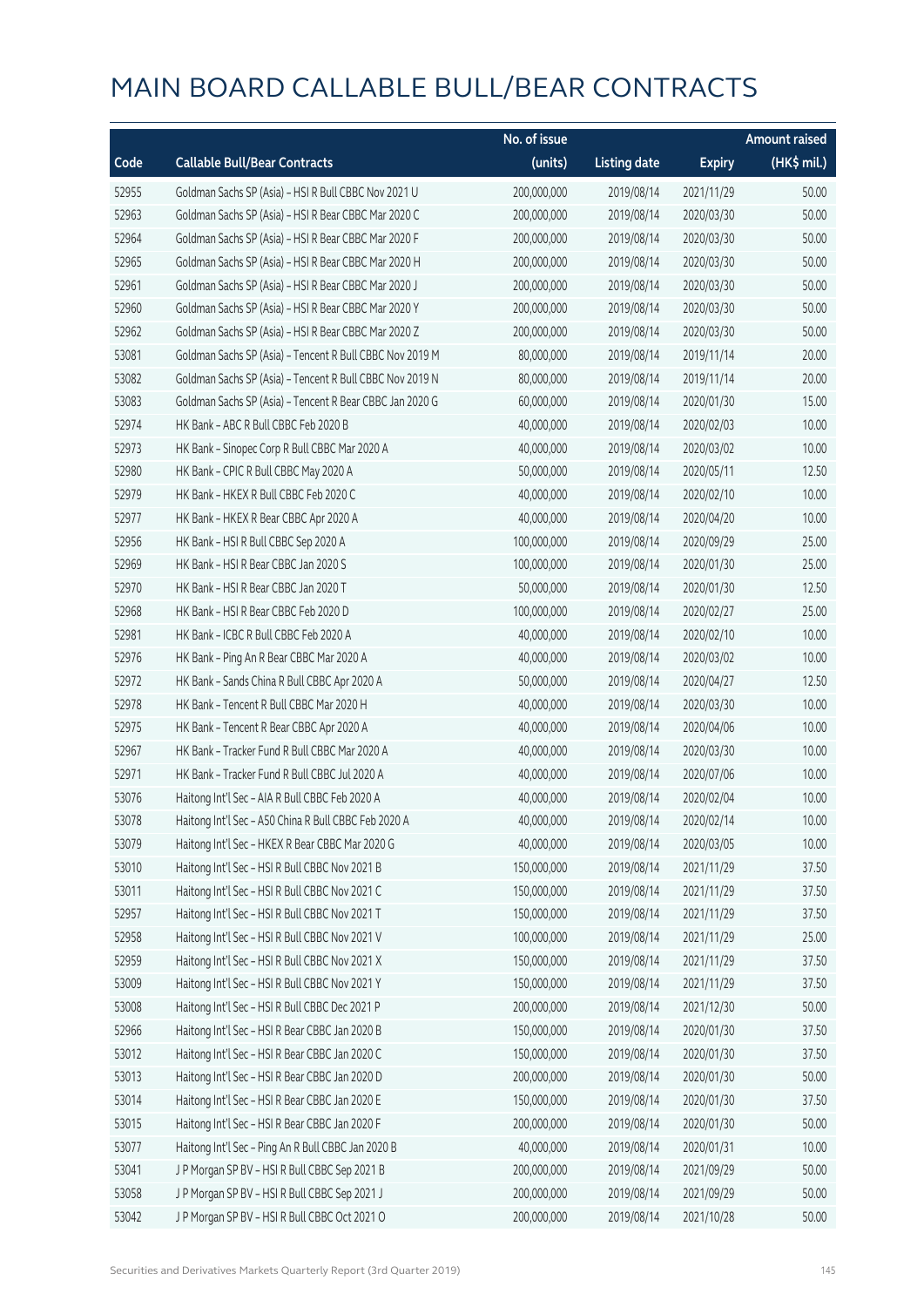# MAIN BOARD CALLABLE BULL/BEAR CONTRACTS

| Code | Callable Bull/Bear Contracts | No. of issue (units) | Listing date | Expiry | Amount raised (HK$ mil.) |
|---|---|---|---|---|---|
| 52955 | Goldman Sachs SP (Asia) – HSI R Bull CBBC Nov 2021 U | 200,000,000 | 2019/08/14 | 2021/11/29 | 50.00 |
| 52963 | Goldman Sachs SP (Asia) – HSI R Bear CBBC Mar 2020 C | 200,000,000 | 2019/08/14 | 2020/03/30 | 50.00 |
| 52964 | Goldman Sachs SP (Asia) – HSI R Bear CBBC Mar 2020 F | 200,000,000 | 2019/08/14 | 2020/03/30 | 50.00 |
| 52965 | Goldman Sachs SP (Asia) – HSI R Bear CBBC Mar 2020 H | 200,000,000 | 2019/08/14 | 2020/03/30 | 50.00 |
| 52961 | Goldman Sachs SP (Asia) – HSI R Bear CBBC Mar 2020 J | 200,000,000 | 2019/08/14 | 2020/03/30 | 50.00 |
| 52960 | Goldman Sachs SP (Asia) – HSI R Bear CBBC Mar 2020 Y | 200,000,000 | 2019/08/14 | 2020/03/30 | 50.00 |
| 52962 | Goldman Sachs SP (Asia) – HSI R Bear CBBC Mar 2020 Z | 200,000,000 | 2019/08/14 | 2020/03/30 | 50.00 |
| 53081 | Goldman Sachs SP (Asia) – Tencent R Bull CBBC Nov 2019 M | 80,000,000 | 2019/08/14 | 2019/11/14 | 20.00 |
| 53082 | Goldman Sachs SP (Asia) – Tencent R Bull CBBC Nov 2019 N | 80,000,000 | 2019/08/14 | 2019/11/14 | 20.00 |
| 53083 | Goldman Sachs SP (Asia) – Tencent R Bear CBBC Jan 2020 G | 60,000,000 | 2019/08/14 | 2020/01/30 | 15.00 |
| 52974 | HK Bank – ABC R Bull CBBC Feb 2020 B | 40,000,000 | 2019/08/14 | 2020/02/03 | 10.00 |
| 52973 | HK Bank – Sinopec Corp R Bull CBBC Mar 2020 A | 40,000,000 | 2019/08/14 | 2020/03/02 | 10.00 |
| 52980 | HK Bank – CPIC R Bull CBBC May 2020 A | 50,000,000 | 2019/08/14 | 2020/05/11 | 12.50 |
| 52979 | HK Bank – HKEX R Bull CBBC Feb 2020 C | 40,000,000 | 2019/08/14 | 2020/02/10 | 10.00 |
| 52977 | HK Bank – HKEX R Bear CBBC Apr 2020 A | 40,000,000 | 2019/08/14 | 2020/04/20 | 10.00 |
| 52956 | HK Bank – HSI R Bull CBBC Sep 2020 A | 100,000,000 | 2019/08/14 | 2020/09/29 | 25.00 |
| 52969 | HK Bank – HSI R Bear CBBC Jan 2020 S | 100,000,000 | 2019/08/14 | 2020/01/30 | 25.00 |
| 52970 | HK Bank – HSI R Bear CBBC Jan 2020 T | 50,000,000 | 2019/08/14 | 2020/01/30 | 12.50 |
| 52968 | HK Bank – HSI R Bear CBBC Feb 2020 D | 100,000,000 | 2019/08/14 | 2020/02/27 | 25.00 |
| 52981 | HK Bank – ICBC R Bull CBBC Feb 2020 A | 40,000,000 | 2019/08/14 | 2020/02/10 | 10.00 |
| 52976 | HK Bank – Ping An R Bear CBBC Mar 2020 A | 40,000,000 | 2019/08/14 | 2020/03/02 | 10.00 |
| 52972 | HK Bank – Sands China R Bull CBBC Apr 2020 A | 50,000,000 | 2019/08/14 | 2020/04/27 | 12.50 |
| 52978 | HK Bank – Tencent R Bull CBBC Mar 2020 H | 40,000,000 | 2019/08/14 | 2020/03/30 | 10.00 |
| 52975 | HK Bank – Tencent R Bear CBBC Apr 2020 A | 40,000,000 | 2019/08/14 | 2020/04/06 | 10.00 |
| 52967 | HK Bank – Tracker Fund R Bull CBBC Mar 2020 A | 40,000,000 | 2019/08/14 | 2020/03/30 | 10.00 |
| 52971 | HK Bank – Tracker Fund R Bull CBBC Jul 2020 A | 40,000,000 | 2019/08/14 | 2020/07/06 | 10.00 |
| 53076 | Haitong Int'l Sec – AIA R Bull CBBC Feb 2020 A | 40,000,000 | 2019/08/14 | 2020/02/04 | 10.00 |
| 53078 | Haitong Int'l Sec – A50 China R Bull CBBC Feb 2020 A | 40,000,000 | 2019/08/14 | 2020/02/14 | 10.00 |
| 53079 | Haitong Int'l Sec – HKEX R Bear CBBC Mar 2020 G | 40,000,000 | 2019/08/14 | 2020/03/05 | 10.00 |
| 53010 | Haitong Int'l Sec – HSI R Bull CBBC Nov 2021 B | 150,000,000 | 2019/08/14 | 2021/11/29 | 37.50 |
| 53011 | Haitong Int'l Sec – HSI R Bull CBBC Nov 2021 C | 150,000,000 | 2019/08/14 | 2021/11/29 | 37.50 |
| 52957 | Haitong Int'l Sec – HSI R Bull CBBC Nov 2021 T | 150,000,000 | 2019/08/14 | 2021/11/29 | 37.50 |
| 52958 | Haitong Int'l Sec – HSI R Bull CBBC Nov 2021 V | 100,000,000 | 2019/08/14 | 2021/11/29 | 25.00 |
| 52959 | Haitong Int'l Sec – HSI R Bull CBBC Nov 2021 X | 150,000,000 | 2019/08/14 | 2021/11/29 | 37.50 |
| 53009 | Haitong Int'l Sec – HSI R Bull CBBC Nov 2021 Y | 150,000,000 | 2019/08/14 | 2021/11/29 | 37.50 |
| 53008 | Haitong Int'l Sec – HSI R Bull CBBC Dec 2021 P | 200,000,000 | 2019/08/14 | 2021/12/30 | 50.00 |
| 52966 | Haitong Int'l Sec – HSI R Bear CBBC Jan 2020 B | 150,000,000 | 2019/08/14 | 2020/01/30 | 37.50 |
| 53012 | Haitong Int'l Sec – HSI R Bear CBBC Jan 2020 C | 150,000,000 | 2019/08/14 | 2020/01/30 | 37.50 |
| 53013 | Haitong Int'l Sec – HSI R Bear CBBC Jan 2020 D | 200,000,000 | 2019/08/14 | 2020/01/30 | 50.00 |
| 53014 | Haitong Int'l Sec – HSI R Bear CBBC Jan 2020 E | 150,000,000 | 2019/08/14 | 2020/01/30 | 37.50 |
| 53015 | Haitong Int'l Sec – HSI R Bear CBBC Jan 2020 F | 200,000,000 | 2019/08/14 | 2020/01/30 | 50.00 |
| 53077 | Haitong Int'l Sec – Ping An R Bull CBBC Jan 2020 B | 40,000,000 | 2019/08/14 | 2020/01/31 | 10.00 |
| 53041 | J P Morgan SP BV – HSI R Bull CBBC Sep 2021 B | 200,000,000 | 2019/08/14 | 2021/09/29 | 50.00 |
| 53058 | J P Morgan SP BV – HSI R Bull CBBC Sep 2021 J | 200,000,000 | 2019/08/14 | 2021/09/29 | 50.00 |
| 53042 | J P Morgan SP BV – HSI R Bull CBBC Oct 2021 O | 200,000,000 | 2019/08/14 | 2021/10/28 | 50.00 |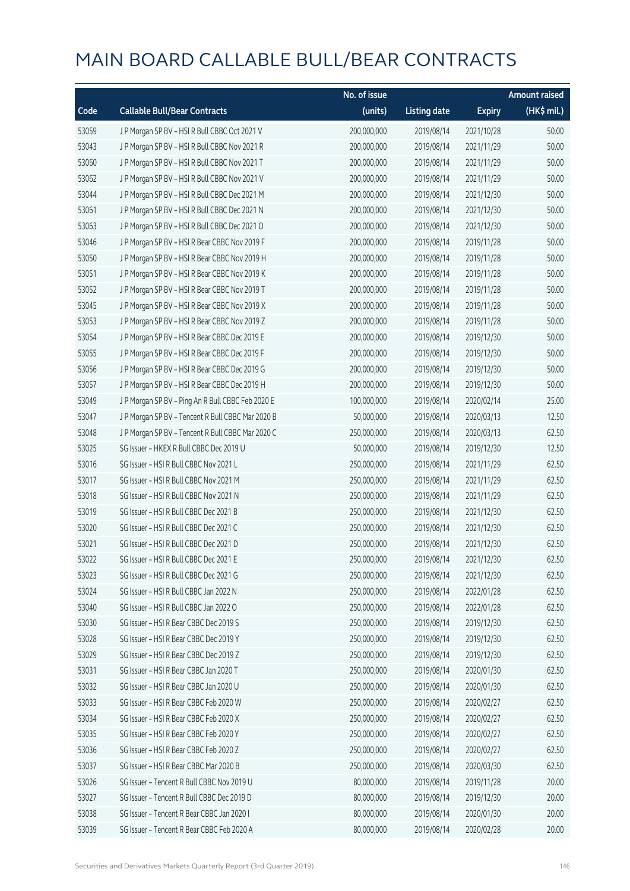# MAIN BOARD CALLABLE BULL/BEAR CONTRACTS

| Code | Callable Bull/Bear Contracts | No. of issue (units) | Listing date | Expiry | Amount raised (HK$ mil.) |
|---|---|---|---|---|---|
| 53059 | J P Morgan SP BV – HSI R Bull CBBC Oct 2021 V | 200,000,000 | 2019/08/14 | 2021/10/28 | 50.00 |
| 53043 | J P Morgan SP BV – HSI R Bull CBBC Nov 2021 R | 200,000,000 | 2019/08/14 | 2021/11/29 | 50.00 |
| 53060 | J P Morgan SP BV – HSI R Bull CBBC Nov 2021 T | 200,000,000 | 2019/08/14 | 2021/11/29 | 50.00 |
| 53062 | J P Morgan SP BV – HSI R Bull CBBC Nov 2021 V | 200,000,000 | 2019/08/14 | 2021/11/29 | 50.00 |
| 53044 | J P Morgan SP BV – HSI R Bull CBBC Dec 2021 M | 200,000,000 | 2019/08/14 | 2021/12/30 | 50.00 |
| 53061 | J P Morgan SP BV – HSI R Bull CBBC Dec 2021 N | 200,000,000 | 2019/08/14 | 2021/12/30 | 50.00 |
| 53063 | J P Morgan SP BV – HSI R Bull CBBC Dec 2021 O | 200,000,000 | 2019/08/14 | 2021/12/30 | 50.00 |
| 53046 | J P Morgan SP BV – HSI R Bear CBBC Nov 2019 F | 200,000,000 | 2019/08/14 | 2019/11/28 | 50.00 |
| 53050 | J P Morgan SP BV – HSI R Bear CBBC Nov 2019 H | 200,000,000 | 2019/08/14 | 2019/11/28 | 50.00 |
| 53051 | J P Morgan SP BV – HSI R Bear CBBC Nov 2019 K | 200,000,000 | 2019/08/14 | 2019/11/28 | 50.00 |
| 53052 | J P Morgan SP BV – HSI R Bear CBBC Nov 2019 T | 200,000,000 | 2019/08/14 | 2019/11/28 | 50.00 |
| 53045 | J P Morgan SP BV – HSI R Bear CBBC Nov 2019 X | 200,000,000 | 2019/08/14 | 2019/11/28 | 50.00 |
| 53053 | J P Morgan SP BV – HSI R Bear CBBC Nov 2019 Z | 200,000,000 | 2019/08/14 | 2019/11/28 | 50.00 |
| 53054 | J P Morgan SP BV – HSI R Bear CBBC Dec 2019 E | 200,000,000 | 2019/08/14 | 2019/12/30 | 50.00 |
| 53055 | J P Morgan SP BV – HSI R Bear CBBC Dec 2019 F | 200,000,000 | 2019/08/14 | 2019/12/30 | 50.00 |
| 53056 | J P Morgan SP BV – HSI R Bear CBBC Dec 2019 G | 200,000,000 | 2019/08/14 | 2019/12/30 | 50.00 |
| 53057 | J P Morgan SP BV – HSI R Bear CBBC Dec 2019 H | 200,000,000 | 2019/08/14 | 2019/12/30 | 50.00 |
| 53049 | J P Morgan SP BV – Ping An R Bull CBBC Feb 2020 E | 100,000,000 | 2019/08/14 | 2020/02/14 | 25.00 |
| 53047 | J P Morgan SP BV – Tencent R Bull CBBC Mar 2020 B | 50,000,000 | 2019/08/14 | 2020/03/13 | 12.50 |
| 53048 | J P Morgan SP BV – Tencent R Bull CBBC Mar 2020 C | 250,000,000 | 2019/08/14 | 2020/03/13 | 62.50 |
| 53025 | SG Issuer – HKEX R Bull CBBC Dec 2019 U | 50,000,000 | 2019/08/14 | 2019/12/30 | 12.50 |
| 53016 | SG Issuer – HSI R Bull CBBC Nov 2021 L | 250,000,000 | 2019/08/14 | 2021/11/29 | 62.50 |
| 53017 | SG Issuer – HSI R Bull CBBC Nov 2021 M | 250,000,000 | 2019/08/14 | 2021/11/29 | 62.50 |
| 53018 | SG Issuer – HSI R Bull CBBC Nov 2021 N | 250,000,000 | 2019/08/14 | 2021/11/29 | 62.50 |
| 53019 | SG Issuer – HSI R Bull CBBC Dec 2021 B | 250,000,000 | 2019/08/14 | 2021/12/30 | 62.50 |
| 53020 | SG Issuer – HSI R Bull CBBC Dec 2021 C | 250,000,000 | 2019/08/14 | 2021/12/30 | 62.50 |
| 53021 | SG Issuer – HSI R Bull CBBC Dec 2021 D | 250,000,000 | 2019/08/14 | 2021/12/30 | 62.50 |
| 53022 | SG Issuer – HSI R Bull CBBC Dec 2021 E | 250,000,000 | 2019/08/14 | 2021/12/30 | 62.50 |
| 53023 | SG Issuer – HSI R Bull CBBC Dec 2021 G | 250,000,000 | 2019/08/14 | 2021/12/30 | 62.50 |
| 53024 | SG Issuer – HSI R Bull CBBC Jan 2022 N | 250,000,000 | 2019/08/14 | 2022/01/28 | 62.50 |
| 53040 | SG Issuer – HSI R Bull CBBC Jan 2022 O | 250,000,000 | 2019/08/14 | 2022/01/28 | 62.50 |
| 53030 | SG Issuer – HSI R Bear CBBC Dec 2019 S | 250,000,000 | 2019/08/14 | 2019/12/30 | 62.50 |
| 53028 | SG Issuer – HSI R Bear CBBC Dec 2019 Y | 250,000,000 | 2019/08/14 | 2019/12/30 | 62.50 |
| 53029 | SG Issuer – HSI R Bear CBBC Dec 2019 Z | 250,000,000 | 2019/08/14 | 2019/12/30 | 62.50 |
| 53031 | SG Issuer – HSI R Bear CBBC Jan 2020 T | 250,000,000 | 2019/08/14 | 2020/01/30 | 62.50 |
| 53032 | SG Issuer – HSI R Bear CBBC Jan 2020 U | 250,000,000 | 2019/08/14 | 2020/01/30 | 62.50 |
| 53033 | SG Issuer – HSI R Bear CBBC Feb 2020 W | 250,000,000 | 2019/08/14 | 2020/02/27 | 62.50 |
| 53034 | SG Issuer – HSI R Bear CBBC Feb 2020 X | 250,000,000 | 2019/08/14 | 2020/02/27 | 62.50 |
| 53035 | SG Issuer – HSI R Bear CBBC Feb 2020 Y | 250,000,000 | 2019/08/14 | 2020/02/27 | 62.50 |
| 53036 | SG Issuer – HSI R Bear CBBC Feb 2020 Z | 250,000,000 | 2019/08/14 | 2020/02/27 | 62.50 |
| 53037 | SG Issuer – HSI R Bear CBBC Mar 2020 B | 250,000,000 | 2019/08/14 | 2020/03/30 | 62.50 |
| 53026 | SG Issuer – Tencent R Bull CBBC Nov 2019 U | 80,000,000 | 2019/08/14 | 2019/11/28 | 20.00 |
| 53027 | SG Issuer – Tencent R Bull CBBC Dec 2019 D | 80,000,000 | 2019/08/14 | 2019/12/30 | 20.00 |
| 53038 | SG Issuer – Tencent R Bear CBBC Jan 2020 I | 80,000,000 | 2019/08/14 | 2020/01/30 | 20.00 |
| 53039 | SG Issuer – Tencent R Bear CBBC Feb 2020 A | 80,000,000 | 2019/08/14 | 2020/02/28 | 20.00 |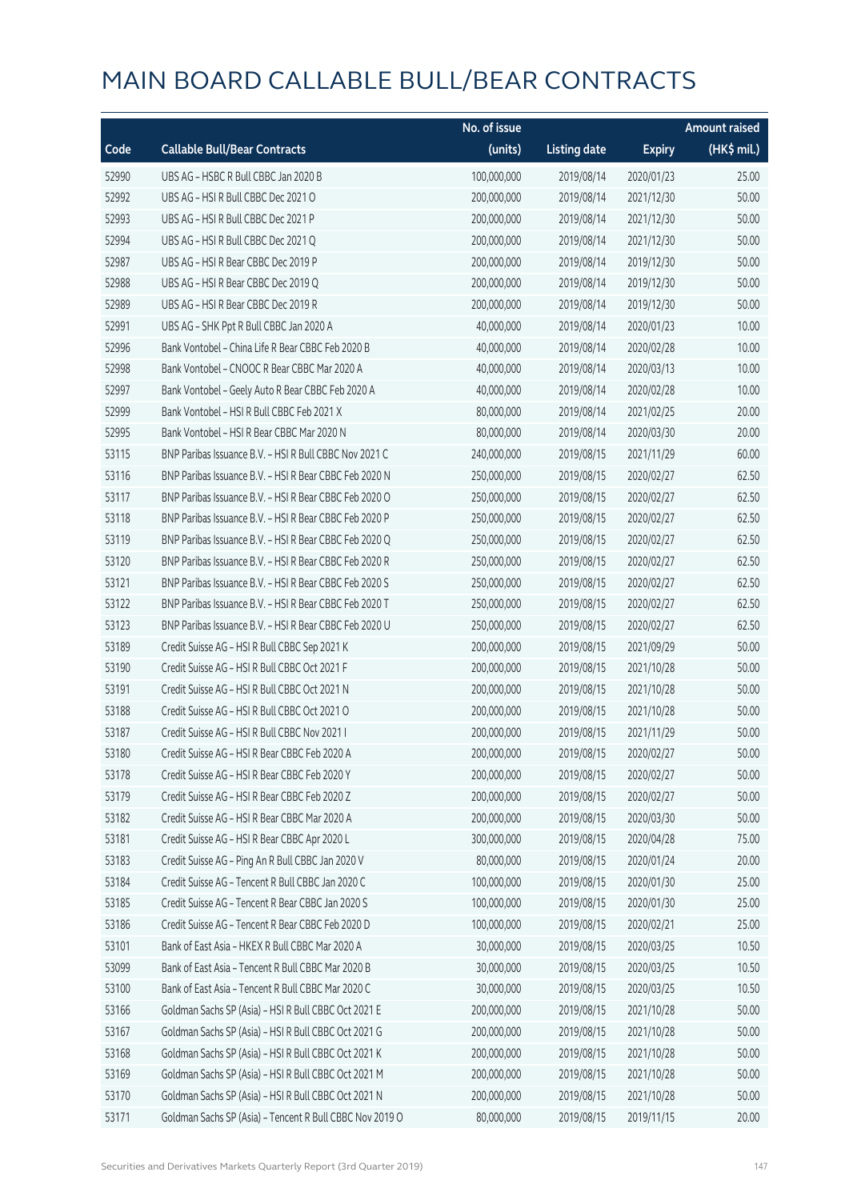# MAIN BOARD CALLABLE BULL/BEAR CONTRACTS

| Code | Callable Bull/Bear Contracts | No. of issue (units) | Listing date | Expiry | Amount raised (HK$ mil.) |
|---|---|---|---|---|---|
| 52990 | UBS AG – HSBC R Bull CBBC Jan 2020 B | 100,000,000 | 2019/08/14 | 2020/01/23 | 25.00 |
| 52992 | UBS AG – HSI R Bull CBBC Dec 2021 O | 200,000,000 | 2019/08/14 | 2021/12/30 | 50.00 |
| 52993 | UBS AG – HSI R Bull CBBC Dec 2021 P | 200,000,000 | 2019/08/14 | 2021/12/30 | 50.00 |
| 52994 | UBS AG – HSI R Bull CBBC Dec 2021 Q | 200,000,000 | 2019/08/14 | 2021/12/30 | 50.00 |
| 52987 | UBS AG – HSI R Bear CBBC Dec 2019 P | 200,000,000 | 2019/08/14 | 2019/12/30 | 50.00 |
| 52988 | UBS AG – HSI R Bear CBBC Dec 2019 Q | 200,000,000 | 2019/08/14 | 2019/12/30 | 50.00 |
| 52989 | UBS AG – HSI R Bear CBBC Dec 2019 R | 200,000,000 | 2019/08/14 | 2019/12/30 | 50.00 |
| 52991 | UBS AG – SHK Ppt R Bull CBBC Jan 2020 A | 40,000,000 | 2019/08/14 | 2020/01/23 | 10.00 |
| 52996 | Bank Vontobel – China Life R Bear CBBC Feb 2020 B | 40,000,000 | 2019/08/14 | 2020/02/28 | 10.00 |
| 52998 | Bank Vontobel – CNOOC R Bear CBBC Mar 2020 A | 40,000,000 | 2019/08/14 | 2020/03/13 | 10.00 |
| 52997 | Bank Vontobel – Geely Auto R Bear CBBC Feb 2020 A | 40,000,000 | 2019/08/14 | 2020/02/28 | 10.00 |
| 52999 | Bank Vontobel – HSI R Bull CBBC Feb 2021 X | 80,000,000 | 2019/08/14 | 2021/02/25 | 20.00 |
| 52995 | Bank Vontobel – HSI R Bear CBBC Mar 2020 N | 80,000,000 | 2019/08/14 | 2020/03/30 | 20.00 |
| 53115 | BNP Paribas Issuance B.V. – HSI R Bull CBBC Nov 2021 C | 240,000,000 | 2019/08/15 | 2021/11/29 | 60.00 |
| 53116 | BNP Paribas Issuance B.V. – HSI R Bear CBBC Feb 2020 N | 250,000,000 | 2019/08/15 | 2020/02/27 | 62.50 |
| 53117 | BNP Paribas Issuance B.V. – HSI R Bear CBBC Feb 2020 O | 250,000,000 | 2019/08/15 | 2020/02/27 | 62.50 |
| 53118 | BNP Paribas Issuance B.V. – HSI R Bear CBBC Feb 2020 P | 250,000,000 | 2019/08/15 | 2020/02/27 | 62.50 |
| 53119 | BNP Paribas Issuance B.V. – HSI R Bear CBBC Feb 2020 Q | 250,000,000 | 2019/08/15 | 2020/02/27 | 62.50 |
| 53120 | BNP Paribas Issuance B.V. – HSI R Bear CBBC Feb 2020 R | 250,000,000 | 2019/08/15 | 2020/02/27 | 62.50 |
| 53121 | BNP Paribas Issuance B.V. – HSI R Bear CBBC Feb 2020 S | 250,000,000 | 2019/08/15 | 2020/02/27 | 62.50 |
| 53122 | BNP Paribas Issuance B.V. – HSI R Bear CBBC Feb 2020 T | 250,000,000 | 2019/08/15 | 2020/02/27 | 62.50 |
| 53123 | BNP Paribas Issuance B.V. – HSI R Bear CBBC Feb 2020 U | 250,000,000 | 2019/08/15 | 2020/02/27 | 62.50 |
| 53189 | Credit Suisse AG – HSI R Bull CBBC Sep 2021 K | 200,000,000 | 2019/08/15 | 2021/09/29 | 50.00 |
| 53190 | Credit Suisse AG – HSI R Bull CBBC Oct 2021 F | 200,000,000 | 2019/08/15 | 2021/10/28 | 50.00 |
| 53191 | Credit Suisse AG – HSI R Bull CBBC Oct 2021 N | 200,000,000 | 2019/08/15 | 2021/10/28 | 50.00 |
| 53188 | Credit Suisse AG – HSI R Bull CBBC Oct 2021 O | 200,000,000 | 2019/08/15 | 2021/10/28 | 50.00 |
| 53187 | Credit Suisse AG – HSI R Bull CBBC Nov 2021 I | 200,000,000 | 2019/08/15 | 2021/11/29 | 50.00 |
| 53180 | Credit Suisse AG – HSI R Bear CBBC Feb 2020 A | 200,000,000 | 2019/08/15 | 2020/02/27 | 50.00 |
| 53178 | Credit Suisse AG – HSI R Bear CBBC Feb 2020 Y | 200,000,000 | 2019/08/15 | 2020/02/27 | 50.00 |
| 53179 | Credit Suisse AG – HSI R Bear CBBC Feb 2020 Z | 200,000,000 | 2019/08/15 | 2020/02/27 | 50.00 |
| 53182 | Credit Suisse AG – HSI R Bear CBBC Mar 2020 A | 200,000,000 | 2019/08/15 | 2020/03/30 | 50.00 |
| 53181 | Credit Suisse AG – HSI R Bear CBBC Apr 2020 L | 300,000,000 | 2019/08/15 | 2020/04/28 | 75.00 |
| 53183 | Credit Suisse AG – Ping An R Bull CBBC Jan 2020 V | 80,000,000 | 2019/08/15 | 2020/01/24 | 20.00 |
| 53184 | Credit Suisse AG – Tencent R Bull CBBC Jan 2020 C | 100,000,000 | 2019/08/15 | 2020/01/30 | 25.00 |
| 53185 | Credit Suisse AG – Tencent R Bear CBBC Jan 2020 S | 100,000,000 | 2019/08/15 | 2020/01/30 | 25.00 |
| 53186 | Credit Suisse AG – Tencent R Bear CBBC Feb 2020 D | 100,000,000 | 2019/08/15 | 2020/02/21 | 25.00 |
| 53101 | Bank of East Asia – HKEX R Bull CBBC Mar 2020 A | 30,000,000 | 2019/08/15 | 2020/03/25 | 10.50 |
| 53099 | Bank of East Asia – Tencent R Bull CBBC Mar 2020 B | 30,000,000 | 2019/08/15 | 2020/03/25 | 10.50 |
| 53100 | Bank of East Asia – Tencent R Bull CBBC Mar 2020 C | 30,000,000 | 2019/08/15 | 2020/03/25 | 10.50 |
| 53166 | Goldman Sachs SP (Asia) – HSI R Bull CBBC Oct 2021 E | 200,000,000 | 2019/08/15 | 2021/10/28 | 50.00 |
| 53167 | Goldman Sachs SP (Asia) – HSI R Bull CBBC Oct 2021 G | 200,000,000 | 2019/08/15 | 2021/10/28 | 50.00 |
| 53168 | Goldman Sachs SP (Asia) – HSI R Bull CBBC Oct 2021 K | 200,000,000 | 2019/08/15 | 2021/10/28 | 50.00 |
| 53169 | Goldman Sachs SP (Asia) – HSI R Bull CBBC Oct 2021 M | 200,000,000 | 2019/08/15 | 2021/10/28 | 50.00 |
| 53170 | Goldman Sachs SP (Asia) – HSI R Bull CBBC Oct 2021 N | 200,000,000 | 2019/08/15 | 2021/10/28 | 50.00 |
| 53171 | Goldman Sachs SP (Asia) – Tencent R Bull CBBC Nov 2019 O | 80,000,000 | 2019/08/15 | 2019/11/15 | 20.00 |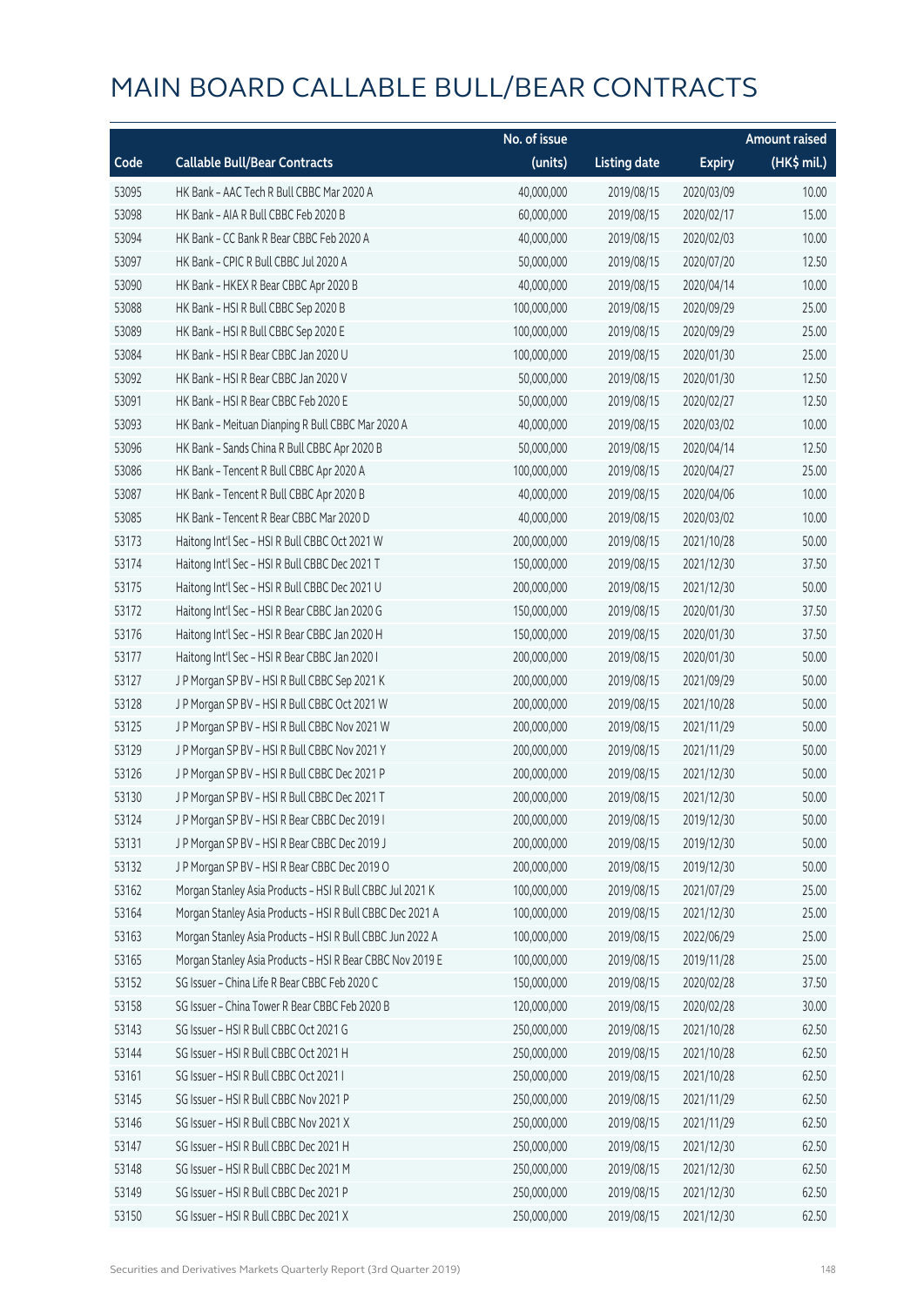# MAIN BOARD CALLABLE BULL/BEAR CONTRACTS

| Code | Callable Bull/Bear Contracts | No. of issue (units) | Listing date | Expiry | Amount raised (HK$ mil.) |
|---|---|---|---|---|---|
| 53095 | HK Bank – AAC Tech R Bull CBBC Mar 2020 A | 40,000,000 | 2019/08/15 | 2020/03/09 | 10.00 |
| 53098 | HK Bank – AIA R Bull CBBC Feb 2020 B | 60,000,000 | 2019/08/15 | 2020/02/17 | 15.00 |
| 53094 | HK Bank – CC Bank R Bear CBBC Feb 2020 A | 40,000,000 | 2019/08/15 | 2020/02/03 | 10.00 |
| 53097 | HK Bank – CPIC R Bull CBBC Jul 2020 A | 50,000,000 | 2019/08/15 | 2020/07/20 | 12.50 |
| 53090 | HK Bank – HKEX R Bear CBBC Apr 2020 B | 40,000,000 | 2019/08/15 | 2020/04/14 | 10.00 |
| 53088 | HK Bank – HSI R Bull CBBC Sep 2020 B | 100,000,000 | 2019/08/15 | 2020/09/29 | 25.00 |
| 53089 | HK Bank – HSI R Bull CBBC Sep 2020 E | 100,000,000 | 2019/08/15 | 2020/09/29 | 25.00 |
| 53084 | HK Bank – HSI R Bear CBBC Jan 2020 U | 100,000,000 | 2019/08/15 | 2020/01/30 | 25.00 |
| 53092 | HK Bank – HSI R Bear CBBC Jan 2020 V | 50,000,000 | 2019/08/15 | 2020/01/30 | 12.50 |
| 53091 | HK Bank – HSI R Bear CBBC Feb 2020 E | 50,000,000 | 2019/08/15 | 2020/02/27 | 12.50 |
| 53093 | HK Bank – Meituan Dianping R Bull CBBC Mar 2020 A | 40,000,000 | 2019/08/15 | 2020/03/02 | 10.00 |
| 53096 | HK Bank – Sands China R Bull CBBC Apr 2020 B | 50,000,000 | 2019/08/15 | 2020/04/14 | 12.50 |
| 53086 | HK Bank – Tencent R Bull CBBC Apr 2020 A | 100,000,000 | 2019/08/15 | 2020/04/27 | 25.00 |
| 53087 | HK Bank – Tencent R Bull CBBC Apr 2020 B | 40,000,000 | 2019/08/15 | 2020/04/06 | 10.00 |
| 53085 | HK Bank – Tencent R Bear CBBC Mar 2020 D | 40,000,000 | 2019/08/15 | 2020/03/02 | 10.00 |
| 53173 | Haitong Int'l Sec – HSI R Bull CBBC Oct 2021 W | 200,000,000 | 2019/08/15 | 2021/10/28 | 50.00 |
| 53174 | Haitong Int'l Sec – HSI R Bull CBBC Dec 2021 T | 150,000,000 | 2019/08/15 | 2021/12/30 | 37.50 |
| 53175 | Haitong Int'l Sec – HSI R Bull CBBC Dec 2021 U | 200,000,000 | 2019/08/15 | 2021/12/30 | 50.00 |
| 53172 | Haitong Int'l Sec – HSI R Bear CBBC Jan 2020 G | 150,000,000 | 2019/08/15 | 2020/01/30 | 37.50 |
| 53176 | Haitong Int'l Sec – HSI R Bear CBBC Jan 2020 H | 150,000,000 | 2019/08/15 | 2020/01/30 | 37.50 |
| 53177 | Haitong Int'l Sec – HSI R Bear CBBC Jan 2020 I | 200,000,000 | 2019/08/15 | 2020/01/30 | 50.00 |
| 53127 | J P Morgan SP BV – HSI R Bull CBBC Sep 2021 K | 200,000,000 | 2019/08/15 | 2021/09/29 | 50.00 |
| 53128 | J P Morgan SP BV – HSI R Bull CBBC Oct 2021 W | 200,000,000 | 2019/08/15 | 2021/10/28 | 50.00 |
| 53125 | J P Morgan SP BV – HSI R Bull CBBC Nov 2021 W | 200,000,000 | 2019/08/15 | 2021/11/29 | 50.00 |
| 53129 | J P Morgan SP BV – HSI R Bull CBBC Nov 2021 Y | 200,000,000 | 2019/08/15 | 2021/11/29 | 50.00 |
| 53126 | J P Morgan SP BV – HSI R Bull CBBC Dec 2021 P | 200,000,000 | 2019/08/15 | 2021/12/30 | 50.00 |
| 53130 | J P Morgan SP BV – HSI R Bull CBBC Dec 2021 T | 200,000,000 | 2019/08/15 | 2021/12/30 | 50.00 |
| 53124 | J P Morgan SP BV – HSI R Bear CBBC Dec 2019 I | 200,000,000 | 2019/08/15 | 2019/12/30 | 50.00 |
| 53131 | J P Morgan SP BV – HSI R Bear CBBC Dec 2019 J | 200,000,000 | 2019/08/15 | 2019/12/30 | 50.00 |
| 53132 | J P Morgan SP BV – HSI R Bear CBBC Dec 2019 O | 200,000,000 | 2019/08/15 | 2019/12/30 | 50.00 |
| 53162 | Morgan Stanley Asia Products – HSI R Bull CBBC Jul 2021 K | 100,000,000 | 2019/08/15 | 2021/07/29 | 25.00 |
| 53164 | Morgan Stanley Asia Products – HSI R Bull CBBC Dec 2021 A | 100,000,000 | 2019/08/15 | 2021/12/30 | 25.00 |
| 53163 | Morgan Stanley Asia Products – HSI R Bull CBBC Jun 2022 A | 100,000,000 | 2019/08/15 | 2022/06/29 | 25.00 |
| 53165 | Morgan Stanley Asia Products – HSI R Bear CBBC Nov 2019 E | 100,000,000 | 2019/08/15 | 2019/11/28 | 25.00 |
| 53152 | SG Issuer – China Life R Bear CBBC Feb 2020 C | 150,000,000 | 2019/08/15 | 2020/02/28 | 37.50 |
| 53158 | SG Issuer – China Tower R Bear CBBC Feb 2020 B | 120,000,000 | 2019/08/15 | 2020/02/28 | 30.00 |
| 53143 | SG Issuer – HSI R Bull CBBC Oct 2021 G | 250,000,000 | 2019/08/15 | 2021/10/28 | 62.50 |
| 53144 | SG Issuer – HSI R Bull CBBC Oct 2021 H | 250,000,000 | 2019/08/15 | 2021/10/28 | 62.50 |
| 53161 | SG Issuer – HSI R Bull CBBC Oct 2021 I | 250,000,000 | 2019/08/15 | 2021/10/28 | 62.50 |
| 53145 | SG Issuer – HSI R Bull CBBC Nov 2021 P | 250,000,000 | 2019/08/15 | 2021/11/29 | 62.50 |
| 53146 | SG Issuer – HSI R Bull CBBC Nov 2021 X | 250,000,000 | 2019/08/15 | 2021/11/29 | 62.50 |
| 53147 | SG Issuer – HSI R Bull CBBC Dec 2021 H | 250,000,000 | 2019/08/15 | 2021/12/30 | 62.50 |
| 53148 | SG Issuer – HSI R Bull CBBC Dec 2021 M | 250,000,000 | 2019/08/15 | 2021/12/30 | 62.50 |
| 53149 | SG Issuer – HSI R Bull CBBC Dec 2021 P | 250,000,000 | 2019/08/15 | 2021/12/30 | 62.50 |
| 53150 | SG Issuer – HSI R Bull CBBC Dec 2021 X | 250,000,000 | 2019/08/15 | 2021/12/30 | 62.50 |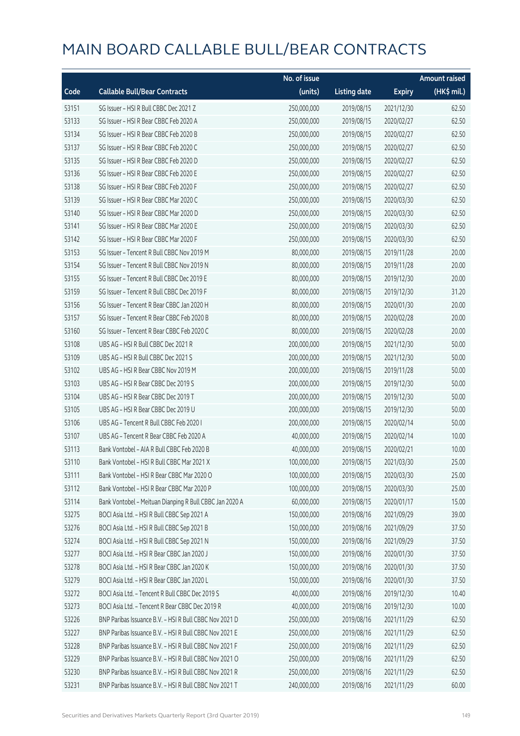# MAIN BOARD CALLABLE BULL/BEAR CONTRACTS

| Code | Callable Bull/Bear Contracts | No. of issue (units) | Listing date | Expiry | Amount raised (HK$ mil.) |
|---|---|---|---|---|---|
| 53151 | SG Issuer – HSI R Bull CBBC Dec 2021 Z | 250,000,000 | 2019/08/15 | 2021/12/30 | 62.50 |
| 53133 | SG Issuer – HSI R Bear CBBC Feb 2020 A | 250,000,000 | 2019/08/15 | 2020/02/27 | 62.50 |
| 53134 | SG Issuer – HSI R Bear CBBC Feb 2020 B | 250,000,000 | 2019/08/15 | 2020/02/27 | 62.50 |
| 53137 | SG Issuer – HSI R Bear CBBC Feb 2020 C | 250,000,000 | 2019/08/15 | 2020/02/27 | 62.50 |
| 53135 | SG Issuer – HSI R Bear CBBC Feb 2020 D | 250,000,000 | 2019/08/15 | 2020/02/27 | 62.50 |
| 53136 | SG Issuer – HSI R Bear CBBC Feb 2020 E | 250,000,000 | 2019/08/15 | 2020/02/27 | 62.50 |
| 53138 | SG Issuer – HSI R Bear CBBC Feb 2020 F | 250,000,000 | 2019/08/15 | 2020/02/27 | 62.50 |
| 53139 | SG Issuer – HSI R Bear CBBC Mar 2020 C | 250,000,000 | 2019/08/15 | 2020/03/30 | 62.50 |
| 53140 | SG Issuer – HSI R Bear CBBC Mar 2020 D | 250,000,000 | 2019/08/15 | 2020/03/30 | 62.50 |
| 53141 | SG Issuer – HSI R Bear CBBC Mar 2020 E | 250,000,000 | 2019/08/15 | 2020/03/30 | 62.50 |
| 53142 | SG Issuer – HSI R Bear CBBC Mar 2020 F | 250,000,000 | 2019/08/15 | 2020/03/30 | 62.50 |
| 53153 | SG Issuer – Tencent R Bull CBBC Nov 2019 M | 80,000,000 | 2019/08/15 | 2019/11/28 | 20.00 |
| 53154 | SG Issuer – Tencent R Bull CBBC Nov 2019 N | 80,000,000 | 2019/08/15 | 2019/11/28 | 20.00 |
| 53155 | SG Issuer – Tencent R Bull CBBC Dec 2019 E | 80,000,000 | 2019/08/15 | 2019/12/30 | 20.00 |
| 53159 | SG Issuer – Tencent R Bull CBBC Dec 2019 F | 80,000,000 | 2019/08/15 | 2019/12/30 | 31.20 |
| 53156 | SG Issuer – Tencent R Bear CBBC Jan 2020 H | 80,000,000 | 2019/08/15 | 2020/01/30 | 20.00 |
| 53157 | SG Issuer – Tencent R Bear CBBC Feb 2020 B | 80,000,000 | 2019/08/15 | 2020/02/28 | 20.00 |
| 53160 | SG Issuer – Tencent R Bear CBBC Feb 2020 C | 80,000,000 | 2019/08/15 | 2020/02/28 | 20.00 |
| 53108 | UBS AG – HSI R Bull CBBC Dec 2021 R | 200,000,000 | 2019/08/15 | 2021/12/30 | 50.00 |
| 53109 | UBS AG – HSI R Bull CBBC Dec 2021 S | 200,000,000 | 2019/08/15 | 2021/12/30 | 50.00 |
| 53102 | UBS AG – HSI R Bear CBBC Nov 2019 M | 200,000,000 | 2019/08/15 | 2019/11/28 | 50.00 |
| 53103 | UBS AG – HSI R Bear CBBC Dec 2019 S | 200,000,000 | 2019/08/15 | 2019/12/30 | 50.00 |
| 53104 | UBS AG – HSI R Bear CBBC Dec 2019 T | 200,000,000 | 2019/08/15 | 2019/12/30 | 50.00 |
| 53105 | UBS AG – HSI R Bear CBBC Dec 2019 U | 200,000,000 | 2019/08/15 | 2019/12/30 | 50.00 |
| 53106 | UBS AG – Tencent R Bull CBBC Feb 2020 I | 200,000,000 | 2019/08/15 | 2020/02/14 | 50.00 |
| 53107 | UBS AG – Tencent R Bear CBBC Feb 2020 A | 40,000,000 | 2019/08/15 | 2020/02/14 | 10.00 |
| 53113 | Bank Vontobel – AIA R Bull CBBC Feb 2020 B | 40,000,000 | 2019/08/15 | 2020/02/21 | 10.00 |
| 53110 | Bank Vontobel – HSI R Bull CBBC Mar 2021 X | 100,000,000 | 2019/08/15 | 2021/03/30 | 25.00 |
| 53111 | Bank Vontobel – HSI R Bear CBBC Mar 2020 O | 100,000,000 | 2019/08/15 | 2020/03/30 | 25.00 |
| 53112 | Bank Vontobel – HSI R Bear CBBC Mar 2020 P | 100,000,000 | 2019/08/15 | 2020/03/30 | 25.00 |
| 53114 | Bank Vontobel – Meituan Dianping R Bull CBBC Jan 2020 A | 60,000,000 | 2019/08/15 | 2020/01/17 | 15.00 |
| 53275 | BOCI Asia Ltd. – HSI R Bull CBBC Sep 2021 A | 150,000,000 | 2019/08/16 | 2021/09/29 | 39.00 |
| 53276 | BOCI Asia Ltd. – HSI R Bull CBBC Sep 2021 B | 150,000,000 | 2019/08/16 | 2021/09/29 | 37.50 |
| 53274 | BOCI Asia Ltd. – HSI R Bull CBBC Sep 2021 N | 150,000,000 | 2019/08/16 | 2021/09/29 | 37.50 |
| 53277 | BOCI Asia Ltd. – HSI R Bear CBBC Jan 2020 J | 150,000,000 | 2019/08/16 | 2020/01/30 | 37.50 |
| 53278 | BOCI Asia Ltd. – HSI R Bear CBBC Jan 2020 K | 150,000,000 | 2019/08/16 | 2020/01/30 | 37.50 |
| 53279 | BOCI Asia Ltd. – HSI R Bear CBBC Jan 2020 L | 150,000,000 | 2019/08/16 | 2020/01/30 | 37.50 |
| 53272 | BOCI Asia Ltd. – Tencent R Bull CBBC Dec 2019 S | 40,000,000 | 2019/08/16 | 2019/12/30 | 10.40 |
| 53273 | BOCI Asia Ltd. – Tencent R Bear CBBC Dec 2019 R | 40,000,000 | 2019/08/16 | 2019/12/30 | 10.00 |
| 53226 | BNP Paribas Issuance B.V. – HSI R Bull CBBC Nov 2021 D | 250,000,000 | 2019/08/16 | 2021/11/29 | 62.50 |
| 53227 | BNP Paribas Issuance B.V. – HSI R Bull CBBC Nov 2021 E | 250,000,000 | 2019/08/16 | 2021/11/29 | 62.50 |
| 53228 | BNP Paribas Issuance B.V. – HSI R Bull CBBC Nov 2021 F | 250,000,000 | 2019/08/16 | 2021/11/29 | 62.50 |
| 53229 | BNP Paribas Issuance B.V. – HSI R Bull CBBC Nov 2021 O | 250,000,000 | 2019/08/16 | 2021/11/29 | 62.50 |
| 53230 | BNP Paribas Issuance B.V. – HSI R Bull CBBC Nov 2021 R | 250,000,000 | 2019/08/16 | 2021/11/29 | 62.50 |
| 53231 | BNP Paribas Issuance B.V. – HSI R Bull CBBC Nov 2021 T | 240,000,000 | 2019/08/16 | 2021/11/29 | 60.00 |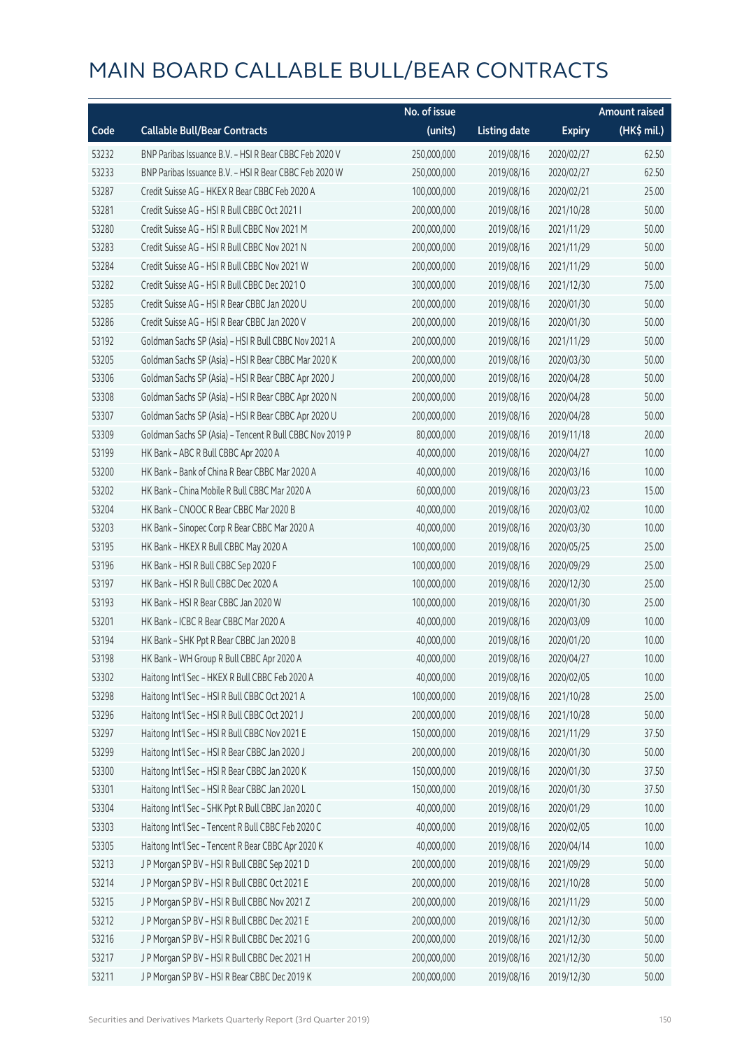# MAIN BOARD CALLABLE BULL/BEAR CONTRACTS

| Code | Callable Bull/Bear Contracts | No. of issue (units) | Listing date | Expiry | Amount raised (HK$ mil.) |
|---|---|---|---|---|---|
| 53232 | BNP Paribas Issuance B.V. – HSI R Bear CBBC Feb 2020 V | 250,000,000 | 2019/08/16 | 2020/02/27 | 62.50 |
| 53233 | BNP Paribas Issuance B.V. – HSI R Bear CBBC Feb 2020 W | 250,000,000 | 2019/08/16 | 2020/02/27 | 62.50 |
| 53287 | Credit Suisse AG – HKEX R Bear CBBC Feb 2020 A | 100,000,000 | 2019/08/16 | 2020/02/21 | 25.00 |
| 53281 | Credit Suisse AG – HSI R Bull CBBC Oct 2021 I | 200,000,000 | 2019/08/16 | 2021/10/28 | 50.00 |
| 53280 | Credit Suisse AG – HSI R Bull CBBC Nov 2021 M | 200,000,000 | 2019/08/16 | 2021/11/29 | 50.00 |
| 53283 | Credit Suisse AG – HSI R Bull CBBC Nov 2021 N | 200,000,000 | 2019/08/16 | 2021/11/29 | 50.00 |
| 53284 | Credit Suisse AG – HSI R Bull CBBC Nov 2021 W | 200,000,000 | 2019/08/16 | 2021/11/29 | 50.00 |
| 53282 | Credit Suisse AG – HSI R Bull CBBC Dec 2021 O | 300,000,000 | 2019/08/16 | 2021/12/30 | 75.00 |
| 53285 | Credit Suisse AG – HSI R Bear CBBC Jan 2020 U | 200,000,000 | 2019/08/16 | 2020/01/30 | 50.00 |
| 53286 | Credit Suisse AG – HSI R Bear CBBC Jan 2020 V | 200,000,000 | 2019/08/16 | 2020/01/30 | 50.00 |
| 53192 | Goldman Sachs SP (Asia) – HSI R Bull CBBC Nov 2021 A | 200,000,000 | 2019/08/16 | 2021/11/29 | 50.00 |
| 53205 | Goldman Sachs SP (Asia) – HSI R Bear CBBC Mar 2020 K | 200,000,000 | 2019/08/16 | 2020/03/30 | 50.00 |
| 53306 | Goldman Sachs SP (Asia) – HSI R Bear CBBC Apr 2020 J | 200,000,000 | 2019/08/16 | 2020/04/28 | 50.00 |
| 53308 | Goldman Sachs SP (Asia) – HSI R Bear CBBC Apr 2020 N | 200,000,000 | 2019/08/16 | 2020/04/28 | 50.00 |
| 53307 | Goldman Sachs SP (Asia) – HSI R Bear CBBC Apr 2020 U | 200,000,000 | 2019/08/16 | 2020/04/28 | 50.00 |
| 53309 | Goldman Sachs SP (Asia) – Tencent R Bull CBBC Nov 2019 P | 80,000,000 | 2019/08/16 | 2019/11/18 | 20.00 |
| 53199 | HK Bank – ABC R Bull CBBC Apr 2020 A | 40,000,000 | 2019/08/16 | 2020/04/27 | 10.00 |
| 53200 | HK Bank – Bank of China R Bear CBBC Mar 2020 A | 40,000,000 | 2019/08/16 | 2020/03/16 | 10.00 |
| 53202 | HK Bank – China Mobile R Bull CBBC Mar 2020 A | 60,000,000 | 2019/08/16 | 2020/03/23 | 15.00 |
| 53204 | HK Bank – CNOOC R Bear CBBC Mar 2020 B | 40,000,000 | 2019/08/16 | 2020/03/02 | 10.00 |
| 53203 | HK Bank – Sinopec Corp R Bear CBBC Mar 2020 A | 40,000,000 | 2019/08/16 | 2020/03/30 | 10.00 |
| 53195 | HK Bank – HKEX R Bull CBBC May 2020 A | 100,000,000 | 2019/08/16 | 2020/05/25 | 25.00 |
| 53196 | HK Bank – HSI R Bull CBBC Sep 2020 F | 100,000,000 | 2019/08/16 | 2020/09/29 | 25.00 |
| 53197 | HK Bank – HSI R Bull CBBC Dec 2020 A | 100,000,000 | 2019/08/16 | 2020/12/30 | 25.00 |
| 53193 | HK Bank – HSI R Bear CBBC Jan 2020 W | 100,000,000 | 2019/08/16 | 2020/01/30 | 25.00 |
| 53201 | HK Bank – ICBC R Bear CBBC Mar 2020 A | 40,000,000 | 2019/08/16 | 2020/03/09 | 10.00 |
| 53194 | HK Bank – SHK Ppt R Bear CBBC Jan 2020 B | 40,000,000 | 2019/08/16 | 2020/01/20 | 10.00 |
| 53198 | HK Bank – WH Group R Bull CBBC Apr 2020 A | 40,000,000 | 2019/08/16 | 2020/04/27 | 10.00 |
| 53302 | Haitong Int'l Sec – HKEX R Bull CBBC Feb 2020 A | 40,000,000 | 2019/08/16 | 2020/02/05 | 10.00 |
| 53298 | Haitong Int'l Sec – HSI R Bull CBBC Oct 2021 A | 100,000,000 | 2019/08/16 | 2021/10/28 | 25.00 |
| 53296 | Haitong Int'l Sec – HSI R Bull CBBC Oct 2021 J | 200,000,000 | 2019/08/16 | 2021/10/28 | 50.00 |
| 53297 | Haitong Int'l Sec – HSI R Bull CBBC Nov 2021 E | 150,000,000 | 2019/08/16 | 2021/11/29 | 37.50 |
| 53299 | Haitong Int'l Sec – HSI R Bear CBBC Jan 2020 J | 200,000,000 | 2019/08/16 | 2020/01/30 | 50.00 |
| 53300 | Haitong Int'l Sec – HSI R Bear CBBC Jan 2020 K | 150,000,000 | 2019/08/16 | 2020/01/30 | 37.50 |
| 53301 | Haitong Int'l Sec – HSI R Bear CBBC Jan 2020 L | 150,000,000 | 2019/08/16 | 2020/01/30 | 37.50 |
| 53304 | Haitong Int'l Sec – SHK Ppt R Bull CBBC Jan 2020 C | 40,000,000 | 2019/08/16 | 2020/01/29 | 10.00 |
| 53303 | Haitong Int'l Sec – Tencent R Bull CBBC Feb 2020 C | 40,000,000 | 2019/08/16 | 2020/02/05 | 10.00 |
| 53305 | Haitong Int'l Sec – Tencent R Bear CBBC Apr 2020 K | 40,000,000 | 2019/08/16 | 2020/04/14 | 10.00 |
| 53213 | J P Morgan SP BV – HSI R Bull CBBC Sep 2021 D | 200,000,000 | 2019/08/16 | 2021/09/29 | 50.00 |
| 53214 | J P Morgan SP BV – HSI R Bull CBBC Oct 2021 E | 200,000,000 | 2019/08/16 | 2021/10/28 | 50.00 |
| 53215 | J P Morgan SP BV – HSI R Bull CBBC Nov 2021 Z | 200,000,000 | 2019/08/16 | 2021/11/29 | 50.00 |
| 53212 | J P Morgan SP BV – HSI R Bull CBBC Dec 2021 E | 200,000,000 | 2019/08/16 | 2021/12/30 | 50.00 |
| 53216 | J P Morgan SP BV – HSI R Bull CBBC Dec 2021 G | 200,000,000 | 2019/08/16 | 2021/12/30 | 50.00 |
| 53217 | J P Morgan SP BV – HSI R Bull CBBC Dec 2021 H | 200,000,000 | 2019/08/16 | 2021/12/30 | 50.00 |
| 53211 | J P Morgan SP BV – HSI R Bear CBBC Dec 2019 K | 200,000,000 | 2019/08/16 | 2019/12/30 | 50.00 |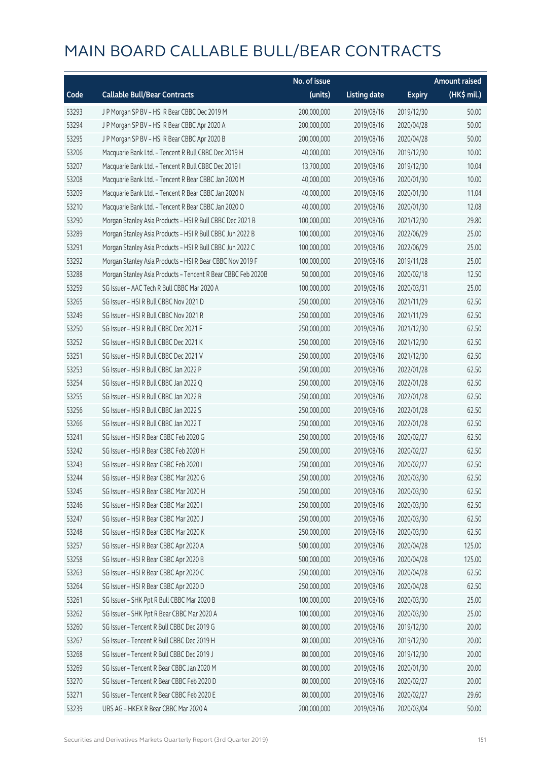# MAIN BOARD CALLABLE BULL/BEAR CONTRACTS

| Code | Callable Bull/Bear Contracts | No. of issue (units) | Listing date | Expiry | Amount raised (HK$ mil.) |
|---|---|---|---|---|---|
| 53293 | J P Morgan SP BV – HSI R Bear CBBC Dec 2019 M | 200,000,000 | 2019/08/16 | 2019/12/30 | 50.00 |
| 53294 | J P Morgan SP BV – HSI R Bear CBBC Apr 2020 A | 200,000,000 | 2019/08/16 | 2020/04/28 | 50.00 |
| 53295 | J P Morgan SP BV – HSI R Bear CBBC Apr 2020 B | 200,000,000 | 2019/08/16 | 2020/04/28 | 50.00 |
| 53206 | Macquarie Bank Ltd. – Tencent R Bull CBBC Dec 2019 H | 40,000,000 | 2019/08/16 | 2019/12/30 | 10.00 |
| 53207 | Macquarie Bank Ltd. – Tencent R Bull CBBC Dec 2019 I | 13,700,000 | 2019/08/16 | 2019/12/30 | 10.04 |
| 53208 | Macquarie Bank Ltd. – Tencent R Bear CBBC Jan 2020 M | 40,000,000 | 2019/08/16 | 2020/01/30 | 10.00 |
| 53209 | Macquarie Bank Ltd. – Tencent R Bear CBBC Jan 2020 N | 40,000,000 | 2019/08/16 | 2020/01/30 | 11.04 |
| 53210 | Macquarie Bank Ltd. – Tencent R Bear CBBC Jan 2020 O | 40,000,000 | 2019/08/16 | 2020/01/30 | 12.08 |
| 53290 | Morgan Stanley Asia Products – HSI R Bull CBBC Dec 2021 B | 100,000,000 | 2019/08/16 | 2021/12/30 | 29.80 |
| 53289 | Morgan Stanley Asia Products – HSI R Bull CBBC Jun 2022 B | 100,000,000 | 2019/08/16 | 2022/06/29 | 25.00 |
| 53291 | Morgan Stanley Asia Products – HSI R Bull CBBC Jun 2022 C | 100,000,000 | 2019/08/16 | 2022/06/29 | 25.00 |
| 53292 | Morgan Stanley Asia Products – HSI R Bear CBBC Nov 2019 F | 100,000,000 | 2019/08/16 | 2019/11/28 | 25.00 |
| 53288 | Morgan Stanley Asia Products – Tencent R Bear CBBC Feb 2020B | 50,000,000 | 2019/08/16 | 2020/02/18 | 12.50 |
| 53259 | SG Issuer – AAC Tech R Bull CBBC Mar 2020 A | 100,000,000 | 2019/08/16 | 2020/03/31 | 25.00 |
| 53265 | SG Issuer – HSI R Bull CBBC Nov 2021 D | 250,000,000 | 2019/08/16 | 2021/11/29 | 62.50 |
| 53249 | SG Issuer – HSI R Bull CBBC Nov 2021 R | 250,000,000 | 2019/08/16 | 2021/11/29 | 62.50 |
| 53250 | SG Issuer – HSI R Bull CBBC Dec 2021 F | 250,000,000 | 2019/08/16 | 2021/12/30 | 62.50 |
| 53252 | SG Issuer – HSI R Bull CBBC Dec 2021 K | 250,000,000 | 2019/08/16 | 2021/12/30 | 62.50 |
| 53251 | SG Issuer – HSI R Bull CBBC Dec 2021 V | 250,000,000 | 2019/08/16 | 2021/12/30 | 62.50 |
| 53253 | SG Issuer – HSI R Bull CBBC Jan 2022 P | 250,000,000 | 2019/08/16 | 2022/01/28 | 62.50 |
| 53254 | SG Issuer – HSI R Bull CBBC Jan 2022 Q | 250,000,000 | 2019/08/16 | 2022/01/28 | 62.50 |
| 53255 | SG Issuer – HSI R Bull CBBC Jan 2022 R | 250,000,000 | 2019/08/16 | 2022/01/28 | 62.50 |
| 53256 | SG Issuer – HSI R Bull CBBC Jan 2022 S | 250,000,000 | 2019/08/16 | 2022/01/28 | 62.50 |
| 53266 | SG Issuer – HSI R Bull CBBC Jan 2022 T | 250,000,000 | 2019/08/16 | 2022/01/28 | 62.50 |
| 53241 | SG Issuer – HSI R Bear CBBC Feb 2020 G | 250,000,000 | 2019/08/16 | 2020/02/27 | 62.50 |
| 53242 | SG Issuer – HSI R Bear CBBC Feb 2020 H | 250,000,000 | 2019/08/16 | 2020/02/27 | 62.50 |
| 53243 | SG Issuer – HSI R Bear CBBC Feb 2020 I | 250,000,000 | 2019/08/16 | 2020/02/27 | 62.50 |
| 53244 | SG Issuer – HSI R Bear CBBC Mar 2020 G | 250,000,000 | 2019/08/16 | 2020/03/30 | 62.50 |
| 53245 | SG Issuer – HSI R Bear CBBC Mar 2020 H | 250,000,000 | 2019/08/16 | 2020/03/30 | 62.50 |
| 53246 | SG Issuer – HSI R Bear CBBC Mar 2020 I | 250,000,000 | 2019/08/16 | 2020/03/30 | 62.50 |
| 53247 | SG Issuer – HSI R Bear CBBC Mar 2020 J | 250,000,000 | 2019/08/16 | 2020/03/30 | 62.50 |
| 53248 | SG Issuer – HSI R Bear CBBC Mar 2020 K | 250,000,000 | 2019/08/16 | 2020/03/30 | 62.50 |
| 53257 | SG Issuer – HSI R Bear CBBC Apr 2020 A | 500,000,000 | 2019/08/16 | 2020/04/28 | 125.00 |
| 53258 | SG Issuer – HSI R Bear CBBC Apr 2020 B | 500,000,000 | 2019/08/16 | 2020/04/28 | 125.00 |
| 53263 | SG Issuer – HSI R Bear CBBC Apr 2020 C | 250,000,000 | 2019/08/16 | 2020/04/28 | 62.50 |
| 53264 | SG Issuer – HSI R Bear CBBC Apr 2020 D | 250,000,000 | 2019/08/16 | 2020/04/28 | 62.50 |
| 53261 | SG Issuer – SHK Ppt R Bull CBBC Mar 2020 B | 100,000,000 | 2019/08/16 | 2020/03/30 | 25.00 |
| 53262 | SG Issuer – SHK Ppt R Bear CBBC Mar 2020 A | 100,000,000 | 2019/08/16 | 2020/03/30 | 25.00 |
| 53260 | SG Issuer – Tencent R Bull CBBC Dec 2019 G | 80,000,000 | 2019/08/16 | 2019/12/30 | 20.00 |
| 53267 | SG Issuer – Tencent R Bull CBBC Dec 2019 H | 80,000,000 | 2019/08/16 | 2019/12/30 | 20.00 |
| 53268 | SG Issuer – Tencent R Bull CBBC Dec 2019 J | 80,000,000 | 2019/08/16 | 2019/12/30 | 20.00 |
| 53269 | SG Issuer – Tencent R Bear CBBC Jan 2020 M | 80,000,000 | 2019/08/16 | 2020/01/30 | 20.00 |
| 53270 | SG Issuer – Tencent R Bear CBBC Feb 2020 D | 80,000,000 | 2019/08/16 | 2020/02/27 | 20.00 |
| 53271 | SG Issuer – Tencent R Bear CBBC Feb 2020 E | 80,000,000 | 2019/08/16 | 2020/02/27 | 29.60 |
| 53239 | UBS AG – HKEX R Bear CBBC Mar 2020 A | 200,000,000 | 2019/08/16 | 2020/03/04 | 50.00 |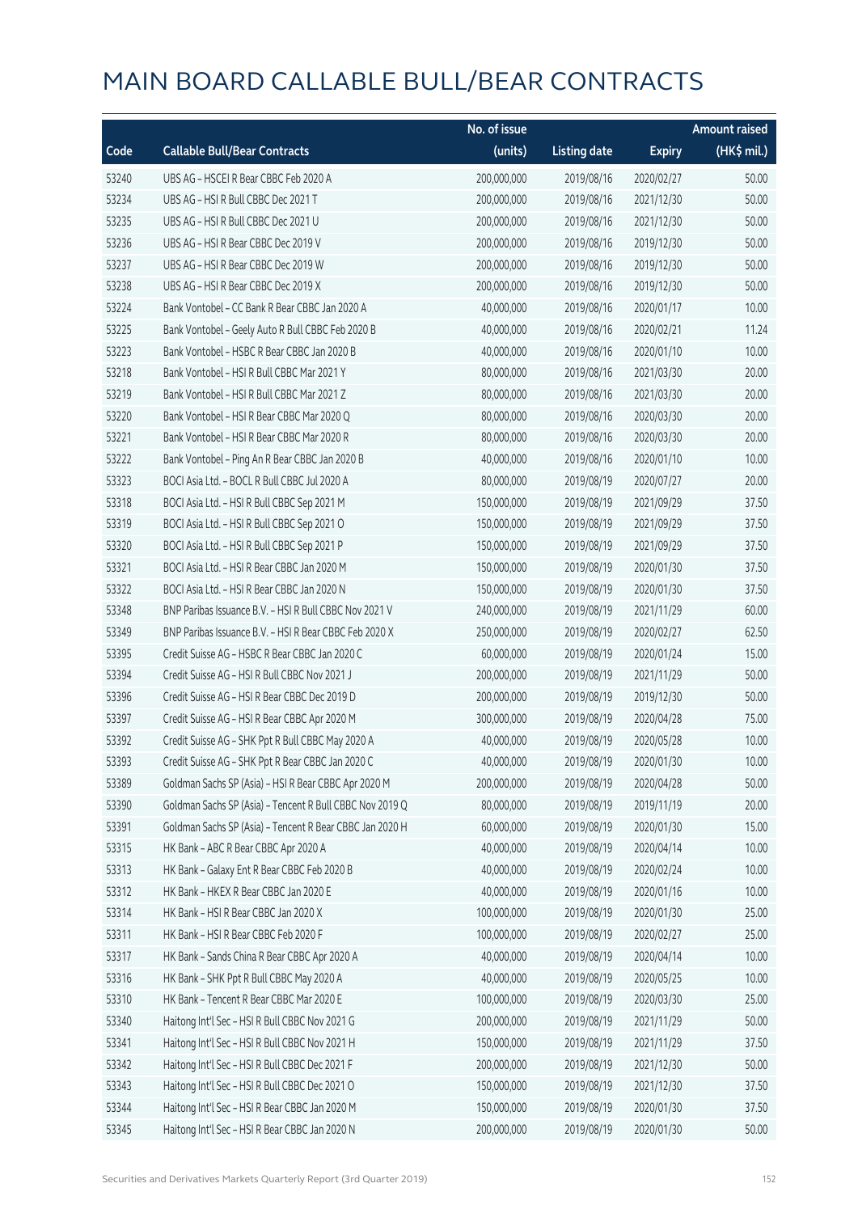# MAIN BOARD CALLABLE BULL/BEAR CONTRACTS

| Code | Callable Bull/Bear Contracts | No. of issue (units) | Listing date | Expiry | Amount raised (HK$ mil.) |
|---|---|---|---|---|---|
| 53240 | UBS AG – HSCEI R Bear CBBC Feb 2020 A | 200,000,000 | 2019/08/16 | 2020/02/27 | 50.00 |
| 53234 | UBS AG – HSI R Bull CBBC Dec 2021 T | 200,000,000 | 2019/08/16 | 2021/12/30 | 50.00 |
| 53235 | UBS AG – HSI R Bull CBBC Dec 2021 U | 200,000,000 | 2019/08/16 | 2021/12/30 | 50.00 |
| 53236 | UBS AG – HSI R Bear CBBC Dec 2019 V | 200,000,000 | 2019/08/16 | 2019/12/30 | 50.00 |
| 53237 | UBS AG – HSI R Bear CBBC Dec 2019 W | 200,000,000 | 2019/08/16 | 2019/12/30 | 50.00 |
| 53238 | UBS AG – HSI R Bear CBBC Dec 2019 X | 200,000,000 | 2019/08/16 | 2019/12/30 | 50.00 |
| 53224 | Bank Vontobel – CC Bank R Bear CBBC Jan 2020 A | 40,000,000 | 2019/08/16 | 2020/01/17 | 10.00 |
| 53225 | Bank Vontobel – Geely Auto R Bull CBBC Feb 2020 B | 40,000,000 | 2019/08/16 | 2020/02/21 | 11.24 |
| 53223 | Bank Vontobel – HSBC R Bear CBBC Jan 2020 B | 40,000,000 | 2019/08/16 | 2020/01/10 | 10.00 |
| 53218 | Bank Vontobel – HSI R Bull CBBC Mar 2021 Y | 80,000,000 | 2019/08/16 | 2021/03/30 | 20.00 |
| 53219 | Bank Vontobel – HSI R Bull CBBC Mar 2021 Z | 80,000,000 | 2019/08/16 | 2021/03/30 | 20.00 |
| 53220 | Bank Vontobel – HSI R Bear CBBC Mar 2020 Q | 80,000,000 | 2019/08/16 | 2020/03/30 | 20.00 |
| 53221 | Bank Vontobel – HSI R Bear CBBC Mar 2020 R | 80,000,000 | 2019/08/16 | 2020/03/30 | 20.00 |
| 53222 | Bank Vontobel – Ping An R Bear CBBC Jan 2020 B | 40,000,000 | 2019/08/16 | 2020/01/10 | 10.00 |
| 53323 | BOCI Asia Ltd. – BOCL R Bull CBBC Jul 2020 A | 80,000,000 | 2019/08/19 | 2020/07/27 | 20.00 |
| 53318 | BOCI Asia Ltd. – HSI R Bull CBBC Sep 2021 M | 150,000,000 | 2019/08/19 | 2021/09/29 | 37.50 |
| 53319 | BOCI Asia Ltd. – HSI R Bull CBBC Sep 2021 O | 150,000,000 | 2019/08/19 | 2021/09/29 | 37.50 |
| 53320 | BOCI Asia Ltd. – HSI R Bull CBBC Sep 2021 P | 150,000,000 | 2019/08/19 | 2021/09/29 | 37.50 |
| 53321 | BOCI Asia Ltd. – HSI R Bear CBBC Jan 2020 M | 150,000,000 | 2019/08/19 | 2020/01/30 | 37.50 |
| 53322 | BOCI Asia Ltd. – HSI R Bear CBBC Jan 2020 N | 150,000,000 | 2019/08/19 | 2020/01/30 | 37.50 |
| 53348 | BNP Paribas Issuance B.V. – HSI R Bull CBBC Nov 2021 V | 240,000,000 | 2019/08/19 | 2021/11/29 | 60.00 |
| 53349 | BNP Paribas Issuance B.V. – HSI R Bear CBBC Feb 2020 X | 250,000,000 | 2019/08/19 | 2020/02/27 | 62.50 |
| 53395 | Credit Suisse AG – HSBC R Bear CBBC Jan 2020 C | 60,000,000 | 2019/08/19 | 2020/01/24 | 15.00 |
| 53394 | Credit Suisse AG – HSI R Bull CBBC Nov 2021 J | 200,000,000 | 2019/08/19 | 2021/11/29 | 50.00 |
| 53396 | Credit Suisse AG – HSI R Bear CBBC Dec 2019 D | 200,000,000 | 2019/08/19 | 2019/12/30 | 50.00 |
| 53397 | Credit Suisse AG – HSI R Bear CBBC Apr 2020 M | 300,000,000 | 2019/08/19 | 2020/04/28 | 75.00 |
| 53392 | Credit Suisse AG – SHK Ppt R Bull CBBC May 2020 A | 40,000,000 | 2019/08/19 | 2020/05/28 | 10.00 |
| 53393 | Credit Suisse AG – SHK Ppt R Bear CBBC Jan 2020 C | 40,000,000 | 2019/08/19 | 2020/01/30 | 10.00 |
| 53389 | Goldman Sachs SP (Asia) – HSI R Bear CBBC Apr 2020 M | 200,000,000 | 2019/08/19 | 2020/04/28 | 50.00 |
| 53390 | Goldman Sachs SP (Asia) – Tencent R Bull CBBC Nov 2019 Q | 80,000,000 | 2019/08/19 | 2019/11/19 | 20.00 |
| 53391 | Goldman Sachs SP (Asia) – Tencent R Bear CBBC Jan 2020 H | 60,000,000 | 2019/08/19 | 2020/01/30 | 15.00 |
| 53315 | HK Bank – ABC R Bear CBBC Apr 2020 A | 40,000,000 | 2019/08/19 | 2020/04/14 | 10.00 |
| 53313 | HK Bank – Galaxy Ent R Bear CBBC Feb 2020 B | 40,000,000 | 2019/08/19 | 2020/02/24 | 10.00 |
| 53312 | HK Bank – HKEX R Bear CBBC Jan 2020 E | 40,000,000 | 2019/08/19 | 2020/01/16 | 10.00 |
| 53314 | HK Bank – HSI R Bear CBBC Jan 2020 X | 100,000,000 | 2019/08/19 | 2020/01/30 | 25.00 |
| 53311 | HK Bank – HSI R Bear CBBC Feb 2020 F | 100,000,000 | 2019/08/19 | 2020/02/27 | 25.00 |
| 53317 | HK Bank – Sands China R Bear CBBC Apr 2020 A | 40,000,000 | 2019/08/19 | 2020/04/14 | 10.00 |
| 53316 | HK Bank – SHK Ppt R Bull CBBC May 2020 A | 40,000,000 | 2019/08/19 | 2020/05/25 | 10.00 |
| 53310 | HK Bank – Tencent R Bear CBBC Mar 2020 E | 100,000,000 | 2019/08/19 | 2020/03/30 | 25.00 |
| 53340 | Haitong Int'l Sec – HSI R Bull CBBC Nov 2021 G | 200,000,000 | 2019/08/19 | 2021/11/29 | 50.00 |
| 53341 | Haitong Int'l Sec – HSI R Bull CBBC Nov 2021 H | 150,000,000 | 2019/08/19 | 2021/11/29 | 37.50 |
| 53342 | Haitong Int'l Sec – HSI R Bull CBBC Dec 2021 F | 200,000,000 | 2019/08/19 | 2021/12/30 | 50.00 |
| 53343 | Haitong Int'l Sec – HSI R Bull CBBC Dec 2021 O | 150,000,000 | 2019/08/19 | 2021/12/30 | 37.50 |
| 53344 | Haitong Int'l Sec – HSI R Bear CBBC Jan 2020 M | 150,000,000 | 2019/08/19 | 2020/01/30 | 37.50 |
| 53345 | Haitong Int'l Sec – HSI R Bear CBBC Jan 2020 N | 200,000,000 | 2019/08/19 | 2020/01/30 | 50.00 |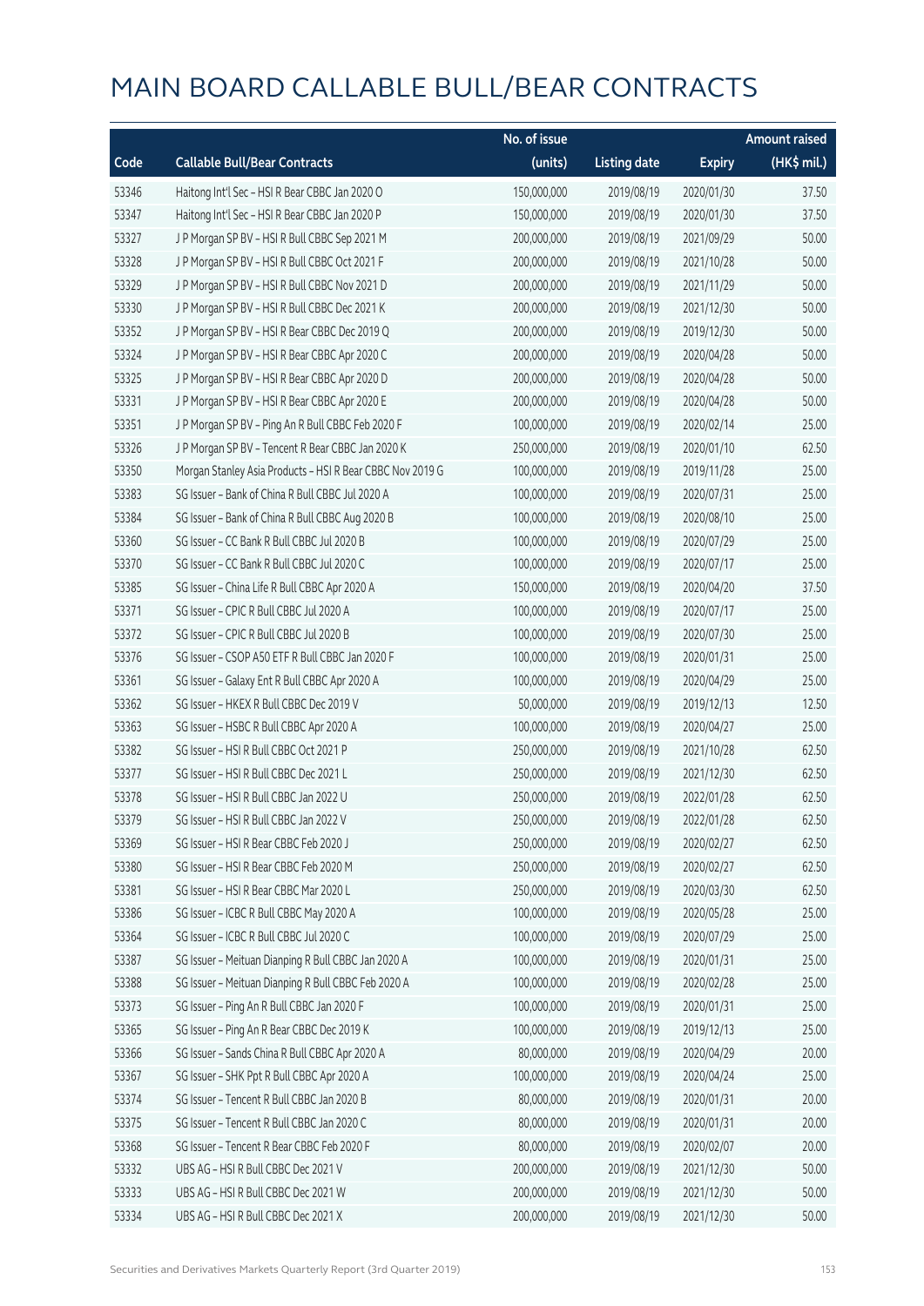# MAIN BOARD CALLABLE BULL/BEAR CONTRACTS

| Code | Callable Bull/Bear Contracts | No. of issue (units) | Listing date | Expiry | Amount raised (HK$ mil.) |
|---|---|---|---|---|---|
| 53346 | Haitong Int'l Sec – HSI R Bear CBBC Jan 2020 O | 150,000,000 | 2019/08/19 | 2020/01/30 | 37.50 |
| 53347 | Haitong Int'l Sec – HSI R Bear CBBC Jan 2020 P | 150,000,000 | 2019/08/19 | 2020/01/30 | 37.50 |
| 53327 | J P Morgan SP BV – HSI R Bull CBBC Sep 2021 M | 200,000,000 | 2019/08/19 | 2021/09/29 | 50.00 |
| 53328 | J P Morgan SP BV – HSI R Bull CBBC Oct 2021 F | 200,000,000 | 2019/08/19 | 2021/10/28 | 50.00 |
| 53329 | J P Morgan SP BV – HSI R Bull CBBC Nov 2021 D | 200,000,000 | 2019/08/19 | 2021/11/29 | 50.00 |
| 53330 | J P Morgan SP BV – HSI R Bull CBBC Dec 2021 K | 200,000,000 | 2019/08/19 | 2021/12/30 | 50.00 |
| 53352 | J P Morgan SP BV – HSI R Bear CBBC Dec 2019 Q | 200,000,000 | 2019/08/19 | 2019/12/30 | 50.00 |
| 53324 | J P Morgan SP BV – HSI R Bear CBBC Apr 2020 C | 200,000,000 | 2019/08/19 | 2020/04/28 | 50.00 |
| 53325 | J P Morgan SP BV – HSI R Bear CBBC Apr 2020 D | 200,000,000 | 2019/08/19 | 2020/04/28 | 50.00 |
| 53331 | J P Morgan SP BV – HSI R Bear CBBC Apr 2020 E | 200,000,000 | 2019/08/19 | 2020/04/28 | 50.00 |
| 53351 | J P Morgan SP BV – Ping An R Bull CBBC Feb 2020 F | 100,000,000 | 2019/08/19 | 2020/02/14 | 25.00 |
| 53326 | J P Morgan SP BV – Tencent R Bear CBBC Jan 2020 K | 250,000,000 | 2019/08/19 | 2020/01/10 | 62.50 |
| 53350 | Morgan Stanley Asia Products – HSI R Bear CBBC Nov 2019 G | 100,000,000 | 2019/08/19 | 2019/11/28 | 25.00 |
| 53383 | SG Issuer – Bank of China R Bull CBBC Jul 2020 A | 100,000,000 | 2019/08/19 | 2020/07/31 | 25.00 |
| 53384 | SG Issuer – Bank of China R Bull CBBC Aug 2020 B | 100,000,000 | 2019/08/19 | 2020/08/10 | 25.00 |
| 53360 | SG Issuer – CC Bank R Bull CBBC Jul 2020 B | 100,000,000 | 2019/08/19 | 2020/07/29 | 25.00 |
| 53370 | SG Issuer – CC Bank R Bull CBBC Jul 2020 C | 100,000,000 | 2019/08/19 | 2020/07/17 | 25.00 |
| 53385 | SG Issuer – China Life R Bull CBBC Apr 2020 A | 150,000,000 | 2019/08/19 | 2020/04/20 | 37.50 |
| 53371 | SG Issuer – CPIC R Bull CBBC Jul 2020 A | 100,000,000 | 2019/08/19 | 2020/07/17 | 25.00 |
| 53372 | SG Issuer – CPIC R Bull CBBC Jul 2020 B | 100,000,000 | 2019/08/19 | 2020/07/30 | 25.00 |
| 53376 | SG Issuer – CSOP A50 ETF R Bull CBBC Jan 2020 F | 100,000,000 | 2019/08/19 | 2020/01/31 | 25.00 |
| 53361 | SG Issuer – Galaxy Ent R Bull CBBC Apr 2020 A | 100,000,000 | 2019/08/19 | 2020/04/29 | 25.00 |
| 53362 | SG Issuer – HKEX R Bull CBBC Dec 2019 V | 50,000,000 | 2019/08/19 | 2019/12/13 | 12.50 |
| 53363 | SG Issuer – HSBC R Bull CBBC Apr 2020 A | 100,000,000 | 2019/08/19 | 2020/04/27 | 25.00 |
| 53382 | SG Issuer – HSI R Bull CBBC Oct 2021 P | 250,000,000 | 2019/08/19 | 2021/10/28 | 62.50 |
| 53377 | SG Issuer – HSI R Bull CBBC Dec 2021 L | 250,000,000 | 2019/08/19 | 2021/12/30 | 62.50 |
| 53378 | SG Issuer – HSI R Bull CBBC Jan 2022 U | 250,000,000 | 2019/08/19 | 2022/01/28 | 62.50 |
| 53379 | SG Issuer – HSI R Bull CBBC Jan 2022 V | 250,000,000 | 2019/08/19 | 2022/01/28 | 62.50 |
| 53369 | SG Issuer – HSI R Bear CBBC Feb 2020 J | 250,000,000 | 2019/08/19 | 2020/02/27 | 62.50 |
| 53380 | SG Issuer – HSI R Bear CBBC Feb 2020 M | 250,000,000 | 2019/08/19 | 2020/02/27 | 62.50 |
| 53381 | SG Issuer – HSI R Bear CBBC Mar 2020 L | 250,000,000 | 2019/08/19 | 2020/03/30 | 62.50 |
| 53386 | SG Issuer – ICBC R Bull CBBC May 2020 A | 100,000,000 | 2019/08/19 | 2020/05/28 | 25.00 |
| 53364 | SG Issuer – ICBC R Bull CBBC Jul 2020 C | 100,000,000 | 2019/08/19 | 2020/07/29 | 25.00 |
| 53387 | SG Issuer – Meituan Dianping R Bull CBBC Jan 2020 A | 100,000,000 | 2019/08/19 | 2020/01/31 | 25.00 |
| 53388 | SG Issuer – Meituan Dianping R Bull CBBC Feb 2020 A | 100,000,000 | 2019/08/19 | 2020/02/28 | 25.00 |
| 53373 | SG Issuer – Ping An R Bull CBBC Jan 2020 F | 100,000,000 | 2019/08/19 | 2020/01/31 | 25.00 |
| 53365 | SG Issuer – Ping An R Bear CBBC Dec 2019 K | 100,000,000 | 2019/08/19 | 2019/12/13 | 25.00 |
| 53366 | SG Issuer – Sands China R Bull CBBC Apr 2020 A | 80,000,000 | 2019/08/19 | 2020/04/29 | 20.00 |
| 53367 | SG Issuer – SHK Ppt R Bull CBBC Apr 2020 A | 100,000,000 | 2019/08/19 | 2020/04/24 | 25.00 |
| 53374 | SG Issuer – Tencent R Bull CBBC Jan 2020 B | 80,000,000 | 2019/08/19 | 2020/01/31 | 20.00 |
| 53375 | SG Issuer – Tencent R Bull CBBC Jan 2020 C | 80,000,000 | 2019/08/19 | 2020/01/31 | 20.00 |
| 53368 | SG Issuer – Tencent R Bear CBBC Feb 2020 F | 80,000,000 | 2019/08/19 | 2020/02/07 | 20.00 |
| 53332 | UBS AG – HSI R Bull CBBC Dec 2021 V | 200,000,000 | 2019/08/19 | 2021/12/30 | 50.00 |
| 53333 | UBS AG – HSI R Bull CBBC Dec 2021 W | 200,000,000 | 2019/08/19 | 2021/12/30 | 50.00 |
| 53334 | UBS AG – HSI R Bull CBBC Dec 2021 X | 200,000,000 | 2019/08/19 | 2021/12/30 | 50.00 |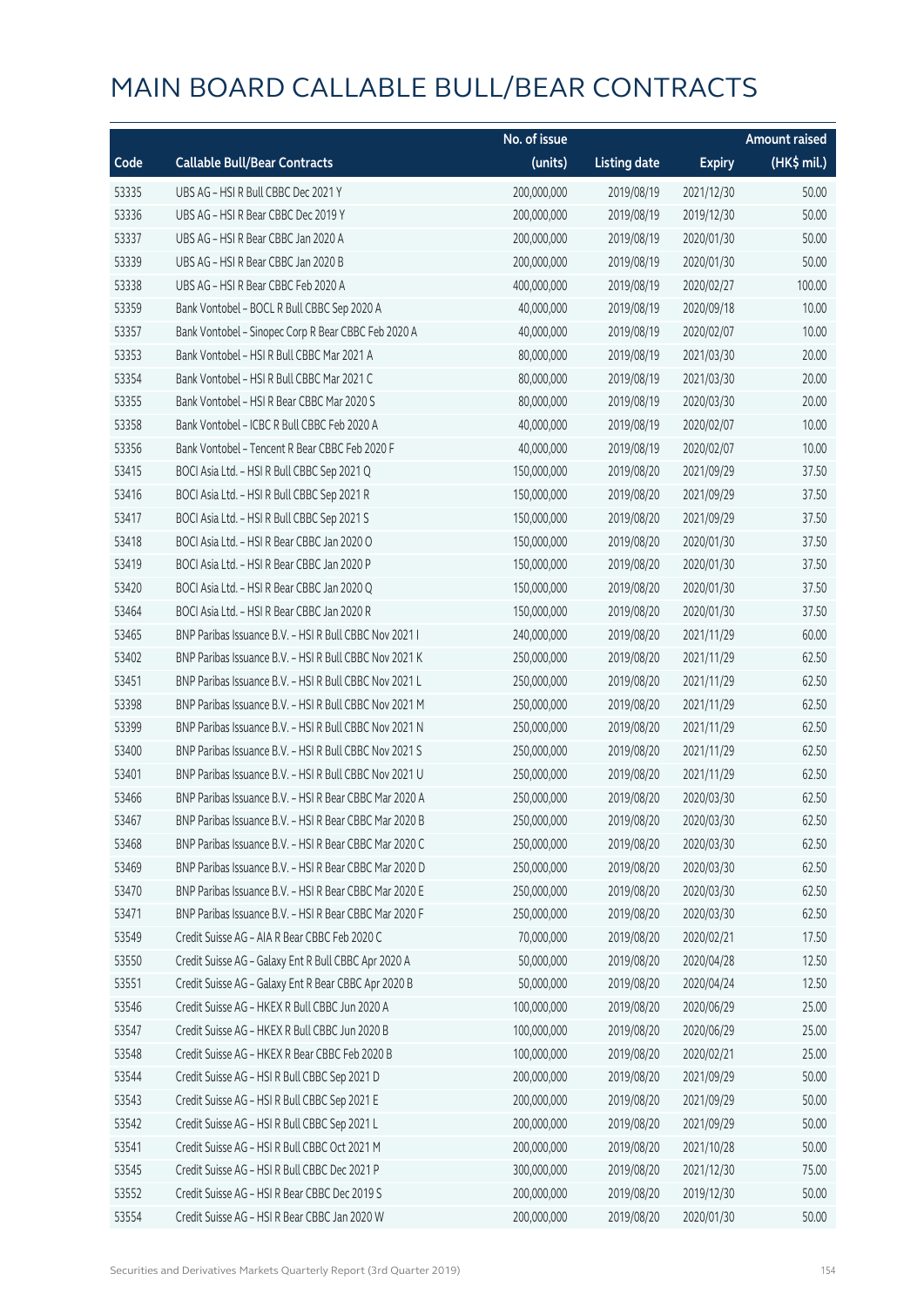# MAIN BOARD CALLABLE BULL/BEAR CONTRACTS

| Code | Callable Bull/Bear Contracts | No. of issue (units) | Listing date | Expiry | Amount raised (HK$ mil.) |
|---|---|---|---|---|---|
| 53335 | UBS AG – HSI R Bull CBBC Dec 2021 Y | 200,000,000 | 2019/08/19 | 2021/12/30 | 50.00 |
| 53336 | UBS AG – HSI R Bear CBBC Dec 2019 Y | 200,000,000 | 2019/08/19 | 2019/12/30 | 50.00 |
| 53337 | UBS AG – HSI R Bear CBBC Jan 2020 A | 200,000,000 | 2019/08/19 | 2020/01/30 | 50.00 |
| 53339 | UBS AG – HSI R Bear CBBC Jan 2020 B | 200,000,000 | 2019/08/19 | 2020/01/30 | 50.00 |
| 53338 | UBS AG – HSI R Bear CBBC Feb 2020 A | 400,000,000 | 2019/08/19 | 2020/02/27 | 100.00 |
| 53359 | Bank Vontobel – BOCL R Bull CBBC Sep 2020 A | 40,000,000 | 2019/08/19 | 2020/09/18 | 10.00 |
| 53357 | Bank Vontobel – Sinopec Corp R Bear CBBC Feb 2020 A | 40,000,000 | 2019/08/19 | 2020/02/07 | 10.00 |
| 53353 | Bank Vontobel – HSI R Bull CBBC Mar 2021 A | 80,000,000 | 2019/08/19 | 2021/03/30 | 20.00 |
| 53354 | Bank Vontobel – HSI R Bull CBBC Mar 2021 C | 80,000,000 | 2019/08/19 | 2021/03/30 | 20.00 |
| 53355 | Bank Vontobel – HSI R Bear CBBC Mar 2020 S | 80,000,000 | 2019/08/19 | 2020/03/30 | 20.00 |
| 53358 | Bank Vontobel – ICBC R Bull CBBC Feb 2020 A | 40,000,000 | 2019/08/19 | 2020/02/07 | 10.00 |
| 53356 | Bank Vontobel – Tencent R Bear CBBC Feb 2020 F | 40,000,000 | 2019/08/19 | 2020/02/07 | 10.00 |
| 53415 | BOCI Asia Ltd. – HSI R Bull CBBC Sep 2021 Q | 150,000,000 | 2019/08/20 | 2021/09/29 | 37.50 |
| 53416 | BOCI Asia Ltd. – HSI R Bull CBBC Sep 2021 R | 150,000,000 | 2019/08/20 | 2021/09/29 | 37.50 |
| 53417 | BOCI Asia Ltd. – HSI R Bull CBBC Sep 2021 S | 150,000,000 | 2019/08/20 | 2021/09/29 | 37.50 |
| 53418 | BOCI Asia Ltd. – HSI R Bear CBBC Jan 2020 O | 150,000,000 | 2019/08/20 | 2020/01/30 | 37.50 |
| 53419 | BOCI Asia Ltd. – HSI R Bear CBBC Jan 2020 P | 150,000,000 | 2019/08/20 | 2020/01/30 | 37.50 |
| 53420 | BOCI Asia Ltd. – HSI R Bear CBBC Jan 2020 Q | 150,000,000 | 2019/08/20 | 2020/01/30 | 37.50 |
| 53464 | BOCI Asia Ltd. – HSI R Bear CBBC Jan 2020 R | 150,000,000 | 2019/08/20 | 2020/01/30 | 37.50 |
| 53465 | BNP Paribas Issuance B.V. – HSI R Bull CBBC Nov 2021 I | 240,000,000 | 2019/08/20 | 2021/11/29 | 60.00 |
| 53402 | BNP Paribas Issuance B.V. – HSI R Bull CBBC Nov 2021 K | 250,000,000 | 2019/08/20 | 2021/11/29 | 62.50 |
| 53451 | BNP Paribas Issuance B.V. – HSI R Bull CBBC Nov 2021 L | 250,000,000 | 2019/08/20 | 2021/11/29 | 62.50 |
| 53398 | BNP Paribas Issuance B.V. – HSI R Bull CBBC Nov 2021 M | 250,000,000 | 2019/08/20 | 2021/11/29 | 62.50 |
| 53399 | BNP Paribas Issuance B.V. – HSI R Bull CBBC Nov 2021 N | 250,000,000 | 2019/08/20 | 2021/11/29 | 62.50 |
| 53400 | BNP Paribas Issuance B.V. – HSI R Bull CBBC Nov 2021 S | 250,000,000 | 2019/08/20 | 2021/11/29 | 62.50 |
| 53401 | BNP Paribas Issuance B.V. – HSI R Bull CBBC Nov 2021 U | 250,000,000 | 2019/08/20 | 2021/11/29 | 62.50 |
| 53466 | BNP Paribas Issuance B.V. – HSI R Bear CBBC Mar 2020 A | 250,000,000 | 2019/08/20 | 2020/03/30 | 62.50 |
| 53467 | BNP Paribas Issuance B.V. – HSI R Bear CBBC Mar 2020 B | 250,000,000 | 2019/08/20 | 2020/03/30 | 62.50 |
| 53468 | BNP Paribas Issuance B.V. – HSI R Bear CBBC Mar 2020 C | 250,000,000 | 2019/08/20 | 2020/03/30 | 62.50 |
| 53469 | BNP Paribas Issuance B.V. – HSI R Bear CBBC Mar 2020 D | 250,000,000 | 2019/08/20 | 2020/03/30 | 62.50 |
| 53470 | BNP Paribas Issuance B.V. – HSI R Bear CBBC Mar 2020 E | 250,000,000 | 2019/08/20 | 2020/03/30 | 62.50 |
| 53471 | BNP Paribas Issuance B.V. – HSI R Bear CBBC Mar 2020 F | 250,000,000 | 2019/08/20 | 2020/03/30 | 62.50 |
| 53549 | Credit Suisse AG – AIA R Bear CBBC Feb 2020 C | 70,000,000 | 2019/08/20 | 2020/02/21 | 17.50 |
| 53550 | Credit Suisse AG – Galaxy Ent R Bull CBBC Apr 2020 A | 50,000,000 | 2019/08/20 | 2020/04/28 | 12.50 |
| 53551 | Credit Suisse AG – Galaxy Ent R Bear CBBC Apr 2020 B | 50,000,000 | 2019/08/20 | 2020/04/24 | 12.50 |
| 53546 | Credit Suisse AG – HKEX R Bull CBBC Jun 2020 A | 100,000,000 | 2019/08/20 | 2020/06/29 | 25.00 |
| 53547 | Credit Suisse AG – HKEX R Bull CBBC Jun 2020 B | 100,000,000 | 2019/08/20 | 2020/06/29 | 25.00 |
| 53548 | Credit Suisse AG – HKEX R Bear CBBC Feb 2020 B | 100,000,000 | 2019/08/20 | 2020/02/21 | 25.00 |
| 53544 | Credit Suisse AG – HSI R Bull CBBC Sep 2021 D | 200,000,000 | 2019/08/20 | 2021/09/29 | 50.00 |
| 53543 | Credit Suisse AG – HSI R Bull CBBC Sep 2021 E | 200,000,000 | 2019/08/20 | 2021/09/29 | 50.00 |
| 53542 | Credit Suisse AG – HSI R Bull CBBC Sep 2021 L | 200,000,000 | 2019/08/20 | 2021/09/29 | 50.00 |
| 53541 | Credit Suisse AG – HSI R Bull CBBC Oct 2021 M | 200,000,000 | 2019/08/20 | 2021/10/28 | 50.00 |
| 53545 | Credit Suisse AG – HSI R Bull CBBC Dec 2021 P | 300,000,000 | 2019/08/20 | 2021/12/30 | 75.00 |
| 53552 | Credit Suisse AG – HSI R Bear CBBC Dec 2019 S | 200,000,000 | 2019/08/20 | 2019/12/30 | 50.00 |
| 53554 | Credit Suisse AG – HSI R Bear CBBC Jan 2020 W | 200,000,000 | 2019/08/20 | 2020/01/30 | 50.00 |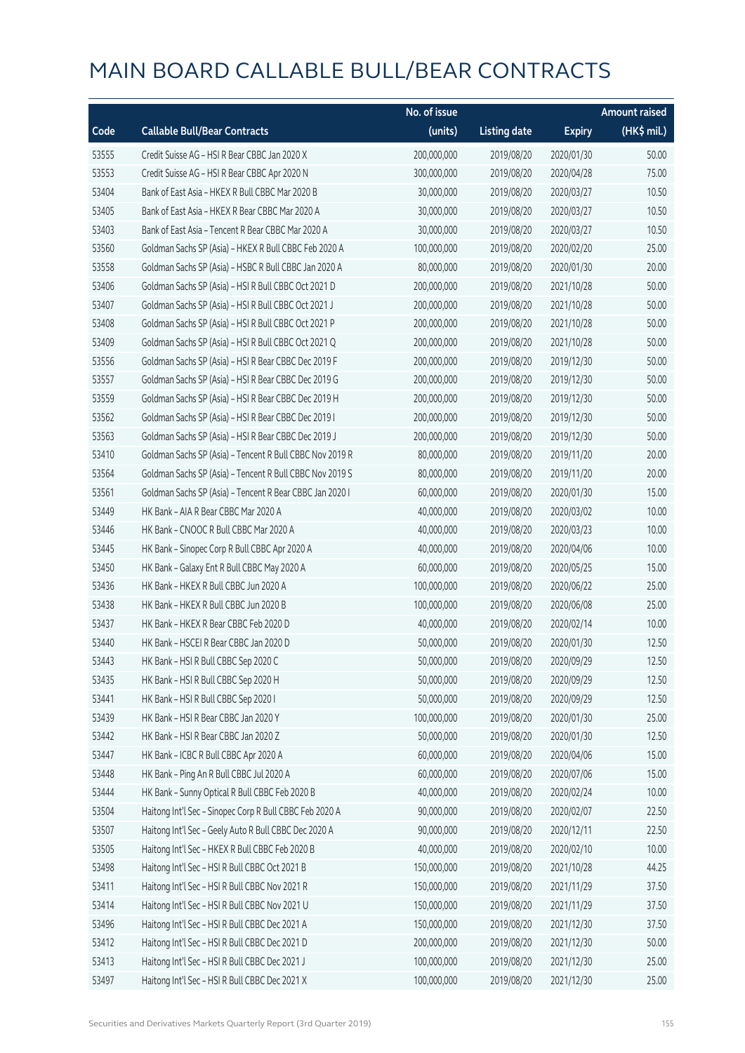# MAIN BOARD CALLABLE BULL/BEAR CONTRACTS

| Code | Callable Bull/Bear Contracts | No. of issue (units) | Listing date | Expiry | Amount raised (HK$ mil.) |
|---|---|---|---|---|---|
| 53555 | Credit Suisse AG – HSI R Bear CBBC Jan 2020 X | 200,000,000 | 2019/08/20 | 2020/01/30 | 50.00 |
| 53553 | Credit Suisse AG – HSI R Bear CBBC Apr 2020 N | 300,000,000 | 2019/08/20 | 2020/04/28 | 75.00 |
| 53404 | Bank of East Asia – HKEX R Bull CBBC Mar 2020 B | 30,000,000 | 2019/08/20 | 2020/03/27 | 10.50 |
| 53405 | Bank of East Asia – HKEX R Bear CBBC Mar 2020 A | 30,000,000 | 2019/08/20 | 2020/03/27 | 10.50 |
| 53403 | Bank of East Asia – Tencent R Bear CBBC Mar 2020 A | 30,000,000 | 2019/08/20 | 2020/03/27 | 10.50 |
| 53560 | Goldman Sachs SP (Asia) – HKEX R Bull CBBC Feb 2020 A | 100,000,000 | 2019/08/20 | 2020/02/20 | 25.00 |
| 53558 | Goldman Sachs SP (Asia) – HSBC R Bull CBBC Jan 2020 A | 80,000,000 | 2019/08/20 | 2020/01/30 | 20.00 |
| 53406 | Goldman Sachs SP (Asia) – HSI R Bull CBBC Oct 2021 D | 200,000,000 | 2019/08/20 | 2021/10/28 | 50.00 |
| 53407 | Goldman Sachs SP (Asia) – HSI R Bull CBBC Oct 2021 J | 200,000,000 | 2019/08/20 | 2021/10/28 | 50.00 |
| 53408 | Goldman Sachs SP (Asia) – HSI R Bull CBBC Oct 2021 P | 200,000,000 | 2019/08/20 | 2021/10/28 | 50.00 |
| 53409 | Goldman Sachs SP (Asia) – HSI R Bull CBBC Oct 2021 Q | 200,000,000 | 2019/08/20 | 2021/10/28 | 50.00 |
| 53556 | Goldman Sachs SP (Asia) – HSI R Bear CBBC Dec 2019 F | 200,000,000 | 2019/08/20 | 2019/12/30 | 50.00 |
| 53557 | Goldman Sachs SP (Asia) – HSI R Bear CBBC Dec 2019 G | 200,000,000 | 2019/08/20 | 2019/12/30 | 50.00 |
| 53559 | Goldman Sachs SP (Asia) – HSI R Bear CBBC Dec 2019 H | 200,000,000 | 2019/08/20 | 2019/12/30 | 50.00 |
| 53562 | Goldman Sachs SP (Asia) – HSI R Bear CBBC Dec 2019 I | 200,000,000 | 2019/08/20 | 2019/12/30 | 50.00 |
| 53563 | Goldman Sachs SP (Asia) – HSI R Bear CBBC Dec 2019 J | 200,000,000 | 2019/08/20 | 2019/12/30 | 50.00 |
| 53410 | Goldman Sachs SP (Asia) – Tencent R Bull CBBC Nov 2019 R | 80,000,000 | 2019/08/20 | 2019/11/20 | 20.00 |
| 53564 | Goldman Sachs SP (Asia) – Tencent R Bull CBBC Nov 2019 S | 80,000,000 | 2019/08/20 | 2019/11/20 | 20.00 |
| 53561 | Goldman Sachs SP (Asia) – Tencent R Bear CBBC Jan 2020 I | 60,000,000 | 2019/08/20 | 2020/01/30 | 15.00 |
| 53449 | HK Bank – AIA R Bear CBBC Mar 2020 A | 40,000,000 | 2019/08/20 | 2020/03/02 | 10.00 |
| 53446 | HK Bank – CNOOC R Bull CBBC Mar 2020 A | 40,000,000 | 2019/08/20 | 2020/03/23 | 10.00 |
| 53445 | HK Bank – Sinopec Corp R Bull CBBC Apr 2020 A | 40,000,000 | 2019/08/20 | 2020/04/06 | 10.00 |
| 53450 | HK Bank – Galaxy Ent R Bull CBBC May 2020 A | 60,000,000 | 2019/08/20 | 2020/05/25 | 15.00 |
| 53436 | HK Bank – HKEX R Bull CBBC Jun 2020 A | 100,000,000 | 2019/08/20 | 2020/06/22 | 25.00 |
| 53438 | HK Bank – HKEX R Bull CBBC Jun 2020 B | 100,000,000 | 2019/08/20 | 2020/06/08 | 25.00 |
| 53437 | HK Bank – HKEX R Bear CBBC Feb 2020 D | 40,000,000 | 2019/08/20 | 2020/02/14 | 10.00 |
| 53440 | HK Bank – HSCEI R Bear CBBC Jan 2020 D | 50,000,000 | 2019/08/20 | 2020/01/30 | 12.50 |
| 53443 | HK Bank – HSI R Bull CBBC Sep 2020 C | 50,000,000 | 2019/08/20 | 2020/09/29 | 12.50 |
| 53435 | HK Bank – HSI R Bull CBBC Sep 2020 H | 50,000,000 | 2019/08/20 | 2020/09/29 | 12.50 |
| 53441 | HK Bank – HSI R Bull CBBC Sep 2020 I | 50,000,000 | 2019/08/20 | 2020/09/29 | 12.50 |
| 53439 | HK Bank – HSI R Bear CBBC Jan 2020 Y | 100,000,000 | 2019/08/20 | 2020/01/30 | 25.00 |
| 53442 | HK Bank – HSI R Bear CBBC Jan 2020 Z | 50,000,000 | 2019/08/20 | 2020/01/30 | 12.50 |
| 53447 | HK Bank – ICBC R Bull CBBC Apr 2020 A | 60,000,000 | 2019/08/20 | 2020/04/06 | 15.00 |
| 53448 | HK Bank – Ping An R Bull CBBC Jul 2020 A | 60,000,000 | 2019/08/20 | 2020/07/06 | 15.00 |
| 53444 | HK Bank – Sunny Optical R Bull CBBC Feb 2020 B | 40,000,000 | 2019/08/20 | 2020/02/24 | 10.00 |
| 53504 | Haitong Int'l Sec – Sinopec Corp R Bull CBBC Feb 2020 A | 90,000,000 | 2019/08/20 | 2020/02/07 | 22.50 |
| 53507 | Haitong Int'l Sec – Geely Auto R Bull CBBC Dec 2020 A | 90,000,000 | 2019/08/20 | 2020/12/11 | 22.50 |
| 53505 | Haitong Int'l Sec – HKEX R Bull CBBC Feb 2020 B | 40,000,000 | 2019/08/20 | 2020/02/10 | 10.00 |
| 53498 | Haitong Int'l Sec – HSI R Bull CBBC Oct 2021 B | 150,000,000 | 2019/08/20 | 2021/10/28 | 44.25 |
| 53411 | Haitong Int'l Sec – HSI R Bull CBBC Nov 2021 R | 150,000,000 | 2019/08/20 | 2021/11/29 | 37.50 |
| 53414 | Haitong Int'l Sec – HSI R Bull CBBC Nov 2021 U | 150,000,000 | 2019/08/20 | 2021/11/29 | 37.50 |
| 53496 | Haitong Int'l Sec – HSI R Bull CBBC Dec 2021 A | 150,000,000 | 2019/08/20 | 2021/12/30 | 37.50 |
| 53412 | Haitong Int'l Sec – HSI R Bull CBBC Dec 2021 D | 200,000,000 | 2019/08/20 | 2021/12/30 | 50.00 |
| 53413 | Haitong Int'l Sec – HSI R Bull CBBC Dec 2021 J | 100,000,000 | 2019/08/20 | 2021/12/30 | 25.00 |
| 53497 | Haitong Int'l Sec – HSI R Bull CBBC Dec 2021 X | 100,000,000 | 2019/08/20 | 2021/12/30 | 25.00 |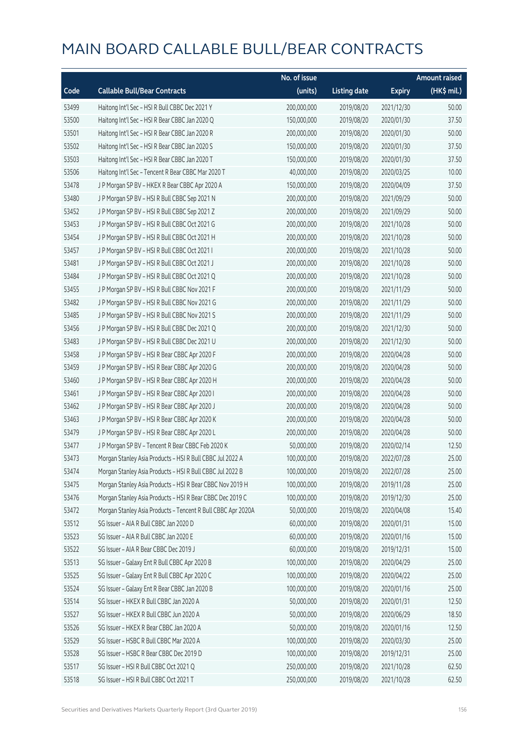# MAIN BOARD CALLABLE BULL/BEAR CONTRACTS

| Code | Callable Bull/Bear Contracts | No. of issue (units) | Listing date | Expiry | Amount raised (HK$ mil.) |
|---|---|---|---|---|---|
| 53499 | Haitong Int'l Sec – HSI R Bull CBBC Dec 2021 Y | 200,000,000 | 2019/08/20 | 2021/12/30 | 50.00 |
| 53500 | Haitong Int'l Sec – HSI R Bear CBBC Jan 2020 Q | 150,000,000 | 2019/08/20 | 2020/01/30 | 37.50 |
| 53501 | Haitong Int'l Sec – HSI R Bear CBBC Jan 2020 R | 200,000,000 | 2019/08/20 | 2020/01/30 | 50.00 |
| 53502 | Haitong Int'l Sec – HSI R Bear CBBC Jan 2020 S | 150,000,000 | 2019/08/20 | 2020/01/30 | 37.50 |
| 53503 | Haitong Int'l Sec – HSI R Bear CBBC Jan 2020 T | 150,000,000 | 2019/08/20 | 2020/01/30 | 37.50 |
| 53506 | Haitong Int'l Sec – Tencent R Bear CBBC Mar 2020 T | 40,000,000 | 2019/08/20 | 2020/03/25 | 10.00 |
| 53478 | J P Morgan SP BV – HKEX R Bear CBBC Apr 2020 A | 150,000,000 | 2019/08/20 | 2020/04/09 | 37.50 |
| 53480 | J P Morgan SP BV – HSI R Bull CBBC Sep 2021 N | 200,000,000 | 2019/08/20 | 2021/09/29 | 50.00 |
| 53452 | J P Morgan SP BV – HSI R Bull CBBC Sep 2021 Z | 200,000,000 | 2019/08/20 | 2021/09/29 | 50.00 |
| 53453 | J P Morgan SP BV – HSI R Bull CBBC Oct 2021 G | 200,000,000 | 2019/08/20 | 2021/10/28 | 50.00 |
| 53454 | J P Morgan SP BV – HSI R Bull CBBC Oct 2021 H | 200,000,000 | 2019/08/20 | 2021/10/28 | 50.00 |
| 53457 | J P Morgan SP BV – HSI R Bull CBBC Oct 2021 I | 200,000,000 | 2019/08/20 | 2021/10/28 | 50.00 |
| 53481 | J P Morgan SP BV – HSI R Bull CBBC Oct 2021 J | 200,000,000 | 2019/08/20 | 2021/10/28 | 50.00 |
| 53484 | J P Morgan SP BV – HSI R Bull CBBC Oct 2021 Q | 200,000,000 | 2019/08/20 | 2021/10/28 | 50.00 |
| 53455 | J P Morgan SP BV – HSI R Bull CBBC Nov 2021 F | 200,000,000 | 2019/08/20 | 2021/11/29 | 50.00 |
| 53482 | J P Morgan SP BV – HSI R Bull CBBC Nov 2021 G | 200,000,000 | 2019/08/20 | 2021/11/29 | 50.00 |
| 53485 | J P Morgan SP BV – HSI R Bull CBBC Nov 2021 S | 200,000,000 | 2019/08/20 | 2021/11/29 | 50.00 |
| 53456 | J P Morgan SP BV – HSI R Bull CBBC Dec 2021 Q | 200,000,000 | 2019/08/20 | 2021/12/30 | 50.00 |
| 53483 | J P Morgan SP BV – HSI R Bull CBBC Dec 2021 U | 200,000,000 | 2019/08/20 | 2021/12/30 | 50.00 |
| 53458 | J P Morgan SP BV – HSI R Bear CBBC Apr 2020 F | 200,000,000 | 2019/08/20 | 2020/04/28 | 50.00 |
| 53459 | J P Morgan SP BV – HSI R Bear CBBC Apr 2020 G | 200,000,000 | 2019/08/20 | 2020/04/28 | 50.00 |
| 53460 | J P Morgan SP BV – HSI R Bear CBBC Apr 2020 H | 200,000,000 | 2019/08/20 | 2020/04/28 | 50.00 |
| 53461 | J P Morgan SP BV – HSI R Bear CBBC Apr 2020 I | 200,000,000 | 2019/08/20 | 2020/04/28 | 50.00 |
| 53462 | J P Morgan SP BV – HSI R Bear CBBC Apr 2020 J | 200,000,000 | 2019/08/20 | 2020/04/28 | 50.00 |
| 53463 | J P Morgan SP BV – HSI R Bear CBBC Apr 2020 K | 200,000,000 | 2019/08/20 | 2020/04/28 | 50.00 |
| 53479 | J P Morgan SP BV – HSI R Bear CBBC Apr 2020 L | 200,000,000 | 2019/08/20 | 2020/04/28 | 50.00 |
| 53477 | J P Morgan SP BV – Tencent R Bear CBBC Feb 2020 K | 50,000,000 | 2019/08/20 | 2020/02/14 | 12.50 |
| 53473 | Morgan Stanley Asia Products – HSI R Bull CBBC Jul 2022 A | 100,000,000 | 2019/08/20 | 2022/07/28 | 25.00 |
| 53474 | Morgan Stanley Asia Products – HSI R Bull CBBC Jul 2022 B | 100,000,000 | 2019/08/20 | 2022/07/28 | 25.00 |
| 53475 | Morgan Stanley Asia Products – HSI R Bear CBBC Nov 2019 H | 100,000,000 | 2019/08/20 | 2019/11/28 | 25.00 |
| 53476 | Morgan Stanley Asia Products – HSI R Bear CBBC Dec 2019 C | 100,000,000 | 2019/08/20 | 2019/12/30 | 25.00 |
| 53472 | Morgan Stanley Asia Products – Tencent R Bull CBBC Apr 2020A | 50,000,000 | 2019/08/20 | 2020/04/08 | 15.40 |
| 53512 | SG Issuer – AIA R Bull CBBC Jan 2020 D | 60,000,000 | 2019/08/20 | 2020/01/31 | 15.00 |
| 53523 | SG Issuer – AIA R Bull CBBC Jan 2020 E | 60,000,000 | 2019/08/20 | 2020/01/16 | 15.00 |
| 53522 | SG Issuer – AIA R Bear CBBC Dec 2019 J | 60,000,000 | 2019/08/20 | 2019/12/31 | 15.00 |
| 53513 | SG Issuer – Galaxy Ent R Bull CBBC Apr 2020 B | 100,000,000 | 2019/08/20 | 2020/04/29 | 25.00 |
| 53525 | SG Issuer – Galaxy Ent R Bull CBBC Apr 2020 C | 100,000,000 | 2019/08/20 | 2020/04/22 | 25.00 |
| 53524 | SG Issuer – Galaxy Ent R Bear CBBC Jan 2020 B | 100,000,000 | 2019/08/20 | 2020/01/16 | 25.00 |
| 53514 | SG Issuer – HKEX R Bull CBBC Jan 2020 A | 50,000,000 | 2019/08/20 | 2020/01/31 | 12.50 |
| 53527 | SG Issuer – HKEX R Bull CBBC Jun 2020 A | 50,000,000 | 2019/08/20 | 2020/06/29 | 18.50 |
| 53526 | SG Issuer – HKEX R Bear CBBC Jan 2020 A | 50,000,000 | 2019/08/20 | 2020/01/16 | 12.50 |
| 53529 | SG Issuer – HSBC R Bull CBBC Mar 2020 A | 100,000,000 | 2019/08/20 | 2020/03/30 | 25.00 |
| 53528 | SG Issuer – HSBC R Bear CBBC Dec 2019 D | 100,000,000 | 2019/08/20 | 2019/12/31 | 25.00 |
| 53517 | SG Issuer – HSI R Bull CBBC Oct 2021 Q | 250,000,000 | 2019/08/20 | 2021/10/28 | 62.50 |
| 53518 | SG Issuer – HSI R Bull CBBC Oct 2021 T | 250,000,000 | 2019/08/20 | 2021/10/28 | 62.50 |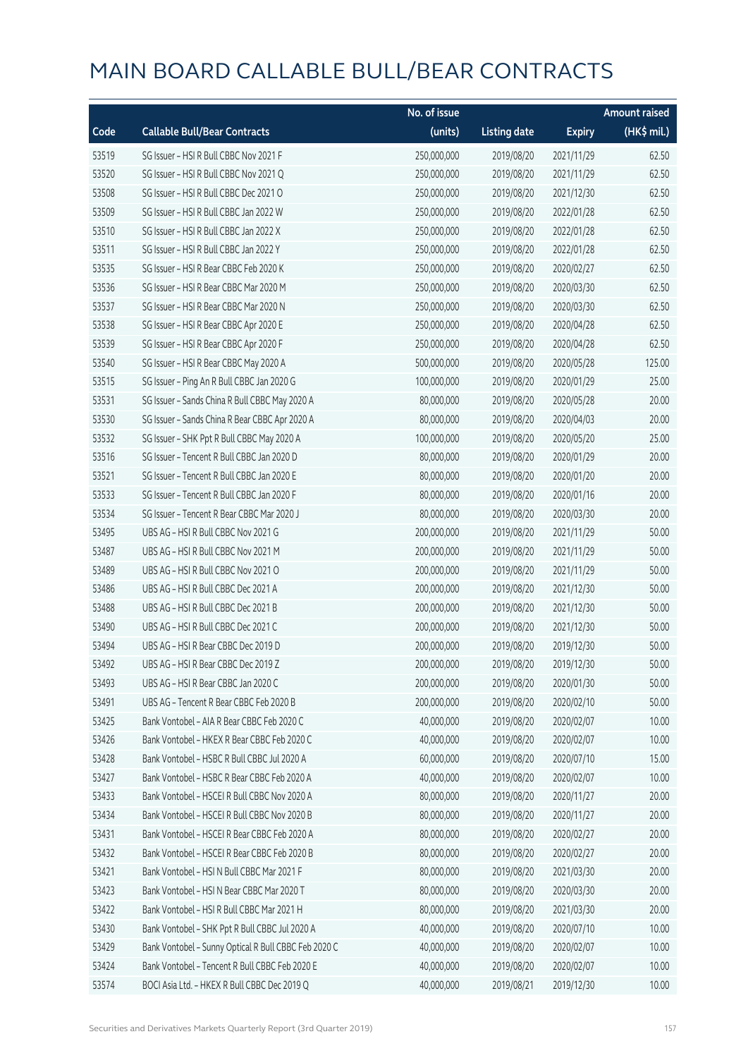# MAIN BOARD CALLABLE BULL/BEAR CONTRACTS

| Code | Callable Bull/Bear Contracts | No. of issue (units) | Listing date | Expiry | Amount raised (HK$ mil.) |
|---|---|---|---|---|---|
| 53519 | SG Issuer – HSI R Bull CBBC Nov 2021 F | 250,000,000 | 2019/08/20 | 2021/11/29 | 62.50 |
| 53520 | SG Issuer – HSI R Bull CBBC Nov 2021 Q | 250,000,000 | 2019/08/20 | 2021/11/29 | 62.50 |
| 53508 | SG Issuer – HSI R Bull CBBC Dec 2021 O | 250,000,000 | 2019/08/20 | 2021/12/30 | 62.50 |
| 53509 | SG Issuer – HSI R Bull CBBC Jan 2022 W | 250,000,000 | 2019/08/20 | 2022/01/28 | 62.50 |
| 53510 | SG Issuer – HSI R Bull CBBC Jan 2022 X | 250,000,000 | 2019/08/20 | 2022/01/28 | 62.50 |
| 53511 | SG Issuer – HSI R Bull CBBC Jan 2022 Y | 250,000,000 | 2019/08/20 | 2022/01/28 | 62.50 |
| 53535 | SG Issuer – HSI R Bear CBBC Feb 2020 K | 250,000,000 | 2019/08/20 | 2020/02/27 | 62.50 |
| 53536 | SG Issuer – HSI R Bear CBBC Mar 2020 M | 250,000,000 | 2019/08/20 | 2020/03/30 | 62.50 |
| 53537 | SG Issuer – HSI R Bear CBBC Mar 2020 N | 250,000,000 | 2019/08/20 | 2020/03/30 | 62.50 |
| 53538 | SG Issuer – HSI R Bear CBBC Apr 2020 E | 250,000,000 | 2019/08/20 | 2020/04/28 | 62.50 |
| 53539 | SG Issuer – HSI R Bear CBBC Apr 2020 F | 250,000,000 | 2019/08/20 | 2020/04/28 | 62.50 |
| 53540 | SG Issuer – HSI R Bear CBBC May 2020 A | 500,000,000 | 2019/08/20 | 2020/05/28 | 125.00 |
| 53515 | SG Issuer – Ping An R Bull CBBC Jan 2020 G | 100,000,000 | 2019/08/20 | 2020/01/29 | 25.00 |
| 53531 | SG Issuer – Sands China R Bull CBBC May 2020 A | 80,000,000 | 2019/08/20 | 2020/05/28 | 20.00 |
| 53530 | SG Issuer – Sands China R Bear CBBC Apr 2020 A | 80,000,000 | 2019/08/20 | 2020/04/03 | 20.00 |
| 53532 | SG Issuer – SHK Ppt R Bull CBBC May 2020 A | 100,000,000 | 2019/08/20 | 2020/05/20 | 25.00 |
| 53516 | SG Issuer – Tencent R Bull CBBC Jan 2020 D | 80,000,000 | 2019/08/20 | 2020/01/29 | 20.00 |
| 53521 | SG Issuer – Tencent R Bull CBBC Jan 2020 E | 80,000,000 | 2019/08/20 | 2020/01/20 | 20.00 |
| 53533 | SG Issuer – Tencent R Bull CBBC Jan 2020 F | 80,000,000 | 2019/08/20 | 2020/01/16 | 20.00 |
| 53534 | SG Issuer – Tencent R Bear CBBC Mar 2020 J | 80,000,000 | 2019/08/20 | 2020/03/30 | 20.00 |
| 53495 | UBS AG – HSI R Bull CBBC Nov 2021 G | 200,000,000 | 2019/08/20 | 2021/11/29 | 50.00 |
| 53487 | UBS AG – HSI R Bull CBBC Nov 2021 M | 200,000,000 | 2019/08/20 | 2021/11/29 | 50.00 |
| 53489 | UBS AG – HSI R Bull CBBC Nov 2021 O | 200,000,000 | 2019/08/20 | 2021/11/29 | 50.00 |
| 53486 | UBS AG – HSI R Bull CBBC Dec 2021 A | 200,000,000 | 2019/08/20 | 2021/12/30 | 50.00 |
| 53488 | UBS AG – HSI R Bull CBBC Dec 2021 B | 200,000,000 | 2019/08/20 | 2021/12/30 | 50.00 |
| 53490 | UBS AG – HSI R Bull CBBC Dec 2021 C | 200,000,000 | 2019/08/20 | 2021/12/30 | 50.00 |
| 53494 | UBS AG – HSI R Bear CBBC Dec 2019 D | 200,000,000 | 2019/08/20 | 2019/12/30 | 50.00 |
| 53492 | UBS AG – HSI R Bear CBBC Dec 2019 Z | 200,000,000 | 2019/08/20 | 2019/12/30 | 50.00 |
| 53493 | UBS AG – HSI R Bear CBBC Jan 2020 C | 200,000,000 | 2019/08/20 | 2020/01/30 | 50.00 |
| 53491 | UBS AG – Tencent R Bear CBBC Feb 2020 B | 200,000,000 | 2019/08/20 | 2020/02/10 | 50.00 |
| 53425 | Bank Vontobel – AIA R Bear CBBC Feb 2020 C | 40,000,000 | 2019/08/20 | 2020/02/07 | 10.00 |
| 53426 | Bank Vontobel – HKEX R Bear CBBC Feb 2020 C | 40,000,000 | 2019/08/20 | 2020/02/07 | 10.00 |
| 53428 | Bank Vontobel – HSBC R Bull CBBC Jul 2020 A | 60,000,000 | 2019/08/20 | 2020/07/10 | 15.00 |
| 53427 | Bank Vontobel – HSBC R Bear CBBC Feb 2020 A | 40,000,000 | 2019/08/20 | 2020/02/07 | 10.00 |
| 53433 | Bank Vontobel – HSCEI R Bull CBBC Nov 2020 A | 80,000,000 | 2019/08/20 | 2020/11/27 | 20.00 |
| 53434 | Bank Vontobel – HSCEI R Bull CBBC Nov 2020 B | 80,000,000 | 2019/08/20 | 2020/11/27 | 20.00 |
| 53431 | Bank Vontobel – HSCEI R Bear CBBC Feb 2020 A | 80,000,000 | 2019/08/20 | 2020/02/27 | 20.00 |
| 53432 | Bank Vontobel – HSCEI R Bear CBBC Feb 2020 B | 80,000,000 | 2019/08/20 | 2020/02/27 | 20.00 |
| 53421 | Bank Vontobel – HSI N Bull CBBC Mar 2021 F | 80,000,000 | 2019/08/20 | 2021/03/30 | 20.00 |
| 53423 | Bank Vontobel – HSI N Bear CBBC Mar 2020 T | 80,000,000 | 2019/08/20 | 2020/03/30 | 20.00 |
| 53422 | Bank Vontobel – HSI R Bull CBBC Mar 2021 H | 80,000,000 | 2019/08/20 | 2021/03/30 | 20.00 |
| 53430 | Bank Vontobel – SHK Ppt R Bull CBBC Jul 2020 A | 40,000,000 | 2019/08/20 | 2020/07/10 | 10.00 |
| 53429 | Bank Vontobel – Sunny Optical R Bull CBBC Feb 2020 C | 40,000,000 | 2019/08/20 | 2020/02/07 | 10.00 |
| 53424 | Bank Vontobel – Tencent R Bull CBBC Feb 2020 E | 40,000,000 | 2019/08/20 | 2020/02/07 | 10.00 |
| 53574 | BOCI Asia Ltd. – HKEX R Bull CBBC Dec 2019 Q | 40,000,000 | 2019/08/21 | 2019/12/30 | 10.00 |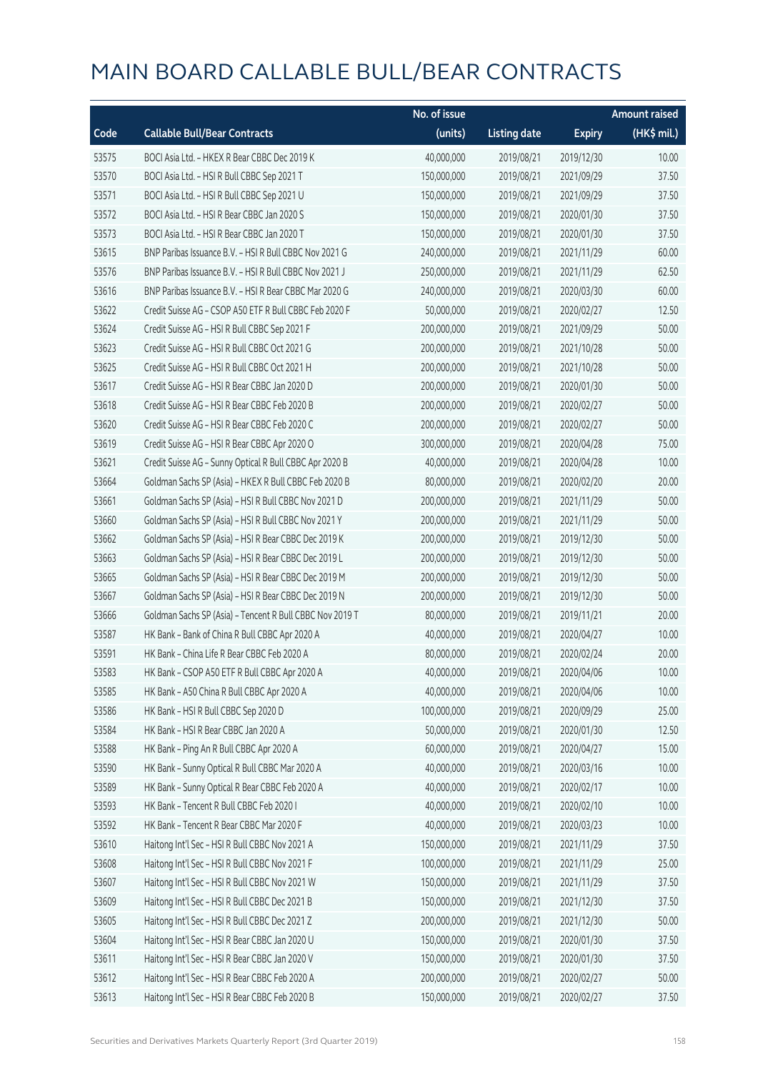# MAIN BOARD CALLABLE BULL/BEAR CONTRACTS

| Code | Callable Bull/Bear Contracts | No. of issue (units) | Listing date | Expiry | Amount raised (HK$ mil.) |
|---|---|---|---|---|---|
| 53575 | BOCI Asia Ltd. – HKEX R Bear CBBC Dec 2019 K | 40,000,000 | 2019/08/21 | 2019/12/30 | 10.00 |
| 53570 | BOCI Asia Ltd. – HSI R Bull CBBC Sep 2021 T | 150,000,000 | 2019/08/21 | 2021/09/29 | 37.50 |
| 53571 | BOCI Asia Ltd. – HSI R Bull CBBC Sep 2021 U | 150,000,000 | 2019/08/21 | 2021/09/29 | 37.50 |
| 53572 | BOCI Asia Ltd. – HSI R Bear CBBC Jan 2020 S | 150,000,000 | 2019/08/21 | 2020/01/30 | 37.50 |
| 53573 | BOCI Asia Ltd. – HSI R Bear CBBC Jan 2020 T | 150,000,000 | 2019/08/21 | 2020/01/30 | 37.50 |
| 53615 | BNP Paribas Issuance B.V. – HSI R Bull CBBC Nov 2021 G | 240,000,000 | 2019/08/21 | 2021/11/29 | 60.00 |
| 53576 | BNP Paribas Issuance B.V. – HSI R Bull CBBC Nov 2021 J | 250,000,000 | 2019/08/21 | 2021/11/29 | 62.50 |
| 53616 | BNP Paribas Issuance B.V. – HSI R Bear CBBC Mar 2020 G | 240,000,000 | 2019/08/21 | 2020/03/30 | 60.00 |
| 53622 | Credit Suisse AG – CSOP A50 ETF R Bull CBBC Feb 2020 F | 50,000,000 | 2019/08/21 | 2020/02/27 | 12.50 |
| 53624 | Credit Suisse AG – HSI R Bull CBBC Sep 2021 F | 200,000,000 | 2019/08/21 | 2021/09/29 | 50.00 |
| 53623 | Credit Suisse AG – HSI R Bull CBBC Oct 2021 G | 200,000,000 | 2019/08/21 | 2021/10/28 | 50.00 |
| 53625 | Credit Suisse AG – HSI R Bull CBBC Oct 2021 H | 200,000,000 | 2019/08/21 | 2021/10/28 | 50.00 |
| 53617 | Credit Suisse AG – HSI R Bear CBBC Jan 2020 D | 200,000,000 | 2019/08/21 | 2020/01/30 | 50.00 |
| 53618 | Credit Suisse AG – HSI R Bear CBBC Feb 2020 B | 200,000,000 | 2019/08/21 | 2020/02/27 | 50.00 |
| 53620 | Credit Suisse AG – HSI R Bear CBBC Feb 2020 C | 200,000,000 | 2019/08/21 | 2020/02/27 | 50.00 |
| 53619 | Credit Suisse AG – HSI R Bear CBBC Apr 2020 O | 300,000,000 | 2019/08/21 | 2020/04/28 | 75.00 |
| 53621 | Credit Suisse AG – Sunny Optical R Bull CBBC Apr 2020 B | 40,000,000 | 2019/08/21 | 2020/04/28 | 10.00 |
| 53664 | Goldman Sachs SP (Asia) – HKEX R Bull CBBC Feb 2020 B | 80,000,000 | 2019/08/21 | 2020/02/20 | 20.00 |
| 53661 | Goldman Sachs SP (Asia) – HSI R Bull CBBC Nov 2021 D | 200,000,000 | 2019/08/21 | 2021/11/29 | 50.00 |
| 53660 | Goldman Sachs SP (Asia) – HSI R Bull CBBC Nov 2021 Y | 200,000,000 | 2019/08/21 | 2021/11/29 | 50.00 |
| 53662 | Goldman Sachs SP (Asia) – HSI R Bear CBBC Dec 2019 K | 200,000,000 | 2019/08/21 | 2019/12/30 | 50.00 |
| 53663 | Goldman Sachs SP (Asia) – HSI R Bear CBBC Dec 2019 L | 200,000,000 | 2019/08/21 | 2019/12/30 | 50.00 |
| 53665 | Goldman Sachs SP (Asia) – HSI R Bear CBBC Dec 2019 M | 200,000,000 | 2019/08/21 | 2019/12/30 | 50.00 |
| 53667 | Goldman Sachs SP (Asia) – HSI R Bear CBBC Dec 2019 N | 200,000,000 | 2019/08/21 | 2019/12/30 | 50.00 |
| 53666 | Goldman Sachs SP (Asia) – Tencent R Bull CBBC Nov 2019 T | 80,000,000 | 2019/08/21 | 2019/11/21 | 20.00 |
| 53587 | HK Bank – Bank of China R Bull CBBC Apr 2020 A | 40,000,000 | 2019/08/21 | 2020/04/27 | 10.00 |
| 53591 | HK Bank – China Life R Bear CBBC Feb 2020 A | 80,000,000 | 2019/08/21 | 2020/02/24 | 20.00 |
| 53583 | HK Bank – CSOP A50 ETF R Bull CBBC Apr 2020 A | 40,000,000 | 2019/08/21 | 2020/04/06 | 10.00 |
| 53585 | HK Bank – A50 China R Bull CBBC Apr 2020 A | 40,000,000 | 2019/08/21 | 2020/04/06 | 10.00 |
| 53586 | HK Bank – HSI R Bull CBBC Sep 2020 D | 100,000,000 | 2019/08/21 | 2020/09/29 | 25.00 |
| 53584 | HK Bank – HSI R Bear CBBC Jan 2020 A | 50,000,000 | 2019/08/21 | 2020/01/30 | 12.50 |
| 53588 | HK Bank – Ping An R Bull CBBC Apr 2020 A | 60,000,000 | 2019/08/21 | 2020/04/27 | 15.00 |
| 53590 | HK Bank – Sunny Optical R Bull CBBC Mar 2020 A | 40,000,000 | 2019/08/21 | 2020/03/16 | 10.00 |
| 53589 | HK Bank – Sunny Optical R Bear CBBC Feb 2020 A | 40,000,000 | 2019/08/21 | 2020/02/17 | 10.00 |
| 53593 | HK Bank – Tencent R Bull CBBC Feb 2020 I | 40,000,000 | 2019/08/21 | 2020/02/10 | 10.00 |
| 53592 | HK Bank – Tencent R Bear CBBC Mar 2020 F | 40,000,000 | 2019/08/21 | 2020/03/23 | 10.00 |
| 53610 | Haitong Int'l Sec – HSI R Bull CBBC Nov 2021 A | 150,000,000 | 2019/08/21 | 2021/11/29 | 37.50 |
| 53608 | Haitong Int'l Sec – HSI R Bull CBBC Nov 2021 F | 100,000,000 | 2019/08/21 | 2021/11/29 | 25.00 |
| 53607 | Haitong Int'l Sec – HSI R Bull CBBC Nov 2021 W | 150,000,000 | 2019/08/21 | 2021/11/29 | 37.50 |
| 53609 | Haitong Int'l Sec – HSI R Bull CBBC Dec 2021 B | 150,000,000 | 2019/08/21 | 2021/12/30 | 37.50 |
| 53605 | Haitong Int'l Sec – HSI R Bull CBBC Dec 2021 Z | 200,000,000 | 2019/08/21 | 2021/12/30 | 50.00 |
| 53604 | Haitong Int'l Sec – HSI R Bear CBBC Jan 2020 U | 150,000,000 | 2019/08/21 | 2020/01/30 | 37.50 |
| 53611 | Haitong Int'l Sec – HSI R Bear CBBC Jan 2020 V | 150,000,000 | 2019/08/21 | 2020/01/30 | 37.50 |
| 53612 | Haitong Int'l Sec – HSI R Bear CBBC Feb 2020 A | 200,000,000 | 2019/08/21 | 2020/02/27 | 50.00 |
| 53613 | Haitong Int'l Sec – HSI R Bear CBBC Feb 2020 B | 150,000,000 | 2019/08/21 | 2020/02/27 | 37.50 |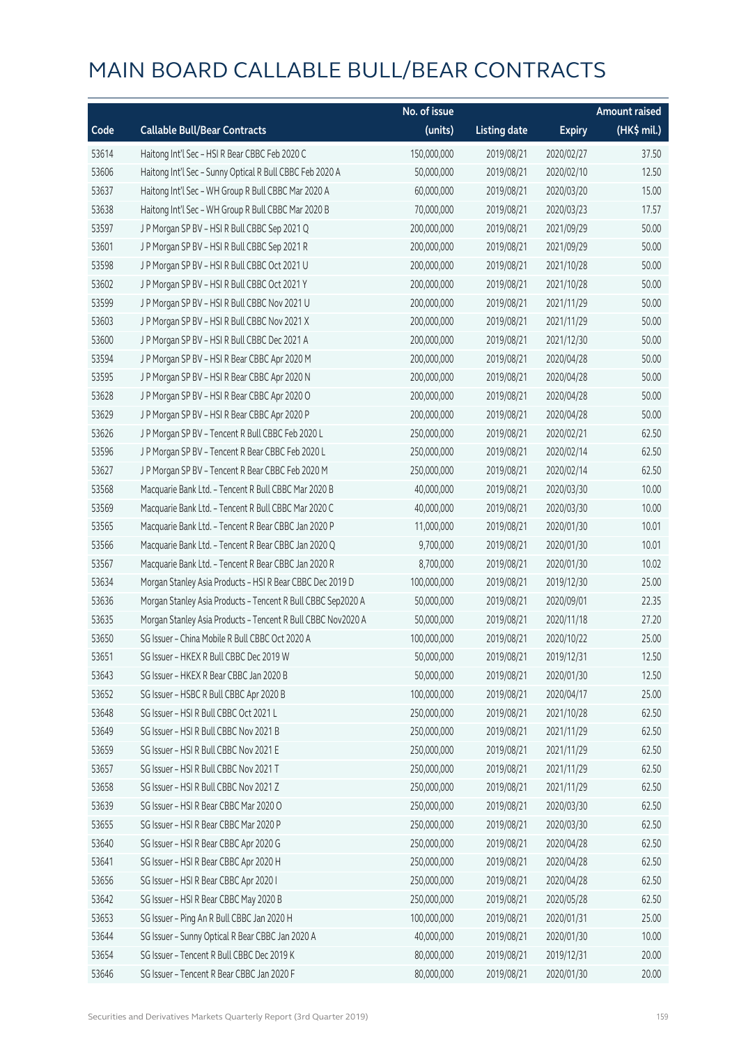# MAIN BOARD CALLABLE BULL/BEAR CONTRACTS

| Code | Callable Bull/Bear Contracts | No. of issue (units) | Listing date | Expiry | Amount raised (HK$ mil.) |
|---|---|---|---|---|---|
| 53614 | Haitong Int'l Sec – HSI R Bear CBBC Feb 2020 C | 150,000,000 | 2019/08/21 | 2020/02/27 | 37.50 |
| 53606 | Haitong Int'l Sec – Sunny Optical R Bull CBBC Feb 2020 A | 50,000,000 | 2019/08/21 | 2020/02/10 | 12.50 |
| 53637 | Haitong Int'l Sec – WH Group R Bull CBBC Mar 2020 A | 60,000,000 | 2019/08/21 | 2020/03/20 | 15.00 |
| 53638 | Haitong Int'l Sec – WH Group R Bull CBBC Mar 2020 B | 70,000,000 | 2019/08/21 | 2020/03/23 | 17.57 |
| 53597 | J P Morgan SP BV – HSI R Bull CBBC Sep 2021 Q | 200,000,000 | 2019/08/21 | 2021/09/29 | 50.00 |
| 53601 | J P Morgan SP BV – HSI R Bull CBBC Sep 2021 R | 200,000,000 | 2019/08/21 | 2021/09/29 | 50.00 |
| 53598 | J P Morgan SP BV – HSI R Bull CBBC Oct 2021 U | 200,000,000 | 2019/08/21 | 2021/10/28 | 50.00 |
| 53602 | J P Morgan SP BV – HSI R Bull CBBC Oct 2021 Y | 200,000,000 | 2019/08/21 | 2021/10/28 | 50.00 |
| 53599 | J P Morgan SP BV – HSI R Bull CBBC Nov 2021 U | 200,000,000 | 2019/08/21 | 2021/11/29 | 50.00 |
| 53603 | J P Morgan SP BV – HSI R Bull CBBC Nov 2021 X | 200,000,000 | 2019/08/21 | 2021/11/29 | 50.00 |
| 53600 | J P Morgan SP BV – HSI R Bull CBBC Dec 2021 A | 200,000,000 | 2019/08/21 | 2021/12/30 | 50.00 |
| 53594 | J P Morgan SP BV – HSI R Bear CBBC Apr 2020 M | 200,000,000 | 2019/08/21 | 2020/04/28 | 50.00 |
| 53595 | J P Morgan SP BV – HSI R Bear CBBC Apr 2020 N | 200,000,000 | 2019/08/21 | 2020/04/28 | 50.00 |
| 53628 | J P Morgan SP BV – HSI R Bear CBBC Apr 2020 O | 200,000,000 | 2019/08/21 | 2020/04/28 | 50.00 |
| 53629 | J P Morgan SP BV – HSI R Bear CBBC Apr 2020 P | 200,000,000 | 2019/08/21 | 2020/04/28 | 50.00 |
| 53626 | J P Morgan SP BV – Tencent R Bull CBBC Feb 2020 L | 250,000,000 | 2019/08/21 | 2020/02/21 | 62.50 |
| 53596 | J P Morgan SP BV – Tencent R Bear CBBC Feb 2020 L | 250,000,000 | 2019/08/21 | 2020/02/14 | 62.50 |
| 53627 | J P Morgan SP BV – Tencent R Bear CBBC Feb 2020 M | 250,000,000 | 2019/08/21 | 2020/02/14 | 62.50 |
| 53568 | Macquarie Bank Ltd. – Tencent R Bull CBBC Mar 2020 B | 40,000,000 | 2019/08/21 | 2020/03/30 | 10.00 |
| 53569 | Macquarie Bank Ltd. – Tencent R Bull CBBC Mar 2020 C | 40,000,000 | 2019/08/21 | 2020/03/30 | 10.00 |
| 53565 | Macquarie Bank Ltd. – Tencent R Bear CBBC Jan 2020 P | 11,000,000 | 2019/08/21 | 2020/01/30 | 10.01 |
| 53566 | Macquarie Bank Ltd. – Tencent R Bear CBBC Jan 2020 Q | 9,700,000 | 2019/08/21 | 2020/01/30 | 10.01 |
| 53567 | Macquarie Bank Ltd. – Tencent R Bear CBBC Jan 2020 R | 8,700,000 | 2019/08/21 | 2020/01/30 | 10.02 |
| 53634 | Morgan Stanley Asia Products – HSI R Bear CBBC Dec 2019 D | 100,000,000 | 2019/08/21 | 2019/12/30 | 25.00 |
| 53636 | Morgan Stanley Asia Products – Tencent R Bull CBBC Sep2020 A | 50,000,000 | 2019/08/21 | 2020/09/01 | 22.35 |
| 53635 | Morgan Stanley Asia Products – Tencent R Bull CBBC Nov2020 A | 50,000,000 | 2019/08/21 | 2020/11/18 | 27.20 |
| 53650 | SG Issuer – China Mobile R Bull CBBC Oct 2020 A | 100,000,000 | 2019/08/21 | 2020/10/22 | 25.00 |
| 53651 | SG Issuer – HKEX R Bull CBBC Dec 2019 W | 50,000,000 | 2019/08/21 | 2019/12/31 | 12.50 |
| 53643 | SG Issuer – HKEX R Bear CBBC Jan 2020 B | 50,000,000 | 2019/08/21 | 2020/01/30 | 12.50 |
| 53652 | SG Issuer – HSBC R Bull CBBC Apr 2020 B | 100,000,000 | 2019/08/21 | 2020/04/17 | 25.00 |
| 53648 | SG Issuer – HSI R Bull CBBC Oct 2021 L | 250,000,000 | 2019/08/21 | 2021/10/28 | 62.50 |
| 53649 | SG Issuer – HSI R Bull CBBC Nov 2021 B | 250,000,000 | 2019/08/21 | 2021/11/29 | 62.50 |
| 53659 | SG Issuer – HSI R Bull CBBC Nov 2021 E | 250,000,000 | 2019/08/21 | 2021/11/29 | 62.50 |
| 53657 | SG Issuer – HSI R Bull CBBC Nov 2021 T | 250,000,000 | 2019/08/21 | 2021/11/29 | 62.50 |
| 53658 | SG Issuer – HSI R Bull CBBC Nov 2021 Z | 250,000,000 | 2019/08/21 | 2021/11/29 | 62.50 |
| 53639 | SG Issuer – HSI R Bear CBBC Mar 2020 O | 250,000,000 | 2019/08/21 | 2020/03/30 | 62.50 |
| 53655 | SG Issuer – HSI R Bear CBBC Mar 2020 P | 250,000,000 | 2019/08/21 | 2020/03/30 | 62.50 |
| 53640 | SG Issuer – HSI R Bear CBBC Apr 2020 G | 250,000,000 | 2019/08/21 | 2020/04/28 | 62.50 |
| 53641 | SG Issuer – HSI R Bear CBBC Apr 2020 H | 250,000,000 | 2019/08/21 | 2020/04/28 | 62.50 |
| 53656 | SG Issuer – HSI R Bear CBBC Apr 2020 I | 250,000,000 | 2019/08/21 | 2020/04/28 | 62.50 |
| 53642 | SG Issuer – HSI R Bear CBBC May 2020 B | 250,000,000 | 2019/08/21 | 2020/05/28 | 62.50 |
| 53653 | SG Issuer – Ping An R Bull CBBC Jan 2020 H | 100,000,000 | 2019/08/21 | 2020/01/31 | 25.00 |
| 53644 | SG Issuer – Sunny Optical R Bear CBBC Jan 2020 A | 40,000,000 | 2019/08/21 | 2020/01/30 | 10.00 |
| 53654 | SG Issuer – Tencent R Bull CBBC Dec 2019 K | 80,000,000 | 2019/08/21 | 2019/12/31 | 20.00 |
| 53646 | SG Issuer – Tencent R Bear CBBC Jan 2020 F | 80,000,000 | 2019/08/21 | 2020/01/30 | 20.00 |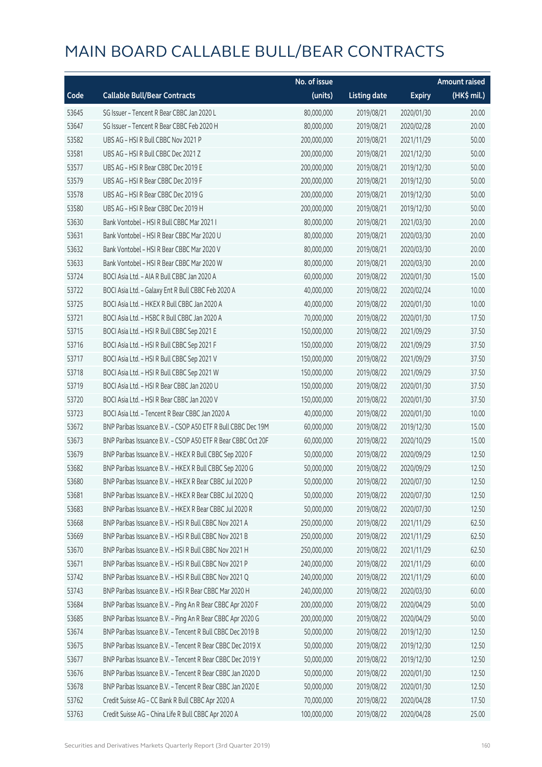# MAIN BOARD CALLABLE BULL/BEAR CONTRACTS

| Code | Callable Bull/Bear Contracts | No. of issue (units) | Listing date | Expiry | Amount raised (HK$ mil.) |
|---|---|---|---|---|---|
| 53645 | SG Issuer – Tencent R Bear CBBC Jan 2020 L | 80,000,000 | 2019/08/21 | 2020/01/30 | 20.00 |
| 53647 | SG Issuer – Tencent R Bear CBBC Feb 2020 H | 80,000,000 | 2019/08/21 | 2020/02/28 | 20.00 |
| 53582 | UBS AG – HSI R Bull CBBC Nov 2021 P | 200,000,000 | 2019/08/21 | 2021/11/29 | 50.00 |
| 53581 | UBS AG – HSI R Bull CBBC Dec 2021 Z | 200,000,000 | 2019/08/21 | 2021/12/30 | 50.00 |
| 53577 | UBS AG – HSI R Bear CBBC Dec 2019 E | 200,000,000 | 2019/08/21 | 2019/12/30 | 50.00 |
| 53579 | UBS AG – HSI R Bear CBBC Dec 2019 F | 200,000,000 | 2019/08/21 | 2019/12/30 | 50.00 |
| 53578 | UBS AG – HSI R Bear CBBC Dec 2019 G | 200,000,000 | 2019/08/21 | 2019/12/30 | 50.00 |
| 53580 | UBS AG – HSI R Bear CBBC Dec 2019 H | 200,000,000 | 2019/08/21 | 2019/12/30 | 50.00 |
| 53630 | Bank Vontobel – HSI R Bull CBBC Mar 2021 I | 80,000,000 | 2019/08/21 | 2021/03/30 | 20.00 |
| 53631 | Bank Vontobel – HSI R Bear CBBC Mar 2020 U | 80,000,000 | 2019/08/21 | 2020/03/30 | 20.00 |
| 53632 | Bank Vontobel – HSI R Bear CBBC Mar 2020 V | 80,000,000 | 2019/08/21 | 2020/03/30 | 20.00 |
| 53633 | Bank Vontobel – HSI R Bear CBBC Mar 2020 W | 80,000,000 | 2019/08/21 | 2020/03/30 | 20.00 |
| 53724 | BOCI Asia Ltd. – AIA R Bull CBBC Jan 2020 A | 60,000,000 | 2019/08/22 | 2020/01/30 | 15.00 |
| 53722 | BOCI Asia Ltd. – Galaxy Ent R Bull CBBC Feb 2020 A | 40,000,000 | 2019/08/22 | 2020/02/24 | 10.00 |
| 53725 | BOCI Asia Ltd. – HKEX R Bull CBBC Jan 2020 A | 40,000,000 | 2019/08/22 | 2020/01/30 | 10.00 |
| 53721 | BOCI Asia Ltd. – HSBC R Bull CBBC Jan 2020 A | 70,000,000 | 2019/08/22 | 2020/01/30 | 17.50 |
| 53715 | BOCI Asia Ltd. – HSI R Bull CBBC Sep 2021 E | 150,000,000 | 2019/08/22 | 2021/09/29 | 37.50 |
| 53716 | BOCI Asia Ltd. – HSI R Bull CBBC Sep 2021 F | 150,000,000 | 2019/08/22 | 2021/09/29 | 37.50 |
| 53717 | BOCI Asia Ltd. – HSI R Bull CBBC Sep 2021 V | 150,000,000 | 2019/08/22 | 2021/09/29 | 37.50 |
| 53718 | BOCI Asia Ltd. – HSI R Bull CBBC Sep 2021 W | 150,000,000 | 2019/08/22 | 2021/09/29 | 37.50 |
| 53719 | BOCI Asia Ltd. – HSI R Bear CBBC Jan 2020 U | 150,000,000 | 2019/08/22 | 2020/01/30 | 37.50 |
| 53720 | BOCI Asia Ltd. – HSI R Bear CBBC Jan 2020 V | 150,000,000 | 2019/08/22 | 2020/01/30 | 37.50 |
| 53723 | BOCI Asia Ltd. – Tencent R Bear CBBC Jan 2020 A | 40,000,000 | 2019/08/22 | 2020/01/30 | 10.00 |
| 53672 | BNP Paribas Issuance B.V. – CSOP A50 ETF R Bull CBBC Dec 19M | 60,000,000 | 2019/08/22 | 2019/12/30 | 15.00 |
| 53673 | BNP Paribas Issuance B.V. – CSOP A50 ETF R Bear CBBC Oct 20F | 60,000,000 | 2019/08/22 | 2020/10/29 | 15.00 |
| 53679 | BNP Paribas Issuance B.V. – HKEX R Bull CBBC Sep 2020 F | 50,000,000 | 2019/08/22 | 2020/09/29 | 12.50 |
| 53682 | BNP Paribas Issuance B.V. – HKEX R Bull CBBC Sep 2020 G | 50,000,000 | 2019/08/22 | 2020/09/29 | 12.50 |
| 53680 | BNP Paribas Issuance B.V. – HKEX R Bear CBBC Jul 2020 P | 50,000,000 | 2019/08/22 | 2020/07/30 | 12.50 |
| 53681 | BNP Paribas Issuance B.V. – HKEX R Bear CBBC Jul 2020 Q | 50,000,000 | 2019/08/22 | 2020/07/30 | 12.50 |
| 53683 | BNP Paribas Issuance B.V. – HKEX R Bear CBBC Jul 2020 R | 50,000,000 | 2019/08/22 | 2020/07/30 | 12.50 |
| 53668 | BNP Paribas Issuance B.V. – HSI R Bull CBBC Nov 2021 A | 250,000,000 | 2019/08/22 | 2021/11/29 | 62.50 |
| 53669 | BNP Paribas Issuance B.V. – HSI R Bull CBBC Nov 2021 B | 250,000,000 | 2019/08/22 | 2021/11/29 | 62.50 |
| 53670 | BNP Paribas Issuance B.V. – HSI R Bull CBBC Nov 2021 H | 250,000,000 | 2019/08/22 | 2021/11/29 | 62.50 |
| 53671 | BNP Paribas Issuance B.V. – HSI R Bull CBBC Nov 2021 P | 240,000,000 | 2019/08/22 | 2021/11/29 | 60.00 |
| 53742 | BNP Paribas Issuance B.V. – HSI R Bull CBBC Nov 2021 Q | 240,000,000 | 2019/08/22 | 2021/11/29 | 60.00 |
| 53743 | BNP Paribas Issuance B.V. – HSI R Bear CBBC Mar 2020 H | 240,000,000 | 2019/08/22 | 2020/03/30 | 60.00 |
| 53684 | BNP Paribas Issuance B.V. – Ping An R Bear CBBC Apr 2020 F | 200,000,000 | 2019/08/22 | 2020/04/29 | 50.00 |
| 53685 | BNP Paribas Issuance B.V. – Ping An R Bear CBBC Apr 2020 G | 200,000,000 | 2019/08/22 | 2020/04/29 | 50.00 |
| 53674 | BNP Paribas Issuance B.V. – Tencent R Bull CBBC Dec 2019 B | 50,000,000 | 2019/08/22 | 2019/12/30 | 12.50 |
| 53675 | BNP Paribas Issuance B.V. – Tencent R Bear CBBC Dec 2019 X | 50,000,000 | 2019/08/22 | 2019/12/30 | 12.50 |
| 53677 | BNP Paribas Issuance B.V. – Tencent R Bear CBBC Dec 2019 Y | 50,000,000 | 2019/08/22 | 2019/12/30 | 12.50 |
| 53676 | BNP Paribas Issuance B.V. – Tencent R Bear CBBC Jan 2020 D | 50,000,000 | 2019/08/22 | 2020/01/30 | 12.50 |
| 53678 | BNP Paribas Issuance B.V. – Tencent R Bear CBBC Jan 2020 E | 50,000,000 | 2019/08/22 | 2020/01/30 | 12.50 |
| 53762 | Credit Suisse AG – CC Bank R Bull CBBC Apr 2020 A | 70,000,000 | 2019/08/22 | 2020/04/28 | 17.50 |
| 53763 | Credit Suisse AG – China Life R Bull CBBC Apr 2020 A | 100,000,000 | 2019/08/22 | 2020/04/28 | 25.00 |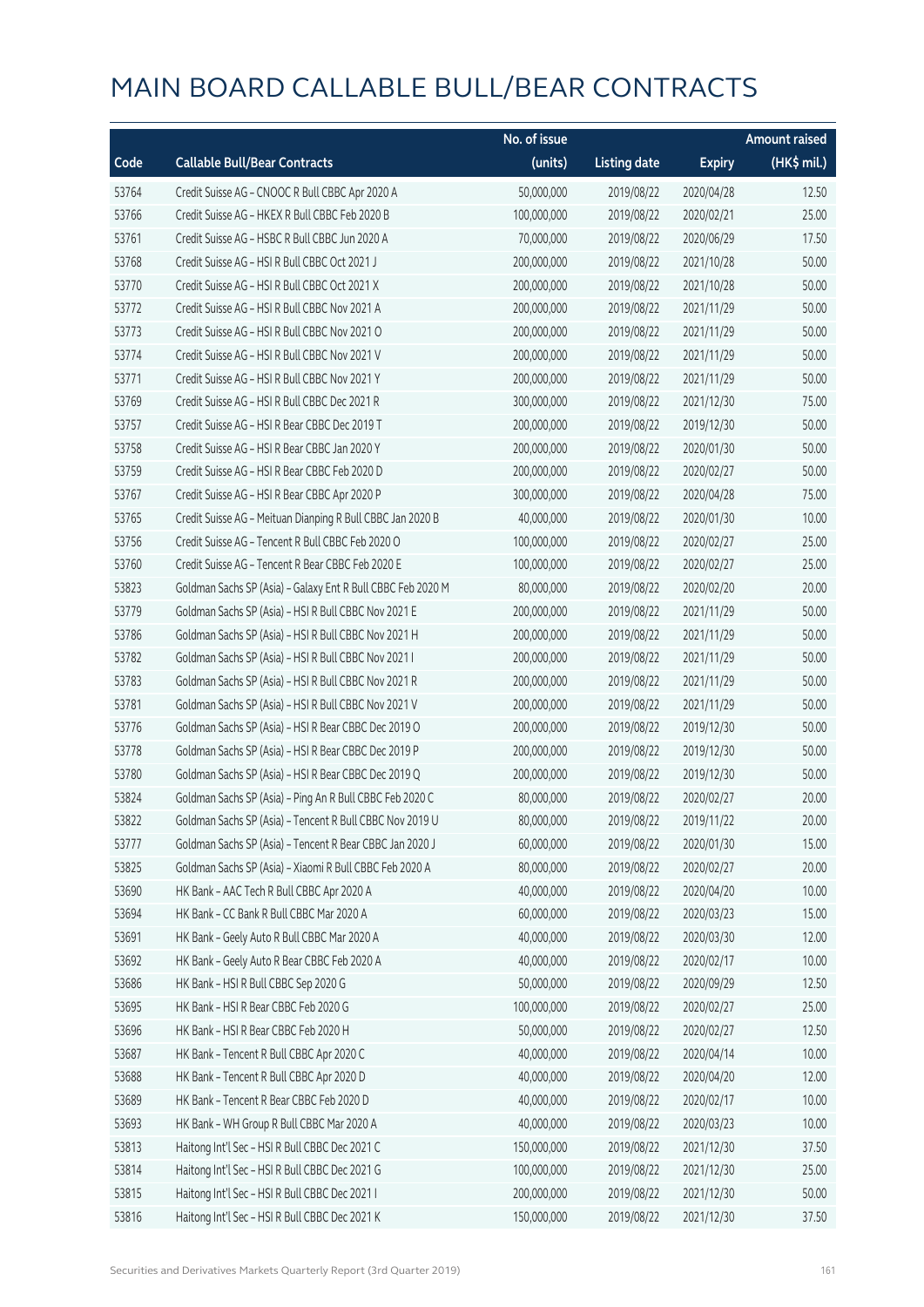# MAIN BOARD CALLABLE BULL/BEAR CONTRACTS

| Code | Callable Bull/Bear Contracts | No. of issue (units) | Listing date | Expiry | Amount raised (HK$ mil.) |
|---|---|---|---|---|---|
| 53764 | Credit Suisse AG – CNOOC R Bull CBBC Apr 2020 A | 50,000,000 | 2019/08/22 | 2020/04/28 | 12.50 |
| 53766 | Credit Suisse AG – HKEX R Bull CBBC Feb 2020 B | 100,000,000 | 2019/08/22 | 2020/02/21 | 25.00 |
| 53761 | Credit Suisse AG – HSBC R Bull CBBC Jun 2020 A | 70,000,000 | 2019/08/22 | 2020/06/29 | 17.50 |
| 53768 | Credit Suisse AG – HSI R Bull CBBC Oct 2021 J | 200,000,000 | 2019/08/22 | 2021/10/28 | 50.00 |
| 53770 | Credit Suisse AG – HSI R Bull CBBC Oct 2021 X | 200,000,000 | 2019/08/22 | 2021/10/28 | 50.00 |
| 53772 | Credit Suisse AG – HSI R Bull CBBC Nov 2021 A | 200,000,000 | 2019/08/22 | 2021/11/29 | 50.00 |
| 53773 | Credit Suisse AG – HSI R Bull CBBC Nov 2021 O | 200,000,000 | 2019/08/22 | 2021/11/29 | 50.00 |
| 53774 | Credit Suisse AG – HSI R Bull CBBC Nov 2021 V | 200,000,000 | 2019/08/22 | 2021/11/29 | 50.00 |
| 53771 | Credit Suisse AG – HSI R Bull CBBC Nov 2021 Y | 200,000,000 | 2019/08/22 | 2021/11/29 | 50.00 |
| 53769 | Credit Suisse AG – HSI R Bull CBBC Dec 2021 R | 300,000,000 | 2019/08/22 | 2021/12/30 | 75.00 |
| 53757 | Credit Suisse AG – HSI R Bear CBBC Dec 2019 T | 200,000,000 | 2019/08/22 | 2019/12/30 | 50.00 |
| 53758 | Credit Suisse AG – HSI R Bear CBBC Jan 2020 Y | 200,000,000 | 2019/08/22 | 2020/01/30 | 50.00 |
| 53759 | Credit Suisse AG – HSI R Bear CBBC Feb 2020 D | 200,000,000 | 2019/08/22 | 2020/02/27 | 50.00 |
| 53767 | Credit Suisse AG – HSI R Bear CBBC Apr 2020 P | 300,000,000 | 2019/08/22 | 2020/04/28 | 75.00 |
| 53765 | Credit Suisse AG – Meituan Dianping R Bull CBBC Jan 2020 B | 40,000,000 | 2019/08/22 | 2020/01/30 | 10.00 |
| 53756 | Credit Suisse AG – Tencent R Bull CBBC Feb 2020 O | 100,000,000 | 2019/08/22 | 2020/02/27 | 25.00 |
| 53760 | Credit Suisse AG – Tencent R Bear CBBC Feb 2020 E | 100,000,000 | 2019/08/22 | 2020/02/27 | 25.00 |
| 53823 | Goldman Sachs SP (Asia) – Galaxy Ent R Bull CBBC Feb 2020 M | 80,000,000 | 2019/08/22 | 2020/02/20 | 20.00 |
| 53779 | Goldman Sachs SP (Asia) – HSI R Bull CBBC Nov 2021 E | 200,000,000 | 2019/08/22 | 2021/11/29 | 50.00 |
| 53786 | Goldman Sachs SP (Asia) – HSI R Bull CBBC Nov 2021 H | 200,000,000 | 2019/08/22 | 2021/11/29 | 50.00 |
| 53782 | Goldman Sachs SP (Asia) – HSI R Bull CBBC Nov 2021 I | 200,000,000 | 2019/08/22 | 2021/11/29 | 50.00 |
| 53783 | Goldman Sachs SP (Asia) – HSI R Bull CBBC Nov 2021 R | 200,000,000 | 2019/08/22 | 2021/11/29 | 50.00 |
| 53781 | Goldman Sachs SP (Asia) – HSI R Bull CBBC Nov 2021 V | 200,000,000 | 2019/08/22 | 2021/11/29 | 50.00 |
| 53776 | Goldman Sachs SP (Asia) – HSI R Bear CBBC Dec 2019 O | 200,000,000 | 2019/08/22 | 2019/12/30 | 50.00 |
| 53778 | Goldman Sachs SP (Asia) – HSI R Bear CBBC Dec 2019 P | 200,000,000 | 2019/08/22 | 2019/12/30 | 50.00 |
| 53780 | Goldman Sachs SP (Asia) – HSI R Bear CBBC Dec 2019 Q | 200,000,000 | 2019/08/22 | 2019/12/30 | 50.00 |
| 53824 | Goldman Sachs SP (Asia) – Ping An R Bull CBBC Feb 2020 C | 80,000,000 | 2019/08/22 | 2020/02/27 | 20.00 |
| 53822 | Goldman Sachs SP (Asia) – Tencent R Bull CBBC Nov 2019 U | 80,000,000 | 2019/08/22 | 2019/11/22 | 20.00 |
| 53777 | Goldman Sachs SP (Asia) – Tencent R Bear CBBC Jan 2020 J | 60,000,000 | 2019/08/22 | 2020/01/30 | 15.00 |
| 53825 | Goldman Sachs SP (Asia) – Xiaomi R Bull CBBC Feb 2020 A | 80,000,000 | 2019/08/22 | 2020/02/27 | 20.00 |
| 53690 | HK Bank – AAC Tech R Bull CBBC Apr 2020 A | 40,000,000 | 2019/08/22 | 2020/04/20 | 10.00 |
| 53694 | HK Bank – CC Bank R Bull CBBC Mar 2020 A | 60,000,000 | 2019/08/22 | 2020/03/23 | 15.00 |
| 53691 | HK Bank – Geely Auto R Bull CBBC Mar 2020 A | 40,000,000 | 2019/08/22 | 2020/03/30 | 12.00 |
| 53692 | HK Bank – Geely Auto R Bear CBBC Feb 2020 A | 40,000,000 | 2019/08/22 | 2020/02/17 | 10.00 |
| 53686 | HK Bank – HSI R Bull CBBC Sep 2020 G | 50,000,000 | 2019/08/22 | 2020/09/29 | 12.50 |
| 53695 | HK Bank – HSI R Bear CBBC Feb 2020 G | 100,000,000 | 2019/08/22 | 2020/02/27 | 25.00 |
| 53696 | HK Bank – HSI R Bear CBBC Feb 2020 H | 50,000,000 | 2019/08/22 | 2020/02/27 | 12.50 |
| 53687 | HK Bank – Tencent R Bull CBBC Apr 2020 C | 40,000,000 | 2019/08/22 | 2020/04/14 | 10.00 |
| 53688 | HK Bank – Tencent R Bull CBBC Apr 2020 D | 40,000,000 | 2019/08/22 | 2020/04/20 | 12.00 |
| 53689 | HK Bank – Tencent R Bear CBBC Feb 2020 D | 40,000,000 | 2019/08/22 | 2020/02/17 | 10.00 |
| 53693 | HK Bank – WH Group R Bull CBBC Mar 2020 A | 40,000,000 | 2019/08/22 | 2020/03/23 | 10.00 |
| 53813 | Haitong Int'l Sec – HSI R Bull CBBC Dec 2021 C | 150,000,000 | 2019/08/22 | 2021/12/30 | 37.50 |
| 53814 | Haitong Int'l Sec – HSI R Bull CBBC Dec 2021 G | 100,000,000 | 2019/08/22 | 2021/12/30 | 25.00 |
| 53815 | Haitong Int'l Sec – HSI R Bull CBBC Dec 2021 I | 200,000,000 | 2019/08/22 | 2021/12/30 | 50.00 |
| 53816 | Haitong Int'l Sec – HSI R Bull CBBC Dec 2021 K | 150,000,000 | 2019/08/22 | 2021/12/30 | 37.50 |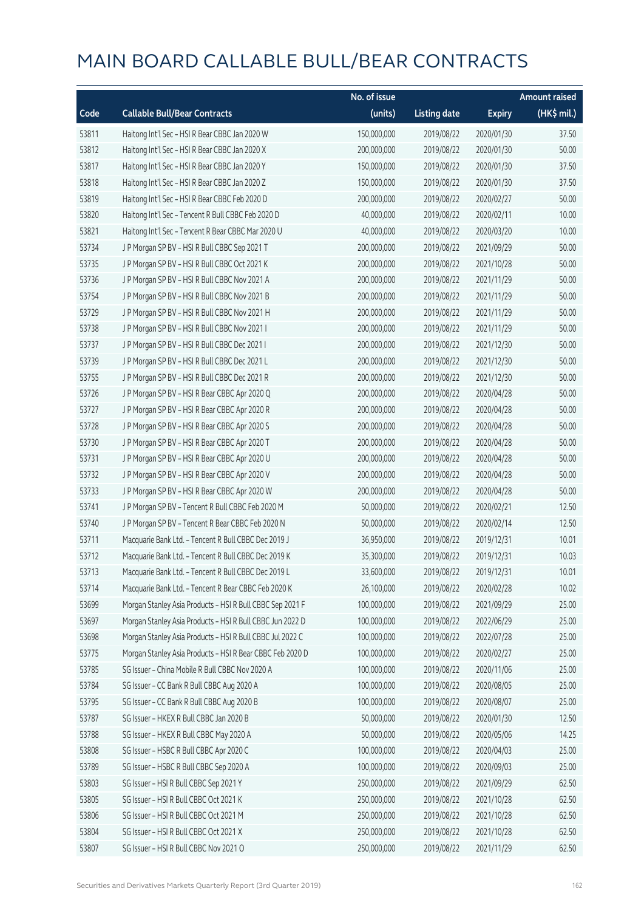# MAIN BOARD CALLABLE BULL/BEAR CONTRACTS

| Code | Callable Bull/Bear Contracts | No. of issue (units) | Listing date | Expiry | Amount raised (HK$ mil.) |
|---|---|---|---|---|---|
| 53811 | Haitong Int'l Sec – HSI R Bear CBBC Jan 2020 W | 150,000,000 | 2019/08/22 | 2020/01/30 | 37.50 |
| 53812 | Haitong Int'l Sec – HSI R Bear CBBC Jan 2020 X | 200,000,000 | 2019/08/22 | 2020/01/30 | 50.00 |
| 53817 | Haitong Int'l Sec – HSI R Bear CBBC Jan 2020 Y | 150,000,000 | 2019/08/22 | 2020/01/30 | 37.50 |
| 53818 | Haitong Int'l Sec – HSI R Bear CBBC Jan 2020 Z | 150,000,000 | 2019/08/22 | 2020/01/30 | 37.50 |
| 53819 | Haitong Int'l Sec – HSI R Bear CBBC Feb 2020 D | 200,000,000 | 2019/08/22 | 2020/02/27 | 50.00 |
| 53820 | Haitong Int'l Sec – Tencent R Bull CBBC Feb 2020 D | 40,000,000 | 2019/08/22 | 2020/02/11 | 10.00 |
| 53821 | Haitong Int'l Sec – Tencent R Bear CBBC Mar 2020 U | 40,000,000 | 2019/08/22 | 2020/03/20 | 10.00 |
| 53734 | J P Morgan SP BV – HSI R Bull CBBC Sep 2021 T | 200,000,000 | 2019/08/22 | 2021/09/29 | 50.00 |
| 53735 | J P Morgan SP BV – HSI R Bull CBBC Oct 2021 K | 200,000,000 | 2019/08/22 | 2021/10/28 | 50.00 |
| 53736 | J P Morgan SP BV – HSI R Bull CBBC Nov 2021 A | 200,000,000 | 2019/08/22 | 2021/11/29 | 50.00 |
| 53754 | J P Morgan SP BV – HSI R Bull CBBC Nov 2021 B | 200,000,000 | 2019/08/22 | 2021/11/29 | 50.00 |
| 53729 | J P Morgan SP BV – HSI R Bull CBBC Nov 2021 H | 200,000,000 | 2019/08/22 | 2021/11/29 | 50.00 |
| 53738 | J P Morgan SP BV – HSI R Bull CBBC Nov 2021 I | 200,000,000 | 2019/08/22 | 2021/11/29 | 50.00 |
| 53737 | J P Morgan SP BV – HSI R Bull CBBC Dec 2021 I | 200,000,000 | 2019/08/22 | 2021/12/30 | 50.00 |
| 53739 | J P Morgan SP BV – HSI R Bull CBBC Dec 2021 L | 200,000,000 | 2019/08/22 | 2021/12/30 | 50.00 |
| 53755 | J P Morgan SP BV – HSI R Bull CBBC Dec 2021 R | 200,000,000 | 2019/08/22 | 2021/12/30 | 50.00 |
| 53726 | J P Morgan SP BV – HSI R Bear CBBC Apr 2020 Q | 200,000,000 | 2019/08/22 | 2020/04/28 | 50.00 |
| 53727 | J P Morgan SP BV – HSI R Bear CBBC Apr 2020 R | 200,000,000 | 2019/08/22 | 2020/04/28 | 50.00 |
| 53728 | J P Morgan SP BV – HSI R Bear CBBC Apr 2020 S | 200,000,000 | 2019/08/22 | 2020/04/28 | 50.00 |
| 53730 | J P Morgan SP BV – HSI R Bear CBBC Apr 2020 T | 200,000,000 | 2019/08/22 | 2020/04/28 | 50.00 |
| 53731 | J P Morgan SP BV – HSI R Bear CBBC Apr 2020 U | 200,000,000 | 2019/08/22 | 2020/04/28 | 50.00 |
| 53732 | J P Morgan SP BV – HSI R Bear CBBC Apr 2020 V | 200,000,000 | 2019/08/22 | 2020/04/28 | 50.00 |
| 53733 | J P Morgan SP BV – HSI R Bear CBBC Apr 2020 W | 200,000,000 | 2019/08/22 | 2020/04/28 | 50.00 |
| 53741 | J P Morgan SP BV – Tencent R Bull CBBC Feb 2020 M | 50,000,000 | 2019/08/22 | 2020/02/21 | 12.50 |
| 53740 | J P Morgan SP BV – Tencent R Bear CBBC Feb 2020 N | 50,000,000 | 2019/08/22 | 2020/02/14 | 12.50 |
| 53711 | Macquarie Bank Ltd. – Tencent R Bull CBBC Dec 2019 J | 36,950,000 | 2019/08/22 | 2019/12/31 | 10.01 |
| 53712 | Macquarie Bank Ltd. – Tencent R Bull CBBC Dec 2019 K | 35,300,000 | 2019/08/22 | 2019/12/31 | 10.03 |
| 53713 | Macquarie Bank Ltd. – Tencent R Bull CBBC Dec 2019 L | 33,600,000 | 2019/08/22 | 2019/12/31 | 10.01 |
| 53714 | Macquarie Bank Ltd. – Tencent R Bear CBBC Feb 2020 K | 26,100,000 | 2019/08/22 | 2020/02/28 | 10.02 |
| 53699 | Morgan Stanley Asia Products – HSI R Bull CBBC Sep 2021 F | 100,000,000 | 2019/08/22 | 2021/09/29 | 25.00 |
| 53697 | Morgan Stanley Asia Products – HSI R Bull CBBC Jun 2022 D | 100,000,000 | 2019/08/22 | 2022/06/29 | 25.00 |
| 53698 | Morgan Stanley Asia Products – HSI R Bull CBBC Jul 2022 C | 100,000,000 | 2019/08/22 | 2022/07/28 | 25.00 |
| 53775 | Morgan Stanley Asia Products – HSI R Bear CBBC Feb 2020 D | 100,000,000 | 2019/08/22 | 2020/02/27 | 25.00 |
| 53785 | SG Issuer – China Mobile R Bull CBBC Nov 2020 A | 100,000,000 | 2019/08/22 | 2020/11/06 | 25.00 |
| 53784 | SG Issuer – CC Bank R Bull CBBC Aug 2020 A | 100,000,000 | 2019/08/22 | 2020/08/05 | 25.00 |
| 53795 | SG Issuer – CC Bank R Bull CBBC Aug 2020 B | 100,000,000 | 2019/08/22 | 2020/08/07 | 25.00 |
| 53787 | SG Issuer – HKEX R Bull CBBC Jan 2020 B | 50,000,000 | 2019/08/22 | 2020/01/30 | 12.50 |
| 53788 | SG Issuer – HKEX R Bull CBBC May 2020 A | 50,000,000 | 2019/08/22 | 2020/05/06 | 14.25 |
| 53808 | SG Issuer – HSBC R Bull CBBC Apr 2020 C | 100,000,000 | 2019/08/22 | 2020/04/03 | 25.00 |
| 53789 | SG Issuer – HSBC R Bull CBBC Sep 2020 A | 100,000,000 | 2019/08/22 | 2020/09/03 | 25.00 |
| 53803 | SG Issuer – HSI R Bull CBBC Sep 2021 Y | 250,000,000 | 2019/08/22 | 2021/09/29 | 62.50 |
| 53805 | SG Issuer – HSI R Bull CBBC Oct 2021 K | 250,000,000 | 2019/08/22 | 2021/10/28 | 62.50 |
| 53806 | SG Issuer – HSI R Bull CBBC Oct 2021 M | 250,000,000 | 2019/08/22 | 2021/10/28 | 62.50 |
| 53804 | SG Issuer – HSI R Bull CBBC Oct 2021 X | 250,000,000 | 2019/08/22 | 2021/10/28 | 62.50 |
| 53807 | SG Issuer – HSI R Bull CBBC Nov 2021 O | 250,000,000 | 2019/08/22 | 2021/11/29 | 62.50 |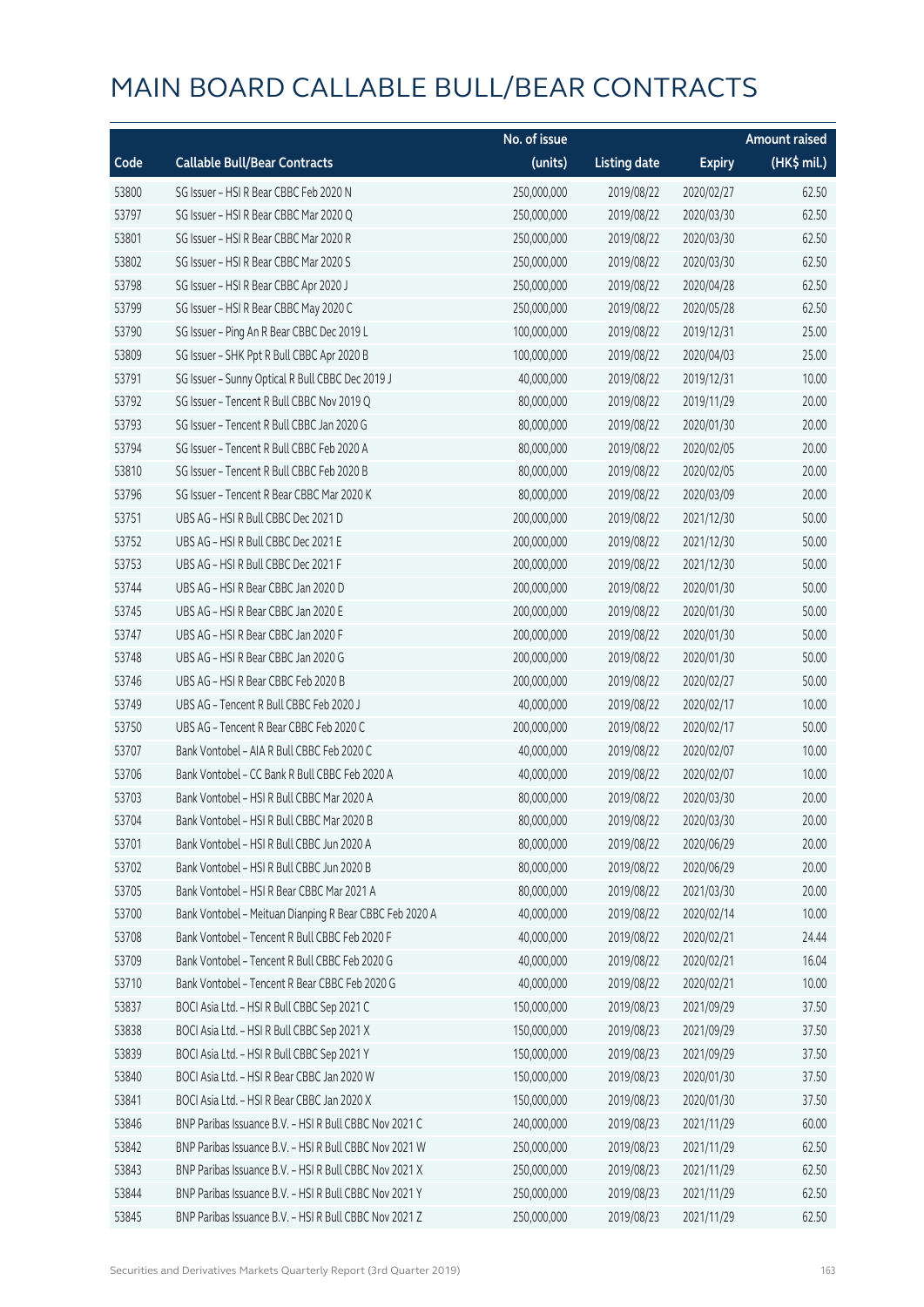# MAIN BOARD CALLABLE BULL/BEAR CONTRACTS

| Code | Callable Bull/Bear Contracts | No. of issue (units) | Listing date | Expiry | Amount raised (HK$ mil.) |
|---|---|---|---|---|---|
| 53800 | SG Issuer – HSI R Bear CBBC Feb 2020 N | 250,000,000 | 2019/08/22 | 2020/02/27 | 62.50 |
| 53797 | SG Issuer – HSI R Bear CBBC Mar 2020 Q | 250,000,000 | 2019/08/22 | 2020/03/30 | 62.50 |
| 53801 | SG Issuer – HSI R Bear CBBC Mar 2020 R | 250,000,000 | 2019/08/22 | 2020/03/30 | 62.50 |
| 53802 | SG Issuer – HSI R Bear CBBC Mar 2020 S | 250,000,000 | 2019/08/22 | 2020/03/30 | 62.50 |
| 53798 | SG Issuer – HSI R Bear CBBC Apr 2020 J | 250,000,000 | 2019/08/22 | 2020/04/28 | 62.50 |
| 53799 | SG Issuer – HSI R Bear CBBC May 2020 C | 250,000,000 | 2019/08/22 | 2020/05/28 | 62.50 |
| 53790 | SG Issuer – Ping An R Bear CBBC Dec 2019 L | 100,000,000 | 2019/08/22 | 2019/12/31 | 25.00 |
| 53809 | SG Issuer – SHK Ppt R Bull CBBC Apr 2020 B | 100,000,000 | 2019/08/22 | 2020/04/03 | 25.00 |
| 53791 | SG Issuer – Sunny Optical R Bull CBBC Dec 2019 J | 40,000,000 | 2019/08/22 | 2019/12/31 | 10.00 |
| 53792 | SG Issuer – Tencent R Bull CBBC Nov 2019 Q | 80,000,000 | 2019/08/22 | 2019/11/29 | 20.00 |
| 53793 | SG Issuer – Tencent R Bull CBBC Jan 2020 G | 80,000,000 | 2019/08/22 | 2020/01/30 | 20.00 |
| 53794 | SG Issuer – Tencent R Bull CBBC Feb 2020 A | 80,000,000 | 2019/08/22 | 2020/02/05 | 20.00 |
| 53810 | SG Issuer – Tencent R Bull CBBC Feb 2020 B | 80,000,000 | 2019/08/22 | 2020/02/05 | 20.00 |
| 53796 | SG Issuer – Tencent R Bear CBBC Mar 2020 K | 80,000,000 | 2019/08/22 | 2020/03/09 | 20.00 |
| 53751 | UBS AG – HSI R Bull CBBC Dec 2021 D | 200,000,000 | 2019/08/22 | 2021/12/30 | 50.00 |
| 53752 | UBS AG – HSI R Bull CBBC Dec 2021 E | 200,000,000 | 2019/08/22 | 2021/12/30 | 50.00 |
| 53753 | UBS AG – HSI R Bull CBBC Dec 2021 F | 200,000,000 | 2019/08/22 | 2021/12/30 | 50.00 |
| 53744 | UBS AG – HSI R Bear CBBC Jan 2020 D | 200,000,000 | 2019/08/22 | 2020/01/30 | 50.00 |
| 53745 | UBS AG – HSI R Bear CBBC Jan 2020 E | 200,000,000 | 2019/08/22 | 2020/01/30 | 50.00 |
| 53747 | UBS AG – HSI R Bear CBBC Jan 2020 F | 200,000,000 | 2019/08/22 | 2020/01/30 | 50.00 |
| 53748 | UBS AG – HSI R Bear CBBC Jan 2020 G | 200,000,000 | 2019/08/22 | 2020/01/30 | 50.00 |
| 53746 | UBS AG – HSI R Bear CBBC Feb 2020 B | 200,000,000 | 2019/08/22 | 2020/02/27 | 50.00 |
| 53749 | UBS AG – Tencent R Bull CBBC Feb 2020 J | 40,000,000 | 2019/08/22 | 2020/02/17 | 10.00 |
| 53750 | UBS AG – Tencent R Bear CBBC Feb 2020 C | 200,000,000 | 2019/08/22 | 2020/02/17 | 50.00 |
| 53707 | Bank Vontobel – AIA R Bull CBBC Feb 2020 C | 40,000,000 | 2019/08/22 | 2020/02/07 | 10.00 |
| 53706 | Bank Vontobel – CC Bank R Bull CBBC Feb 2020 A | 40,000,000 | 2019/08/22 | 2020/02/07 | 10.00 |
| 53703 | Bank Vontobel – HSI R Bull CBBC Mar 2020 A | 80,000,000 | 2019/08/22 | 2020/03/30 | 20.00 |
| 53704 | Bank Vontobel – HSI R Bull CBBC Mar 2020 B | 80,000,000 | 2019/08/22 | 2020/03/30 | 20.00 |
| 53701 | Bank Vontobel – HSI R Bull CBBC Jun 2020 A | 80,000,000 | 2019/08/22 | 2020/06/29 | 20.00 |
| 53702 | Bank Vontobel – HSI R Bull CBBC Jun 2020 B | 80,000,000 | 2019/08/22 | 2020/06/29 | 20.00 |
| 53705 | Bank Vontobel – HSI R Bear CBBC Mar 2021 A | 80,000,000 | 2019/08/22 | 2021/03/30 | 20.00 |
| 53700 | Bank Vontobel – Meituan Dianping R Bear CBBC Feb 2020 A | 40,000,000 | 2019/08/22 | 2020/02/14 | 10.00 |
| 53708 | Bank Vontobel – Tencent R Bull CBBC Feb 2020 F | 40,000,000 | 2019/08/22 | 2020/02/21 | 24.44 |
| 53709 | Bank Vontobel – Tencent R Bull CBBC Feb 2020 G | 40,000,000 | 2019/08/22 | 2020/02/21 | 16.04 |
| 53710 | Bank Vontobel – Tencent R Bear CBBC Feb 2020 G | 40,000,000 | 2019/08/22 | 2020/02/21 | 10.00 |
| 53837 | BOCI Asia Ltd. – HSI R Bull CBBC Sep 2021 C | 150,000,000 | 2019/08/23 | 2021/09/29 | 37.50 |
| 53838 | BOCI Asia Ltd. – HSI R Bull CBBC Sep 2021 X | 150,000,000 | 2019/08/23 | 2021/09/29 | 37.50 |
| 53839 | BOCI Asia Ltd. – HSI R Bull CBBC Sep 2021 Y | 150,000,000 | 2019/08/23 | 2021/09/29 | 37.50 |
| 53840 | BOCI Asia Ltd. – HSI R Bear CBBC Jan 2020 W | 150,000,000 | 2019/08/23 | 2020/01/30 | 37.50 |
| 53841 | BOCI Asia Ltd. – HSI R Bear CBBC Jan 2020 X | 150,000,000 | 2019/08/23 | 2020/01/30 | 37.50 |
| 53846 | BNP Paribas Issuance B.V. – HSI R Bull CBBC Nov 2021 C | 240,000,000 | 2019/08/23 | 2021/11/29 | 60.00 |
| 53842 | BNP Paribas Issuance B.V. – HSI R Bull CBBC Nov 2021 W | 250,000,000 | 2019/08/23 | 2021/11/29 | 62.50 |
| 53843 | BNP Paribas Issuance B.V. – HSI R Bull CBBC Nov 2021 X | 250,000,000 | 2019/08/23 | 2021/11/29 | 62.50 |
| 53844 | BNP Paribas Issuance B.V. – HSI R Bull CBBC Nov 2021 Y | 250,000,000 | 2019/08/23 | 2021/11/29 | 62.50 |
| 53845 | BNP Paribas Issuance B.V. – HSI R Bull CBBC Nov 2021 Z | 250,000,000 | 2019/08/23 | 2021/11/29 | 62.50 |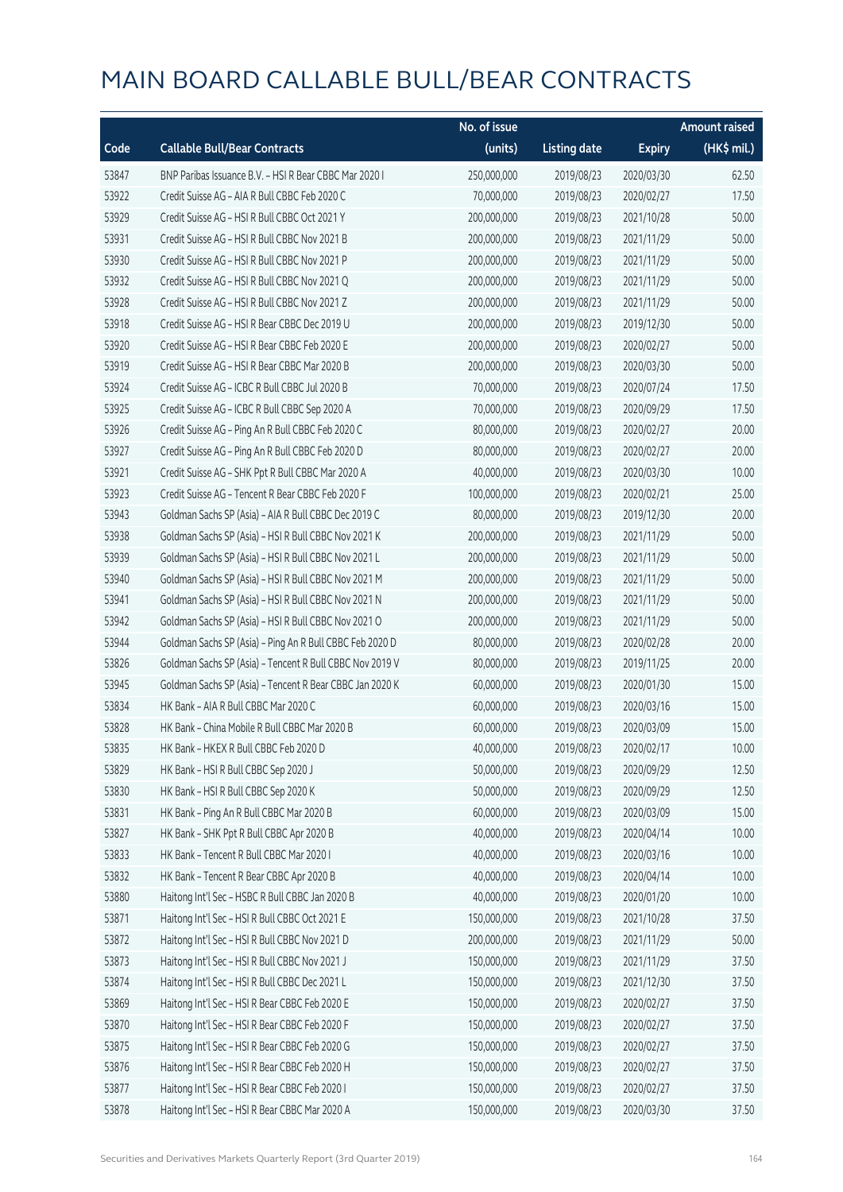# MAIN BOARD CALLABLE BULL/BEAR CONTRACTS

| Code | Callable Bull/Bear Contracts | No. of issue (units) | Listing date | Expiry | Amount raised (HK$ mil.) |
|---|---|---|---|---|---|
| 53847 | BNP Paribas Issuance B.V. – HSI R Bear CBBC Mar 2020 I | 250,000,000 | 2019/08/23 | 2020/03/30 | 62.50 |
| 53922 | Credit Suisse AG – AIA R Bull CBBC Feb 2020 C | 70,000,000 | 2019/08/23 | 2020/02/27 | 17.50 |
| 53929 | Credit Suisse AG – HSI R Bull CBBC Oct 2021 Y | 200,000,000 | 2019/08/23 | 2021/10/28 | 50.00 |
| 53931 | Credit Suisse AG – HSI R Bull CBBC Nov 2021 B | 200,000,000 | 2019/08/23 | 2021/11/29 | 50.00 |
| 53930 | Credit Suisse AG – HSI R Bull CBBC Nov 2021 P | 200,000,000 | 2019/08/23 | 2021/11/29 | 50.00 |
| 53932 | Credit Suisse AG – HSI R Bull CBBC Nov 2021 Q | 200,000,000 | 2019/08/23 | 2021/11/29 | 50.00 |
| 53928 | Credit Suisse AG – HSI R Bull CBBC Nov 2021 Z | 200,000,000 | 2019/08/23 | 2021/11/29 | 50.00 |
| 53918 | Credit Suisse AG – HSI R Bear CBBC Dec 2019 U | 200,000,000 | 2019/08/23 | 2019/12/30 | 50.00 |
| 53920 | Credit Suisse AG – HSI R Bear CBBC Feb 2020 E | 200,000,000 | 2019/08/23 | 2020/02/27 | 50.00 |
| 53919 | Credit Suisse AG – HSI R Bear CBBC Mar 2020 B | 200,000,000 | 2019/08/23 | 2020/03/30 | 50.00 |
| 53924 | Credit Suisse AG – ICBC R Bull CBBC Jul 2020 B | 70,000,000 | 2019/08/23 | 2020/07/24 | 17.50 |
| 53925 | Credit Suisse AG – ICBC R Bull CBBC Sep 2020 A | 70,000,000 | 2019/08/23 | 2020/09/29 | 17.50 |
| 53926 | Credit Suisse AG – Ping An R Bull CBBC Feb 2020 C | 80,000,000 | 2019/08/23 | 2020/02/27 | 20.00 |
| 53927 | Credit Suisse AG – Ping An R Bull CBBC Feb 2020 D | 80,000,000 | 2019/08/23 | 2020/02/27 | 20.00 |
| 53921 | Credit Suisse AG – SHK Ppt R Bull CBBC Mar 2020 A | 40,000,000 | 2019/08/23 | 2020/03/30 | 10.00 |
| 53923 | Credit Suisse AG – Tencent R Bear CBBC Feb 2020 F | 100,000,000 | 2019/08/23 | 2020/02/21 | 25.00 |
| 53943 | Goldman Sachs SP (Asia) – AIA R Bull CBBC Dec 2019 C | 80,000,000 | 2019/08/23 | 2019/12/30 | 20.00 |
| 53938 | Goldman Sachs SP (Asia) – HSI R Bull CBBC Nov 2021 K | 200,000,000 | 2019/08/23 | 2021/11/29 | 50.00 |
| 53939 | Goldman Sachs SP (Asia) – HSI R Bull CBBC Nov 2021 L | 200,000,000 | 2019/08/23 | 2021/11/29 | 50.00 |
| 53940 | Goldman Sachs SP (Asia) – HSI R Bull CBBC Nov 2021 M | 200,000,000 | 2019/08/23 | 2021/11/29 | 50.00 |
| 53941 | Goldman Sachs SP (Asia) – HSI R Bull CBBC Nov 2021 N | 200,000,000 | 2019/08/23 | 2021/11/29 | 50.00 |
| 53942 | Goldman Sachs SP (Asia) – HSI R Bull CBBC Nov 2021 O | 200,000,000 | 2019/08/23 | 2021/11/29 | 50.00 |
| 53944 | Goldman Sachs SP (Asia) – Ping An R Bull CBBC Feb 2020 D | 80,000,000 | 2019/08/23 | 2020/02/28 | 20.00 |
| 53826 | Goldman Sachs SP (Asia) – Tencent R Bull CBBC Nov 2019 V | 80,000,000 | 2019/08/23 | 2019/11/25 | 20.00 |
| 53945 | Goldman Sachs SP (Asia) – Tencent R Bear CBBC Jan 2020 K | 60,000,000 | 2019/08/23 | 2020/01/30 | 15.00 |
| 53834 | HK Bank – AIA R Bull CBBC Mar 2020 C | 60,000,000 | 2019/08/23 | 2020/03/16 | 15.00 |
| 53828 | HK Bank – China Mobile R Bull CBBC Mar 2020 B | 60,000,000 | 2019/08/23 | 2020/03/09 | 15.00 |
| 53835 | HK Bank – HKEX R Bull CBBC Feb 2020 D | 40,000,000 | 2019/08/23 | 2020/02/17 | 10.00 |
| 53829 | HK Bank – HSI R Bull CBBC Sep 2020 J | 50,000,000 | 2019/08/23 | 2020/09/29 | 12.50 |
| 53830 | HK Bank – HSI R Bull CBBC Sep 2020 K | 50,000,000 | 2019/08/23 | 2020/09/29 | 12.50 |
| 53831 | HK Bank – Ping An R Bull CBBC Mar 2020 B | 60,000,000 | 2019/08/23 | 2020/03/09 | 15.00 |
| 53827 | HK Bank – SHK Ppt R Bull CBBC Apr 2020 B | 40,000,000 | 2019/08/23 | 2020/04/14 | 10.00 |
| 53833 | HK Bank – Tencent R Bull CBBC Mar 2020 I | 40,000,000 | 2019/08/23 | 2020/03/16 | 10.00 |
| 53832 | HK Bank – Tencent R Bear CBBC Apr 2020 B | 40,000,000 | 2019/08/23 | 2020/04/14 | 10.00 |
| 53880 | Haitong Int'l Sec – HSBC R Bull CBBC Jan 2020 B | 40,000,000 | 2019/08/23 | 2020/01/20 | 10.00 |
| 53871 | Haitong Int'l Sec – HSI R Bull CBBC Oct 2021 E | 150,000,000 | 2019/08/23 | 2021/10/28 | 37.50 |
| 53872 | Haitong Int'l Sec – HSI R Bull CBBC Nov 2021 D | 200,000,000 | 2019/08/23 | 2021/11/29 | 50.00 |
| 53873 | Haitong Int'l Sec – HSI R Bull CBBC Nov 2021 J | 150,000,000 | 2019/08/23 | 2021/11/29 | 37.50 |
| 53874 | Haitong Int'l Sec – HSI R Bull CBBC Dec 2021 L | 150,000,000 | 2019/08/23 | 2021/12/30 | 37.50 |
| 53869 | Haitong Int'l Sec – HSI R Bear CBBC Feb 2020 E | 150,000,000 | 2019/08/23 | 2020/02/27 | 37.50 |
| 53870 | Haitong Int'l Sec – HSI R Bear CBBC Feb 2020 F | 150,000,000 | 2019/08/23 | 2020/02/27 | 37.50 |
| 53875 | Haitong Int'l Sec – HSI R Bear CBBC Feb 2020 G | 150,000,000 | 2019/08/23 | 2020/02/27 | 37.50 |
| 53876 | Haitong Int'l Sec – HSI R Bear CBBC Feb 2020 H | 150,000,000 | 2019/08/23 | 2020/02/27 | 37.50 |
| 53877 | Haitong Int'l Sec – HSI R Bear CBBC Feb 2020 I | 150,000,000 | 2019/08/23 | 2020/02/27 | 37.50 |
| 53878 | Haitong Int'l Sec – HSI R Bear CBBC Mar 2020 A | 150,000,000 | 2019/08/23 | 2020/03/30 | 37.50 |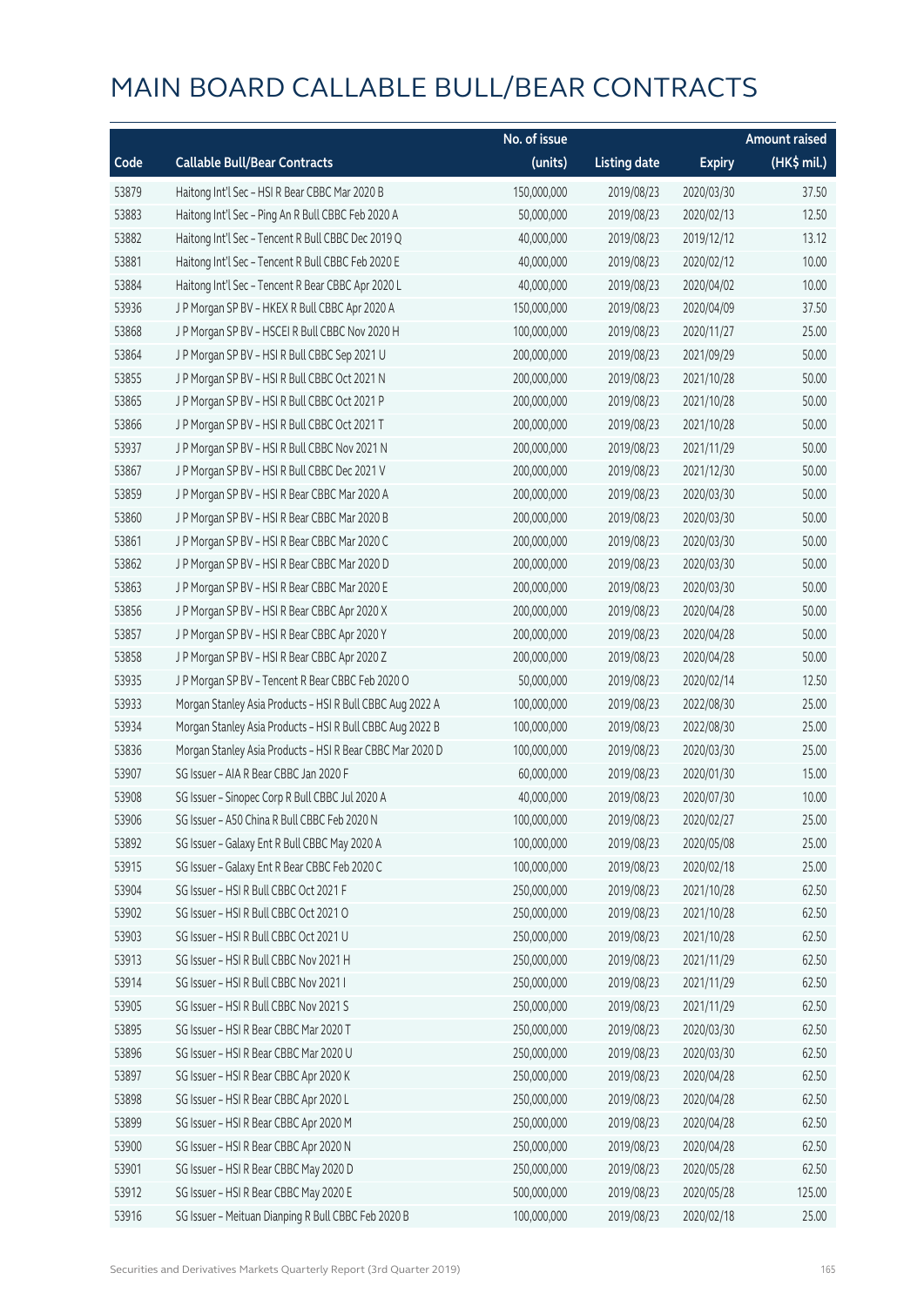# MAIN BOARD CALLABLE BULL/BEAR CONTRACTS

| Code | Callable Bull/Bear Contracts | No. of issue (units) | Listing date | Expiry | Amount raised (HK$ mil.) |
|---|---|---|---|---|---|
| 53879 | Haitong Int'l Sec - HSI R Bear CBBC Mar 2020 B | 150,000,000 | 2019/08/23 | 2020/03/30 | 37.50 |
| 53883 | Haitong Int'l Sec - Ping An R Bull CBBC Feb 2020 A | 50,000,000 | 2019/08/23 | 2020/02/13 | 12.50 |
| 53882 | Haitong Int'l Sec - Tencent R Bull CBBC Dec 2019 Q | 40,000,000 | 2019/08/23 | 2019/12/12 | 13.12 |
| 53881 | Haitong Int'l Sec - Tencent R Bull CBBC Feb 2020 E | 40,000,000 | 2019/08/23 | 2020/02/12 | 10.00 |
| 53884 | Haitong Int'l Sec - Tencent R Bear CBBC Apr 2020 L | 40,000,000 | 2019/08/23 | 2020/04/02 | 10.00 |
| 53936 | J P Morgan SP BV - HKEX R Bull CBBC Apr 2020 A | 150,000,000 | 2019/08/23 | 2020/04/09 | 37.50 |
| 53868 | J P Morgan SP BV - HSCEI R Bull CBBC Nov 2020 H | 100,000,000 | 2019/08/23 | 2020/11/27 | 25.00 |
| 53864 | J P Morgan SP BV - HSI R Bull CBBC Sep 2021 U | 200,000,000 | 2019/08/23 | 2021/09/29 | 50.00 |
| 53855 | J P Morgan SP BV - HSI R Bull CBBC Oct 2021 N | 200,000,000 | 2019/08/23 | 2021/10/28 | 50.00 |
| 53865 | J P Morgan SP BV - HSI R Bull CBBC Oct 2021 P | 200,000,000 | 2019/08/23 | 2021/10/28 | 50.00 |
| 53866 | J P Morgan SP BV - HSI R Bull CBBC Oct 2021 T | 200,000,000 | 2019/08/23 | 2021/10/28 | 50.00 |
| 53937 | J P Morgan SP BV - HSI R Bull CBBC Nov 2021 N | 200,000,000 | 2019/08/23 | 2021/11/29 | 50.00 |
| 53867 | J P Morgan SP BV - HSI R Bull CBBC Dec 2021 V | 200,000,000 | 2019/08/23 | 2021/12/30 | 50.00 |
| 53859 | J P Morgan SP BV - HSI R Bear CBBC Mar 2020 A | 200,000,000 | 2019/08/23 | 2020/03/30 | 50.00 |
| 53860 | J P Morgan SP BV - HSI R Bear CBBC Mar 2020 B | 200,000,000 | 2019/08/23 | 2020/03/30 | 50.00 |
| 53861 | J P Morgan SP BV - HSI R Bear CBBC Mar 2020 C | 200,000,000 | 2019/08/23 | 2020/03/30 | 50.00 |
| 53862 | J P Morgan SP BV - HSI R Bear CBBC Mar 2020 D | 200,000,000 | 2019/08/23 | 2020/03/30 | 50.00 |
| 53863 | J P Morgan SP BV - HSI R Bear CBBC Mar 2020 E | 200,000,000 | 2019/08/23 | 2020/03/30 | 50.00 |
| 53856 | J P Morgan SP BV - HSI R Bear CBBC Apr 2020 X | 200,000,000 | 2019/08/23 | 2020/04/28 | 50.00 |
| 53857 | J P Morgan SP BV - HSI R Bear CBBC Apr 2020 Y | 200,000,000 | 2019/08/23 | 2020/04/28 | 50.00 |
| 53858 | J P Morgan SP BV - HSI R Bear CBBC Apr 2020 Z | 200,000,000 | 2019/08/23 | 2020/04/28 | 50.00 |
| 53935 | J P Morgan SP BV - Tencent R Bear CBBC Feb 2020 O | 50,000,000 | 2019/08/23 | 2020/02/14 | 12.50 |
| 53933 | Morgan Stanley Asia Products - HSI R Bull CBBC Aug 2022 A | 100,000,000 | 2019/08/23 | 2022/08/30 | 25.00 |
| 53934 | Morgan Stanley Asia Products - HSI R Bull CBBC Aug 2022 B | 100,000,000 | 2019/08/23 | 2022/08/30 | 25.00 |
| 53836 | Morgan Stanley Asia Products - HSI R Bear CBBC Mar 2020 D | 100,000,000 | 2019/08/23 | 2020/03/30 | 25.00 |
| 53907 | SG Issuer - AIA R Bear CBBC Jan 2020 F | 60,000,000 | 2019/08/23 | 2020/01/30 | 15.00 |
| 53908 | SG Issuer - Sinopec Corp R Bull CBBC Jul 2020 A | 40,000,000 | 2019/08/23 | 2020/07/30 | 10.00 |
| 53906 | SG Issuer - A50 China R Bull CBBC Feb 2020 N | 100,000,000 | 2019/08/23 | 2020/02/27 | 25.00 |
| 53892 | SG Issuer - Galaxy Ent R Bull CBBC May 2020 A | 100,000,000 | 2019/08/23 | 2020/05/08 | 25.00 |
| 53915 | SG Issuer - Galaxy Ent R Bear CBBC Feb 2020 C | 100,000,000 | 2019/08/23 | 2020/02/18 | 25.00 |
| 53904 | SG Issuer - HSI R Bull CBBC Oct 2021 F | 250,000,000 | 2019/08/23 | 2021/10/28 | 62.50 |
| 53902 | SG Issuer - HSI R Bull CBBC Oct 2021 O | 250,000,000 | 2019/08/23 | 2021/10/28 | 62.50 |
| 53903 | SG Issuer - HSI R Bull CBBC Oct 2021 U | 250,000,000 | 2019/08/23 | 2021/10/28 | 62.50 |
| 53913 | SG Issuer - HSI R Bull CBBC Nov 2021 H | 250,000,000 | 2019/08/23 | 2021/11/29 | 62.50 |
| 53914 | SG Issuer - HSI R Bull CBBC Nov 2021 I | 250,000,000 | 2019/08/23 | 2021/11/29 | 62.50 |
| 53905 | SG Issuer - HSI R Bull CBBC Nov 2021 S | 250,000,000 | 2019/08/23 | 2021/11/29 | 62.50 |
| 53895 | SG Issuer - HSI R Bear CBBC Mar 2020 T | 250,000,000 | 2019/08/23 | 2020/03/30 | 62.50 |
| 53896 | SG Issuer - HSI R Bear CBBC Mar 2020 U | 250,000,000 | 2019/08/23 | 2020/03/30 | 62.50 |
| 53897 | SG Issuer - HSI R Bear CBBC Apr 2020 K | 250,000,000 | 2019/08/23 | 2020/04/28 | 62.50 |
| 53898 | SG Issuer - HSI R Bear CBBC Apr 2020 L | 250,000,000 | 2019/08/23 | 2020/04/28 | 62.50 |
| 53899 | SG Issuer - HSI R Bear CBBC Apr 2020 M | 250,000,000 | 2019/08/23 | 2020/04/28 | 62.50 |
| 53900 | SG Issuer - HSI R Bear CBBC Apr 2020 N | 250,000,000 | 2019/08/23 | 2020/04/28 | 62.50 |
| 53901 | SG Issuer - HSI R Bear CBBC May 2020 D | 250,000,000 | 2019/08/23 | 2020/05/28 | 62.50 |
| 53912 | SG Issuer - HSI R Bear CBBC May 2020 E | 500,000,000 | 2019/08/23 | 2020/05/28 | 125.00 |
| 53916 | SG Issuer - Meituan Dianping R Bull CBBC Feb 2020 B | 100,000,000 | 2019/08/23 | 2020/02/18 | 25.00 |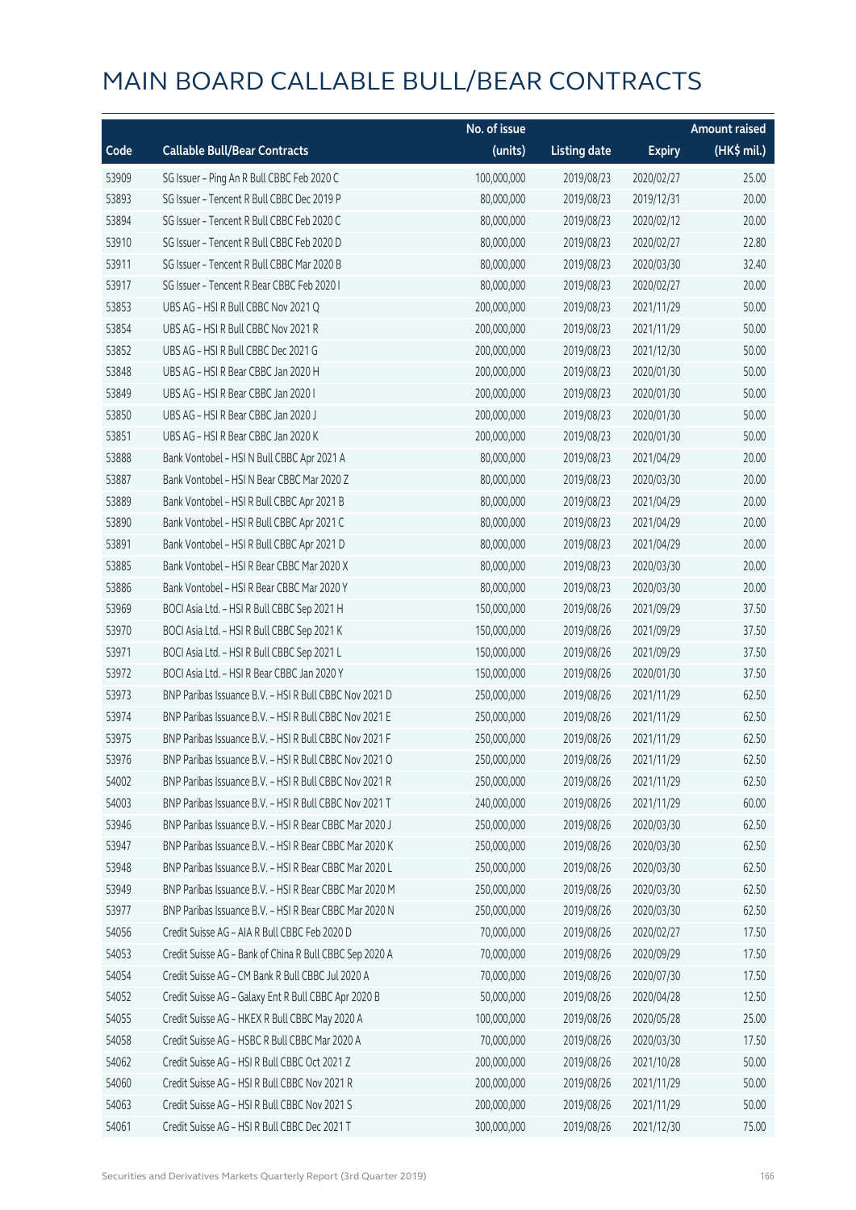# MAIN BOARD CALLABLE BULL/BEAR CONTRACTS

| Code | Callable Bull/Bear Contracts | No. of issue (units) | Listing date | Expiry | Amount raised (HK$ mil.) |
|---|---|---|---|---|---|
| 53909 | SG Issuer – Ping An R Bull CBBC Feb 2020 C | 100,000,000 | 2019/08/23 | 2020/02/27 | 25.00 |
| 53893 | SG Issuer – Tencent R Bull CBBC Dec 2019 P | 80,000,000 | 2019/08/23 | 2019/12/31 | 20.00 |
| 53894 | SG Issuer – Tencent R Bull CBBC Feb 2020 C | 80,000,000 | 2019/08/23 | 2020/02/12 | 20.00 |
| 53910 | SG Issuer – Tencent R Bull CBBC Feb 2020 D | 80,000,000 | 2019/08/23 | 2020/02/27 | 22.80 |
| 53911 | SG Issuer – Tencent R Bull CBBC Mar 2020 B | 80,000,000 | 2019/08/23 | 2020/03/30 | 32.40 |
| 53917 | SG Issuer – Tencent R Bear CBBC Feb 2020 I | 80,000,000 | 2019/08/23 | 2020/02/27 | 20.00 |
| 53853 | UBS AG – HSI R Bull CBBC Nov 2021 Q | 200,000,000 | 2019/08/23 | 2021/11/29 | 50.00 |
| 53854 | UBS AG – HSI R Bull CBBC Nov 2021 R | 200,000,000 | 2019/08/23 | 2021/11/29 | 50.00 |
| 53852 | UBS AG – HSI R Bull CBBC Dec 2021 G | 200,000,000 | 2019/08/23 | 2021/12/30 | 50.00 |
| 53848 | UBS AG – HSI R Bear CBBC Jan 2020 H | 200,000,000 | 2019/08/23 | 2020/01/30 | 50.00 |
| 53849 | UBS AG – HSI R Bear CBBC Jan 2020 I | 200,000,000 | 2019/08/23 | 2020/01/30 | 50.00 |
| 53850 | UBS AG – HSI R Bear CBBC Jan 2020 J | 200,000,000 | 2019/08/23 | 2020/01/30 | 50.00 |
| 53851 | UBS AG – HSI R Bear CBBC Jan 2020 K | 200,000,000 | 2019/08/23 | 2020/01/30 | 50.00 |
| 53888 | Bank Vontobel – HSI N Bull CBBC Apr 2021 A | 80,000,000 | 2019/08/23 | 2021/04/29 | 20.00 |
| 53887 | Bank Vontobel – HSI N Bear CBBC Mar 2020 Z | 80,000,000 | 2019/08/23 | 2020/03/30 | 20.00 |
| 53889 | Bank Vontobel – HSI R Bull CBBC Apr 2021 B | 80,000,000 | 2019/08/23 | 2021/04/29 | 20.00 |
| 53890 | Bank Vontobel – HSI R Bull CBBC Apr 2021 C | 80,000,000 | 2019/08/23 | 2021/04/29 | 20.00 |
| 53891 | Bank Vontobel – HSI R Bull CBBC Apr 2021 D | 80,000,000 | 2019/08/23 | 2021/04/29 | 20.00 |
| 53885 | Bank Vontobel – HSI R Bear CBBC Mar 2020 X | 80,000,000 | 2019/08/23 | 2020/03/30 | 20.00 |
| 53886 | Bank Vontobel – HSI R Bear CBBC Mar 2020 Y | 80,000,000 | 2019/08/23 | 2020/03/30 | 20.00 |
| 53969 | BOCI Asia Ltd. – HSI R Bull CBBC Sep 2021 H | 150,000,000 | 2019/08/26 | 2021/09/29 | 37.50 |
| 53970 | BOCI Asia Ltd. – HSI R Bull CBBC Sep 2021 K | 150,000,000 | 2019/08/26 | 2021/09/29 | 37.50 |
| 53971 | BOCI Asia Ltd. – HSI R Bull CBBC Sep 2021 L | 150,000,000 | 2019/08/26 | 2021/09/29 | 37.50 |
| 53972 | BOCI Asia Ltd. – HSI R Bear CBBC Jan 2020 Y | 150,000,000 | 2019/08/26 | 2020/01/30 | 37.50 |
| 53973 | BNP Paribas Issuance B.V. – HSI R Bull CBBC Nov 2021 D | 250,000,000 | 2019/08/26 | 2021/11/29 | 62.50 |
| 53974 | BNP Paribas Issuance B.V. – HSI R Bull CBBC Nov 2021 E | 250,000,000 | 2019/08/26 | 2021/11/29 | 62.50 |
| 53975 | BNP Paribas Issuance B.V. – HSI R Bull CBBC Nov 2021 F | 250,000,000 | 2019/08/26 | 2021/11/29 | 62.50 |
| 53976 | BNP Paribas Issuance B.V. – HSI R Bull CBBC Nov 2021 O | 250,000,000 | 2019/08/26 | 2021/11/29 | 62.50 |
| 54002 | BNP Paribas Issuance B.V. – HSI R Bull CBBC Nov 2021 R | 250,000,000 | 2019/08/26 | 2021/11/29 | 62.50 |
| 54003 | BNP Paribas Issuance B.V. – HSI R Bull CBBC Nov 2021 T | 240,000,000 | 2019/08/26 | 2021/11/29 | 60.00 |
| 53946 | BNP Paribas Issuance B.V. – HSI R Bear CBBC Mar 2020 J | 250,000,000 | 2019/08/26 | 2020/03/30 | 62.50 |
| 53947 | BNP Paribas Issuance B.V. – HSI R Bear CBBC Mar 2020 K | 250,000,000 | 2019/08/26 | 2020/03/30 | 62.50 |
| 53948 | BNP Paribas Issuance B.V. – HSI R Bear CBBC Mar 2020 L | 250,000,000 | 2019/08/26 | 2020/03/30 | 62.50 |
| 53949 | BNP Paribas Issuance B.V. – HSI R Bear CBBC Mar 2020 M | 250,000,000 | 2019/08/26 | 2020/03/30 | 62.50 |
| 53977 | BNP Paribas Issuance B.V. – HSI R Bear CBBC Mar 2020 N | 250,000,000 | 2019/08/26 | 2020/03/30 | 62.50 |
| 54056 | Credit Suisse AG – AIA R Bull CBBC Feb 2020 D | 70,000,000 | 2019/08/26 | 2020/02/27 | 17.50 |
| 54053 | Credit Suisse AG – Bank of China R Bull CBBC Sep 2020 A | 70,000,000 | 2019/08/26 | 2020/09/29 | 17.50 |
| 54054 | Credit Suisse AG – CM Bank R Bull CBBC Jul 2020 A | 70,000,000 | 2019/08/26 | 2020/07/30 | 17.50 |
| 54052 | Credit Suisse AG – Galaxy Ent R Bull CBBC Apr 2020 B | 50,000,000 | 2019/08/26 | 2020/04/28 | 12.50 |
| 54055 | Credit Suisse AG – HKEX R Bull CBBC May 2020 A | 100,000,000 | 2019/08/26 | 2020/05/28 | 25.00 |
| 54058 | Credit Suisse AG – HSBC R Bull CBBC Mar 2020 A | 70,000,000 | 2019/08/26 | 2020/03/30 | 17.50 |
| 54062 | Credit Suisse AG – HSI R Bull CBBC Oct 2021 Z | 200,000,000 | 2019/08/26 | 2021/10/28 | 50.00 |
| 54060 | Credit Suisse AG – HSI R Bull CBBC Nov 2021 R | 200,000,000 | 2019/08/26 | 2021/11/29 | 50.00 |
| 54063 | Credit Suisse AG – HSI R Bull CBBC Nov 2021 S | 200,000,000 | 2019/08/26 | 2021/11/29 | 50.00 |
| 54061 | Credit Suisse AG – HSI R Bull CBBC Dec 2021 T | 300,000,000 | 2019/08/26 | 2021/12/30 | 75.00 |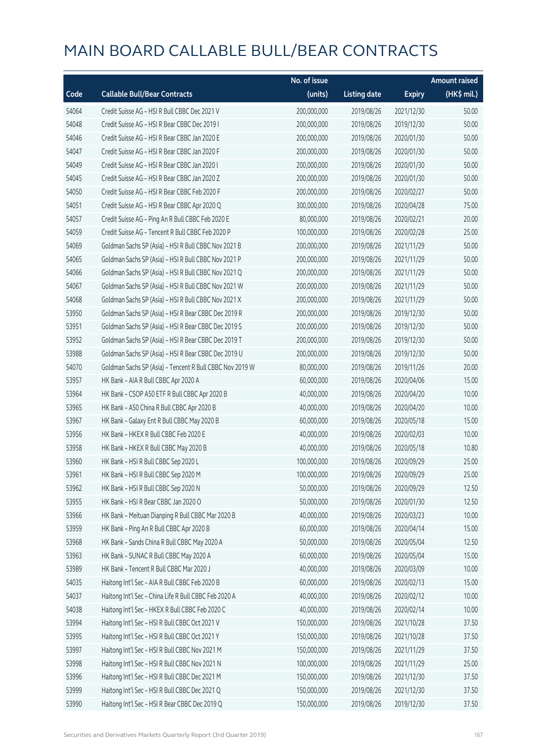# MAIN BOARD CALLABLE BULL/BEAR CONTRACTS

| Code | Callable Bull/Bear Contracts | No. of issue (units) | Listing date | Expiry | Amount raised (HK$ mil.) |
|---|---|---|---|---|---|
| 54064 | Credit Suisse AG – HSI R Bull CBBC Dec 2021 V | 200,000,000 | 2019/08/26 | 2021/12/30 | 50.00 |
| 54048 | Credit Suisse AG – HSI R Bear CBBC Dec 2019 I | 200,000,000 | 2019/08/26 | 2019/12/30 | 50.00 |
| 54046 | Credit Suisse AG – HSI R Bear CBBC Jan 2020 E | 200,000,000 | 2019/08/26 | 2020/01/30 | 50.00 |
| 54047 | Credit Suisse AG – HSI R Bear CBBC Jan 2020 F | 200,000,000 | 2019/08/26 | 2020/01/30 | 50.00 |
| 54049 | Credit Suisse AG – HSI R Bear CBBC Jan 2020 I | 200,000,000 | 2019/08/26 | 2020/01/30 | 50.00 |
| 54045 | Credit Suisse AG – HSI R Bear CBBC Jan 2020 Z | 200,000,000 | 2019/08/26 | 2020/01/30 | 50.00 |
| 54050 | Credit Suisse AG – HSI R Bear CBBC Feb 2020 F | 200,000,000 | 2019/08/26 | 2020/02/27 | 50.00 |
| 54051 | Credit Suisse AG – HSI R Bear CBBC Apr 2020 Q | 300,000,000 | 2019/08/26 | 2020/04/28 | 75.00 |
| 54057 | Credit Suisse AG – Ping An R Bull CBBC Feb 2020 E | 80,000,000 | 2019/08/26 | 2020/02/21 | 20.00 |
| 54059 | Credit Suisse AG – Tencent R Bull CBBC Feb 2020 P | 100,000,000 | 2019/08/26 | 2020/02/28 | 25.00 |
| 54069 | Goldman Sachs SP (Asia) – HSI R Bull CBBC Nov 2021 B | 200,000,000 | 2019/08/26 | 2021/11/29 | 50.00 |
| 54065 | Goldman Sachs SP (Asia) – HSI R Bull CBBC Nov 2021 P | 200,000,000 | 2019/08/26 | 2021/11/29 | 50.00 |
| 54066 | Goldman Sachs SP (Asia) – HSI R Bull CBBC Nov 2021 Q | 200,000,000 | 2019/08/26 | 2021/11/29 | 50.00 |
| 54067 | Goldman Sachs SP (Asia) – HSI R Bull CBBC Nov 2021 W | 200,000,000 | 2019/08/26 | 2021/11/29 | 50.00 |
| 54068 | Goldman Sachs SP (Asia) – HSI R Bull CBBC Nov 2021 X | 200,000,000 | 2019/08/26 | 2021/11/29 | 50.00 |
| 53950 | Goldman Sachs SP (Asia) – HSI R Bear CBBC Dec 2019 R | 200,000,000 | 2019/08/26 | 2019/12/30 | 50.00 |
| 53951 | Goldman Sachs SP (Asia) – HSI R Bear CBBC Dec 2019 S | 200,000,000 | 2019/08/26 | 2019/12/30 | 50.00 |
| 53952 | Goldman Sachs SP (Asia) – HSI R Bear CBBC Dec 2019 T | 200,000,000 | 2019/08/26 | 2019/12/30 | 50.00 |
| 53988 | Goldman Sachs SP (Asia) – HSI R Bear CBBC Dec 2019 U | 200,000,000 | 2019/08/26 | 2019/12/30 | 50.00 |
| 54070 | Goldman Sachs SP (Asia) – Tencent R Bull CBBC Nov 2019 W | 80,000,000 | 2019/08/26 | 2019/11/26 | 20.00 |
| 53957 | HK Bank – AIA R Bull CBBC Apr 2020 A | 60,000,000 | 2019/08/26 | 2020/04/06 | 15.00 |
| 53964 | HK Bank – CSOP A50 ETF R Bull CBBC Apr 2020 B | 40,000,000 | 2019/08/26 | 2020/04/20 | 10.00 |
| 53965 | HK Bank – A50 China R Bull CBBC Apr 2020 B | 40,000,000 | 2019/08/26 | 2020/04/20 | 10.00 |
| 53967 | HK Bank – Galaxy Ent R Bull CBBC May 2020 B | 60,000,000 | 2019/08/26 | 2020/05/18 | 15.00 |
| 53956 | HK Bank – HKEX R Bull CBBC Feb 2020 E | 40,000,000 | 2019/08/26 | 2020/02/03 | 10.00 |
| 53958 | HK Bank – HKEX R Bull CBBC May 2020 B | 40,000,000 | 2019/08/26 | 2020/05/18 | 10.80 |
| 53960 | HK Bank – HSI R Bull CBBC Sep 2020 L | 100,000,000 | 2019/08/26 | 2020/09/29 | 25.00 |
| 53961 | HK Bank – HSI R Bull CBBC Sep 2020 M | 100,000,000 | 2019/08/26 | 2020/09/29 | 25.00 |
| 53962 | HK Bank – HSI R Bull CBBC Sep 2020 N | 50,000,000 | 2019/08/26 | 2020/09/29 | 12.50 |
| 53955 | HK Bank – HSI R Bear CBBC Jan 2020 O | 50,000,000 | 2019/08/26 | 2020/01/30 | 12.50 |
| 53966 | HK Bank – Meituan Dianping R Bull CBBC Mar 2020 B | 40,000,000 | 2019/08/26 | 2020/03/23 | 10.00 |
| 53959 | HK Bank – Ping An R Bull CBBC Apr 2020 B | 60,000,000 | 2019/08/26 | 2020/04/14 | 15.00 |
| 53968 | HK Bank – Sands China R Bull CBBC May 2020 A | 50,000,000 | 2019/08/26 | 2020/05/04 | 12.50 |
| 53963 | HK Bank – SUNAC R Bull CBBC May 2020 A | 60,000,000 | 2019/08/26 | 2020/05/04 | 15.00 |
| 53989 | HK Bank – Tencent R Bull CBBC Mar 2020 J | 40,000,000 | 2019/08/26 | 2020/03/09 | 10.00 |
| 54035 | Haitong Int'l Sec – AIA R Bull CBBC Feb 2020 B | 60,000,000 | 2019/08/26 | 2020/02/13 | 15.00 |
| 54037 | Haitong Int'l Sec – China Life R Bull CBBC Feb 2020 A | 40,000,000 | 2019/08/26 | 2020/02/12 | 10.00 |
| 54038 | Haitong Int'l Sec – HKEX R Bull CBBC Feb 2020 C | 40,000,000 | 2019/08/26 | 2020/02/14 | 10.00 |
| 53994 | Haitong Int'l Sec – HSI R Bull CBBC Oct 2021 V | 150,000,000 | 2019/08/26 | 2021/10/28 | 37.50 |
| 53995 | Haitong Int'l Sec – HSI R Bull CBBC Oct 2021 Y | 150,000,000 | 2019/08/26 | 2021/10/28 | 37.50 |
| 53997 | Haitong Int'l Sec – HSI R Bull CBBC Nov 2021 M | 150,000,000 | 2019/08/26 | 2021/11/29 | 37.50 |
| 53998 | Haitong Int'l Sec – HSI R Bull CBBC Nov 2021 N | 100,000,000 | 2019/08/26 | 2021/11/29 | 25.00 |
| 53996 | Haitong Int'l Sec – HSI R Bull CBBC Dec 2021 M | 150,000,000 | 2019/08/26 | 2021/12/30 | 37.50 |
| 53999 | Haitong Int'l Sec – HSI R Bull CBBC Dec 2021 Q | 150,000,000 | 2019/08/26 | 2021/12/30 | 37.50 |
| 53990 | Haitong Int'l Sec – HSI R Bear CBBC Dec 2019 Q | 150,000,000 | 2019/08/26 | 2019/12/30 | 37.50 |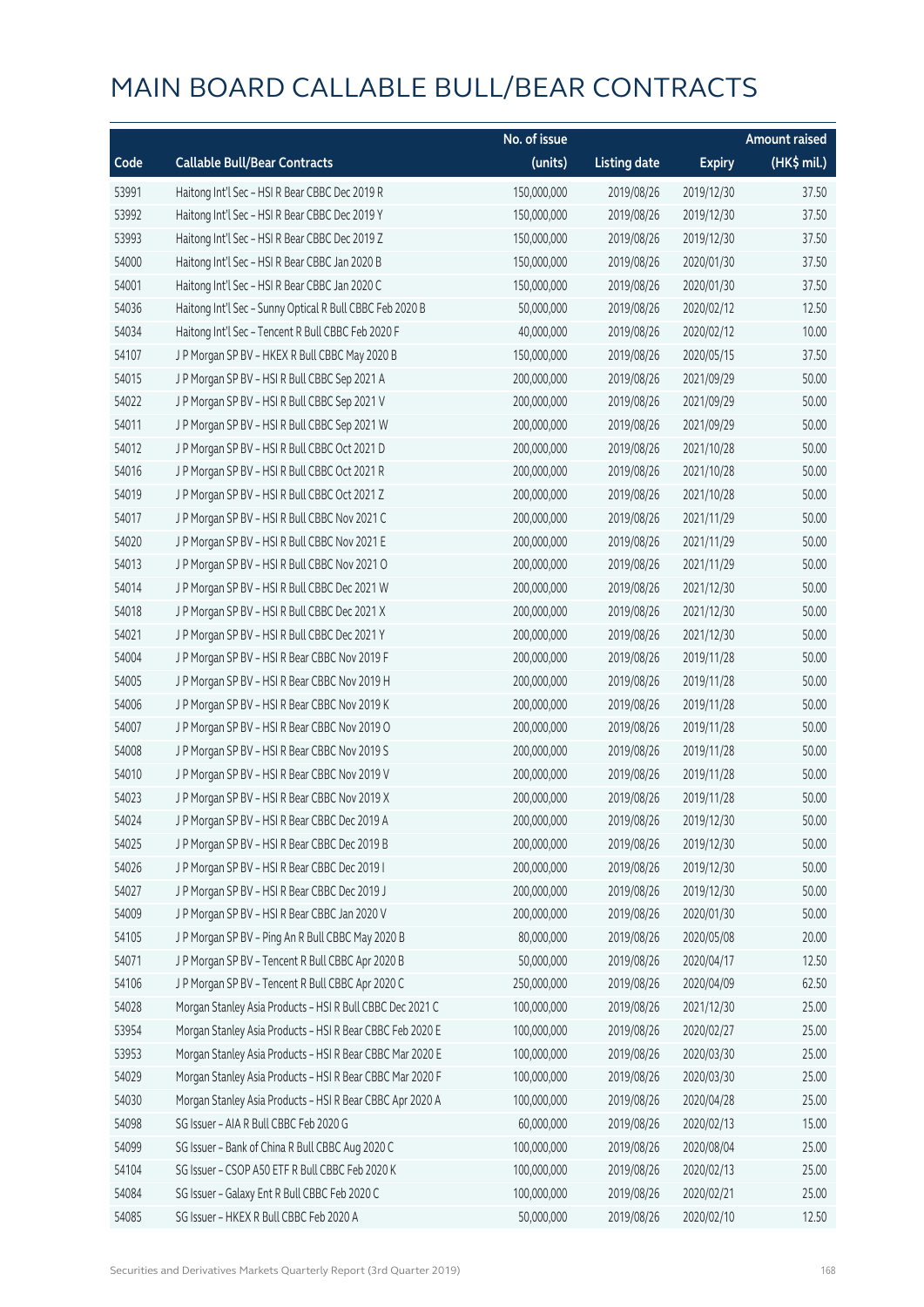# MAIN BOARD CALLABLE BULL/BEAR CONTRACTS

| Code | Callable Bull/Bear Contracts | No. of issue (units) | Listing date | Expiry | Amount raised (HK$ mil.) |
|---|---|---|---|---|---|
| 53991 | Haitong Int'l Sec – HSI R Bear CBBC Dec 2019 R | 150,000,000 | 2019/08/26 | 2019/12/30 | 37.50 |
| 53992 | Haitong Int'l Sec – HSI R Bear CBBC Dec 2019 Y | 150,000,000 | 2019/08/26 | 2019/12/30 | 37.50 |
| 53993 | Haitong Int'l Sec – HSI R Bear CBBC Dec 2019 Z | 150,000,000 | 2019/08/26 | 2019/12/30 | 37.50 |
| 54000 | Haitong Int'l Sec – HSI R Bear CBBC Jan 2020 B | 150,000,000 | 2019/08/26 | 2020/01/30 | 37.50 |
| 54001 | Haitong Int'l Sec – HSI R Bear CBBC Jan 2020 C | 150,000,000 | 2019/08/26 | 2020/01/30 | 37.50 |
| 54036 | Haitong Int'l Sec – Sunny Optical R Bull CBBC Feb 2020 B | 50,000,000 | 2019/08/26 | 2020/02/12 | 12.50 |
| 54034 | Haitong Int'l Sec – Tencent R Bull CBBC Feb 2020 F | 40,000,000 | 2019/08/26 | 2020/02/12 | 10.00 |
| 54107 | J P Morgan SP BV – HKEX R Bull CBBC May 2020 B | 150,000,000 | 2019/08/26 | 2020/05/15 | 37.50 |
| 54015 | J P Morgan SP BV – HSI R Bull CBBC Sep 2021 A | 200,000,000 | 2019/08/26 | 2021/09/29 | 50.00 |
| 54022 | J P Morgan SP BV – HSI R Bull CBBC Sep 2021 V | 200,000,000 | 2019/08/26 | 2021/09/29 | 50.00 |
| 54011 | J P Morgan SP BV – HSI R Bull CBBC Sep 2021 W | 200,000,000 | 2019/08/26 | 2021/09/29 | 50.00 |
| 54012 | J P Morgan SP BV – HSI R Bull CBBC Oct 2021 D | 200,000,000 | 2019/08/26 | 2021/10/28 | 50.00 |
| 54016 | J P Morgan SP BV – HSI R Bull CBBC Oct 2021 R | 200,000,000 | 2019/08/26 | 2021/10/28 | 50.00 |
| 54019 | J P Morgan SP BV – HSI R Bull CBBC Oct 2021 Z | 200,000,000 | 2019/08/26 | 2021/10/28 | 50.00 |
| 54017 | J P Morgan SP BV – HSI R Bull CBBC Nov 2021 C | 200,000,000 | 2019/08/26 | 2021/11/29 | 50.00 |
| 54020 | J P Morgan SP BV – HSI R Bull CBBC Nov 2021 E | 200,000,000 | 2019/08/26 | 2021/11/29 | 50.00 |
| 54013 | J P Morgan SP BV – HSI R Bull CBBC Nov 2021 O | 200,000,000 | 2019/08/26 | 2021/11/29 | 50.00 |
| 54014 | J P Morgan SP BV – HSI R Bull CBBC Dec 2021 W | 200,000,000 | 2019/08/26 | 2021/12/30 | 50.00 |
| 54018 | J P Morgan SP BV – HSI R Bull CBBC Dec 2021 X | 200,000,000 | 2019/08/26 | 2021/12/30 | 50.00 |
| 54021 | J P Morgan SP BV – HSI R Bull CBBC Dec 2021 Y | 200,000,000 | 2019/08/26 | 2021/12/30 | 50.00 |
| 54004 | J P Morgan SP BV – HSI R Bear CBBC Nov 2019 F | 200,000,000 | 2019/08/26 | 2019/11/28 | 50.00 |
| 54005 | J P Morgan SP BV – HSI R Bear CBBC Nov 2019 H | 200,000,000 | 2019/08/26 | 2019/11/28 | 50.00 |
| 54006 | J P Morgan SP BV – HSI R Bear CBBC Nov 2019 K | 200,000,000 | 2019/08/26 | 2019/11/28 | 50.00 |
| 54007 | J P Morgan SP BV – HSI R Bear CBBC Nov 2019 O | 200,000,000 | 2019/08/26 | 2019/11/28 | 50.00 |
| 54008 | J P Morgan SP BV – HSI R Bear CBBC Nov 2019 S | 200,000,000 | 2019/08/26 | 2019/11/28 | 50.00 |
| 54010 | J P Morgan SP BV – HSI R Bear CBBC Nov 2019 V | 200,000,000 | 2019/08/26 | 2019/11/28 | 50.00 |
| 54023 | J P Morgan SP BV – HSI R Bear CBBC Nov 2019 X | 200,000,000 | 2019/08/26 | 2019/11/28 | 50.00 |
| 54024 | J P Morgan SP BV – HSI R Bear CBBC Dec 2019 A | 200,000,000 | 2019/08/26 | 2019/12/30 | 50.00 |
| 54025 | J P Morgan SP BV – HSI R Bear CBBC Dec 2019 B | 200,000,000 | 2019/08/26 | 2019/12/30 | 50.00 |
| 54026 | J P Morgan SP BV – HSI R Bear CBBC Dec 2019 I | 200,000,000 | 2019/08/26 | 2019/12/30 | 50.00 |
| 54027 | J P Morgan SP BV – HSI R Bear CBBC Dec 2019 J | 200,000,000 | 2019/08/26 | 2019/12/30 | 50.00 |
| 54009 | J P Morgan SP BV – HSI R Bear CBBC Jan 2020 V | 200,000,000 | 2019/08/26 | 2020/01/30 | 50.00 |
| 54105 | J P Morgan SP BV – Ping An R Bull CBBC May 2020 B | 80,000,000 | 2019/08/26 | 2020/05/08 | 20.00 |
| 54071 | J P Morgan SP BV – Tencent R Bull CBBC Apr 2020 B | 50,000,000 | 2019/08/26 | 2020/04/17 | 12.50 |
| 54106 | J P Morgan SP BV – Tencent R Bull CBBC Apr 2020 C | 250,000,000 | 2019/08/26 | 2020/04/09 | 62.50 |
| 54028 | Morgan Stanley Asia Products – HSI R Bull CBBC Dec 2021 C | 100,000,000 | 2019/08/26 | 2021/12/30 | 25.00 |
| 53954 | Morgan Stanley Asia Products – HSI R Bear CBBC Feb 2020 E | 100,000,000 | 2019/08/26 | 2020/02/27 | 25.00 |
| 53953 | Morgan Stanley Asia Products – HSI R Bear CBBC Mar 2020 E | 100,000,000 | 2019/08/26 | 2020/03/30 | 25.00 |
| 54029 | Morgan Stanley Asia Products – HSI R Bear CBBC Mar 2020 F | 100,000,000 | 2019/08/26 | 2020/03/30 | 25.00 |
| 54030 | Morgan Stanley Asia Products – HSI R Bear CBBC Apr 2020 A | 100,000,000 | 2019/08/26 | 2020/04/28 | 25.00 |
| 54098 | SG Issuer – AIA R Bull CBBC Feb 2020 G | 60,000,000 | 2019/08/26 | 2020/02/13 | 15.00 |
| 54099 | SG Issuer – Bank of China R Bull CBBC Aug 2020 C | 100,000,000 | 2019/08/26 | 2020/08/04 | 25.00 |
| 54104 | SG Issuer – CSOP A50 ETF R Bull CBBC Feb 2020 K | 100,000,000 | 2019/08/26 | 2020/02/13 | 25.00 |
| 54084 | SG Issuer – Galaxy Ent R Bull CBBC Feb 2020 C | 100,000,000 | 2019/08/26 | 2020/02/21 | 25.00 |
| 54085 | SG Issuer – HKEX R Bull CBBC Feb 2020 A | 50,000,000 | 2019/08/26 | 2020/02/10 | 12.50 |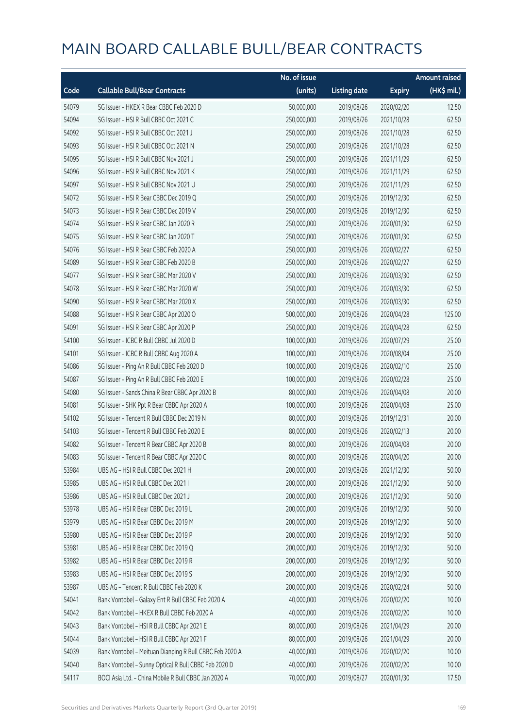# MAIN BOARD CALLABLE BULL/BEAR CONTRACTS

| Code | Callable Bull/Bear Contracts | No. of issue (units) | Listing date | Expiry | Amount raised (HK$ mil.) |
|---|---|---|---|---|---|
| 54079 | SG Issuer – HKEX R Bear CBBC Feb 2020 D | 50,000,000 | 2019/08/26 | 2020/02/20 | 12.50 |
| 54094 | SG Issuer – HSI R Bull CBBC Oct 2021 C | 250,000,000 | 2019/08/26 | 2021/10/28 | 62.50 |
| 54092 | SG Issuer – HSI R Bull CBBC Oct 2021 J | 250,000,000 | 2019/08/26 | 2021/10/28 | 62.50 |
| 54093 | SG Issuer – HSI R Bull CBBC Oct 2021 N | 250,000,000 | 2019/08/26 | 2021/10/28 | 62.50 |
| 54095 | SG Issuer – HSI R Bull CBBC Nov 2021 J | 250,000,000 | 2019/08/26 | 2021/11/29 | 62.50 |
| 54096 | SG Issuer – HSI R Bull CBBC Nov 2021 K | 250,000,000 | 2019/08/26 | 2021/11/29 | 62.50 |
| 54097 | SG Issuer – HSI R Bull CBBC Nov 2021 U | 250,000,000 | 2019/08/26 | 2021/11/29 | 62.50 |
| 54072 | SG Issuer – HSI R Bear CBBC Dec 2019 Q | 250,000,000 | 2019/08/26 | 2019/12/30 | 62.50 |
| 54073 | SG Issuer – HSI R Bear CBBC Dec 2019 V | 250,000,000 | 2019/08/26 | 2019/12/30 | 62.50 |
| 54074 | SG Issuer – HSI R Bear CBBC Jan 2020 R | 250,000,000 | 2019/08/26 | 2020/01/30 | 62.50 |
| 54075 | SG Issuer – HSI R Bear CBBC Jan 2020 T | 250,000,000 | 2019/08/26 | 2020/01/30 | 62.50 |
| 54076 | SG Issuer – HSI R Bear CBBC Feb 2020 A | 250,000,000 | 2019/08/26 | 2020/02/27 | 62.50 |
| 54089 | SG Issuer – HSI R Bear CBBC Feb 2020 B | 250,000,000 | 2019/08/26 | 2020/02/27 | 62.50 |
| 54077 | SG Issuer – HSI R Bear CBBC Mar 2020 V | 250,000,000 | 2019/08/26 | 2020/03/30 | 62.50 |
| 54078 | SG Issuer – HSI R Bear CBBC Mar 2020 W | 250,000,000 | 2019/08/26 | 2020/03/30 | 62.50 |
| 54090 | SG Issuer – HSI R Bear CBBC Mar 2020 X | 250,000,000 | 2019/08/26 | 2020/03/30 | 62.50 |
| 54088 | SG Issuer – HSI R Bear CBBC Apr 2020 O | 500,000,000 | 2019/08/26 | 2020/04/28 | 125.00 |
| 54091 | SG Issuer – HSI R Bear CBBC Apr 2020 P | 250,000,000 | 2019/08/26 | 2020/04/28 | 62.50 |
| 54100 | SG Issuer – ICBC R Bull CBBC Jul 2020 D | 100,000,000 | 2019/08/26 | 2020/07/29 | 25.00 |
| 54101 | SG Issuer – ICBC R Bull CBBC Aug 2020 A | 100,000,000 | 2019/08/26 | 2020/08/04 | 25.00 |
| 54086 | SG Issuer – Ping An R Bull CBBC Feb 2020 D | 100,000,000 | 2019/08/26 | 2020/02/10 | 25.00 |
| 54087 | SG Issuer – Ping An R Bull CBBC Feb 2020 E | 100,000,000 | 2019/08/26 | 2020/02/28 | 25.00 |
| 54080 | SG Issuer – Sands China R Bear CBBC Apr 2020 B | 80,000,000 | 2019/08/26 | 2020/04/08 | 20.00 |
| 54081 | SG Issuer – SHK Ppt R Bear CBBC Apr 2020 A | 100,000,000 | 2019/08/26 | 2020/04/08 | 25.00 |
| 54102 | SG Issuer – Tencent R Bull CBBC Dec 2019 N | 80,000,000 | 2019/08/26 | 2019/12/31 | 20.00 |
| 54103 | SG Issuer – Tencent R Bull CBBC Feb 2020 E | 80,000,000 | 2019/08/26 | 2020/02/13 | 20.00 |
| 54082 | SG Issuer – Tencent R Bear CBBC Apr 2020 B | 80,000,000 | 2019/08/26 | 2020/04/08 | 20.00 |
| 54083 | SG Issuer – Tencent R Bear CBBC Apr 2020 C | 80,000,000 | 2019/08/26 | 2020/04/20 | 20.00 |
| 53984 | UBS AG – HSI R Bull CBBC Dec 2021 H | 200,000,000 | 2019/08/26 | 2021/12/30 | 50.00 |
| 53985 | UBS AG – HSI R Bull CBBC Dec 2021 I | 200,000,000 | 2019/08/26 | 2021/12/30 | 50.00 |
| 53986 | UBS AG – HSI R Bull CBBC Dec 2021 J | 200,000,000 | 2019/08/26 | 2021/12/30 | 50.00 |
| 53978 | UBS AG – HSI R Bear CBBC Dec 2019 L | 200,000,000 | 2019/08/26 | 2019/12/30 | 50.00 |
| 53979 | UBS AG – HSI R Bear CBBC Dec 2019 M | 200,000,000 | 2019/08/26 | 2019/12/30 | 50.00 |
| 53980 | UBS AG – HSI R Bear CBBC Dec 2019 P | 200,000,000 | 2019/08/26 | 2019/12/30 | 50.00 |
| 53981 | UBS AG – HSI R Bear CBBC Dec 2019 Q | 200,000,000 | 2019/08/26 | 2019/12/30 | 50.00 |
| 53982 | UBS AG – HSI R Bear CBBC Dec 2019 R | 200,000,000 | 2019/08/26 | 2019/12/30 | 50.00 |
| 53983 | UBS AG – HSI R Bear CBBC Dec 2019 S | 200,000,000 | 2019/08/26 | 2019/12/30 | 50.00 |
| 53987 | UBS AG – Tencent R Bull CBBC Feb 2020 K | 200,000,000 | 2019/08/26 | 2020/02/24 | 50.00 |
| 54041 | Bank Vontobel – Galaxy Ent R Bull CBBC Feb 2020 A | 40,000,000 | 2019/08/26 | 2020/02/20 | 10.00 |
| 54042 | Bank Vontobel – HKEX R Bull CBBC Feb 2020 A | 40,000,000 | 2019/08/26 | 2020/02/20 | 10.00 |
| 54043 | Bank Vontobel – HSI R Bull CBBC Apr 2021 E | 80,000,000 | 2019/08/26 | 2021/04/29 | 20.00 |
| 54044 | Bank Vontobel – HSI R Bull CBBC Apr 2021 F | 80,000,000 | 2019/08/26 | 2021/04/29 | 20.00 |
| 54039 | Bank Vontobel – Meituan Dianping R Bull CBBC Feb 2020 A | 40,000,000 | 2019/08/26 | 2020/02/20 | 10.00 |
| 54040 | Bank Vontobel – Sunny Optical R Bull CBBC Feb 2020 D | 40,000,000 | 2019/08/26 | 2020/02/20 | 10.00 |
| 54117 | BOCI Asia Ltd. – China Mobile R Bull CBBC Jan 2020 A | 70,000,000 | 2019/08/27 | 2020/01/30 | 17.50 |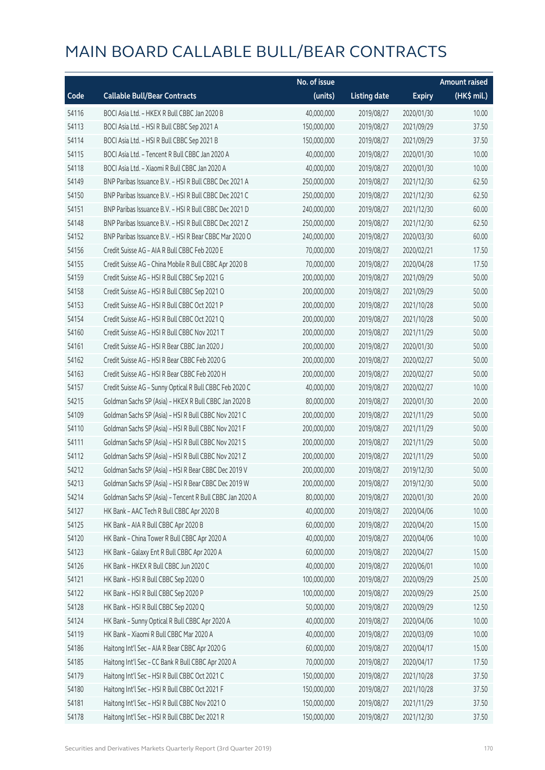# MAIN BOARD CALLABLE BULL/BEAR CONTRACTS

| Code | Callable Bull/Bear Contracts | No. of issue (units) | Listing date | Expiry | Amount raised (HK$ mil.) |
|---|---|---|---|---|---|
| 54116 | BOCI Asia Ltd. – HKEX R Bull CBBC Jan 2020 B | 40,000,000 | 2019/08/27 | 2020/01/30 | 10.00 |
| 54113 | BOCI Asia Ltd. – HSI R Bull CBBC Sep 2021 A | 150,000,000 | 2019/08/27 | 2021/09/29 | 37.50 |
| 54114 | BOCI Asia Ltd. – HSI R Bull CBBC Sep 2021 B | 150,000,000 | 2019/08/27 | 2021/09/29 | 37.50 |
| 54115 | BOCI Asia Ltd. – Tencent R Bull CBBC Jan 2020 A | 40,000,000 | 2019/08/27 | 2020/01/30 | 10.00 |
| 54118 | BOCI Asia Ltd. – Xiaomi R Bull CBBC Jan 2020 A | 40,000,000 | 2019/08/27 | 2020/01/30 | 10.00 |
| 54149 | BNP Paribas Issuance B.V. – HSI R Bull CBBC Dec 2021 A | 250,000,000 | 2019/08/27 | 2021/12/30 | 62.50 |
| 54150 | BNP Paribas Issuance B.V. – HSI R Bull CBBC Dec 2021 C | 250,000,000 | 2019/08/27 | 2021/12/30 | 62.50 |
| 54151 | BNP Paribas Issuance B.V. – HSI R Bull CBBC Dec 2021 D | 240,000,000 | 2019/08/27 | 2021/12/30 | 60.00 |
| 54148 | BNP Paribas Issuance B.V. – HSI R Bull CBBC Dec 2021 Z | 250,000,000 | 2019/08/27 | 2021/12/30 | 62.50 |
| 54152 | BNP Paribas Issuance B.V. – HSI R Bear CBBC Mar 2020 O | 240,000,000 | 2019/08/27 | 2020/03/30 | 60.00 |
| 54156 | Credit Suisse AG – AIA R Bull CBBC Feb 2020 E | 70,000,000 | 2019/08/27 | 2020/02/21 | 17.50 |
| 54155 | Credit Suisse AG – China Mobile R Bull CBBC Apr 2020 B | 70,000,000 | 2019/08/27 | 2020/04/28 | 17.50 |
| 54159 | Credit Suisse AG – HSI R Bull CBBC Sep 2021 G | 200,000,000 | 2019/08/27 | 2021/09/29 | 50.00 |
| 54158 | Credit Suisse AG – HSI R Bull CBBC Sep 2021 O | 200,000,000 | 2019/08/27 | 2021/09/29 | 50.00 |
| 54153 | Credit Suisse AG – HSI R Bull CBBC Oct 2021 P | 200,000,000 | 2019/08/27 | 2021/10/28 | 50.00 |
| 54154 | Credit Suisse AG – HSI R Bull CBBC Oct 2021 Q | 200,000,000 | 2019/08/27 | 2021/10/28 | 50.00 |
| 54160 | Credit Suisse AG – HSI R Bull CBBC Nov 2021 T | 200,000,000 | 2019/08/27 | 2021/11/29 | 50.00 |
| 54161 | Credit Suisse AG – HSI R Bear CBBC Jan 2020 J | 200,000,000 | 2019/08/27 | 2020/01/30 | 50.00 |
| 54162 | Credit Suisse AG – HSI R Bear CBBC Feb 2020 G | 200,000,000 | 2019/08/27 | 2020/02/27 | 50.00 |
| 54163 | Credit Suisse AG – HSI R Bear CBBC Feb 2020 H | 200,000,000 | 2019/08/27 | 2020/02/27 | 50.00 |
| 54157 | Credit Suisse AG – Sunny Optical R Bull CBBC Feb 2020 C | 40,000,000 | 2019/08/27 | 2020/02/27 | 10.00 |
| 54215 | Goldman Sachs SP (Asia) – HKEX R Bull CBBC Jan 2020 B | 80,000,000 | 2019/08/27 | 2020/01/30 | 20.00 |
| 54109 | Goldman Sachs SP (Asia) – HSI R Bull CBBC Nov 2021 C | 200,000,000 | 2019/08/27 | 2021/11/29 | 50.00 |
| 54110 | Goldman Sachs SP (Asia) – HSI R Bull CBBC Nov 2021 F | 200,000,000 | 2019/08/27 | 2021/11/29 | 50.00 |
| 54111 | Goldman Sachs SP (Asia) – HSI R Bull CBBC Nov 2021 S | 200,000,000 | 2019/08/27 | 2021/11/29 | 50.00 |
| 54112 | Goldman Sachs SP (Asia) – HSI R Bull CBBC Nov 2021 Z | 200,000,000 | 2019/08/27 | 2021/11/29 | 50.00 |
| 54212 | Goldman Sachs SP (Asia) – HSI R Bear CBBC Dec 2019 V | 200,000,000 | 2019/08/27 | 2019/12/30 | 50.00 |
| 54213 | Goldman Sachs SP (Asia) – HSI R Bear CBBC Dec 2019 W | 200,000,000 | 2019/08/27 | 2019/12/30 | 50.00 |
| 54214 | Goldman Sachs SP (Asia) – Tencent R Bull CBBC Jan 2020 A | 80,000,000 | 2019/08/27 | 2020/01/30 | 20.00 |
| 54127 | HK Bank – AAC Tech R Bull CBBC Apr 2020 B | 40,000,000 | 2019/08/27 | 2020/04/06 | 10.00 |
| 54125 | HK Bank – AIA R Bull CBBC Apr 2020 B | 60,000,000 | 2019/08/27 | 2020/04/20 | 15.00 |
| 54120 | HK Bank – China Tower R Bull CBBC Apr 2020 A | 40,000,000 | 2019/08/27 | 2020/04/06 | 10.00 |
| 54123 | HK Bank – Galaxy Ent R Bull CBBC Apr 2020 A | 60,000,000 | 2019/08/27 | 2020/04/27 | 15.00 |
| 54126 | HK Bank – HKEX R Bull CBBC Jun 2020 C | 40,000,000 | 2019/08/27 | 2020/06/01 | 10.00 |
| 54121 | HK Bank – HSI R Bull CBBC Sep 2020 O | 100,000,000 | 2019/08/27 | 2020/09/29 | 25.00 |
| 54122 | HK Bank – HSI R Bull CBBC Sep 2020 P | 100,000,000 | 2019/08/27 | 2020/09/29 | 25.00 |
| 54128 | HK Bank – HSI R Bull CBBC Sep 2020 Q | 50,000,000 | 2019/08/27 | 2020/09/29 | 12.50 |
| 54124 | HK Bank – Sunny Optical R Bull CBBC Apr 2020 A | 40,000,000 | 2019/08/27 | 2020/04/06 | 10.00 |
| 54119 | HK Bank – Xiaomi R Bull CBBC Mar 2020 A | 40,000,000 | 2019/08/27 | 2020/03/09 | 10.00 |
| 54186 | Haitong Int'l Sec – AIA R Bear CBBC Apr 2020 G | 60,000,000 | 2019/08/27 | 2020/04/17 | 15.00 |
| 54185 | Haitong Int'l Sec – CC Bank R Bull CBBC Apr 2020 A | 70,000,000 | 2019/08/27 | 2020/04/17 | 17.50 |
| 54179 | Haitong Int'l Sec – HSI R Bull CBBC Oct 2021 C | 150,000,000 | 2019/08/27 | 2021/10/28 | 37.50 |
| 54180 | Haitong Int'l Sec – HSI R Bull CBBC Oct 2021 F | 150,000,000 | 2019/08/27 | 2021/10/28 | 37.50 |
| 54181 | Haitong Int'l Sec – HSI R Bull CBBC Nov 2021 O | 150,000,000 | 2019/08/27 | 2021/11/29 | 37.50 |
| 54178 | Haitong Int'l Sec – HSI R Bull CBBC Dec 2021 R | 150,000,000 | 2019/08/27 | 2021/12/30 | 37.50 |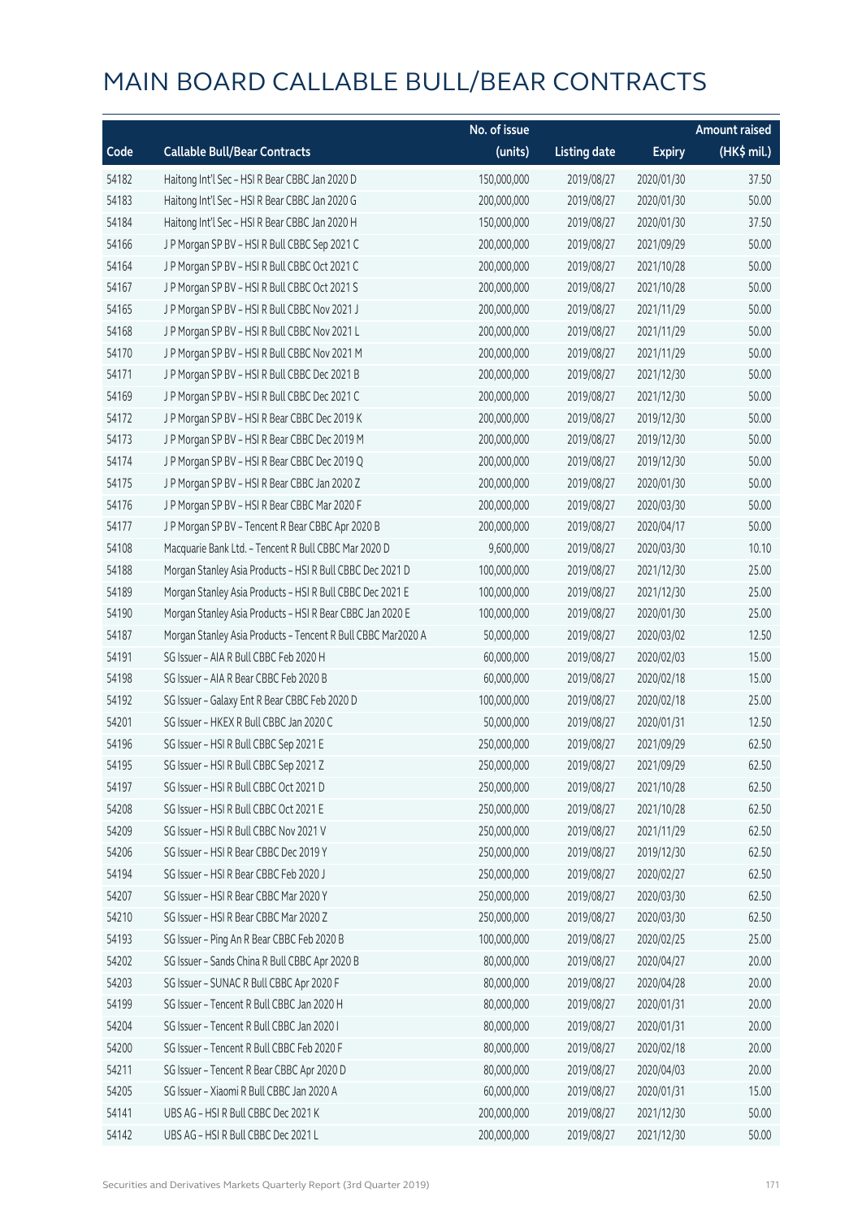# MAIN BOARD CALLABLE BULL/BEAR CONTRACTS

| Code | Callable Bull/Bear Contracts | No. of issue (units) | Listing date | Expiry | Amount raised (HK$ mil.) |
|---|---|---|---|---|---|
| 54182 | Haitong Int'l Sec – HSI R Bear CBBC Jan 2020 D | 150,000,000 | 2019/08/27 | 2020/01/30 | 37.50 |
| 54183 | Haitong Int'l Sec – HSI R Bear CBBC Jan 2020 G | 200,000,000 | 2019/08/27 | 2020/01/30 | 50.00 |
| 54184 | Haitong Int'l Sec – HSI R Bear CBBC Jan 2020 H | 150,000,000 | 2019/08/27 | 2020/01/30 | 37.50 |
| 54166 | J P Morgan SP BV – HSI R Bull CBBC Sep 2021 C | 200,000,000 | 2019/08/27 | 2021/09/29 | 50.00 |
| 54164 | J P Morgan SP BV – HSI R Bull CBBC Oct 2021 C | 200,000,000 | 2019/08/27 | 2021/10/28 | 50.00 |
| 54167 | J P Morgan SP BV – HSI R Bull CBBC Oct 2021 S | 200,000,000 | 2019/08/27 | 2021/10/28 | 50.00 |
| 54165 | J P Morgan SP BV – HSI R Bull CBBC Nov 2021 J | 200,000,000 | 2019/08/27 | 2021/11/29 | 50.00 |
| 54168 | J P Morgan SP BV – HSI R Bull CBBC Nov 2021 L | 200,000,000 | 2019/08/27 | 2021/11/29 | 50.00 |
| 54170 | J P Morgan SP BV – HSI R Bull CBBC Nov 2021 M | 200,000,000 | 2019/08/27 | 2021/11/29 | 50.00 |
| 54171 | J P Morgan SP BV – HSI R Bull CBBC Dec 2021 B | 200,000,000 | 2019/08/27 | 2021/12/30 | 50.00 |
| 54169 | J P Morgan SP BV – HSI R Bull CBBC Dec 2021 C | 200,000,000 | 2019/08/27 | 2021/12/30 | 50.00 |
| 54172 | J P Morgan SP BV – HSI R Bear CBBC Dec 2019 K | 200,000,000 | 2019/08/27 | 2019/12/30 | 50.00 |
| 54173 | J P Morgan SP BV – HSI R Bear CBBC Dec 2019 M | 200,000,000 | 2019/08/27 | 2019/12/30 | 50.00 |
| 54174 | J P Morgan SP BV – HSI R Bear CBBC Dec 2019 Q | 200,000,000 | 2019/08/27 | 2019/12/30 | 50.00 |
| 54175 | J P Morgan SP BV – HSI R Bear CBBC Jan 2020 Z | 200,000,000 | 2019/08/27 | 2020/01/30 | 50.00 |
| 54176 | J P Morgan SP BV – HSI R Bear CBBC Mar 2020 F | 200,000,000 | 2019/08/27 | 2020/03/30 | 50.00 |
| 54177 | J P Morgan SP BV – Tencent R Bear CBBC Apr 2020 B | 200,000,000 | 2019/08/27 | 2020/04/17 | 50.00 |
| 54108 | Macquarie Bank Ltd. – Tencent R Bull CBBC Mar 2020 D | 9,600,000 | 2019/08/27 | 2020/03/30 | 10.10 |
| 54188 | Morgan Stanley Asia Products – HSI R Bull CBBC Dec 2021 D | 100,000,000 | 2019/08/27 | 2021/12/30 | 25.00 |
| 54189 | Morgan Stanley Asia Products – HSI R Bull CBBC Dec 2021 E | 100,000,000 | 2019/08/27 | 2021/12/30 | 25.00 |
| 54190 | Morgan Stanley Asia Products – HSI R Bear CBBC Jan 2020 E | 100,000,000 | 2019/08/27 | 2020/01/30 | 25.00 |
| 54187 | Morgan Stanley Asia Products – Tencent R Bull CBBC Mar2020 A | 50,000,000 | 2019/08/27 | 2020/03/02 | 12.50 |
| 54191 | SG Issuer – AIA R Bull CBBC Feb 2020 H | 60,000,000 | 2019/08/27 | 2020/02/03 | 15.00 |
| 54198 | SG Issuer – AIA R Bear CBBC Feb 2020 B | 60,000,000 | 2019/08/27 | 2020/02/18 | 15.00 |
| 54192 | SG Issuer – Galaxy Ent R Bear CBBC Feb 2020 D | 100,000,000 | 2019/08/27 | 2020/02/18 | 25.00 |
| 54201 | SG Issuer – HKEX R Bull CBBC Jan 2020 C | 50,000,000 | 2019/08/27 | 2020/01/31 | 12.50 |
| 54196 | SG Issuer – HSI R Bull CBBC Sep 2021 E | 250,000,000 | 2019/08/27 | 2021/09/29 | 62.50 |
| 54195 | SG Issuer – HSI R Bull CBBC Sep 2021 Z | 250,000,000 | 2019/08/27 | 2021/09/29 | 62.50 |
| 54197 | SG Issuer – HSI R Bull CBBC Oct 2021 D | 250,000,000 | 2019/08/27 | 2021/10/28 | 62.50 |
| 54208 | SG Issuer – HSI R Bull CBBC Oct 2021 E | 250,000,000 | 2019/08/27 | 2021/10/28 | 62.50 |
| 54209 | SG Issuer – HSI R Bull CBBC Nov 2021 V | 250,000,000 | 2019/08/27 | 2021/11/29 | 62.50 |
| 54206 | SG Issuer – HSI R Bear CBBC Dec 2019 Y | 250,000,000 | 2019/08/27 | 2019/12/30 | 62.50 |
| 54194 | SG Issuer – HSI R Bear CBBC Feb 2020 J | 250,000,000 | 2019/08/27 | 2020/02/27 | 62.50 |
| 54207 | SG Issuer – HSI R Bear CBBC Mar 2020 Y | 250,000,000 | 2019/08/27 | 2020/03/30 | 62.50 |
| 54210 | SG Issuer – HSI R Bear CBBC Mar 2020 Z | 250,000,000 | 2019/08/27 | 2020/03/30 | 62.50 |
| 54193 | SG Issuer – Ping An R Bear CBBC Feb 2020 B | 100,000,000 | 2019/08/27 | 2020/02/25 | 25.00 |
| 54202 | SG Issuer – Sands China R Bull CBBC Apr 2020 B | 80,000,000 | 2019/08/27 | 2020/04/27 | 20.00 |
| 54203 | SG Issuer – SUNAC R Bull CBBC Apr 2020 F | 80,000,000 | 2019/08/27 | 2020/04/28 | 20.00 |
| 54199 | SG Issuer – Tencent R Bull CBBC Jan 2020 H | 80,000,000 | 2019/08/27 | 2020/01/31 | 20.00 |
| 54204 | SG Issuer – Tencent R Bull CBBC Jan 2020 I | 80,000,000 | 2019/08/27 | 2020/01/31 | 20.00 |
| 54200 | SG Issuer – Tencent R Bull CBBC Feb 2020 F | 80,000,000 | 2019/08/27 | 2020/02/18 | 20.00 |
| 54211 | SG Issuer – Tencent R Bear CBBC Apr 2020 D | 80,000,000 | 2019/08/27 | 2020/04/03 | 20.00 |
| 54205 | SG Issuer – Xiaomi R Bull CBBC Jan 2020 A | 60,000,000 | 2019/08/27 | 2020/01/31 | 15.00 |
| 54141 | UBS AG – HSI R Bull CBBC Dec 2021 K | 200,000,000 | 2019/08/27 | 2021/12/30 | 50.00 |
| 54142 | UBS AG – HSI R Bull CBBC Dec 2021 L | 200,000,000 | 2019/08/27 | 2021/12/30 | 50.00 |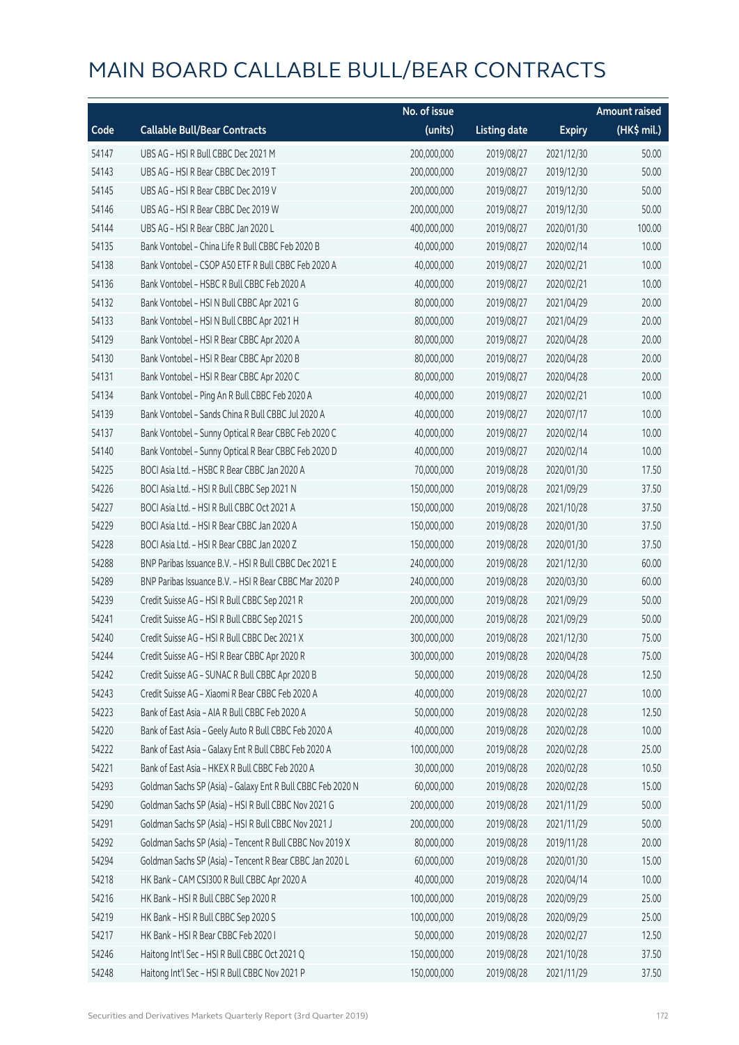# MAIN BOARD CALLABLE BULL/BEAR CONTRACTS

| Code | Callable Bull/Bear Contracts | No. of issue (units) | Listing date | Expiry | Amount raised (HK$ mil.) |
|---|---|---|---|---|---|
| 54147 | UBS AG - HSI R Bull CBBC Dec 2021 M | 200,000,000 | 2019/08/27 | 2021/12/30 | 50.00 |
| 54143 | UBS AG - HSI R Bear CBBC Dec 2019 T | 200,000,000 | 2019/08/27 | 2019/12/30 | 50.00 |
| 54145 | UBS AG - HSI R Bear CBBC Dec 2019 V | 200,000,000 | 2019/08/27 | 2019/12/30 | 50.00 |
| 54146 | UBS AG - HSI R Bear CBBC Dec 2019 W | 200,000,000 | 2019/08/27 | 2019/12/30 | 50.00 |
| 54144 | UBS AG - HSI R Bear CBBC Jan 2020 L | 400,000,000 | 2019/08/27 | 2020/01/30 | 100.00 |
| 54135 | Bank Vontobel - China Life R Bull CBBC Feb 2020 B | 40,000,000 | 2019/08/27 | 2020/02/14 | 10.00 |
| 54138 | Bank Vontobel - CSOP A50 ETF R Bull CBBC Feb 2020 A | 40,000,000 | 2019/08/27 | 2020/02/21 | 10.00 |
| 54136 | Bank Vontobel - HSBC R Bull CBBC Feb 2020 A | 40,000,000 | 2019/08/27 | 2020/02/21 | 10.00 |
| 54132 | Bank Vontobel - HSI N Bull CBBC Apr 2021 G | 80,000,000 | 2019/08/27 | 2021/04/29 | 20.00 |
| 54133 | Bank Vontobel - HSI N Bull CBBC Apr 2021 H | 80,000,000 | 2019/08/27 | 2021/04/29 | 20.00 |
| 54129 | Bank Vontobel - HSI R Bear CBBC Apr 2020 A | 80,000,000 | 2019/08/27 | 2020/04/28 | 20.00 |
| 54130 | Bank Vontobel - HSI R Bear CBBC Apr 2020 B | 80,000,000 | 2019/08/27 | 2020/04/28 | 20.00 |
| 54131 | Bank Vontobel - HSI R Bear CBBC Apr 2020 C | 80,000,000 | 2019/08/27 | 2020/04/28 | 20.00 |
| 54134 | Bank Vontobel - Ping An R Bull CBBC Feb 2020 A | 40,000,000 | 2019/08/27 | 2020/02/21 | 10.00 |
| 54139 | Bank Vontobel - Sands China R Bull CBBC Jul 2020 A | 40,000,000 | 2019/08/27 | 2020/07/17 | 10.00 |
| 54137 | Bank Vontobel - Sunny Optical R Bear CBBC Feb 2020 C | 40,000,000 | 2019/08/27 | 2020/02/14 | 10.00 |
| 54140 | Bank Vontobel - Sunny Optical R Bear CBBC Feb 2020 D | 40,000,000 | 2019/08/27 | 2020/02/14 | 10.00 |
| 54225 | BOCI Asia Ltd. - HSBC R Bear CBBC Jan 2020 A | 70,000,000 | 2019/08/28 | 2020/01/30 | 17.50 |
| 54226 | BOCI Asia Ltd. - HSI R Bull CBBC Sep 2021 N | 150,000,000 | 2019/08/28 | 2021/09/29 | 37.50 |
| 54227 | BOCI Asia Ltd. - HSI R Bull CBBC Oct 2021 A | 150,000,000 | 2019/08/28 | 2021/10/28 | 37.50 |
| 54229 | BOCI Asia Ltd. - HSI R Bear CBBC Jan 2020 A | 150,000,000 | 2019/08/28 | 2020/01/30 | 37.50 |
| 54228 | BOCI Asia Ltd. - HSI R Bear CBBC Jan 2020 Z | 150,000,000 | 2019/08/28 | 2020/01/30 | 37.50 |
| 54288 | BNP Paribas Issuance B.V. - HSI R Bull CBBC Dec 2021 E | 240,000,000 | 2019/08/28 | 2021/12/30 | 60.00 |
| 54289 | BNP Paribas Issuance B.V. - HSI R Bear CBBC Mar 2020 P | 240,000,000 | 2019/08/28 | 2020/03/30 | 60.00 |
| 54239 | Credit Suisse AG - HSI R Bull CBBC Sep 2021 R | 200,000,000 | 2019/08/28 | 2021/09/29 | 50.00 |
| 54241 | Credit Suisse AG - HSI R Bull CBBC Sep 2021 S | 200,000,000 | 2019/08/28 | 2021/09/29 | 50.00 |
| 54240 | Credit Suisse AG - HSI R Bull CBBC Dec 2021 X | 300,000,000 | 2019/08/28 | 2021/12/30 | 75.00 |
| 54244 | Credit Suisse AG - HSI R Bear CBBC Apr 2020 R | 300,000,000 | 2019/08/28 | 2020/04/28 | 75.00 |
| 54242 | Credit Suisse AG - SUNAC R Bull CBBC Apr 2020 B | 50,000,000 | 2019/08/28 | 2020/04/28 | 12.50 |
| 54243 | Credit Suisse AG - Xiaomi R Bear CBBC Feb 2020 A | 40,000,000 | 2019/08/28 | 2020/02/27 | 10.00 |
| 54223 | Bank of East Asia - AIA R Bull CBBC Feb 2020 A | 50,000,000 | 2019/08/28 | 2020/02/28 | 12.50 |
| 54220 | Bank of East Asia - Geely Auto R Bull CBBC Feb 2020 A | 40,000,000 | 2019/08/28 | 2020/02/28 | 10.00 |
| 54222 | Bank of East Asia - Galaxy Ent R Bull CBBC Feb 2020 A | 100,000,000 | 2019/08/28 | 2020/02/28 | 25.00 |
| 54221 | Bank of East Asia - HKEX R Bull CBBC Feb 2020 A | 30,000,000 | 2019/08/28 | 2020/02/28 | 10.50 |
| 54293 | Goldman Sachs SP (Asia) - Galaxy Ent R Bull CBBC Feb 2020 N | 60,000,000 | 2019/08/28 | 2020/02/28 | 15.00 |
| 54290 | Goldman Sachs SP (Asia) - HSI R Bull CBBC Nov 2021 G | 200,000,000 | 2019/08/28 | 2021/11/29 | 50.00 |
| 54291 | Goldman Sachs SP (Asia) - HSI R Bull CBBC Nov 2021 J | 200,000,000 | 2019/08/28 | 2021/11/29 | 50.00 |
| 54292 | Goldman Sachs SP (Asia) - Tencent R Bull CBBC Nov 2019 X | 80,000,000 | 2019/08/28 | 2019/11/28 | 20.00 |
| 54294 | Goldman Sachs SP (Asia) - Tencent R Bear CBBC Jan 2020 L | 60,000,000 | 2019/08/28 | 2020/01/30 | 15.00 |
| 54218 | HK Bank - CAM CSI300 R Bull CBBC Apr 2020 A | 40,000,000 | 2019/08/28 | 2020/04/14 | 10.00 |
| 54216 | HK Bank - HSI R Bull CBBC Sep 2020 R | 100,000,000 | 2019/08/28 | 2020/09/29 | 25.00 |
| 54219 | HK Bank - HSI R Bull CBBC Sep 2020 S | 100,000,000 | 2019/08/28 | 2020/09/29 | 25.00 |
| 54217 | HK Bank - HSI R Bear CBBC Feb 2020 I | 50,000,000 | 2019/08/28 | 2020/02/27 | 12.50 |
| 54246 | Haitong Int'l Sec - HSI R Bull CBBC Oct 2021 Q | 150,000,000 | 2019/08/28 | 2021/10/28 | 37.50 |
| 54248 | Haitong Int'l Sec - HSI R Bull CBBC Nov 2021 P | 150,000,000 | 2019/08/28 | 2021/11/29 | 37.50 |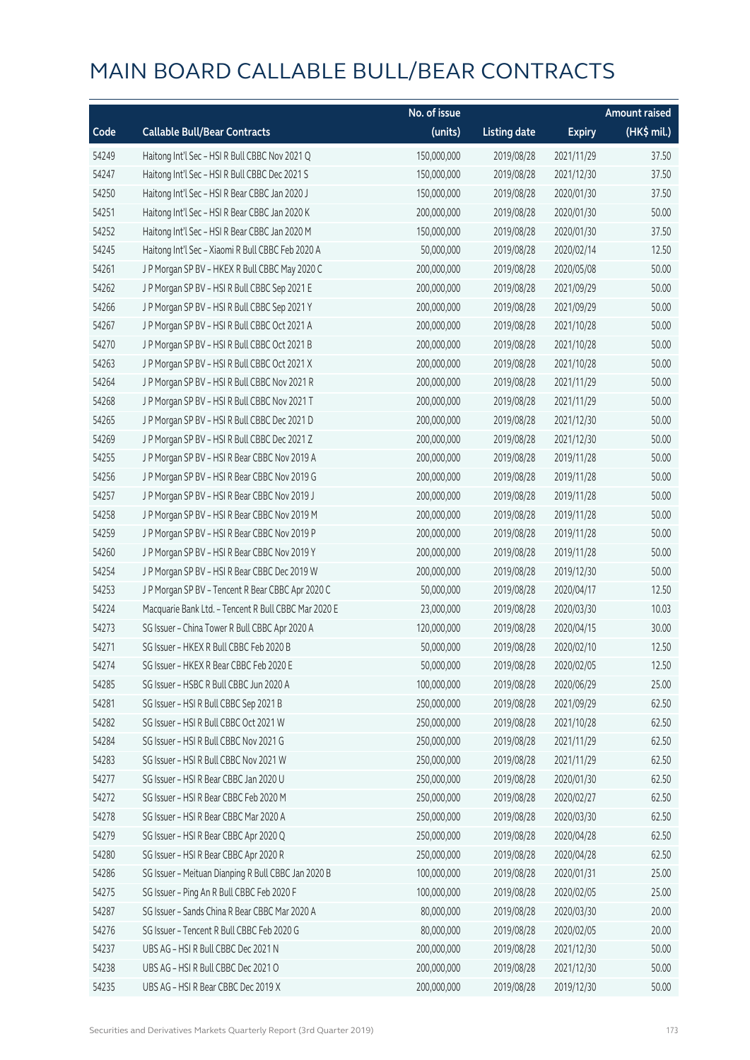# MAIN BOARD CALLABLE BULL/BEAR CONTRACTS

| Code | Callable Bull/Bear Contracts | No. of issue (units) | Listing date | Expiry | Amount raised (HK$ mil.) |
|---|---|---|---|---|---|
| 54249 | Haitong Int'l Sec – HSI R Bull CBBC Nov 2021 Q | 150,000,000 | 2019/08/28 | 2021/11/29 | 37.50 |
| 54247 | Haitong Int'l Sec – HSI R Bull CBBC Dec 2021 S | 150,000,000 | 2019/08/28 | 2021/12/30 | 37.50 |
| 54250 | Haitong Int'l Sec – HSI R Bear CBBC Jan 2020 J | 150,000,000 | 2019/08/28 | 2020/01/30 | 37.50 |
| 54251 | Haitong Int'l Sec – HSI R Bear CBBC Jan 2020 K | 200,000,000 | 2019/08/28 | 2020/01/30 | 50.00 |
| 54252 | Haitong Int'l Sec – HSI R Bear CBBC Jan 2020 M | 150,000,000 | 2019/08/28 | 2020/01/30 | 37.50 |
| 54245 | Haitong Int'l Sec – Xiaomi R Bull CBBC Feb 2020 A | 50,000,000 | 2019/08/28 | 2020/02/14 | 12.50 |
| 54261 | J P Morgan SP BV – HKEX R Bull CBBC May 2020 C | 200,000,000 | 2019/08/28 | 2020/05/08 | 50.00 |
| 54262 | J P Morgan SP BV – HSI R Bull CBBC Sep 2021 E | 200,000,000 | 2019/08/28 | 2021/09/29 | 50.00 |
| 54266 | J P Morgan SP BV – HSI R Bull CBBC Sep 2021 Y | 200,000,000 | 2019/08/28 | 2021/09/29 | 50.00 |
| 54267 | J P Morgan SP BV – HSI R Bull CBBC Oct 2021 A | 200,000,000 | 2019/08/28 | 2021/10/28 | 50.00 |
| 54270 | J P Morgan SP BV – HSI R Bull CBBC Oct 2021 B | 200,000,000 | 2019/08/28 | 2021/10/28 | 50.00 |
| 54263 | J P Morgan SP BV – HSI R Bull CBBC Oct 2021 X | 200,000,000 | 2019/08/28 | 2021/10/28 | 50.00 |
| 54264 | J P Morgan SP BV – HSI R Bull CBBC Nov 2021 R | 200,000,000 | 2019/08/28 | 2021/11/29 | 50.00 |
| 54268 | J P Morgan SP BV – HSI R Bull CBBC Nov 2021 T | 200,000,000 | 2019/08/28 | 2021/11/29 | 50.00 |
| 54265 | J P Morgan SP BV – HSI R Bull CBBC Dec 2021 D | 200,000,000 | 2019/08/28 | 2021/12/30 | 50.00 |
| 54269 | J P Morgan SP BV – HSI R Bull CBBC Dec 2021 Z | 200,000,000 | 2019/08/28 | 2021/12/30 | 50.00 |
| 54255 | J P Morgan SP BV – HSI R Bear CBBC Nov 2019 A | 200,000,000 | 2019/08/28 | 2019/11/28 | 50.00 |
| 54256 | J P Morgan SP BV – HSI R Bear CBBC Nov 2019 G | 200,000,000 | 2019/08/28 | 2019/11/28 | 50.00 |
| 54257 | J P Morgan SP BV – HSI R Bear CBBC Nov 2019 J | 200,000,000 | 2019/08/28 | 2019/11/28 | 50.00 |
| 54258 | J P Morgan SP BV – HSI R Bear CBBC Nov 2019 M | 200,000,000 | 2019/08/28 | 2019/11/28 | 50.00 |
| 54259 | J P Morgan SP BV – HSI R Bear CBBC Nov 2019 P | 200,000,000 | 2019/08/28 | 2019/11/28 | 50.00 |
| 54260 | J P Morgan SP BV – HSI R Bear CBBC Nov 2019 Y | 200,000,000 | 2019/08/28 | 2019/11/28 | 50.00 |
| 54254 | J P Morgan SP BV – HSI R Bear CBBC Dec 2019 W | 200,000,000 | 2019/08/28 | 2019/12/30 | 50.00 |
| 54253 | J P Morgan SP BV – Tencent R Bear CBBC Apr 2020 C | 50,000,000 | 2019/08/28 | 2020/04/17 | 12.50 |
| 54224 | Macquarie Bank Ltd. – Tencent R Bull CBBC Mar 2020 E | 23,000,000 | 2019/08/28 | 2020/03/30 | 10.03 |
| 54273 | SG Issuer – China Tower R Bull CBBC Apr 2020 A | 120,000,000 | 2019/08/28 | 2020/04/15 | 30.00 |
| 54271 | SG Issuer – HKEX R Bull CBBC Feb 2020 B | 50,000,000 | 2019/08/28 | 2020/02/10 | 12.50 |
| 54274 | SG Issuer – HKEX R Bear CBBC Feb 2020 E | 50,000,000 | 2019/08/28 | 2020/02/05 | 12.50 |
| 54285 | SG Issuer – HSBC R Bull CBBC Jun 2020 A | 100,000,000 | 2019/08/28 | 2020/06/29 | 25.00 |
| 54281 | SG Issuer – HSI R Bull CBBC Sep 2021 B | 250,000,000 | 2019/08/28 | 2021/09/29 | 62.50 |
| 54282 | SG Issuer – HSI R Bull CBBC Oct 2021 W | 250,000,000 | 2019/08/28 | 2021/10/28 | 62.50 |
| 54284 | SG Issuer – HSI R Bull CBBC Nov 2021 G | 250,000,000 | 2019/08/28 | 2021/11/29 | 62.50 |
| 54283 | SG Issuer – HSI R Bull CBBC Nov 2021 W | 250,000,000 | 2019/08/28 | 2021/11/29 | 62.50 |
| 54277 | SG Issuer – HSI R Bear CBBC Jan 2020 U | 250,000,000 | 2019/08/28 | 2020/01/30 | 62.50 |
| 54272 | SG Issuer – HSI R Bear CBBC Feb 2020 M | 250,000,000 | 2019/08/28 | 2020/02/27 | 62.50 |
| 54278 | SG Issuer – HSI R Bear CBBC Mar 2020 A | 250,000,000 | 2019/08/28 | 2020/03/30 | 62.50 |
| 54279 | SG Issuer – HSI R Bear CBBC Apr 2020 Q | 250,000,000 | 2019/08/28 | 2020/04/28 | 62.50 |
| 54280 | SG Issuer – HSI R Bear CBBC Apr 2020 R | 250,000,000 | 2019/08/28 | 2020/04/28 | 62.50 |
| 54286 | SG Issuer – Meituan Dianping R Bull CBBC Jan 2020 B | 100,000,000 | 2019/08/28 | 2020/01/31 | 25.00 |
| 54275 | SG Issuer – Ping An R Bull CBBC Feb 2020 F | 100,000,000 | 2019/08/28 | 2020/02/05 | 25.00 |
| 54287 | SG Issuer – Sands China R Bear CBBC Mar 2020 A | 80,000,000 | 2019/08/28 | 2020/03/30 | 20.00 |
| 54276 | SG Issuer – Tencent R Bull CBBC Feb 2020 G | 80,000,000 | 2019/08/28 | 2020/02/05 | 20.00 |
| 54237 | UBS AG – HSI R Bull CBBC Dec 2021 N | 200,000,000 | 2019/08/28 | 2021/12/30 | 50.00 |
| 54238 | UBS AG – HSI R Bull CBBC Dec 2021 O | 200,000,000 | 2019/08/28 | 2021/12/30 | 50.00 |
| 54235 | UBS AG – HSI R Bear CBBC Dec 2019 X | 200,000,000 | 2019/08/28 | 2019/12/30 | 50.00 |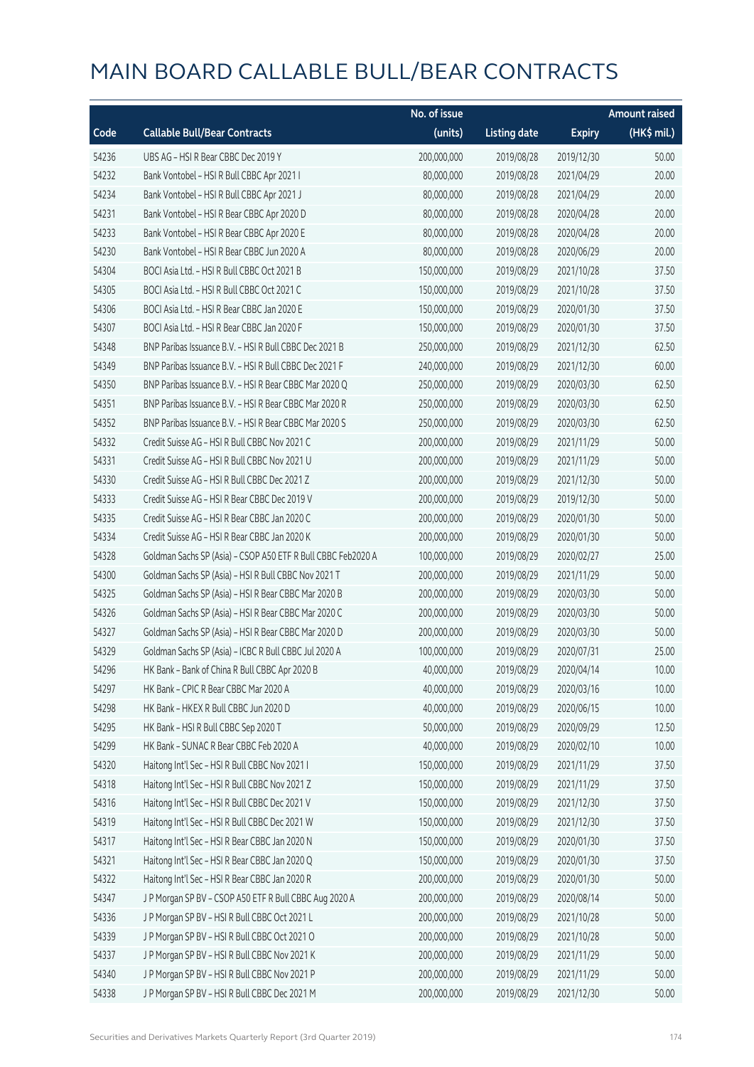# MAIN BOARD CALLABLE BULL/BEAR CONTRACTS

| Code | Callable Bull/Bear Contracts | No. of issue (units) | Listing date | Expiry | Amount raised (HK$ mil.) |
|---|---|---|---|---|---|
| 54236 | UBS AG – HSI R Bear CBBC Dec 2019 Y | 200,000,000 | 2019/08/28 | 2019/12/30 | 50.00 |
| 54232 | Bank Vontobel – HSI R Bull CBBC Apr 2021 I | 80,000,000 | 2019/08/28 | 2021/04/29 | 20.00 |
| 54234 | Bank Vontobel – HSI R Bull CBBC Apr 2021 J | 80,000,000 | 2019/08/28 | 2021/04/29 | 20.00 |
| 54231 | Bank Vontobel – HSI R Bear CBBC Apr 2020 D | 80,000,000 | 2019/08/28 | 2020/04/28 | 20.00 |
| 54233 | Bank Vontobel – HSI R Bear CBBC Apr 2020 E | 80,000,000 | 2019/08/28 | 2020/04/28 | 20.00 |
| 54230 | Bank Vontobel – HSI R Bear CBBC Jun 2020 A | 80,000,000 | 2019/08/28 | 2020/06/29 | 20.00 |
| 54304 | BOCI Asia Ltd. – HSI R Bull CBBC Oct 2021 B | 150,000,000 | 2019/08/29 | 2021/10/28 | 37.50 |
| 54305 | BOCI Asia Ltd. – HSI R Bull CBBC Oct 2021 C | 150,000,000 | 2019/08/29 | 2021/10/28 | 37.50 |
| 54306 | BOCI Asia Ltd. – HSI R Bear CBBC Jan 2020 E | 150,000,000 | 2019/08/29 | 2020/01/30 | 37.50 |
| 54307 | BOCI Asia Ltd. – HSI R Bear CBBC Jan 2020 F | 150,000,000 | 2019/08/29 | 2020/01/30 | 37.50 |
| 54348 | BNP Paribas Issuance B.V. – HSI R Bull CBBC Dec 2021 B | 250,000,000 | 2019/08/29 | 2021/12/30 | 62.50 |
| 54349 | BNP Paribas Issuance B.V. – HSI R Bull CBBC Dec 2021 F | 240,000,000 | 2019/08/29 | 2021/12/30 | 60.00 |
| 54350 | BNP Paribas Issuance B.V. – HSI R Bear CBBC Mar 2020 Q | 250,000,000 | 2019/08/29 | 2020/03/30 | 62.50 |
| 54351 | BNP Paribas Issuance B.V. – HSI R Bear CBBC Mar 2020 R | 250,000,000 | 2019/08/29 | 2020/03/30 | 62.50 |
| 54352 | BNP Paribas Issuance B.V. – HSI R Bear CBBC Mar 2020 S | 250,000,000 | 2019/08/29 | 2020/03/30 | 62.50 |
| 54332 | Credit Suisse AG – HSI R Bull CBBC Nov 2021 C | 200,000,000 | 2019/08/29 | 2021/11/29 | 50.00 |
| 54331 | Credit Suisse AG – HSI R Bull CBBC Nov 2021 U | 200,000,000 | 2019/08/29 | 2021/11/29 | 50.00 |
| 54330 | Credit Suisse AG – HSI R Bull CBBC Dec 2021 Z | 200,000,000 | 2019/08/29 | 2021/12/30 | 50.00 |
| 54333 | Credit Suisse AG – HSI R Bear CBBC Dec 2019 V | 200,000,000 | 2019/08/29 | 2019/12/30 | 50.00 |
| 54335 | Credit Suisse AG – HSI R Bear CBBC Jan 2020 C | 200,000,000 | 2019/08/29 | 2020/01/30 | 50.00 |
| 54334 | Credit Suisse AG – HSI R Bear CBBC Jan 2020 K | 200,000,000 | 2019/08/29 | 2020/01/30 | 50.00 |
| 54328 | Goldman Sachs SP (Asia) – CSOP A50 ETF R Bull CBBC Feb2020 A | 100,000,000 | 2019/08/29 | 2020/02/27 | 25.00 |
| 54300 | Goldman Sachs SP (Asia) – HSI R Bull CBBC Nov 2021 T | 200,000,000 | 2019/08/29 | 2021/11/29 | 50.00 |
| 54325 | Goldman Sachs SP (Asia) – HSI R Bear CBBC Mar 2020 B | 200,000,000 | 2019/08/29 | 2020/03/30 | 50.00 |
| 54326 | Goldman Sachs SP (Asia) – HSI R Bear CBBC Mar 2020 C | 200,000,000 | 2019/08/29 | 2020/03/30 | 50.00 |
| 54327 | Goldman Sachs SP (Asia) – HSI R Bear CBBC Mar 2020 D | 200,000,000 | 2019/08/29 | 2020/03/30 | 50.00 |
| 54329 | Goldman Sachs SP (Asia) – ICBC R Bull CBBC Jul 2020 A | 100,000,000 | 2019/08/29 | 2020/07/31 | 25.00 |
| 54296 | HK Bank – Bank of China R Bull CBBC Apr 2020 B | 40,000,000 | 2019/08/29 | 2020/04/14 | 10.00 |
| 54297 | HK Bank – CPIC R Bear CBBC Mar 2020 A | 40,000,000 | 2019/08/29 | 2020/03/16 | 10.00 |
| 54298 | HK Bank – HKEX R Bull CBBC Jun 2020 D | 40,000,000 | 2019/08/29 | 2020/06/15 | 10.00 |
| 54295 | HK Bank – HSI R Bull CBBC Sep 2020 T | 50,000,000 | 2019/08/29 | 2020/09/29 | 12.50 |
| 54299 | HK Bank – SUNAC R Bear CBBC Feb 2020 A | 40,000,000 | 2019/08/29 | 2020/02/10 | 10.00 |
| 54320 | Haitong Int'l Sec – HSI R Bull CBBC Nov 2021 I | 150,000,000 | 2019/08/29 | 2021/11/29 | 37.50 |
| 54318 | Haitong Int'l Sec – HSI R Bull CBBC Nov 2021 Z | 150,000,000 | 2019/08/29 | 2021/11/29 | 37.50 |
| 54316 | Haitong Int'l Sec – HSI R Bull CBBC Dec 2021 V | 150,000,000 | 2019/08/29 | 2021/12/30 | 37.50 |
| 54319 | Haitong Int'l Sec – HSI R Bull CBBC Dec 2021 W | 150,000,000 | 2019/08/29 | 2021/12/30 | 37.50 |
| 54317 | Haitong Int'l Sec – HSI R Bear CBBC Jan 2020 N | 150,000,000 | 2019/08/29 | 2020/01/30 | 37.50 |
| 54321 | Haitong Int'l Sec – HSI R Bear CBBC Jan 2020 Q | 150,000,000 | 2019/08/29 | 2020/01/30 | 37.50 |
| 54322 | Haitong Int'l Sec – HSI R Bear CBBC Jan 2020 R | 200,000,000 | 2019/08/29 | 2020/01/30 | 50.00 |
| 54347 | J P Morgan SP BV – CSOP A50 ETF R Bull CBBC Aug 2020 A | 200,000,000 | 2019/08/29 | 2020/08/14 | 50.00 |
| 54336 | J P Morgan SP BV – HSI R Bull CBBC Oct 2021 L | 200,000,000 | 2019/08/29 | 2021/10/28 | 50.00 |
| 54339 | J P Morgan SP BV – HSI R Bull CBBC Oct 2021 O | 200,000,000 | 2019/08/29 | 2021/10/28 | 50.00 |
| 54337 | J P Morgan SP BV – HSI R Bull CBBC Nov 2021 K | 200,000,000 | 2019/08/29 | 2021/11/29 | 50.00 |
| 54340 | J P Morgan SP BV – HSI R Bull CBBC Nov 2021 P | 200,000,000 | 2019/08/29 | 2021/11/29 | 50.00 |
| 54338 | J P Morgan SP BV – HSI R Bull CBBC Dec 2021 M | 200,000,000 | 2019/08/29 | 2021/12/30 | 50.00 |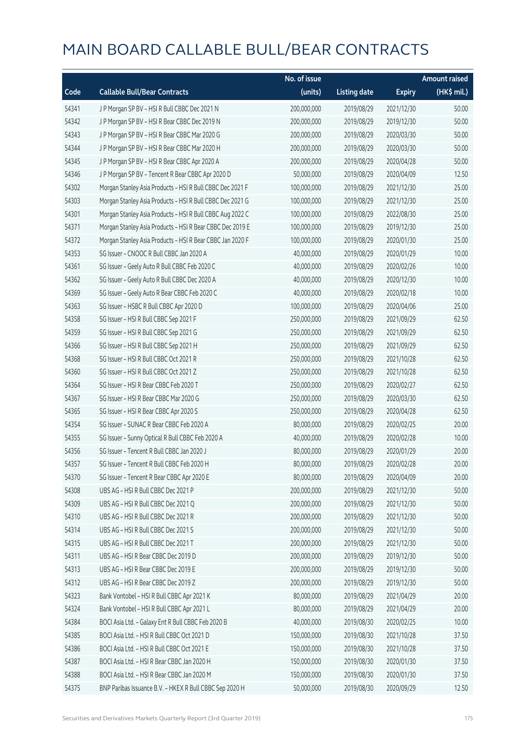# MAIN BOARD CALLABLE BULL/BEAR CONTRACTS

| Code | Callable Bull/Bear Contracts | No. of issue (units) | Listing date | Expiry | Amount raised (HK$ mil.) |
|---|---|---|---|---|---|
| 54341 | J P Morgan SP BV – HSI R Bull CBBC Dec 2021 N | 200,000,000 | 2019/08/29 | 2021/12/30 | 50.00 |
| 54342 | J P Morgan SP BV – HSI R Bear CBBC Dec 2019 N | 200,000,000 | 2019/08/29 | 2019/12/30 | 50.00 |
| 54343 | J P Morgan SP BV – HSI R Bear CBBC Mar 2020 G | 200,000,000 | 2019/08/29 | 2020/03/30 | 50.00 |
| 54344 | J P Morgan SP BV – HSI R Bear CBBC Mar 2020 H | 200,000,000 | 2019/08/29 | 2020/03/30 | 50.00 |
| 54345 | J P Morgan SP BV – HSI R Bear CBBC Apr 2020 A | 200,000,000 | 2019/08/29 | 2020/04/28 | 50.00 |
| 54346 | J P Morgan SP BV – Tencent R Bear CBBC Apr 2020 D | 50,000,000 | 2019/08/29 | 2020/04/09 | 12.50 |
| 54302 | Morgan Stanley Asia Products – HSI R Bull CBBC Dec 2021 F | 100,000,000 | 2019/08/29 | 2021/12/30 | 25.00 |
| 54303 | Morgan Stanley Asia Products – HSI R Bull CBBC Dec 2021 G | 100,000,000 | 2019/08/29 | 2021/12/30 | 25.00 |
| 54301 | Morgan Stanley Asia Products – HSI R Bull CBBC Aug 2022 C | 100,000,000 | 2019/08/29 | 2022/08/30 | 25.00 |
| 54371 | Morgan Stanley Asia Products – HSI R Bear CBBC Dec 2019 E | 100,000,000 | 2019/08/29 | 2019/12/30 | 25.00 |
| 54372 | Morgan Stanley Asia Products – HSI R Bear CBBC Jan 2020 F | 100,000,000 | 2019/08/29 | 2020/01/30 | 25.00 |
| 54353 | SG Issuer – CNOOC R Bull CBBC Jan 2020 A | 40,000,000 | 2019/08/29 | 2020/01/29 | 10.00 |
| 54361 | SG Issuer – Geely Auto R Bull CBBC Feb 2020 C | 40,000,000 | 2019/08/29 | 2020/02/26 | 10.00 |
| 54362 | SG Issuer – Geely Auto R Bull CBBC Dec 2020 A | 40,000,000 | 2019/08/29 | 2020/12/30 | 10.00 |
| 54369 | SG Issuer – Geely Auto R Bear CBBC Feb 2020 C | 40,000,000 | 2019/08/29 | 2020/02/18 | 10.00 |
| 54363 | SG Issuer – HSBC R Bull CBBC Apr 2020 D | 100,000,000 | 2019/08/29 | 2020/04/06 | 25.00 |
| 54358 | SG Issuer – HSI R Bull CBBC Sep 2021 F | 250,000,000 | 2019/08/29 | 2021/09/29 | 62.50 |
| 54359 | SG Issuer – HSI R Bull CBBC Sep 2021 G | 250,000,000 | 2019/08/29 | 2021/09/29 | 62.50 |
| 54366 | SG Issuer – HSI R Bull CBBC Sep 2021 H | 250,000,000 | 2019/08/29 | 2021/09/29 | 62.50 |
| 54368 | SG Issuer – HSI R Bull CBBC Oct 2021 R | 250,000,000 | 2019/08/29 | 2021/10/28 | 62.50 |
| 54360 | SG Issuer – HSI R Bull CBBC Oct 2021 Z | 250,000,000 | 2019/08/29 | 2021/10/28 | 62.50 |
| 54364 | SG Issuer – HSI R Bear CBBC Feb 2020 T | 250,000,000 | 2019/08/29 | 2020/02/27 | 62.50 |
| 54367 | SG Issuer – HSI R Bear CBBC Mar 2020 G | 250,000,000 | 2019/08/29 | 2020/03/30 | 62.50 |
| 54365 | SG Issuer – HSI R Bear CBBC Apr 2020 S | 250,000,000 | 2019/08/29 | 2020/04/28 | 62.50 |
| 54354 | SG Issuer – SUNAC R Bear CBBC Feb 2020 A | 80,000,000 | 2019/08/29 | 2020/02/25 | 20.00 |
| 54355 | SG Issuer – Sunny Optical R Bull CBBC Feb 2020 A | 40,000,000 | 2019/08/29 | 2020/02/28 | 10.00 |
| 54356 | SG Issuer – Tencent R Bull CBBC Jan 2020 J | 80,000,000 | 2019/08/29 | 2020/01/29 | 20.00 |
| 54357 | SG Issuer – Tencent R Bull CBBC Feb 2020 H | 80,000,000 | 2019/08/29 | 2020/02/28 | 20.00 |
| 54370 | SG Issuer – Tencent R Bear CBBC Apr 2020 E | 80,000,000 | 2019/08/29 | 2020/04/09 | 20.00 |
| 54308 | UBS AG – HSI R Bull CBBC Dec 2021 P | 200,000,000 | 2019/08/29 | 2021/12/30 | 50.00 |
| 54309 | UBS AG – HSI R Bull CBBC Dec 2021 Q | 200,000,000 | 2019/08/29 | 2021/12/30 | 50.00 |
| 54310 | UBS AG – HSI R Bull CBBC Dec 2021 R | 200,000,000 | 2019/08/29 | 2021/12/30 | 50.00 |
| 54314 | UBS AG – HSI R Bull CBBC Dec 2021 S | 200,000,000 | 2019/08/29 | 2021/12/30 | 50.00 |
| 54315 | UBS AG – HSI R Bull CBBC Dec 2021 T | 200,000,000 | 2019/08/29 | 2021/12/30 | 50.00 |
| 54311 | UBS AG – HSI R Bear CBBC Dec 2019 D | 200,000,000 | 2019/08/29 | 2019/12/30 | 50.00 |
| 54313 | UBS AG – HSI R Bear CBBC Dec 2019 E | 200,000,000 | 2019/08/29 | 2019/12/30 | 50.00 |
| 54312 | UBS AG – HSI R Bear CBBC Dec 2019 Z | 200,000,000 | 2019/08/29 | 2019/12/30 | 50.00 |
| 54323 | Bank Vontobel – HSI R Bull CBBC Apr 2021 K | 80,000,000 | 2019/08/29 | 2021/04/29 | 20.00 |
| 54324 | Bank Vontobel – HSI R Bull CBBC Apr 2021 L | 80,000,000 | 2019/08/29 | 2021/04/29 | 20.00 |
| 54384 | BOCI Asia Ltd. – Galaxy Ent R Bull CBBC Feb 2020 B | 40,000,000 | 2019/08/30 | 2020/02/25 | 10.00 |
| 54385 | BOCI Asia Ltd. – HSI R Bull CBBC Oct 2021 D | 150,000,000 | 2019/08/30 | 2021/10/28 | 37.50 |
| 54386 | BOCI Asia Ltd. – HSI R Bull CBBC Oct 2021 E | 150,000,000 | 2019/08/30 | 2021/10/28 | 37.50 |
| 54387 | BOCI Asia Ltd. – HSI R Bear CBBC Jan 2020 H | 150,000,000 | 2019/08/30 | 2020/01/30 | 37.50 |
| 54388 | BOCI Asia Ltd. – HSI R Bear CBBC Jan 2020 M | 150,000,000 | 2019/08/30 | 2020/01/30 | 37.50 |
| 54375 | BNP Paribas Issuance B.V. – HKEX R Bull CBBC Sep 2020 H | 50,000,000 | 2019/08/30 | 2020/09/29 | 12.50 |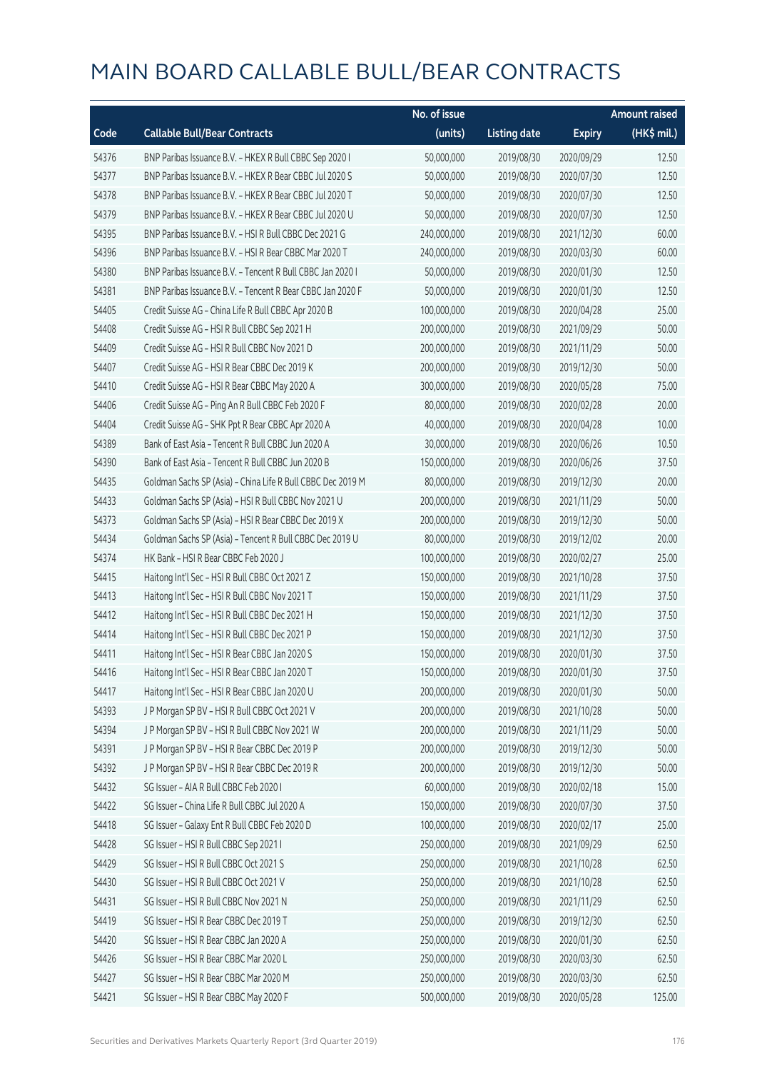# MAIN BOARD CALLABLE BULL/BEAR CONTRACTS

| Code | Callable Bull/Bear Contracts | No. of issue (units) | Listing date | Expiry | Amount raised (HK$ mil.) |
|---|---|---|---|---|---|
| 54376 | BNP Paribas Issuance B.V. – HKEX R Bull CBBC Sep 2020 I | 50,000,000 | 2019/08/30 | 2020/09/29 | 12.50 |
| 54377 | BNP Paribas Issuance B.V. – HKEX R Bear CBBC Jul 2020 S | 50,000,000 | 2019/08/30 | 2020/07/30 | 12.50 |
| 54378 | BNP Paribas Issuance B.V. – HKEX R Bear CBBC Jul 2020 T | 50,000,000 | 2019/08/30 | 2020/07/30 | 12.50 |
| 54379 | BNP Paribas Issuance B.V. – HKEX R Bear CBBC Jul 2020 U | 50,000,000 | 2019/08/30 | 2020/07/30 | 12.50 |
| 54395 | BNP Paribas Issuance B.V. – HSI R Bull CBBC Dec 2021 G | 240,000,000 | 2019/08/30 | 2021/12/30 | 60.00 |
| 54396 | BNP Paribas Issuance B.V. – HSI R Bear CBBC Mar 2020 T | 240,000,000 | 2019/08/30 | 2020/03/30 | 60.00 |
| 54380 | BNP Paribas Issuance B.V. – Tencent R Bull CBBC Jan 2020 I | 50,000,000 | 2019/08/30 | 2020/01/30 | 12.50 |
| 54381 | BNP Paribas Issuance B.V. – Tencent R Bear CBBC Jan 2020 F | 50,000,000 | 2019/08/30 | 2020/01/30 | 12.50 |
| 54405 | Credit Suisse AG – China Life R Bull CBBC Apr 2020 B | 100,000,000 | 2019/08/30 | 2020/04/28 | 25.00 |
| 54408 | Credit Suisse AG – HSI R Bull CBBC Sep 2021 H | 200,000,000 | 2019/08/30 | 2021/09/29 | 50.00 |
| 54409 | Credit Suisse AG – HSI R Bull CBBC Nov 2021 D | 200,000,000 | 2019/08/30 | 2021/11/29 | 50.00 |
| 54407 | Credit Suisse AG – HSI R Bear CBBC Dec 2019 K | 200,000,000 | 2019/08/30 | 2019/12/30 | 50.00 |
| 54410 | Credit Suisse AG – HSI R Bear CBBC May 2020 A | 300,000,000 | 2019/08/30 | 2020/05/28 | 75.00 |
| 54406 | Credit Suisse AG – Ping An R Bull CBBC Feb 2020 F | 80,000,000 | 2019/08/30 | 2020/02/28 | 20.00 |
| 54404 | Credit Suisse AG – SHK Ppt R Bear CBBC Apr 2020 A | 40,000,000 | 2019/08/30 | 2020/04/28 | 10.00 |
| 54389 | Bank of East Asia – Tencent R Bull CBBC Jun 2020 A | 30,000,000 | 2019/08/30 | 2020/06/26 | 10.50 |
| 54390 | Bank of East Asia – Tencent R Bull CBBC Jun 2020 B | 150,000,000 | 2019/08/30 | 2020/06/26 | 37.50 |
| 54435 | Goldman Sachs SP (Asia) – China Life R Bull CBBC Dec 2019 M | 80,000,000 | 2019/08/30 | 2019/12/30 | 20.00 |
| 54433 | Goldman Sachs SP (Asia) – HSI R Bull CBBC Nov 2021 U | 200,000,000 | 2019/08/30 | 2021/11/29 | 50.00 |
| 54373 | Goldman Sachs SP (Asia) – HSI R Bear CBBC Dec 2019 X | 200,000,000 | 2019/08/30 | 2019/12/30 | 50.00 |
| 54434 | Goldman Sachs SP (Asia) – Tencent R Bull CBBC Dec 2019 U | 80,000,000 | 2019/08/30 | 2019/12/02 | 20.00 |
| 54374 | HK Bank – HSI R Bear CBBC Feb 2020 J | 100,000,000 | 2019/08/30 | 2020/02/27 | 25.00 |
| 54415 | Haitong Int'l Sec – HSI R Bull CBBC Oct 2021 Z | 150,000,000 | 2019/08/30 | 2021/10/28 | 37.50 |
| 54413 | Haitong Int'l Sec – HSI R Bull CBBC Nov 2021 T | 150,000,000 | 2019/08/30 | 2021/11/29 | 37.50 |
| 54412 | Haitong Int'l Sec – HSI R Bull CBBC Dec 2021 H | 150,000,000 | 2019/08/30 | 2021/12/30 | 37.50 |
| 54414 | Haitong Int'l Sec – HSI R Bull CBBC Dec 2021 P | 150,000,000 | 2019/08/30 | 2021/12/30 | 37.50 |
| 54411 | Haitong Int'l Sec – HSI R Bear CBBC Jan 2020 S | 150,000,000 | 2019/08/30 | 2020/01/30 | 37.50 |
| 54416 | Haitong Int'l Sec – HSI R Bear CBBC Jan 2020 T | 150,000,000 | 2019/08/30 | 2020/01/30 | 37.50 |
| 54417 | Haitong Int'l Sec – HSI R Bear CBBC Jan 2020 U | 200,000,000 | 2019/08/30 | 2020/01/30 | 50.00 |
| 54393 | J P Morgan SP BV – HSI R Bull CBBC Oct 2021 V | 200,000,000 | 2019/08/30 | 2021/10/28 | 50.00 |
| 54394 | J P Morgan SP BV – HSI R Bull CBBC Nov 2021 W | 200,000,000 | 2019/08/30 | 2021/11/29 | 50.00 |
| 54391 | J P Morgan SP BV – HSI R Bear CBBC Dec 2019 P | 200,000,000 | 2019/08/30 | 2019/12/30 | 50.00 |
| 54392 | J P Morgan SP BV – HSI R Bear CBBC Dec 2019 R | 200,000,000 | 2019/08/30 | 2019/12/30 | 50.00 |
| 54432 | SG Issuer – AIA R Bull CBBC Feb 2020 I | 60,000,000 | 2019/08/30 | 2020/02/18 | 15.00 |
| 54422 | SG Issuer – China Life R Bull CBBC Jul 2020 A | 150,000,000 | 2019/08/30 | 2020/07/30 | 37.50 |
| 54418 | SG Issuer – Galaxy Ent R Bull CBBC Feb 2020 D | 100,000,000 | 2019/08/30 | 2020/02/17 | 25.00 |
| 54428 | SG Issuer – HSI R Bull CBBC Sep 2021 I | 250,000,000 | 2019/08/30 | 2021/09/29 | 62.50 |
| 54429 | SG Issuer – HSI R Bull CBBC Oct 2021 S | 250,000,000 | 2019/08/30 | 2021/10/28 | 62.50 |
| 54430 | SG Issuer – HSI R Bull CBBC Oct 2021 V | 250,000,000 | 2019/08/30 | 2021/10/28 | 62.50 |
| 54431 | SG Issuer – HSI R Bull CBBC Nov 2021 N | 250,000,000 | 2019/08/30 | 2021/11/29 | 62.50 |
| 54419 | SG Issuer – HSI R Bear CBBC Dec 2019 T | 250,000,000 | 2019/08/30 | 2019/12/30 | 62.50 |
| 54420 | SG Issuer – HSI R Bear CBBC Jan 2020 A | 250,000,000 | 2019/08/30 | 2020/01/30 | 62.50 |
| 54426 | SG Issuer – HSI R Bear CBBC Mar 2020 L | 250,000,000 | 2019/08/30 | 2020/03/30 | 62.50 |
| 54427 | SG Issuer – HSI R Bear CBBC Mar 2020 M | 250,000,000 | 2019/08/30 | 2020/03/30 | 62.50 |
| 54421 | SG Issuer – HSI R Bear CBBC May 2020 F | 500,000,000 | 2019/08/30 | 2020/05/28 | 125.00 |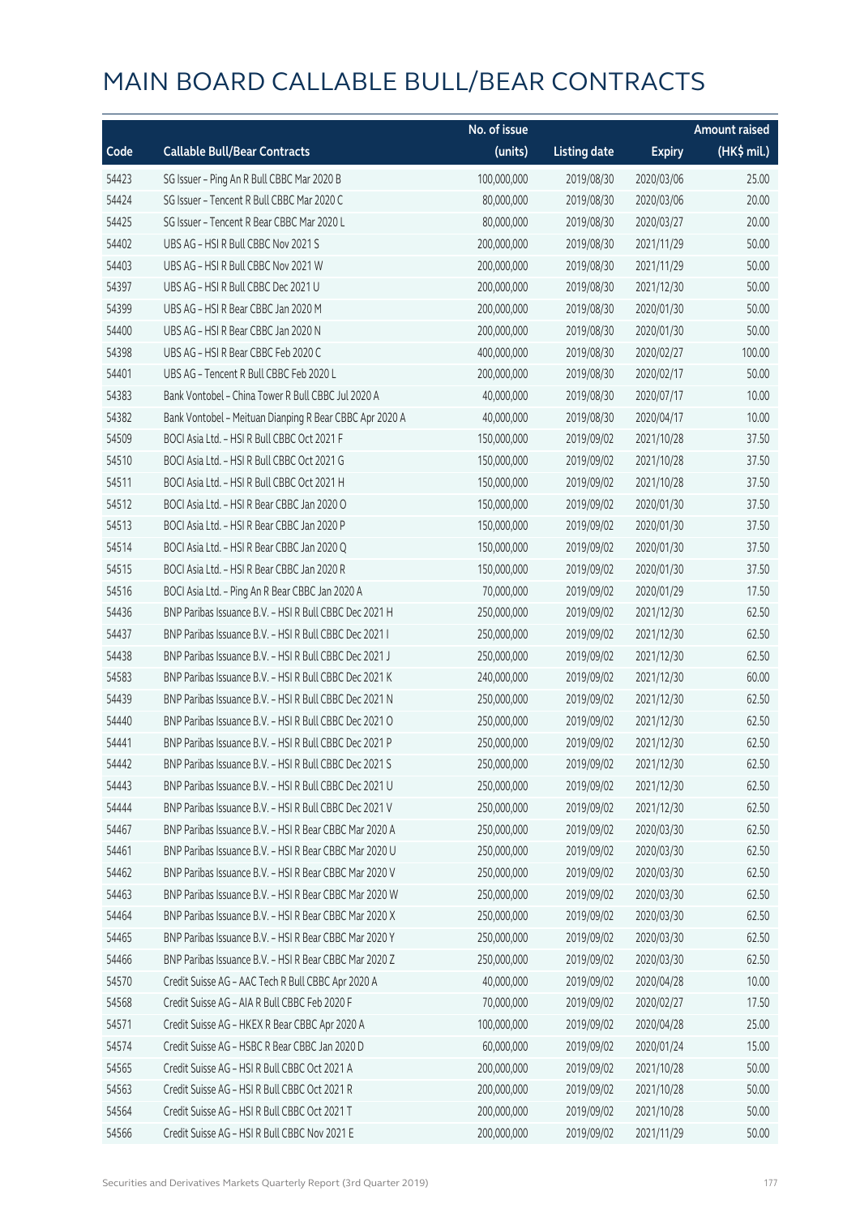# MAIN BOARD CALLABLE BULL/BEAR CONTRACTS

| Code | Callable Bull/Bear Contracts | No. of issue (units) | Listing date | Expiry | Amount raised (HK$ mil.) |
|---|---|---|---|---|---|
| 54423 | SG Issuer – Ping An R Bull CBBC Mar 2020 B | 100,000,000 | 2019/08/30 | 2020/03/06 | 25.00 |
| 54424 | SG Issuer – Tencent R Bull CBBC Mar 2020 C | 80,000,000 | 2019/08/30 | 2020/03/06 | 20.00 |
| 54425 | SG Issuer – Tencent R Bear CBBC Mar 2020 L | 80,000,000 | 2019/08/30 | 2020/03/27 | 20.00 |
| 54402 | UBS AG – HSI R Bull CBBC Nov 2021 S | 200,000,000 | 2019/08/30 | 2021/11/29 | 50.00 |
| 54403 | UBS AG – HSI R Bull CBBC Nov 2021 W | 200,000,000 | 2019/08/30 | 2021/11/29 | 50.00 |
| 54397 | UBS AG – HSI R Bull CBBC Dec 2021 U | 200,000,000 | 2019/08/30 | 2021/12/30 | 50.00 |
| 54399 | UBS AG – HSI R Bear CBBC Jan 2020 M | 200,000,000 | 2019/08/30 | 2020/01/30 | 50.00 |
| 54400 | UBS AG – HSI R Bear CBBC Jan 2020 N | 200,000,000 | 2019/08/30 | 2020/01/30 | 50.00 |
| 54398 | UBS AG – HSI R Bear CBBC Feb 2020 C | 400,000,000 | 2019/08/30 | 2020/02/27 | 100.00 |
| 54401 | UBS AG – Tencent R Bull CBBC Feb 2020 L | 200,000,000 | 2019/08/30 | 2020/02/17 | 50.00 |
| 54383 | Bank Vontobel – China Tower R Bull CBBC Jul 2020 A | 40,000,000 | 2019/08/30 | 2020/07/17 | 10.00 |
| 54382 | Bank Vontobel – Meituan Dianping R Bear CBBC Apr 2020 A | 40,000,000 | 2019/08/30 | 2020/04/17 | 10.00 |
| 54509 | BOCI Asia Ltd. – HSI R Bull CBBC Oct 2021 F | 150,000,000 | 2019/09/02 | 2021/10/28 | 37.50 |
| 54510 | BOCI Asia Ltd. – HSI R Bull CBBC Oct 2021 G | 150,000,000 | 2019/09/02 | 2021/10/28 | 37.50 |
| 54511 | BOCI Asia Ltd. – HSI R Bull CBBC Oct 2021 H | 150,000,000 | 2019/09/02 | 2021/10/28 | 37.50 |
| 54512 | BOCI Asia Ltd. – HSI R Bear CBBC Jan 2020 O | 150,000,000 | 2019/09/02 | 2020/01/30 | 37.50 |
| 54513 | BOCI Asia Ltd. – HSI R Bear CBBC Jan 2020 P | 150,000,000 | 2019/09/02 | 2020/01/30 | 37.50 |
| 54514 | BOCI Asia Ltd. – HSI R Bear CBBC Jan 2020 Q | 150,000,000 | 2019/09/02 | 2020/01/30 | 37.50 |
| 54515 | BOCI Asia Ltd. – HSI R Bear CBBC Jan 2020 R | 150,000,000 | 2019/09/02 | 2020/01/30 | 37.50 |
| 54516 | BOCI Asia Ltd. – Ping An R Bear CBBC Jan 2020 A | 70,000,000 | 2019/09/02 | 2020/01/29 | 17.50 |
| 54436 | BNP Paribas Issuance B.V. – HSI R Bull CBBC Dec 2021 H | 250,000,000 | 2019/09/02 | 2021/12/30 | 62.50 |
| 54437 | BNP Paribas Issuance B.V. – HSI R Bull CBBC Dec 2021 I | 250,000,000 | 2019/09/02 | 2021/12/30 | 62.50 |
| 54438 | BNP Paribas Issuance B.V. – HSI R Bull CBBC Dec 2021 J | 250,000,000 | 2019/09/02 | 2021/12/30 | 62.50 |
| 54583 | BNP Paribas Issuance B.V. – HSI R Bull CBBC Dec 2021 K | 240,000,000 | 2019/09/02 | 2021/12/30 | 60.00 |
| 54439 | BNP Paribas Issuance B.V. – HSI R Bull CBBC Dec 2021 N | 250,000,000 | 2019/09/02 | 2021/12/30 | 62.50 |
| 54440 | BNP Paribas Issuance B.V. – HSI R Bull CBBC Dec 2021 O | 250,000,000 | 2019/09/02 | 2021/12/30 | 62.50 |
| 54441 | BNP Paribas Issuance B.V. – HSI R Bull CBBC Dec 2021 P | 250,000,000 | 2019/09/02 | 2021/12/30 | 62.50 |
| 54442 | BNP Paribas Issuance B.V. – HSI R Bull CBBC Dec 2021 S | 250,000,000 | 2019/09/02 | 2021/12/30 | 62.50 |
| 54443 | BNP Paribas Issuance B.V. – HSI R Bull CBBC Dec 2021 U | 250,000,000 | 2019/09/02 | 2021/12/30 | 62.50 |
| 54444 | BNP Paribas Issuance B.V. – HSI R Bull CBBC Dec 2021 V | 250,000,000 | 2019/09/02 | 2021/12/30 | 62.50 |
| 54467 | BNP Paribas Issuance B.V. – HSI R Bear CBBC Mar 2020 A | 250,000,000 | 2019/09/02 | 2020/03/30 | 62.50 |
| 54461 | BNP Paribas Issuance B.V. – HSI R Bear CBBC Mar 2020 U | 250,000,000 | 2019/09/02 | 2020/03/30 | 62.50 |
| 54462 | BNP Paribas Issuance B.V. – HSI R Bear CBBC Mar 2020 V | 250,000,000 | 2019/09/02 | 2020/03/30 | 62.50 |
| 54463 | BNP Paribas Issuance B.V. – HSI R Bear CBBC Mar 2020 W | 250,000,000 | 2019/09/02 | 2020/03/30 | 62.50 |
| 54464 | BNP Paribas Issuance B.V. – HSI R Bear CBBC Mar 2020 X | 250,000,000 | 2019/09/02 | 2020/03/30 | 62.50 |
| 54465 | BNP Paribas Issuance B.V. – HSI R Bear CBBC Mar 2020 Y | 250,000,000 | 2019/09/02 | 2020/03/30 | 62.50 |
| 54466 | BNP Paribas Issuance B.V. – HSI R Bear CBBC Mar 2020 Z | 250,000,000 | 2019/09/02 | 2020/03/30 | 62.50 |
| 54570 | Credit Suisse AG – AAC Tech R Bull CBBC Apr 2020 A | 40,000,000 | 2019/09/02 | 2020/04/28 | 10.00 |
| 54568 | Credit Suisse AG – AIA R Bull CBBC Feb 2020 F | 70,000,000 | 2019/09/02 | 2020/02/27 | 17.50 |
| 54571 | Credit Suisse AG – HKEX R Bear CBBC Apr 2020 A | 100,000,000 | 2019/09/02 | 2020/04/28 | 25.00 |
| 54574 | Credit Suisse AG – HSBC R Bear CBBC Jan 2020 D | 60,000,000 | 2019/09/02 | 2020/01/24 | 15.00 |
| 54565 | Credit Suisse AG – HSI R Bull CBBC Oct 2021 A | 200,000,000 | 2019/09/02 | 2021/10/28 | 50.00 |
| 54563 | Credit Suisse AG – HSI R Bull CBBC Oct 2021 R | 200,000,000 | 2019/09/02 | 2021/10/28 | 50.00 |
| 54564 | Credit Suisse AG – HSI R Bull CBBC Oct 2021 T | 200,000,000 | 2019/09/02 | 2021/10/28 | 50.00 |
| 54566 | Credit Suisse AG – HSI R Bull CBBC Nov 2021 E | 200,000,000 | 2019/09/02 | 2021/11/29 | 50.00 |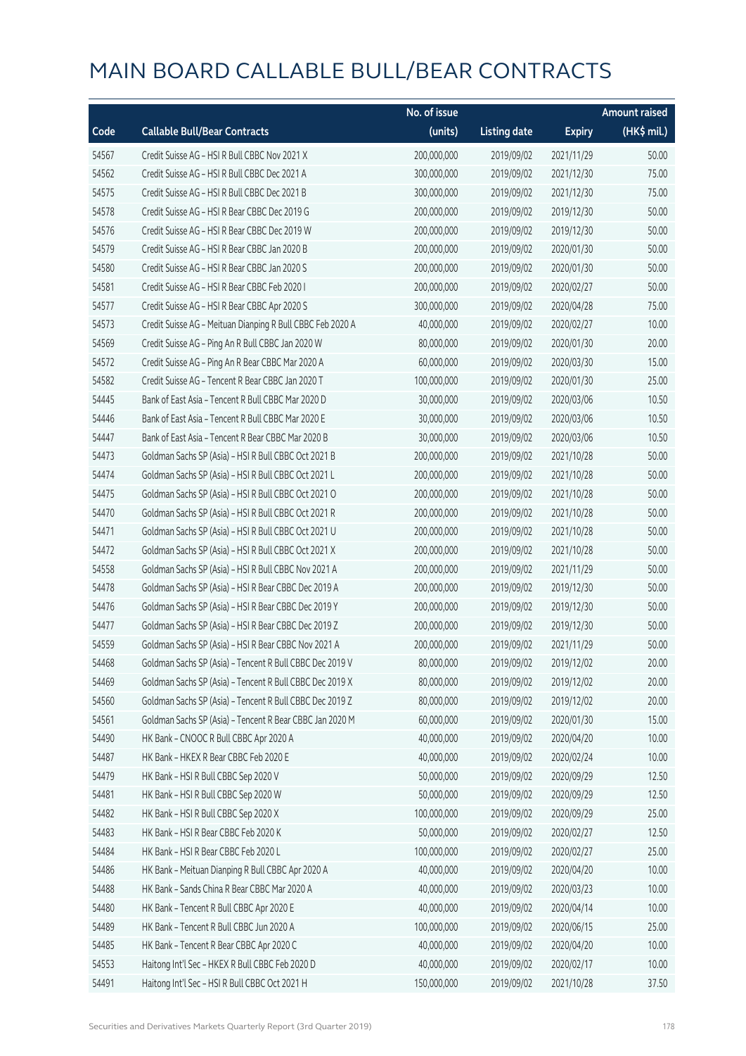# MAIN BOARD CALLABLE BULL/BEAR CONTRACTS

| Code | Callable Bull/Bear Contracts | No. of issue (units) | Listing date | Expiry | Amount raised (HK$ mil.) |
|---|---|---|---|---|---|
| 54567 | Credit Suisse AG – HSI R Bull CBBC Nov 2021 X | 200,000,000 | 2019/09/02 | 2021/11/29 | 50.00 |
| 54562 | Credit Suisse AG – HSI R Bull CBBC Dec 2021 A | 300,000,000 | 2019/09/02 | 2021/12/30 | 75.00 |
| 54575 | Credit Suisse AG – HSI R Bull CBBC Dec 2021 B | 300,000,000 | 2019/09/02 | 2021/12/30 | 75.00 |
| 54578 | Credit Suisse AG – HSI R Bear CBBC Dec 2019 G | 200,000,000 | 2019/09/02 | 2019/12/30 | 50.00 |
| 54576 | Credit Suisse AG – HSI R Bear CBBC Dec 2019 W | 200,000,000 | 2019/09/02 | 2019/12/30 | 50.00 |
| 54579 | Credit Suisse AG – HSI R Bear CBBC Jan 2020 B | 200,000,000 | 2019/09/02 | 2020/01/30 | 50.00 |
| 54580 | Credit Suisse AG – HSI R Bear CBBC Jan 2020 S | 200,000,000 | 2019/09/02 | 2020/01/30 | 50.00 |
| 54581 | Credit Suisse AG – HSI R Bear CBBC Feb 2020 I | 200,000,000 | 2019/09/02 | 2020/02/27 | 50.00 |
| 54577 | Credit Suisse AG – HSI R Bear CBBC Apr 2020 S | 300,000,000 | 2019/09/02 | 2020/04/28 | 75.00 |
| 54573 | Credit Suisse AG – Meituan Dianping R Bull CBBC Feb 2020 A | 40,000,000 | 2019/09/02 | 2020/02/27 | 10.00 |
| 54569 | Credit Suisse AG – Ping An R Bull CBBC Jan 2020 W | 80,000,000 | 2019/09/02 | 2020/01/30 | 20.00 |
| 54572 | Credit Suisse AG – Ping An R Bear CBBC Mar 2020 A | 60,000,000 | 2019/09/02 | 2020/03/30 | 15.00 |
| 54582 | Credit Suisse AG – Tencent R Bear CBBC Jan 2020 T | 100,000,000 | 2019/09/02 | 2020/01/30 | 25.00 |
| 54445 | Bank of East Asia – Tencent R Bull CBBC Mar 2020 D | 30,000,000 | 2019/09/02 | 2020/03/06 | 10.50 |
| 54446 | Bank of East Asia – Tencent R Bull CBBC Mar 2020 E | 30,000,000 | 2019/09/02 | 2020/03/06 | 10.50 |
| 54447 | Bank of East Asia – Tencent R Bear CBBC Mar 2020 B | 30,000,000 | 2019/09/02 | 2020/03/06 | 10.50 |
| 54473 | Goldman Sachs SP (Asia) – HSI R Bull CBBC Oct 2021 B | 200,000,000 | 2019/09/02 | 2021/10/28 | 50.00 |
| 54474 | Goldman Sachs SP (Asia) – HSI R Bull CBBC Oct 2021 L | 200,000,000 | 2019/09/02 | 2021/10/28 | 50.00 |
| 54475 | Goldman Sachs SP (Asia) – HSI R Bull CBBC Oct 2021 O | 200,000,000 | 2019/09/02 | 2021/10/28 | 50.00 |
| 54470 | Goldman Sachs SP (Asia) – HSI R Bull CBBC Oct 2021 R | 200,000,000 | 2019/09/02 | 2021/10/28 | 50.00 |
| 54471 | Goldman Sachs SP (Asia) – HSI R Bull CBBC Oct 2021 U | 200,000,000 | 2019/09/02 | 2021/10/28 | 50.00 |
| 54472 | Goldman Sachs SP (Asia) – HSI R Bull CBBC Oct 2021 X | 200,000,000 | 2019/09/02 | 2021/10/28 | 50.00 |
| 54558 | Goldman Sachs SP (Asia) – HSI R Bull CBBC Nov 2021 A | 200,000,000 | 2019/09/02 | 2021/11/29 | 50.00 |
| 54478 | Goldman Sachs SP (Asia) – HSI R Bear CBBC Dec 2019 A | 200,000,000 | 2019/09/02 | 2019/12/30 | 50.00 |
| 54476 | Goldman Sachs SP (Asia) – HSI R Bear CBBC Dec 2019 Y | 200,000,000 | 2019/09/02 | 2019/12/30 | 50.00 |
| 54477 | Goldman Sachs SP (Asia) – HSI R Bear CBBC Dec 2019 Z | 200,000,000 | 2019/09/02 | 2019/12/30 | 50.00 |
| 54559 | Goldman Sachs SP (Asia) – HSI R Bear CBBC Nov 2021 A | 200,000,000 | 2019/09/02 | 2021/11/29 | 50.00 |
| 54468 | Goldman Sachs SP (Asia) – Tencent R Bull CBBC Dec 2019 V | 80,000,000 | 2019/09/02 | 2019/12/02 | 20.00 |
| 54469 | Goldman Sachs SP (Asia) – Tencent R Bull CBBC Dec 2019 X | 80,000,000 | 2019/09/02 | 2019/12/02 | 20.00 |
| 54560 | Goldman Sachs SP (Asia) – Tencent R Bull CBBC Dec 2019 Z | 80,000,000 | 2019/09/02 | 2019/12/02 | 20.00 |
| 54561 | Goldman Sachs SP (Asia) – Tencent R Bear CBBC Jan 2020 M | 60,000,000 | 2019/09/02 | 2020/01/30 | 15.00 |
| 54490 | HK Bank – CNOOC R Bull CBBC Apr 2020 A | 40,000,000 | 2019/09/02 | 2020/04/20 | 10.00 |
| 54487 | HK Bank – HKEX R Bear CBBC Feb 2020 E | 40,000,000 | 2019/09/02 | 2020/02/24 | 10.00 |
| 54479 | HK Bank – HSI R Bull CBBC Sep 2020 V | 50,000,000 | 2019/09/02 | 2020/09/29 | 12.50 |
| 54481 | HK Bank – HSI R Bull CBBC Sep 2020 W | 50,000,000 | 2019/09/02 | 2020/09/29 | 12.50 |
| 54482 | HK Bank – HSI R Bull CBBC Sep 2020 X | 100,000,000 | 2019/09/02 | 2020/09/29 | 25.00 |
| 54483 | HK Bank – HSI R Bear CBBC Feb 2020 K | 50,000,000 | 2019/09/02 | 2020/02/27 | 12.50 |
| 54484 | HK Bank – HSI R Bear CBBC Feb 2020 L | 100,000,000 | 2019/09/02 | 2020/02/27 | 25.00 |
| 54486 | HK Bank – Meituan Dianping R Bull CBBC Apr 2020 A | 40,000,000 | 2019/09/02 | 2020/04/20 | 10.00 |
| 54488 | HK Bank – Sands China R Bear CBBC Mar 2020 A | 40,000,000 | 2019/09/02 | 2020/03/23 | 10.00 |
| 54480 | HK Bank – Tencent R Bull CBBC Apr 2020 E | 40,000,000 | 2019/09/02 | 2020/04/14 | 10.00 |
| 54489 | HK Bank – Tencent R Bull CBBC Jun 2020 A | 100,000,000 | 2019/09/02 | 2020/06/15 | 25.00 |
| 54485 | HK Bank – Tencent R Bear CBBC Apr 2020 C | 40,000,000 | 2019/09/02 | 2020/04/20 | 10.00 |
| 54553 | Haitong Int'l Sec – HKEX R Bull CBBC Feb 2020 D | 40,000,000 | 2019/09/02 | 2020/02/17 | 10.00 |
| 54491 | Haitong Int'l Sec – HSI R Bull CBBC Oct 2021 H | 150,000,000 | 2019/09/02 | 2021/10/28 | 37.50 |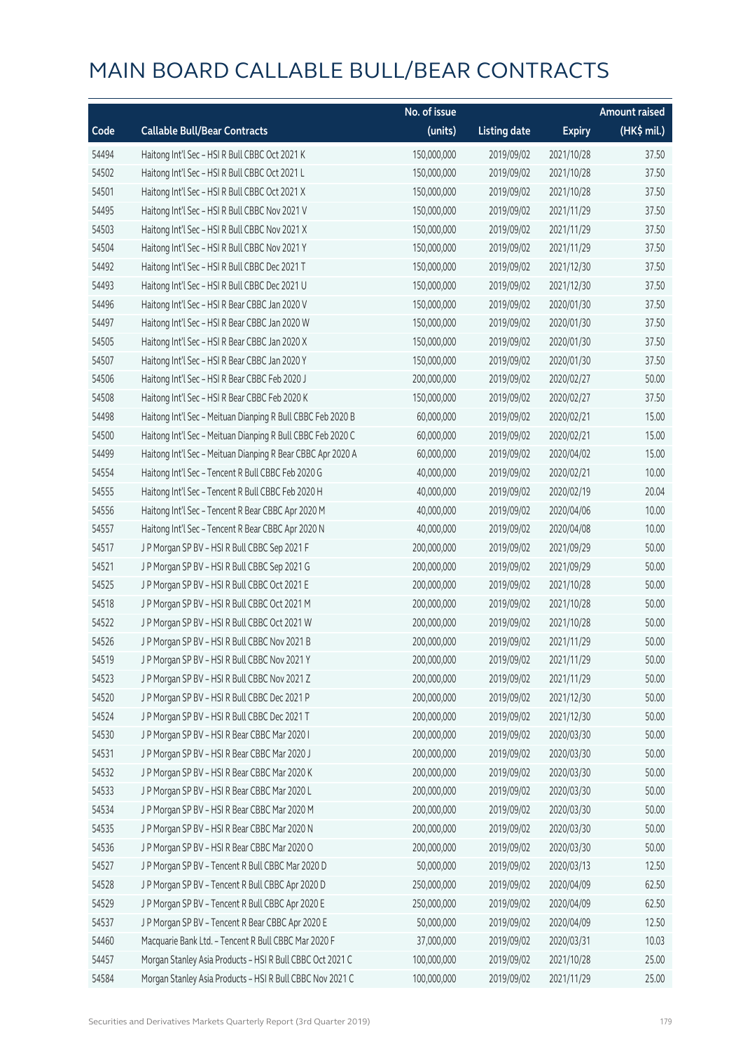# MAIN BOARD CALLABLE BULL/BEAR CONTRACTS

| Code | Callable Bull/Bear Contracts | No. of issue (units) | Listing date | Expiry | Amount raised (HK$ mil.) |
|---|---|---|---|---|---|
| 54494 | Haitong Int'l Sec – HSI R Bull CBBC Oct 2021 K | 150,000,000 | 2019/09/02 | 2021/10/28 | 37.50 |
| 54502 | Haitong Int'l Sec – HSI R Bull CBBC Oct 2021 L | 150,000,000 | 2019/09/02 | 2021/10/28 | 37.50 |
| 54501 | Haitong Int'l Sec – HSI R Bull CBBC Oct 2021 X | 150,000,000 | 2019/09/02 | 2021/10/28 | 37.50 |
| 54495 | Haitong Int'l Sec – HSI R Bull CBBC Nov 2021 V | 150,000,000 | 2019/09/02 | 2021/11/29 | 37.50 |
| 54503 | Haitong Int'l Sec – HSI R Bull CBBC Nov 2021 X | 150,000,000 | 2019/09/02 | 2021/11/29 | 37.50 |
| 54504 | Haitong Int'l Sec – HSI R Bull CBBC Nov 2021 Y | 150,000,000 | 2019/09/02 | 2021/11/29 | 37.50 |
| 54492 | Haitong Int'l Sec – HSI R Bull CBBC Dec 2021 T | 150,000,000 | 2019/09/02 | 2021/12/30 | 37.50 |
| 54493 | Haitong Int'l Sec – HSI R Bull CBBC Dec 2021 U | 150,000,000 | 2019/09/02 | 2021/12/30 | 37.50 |
| 54496 | Haitong Int'l Sec – HSI R Bear CBBC Jan 2020 V | 150,000,000 | 2019/09/02 | 2020/01/30 | 37.50 |
| 54497 | Haitong Int'l Sec – HSI R Bear CBBC Jan 2020 W | 150,000,000 | 2019/09/02 | 2020/01/30 | 37.50 |
| 54505 | Haitong Int'l Sec – HSI R Bear CBBC Jan 2020 X | 150,000,000 | 2019/09/02 | 2020/01/30 | 37.50 |
| 54507 | Haitong Int'l Sec – HSI R Bear CBBC Jan 2020 Y | 150,000,000 | 2019/09/02 | 2020/01/30 | 37.50 |
| 54506 | Haitong Int'l Sec – HSI R Bear CBBC Feb 2020 J | 200,000,000 | 2019/09/02 | 2020/02/27 | 50.00 |
| 54508 | Haitong Int'l Sec – HSI R Bear CBBC Feb 2020 K | 150,000,000 | 2019/09/02 | 2020/02/27 | 37.50 |
| 54498 | Haitong Int'l Sec – Meituan Dianping R Bull CBBC Feb 2020 B | 60,000,000 | 2019/09/02 | 2020/02/21 | 15.00 |
| 54500 | Haitong Int'l Sec – Meituan Dianping R Bull CBBC Feb 2020 C | 60,000,000 | 2019/09/02 | 2020/02/21 | 15.00 |
| 54499 | Haitong Int'l Sec – Meituan Dianping R Bear CBBC Apr 2020 A | 60,000,000 | 2019/09/02 | 2020/04/02 | 15.00 |
| 54554 | Haitong Int'l Sec – Tencent R Bull CBBC Feb 2020 G | 40,000,000 | 2019/09/02 | 2020/02/21 | 10.00 |
| 54555 | Haitong Int'l Sec – Tencent R Bull CBBC Feb 2020 H | 40,000,000 | 2019/09/02 | 2020/02/19 | 20.04 |
| 54556 | Haitong Int'l Sec – Tencent R Bear CBBC Apr 2020 M | 40,000,000 | 2019/09/02 | 2020/04/06 | 10.00 |
| 54557 | Haitong Int'l Sec – Tencent R Bear CBBC Apr 2020 N | 40,000,000 | 2019/09/02 | 2020/04/08 | 10.00 |
| 54517 | J P Morgan SP BV – HSI R Bull CBBC Sep 2021 F | 200,000,000 | 2019/09/02 | 2021/09/29 | 50.00 |
| 54521 | J P Morgan SP BV – HSI R Bull CBBC Sep 2021 G | 200,000,000 | 2019/09/02 | 2021/09/29 | 50.00 |
| 54525 | J P Morgan SP BV – HSI R Bull CBBC Oct 2021 E | 200,000,000 | 2019/09/02 | 2021/10/28 | 50.00 |
| 54518 | J P Morgan SP BV – HSI R Bull CBBC Oct 2021 M | 200,000,000 | 2019/09/02 | 2021/10/28 | 50.00 |
| 54522 | J P Morgan SP BV – HSI R Bull CBBC Oct 2021 W | 200,000,000 | 2019/09/02 | 2021/10/28 | 50.00 |
| 54526 | J P Morgan SP BV – HSI R Bull CBBC Nov 2021 B | 200,000,000 | 2019/09/02 | 2021/11/29 | 50.00 |
| 54519 | J P Morgan SP BV – HSI R Bull CBBC Nov 2021 Y | 200,000,000 | 2019/09/02 | 2021/11/29 | 50.00 |
| 54523 | J P Morgan SP BV – HSI R Bull CBBC Nov 2021 Z | 200,000,000 | 2019/09/02 | 2021/11/29 | 50.00 |
| 54520 | J P Morgan SP BV – HSI R Bull CBBC Dec 2021 P | 200,000,000 | 2019/09/02 | 2021/12/30 | 50.00 |
| 54524 | J P Morgan SP BV – HSI R Bull CBBC Dec 2021 T | 200,000,000 | 2019/09/02 | 2021/12/30 | 50.00 |
| 54530 | J P Morgan SP BV – HSI R Bear CBBC Mar 2020 I | 200,000,000 | 2019/09/02 | 2020/03/30 | 50.00 |
| 54531 | J P Morgan SP BV – HSI R Bear CBBC Mar 2020 J | 200,000,000 | 2019/09/02 | 2020/03/30 | 50.00 |
| 54532 | J P Morgan SP BV – HSI R Bear CBBC Mar 2020 K | 200,000,000 | 2019/09/02 | 2020/03/30 | 50.00 |
| 54533 | J P Morgan SP BV – HSI R Bear CBBC Mar 2020 L | 200,000,000 | 2019/09/02 | 2020/03/30 | 50.00 |
| 54534 | J P Morgan SP BV – HSI R Bear CBBC Mar 2020 M | 200,000,000 | 2019/09/02 | 2020/03/30 | 50.00 |
| 54535 | J P Morgan SP BV – HSI R Bear CBBC Mar 2020 N | 200,000,000 | 2019/09/02 | 2020/03/30 | 50.00 |
| 54536 | J P Morgan SP BV – HSI R Bear CBBC Mar 2020 O | 200,000,000 | 2019/09/02 | 2020/03/30 | 50.00 |
| 54527 | J P Morgan SP BV – Tencent R Bull CBBC Mar 2020 D | 50,000,000 | 2019/09/02 | 2020/03/13 | 12.50 |
| 54528 | J P Morgan SP BV – Tencent R Bull CBBC Apr 2020 D | 250,000,000 | 2019/09/02 | 2020/04/09 | 62.50 |
| 54529 | J P Morgan SP BV – Tencent R Bull CBBC Apr 2020 E | 250,000,000 | 2019/09/02 | 2020/04/09 | 62.50 |
| 54537 | J P Morgan SP BV – Tencent R Bear CBBC Apr 2020 E | 50,000,000 | 2019/09/02 | 2020/04/09 | 12.50 |
| 54460 | Macquarie Bank Ltd. – Tencent R Bull CBBC Mar 2020 F | 37,000,000 | 2019/09/02 | 2020/03/31 | 10.03 |
| 54457 | Morgan Stanley Asia Products – HSI R Bull CBBC Oct 2021 C | 100,000,000 | 2019/09/02 | 2021/10/28 | 25.00 |
| 54584 | Morgan Stanley Asia Products – HSI R Bull CBBC Nov 2021 C | 100,000,000 | 2019/09/02 | 2021/11/29 | 25.00 |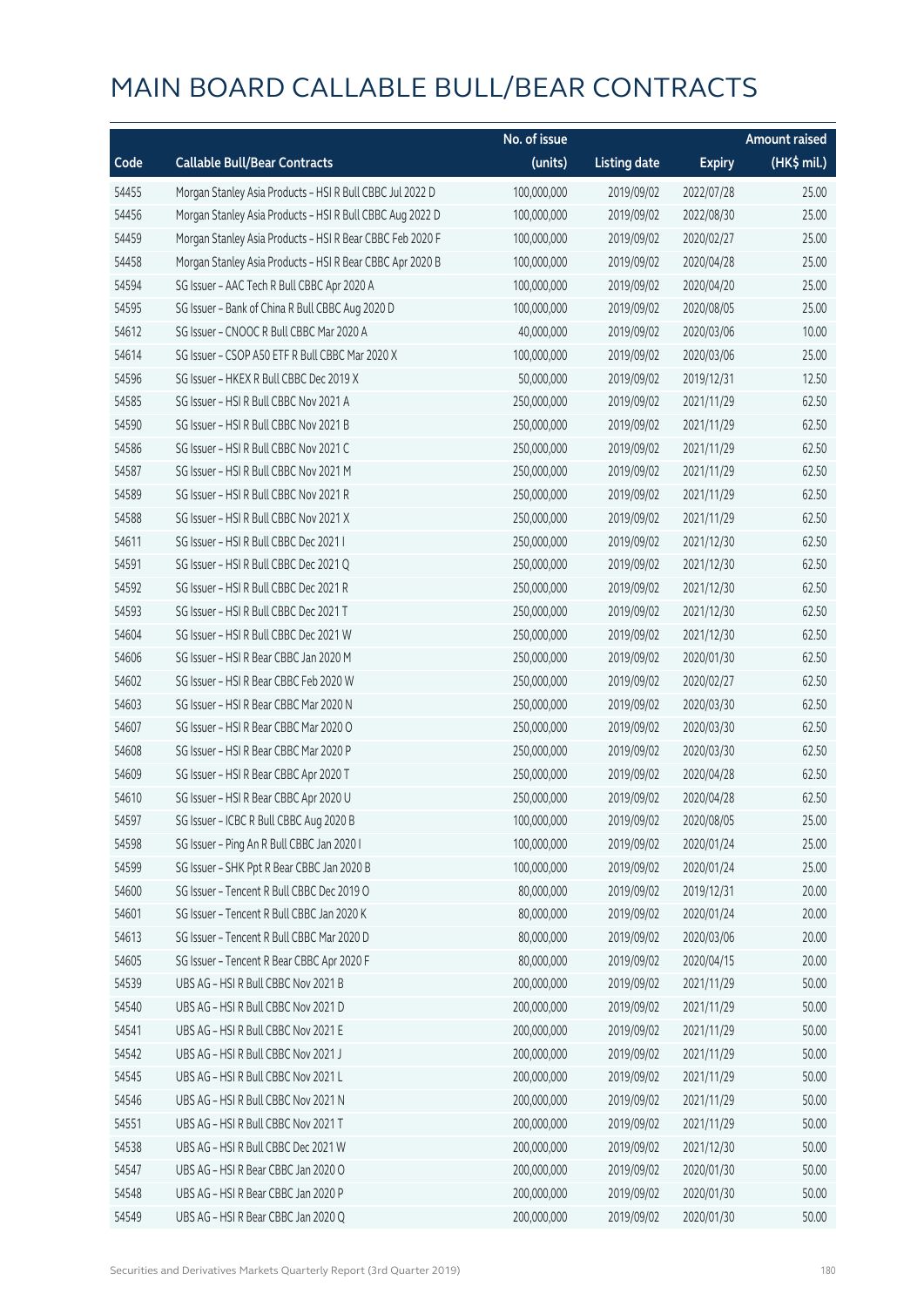# MAIN BOARD CALLABLE BULL/BEAR CONTRACTS

| Code | Callable Bull/Bear Contracts | No. of issue (units) | Listing date | Expiry | Amount raised (HK$ mil.) |
|---|---|---|---|---|---|
| 54455 | Morgan Stanley Asia Products – HSI R Bull CBBC Jul 2022 D | 100,000,000 | 2019/09/02 | 2022/07/28 | 25.00 |
| 54456 | Morgan Stanley Asia Products – HSI R Bull CBBC Aug 2022 D | 100,000,000 | 2019/09/02 | 2022/08/30 | 25.00 |
| 54459 | Morgan Stanley Asia Products – HSI R Bear CBBC Feb 2020 F | 100,000,000 | 2019/09/02 | 2020/02/27 | 25.00 |
| 54458 | Morgan Stanley Asia Products – HSI R Bear CBBC Apr 2020 B | 100,000,000 | 2019/09/02 | 2020/04/28 | 25.00 |
| 54594 | SG Issuer – AAC Tech R Bull CBBC Apr 2020 A | 100,000,000 | 2019/09/02 | 2020/04/20 | 25.00 |
| 54595 | SG Issuer – Bank of China R Bull CBBC Aug 2020 D | 100,000,000 | 2019/09/02 | 2020/08/05 | 25.00 |
| 54612 | SG Issuer – CNOOC R Bull CBBC Mar 2020 A | 40,000,000 | 2019/09/02 | 2020/03/06 | 10.00 |
| 54614 | SG Issuer – CSOP A50 ETF R Bull CBBC Mar 2020 X | 100,000,000 | 2019/09/02 | 2020/03/06 | 25.00 |
| 54596 | SG Issuer – HKEX R Bull CBBC Dec 2019 X | 50,000,000 | 2019/09/02 | 2019/12/31 | 12.50 |
| 54585 | SG Issuer – HSI R Bull CBBC Nov 2021 A | 250,000,000 | 2019/09/02 | 2021/11/29 | 62.50 |
| 54590 | SG Issuer – HSI R Bull CBBC Nov 2021 B | 250,000,000 | 2019/09/02 | 2021/11/29 | 62.50 |
| 54586 | SG Issuer – HSI R Bull CBBC Nov 2021 C | 250,000,000 | 2019/09/02 | 2021/11/29 | 62.50 |
| 54587 | SG Issuer – HSI R Bull CBBC Nov 2021 M | 250,000,000 | 2019/09/02 | 2021/11/29 | 62.50 |
| 54589 | SG Issuer – HSI R Bull CBBC Nov 2021 R | 250,000,000 | 2019/09/02 | 2021/11/29 | 62.50 |
| 54588 | SG Issuer – HSI R Bull CBBC Nov 2021 X | 250,000,000 | 2019/09/02 | 2021/11/29 | 62.50 |
| 54611 | SG Issuer – HSI R Bull CBBC Dec 2021 I | 250,000,000 | 2019/09/02 | 2021/12/30 | 62.50 |
| 54591 | SG Issuer – HSI R Bull CBBC Dec 2021 Q | 250,000,000 | 2019/09/02 | 2021/12/30 | 62.50 |
| 54592 | SG Issuer – HSI R Bull CBBC Dec 2021 R | 250,000,000 | 2019/09/02 | 2021/12/30 | 62.50 |
| 54593 | SG Issuer – HSI R Bull CBBC Dec 2021 T | 250,000,000 | 2019/09/02 | 2021/12/30 | 62.50 |
| 54604 | SG Issuer – HSI R Bull CBBC Dec 2021 W | 250,000,000 | 2019/09/02 | 2021/12/30 | 62.50 |
| 54606 | SG Issuer – HSI R Bear CBBC Jan 2020 M | 250,000,000 | 2019/09/02 | 2020/01/30 | 62.50 |
| 54602 | SG Issuer – HSI R Bear CBBC Feb 2020 W | 250,000,000 | 2019/09/02 | 2020/02/27 | 62.50 |
| 54603 | SG Issuer – HSI R Bear CBBC Mar 2020 N | 250,000,000 | 2019/09/02 | 2020/03/30 | 62.50 |
| 54607 | SG Issuer – HSI R Bear CBBC Mar 2020 O | 250,000,000 | 2019/09/02 | 2020/03/30 | 62.50 |
| 54608 | SG Issuer – HSI R Bear CBBC Mar 2020 P | 250,000,000 | 2019/09/02 | 2020/03/30 | 62.50 |
| 54609 | SG Issuer – HSI R Bear CBBC Apr 2020 T | 250,000,000 | 2019/09/02 | 2020/04/28 | 62.50 |
| 54610 | SG Issuer – HSI R Bear CBBC Apr 2020 U | 250,000,000 | 2019/09/02 | 2020/04/28 | 62.50 |
| 54597 | SG Issuer – ICBC R Bull CBBC Aug 2020 B | 100,000,000 | 2019/09/02 | 2020/08/05 | 25.00 |
| 54598 | SG Issuer – Ping An R Bull CBBC Jan 2020 I | 100,000,000 | 2019/09/02 | 2020/01/24 | 25.00 |
| 54599 | SG Issuer – SHK Ppt R Bear CBBC Jan 2020 B | 100,000,000 | 2019/09/02 | 2020/01/24 | 25.00 |
| 54600 | SG Issuer – Tencent R Bull CBBC Dec 2019 O | 80,000,000 | 2019/09/02 | 2019/12/31 | 20.00 |
| 54601 | SG Issuer – Tencent R Bull CBBC Jan 2020 K | 80,000,000 | 2019/09/02 | 2020/01/24 | 20.00 |
| 54613 | SG Issuer – Tencent R Bull CBBC Mar 2020 D | 80,000,000 | 2019/09/02 | 2020/03/06 | 20.00 |
| 54605 | SG Issuer – Tencent R Bear CBBC Apr 2020 F | 80,000,000 | 2019/09/02 | 2020/04/15 | 20.00 |
| 54539 | UBS AG – HSI R Bull CBBC Nov 2021 B | 200,000,000 | 2019/09/02 | 2021/11/29 | 50.00 |
| 54540 | UBS AG – HSI R Bull CBBC Nov 2021 D | 200,000,000 | 2019/09/02 | 2021/11/29 | 50.00 |
| 54541 | UBS AG – HSI R Bull CBBC Nov 2021 E | 200,000,000 | 2019/09/02 | 2021/11/29 | 50.00 |
| 54542 | UBS AG – HSI R Bull CBBC Nov 2021 J | 200,000,000 | 2019/09/02 | 2021/11/29 | 50.00 |
| 54545 | UBS AG – HSI R Bull CBBC Nov 2021 L | 200,000,000 | 2019/09/02 | 2021/11/29 | 50.00 |
| 54546 | UBS AG – HSI R Bull CBBC Nov 2021 N | 200,000,000 | 2019/09/02 | 2021/11/29 | 50.00 |
| 54551 | UBS AG – HSI R Bull CBBC Nov 2021 T | 200,000,000 | 2019/09/02 | 2021/11/29 | 50.00 |
| 54538 | UBS AG – HSI R Bull CBBC Dec 2021 W | 200,000,000 | 2019/09/02 | 2021/12/30 | 50.00 |
| 54547 | UBS AG – HSI R Bear CBBC Jan 2020 O | 200,000,000 | 2019/09/02 | 2020/01/30 | 50.00 |
| 54548 | UBS AG – HSI R Bear CBBC Jan 2020 P | 200,000,000 | 2019/09/02 | 2020/01/30 | 50.00 |
| 54549 | UBS AG – HSI R Bear CBBC Jan 2020 Q | 200,000,000 | 2019/09/02 | 2020/01/30 | 50.00 |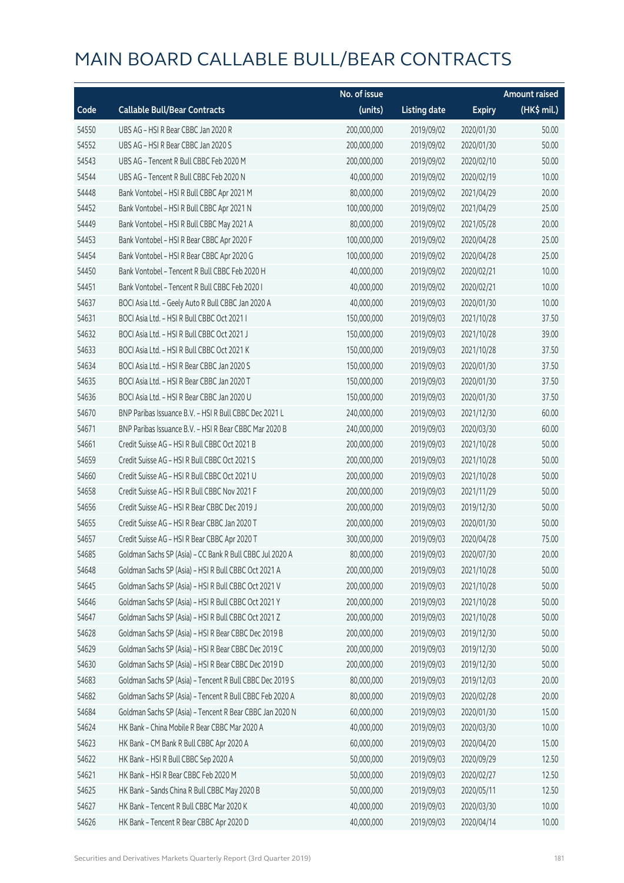# MAIN BOARD CALLABLE BULL/BEAR CONTRACTS

| Code | Callable Bull/Bear Contracts | No. of issue (units) | Listing date | Expiry | Amount raised (HK$ mil.) |
|---|---|---|---|---|---|
| 54550 | UBS AG – HSI R Bear CBBC Jan 2020 R | 200,000,000 | 2019/09/02 | 2020/01/30 | 50.00 |
| 54552 | UBS AG – HSI R Bear CBBC Jan 2020 S | 200,000,000 | 2019/09/02 | 2020/01/30 | 50.00 |
| 54543 | UBS AG – Tencent R Bull CBBC Feb 2020 M | 200,000,000 | 2019/09/02 | 2020/02/10 | 50.00 |
| 54544 | UBS AG – Tencent R Bull CBBC Feb 2020 N | 40,000,000 | 2019/09/02 | 2020/02/19 | 10.00 |
| 54448 | Bank Vontobel – HSI R Bull CBBC Apr 2021 M | 80,000,000 | 2019/09/02 | 2021/04/29 | 20.00 |
| 54452 | Bank Vontobel – HSI R Bull CBBC Apr 2021 N | 100,000,000 | 2019/09/02 | 2021/04/29 | 25.00 |
| 54449 | Bank Vontobel – HSI R Bull CBBC May 2021 A | 80,000,000 | 2019/09/02 | 2021/05/28 | 20.00 |
| 54453 | Bank Vontobel – HSI R Bear CBBC Apr 2020 F | 100,000,000 | 2019/09/02 | 2020/04/28 | 25.00 |
| 54454 | Bank Vontobel – HSI R Bear CBBC Apr 2020 G | 100,000,000 | 2019/09/02 | 2020/04/28 | 25.00 |
| 54450 | Bank Vontobel – Tencent R Bull CBBC Feb 2020 H | 40,000,000 | 2019/09/02 | 2020/02/21 | 10.00 |
| 54451 | Bank Vontobel – Tencent R Bull CBBC Feb 2020 I | 40,000,000 | 2019/09/02 | 2020/02/21 | 10.00 |
| 54637 | BOCI Asia Ltd. – Geely Auto R Bull CBBC Jan 2020 A | 40,000,000 | 2019/09/03 | 2020/01/30 | 10.00 |
| 54631 | BOCI Asia Ltd. – HSI R Bull CBBC Oct 2021 I | 150,000,000 | 2019/09/03 | 2021/10/28 | 37.50 |
| 54632 | BOCI Asia Ltd. – HSI R Bull CBBC Oct 2021 J | 150,000,000 | 2019/09/03 | 2021/10/28 | 39.00 |
| 54633 | BOCI Asia Ltd. – HSI R Bull CBBC Oct 2021 K | 150,000,000 | 2019/09/03 | 2021/10/28 | 37.50 |
| 54634 | BOCI Asia Ltd. – HSI R Bear CBBC Jan 2020 S | 150,000,000 | 2019/09/03 | 2020/01/30 | 37.50 |
| 54635 | BOCI Asia Ltd. – HSI R Bear CBBC Jan 2020 T | 150,000,000 | 2019/09/03 | 2020/01/30 | 37.50 |
| 54636 | BOCI Asia Ltd. – HSI R Bear CBBC Jan 2020 U | 150,000,000 | 2019/09/03 | 2020/01/30 | 37.50 |
| 54670 | BNP Paribas Issuance B.V. – HSI R Bull CBBC Dec 2021 L | 240,000,000 | 2019/09/03 | 2021/12/30 | 60.00 |
| 54671 | BNP Paribas Issuance B.V. – HSI R Bear CBBC Mar 2020 B | 240,000,000 | 2019/09/03 | 2020/03/30 | 60.00 |
| 54661 | Credit Suisse AG – HSI R Bull CBBC Oct 2021 B | 200,000,000 | 2019/09/03 | 2021/10/28 | 50.00 |
| 54659 | Credit Suisse AG – HSI R Bull CBBC Oct 2021 S | 200,000,000 | 2019/09/03 | 2021/10/28 | 50.00 |
| 54660 | Credit Suisse AG – HSI R Bull CBBC Oct 2021 U | 200,000,000 | 2019/09/03 | 2021/10/28 | 50.00 |
| 54658 | Credit Suisse AG – HSI R Bull CBBC Nov 2021 F | 200,000,000 | 2019/09/03 | 2021/11/29 | 50.00 |
| 54656 | Credit Suisse AG – HSI R Bear CBBC Dec 2019 J | 200,000,000 | 2019/09/03 | 2019/12/30 | 50.00 |
| 54655 | Credit Suisse AG – HSI R Bear CBBC Jan 2020 T | 200,000,000 | 2019/09/03 | 2020/01/30 | 50.00 |
| 54657 | Credit Suisse AG – HSI R Bear CBBC Apr 2020 T | 300,000,000 | 2019/09/03 | 2020/04/28 | 75.00 |
| 54685 | Goldman Sachs SP (Asia) – CC Bank R Bull CBBC Jul 2020 A | 80,000,000 | 2019/09/03 | 2020/07/30 | 20.00 |
| 54648 | Goldman Sachs SP (Asia) – HSI R Bull CBBC Oct 2021 A | 200,000,000 | 2019/09/03 | 2021/10/28 | 50.00 |
| 54645 | Goldman Sachs SP (Asia) – HSI R Bull CBBC Oct 2021 V | 200,000,000 | 2019/09/03 | 2021/10/28 | 50.00 |
| 54646 | Goldman Sachs SP (Asia) – HSI R Bull CBBC Oct 2021 Y | 200,000,000 | 2019/09/03 | 2021/10/28 | 50.00 |
| 54647 | Goldman Sachs SP (Asia) – HSI R Bull CBBC Oct 2021 Z | 200,000,000 | 2019/09/03 | 2021/10/28 | 50.00 |
| 54628 | Goldman Sachs SP (Asia) – HSI R Bear CBBC Dec 2019 B | 200,000,000 | 2019/09/03 | 2019/12/30 | 50.00 |
| 54629 | Goldman Sachs SP (Asia) – HSI R Bear CBBC Dec 2019 C | 200,000,000 | 2019/09/03 | 2019/12/30 | 50.00 |
| 54630 | Goldman Sachs SP (Asia) – HSI R Bear CBBC Dec 2019 D | 200,000,000 | 2019/09/03 | 2019/12/30 | 50.00 |
| 54683 | Goldman Sachs SP (Asia) – Tencent R Bull CBBC Dec 2019 S | 80,000,000 | 2019/09/03 | 2019/12/03 | 20.00 |
| 54682 | Goldman Sachs SP (Asia) – Tencent R Bull CBBC Feb 2020 A | 80,000,000 | 2019/09/03 | 2020/02/28 | 20.00 |
| 54684 | Goldman Sachs SP (Asia) – Tencent R Bear CBBC Jan 2020 N | 60,000,000 | 2019/09/03 | 2020/01/30 | 15.00 |
| 54624 | HK Bank – China Mobile R Bear CBBC Mar 2020 A | 40,000,000 | 2019/09/03 | 2020/03/30 | 10.00 |
| 54623 | HK Bank – CM Bank R Bull CBBC Apr 2020 A | 60,000,000 | 2019/09/03 | 2020/04/20 | 15.00 |
| 54622 | HK Bank – HSI R Bull CBBC Sep 2020 A | 50,000,000 | 2019/09/03 | 2020/09/29 | 12.50 |
| 54621 | HK Bank – HSI R Bear CBBC Feb 2020 M | 50,000,000 | 2019/09/03 | 2020/02/27 | 12.50 |
| 54625 | HK Bank – Sands China R Bull CBBC May 2020 B | 50,000,000 | 2019/09/03 | 2020/05/11 | 12.50 |
| 54627 | HK Bank – Tencent R Bull CBBC Mar 2020 K | 40,000,000 | 2019/09/03 | 2020/03/30 | 10.00 |
| 54626 | HK Bank – Tencent R Bear CBBC Apr 2020 D | 40,000,000 | 2019/09/03 | 2020/04/14 | 10.00 |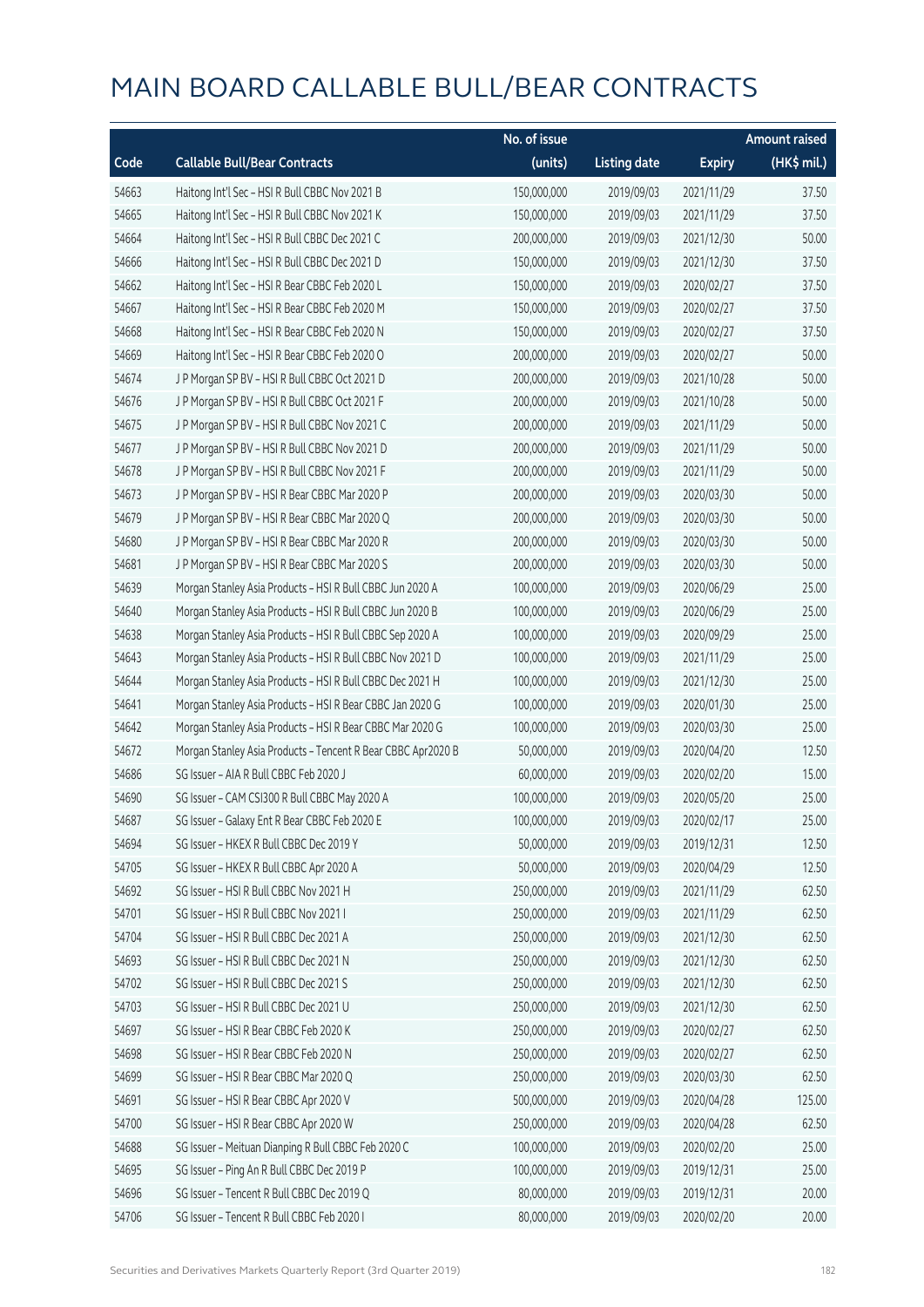# MAIN BOARD CALLABLE BULL/BEAR CONTRACTS

| Code | Callable Bull/Bear Contracts | No. of issue (units) | Listing date | Expiry | Amount raised (HK$ mil.) |
|---|---|---|---|---|---|
| 54663 | Haitong Int'l Sec – HSI R Bull CBBC Nov 2021 B | 150,000,000 | 2019/09/03 | 2021/11/29 | 37.50 |
| 54665 | Haitong Int'l Sec – HSI R Bull CBBC Nov 2021 K | 150,000,000 | 2019/09/03 | 2021/11/29 | 37.50 |
| 54664 | Haitong Int'l Sec – HSI R Bull CBBC Dec 2021 C | 200,000,000 | 2019/09/03 | 2021/12/30 | 50.00 |
| 54666 | Haitong Int'l Sec – HSI R Bull CBBC Dec 2021 D | 150,000,000 | 2019/09/03 | 2021/12/30 | 37.50 |
| 54662 | Haitong Int'l Sec – HSI R Bear CBBC Feb 2020 L | 150,000,000 | 2019/09/03 | 2020/02/27 | 37.50 |
| 54667 | Haitong Int'l Sec – HSI R Bear CBBC Feb 2020 M | 150,000,000 | 2019/09/03 | 2020/02/27 | 37.50 |
| 54668 | Haitong Int'l Sec – HSI R Bear CBBC Feb 2020 N | 150,000,000 | 2019/09/03 | 2020/02/27 | 37.50 |
| 54669 | Haitong Int'l Sec – HSI R Bear CBBC Feb 2020 O | 200,000,000 | 2019/09/03 | 2020/02/27 | 50.00 |
| 54674 | J P Morgan SP BV – HSI R Bull CBBC Oct 2021 D | 200,000,000 | 2019/09/03 | 2021/10/28 | 50.00 |
| 54676 | J P Morgan SP BV – HSI R Bull CBBC Oct 2021 F | 200,000,000 | 2019/09/03 | 2021/10/28 | 50.00 |
| 54675 | J P Morgan SP BV – HSI R Bull CBBC Nov 2021 C | 200,000,000 | 2019/09/03 | 2021/11/29 | 50.00 |
| 54677 | J P Morgan SP BV – HSI R Bull CBBC Nov 2021 D | 200,000,000 | 2019/09/03 | 2021/11/29 | 50.00 |
| 54678 | J P Morgan SP BV – HSI R Bull CBBC Nov 2021 F | 200,000,000 | 2019/09/03 | 2021/11/29 | 50.00 |
| 54673 | J P Morgan SP BV – HSI R Bear CBBC Mar 2020 P | 200,000,000 | 2019/09/03 | 2020/03/30 | 50.00 |
| 54679 | J P Morgan SP BV – HSI R Bear CBBC Mar 2020 Q | 200,000,000 | 2019/09/03 | 2020/03/30 | 50.00 |
| 54680 | J P Morgan SP BV – HSI R Bear CBBC Mar 2020 R | 200,000,000 | 2019/09/03 | 2020/03/30 | 50.00 |
| 54681 | J P Morgan SP BV – HSI R Bear CBBC Mar 2020 S | 200,000,000 | 2019/09/03 | 2020/03/30 | 50.00 |
| 54639 | Morgan Stanley Asia Products – HSI R Bull CBBC Jun 2020 A | 100,000,000 | 2019/09/03 | 2020/06/29 | 25.00 |
| 54640 | Morgan Stanley Asia Products – HSI R Bull CBBC Jun 2020 B | 100,000,000 | 2019/09/03 | 2020/06/29 | 25.00 |
| 54638 | Morgan Stanley Asia Products – HSI R Bull CBBC Sep 2020 A | 100,000,000 | 2019/09/03 | 2020/09/29 | 25.00 |
| 54643 | Morgan Stanley Asia Products – HSI R Bull CBBC Nov 2021 D | 100,000,000 | 2019/09/03 | 2021/11/29 | 25.00 |
| 54644 | Morgan Stanley Asia Products – HSI R Bull CBBC Dec 2021 H | 100,000,000 | 2019/09/03 | 2021/12/30 | 25.00 |
| 54641 | Morgan Stanley Asia Products – HSI R Bear CBBC Jan 2020 G | 100,000,000 | 2019/09/03 | 2020/01/30 | 25.00 |
| 54642 | Morgan Stanley Asia Products – HSI R Bear CBBC Mar 2020 G | 100,000,000 | 2019/09/03 | 2020/03/30 | 25.00 |
| 54672 | Morgan Stanley Asia Products – Tencent R Bear CBBC Apr2020 B | 50,000,000 | 2019/09/03 | 2020/04/20 | 12.50 |
| 54686 | SG Issuer – AIA R Bull CBBC Feb 2020 J | 60,000,000 | 2019/09/03 | 2020/02/20 | 15.00 |
| 54690 | SG Issuer – CAM CSI300 R Bull CBBC May 2020 A | 100,000,000 | 2019/09/03 | 2020/05/20 | 25.00 |
| 54687 | SG Issuer – Galaxy Ent R Bear CBBC Feb 2020 E | 100,000,000 | 2019/09/03 | 2020/02/17 | 25.00 |
| 54694 | SG Issuer – HKEX R Bull CBBC Dec 2019 Y | 50,000,000 | 2019/09/03 | 2019/12/31 | 12.50 |
| 54705 | SG Issuer – HKEX R Bull CBBC Apr 2020 A | 50,000,000 | 2019/09/03 | 2020/04/29 | 12.50 |
| 54692 | SG Issuer – HSI R Bull CBBC Nov 2021 H | 250,000,000 | 2019/09/03 | 2021/11/29 | 62.50 |
| 54701 | SG Issuer – HSI R Bull CBBC Nov 2021 I | 250,000,000 | 2019/09/03 | 2021/11/29 | 62.50 |
| 54704 | SG Issuer – HSI R Bull CBBC Dec 2021 A | 250,000,000 | 2019/09/03 | 2021/12/30 | 62.50 |
| 54693 | SG Issuer – HSI R Bull CBBC Dec 2021 N | 250,000,000 | 2019/09/03 | 2021/12/30 | 62.50 |
| 54702 | SG Issuer – HSI R Bull CBBC Dec 2021 S | 250,000,000 | 2019/09/03 | 2021/12/30 | 62.50 |
| 54703 | SG Issuer – HSI R Bull CBBC Dec 2021 U | 250,000,000 | 2019/09/03 | 2021/12/30 | 62.50 |
| 54697 | SG Issuer – HSI R Bear CBBC Feb 2020 K | 250,000,000 | 2019/09/03 | 2020/02/27 | 62.50 |
| 54698 | SG Issuer – HSI R Bear CBBC Feb 2020 N | 250,000,000 | 2019/09/03 | 2020/02/27 | 62.50 |
| 54699 | SG Issuer – HSI R Bear CBBC Mar 2020 Q | 250,000,000 | 2019/09/03 | 2020/03/30 | 62.50 |
| 54691 | SG Issuer – HSI R Bear CBBC Apr 2020 V | 500,000,000 | 2019/09/03 | 2020/04/28 | 125.00 |
| 54700 | SG Issuer – HSI R Bear CBBC Apr 2020 W | 250,000,000 | 2019/09/03 | 2020/04/28 | 62.50 |
| 54688 | SG Issuer – Meituan Dianping R Bull CBBC Feb 2020 C | 100,000,000 | 2019/09/03 | 2020/02/20 | 25.00 |
| 54695 | SG Issuer – Ping An R Bull CBBC Dec 2019 P | 100,000,000 | 2019/09/03 | 2019/12/31 | 25.00 |
| 54696 | SG Issuer – Tencent R Bull CBBC Dec 2019 Q | 80,000,000 | 2019/09/03 | 2019/12/31 | 20.00 |
| 54706 | SG Issuer – Tencent R Bull CBBC Feb 2020 I | 80,000,000 | 2019/09/03 | 2020/02/20 | 20.00 |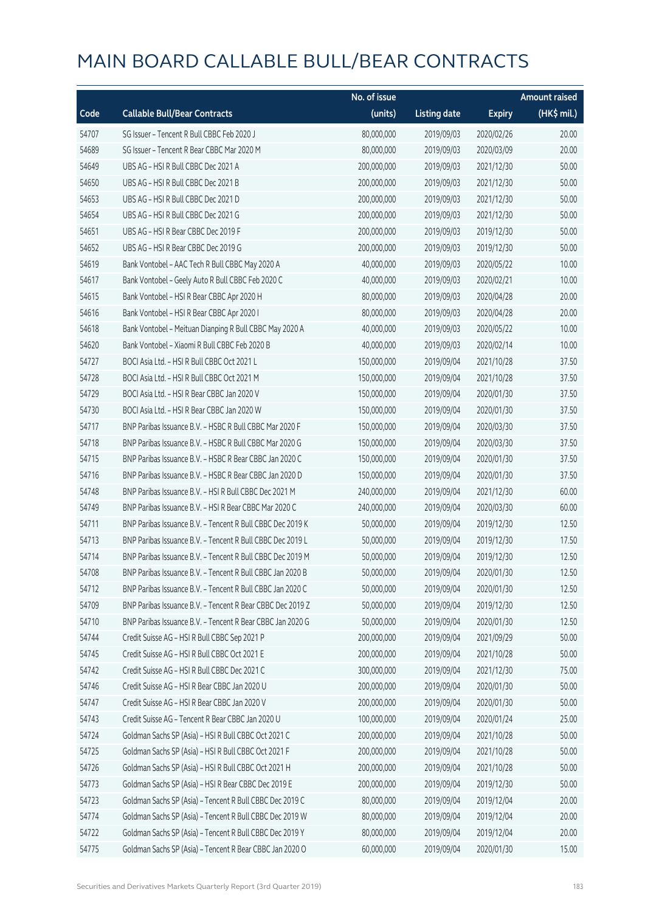# MAIN BOARD CALLABLE BULL/BEAR CONTRACTS

| Code | Callable Bull/Bear Contracts | No. of issue (units) | Listing date | Expiry | Amount raised (HK$ mil.) |
|---|---|---|---|---|---|
| 54707 | SG Issuer – Tencent R Bull CBBC Feb 2020 J | 80,000,000 | 2019/09/03 | 2020/02/26 | 20.00 |
| 54689 | SG Issuer – Tencent R Bear CBBC Mar 2020 M | 80,000,000 | 2019/09/03 | 2020/03/09 | 20.00 |
| 54649 | UBS AG – HSI R Bull CBBC Dec 2021 A | 200,000,000 | 2019/09/03 | 2021/12/30 | 50.00 |
| 54650 | UBS AG – HSI R Bull CBBC Dec 2021 B | 200,000,000 | 2019/09/03 | 2021/12/30 | 50.00 |
| 54653 | UBS AG – HSI R Bull CBBC Dec 2021 D | 200,000,000 | 2019/09/03 | 2021/12/30 | 50.00 |
| 54654 | UBS AG – HSI R Bull CBBC Dec 2021 G | 200,000,000 | 2019/09/03 | 2021/12/30 | 50.00 |
| 54651 | UBS AG – HSI R Bear CBBC Dec 2019 F | 200,000,000 | 2019/09/03 | 2019/12/30 | 50.00 |
| 54652 | UBS AG – HSI R Bear CBBC Dec 2019 G | 200,000,000 | 2019/09/03 | 2019/12/30 | 50.00 |
| 54619 | Bank Vontobel – AAC Tech R Bull CBBC May 2020 A | 40,000,000 | 2019/09/03 | 2020/05/22 | 10.00 |
| 54617 | Bank Vontobel – Geely Auto R Bull CBBC Feb 2020 C | 40,000,000 | 2019/09/03 | 2020/02/21 | 10.00 |
| 54615 | Bank Vontobel – HSI R Bear CBBC Apr 2020 H | 80,000,000 | 2019/09/03 | 2020/04/28 | 20.00 |
| 54616 | Bank Vontobel – HSI R Bear CBBC Apr 2020 I | 80,000,000 | 2019/09/03 | 2020/04/28 | 20.00 |
| 54618 | Bank Vontobel – Meituan Dianping R Bull CBBC May 2020 A | 40,000,000 | 2019/09/03 | 2020/05/22 | 10.00 |
| 54620 | Bank Vontobel – Xiaomi R Bull CBBC Feb 2020 B | 40,000,000 | 2019/09/03 | 2020/02/14 | 10.00 |
| 54727 | BOCI Asia Ltd. – HSI R Bull CBBC Oct 2021 L | 150,000,000 | 2019/09/04 | 2021/10/28 | 37.50 |
| 54728 | BOCI Asia Ltd. – HSI R Bull CBBC Oct 2021 M | 150,000,000 | 2019/09/04 | 2021/10/28 | 37.50 |
| 54729 | BOCI Asia Ltd. – HSI R Bear CBBC Jan 2020 V | 150,000,000 | 2019/09/04 | 2020/01/30 | 37.50 |
| 54730 | BOCI Asia Ltd. – HSI R Bear CBBC Jan 2020 W | 150,000,000 | 2019/09/04 | 2020/01/30 | 37.50 |
| 54717 | BNP Paribas Issuance B.V. – HSBC R Bull CBBC Mar 2020 F | 150,000,000 | 2019/09/04 | 2020/03/30 | 37.50 |
| 54718 | BNP Paribas Issuance B.V. – HSBC R Bull CBBC Mar 2020 G | 150,000,000 | 2019/09/04 | 2020/03/30 | 37.50 |
| 54715 | BNP Paribas Issuance B.V. – HSBC R Bear CBBC Jan 2020 C | 150,000,000 | 2019/09/04 | 2020/01/30 | 37.50 |
| 54716 | BNP Paribas Issuance B.V. – HSBC R Bear CBBC Jan 2020 D | 150,000,000 | 2019/09/04 | 2020/01/30 | 37.50 |
| 54748 | BNP Paribas Issuance B.V. – HSI R Bull CBBC Dec 2021 M | 240,000,000 | 2019/09/04 | 2021/12/30 | 60.00 |
| 54749 | BNP Paribas Issuance B.V. – HSI R Bear CBBC Mar 2020 C | 240,000,000 | 2019/09/04 | 2020/03/30 | 60.00 |
| 54711 | BNP Paribas Issuance B.V. – Tencent R Bull CBBC Dec 2019 K | 50,000,000 | 2019/09/04 | 2019/12/30 | 12.50 |
| 54713 | BNP Paribas Issuance B.V. – Tencent R Bull CBBC Dec 2019 L | 50,000,000 | 2019/09/04 | 2019/12/30 | 17.50 |
| 54714 | BNP Paribas Issuance B.V. – Tencent R Bull CBBC Dec 2019 M | 50,000,000 | 2019/09/04 | 2019/12/30 | 12.50 |
| 54708 | BNP Paribas Issuance B.V. – Tencent R Bull CBBC Jan 2020 B | 50,000,000 | 2019/09/04 | 2020/01/30 | 12.50 |
| 54712 | BNP Paribas Issuance B.V. – Tencent R Bull CBBC Jan 2020 C | 50,000,000 | 2019/09/04 | 2020/01/30 | 12.50 |
| 54709 | BNP Paribas Issuance B.V. – Tencent R Bear CBBC Dec 2019 Z | 50,000,000 | 2019/09/04 | 2019/12/30 | 12.50 |
| 54710 | BNP Paribas Issuance B.V. – Tencent R Bear CBBC Jan 2020 G | 50,000,000 | 2019/09/04 | 2020/01/30 | 12.50 |
| 54744 | Credit Suisse AG – HSI R Bull CBBC Sep 2021 P | 200,000,000 | 2019/09/04 | 2021/09/29 | 50.00 |
| 54745 | Credit Suisse AG – HSI R Bull CBBC Oct 2021 E | 200,000,000 | 2019/09/04 | 2021/10/28 | 50.00 |
| 54742 | Credit Suisse AG – HSI R Bull CBBC Dec 2021 C | 300,000,000 | 2019/09/04 | 2021/12/30 | 75.00 |
| 54746 | Credit Suisse AG – HSI R Bear CBBC Jan 2020 U | 200,000,000 | 2019/09/04 | 2020/01/30 | 50.00 |
| 54747 | Credit Suisse AG – HSI R Bear CBBC Jan 2020 V | 200,000,000 | 2019/09/04 | 2020/01/30 | 50.00 |
| 54743 | Credit Suisse AG – Tencent R Bear CBBC Jan 2020 U | 100,000,000 | 2019/09/04 | 2020/01/24 | 25.00 |
| 54724 | Goldman Sachs SP (Asia) – HSI R Bull CBBC Oct 2021 C | 200,000,000 | 2019/09/04 | 2021/10/28 | 50.00 |
| 54725 | Goldman Sachs SP (Asia) – HSI R Bull CBBC Oct 2021 F | 200,000,000 | 2019/09/04 | 2021/10/28 | 50.00 |
| 54726 | Goldman Sachs SP (Asia) – HSI R Bull CBBC Oct 2021 H | 200,000,000 | 2019/09/04 | 2021/10/28 | 50.00 |
| 54773 | Goldman Sachs SP (Asia) – HSI R Bear CBBC Dec 2019 E | 200,000,000 | 2019/09/04 | 2019/12/30 | 50.00 |
| 54723 | Goldman Sachs SP (Asia) – Tencent R Bull CBBC Dec 2019 C | 80,000,000 | 2019/09/04 | 2019/12/04 | 20.00 |
| 54774 | Goldman Sachs SP (Asia) – Tencent R Bull CBBC Dec 2019 W | 80,000,000 | 2019/09/04 | 2019/12/04 | 20.00 |
| 54722 | Goldman Sachs SP (Asia) – Tencent R Bull CBBC Dec 2019 Y | 80,000,000 | 2019/09/04 | 2019/12/04 | 20.00 |
| 54775 | Goldman Sachs SP (Asia) – Tencent R Bear CBBC Jan 2020 O | 60,000,000 | 2019/09/04 | 2020/01/30 | 15.00 |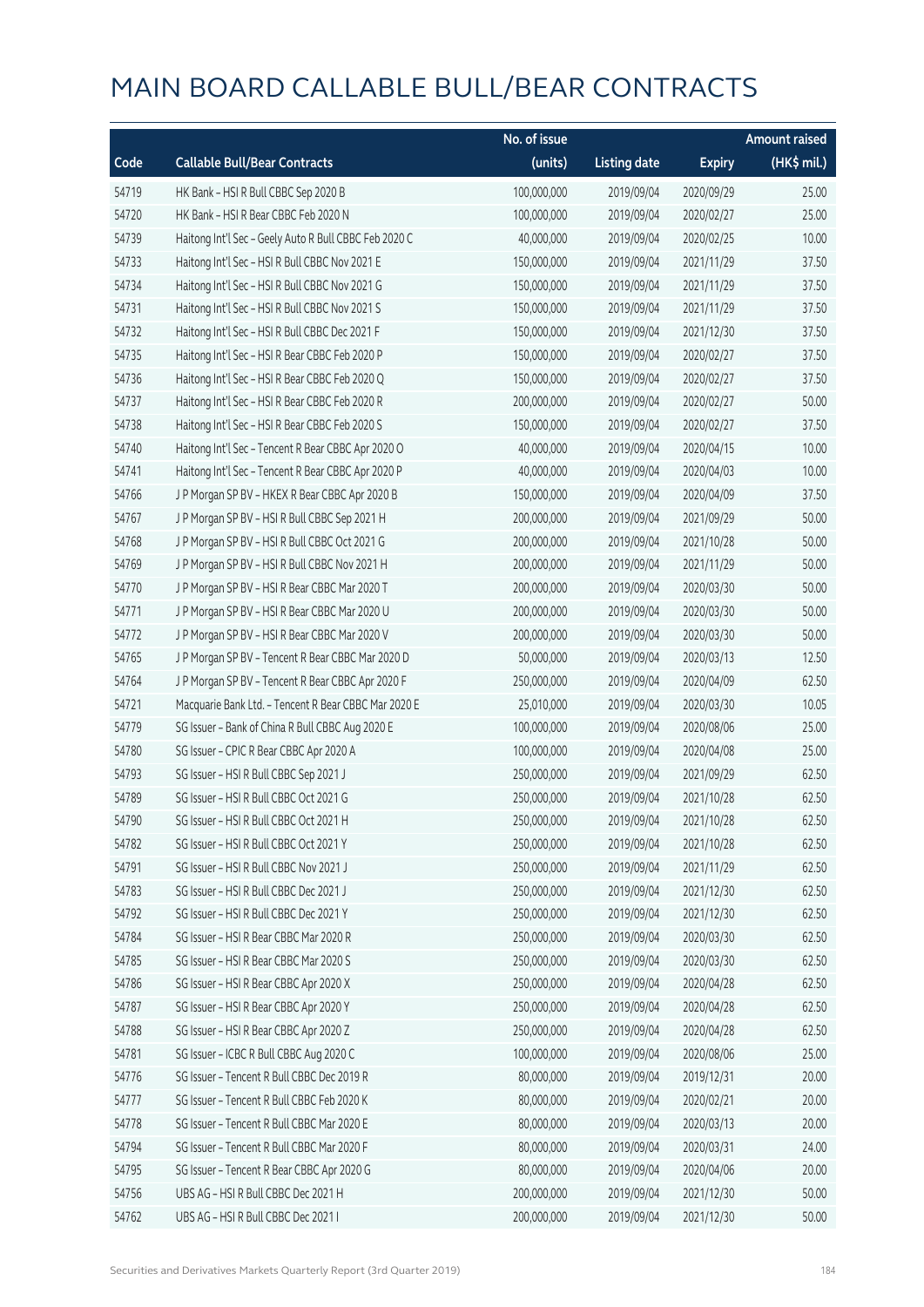# MAIN BOARD CALLABLE BULL/BEAR CONTRACTS

| Code | Callable Bull/Bear Contracts | No. of issue (units) | Listing date | Expiry | Amount raised (HK$ mil.) |
|---|---|---|---|---|---|
| 54719 | HK Bank – HSI R Bull CBBC Sep 2020 B | 100,000,000 | 2019/09/04 | 2020/09/29 | 25.00 |
| 54720 | HK Bank – HSI R Bear CBBC Feb 2020 N | 100,000,000 | 2019/09/04 | 2020/02/27 | 25.00 |
| 54739 | Haitong Int'l Sec – Geely Auto R Bull CBBC Feb 2020 C | 40,000,000 | 2019/09/04 | 2020/02/25 | 10.00 |
| 54733 | Haitong Int'l Sec – HSI R Bull CBBC Nov 2021 E | 150,000,000 | 2019/09/04 | 2021/11/29 | 37.50 |
| 54734 | Haitong Int'l Sec – HSI R Bull CBBC Nov 2021 G | 150,000,000 | 2019/09/04 | 2021/11/29 | 37.50 |
| 54731 | Haitong Int'l Sec – HSI R Bull CBBC Nov 2021 S | 150,000,000 | 2019/09/04 | 2021/11/29 | 37.50 |
| 54732 | Haitong Int'l Sec – HSI R Bull CBBC Dec 2021 F | 150,000,000 | 2019/09/04 | 2021/12/30 | 37.50 |
| 54735 | Haitong Int'l Sec – HSI R Bear CBBC Feb 2020 P | 150,000,000 | 2019/09/04 | 2020/02/27 | 37.50 |
| 54736 | Haitong Int'l Sec – HSI R Bear CBBC Feb 2020 Q | 150,000,000 | 2019/09/04 | 2020/02/27 | 37.50 |
| 54737 | Haitong Int'l Sec – HSI R Bear CBBC Feb 2020 R | 200,000,000 | 2019/09/04 | 2020/02/27 | 50.00 |
| 54738 | Haitong Int'l Sec – HSI R Bear CBBC Feb 2020 S | 150,000,000 | 2019/09/04 | 2020/02/27 | 37.50 |
| 54740 | Haitong Int'l Sec – Tencent R Bear CBBC Apr 2020 O | 40,000,000 | 2019/09/04 | 2020/04/15 | 10.00 |
| 54741 | Haitong Int'l Sec – Tencent R Bear CBBC Apr 2020 P | 40,000,000 | 2019/09/04 | 2020/04/03 | 10.00 |
| 54766 | J P Morgan SP BV – HKEX R Bear CBBC Apr 2020 B | 150,000,000 | 2019/09/04 | 2020/04/09 | 37.50 |
| 54767 | J P Morgan SP BV – HSI R Bull CBBC Sep 2021 H | 200,000,000 | 2019/09/04 | 2021/09/29 | 50.00 |
| 54768 | J P Morgan SP BV – HSI R Bull CBBC Oct 2021 G | 200,000,000 | 2019/09/04 | 2021/10/28 | 50.00 |
| 54769 | J P Morgan SP BV – HSI R Bull CBBC Nov 2021 H | 200,000,000 | 2019/09/04 | 2021/11/29 | 50.00 |
| 54770 | J P Morgan SP BV – HSI R Bear CBBC Mar 2020 T | 200,000,000 | 2019/09/04 | 2020/03/30 | 50.00 |
| 54771 | J P Morgan SP BV – HSI R Bear CBBC Mar 2020 U | 200,000,000 | 2019/09/04 | 2020/03/30 | 50.00 |
| 54772 | J P Morgan SP BV – HSI R Bear CBBC Mar 2020 V | 200,000,000 | 2019/09/04 | 2020/03/30 | 50.00 |
| 54765 | J P Morgan SP BV – Tencent R Bear CBBC Mar 2020 D | 50,000,000 | 2019/09/04 | 2020/03/13 | 12.50 |
| 54764 | J P Morgan SP BV – Tencent R Bear CBBC Apr 2020 F | 250,000,000 | 2019/09/04 | 2020/04/09 | 62.50 |
| 54721 | Macquarie Bank Ltd. – Tencent R Bear CBBC Mar 2020 E | 25,010,000 | 2019/09/04 | 2020/03/30 | 10.05 |
| 54779 | SG Issuer – Bank of China R Bull CBBC Aug 2020 E | 100,000,000 | 2019/09/04 | 2020/08/06 | 25.00 |
| 54780 | SG Issuer – CPIC R Bear CBBC Apr 2020 A | 100,000,000 | 2019/09/04 | 2020/04/08 | 25.00 |
| 54793 | SG Issuer – HSI R Bull CBBC Sep 2021 J | 250,000,000 | 2019/09/04 | 2021/09/29 | 62.50 |
| 54789 | SG Issuer – HSI R Bull CBBC Oct 2021 G | 250,000,000 | 2019/09/04 | 2021/10/28 | 62.50 |
| 54790 | SG Issuer – HSI R Bull CBBC Oct 2021 H | 250,000,000 | 2019/09/04 | 2021/10/28 | 62.50 |
| 54782 | SG Issuer – HSI R Bull CBBC Oct 2021 Y | 250,000,000 | 2019/09/04 | 2021/10/28 | 62.50 |
| 54791 | SG Issuer – HSI R Bull CBBC Nov 2021 J | 250,000,000 | 2019/09/04 | 2021/11/29 | 62.50 |
| 54783 | SG Issuer – HSI R Bull CBBC Dec 2021 J | 250,000,000 | 2019/09/04 | 2021/12/30 | 62.50 |
| 54792 | SG Issuer – HSI R Bull CBBC Dec 2021 Y | 250,000,000 | 2019/09/04 | 2021/12/30 | 62.50 |
| 54784 | SG Issuer – HSI R Bear CBBC Mar 2020 R | 250,000,000 | 2019/09/04 | 2020/03/30 | 62.50 |
| 54785 | SG Issuer – HSI R Bear CBBC Mar 2020 S | 250,000,000 | 2019/09/04 | 2020/03/30 | 62.50 |
| 54786 | SG Issuer – HSI R Bear CBBC Apr 2020 X | 250,000,000 | 2019/09/04 | 2020/04/28 | 62.50 |
| 54787 | SG Issuer – HSI R Bear CBBC Apr 2020 Y | 250,000,000 | 2019/09/04 | 2020/04/28 | 62.50 |
| 54788 | SG Issuer – HSI R Bear CBBC Apr 2020 Z | 250,000,000 | 2019/09/04 | 2020/04/28 | 62.50 |
| 54781 | SG Issuer – ICBC R Bull CBBC Aug 2020 C | 100,000,000 | 2019/09/04 | 2020/08/06 | 25.00 |
| 54776 | SG Issuer – Tencent R Bull CBBC Dec 2019 R | 80,000,000 | 2019/09/04 | 2019/12/31 | 20.00 |
| 54777 | SG Issuer – Tencent R Bull CBBC Feb 2020 K | 80,000,000 | 2019/09/04 | 2020/02/21 | 20.00 |
| 54778 | SG Issuer – Tencent R Bull CBBC Mar 2020 E | 80,000,000 | 2019/09/04 | 2020/03/13 | 20.00 |
| 54794 | SG Issuer – Tencent R Bull CBBC Mar 2020 F | 80,000,000 | 2019/09/04 | 2020/03/31 | 24.00 |
| 54795 | SG Issuer – Tencent R Bear CBBC Apr 2020 G | 80,000,000 | 2019/09/04 | 2020/04/06 | 20.00 |
| 54756 | UBS AG – HSI R Bull CBBC Dec 2021 H | 200,000,000 | 2019/09/04 | 2021/12/30 | 50.00 |
| 54762 | UBS AG – HSI R Bull CBBC Dec 2021 I | 200,000,000 | 2019/09/04 | 2021/12/30 | 50.00 |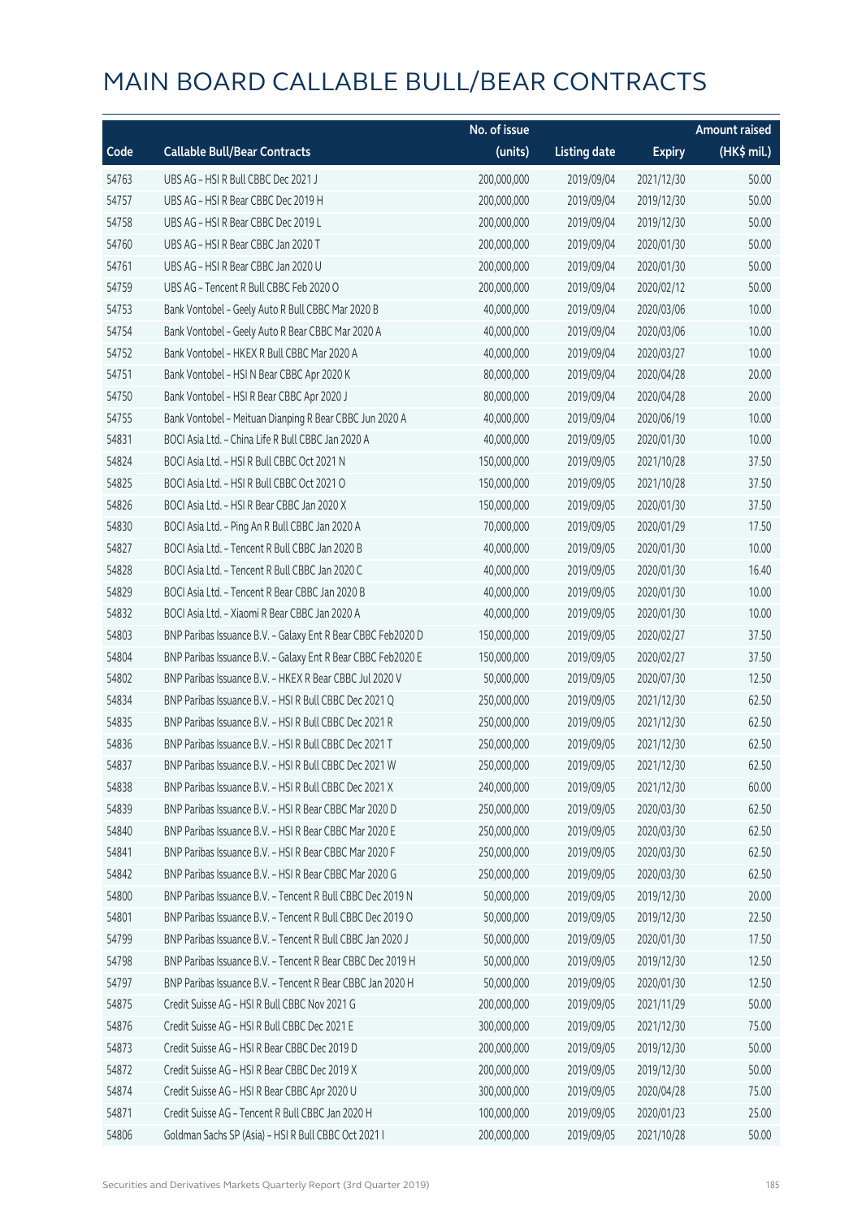# MAIN BOARD CALLABLE BULL/BEAR CONTRACTS

| Code | Callable Bull/Bear Contracts | No. of issue (units) | Listing date | Expiry | Amount raised (HK$ mil.) |
|---|---|---|---|---|---|
| 54763 | UBS AG – HSI R Bull CBBC Dec 2021 J | 200,000,000 | 2019/09/04 | 2021/12/30 | 50.00 |
| 54757 | UBS AG – HSI R Bear CBBC Dec 2019 H | 200,000,000 | 2019/09/04 | 2019/12/30 | 50.00 |
| 54758 | UBS AG – HSI R Bear CBBC Dec 2019 L | 200,000,000 | 2019/09/04 | 2019/12/30 | 50.00 |
| 54760 | UBS AG – HSI R Bear CBBC Jan 2020 T | 200,000,000 | 2019/09/04 | 2020/01/30 | 50.00 |
| 54761 | UBS AG – HSI R Bear CBBC Jan 2020 U | 200,000,000 | 2019/09/04 | 2020/01/30 | 50.00 |
| 54759 | UBS AG – Tencent R Bull CBBC Feb 2020 O | 200,000,000 | 2019/09/04 | 2020/02/12 | 50.00 |
| 54753 | Bank Vontobel – Geely Auto R Bull CBBC Mar 2020 B | 40,000,000 | 2019/09/04 | 2020/03/06 | 10.00 |
| 54754 | Bank Vontobel – Geely Auto R Bear CBBC Mar 2020 A | 40,000,000 | 2019/09/04 | 2020/03/06 | 10.00 |
| 54752 | Bank Vontobel – HKEX R Bull CBBC Mar 2020 A | 40,000,000 | 2019/09/04 | 2020/03/27 | 10.00 |
| 54751 | Bank Vontobel – HSI N Bear CBBC Apr 2020 K | 80,000,000 | 2019/09/04 | 2020/04/28 | 20.00 |
| 54750 | Bank Vontobel – HSI R Bear CBBC Apr 2020 J | 80,000,000 | 2019/09/04 | 2020/04/28 | 20.00 |
| 54755 | Bank Vontobel – Meituan Dianping R Bear CBBC Jun 2020 A | 40,000,000 | 2019/09/04 | 2020/06/19 | 10.00 |
| 54831 | BOCI Asia Ltd. – China Life R Bull CBBC Jan 2020 A | 40,000,000 | 2019/09/05 | 2020/01/30 | 10.00 |
| 54824 | BOCI Asia Ltd. – HSI R Bull CBBC Oct 2021 N | 150,000,000 | 2019/09/05 | 2021/10/28 | 37.50 |
| 54825 | BOCI Asia Ltd. – HSI R Bull CBBC Oct 2021 O | 150,000,000 | 2019/09/05 | 2021/10/28 | 37.50 |
| 54826 | BOCI Asia Ltd. – HSI R Bear CBBC Jan 2020 X | 150,000,000 | 2019/09/05 | 2020/01/30 | 37.50 |
| 54830 | BOCI Asia Ltd. – Ping An R Bull CBBC Jan 2020 A | 70,000,000 | 2019/09/05 | 2020/01/29 | 17.50 |
| 54827 | BOCI Asia Ltd. – Tencent R Bull CBBC Jan 2020 B | 40,000,000 | 2019/09/05 | 2020/01/30 | 10.00 |
| 54828 | BOCI Asia Ltd. – Tencent R Bull CBBC Jan 2020 C | 40,000,000 | 2019/09/05 | 2020/01/30 | 16.40 |
| 54829 | BOCI Asia Ltd. – Tencent R Bear CBBC Jan 2020 B | 40,000,000 | 2019/09/05 | 2020/01/30 | 10.00 |
| 54832 | BOCI Asia Ltd. – Xiaomi R Bear CBBC Jan 2020 A | 40,000,000 | 2019/09/05 | 2020/01/30 | 10.00 |
| 54803 | BNP Paribas Issuance B.V. – Galaxy Ent R Bear CBBC Feb2020 D | 150,000,000 | 2019/09/05 | 2020/02/27 | 37.50 |
| 54804 | BNP Paribas Issuance B.V. – Galaxy Ent R Bear CBBC Feb2020 E | 150,000,000 | 2019/09/05 | 2020/02/27 | 37.50 |
| 54802 | BNP Paribas Issuance B.V. – HKEX R Bear CBBC Jul 2020 V | 50,000,000 | 2019/09/05 | 2020/07/30 | 12.50 |
| 54834 | BNP Paribas Issuance B.V. – HSI R Bull CBBC Dec 2021 Q | 250,000,000 | 2019/09/05 | 2021/12/30 | 62.50 |
| 54835 | BNP Paribas Issuance B.V. – HSI R Bull CBBC Dec 2021 R | 250,000,000 | 2019/09/05 | 2021/12/30 | 62.50 |
| 54836 | BNP Paribas Issuance B.V. – HSI R Bull CBBC Dec 2021 T | 250,000,000 | 2019/09/05 | 2021/12/30 | 62.50 |
| 54837 | BNP Paribas Issuance B.V. – HSI R Bull CBBC Dec 2021 W | 250,000,000 | 2019/09/05 | 2021/12/30 | 62.50 |
| 54838 | BNP Paribas Issuance B.V. – HSI R Bull CBBC Dec 2021 X | 240,000,000 | 2019/09/05 | 2021/12/30 | 60.00 |
| 54839 | BNP Paribas Issuance B.V. – HSI R Bear CBBC Mar 2020 D | 250,000,000 | 2019/09/05 | 2020/03/30 | 62.50 |
| 54840 | BNP Paribas Issuance B.V. – HSI R Bear CBBC Mar 2020 E | 250,000,000 | 2019/09/05 | 2020/03/30 | 62.50 |
| 54841 | BNP Paribas Issuance B.V. – HSI R Bear CBBC Mar 2020 F | 250,000,000 | 2019/09/05 | 2020/03/30 | 62.50 |
| 54842 | BNP Paribas Issuance B.V. – HSI R Bear CBBC Mar 2020 G | 250,000,000 | 2019/09/05 | 2020/03/30 | 62.50 |
| 54800 | BNP Paribas Issuance B.V. – Tencent R Bull CBBC Dec 2019 N | 50,000,000 | 2019/09/05 | 2019/12/30 | 20.00 |
| 54801 | BNP Paribas Issuance B.V. – Tencent R Bull CBBC Dec 2019 O | 50,000,000 | 2019/09/05 | 2019/12/30 | 22.50 |
| 54799 | BNP Paribas Issuance B.V. – Tencent R Bull CBBC Jan 2020 J | 50,000,000 | 2019/09/05 | 2020/01/30 | 17.50 |
| 54798 | BNP Paribas Issuance B.V. – Tencent R Bear CBBC Dec 2019 H | 50,000,000 | 2019/09/05 | 2019/12/30 | 12.50 |
| 54797 | BNP Paribas Issuance B.V. – Tencent R Bear CBBC Jan 2020 H | 50,000,000 | 2019/09/05 | 2020/01/30 | 12.50 |
| 54875 | Credit Suisse AG – HSI R Bull CBBC Nov 2021 G | 200,000,000 | 2019/09/05 | 2021/11/29 | 50.00 |
| 54876 | Credit Suisse AG – HSI R Bull CBBC Dec 2021 E | 300,000,000 | 2019/09/05 | 2021/12/30 | 75.00 |
| 54873 | Credit Suisse AG – HSI R Bear CBBC Dec 2019 D | 200,000,000 | 2019/09/05 | 2019/12/30 | 50.00 |
| 54872 | Credit Suisse AG – HSI R Bear CBBC Dec 2019 X | 200,000,000 | 2019/09/05 | 2019/12/30 | 50.00 |
| 54874 | Credit Suisse AG – HSI R Bear CBBC Apr 2020 U | 300,000,000 | 2019/09/05 | 2020/04/28 | 75.00 |
| 54871 | Credit Suisse AG – Tencent R Bull CBBC Jan 2020 H | 100,000,000 | 2019/09/05 | 2020/01/23 | 25.00 |
| 54806 | Goldman Sachs SP (Asia) – HSI R Bull CBBC Oct 2021 I | 200,000,000 | 2019/09/05 | 2021/10/28 | 50.00 |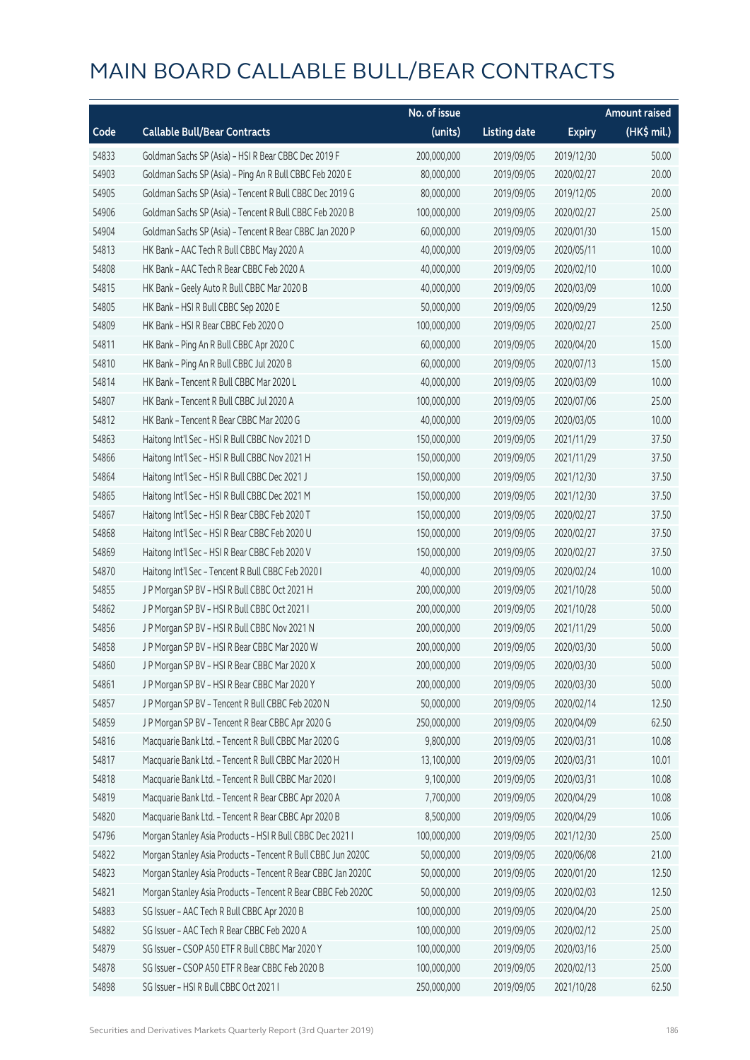# MAIN BOARD CALLABLE BULL/BEAR CONTRACTS

| Code | Callable Bull/Bear Contracts | No. of issue (units) | Listing date | Expiry | Amount raised (HK$ mil.) |
|---|---|---|---|---|---|
| 54833 | Goldman Sachs SP (Asia) – HSI R Bear CBBC Dec 2019 F | 200,000,000 | 2019/09/05 | 2019/12/30 | 50.00 |
| 54903 | Goldman Sachs SP (Asia) – Ping An R Bull CBBC Feb 2020 E | 80,000,000 | 2019/09/05 | 2020/02/27 | 20.00 |
| 54905 | Goldman Sachs SP (Asia) – Tencent R Bull CBBC Dec 2019 G | 80,000,000 | 2019/09/05 | 2019/12/05 | 20.00 |
| 54906 | Goldman Sachs SP (Asia) – Tencent R Bull CBBC Feb 2020 B | 100,000,000 | 2019/09/05 | 2020/02/27 | 25.00 |
| 54904 | Goldman Sachs SP (Asia) – Tencent R Bear CBBC Jan 2020 P | 60,000,000 | 2019/09/05 | 2020/01/30 | 15.00 |
| 54813 | HK Bank – AAC Tech R Bull CBBC May 2020 A | 40,000,000 | 2019/09/05 | 2020/05/11 | 10.00 |
| 54808 | HK Bank – AAC Tech R Bear CBBC Feb 2020 A | 40,000,000 | 2019/09/05 | 2020/02/10 | 10.00 |
| 54815 | HK Bank – Geely Auto R Bull CBBC Mar 2020 B | 40,000,000 | 2019/09/05 | 2020/03/09 | 10.00 |
| 54805 | HK Bank – HSI R Bull CBBC Sep 2020 E | 50,000,000 | 2019/09/05 | 2020/09/29 | 12.50 |
| 54809 | HK Bank – HSI R Bear CBBC Feb 2020 O | 100,000,000 | 2019/09/05 | 2020/02/27 | 25.00 |
| 54811 | HK Bank – Ping An R Bull CBBC Apr 2020 C | 60,000,000 | 2019/09/05 | 2020/04/20 | 15.00 |
| 54810 | HK Bank – Ping An R Bull CBBC Jul 2020 B | 60,000,000 | 2019/09/05 | 2020/07/13 | 15.00 |
| 54814 | HK Bank – Tencent R Bull CBBC Mar 2020 L | 40,000,000 | 2019/09/05 | 2020/03/09 | 10.00 |
| 54807 | HK Bank – Tencent R Bull CBBC Jul 2020 A | 100,000,000 | 2019/09/05 | 2020/07/06 | 25.00 |
| 54812 | HK Bank – Tencent R Bear CBBC Mar 2020 G | 40,000,000 | 2019/09/05 | 2020/03/05 | 10.00 |
| 54863 | Haitong Int'l Sec – HSI R Bull CBBC Nov 2021 D | 150,000,000 | 2019/09/05 | 2021/11/29 | 37.50 |
| 54866 | Haitong Int'l Sec – HSI R Bull CBBC Nov 2021 H | 150,000,000 | 2019/09/05 | 2021/11/29 | 37.50 |
| 54864 | Haitong Int'l Sec – HSI R Bull CBBC Dec 2021 J | 150,000,000 | 2019/09/05 | 2021/12/30 | 37.50 |
| 54865 | Haitong Int'l Sec – HSI R Bull CBBC Dec 2021 M | 150,000,000 | 2019/09/05 | 2021/12/30 | 37.50 |
| 54867 | Haitong Int'l Sec – HSI R Bear CBBC Feb 2020 T | 150,000,000 | 2019/09/05 | 2020/02/27 | 37.50 |
| 54868 | Haitong Int'l Sec – HSI R Bear CBBC Feb 2020 U | 150,000,000 | 2019/09/05 | 2020/02/27 | 37.50 |
| 54869 | Haitong Int'l Sec – HSI R Bear CBBC Feb 2020 V | 150,000,000 | 2019/09/05 | 2020/02/27 | 37.50 |
| 54870 | Haitong Int'l Sec – Tencent R Bull CBBC Feb 2020 I | 40,000,000 | 2019/09/05 | 2020/02/24 | 10.00 |
| 54855 | J P Morgan SP BV – HSI R Bull CBBC Oct 2021 H | 200,000,000 | 2019/09/05 | 2021/10/28 | 50.00 |
| 54862 | J P Morgan SP BV – HSI R Bull CBBC Oct 2021 I | 200,000,000 | 2019/09/05 | 2021/10/28 | 50.00 |
| 54856 | J P Morgan SP BV – HSI R Bull CBBC Nov 2021 N | 200,000,000 | 2019/09/05 | 2021/11/29 | 50.00 |
| 54858 | J P Morgan SP BV – HSI R Bear CBBC Mar 2020 W | 200,000,000 | 2019/09/05 | 2020/03/30 | 50.00 |
| 54860 | J P Morgan SP BV – HSI R Bear CBBC Mar 2020 X | 200,000,000 | 2019/09/05 | 2020/03/30 | 50.00 |
| 54861 | J P Morgan SP BV – HSI R Bear CBBC Mar 2020 Y | 200,000,000 | 2019/09/05 | 2020/03/30 | 50.00 |
| 54857 | J P Morgan SP BV – Tencent R Bull CBBC Feb 2020 N | 50,000,000 | 2019/09/05 | 2020/02/14 | 12.50 |
| 54859 | J P Morgan SP BV – Tencent R Bear CBBC Apr 2020 G | 250,000,000 | 2019/09/05 | 2020/04/09 | 62.50 |
| 54816 | Macquarie Bank Ltd. – Tencent R Bull CBBC Mar 2020 G | 9,800,000 | 2019/09/05 | 2020/03/31 | 10.08 |
| 54817 | Macquarie Bank Ltd. – Tencent R Bull CBBC Mar 2020 H | 13,100,000 | 2019/09/05 | 2020/03/31 | 10.01 |
| 54818 | Macquarie Bank Ltd. – Tencent R Bull CBBC Mar 2020 I | 9,100,000 | 2019/09/05 | 2020/03/31 | 10.08 |
| 54819 | Macquarie Bank Ltd. – Tencent R Bear CBBC Apr 2020 A | 7,700,000 | 2019/09/05 | 2020/04/29 | 10.08 |
| 54820 | Macquarie Bank Ltd. – Tencent R Bear CBBC Apr 2020 B | 8,500,000 | 2019/09/05 | 2020/04/29 | 10.06 |
| 54796 | Morgan Stanley Asia Products – HSI R Bull CBBC Dec 2021 I | 100,000,000 | 2019/09/05 | 2021/12/30 | 25.00 |
| 54822 | Morgan Stanley Asia Products – Tencent R Bull CBBC Jun 2020C | 50,000,000 | 2019/09/05 | 2020/06/08 | 21.00 |
| 54823 | Morgan Stanley Asia Products – Tencent R Bear CBBC Jan 2020C | 50,000,000 | 2019/09/05 | 2020/01/20 | 12.50 |
| 54821 | Morgan Stanley Asia Products – Tencent R Bear CBBC Feb 2020C | 50,000,000 | 2019/09/05 | 2020/02/03 | 12.50 |
| 54883 | SG Issuer – AAC Tech R Bull CBBC Apr 2020 B | 100,000,000 | 2019/09/05 | 2020/04/20 | 25.00 |
| 54882 | SG Issuer – AAC Tech R Bear CBBC Feb 2020 A | 100,000,000 | 2019/09/05 | 2020/02/12 | 25.00 |
| 54879 | SG Issuer – CSOP A50 ETF R Bull CBBC Mar 2020 Y | 100,000,000 | 2019/09/05 | 2020/03/16 | 25.00 |
| 54878 | SG Issuer – CSOP A50 ETF R Bear CBBC Feb 2020 B | 100,000,000 | 2019/09/05 | 2020/02/13 | 25.00 |
| 54898 | SG Issuer – HSI R Bull CBBC Oct 2021 I | 250,000,000 | 2019/09/05 | 2021/10/28 | 62.50 |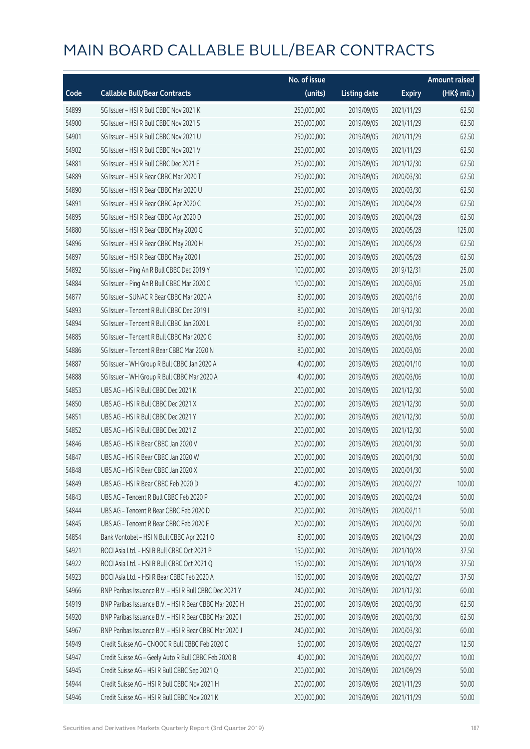# MAIN BOARD CALLABLE BULL/BEAR CONTRACTS

| Code | Callable Bull/Bear Contracts | No. of issue (units) | Listing date | Expiry | Amount raised (HK$ mil.) |
|---|---|---|---|---|---|
| 54899 | SG Issuer – HSI R Bull CBBC Nov 2021 K | 250,000,000 | 2019/09/05 | 2021/11/29 | 62.50 |
| 54900 | SG Issuer – HSI R Bull CBBC Nov 2021 S | 250,000,000 | 2019/09/05 | 2021/11/29 | 62.50 |
| 54901 | SG Issuer – HSI R Bull CBBC Nov 2021 U | 250,000,000 | 2019/09/05 | 2021/11/29 | 62.50 |
| 54902 | SG Issuer – HSI R Bull CBBC Nov 2021 V | 250,000,000 | 2019/09/05 | 2021/11/29 | 62.50 |
| 54881 | SG Issuer – HSI R Bull CBBC Dec 2021 E | 250,000,000 | 2019/09/05 | 2021/12/30 | 62.50 |
| 54889 | SG Issuer – HSI R Bear CBBC Mar 2020 T | 250,000,000 | 2019/09/05 | 2020/03/30 | 62.50 |
| 54890 | SG Issuer – HSI R Bear CBBC Mar 2020 U | 250,000,000 | 2019/09/05 | 2020/03/30 | 62.50 |
| 54891 | SG Issuer – HSI R Bear CBBC Apr 2020 C | 250,000,000 | 2019/09/05 | 2020/04/28 | 62.50 |
| 54895 | SG Issuer – HSI R Bear CBBC Apr 2020 D | 250,000,000 | 2019/09/05 | 2020/04/28 | 62.50 |
| 54880 | SG Issuer – HSI R Bear CBBC May 2020 G | 500,000,000 | 2019/09/05 | 2020/05/28 | 125.00 |
| 54896 | SG Issuer – HSI R Bear CBBC May 2020 H | 250,000,000 | 2019/09/05 | 2020/05/28 | 62.50 |
| 54897 | SG Issuer – HSI R Bear CBBC May 2020 I | 250,000,000 | 2019/09/05 | 2020/05/28 | 62.50 |
| 54892 | SG Issuer – Ping An R Bull CBBC Dec 2019 Y | 100,000,000 | 2019/09/05 | 2019/12/31 | 25.00 |
| 54884 | SG Issuer – Ping An R Bull CBBC Mar 2020 C | 100,000,000 | 2019/09/05 | 2020/03/06 | 25.00 |
| 54877 | SG Issuer – SUNAC R Bear CBBC Mar 2020 A | 80,000,000 | 2019/09/05 | 2020/03/16 | 20.00 |
| 54893 | SG Issuer – Tencent R Bull CBBC Dec 2019 I | 80,000,000 | 2019/09/05 | 2019/12/30 | 20.00 |
| 54894 | SG Issuer – Tencent R Bull CBBC Jan 2020 L | 80,000,000 | 2019/09/05 | 2020/01/30 | 20.00 |
| 54885 | SG Issuer – Tencent R Bull CBBC Mar 2020 G | 80,000,000 | 2019/09/05 | 2020/03/06 | 20.00 |
| 54886 | SG Issuer – Tencent R Bear CBBC Mar 2020 N | 80,000,000 | 2019/09/05 | 2020/03/06 | 20.00 |
| 54887 | SG Issuer – WH Group R Bull CBBC Jan 2020 A | 40,000,000 | 2019/09/05 | 2020/01/10 | 10.00 |
| 54888 | SG Issuer – WH Group R Bull CBBC Mar 2020 A | 40,000,000 | 2019/09/05 | 2020/03/06 | 10.00 |
| 54853 | UBS AG – HSI R Bull CBBC Dec 2021 K | 200,000,000 | 2019/09/05 | 2021/12/30 | 50.00 |
| 54850 | UBS AG – HSI R Bull CBBC Dec 2021 X | 200,000,000 | 2019/09/05 | 2021/12/30 | 50.00 |
| 54851 | UBS AG – HSI R Bull CBBC Dec 2021 Y | 200,000,000 | 2019/09/05 | 2021/12/30 | 50.00 |
| 54852 | UBS AG – HSI R Bull CBBC Dec 2021 Z | 200,000,000 | 2019/09/05 | 2021/12/30 | 50.00 |
| 54846 | UBS AG – HSI R Bear CBBC Jan 2020 V | 200,000,000 | 2019/09/05 | 2020/01/30 | 50.00 |
| 54847 | UBS AG – HSI R Bear CBBC Jan 2020 W | 200,000,000 | 2019/09/05 | 2020/01/30 | 50.00 |
| 54848 | UBS AG – HSI R Bear CBBC Jan 2020 X | 200,000,000 | 2019/09/05 | 2020/01/30 | 50.00 |
| 54849 | UBS AG – HSI R Bear CBBC Feb 2020 D | 400,000,000 | 2019/09/05 | 2020/02/27 | 100.00 |
| 54843 | UBS AG – Tencent R Bull CBBC Feb 2020 P | 200,000,000 | 2019/09/05 | 2020/02/24 | 50.00 |
| 54844 | UBS AG – Tencent R Bear CBBC Feb 2020 D | 200,000,000 | 2019/09/05 | 2020/02/11 | 50.00 |
| 54845 | UBS AG – Tencent R Bear CBBC Feb 2020 E | 200,000,000 | 2019/09/05 | 2020/02/20 | 50.00 |
| 54854 | Bank Vontobel – HSI N Bull CBBC Apr 2021 O | 80,000,000 | 2019/09/05 | 2021/04/29 | 20.00 |
| 54921 | BOCI Asia Ltd. – HSI R Bull CBBC Oct 2021 P | 150,000,000 | 2019/09/06 | 2021/10/28 | 37.50 |
| 54922 | BOCI Asia Ltd. – HSI R Bull CBBC Oct 2021 Q | 150,000,000 | 2019/09/06 | 2021/10/28 | 37.50 |
| 54923 | BOCI Asia Ltd. – HSI R Bear CBBC Feb 2020 A | 150,000,000 | 2019/09/06 | 2020/02/27 | 37.50 |
| 54966 | BNP Paribas Issuance B.V. – HSI R Bull CBBC Dec 2021 Y | 240,000,000 | 2019/09/06 | 2021/12/30 | 60.00 |
| 54919 | BNP Paribas Issuance B.V. – HSI R Bear CBBC Mar 2020 H | 250,000,000 | 2019/09/06 | 2020/03/30 | 62.50 |
| 54920 | BNP Paribas Issuance B.V. – HSI R Bear CBBC Mar 2020 I | 250,000,000 | 2019/09/06 | 2020/03/30 | 62.50 |
| 54967 | BNP Paribas Issuance B.V. – HSI R Bear CBBC Mar 2020 J | 240,000,000 | 2019/09/06 | 2020/03/30 | 60.00 |
| 54949 | Credit Suisse AG – CNOOC R Bull CBBC Feb 2020 C | 50,000,000 | 2019/09/06 | 2020/02/27 | 12.50 |
| 54947 | Credit Suisse AG – Geely Auto R Bull CBBC Feb 2020 B | 40,000,000 | 2019/09/06 | 2020/02/27 | 10.00 |
| 54945 | Credit Suisse AG – HSI R Bull CBBC Sep 2021 Q | 200,000,000 | 2019/09/06 | 2021/09/29 | 50.00 |
| 54944 | Credit Suisse AG – HSI R Bull CBBC Nov 2021 H | 200,000,000 | 2019/09/06 | 2021/11/29 | 50.00 |
| 54946 | Credit Suisse AG – HSI R Bull CBBC Nov 2021 K | 200,000,000 | 2019/09/06 | 2021/11/29 | 50.00 |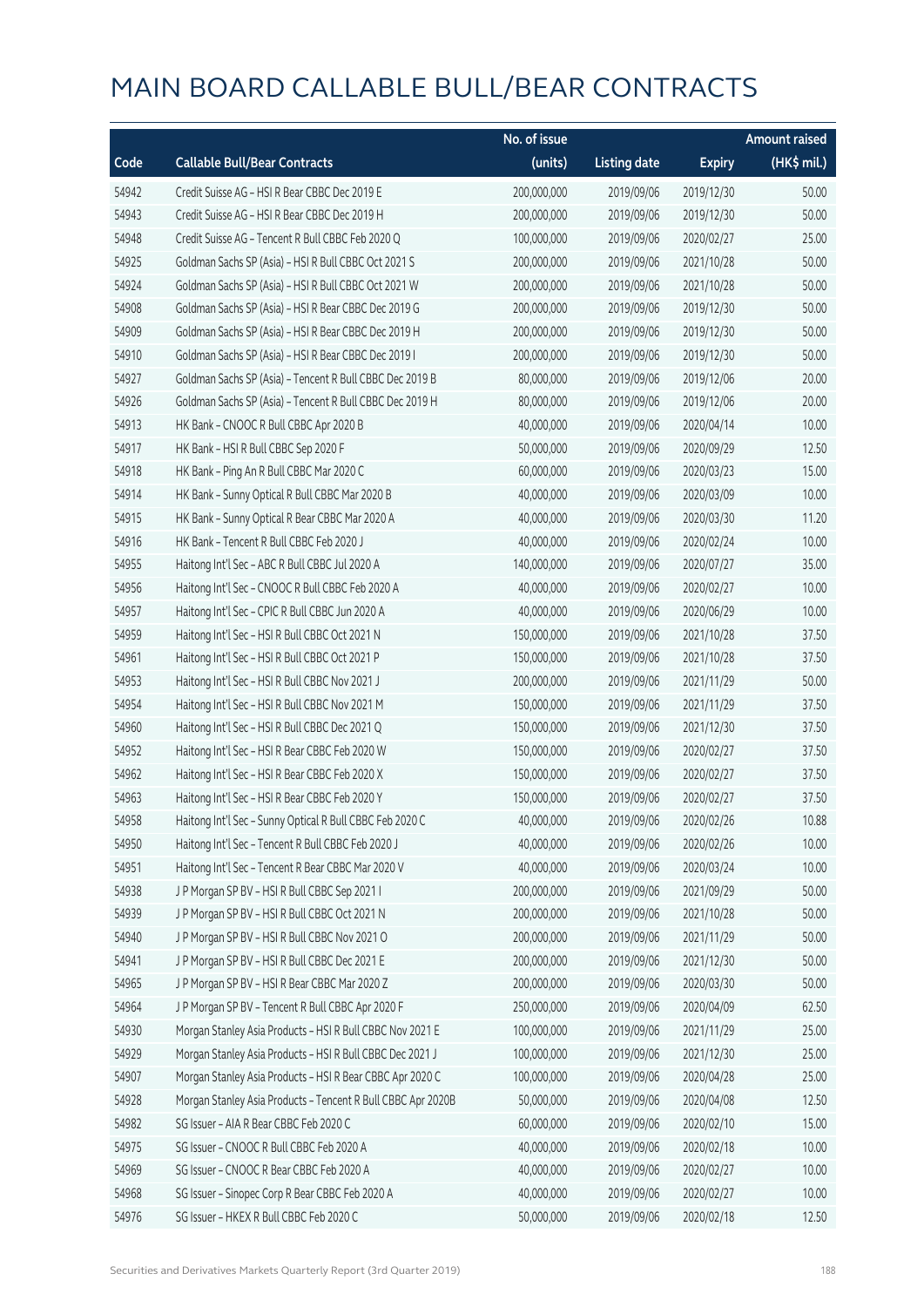# MAIN BOARD CALLABLE BULL/BEAR CONTRACTS

| Code | Callable Bull/Bear Contracts | No. of issue (units) | Listing date | Expiry | Amount raised (HK$ mil.) |
|---|---|---|---|---|---|
| 54942 | Credit Suisse AG – HSI R Bear CBBC Dec 2019 E | 200,000,000 | 2019/09/06 | 2019/12/30 | 50.00 |
| 54943 | Credit Suisse AG – HSI R Bear CBBC Dec 2019 H | 200,000,000 | 2019/09/06 | 2019/12/30 | 50.00 |
| 54948 | Credit Suisse AG – Tencent R Bull CBBC Feb 2020 Q | 100,000,000 | 2019/09/06 | 2020/02/27 | 25.00 |
| 54925 | Goldman Sachs SP (Asia) – HSI R Bull CBBC Oct 2021 S | 200,000,000 | 2019/09/06 | 2021/10/28 | 50.00 |
| 54924 | Goldman Sachs SP (Asia) – HSI R Bull CBBC Oct 2021 W | 200,000,000 | 2019/09/06 | 2021/10/28 | 50.00 |
| 54908 | Goldman Sachs SP (Asia) – HSI R Bear CBBC Dec 2019 G | 200,000,000 | 2019/09/06 | 2019/12/30 | 50.00 |
| 54909 | Goldman Sachs SP (Asia) – HSI R Bear CBBC Dec 2019 H | 200,000,000 | 2019/09/06 | 2019/12/30 | 50.00 |
| 54910 | Goldman Sachs SP (Asia) – HSI R Bear CBBC Dec 2019 I | 200,000,000 | 2019/09/06 | 2019/12/30 | 50.00 |
| 54927 | Goldman Sachs SP (Asia) – Tencent R Bull CBBC Dec 2019 B | 80,000,000 | 2019/09/06 | 2019/12/06 | 20.00 |
| 54926 | Goldman Sachs SP (Asia) – Tencent R Bull CBBC Dec 2019 H | 80,000,000 | 2019/09/06 | 2019/12/06 | 20.00 |
| 54913 | HK Bank – CNOOC R Bull CBBC Apr 2020 B | 40,000,000 | 2019/09/06 | 2020/04/14 | 10.00 |
| 54917 | HK Bank – HSI R Bull CBBC Sep 2020 F | 50,000,000 | 2019/09/06 | 2020/09/29 | 12.50 |
| 54918 | HK Bank – Ping An R Bull CBBC Mar 2020 C | 60,000,000 | 2019/09/06 | 2020/03/23 | 15.00 |
| 54914 | HK Bank – Sunny Optical R Bull CBBC Mar 2020 B | 40,000,000 | 2019/09/06 | 2020/03/09 | 10.00 |
| 54915 | HK Bank – Sunny Optical R Bear CBBC Mar 2020 A | 40,000,000 | 2019/09/06 | 2020/03/30 | 11.20 |
| 54916 | HK Bank – Tencent R Bull CBBC Feb 2020 J | 40,000,000 | 2019/09/06 | 2020/02/24 | 10.00 |
| 54955 | Haitong Int'l Sec – ABC R Bull CBBC Jul 2020 A | 140,000,000 | 2019/09/06 | 2020/07/27 | 35.00 |
| 54956 | Haitong Int'l Sec – CNOOC R Bull CBBC Feb 2020 A | 40,000,000 | 2019/09/06 | 2020/02/27 | 10.00 |
| 54957 | Haitong Int'l Sec – CPIC R Bull CBBC Jun 2020 A | 40,000,000 | 2019/09/06 | 2020/06/29 | 10.00 |
| 54959 | Haitong Int'l Sec – HSI R Bull CBBC Oct 2021 N | 150,000,000 | 2019/09/06 | 2021/10/28 | 37.50 |
| 54961 | Haitong Int'l Sec – HSI R Bull CBBC Oct 2021 P | 150,000,000 | 2019/09/06 | 2021/10/28 | 37.50 |
| 54953 | Haitong Int'l Sec – HSI R Bull CBBC Nov 2021 J | 200,000,000 | 2019/09/06 | 2021/11/29 | 50.00 |
| 54954 | Haitong Int'l Sec – HSI R Bull CBBC Nov 2021 M | 150,000,000 | 2019/09/06 | 2021/11/29 | 37.50 |
| 54960 | Haitong Int'l Sec – HSI R Bull CBBC Dec 2021 Q | 150,000,000 | 2019/09/06 | 2021/12/30 | 37.50 |
| 54952 | Haitong Int'l Sec – HSI R Bear CBBC Feb 2020 W | 150,000,000 | 2019/09/06 | 2020/02/27 | 37.50 |
| 54962 | Haitong Int'l Sec – HSI R Bear CBBC Feb 2020 X | 150,000,000 | 2019/09/06 | 2020/02/27 | 37.50 |
| 54963 | Haitong Int'l Sec – HSI R Bear CBBC Feb 2020 Y | 150,000,000 | 2019/09/06 | 2020/02/27 | 37.50 |
| 54958 | Haitong Int'l Sec – Sunny Optical R Bull CBBC Feb 2020 C | 40,000,000 | 2019/09/06 | 2020/02/26 | 10.88 |
| 54950 | Haitong Int'l Sec – Tencent R Bull CBBC Feb 2020 J | 40,000,000 | 2019/09/06 | 2020/02/26 | 10.00 |
| 54951 | Haitong Int'l Sec – Tencent R Bear CBBC Mar 2020 V | 40,000,000 | 2019/09/06 | 2020/03/24 | 10.00 |
| 54938 | J P Morgan SP BV – HSI R Bull CBBC Sep 2021 I | 200,000,000 | 2019/09/06 | 2021/09/29 | 50.00 |
| 54939 | J P Morgan SP BV – HSI R Bull CBBC Oct 2021 N | 200,000,000 | 2019/09/06 | 2021/10/28 | 50.00 |
| 54940 | J P Morgan SP BV – HSI R Bull CBBC Nov 2021 O | 200,000,000 | 2019/09/06 | 2021/11/29 | 50.00 |
| 54941 | J P Morgan SP BV – HSI R Bull CBBC Dec 2021 E | 200,000,000 | 2019/09/06 | 2021/12/30 | 50.00 |
| 54965 | J P Morgan SP BV – HSI R Bear CBBC Mar 2020 Z | 200,000,000 | 2019/09/06 | 2020/03/30 | 50.00 |
| 54964 | J P Morgan SP BV – Tencent R Bull CBBC Apr 2020 F | 250,000,000 | 2019/09/06 | 2020/04/09 | 62.50 |
| 54930 | Morgan Stanley Asia Products – HSI R Bull CBBC Nov 2021 E | 100,000,000 | 2019/09/06 | 2021/11/29 | 25.00 |
| 54929 | Morgan Stanley Asia Products – HSI R Bull CBBC Dec 2021 J | 100,000,000 | 2019/09/06 | 2021/12/30 | 25.00 |
| 54907 | Morgan Stanley Asia Products – HSI R Bear CBBC Apr 2020 C | 100,000,000 | 2019/09/06 | 2020/04/28 | 25.00 |
| 54928 | Morgan Stanley Asia Products – Tencent R Bull CBBC Apr 2020B | 50,000,000 | 2019/09/06 | 2020/04/08 | 12.50 |
| 54982 | SG Issuer – AIA R Bear CBBC Feb 2020 C | 60,000,000 | 2019/09/06 | 2020/02/10 | 15.00 |
| 54975 | SG Issuer – CNOOC R Bull CBBC Feb 2020 A | 40,000,000 | 2019/09/06 | 2020/02/18 | 10.00 |
| 54969 | SG Issuer – CNOOC R Bear CBBC Feb 2020 A | 40,000,000 | 2019/09/06 | 2020/02/27 | 10.00 |
| 54968 | SG Issuer – Sinopec Corp R Bear CBBC Feb 2020 A | 40,000,000 | 2019/09/06 | 2020/02/27 | 10.00 |
| 54976 | SG Issuer – HKEX R Bull CBBC Feb 2020 C | 50,000,000 | 2019/09/06 | 2020/02/18 | 12.50 |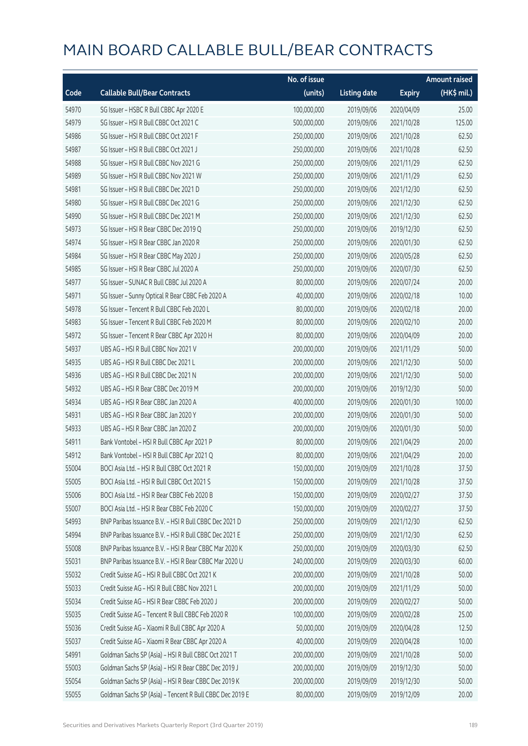# MAIN BOARD CALLABLE BULL/BEAR CONTRACTS

| Code | Callable Bull/Bear Contracts | No. of issue (units) | Listing date | Expiry | Amount raised (HK$ mil.) |
|---|---|---|---|---|---|
| 54970 | SG Issuer – HSBC R Bull CBBC Apr 2020 E | 100,000,000 | 2019/09/06 | 2020/04/09 | 25.00 |
| 54979 | SG Issuer – HSI R Bull CBBC Oct 2021 C | 500,000,000 | 2019/09/06 | 2021/10/28 | 125.00 |
| 54986 | SG Issuer – HSI R Bull CBBC Oct 2021 F | 250,000,000 | 2019/09/06 | 2021/10/28 | 62.50 |
| 54987 | SG Issuer – HSI R Bull CBBC Oct 2021 J | 250,000,000 | 2019/09/06 | 2021/10/28 | 62.50 |
| 54988 | SG Issuer – HSI R Bull CBBC Nov 2021 G | 250,000,000 | 2019/09/06 | 2021/11/29 | 62.50 |
| 54989 | SG Issuer – HSI R Bull CBBC Nov 2021 W | 250,000,000 | 2019/09/06 | 2021/11/29 | 62.50 |
| 54981 | SG Issuer – HSI R Bull CBBC Dec 2021 D | 250,000,000 | 2019/09/06 | 2021/12/30 | 62.50 |
| 54980 | SG Issuer – HSI R Bull CBBC Dec 2021 G | 250,000,000 | 2019/09/06 | 2021/12/30 | 62.50 |
| 54990 | SG Issuer – HSI R Bull CBBC Dec 2021 M | 250,000,000 | 2019/09/06 | 2021/12/30 | 62.50 |
| 54973 | SG Issuer – HSI R Bear CBBC Dec 2019 Q | 250,000,000 | 2019/09/06 | 2019/12/30 | 62.50 |
| 54974 | SG Issuer – HSI R Bear CBBC Jan 2020 R | 250,000,000 | 2019/09/06 | 2020/01/30 | 62.50 |
| 54984 | SG Issuer – HSI R Bear CBBC May 2020 J | 250,000,000 | 2019/09/06 | 2020/05/28 | 62.50 |
| 54985 | SG Issuer – HSI R Bear CBBC Jul 2020 A | 250,000,000 | 2019/09/06 | 2020/07/30 | 62.50 |
| 54977 | SG Issuer – SUNAC R Bull CBBC Jul 2020 A | 80,000,000 | 2019/09/06 | 2020/07/24 | 20.00 |
| 54971 | SG Issuer – Sunny Optical R Bear CBBC Feb 2020 A | 40,000,000 | 2019/09/06 | 2020/02/18 | 10.00 |
| 54978 | SG Issuer – Tencent R Bull CBBC Feb 2020 L | 80,000,000 | 2019/09/06 | 2020/02/18 | 20.00 |
| 54983 | SG Issuer – Tencent R Bull CBBC Feb 2020 M | 80,000,000 | 2019/09/06 | 2020/02/10 | 20.00 |
| 54972 | SG Issuer – Tencent R Bear CBBC Apr 2020 H | 80,000,000 | 2019/09/06 | 2020/04/09 | 20.00 |
| 54937 | UBS AG – HSI R Bull CBBC Nov 2021 V | 200,000,000 | 2019/09/06 | 2021/11/29 | 50.00 |
| 54935 | UBS AG – HSI R Bull CBBC Dec 2021 L | 200,000,000 | 2019/09/06 | 2021/12/30 | 50.00 |
| 54936 | UBS AG – HSI R Bull CBBC Dec 2021 N | 200,000,000 | 2019/09/06 | 2021/12/30 | 50.00 |
| 54932 | UBS AG – HSI R Bear CBBC Dec 2019 M | 200,000,000 | 2019/09/06 | 2019/12/30 | 50.00 |
| 54934 | UBS AG – HSI R Bear CBBC Jan 2020 A | 400,000,000 | 2019/09/06 | 2020/01/30 | 100.00 |
| 54931 | UBS AG – HSI R Bear CBBC Jan 2020 Y | 200,000,000 | 2019/09/06 | 2020/01/30 | 50.00 |
| 54933 | UBS AG – HSI R Bear CBBC Jan 2020 Z | 200,000,000 | 2019/09/06 | 2020/01/30 | 50.00 |
| 54911 | Bank Vontobel – HSI R Bull CBBC Apr 2021 P | 80,000,000 | 2019/09/06 | 2021/04/29 | 20.00 |
| 54912 | Bank Vontobel – HSI R Bull CBBC Apr 2021 Q | 80,000,000 | 2019/09/06 | 2021/04/29 | 20.00 |
| 55004 | BOCI Asia Ltd. – HSI R Bull CBBC Oct 2021 R | 150,000,000 | 2019/09/09 | 2021/10/28 | 37.50 |
| 55005 | BOCI Asia Ltd. – HSI R Bull CBBC Oct 2021 S | 150,000,000 | 2019/09/09 | 2021/10/28 | 37.50 |
| 55006 | BOCI Asia Ltd. – HSI R Bear CBBC Feb 2020 B | 150,000,000 | 2019/09/09 | 2020/02/27 | 37.50 |
| 55007 | BOCI Asia Ltd. – HSI R Bear CBBC Feb 2020 C | 150,000,000 | 2019/09/09 | 2020/02/27 | 37.50 |
| 54993 | BNP Paribas Issuance B.V. – HSI R Bull CBBC Dec 2021 D | 250,000,000 | 2019/09/09 | 2021/12/30 | 62.50 |
| 54994 | BNP Paribas Issuance B.V. – HSI R Bull CBBC Dec 2021 E | 250,000,000 | 2019/09/09 | 2021/12/30 | 62.50 |
| 55008 | BNP Paribas Issuance B.V. – HSI R Bear CBBC Mar 2020 K | 250,000,000 | 2019/09/09 | 2020/03/30 | 62.50 |
| 55031 | BNP Paribas Issuance B.V. – HSI R Bear CBBC Mar 2020 U | 240,000,000 | 2019/09/09 | 2020/03/30 | 60.00 |
| 55032 | Credit Suisse AG – HSI R Bull CBBC Oct 2021 K | 200,000,000 | 2019/09/09 | 2021/10/28 | 50.00 |
| 55033 | Credit Suisse AG – HSI R Bull CBBC Nov 2021 L | 200,000,000 | 2019/09/09 | 2021/11/29 | 50.00 |
| 55034 | Credit Suisse AG – HSI R Bear CBBC Feb 2020 J | 200,000,000 | 2019/09/09 | 2020/02/27 | 50.00 |
| 55035 | Credit Suisse AG – Tencent R Bull CBBC Feb 2020 R | 100,000,000 | 2019/09/09 | 2020/02/28 | 25.00 |
| 55036 | Credit Suisse AG – Xiaomi R Bull CBBC Apr 2020 A | 50,000,000 | 2019/09/09 | 2020/04/28 | 12.50 |
| 55037 | Credit Suisse AG – Xiaomi R Bear CBBC Apr 2020 A | 40,000,000 | 2019/09/09 | 2020/04/28 | 10.00 |
| 54991 | Goldman Sachs SP (Asia) – HSI R Bull CBBC Oct 2021 T | 200,000,000 | 2019/09/09 | 2021/10/28 | 50.00 |
| 55003 | Goldman Sachs SP (Asia) – HSI R Bear CBBC Dec 2019 J | 200,000,000 | 2019/09/09 | 2019/12/30 | 50.00 |
| 55054 | Goldman Sachs SP (Asia) – HSI R Bear CBBC Dec 2019 K | 200,000,000 | 2019/09/09 | 2019/12/30 | 50.00 |
| 55055 | Goldman Sachs SP (Asia) – Tencent R Bull CBBC Dec 2019 E | 80,000,000 | 2019/09/09 | 2019/12/09 | 20.00 |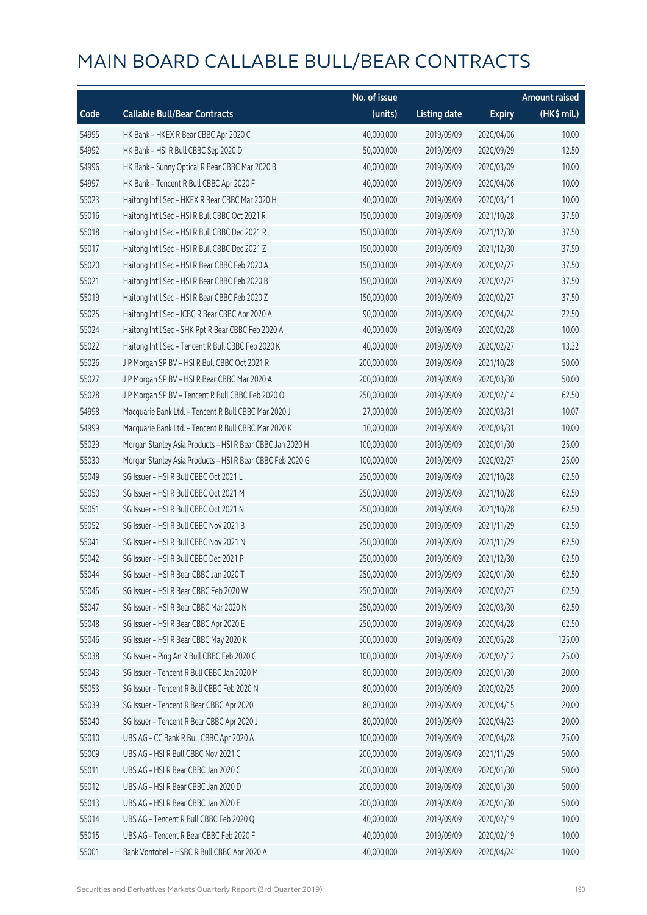# MAIN BOARD CALLABLE BULL/BEAR CONTRACTS

| Code | Callable Bull/Bear Contracts | No. of issue (units) | Listing date | Expiry | Amount raised (HK$ mil.) |
|---|---|---|---|---|---|
| 54995 | HK Bank – HKEX R Bear CBBC Apr 2020 C | 40,000,000 | 2019/09/09 | 2020/04/06 | 10.00 |
| 54992 | HK Bank – HSI R Bull CBBC Sep 2020 D | 50,000,000 | 2019/09/09 | 2020/09/29 | 12.50 |
| 54996 | HK Bank – Sunny Optical R Bear CBBC Mar 2020 B | 40,000,000 | 2019/09/09 | 2020/03/09 | 10.00 |
| 54997 | HK Bank – Tencent R Bull CBBC Apr 2020 F | 40,000,000 | 2019/09/09 | 2020/04/06 | 10.00 |
| 55023 | Haitong Int'l Sec – HKEX R Bear CBBC Mar 2020 H | 40,000,000 | 2019/09/09 | 2020/03/11 | 10.00 |
| 55016 | Haitong Int'l Sec – HSI R Bull CBBC Oct 2021 R | 150,000,000 | 2019/09/09 | 2021/10/28 | 37.50 |
| 55018 | Haitong Int'l Sec – HSI R Bull CBBC Dec 2021 R | 150,000,000 | 2019/09/09 | 2021/12/30 | 37.50 |
| 55017 | Haitong Int'l Sec – HSI R Bull CBBC Dec 2021 Z | 150,000,000 | 2019/09/09 | 2021/12/30 | 37.50 |
| 55020 | Haitong Int'l Sec – HSI R Bear CBBC Feb 2020 A | 150,000,000 | 2019/09/09 | 2020/02/27 | 37.50 |
| 55021 | Haitong Int'l Sec – HSI R Bear CBBC Feb 2020 B | 150,000,000 | 2019/09/09 | 2020/02/27 | 37.50 |
| 55019 | Haitong Int'l Sec – HSI R Bear CBBC Feb 2020 Z | 150,000,000 | 2019/09/09 | 2020/02/27 | 37.50 |
| 55025 | Haitong Int'l Sec – ICBC R Bear CBBC Apr 2020 A | 90,000,000 | 2019/09/09 | 2020/04/24 | 22.50 |
| 55024 | Haitong Int'l Sec – SHK Ppt R Bear CBBC Feb 2020 A | 40,000,000 | 2019/09/09 | 2020/02/28 | 10.00 |
| 55022 | Haitong Int'l Sec – Tencent R Bull CBBC Feb 2020 K | 40,000,000 | 2019/09/09 | 2020/02/27 | 13.32 |
| 55026 | J P Morgan SP BV – HSI R Bull CBBC Oct 2021 R | 200,000,000 | 2019/09/09 | 2021/10/28 | 50.00 |
| 55027 | J P Morgan SP BV – HSI R Bear CBBC Mar 2020 A | 200,000,000 | 2019/09/09 | 2020/03/30 | 50.00 |
| 55028 | J P Morgan SP BV – Tencent R Bull CBBC Feb 2020 O | 250,000,000 | 2019/09/09 | 2020/02/14 | 62.50 |
| 54998 | Macquarie Bank Ltd. – Tencent R Bull CBBC Mar 2020 J | 27,000,000 | 2019/09/09 | 2020/03/31 | 10.07 |
| 54999 | Macquarie Bank Ltd. – Tencent R Bull CBBC Mar 2020 K | 10,000,000 | 2019/09/09 | 2020/03/31 | 10.00 |
| 55029 | Morgan Stanley Asia Products – HSI R Bear CBBC Jan 2020 H | 100,000,000 | 2019/09/09 | 2020/01/30 | 25.00 |
| 55030 | Morgan Stanley Asia Products – HSI R Bear CBBC Feb 2020 G | 100,000,000 | 2019/09/09 | 2020/02/27 | 25.00 |
| 55049 | SG Issuer – HSI R Bull CBBC Oct 2021 L | 250,000,000 | 2019/09/09 | 2021/10/28 | 62.50 |
| 55050 | SG Issuer – HSI R Bull CBBC Oct 2021 M | 250,000,000 | 2019/09/09 | 2021/10/28 | 62.50 |
| 55051 | SG Issuer – HSI R Bull CBBC Oct 2021 N | 250,000,000 | 2019/09/09 | 2021/10/28 | 62.50 |
| 55052 | SG Issuer – HSI R Bull CBBC Nov 2021 B | 250,000,000 | 2019/09/09 | 2021/11/29 | 62.50 |
| 55041 | SG Issuer – HSI R Bull CBBC Nov 2021 N | 250,000,000 | 2019/09/09 | 2021/11/29 | 62.50 |
| 55042 | SG Issuer – HSI R Bull CBBC Dec 2021 P | 250,000,000 | 2019/09/09 | 2021/12/30 | 62.50 |
| 55044 | SG Issuer – HSI R Bear CBBC Jan 2020 T | 250,000,000 | 2019/09/09 | 2020/01/30 | 62.50 |
| 55045 | SG Issuer – HSI R Bear CBBC Feb 2020 W | 250,000,000 | 2019/09/09 | 2020/02/27 | 62.50 |
| 55047 | SG Issuer – HSI R Bear CBBC Mar 2020 N | 250,000,000 | 2019/09/09 | 2020/03/30 | 62.50 |
| 55048 | SG Issuer – HSI R Bear CBBC Apr 2020 E | 250,000,000 | 2019/09/09 | 2020/04/28 | 62.50 |
| 55046 | SG Issuer – HSI R Bear CBBC May 2020 K | 500,000,000 | 2019/09/09 | 2020/05/28 | 125.00 |
| 55038 | SG Issuer – Ping An R Bull CBBC Feb 2020 G | 100,000,000 | 2019/09/09 | 2020/02/12 | 25.00 |
| 55043 | SG Issuer – Tencent R Bull CBBC Jan 2020 M | 80,000,000 | 2019/09/09 | 2020/01/30 | 20.00 |
| 55053 | SG Issuer – Tencent R Bull CBBC Feb 2020 N | 80,000,000 | 2019/09/09 | 2020/02/25 | 20.00 |
| 55039 | SG Issuer – Tencent R Bear CBBC Apr 2020 I | 80,000,000 | 2019/09/09 | 2020/04/15 | 20.00 |
| 55040 | SG Issuer – Tencent R Bear CBBC Apr 2020 J | 80,000,000 | 2019/09/09 | 2020/04/23 | 20.00 |
| 55010 | UBS AG – CC Bank R Bull CBBC Apr 2020 A | 100,000,000 | 2019/09/09 | 2020/04/28 | 25.00 |
| 55009 | UBS AG – HSI R Bull CBBC Nov 2021 C | 200,000,000 | 2019/09/09 | 2021/11/29 | 50.00 |
| 55011 | UBS AG – HSI R Bear CBBC Jan 2020 C | 200,000,000 | 2019/09/09 | 2020/01/30 | 50.00 |
| 55012 | UBS AG – HSI R Bear CBBC Jan 2020 D | 200,000,000 | 2019/09/09 | 2020/01/30 | 50.00 |
| 55013 | UBS AG – HSI R Bear CBBC Jan 2020 E | 200,000,000 | 2019/09/09 | 2020/01/30 | 50.00 |
| 55014 | UBS AG – Tencent R Bull CBBC Feb 2020 Q | 40,000,000 | 2019/09/09 | 2020/02/19 | 10.00 |
| 55015 | UBS AG – Tencent R Bear CBBC Feb 2020 F | 40,000,000 | 2019/09/09 | 2020/02/19 | 10.00 |
| 55001 | Bank Vontobel – HSBC R Bull CBBC Apr 2020 A | 40,000,000 | 2019/09/09 | 2020/04/24 | 10.00 |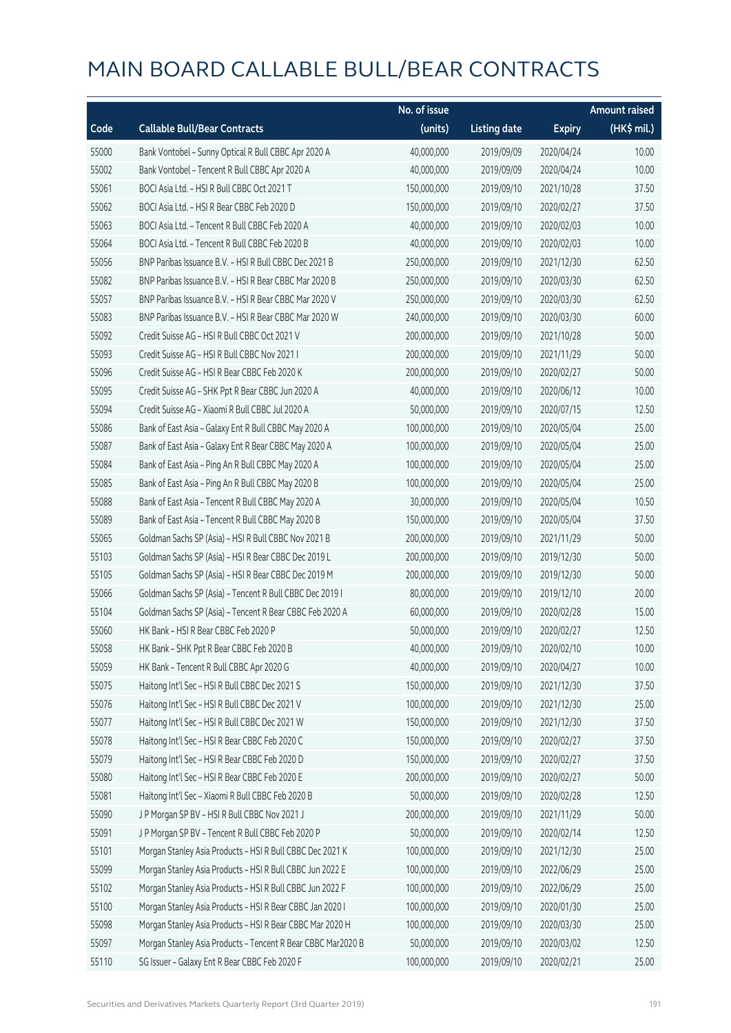# MAIN BOARD CALLABLE BULL/BEAR CONTRACTS

| Code | Callable Bull/Bear Contracts | No. of issue (units) | Listing date | Expiry | Amount raised (HK$ mil.) |
|---|---|---|---|---|---|
| 55000 | Bank Vontobel - Sunny Optical R Bull CBBC Apr 2020 A | 40,000,000 | 2019/09/09 | 2020/04/24 | 10.00 |
| 55002 | Bank Vontobel - Tencent R Bull CBBC Apr 2020 A | 40,000,000 | 2019/09/09 | 2020/04/24 | 10.00 |
| 55061 | BOCI Asia Ltd. - HSI R Bull CBBC Oct 2021 T | 150,000,000 | 2019/09/10 | 2021/10/28 | 37.50 |
| 55062 | BOCI Asia Ltd. - HSI R Bear CBBC Feb 2020 D | 150,000,000 | 2019/09/10 | 2020/02/27 | 37.50 |
| 55063 | BOCI Asia Ltd. - Tencent R Bull CBBC Feb 2020 A | 40,000,000 | 2019/09/10 | 2020/02/03 | 10.00 |
| 55064 | BOCI Asia Ltd. - Tencent R Bull CBBC Feb 2020 B | 40,000,000 | 2019/09/10 | 2020/02/03 | 10.00 |
| 55056 | BNP Paribas Issuance B.V. - HSI R Bull CBBC Dec 2021 B | 250,000,000 | 2019/09/10 | 2021/12/30 | 62.50 |
| 55082 | BNP Paribas Issuance B.V. - HSI R Bear CBBC Mar 2020 B | 250,000,000 | 2019/09/10 | 2020/03/30 | 62.50 |
| 55057 | BNP Paribas Issuance B.V. - HSI R Bear CBBC Mar 2020 V | 250,000,000 | 2019/09/10 | 2020/03/30 | 62.50 |
| 55083 | BNP Paribas Issuance B.V. - HSI R Bear CBBC Mar 2020 W | 240,000,000 | 2019/09/10 | 2020/03/30 | 60.00 |
| 55092 | Credit Suisse AG - HSI R Bull CBBC Oct 2021 V | 200,000,000 | 2019/09/10 | 2021/10/28 | 50.00 |
| 55093 | Credit Suisse AG - HSI R Bull CBBC Nov 2021 I | 200,000,000 | 2019/09/10 | 2021/11/29 | 50.00 |
| 55096 | Credit Suisse AG - HSI R Bear CBBC Feb 2020 K | 200,000,000 | 2019/09/10 | 2020/02/27 | 50.00 |
| 55095 | Credit Suisse AG - SHK Ppt R Bear CBBC Jun 2020 A | 40,000,000 | 2019/09/10 | 2020/06/12 | 10.00 |
| 55094 | Credit Suisse AG - Xiaomi R Bull CBBC Jul 2020 A | 50,000,000 | 2019/09/10 | 2020/07/15 | 12.50 |
| 55086 | Bank of East Asia - Galaxy Ent R Bull CBBC May 2020 A | 100,000,000 | 2019/09/10 | 2020/05/04 | 25.00 |
| 55087 | Bank of East Asia - Galaxy Ent R Bear CBBC May 2020 A | 100,000,000 | 2019/09/10 | 2020/05/04 | 25.00 |
| 55084 | Bank of East Asia - Ping An R Bull CBBC May 2020 A | 100,000,000 | 2019/09/10 | 2020/05/04 | 25.00 |
| 55085 | Bank of East Asia - Ping An R Bull CBBC May 2020 B | 100,000,000 | 2019/09/10 | 2020/05/04 | 25.00 |
| 55088 | Bank of East Asia - Tencent R Bull CBBC May 2020 A | 30,000,000 | 2019/09/10 | 2020/05/04 | 10.50 |
| 55089 | Bank of East Asia - Tencent R Bull CBBC May 2020 B | 150,000,000 | 2019/09/10 | 2020/05/04 | 37.50 |
| 55065 | Goldman Sachs SP (Asia) - HSI R Bull CBBC Nov 2021 B | 200,000,000 | 2019/09/10 | 2021/11/29 | 50.00 |
| 55103 | Goldman Sachs SP (Asia) - HSI R Bear CBBC Dec 2019 L | 200,000,000 | 2019/09/10 | 2019/12/30 | 50.00 |
| 55105 | Goldman Sachs SP (Asia) - HSI R Bear CBBC Dec 2019 M | 200,000,000 | 2019/09/10 | 2019/12/30 | 50.00 |
| 55066 | Goldman Sachs SP (Asia) - Tencent R Bull CBBC Dec 2019 I | 80,000,000 | 2019/09/10 | 2019/12/10 | 20.00 |
| 55104 | Goldman Sachs SP (Asia) - Tencent R Bear CBBC Feb 2020 A | 60,000,000 | 2019/09/10 | 2020/02/28 | 15.00 |
| 55060 | HK Bank - HSI R Bear CBBC Feb 2020 P | 50,000,000 | 2019/09/10 | 2020/02/27 | 12.50 |
| 55058 | HK Bank - SHK Ppt R Bear CBBC Feb 2020 B | 40,000,000 | 2019/09/10 | 2020/02/10 | 10.00 |
| 55059 | HK Bank - Tencent R Bull CBBC Apr 2020 G | 40,000,000 | 2019/09/10 | 2020/04/27 | 10.00 |
| 55075 | Haitong Int'l Sec - HSI R Bull CBBC Dec 2021 S | 150,000,000 | 2019/09/10 | 2021/12/30 | 37.50 |
| 55076 | Haitong Int'l Sec - HSI R Bull CBBC Dec 2021 V | 100,000,000 | 2019/09/10 | 2021/12/30 | 25.00 |
| 55077 | Haitong Int'l Sec - HSI R Bull CBBC Dec 2021 W | 150,000,000 | 2019/09/10 | 2021/12/30 | 37.50 |
| 55078 | Haitong Int'l Sec - HSI R Bear CBBC Feb 2020 C | 150,000,000 | 2019/09/10 | 2020/02/27 | 37.50 |
| 55079 | Haitong Int'l Sec - HSI R Bear CBBC Feb 2020 D | 150,000,000 | 2019/09/10 | 2020/02/27 | 37.50 |
| 55080 | Haitong Int'l Sec - HSI R Bear CBBC Feb 2020 E | 200,000,000 | 2019/09/10 | 2020/02/27 | 50.00 |
| 55081 | Haitong Int'l Sec - Xiaomi R Bull CBBC Feb 2020 B | 50,000,000 | 2019/09/10 | 2020/02/28 | 12.50 |
| 55090 | J P Morgan SP BV - HSI R Bull CBBC Nov 2021 J | 200,000,000 | 2019/09/10 | 2021/11/29 | 50.00 |
| 55091 | J P Morgan SP BV - Tencent R Bull CBBC Feb 2020 P | 50,000,000 | 2019/09/10 | 2020/02/14 | 12.50 |
| 55101 | Morgan Stanley Asia Products - HSI R Bull CBBC Dec 2021 K | 100,000,000 | 2019/09/10 | 2021/12/30 | 25.00 |
| 55099 | Morgan Stanley Asia Products - HSI R Bull CBBC Jun 2022 E | 100,000,000 | 2019/09/10 | 2022/06/29 | 25.00 |
| 55102 | Morgan Stanley Asia Products - HSI R Bull CBBC Jun 2022 F | 100,000,000 | 2019/09/10 | 2022/06/29 | 25.00 |
| 55100 | Morgan Stanley Asia Products - HSI R Bear CBBC Jan 2020 I | 100,000,000 | 2019/09/10 | 2020/01/30 | 25.00 |
| 55098 | Morgan Stanley Asia Products - HSI R Bear CBBC Mar 2020 H | 100,000,000 | 2019/09/10 | 2020/03/30 | 25.00 |
| 55097 | Morgan Stanley Asia Products - Tencent R Bear CBBC Mar2020 B | 50,000,000 | 2019/09/10 | 2020/03/02 | 12.50 |
| 55110 | SG Issuer - Galaxy Ent R Bear CBBC Feb 2020 F | 100,000,000 | 2019/09/10 | 2020/02/21 | 25.00 |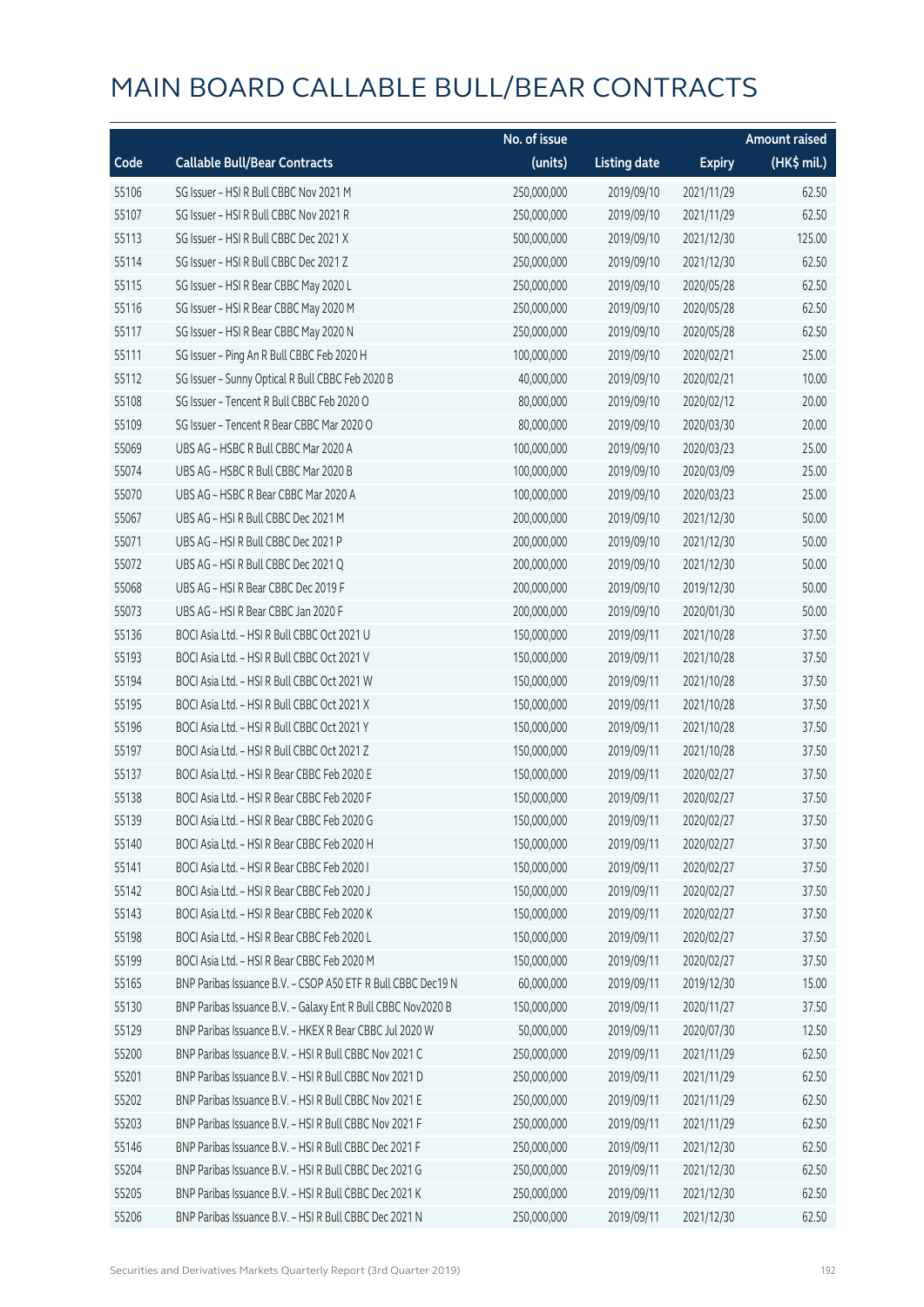# MAIN BOARD CALLABLE BULL/BEAR CONTRACTS

| Code | Callable Bull/Bear Contracts | No. of issue (units) | Listing date | Expiry | Amount raised (HK$ mil.) |
|---|---|---|---|---|---|
| 55106 | SG Issuer – HSI R Bull CBBC Nov 2021 M | 250,000,000 | 2019/09/10 | 2021/11/29 | 62.50 |
| 55107 | SG Issuer – HSI R Bull CBBC Nov 2021 R | 250,000,000 | 2019/09/10 | 2021/11/29 | 62.50 |
| 55113 | SG Issuer – HSI R Bull CBBC Dec 2021 X | 500,000,000 | 2019/09/10 | 2021/12/30 | 125.00 |
| 55114 | SG Issuer – HSI R Bull CBBC Dec 2021 Z | 250,000,000 | 2019/09/10 | 2021/12/30 | 62.50 |
| 55115 | SG Issuer – HSI R Bear CBBC May 2020 L | 250,000,000 | 2019/09/10 | 2020/05/28 | 62.50 |
| 55116 | SG Issuer – HSI R Bear CBBC May 2020 M | 250,000,000 | 2019/09/10 | 2020/05/28 | 62.50 |
| 55117 | SG Issuer – HSI R Bear CBBC May 2020 N | 250,000,000 | 2019/09/10 | 2020/05/28 | 62.50 |
| 55111 | SG Issuer – Ping An R Bull CBBC Feb 2020 H | 100,000,000 | 2019/09/10 | 2020/02/21 | 25.00 |
| 55112 | SG Issuer – Sunny Optical R Bull CBBC Feb 2020 B | 40,000,000 | 2019/09/10 | 2020/02/21 | 10.00 |
| 55108 | SG Issuer – Tencent R Bull CBBC Feb 2020 O | 80,000,000 | 2019/09/10 | 2020/02/12 | 20.00 |
| 55109 | SG Issuer – Tencent R Bear CBBC Mar 2020 O | 80,000,000 | 2019/09/10 | 2020/03/30 | 20.00 |
| 55069 | UBS AG – HSBC R Bull CBBC Mar 2020 A | 100,000,000 | 2019/09/10 | 2020/03/23 | 25.00 |
| 55074 | UBS AG – HSBC R Bull CBBC Mar 2020 B | 100,000,000 | 2019/09/10 | 2020/03/09 | 25.00 |
| 55070 | UBS AG – HSBC R Bear CBBC Mar 2020 A | 100,000,000 | 2019/09/10 | 2020/03/23 | 25.00 |
| 55067 | UBS AG – HSI R Bull CBBC Dec 2021 M | 200,000,000 | 2019/09/10 | 2021/12/30 | 50.00 |
| 55071 | UBS AG – HSI R Bull CBBC Dec 2021 P | 200,000,000 | 2019/09/10 | 2021/12/30 | 50.00 |
| 55072 | UBS AG – HSI R Bull CBBC Dec 2021 Q | 200,000,000 | 2019/09/10 | 2021/12/30 | 50.00 |
| 55068 | UBS AG – HSI R Bear CBBC Dec 2019 F | 200,000,000 | 2019/09/10 | 2019/12/30 | 50.00 |
| 55073 | UBS AG – HSI R Bear CBBC Jan 2020 F | 200,000,000 | 2019/09/10 | 2020/01/30 | 50.00 |
| 55136 | BOCI Asia Ltd. – HSI R Bull CBBC Oct 2021 U | 150,000,000 | 2019/09/11 | 2021/10/28 | 37.50 |
| 55193 | BOCI Asia Ltd. – HSI R Bull CBBC Oct 2021 V | 150,000,000 | 2019/09/11 | 2021/10/28 | 37.50 |
| 55194 | BOCI Asia Ltd. – HSI R Bull CBBC Oct 2021 W | 150,000,000 | 2019/09/11 | 2021/10/28 | 37.50 |
| 55195 | BOCI Asia Ltd. – HSI R Bull CBBC Oct 2021 X | 150,000,000 | 2019/09/11 | 2021/10/28 | 37.50 |
| 55196 | BOCI Asia Ltd. – HSI R Bull CBBC Oct 2021 Y | 150,000,000 | 2019/09/11 | 2021/10/28 | 37.50 |
| 55197 | BOCI Asia Ltd. – HSI R Bull CBBC Oct 2021 Z | 150,000,000 | 2019/09/11 | 2021/10/28 | 37.50 |
| 55137 | BOCI Asia Ltd. – HSI R Bear CBBC Feb 2020 E | 150,000,000 | 2019/09/11 | 2020/02/27 | 37.50 |
| 55138 | BOCI Asia Ltd. – HSI R Bear CBBC Feb 2020 F | 150,000,000 | 2019/09/11 | 2020/02/27 | 37.50 |
| 55139 | BOCI Asia Ltd. – HSI R Bear CBBC Feb 2020 G | 150,000,000 | 2019/09/11 | 2020/02/27 | 37.50 |
| 55140 | BOCI Asia Ltd. – HSI R Bear CBBC Feb 2020 H | 150,000,000 | 2019/09/11 | 2020/02/27 | 37.50 |
| 55141 | BOCI Asia Ltd. – HSI R Bear CBBC Feb 2020 I | 150,000,000 | 2019/09/11 | 2020/02/27 | 37.50 |
| 55142 | BOCI Asia Ltd. – HSI R Bear CBBC Feb 2020 J | 150,000,000 | 2019/09/11 | 2020/02/27 | 37.50 |
| 55143 | BOCI Asia Ltd. – HSI R Bear CBBC Feb 2020 K | 150,000,000 | 2019/09/11 | 2020/02/27 | 37.50 |
| 55198 | BOCI Asia Ltd. – HSI R Bear CBBC Feb 2020 L | 150,000,000 | 2019/09/11 | 2020/02/27 | 37.50 |
| 55199 | BOCI Asia Ltd. – HSI R Bear CBBC Feb 2020 M | 150,000,000 | 2019/09/11 | 2020/02/27 | 37.50 |
| 55165 | BNP Paribas Issuance B.V. – CSOP A50 ETF R Bull CBBC Dec19 N | 60,000,000 | 2019/09/11 | 2019/12/30 | 15.00 |
| 55130 | BNP Paribas Issuance B.V. – Galaxy Ent R Bull CBBC Nov2020 B | 150,000,000 | 2019/09/11 | 2020/11/27 | 37.50 |
| 55129 | BNP Paribas Issuance B.V. – HKEX R Bear CBBC Jul 2020 W | 50,000,000 | 2019/09/11 | 2020/07/30 | 12.50 |
| 55200 | BNP Paribas Issuance B.V. – HSI R Bull CBBC Nov 2021 C | 250,000,000 | 2019/09/11 | 2021/11/29 | 62.50 |
| 55201 | BNP Paribas Issuance B.V. – HSI R Bull CBBC Nov 2021 D | 250,000,000 | 2019/09/11 | 2021/11/29 | 62.50 |
| 55202 | BNP Paribas Issuance B.V. – HSI R Bull CBBC Nov 2021 E | 250,000,000 | 2019/09/11 | 2021/11/29 | 62.50 |
| 55203 | BNP Paribas Issuance B.V. – HSI R Bull CBBC Nov 2021 F | 250,000,000 | 2019/09/11 | 2021/11/29 | 62.50 |
| 55146 | BNP Paribas Issuance B.V. – HSI R Bull CBBC Dec 2021 F | 250,000,000 | 2019/09/11 | 2021/12/30 | 62.50 |
| 55204 | BNP Paribas Issuance B.V. – HSI R Bull CBBC Dec 2021 G | 250,000,000 | 2019/09/11 | 2021/12/30 | 62.50 |
| 55205 | BNP Paribas Issuance B.V. – HSI R Bull CBBC Dec 2021 K | 250,000,000 | 2019/09/11 | 2021/12/30 | 62.50 |
| 55206 | BNP Paribas Issuance B.V. – HSI R Bull CBBC Dec 2021 N | 250,000,000 | 2019/09/11 | 2021/12/30 | 62.50 |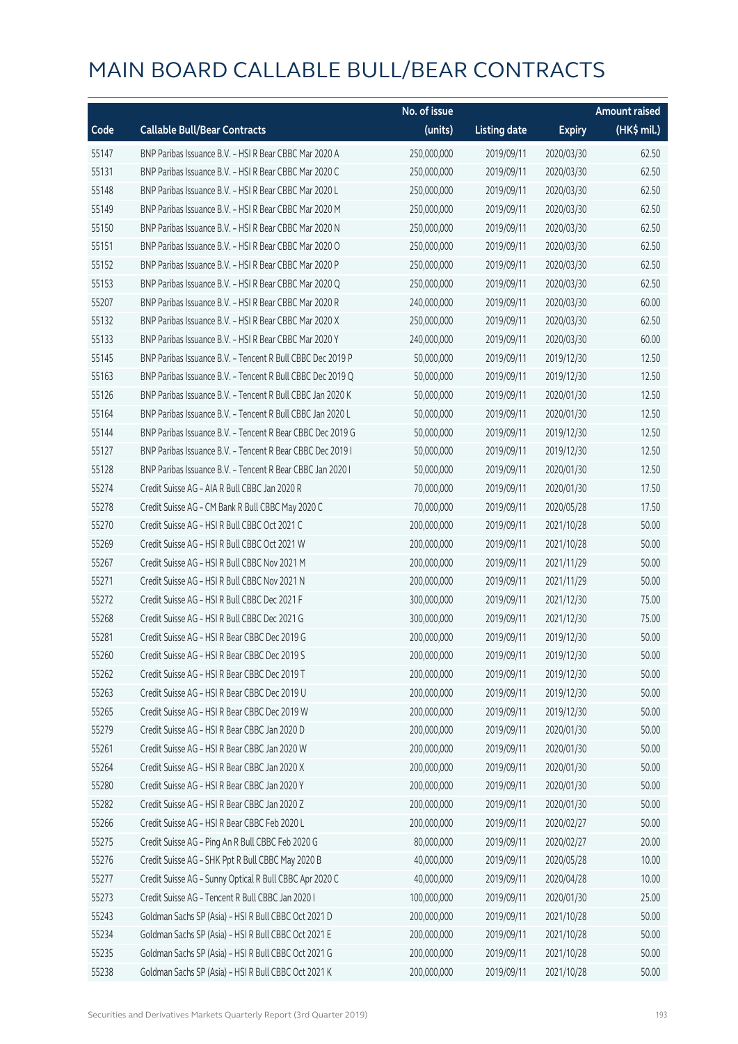# MAIN BOARD CALLABLE BULL/BEAR CONTRACTS

| Code | Callable Bull/Bear Contracts | No. of issue (units) | Listing date | Expiry | Amount raised (HK$ mil.) |
|---|---|---|---|---|---|
| 55147 | BNP Paribas Issuance B.V. – HSI R Bear CBBC Mar 2020 A | 250,000,000 | 2019/09/11 | 2020/03/30 | 62.50 |
| 55131 | BNP Paribas Issuance B.V. – HSI R Bear CBBC Mar 2020 C | 250,000,000 | 2019/09/11 | 2020/03/30 | 62.50 |
| 55148 | BNP Paribas Issuance B.V. – HSI R Bear CBBC Mar 2020 L | 250,000,000 | 2019/09/11 | 2020/03/30 | 62.50 |
| 55149 | BNP Paribas Issuance B.V. – HSI R Bear CBBC Mar 2020 M | 250,000,000 | 2019/09/11 | 2020/03/30 | 62.50 |
| 55150 | BNP Paribas Issuance B.V. – HSI R Bear CBBC Mar 2020 N | 250,000,000 | 2019/09/11 | 2020/03/30 | 62.50 |
| 55151 | BNP Paribas Issuance B.V. – HSI R Bear CBBC Mar 2020 O | 250,000,000 | 2019/09/11 | 2020/03/30 | 62.50 |
| 55152 | BNP Paribas Issuance B.V. – HSI R Bear CBBC Mar 2020 P | 250,000,000 | 2019/09/11 | 2020/03/30 | 62.50 |
| 55153 | BNP Paribas Issuance B.V. – HSI R Bear CBBC Mar 2020 Q | 250,000,000 | 2019/09/11 | 2020/03/30 | 62.50 |
| 55207 | BNP Paribas Issuance B.V. – HSI R Bear CBBC Mar 2020 R | 240,000,000 | 2019/09/11 | 2020/03/30 | 60.00 |
| 55132 | BNP Paribas Issuance B.V. – HSI R Bear CBBC Mar 2020 X | 250,000,000 | 2019/09/11 | 2020/03/30 | 62.50 |
| 55133 | BNP Paribas Issuance B.V. – HSI R Bear CBBC Mar 2020 Y | 240,000,000 | 2019/09/11 | 2020/03/30 | 60.00 |
| 55145 | BNP Paribas Issuance B.V. – Tencent R Bull CBBC Dec 2019 P | 50,000,000 | 2019/09/11 | 2019/12/30 | 12.50 |
| 55163 | BNP Paribas Issuance B.V. – Tencent R Bull CBBC Dec 2019 Q | 50,000,000 | 2019/09/11 | 2019/12/30 | 12.50 |
| 55126 | BNP Paribas Issuance B.V. – Tencent R Bull CBBC Jan 2020 K | 50,000,000 | 2019/09/11 | 2020/01/30 | 12.50 |
| 55164 | BNP Paribas Issuance B.V. – Tencent R Bull CBBC Jan 2020 L | 50,000,000 | 2019/09/11 | 2020/01/30 | 12.50 |
| 55144 | BNP Paribas Issuance B.V. – Tencent R Bear CBBC Dec 2019 G | 50,000,000 | 2019/09/11 | 2019/12/30 | 12.50 |
| 55127 | BNP Paribas Issuance B.V. – Tencent R Bear CBBC Dec 2019 I | 50,000,000 | 2019/09/11 | 2019/12/30 | 12.50 |
| 55128 | BNP Paribas Issuance B.V. – Tencent R Bear CBBC Jan 2020 I | 50,000,000 | 2019/09/11 | 2020/01/30 | 12.50 |
| 55274 | Credit Suisse AG – AIA R Bull CBBC Jan 2020 R | 70,000,000 | 2019/09/11 | 2020/01/30 | 17.50 |
| 55278 | Credit Suisse AG – CM Bank R Bull CBBC May 2020 C | 70,000,000 | 2019/09/11 | 2020/05/28 | 17.50 |
| 55270 | Credit Suisse AG – HSI R Bull CBBC Oct 2021 C | 200,000,000 | 2019/09/11 | 2021/10/28 | 50.00 |
| 55269 | Credit Suisse AG – HSI R Bull CBBC Oct 2021 W | 200,000,000 | 2019/09/11 | 2021/10/28 | 50.00 |
| 55267 | Credit Suisse AG – HSI R Bull CBBC Nov 2021 M | 200,000,000 | 2019/09/11 | 2021/11/29 | 50.00 |
| 55271 | Credit Suisse AG – HSI R Bull CBBC Nov 2021 N | 200,000,000 | 2019/09/11 | 2021/11/29 | 50.00 |
| 55272 | Credit Suisse AG – HSI R Bull CBBC Dec 2021 F | 300,000,000 | 2019/09/11 | 2021/12/30 | 75.00 |
| 55268 | Credit Suisse AG – HSI R Bull CBBC Dec 2021 G | 300,000,000 | 2019/09/11 | 2021/12/30 | 75.00 |
| 55281 | Credit Suisse AG – HSI R Bear CBBC Dec 2019 G | 200,000,000 | 2019/09/11 | 2019/12/30 | 50.00 |
| 55260 | Credit Suisse AG – HSI R Bear CBBC Dec 2019 S | 200,000,000 | 2019/09/11 | 2019/12/30 | 50.00 |
| 55262 | Credit Suisse AG – HSI R Bear CBBC Dec 2019 T | 200,000,000 | 2019/09/11 | 2019/12/30 | 50.00 |
| 55263 | Credit Suisse AG – HSI R Bear CBBC Dec 2019 U | 200,000,000 | 2019/09/11 | 2019/12/30 | 50.00 |
| 55265 | Credit Suisse AG – HSI R Bear CBBC Dec 2019 W | 200,000,000 | 2019/09/11 | 2019/12/30 | 50.00 |
| 55279 | Credit Suisse AG – HSI R Bear CBBC Jan 2020 D | 200,000,000 | 2019/09/11 | 2020/01/30 | 50.00 |
| 55261 | Credit Suisse AG – HSI R Bear CBBC Jan 2020 W | 200,000,000 | 2019/09/11 | 2020/01/30 | 50.00 |
| 55264 | Credit Suisse AG – HSI R Bear CBBC Jan 2020 X | 200,000,000 | 2019/09/11 | 2020/01/30 | 50.00 |
| 55280 | Credit Suisse AG – HSI R Bear CBBC Jan 2020 Y | 200,000,000 | 2019/09/11 | 2020/01/30 | 50.00 |
| 55282 | Credit Suisse AG – HSI R Bear CBBC Jan 2020 Z | 200,000,000 | 2019/09/11 | 2020/01/30 | 50.00 |
| 55266 | Credit Suisse AG – HSI R Bear CBBC Feb 2020 L | 200,000,000 | 2019/09/11 | 2020/02/27 | 50.00 |
| 55275 | Credit Suisse AG – Ping An R Bull CBBC Feb 2020 G | 80,000,000 | 2019/09/11 | 2020/02/27 | 20.00 |
| 55276 | Credit Suisse AG – SHK Ppt R Bull CBBC May 2020 B | 40,000,000 | 2019/09/11 | 2020/05/28 | 10.00 |
| 55277 | Credit Suisse AG – Sunny Optical R Bull CBBC Apr 2020 C | 40,000,000 | 2019/09/11 | 2020/04/28 | 10.00 |
| 55273 | Credit Suisse AG – Tencent R Bull CBBC Jan 2020 I | 100,000,000 | 2019/09/11 | 2020/01/30 | 25.00 |
| 55243 | Goldman Sachs SP (Asia) – HSI R Bull CBBC Oct 2021 D | 200,000,000 | 2019/09/11 | 2021/10/28 | 50.00 |
| 55234 | Goldman Sachs SP (Asia) – HSI R Bull CBBC Oct 2021 E | 200,000,000 | 2019/09/11 | 2021/10/28 | 50.00 |
| 55235 | Goldman Sachs SP (Asia) – HSI R Bull CBBC Oct 2021 G | 200,000,000 | 2019/09/11 | 2021/10/28 | 50.00 |
| 55238 | Goldman Sachs SP (Asia) – HSI R Bull CBBC Oct 2021 K | 200,000,000 | 2019/09/11 | 2021/10/28 | 50.00 |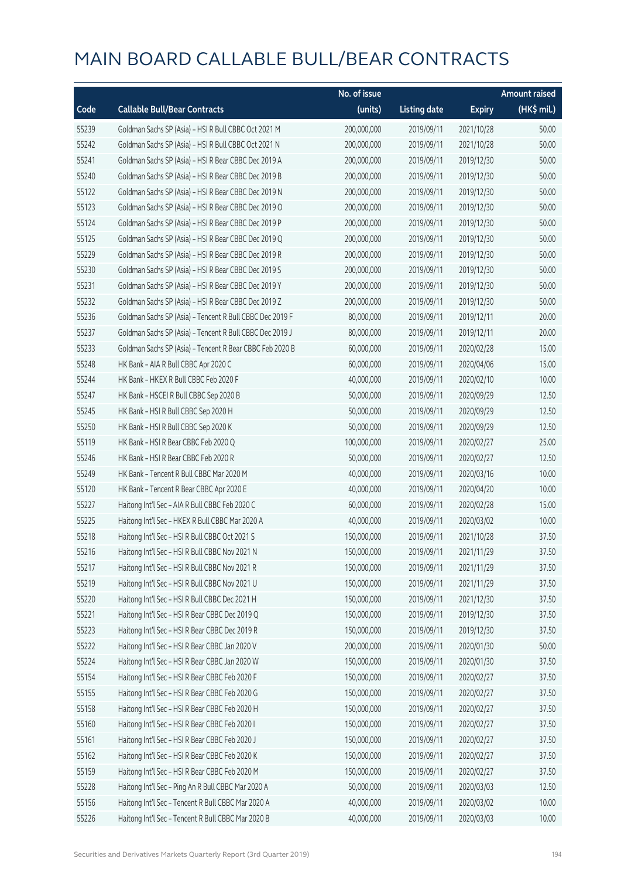# MAIN BOARD CALLABLE BULL/BEAR CONTRACTS

| Code | Callable Bull/Bear Contracts | No. of issue (units) | Listing date | Expiry | Amount raised (HK$ mil.) |
|---|---|---|---|---|---|
| 55239 | Goldman Sachs SP (Asia) – HSI R Bull CBBC Oct 2021 M | 200,000,000 | 2019/09/11 | 2021/10/28 | 50.00 |
| 55242 | Goldman Sachs SP (Asia) – HSI R Bull CBBC Oct 2021 N | 200,000,000 | 2019/09/11 | 2021/10/28 | 50.00 |
| 55241 | Goldman Sachs SP (Asia) – HSI R Bear CBBC Dec 2019 A | 200,000,000 | 2019/09/11 | 2019/12/30 | 50.00 |
| 55240 | Goldman Sachs SP (Asia) – HSI R Bear CBBC Dec 2019 B | 200,000,000 | 2019/09/11 | 2019/12/30 | 50.00 |
| 55122 | Goldman Sachs SP (Asia) – HSI R Bear CBBC Dec 2019 N | 200,000,000 | 2019/09/11 | 2019/12/30 | 50.00 |
| 55123 | Goldman Sachs SP (Asia) – HSI R Bear CBBC Dec 2019 O | 200,000,000 | 2019/09/11 | 2019/12/30 | 50.00 |
| 55124 | Goldman Sachs SP (Asia) – HSI R Bear CBBC Dec 2019 P | 200,000,000 | 2019/09/11 | 2019/12/30 | 50.00 |
| 55125 | Goldman Sachs SP (Asia) – HSI R Bear CBBC Dec 2019 Q | 200,000,000 | 2019/09/11 | 2019/12/30 | 50.00 |
| 55229 | Goldman Sachs SP (Asia) – HSI R Bear CBBC Dec 2019 R | 200,000,000 | 2019/09/11 | 2019/12/30 | 50.00 |
| 55230 | Goldman Sachs SP (Asia) – HSI R Bear CBBC Dec 2019 S | 200,000,000 | 2019/09/11 | 2019/12/30 | 50.00 |
| 55231 | Goldman Sachs SP (Asia) – HSI R Bear CBBC Dec 2019 Y | 200,000,000 | 2019/09/11 | 2019/12/30 | 50.00 |
| 55232 | Goldman Sachs SP (Asia) – HSI R Bear CBBC Dec 2019 Z | 200,000,000 | 2019/09/11 | 2019/12/30 | 50.00 |
| 55236 | Goldman Sachs SP (Asia) – Tencent R Bull CBBC Dec 2019 F | 80,000,000 | 2019/09/11 | 2019/12/11 | 20.00 |
| 55237 | Goldman Sachs SP (Asia) – Tencent R Bull CBBC Dec 2019 J | 80,000,000 | 2019/09/11 | 2019/12/11 | 20.00 |
| 55233 | Goldman Sachs SP (Asia) – Tencent R Bear CBBC Feb 2020 B | 60,000,000 | 2019/09/11 | 2020/02/28 | 15.00 |
| 55248 | HK Bank – AIA R Bull CBBC Apr 2020 C | 60,000,000 | 2019/09/11 | 2020/04/06 | 15.00 |
| 55244 | HK Bank – HKEX R Bull CBBC Feb 2020 F | 40,000,000 | 2019/09/11 | 2020/02/10 | 10.00 |
| 55247 | HK Bank – HSCEI R Bull CBBC Sep 2020 B | 50,000,000 | 2019/09/11 | 2020/09/29 | 12.50 |
| 55245 | HK Bank – HSI R Bull CBBC Sep 2020 H | 50,000,000 | 2019/09/11 | 2020/09/29 | 12.50 |
| 55250 | HK Bank – HSI R Bull CBBC Sep 2020 K | 50,000,000 | 2019/09/11 | 2020/09/29 | 12.50 |
| 55119 | HK Bank – HSI R Bear CBBC Feb 2020 Q | 100,000,000 | 2019/09/11 | 2020/02/27 | 25.00 |
| 55246 | HK Bank – HSI R Bear CBBC Feb 2020 R | 50,000,000 | 2019/09/11 | 2020/02/27 | 12.50 |
| 55249 | HK Bank – Tencent R Bull CBBC Mar 2020 M | 40,000,000 | 2019/09/11 | 2020/03/16 | 10.00 |
| 55120 | HK Bank – Tencent R Bear CBBC Apr 2020 E | 40,000,000 | 2019/09/11 | 2020/04/20 | 10.00 |
| 55227 | Haitong Int'l Sec – AIA R Bull CBBC Feb 2020 C | 60,000,000 | 2019/09/11 | 2020/02/28 | 15.00 |
| 55225 | Haitong Int'l Sec – HKEX R Bull CBBC Mar 2020 A | 40,000,000 | 2019/09/11 | 2020/03/02 | 10.00 |
| 55218 | Haitong Int'l Sec – HSI R Bull CBBC Oct 2021 S | 150,000,000 | 2019/09/11 | 2021/10/28 | 37.50 |
| 55216 | Haitong Int'l Sec – HSI R Bull CBBC Nov 2021 N | 150,000,000 | 2019/09/11 | 2021/11/29 | 37.50 |
| 55217 | Haitong Int'l Sec – HSI R Bull CBBC Nov 2021 R | 150,000,000 | 2019/09/11 | 2021/11/29 | 37.50 |
| 55219 | Haitong Int'l Sec – HSI R Bull CBBC Nov 2021 U | 150,000,000 | 2019/09/11 | 2021/11/29 | 37.50 |
| 55220 | Haitong Int'l Sec – HSI R Bull CBBC Dec 2021 H | 150,000,000 | 2019/09/11 | 2021/12/30 | 37.50 |
| 55221 | Haitong Int'l Sec – HSI R Bear CBBC Dec 2019 Q | 150,000,000 | 2019/09/11 | 2019/12/30 | 37.50 |
| 55223 | Haitong Int'l Sec – HSI R Bear CBBC Dec 2019 R | 150,000,000 | 2019/09/11 | 2019/12/30 | 37.50 |
| 55222 | Haitong Int'l Sec – HSI R Bear CBBC Jan 2020 V | 200,000,000 | 2019/09/11 | 2020/01/30 | 50.00 |
| 55224 | Haitong Int'l Sec – HSI R Bear CBBC Jan 2020 W | 150,000,000 | 2019/09/11 | 2020/01/30 | 37.50 |
| 55154 | Haitong Int'l Sec – HSI R Bear CBBC Feb 2020 F | 150,000,000 | 2019/09/11 | 2020/02/27 | 37.50 |
| 55155 | Haitong Int'l Sec – HSI R Bear CBBC Feb 2020 G | 150,000,000 | 2019/09/11 | 2020/02/27 | 37.50 |
| 55158 | Haitong Int'l Sec – HSI R Bear CBBC Feb 2020 H | 150,000,000 | 2019/09/11 | 2020/02/27 | 37.50 |
| 55160 | Haitong Int'l Sec – HSI R Bear CBBC Feb 2020 I | 150,000,000 | 2019/09/11 | 2020/02/27 | 37.50 |
| 55161 | Haitong Int'l Sec – HSI R Bear CBBC Feb 2020 J | 150,000,000 | 2019/09/11 | 2020/02/27 | 37.50 |
| 55162 | Haitong Int'l Sec – HSI R Bear CBBC Feb 2020 K | 150,000,000 | 2019/09/11 | 2020/02/27 | 37.50 |
| 55159 | Haitong Int'l Sec – HSI R Bear CBBC Feb 2020 M | 150,000,000 | 2019/09/11 | 2020/02/27 | 37.50 |
| 55228 | Haitong Int'l Sec – Ping An R Bull CBBC Mar 2020 A | 50,000,000 | 2019/09/11 | 2020/03/03 | 12.50 |
| 55156 | Haitong Int'l Sec – Tencent R Bull CBBC Mar 2020 A | 40,000,000 | 2019/09/11 | 2020/03/02 | 10.00 |
| 55226 | Haitong Int'l Sec – Tencent R Bull CBBC Mar 2020 B | 40,000,000 | 2019/09/11 | 2020/03/03 | 10.00 |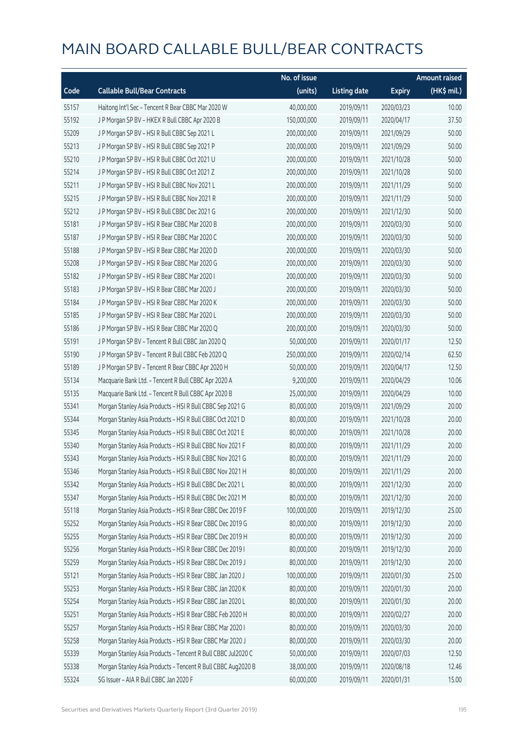# MAIN BOARD CALLABLE BULL/BEAR CONTRACTS

| Code | Callable Bull/Bear Contracts | No. of issue (units) | Listing date | Expiry | Amount raised (HK$ mil.) |
|---|---|---|---|---|---|
| 55157 | Haitong Int'l Sec – Tencent R Bear CBBC Mar 2020 W | 40,000,000 | 2019/09/11 | 2020/03/23 | 10.00 |
| 55192 | J P Morgan SP BV – HKEX R Bull CBBC Apr 2020 B | 150,000,000 | 2019/09/11 | 2020/04/17 | 37.50 |
| 55209 | J P Morgan SP BV – HSI R Bull CBBC Sep 2021 L | 200,000,000 | 2019/09/11 | 2021/09/29 | 50.00 |
| 55213 | J P Morgan SP BV – HSI R Bull CBBC Sep 2021 P | 200,000,000 | 2019/09/11 | 2021/09/29 | 50.00 |
| 55210 | J P Morgan SP BV – HSI R Bull CBBC Oct 2021 U | 200,000,000 | 2019/09/11 | 2021/10/28 | 50.00 |
| 55214 | J P Morgan SP BV – HSI R Bull CBBC Oct 2021 Z | 200,000,000 | 2019/09/11 | 2021/10/28 | 50.00 |
| 55211 | J P Morgan SP BV – HSI R Bull CBBC Nov 2021 L | 200,000,000 | 2019/09/11 | 2021/11/29 | 50.00 |
| 55215 | J P Morgan SP BV – HSI R Bull CBBC Nov 2021 R | 200,000,000 | 2019/09/11 | 2021/11/29 | 50.00 |
| 55212 | J P Morgan SP BV – HSI R Bull CBBC Dec 2021 G | 200,000,000 | 2019/09/11 | 2021/12/30 | 50.00 |
| 55181 | J P Morgan SP BV – HSI R Bear CBBC Mar 2020 B | 200,000,000 | 2019/09/11 | 2020/03/30 | 50.00 |
| 55187 | J P Morgan SP BV – HSI R Bear CBBC Mar 2020 C | 200,000,000 | 2019/09/11 | 2020/03/30 | 50.00 |
| 55188 | J P Morgan SP BV – HSI R Bear CBBC Mar 2020 D | 200,000,000 | 2019/09/11 | 2020/03/30 | 50.00 |
| 55208 | J P Morgan SP BV – HSI R Bear CBBC Mar 2020 G | 200,000,000 | 2019/09/11 | 2020/03/30 | 50.00 |
| 55182 | J P Morgan SP BV – HSI R Bear CBBC Mar 2020 I | 200,000,000 | 2019/09/11 | 2020/03/30 | 50.00 |
| 55183 | J P Morgan SP BV – HSI R Bear CBBC Mar 2020 J | 200,000,000 | 2019/09/11 | 2020/03/30 | 50.00 |
| 55184 | J P Morgan SP BV – HSI R Bear CBBC Mar 2020 K | 200,000,000 | 2019/09/11 | 2020/03/30 | 50.00 |
| 55185 | J P Morgan SP BV – HSI R Bear CBBC Mar 2020 L | 200,000,000 | 2019/09/11 | 2020/03/30 | 50.00 |
| 55186 | J P Morgan SP BV – HSI R Bear CBBC Mar 2020 Q | 200,000,000 | 2019/09/11 | 2020/03/30 | 50.00 |
| 55191 | J P Morgan SP BV – Tencent R Bull CBBC Jan 2020 Q | 50,000,000 | 2019/09/11 | 2020/01/17 | 12.50 |
| 55190 | J P Morgan SP BV – Tencent R Bull CBBC Feb 2020 Q | 250,000,000 | 2019/09/11 | 2020/02/14 | 62.50 |
| 55189 | J P Morgan SP BV – Tencent R Bear CBBC Apr 2020 H | 50,000,000 | 2019/09/11 | 2020/04/17 | 12.50 |
| 55134 | Macquarie Bank Ltd. – Tencent R Bull CBBC Apr 2020 A | 9,200,000 | 2019/09/11 | 2020/04/29 | 10.06 |
| 55135 | Macquarie Bank Ltd. – Tencent R Bull CBBC Apr 2020 B | 25,000,000 | 2019/09/11 | 2020/04/29 | 10.00 |
| 55341 | Morgan Stanley Asia Products – HSI R Bull CBBC Sep 2021 G | 80,000,000 | 2019/09/11 | 2021/09/29 | 20.00 |
| 55344 | Morgan Stanley Asia Products – HSI R Bull CBBC Oct 2021 D | 80,000,000 | 2019/09/11 | 2021/10/28 | 20.00 |
| 55345 | Morgan Stanley Asia Products – HSI R Bull CBBC Oct 2021 E | 80,000,000 | 2019/09/11 | 2021/10/28 | 20.00 |
| 55340 | Morgan Stanley Asia Products – HSI R Bull CBBC Nov 2021 F | 80,000,000 | 2019/09/11 | 2021/11/29 | 20.00 |
| 55343 | Morgan Stanley Asia Products – HSI R Bull CBBC Nov 2021 G | 80,000,000 | 2019/09/11 | 2021/11/29 | 20.00 |
| 55346 | Morgan Stanley Asia Products – HSI R Bull CBBC Nov 2021 H | 80,000,000 | 2019/09/11 | 2021/11/29 | 20.00 |
| 55342 | Morgan Stanley Asia Products – HSI R Bull CBBC Dec 2021 L | 80,000,000 | 2019/09/11 | 2021/12/30 | 20.00 |
| 55347 | Morgan Stanley Asia Products – HSI R Bull CBBC Dec 2021 M | 80,000,000 | 2019/09/11 | 2021/12/30 | 20.00 |
| 55118 | Morgan Stanley Asia Products – HSI R Bear CBBC Dec 2019 F | 100,000,000 | 2019/09/11 | 2019/12/30 | 25.00 |
| 55252 | Morgan Stanley Asia Products – HSI R Bear CBBC Dec 2019 G | 80,000,000 | 2019/09/11 | 2019/12/30 | 20.00 |
| 55255 | Morgan Stanley Asia Products – HSI R Bear CBBC Dec 2019 H | 80,000,000 | 2019/09/11 | 2019/12/30 | 20.00 |
| 55256 | Morgan Stanley Asia Products – HSI R Bear CBBC Dec 2019 I | 80,000,000 | 2019/09/11 | 2019/12/30 | 20.00 |
| 55259 | Morgan Stanley Asia Products – HSI R Bear CBBC Dec 2019 J | 80,000,000 | 2019/09/11 | 2019/12/30 | 20.00 |
| 55121 | Morgan Stanley Asia Products – HSI R Bear CBBC Jan 2020 J | 100,000,000 | 2019/09/11 | 2020/01/30 | 25.00 |
| 55253 | Morgan Stanley Asia Products – HSI R Bear CBBC Jan 2020 K | 80,000,000 | 2019/09/11 | 2020/01/30 | 20.00 |
| 55254 | Morgan Stanley Asia Products – HSI R Bear CBBC Jan 2020 L | 80,000,000 | 2019/09/11 | 2020/01/30 | 20.00 |
| 55251 | Morgan Stanley Asia Products – HSI R Bear CBBC Feb 2020 H | 80,000,000 | 2019/09/11 | 2020/02/27 | 20.00 |
| 55257 | Morgan Stanley Asia Products – HSI R Bear CBBC Mar 2020 I | 80,000,000 | 2019/09/11 | 2020/03/30 | 20.00 |
| 55258 | Morgan Stanley Asia Products – HSI R Bear CBBC Mar 2020 J | 80,000,000 | 2019/09/11 | 2020/03/30 | 20.00 |
| 55339 | Morgan Stanley Asia Products – Tencent R Bull CBBC Jul2020 C | 50,000,000 | 2019/09/11 | 2020/07/03 | 12.50 |
| 55338 | Morgan Stanley Asia Products – Tencent R Bull CBBC Aug2020 B | 38,000,000 | 2019/09/11 | 2020/08/18 | 12.46 |
| 55324 | SG Issuer – AIA R Bull CBBC Jan 2020 F | 60,000,000 | 2019/09/11 | 2020/01/31 | 15.00 |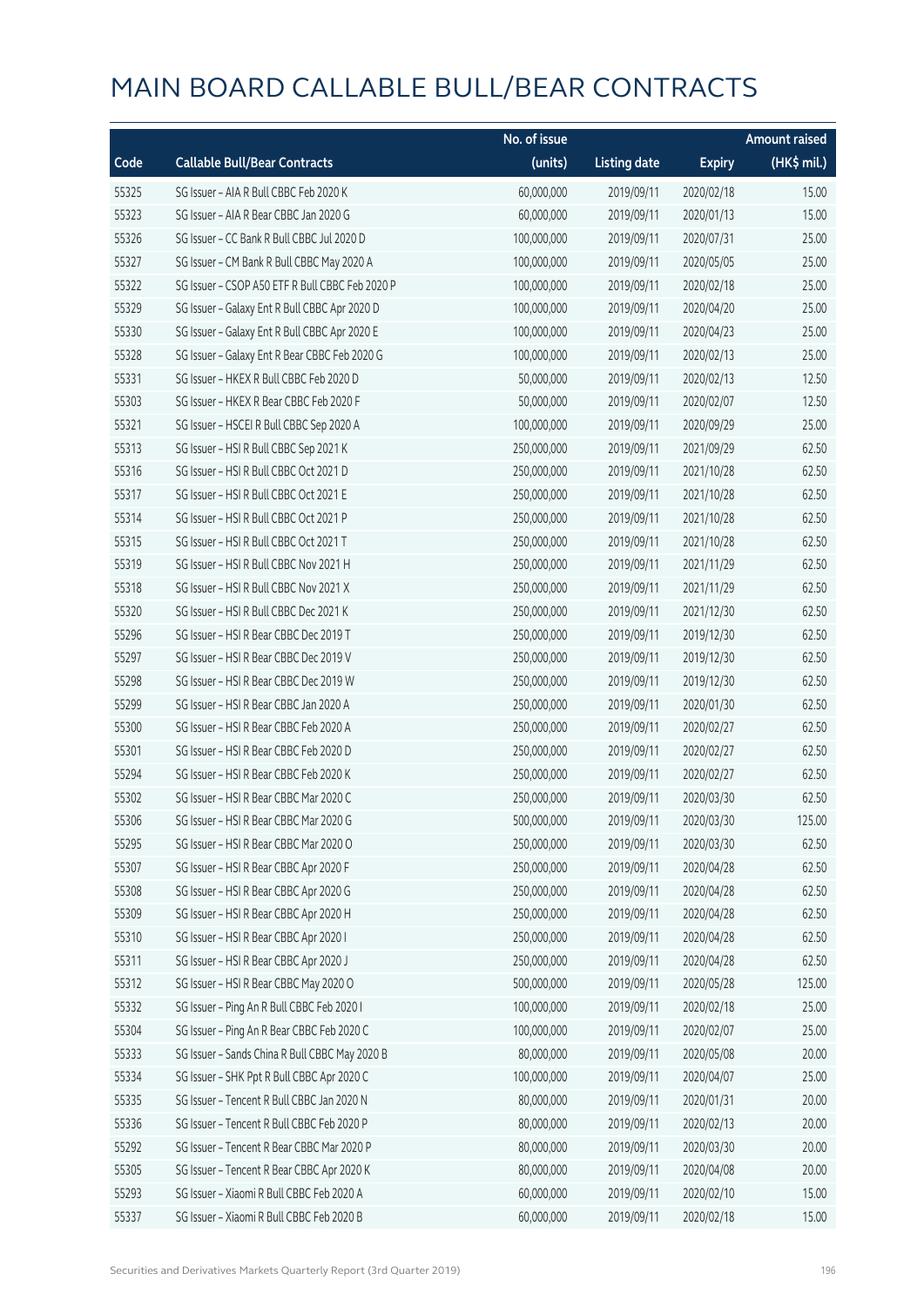# MAIN BOARD CALLABLE BULL/BEAR CONTRACTS

| Code | Callable Bull/Bear Contracts | No. of issue (units) | Listing date | Expiry | Amount raised (HK$ mil.) |
|---|---|---|---|---|---|
| 55325 | SG Issuer – AIA R Bull CBBC Feb 2020 K | 60,000,000 | 2019/09/11 | 2020/02/18 | 15.00 |
| 55323 | SG Issuer – AIA R Bear CBBC Jan 2020 G | 60,000,000 | 2019/09/11 | 2020/01/13 | 15.00 |
| 55326 | SG Issuer – CC Bank R Bull CBBC Jul 2020 D | 100,000,000 | 2019/09/11 | 2020/07/31 | 25.00 |
| 55327 | SG Issuer – CM Bank R Bull CBBC May 2020 A | 100,000,000 | 2019/09/11 | 2020/05/05 | 25.00 |
| 55322 | SG Issuer – CSOP A50 ETF R Bull CBBC Feb 2020 P | 100,000,000 | 2019/09/11 | 2020/02/18 | 25.00 |
| 55329 | SG Issuer – Galaxy Ent R Bull CBBC Apr 2020 D | 100,000,000 | 2019/09/11 | 2020/04/20 | 25.00 |
| 55330 | SG Issuer – Galaxy Ent R Bull CBBC Apr 2020 E | 100,000,000 | 2019/09/11 | 2020/04/23 | 25.00 |
| 55328 | SG Issuer – Galaxy Ent R Bear CBBC Feb 2020 G | 100,000,000 | 2019/09/11 | 2020/02/13 | 25.00 |
| 55331 | SG Issuer – HKEX R Bull CBBC Feb 2020 D | 50,000,000 | 2019/09/11 | 2020/02/13 | 12.50 |
| 55303 | SG Issuer – HKEX R Bear CBBC Feb 2020 F | 50,000,000 | 2019/09/11 | 2020/02/07 | 12.50 |
| 55321 | SG Issuer – HSCEI R Bull CBBC Sep 2020 A | 100,000,000 | 2019/09/11 | 2020/09/29 | 25.00 |
| 55313 | SG Issuer – HSI R Bull CBBC Sep 2021 K | 250,000,000 | 2019/09/11 | 2021/09/29 | 62.50 |
| 55316 | SG Issuer – HSI R Bull CBBC Oct 2021 D | 250,000,000 | 2019/09/11 | 2021/10/28 | 62.50 |
| 55317 | SG Issuer – HSI R Bull CBBC Oct 2021 E | 250,000,000 | 2019/09/11 | 2021/10/28 | 62.50 |
| 55314 | SG Issuer – HSI R Bull CBBC Oct 2021 P | 250,000,000 | 2019/09/11 | 2021/10/28 | 62.50 |
| 55315 | SG Issuer – HSI R Bull CBBC Oct 2021 T | 250,000,000 | 2019/09/11 | 2021/10/28 | 62.50 |
| 55319 | SG Issuer – HSI R Bull CBBC Nov 2021 H | 250,000,000 | 2019/09/11 | 2021/11/29 | 62.50 |
| 55318 | SG Issuer – HSI R Bull CBBC Nov 2021 X | 250,000,000 | 2019/09/11 | 2021/11/29 | 62.50 |
| 55320 | SG Issuer – HSI R Bull CBBC Dec 2021 K | 250,000,000 | 2019/09/11 | 2021/12/30 | 62.50 |
| 55296 | SG Issuer – HSI R Bear CBBC Dec 2019 T | 250,000,000 | 2019/09/11 | 2019/12/30 | 62.50 |
| 55297 | SG Issuer – HSI R Bear CBBC Dec 2019 V | 250,000,000 | 2019/09/11 | 2019/12/30 | 62.50 |
| 55298 | SG Issuer – HSI R Bear CBBC Dec 2019 W | 250,000,000 | 2019/09/11 | 2019/12/30 | 62.50 |
| 55299 | SG Issuer – HSI R Bear CBBC Jan 2020 A | 250,000,000 | 2019/09/11 | 2020/01/30 | 62.50 |
| 55300 | SG Issuer – HSI R Bear CBBC Feb 2020 A | 250,000,000 | 2019/09/11 | 2020/02/27 | 62.50 |
| 55301 | SG Issuer – HSI R Bear CBBC Feb 2020 D | 250,000,000 | 2019/09/11 | 2020/02/27 | 62.50 |
| 55294 | SG Issuer – HSI R Bear CBBC Feb 2020 K | 250,000,000 | 2019/09/11 | 2020/02/27 | 62.50 |
| 55302 | SG Issuer – HSI R Bear CBBC Mar 2020 C | 250,000,000 | 2019/09/11 | 2020/03/30 | 62.50 |
| 55306 | SG Issuer – HSI R Bear CBBC Mar 2020 G | 500,000,000 | 2019/09/11 | 2020/03/30 | 125.00 |
| 55295 | SG Issuer – HSI R Bear CBBC Mar 2020 O | 250,000,000 | 2019/09/11 | 2020/03/30 | 62.50 |
| 55307 | SG Issuer – HSI R Bear CBBC Apr 2020 F | 250,000,000 | 2019/09/11 | 2020/04/28 | 62.50 |
| 55308 | SG Issuer – HSI R Bear CBBC Apr 2020 G | 250,000,000 | 2019/09/11 | 2020/04/28 | 62.50 |
| 55309 | SG Issuer – HSI R Bear CBBC Apr 2020 H | 250,000,000 | 2019/09/11 | 2020/04/28 | 62.50 |
| 55310 | SG Issuer – HSI R Bear CBBC Apr 2020 I | 250,000,000 | 2019/09/11 | 2020/04/28 | 62.50 |
| 55311 | SG Issuer – HSI R Bear CBBC Apr 2020 J | 250,000,000 | 2019/09/11 | 2020/04/28 | 62.50 |
| 55312 | SG Issuer – HSI R Bear CBBC May 2020 O | 500,000,000 | 2019/09/11 | 2020/05/28 | 125.00 |
| 55332 | SG Issuer – Ping An R Bull CBBC Feb 2020 I | 100,000,000 | 2019/09/11 | 2020/02/18 | 25.00 |
| 55304 | SG Issuer – Ping An R Bear CBBC Feb 2020 C | 100,000,000 | 2019/09/11 | 2020/02/07 | 25.00 |
| 55333 | SG Issuer – Sands China R Bull CBBC May 2020 B | 80,000,000 | 2019/09/11 | 2020/05/08 | 20.00 |
| 55334 | SG Issuer – SHK Ppt R Bull CBBC Apr 2020 C | 100,000,000 | 2019/09/11 | 2020/04/07 | 25.00 |
| 55335 | SG Issuer – Tencent R Bull CBBC Jan 2020 N | 80,000,000 | 2019/09/11 | 2020/01/31 | 20.00 |
| 55336 | SG Issuer – Tencent R Bull CBBC Feb 2020 P | 80,000,000 | 2019/09/11 | 2020/02/13 | 20.00 |
| 55292 | SG Issuer – Tencent R Bear CBBC Mar 2020 P | 80,000,000 | 2019/09/11 | 2020/03/30 | 20.00 |
| 55305 | SG Issuer – Tencent R Bear CBBC Apr 2020 K | 80,000,000 | 2019/09/11 | 2020/04/08 | 20.00 |
| 55293 | SG Issuer – Xiaomi R Bull CBBC Feb 2020 A | 60,000,000 | 2019/09/11 | 2020/02/10 | 15.00 |
| 55337 | SG Issuer – Xiaomi R Bull CBBC Feb 2020 B | 60,000,000 | 2019/09/11 | 2020/02/18 | 15.00 |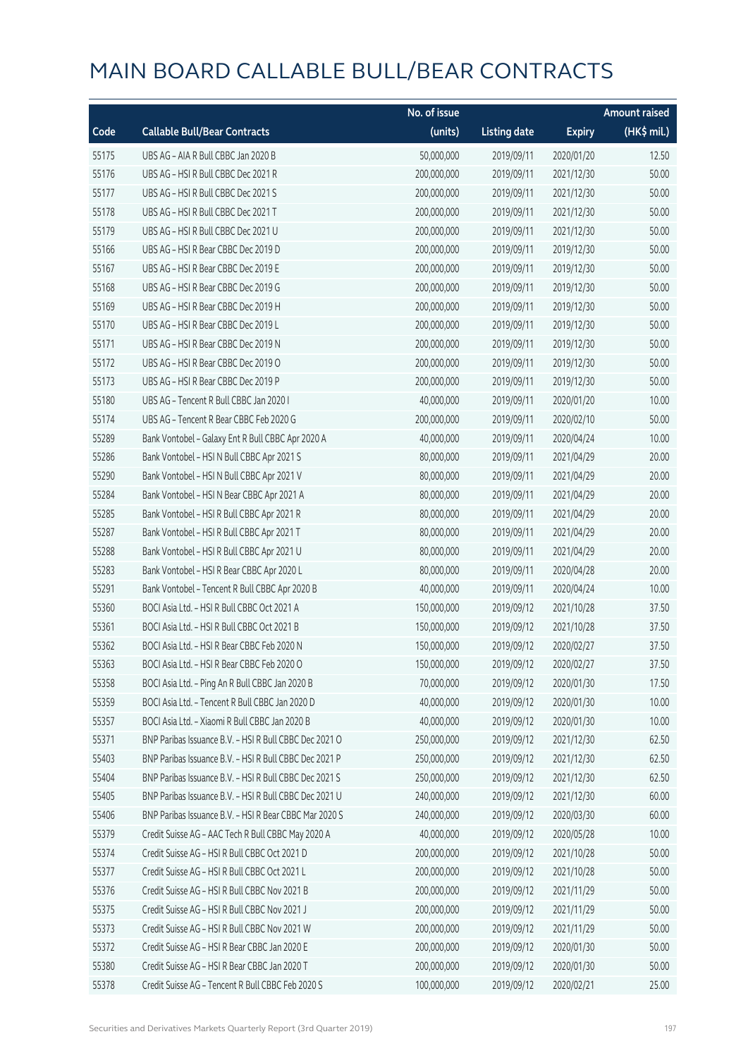# MAIN BOARD CALLABLE BULL/BEAR CONTRACTS

| Code | Callable Bull/Bear Contracts | No. of issue (units) | Listing date | Expiry | Amount raised (HK$ mil.) |
|---|---|---|---|---|---|
| 55175 | UBS AG – AIA R Bull CBBC Jan 2020 B | 50,000,000 | 2019/09/11 | 2020/01/20 | 12.50 |
| 55176 | UBS AG – HSI R Bull CBBC Dec 2021 R | 200,000,000 | 2019/09/11 | 2021/12/30 | 50.00 |
| 55177 | UBS AG – HSI R Bull CBBC Dec 2021 S | 200,000,000 | 2019/09/11 | 2021/12/30 | 50.00 |
| 55178 | UBS AG – HSI R Bull CBBC Dec 2021 T | 200,000,000 | 2019/09/11 | 2021/12/30 | 50.00 |
| 55179 | UBS AG – HSI R Bull CBBC Dec 2021 U | 200,000,000 | 2019/09/11 | 2021/12/30 | 50.00 |
| 55166 | UBS AG – HSI R Bear CBBC Dec 2019 D | 200,000,000 | 2019/09/11 | 2019/12/30 | 50.00 |
| 55167 | UBS AG – HSI R Bear CBBC Dec 2019 E | 200,000,000 | 2019/09/11 | 2019/12/30 | 50.00 |
| 55168 | UBS AG – HSI R Bear CBBC Dec 2019 G | 200,000,000 | 2019/09/11 | 2019/12/30 | 50.00 |
| 55169 | UBS AG – HSI R Bear CBBC Dec 2019 H | 200,000,000 | 2019/09/11 | 2019/12/30 | 50.00 |
| 55170 | UBS AG – HSI R Bear CBBC Dec 2019 L | 200,000,000 | 2019/09/11 | 2019/12/30 | 50.00 |
| 55171 | UBS AG – HSI R Bear CBBC Dec 2019 N | 200,000,000 | 2019/09/11 | 2019/12/30 | 50.00 |
| 55172 | UBS AG – HSI R Bear CBBC Dec 2019 O | 200,000,000 | 2019/09/11 | 2019/12/30 | 50.00 |
| 55173 | UBS AG – HSI R Bear CBBC Dec 2019 P | 200,000,000 | 2019/09/11 | 2019/12/30 | 50.00 |
| 55180 | UBS AG – Tencent R Bull CBBC Jan 2020 I | 40,000,000 | 2019/09/11 | 2020/01/20 | 10.00 |
| 55174 | UBS AG – Tencent R Bear CBBC Feb 2020 G | 200,000,000 | 2019/09/11 | 2020/02/10 | 50.00 |
| 55289 | Bank Vontobel – Galaxy Ent R Bull CBBC Apr 2020 A | 40,000,000 | 2019/09/11 | 2020/04/24 | 10.00 |
| 55286 | Bank Vontobel – HSI N Bull CBBC Apr 2021 S | 80,000,000 | 2019/09/11 | 2021/04/29 | 20.00 |
| 55290 | Bank Vontobel – HSI N Bull CBBC Apr 2021 V | 80,000,000 | 2019/09/11 | 2021/04/29 | 20.00 |
| 55284 | Bank Vontobel – HSI N Bear CBBC Apr 2021 A | 80,000,000 | 2019/09/11 | 2021/04/29 | 20.00 |
| 55285 | Bank Vontobel – HSI R Bull CBBC Apr 2021 R | 80,000,000 | 2019/09/11 | 2021/04/29 | 20.00 |
| 55287 | Bank Vontobel – HSI R Bull CBBC Apr 2021 T | 80,000,000 | 2019/09/11 | 2021/04/29 | 20.00 |
| 55288 | Bank Vontobel – HSI R Bull CBBC Apr 2021 U | 80,000,000 | 2019/09/11 | 2021/04/29 | 20.00 |
| 55283 | Bank Vontobel – HSI R Bear CBBC Apr 2020 L | 80,000,000 | 2019/09/11 | 2020/04/28 | 20.00 |
| 55291 | Bank Vontobel – Tencent R Bull CBBC Apr 2020 B | 40,000,000 | 2019/09/11 | 2020/04/24 | 10.00 |
| 55360 | BOCI Asia Ltd. – HSI R Bull CBBC Oct 2021 A | 150,000,000 | 2019/09/12 | 2021/10/28 | 37.50 |
| 55361 | BOCI Asia Ltd. – HSI R Bull CBBC Oct 2021 B | 150,000,000 | 2019/09/12 | 2021/10/28 | 37.50 |
| 55362 | BOCI Asia Ltd. – HSI R Bear CBBC Feb 2020 N | 150,000,000 | 2019/09/12 | 2020/02/27 | 37.50 |
| 55363 | BOCI Asia Ltd. – HSI R Bear CBBC Feb 2020 O | 150,000,000 | 2019/09/12 | 2020/02/27 | 37.50 |
| 55358 | BOCI Asia Ltd. – Ping An R Bull CBBC Jan 2020 B | 70,000,000 | 2019/09/12 | 2020/01/30 | 17.50 |
| 55359 | BOCI Asia Ltd. – Tencent R Bull CBBC Jan 2020 D | 40,000,000 | 2019/09/12 | 2020/01/30 | 10.00 |
| 55357 | BOCI Asia Ltd. – Xiaomi R Bull CBBC Jan 2020 B | 40,000,000 | 2019/09/12 | 2020/01/30 | 10.00 |
| 55371 | BNP Paribas Issuance B.V. – HSI R Bull CBBC Dec 2021 O | 250,000,000 | 2019/09/12 | 2021/12/30 | 62.50 |
| 55403 | BNP Paribas Issuance B.V. – HSI R Bull CBBC Dec 2021 P | 250,000,000 | 2019/09/12 | 2021/12/30 | 62.50 |
| 55404 | BNP Paribas Issuance B.V. – HSI R Bull CBBC Dec 2021 S | 250,000,000 | 2019/09/12 | 2021/12/30 | 62.50 |
| 55405 | BNP Paribas Issuance B.V. – HSI R Bull CBBC Dec 2021 U | 240,000,000 | 2019/09/12 | 2021/12/30 | 60.00 |
| 55406 | BNP Paribas Issuance B.V. – HSI R Bear CBBC Mar 2020 S | 240,000,000 | 2019/09/12 | 2020/03/30 | 60.00 |
| 55379 | Credit Suisse AG – AAC Tech R Bull CBBC May 2020 A | 40,000,000 | 2019/09/12 | 2020/05/28 | 10.00 |
| 55374 | Credit Suisse AG – HSI R Bull CBBC Oct 2021 D | 200,000,000 | 2019/09/12 | 2021/10/28 | 50.00 |
| 55377 | Credit Suisse AG – HSI R Bull CBBC Oct 2021 L | 200,000,000 | 2019/09/12 | 2021/10/28 | 50.00 |
| 55376 | Credit Suisse AG – HSI R Bull CBBC Nov 2021 B | 200,000,000 | 2019/09/12 | 2021/11/29 | 50.00 |
| 55375 | Credit Suisse AG – HSI R Bull CBBC Nov 2021 J | 200,000,000 | 2019/09/12 | 2021/11/29 | 50.00 |
| 55373 | Credit Suisse AG – HSI R Bull CBBC Nov 2021 W | 200,000,000 | 2019/09/12 | 2021/11/29 | 50.00 |
| 55372 | Credit Suisse AG – HSI R Bear CBBC Jan 2020 E | 200,000,000 | 2019/09/12 | 2020/01/30 | 50.00 |
| 55380 | Credit Suisse AG – HSI R Bear CBBC Jan 2020 T | 200,000,000 | 2019/09/12 | 2020/01/30 | 50.00 |
| 55378 | Credit Suisse AG – Tencent R Bull CBBC Feb 2020 S | 100,000,000 | 2019/09/12 | 2020/02/21 | 25.00 |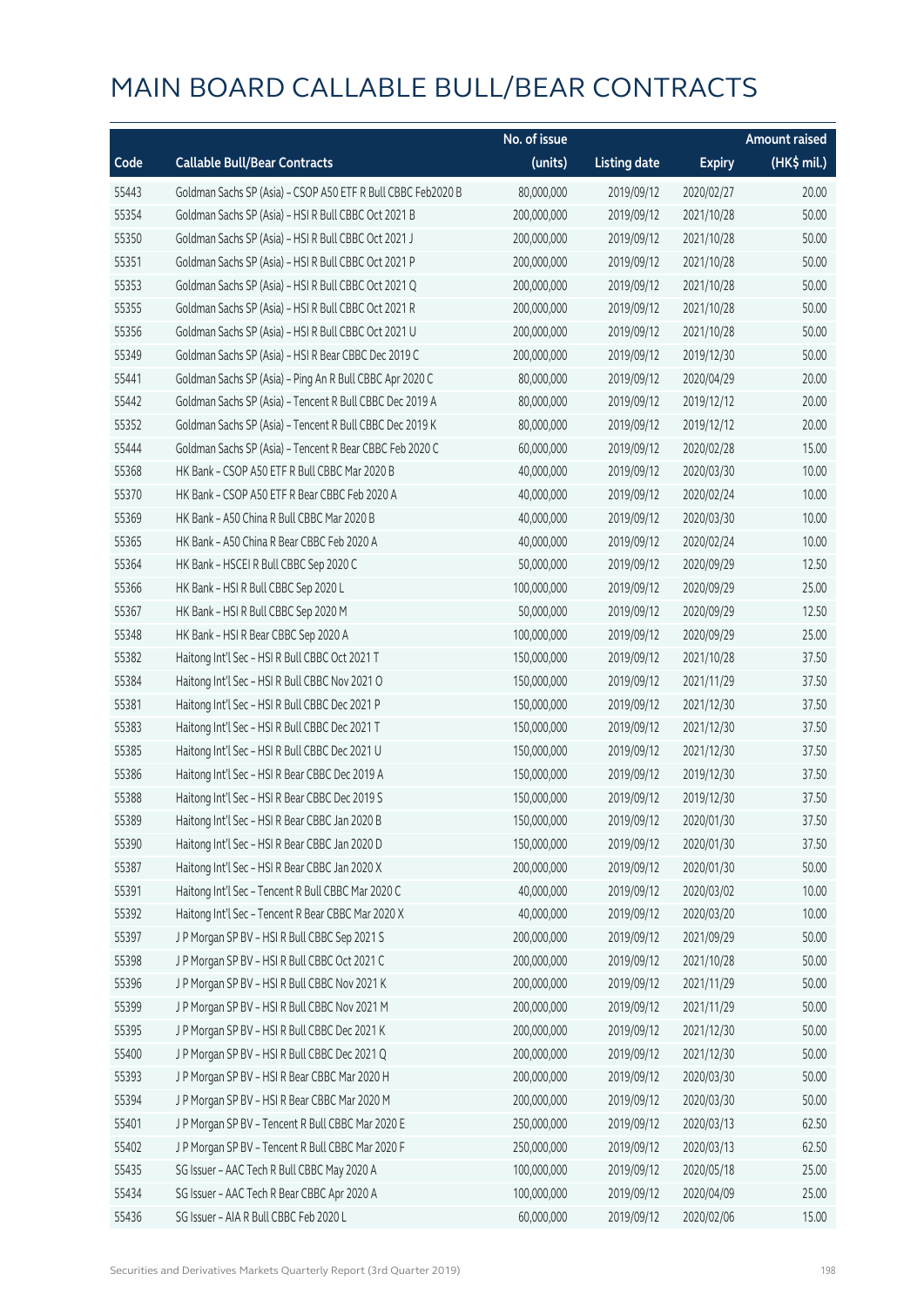# MAIN BOARD CALLABLE BULL/BEAR CONTRACTS

| Code | Callable Bull/Bear Contracts | No. of issue (units) | Listing date | Expiry | Amount raised (HK$ mil.) |
|---|---|---|---|---|---|
| 55443 | Goldman Sachs SP (Asia) – CSOP A50 ETF R Bull CBBC Feb2020 B | 80,000,000 | 2019/09/12 | 2020/02/27 | 20.00 |
| 55354 | Goldman Sachs SP (Asia) – HSI R Bull CBBC Oct 2021 B | 200,000,000 | 2019/09/12 | 2021/10/28 | 50.00 |
| 55350 | Goldman Sachs SP (Asia) – HSI R Bull CBBC Oct 2021 J | 200,000,000 | 2019/09/12 | 2021/10/28 | 50.00 |
| 55351 | Goldman Sachs SP (Asia) – HSI R Bull CBBC Oct 2021 P | 200,000,000 | 2019/09/12 | 2021/10/28 | 50.00 |
| 55353 | Goldman Sachs SP (Asia) – HSI R Bull CBBC Oct 2021 Q | 200,000,000 | 2019/09/12 | 2021/10/28 | 50.00 |
| 55355 | Goldman Sachs SP (Asia) – HSI R Bull CBBC Oct 2021 R | 200,000,000 | 2019/09/12 | 2021/10/28 | 50.00 |
| 55356 | Goldman Sachs SP (Asia) – HSI R Bull CBBC Oct 2021 U | 200,000,000 | 2019/09/12 | 2021/10/28 | 50.00 |
| 55349 | Goldman Sachs SP (Asia) – HSI R Bear CBBC Dec 2019 C | 200,000,000 | 2019/09/12 | 2019/12/30 | 50.00 |
| 55441 | Goldman Sachs SP (Asia) – Ping An R Bull CBBC Apr 2020 C | 80,000,000 | 2019/09/12 | 2020/04/29 | 20.00 |
| 55442 | Goldman Sachs SP (Asia) – Tencent R Bull CBBC Dec 2019 A | 80,000,000 | 2019/09/12 | 2019/12/12 | 20.00 |
| 55352 | Goldman Sachs SP (Asia) – Tencent R Bull CBBC Dec 2019 K | 80,000,000 | 2019/09/12 | 2019/12/12 | 20.00 |
| 55444 | Goldman Sachs SP (Asia) – Tencent R Bear CBBC Feb 2020 C | 60,000,000 | 2019/09/12 | 2020/02/28 | 15.00 |
| 55368 | HK Bank – CSOP A50 ETF R Bull CBBC Mar 2020 B | 40,000,000 | 2019/09/12 | 2020/03/30 | 10.00 |
| 55370 | HK Bank – CSOP A50 ETF R Bear CBBC Feb 2020 A | 40,000,000 | 2019/09/12 | 2020/02/24 | 10.00 |
| 55369 | HK Bank – A50 China R Bull CBBC Mar 2020 B | 40,000,000 | 2019/09/12 | 2020/03/30 | 10.00 |
| 55365 | HK Bank – A50 China R Bear CBBC Feb 2020 A | 40,000,000 | 2019/09/12 | 2020/02/24 | 10.00 |
| 55364 | HK Bank – HSCEI R Bull CBBC Sep 2020 C | 50,000,000 | 2019/09/12 | 2020/09/29 | 12.50 |
| 55366 | HK Bank – HSI R Bull CBBC Sep 2020 L | 100,000,000 | 2019/09/12 | 2020/09/29 | 25.00 |
| 55367 | HK Bank – HSI R Bull CBBC Sep 2020 M | 50,000,000 | 2019/09/12 | 2020/09/29 | 12.50 |
| 55348 | HK Bank – HSI R Bear CBBC Sep 2020 A | 100,000,000 | 2019/09/12 | 2020/09/29 | 25.00 |
| 55382 | Haitong Int'l Sec – HSI R Bull CBBC Oct 2021 T | 150,000,000 | 2019/09/12 | 2021/10/28 | 37.50 |
| 55384 | Haitong Int'l Sec – HSI R Bull CBBC Nov 2021 O | 150,000,000 | 2019/09/12 | 2021/11/29 | 37.50 |
| 55381 | Haitong Int'l Sec – HSI R Bull CBBC Dec 2021 P | 150,000,000 | 2019/09/12 | 2021/12/30 | 37.50 |
| 55383 | Haitong Int'l Sec – HSI R Bull CBBC Dec 2021 T | 150,000,000 | 2019/09/12 | 2021/12/30 | 37.50 |
| 55385 | Haitong Int'l Sec – HSI R Bull CBBC Dec 2021 U | 150,000,000 | 2019/09/12 | 2021/12/30 | 37.50 |
| 55386 | Haitong Int'l Sec – HSI R Bear CBBC Dec 2019 A | 150,000,000 | 2019/09/12 | 2019/12/30 | 37.50 |
| 55388 | Haitong Int'l Sec – HSI R Bear CBBC Dec 2019 S | 150,000,000 | 2019/09/12 | 2019/12/30 | 37.50 |
| 55389 | Haitong Int'l Sec – HSI R Bear CBBC Jan 2020 B | 150,000,000 | 2019/09/12 | 2020/01/30 | 37.50 |
| 55390 | Haitong Int'l Sec – HSI R Bear CBBC Jan 2020 D | 150,000,000 | 2019/09/12 | 2020/01/30 | 37.50 |
| 55387 | Haitong Int'l Sec – HSI R Bear CBBC Jan 2020 X | 200,000,000 | 2019/09/12 | 2020/01/30 | 50.00 |
| 55391 | Haitong Int'l Sec – Tencent R Bull CBBC Mar 2020 C | 40,000,000 | 2019/09/12 | 2020/03/02 | 10.00 |
| 55392 | Haitong Int'l Sec – Tencent R Bear CBBC Mar 2020 X | 40,000,000 | 2019/09/12 | 2020/03/20 | 10.00 |
| 55397 | J P Morgan SP BV – HSI R Bull CBBC Sep 2021 S | 200,000,000 | 2019/09/12 | 2021/09/29 | 50.00 |
| 55398 | J P Morgan SP BV – HSI R Bull CBBC Oct 2021 C | 200,000,000 | 2019/09/12 | 2021/10/28 | 50.00 |
| 55396 | J P Morgan SP BV – HSI R Bull CBBC Nov 2021 K | 200,000,000 | 2019/09/12 | 2021/11/29 | 50.00 |
| 55399 | J P Morgan SP BV – HSI R Bull CBBC Nov 2021 M | 200,000,000 | 2019/09/12 | 2021/11/29 | 50.00 |
| 55395 | J P Morgan SP BV – HSI R Bull CBBC Dec 2021 K | 200,000,000 | 2019/09/12 | 2021/12/30 | 50.00 |
| 55400 | J P Morgan SP BV – HSI R Bull CBBC Dec 2021 Q | 200,000,000 | 2019/09/12 | 2021/12/30 | 50.00 |
| 55393 | J P Morgan SP BV – HSI R Bear CBBC Mar 2020 H | 200,000,000 | 2019/09/12 | 2020/03/30 | 50.00 |
| 55394 | J P Morgan SP BV – HSI R Bear CBBC Mar 2020 M | 200,000,000 | 2019/09/12 | 2020/03/30 | 50.00 |
| 55401 | J P Morgan SP BV – Tencent R Bull CBBC Mar 2020 E | 250,000,000 | 2019/09/12 | 2020/03/13 | 62.50 |
| 55402 | J P Morgan SP BV – Tencent R Bull CBBC Mar 2020 F | 250,000,000 | 2019/09/12 | 2020/03/13 | 62.50 |
| 55435 | SG Issuer – AAC Tech R Bull CBBC May 2020 A | 100,000,000 | 2019/09/12 | 2020/05/18 | 25.00 |
| 55434 | SG Issuer – AAC Tech R Bear CBBC Apr 2020 A | 100,000,000 | 2019/09/12 | 2020/04/09 | 25.00 |
| 55436 | SG Issuer – AIA R Bull CBBC Feb 2020 L | 60,000,000 | 2019/09/12 | 2020/02/06 | 15.00 |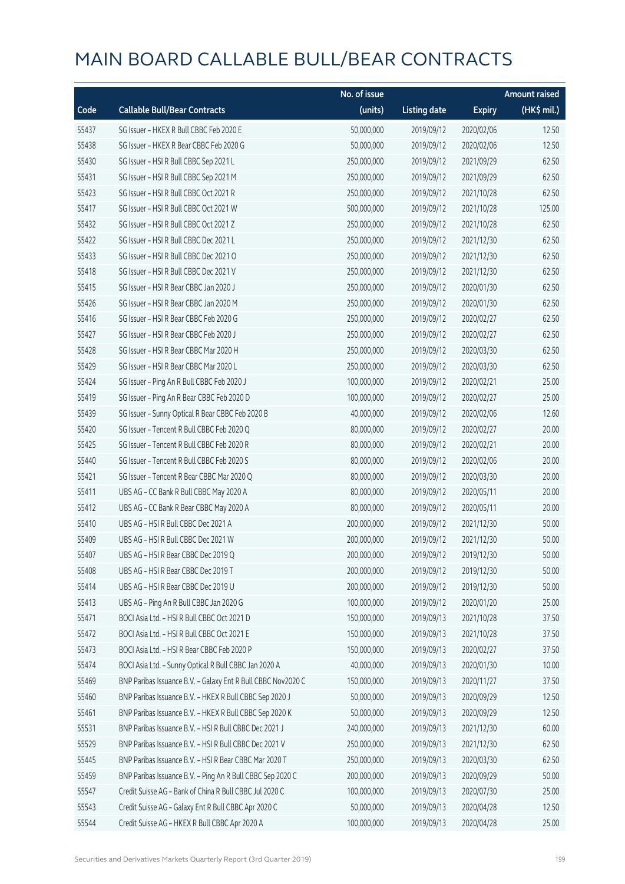# MAIN BOARD CALLABLE BULL/BEAR CONTRACTS

| Code | Callable Bull/Bear Contracts | No. of issue (units) | Listing date | Expiry | Amount raised (HK$ mil.) |
|---|---|---|---|---|---|
| 55437 | SG Issuer – HKEX R Bull CBBC Feb 2020 E | 50,000,000 | 2019/09/12 | 2020/02/06 | 12.50 |
| 55438 | SG Issuer – HKEX R Bear CBBC Feb 2020 G | 50,000,000 | 2019/09/12 | 2020/02/06 | 12.50 |
| 55430 | SG Issuer – HSI R Bull CBBC Sep 2021 L | 250,000,000 | 2019/09/12 | 2021/09/29 | 62.50 |
| 55431 | SG Issuer – HSI R Bull CBBC Sep 2021 M | 250,000,000 | 2019/09/12 | 2021/09/29 | 62.50 |
| 55423 | SG Issuer – HSI R Bull CBBC Oct 2021 R | 250,000,000 | 2019/09/12 | 2021/10/28 | 62.50 |
| 55417 | SG Issuer – HSI R Bull CBBC Oct 2021 W | 500,000,000 | 2019/09/12 | 2021/10/28 | 125.00 |
| 55432 | SG Issuer – HSI R Bull CBBC Oct 2021 Z | 250,000,000 | 2019/09/12 | 2021/10/28 | 62.50 |
| 55422 | SG Issuer – HSI R Bull CBBC Dec 2021 L | 250,000,000 | 2019/09/12 | 2021/12/30 | 62.50 |
| 55433 | SG Issuer – HSI R Bull CBBC Dec 2021 O | 250,000,000 | 2019/09/12 | 2021/12/30 | 62.50 |
| 55418 | SG Issuer – HSI R Bull CBBC Dec 2021 V | 250,000,000 | 2019/09/12 | 2021/12/30 | 62.50 |
| 55415 | SG Issuer – HSI R Bear CBBC Jan 2020 J | 250,000,000 | 2019/09/12 | 2020/01/30 | 62.50 |
| 55426 | SG Issuer – HSI R Bear CBBC Jan 2020 M | 250,000,000 | 2019/09/12 | 2020/01/30 | 62.50 |
| 55416 | SG Issuer – HSI R Bear CBBC Feb 2020 G | 250,000,000 | 2019/09/12 | 2020/02/27 | 62.50 |
| 55427 | SG Issuer – HSI R Bear CBBC Feb 2020 J | 250,000,000 | 2019/09/12 | 2020/02/27 | 62.50 |
| 55428 | SG Issuer – HSI R Bear CBBC Mar 2020 H | 250,000,000 | 2019/09/12 | 2020/03/30 | 62.50 |
| 55429 | SG Issuer – HSI R Bear CBBC Mar 2020 L | 250,000,000 | 2019/09/12 | 2020/03/30 | 62.50 |
| 55424 | SG Issuer – Ping An R Bull CBBC Feb 2020 J | 100,000,000 | 2019/09/12 | 2020/02/21 | 25.00 |
| 55419 | SG Issuer – Ping An R Bear CBBC Feb 2020 D | 100,000,000 | 2019/09/12 | 2020/02/27 | 25.00 |
| 55439 | SG Issuer – Sunny Optical R Bear CBBC Feb 2020 B | 40,000,000 | 2019/09/12 | 2020/02/06 | 12.60 |
| 55420 | SG Issuer – Tencent R Bull CBBC Feb 2020 Q | 80,000,000 | 2019/09/12 | 2020/02/27 | 20.00 |
| 55425 | SG Issuer – Tencent R Bull CBBC Feb 2020 R | 80,000,000 | 2019/09/12 | 2020/02/21 | 20.00 |
| 55440 | SG Issuer – Tencent R Bull CBBC Feb 2020 S | 80,000,000 | 2019/09/12 | 2020/02/06 | 20.00 |
| 55421 | SG Issuer – Tencent R Bear CBBC Mar 2020 Q | 80,000,000 | 2019/09/12 | 2020/03/30 | 20.00 |
| 55411 | UBS AG – CC Bank R Bull CBBC May 2020 A | 80,000,000 | 2019/09/12 | 2020/05/11 | 20.00 |
| 55412 | UBS AG – CC Bank R Bear CBBC May 2020 A | 80,000,000 | 2019/09/12 | 2020/05/11 | 20.00 |
| 55410 | UBS AG – HSI R Bull CBBC Dec 2021 A | 200,000,000 | 2019/09/12 | 2021/12/30 | 50.00 |
| 55409 | UBS AG – HSI R Bull CBBC Dec 2021 W | 200,000,000 | 2019/09/12 | 2021/12/30 | 50.00 |
| 55407 | UBS AG – HSI R Bear CBBC Dec 2019 Q | 200,000,000 | 2019/09/12 | 2019/12/30 | 50.00 |
| 55408 | UBS AG – HSI R Bear CBBC Dec 2019 T | 200,000,000 | 2019/09/12 | 2019/12/30 | 50.00 |
| 55414 | UBS AG – HSI R Bear CBBC Dec 2019 U | 200,000,000 | 2019/09/12 | 2019/12/30 | 50.00 |
| 55413 | UBS AG – Ping An R Bull CBBC Jan 2020 G | 100,000,000 | 2019/09/12 | 2020/01/20 | 25.00 |
| 55471 | BOCI Asia Ltd. – HSI R Bull CBBC Oct 2021 D | 150,000,000 | 2019/09/13 | 2021/10/28 | 37.50 |
| 55472 | BOCI Asia Ltd. – HSI R Bull CBBC Oct 2021 E | 150,000,000 | 2019/09/13 | 2021/10/28 | 37.50 |
| 55473 | BOCI Asia Ltd. – HSI R Bear CBBC Feb 2020 P | 150,000,000 | 2019/09/13 | 2020/02/27 | 37.50 |
| 55474 | BOCI Asia Ltd. – Sunny Optical R Bull CBBC Jan 2020 A | 40,000,000 | 2019/09/13 | 2020/01/30 | 10.00 |
| 55469 | BNP Paribas Issuance B.V. – Galaxy Ent R Bull CBBC Nov2020 C | 150,000,000 | 2019/09/13 | 2020/11/27 | 37.50 |
| 55460 | BNP Paribas Issuance B.V. – HKEX R Bull CBBC Sep 2020 J | 50,000,000 | 2019/09/13 | 2020/09/29 | 12.50 |
| 55461 | BNP Paribas Issuance B.V. – HKEX R Bull CBBC Sep 2020 K | 50,000,000 | 2019/09/13 | 2020/09/29 | 12.50 |
| 55531 | BNP Paribas Issuance B.V. – HSI R Bull CBBC Dec 2021 J | 240,000,000 | 2019/09/13 | 2021/12/30 | 60.00 |
| 55529 | BNP Paribas Issuance B.V. – HSI R Bull CBBC Dec 2021 V | 250,000,000 | 2019/09/13 | 2021/12/30 | 62.50 |
| 55445 | BNP Paribas Issuance B.V. – HSI R Bear CBBC Mar 2020 T | 250,000,000 | 2019/09/13 | 2020/03/30 | 62.50 |
| 55459 | BNP Paribas Issuance B.V. – Ping An R Bull CBBC Sep 2020 C | 200,000,000 | 2019/09/13 | 2020/09/29 | 50.00 |
| 55547 | Credit Suisse AG – Bank of China R Bull CBBC Jul 2020 C | 100,000,000 | 2019/09/13 | 2020/07/30 | 25.00 |
| 55543 | Credit Suisse AG – Galaxy Ent R Bull CBBC Apr 2020 C | 50,000,000 | 2019/09/13 | 2020/04/28 | 12.50 |
| 55544 | Credit Suisse AG – HKEX R Bull CBBC Apr 2020 A | 100,000,000 | 2019/09/13 | 2020/04/28 | 25.00 |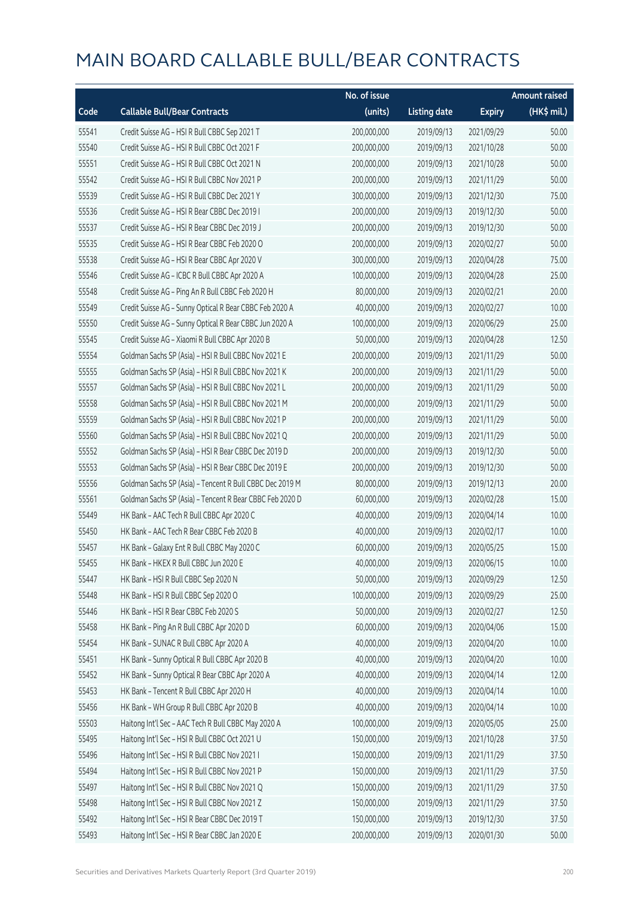# MAIN BOARD CALLABLE BULL/BEAR CONTRACTS

| Code | Callable Bull/Bear Contracts | No. of issue (units) | Listing date | Expiry | Amount raised (HK$ mil.) |
|---|---|---|---|---|---|
| 55541 | Credit Suisse AG – HSI R Bull CBBC Sep 2021 T | 200,000,000 | 2019/09/13 | 2021/09/29 | 50.00 |
| 55540 | Credit Suisse AG – HSI R Bull CBBC Oct 2021 F | 200,000,000 | 2019/09/13 | 2021/10/28 | 50.00 |
| 55551 | Credit Suisse AG – HSI R Bull CBBC Oct 2021 N | 200,000,000 | 2019/09/13 | 2021/10/28 | 50.00 |
| 55542 | Credit Suisse AG – HSI R Bull CBBC Nov 2021 P | 200,000,000 | 2019/09/13 | 2021/11/29 | 50.00 |
| 55539 | Credit Suisse AG – HSI R Bull CBBC Dec 2021 Y | 300,000,000 | 2019/09/13 | 2021/12/30 | 75.00 |
| 55536 | Credit Suisse AG – HSI R Bear CBBC Dec 2019 I | 200,000,000 | 2019/09/13 | 2019/12/30 | 50.00 |
| 55537 | Credit Suisse AG – HSI R Bear CBBC Dec 2019 J | 200,000,000 | 2019/09/13 | 2019/12/30 | 50.00 |
| 55535 | Credit Suisse AG – HSI R Bear CBBC Feb 2020 O | 200,000,000 | 2019/09/13 | 2020/02/27 | 50.00 |
| 55538 | Credit Suisse AG – HSI R Bear CBBC Apr 2020 V | 300,000,000 | 2019/09/13 | 2020/04/28 | 75.00 |
| 55546 | Credit Suisse AG – ICBC R Bull CBBC Apr 2020 A | 100,000,000 | 2019/09/13 | 2020/04/28 | 25.00 |
| 55548 | Credit Suisse AG – Ping An R Bull CBBC Feb 2020 H | 80,000,000 | 2019/09/13 | 2020/02/21 | 20.00 |
| 55549 | Credit Suisse AG – Sunny Optical R Bear CBBC Feb 2020 A | 40,000,000 | 2019/09/13 | 2020/02/27 | 10.00 |
| 55550 | Credit Suisse AG – Sunny Optical R Bear CBBC Jun 2020 A | 100,000,000 | 2019/09/13 | 2020/06/29 | 25.00 |
| 55545 | Credit Suisse AG – Xiaomi R Bull CBBC Apr 2020 B | 50,000,000 | 2019/09/13 | 2020/04/28 | 12.50 |
| 55554 | Goldman Sachs SP (Asia) – HSI R Bull CBBC Nov 2021 E | 200,000,000 | 2019/09/13 | 2021/11/29 | 50.00 |
| 55555 | Goldman Sachs SP (Asia) – HSI R Bull CBBC Nov 2021 K | 200,000,000 | 2019/09/13 | 2021/11/29 | 50.00 |
| 55557 | Goldman Sachs SP (Asia) – HSI R Bull CBBC Nov 2021 L | 200,000,000 | 2019/09/13 | 2021/11/29 | 50.00 |
| 55558 | Goldman Sachs SP (Asia) – HSI R Bull CBBC Nov 2021 M | 200,000,000 | 2019/09/13 | 2021/11/29 | 50.00 |
| 55559 | Goldman Sachs SP (Asia) – HSI R Bull CBBC Nov 2021 P | 200,000,000 | 2019/09/13 | 2021/11/29 | 50.00 |
| 55560 | Goldman Sachs SP (Asia) – HSI R Bull CBBC Nov 2021 Q | 200,000,000 | 2019/09/13 | 2021/11/29 | 50.00 |
| 55552 | Goldman Sachs SP (Asia) – HSI R Bear CBBC Dec 2019 D | 200,000,000 | 2019/09/13 | 2019/12/30 | 50.00 |
| 55553 | Goldman Sachs SP (Asia) – HSI R Bear CBBC Dec 2019 E | 200,000,000 | 2019/09/13 | 2019/12/30 | 50.00 |
| 55556 | Goldman Sachs SP (Asia) – Tencent R Bull CBBC Dec 2019 M | 80,000,000 | 2019/09/13 | 2019/12/13 | 20.00 |
| 55561 | Goldman Sachs SP (Asia) – Tencent R Bear CBBC Feb 2020 D | 60,000,000 | 2019/09/13 | 2020/02/28 | 15.00 |
| 55449 | HK Bank – AAC Tech R Bull CBBC Apr 2020 C | 40,000,000 | 2019/09/13 | 2020/04/14 | 10.00 |
| 55450 | HK Bank – AAC Tech R Bear CBBC Feb 2020 B | 40,000,000 | 2019/09/13 | 2020/02/17 | 10.00 |
| 55457 | HK Bank – Galaxy Ent R Bull CBBC May 2020 C | 60,000,000 | 2019/09/13 | 2020/05/25 | 15.00 |
| 55455 | HK Bank – HKEX R Bull CBBC Jun 2020 E | 40,000,000 | 2019/09/13 | 2020/06/15 | 10.00 |
| 55447 | HK Bank – HSI R Bull CBBC Sep 2020 N | 50,000,000 | 2019/09/13 | 2020/09/29 | 12.50 |
| 55448 | HK Bank – HSI R Bull CBBC Sep 2020 O | 100,000,000 | 2019/09/13 | 2020/09/29 | 25.00 |
| 55446 | HK Bank – HSI R Bear CBBC Feb 2020 S | 50,000,000 | 2019/09/13 | 2020/02/27 | 12.50 |
| 55458 | HK Bank – Ping An R Bull CBBC Apr 2020 D | 60,000,000 | 2019/09/13 | 2020/04/06 | 15.00 |
| 55454 | HK Bank – SUNAC R Bull CBBC Apr 2020 A | 40,000,000 | 2019/09/13 | 2020/04/20 | 10.00 |
| 55451 | HK Bank – Sunny Optical R Bull CBBC Apr 2020 B | 40,000,000 | 2019/09/13 | 2020/04/20 | 10.00 |
| 55452 | HK Bank – Sunny Optical R Bear CBBC Apr 2020 A | 40,000,000 | 2019/09/13 | 2020/04/14 | 12.00 |
| 55453 | HK Bank – Tencent R Bull CBBC Apr 2020 H | 40,000,000 | 2019/09/13 | 2020/04/14 | 10.00 |
| 55456 | HK Bank – WH Group R Bull CBBC Apr 2020 B | 40,000,000 | 2019/09/13 | 2020/04/14 | 10.00 |
| 55503 | Haitong Int'l Sec – AAC Tech R Bull CBBC May 2020 A | 100,000,000 | 2019/09/13 | 2020/05/05 | 25.00 |
| 55495 | Haitong Int'l Sec – HSI R Bull CBBC Oct 2021 U | 150,000,000 | 2019/09/13 | 2021/10/28 | 37.50 |
| 55496 | Haitong Int'l Sec – HSI R Bull CBBC Nov 2021 I | 150,000,000 | 2019/09/13 | 2021/11/29 | 37.50 |
| 55494 | Haitong Int'l Sec – HSI R Bull CBBC Nov 2021 P | 150,000,000 | 2019/09/13 | 2021/11/29 | 37.50 |
| 55497 | Haitong Int'l Sec – HSI R Bull CBBC Nov 2021 Q | 150,000,000 | 2019/09/13 | 2021/11/29 | 37.50 |
| 55498 | Haitong Int'l Sec – HSI R Bull CBBC Nov 2021 Z | 150,000,000 | 2019/09/13 | 2021/11/29 | 37.50 |
| 55492 | Haitong Int'l Sec – HSI R Bear CBBC Dec 2019 T | 150,000,000 | 2019/09/13 | 2019/12/30 | 37.50 |
| 55493 | Haitong Int'l Sec – HSI R Bear CBBC Jan 2020 E | 200,000,000 | 2019/09/13 | 2020/01/30 | 50.00 |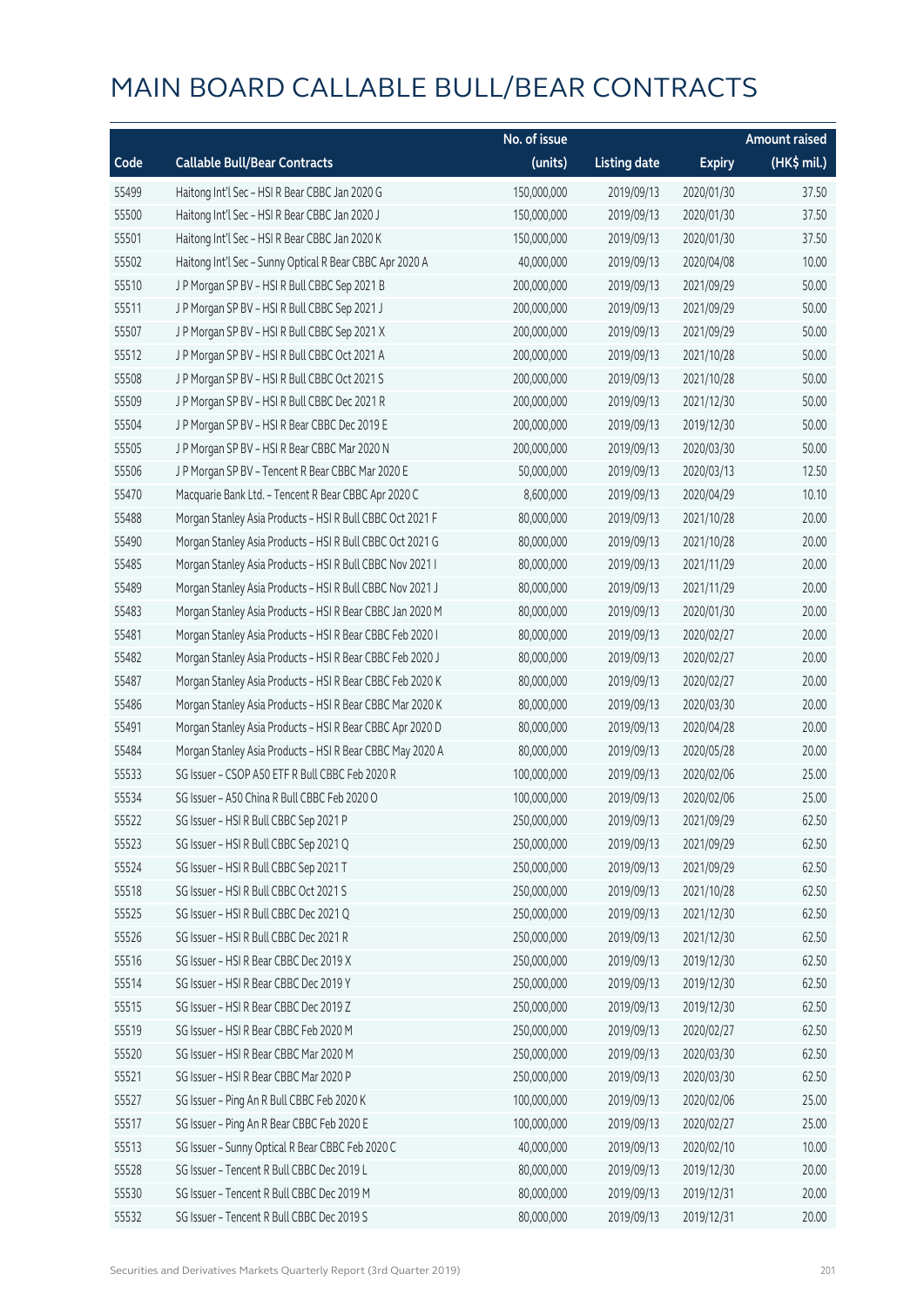# MAIN BOARD CALLABLE BULL/BEAR CONTRACTS

| Code | Callable Bull/Bear Contracts | No. of issue (units) | Listing date | Expiry | Amount raised (HK$ mil.) |
|---|---|---|---|---|---|
| 55499 | Haitong Int'l Sec – HSI R Bear CBBC Jan 2020 G | 150,000,000 | 2019/09/13 | 2020/01/30 | 37.50 |
| 55500 | Haitong Int'l Sec – HSI R Bear CBBC Jan 2020 J | 150,000,000 | 2019/09/13 | 2020/01/30 | 37.50 |
| 55501 | Haitong Int'l Sec – HSI R Bear CBBC Jan 2020 K | 150,000,000 | 2019/09/13 | 2020/01/30 | 37.50 |
| 55502 | Haitong Int'l Sec – Sunny Optical R Bear CBBC Apr 2020 A | 40,000,000 | 2019/09/13 | 2020/04/08 | 10.00 |
| 55510 | J P Morgan SP BV – HSI R Bull CBBC Sep 2021 B | 200,000,000 | 2019/09/13 | 2021/09/29 | 50.00 |
| 55511 | J P Morgan SP BV – HSI R Bull CBBC Sep 2021 J | 200,000,000 | 2019/09/13 | 2021/09/29 | 50.00 |
| 55507 | J P Morgan SP BV – HSI R Bull CBBC Sep 2021 X | 200,000,000 | 2019/09/13 | 2021/09/29 | 50.00 |
| 55512 | J P Morgan SP BV – HSI R Bull CBBC Oct 2021 A | 200,000,000 | 2019/09/13 | 2021/10/28 | 50.00 |
| 55508 | J P Morgan SP BV – HSI R Bull CBBC Oct 2021 S | 200,000,000 | 2019/09/13 | 2021/10/28 | 50.00 |
| 55509 | J P Morgan SP BV – HSI R Bull CBBC Dec 2021 R | 200,000,000 | 2019/09/13 | 2021/12/30 | 50.00 |
| 55504 | J P Morgan SP BV – HSI R Bear CBBC Dec 2019 E | 200,000,000 | 2019/09/13 | 2019/12/30 | 50.00 |
| 55505 | J P Morgan SP BV – HSI R Bear CBBC Mar 2020 N | 200,000,000 | 2019/09/13 | 2020/03/30 | 50.00 |
| 55506 | J P Morgan SP BV – Tencent R Bear CBBC Mar 2020 E | 50,000,000 | 2019/09/13 | 2020/03/13 | 12.50 |
| 55470 | Macquarie Bank Ltd. – Tencent R Bear CBBC Apr 2020 C | 8,600,000 | 2019/09/13 | 2020/04/29 | 10.10 |
| 55488 | Morgan Stanley Asia Products – HSI R Bull CBBC Oct 2021 F | 80,000,000 | 2019/09/13 | 2021/10/28 | 20.00 |
| 55490 | Morgan Stanley Asia Products – HSI R Bull CBBC Oct 2021 G | 80,000,000 | 2019/09/13 | 2021/10/28 | 20.00 |
| 55485 | Morgan Stanley Asia Products – HSI R Bull CBBC Nov 2021 I | 80,000,000 | 2019/09/13 | 2021/11/29 | 20.00 |
| 55489 | Morgan Stanley Asia Products – HSI R Bull CBBC Nov 2021 J | 80,000,000 | 2019/09/13 | 2021/11/29 | 20.00 |
| 55483 | Morgan Stanley Asia Products – HSI R Bear CBBC Jan 2020 M | 80,000,000 | 2019/09/13 | 2020/01/30 | 20.00 |
| 55481 | Morgan Stanley Asia Products – HSI R Bear CBBC Feb 2020 I | 80,000,000 | 2019/09/13 | 2020/02/27 | 20.00 |
| 55482 | Morgan Stanley Asia Products – HSI R Bear CBBC Feb 2020 J | 80,000,000 | 2019/09/13 | 2020/02/27 | 20.00 |
| 55487 | Morgan Stanley Asia Products – HSI R Bear CBBC Feb 2020 K | 80,000,000 | 2019/09/13 | 2020/02/27 | 20.00 |
| 55486 | Morgan Stanley Asia Products – HSI R Bear CBBC Mar 2020 K | 80,000,000 | 2019/09/13 | 2020/03/30 | 20.00 |
| 55491 | Morgan Stanley Asia Products – HSI R Bear CBBC Apr 2020 D | 80,000,000 | 2019/09/13 | 2020/04/28 | 20.00 |
| 55484 | Morgan Stanley Asia Products – HSI R Bear CBBC May 2020 A | 80,000,000 | 2019/09/13 | 2020/05/28 | 20.00 |
| 55533 | SG Issuer – CSOP A50 ETF R Bull CBBC Feb 2020 R | 100,000,000 | 2019/09/13 | 2020/02/06 | 25.00 |
| 55534 | SG Issuer – A50 China R Bull CBBC Feb 2020 O | 100,000,000 | 2019/09/13 | 2020/02/06 | 25.00 |
| 55522 | SG Issuer – HSI R Bull CBBC Sep 2021 P | 250,000,000 | 2019/09/13 | 2021/09/29 | 62.50 |
| 55523 | SG Issuer – HSI R Bull CBBC Sep 2021 Q | 250,000,000 | 2019/09/13 | 2021/09/29 | 62.50 |
| 55524 | SG Issuer – HSI R Bull CBBC Sep 2021 T | 250,000,000 | 2019/09/13 | 2021/09/29 | 62.50 |
| 55518 | SG Issuer – HSI R Bull CBBC Oct 2021 S | 250,000,000 | 2019/09/13 | 2021/10/28 | 62.50 |
| 55525 | SG Issuer – HSI R Bull CBBC Dec 2021 Q | 250,000,000 | 2019/09/13 | 2021/12/30 | 62.50 |
| 55526 | SG Issuer – HSI R Bull CBBC Dec 2021 R | 250,000,000 | 2019/09/13 | 2021/12/30 | 62.50 |
| 55516 | SG Issuer – HSI R Bear CBBC Dec 2019 X | 250,000,000 | 2019/09/13 | 2019/12/30 | 62.50 |
| 55514 | SG Issuer – HSI R Bear CBBC Dec 2019 Y | 250,000,000 | 2019/09/13 | 2019/12/30 | 62.50 |
| 55515 | SG Issuer – HSI R Bear CBBC Dec 2019 Z | 250,000,000 | 2019/09/13 | 2019/12/30 | 62.50 |
| 55519 | SG Issuer – HSI R Bear CBBC Feb 2020 M | 250,000,000 | 2019/09/13 | 2020/02/27 | 62.50 |
| 55520 | SG Issuer – HSI R Bear CBBC Mar 2020 M | 250,000,000 | 2019/09/13 | 2020/03/30 | 62.50 |
| 55521 | SG Issuer – HSI R Bear CBBC Mar 2020 P | 250,000,000 | 2019/09/13 | 2020/03/30 | 62.50 |
| 55527 | SG Issuer – Ping An R Bull CBBC Feb 2020 K | 100,000,000 | 2019/09/13 | 2020/02/06 | 25.00 |
| 55517 | SG Issuer – Ping An R Bear CBBC Feb 2020 E | 100,000,000 | 2019/09/13 | 2020/02/27 | 25.00 |
| 55513 | SG Issuer – Sunny Optical R Bear CBBC Feb 2020 C | 40,000,000 | 2019/09/13 | 2020/02/10 | 10.00 |
| 55528 | SG Issuer – Tencent R Bull CBBC Dec 2019 L | 80,000,000 | 2019/09/13 | 2019/12/30 | 20.00 |
| 55530 | SG Issuer – Tencent R Bull CBBC Dec 2019 M | 80,000,000 | 2019/09/13 | 2019/12/31 | 20.00 |
| 55532 | SG Issuer – Tencent R Bull CBBC Dec 2019 S | 80,000,000 | 2019/09/13 | 2019/12/31 | 20.00 |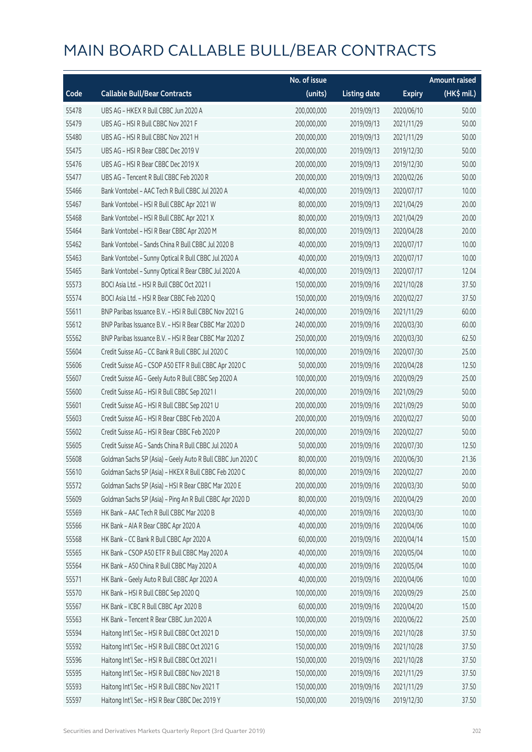# MAIN BOARD CALLABLE BULL/BEAR CONTRACTS

| Code | Callable Bull/Bear Contracts | No. of issue (units) | Listing date | Expiry | Amount raised (HK$ mil.) |
|---|---|---|---|---|---|
| 55478 | UBS AG – HKEX R Bull CBBC Jun 2020 A | 200,000,000 | 2019/09/13 | 2020/06/10 | 50.00 |
| 55479 | UBS AG – HSI R Bull CBBC Nov 2021 F | 200,000,000 | 2019/09/13 | 2021/11/29 | 50.00 |
| 55480 | UBS AG – HSI R Bull CBBC Nov 2021 H | 200,000,000 | 2019/09/13 | 2021/11/29 | 50.00 |
| 55475 | UBS AG – HSI R Bear CBBC Dec 2019 V | 200,000,000 | 2019/09/13 | 2019/12/30 | 50.00 |
| 55476 | UBS AG – HSI R Bear CBBC Dec 2019 X | 200,000,000 | 2019/09/13 | 2019/12/30 | 50.00 |
| 55477 | UBS AG – Tencent R Bull CBBC Feb 2020 R | 200,000,000 | 2019/09/13 | 2020/02/26 | 50.00 |
| 55466 | Bank Vontobel – AAC Tech R Bull CBBC Jul 2020 A | 40,000,000 | 2019/09/13 | 2020/07/17 | 10.00 |
| 55467 | Bank Vontobel – HSI R Bull CBBC Apr 2021 W | 80,000,000 | 2019/09/13 | 2021/04/29 | 20.00 |
| 55468 | Bank Vontobel – HSI R Bull CBBC Apr 2021 X | 80,000,000 | 2019/09/13 | 2021/04/29 | 20.00 |
| 55464 | Bank Vontobel – HSI R Bear CBBC Apr 2020 M | 80,000,000 | 2019/09/13 | 2020/04/28 | 20.00 |
| 55462 | Bank Vontobel – Sands China R Bull CBBC Jul 2020 B | 40,000,000 | 2019/09/13 | 2020/07/17 | 10.00 |
| 55463 | Bank Vontobel – Sunny Optical R Bull CBBC Jul 2020 A | 40,000,000 | 2019/09/13 | 2020/07/17 | 10.00 |
| 55465 | Bank Vontobel – Sunny Optical R Bear CBBC Jul 2020 A | 40,000,000 | 2019/09/13 | 2020/07/17 | 12.04 |
| 55573 | BOCI Asia Ltd. – HSI R Bull CBBC Oct 2021 I | 150,000,000 | 2019/09/16 | 2021/10/28 | 37.50 |
| 55574 | BOCI Asia Ltd. – HSI R Bear CBBC Feb 2020 Q | 150,000,000 | 2019/09/16 | 2020/02/27 | 37.50 |
| 55611 | BNP Paribas Issuance B.V. – HSI R Bull CBBC Nov 2021 G | 240,000,000 | 2019/09/16 | 2021/11/29 | 60.00 |
| 55612 | BNP Paribas Issuance B.V. – HSI R Bear CBBC Mar 2020 D | 240,000,000 | 2019/09/16 | 2020/03/30 | 60.00 |
| 55562 | BNP Paribas Issuance B.V. – HSI R Bear CBBC Mar 2020 Z | 250,000,000 | 2019/09/16 | 2020/03/30 | 62.50 |
| 55604 | Credit Suisse AG – CC Bank R Bull CBBC Jul 2020 C | 100,000,000 | 2019/09/16 | 2020/07/30 | 25.00 |
| 55606 | Credit Suisse AG – CSOP A50 ETF R Bull CBBC Apr 2020 C | 50,000,000 | 2019/09/16 | 2020/04/28 | 12.50 |
| 55607 | Credit Suisse AG – Geely Auto R Bull CBBC Sep 2020 A | 100,000,000 | 2019/09/16 | 2020/09/29 | 25.00 |
| 55600 | Credit Suisse AG – HSI R Bull CBBC Sep 2021 I | 200,000,000 | 2019/09/16 | 2021/09/29 | 50.00 |
| 55601 | Credit Suisse AG – HSI R Bull CBBC Sep 2021 U | 200,000,000 | 2019/09/16 | 2021/09/29 | 50.00 |
| 55603 | Credit Suisse AG – HSI R Bear CBBC Feb 2020 A | 200,000,000 | 2019/09/16 | 2020/02/27 | 50.00 |
| 55602 | Credit Suisse AG – HSI R Bear CBBC Feb 2020 P | 200,000,000 | 2019/09/16 | 2020/02/27 | 50.00 |
| 55605 | Credit Suisse AG – Sands China R Bull CBBC Jul 2020 A | 50,000,000 | 2019/09/16 | 2020/07/30 | 12.50 |
| 55608 | Goldman Sachs SP (Asia) – Geely Auto R Bull CBBC Jun 2020 C | 80,000,000 | 2019/09/16 | 2020/06/30 | 21.36 |
| 55610 | Goldman Sachs SP (Asia) – HKEX R Bull CBBC Feb 2020 C | 80,000,000 | 2019/09/16 | 2020/02/27 | 20.00 |
| 55572 | Goldman Sachs SP (Asia) – HSI R Bear CBBC Mar 2020 E | 200,000,000 | 2019/09/16 | 2020/03/30 | 50.00 |
| 55609 | Goldman Sachs SP (Asia) – Ping An R Bull CBBC Apr 2020 D | 80,000,000 | 2019/09/16 | 2020/04/29 | 20.00 |
| 55569 | HK Bank – AAC Tech R Bull CBBC Mar 2020 B | 40,000,000 | 2019/09/16 | 2020/03/30 | 10.00 |
| 55566 | HK Bank – AIA R Bear CBBC Apr 2020 A | 40,000,000 | 2019/09/16 | 2020/04/06 | 10.00 |
| 55568 | HK Bank – CC Bank R Bull CBBC Apr 2020 A | 60,000,000 | 2019/09/16 | 2020/04/14 | 15.00 |
| 55565 | HK Bank – CSOP A50 ETF R Bull CBBC May 2020 A | 40,000,000 | 2019/09/16 | 2020/05/04 | 10.00 |
| 55564 | HK Bank – A50 China R Bull CBBC May 2020 A | 40,000,000 | 2019/09/16 | 2020/05/04 | 10.00 |
| 55571 | HK Bank – Geely Auto R Bull CBBC Apr 2020 A | 40,000,000 | 2019/09/16 | 2020/04/06 | 10.00 |
| 55570 | HK Bank – HSI R Bull CBBC Sep 2020 Q | 100,000,000 | 2019/09/16 | 2020/09/29 | 25.00 |
| 55567 | HK Bank – ICBC R Bull CBBC Apr 2020 B | 60,000,000 | 2019/09/16 | 2020/04/20 | 15.00 |
| 55563 | HK Bank – Tencent R Bear CBBC Jun 2020 A | 100,000,000 | 2019/09/16 | 2020/06/22 | 25.00 |
| 55594 | Haitong Int'l Sec – HSI R Bull CBBC Oct 2021 D | 150,000,000 | 2019/09/16 | 2021/10/28 | 37.50 |
| 55592 | Haitong Int'l Sec – HSI R Bull CBBC Oct 2021 G | 150,000,000 | 2019/09/16 | 2021/10/28 | 37.50 |
| 55596 | Haitong Int'l Sec – HSI R Bull CBBC Oct 2021 I | 150,000,000 | 2019/09/16 | 2021/10/28 | 37.50 |
| 55595 | Haitong Int'l Sec – HSI R Bull CBBC Nov 2021 B | 150,000,000 | 2019/09/16 | 2021/11/29 | 37.50 |
| 55593 | Haitong Int'l Sec – HSI R Bull CBBC Nov 2021 T | 150,000,000 | 2019/09/16 | 2021/11/29 | 37.50 |
| 55597 | Haitong Int'l Sec – HSI R Bear CBBC Dec 2019 Y | 150,000,000 | 2019/09/16 | 2019/12/30 | 37.50 |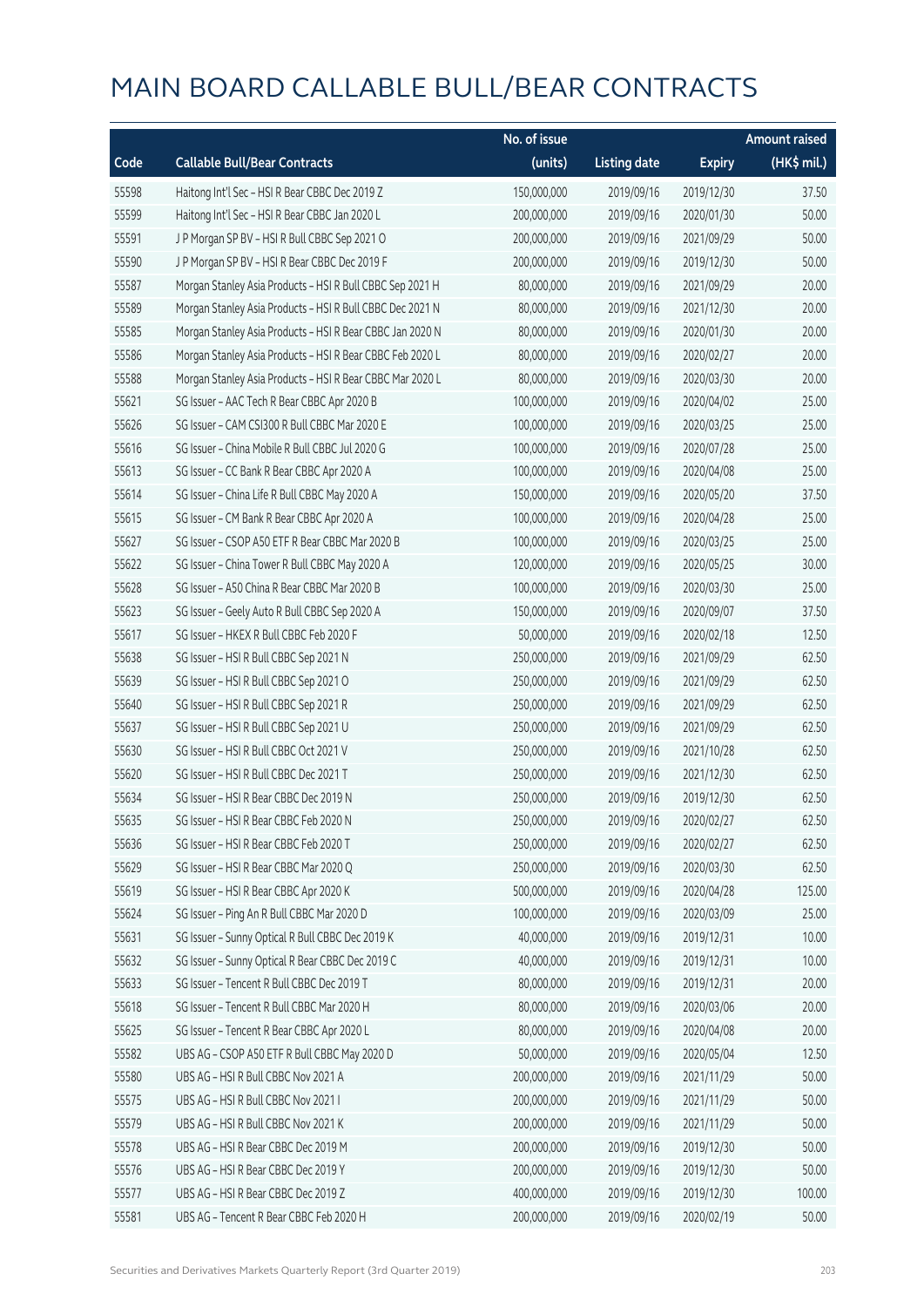# MAIN BOARD CALLABLE BULL/BEAR CONTRACTS

| Code | Callable Bull/Bear Contracts | No. of issue (units) | Listing date | Expiry | Amount raised (HK$ mil.) |
|---|---|---|---|---|---|
| 55598 | Haitong Int'l Sec – HSI R Bear CBBC Dec 2019 Z | 150,000,000 | 2019/09/16 | 2019/12/30 | 37.50 |
| 55599 | Haitong Int'l Sec – HSI R Bear CBBC Jan 2020 L | 200,000,000 | 2019/09/16 | 2020/01/30 | 50.00 |
| 55591 | J P Morgan SP BV – HSI R Bull CBBC Sep 2021 O | 200,000,000 | 2019/09/16 | 2021/09/29 | 50.00 |
| 55590 | J P Morgan SP BV – HSI R Bear CBBC Dec 2019 F | 200,000,000 | 2019/09/16 | 2019/12/30 | 50.00 |
| 55587 | Morgan Stanley Asia Products – HSI R Bull CBBC Sep 2021 H | 80,000,000 | 2019/09/16 | 2021/09/29 | 20.00 |
| 55589 | Morgan Stanley Asia Products – HSI R Bull CBBC Dec 2021 N | 80,000,000 | 2019/09/16 | 2021/12/30 | 20.00 |
| 55585 | Morgan Stanley Asia Products – HSI R Bear CBBC Jan 2020 N | 80,000,000 | 2019/09/16 | 2020/01/30 | 20.00 |
| 55586 | Morgan Stanley Asia Products – HSI R Bear CBBC Feb 2020 L | 80,000,000 | 2019/09/16 | 2020/02/27 | 20.00 |
| 55588 | Morgan Stanley Asia Products – HSI R Bear CBBC Mar 2020 L | 80,000,000 | 2019/09/16 | 2020/03/30 | 20.00 |
| 55621 | SG Issuer – AAC Tech R Bear CBBC Apr 2020 B | 100,000,000 | 2019/09/16 | 2020/04/02 | 25.00 |
| 55626 | SG Issuer – CAM CSI300 R Bull CBBC Mar 2020 E | 100,000,000 | 2019/09/16 | 2020/03/25 | 25.00 |
| 55616 | SG Issuer – China Mobile R Bull CBBC Jul 2020 G | 100,000,000 | 2019/09/16 | 2020/07/28 | 25.00 |
| 55613 | SG Issuer – CC Bank R Bear CBBC Apr 2020 A | 100,000,000 | 2019/09/16 | 2020/04/08 | 25.00 |
| 55614 | SG Issuer – China Life R Bull CBBC May 2020 A | 150,000,000 | 2019/09/16 | 2020/05/20 | 37.50 |
| 55615 | SG Issuer – CM Bank R Bear CBBC Apr 2020 A | 100,000,000 | 2019/09/16 | 2020/04/28 | 25.00 |
| 55627 | SG Issuer – CSOP A50 ETF R Bear CBBC Mar 2020 B | 100,000,000 | 2019/09/16 | 2020/03/25 | 25.00 |
| 55622 | SG Issuer – China Tower R Bull CBBC May 2020 A | 120,000,000 | 2019/09/16 | 2020/05/25 | 30.00 |
| 55628 | SG Issuer – A50 China R Bear CBBC Mar 2020 B | 100,000,000 | 2019/09/16 | 2020/03/30 | 25.00 |
| 55623 | SG Issuer – Geely Auto R Bull CBBC Sep 2020 A | 150,000,000 | 2019/09/16 | 2020/09/07 | 37.50 |
| 55617 | SG Issuer – HKEX R Bull CBBC Feb 2020 F | 50,000,000 | 2019/09/16 | 2020/02/18 | 12.50 |
| 55638 | SG Issuer – HSI R Bull CBBC Sep 2021 N | 250,000,000 | 2019/09/16 | 2021/09/29 | 62.50 |
| 55639 | SG Issuer – HSI R Bull CBBC Sep 2021 O | 250,000,000 | 2019/09/16 | 2021/09/29 | 62.50 |
| 55640 | SG Issuer – HSI R Bull CBBC Sep 2021 R | 250,000,000 | 2019/09/16 | 2021/09/29 | 62.50 |
| 55637 | SG Issuer – HSI R Bull CBBC Sep 2021 U | 250,000,000 | 2019/09/16 | 2021/09/29 | 62.50 |
| 55630 | SG Issuer – HSI R Bull CBBC Oct 2021 V | 250,000,000 | 2019/09/16 | 2021/10/28 | 62.50 |
| 55620 | SG Issuer – HSI R Bull CBBC Dec 2021 T | 250,000,000 | 2019/09/16 | 2021/12/30 | 62.50 |
| 55634 | SG Issuer – HSI R Bear CBBC Dec 2019 N | 250,000,000 | 2019/09/16 | 2019/12/30 | 62.50 |
| 55635 | SG Issuer – HSI R Bear CBBC Feb 2020 N | 250,000,000 | 2019/09/16 | 2020/02/27 | 62.50 |
| 55636 | SG Issuer – HSI R Bear CBBC Feb 2020 T | 250,000,000 | 2019/09/16 | 2020/02/27 | 62.50 |
| 55629 | SG Issuer – HSI R Bear CBBC Mar 2020 Q | 250,000,000 | 2019/09/16 | 2020/03/30 | 62.50 |
| 55619 | SG Issuer – HSI R Bear CBBC Apr 2020 K | 500,000,000 | 2019/09/16 | 2020/04/28 | 125.00 |
| 55624 | SG Issuer – Ping An R Bull CBBC Mar 2020 D | 100,000,000 | 2019/09/16 | 2020/03/09 | 25.00 |
| 55631 | SG Issuer – Sunny Optical R Bull CBBC Dec 2019 K | 40,000,000 | 2019/09/16 | 2019/12/31 | 10.00 |
| 55632 | SG Issuer – Sunny Optical R Bear CBBC Dec 2019 C | 40,000,000 | 2019/09/16 | 2019/12/31 | 10.00 |
| 55633 | SG Issuer – Tencent R Bull CBBC Dec 2019 T | 80,000,000 | 2019/09/16 | 2019/12/31 | 20.00 |
| 55618 | SG Issuer – Tencent R Bull CBBC Mar 2020 H | 80,000,000 | 2019/09/16 | 2020/03/06 | 20.00 |
| 55625 | SG Issuer – Tencent R Bear CBBC Apr 2020 L | 80,000,000 | 2019/09/16 | 2020/04/08 | 20.00 |
| 55582 | UBS AG – CSOP A50 ETF R Bull CBBC May 2020 D | 50,000,000 | 2019/09/16 | 2020/05/04 | 12.50 |
| 55580 | UBS AG – HSI R Bull CBBC Nov 2021 A | 200,000,000 | 2019/09/16 | 2021/11/29 | 50.00 |
| 55575 | UBS AG – HSI R Bull CBBC Nov 2021 I | 200,000,000 | 2019/09/16 | 2021/11/29 | 50.00 |
| 55579 | UBS AG – HSI R Bull CBBC Nov 2021 K | 200,000,000 | 2019/09/16 | 2021/11/29 | 50.00 |
| 55578 | UBS AG – HSI R Bear CBBC Dec 2019 M | 200,000,000 | 2019/09/16 | 2019/12/30 | 50.00 |
| 55576 | UBS AG – HSI R Bear CBBC Dec 2019 Y | 200,000,000 | 2019/09/16 | 2019/12/30 | 50.00 |
| 55577 | UBS AG – HSI R Bear CBBC Dec 2019 Z | 400,000,000 | 2019/09/16 | 2019/12/30 | 100.00 |
| 55581 | UBS AG – Tencent R Bear CBBC Feb 2020 H | 200,000,000 | 2019/09/16 | 2020/02/19 | 50.00 |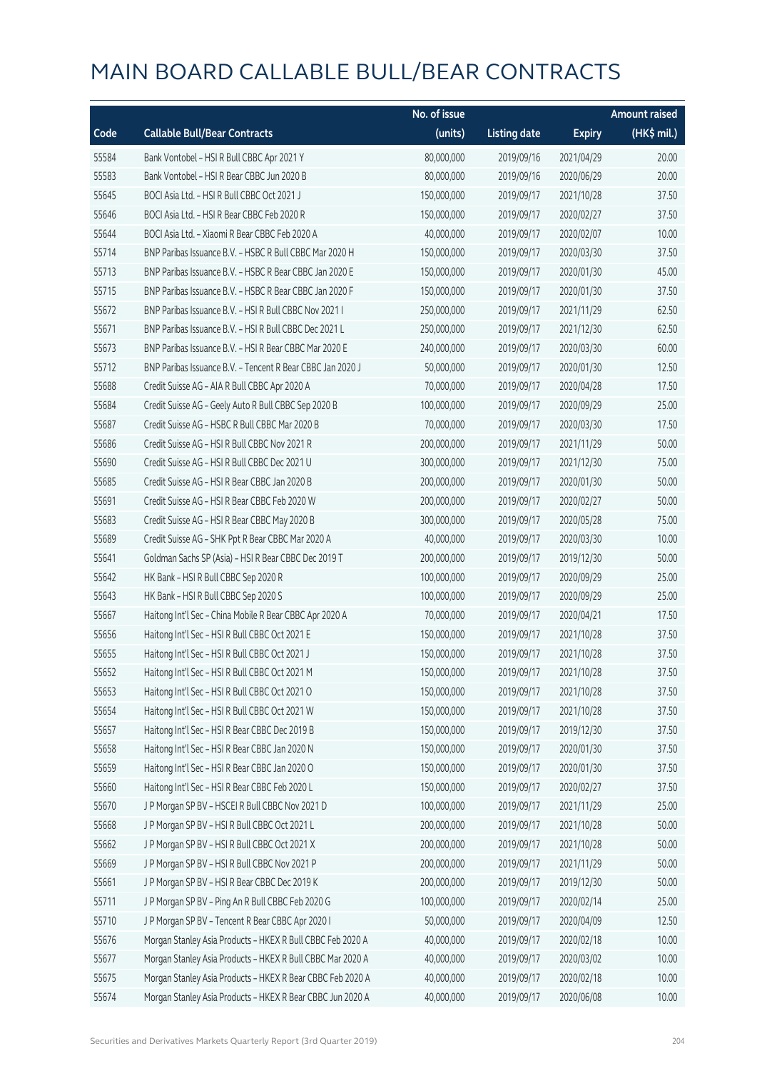# MAIN BOARD CALLABLE BULL/BEAR CONTRACTS

| Code | Callable Bull/Bear Contracts | No. of issue (units) | Listing date | Expiry | Amount raised (HK$ mil.) |
|---|---|---|---|---|---|
| 55584 | Bank Vontobel – HSI R Bull CBBC Apr 2021 Y | 80,000,000 | 2019/09/16 | 2021/04/29 | 20.00 |
| 55583 | Bank Vontobel – HSI R Bear CBBC Jun 2020 B | 80,000,000 | 2019/09/16 | 2020/06/29 | 20.00 |
| 55645 | BOCI Asia Ltd. – HSI R Bull CBBC Oct 2021 J | 150,000,000 | 2019/09/17 | 2021/10/28 | 37.50 |
| 55646 | BOCI Asia Ltd. – HSI R Bear CBBC Feb 2020 R | 150,000,000 | 2019/09/17 | 2020/02/27 | 37.50 |
| 55644 | BOCI Asia Ltd. – Xiaomi R Bear CBBC Feb 2020 A | 40,000,000 | 2019/09/17 | 2020/02/07 | 10.00 |
| 55714 | BNP Paribas Issuance B.V. – HSBC R Bull CBBC Mar 2020 H | 150,000,000 | 2019/09/17 | 2020/03/30 | 37.50 |
| 55713 | BNP Paribas Issuance B.V. – HSBC R Bear CBBC Jan 2020 E | 150,000,000 | 2019/09/17 | 2020/01/30 | 45.00 |
| 55715 | BNP Paribas Issuance B.V. – HSBC R Bear CBBC Jan 2020 F | 150,000,000 | 2019/09/17 | 2020/01/30 | 37.50 |
| 55672 | BNP Paribas Issuance B.V. – HSI R Bull CBBC Nov 2021 I | 250,000,000 | 2019/09/17 | 2021/11/29 | 62.50 |
| 55671 | BNP Paribas Issuance B.V. – HSI R Bull CBBC Dec 2021 L | 250,000,000 | 2019/09/17 | 2021/12/30 | 62.50 |
| 55673 | BNP Paribas Issuance B.V. – HSI R Bear CBBC Mar 2020 E | 240,000,000 | 2019/09/17 | 2020/03/30 | 60.00 |
| 55712 | BNP Paribas Issuance B.V. – Tencent R Bear CBBC Jan 2020 J | 50,000,000 | 2019/09/17 | 2020/01/30 | 12.50 |
| 55688 | Credit Suisse AG – AIA R Bull CBBC Apr 2020 A | 70,000,000 | 2019/09/17 | 2020/04/28 | 17.50 |
| 55684 | Credit Suisse AG – Geely Auto R Bull CBBC Sep 2020 B | 100,000,000 | 2019/09/17 | 2020/09/29 | 25.00 |
| 55687 | Credit Suisse AG – HSBC R Bull CBBC Mar 2020 B | 70,000,000 | 2019/09/17 | 2020/03/30 | 17.50 |
| 55686 | Credit Suisse AG – HSI R Bull CBBC Nov 2021 R | 200,000,000 | 2019/09/17 | 2021/11/29 | 50.00 |
| 55690 | Credit Suisse AG – HSI R Bull CBBC Dec 2021 U | 300,000,000 | 2019/09/17 | 2021/12/30 | 75.00 |
| 55685 | Credit Suisse AG – HSI R Bear CBBC Jan 2020 B | 200,000,000 | 2019/09/17 | 2020/01/30 | 50.00 |
| 55691 | Credit Suisse AG – HSI R Bear CBBC Feb 2020 W | 200,000,000 | 2019/09/17 | 2020/02/27 | 50.00 |
| 55683 | Credit Suisse AG – HSI R Bear CBBC May 2020 B | 300,000,000 | 2019/09/17 | 2020/05/28 | 75.00 |
| 55689 | Credit Suisse AG – SHK Ppt R Bear CBBC Mar 2020 A | 40,000,000 | 2019/09/17 | 2020/03/30 | 10.00 |
| 55641 | Goldman Sachs SP (Asia) – HSI R Bear CBBC Dec 2019 T | 200,000,000 | 2019/09/17 | 2019/12/30 | 50.00 |
| 55642 | HK Bank – HSI R Bull CBBC Sep 2020 R | 100,000,000 | 2019/09/17 | 2020/09/29 | 25.00 |
| 55643 | HK Bank – HSI R Bull CBBC Sep 2020 S | 100,000,000 | 2019/09/17 | 2020/09/29 | 25.00 |
| 55667 | Haitong Int'l Sec – China Mobile R Bear CBBC Apr 2020 A | 70,000,000 | 2019/09/17 | 2020/04/21 | 17.50 |
| 55656 | Haitong Int'l Sec – HSI R Bull CBBC Oct 2021 E | 150,000,000 | 2019/09/17 | 2021/10/28 | 37.50 |
| 55655 | Haitong Int'l Sec – HSI R Bull CBBC Oct 2021 J | 150,000,000 | 2019/09/17 | 2021/10/28 | 37.50 |
| 55652 | Haitong Int'l Sec – HSI R Bull CBBC Oct 2021 M | 150,000,000 | 2019/09/17 | 2021/10/28 | 37.50 |
| 55653 | Haitong Int'l Sec – HSI R Bull CBBC Oct 2021 O | 150,000,000 | 2019/09/17 | 2021/10/28 | 37.50 |
| 55654 | Haitong Int'l Sec – HSI R Bull CBBC Oct 2021 W | 150,000,000 | 2019/09/17 | 2021/10/28 | 37.50 |
| 55657 | Haitong Int'l Sec – HSI R Bear CBBC Dec 2019 B | 150,000,000 | 2019/09/17 | 2019/12/30 | 37.50 |
| 55658 | Haitong Int'l Sec – HSI R Bear CBBC Jan 2020 N | 150,000,000 | 2019/09/17 | 2020/01/30 | 37.50 |
| 55659 | Haitong Int'l Sec – HSI R Bear CBBC Jan 2020 O | 150,000,000 | 2019/09/17 | 2020/01/30 | 37.50 |
| 55660 | Haitong Int'l Sec – HSI R Bear CBBC Feb 2020 L | 150,000,000 | 2019/09/17 | 2020/02/27 | 37.50 |
| 55670 | J P Morgan SP BV – HSCEI R Bull CBBC Nov 2021 D | 100,000,000 | 2019/09/17 | 2021/11/29 | 25.00 |
| 55668 | J P Morgan SP BV – HSI R Bull CBBC Oct 2021 L | 200,000,000 | 2019/09/17 | 2021/10/28 | 50.00 |
| 55662 | J P Morgan SP BV – HSI R Bull CBBC Oct 2021 X | 200,000,000 | 2019/09/17 | 2021/10/28 | 50.00 |
| 55669 | J P Morgan SP BV – HSI R Bull CBBC Nov 2021 P | 200,000,000 | 2019/09/17 | 2021/11/29 | 50.00 |
| 55661 | J P Morgan SP BV – HSI R Bear CBBC Dec 2019 K | 200,000,000 | 2019/09/17 | 2019/12/30 | 50.00 |
| 55711 | J P Morgan SP BV – Ping An R Bull CBBC Feb 2020 G | 100,000,000 | 2019/09/17 | 2020/02/14 | 25.00 |
| 55710 | J P Morgan SP BV – Tencent R Bear CBBC Apr 2020 I | 50,000,000 | 2019/09/17 | 2020/04/09 | 12.50 |
| 55676 | Morgan Stanley Asia Products – HKEX R Bull CBBC Feb 2020 A | 40,000,000 | 2019/09/17 | 2020/02/18 | 10.00 |
| 55677 | Morgan Stanley Asia Products – HKEX R Bull CBBC Mar 2020 A | 40,000,000 | 2019/09/17 | 2020/03/02 | 10.00 |
| 55675 | Morgan Stanley Asia Products – HKEX R Bear CBBC Feb 2020 A | 40,000,000 | 2019/09/17 | 2020/02/18 | 10.00 |
| 55674 | Morgan Stanley Asia Products – HKEX R Bear CBBC Jun 2020 A | 40,000,000 | 2019/09/17 | 2020/06/08 | 10.00 |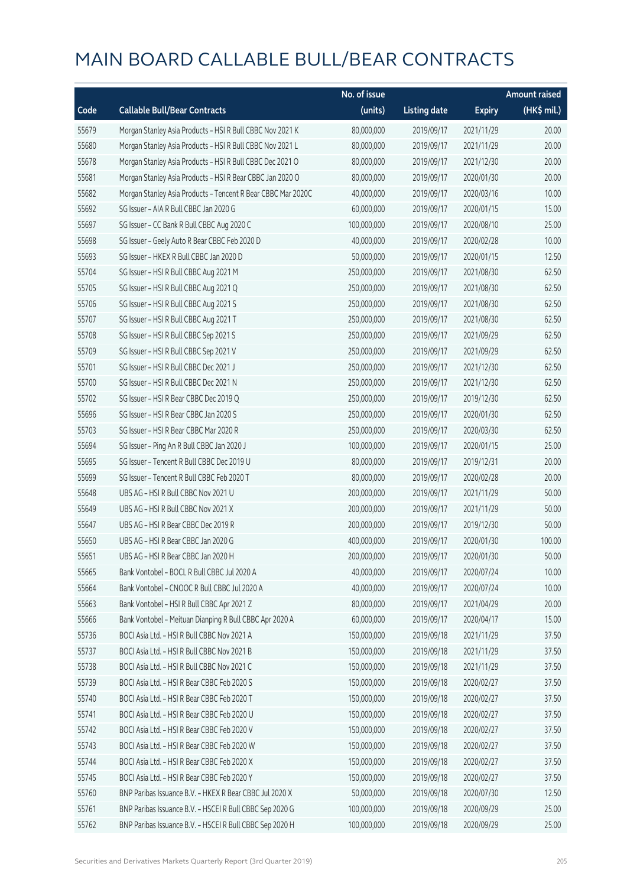# MAIN BOARD CALLABLE BULL/BEAR CONTRACTS

| Code | Callable Bull/Bear Contracts | No. of issue (units) | Listing date | Expiry | Amount raised (HK$ mil.) |
|---|---|---|---|---|---|
| 55679 | Morgan Stanley Asia Products - HSI R Bull CBBC Nov 2021 K | 80,000,000 | 2019/09/17 | 2021/11/29 | 20.00 |
| 55680 | Morgan Stanley Asia Products - HSI R Bull CBBC Nov 2021 L | 80,000,000 | 2019/09/17 | 2021/11/29 | 20.00 |
| 55678 | Morgan Stanley Asia Products - HSI R Bull CBBC Dec 2021 O | 80,000,000 | 2019/09/17 | 2021/12/30 | 20.00 |
| 55681 | Morgan Stanley Asia Products - HSI R Bear CBBC Jan 2020 O | 80,000,000 | 2019/09/17 | 2020/01/30 | 20.00 |
| 55682 | Morgan Stanley Asia Products - Tencent R Bear CBBC Mar 2020C | 40,000,000 | 2019/09/17 | 2020/03/16 | 10.00 |
| 55692 | SG Issuer - AIA R Bull CBBC Jan 2020 G | 60,000,000 | 2019/09/17 | 2020/01/15 | 15.00 |
| 55697 | SG Issuer - CC Bank R Bull CBBC Aug 2020 C | 100,000,000 | 2019/09/17 | 2020/08/10 | 25.00 |
| 55698 | SG Issuer - Geely Auto R Bear CBBC Feb 2020 D | 40,000,000 | 2019/09/17 | 2020/02/28 | 10.00 |
| 55693 | SG Issuer - HKEX R Bull CBBC Jan 2020 D | 50,000,000 | 2019/09/17 | 2020/01/15 | 12.50 |
| 55704 | SG Issuer - HSI R Bull CBBC Aug 2021 M | 250,000,000 | 2019/09/17 | 2021/08/30 | 62.50 |
| 55705 | SG Issuer - HSI R Bull CBBC Aug 2021 Q | 250,000,000 | 2019/09/17 | 2021/08/30 | 62.50 |
| 55706 | SG Issuer - HSI R Bull CBBC Aug 2021 S | 250,000,000 | 2019/09/17 | 2021/08/30 | 62.50 |
| 55707 | SG Issuer - HSI R Bull CBBC Aug 2021 T | 250,000,000 | 2019/09/17 | 2021/08/30 | 62.50 |
| 55708 | SG Issuer - HSI R Bull CBBC Sep 2021 S | 250,000,000 | 2019/09/17 | 2021/09/29 | 62.50 |
| 55709 | SG Issuer - HSI R Bull CBBC Sep 2021 V | 250,000,000 | 2019/09/17 | 2021/09/29 | 62.50 |
| 55701 | SG Issuer - HSI R Bull CBBC Dec 2021 J | 250,000,000 | 2019/09/17 | 2021/12/30 | 62.50 |
| 55700 | SG Issuer - HSI R Bull CBBC Dec 2021 N | 250,000,000 | 2019/09/17 | 2021/12/30 | 62.50 |
| 55702 | SG Issuer - HSI R Bear CBBC Dec 2019 Q | 250,000,000 | 2019/09/17 | 2019/12/30 | 62.50 |
| 55696 | SG Issuer - HSI R Bear CBBC Jan 2020 S | 250,000,000 | 2019/09/17 | 2020/01/30 | 62.50 |
| 55703 | SG Issuer - HSI R Bear CBBC Mar 2020 R | 250,000,000 | 2019/09/17 | 2020/03/30 | 62.50 |
| 55694 | SG Issuer - Ping An R Bull CBBC Jan 2020 J | 100,000,000 | 2019/09/17 | 2020/01/15 | 25.00 |
| 55695 | SG Issuer - Tencent R Bull CBBC Dec 2019 U | 80,000,000 | 2019/09/17 | 2019/12/31 | 20.00 |
| 55699 | SG Issuer - Tencent R Bull CBBC Feb 2020 T | 80,000,000 | 2019/09/17 | 2020/02/28 | 20.00 |
| 55648 | UBS AG - HSI R Bull CBBC Nov 2021 U | 200,000,000 | 2019/09/17 | 2021/11/29 | 50.00 |
| 55649 | UBS AG - HSI R Bull CBBC Nov 2021 X | 200,000,000 | 2019/09/17 | 2021/11/29 | 50.00 |
| 55647 | UBS AG - HSI R Bear CBBC Dec 2019 R | 200,000,000 | 2019/09/17 | 2019/12/30 | 50.00 |
| 55650 | UBS AG - HSI R Bear CBBC Jan 2020 G | 400,000,000 | 2019/09/17 | 2020/01/30 | 100.00 |
| 55651 | UBS AG - HSI R Bear CBBC Jan 2020 H | 200,000,000 | 2019/09/17 | 2020/01/30 | 50.00 |
| 55665 | Bank Vontobel - BOCL R Bull CBBC Jul 2020 A | 40,000,000 | 2019/09/17 | 2020/07/24 | 10.00 |
| 55664 | Bank Vontobel - CNOOC R Bull CBBC Jul 2020 A | 40,000,000 | 2019/09/17 | 2020/07/24 | 10.00 |
| 55663 | Bank Vontobel - HSI R Bull CBBC Apr 2021 Z | 80,000,000 | 2019/09/17 | 2021/04/29 | 20.00 |
| 55666 | Bank Vontobel - Meituan Dianping R Bull CBBC Apr 2020 A | 60,000,000 | 2019/09/17 | 2020/04/17 | 15.00 |
| 55736 | BOCI Asia Ltd. - HSI R Bull CBBC Nov 2021 A | 150,000,000 | 2019/09/18 | 2021/11/29 | 37.50 |
| 55737 | BOCI Asia Ltd. - HSI R Bull CBBC Nov 2021 B | 150,000,000 | 2019/09/18 | 2021/11/29 | 37.50 |
| 55738 | BOCI Asia Ltd. - HSI R Bull CBBC Nov 2021 C | 150,000,000 | 2019/09/18 | 2021/11/29 | 37.50 |
| 55739 | BOCI Asia Ltd. - HSI R Bear CBBC Feb 2020 S | 150,000,000 | 2019/09/18 | 2020/02/27 | 37.50 |
| 55740 | BOCI Asia Ltd. - HSI R Bear CBBC Feb 2020 T | 150,000,000 | 2019/09/18 | 2020/02/27 | 37.50 |
| 55741 | BOCI Asia Ltd. - HSI R Bear CBBC Feb 2020 U | 150,000,000 | 2019/09/18 | 2020/02/27 | 37.50 |
| 55742 | BOCI Asia Ltd. - HSI R Bear CBBC Feb 2020 V | 150,000,000 | 2019/09/18 | 2020/02/27 | 37.50 |
| 55743 | BOCI Asia Ltd. - HSI R Bear CBBC Feb 2020 W | 150,000,000 | 2019/09/18 | 2020/02/27 | 37.50 |
| 55744 | BOCI Asia Ltd. - HSI R Bear CBBC Feb 2020 X | 150,000,000 | 2019/09/18 | 2020/02/27 | 37.50 |
| 55745 | BOCI Asia Ltd. - HSI R Bear CBBC Feb 2020 Y | 150,000,000 | 2019/09/18 | 2020/02/27 | 37.50 |
| 55760 | BNP Paribas Issuance B.V. - HKEX R Bear CBBC Jul 2020 X | 50,000,000 | 2019/09/18 | 2020/07/30 | 12.50 |
| 55761 | BNP Paribas Issuance B.V. - HSCEI R Bull CBBC Sep 2020 G | 100,000,000 | 2019/09/18 | 2020/09/29 | 25.00 |
| 55762 | BNP Paribas Issuance B.V. - HSCEI R Bull CBBC Sep 2020 H | 100,000,000 | 2019/09/18 | 2020/09/29 | 25.00 |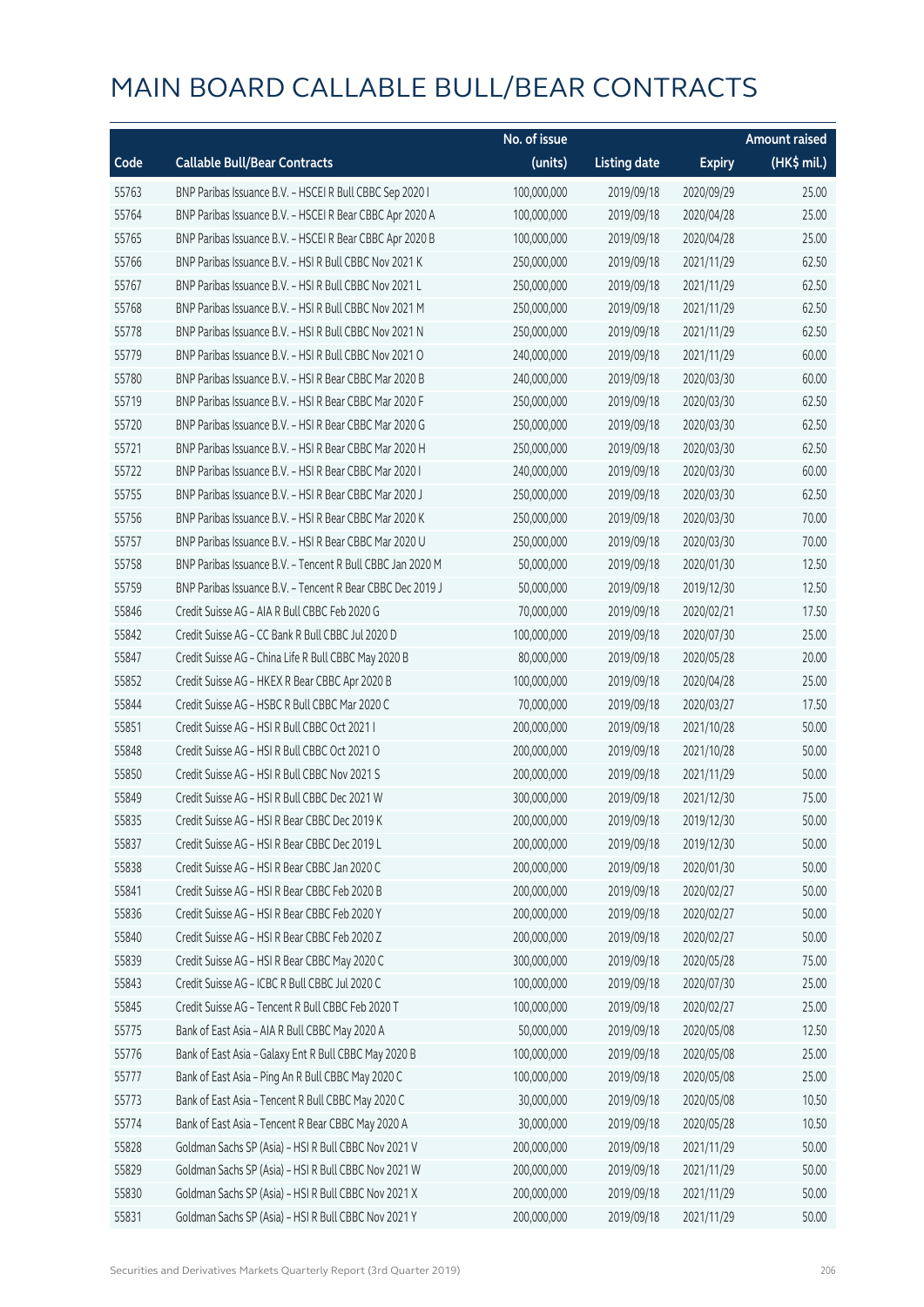# MAIN BOARD CALLABLE BULL/BEAR CONTRACTS

| Code | Callable Bull/Bear Contracts | No. of issue (units) | Listing date | Expiry | Amount raised (HK$ mil.) |
|---|---|---|---|---|---|
| 55763 | BNP Paribas Issuance B.V. – HSCEI R Bull CBBC Sep 2020 I | 100,000,000 | 2019/09/18 | 2020/09/29 | 25.00 |
| 55764 | BNP Paribas Issuance B.V. – HSCEI R Bear CBBC Apr 2020 A | 100,000,000 | 2019/09/18 | 2020/04/28 | 25.00 |
| 55765 | BNP Paribas Issuance B.V. – HSCEI R Bear CBBC Apr 2020 B | 100,000,000 | 2019/09/18 | 2020/04/28 | 25.00 |
| 55766 | BNP Paribas Issuance B.V. – HSI R Bull CBBC Nov 2021 K | 250,000,000 | 2019/09/18 | 2021/11/29 | 62.50 |
| 55767 | BNP Paribas Issuance B.V. – HSI R Bull CBBC Nov 2021 L | 250,000,000 | 2019/09/18 | 2021/11/29 | 62.50 |
| 55768 | BNP Paribas Issuance B.V. – HSI R Bull CBBC Nov 2021 M | 250,000,000 | 2019/09/18 | 2021/11/29 | 62.50 |
| 55778 | BNP Paribas Issuance B.V. – HSI R Bull CBBC Nov 2021 N | 250,000,000 | 2019/09/18 | 2021/11/29 | 62.50 |
| 55779 | BNP Paribas Issuance B.V. – HSI R Bull CBBC Nov 2021 O | 240,000,000 | 2019/09/18 | 2021/11/29 | 60.00 |
| 55780 | BNP Paribas Issuance B.V. – HSI R Bear CBBC Mar 2020 B | 240,000,000 | 2019/09/18 | 2020/03/30 | 60.00 |
| 55719 | BNP Paribas Issuance B.V. – HSI R Bear CBBC Mar 2020 F | 250,000,000 | 2019/09/18 | 2020/03/30 | 62.50 |
| 55720 | BNP Paribas Issuance B.V. – HSI R Bear CBBC Mar 2020 G | 250,000,000 | 2019/09/18 | 2020/03/30 | 62.50 |
| 55721 | BNP Paribas Issuance B.V. – HSI R Bear CBBC Mar 2020 H | 250,000,000 | 2019/09/18 | 2020/03/30 | 62.50 |
| 55722 | BNP Paribas Issuance B.V. – HSI R Bear CBBC Mar 2020 I | 240,000,000 | 2019/09/18 | 2020/03/30 | 60.00 |
| 55755 | BNP Paribas Issuance B.V. – HSI R Bear CBBC Mar 2020 J | 250,000,000 | 2019/09/18 | 2020/03/30 | 62.50 |
| 55756 | BNP Paribas Issuance B.V. – HSI R Bear CBBC Mar 2020 K | 250,000,000 | 2019/09/18 | 2020/03/30 | 70.00 |
| 55757 | BNP Paribas Issuance B.V. – HSI R Bear CBBC Mar 2020 U | 250,000,000 | 2019/09/18 | 2020/03/30 | 70.00 |
| 55758 | BNP Paribas Issuance B.V. – Tencent R Bull CBBC Jan 2020 M | 50,000,000 | 2019/09/18 | 2020/01/30 | 12.50 |
| 55759 | BNP Paribas Issuance B.V. – Tencent R Bear CBBC Dec 2019 J | 50,000,000 | 2019/09/18 | 2019/12/30 | 12.50 |
| 55846 | Credit Suisse AG – AIA R Bull CBBC Feb 2020 G | 70,000,000 | 2019/09/18 | 2020/02/21 | 17.50 |
| 55842 | Credit Suisse AG – CC Bank R Bull CBBC Jul 2020 D | 100,000,000 | 2019/09/18 | 2020/07/30 | 25.00 |
| 55847 | Credit Suisse AG – China Life R Bull CBBC May 2020 B | 80,000,000 | 2019/09/18 | 2020/05/28 | 20.00 |
| 55852 | Credit Suisse AG – HKEX R Bear CBBC Apr 2020 B | 100,000,000 | 2019/09/18 | 2020/04/28 | 25.00 |
| 55844 | Credit Suisse AG – HSBC R Bull CBBC Mar 2020 C | 70,000,000 | 2019/09/18 | 2020/03/27 | 17.50 |
| 55851 | Credit Suisse AG – HSI R Bull CBBC Oct 2021 I | 200,000,000 | 2019/09/18 | 2021/10/28 | 50.00 |
| 55848 | Credit Suisse AG – HSI R Bull CBBC Oct 2021 O | 200,000,000 | 2019/09/18 | 2021/10/28 | 50.00 |
| 55850 | Credit Suisse AG – HSI R Bull CBBC Nov 2021 S | 200,000,000 | 2019/09/18 | 2021/11/29 | 50.00 |
| 55849 | Credit Suisse AG – HSI R Bull CBBC Dec 2021 W | 300,000,000 | 2019/09/18 | 2021/12/30 | 75.00 |
| 55835 | Credit Suisse AG – HSI R Bear CBBC Dec 2019 K | 200,000,000 | 2019/09/18 | 2019/12/30 | 50.00 |
| 55837 | Credit Suisse AG – HSI R Bear CBBC Dec 2019 L | 200,000,000 | 2019/09/18 | 2019/12/30 | 50.00 |
| 55838 | Credit Suisse AG – HSI R Bear CBBC Jan 2020 C | 200,000,000 | 2019/09/18 | 2020/01/30 | 50.00 |
| 55841 | Credit Suisse AG – HSI R Bear CBBC Feb 2020 B | 200,000,000 | 2019/09/18 | 2020/02/27 | 50.00 |
| 55836 | Credit Suisse AG – HSI R Bear CBBC Feb 2020 Y | 200,000,000 | 2019/09/18 | 2020/02/27 | 50.00 |
| 55840 | Credit Suisse AG – HSI R Bear CBBC Feb 2020 Z | 200,000,000 | 2019/09/18 | 2020/02/27 | 50.00 |
| 55839 | Credit Suisse AG – HSI R Bear CBBC May 2020 C | 300,000,000 | 2019/09/18 | 2020/05/28 | 75.00 |
| 55843 | Credit Suisse AG – ICBC R Bull CBBC Jul 2020 C | 100,000,000 | 2019/09/18 | 2020/07/30 | 25.00 |
| 55845 | Credit Suisse AG – Tencent R Bull CBBC Feb 2020 T | 100,000,000 | 2019/09/18 | 2020/02/27 | 25.00 |
| 55775 | Bank of East Asia – AIA R Bull CBBC May 2020 A | 50,000,000 | 2019/09/18 | 2020/05/08 | 12.50 |
| 55776 | Bank of East Asia – Galaxy Ent R Bull CBBC May 2020 B | 100,000,000 | 2019/09/18 | 2020/05/08 | 25.00 |
| 55777 | Bank of East Asia – Ping An R Bull CBBC May 2020 C | 100,000,000 | 2019/09/18 | 2020/05/08 | 25.00 |
| 55773 | Bank of East Asia – Tencent R Bull CBBC May 2020 C | 30,000,000 | 2019/09/18 | 2020/05/08 | 10.50 |
| 55774 | Bank of East Asia – Tencent R Bear CBBC May 2020 A | 30,000,000 | 2019/09/18 | 2020/05/28 | 10.50 |
| 55828 | Goldman Sachs SP (Asia) – HSI R Bull CBBC Nov 2021 V | 200,000,000 | 2019/09/18 | 2021/11/29 | 50.00 |
| 55829 | Goldman Sachs SP (Asia) – HSI R Bull CBBC Nov 2021 W | 200,000,000 | 2019/09/18 | 2021/11/29 | 50.00 |
| 55830 | Goldman Sachs SP (Asia) – HSI R Bull CBBC Nov 2021 X | 200,000,000 | 2019/09/18 | 2021/11/29 | 50.00 |
| 55831 | Goldman Sachs SP (Asia) – HSI R Bull CBBC Nov 2021 Y | 200,000,000 | 2019/09/18 | 2021/11/29 | 50.00 |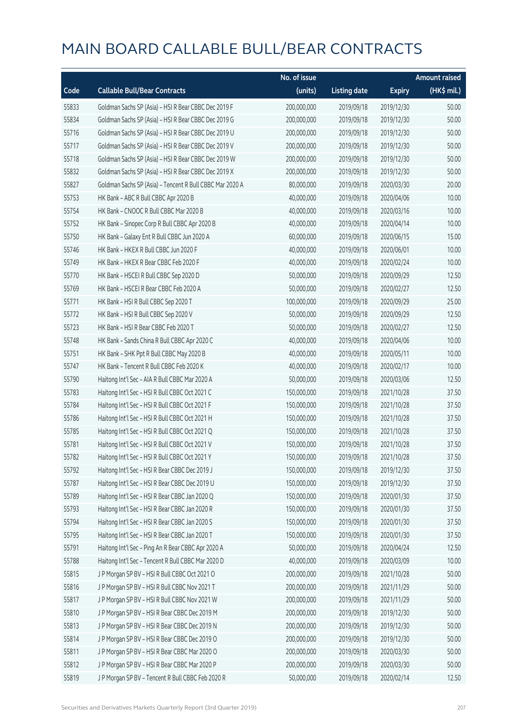# MAIN BOARD CALLABLE BULL/BEAR CONTRACTS

| Code | Callable Bull/Bear Contracts | No. of issue (units) | Listing date | Expiry | Amount raised (HK$ mil.) |
|---|---|---|---|---|---|
| 55833 | Goldman Sachs SP (Asia) – HSI R Bear CBBC Dec 2019 F | 200,000,000 | 2019/09/18 | 2019/12/30 | 50.00 |
| 55834 | Goldman Sachs SP (Asia) – HSI R Bear CBBC Dec 2019 G | 200,000,000 | 2019/09/18 | 2019/12/30 | 50.00 |
| 55716 | Goldman Sachs SP (Asia) – HSI R Bear CBBC Dec 2019 U | 200,000,000 | 2019/09/18 | 2019/12/30 | 50.00 |
| 55717 | Goldman Sachs SP (Asia) – HSI R Bear CBBC Dec 2019 V | 200,000,000 | 2019/09/18 | 2019/12/30 | 50.00 |
| 55718 | Goldman Sachs SP (Asia) – HSI R Bear CBBC Dec 2019 W | 200,000,000 | 2019/09/18 | 2019/12/30 | 50.00 |
| 55832 | Goldman Sachs SP (Asia) – HSI R Bear CBBC Dec 2019 X | 200,000,000 | 2019/09/18 | 2019/12/30 | 50.00 |
| 55827 | Goldman Sachs SP (Asia) – Tencent R Bull CBBC Mar 2020 A | 80,000,000 | 2019/09/18 | 2020/03/30 | 20.00 |
| 55753 | HK Bank – ABC R Bull CBBC Apr 2020 B | 40,000,000 | 2019/09/18 | 2020/04/06 | 10.00 |
| 55754 | HK Bank – CNOOC R Bull CBBC Mar 2020 B | 40,000,000 | 2019/09/18 | 2020/03/16 | 10.00 |
| 55752 | HK Bank – Sinopec Corp R Bull CBBC Apr 2020 B | 40,000,000 | 2019/09/18 | 2020/04/14 | 10.00 |
| 55750 | HK Bank – Galaxy Ent R Bull CBBC Jun 2020 A | 60,000,000 | 2019/09/18 | 2020/06/15 | 15.00 |
| 55746 | HK Bank – HKEX R Bull CBBC Jun 2020 F | 40,000,000 | 2019/09/18 | 2020/06/01 | 10.00 |
| 55749 | HK Bank – HKEX R Bear CBBC Feb 2020 F | 40,000,000 | 2019/09/18 | 2020/02/24 | 10.00 |
| 55770 | HK Bank – HSCEI R Bull CBBC Sep 2020 D | 50,000,000 | 2019/09/18 | 2020/09/29 | 12.50 |
| 55769 | HK Bank – HSCEI R Bear CBBC Feb 2020 A | 50,000,000 | 2019/09/18 | 2020/02/27 | 12.50 |
| 55771 | HK Bank – HSI R Bull CBBC Sep 2020 T | 100,000,000 | 2019/09/18 | 2020/09/29 | 25.00 |
| 55772 | HK Bank – HSI R Bull CBBC Sep 2020 V | 50,000,000 | 2019/09/18 | 2020/09/29 | 12.50 |
| 55723 | HK Bank – HSI R Bear CBBC Feb 2020 T | 50,000,000 | 2019/09/18 | 2020/02/27 | 12.50 |
| 55748 | HK Bank – Sands China R Bull CBBC Apr 2020 C | 40,000,000 | 2019/09/18 | 2020/04/06 | 10.00 |
| 55751 | HK Bank – SHK Ppt R Bull CBBC May 2020 B | 40,000,000 | 2019/09/18 | 2020/05/11 | 10.00 |
| 55747 | HK Bank – Tencent R Bull CBBC Feb 2020 K | 40,000,000 | 2019/09/18 | 2020/02/17 | 10.00 |
| 55790 | Haitong Int'l Sec – AIA R Bull CBBC Mar 2020 A | 50,000,000 | 2019/09/18 | 2020/03/06 | 12.50 |
| 55783 | Haitong Int'l Sec – HSI R Bull CBBC Oct 2021 C | 150,000,000 | 2019/09/18 | 2021/10/28 | 37.50 |
| 55784 | Haitong Int'l Sec – HSI R Bull CBBC Oct 2021 F | 150,000,000 | 2019/09/18 | 2021/10/28 | 37.50 |
| 55786 | Haitong Int'l Sec – HSI R Bull CBBC Oct 2021 H | 150,000,000 | 2019/09/18 | 2021/10/28 | 37.50 |
| 55785 | Haitong Int'l Sec – HSI R Bull CBBC Oct 2021 Q | 150,000,000 | 2019/09/18 | 2021/10/28 | 37.50 |
| 55781 | Haitong Int'l Sec – HSI R Bull CBBC Oct 2021 V | 150,000,000 | 2019/09/18 | 2021/10/28 | 37.50 |
| 55782 | Haitong Int'l Sec – HSI R Bull CBBC Oct 2021 Y | 150,000,000 | 2019/09/18 | 2021/10/28 | 37.50 |
| 55792 | Haitong Int'l Sec – HSI R Bear CBBC Dec 2019 J | 150,000,000 | 2019/09/18 | 2019/12/30 | 37.50 |
| 55787 | Haitong Int'l Sec – HSI R Bear CBBC Dec 2019 U | 150,000,000 | 2019/09/18 | 2019/12/30 | 37.50 |
| 55789 | Haitong Int'l Sec – HSI R Bear CBBC Jan 2020 Q | 150,000,000 | 2019/09/18 | 2020/01/30 | 37.50 |
| 55793 | Haitong Int'l Sec – HSI R Bear CBBC Jan 2020 R | 150,000,000 | 2019/09/18 | 2020/01/30 | 37.50 |
| 55794 | Haitong Int'l Sec – HSI R Bear CBBC Jan 2020 S | 150,000,000 | 2019/09/18 | 2020/01/30 | 37.50 |
| 55795 | Haitong Int'l Sec – HSI R Bear CBBC Jan 2020 T | 150,000,000 | 2019/09/18 | 2020/01/30 | 37.50 |
| 55791 | Haitong Int'l Sec – Ping An R Bear CBBC Apr 2020 A | 50,000,000 | 2019/09/18 | 2020/04/24 | 12.50 |
| 55788 | Haitong Int'l Sec – Tencent R Bull CBBC Mar 2020 D | 40,000,000 | 2019/09/18 | 2020/03/09 | 10.00 |
| 55815 | J P Morgan SP BV – HSI R Bull CBBC Oct 2021 O | 200,000,000 | 2019/09/18 | 2021/10/28 | 50.00 |
| 55816 | J P Morgan SP BV – HSI R Bull CBBC Nov 2021 T | 200,000,000 | 2019/09/18 | 2021/11/29 | 50.00 |
| 55817 | J P Morgan SP BV – HSI R Bull CBBC Nov 2021 W | 200,000,000 | 2019/09/18 | 2021/11/29 | 50.00 |
| 55810 | J P Morgan SP BV – HSI R Bear CBBC Dec 2019 M | 200,000,000 | 2019/09/18 | 2019/12/30 | 50.00 |
| 55813 | J P Morgan SP BV – HSI R Bear CBBC Dec 2019 N | 200,000,000 | 2019/09/18 | 2019/12/30 | 50.00 |
| 55814 | J P Morgan SP BV – HSI R Bear CBBC Dec 2019 O | 200,000,000 | 2019/09/18 | 2019/12/30 | 50.00 |
| 55811 | J P Morgan SP BV – HSI R Bear CBBC Mar 2020 O | 200,000,000 | 2019/09/18 | 2020/03/30 | 50.00 |
| 55812 | J P Morgan SP BV – HSI R Bear CBBC Mar 2020 P | 200,000,000 | 2019/09/18 | 2020/03/30 | 50.00 |
| 55819 | J P Morgan SP BV – Tencent R Bull CBBC Feb 2020 R | 50,000,000 | 2019/09/18 | 2020/02/14 | 12.50 |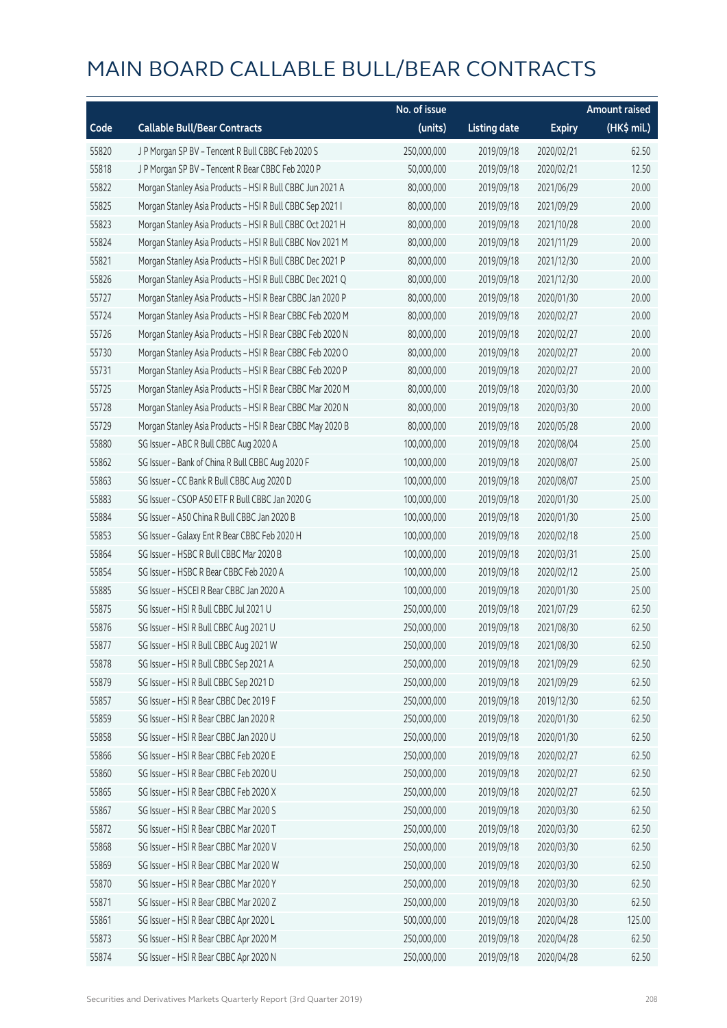# MAIN BOARD CALLABLE BULL/BEAR CONTRACTS

| Code | Callable Bull/Bear Contracts | No. of issue (units) | Listing date | Expiry | Amount raised (HK$ mil.) |
|---|---|---|---|---|---|
| 55820 | J P Morgan SP BV – Tencent R Bull CBBC Feb 2020 S | 250,000,000 | 2019/09/18 | 2020/02/21 | 62.50 |
| 55818 | J P Morgan SP BV – Tencent R Bear CBBC Feb 2020 P | 50,000,000 | 2019/09/18 | 2020/02/21 | 12.50 |
| 55822 | Morgan Stanley Asia Products – HSI R Bull CBBC Jun 2021 A | 80,000,000 | 2019/09/18 | 2021/06/29 | 20.00 |
| 55825 | Morgan Stanley Asia Products – HSI R Bull CBBC Sep 2021 I | 80,000,000 | 2019/09/18 | 2021/09/29 | 20.00 |
| 55823 | Morgan Stanley Asia Products – HSI R Bull CBBC Oct 2021 H | 80,000,000 | 2019/09/18 | 2021/10/28 | 20.00 |
| 55824 | Morgan Stanley Asia Products – HSI R Bull CBBC Nov 2021 M | 80,000,000 | 2019/09/18 | 2021/11/29 | 20.00 |
| 55821 | Morgan Stanley Asia Products – HSI R Bull CBBC Dec 2021 P | 80,000,000 | 2019/09/18 | 2021/12/30 | 20.00 |
| 55826 | Morgan Stanley Asia Products – HSI R Bull CBBC Dec 2021 Q | 80,000,000 | 2019/09/18 | 2021/12/30 | 20.00 |
| 55727 | Morgan Stanley Asia Products – HSI R Bear CBBC Jan 2020 P | 80,000,000 | 2019/09/18 | 2020/01/30 | 20.00 |
| 55724 | Morgan Stanley Asia Products – HSI R Bear CBBC Feb 2020 M | 80,000,000 | 2019/09/18 | 2020/02/27 | 20.00 |
| 55726 | Morgan Stanley Asia Products – HSI R Bear CBBC Feb 2020 N | 80,000,000 | 2019/09/18 | 2020/02/27 | 20.00 |
| 55730 | Morgan Stanley Asia Products – HSI R Bear CBBC Feb 2020 O | 80,000,000 | 2019/09/18 | 2020/02/27 | 20.00 |
| 55731 | Morgan Stanley Asia Products – HSI R Bear CBBC Feb 2020 P | 80,000,000 | 2019/09/18 | 2020/02/27 | 20.00 |
| 55725 | Morgan Stanley Asia Products – HSI R Bear CBBC Mar 2020 M | 80,000,000 | 2019/09/18 | 2020/03/30 | 20.00 |
| 55728 | Morgan Stanley Asia Products – HSI R Bear CBBC Mar 2020 N | 80,000,000 | 2019/09/18 | 2020/03/30 | 20.00 |
| 55729 | Morgan Stanley Asia Products – HSI R Bear CBBC May 2020 B | 80,000,000 | 2019/09/18 | 2020/05/28 | 20.00 |
| 55880 | SG Issuer – ABC R Bull CBBC Aug 2020 A | 100,000,000 | 2019/09/18 | 2020/08/04 | 25.00 |
| 55862 | SG Issuer – Bank of China R Bull CBBC Aug 2020 F | 100,000,000 | 2019/09/18 | 2020/08/07 | 25.00 |
| 55863 | SG Issuer – CC Bank R Bull CBBC Aug 2020 D | 100,000,000 | 2019/09/18 | 2020/08/07 | 25.00 |
| 55883 | SG Issuer – CSOP A50 ETF R Bull CBBC Jan 2020 G | 100,000,000 | 2019/09/18 | 2020/01/30 | 25.00 |
| 55884 | SG Issuer – A50 China R Bull CBBC Jan 2020 B | 100,000,000 | 2019/09/18 | 2020/01/30 | 25.00 |
| 55853 | SG Issuer – Galaxy Ent R Bear CBBC Feb 2020 H | 100,000,000 | 2019/09/18 | 2020/02/18 | 25.00 |
| 55864 | SG Issuer – HSBC R Bull CBBC Mar 2020 B | 100,000,000 | 2019/09/18 | 2020/03/31 | 25.00 |
| 55854 | SG Issuer – HSBC R Bear CBBC Feb 2020 A | 100,000,000 | 2019/09/18 | 2020/02/12 | 25.00 |
| 55885 | SG Issuer – HSCEI R Bear CBBC Jan 2020 A | 100,000,000 | 2019/09/18 | 2020/01/30 | 25.00 |
| 55875 | SG Issuer – HSI R Bull CBBC Jul 2021 U | 250,000,000 | 2019/09/18 | 2021/07/29 | 62.50 |
| 55876 | SG Issuer – HSI R Bull CBBC Aug 2021 U | 250,000,000 | 2019/09/18 | 2021/08/30 | 62.50 |
| 55877 | SG Issuer – HSI R Bull CBBC Aug 2021 W | 250,000,000 | 2019/09/18 | 2021/08/30 | 62.50 |
| 55878 | SG Issuer – HSI R Bull CBBC Sep 2021 A | 250,000,000 | 2019/09/18 | 2021/09/29 | 62.50 |
| 55879 | SG Issuer – HSI R Bull CBBC Sep 2021 D | 250,000,000 | 2019/09/18 | 2021/09/29 | 62.50 |
| 55857 | SG Issuer – HSI R Bear CBBC Dec 2019 F | 250,000,000 | 2019/09/18 | 2019/12/30 | 62.50 |
| 55859 | SG Issuer – HSI R Bear CBBC Jan 2020 R | 250,000,000 | 2019/09/18 | 2020/01/30 | 62.50 |
| 55858 | SG Issuer – HSI R Bear CBBC Jan 2020 U | 250,000,000 | 2019/09/18 | 2020/01/30 | 62.50 |
| 55866 | SG Issuer – HSI R Bear CBBC Feb 2020 E | 250,000,000 | 2019/09/18 | 2020/02/27 | 62.50 |
| 55860 | SG Issuer – HSI R Bear CBBC Feb 2020 U | 250,000,000 | 2019/09/18 | 2020/02/27 | 62.50 |
| 55865 | SG Issuer – HSI R Bear CBBC Feb 2020 X | 250,000,000 | 2019/09/18 | 2020/02/27 | 62.50 |
| 55867 | SG Issuer – HSI R Bear CBBC Mar 2020 S | 250,000,000 | 2019/09/18 | 2020/03/30 | 62.50 |
| 55872 | SG Issuer – HSI R Bear CBBC Mar 2020 T | 250,000,000 | 2019/09/18 | 2020/03/30 | 62.50 |
| 55868 | SG Issuer – HSI R Bear CBBC Mar 2020 V | 250,000,000 | 2019/09/18 | 2020/03/30 | 62.50 |
| 55869 | SG Issuer – HSI R Bear CBBC Mar 2020 W | 250,000,000 | 2019/09/18 | 2020/03/30 | 62.50 |
| 55870 | SG Issuer – HSI R Bear CBBC Mar 2020 Y | 250,000,000 | 2019/09/18 | 2020/03/30 | 62.50 |
| 55871 | SG Issuer – HSI R Bear CBBC Mar 2020 Z | 250,000,000 | 2019/09/18 | 2020/03/30 | 62.50 |
| 55861 | SG Issuer – HSI R Bear CBBC Apr 2020 L | 500,000,000 | 2019/09/18 | 2020/04/28 | 125.00 |
| 55873 | SG Issuer – HSI R Bear CBBC Apr 2020 M | 250,000,000 | 2019/09/18 | 2020/04/28 | 62.50 |
| 55874 | SG Issuer – HSI R Bear CBBC Apr 2020 N | 250,000,000 | 2019/09/18 | 2020/04/28 | 62.50 |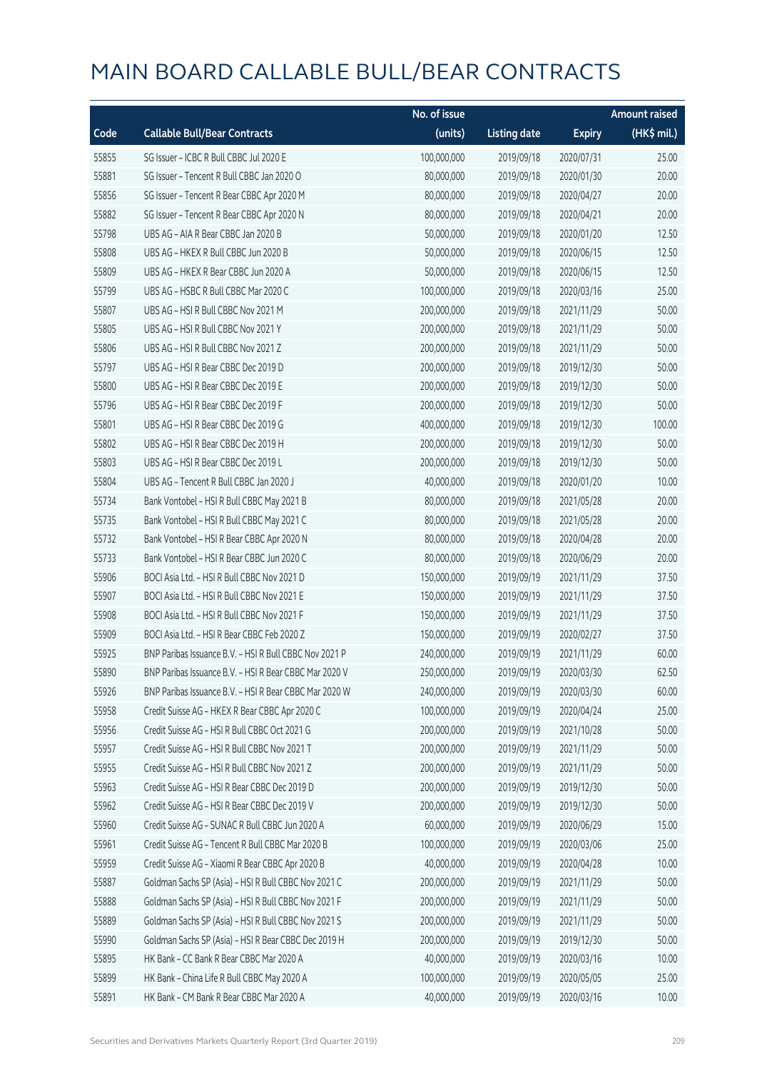# MAIN BOARD CALLABLE BULL/BEAR CONTRACTS

| Code | Callable Bull/Bear Contracts | No. of issue (units) | Listing date | Expiry | Amount raised (HK$ mil.) |
|---|---|---|---|---|---|
| 55855 | SG Issuer – ICBC R Bull CBBC Jul 2020 E | 100,000,000 | 2019/09/18 | 2020/07/31 | 25.00 |
| 55881 | SG Issuer – Tencent R Bull CBBC Jan 2020 O | 80,000,000 | 2019/09/18 | 2020/01/30 | 20.00 |
| 55856 | SG Issuer – Tencent R Bear CBBC Apr 2020 M | 80,000,000 | 2019/09/18 | 2020/04/27 | 20.00 |
| 55882 | SG Issuer – Tencent R Bear CBBC Apr 2020 N | 80,000,000 | 2019/09/18 | 2020/04/21 | 20.00 |
| 55798 | UBS AG – AIA R Bear CBBC Jan 2020 B | 50,000,000 | 2019/09/18 | 2020/01/20 | 12.50 |
| 55808 | UBS AG – HKEX R Bull CBBC Jun 2020 B | 50,000,000 | 2019/09/18 | 2020/06/15 | 12.50 |
| 55809 | UBS AG – HKEX R Bear CBBC Jun 2020 A | 50,000,000 | 2019/09/18 | 2020/06/15 | 12.50 |
| 55799 | UBS AG – HSBC R Bull CBBC Mar 2020 C | 100,000,000 | 2019/09/18 | 2020/03/16 | 25.00 |
| 55807 | UBS AG – HSI R Bull CBBC Nov 2021 M | 200,000,000 | 2019/09/18 | 2021/11/29 | 50.00 |
| 55805 | UBS AG – HSI R Bull CBBC Nov 2021 Y | 200,000,000 | 2019/09/18 | 2021/11/29 | 50.00 |
| 55806 | UBS AG – HSI R Bull CBBC Nov 2021 Z | 200,000,000 | 2019/09/18 | 2021/11/29 | 50.00 |
| 55797 | UBS AG – HSI R Bear CBBC Dec 2019 D | 200,000,000 | 2019/09/18 | 2019/12/30 | 50.00 |
| 55800 | UBS AG – HSI R Bear CBBC Dec 2019 E | 200,000,000 | 2019/09/18 | 2019/12/30 | 50.00 |
| 55796 | UBS AG – HSI R Bear CBBC Dec 2019 F | 200,000,000 | 2019/09/18 | 2019/12/30 | 50.00 |
| 55801 | UBS AG – HSI R Bear CBBC Dec 2019 G | 400,000,000 | 2019/09/18 | 2019/12/30 | 100.00 |
| 55802 | UBS AG – HSI R Bear CBBC Dec 2019 H | 200,000,000 | 2019/09/18 | 2019/12/30 | 50.00 |
| 55803 | UBS AG – HSI R Bear CBBC Dec 2019 L | 200,000,000 | 2019/09/18 | 2019/12/30 | 50.00 |
| 55804 | UBS AG – Tencent R Bull CBBC Jan 2020 J | 40,000,000 | 2019/09/18 | 2020/01/20 | 10.00 |
| 55734 | Bank Vontobel – HSI R Bull CBBC May 2021 B | 80,000,000 | 2019/09/18 | 2021/05/28 | 20.00 |
| 55735 | Bank Vontobel – HSI R Bull CBBC May 2021 C | 80,000,000 | 2019/09/18 | 2021/05/28 | 20.00 |
| 55732 | Bank Vontobel – HSI R Bear CBBC Apr 2020 N | 80,000,000 | 2019/09/18 | 2020/04/28 | 20.00 |
| 55733 | Bank Vontobel – HSI R Bear CBBC Jun 2020 C | 80,000,000 | 2019/09/18 | 2020/06/29 | 20.00 |
| 55906 | BOCI Asia Ltd. – HSI R Bull CBBC Nov 2021 D | 150,000,000 | 2019/09/19 | 2021/11/29 | 37.50 |
| 55907 | BOCI Asia Ltd. – HSI R Bull CBBC Nov 2021 E | 150,000,000 | 2019/09/19 | 2021/11/29 | 37.50 |
| 55908 | BOCI Asia Ltd. – HSI R Bull CBBC Nov 2021 F | 150,000,000 | 2019/09/19 | 2021/11/29 | 37.50 |
| 55909 | BOCI Asia Ltd. – HSI R Bear CBBC Feb 2020 Z | 150,000,000 | 2019/09/19 | 2020/02/27 | 37.50 |
| 55925 | BNP Paribas Issuance B.V. – HSI R Bull CBBC Nov 2021 P | 240,000,000 | 2019/09/19 | 2021/11/29 | 60.00 |
| 55890 | BNP Paribas Issuance B.V. – HSI R Bear CBBC Mar 2020 V | 250,000,000 | 2019/09/19 | 2020/03/30 | 62.50 |
| 55926 | BNP Paribas Issuance B.V. – HSI R Bear CBBC Mar 2020 W | 240,000,000 | 2019/09/19 | 2020/03/30 | 60.00 |
| 55958 | Credit Suisse AG – HKEX R Bear CBBC Apr 2020 C | 100,000,000 | 2019/09/19 | 2020/04/24 | 25.00 |
| 55956 | Credit Suisse AG – HSI R Bull CBBC Oct 2021 G | 200,000,000 | 2019/09/19 | 2021/10/28 | 50.00 |
| 55957 | Credit Suisse AG – HSI R Bull CBBC Nov 2021 T | 200,000,000 | 2019/09/19 | 2021/11/29 | 50.00 |
| 55955 | Credit Suisse AG – HSI R Bull CBBC Nov 2021 Z | 200,000,000 | 2019/09/19 | 2021/11/29 | 50.00 |
| 55963 | Credit Suisse AG – HSI R Bear CBBC Dec 2019 D | 200,000,000 | 2019/09/19 | 2019/12/30 | 50.00 |
| 55962 | Credit Suisse AG – HSI R Bear CBBC Dec 2019 V | 200,000,000 | 2019/09/19 | 2019/12/30 | 50.00 |
| 55960 | Credit Suisse AG – SUNAC R Bull CBBC Jun 2020 A | 60,000,000 | 2019/09/19 | 2020/06/29 | 15.00 |
| 55961 | Credit Suisse AG – Tencent R Bull CBBC Mar 2020 B | 100,000,000 | 2019/09/19 | 2020/03/06 | 25.00 |
| 55959 | Credit Suisse AG – Xiaomi R Bear CBBC Apr 2020 B | 40,000,000 | 2019/09/19 | 2020/04/28 | 10.00 |
| 55887 | Goldman Sachs SP (Asia) – HSI R Bull CBBC Nov 2021 C | 200,000,000 | 2019/09/19 | 2021/11/29 | 50.00 |
| 55888 | Goldman Sachs SP (Asia) – HSI R Bull CBBC Nov 2021 F | 200,000,000 | 2019/09/19 | 2021/11/29 | 50.00 |
| 55889 | Goldman Sachs SP (Asia) – HSI R Bull CBBC Nov 2021 S | 200,000,000 | 2019/09/19 | 2021/11/29 | 50.00 |
| 55990 | Goldman Sachs SP (Asia) – HSI R Bear CBBC Dec 2019 H | 200,000,000 | 2019/09/19 | 2019/12/30 | 50.00 |
| 55895 | HK Bank – CC Bank R Bear CBBC Mar 2020 A | 40,000,000 | 2019/09/19 | 2020/03/16 | 10.00 |
| 55899 | HK Bank – China Life R Bull CBBC May 2020 A | 100,000,000 | 2019/09/19 | 2020/05/05 | 25.00 |
| 55891 | HK Bank – CM Bank R Bear CBBC Mar 2020 A | 40,000,000 | 2019/09/19 | 2020/03/16 | 10.00 |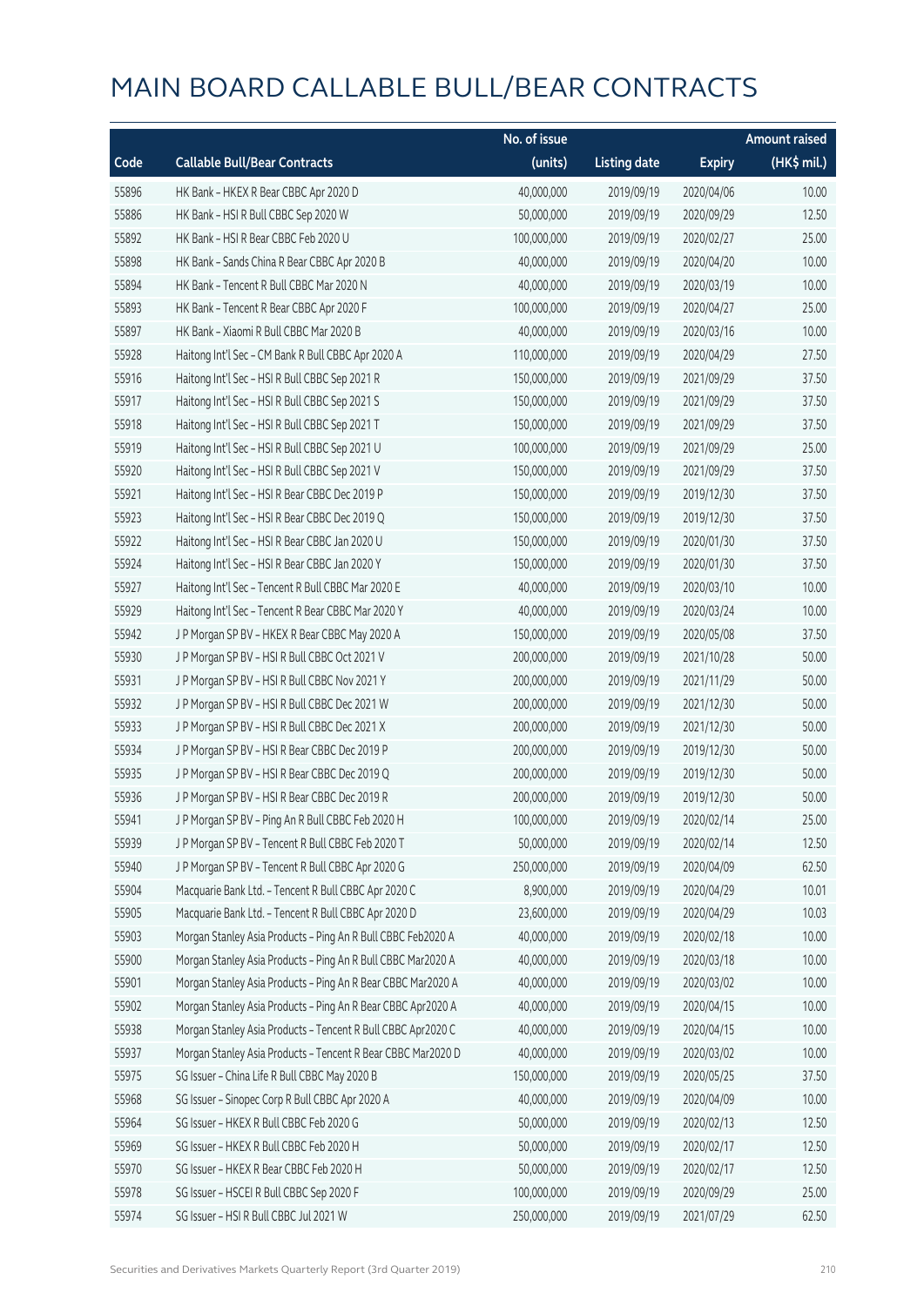# MAIN BOARD CALLABLE BULL/BEAR CONTRACTS

| Code | Callable Bull/Bear Contracts | No. of issue (units) | Listing date | Expiry | Amount raised (HK$ mil.) |
|---|---|---|---|---|---|
| 55896 | HK Bank – HKEX R Bear CBBC Apr 2020 D | 40,000,000 | 2019/09/19 | 2020/04/06 | 10.00 |
| 55886 | HK Bank – HSI R Bull CBBC Sep 2020 W | 50,000,000 | 2019/09/19 | 2020/09/29 | 12.50 |
| 55892 | HK Bank – HSI R Bear CBBC Feb 2020 U | 100,000,000 | 2019/09/19 | 2020/02/27 | 25.00 |
| 55898 | HK Bank – Sands China R Bear CBBC Apr 2020 B | 40,000,000 | 2019/09/19 | 2020/04/20 | 10.00 |
| 55894 | HK Bank – Tencent R Bull CBBC Mar 2020 N | 40,000,000 | 2019/09/19 | 2020/03/19 | 10.00 |
| 55893 | HK Bank – Tencent R Bear CBBC Apr 2020 F | 100,000,000 | 2019/09/19 | 2020/04/27 | 25.00 |
| 55897 | HK Bank – Xiaomi R Bull CBBC Mar 2020 B | 40,000,000 | 2019/09/19 | 2020/03/16 | 10.00 |
| 55928 | Haitong Int'l Sec – CM Bank R Bull CBBC Apr 2020 A | 110,000,000 | 2019/09/19 | 2020/04/29 | 27.50 |
| 55916 | Haitong Int'l Sec – HSI R Bull CBBC Sep 2021 R | 150,000,000 | 2019/09/19 | 2021/09/29 | 37.50 |
| 55917 | Haitong Int'l Sec – HSI R Bull CBBC Sep 2021 S | 150,000,000 | 2019/09/19 | 2021/09/29 | 37.50 |
| 55918 | Haitong Int'l Sec – HSI R Bull CBBC Sep 2021 T | 150,000,000 | 2019/09/19 | 2021/09/29 | 37.50 |
| 55919 | Haitong Int'l Sec – HSI R Bull CBBC Sep 2021 U | 100,000,000 | 2019/09/19 | 2021/09/29 | 25.00 |
| 55920 | Haitong Int'l Sec – HSI R Bull CBBC Sep 2021 V | 150,000,000 | 2019/09/19 | 2021/09/29 | 37.50 |
| 55921 | Haitong Int'l Sec – HSI R Bear CBBC Dec 2019 P | 150,000,000 | 2019/09/19 | 2019/12/30 | 37.50 |
| 55923 | Haitong Int'l Sec – HSI R Bear CBBC Dec 2019 Q | 150,000,000 | 2019/09/19 | 2019/12/30 | 37.50 |
| 55922 | Haitong Int'l Sec – HSI R Bear CBBC Jan 2020 U | 150,000,000 | 2019/09/19 | 2020/01/30 | 37.50 |
| 55924 | Haitong Int'l Sec – HSI R Bear CBBC Jan 2020 Y | 150,000,000 | 2019/09/19 | 2020/01/30 | 37.50 |
| 55927 | Haitong Int'l Sec – Tencent R Bull CBBC Mar 2020 E | 40,000,000 | 2019/09/19 | 2020/03/10 | 10.00 |
| 55929 | Haitong Int'l Sec – Tencent R Bear CBBC Mar 2020 Y | 40,000,000 | 2019/09/19 | 2020/03/24 | 10.00 |
| 55942 | J P Morgan SP BV – HKEX R Bear CBBC May 2020 A | 150,000,000 | 2019/09/19 | 2020/05/08 | 37.50 |
| 55930 | J P Morgan SP BV – HSI R Bull CBBC Oct 2021 V | 200,000,000 | 2019/09/19 | 2021/10/28 | 50.00 |
| 55931 | J P Morgan SP BV – HSI R Bull CBBC Nov 2021 Y | 200,000,000 | 2019/09/19 | 2021/11/29 | 50.00 |
| 55932 | J P Morgan SP BV – HSI R Bull CBBC Dec 2021 W | 200,000,000 | 2019/09/19 | 2021/12/30 | 50.00 |
| 55933 | J P Morgan SP BV – HSI R Bull CBBC Dec 2021 X | 200,000,000 | 2019/09/19 | 2021/12/30 | 50.00 |
| 55934 | J P Morgan SP BV – HSI R Bear CBBC Dec 2019 P | 200,000,000 | 2019/09/19 | 2019/12/30 | 50.00 |
| 55935 | J P Morgan SP BV – HSI R Bear CBBC Dec 2019 Q | 200,000,000 | 2019/09/19 | 2019/12/30 | 50.00 |
| 55936 | J P Morgan SP BV – HSI R Bear CBBC Dec 2019 R | 200,000,000 | 2019/09/19 | 2019/12/30 | 50.00 |
| 55941 | J P Morgan SP BV – Ping An R Bull CBBC Feb 2020 H | 100,000,000 | 2019/09/19 | 2020/02/14 | 25.00 |
| 55939 | J P Morgan SP BV – Tencent R Bull CBBC Feb 2020 T | 50,000,000 | 2019/09/19 | 2020/02/14 | 12.50 |
| 55940 | J P Morgan SP BV – Tencent R Bull CBBC Apr 2020 G | 250,000,000 | 2019/09/19 | 2020/04/09 | 62.50 |
| 55904 | Macquarie Bank Ltd. – Tencent R Bull CBBC Apr 2020 C | 8,900,000 | 2019/09/19 | 2020/04/29 | 10.01 |
| 55905 | Macquarie Bank Ltd. – Tencent R Bull CBBC Apr 2020 D | 23,600,000 | 2019/09/19 | 2020/04/29 | 10.03 |
| 55903 | Morgan Stanley Asia Products – Ping An R Bull CBBC Feb2020 A | 40,000,000 | 2019/09/19 | 2020/02/18 | 10.00 |
| 55900 | Morgan Stanley Asia Products – Ping An R Bull CBBC Mar2020 A | 40,000,000 | 2019/09/19 | 2020/03/18 | 10.00 |
| 55901 | Morgan Stanley Asia Products – Ping An R Bear CBBC Mar2020 A | 40,000,000 | 2019/09/19 | 2020/03/02 | 10.00 |
| 55902 | Morgan Stanley Asia Products – Ping An R Bear CBBC Apr2020 A | 40,000,000 | 2019/09/19 | 2020/04/15 | 10.00 |
| 55938 | Morgan Stanley Asia Products – Tencent R Bull CBBC Apr2020 C | 40,000,000 | 2019/09/19 | 2020/04/15 | 10.00 |
| 55937 | Morgan Stanley Asia Products – Tencent R Bear CBBC Mar2020 D | 40,000,000 | 2019/09/19 | 2020/03/02 | 10.00 |
| 55975 | SG Issuer – China Life R Bull CBBC May 2020 B | 150,000,000 | 2019/09/19 | 2020/05/25 | 37.50 |
| 55968 | SG Issuer – Sinopec Corp R Bull CBBC Apr 2020 A | 40,000,000 | 2019/09/19 | 2020/04/09 | 10.00 |
| 55964 | SG Issuer – HKEX R Bull CBBC Feb 2020 G | 50,000,000 | 2019/09/19 | 2020/02/13 | 12.50 |
| 55969 | SG Issuer – HKEX R Bull CBBC Feb 2020 H | 50,000,000 | 2019/09/19 | 2020/02/17 | 12.50 |
| 55970 | SG Issuer – HKEX R Bear CBBC Feb 2020 H | 50,000,000 | 2019/09/19 | 2020/02/17 | 12.50 |
| 55978 | SG Issuer – HSCEI R Bull CBBC Sep 2020 F | 100,000,000 | 2019/09/19 | 2020/09/29 | 25.00 |
| 55974 | SG Issuer – HSI R Bull CBBC Jul 2021 W | 250,000,000 | 2019/09/19 | 2021/07/29 | 62.50 |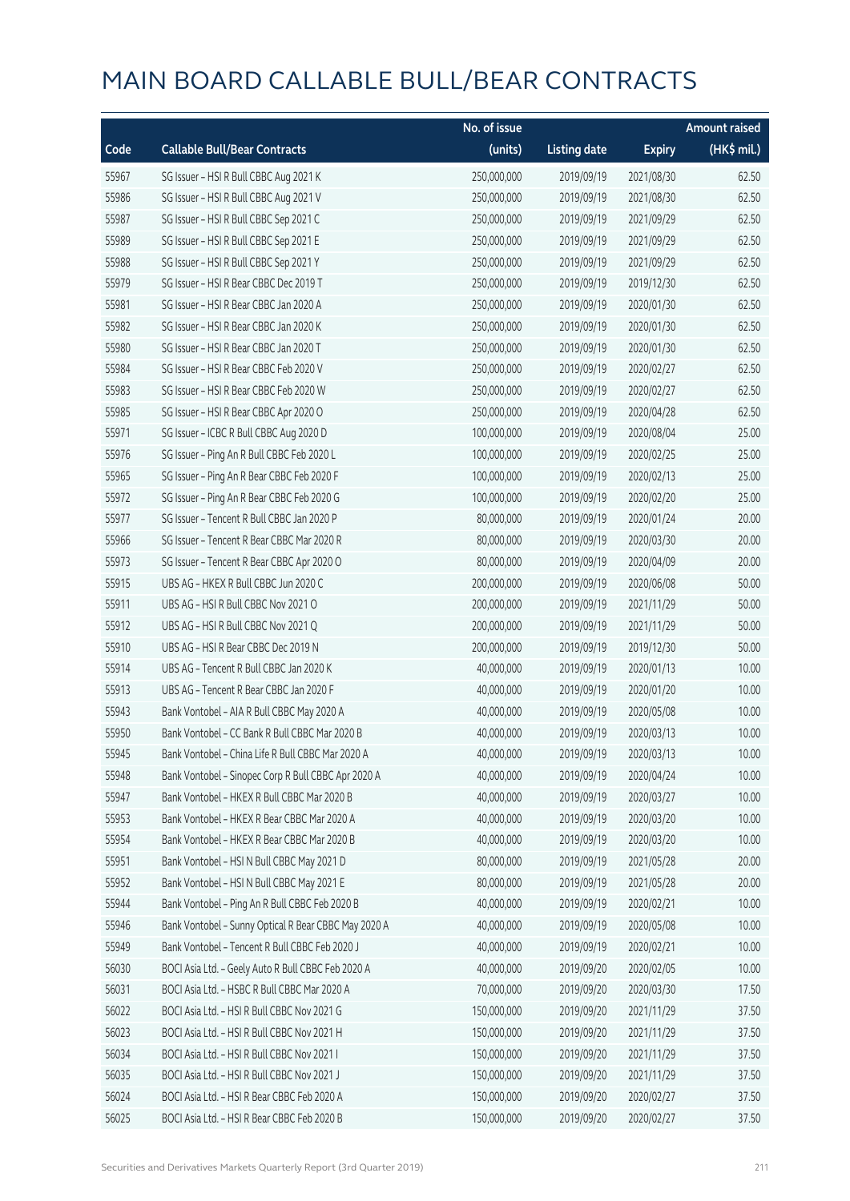# MAIN BOARD CALLABLE BULL/BEAR CONTRACTS

| Code | Callable Bull/Bear Contracts | No. of issue (units) | Listing date | Expiry | Amount raised (HK$ mil.) |
|---|---|---|---|---|---|
| 55967 | SG Issuer – HSI R Bull CBBC Aug 2021 K | 250,000,000 | 2019/09/19 | 2021/08/30 | 62.50 |
| 55986 | SG Issuer – HSI R Bull CBBC Aug 2021 V | 250,000,000 | 2019/09/19 | 2021/08/30 | 62.50 |
| 55987 | SG Issuer – HSI R Bull CBBC Sep 2021 C | 250,000,000 | 2019/09/19 | 2021/09/29 | 62.50 |
| 55989 | SG Issuer – HSI R Bull CBBC Sep 2021 E | 250,000,000 | 2019/09/19 | 2021/09/29 | 62.50 |
| 55988 | SG Issuer – HSI R Bull CBBC Sep 2021 Y | 250,000,000 | 2019/09/19 | 2021/09/29 | 62.50 |
| 55979 | SG Issuer – HSI R Bear CBBC Dec 2019 T | 250,000,000 | 2019/09/19 | 2019/12/30 | 62.50 |
| 55981 | SG Issuer – HSI R Bear CBBC Jan 2020 A | 250,000,000 | 2019/09/19 | 2020/01/30 | 62.50 |
| 55982 | SG Issuer – HSI R Bear CBBC Jan 2020 K | 250,000,000 | 2019/09/19 | 2020/01/30 | 62.50 |
| 55980 | SG Issuer – HSI R Bear CBBC Jan 2020 T | 250,000,000 | 2019/09/19 | 2020/01/30 | 62.50 |
| 55984 | SG Issuer – HSI R Bear CBBC Feb 2020 V | 250,000,000 | 2019/09/19 | 2020/02/27 | 62.50 |
| 55983 | SG Issuer – HSI R Bear CBBC Feb 2020 W | 250,000,000 | 2019/09/19 | 2020/02/27 | 62.50 |
| 55985 | SG Issuer – HSI R Bear CBBC Apr 2020 O | 250,000,000 | 2019/09/19 | 2020/04/28 | 62.50 |
| 55971 | SG Issuer – ICBC R Bull CBBC Aug 2020 D | 100,000,000 | 2019/09/19 | 2020/08/04 | 25.00 |
| 55976 | SG Issuer – Ping An R Bull CBBC Feb 2020 L | 100,000,000 | 2019/09/19 | 2020/02/25 | 25.00 |
| 55965 | SG Issuer – Ping An R Bear CBBC Feb 2020 F | 100,000,000 | 2019/09/19 | 2020/02/13 | 25.00 |
| 55972 | SG Issuer – Ping An R Bear CBBC Feb 2020 G | 100,000,000 | 2019/09/19 | 2020/02/20 | 25.00 |
| 55977 | SG Issuer – Tencent R Bull CBBC Jan 2020 P | 80,000,000 | 2019/09/19 | 2020/01/24 | 20.00 |
| 55966 | SG Issuer – Tencent R Bear CBBC Mar 2020 R | 80,000,000 | 2019/09/19 | 2020/03/30 | 20.00 |
| 55973 | SG Issuer – Tencent R Bear CBBC Apr 2020 O | 80,000,000 | 2019/09/19 | 2020/04/09 | 20.00 |
| 55915 | UBS AG – HKEX R Bull CBBC Jun 2020 C | 200,000,000 | 2019/09/19 | 2020/06/08 | 50.00 |
| 55911 | UBS AG – HSI R Bull CBBC Nov 2021 O | 200,000,000 | 2019/09/19 | 2021/11/29 | 50.00 |
| 55912 | UBS AG – HSI R Bull CBBC Nov 2021 Q | 200,000,000 | 2019/09/19 | 2021/11/29 | 50.00 |
| 55910 | UBS AG – HSI R Bear CBBC Dec 2019 N | 200,000,000 | 2019/09/19 | 2019/12/30 | 50.00 |
| 55914 | UBS AG – Tencent R Bull CBBC Jan 2020 K | 40,000,000 | 2019/09/19 | 2020/01/13 | 10.00 |
| 55913 | UBS AG – Tencent R Bear CBBC Jan 2020 F | 40,000,000 | 2019/09/19 | 2020/01/20 | 10.00 |
| 55943 | Bank Vontobel – AIA R Bull CBBC May 2020 A | 40,000,000 | 2019/09/19 | 2020/05/08 | 10.00 |
| 55950 | Bank Vontobel – CC Bank R Bull CBBC Mar 2020 B | 40,000,000 | 2019/09/19 | 2020/03/13 | 10.00 |
| 55945 | Bank Vontobel – China Life R Bull CBBC Mar 2020 A | 40,000,000 | 2019/09/19 | 2020/03/13 | 10.00 |
| 55948 | Bank Vontobel – Sinopec Corp R Bull CBBC Apr 2020 A | 40,000,000 | 2019/09/19 | 2020/04/24 | 10.00 |
| 55947 | Bank Vontobel – HKEX R Bull CBBC Mar 2020 B | 40,000,000 | 2019/09/19 | 2020/03/27 | 10.00 |
| 55953 | Bank Vontobel – HKEX R Bear CBBC Mar 2020 A | 40,000,000 | 2019/09/19 | 2020/03/20 | 10.00 |
| 55954 | Bank Vontobel – HKEX R Bear CBBC Mar 2020 B | 40,000,000 | 2019/09/19 | 2020/03/20 | 10.00 |
| 55951 | Bank Vontobel – HSI N Bull CBBC May 2021 D | 80,000,000 | 2019/09/19 | 2021/05/28 | 20.00 |
| 55952 | Bank Vontobel – HSI N Bull CBBC May 2021 E | 80,000,000 | 2019/09/19 | 2021/05/28 | 20.00 |
| 55944 | Bank Vontobel – Ping An R Bull CBBC Feb 2020 B | 40,000,000 | 2019/09/19 | 2020/02/21 | 10.00 |
| 55946 | Bank Vontobel – Sunny Optical R Bear CBBC May 2020 A | 40,000,000 | 2019/09/19 | 2020/05/08 | 10.00 |
| 55949 | Bank Vontobel – Tencent R Bull CBBC Feb 2020 J | 40,000,000 | 2019/09/19 | 2020/02/21 | 10.00 |
| 56030 | BOCI Asia Ltd. – Geely Auto R Bull CBBC Feb 2020 A | 40,000,000 | 2019/09/20 | 2020/02/05 | 10.00 |
| 56031 | BOCI Asia Ltd. – HSBC R Bull CBBC Mar 2020 A | 70,000,000 | 2019/09/20 | 2020/03/30 | 17.50 |
| 56022 | BOCI Asia Ltd. – HSI R Bull CBBC Nov 2021 G | 150,000,000 | 2019/09/20 | 2021/11/29 | 37.50 |
| 56023 | BOCI Asia Ltd. – HSI R Bull CBBC Nov 2021 H | 150,000,000 | 2019/09/20 | 2021/11/29 | 37.50 |
| 56034 | BOCI Asia Ltd. – HSI R Bull CBBC Nov 2021 I | 150,000,000 | 2019/09/20 | 2021/11/29 | 37.50 |
| 56035 | BOCI Asia Ltd. – HSI R Bull CBBC Nov 2021 J | 150,000,000 | 2019/09/20 | 2021/11/29 | 37.50 |
| 56024 | BOCI Asia Ltd. – HSI R Bear CBBC Feb 2020 A | 150,000,000 | 2019/09/20 | 2020/02/27 | 37.50 |
| 56025 | BOCI Asia Ltd. – HSI R Bear CBBC Feb 2020 B | 150,000,000 | 2019/09/20 | 2020/02/27 | 37.50 |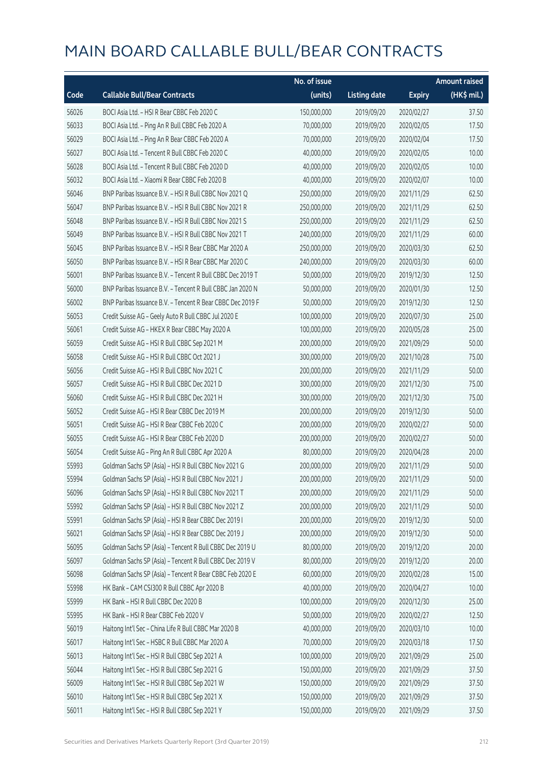# MAIN BOARD CALLABLE BULL/BEAR CONTRACTS

| Code | Callable Bull/Bear Contracts | No. of issue (units) | Listing date | Expiry | Amount raised (HK$ mil.) |
|---|---|---|---|---|---|
| 56026 | BOCI Asia Ltd. – HSI R Bear CBBC Feb 2020 C | 150,000,000 | 2019/09/20 | 2020/02/27 | 37.50 |
| 56033 | BOCI Asia Ltd. – Ping An R Bull CBBC Feb 2020 A | 70,000,000 | 2019/09/20 | 2020/02/05 | 17.50 |
| 56029 | BOCI Asia Ltd. – Ping An R Bear CBBC Feb 2020 A | 70,000,000 | 2019/09/20 | 2020/02/04 | 17.50 |
| 56027 | BOCI Asia Ltd. – Tencent R Bull CBBC Feb 2020 C | 40,000,000 | 2019/09/20 | 2020/02/05 | 10.00 |
| 56028 | BOCI Asia Ltd. – Tencent R Bull CBBC Feb 2020 D | 40,000,000 | 2019/09/20 | 2020/02/05 | 10.00 |
| 56032 | BOCI Asia Ltd. – Xiaomi R Bear CBBC Feb 2020 B | 40,000,000 | 2019/09/20 | 2020/02/07 | 10.00 |
| 56046 | BNP Paribas Issuance B.V. – HSI R Bull CBBC Nov 2021 Q | 250,000,000 | 2019/09/20 | 2021/11/29 | 62.50 |
| 56047 | BNP Paribas Issuance B.V. – HSI R Bull CBBC Nov 2021 R | 250,000,000 | 2019/09/20 | 2021/11/29 | 62.50 |
| 56048 | BNP Paribas Issuance B.V. – HSI R Bull CBBC Nov 2021 S | 250,000,000 | 2019/09/20 | 2021/11/29 | 62.50 |
| 56049 | BNP Paribas Issuance B.V. – HSI R Bull CBBC Nov 2021 T | 240,000,000 | 2019/09/20 | 2021/11/29 | 60.00 |
| 56045 | BNP Paribas Issuance B.V. – HSI R Bear CBBC Mar 2020 A | 250,000,000 | 2019/09/20 | 2020/03/30 | 62.50 |
| 56050 | BNP Paribas Issuance B.V. – HSI R Bear CBBC Mar 2020 C | 240,000,000 | 2019/09/20 | 2020/03/30 | 60.00 |
| 56001 | BNP Paribas Issuance B.V. – Tencent R Bull CBBC Dec 2019 T | 50,000,000 | 2019/09/20 | 2019/12/30 | 12.50 |
| 56000 | BNP Paribas Issuance B.V. – Tencent R Bull CBBC Jan 2020 N | 50,000,000 | 2019/09/20 | 2020/01/30 | 12.50 |
| 56002 | BNP Paribas Issuance B.V. – Tencent R Bear CBBC Dec 2019 F | 50,000,000 | 2019/09/20 | 2019/12/30 | 12.50 |
| 56053 | Credit Suisse AG – Geely Auto R Bull CBBC Jul 2020 E | 100,000,000 | 2019/09/20 | 2020/07/30 | 25.00 |
| 56061 | Credit Suisse AG – HKEX R Bear CBBC May 2020 A | 100,000,000 | 2019/09/20 | 2020/05/28 | 25.00 |
| 56059 | Credit Suisse AG – HSI R Bull CBBC Sep 2021 M | 200,000,000 | 2019/09/20 | 2021/09/29 | 50.00 |
| 56058 | Credit Suisse AG – HSI R Bull CBBC Oct 2021 J | 300,000,000 | 2019/09/20 | 2021/10/28 | 75.00 |
| 56056 | Credit Suisse AG – HSI R Bull CBBC Nov 2021 C | 200,000,000 | 2019/09/20 | 2021/11/29 | 50.00 |
| 56057 | Credit Suisse AG – HSI R Bull CBBC Dec 2021 D | 300,000,000 | 2019/09/20 | 2021/12/30 | 75.00 |
| 56060 | Credit Suisse AG – HSI R Bull CBBC Dec 2021 H | 300,000,000 | 2019/09/20 | 2021/12/30 | 75.00 |
| 56052 | Credit Suisse AG – HSI R Bear CBBC Dec 2019 M | 200,000,000 | 2019/09/20 | 2019/12/30 | 50.00 |
| 56051 | Credit Suisse AG – HSI R Bear CBBC Feb 2020 C | 200,000,000 | 2019/09/20 | 2020/02/27 | 50.00 |
| 56055 | Credit Suisse AG – HSI R Bear CBBC Feb 2020 D | 200,000,000 | 2019/09/20 | 2020/02/27 | 50.00 |
| 56054 | Credit Suisse AG – Ping An R Bull CBBC Apr 2020 A | 80,000,000 | 2019/09/20 | 2020/04/28 | 20.00 |
| 55993 | Goldman Sachs SP (Asia) – HSI R Bull CBBC Nov 2021 G | 200,000,000 | 2019/09/20 | 2021/11/29 | 50.00 |
| 55994 | Goldman Sachs SP (Asia) – HSI R Bull CBBC Nov 2021 J | 200,000,000 | 2019/09/20 | 2021/11/29 | 50.00 |
| 56096 | Goldman Sachs SP (Asia) – HSI R Bull CBBC Nov 2021 T | 200,000,000 | 2019/09/20 | 2021/11/29 | 50.00 |
| 55992 | Goldman Sachs SP (Asia) – HSI R Bull CBBC Nov 2021 Z | 200,000,000 | 2019/09/20 | 2021/11/29 | 50.00 |
| 55991 | Goldman Sachs SP (Asia) – HSI R Bear CBBC Dec 2019 I | 200,000,000 | 2019/09/20 | 2019/12/30 | 50.00 |
| 56021 | Goldman Sachs SP (Asia) – HSI R Bear CBBC Dec 2019 J | 200,000,000 | 2019/09/20 | 2019/12/30 | 50.00 |
| 56095 | Goldman Sachs SP (Asia) – Tencent R Bull CBBC Dec 2019 U | 80,000,000 | 2019/09/20 | 2019/12/20 | 20.00 |
| 56097 | Goldman Sachs SP (Asia) – Tencent R Bull CBBC Dec 2019 V | 80,000,000 | 2019/09/20 | 2019/12/20 | 20.00 |
| 56098 | Goldman Sachs SP (Asia) – Tencent R Bear CBBC Feb 2020 E | 60,000,000 | 2019/09/20 | 2020/02/28 | 15.00 |
| 55998 | HK Bank – CAM CSI300 R Bull CBBC Apr 2020 B | 40,000,000 | 2019/09/20 | 2020/04/27 | 10.00 |
| 55999 | HK Bank – HSI R Bull CBBC Dec 2020 B | 100,000,000 | 2019/09/20 | 2020/12/30 | 25.00 |
| 55995 | HK Bank – HSI R Bear CBBC Feb 2020 V | 50,000,000 | 2019/09/20 | 2020/02/27 | 12.50 |
| 56019 | Haitong Int'l Sec – China Life R Bull CBBC Mar 2020 B | 40,000,000 | 2019/09/20 | 2020/03/10 | 10.00 |
| 56017 | Haitong Int'l Sec – HSBC R Bull CBBC Mar 2020 A | 70,000,000 | 2019/09/20 | 2020/03/18 | 17.50 |
| 56013 | Haitong Int'l Sec – HSI R Bull CBBC Sep 2021 A | 100,000,000 | 2019/09/20 | 2021/09/29 | 25.00 |
| 56044 | Haitong Int'l Sec – HSI R Bull CBBC Sep 2021 G | 150,000,000 | 2019/09/20 | 2021/09/29 | 37.50 |
| 56009 | Haitong Int'l Sec – HSI R Bull CBBC Sep 2021 W | 150,000,000 | 2019/09/20 | 2021/09/29 | 37.50 |
| 56010 | Haitong Int'l Sec – HSI R Bull CBBC Sep 2021 X | 150,000,000 | 2019/09/20 | 2021/09/29 | 37.50 |
| 56011 | Haitong Int'l Sec – HSI R Bull CBBC Sep 2021 Y | 150,000,000 | 2019/09/20 | 2021/09/29 | 37.50 |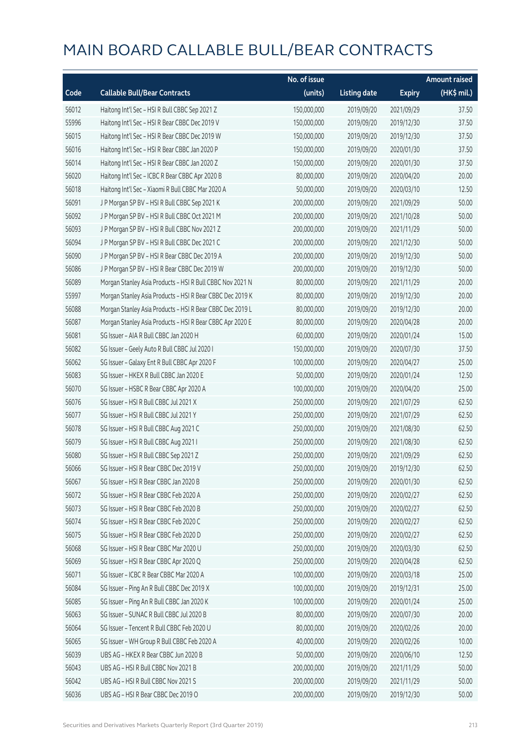# MAIN BOARD CALLABLE BULL/BEAR CONTRACTS

| Code | Callable Bull/Bear Contracts | No. of issue (units) | Listing date | Expiry | Amount raised (HK$ mil.) |
|---|---|---|---|---|---|
| 56012 | Haitong Int'l Sec – HSI R Bull CBBC Sep 2021 Z | 150,000,000 | 2019/09/20 | 2021/09/29 | 37.50 |
| 55996 | Haitong Int'l Sec – HSI R Bear CBBC Dec 2019 V | 150,000,000 | 2019/09/20 | 2019/12/30 | 37.50 |
| 56015 | Haitong Int'l Sec – HSI R Bear CBBC Dec 2019 W | 150,000,000 | 2019/09/20 | 2019/12/30 | 37.50 |
| 56016 | Haitong Int'l Sec – HSI R Bear CBBC Jan 2020 P | 150,000,000 | 2019/09/20 | 2020/01/30 | 37.50 |
| 56014 | Haitong Int'l Sec – HSI R Bear CBBC Jan 2020 Z | 150,000,000 | 2019/09/20 | 2020/01/30 | 37.50 |
| 56020 | Haitong Int'l Sec – ICBC R Bear CBBC Apr 2020 B | 80,000,000 | 2019/09/20 | 2020/04/20 | 20.00 |
| 56018 | Haitong Int'l Sec – Xiaomi R Bull CBBC Mar 2020 A | 50,000,000 | 2019/09/20 | 2020/03/10 | 12.50 |
| 56091 | J P Morgan SP BV – HSI R Bull CBBC Sep 2021 K | 200,000,000 | 2019/09/20 | 2021/09/29 | 50.00 |
| 56092 | J P Morgan SP BV – HSI R Bull CBBC Oct 2021 M | 200,000,000 | 2019/09/20 | 2021/10/28 | 50.00 |
| 56093 | J P Morgan SP BV – HSI R Bull CBBC Nov 2021 Z | 200,000,000 | 2019/09/20 | 2021/11/29 | 50.00 |
| 56094 | J P Morgan SP BV – HSI R Bull CBBC Dec 2021 C | 200,000,000 | 2019/09/20 | 2021/12/30 | 50.00 |
| 56090 | J P Morgan SP BV – HSI R Bear CBBC Dec 2019 A | 200,000,000 | 2019/09/20 | 2019/12/30 | 50.00 |
| 56086 | J P Morgan SP BV – HSI R Bear CBBC Dec 2019 W | 200,000,000 | 2019/09/20 | 2019/12/30 | 50.00 |
| 56089 | Morgan Stanley Asia Products – HSI R Bull CBBC Nov 2021 N | 80,000,000 | 2019/09/20 | 2021/11/29 | 20.00 |
| 55997 | Morgan Stanley Asia Products – HSI R Bear CBBC Dec 2019 K | 80,000,000 | 2019/09/20 | 2019/12/30 | 20.00 |
| 56088 | Morgan Stanley Asia Products – HSI R Bear CBBC Dec 2019 L | 80,000,000 | 2019/09/20 | 2019/12/30 | 20.00 |
| 56087 | Morgan Stanley Asia Products – HSI R Bear CBBC Apr 2020 E | 80,000,000 | 2019/09/20 | 2020/04/28 | 20.00 |
| 56081 | SG Issuer – AIA R Bull CBBC Jan 2020 H | 60,000,000 | 2019/09/20 | 2020/01/24 | 15.00 |
| 56082 | SG Issuer – Geely Auto R Bull CBBC Jul 2020 I | 150,000,000 | 2019/09/20 | 2020/07/30 | 37.50 |
| 56062 | SG Issuer – Galaxy Ent R Bull CBBC Apr 2020 F | 100,000,000 | 2019/09/20 | 2020/04/27 | 25.00 |
| 56083 | SG Issuer – HKEX R Bull CBBC Jan 2020 E | 50,000,000 | 2019/09/20 | 2020/01/24 | 12.50 |
| 56070 | SG Issuer – HSBC R Bear CBBC Apr 2020 A | 100,000,000 | 2019/09/20 | 2020/04/20 | 25.00 |
| 56076 | SG Issuer – HSI R Bull CBBC Jul 2021 X | 250,000,000 | 2019/09/20 | 2021/07/29 | 62.50 |
| 56077 | SG Issuer – HSI R Bull CBBC Jul 2021 Y | 250,000,000 | 2019/09/20 | 2021/07/29 | 62.50 |
| 56078 | SG Issuer – HSI R Bull CBBC Aug 2021 C | 250,000,000 | 2019/09/20 | 2021/08/30 | 62.50 |
| 56079 | SG Issuer – HSI R Bull CBBC Aug 2021 I | 250,000,000 | 2019/09/20 | 2021/08/30 | 62.50 |
| 56080 | SG Issuer – HSI R Bull CBBC Sep 2021 Z | 250,000,000 | 2019/09/20 | 2021/09/29 | 62.50 |
| 56066 | SG Issuer – HSI R Bear CBBC Dec 2019 V | 250,000,000 | 2019/09/20 | 2019/12/30 | 62.50 |
| 56067 | SG Issuer – HSI R Bear CBBC Jan 2020 B | 250,000,000 | 2019/09/20 | 2020/01/30 | 62.50 |
| 56072 | SG Issuer – HSI R Bear CBBC Feb 2020 A | 250,000,000 | 2019/09/20 | 2020/02/27 | 62.50 |
| 56073 | SG Issuer – HSI R Bear CBBC Feb 2020 B | 250,000,000 | 2019/09/20 | 2020/02/27 | 62.50 |
| 56074 | SG Issuer – HSI R Bear CBBC Feb 2020 C | 250,000,000 | 2019/09/20 | 2020/02/27 | 62.50 |
| 56075 | SG Issuer – HSI R Bear CBBC Feb 2020 D | 250,000,000 | 2019/09/20 | 2020/02/27 | 62.50 |
| 56068 | SG Issuer – HSI R Bear CBBC Mar 2020 U | 250,000,000 | 2019/09/20 | 2020/03/30 | 62.50 |
| 56069 | SG Issuer – HSI R Bear CBBC Apr 2020 Q | 250,000,000 | 2019/09/20 | 2020/04/28 | 62.50 |
| 56071 | SG Issuer – ICBC R Bear CBBC Mar 2020 A | 100,000,000 | 2019/09/20 | 2020/03/18 | 25.00 |
| 56084 | SG Issuer – Ping An R Bull CBBC Dec 2019 X | 100,000,000 | 2019/09/20 | 2019/12/31 | 25.00 |
| 56085 | SG Issuer – Ping An R Bull CBBC Jan 2020 K | 100,000,000 | 2019/09/20 | 2020/01/24 | 25.00 |
| 56063 | SG Issuer – SUNAC R Bull CBBC Jul 2020 B | 80,000,000 | 2019/09/20 | 2020/07/30 | 20.00 |
| 56064 | SG Issuer – Tencent R Bull CBBC Feb 2020 U | 80,000,000 | 2019/09/20 | 2020/02/26 | 20.00 |
| 56065 | SG Issuer – WH Group R Bull CBBC Feb 2020 A | 40,000,000 | 2019/09/20 | 2020/02/26 | 10.00 |
| 56039 | UBS AG – HKEX R Bear CBBC Jun 2020 B | 50,000,000 | 2019/09/20 | 2020/06/10 | 12.50 |
| 56043 | UBS AG – HSI R Bull CBBC Nov 2021 B | 200,000,000 | 2019/09/20 | 2021/11/29 | 50.00 |
| 56042 | UBS AG – HSI R Bull CBBC Nov 2021 S | 200,000,000 | 2019/09/20 | 2021/11/29 | 50.00 |
| 56036 | UBS AG – HSI R Bear CBBC Dec 2019 O | 200,000,000 | 2019/09/20 | 2019/12/30 | 50.00 |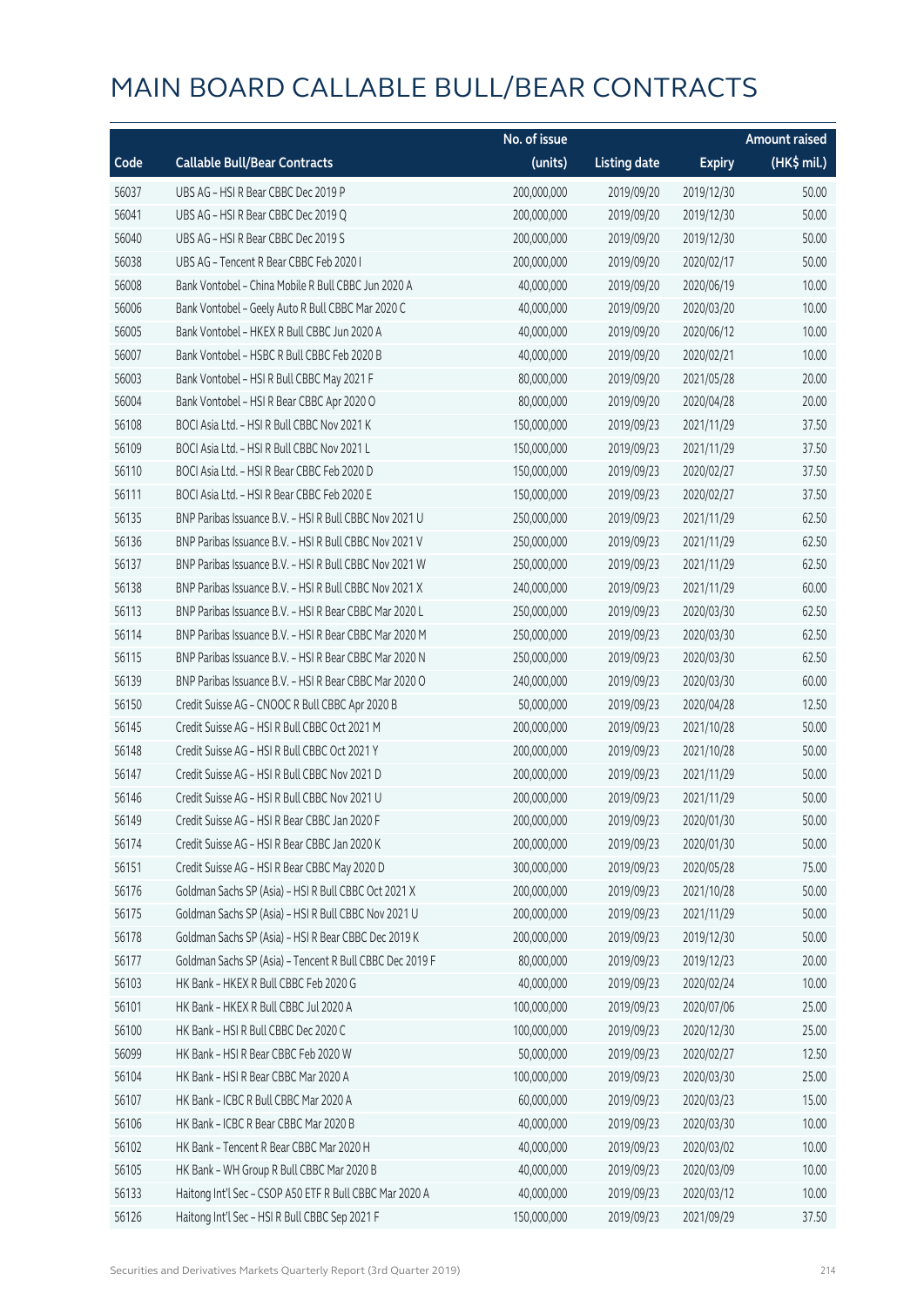# MAIN BOARD CALLABLE BULL/BEAR CONTRACTS

| Code | Callable Bull/Bear Contracts | No. of issue (units) | Listing date | Expiry | Amount raised (HK$ mil.) |
|---|---|---|---|---|---|
| 56037 | UBS AG – HSI R Bear CBBC Dec 2019 P | 200,000,000 | 2019/09/20 | 2019/12/30 | 50.00 |
| 56041 | UBS AG – HSI R Bear CBBC Dec 2019 Q | 200,000,000 | 2019/09/20 | 2019/12/30 | 50.00 |
| 56040 | UBS AG – HSI R Bear CBBC Dec 2019 S | 200,000,000 | 2019/09/20 | 2019/12/30 | 50.00 |
| 56038 | UBS AG – Tencent R Bear CBBC Feb 2020 I | 200,000,000 | 2019/09/20 | 2020/02/17 | 50.00 |
| 56008 | Bank Vontobel – China Mobile R Bull CBBC Jun 2020 A | 40,000,000 | 2019/09/20 | 2020/06/19 | 10.00 |
| 56006 | Bank Vontobel – Geely Auto R Bull CBBC Mar 2020 C | 40,000,000 | 2019/09/20 | 2020/03/20 | 10.00 |
| 56005 | Bank Vontobel – HKEX R Bull CBBC Jun 2020 A | 40,000,000 | 2019/09/20 | 2020/06/12 | 10.00 |
| 56007 | Bank Vontobel – HSBC R Bull CBBC Feb 2020 B | 40,000,000 | 2019/09/20 | 2020/02/21 | 10.00 |
| 56003 | Bank Vontobel – HSI R Bull CBBC May 2021 F | 80,000,000 | 2019/09/20 | 2021/05/28 | 20.00 |
| 56004 | Bank Vontobel – HSI R Bear CBBC Apr 2020 O | 80,000,000 | 2019/09/20 | 2020/04/28 | 20.00 |
| 56108 | BOCI Asia Ltd. – HSI R Bull CBBC Nov 2021 K | 150,000,000 | 2019/09/23 | 2021/11/29 | 37.50 |
| 56109 | BOCI Asia Ltd. – HSI R Bull CBBC Nov 2021 L | 150,000,000 | 2019/09/23 | 2021/11/29 | 37.50 |
| 56110 | BOCI Asia Ltd. – HSI R Bear CBBC Feb 2020 D | 150,000,000 | 2019/09/23 | 2020/02/27 | 37.50 |
| 56111 | BOCI Asia Ltd. – HSI R Bear CBBC Feb 2020 E | 150,000,000 | 2019/09/23 | 2020/02/27 | 37.50 |
| 56135 | BNP Paribas Issuance B.V. – HSI R Bull CBBC Nov 2021 U | 250,000,000 | 2019/09/23 | 2021/11/29 | 62.50 |
| 56136 | BNP Paribas Issuance B.V. – HSI R Bull CBBC Nov 2021 V | 250,000,000 | 2019/09/23 | 2021/11/29 | 62.50 |
| 56137 | BNP Paribas Issuance B.V. – HSI R Bull CBBC Nov 2021 W | 250,000,000 | 2019/09/23 | 2021/11/29 | 62.50 |
| 56138 | BNP Paribas Issuance B.V. – HSI R Bull CBBC Nov 2021 X | 240,000,000 | 2019/09/23 | 2021/11/29 | 60.00 |
| 56113 | BNP Paribas Issuance B.V. – HSI R Bear CBBC Mar 2020 L | 250,000,000 | 2019/09/23 | 2020/03/30 | 62.50 |
| 56114 | BNP Paribas Issuance B.V. – HSI R Bear CBBC Mar 2020 M | 250,000,000 | 2019/09/23 | 2020/03/30 | 62.50 |
| 56115 | BNP Paribas Issuance B.V. – HSI R Bear CBBC Mar 2020 N | 250,000,000 | 2019/09/23 | 2020/03/30 | 62.50 |
| 56139 | BNP Paribas Issuance B.V. – HSI R Bear CBBC Mar 2020 O | 240,000,000 | 2019/09/23 | 2020/03/30 | 60.00 |
| 56150 | Credit Suisse AG – CNOOC R Bull CBBC Apr 2020 B | 50,000,000 | 2019/09/23 | 2020/04/28 | 12.50 |
| 56145 | Credit Suisse AG – HSI R Bull CBBC Oct 2021 M | 200,000,000 | 2019/09/23 | 2021/10/28 | 50.00 |
| 56148 | Credit Suisse AG – HSI R Bull CBBC Oct 2021 Y | 200,000,000 | 2019/09/23 | 2021/10/28 | 50.00 |
| 56147 | Credit Suisse AG – HSI R Bull CBBC Nov 2021 D | 200,000,000 | 2019/09/23 | 2021/11/29 | 50.00 |
| 56146 | Credit Suisse AG – HSI R Bull CBBC Nov 2021 U | 200,000,000 | 2019/09/23 | 2021/11/29 | 50.00 |
| 56149 | Credit Suisse AG – HSI R Bear CBBC Jan 2020 F | 200,000,000 | 2019/09/23 | 2020/01/30 | 50.00 |
| 56174 | Credit Suisse AG – HSI R Bear CBBC Jan 2020 K | 200,000,000 | 2019/09/23 | 2020/01/30 | 50.00 |
| 56151 | Credit Suisse AG – HSI R Bear CBBC May 2020 D | 300,000,000 | 2019/09/23 | 2020/05/28 | 75.00 |
| 56176 | Goldman Sachs SP (Asia) – HSI R Bull CBBC Oct 2021 X | 200,000,000 | 2019/09/23 | 2021/10/28 | 50.00 |
| 56175 | Goldman Sachs SP (Asia) – HSI R Bull CBBC Nov 2021 U | 200,000,000 | 2019/09/23 | 2021/11/29 | 50.00 |
| 56178 | Goldman Sachs SP (Asia) – HSI R Bear CBBC Dec 2019 K | 200,000,000 | 2019/09/23 | 2019/12/30 | 50.00 |
| 56177 | Goldman Sachs SP (Asia) – Tencent R Bull CBBC Dec 2019 F | 80,000,000 | 2019/09/23 | 2019/12/23 | 20.00 |
| 56103 | HK Bank – HKEX R Bull CBBC Feb 2020 G | 40,000,000 | 2019/09/23 | 2020/02/24 | 10.00 |
| 56101 | HK Bank – HKEX R Bull CBBC Jul 2020 A | 100,000,000 | 2019/09/23 | 2020/07/06 | 25.00 |
| 56100 | HK Bank – HSI R Bull CBBC Dec 2020 C | 100,000,000 | 2019/09/23 | 2020/12/30 | 25.00 |
| 56099 | HK Bank – HSI R Bear CBBC Feb 2020 W | 50,000,000 | 2019/09/23 | 2020/02/27 | 12.50 |
| 56104 | HK Bank – HSI R Bear CBBC Mar 2020 A | 100,000,000 | 2019/09/23 | 2020/03/30 | 25.00 |
| 56107 | HK Bank – ICBC R Bull CBBC Mar 2020 A | 60,000,000 | 2019/09/23 | 2020/03/23 | 15.00 |
| 56106 | HK Bank – ICBC R Bear CBBC Mar 2020 B | 40,000,000 | 2019/09/23 | 2020/03/30 | 10.00 |
| 56102 | HK Bank – Tencent R Bear CBBC Mar 2020 H | 40,000,000 | 2019/09/23 | 2020/03/02 | 10.00 |
| 56105 | HK Bank – WH Group R Bull CBBC Mar 2020 B | 40,000,000 | 2019/09/23 | 2020/03/09 | 10.00 |
| 56133 | Haitong Int'l Sec – CSOP A50 ETF R Bull CBBC Mar 2020 A | 40,000,000 | 2019/09/23 | 2020/03/12 | 10.00 |
| 56126 | Haitong Int'l Sec – HSI R Bull CBBC Sep 2021 F | 150,000,000 | 2019/09/23 | 2021/09/29 | 37.50 |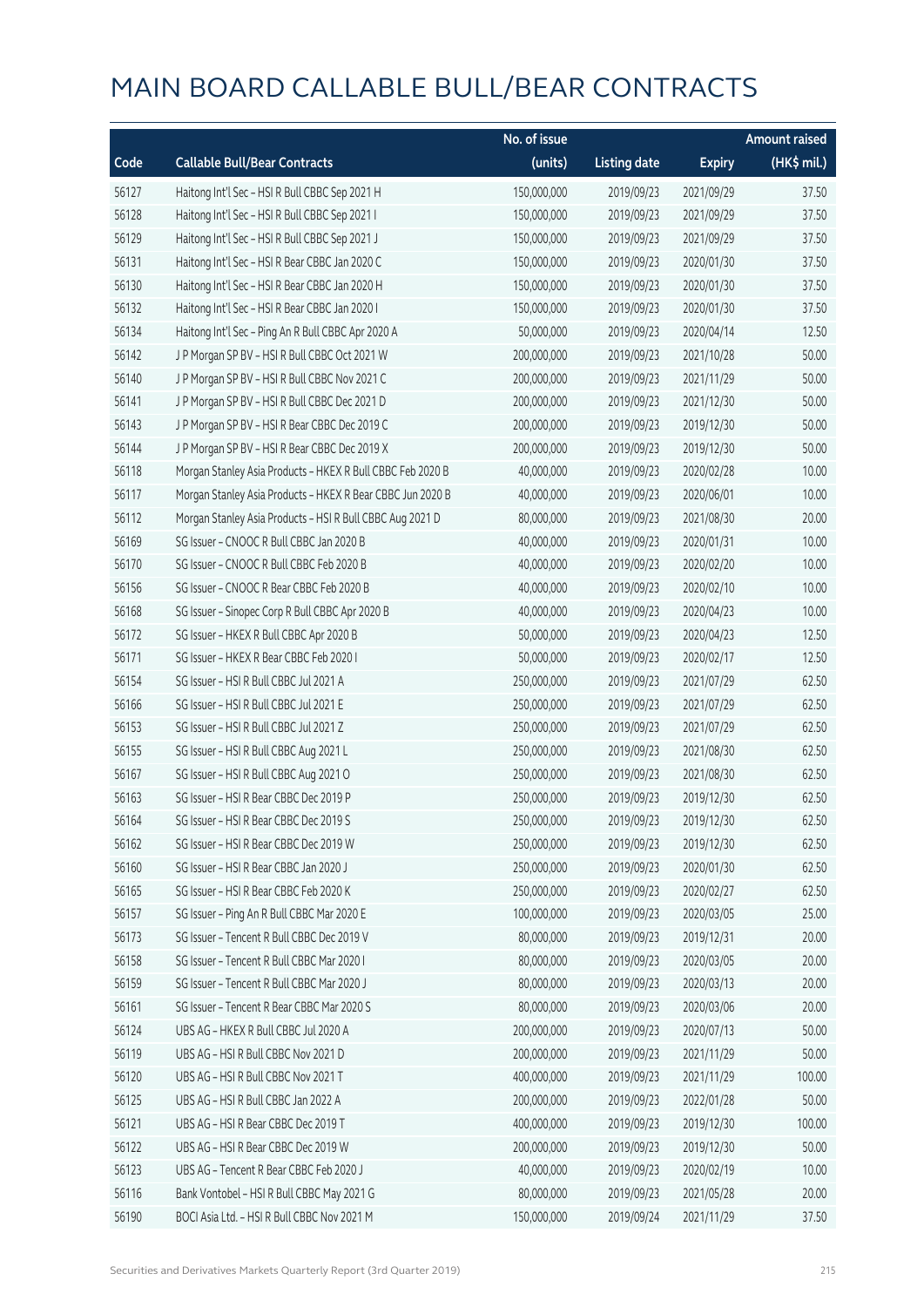# MAIN BOARD CALLABLE BULL/BEAR CONTRACTS

| Code | Callable Bull/Bear Contracts | No. of issue (units) | Listing date | Expiry | Amount raised (HK$ mil.) |
|---|---|---|---|---|---|
| 56127 | Haitong Int'l Sec – HSI R Bull CBBC Sep 2021 H | 150,000,000 | 2019/09/23 | 2021/09/29 | 37.50 |
| 56128 | Haitong Int'l Sec – HSI R Bull CBBC Sep 2021 I | 150,000,000 | 2019/09/23 | 2021/09/29 | 37.50 |
| 56129 | Haitong Int'l Sec – HSI R Bull CBBC Sep 2021 J | 150,000,000 | 2019/09/23 | 2021/09/29 | 37.50 |
| 56131 | Haitong Int'l Sec – HSI R Bear CBBC Jan 2020 C | 150,000,000 | 2019/09/23 | 2020/01/30 | 37.50 |
| 56130 | Haitong Int'l Sec – HSI R Bear CBBC Jan 2020 H | 150,000,000 | 2019/09/23 | 2020/01/30 | 37.50 |
| 56132 | Haitong Int'l Sec – HSI R Bear CBBC Jan 2020 I | 150,000,000 | 2019/09/23 | 2020/01/30 | 37.50 |
| 56134 | Haitong Int'l Sec – Ping An R Bull CBBC Apr 2020 A | 50,000,000 | 2019/09/23 | 2020/04/14 | 12.50 |
| 56142 | J P Morgan SP BV – HSI R Bull CBBC Oct 2021 W | 200,000,000 | 2019/09/23 | 2021/10/28 | 50.00 |
| 56140 | J P Morgan SP BV – HSI R Bull CBBC Nov 2021 C | 200,000,000 | 2019/09/23 | 2021/11/29 | 50.00 |
| 56141 | J P Morgan SP BV – HSI R Bull CBBC Dec 2021 D | 200,000,000 | 2019/09/23 | 2021/12/30 | 50.00 |
| 56143 | J P Morgan SP BV – HSI R Bear CBBC Dec 2019 C | 200,000,000 | 2019/09/23 | 2019/12/30 | 50.00 |
| 56144 | J P Morgan SP BV – HSI R Bear CBBC Dec 2019 X | 200,000,000 | 2019/09/23 | 2019/12/30 | 50.00 |
| 56118 | Morgan Stanley Asia Products – HKEX R Bull CBBC Feb 2020 B | 40,000,000 | 2019/09/23 | 2020/02/28 | 10.00 |
| 56117 | Morgan Stanley Asia Products – HKEX R Bear CBBC Jun 2020 B | 40,000,000 | 2019/09/23 | 2020/06/01 | 10.00 |
| 56112 | Morgan Stanley Asia Products – HSI R Bull CBBC Aug 2021 D | 80,000,000 | 2019/09/23 | 2021/08/30 | 20.00 |
| 56169 | SG Issuer – CNOOC R Bull CBBC Jan 2020 B | 40,000,000 | 2019/09/23 | 2020/01/31 | 10.00 |
| 56170 | SG Issuer – CNOOC R Bull CBBC Feb 2020 B | 40,000,000 | 2019/09/23 | 2020/02/20 | 10.00 |
| 56156 | SG Issuer – CNOOC R Bear CBBC Feb 2020 B | 40,000,000 | 2019/09/23 | 2020/02/10 | 10.00 |
| 56168 | SG Issuer – Sinopec Corp R Bull CBBC Apr 2020 B | 40,000,000 | 2019/09/23 | 2020/04/23 | 10.00 |
| 56172 | SG Issuer – HKEX R Bull CBBC Apr 2020 B | 50,000,000 | 2019/09/23 | 2020/04/23 | 12.50 |
| 56171 | SG Issuer – HKEX R Bear CBBC Feb 2020 I | 50,000,000 | 2019/09/23 | 2020/02/17 | 12.50 |
| 56154 | SG Issuer – HSI R Bull CBBC Jul 2021 A | 250,000,000 | 2019/09/23 | 2021/07/29 | 62.50 |
| 56166 | SG Issuer – HSI R Bull CBBC Jul 2021 E | 250,000,000 | 2019/09/23 | 2021/07/29 | 62.50 |
| 56153 | SG Issuer – HSI R Bull CBBC Jul 2021 Z | 250,000,000 | 2019/09/23 | 2021/07/29 | 62.50 |
| 56155 | SG Issuer – HSI R Bull CBBC Aug 2021 L | 250,000,000 | 2019/09/23 | 2021/08/30 | 62.50 |
| 56167 | SG Issuer – HSI R Bull CBBC Aug 2021 O | 250,000,000 | 2019/09/23 | 2021/08/30 | 62.50 |
| 56163 | SG Issuer – HSI R Bear CBBC Dec 2019 P | 250,000,000 | 2019/09/23 | 2019/12/30 | 62.50 |
| 56164 | SG Issuer – HSI R Bear CBBC Dec 2019 S | 250,000,000 | 2019/09/23 | 2019/12/30 | 62.50 |
| 56162 | SG Issuer – HSI R Bear CBBC Dec 2019 W | 250,000,000 | 2019/09/23 | 2019/12/30 | 62.50 |
| 56160 | SG Issuer – HSI R Bear CBBC Jan 2020 J | 250,000,000 | 2019/09/23 | 2020/01/30 | 62.50 |
| 56165 | SG Issuer – HSI R Bear CBBC Feb 2020 K | 250,000,000 | 2019/09/23 | 2020/02/27 | 62.50 |
| 56157 | SG Issuer – Ping An R Bull CBBC Mar 2020 E | 100,000,000 | 2019/09/23 | 2020/03/05 | 25.00 |
| 56173 | SG Issuer – Tencent R Bull CBBC Dec 2019 V | 80,000,000 | 2019/09/23 | 2019/12/31 | 20.00 |
| 56158 | SG Issuer – Tencent R Bull CBBC Mar 2020 I | 80,000,000 | 2019/09/23 | 2020/03/05 | 20.00 |
| 56159 | SG Issuer – Tencent R Bull CBBC Mar 2020 J | 80,000,000 | 2019/09/23 | 2020/03/13 | 20.00 |
| 56161 | SG Issuer – Tencent R Bear CBBC Mar 2020 S | 80,000,000 | 2019/09/23 | 2020/03/06 | 20.00 |
| 56124 | UBS AG – HKEX R Bull CBBC Jul 2020 A | 200,000,000 | 2019/09/23 | 2020/07/13 | 50.00 |
| 56119 | UBS AG – HSI R Bull CBBC Nov 2021 D | 200,000,000 | 2019/09/23 | 2021/11/29 | 50.00 |
| 56120 | UBS AG – HSI R Bull CBBC Nov 2021 T | 400,000,000 | 2019/09/23 | 2021/11/29 | 100.00 |
| 56125 | UBS AG – HSI R Bull CBBC Jan 2022 A | 200,000,000 | 2019/09/23 | 2022/01/28 | 50.00 |
| 56121 | UBS AG – HSI R Bear CBBC Dec 2019 T | 400,000,000 | 2019/09/23 | 2019/12/30 | 100.00 |
| 56122 | UBS AG – HSI R Bear CBBC Dec 2019 W | 200,000,000 | 2019/09/23 | 2019/12/30 | 50.00 |
| 56123 | UBS AG – Tencent R Bear CBBC Feb 2020 J | 40,000,000 | 2019/09/23 | 2020/02/19 | 10.00 |
| 56116 | Bank Vontobel – HSI R Bull CBBC May 2021 G | 80,000,000 | 2019/09/23 | 2021/05/28 | 20.00 |
| 56190 | BOCI Asia Ltd. – HSI R Bull CBBC Nov 2021 M | 150,000,000 | 2019/09/24 | 2021/11/29 | 37.50 |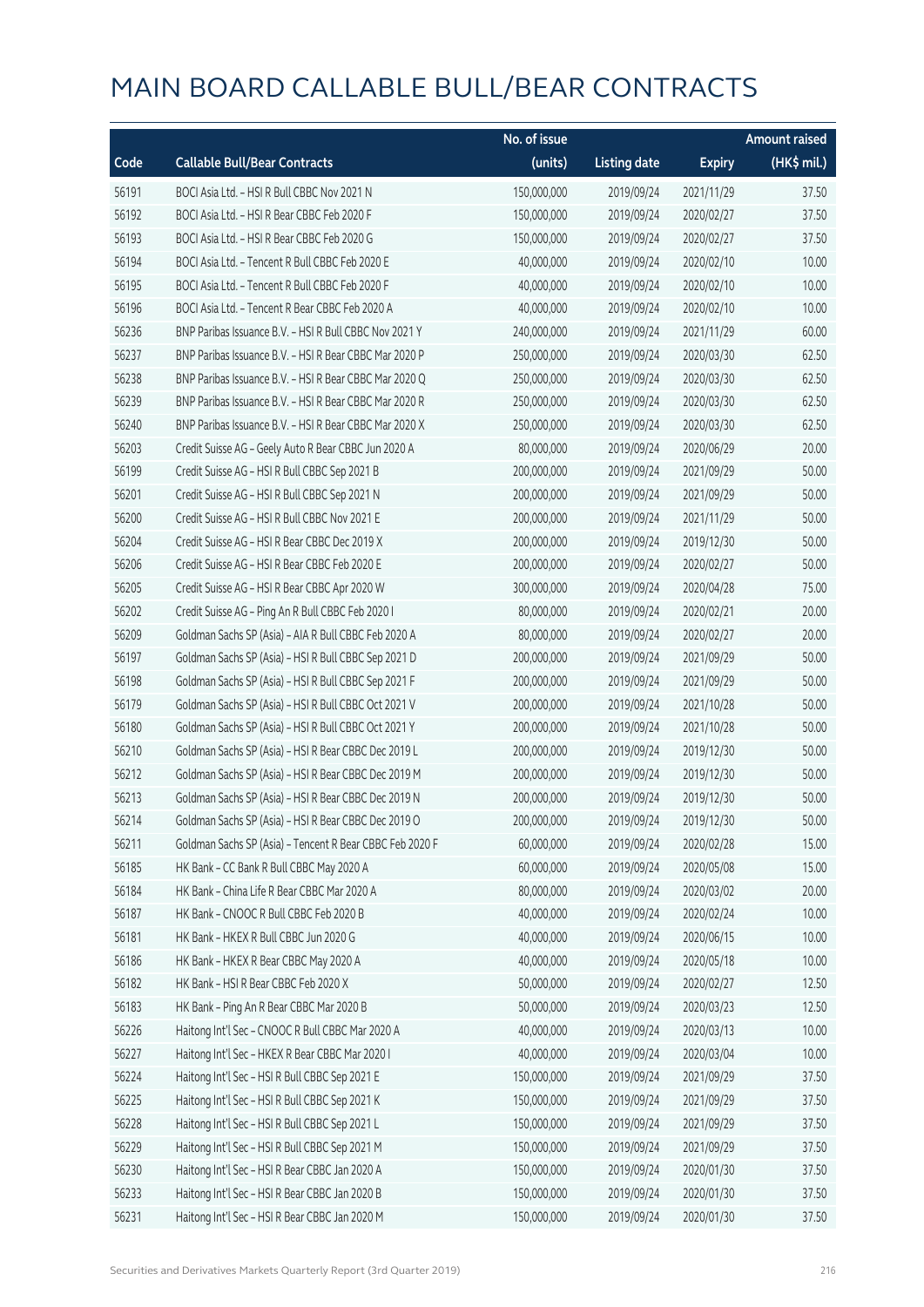# MAIN BOARD CALLABLE BULL/BEAR CONTRACTS

| Code | Callable Bull/Bear Contracts | No. of issue (units) | Listing date | Expiry | Amount raised (HK$ mil.) |
|---|---|---|---|---|---|
| 56191 | BOCI Asia Ltd. – HSI R Bull CBBC Nov 2021 N | 150,000,000 | 2019/09/24 | 2021/11/29 | 37.50 |
| 56192 | BOCI Asia Ltd. – HSI R Bear CBBC Feb 2020 F | 150,000,000 | 2019/09/24 | 2020/02/27 | 37.50 |
| 56193 | BOCI Asia Ltd. – HSI R Bear CBBC Feb 2020 G | 150,000,000 | 2019/09/24 | 2020/02/27 | 37.50 |
| 56194 | BOCI Asia Ltd. – Tencent R Bull CBBC Feb 2020 E | 40,000,000 | 2019/09/24 | 2020/02/10 | 10.00 |
| 56195 | BOCI Asia Ltd. – Tencent R Bull CBBC Feb 2020 F | 40,000,000 | 2019/09/24 | 2020/02/10 | 10.00 |
| 56196 | BOCI Asia Ltd. – Tencent R Bear CBBC Feb 2020 A | 40,000,000 | 2019/09/24 | 2020/02/10 | 10.00 |
| 56236 | BNP Paribas Issuance B.V. – HSI R Bull CBBC Nov 2021 Y | 240,000,000 | 2019/09/24 | 2021/11/29 | 60.00 |
| 56237 | BNP Paribas Issuance B.V. – HSI R Bear CBBC Mar 2020 P | 250,000,000 | 2019/09/24 | 2020/03/30 | 62.50 |
| 56238 | BNP Paribas Issuance B.V. – HSI R Bear CBBC Mar 2020 Q | 250,000,000 | 2019/09/24 | 2020/03/30 | 62.50 |
| 56239 | BNP Paribas Issuance B.V. – HSI R Bear CBBC Mar 2020 R | 250,000,000 | 2019/09/24 | 2020/03/30 | 62.50 |
| 56240 | BNP Paribas Issuance B.V. – HSI R Bear CBBC Mar 2020 X | 250,000,000 | 2019/09/24 | 2020/03/30 | 62.50 |
| 56203 | Credit Suisse AG – Geely Auto R Bear CBBC Jun 2020 A | 80,000,000 | 2019/09/24 | 2020/06/29 | 20.00 |
| 56199 | Credit Suisse AG – HSI R Bull CBBC Sep 2021 B | 200,000,000 | 2019/09/24 | 2021/09/29 | 50.00 |
| 56201 | Credit Suisse AG – HSI R Bull CBBC Sep 2021 N | 200,000,000 | 2019/09/24 | 2021/09/29 | 50.00 |
| 56200 | Credit Suisse AG – HSI R Bull CBBC Nov 2021 E | 200,000,000 | 2019/09/24 | 2021/11/29 | 50.00 |
| 56204 | Credit Suisse AG – HSI R Bear CBBC Dec 2019 X | 200,000,000 | 2019/09/24 | 2019/12/30 | 50.00 |
| 56206 | Credit Suisse AG – HSI R Bear CBBC Feb 2020 E | 200,000,000 | 2019/09/24 | 2020/02/27 | 50.00 |
| 56205 | Credit Suisse AG – HSI R Bear CBBC Apr 2020 W | 300,000,000 | 2019/09/24 | 2020/04/28 | 75.00 |
| 56202 | Credit Suisse AG – Ping An R Bull CBBC Feb 2020 I | 80,000,000 | 2019/09/24 | 2020/02/21 | 20.00 |
| 56209 | Goldman Sachs SP (Asia) – AIA R Bull CBBC Feb 2020 A | 80,000,000 | 2019/09/24 | 2020/02/27 | 20.00 |
| 56197 | Goldman Sachs SP (Asia) – HSI R Bull CBBC Sep 2021 D | 200,000,000 | 2019/09/24 | 2021/09/29 | 50.00 |
| 56198 | Goldman Sachs SP (Asia) – HSI R Bull CBBC Sep 2021 F | 200,000,000 | 2019/09/24 | 2021/09/29 | 50.00 |
| 56179 | Goldman Sachs SP (Asia) – HSI R Bull CBBC Oct 2021 V | 200,000,000 | 2019/09/24 | 2021/10/28 | 50.00 |
| 56180 | Goldman Sachs SP (Asia) – HSI R Bull CBBC Oct 2021 Y | 200,000,000 | 2019/09/24 | 2021/10/28 | 50.00 |
| 56210 | Goldman Sachs SP (Asia) – HSI R Bear CBBC Dec 2019 L | 200,000,000 | 2019/09/24 | 2019/12/30 | 50.00 |
| 56212 | Goldman Sachs SP (Asia) – HSI R Bear CBBC Dec 2019 M | 200,000,000 | 2019/09/24 | 2019/12/30 | 50.00 |
| 56213 | Goldman Sachs SP (Asia) – HSI R Bear CBBC Dec 2019 N | 200,000,000 | 2019/09/24 | 2019/12/30 | 50.00 |
| 56214 | Goldman Sachs SP (Asia) – HSI R Bear CBBC Dec 2019 O | 200,000,000 | 2019/09/24 | 2019/12/30 | 50.00 |
| 56211 | Goldman Sachs SP (Asia) – Tencent R Bear CBBC Feb 2020 F | 60,000,000 | 2019/09/24 | 2020/02/28 | 15.00 |
| 56185 | HK Bank – CC Bank R Bull CBBC May 2020 A | 60,000,000 | 2019/09/24 | 2020/05/08 | 15.00 |
| 56184 | HK Bank – China Life R Bear CBBC Mar 2020 A | 80,000,000 | 2019/09/24 | 2020/03/02 | 20.00 |
| 56187 | HK Bank – CNOOC R Bull CBBC Feb 2020 B | 40,000,000 | 2019/09/24 | 2020/02/24 | 10.00 |
| 56181 | HK Bank – HKEX R Bull CBBC Jun 2020 G | 40,000,000 | 2019/09/24 | 2020/06/15 | 10.00 |
| 56186 | HK Bank – HKEX R Bear CBBC May 2020 A | 40,000,000 | 2019/09/24 | 2020/05/18 | 10.00 |
| 56182 | HK Bank – HSI R Bear CBBC Feb 2020 X | 50,000,000 | 2019/09/24 | 2020/02/27 | 12.50 |
| 56183 | HK Bank – Ping An R Bear CBBC Mar 2020 B | 50,000,000 | 2019/09/24 | 2020/03/23 | 12.50 |
| 56226 | Haitong Int'l Sec – CNOOC R Bull CBBC Mar 2020 A | 40,000,000 | 2019/09/24 | 2020/03/13 | 10.00 |
| 56227 | Haitong Int'l Sec – HKEX R Bear CBBC Mar 2020 I | 40,000,000 | 2019/09/24 | 2020/03/04 | 10.00 |
| 56224 | Haitong Int'l Sec – HSI R Bull CBBC Sep 2021 E | 150,000,000 | 2019/09/24 | 2021/09/29 | 37.50 |
| 56225 | Haitong Int'l Sec – HSI R Bull CBBC Sep 2021 K | 150,000,000 | 2019/09/24 | 2021/09/29 | 37.50 |
| 56228 | Haitong Int'l Sec – HSI R Bull CBBC Sep 2021 L | 150,000,000 | 2019/09/24 | 2021/09/29 | 37.50 |
| 56229 | Haitong Int'l Sec – HSI R Bull CBBC Sep 2021 M | 150,000,000 | 2019/09/24 | 2021/09/29 | 37.50 |
| 56230 | Haitong Int'l Sec – HSI R Bear CBBC Jan 2020 A | 150,000,000 | 2019/09/24 | 2020/01/30 | 37.50 |
| 56233 | Haitong Int'l Sec – HSI R Bear CBBC Jan 2020 B | 150,000,000 | 2019/09/24 | 2020/01/30 | 37.50 |
| 56231 | Haitong Int'l Sec – HSI R Bear CBBC Jan 2020 M | 150,000,000 | 2019/09/24 | 2020/01/30 | 37.50 |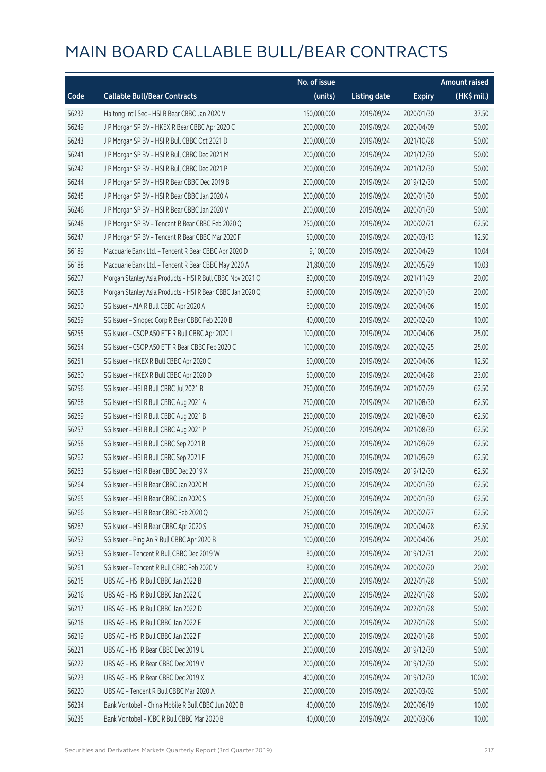# MAIN BOARD CALLABLE BULL/BEAR CONTRACTS

| Code | Callable Bull/Bear Contracts | No. of issue (units) | Listing date | Expiry | Amount raised (HK$ mil.) |
|---|---|---|---|---|---|
| 56232 | Haitong Int'l Sec – HSI R Bear CBBC Jan 2020 V | 150,000,000 | 2019/09/24 | 2020/01/30 | 37.50 |
| 56249 | J P Morgan SP BV – HKEX R Bear CBBC Apr 2020 C | 200,000,000 | 2019/09/24 | 2020/04/09 | 50.00 |
| 56243 | J P Morgan SP BV – HSI R Bull CBBC Oct 2021 D | 200,000,000 | 2019/09/24 | 2021/10/28 | 50.00 |
| 56241 | J P Morgan SP BV – HSI R Bull CBBC Dec 2021 M | 200,000,000 | 2019/09/24 | 2021/12/30 | 50.00 |
| 56242 | J P Morgan SP BV – HSI R Bull CBBC Dec 2021 P | 200,000,000 | 2019/09/24 | 2021/12/30 | 50.00 |
| 56244 | J P Morgan SP BV – HSI R Bear CBBC Dec 2019 B | 200,000,000 | 2019/09/24 | 2019/12/30 | 50.00 |
| 56245 | J P Morgan SP BV – HSI R Bear CBBC Jan 2020 A | 200,000,000 | 2019/09/24 | 2020/01/30 | 50.00 |
| 56246 | J P Morgan SP BV – HSI R Bear CBBC Jan 2020 V | 200,000,000 | 2019/09/24 | 2020/01/30 | 50.00 |
| 56248 | J P Morgan SP BV – Tencent R Bear CBBC Feb 2020 Q | 250,000,000 | 2019/09/24 | 2020/02/21 | 62.50 |
| 56247 | J P Morgan SP BV – Tencent R Bear CBBC Mar 2020 F | 50,000,000 | 2019/09/24 | 2020/03/13 | 12.50 |
| 56189 | Macquarie Bank Ltd. – Tencent R Bear CBBC Apr 2020 D | 9,100,000 | 2019/09/24 | 2020/04/29 | 10.04 |
| 56188 | Macquarie Bank Ltd. – Tencent R Bear CBBC May 2020 A | 21,800,000 | 2019/09/24 | 2020/05/29 | 10.03 |
| 56207 | Morgan Stanley Asia Products – HSI R Bull CBBC Nov 2021 O | 80,000,000 | 2019/09/24 | 2021/11/29 | 20.00 |
| 56208 | Morgan Stanley Asia Products – HSI R Bear CBBC Jan 2020 Q | 80,000,000 | 2019/09/24 | 2020/01/30 | 20.00 |
| 56250 | SG Issuer – AIA R Bull CBBC Apr 2020 A | 60,000,000 | 2019/09/24 | 2020/04/06 | 15.00 |
| 56259 | SG Issuer – Sinopec Corp R Bear CBBC Feb 2020 B | 40,000,000 | 2019/09/24 | 2020/02/20 | 10.00 |
| 56255 | SG Issuer – CSOP A50 ETF R Bull CBBC Apr 2020 I | 100,000,000 | 2019/09/24 | 2020/04/06 | 25.00 |
| 56254 | SG Issuer – CSOP A50 ETF R Bear CBBC Feb 2020 C | 100,000,000 | 2019/09/24 | 2020/02/25 | 25.00 |
| 56251 | SG Issuer – HKEX R Bull CBBC Apr 2020 C | 50,000,000 | 2019/09/24 | 2020/04/06 | 12.50 |
| 56260 | SG Issuer – HKEX R Bull CBBC Apr 2020 D | 50,000,000 | 2019/09/24 | 2020/04/28 | 23.00 |
| 56256 | SG Issuer – HSI R Bull CBBC Jul 2021 B | 250,000,000 | 2019/09/24 | 2021/07/29 | 62.50 |
| 56268 | SG Issuer – HSI R Bull CBBC Aug 2021 A | 250,000,000 | 2019/09/24 | 2021/08/30 | 62.50 |
| 56269 | SG Issuer – HSI R Bull CBBC Aug 2021 B | 250,000,000 | 2019/09/24 | 2021/08/30 | 62.50 |
| 56257 | SG Issuer – HSI R Bull CBBC Aug 2021 P | 250,000,000 | 2019/09/24 | 2021/08/30 | 62.50 |
| 56258 | SG Issuer – HSI R Bull CBBC Sep 2021 B | 250,000,000 | 2019/09/24 | 2021/09/29 | 62.50 |
| 56262 | SG Issuer – HSI R Bull CBBC Sep 2021 F | 250,000,000 | 2019/09/24 | 2021/09/29 | 62.50 |
| 56263 | SG Issuer – HSI R Bear CBBC Dec 2019 X | 250,000,000 | 2019/09/24 | 2019/12/30 | 62.50 |
| 56264 | SG Issuer – HSI R Bear CBBC Jan 2020 M | 250,000,000 | 2019/09/24 | 2020/01/30 | 62.50 |
| 56265 | SG Issuer – HSI R Bear CBBC Jan 2020 S | 250,000,000 | 2019/09/24 | 2020/01/30 | 62.50 |
| 56266 | SG Issuer – HSI R Bear CBBC Feb 2020 Q | 250,000,000 | 2019/09/24 | 2020/02/27 | 62.50 |
| 56267 | SG Issuer – HSI R Bear CBBC Apr 2020 S | 250,000,000 | 2019/09/24 | 2020/04/28 | 62.50 |
| 56252 | SG Issuer – Ping An R Bull CBBC Apr 2020 B | 100,000,000 | 2019/09/24 | 2020/04/06 | 25.00 |
| 56253 | SG Issuer – Tencent R Bull CBBC Dec 2019 W | 80,000,000 | 2019/09/24 | 2019/12/31 | 20.00 |
| 56261 | SG Issuer – Tencent R Bull CBBC Feb 2020 V | 80,000,000 | 2019/09/24 | 2020/02/20 | 20.00 |
| 56215 | UBS AG – HSI R Bull CBBC Jan 2022 B | 200,000,000 | 2019/09/24 | 2022/01/28 | 50.00 |
| 56216 | UBS AG – HSI R Bull CBBC Jan 2022 C | 200,000,000 | 2019/09/24 | 2022/01/28 | 50.00 |
| 56217 | UBS AG – HSI R Bull CBBC Jan 2022 D | 200,000,000 | 2019/09/24 | 2022/01/28 | 50.00 |
| 56218 | UBS AG – HSI R Bull CBBC Jan 2022 E | 200,000,000 | 2019/09/24 | 2022/01/28 | 50.00 |
| 56219 | UBS AG – HSI R Bull CBBC Jan 2022 F | 200,000,000 | 2019/09/24 | 2022/01/28 | 50.00 |
| 56221 | UBS AG – HSI R Bear CBBC Dec 2019 U | 200,000,000 | 2019/09/24 | 2019/12/30 | 50.00 |
| 56222 | UBS AG – HSI R Bear CBBC Dec 2019 V | 200,000,000 | 2019/09/24 | 2019/12/30 | 50.00 |
| 56223 | UBS AG – HSI R Bear CBBC Dec 2019 X | 400,000,000 | 2019/09/24 | 2019/12/30 | 100.00 |
| 56220 | UBS AG – Tencent R Bull CBBC Mar 2020 A | 200,000,000 | 2019/09/24 | 2020/03/02 | 50.00 |
| 56234 | Bank Vontobel – China Mobile R Bull CBBC Jun 2020 B | 40,000,000 | 2019/09/24 | 2020/06/19 | 10.00 |
| 56235 | Bank Vontobel – ICBC R Bull CBBC Mar 2020 B | 40,000,000 | 2019/09/24 | 2020/03/06 | 10.00 |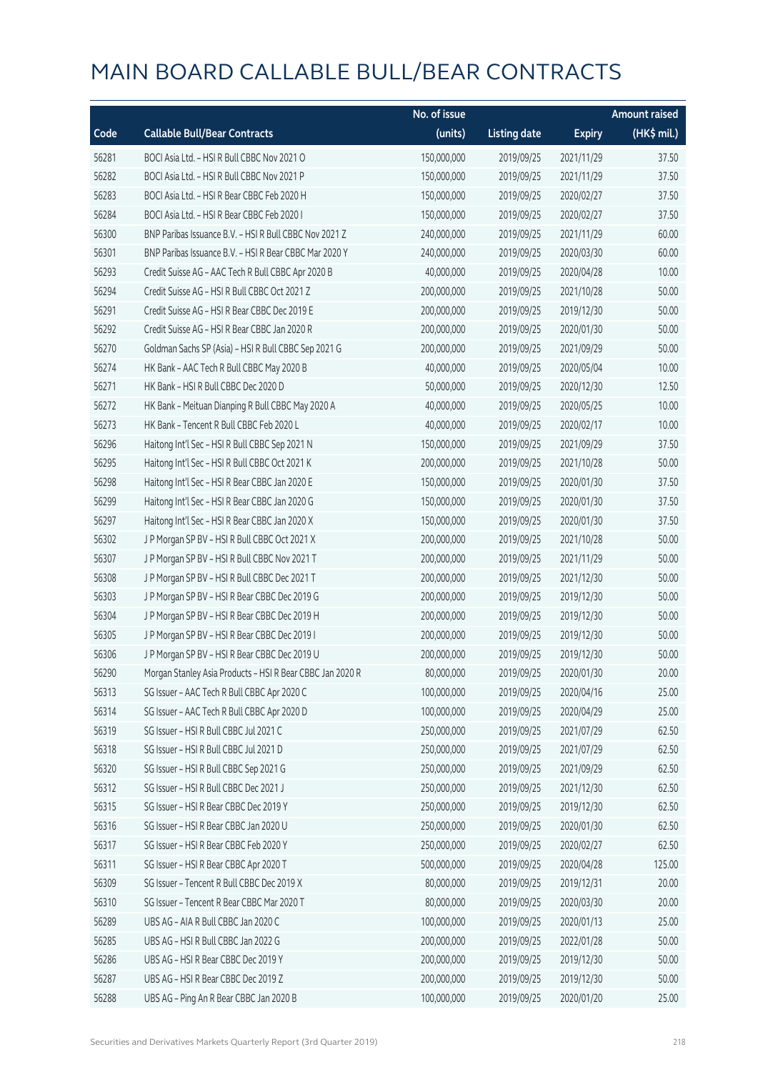# MAIN BOARD CALLABLE BULL/BEAR CONTRACTS

| Code | Callable Bull/Bear Contracts | No. of issue (units) | Listing date | Expiry | Amount raised (HK$ mil.) |
|---|---|---|---|---|---|
| 56281 | BOCI Asia Ltd. – HSI R Bull CBBC Nov 2021 O | 150,000,000 | 2019/09/25 | 2021/11/29 | 37.50 |
| 56282 | BOCI Asia Ltd. – HSI R Bull CBBC Nov 2021 P | 150,000,000 | 2019/09/25 | 2021/11/29 | 37.50 |
| 56283 | BOCI Asia Ltd. – HSI R Bear CBBC Feb 2020 H | 150,000,000 | 2019/09/25 | 2020/02/27 | 37.50 |
| 56284 | BOCI Asia Ltd. – HSI R Bear CBBC Feb 2020 I | 150,000,000 | 2019/09/25 | 2020/02/27 | 37.50 |
| 56300 | BNP Paribas Issuance B.V. – HSI R Bull CBBC Nov 2021 Z | 240,000,000 | 2019/09/25 | 2021/11/29 | 60.00 |
| 56301 | BNP Paribas Issuance B.V. – HSI R Bear CBBC Mar 2020 Y | 240,000,000 | 2019/09/25 | 2020/03/30 | 60.00 |
| 56293 | Credit Suisse AG – AAC Tech R Bull CBBC Apr 2020 B | 40,000,000 | 2019/09/25 | 2020/04/28 | 10.00 |
| 56294 | Credit Suisse AG – HSI R Bull CBBC Oct 2021 Z | 200,000,000 | 2019/09/25 | 2021/10/28 | 50.00 |
| 56291 | Credit Suisse AG – HSI R Bear CBBC Dec 2019 E | 200,000,000 | 2019/09/25 | 2019/12/30 | 50.00 |
| 56292 | Credit Suisse AG – HSI R Bear CBBC Jan 2020 R | 200,000,000 | 2019/09/25 | 2020/01/30 | 50.00 |
| 56270 | Goldman Sachs SP (Asia) – HSI R Bull CBBC Sep 2021 G | 200,000,000 | 2019/09/25 | 2021/09/29 | 50.00 |
| 56274 | HK Bank – AAC Tech R Bull CBBC May 2020 B | 40,000,000 | 2019/09/25 | 2020/05/04 | 10.00 |
| 56271 | HK Bank – HSI R Bull CBBC Dec 2020 D | 50,000,000 | 2019/09/25 | 2020/12/30 | 12.50 |
| 56272 | HK Bank – Meituan Dianping R Bull CBBC May 2020 A | 40,000,000 | 2019/09/25 | 2020/05/25 | 10.00 |
| 56273 | HK Bank – Tencent R Bull CBBC Feb 2020 L | 40,000,000 | 2019/09/25 | 2020/02/17 | 10.00 |
| 56296 | Haitong Int'l Sec – HSI R Bull CBBC Sep 2021 N | 150,000,000 | 2019/09/25 | 2021/09/29 | 37.50 |
| 56295 | Haitong Int'l Sec – HSI R Bull CBBC Oct 2021 K | 200,000,000 | 2019/09/25 | 2021/10/28 | 50.00 |
| 56298 | Haitong Int'l Sec – HSI R Bear CBBC Jan 2020 E | 150,000,000 | 2019/09/25 | 2020/01/30 | 37.50 |
| 56299 | Haitong Int'l Sec – HSI R Bear CBBC Jan 2020 G | 150,000,000 | 2019/09/25 | 2020/01/30 | 37.50 |
| 56297 | Haitong Int'l Sec – HSI R Bear CBBC Jan 2020 X | 150,000,000 | 2019/09/25 | 2020/01/30 | 37.50 |
| 56302 | J P Morgan SP BV – HSI R Bull CBBC Oct 2021 X | 200,000,000 | 2019/09/25 | 2021/10/28 | 50.00 |
| 56307 | J P Morgan SP BV – HSI R Bull CBBC Nov 2021 T | 200,000,000 | 2019/09/25 | 2021/11/29 | 50.00 |
| 56308 | J P Morgan SP BV – HSI R Bull CBBC Dec 2021 T | 200,000,000 | 2019/09/25 | 2021/12/30 | 50.00 |
| 56303 | J P Morgan SP BV – HSI R Bear CBBC Dec 2019 G | 200,000,000 | 2019/09/25 | 2019/12/30 | 50.00 |
| 56304 | J P Morgan SP BV – HSI R Bear CBBC Dec 2019 H | 200,000,000 | 2019/09/25 | 2019/12/30 | 50.00 |
| 56305 | J P Morgan SP BV – HSI R Bear CBBC Dec 2019 I | 200,000,000 | 2019/09/25 | 2019/12/30 | 50.00 |
| 56306 | J P Morgan SP BV – HSI R Bear CBBC Dec 2019 U | 200,000,000 | 2019/09/25 | 2019/12/30 | 50.00 |
| 56290 | Morgan Stanley Asia Products – HSI R Bear CBBC Jan 2020 R | 80,000,000 | 2019/09/25 | 2020/01/30 | 20.00 |
| 56313 | SG Issuer – AAC Tech R Bull CBBC Apr 2020 C | 100,000,000 | 2019/09/25 | 2020/04/16 | 25.00 |
| 56314 | SG Issuer – AAC Tech R Bull CBBC Apr 2020 D | 100,000,000 | 2019/09/25 | 2020/04/29 | 25.00 |
| 56319 | SG Issuer – HSI R Bull CBBC Jul 2021 C | 250,000,000 | 2019/09/25 | 2021/07/29 | 62.50 |
| 56318 | SG Issuer – HSI R Bull CBBC Jul 2021 D | 250,000,000 | 2019/09/25 | 2021/07/29 | 62.50 |
| 56320 | SG Issuer – HSI R Bull CBBC Sep 2021 G | 250,000,000 | 2019/09/25 | 2021/09/29 | 62.50 |
| 56312 | SG Issuer – HSI R Bull CBBC Dec 2021 J | 250,000,000 | 2019/09/25 | 2021/12/30 | 62.50 |
| 56315 | SG Issuer – HSI R Bear CBBC Dec 2019 Y | 250,000,000 | 2019/09/25 | 2019/12/30 | 62.50 |
| 56316 | SG Issuer – HSI R Bear CBBC Jan 2020 U | 250,000,000 | 2019/09/25 | 2020/01/30 | 62.50 |
| 56317 | SG Issuer – HSI R Bear CBBC Feb 2020 Y | 250,000,000 | 2019/09/25 | 2020/02/27 | 62.50 |
| 56311 | SG Issuer – HSI R Bear CBBC Apr 2020 T | 500,000,000 | 2019/09/25 | 2020/04/28 | 125.00 |
| 56309 | SG Issuer – Tencent R Bull CBBC Dec 2019 X | 80,000,000 | 2019/09/25 | 2019/12/31 | 20.00 |
| 56310 | SG Issuer – Tencent R Bear CBBC Mar 2020 T | 80,000,000 | 2019/09/25 | 2020/03/30 | 20.00 |
| 56289 | UBS AG – AIA R Bull CBBC Jan 2020 C | 100,000,000 | 2019/09/25 | 2020/01/13 | 25.00 |
| 56285 | UBS AG – HSI R Bull CBBC Jan 2022 G | 200,000,000 | 2019/09/25 | 2022/01/28 | 50.00 |
| 56286 | UBS AG – HSI R Bear CBBC Dec 2019 Y | 200,000,000 | 2019/09/25 | 2019/12/30 | 50.00 |
| 56287 | UBS AG – HSI R Bear CBBC Dec 2019 Z | 200,000,000 | 2019/09/25 | 2019/12/30 | 50.00 |
| 56288 | UBS AG – Ping An R Bear CBBC Jan 2020 B | 100,000,000 | 2019/09/25 | 2020/01/20 | 25.00 |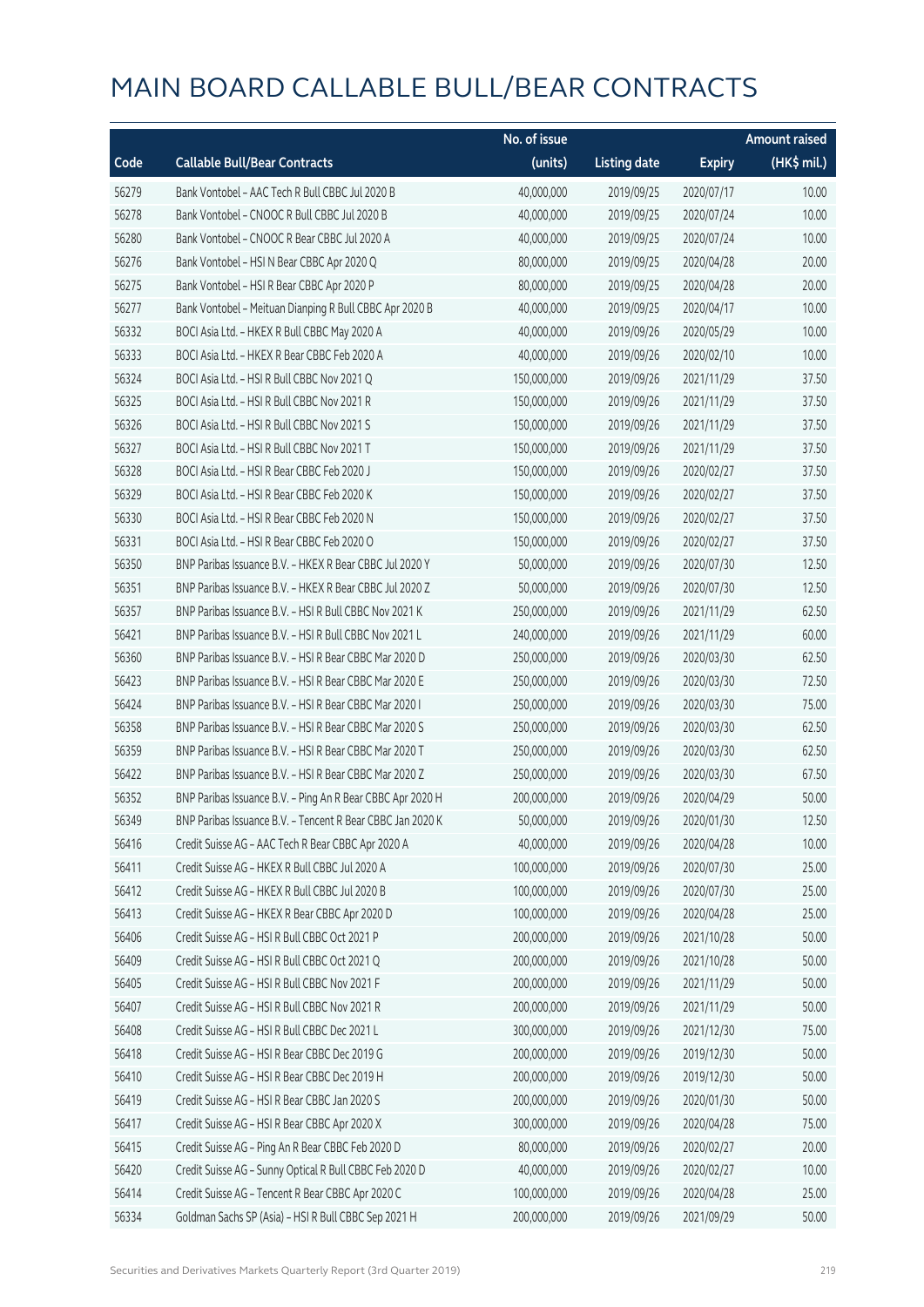# MAIN BOARD CALLABLE BULL/BEAR CONTRACTS

| Code | Callable Bull/Bear Contracts | No. of issue (units) | Listing date | Expiry | Amount raised (HK$ mil.) |
|---|---|---|---|---|---|
| 56279 | Bank Vontobel – AAC Tech R Bull CBBC Jul 2020 B | 40,000,000 | 2019/09/25 | 2020/07/17 | 10.00 |
| 56278 | Bank Vontobel – CNOOC R Bull CBBC Jul 2020 B | 40,000,000 | 2019/09/25 | 2020/07/24 | 10.00 |
| 56280 | Bank Vontobel – CNOOC R Bear CBBC Jul 2020 A | 40,000,000 | 2019/09/25 | 2020/07/24 | 10.00 |
| 56276 | Bank Vontobel – HSI N Bear CBBC Apr 2020 Q | 80,000,000 | 2019/09/25 | 2020/04/28 | 20.00 |
| 56275 | Bank Vontobel – HSI R Bear CBBC Apr 2020 P | 80,000,000 | 2019/09/25 | 2020/04/28 | 20.00 |
| 56277 | Bank Vontobel – Meituan Dianping R Bull CBBC Apr 2020 B | 40,000,000 | 2019/09/25 | 2020/04/17 | 10.00 |
| 56332 | BOCI Asia Ltd. – HKEX R Bull CBBC May 2020 A | 40,000,000 | 2019/09/26 | 2020/05/29 | 10.00 |
| 56333 | BOCI Asia Ltd. – HKEX R Bear CBBC Feb 2020 A | 40,000,000 | 2019/09/26 | 2020/02/10 | 10.00 |
| 56324 | BOCI Asia Ltd. – HSI R Bull CBBC Nov 2021 Q | 150,000,000 | 2019/09/26 | 2021/11/29 | 37.50 |
| 56325 | BOCI Asia Ltd. – HSI R Bull CBBC Nov 2021 R | 150,000,000 | 2019/09/26 | 2021/11/29 | 37.50 |
| 56326 | BOCI Asia Ltd. – HSI R Bull CBBC Nov 2021 S | 150,000,000 | 2019/09/26 | 2021/11/29 | 37.50 |
| 56327 | BOCI Asia Ltd. – HSI R Bull CBBC Nov 2021 T | 150,000,000 | 2019/09/26 | 2021/11/29 | 37.50 |
| 56328 | BOCI Asia Ltd. – HSI R Bear CBBC Feb 2020 J | 150,000,000 | 2019/09/26 | 2020/02/27 | 37.50 |
| 56329 | BOCI Asia Ltd. – HSI R Bear CBBC Feb 2020 K | 150,000,000 | 2019/09/26 | 2020/02/27 | 37.50 |
| 56330 | BOCI Asia Ltd. – HSI R Bear CBBC Feb 2020 N | 150,000,000 | 2019/09/26 | 2020/02/27 | 37.50 |
| 56331 | BOCI Asia Ltd. – HSI R Bear CBBC Feb 2020 O | 150,000,000 | 2019/09/26 | 2020/02/27 | 37.50 |
| 56350 | BNP Paribas Issuance B.V. – HKEX R Bear CBBC Jul 2020 Y | 50,000,000 | 2019/09/26 | 2020/07/30 | 12.50 |
| 56351 | BNP Paribas Issuance B.V. – HKEX R Bear CBBC Jul 2020 Z | 50,000,000 | 2019/09/26 | 2020/07/30 | 12.50 |
| 56357 | BNP Paribas Issuance B.V. – HSI R Bull CBBC Nov 2021 K | 250,000,000 | 2019/09/26 | 2021/11/29 | 62.50 |
| 56421 | BNP Paribas Issuance B.V. – HSI R Bull CBBC Nov 2021 L | 240,000,000 | 2019/09/26 | 2021/11/29 | 60.00 |
| 56360 | BNP Paribas Issuance B.V. – HSI R Bear CBBC Mar 2020 D | 250,000,000 | 2019/09/26 | 2020/03/30 | 62.50 |
| 56423 | BNP Paribas Issuance B.V. – HSI R Bear CBBC Mar 2020 E | 250,000,000 | 2019/09/26 | 2020/03/30 | 72.50 |
| 56424 | BNP Paribas Issuance B.V. – HSI R Bear CBBC Mar 2020 I | 250,000,000 | 2019/09/26 | 2020/03/30 | 75.00 |
| 56358 | BNP Paribas Issuance B.V. – HSI R Bear CBBC Mar 2020 S | 250,000,000 | 2019/09/26 | 2020/03/30 | 62.50 |
| 56359 | BNP Paribas Issuance B.V. – HSI R Bear CBBC Mar 2020 T | 250,000,000 | 2019/09/26 | 2020/03/30 | 62.50 |
| 56422 | BNP Paribas Issuance B.V. – HSI R Bear CBBC Mar 2020 Z | 250,000,000 | 2019/09/26 | 2020/03/30 | 67.50 |
| 56352 | BNP Paribas Issuance B.V. – Ping An R Bear CBBC Apr 2020 H | 200,000,000 | 2019/09/26 | 2020/04/29 | 50.00 |
| 56349 | BNP Paribas Issuance B.V. – Tencent R Bear CBBC Jan 2020 K | 50,000,000 | 2019/09/26 | 2020/01/30 | 12.50 |
| 56416 | Credit Suisse AG – AAC Tech R Bear CBBC Apr 2020 A | 40,000,000 | 2019/09/26 | 2020/04/28 | 10.00 |
| 56411 | Credit Suisse AG – HKEX R Bull CBBC Jul 2020 A | 100,000,000 | 2019/09/26 | 2020/07/30 | 25.00 |
| 56412 | Credit Suisse AG – HKEX R Bull CBBC Jul 2020 B | 100,000,000 | 2019/09/26 | 2020/07/30 | 25.00 |
| 56413 | Credit Suisse AG – HKEX R Bear CBBC Apr 2020 D | 100,000,000 | 2019/09/26 | 2020/04/28 | 25.00 |
| 56406 | Credit Suisse AG – HSI R Bull CBBC Oct 2021 P | 200,000,000 | 2019/09/26 | 2021/10/28 | 50.00 |
| 56409 | Credit Suisse AG – HSI R Bull CBBC Oct 2021 Q | 200,000,000 | 2019/09/26 | 2021/10/28 | 50.00 |
| 56405 | Credit Suisse AG – HSI R Bull CBBC Nov 2021 F | 200,000,000 | 2019/09/26 | 2021/11/29 | 50.00 |
| 56407 | Credit Suisse AG – HSI R Bull CBBC Nov 2021 R | 200,000,000 | 2019/09/26 | 2021/11/29 | 50.00 |
| 56408 | Credit Suisse AG – HSI R Bull CBBC Dec 2021 L | 300,000,000 | 2019/09/26 | 2021/12/30 | 75.00 |
| 56418 | Credit Suisse AG – HSI R Bear CBBC Dec 2019 G | 200,000,000 | 2019/09/26 | 2019/12/30 | 50.00 |
| 56410 | Credit Suisse AG – HSI R Bear CBBC Dec 2019 H | 200,000,000 | 2019/09/26 | 2019/12/30 | 50.00 |
| 56419 | Credit Suisse AG – HSI R Bear CBBC Jan 2020 S | 200,000,000 | 2019/09/26 | 2020/01/30 | 50.00 |
| 56417 | Credit Suisse AG – HSI R Bear CBBC Apr 2020 X | 300,000,000 | 2019/09/26 | 2020/04/28 | 75.00 |
| 56415 | Credit Suisse AG – Ping An R Bear CBBC Feb 2020 D | 80,000,000 | 2019/09/26 | 2020/02/27 | 20.00 |
| 56420 | Credit Suisse AG – Sunny Optical R Bull CBBC Feb 2020 D | 40,000,000 | 2019/09/26 | 2020/02/27 | 10.00 |
| 56414 | Credit Suisse AG – Tencent R Bear CBBC Apr 2020 C | 100,000,000 | 2019/09/26 | 2020/04/28 | 25.00 |
| 56334 | Goldman Sachs SP (Asia) – HSI R Bull CBBC Sep 2021 H | 200,000,000 | 2019/09/26 | 2021/09/29 | 50.00 |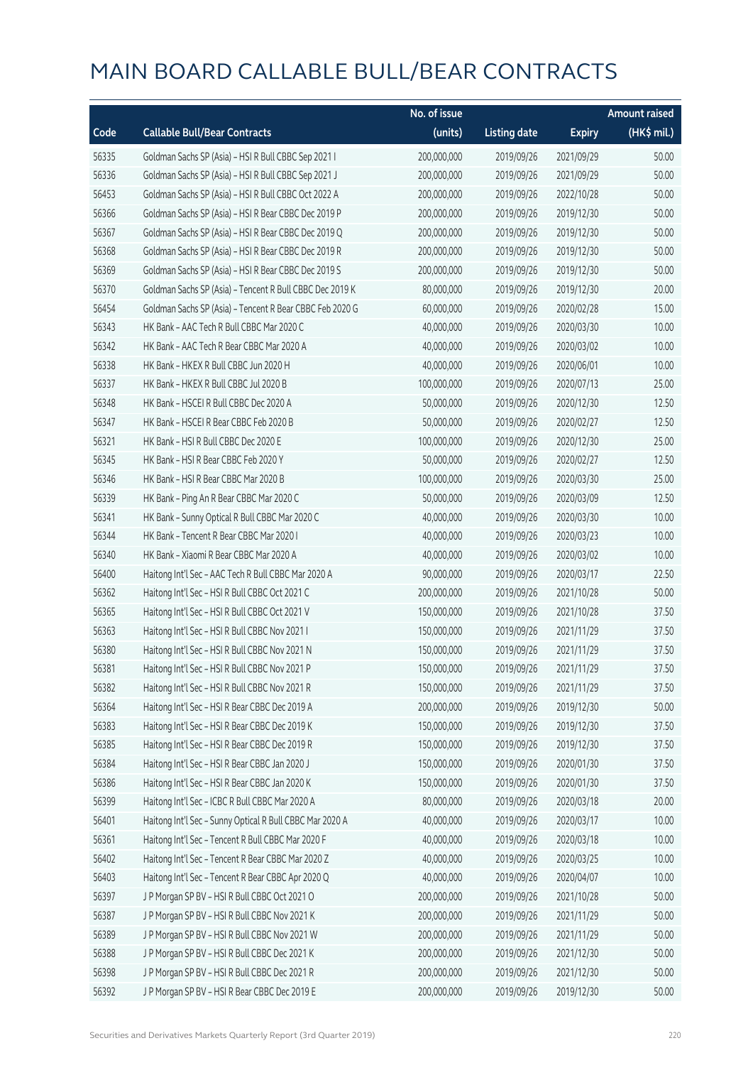# MAIN BOARD CALLABLE BULL/BEAR CONTRACTS

| Code | Callable Bull/Bear Contracts | No. of issue (units) | Listing date | Expiry | Amount raised (HK$ mil.) |
|---|---|---|---|---|---|
| 56335 | Goldman Sachs SP (Asia) – HSI R Bull CBBC Sep 2021 I | 200,000,000 | 2019/09/26 | 2021/09/29 | 50.00 |
| 56336 | Goldman Sachs SP (Asia) – HSI R Bull CBBC Sep 2021 J | 200,000,000 | 2019/09/26 | 2021/09/29 | 50.00 |
| 56453 | Goldman Sachs SP (Asia) – HSI R Bull CBBC Oct 2022 A | 200,000,000 | 2019/09/26 | 2022/10/28 | 50.00 |
| 56366 | Goldman Sachs SP (Asia) – HSI R Bear CBBC Dec 2019 P | 200,000,000 | 2019/09/26 | 2019/12/30 | 50.00 |
| 56367 | Goldman Sachs SP (Asia) – HSI R Bear CBBC Dec 2019 Q | 200,000,000 | 2019/09/26 | 2019/12/30 | 50.00 |
| 56368 | Goldman Sachs SP (Asia) – HSI R Bear CBBC Dec 2019 R | 200,000,000 | 2019/09/26 | 2019/12/30 | 50.00 |
| 56369 | Goldman Sachs SP (Asia) – HSI R Bear CBBC Dec 2019 S | 200,000,000 | 2019/09/26 | 2019/12/30 | 50.00 |
| 56370 | Goldman Sachs SP (Asia) – Tencent R Bull CBBC Dec 2019 K | 80,000,000 | 2019/09/26 | 2019/12/30 | 20.00 |
| 56454 | Goldman Sachs SP (Asia) – Tencent R Bear CBBC Feb 2020 G | 60,000,000 | 2019/09/26 | 2020/02/28 | 15.00 |
| 56343 | HK Bank – AAC Tech R Bull CBBC Mar 2020 C | 40,000,000 | 2019/09/26 | 2020/03/30 | 10.00 |
| 56342 | HK Bank – AAC Tech R Bear CBBC Mar 2020 A | 40,000,000 | 2019/09/26 | 2020/03/02 | 10.00 |
| 56338 | HK Bank – HKEX R Bull CBBC Jun 2020 H | 40,000,000 | 2019/09/26 | 2020/06/01 | 10.00 |
| 56337 | HK Bank – HKEX R Bull CBBC Jul 2020 B | 100,000,000 | 2019/09/26 | 2020/07/13 | 25.00 |
| 56348 | HK Bank – HSCEI R Bull CBBC Dec 2020 A | 50,000,000 | 2019/09/26 | 2020/12/30 | 12.50 |
| 56347 | HK Bank – HSCEI R Bear CBBC Feb 2020 B | 50,000,000 | 2019/09/26 | 2020/02/27 | 12.50 |
| 56321 | HK Bank – HSI R Bull CBBC Dec 2020 E | 100,000,000 | 2019/09/26 | 2020/12/30 | 25.00 |
| 56345 | HK Bank – HSI R Bear CBBC Feb 2020 Y | 50,000,000 | 2019/09/26 | 2020/02/27 | 12.50 |
| 56346 | HK Bank – HSI R Bear CBBC Mar 2020 B | 100,000,000 | 2019/09/26 | 2020/03/30 | 25.00 |
| 56339 | HK Bank – Ping An R Bear CBBC Mar 2020 C | 50,000,000 | 2019/09/26 | 2020/03/09 | 12.50 |
| 56341 | HK Bank – Sunny Optical R Bull CBBC Mar 2020 C | 40,000,000 | 2019/09/26 | 2020/03/30 | 10.00 |
| 56344 | HK Bank – Tencent R Bear CBBC Mar 2020 I | 40,000,000 | 2019/09/26 | 2020/03/23 | 10.00 |
| 56340 | HK Bank – Xiaomi R Bear CBBC Mar 2020 A | 40,000,000 | 2019/09/26 | 2020/03/02 | 10.00 |
| 56400 | Haitong Int'l Sec – AAC Tech R Bull CBBC Mar 2020 A | 90,000,000 | 2019/09/26 | 2020/03/17 | 22.50 |
| 56362 | Haitong Int'l Sec – HSI R Bull CBBC Oct 2021 C | 200,000,000 | 2019/09/26 | 2021/10/28 | 50.00 |
| 56365 | Haitong Int'l Sec – HSI R Bull CBBC Oct 2021 V | 150,000,000 | 2019/09/26 | 2021/10/28 | 37.50 |
| 56363 | Haitong Int'l Sec – HSI R Bull CBBC Nov 2021 I | 150,000,000 | 2019/09/26 | 2021/11/29 | 37.50 |
| 56380 | Haitong Int'l Sec – HSI R Bull CBBC Nov 2021 N | 150,000,000 | 2019/09/26 | 2021/11/29 | 37.50 |
| 56381 | Haitong Int'l Sec – HSI R Bull CBBC Nov 2021 P | 150,000,000 | 2019/09/26 | 2021/11/29 | 37.50 |
| 56382 | Haitong Int'l Sec – HSI R Bull CBBC Nov 2021 R | 150,000,000 | 2019/09/26 | 2021/11/29 | 37.50 |
| 56364 | Haitong Int'l Sec – HSI R Bear CBBC Dec 2019 A | 200,000,000 | 2019/09/26 | 2019/12/30 | 50.00 |
| 56383 | Haitong Int'l Sec – HSI R Bear CBBC Dec 2019 K | 150,000,000 | 2019/09/26 | 2019/12/30 | 37.50 |
| 56385 | Haitong Int'l Sec – HSI R Bear CBBC Dec 2019 R | 150,000,000 | 2019/09/26 | 2019/12/30 | 37.50 |
| 56384 | Haitong Int'l Sec – HSI R Bear CBBC Jan 2020 J | 150,000,000 | 2019/09/26 | 2020/01/30 | 37.50 |
| 56386 | Haitong Int'l Sec – HSI R Bear CBBC Jan 2020 K | 150,000,000 | 2019/09/26 | 2020/01/30 | 37.50 |
| 56399 | Haitong Int'l Sec – ICBC R Bull CBBC Mar 2020 A | 80,000,000 | 2019/09/26 | 2020/03/18 | 20.00 |
| 56401 | Haitong Int'l Sec – Sunny Optical R Bull CBBC Mar 2020 A | 40,000,000 | 2019/09/26 | 2020/03/17 | 10.00 |
| 56361 | Haitong Int'l Sec – Tencent R Bull CBBC Mar 2020 F | 40,000,000 | 2019/09/26 | 2020/03/18 | 10.00 |
| 56402 | Haitong Int'l Sec – Tencent R Bear CBBC Mar 2020 Z | 40,000,000 | 2019/09/26 | 2020/03/25 | 10.00 |
| 56403 | Haitong Int'l Sec – Tencent R Bear CBBC Apr 2020 Q | 40,000,000 | 2019/09/26 | 2020/04/07 | 10.00 |
| 56397 | J P Morgan SP BV – HSI R Bull CBBC Oct 2021 O | 200,000,000 | 2019/09/26 | 2021/10/28 | 50.00 |
| 56387 | J P Morgan SP BV – HSI R Bull CBBC Nov 2021 K | 200,000,000 | 2019/09/26 | 2021/11/29 | 50.00 |
| 56389 | J P Morgan SP BV – HSI R Bull CBBC Nov 2021 W | 200,000,000 | 2019/09/26 | 2021/11/29 | 50.00 |
| 56388 | J P Morgan SP BV – HSI R Bull CBBC Dec 2021 K | 200,000,000 | 2019/09/26 | 2021/12/30 | 50.00 |
| 56398 | J P Morgan SP BV – HSI R Bull CBBC Dec 2021 R | 200,000,000 | 2019/09/26 | 2021/12/30 | 50.00 |
| 56392 | J P Morgan SP BV – HSI R Bear CBBC Dec 2019 E | 200,000,000 | 2019/09/26 | 2019/12/30 | 50.00 |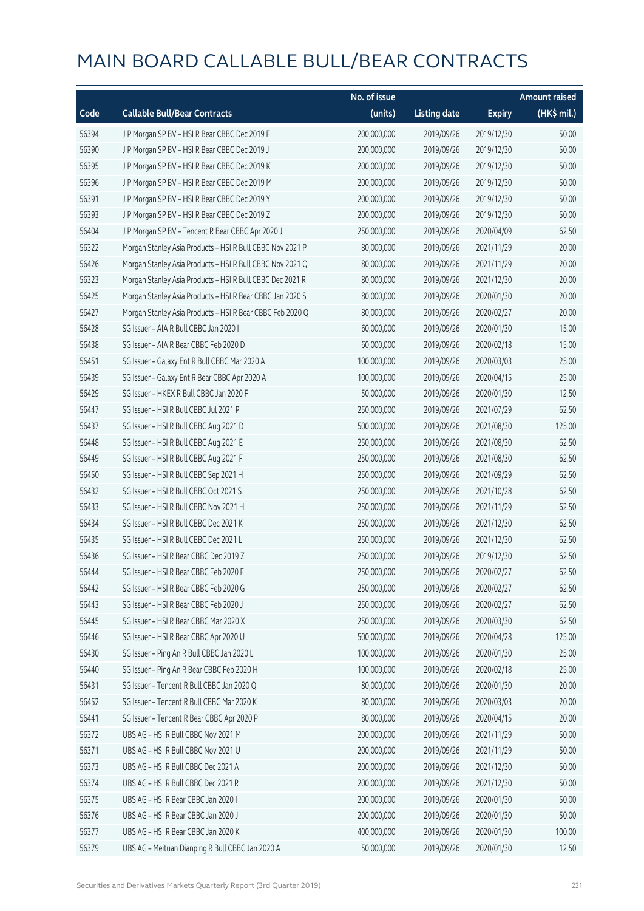# MAIN BOARD CALLABLE BULL/BEAR CONTRACTS

| Code | Callable Bull/Bear Contracts | No. of issue (units) | Listing date | Expiry | Amount raised (HK$ mil.) |
|---|---|---|---|---|---|
| 56394 | J P Morgan SP BV – HSI R Bear CBBC Dec 2019 F | 200,000,000 | 2019/09/26 | 2019/12/30 | 50.00 |
| 56390 | J P Morgan SP BV – HSI R Bear CBBC Dec 2019 J | 200,000,000 | 2019/09/26 | 2019/12/30 | 50.00 |
| 56395 | J P Morgan SP BV – HSI R Bear CBBC Dec 2019 K | 200,000,000 | 2019/09/26 | 2019/12/30 | 50.00 |
| 56396 | J P Morgan SP BV – HSI R Bear CBBC Dec 2019 M | 200,000,000 | 2019/09/26 | 2019/12/30 | 50.00 |
| 56391 | J P Morgan SP BV – HSI R Bear CBBC Dec 2019 Y | 200,000,000 | 2019/09/26 | 2019/12/30 | 50.00 |
| 56393 | J P Morgan SP BV – HSI R Bear CBBC Dec 2019 Z | 200,000,000 | 2019/09/26 | 2019/12/30 | 50.00 |
| 56404 | J P Morgan SP BV – Tencent R Bear CBBC Apr 2020 J | 250,000,000 | 2019/09/26 | 2020/04/09 | 62.50 |
| 56322 | Morgan Stanley Asia Products – HSI R Bull CBBC Nov 2021 P | 80,000,000 | 2019/09/26 | 2021/11/29 | 20.00 |
| 56426 | Morgan Stanley Asia Products – HSI R Bull CBBC Nov 2021 Q | 80,000,000 | 2019/09/26 | 2021/11/29 | 20.00 |
| 56323 | Morgan Stanley Asia Products – HSI R Bull CBBC Dec 2021 R | 80,000,000 | 2019/09/26 | 2021/12/30 | 20.00 |
| 56425 | Morgan Stanley Asia Products – HSI R Bear CBBC Jan 2020 S | 80,000,000 | 2019/09/26 | 2020/01/30 | 20.00 |
| 56427 | Morgan Stanley Asia Products – HSI R Bear CBBC Feb 2020 Q | 80,000,000 | 2019/09/26 | 2020/02/27 | 20.00 |
| 56428 | SG Issuer – AIA R Bull CBBC Jan 2020 I | 60,000,000 | 2019/09/26 | 2020/01/30 | 15.00 |
| 56438 | SG Issuer – AIA R Bear CBBC Feb 2020 D | 60,000,000 | 2019/09/26 | 2020/02/18 | 15.00 |
| 56451 | SG Issuer – Galaxy Ent R Bull CBBC Mar 2020 A | 100,000,000 | 2019/09/26 | 2020/03/03 | 25.00 |
| 56439 | SG Issuer – Galaxy Ent R Bear CBBC Apr 2020 A | 100,000,000 | 2019/09/26 | 2020/04/15 | 25.00 |
| 56429 | SG Issuer – HKEX R Bull CBBC Jan 2020 F | 50,000,000 | 2019/09/26 | 2020/01/30 | 12.50 |
| 56447 | SG Issuer – HSI R Bull CBBC Jul 2021 P | 250,000,000 | 2019/09/26 | 2021/07/29 | 62.50 |
| 56437 | SG Issuer – HSI R Bull CBBC Aug 2021 D | 500,000,000 | 2019/09/26 | 2021/08/30 | 125.00 |
| 56448 | SG Issuer – HSI R Bull CBBC Aug 2021 E | 250,000,000 | 2019/09/26 | 2021/08/30 | 62.50 |
| 56449 | SG Issuer – HSI R Bull CBBC Aug 2021 F | 250,000,000 | 2019/09/26 | 2021/08/30 | 62.50 |
| 56450 | SG Issuer – HSI R Bull CBBC Sep 2021 H | 250,000,000 | 2019/09/26 | 2021/09/29 | 62.50 |
| 56432 | SG Issuer – HSI R Bull CBBC Oct 2021 S | 250,000,000 | 2019/09/26 | 2021/10/28 | 62.50 |
| 56433 | SG Issuer – HSI R Bull CBBC Nov 2021 H | 250,000,000 | 2019/09/26 | 2021/11/29 | 62.50 |
| 56434 | SG Issuer – HSI R Bull CBBC Dec 2021 K | 250,000,000 | 2019/09/26 | 2021/12/30 | 62.50 |
| 56435 | SG Issuer – HSI R Bull CBBC Dec 2021 L | 250,000,000 | 2019/09/26 | 2021/12/30 | 62.50 |
| 56436 | SG Issuer – HSI R Bear CBBC Dec 2019 Z | 250,000,000 | 2019/09/26 | 2019/12/30 | 62.50 |
| 56444 | SG Issuer – HSI R Bear CBBC Feb 2020 F | 250,000,000 | 2019/09/26 | 2020/02/27 | 62.50 |
| 56442 | SG Issuer – HSI R Bear CBBC Feb 2020 G | 250,000,000 | 2019/09/26 | 2020/02/27 | 62.50 |
| 56443 | SG Issuer – HSI R Bear CBBC Feb 2020 J | 250,000,000 | 2019/09/26 | 2020/02/27 | 62.50 |
| 56445 | SG Issuer – HSI R Bear CBBC Mar 2020 X | 250,000,000 | 2019/09/26 | 2020/03/30 | 62.50 |
| 56446 | SG Issuer – HSI R Bear CBBC Apr 2020 U | 500,000,000 | 2019/09/26 | 2020/04/28 | 125.00 |
| 56430 | SG Issuer – Ping An R Bull CBBC Jan 2020 L | 100,000,000 | 2019/09/26 | 2020/01/30 | 25.00 |
| 56440 | SG Issuer – Ping An R Bear CBBC Feb 2020 H | 100,000,000 | 2019/09/26 | 2020/02/18 | 25.00 |
| 56431 | SG Issuer – Tencent R Bull CBBC Jan 2020 Q | 80,000,000 | 2019/09/26 | 2020/01/30 | 20.00 |
| 56452 | SG Issuer – Tencent R Bull CBBC Mar 2020 K | 80,000,000 | 2019/09/26 | 2020/03/03 | 20.00 |
| 56441 | SG Issuer – Tencent R Bear CBBC Apr 2020 P | 80,000,000 | 2019/09/26 | 2020/04/15 | 20.00 |
| 56372 | UBS AG – HSI R Bull CBBC Nov 2021 M | 200,000,000 | 2019/09/26 | 2021/11/29 | 50.00 |
| 56371 | UBS AG – HSI R Bull CBBC Nov 2021 U | 200,000,000 | 2019/09/26 | 2021/11/29 | 50.00 |
| 56373 | UBS AG – HSI R Bull CBBC Dec 2021 A | 200,000,000 | 2019/09/26 | 2021/12/30 | 50.00 |
| 56374 | UBS AG – HSI R Bull CBBC Dec 2021 R | 200,000,000 | 2019/09/26 | 2021/12/30 | 50.00 |
| 56375 | UBS AG – HSI R Bear CBBC Jan 2020 I | 200,000,000 | 2019/09/26 | 2020/01/30 | 50.00 |
| 56376 | UBS AG – HSI R Bear CBBC Jan 2020 J | 200,000,000 | 2019/09/26 | 2020/01/30 | 50.00 |
| 56377 | UBS AG – HSI R Bear CBBC Jan 2020 K | 400,000,000 | 2019/09/26 | 2020/01/30 | 100.00 |
| 56379 | UBS AG – Meituan Dianping R Bull CBBC Jan 2020 A | 50,000,000 | 2019/09/26 | 2020/01/30 | 12.50 |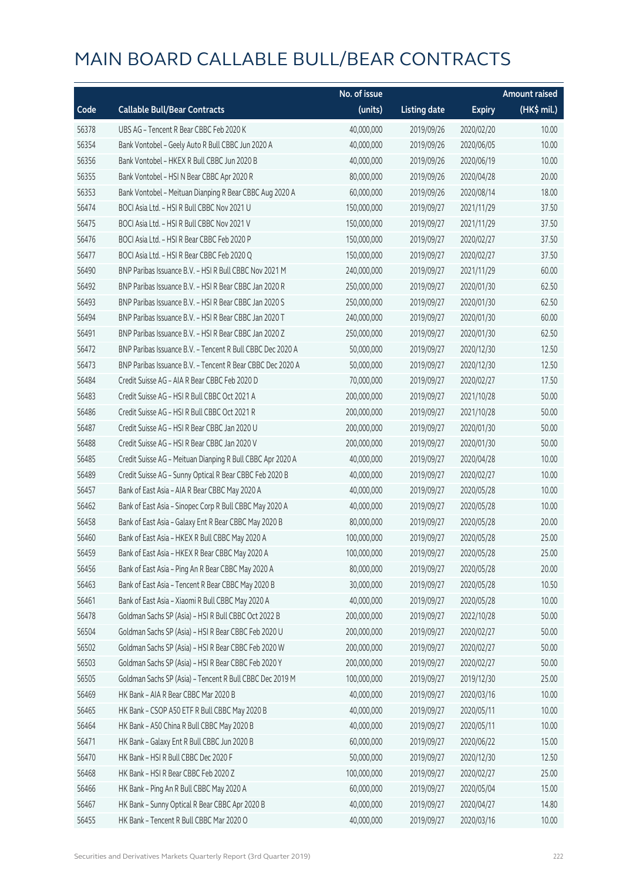# MAIN BOARD CALLABLE BULL/BEAR CONTRACTS

| Code | Callable Bull/Bear Contracts | No. of issue (units) | Listing date | Expiry | Amount raised (HK$ mil.) |
|---|---|---|---|---|---|
| 56378 | UBS AG – Tencent R Bear CBBC Feb 2020 K | 40,000,000 | 2019/09/26 | 2020/02/20 | 10.00 |
| 56354 | Bank Vontobel – Geely Auto R Bull CBBC Jun 2020 A | 40,000,000 | 2019/09/26 | 2020/06/05 | 10.00 |
| 56356 | Bank Vontobel – HKEX R Bull CBBC Jun 2020 B | 40,000,000 | 2019/09/26 | 2020/06/19 | 10.00 |
| 56355 | Bank Vontobel – HSI N Bear CBBC Apr 2020 R | 80,000,000 | 2019/09/26 | 2020/04/28 | 20.00 |
| 56353 | Bank Vontobel – Meituan Dianping R Bear CBBC Aug 2020 A | 60,000,000 | 2019/09/26 | 2020/08/14 | 18.00 |
| 56474 | BOCI Asia Ltd. – HSI R Bull CBBC Nov 2021 U | 150,000,000 | 2019/09/27 | 2021/11/29 | 37.50 |
| 56475 | BOCI Asia Ltd. – HSI R Bull CBBC Nov 2021 V | 150,000,000 | 2019/09/27 | 2021/11/29 | 37.50 |
| 56476 | BOCI Asia Ltd. – HSI R Bear CBBC Feb 2020 P | 150,000,000 | 2019/09/27 | 2020/02/27 | 37.50 |
| 56477 | BOCI Asia Ltd. – HSI R Bear CBBC Feb 2020 Q | 150,000,000 | 2019/09/27 | 2020/02/27 | 37.50 |
| 56490 | BNP Paribas Issuance B.V. – HSI R Bull CBBC Nov 2021 M | 240,000,000 | 2019/09/27 | 2021/11/29 | 60.00 |
| 56492 | BNP Paribas Issuance B.V. – HSI R Bear CBBC Jan 2020 R | 250,000,000 | 2019/09/27 | 2020/01/30 | 62.50 |
| 56493 | BNP Paribas Issuance B.V. – HSI R Bear CBBC Jan 2020 S | 250,000,000 | 2019/09/27 | 2020/01/30 | 62.50 |
| 56494 | BNP Paribas Issuance B.V. – HSI R Bear CBBC Jan 2020 T | 240,000,000 | 2019/09/27 | 2020/01/30 | 60.00 |
| 56491 | BNP Paribas Issuance B.V. – HSI R Bear CBBC Jan 2020 Z | 250,000,000 | 2019/09/27 | 2020/01/30 | 62.50 |
| 56472 | BNP Paribas Issuance B.V. – Tencent R Bull CBBC Dec 2020 A | 50,000,000 | 2019/09/27 | 2020/12/30 | 12.50 |
| 56473 | BNP Paribas Issuance B.V. – Tencent R Bear CBBC Dec 2020 A | 50,000,000 | 2019/09/27 | 2020/12/30 | 12.50 |
| 56484 | Credit Suisse AG – AIA R Bear CBBC Feb 2020 D | 70,000,000 | 2019/09/27 | 2020/02/27 | 17.50 |
| 56483 | Credit Suisse AG – HSI R Bull CBBC Oct 2021 A | 200,000,000 | 2019/09/27 | 2021/10/28 | 50.00 |
| 56486 | Credit Suisse AG – HSI R Bull CBBC Oct 2021 R | 200,000,000 | 2019/09/27 | 2021/10/28 | 50.00 |
| 56487 | Credit Suisse AG – HSI R Bear CBBC Jan 2020 U | 200,000,000 | 2019/09/27 | 2020/01/30 | 50.00 |
| 56488 | Credit Suisse AG – HSI R Bear CBBC Jan 2020 V | 200,000,000 | 2019/09/27 | 2020/01/30 | 50.00 |
| 56485 | Credit Suisse AG – Meituan Dianping R Bull CBBC Apr 2020 A | 40,000,000 | 2019/09/27 | 2020/04/28 | 10.00 |
| 56489 | Credit Suisse AG – Sunny Optical R Bear CBBC Feb 2020 B | 40,000,000 | 2019/09/27 | 2020/02/27 | 10.00 |
| 56457 | Bank of East Asia – AIA R Bear CBBC May 2020 A | 40,000,000 | 2019/09/27 | 2020/05/28 | 10.00 |
| 56462 | Bank of East Asia – Sinopec Corp R Bull CBBC May 2020 A | 40,000,000 | 2019/09/27 | 2020/05/28 | 10.00 |
| 56458 | Bank of East Asia – Galaxy Ent R Bear CBBC May 2020 B | 80,000,000 | 2019/09/27 | 2020/05/28 | 20.00 |
| 56460 | Bank of East Asia – HKEX R Bull CBBC May 2020 A | 100,000,000 | 2019/09/27 | 2020/05/28 | 25.00 |
| 56459 | Bank of East Asia – HKEX R Bear CBBC May 2020 A | 100,000,000 | 2019/09/27 | 2020/05/28 | 25.00 |
| 56456 | Bank of East Asia – Ping An R Bear CBBC May 2020 A | 80,000,000 | 2019/09/27 | 2020/05/28 | 20.00 |
| 56463 | Bank of East Asia – Tencent R Bear CBBC May 2020 B | 30,000,000 | 2019/09/27 | 2020/05/28 | 10.50 |
| 56461 | Bank of East Asia – Xiaomi R Bull CBBC May 2020 A | 40,000,000 | 2019/09/27 | 2020/05/28 | 10.00 |
| 56478 | Goldman Sachs SP (Asia) – HSI R Bull CBBC Oct 2022 B | 200,000,000 | 2019/09/27 | 2022/10/28 | 50.00 |
| 56504 | Goldman Sachs SP (Asia) – HSI R Bear CBBC Feb 2020 U | 200,000,000 | 2019/09/27 | 2020/02/27 | 50.00 |
| 56502 | Goldman Sachs SP (Asia) – HSI R Bear CBBC Feb 2020 W | 200,000,000 | 2019/09/27 | 2020/02/27 | 50.00 |
| 56503 | Goldman Sachs SP (Asia) – HSI R Bear CBBC Feb 2020 Y | 200,000,000 | 2019/09/27 | 2020/02/27 | 50.00 |
| 56505 | Goldman Sachs SP (Asia) – Tencent R Bull CBBC Dec 2019 M | 100,000,000 | 2019/09/27 | 2019/12/30 | 25.00 |
| 56469 | HK Bank – AIA R Bear CBBC Mar 2020 B | 40,000,000 | 2019/09/27 | 2020/03/16 | 10.00 |
| 56465 | HK Bank – CSOP A50 ETF R Bull CBBC May 2020 B | 40,000,000 | 2019/09/27 | 2020/05/11 | 10.00 |
| 56464 | HK Bank – A50 China R Bull CBBC May 2020 B | 40,000,000 | 2019/09/27 | 2020/05/11 | 10.00 |
| 56471 | HK Bank – Galaxy Ent R Bull CBBC Jun 2020 B | 60,000,000 | 2019/09/27 | 2020/06/22 | 15.00 |
| 56470 | HK Bank – HSI R Bull CBBC Dec 2020 F | 50,000,000 | 2019/09/27 | 2020/12/30 | 12.50 |
| 56468 | HK Bank – HSI R Bear CBBC Feb 2020 Z | 100,000,000 | 2019/09/27 | 2020/02/27 | 25.00 |
| 56466 | HK Bank – Ping An R Bull CBBC May 2020 A | 60,000,000 | 2019/09/27 | 2020/05/04 | 15.00 |
| 56467 | HK Bank – Sunny Optical R Bear CBBC Apr 2020 B | 40,000,000 | 2019/09/27 | 2020/04/27 | 14.80 |
| 56455 | HK Bank – Tencent R Bull CBBC Mar 2020 O | 40,000,000 | 2019/09/27 | 2020/03/16 | 10.00 |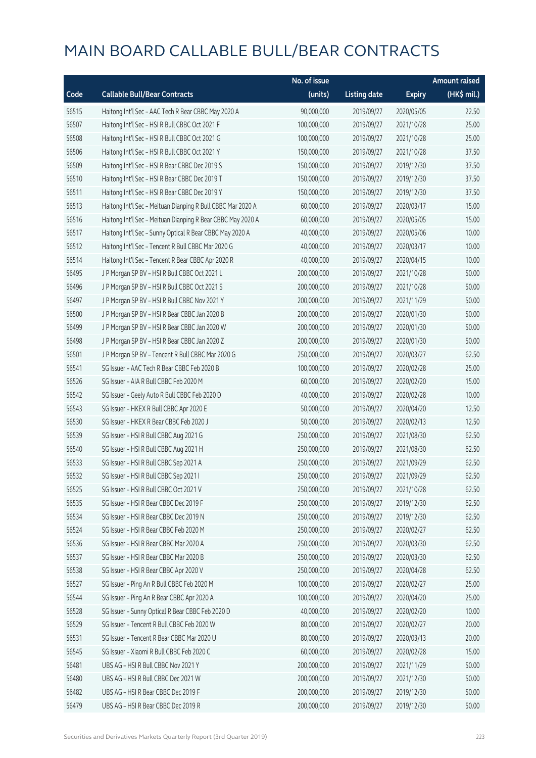# MAIN BOARD CALLABLE BULL/BEAR CONTRACTS

| Code | Callable Bull/Bear Contracts | No. of issue (units) | Listing date | Expiry | Amount raised (HK$ mil.) |
|---|---|---|---|---|---|
| 56515 | Haitong Int'l Sec – AAC Tech R Bear CBBC May 2020 A | 90,000,000 | 2019/09/27 | 2020/05/05 | 22.50 |
| 56507 | Haitong Int'l Sec – HSI R Bull CBBC Oct 2021 F | 100,000,000 | 2019/09/27 | 2021/10/28 | 25.00 |
| 56508 | Haitong Int'l Sec – HSI R Bull CBBC Oct 2021 G | 100,000,000 | 2019/09/27 | 2021/10/28 | 25.00 |
| 56506 | Haitong Int'l Sec – HSI R Bull CBBC Oct 2021 Y | 150,000,000 | 2019/09/27 | 2021/10/28 | 37.50 |
| 56509 | Haitong Int'l Sec – HSI R Bear CBBC Dec 2019 S | 150,000,000 | 2019/09/27 | 2019/12/30 | 37.50 |
| 56510 | Haitong Int'l Sec – HSI R Bear CBBC Dec 2019 T | 150,000,000 | 2019/09/27 | 2019/12/30 | 37.50 |
| 56511 | Haitong Int'l Sec – HSI R Bear CBBC Dec 2019 Y | 150,000,000 | 2019/09/27 | 2019/12/30 | 37.50 |
| 56513 | Haitong Int'l Sec – Meituan Dianping R Bull CBBC Mar 2020 A | 60,000,000 | 2019/09/27 | 2020/03/17 | 15.00 |
| 56516 | Haitong Int'l Sec – Meituan Dianping R Bear CBBC May 2020 A | 60,000,000 | 2019/09/27 | 2020/05/05 | 15.00 |
| 56517 | Haitong Int'l Sec – Sunny Optical R Bear CBBC May 2020 A | 40,000,000 | 2019/09/27 | 2020/05/06 | 10.00 |
| 56512 | Haitong Int'l Sec – Tencent R Bull CBBC Mar 2020 G | 40,000,000 | 2019/09/27 | 2020/03/17 | 10.00 |
| 56514 | Haitong Int'l Sec – Tencent R Bear CBBC Apr 2020 R | 40,000,000 | 2019/09/27 | 2020/04/15 | 10.00 |
| 56495 | J P Morgan SP BV – HSI R Bull CBBC Oct 2021 L | 200,000,000 | 2019/09/27 | 2021/10/28 | 50.00 |
| 56496 | J P Morgan SP BV – HSI R Bull CBBC Oct 2021 S | 200,000,000 | 2019/09/27 | 2021/10/28 | 50.00 |
| 56497 | J P Morgan SP BV – HSI R Bull CBBC Nov 2021 Y | 200,000,000 | 2019/09/27 | 2021/11/29 | 50.00 |
| 56500 | J P Morgan SP BV – HSI R Bear CBBC Jan 2020 B | 200,000,000 | 2019/09/27 | 2020/01/30 | 50.00 |
| 56499 | J P Morgan SP BV – HSI R Bear CBBC Jan 2020 W | 200,000,000 | 2019/09/27 | 2020/01/30 | 50.00 |
| 56498 | J P Morgan SP BV – HSI R Bear CBBC Jan 2020 Z | 200,000,000 | 2019/09/27 | 2020/01/30 | 50.00 |
| 56501 | J P Morgan SP BV – Tencent R Bull CBBC Mar 2020 G | 250,000,000 | 2019/09/27 | 2020/03/27 | 62.50 |
| 56541 | SG Issuer – AAC Tech R Bear CBBC Feb 2020 B | 100,000,000 | 2019/09/27 | 2020/02/28 | 25.00 |
| 56526 | SG Issuer – AIA R Bull CBBC Feb 2020 M | 60,000,000 | 2019/09/27 | 2020/02/20 | 15.00 |
| 56542 | SG Issuer – Geely Auto R Bull CBBC Feb 2020 D | 40,000,000 | 2019/09/27 | 2020/02/28 | 10.00 |
| 56543 | SG Issuer – HKEX R Bull CBBC Apr 2020 E | 50,000,000 | 2019/09/27 | 2020/04/20 | 12.50 |
| 56530 | SG Issuer – HKEX R Bear CBBC Feb 2020 J | 50,000,000 | 2019/09/27 | 2020/02/13 | 12.50 |
| 56539 | SG Issuer – HSI R Bull CBBC Aug 2021 G | 250,000,000 | 2019/09/27 | 2021/08/30 | 62.50 |
| 56540 | SG Issuer – HSI R Bull CBBC Aug 2021 H | 250,000,000 | 2019/09/27 | 2021/08/30 | 62.50 |
| 56533 | SG Issuer – HSI R Bull CBBC Sep 2021 A | 250,000,000 | 2019/09/27 | 2021/09/29 | 62.50 |
| 56532 | SG Issuer – HSI R Bull CBBC Sep 2021 I | 250,000,000 | 2019/09/27 | 2021/09/29 | 62.50 |
| 56525 | SG Issuer – HSI R Bull CBBC Oct 2021 V | 250,000,000 | 2019/09/27 | 2021/10/28 | 62.50 |
| 56535 | SG Issuer – HSI R Bear CBBC Dec 2019 F | 250,000,000 | 2019/09/27 | 2019/12/30 | 62.50 |
| 56534 | SG Issuer – HSI R Bear CBBC Dec 2019 N | 250,000,000 | 2019/09/27 | 2019/12/30 | 62.50 |
| 56524 | SG Issuer – HSI R Bear CBBC Feb 2020 M | 250,000,000 | 2019/09/27 | 2020/02/27 | 62.50 |
| 56536 | SG Issuer – HSI R Bear CBBC Mar 2020 A | 250,000,000 | 2019/09/27 | 2020/03/30 | 62.50 |
| 56537 | SG Issuer – HSI R Bear CBBC Mar 2020 B | 250,000,000 | 2019/09/27 | 2020/03/30 | 62.50 |
| 56538 | SG Issuer – HSI R Bear CBBC Apr 2020 V | 250,000,000 | 2019/09/27 | 2020/04/28 | 62.50 |
| 56527 | SG Issuer – Ping An R Bull CBBC Feb 2020 M | 100,000,000 | 2019/09/27 | 2020/02/27 | 25.00 |
| 56544 | SG Issuer – Ping An R Bear CBBC Apr 2020 A | 100,000,000 | 2019/09/27 | 2020/04/20 | 25.00 |
| 56528 | SG Issuer – Sunny Optical R Bear CBBC Feb 2020 D | 40,000,000 | 2019/09/27 | 2020/02/20 | 10.00 |
| 56529 | SG Issuer – Tencent R Bull CBBC Feb 2020 W | 80,000,000 | 2019/09/27 | 2020/02/27 | 20.00 |
| 56531 | SG Issuer – Tencent R Bear CBBC Mar 2020 U | 80,000,000 | 2019/09/27 | 2020/03/13 | 20.00 |
| 56545 | SG Issuer – Xiaomi R Bull CBBC Feb 2020 C | 60,000,000 | 2019/09/27 | 2020/02/28 | 15.00 |
| 56481 | UBS AG – HSI R Bull CBBC Nov 2021 Y | 200,000,000 | 2019/09/27 | 2021/11/29 | 50.00 |
| 56480 | UBS AG – HSI R Bull CBBC Dec 2021 W | 200,000,000 | 2019/09/27 | 2021/12/30 | 50.00 |
| 56482 | UBS AG – HSI R Bear CBBC Dec 2019 F | 200,000,000 | 2019/09/27 | 2019/12/30 | 50.00 |
| 56479 | UBS AG – HSI R Bear CBBC Dec 2019 R | 200,000,000 | 2019/09/27 | 2019/12/30 | 50.00 |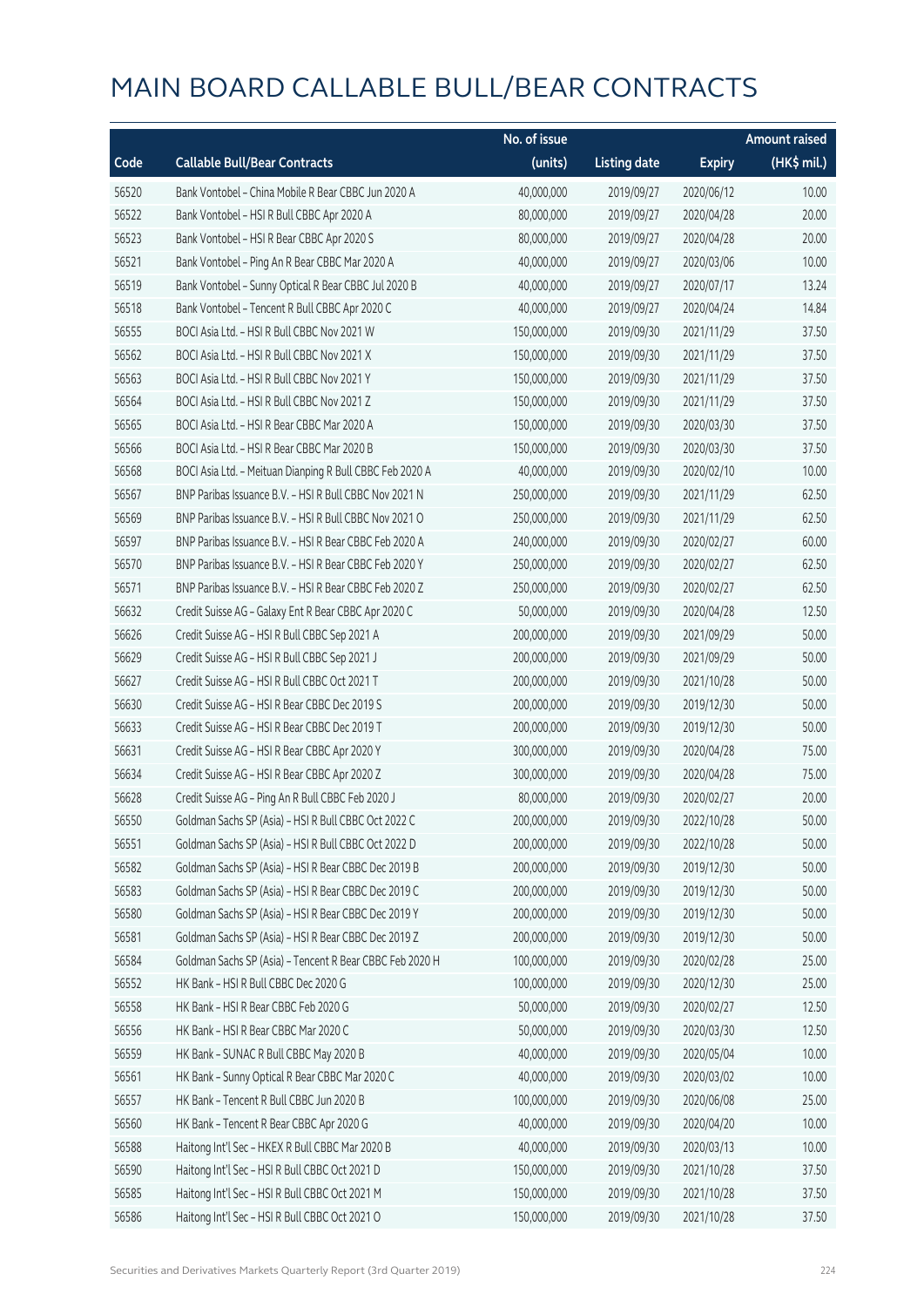# MAIN BOARD CALLABLE BULL/BEAR CONTRACTS

| Code | Callable Bull/Bear Contracts | No. of issue (units) | Listing date | Expiry | Amount raised (HK$ mil.) |
|---|---|---|---|---|---|
| 56520 | Bank Vontobel – China Mobile R Bear CBBC Jun 2020 A | 40,000,000 | 2019/09/27 | 2020/06/12 | 10.00 |
| 56522 | Bank Vontobel – HSI R Bull CBBC Apr 2020 A | 80,000,000 | 2019/09/27 | 2020/04/28 | 20.00 |
| 56523 | Bank Vontobel – HSI R Bear CBBC Apr 2020 S | 80,000,000 | 2019/09/27 | 2020/04/28 | 20.00 |
| 56521 | Bank Vontobel – Ping An R Bear CBBC Mar 2020 A | 40,000,000 | 2019/09/27 | 2020/03/06 | 10.00 |
| 56519 | Bank Vontobel – Sunny Optical R Bear CBBC Jul 2020 B | 40,000,000 | 2019/09/27 | 2020/07/17 | 13.24 |
| 56518 | Bank Vontobel – Tencent R Bull CBBC Apr 2020 C | 40,000,000 | 2019/09/27 | 2020/04/24 | 14.84 |
| 56555 | BOCI Asia Ltd. – HSI R Bull CBBC Nov 2021 W | 150,000,000 | 2019/09/30 | 2021/11/29 | 37.50 |
| 56562 | BOCI Asia Ltd. – HSI R Bull CBBC Nov 2021 X | 150,000,000 | 2019/09/30 | 2021/11/29 | 37.50 |
| 56563 | BOCI Asia Ltd. – HSI R Bull CBBC Nov 2021 Y | 150,000,000 | 2019/09/30 | 2021/11/29 | 37.50 |
| 56564 | BOCI Asia Ltd. – HSI R Bull CBBC Nov 2021 Z | 150,000,000 | 2019/09/30 | 2021/11/29 | 37.50 |
| 56565 | BOCI Asia Ltd. – HSI R Bear CBBC Mar 2020 A | 150,000,000 | 2019/09/30 | 2020/03/30 | 37.50 |
| 56566 | BOCI Asia Ltd. – HSI R Bear CBBC Mar 2020 B | 150,000,000 | 2019/09/30 | 2020/03/30 | 37.50 |
| 56568 | BOCI Asia Ltd. – Meituan Dianping R Bull CBBC Feb 2020 A | 40,000,000 | 2019/09/30 | 2020/02/10 | 10.00 |
| 56567 | BNP Paribas Issuance B.V. – HSI R Bull CBBC Nov 2021 N | 250,000,000 | 2019/09/30 | 2021/11/29 | 62.50 |
| 56569 | BNP Paribas Issuance B.V. – HSI R Bull CBBC Nov 2021 O | 250,000,000 | 2019/09/30 | 2021/11/29 | 62.50 |
| 56597 | BNP Paribas Issuance B.V. – HSI R Bear CBBC Feb 2020 A | 240,000,000 | 2019/09/30 | 2020/02/27 | 60.00 |
| 56570 | BNP Paribas Issuance B.V. – HSI R Bear CBBC Feb 2020 Y | 250,000,000 | 2019/09/30 | 2020/02/27 | 62.50 |
| 56571 | BNP Paribas Issuance B.V. – HSI R Bear CBBC Feb 2020 Z | 250,000,000 | 2019/09/30 | 2020/02/27 | 62.50 |
| 56632 | Credit Suisse AG – Galaxy Ent R Bear CBBC Apr 2020 C | 50,000,000 | 2019/09/30 | 2020/04/28 | 12.50 |
| 56626 | Credit Suisse AG – HSI R Bull CBBC Sep 2021 A | 200,000,000 | 2019/09/30 | 2021/09/29 | 50.00 |
| 56629 | Credit Suisse AG – HSI R Bull CBBC Sep 2021 J | 200,000,000 | 2019/09/30 | 2021/09/29 | 50.00 |
| 56627 | Credit Suisse AG – HSI R Bull CBBC Oct 2021 T | 200,000,000 | 2019/09/30 | 2021/10/28 | 50.00 |
| 56630 | Credit Suisse AG – HSI R Bear CBBC Dec 2019 S | 200,000,000 | 2019/09/30 | 2019/12/30 | 50.00 |
| 56633 | Credit Suisse AG – HSI R Bear CBBC Dec 2019 T | 200,000,000 | 2019/09/30 | 2019/12/30 | 50.00 |
| 56631 | Credit Suisse AG – HSI R Bear CBBC Apr 2020 Y | 300,000,000 | 2019/09/30 | 2020/04/28 | 75.00 |
| 56634 | Credit Suisse AG – HSI R Bear CBBC Apr 2020 Z | 300,000,000 | 2019/09/30 | 2020/04/28 | 75.00 |
| 56628 | Credit Suisse AG – Ping An R Bull CBBC Feb 2020 J | 80,000,000 | 2019/09/30 | 2020/02/27 | 20.00 |
| 56550 | Goldman Sachs SP (Asia) – HSI R Bull CBBC Oct 2022 C | 200,000,000 | 2019/09/30 | 2022/10/28 | 50.00 |
| 56551 | Goldman Sachs SP (Asia) – HSI R Bull CBBC Oct 2022 D | 200,000,000 | 2019/09/30 | 2022/10/28 | 50.00 |
| 56582 | Goldman Sachs SP (Asia) – HSI R Bear CBBC Dec 2019 B | 200,000,000 | 2019/09/30 | 2019/12/30 | 50.00 |
| 56583 | Goldman Sachs SP (Asia) – HSI R Bear CBBC Dec 2019 C | 200,000,000 | 2019/09/30 | 2019/12/30 | 50.00 |
| 56580 | Goldman Sachs SP (Asia) – HSI R Bear CBBC Dec 2019 Y | 200,000,000 | 2019/09/30 | 2019/12/30 | 50.00 |
| 56581 | Goldman Sachs SP (Asia) – HSI R Bear CBBC Dec 2019 Z | 200,000,000 | 2019/09/30 | 2019/12/30 | 50.00 |
| 56584 | Goldman Sachs SP (Asia) – Tencent R Bear CBBC Feb 2020 H | 100,000,000 | 2019/09/30 | 2020/02/28 | 25.00 |
| 56552 | HK Bank – HSI R Bull CBBC Dec 2020 G | 100,000,000 | 2019/09/30 | 2020/12/30 | 25.00 |
| 56558 | HK Bank – HSI R Bear CBBC Feb 2020 G | 50,000,000 | 2019/09/30 | 2020/02/27 | 12.50 |
| 56556 | HK Bank – HSI R Bear CBBC Mar 2020 C | 50,000,000 | 2019/09/30 | 2020/03/30 | 12.50 |
| 56559 | HK Bank – SUNAC R Bull CBBC May 2020 B | 40,000,000 | 2019/09/30 | 2020/05/04 | 10.00 |
| 56561 | HK Bank – Sunny Optical R Bear CBBC Mar 2020 C | 40,000,000 | 2019/09/30 | 2020/03/02 | 10.00 |
| 56557 | HK Bank – Tencent R Bull CBBC Jun 2020 B | 100,000,000 | 2019/09/30 | 2020/06/08 | 25.00 |
| 56560 | HK Bank – Tencent R Bear CBBC Apr 2020 G | 40,000,000 | 2019/09/30 | 2020/04/20 | 10.00 |
| 56588 | Haitong Int'l Sec – HKEX R Bull CBBC Mar 2020 B | 40,000,000 | 2019/09/30 | 2020/03/13 | 10.00 |
| 56590 | Haitong Int'l Sec – HSI R Bull CBBC Oct 2021 D | 150,000,000 | 2019/09/30 | 2021/10/28 | 37.50 |
| 56585 | Haitong Int'l Sec – HSI R Bull CBBC Oct 2021 M | 150,000,000 | 2019/09/30 | 2021/10/28 | 37.50 |
| 56586 | Haitong Int'l Sec – HSI R Bull CBBC Oct 2021 O | 150,000,000 | 2019/09/30 | 2021/10/28 | 37.50 |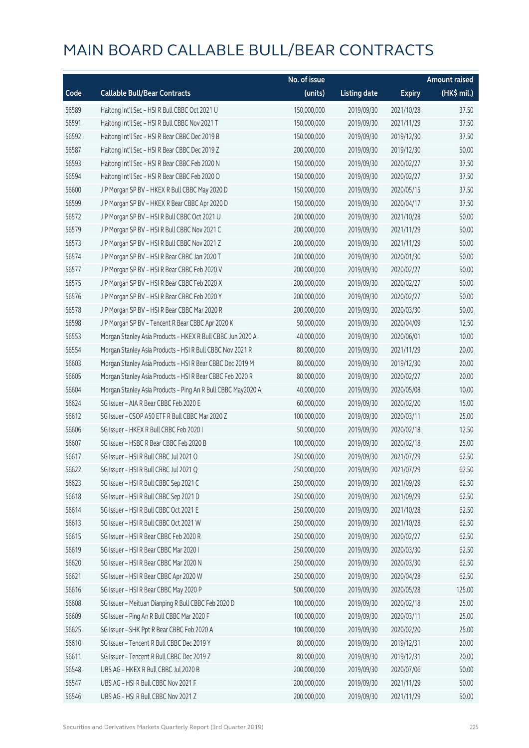# MAIN BOARD CALLABLE BULL/BEAR CONTRACTS

| Code | Callable Bull/Bear Contracts | No. of issue (units) | Listing date | Expiry | Amount raised (HK$ mil.) |
|---|---|---|---|---|---|
| 56589 | Haitong Int'l Sec - HSI R Bull CBBC Oct 2021 U | 150,000,000 | 2019/09/30 | 2021/10/28 | 37.50 |
| 56591 | Haitong Int'l Sec - HSI R Bull CBBC Nov 2021 T | 150,000,000 | 2019/09/30 | 2021/11/29 | 37.50 |
| 56592 | Haitong Int'l Sec - HSI R Bear CBBC Dec 2019 B | 150,000,000 | 2019/09/30 | 2019/12/30 | 37.50 |
| 56587 | Haitong Int'l Sec - HSI R Bear CBBC Dec 2019 Z | 200,000,000 | 2019/09/30 | 2019/12/30 | 50.00 |
| 56593 | Haitong Int'l Sec - HSI R Bear CBBC Feb 2020 N | 150,000,000 | 2019/09/30 | 2020/02/27 | 37.50 |
| 56594 | Haitong Int'l Sec - HSI R Bear CBBC Feb 2020 O | 150,000,000 | 2019/09/30 | 2020/02/27 | 37.50 |
| 56600 | J P Morgan SP BV - HKEX R Bull CBBC May 2020 D | 150,000,000 | 2019/09/30 | 2020/05/15 | 37.50 |
| 56599 | J P Morgan SP BV - HKEX R Bear CBBC Apr 2020 D | 150,000,000 | 2019/09/30 | 2020/04/17 | 37.50 |
| 56572 | J P Morgan SP BV - HSI R Bull CBBC Oct 2021 U | 200,000,000 | 2019/09/30 | 2021/10/28 | 50.00 |
| 56579 | J P Morgan SP BV - HSI R Bull CBBC Nov 2021 C | 200,000,000 | 2019/09/30 | 2021/11/29 | 50.00 |
| 56573 | J P Morgan SP BV - HSI R Bull CBBC Nov 2021 Z | 200,000,000 | 2019/09/30 | 2021/11/29 | 50.00 |
| 56574 | J P Morgan SP BV - HSI R Bear CBBC Jan 2020 T | 200,000,000 | 2019/09/30 | 2020/01/30 | 50.00 |
| 56577 | J P Morgan SP BV - HSI R Bear CBBC Feb 2020 V | 200,000,000 | 2019/09/30 | 2020/02/27 | 50.00 |
| 56575 | J P Morgan SP BV - HSI R Bear CBBC Feb 2020 X | 200,000,000 | 2019/09/30 | 2020/02/27 | 50.00 |
| 56576 | J P Morgan SP BV - HSI R Bear CBBC Feb 2020 Y | 200,000,000 | 2019/09/30 | 2020/02/27 | 50.00 |
| 56578 | J P Morgan SP BV - HSI R Bear CBBC Mar 2020 R | 200,000,000 | 2019/09/30 | 2020/03/30 | 50.00 |
| 56598 | J P Morgan SP BV - Tencent R Bear CBBC Apr 2020 K | 50,000,000 | 2019/09/30 | 2020/04/09 | 12.50 |
| 56553 | Morgan Stanley Asia Products - HKEX R Bull CBBC Jun 2020 A | 40,000,000 | 2019/09/30 | 2020/06/01 | 10.00 |
| 56554 | Morgan Stanley Asia Products - HSI R Bull CBBC Nov 2021 R | 80,000,000 | 2019/09/30 | 2021/11/29 | 20.00 |
| 56603 | Morgan Stanley Asia Products - HSI R Bear CBBC Dec 2019 M | 80,000,000 | 2019/09/30 | 2019/12/30 | 20.00 |
| 56605 | Morgan Stanley Asia Products - HSI R Bear CBBC Feb 2020 R | 80,000,000 | 2019/09/30 | 2020/02/27 | 20.00 |
| 56604 | Morgan Stanley Asia Products - Ping An R Bull CBBC May2020 A | 40,000,000 | 2019/09/30 | 2020/05/08 | 10.00 |
| 56624 | SG Issuer - AIA R Bear CBBC Feb 2020 E | 60,000,000 | 2019/09/30 | 2020/02/20 | 15.00 |
| 56612 | SG Issuer - CSOP A50 ETF R Bull CBBC Mar 2020 Z | 100,000,000 | 2019/09/30 | 2020/03/11 | 25.00 |
| 56606 | SG Issuer - HKEX R Bull CBBC Feb 2020 I | 50,000,000 | 2019/09/30 | 2020/02/18 | 12.50 |
| 56607 | SG Issuer - HSBC R Bear CBBC Feb 2020 B | 100,000,000 | 2019/09/30 | 2020/02/18 | 25.00 |
| 56617 | SG Issuer - HSI R Bull CBBC Jul 2021 O | 250,000,000 | 2019/09/30 | 2021/07/29 | 62.50 |
| 56622 | SG Issuer - HSI R Bull CBBC Jul 2021 Q | 250,000,000 | 2019/09/30 | 2021/07/29 | 62.50 |
| 56623 | SG Issuer - HSI R Bull CBBC Sep 2021 C | 250,000,000 | 2019/09/30 | 2021/09/29 | 62.50 |
| 56618 | SG Issuer - HSI R Bull CBBC Sep 2021 D | 250,000,000 | 2019/09/30 | 2021/09/29 | 62.50 |
| 56614 | SG Issuer - HSI R Bull CBBC Oct 2021 E | 250,000,000 | 2019/09/30 | 2021/10/28 | 62.50 |
| 56613 | SG Issuer - HSI R Bull CBBC Oct 2021 W | 250,000,000 | 2019/09/30 | 2021/10/28 | 62.50 |
| 56615 | SG Issuer - HSI R Bear CBBC Feb 2020 R | 250,000,000 | 2019/09/30 | 2020/02/27 | 62.50 |
| 56619 | SG Issuer - HSI R Bear CBBC Mar 2020 I | 250,000,000 | 2019/09/30 | 2020/03/30 | 62.50 |
| 56620 | SG Issuer - HSI R Bear CBBC Mar 2020 N | 250,000,000 | 2019/09/30 | 2020/03/30 | 62.50 |
| 56621 | SG Issuer - HSI R Bear CBBC Apr 2020 W | 250,000,000 | 2019/09/30 | 2020/04/28 | 62.50 |
| 56616 | SG Issuer - HSI R Bear CBBC May 2020 P | 500,000,000 | 2019/09/30 | 2020/05/28 | 125.00 |
| 56608 | SG Issuer - Meituan Dianping R Bull CBBC Feb 2020 D | 100,000,000 | 2019/09/30 | 2020/02/18 | 25.00 |
| 56609 | SG Issuer - Ping An R Bull CBBC Mar 2020 F | 100,000,000 | 2019/09/30 | 2020/03/11 | 25.00 |
| 56625 | SG Issuer - SHK Ppt R Bear CBBC Feb 2020 A | 100,000,000 | 2019/09/30 | 2020/02/20 | 25.00 |
| 56610 | SG Issuer - Tencent R Bull CBBC Dec 2019 Y | 80,000,000 | 2019/09/30 | 2019/12/31 | 20.00 |
| 56611 | SG Issuer - Tencent R Bull CBBC Dec 2019 Z | 80,000,000 | 2019/09/30 | 2019/12/31 | 20.00 |
| 56548 | UBS AG - HKEX R Bull CBBC Jul 2020 B | 200,000,000 | 2019/09/30 | 2020/07/06 | 50.00 |
| 56547 | UBS AG - HSI R Bull CBBC Nov 2021 F | 200,000,000 | 2019/09/30 | 2021/11/29 | 50.00 |
| 56546 | UBS AG - HSI R Bull CBBC Nov 2021 Z | 200,000,000 | 2019/09/30 | 2021/11/29 | 50.00 |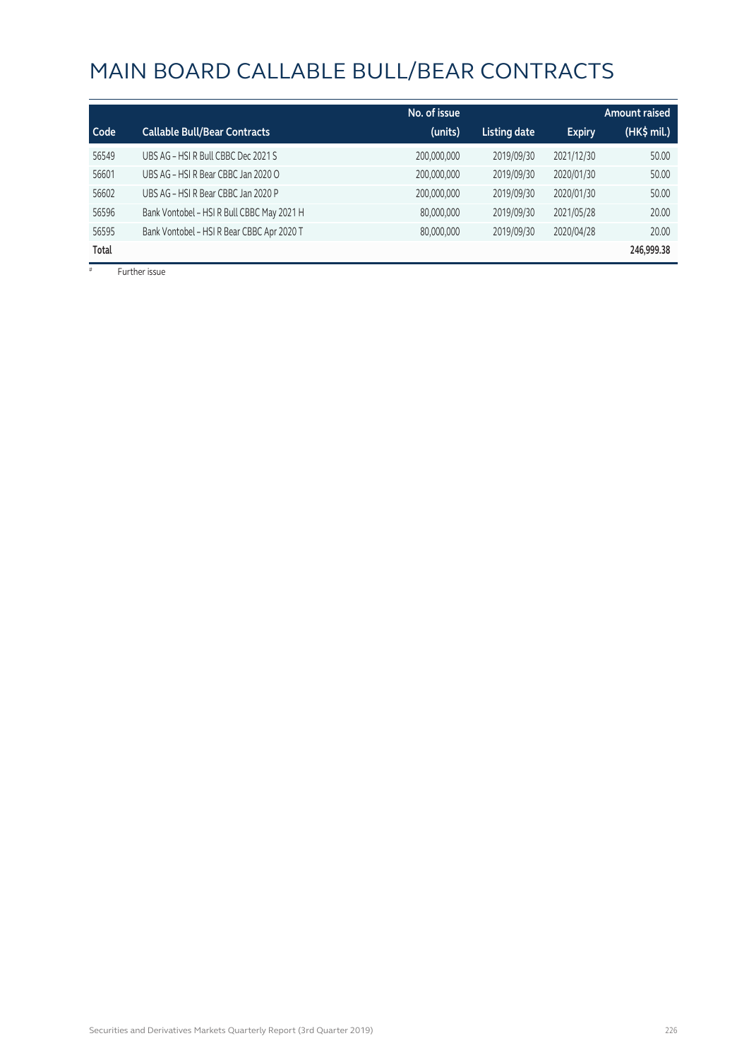# MAIN BOARD CALLABLE BULL/BEAR CONTRACTS

| Code | Callable Bull/Bear Contracts | No. of issue (units) | Listing date | Expiry | Amount raised (HK$ mil.) |
|---|---|---|---|---|---|
| 56549 | UBS AG – HSI R Bull CBBC Dec 2021 S | 200,000,000 | 2019/09/30 | 2021/12/30 | 50.00 |
| 56601 | UBS AG – HSI R Bear CBBC Jan 2020 O | 200,000,000 | 2019/09/30 | 2020/01/30 | 50.00 |
| 56602 | UBS AG – HSI R Bear CBBC Jan 2020 P | 200,000,000 | 2019/09/30 | 2020/01/30 | 50.00 |
| 56596 | Bank Vontobel – HSI R Bull CBBC May 2021 H | 80,000,000 | 2019/09/30 | 2021/05/28 | 20.00 |
| 56595 | Bank Vontobel – HSI R Bear CBBC Apr 2020 T | 80,000,000 | 2019/09/30 | 2020/04/28 | 20.00 |
| **Total** | | | | | **246,999.38** |

# Further issue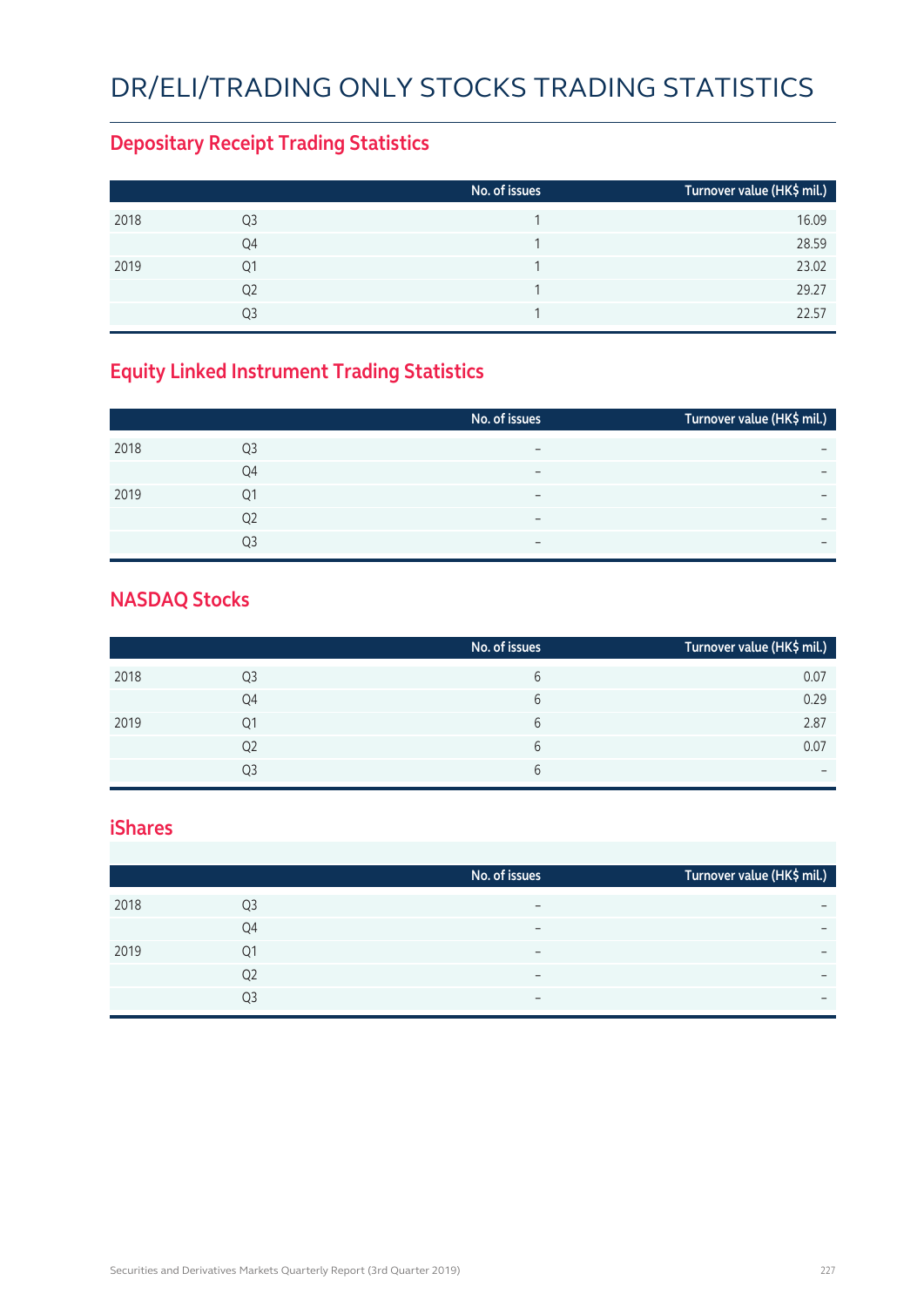# DR/ELI/TRADING ONLY STOCKS TRADING STATISTICS

## Depositary Receipt Trading Statistics

| | | No. of issues | Turnover value (HK$ mil.) |
|---|---|---|---|
| 2018 | Q3 | 1 | 16.09 |
| | Q4 | 1 | 28.59 |
| 2019 | Q1 | 1 | 23.02 |
| | Q2 | 1 | 29.27 |
| | Q3 | 1 | 22.57 |

## Equity Linked Instrument Trading Statistics

| | | No. of issues | Turnover value (HK$ mil.) |
|---|---|---|---|
| 2018 | Q3 | – | – |
| | Q4 | – | – |
| 2019 | Q1 | – | – |
| | Q2 | – | – |
| | Q3 | – | – |

## NASDAQ Stocks

| | | No. of issues | Turnover value (HK$ mil.) |
|---|---|---|---|
| 2018 | Q3 | 6 | 0.07 |
| | Q4 | 6 | 0.29 |
| 2019 | Q1 | 6 | 2.87 |
| | Q2 | 6 | 0.07 |
| | Q3 | 6 | – |

## iShares

| | | No. of issues | Turnover value (HK$ mil.) |
|---|---|---|---|
| 2018 | Q3 | – | – |
| | Q4 | – | – |
| 2019 | Q1 | – | – |
| | Q2 | – | – |
| | Q3 | – | – |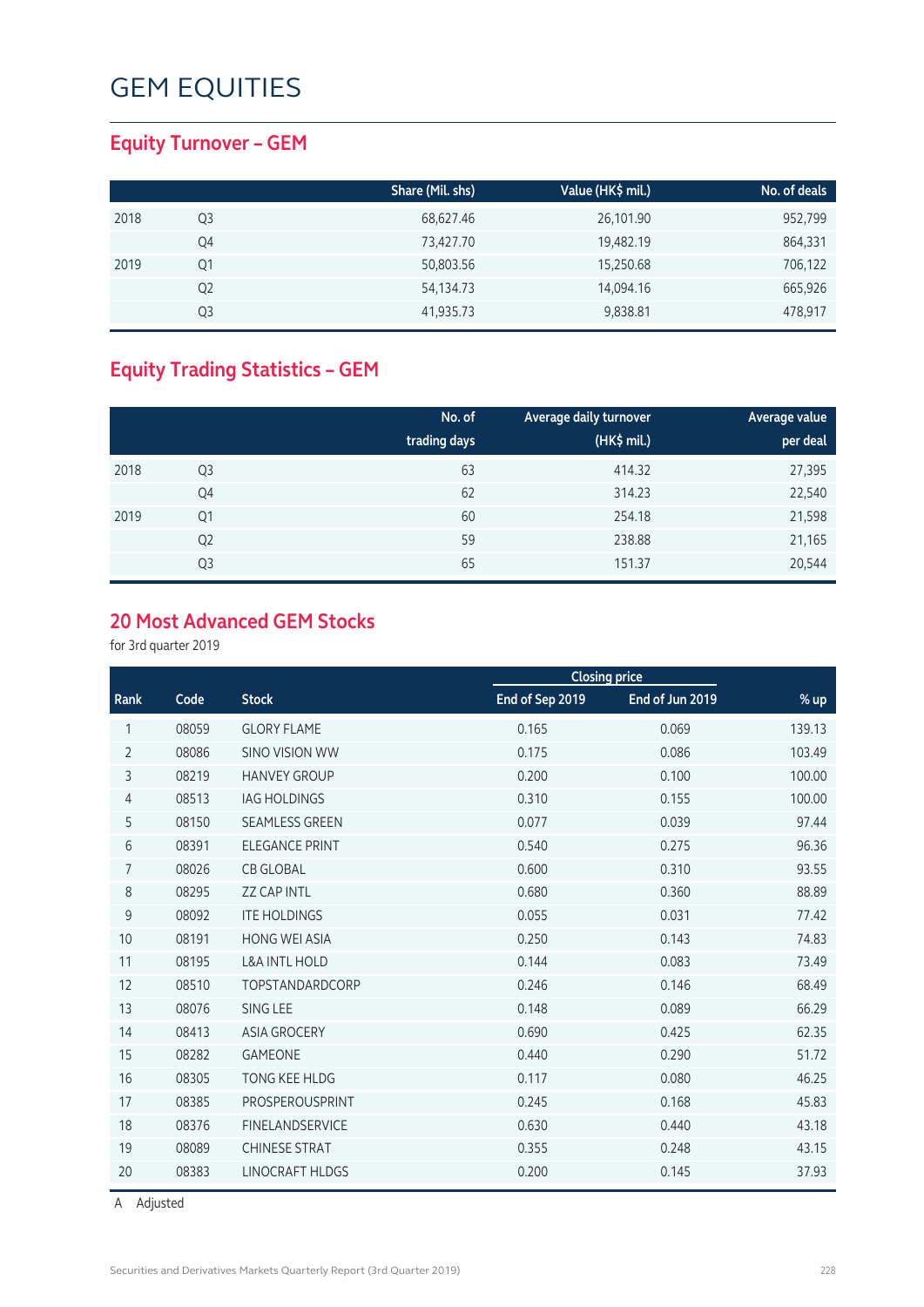# GEM EQUITIES

## Equity Turnover – GEM

| | | Share (Mil. shs) | Value (HK$ mil.) | No. of deals |
|---|---|---|---|---|
| 2018 | Q3 | 68,627.46 | 26,101.90 | 952,799 |
| | Q4 | 73,427.70 | 19,482.19 | 864,331 |
| 2019 | Q1 | 50,803.56 | 15,250.68 | 706,122 |
| | Q2 | 54,134.73 | 14,094.16 | 665,926 |
| | Q3 | 41,935.73 | 9,838.81 | 478,917 |

## Equity Trading Statistics – GEM

| | | No. of trading days | Average daily turnover (HK$ mil.) | Average value per deal |
|---|---|---|---|---|
| 2018 | Q3 | 63 | 414.32 | 27,395 |
| | Q4 | 62 | 314.23 | 22,540 |
| 2019 | Q1 | 60 | 254.18 | 21,598 |
| | Q2 | 59 | 238.88 | 21,165 |
| | Q3 | 65 | 151.37 | 20,544 |

## 20 Most Advanced GEM Stocks

for 3rd quarter 2019

| | | | Closing price | | |
|---|---|---|---|---|---|
| Rank | Code | Stock | End of Sep 2019 | End of Jun 2019 | % up |
| 1 | 08059 | GLORY FLAME | 0.165 | 0.069 | 139.13 |
| 2 | 08086 | SINO VISION WW | 0.175 | 0.086 | 103.49 |
| 3 | 08219 | HANVEY GROUP | 0.200 | 0.100 | 100.00 |
| 4 | 08513 | IAG HOLDINGS | 0.310 | 0.155 | 100.00 |
| 5 | 08150 | SEAMLESS GREEN | 0.077 | 0.039 | 97.44 |
| 6 | 08391 | ELEGANCE PRINT | 0.540 | 0.275 | 96.36 |
| 7 | 08026 | CB GLOBAL | 0.600 | 0.310 | 93.55 |
| 8 | 08295 | ZZ CAP INTL | 0.680 | 0.360 | 88.89 |
| 9 | 08092 | ITE HOLDINGS | 0.055 | 0.031 | 77.42 |
| 10 | 08191 | HONG WEI ASIA | 0.250 | 0.143 | 74.83 |
| 11 | 08195 | L&A INTL HOLD | 0.144 | 0.083 | 73.49 |
| 12 | 08510 | TOPSTANDARDCORP | 0.246 | 0.146 | 68.49 |
| 13 | 08076 | SING LEE | 0.148 | 0.089 | 66.29 |
| 14 | 08413 | ASIA GROCERY | 0.690 | 0.425 | 62.35 |
| 15 | 08282 | GAMEONE | 0.440 | 0.290 | 51.72 |
| 16 | 08305 | TONG KEE HLDG | 0.117 | 0.080 | 46.25 |
| 17 | 08385 | PROSPEROUSPRINT | 0.245 | 0.168 | 45.83 |
| 18 | 08376 | FINELANDSERVICE | 0.630 | 0.440 | 43.18 |
| 19 | 08089 | CHINESE STRAT | 0.355 | 0.248 | 43.15 |
| 20 | 08383 | LINOCRAFT HLDGS | 0.200 | 0.145 | 37.93 |

A Adjusted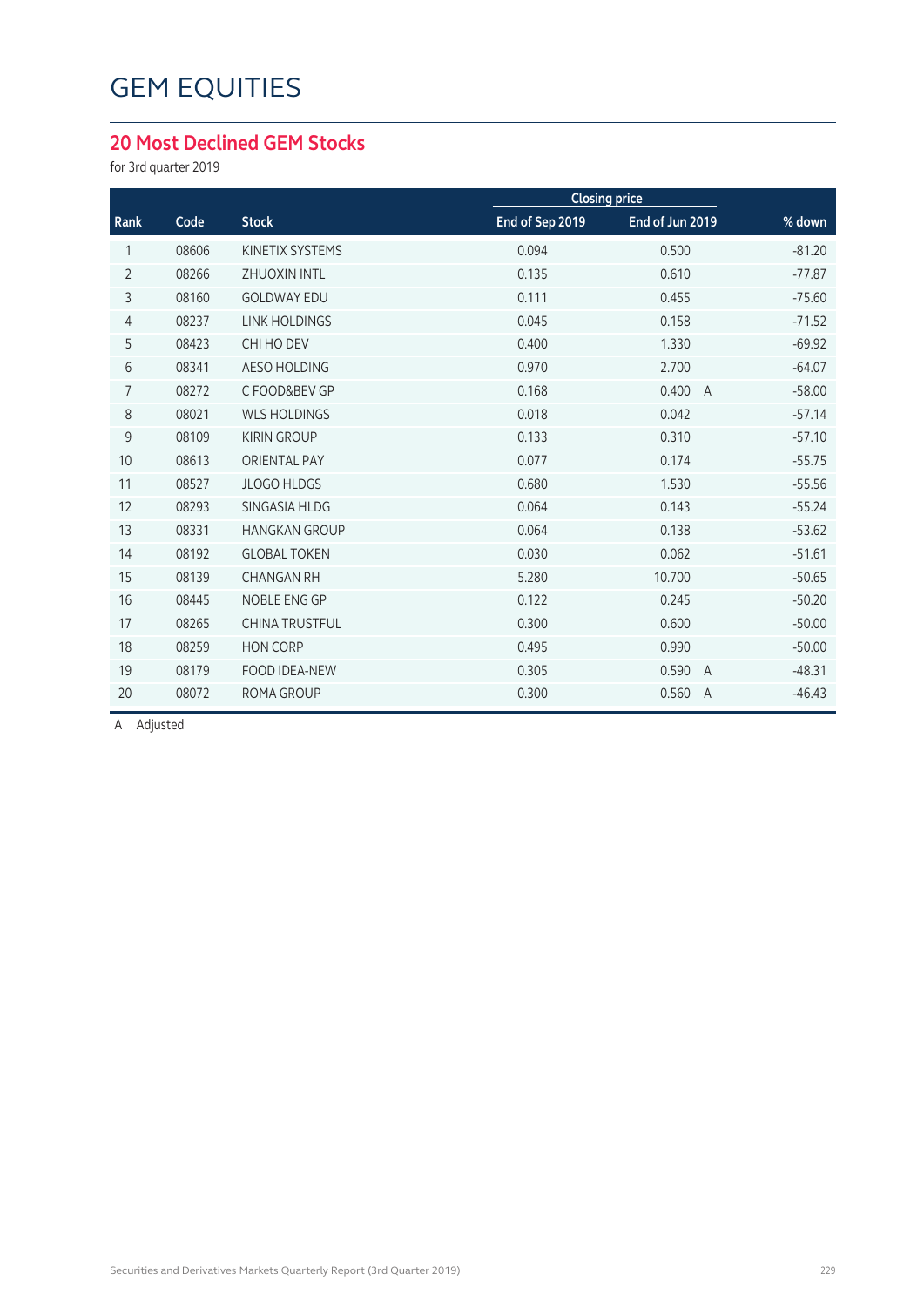# GEM EQUITIES

## 20 Most Declined GEM Stocks

for 3rd quarter 2019

| Rank | Code | Stock | Closing price | | % down |
|---|---|---|---|---|---|
| | | | End of Sep 2019 | End of Jun 2019 | |
| 1 | 08606 | KINETIX SYSTEMS | 0.094 | 0.500 | -81.20 |
| 2 | 08266 | ZHUOXIN INTL | 0.135 | 0.610 | -77.87 |
| 3 | 08160 | GOLDWAY EDU | 0.111 | 0.455 | -75.60 |
| 4 | 08237 | LINK HOLDINGS | 0.045 | 0.158 | -71.52 |
| 5 | 08423 | CHI HO DEV | 0.400 | 1.330 | -69.92 |
| 6 | 08341 | AESO HOLDING | 0.970 | 2.700 | -64.07 |
| 7 | 08272 | C FOOD&BEV GP | 0.168 | 0.400 A | -58.00 |
| 8 | 08021 | WLS HOLDINGS | 0.018 | 0.042 | -57.14 |
| 9 | 08109 | KIRIN GROUP | 0.133 | 0.310 | -57.10 |
| 10 | 08613 | ORIENTAL PAY | 0.077 | 0.174 | -55.75 |
| 11 | 08527 | JLOGO HLDGS | 0.680 | 1.530 | -55.56 |
| 12 | 08293 | SINGASIA HLDG | 0.064 | 0.143 | -55.24 |
| 13 | 08331 | HANGKAN GROUP | 0.064 | 0.138 | -53.62 |
| 14 | 08192 | GLOBAL TOKEN | 0.030 | 0.062 | -51.61 |
| 15 | 08139 | CHANGAN RH | 5.280 | 10.700 | -50.65 |
| 16 | 08445 | NOBLE ENG GP | 0.122 | 0.245 | -50.20 |
| 17 | 08265 | CHINA TRUSTFUL | 0.300 | 0.600 | -50.00 |
| 18 | 08259 | HON CORP | 0.495 | 0.990 | -50.00 |
| 19 | 08179 | FOOD IDEA-NEW | 0.305 | 0.590 A | -48.31 |
| 20 | 08072 | ROMA GROUP | 0.300 | 0.560 A | -46.43 |

A Adjusted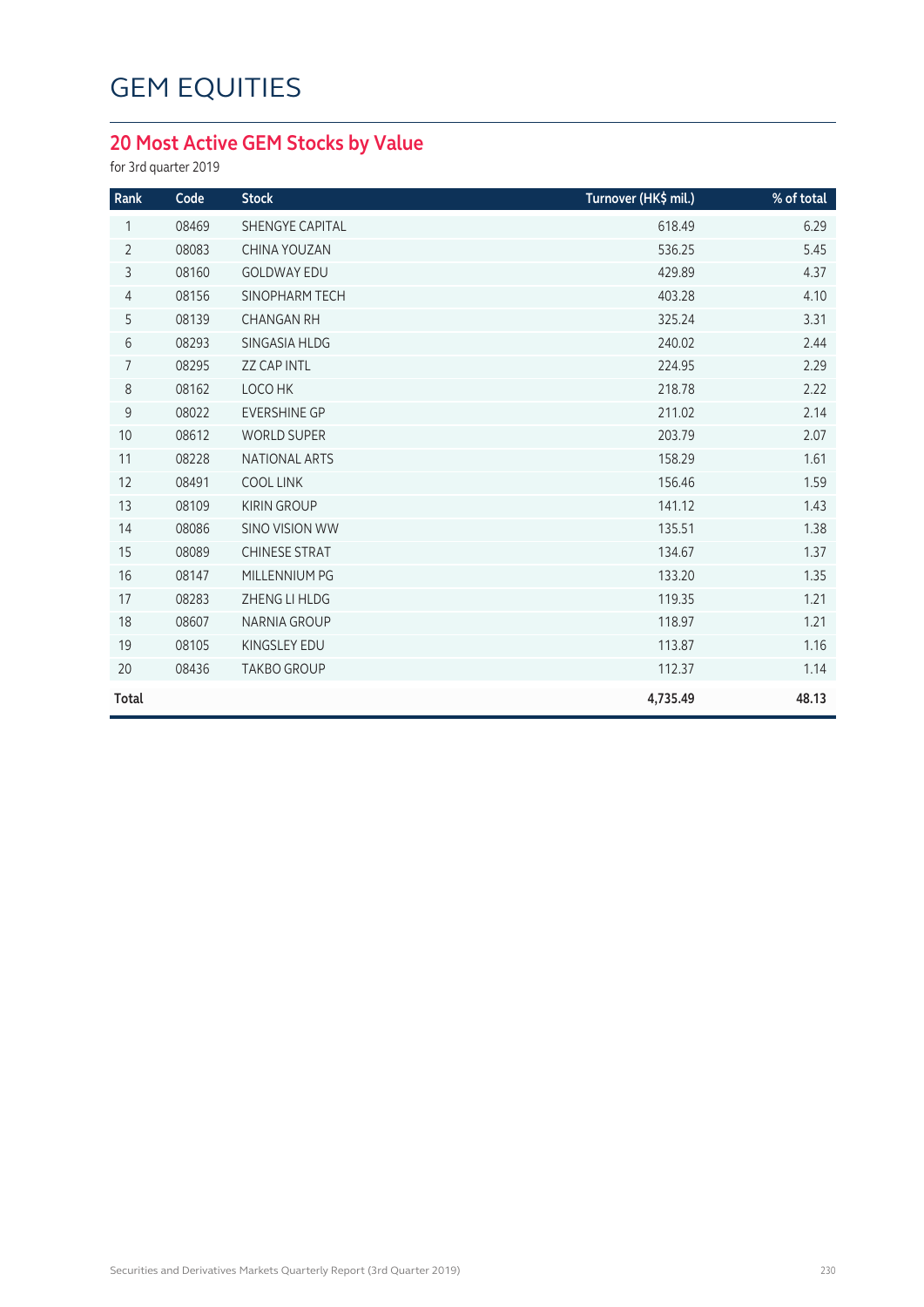# GEM EQUITIES

## 20 Most Active GEM Stocks by Value

for 3rd quarter 2019

| Rank | Code | Stock | Turnover (HK$ mil.) | % of total |
|---|---|---|---|---|
| 1 | 08469 | SHENGYE CAPITAL | 618.49 | 6.29 |
| 2 | 08083 | CHINA YOUZAN | 536.25 | 5.45 |
| 3 | 08160 | GOLDWAY EDU | 429.89 | 4.37 |
| 4 | 08156 | SINOPHARM TECH | 403.28 | 4.10 |
| 5 | 08139 | CHANGAN RH | 325.24 | 3.31 |
| 6 | 08293 | SINGASIA HLDG | 240.02 | 2.44 |
| 7 | 08295 | ZZ CAP INTL | 224.95 | 2.29 |
| 8 | 08162 | LOCO HK | 218.78 | 2.22 |
| 9 | 08022 | EVERSHINE GP | 211.02 | 2.14 |
| 10 | 08612 | WORLD SUPER | 203.79 | 2.07 |
| 11 | 08228 | NATIONAL ARTS | 158.29 | 1.61 |
| 12 | 08491 | COOL LINK | 156.46 | 1.59 |
| 13 | 08109 | KIRIN GROUP | 141.12 | 1.43 |
| 14 | 08086 | SINO VISION WW | 135.51 | 1.38 |
| 15 | 08089 | CHINESE STRAT | 134.67 | 1.37 |
| 16 | 08147 | MILLENNIUM PG | 133.20 | 1.35 |
| 17 | 08283 | ZHENG LI HLDG | 119.35 | 1.21 |
| 18 | 08607 | NARNIA GROUP | 118.97 | 1.21 |
| 19 | 08105 | KINGSLEY EDU | 113.87 | 1.16 |
| 20 | 08436 | TAKBO GROUP | 112.37 | 1.14 |
| **Total** | | | **4,735.49** | **48.13** |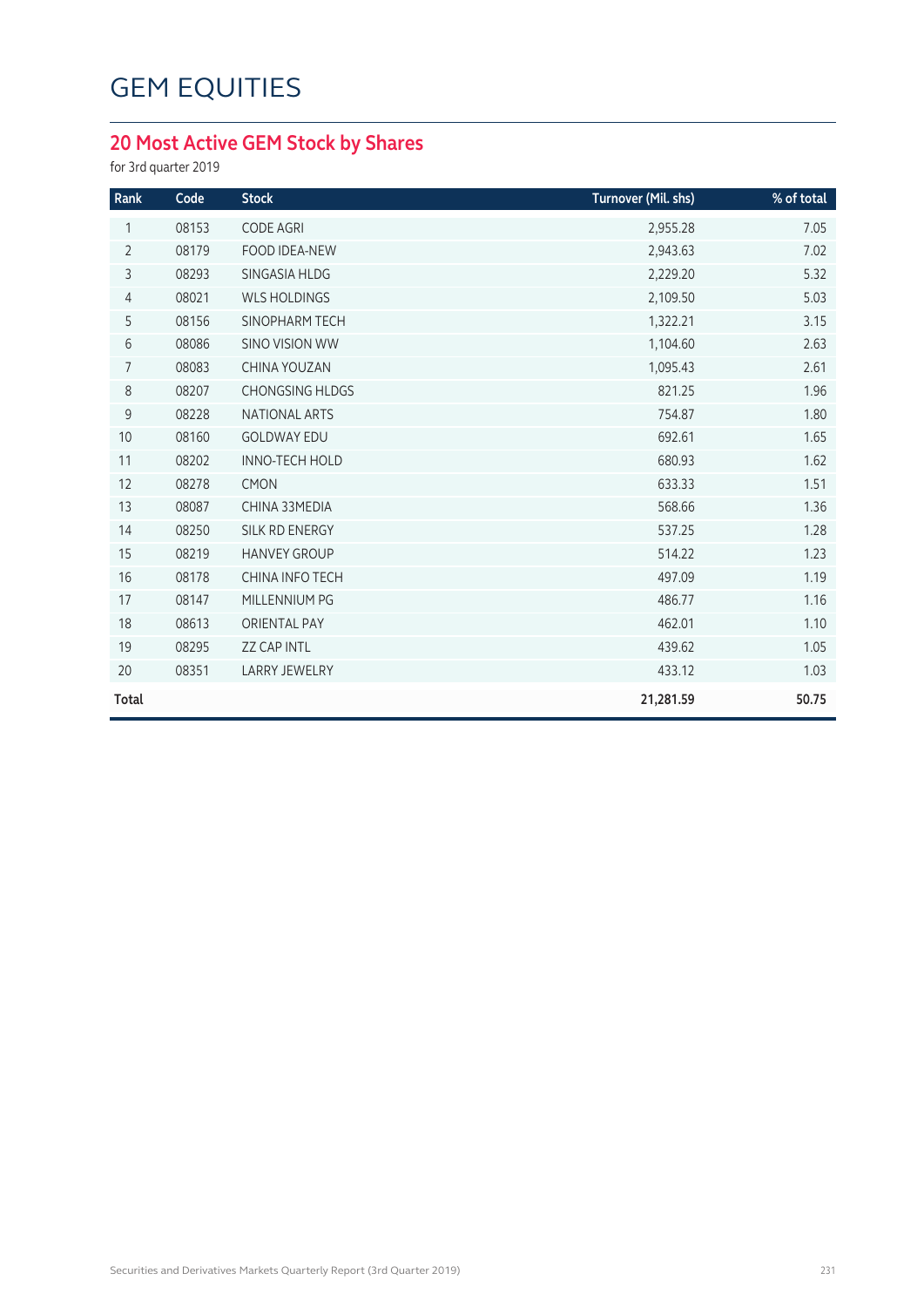# GEM EQUITIES

## 20 Most Active GEM Stock by Shares

for 3rd quarter 2019

| Rank | Code | Stock | Turnover (Mil. shs) | % of total |
|---|---|---|---|---|
| 1 | 08153 | CODE AGRI | 2,955.28 | 7.05 |
| 2 | 08179 | FOOD IDEA-NEW | 2,943.63 | 7.02 |
| 3 | 08293 | SINGASIA HLDG | 2,229.20 | 5.32 |
| 4 | 08021 | WLS HOLDINGS | 2,109.50 | 5.03 |
| 5 | 08156 | SINOPHARM TECH | 1,322.21 | 3.15 |
| 6 | 08086 | SINO VISION WW | 1,104.60 | 2.63 |
| 7 | 08083 | CHINA YOUZAN | 1,095.43 | 2.61 |
| 8 | 08207 | CHONGSING HLDGS | 821.25 | 1.96 |
| 9 | 08228 | NATIONAL ARTS | 754.87 | 1.80 |
| 10 | 08160 | GOLDWAY EDU | 692.61 | 1.65 |
| 11 | 08202 | INNO-TECH HOLD | 680.93 | 1.62 |
| 12 | 08278 | CMON | 633.33 | 1.51 |
| 13 | 08087 | CHINA 33MEDIA | 568.66 | 1.36 |
| 14 | 08250 | SILK RD ENERGY | 537.25 | 1.28 |
| 15 | 08219 | HANVEY GROUP | 514.22 | 1.23 |
| 16 | 08178 | CHINA INFO TECH | 497.09 | 1.19 |
| 17 | 08147 | MILLENNIUM PG | 486.77 | 1.16 |
| 18 | 08613 | ORIENTAL PAY | 462.01 | 1.10 |
| 19 | 08295 | ZZ CAP INTL | 439.62 | 1.05 |
| 20 | 08351 | LARRY JEWELRY | 433.12 | 1.03 |
| **Total** | | | **21,281.59** | **50.75** |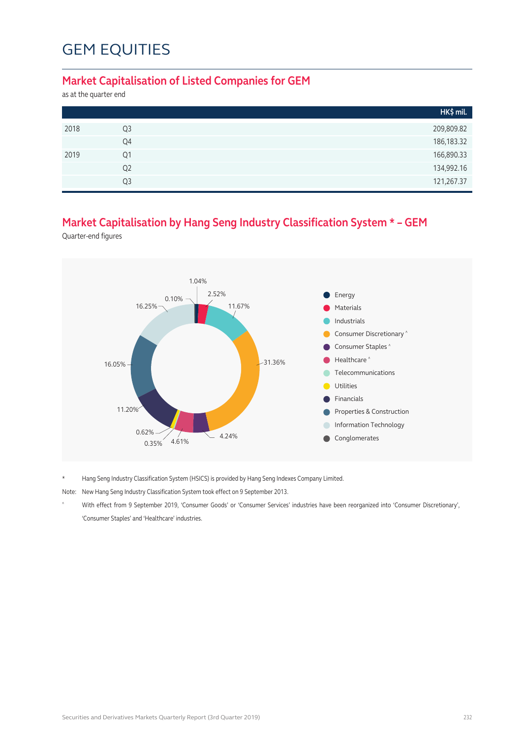# GEM EQUITIES

## Market Capitalisation of Listed Companies for GEM

as at the quarter end

| | | HK$ mil. |
|---|---|---|
| 2018 | Q3 | 209,809.82 |
| | Q4 | 186,183.32 |
| 2019 | Q1 | 166,890.33 |
| | Q2 | 134,992.16 |
| | Q3 | 121,267.37 |

## Market Capitalisation by Hang Seng Industry Classification System * – GEM

Quarter-end figures

| Industry | % |
|---|---|
| Energy | 1.04% |
| Materials | 2.52% |
| Industrials | 11.67% |
| Consumer Discretionary ^ | 31.36% |
| Consumer Staples ^ | 4.24% |
| Healthcare ^ | 4.61% |
| Telecommunications | 0.35% |
| Utilities | 0.62% |
| Financials | 11.20% |
| Properties & Construction | 16.05% |
| Information Technology | 16.25% |
| Conglomerates | 0.10% |

\* Hang Seng Industry Classification System (HSICS) is provided by Hang Seng Indexes Company Limited.

Note: New Hang Seng Industry Classification System took effect on 9 September 2013.

^ With effect from 9 September 2019, 'Consumer Goods' or 'Consumer Services' industries have been reorganized into 'Consumer Discretionary', 'Consumer Staples' and 'Healthcare' industries.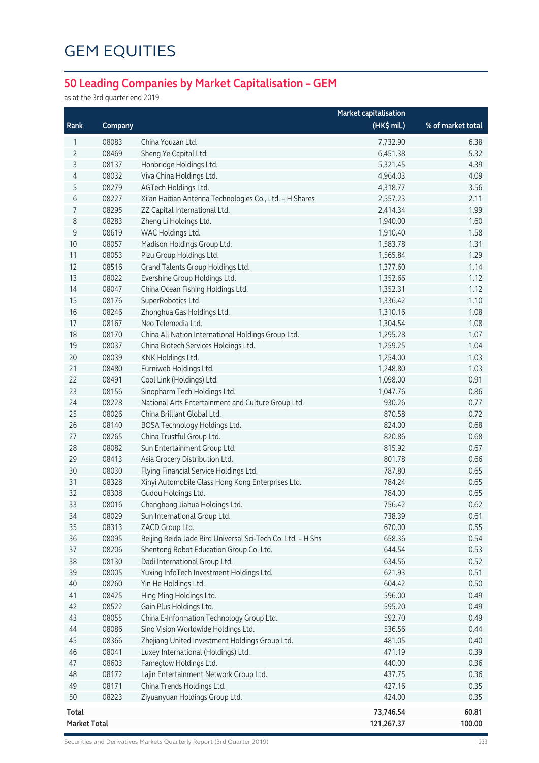# GEM EQUITIES

## 50 Leading Companies by Market Capitalisation – GEM

as at the 3rd quarter end 2019

| Rank | Company | | Market capitalisation (HK$ mil.) | % of market total |
|---|---|---|---|---|
| 1 | 08083 | China Youzan Ltd. | 7,732.90 | 6.38 |
| 2 | 08469 | Sheng Ye Capital Ltd. | 6,451.38 | 5.32 |
| 3 | 08137 | Honbridge Holdings Ltd. | 5,321.45 | 4.39 |
| 4 | 08032 | Viva China Holdings Ltd. | 4,964.03 | 4.09 |
| 5 | 08279 | AGTech Holdings Ltd. | 4,318.77 | 3.56 |
| 6 | 08227 | Xi'an Haitian Antenna Technologies Co., Ltd. – H Shares | 2,557.23 | 2.11 |
| 7 | 08295 | ZZ Capital International Ltd. | 2,414.34 | 1.99 |
| 8 | 08283 | Zheng Li Holdings Ltd. | 1,940.00 | 1.60 |
| 9 | 08619 | WAC Holdings Ltd. | 1,910.40 | 1.58 |
| 10 | 08057 | Madison Holdings Group Ltd. | 1,583.78 | 1.31 |
| 11 | 08053 | Pizu Group Holdings Ltd. | 1,565.84 | 1.29 |
| 12 | 08516 | Grand Talents Group Holdings Ltd. | 1,377.60 | 1.14 |
| 13 | 08022 | Evershine Group Holdings Ltd. | 1,352.66 | 1.12 |
| 14 | 08047 | China Ocean Fishing Holdings Ltd. | 1,352.31 | 1.12 |
| 15 | 08176 | SuperRobotics Ltd. | 1,336.42 | 1.10 |
| 16 | 08246 | Zhonghua Gas Holdings Ltd. | 1,310.16 | 1.08 |
| 17 | 08167 | Neo Telemedia Ltd. | 1,304.54 | 1.08 |
| 18 | 08170 | China All Nation International Holdings Group Ltd. | 1,295.28 | 1.07 |
| 19 | 08037 | China Biotech Services Holdings Ltd. | 1,259.25 | 1.04 |
| 20 | 08039 | KNK Holdings Ltd. | 1,254.00 | 1.03 |
| 21 | 08480 | Furniweb Holdings Ltd. | 1,248.80 | 1.03 |
| 22 | 08491 | Cool Link (Holdings) Ltd. | 1,098.00 | 0.91 |
| 23 | 08156 | Sinopharm Tech Holdings Ltd. | 1,047.76 | 0.86 |
| 24 | 08228 | National Arts Entertainment and Culture Group Ltd. | 930.26 | 0.77 |
| 25 | 08026 | China Brilliant Global Ltd. | 870.58 | 0.72 |
| 26 | 08140 | BOSA Technology Holdings Ltd. | 824.00 | 0.68 |
| 27 | 08265 | China Trustful Group Ltd. | 820.86 | 0.68 |
| 28 | 08082 | Sun Entertainment Group Ltd. | 815.92 | 0.67 |
| 29 | 08413 | Asia Grocery Distribution Ltd. | 801.78 | 0.66 |
| 30 | 08030 | Flying Financial Service Holdings Ltd. | 787.80 | 0.65 |
| 31 | 08328 | Xinyi Automobile Glass Hong Kong Enterprises Ltd. | 784.24 | 0.65 |
| 32 | 08308 | Gudou Holdings Ltd. | 784.00 | 0.65 |
| 33 | 08016 | Changhong Jiahua Holdings Ltd. | 756.42 | 0.62 |
| 34 | 08029 | Sun International Group Ltd. | 738.39 | 0.61 |
| 35 | 08313 | ZACD Group Ltd. | 670.00 | 0.55 |
| 36 | 08095 | Beijing Beida Jade Bird Universal Sci-Tech Co. Ltd. – H Shs | 658.36 | 0.54 |
| 37 | 08206 | Shentong Robot Education Group Co. Ltd. | 644.54 | 0.53 |
| 38 | 08130 | Dadi International Group Ltd. | 634.56 | 0.52 |
| 39 | 08005 | Yuxing InfoTech Investment Holdings Ltd. | 621.93 | 0.51 |
| 40 | 08260 | Yin He Holdings Ltd. | 604.42 | 0.50 |
| 41 | 08425 | Hing Ming Holdings Ltd. | 596.00 | 0.49 |
| 42 | 08522 | Gain Plus Holdings Ltd. | 595.20 | 0.49 |
| 43 | 08055 | China E-Information Technology Group Ltd. | 592.70 | 0.49 |
| 44 | 08086 | Sino Vision Worldwide Holdings Ltd. | 536.56 | 0.44 |
| 45 | 08366 | Zhejiang United Investment Holdings Group Ltd. | 481.05 | 0.40 |
| 46 | 08041 | Luxey International (Holdings) Ltd. | 471.19 | 0.39 |
| 47 | 08603 | Fameglow Holdings Ltd. | 440.00 | 0.36 |
| 48 | 08172 | Lajin Entertainment Network Group Ltd. | 437.75 | 0.36 |
| 49 | 08171 | China Trends Holdings Ltd. | 427.16 | 0.35 |
| 50 | 08223 | Ziyuanyuan Holdings Group Ltd. | 424.00 | 0.35 |
| **Total** | | | **73,746.54** | **60.81** |
| **Market Total** | | | **121,267.37** | **100.00** |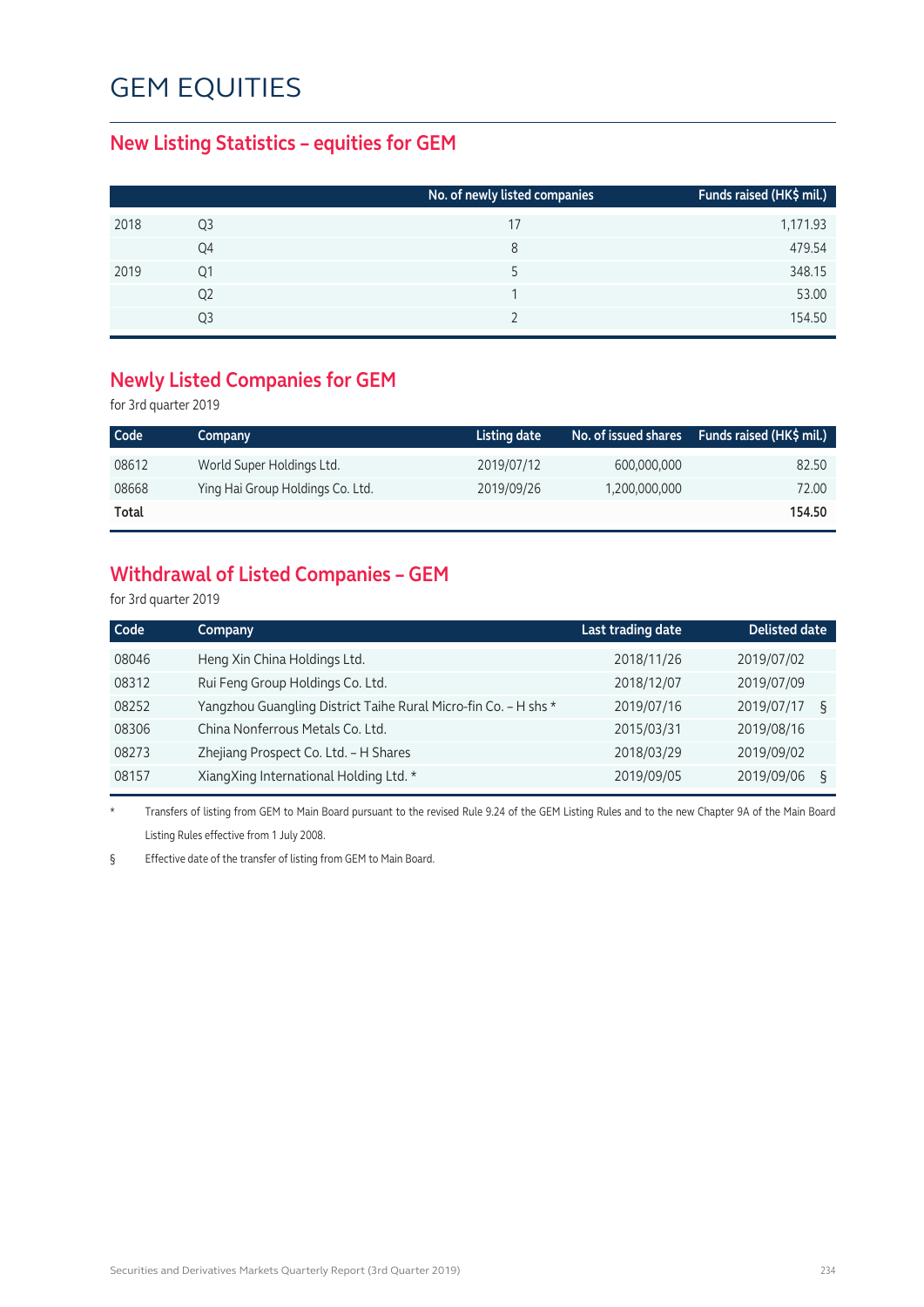# GEM EQUITIES

## New Listing Statistics – equities for GEM

| | | No. of newly listed companies | Funds raised (HK$ mil.) |
|---|---|---|---|
| 2018 | Q3 | 17 | 1,171.93 |
| | Q4 | 8 | 479.54 |
| 2019 | Q1 | 5 | 348.15 |
| | Q2 | 1 | 53.00 |
| | Q3 | 2 | 154.50 |

## Newly Listed Companies for GEM

for 3rd quarter 2019

| Code | Company | Listing date | No. of issued shares | Funds raised (HK$ mil.) |
|---|---|---|---|---|
| 08612 | World Super Holdings Ltd. | 2019/07/12 | 600,000,000 | 82.50 |
| 08668 | Ying Hai Group Holdings Co. Ltd. | 2019/09/26 | 1,200,000,000 | 72.00 |
| **Total** | | | | **154.50** |

## Withdrawal of Listed Companies – GEM

for 3rd quarter 2019

| Code | Company | Last trading date | Delisted date |
|---|---|---|---|
| 08046 | Heng Xin China Holdings Ltd. | 2018/11/26 | 2019/07/02 |
| 08312 | Rui Feng Group Holdings Co. Ltd. | 2018/12/07 | 2019/07/09 |
| 08252 | Yangzhou Guangling District Taihe Rural Micro-fin Co. – H shs * | 2019/07/16 | 2019/07/17 § |
| 08306 | China Nonferrous Metals Co. Ltd. | 2015/03/31 | 2019/08/16 |
| 08273 | Zhejiang Prospect Co. Ltd. – H Shares | 2018/03/29 | 2019/09/02 |
| 08157 | XiangXing International Holding Ltd. * | 2019/09/05 | 2019/09/06 § |

\* Transfers of listing from GEM to Main Board pursuant to the revised Rule 9.24 of the GEM Listing Rules and to the new Chapter 9A of the Main Board Listing Rules effective from 1 July 2008.

§ Effective date of the transfer of listing from GEM to Main Board.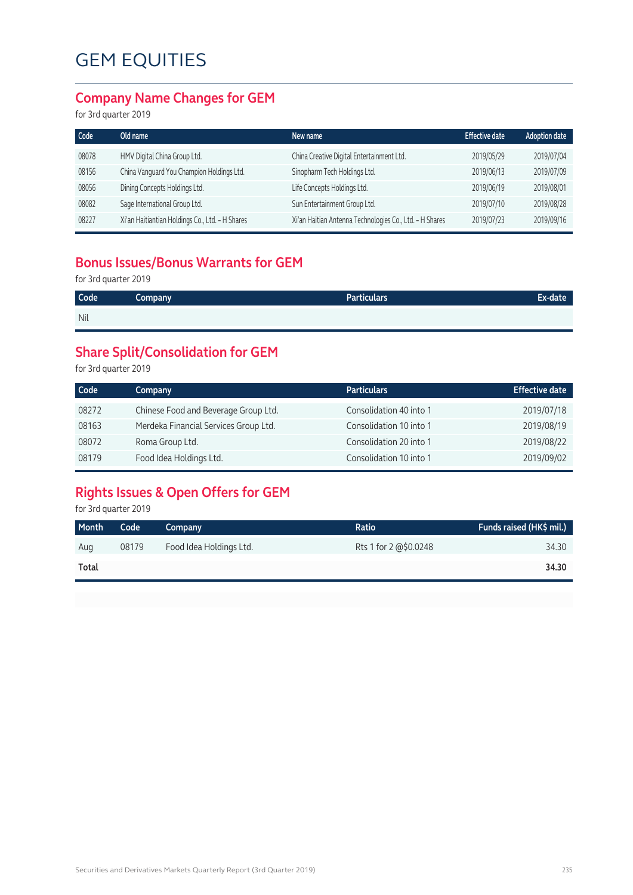# GEM EQUITIES

## Company Name Changes for GEM

for 3rd quarter 2019

| Code | Old name | New name | Effective date | Adoption date |
|---|---|---|---|---|
| 08078 | HMV Digital China Group Ltd. | China Creative Digital Entertainment Ltd. | 2019/05/29 | 2019/07/04 |
| 08156 | China Vanguard You Champion Holdings Ltd. | Sinopharm Tech Holdings Ltd. | 2019/06/13 | 2019/07/09 |
| 08056 | Dining Concepts Holdings Ltd. | Life Concepts Holdings Ltd. | 2019/06/19 | 2019/08/01 |
| 08082 | Sage International Group Ltd. | Sun Entertainment Group Ltd. | 2019/07/10 | 2019/08/28 |
| 08227 | Xi'an Haitiantian Holdings Co., Ltd. - H Shares | Xi'an Haitian Antenna Technologies Co., Ltd. - H Shares | 2019/07/23 | 2019/09/16 |

## Bonus Issues/Bonus Warrants for GEM

for 3rd quarter 2019

| Code | Company | Particulars | Ex-date |
|---|---|---|---|
| Nil | | | |

## Share Split/Consolidation for GEM

for 3rd quarter 2019

| Code | Company | Particulars | Effective date |
|---|---|---|---|
| 08272 | Chinese Food and Beverage Group Ltd. | Consolidation 40 into 1 | 2019/07/18 |
| 08163 | Merdeka Financial Services Group Ltd. | Consolidation 10 into 1 | 2019/08/19 |
| 08072 | Roma Group Ltd. | Consolidation 20 into 1 | 2019/08/22 |
| 08179 | Food Idea Holdings Ltd. | Consolidation 10 into 1 | 2019/09/02 |

## Rights Issues & Open Offers for GEM

for 3rd quarter 2019

| Month | Code | Company | Ratio | Funds raised (HK$ mil.) |
|---|---|---|---|---|
| Aug | 08179 | Food Idea Holdings Ltd. | Rts 1 for 2 @$0.0248 | 34.30 |
| **Total** | | | | **34.30** |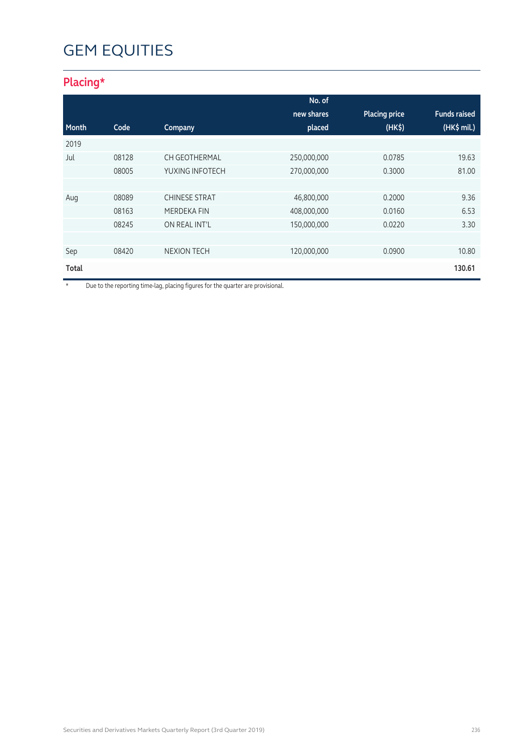# GEM EQUITIES

## Placing*

| Month | Code | Company | No. of new shares placed | Placing price (HK$) | Funds raised (HK$ mil.) |
|---|---|---|---|---|---|
| 2019 | | | | | |
| Jul | 08128 | CH GEOTHERMAL | 250,000,000 | 0.0785 | 19.63 |
| | 08005 | YUXING INFOTECH | 270,000,000 | 0.3000 | 81.00 |
| | | | | | |
| Aug | 08089 | CHINESE STRAT | 46,800,000 | 0.2000 | 9.36 |
| | 08163 | MERDEKA FIN | 408,000,000 | 0.0160 | 6.53 |
| | 08245 | ON REAL INT'L | 150,000,000 | 0.0220 | 3.30 |
| | | | | | |
| Sep | 08420 | NEXION TECH | 120,000,000 | 0.0900 | 10.80 |
| **Total** | | | | | **130.61** |

* Due to the reporting time-lag, placing figures for the quarter are provisional.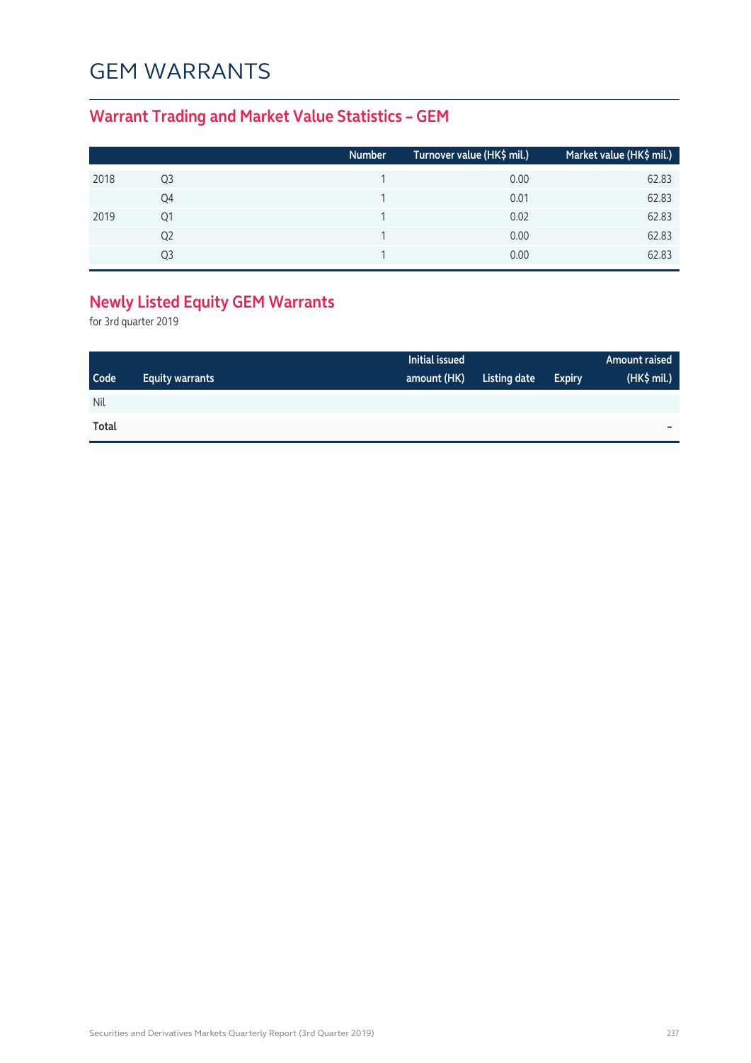# GEM WARRANTS

## Warrant Trading and Market Value Statistics – GEM

| | | Number | Turnover value (HK$ mil.) | Market value (HK$ mil.) |
|---|---|---|---|---|
| 2018 | Q3 | 1 | 0.00 | 62.83 |
| | Q4 | 1 | 0.01 | 62.83 |
| 2019 | Q1 | 1 | 0.02 | 62.83 |
| | Q2 | 1 | 0.00 | 62.83 |
| | Q3 | 1 | 0.00 | 62.83 |

## Newly Listed Equity GEM Warrants

for 3rd quarter 2019

| Code | Equity warrants | Initial issued amount (HK) | Listing date | Expiry | Amount raised (HK$ mil.) |
|---|---|---|---|---|---|
| Nil | | | | | |
| **Total** | | | | | – |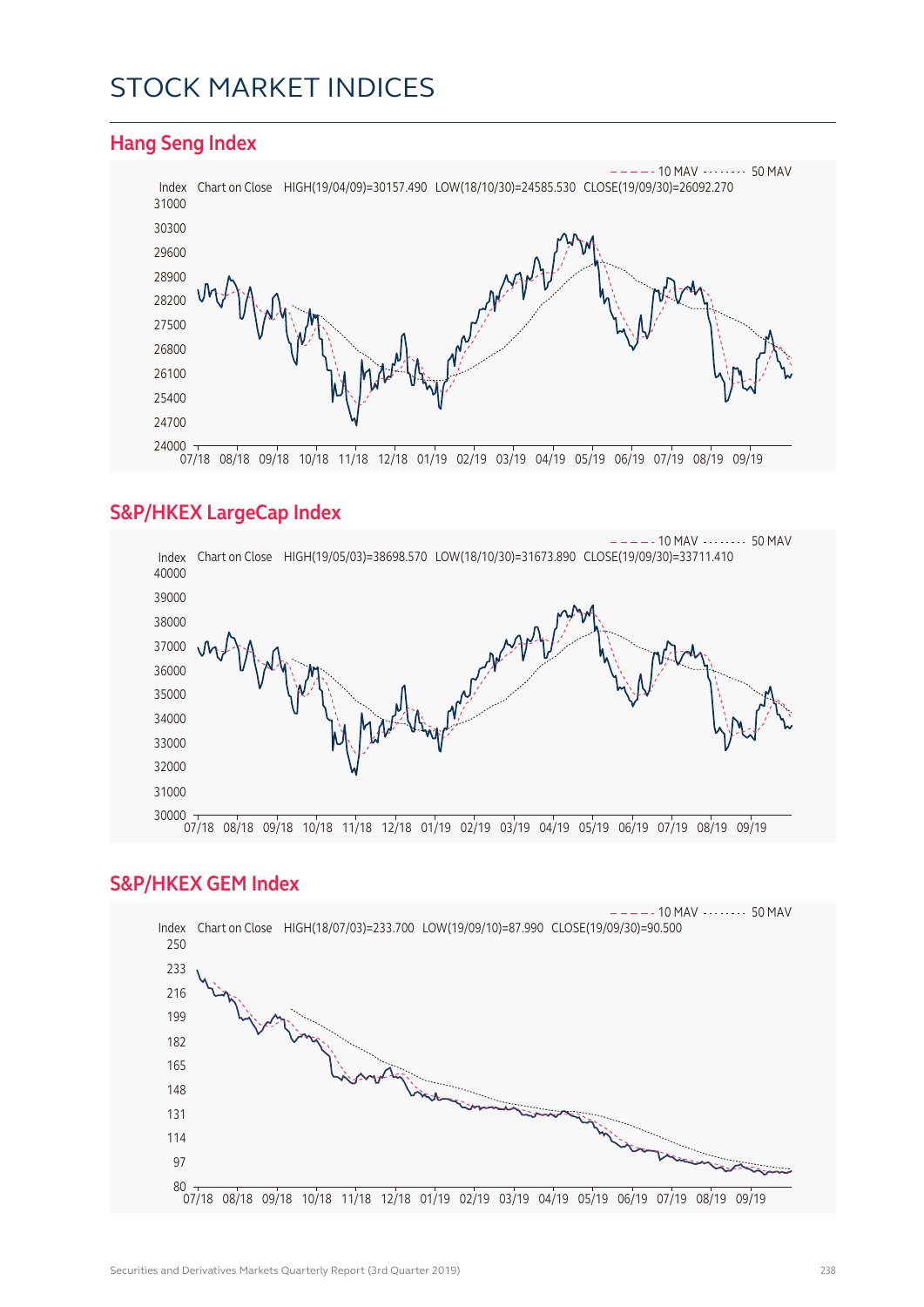# STOCK MARKET INDICES

## Hang Seng Index

- - - - - 10 MAV ········ 50 MAV

Index Chart on Close HIGH(19/04/09)=30157.490 LOW(18/10/30)=24585.530 CLOSE(19/09/30)=26092.270

31000
30300
29600
28900
28200
27500
26800
26100
25400
24700
24000

07/18 08/18 09/18 10/18 11/18 12/18 01/19 02/19 03/19 04/19 05/19 06/19 07/19 08/19 09/19

## S&P/HKEX LargeCap Index

- - - - - 10 MAV ········ 50 MAV

Index Chart on Close HIGH(19/05/03)=38698.570 LOW(18/10/30)=31673.890 CLOSE(19/09/30)=33711.410

40000
39000
38000
37000
36000
35000
34000
33000
32000
31000
30000

07/18 08/18 09/18 10/18 11/18 12/18 01/19 02/19 03/19 04/19 05/19 06/19 07/19 08/19 09/19

## S&P/HKEX GEM Index

- - - - - 10 MAV ········ 50 MAV

Index Chart on Close HIGH(18/07/03)=233.700 LOW(19/09/10)=87.990 CLOSE(19/09/30)=90.500

250
233
216
199
182
165
148
131
114
97
80

07/18 08/18 09/18 10/18 11/18 12/18 01/19 02/19 03/19 04/19 05/19 06/19 07/19 08/19 09/19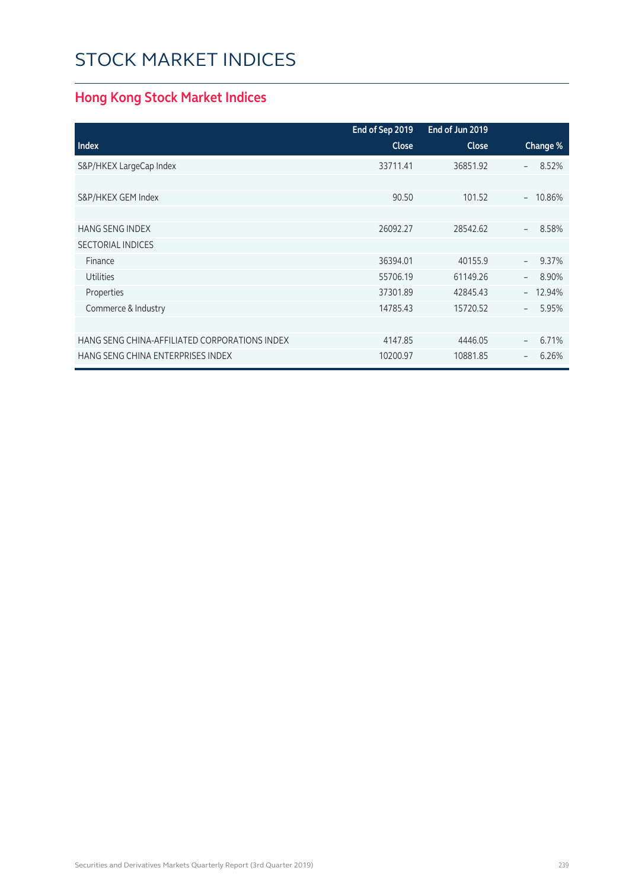# STOCK MARKET INDICES

## Hong Kong Stock Market Indices

| Index | End of Sep 2019 Close | End of Jun 2019 Close | Change % |
|---|---|---|---|
| S&P/HKEX LargeCap Index | 33711.41 | 36851.92 | – 8.52% |
| | | | |
| S&P/HKEX GEM Index | 90.50 | 101.52 | – 10.86% |
| | | | |
| HANG SENG INDEX | 26092.27 | 28542.62 | – 8.58% |
| SECTORIAL INDICES | | | |
| Finance | 36394.01 | 40155.9 | – 9.37% |
| Utilities | 55706.19 | 61149.26 | – 8.90% |
| Properties | 37301.89 | 42845.43 | – 12.94% |
| Commerce & Industry | 14785.43 | 15720.52 | – 5.95% |
| | | | |
| HANG SENG CHINA-AFFILIATED CORPORATIONS INDEX | 4147.85 | 4446.05 | – 6.71% |
| HANG SENG CHINA ENTERPRISES INDEX | 10200.97 | 10881.85 | – 6.26% |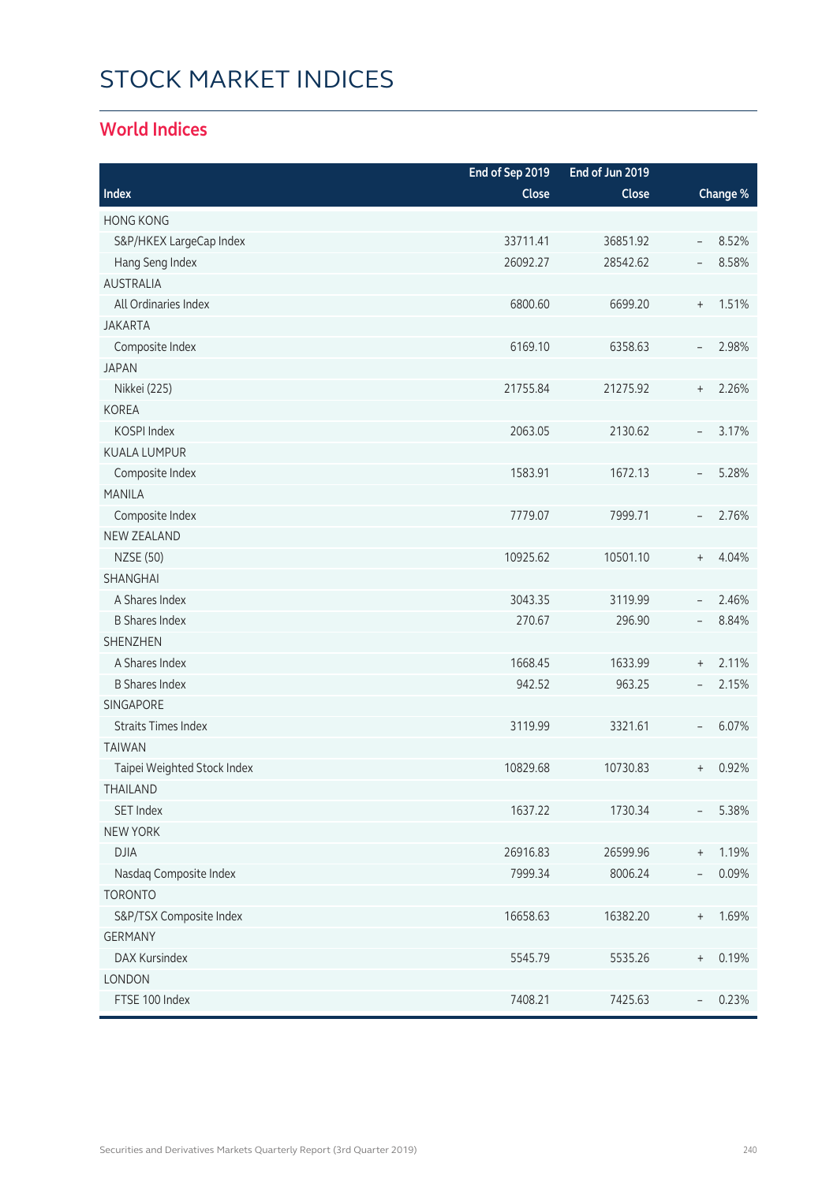# STOCK MARKET INDICES

## World Indices

| Index | End of Sep 2019 Close | End of Jun 2019 Close | Change % |
|---|---|---|---|
| HONG KONG | | | |
| S&P/HKEX LargeCap Index | 33711.41 | 36851.92 | – 8.52% |
| Hang Seng Index | 26092.27 | 28542.62 | – 8.58% |
| AUSTRALIA | | | |
| All Ordinaries Index | 6800.60 | 6699.20 | + 1.51% |
| JAKARTA | | | |
| Composite Index | 6169.10 | 6358.63 | – 2.98% |
| JAPAN | | | |
| Nikkei (225) | 21755.84 | 21275.92 | + 2.26% |
| KOREA | | | |
| KOSPI Index | 2063.05 | 2130.62 | – 3.17% |
| KUALA LUMPUR | | | |
| Composite Index | 1583.91 | 1672.13 | – 5.28% |
| MANILA | | | |
| Composite Index | 7779.07 | 7999.71 | – 2.76% |
| NEW ZEALAND | | | |
| NZSE (50) | 10925.62 | 10501.10 | + 4.04% |
| SHANGHAI | | | |
| A Shares Index | 3043.35 | 3119.99 | – 2.46% |
| B Shares Index | 270.67 | 296.90 | – 8.84% |
| SHENZHEN | | | |
| A Shares Index | 1668.45 | 1633.99 | + 2.11% |
| B Shares Index | 942.52 | 963.25 | – 2.15% |
| SINGAPORE | | | |
| Straits Times Index | 3119.99 | 3321.61 | – 6.07% |
| TAIWAN | | | |
| Taipei Weighted Stock Index | 10829.68 | 10730.83 | + 0.92% |
| THAILAND | | | |
| SET Index | 1637.22 | 1730.34 | – 5.38% |
| NEW YORK | | | |
| DJIA | 26916.83 | 26599.96 | + 1.19% |
| Nasdaq Composite Index | 7999.34 | 8006.24 | – 0.09% |
| TORONTO | | | |
| S&P/TSX Composite Index | 16658.63 | 16382.20 | + 1.69% |
| GERMANY | | | |
| DAX Kursindex | 5545.79 | 5535.26 | + 0.19% |
| LONDON | | | |
| FTSE 100 Index | 7408.21 | 7425.63 | – 0.23% |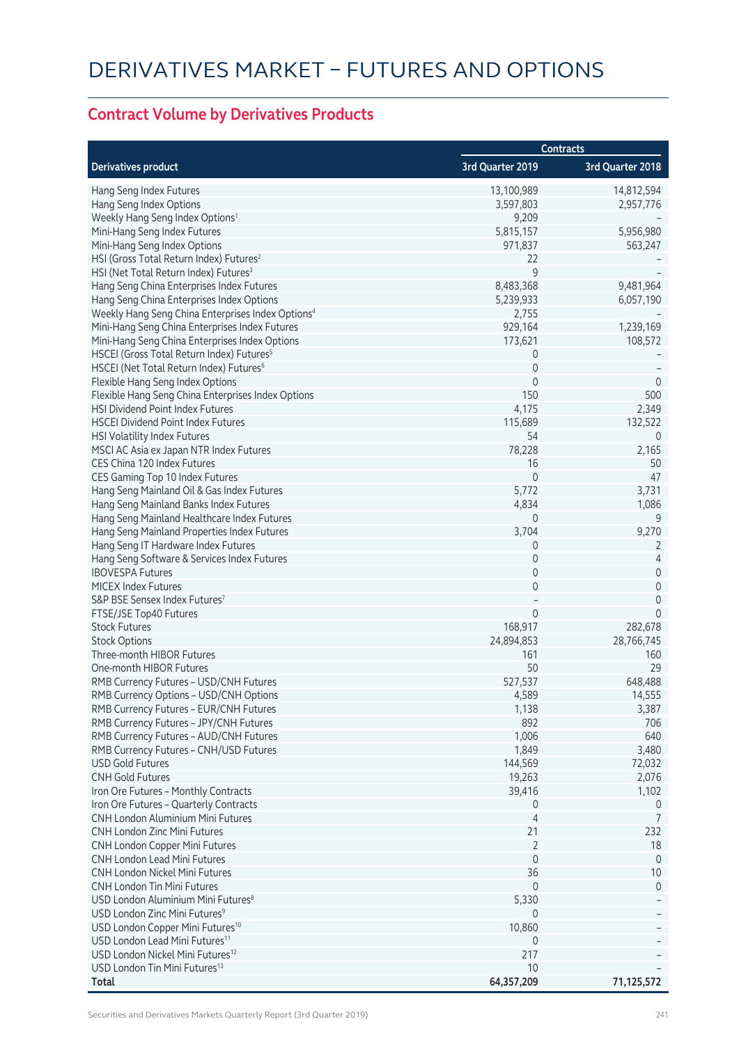# DERIVATIVES MARKET – FUTURES AND OPTIONS

## Contract Volume by Derivatives Products

| Derivatives product | Contracts | |
|---|---|---|
| | 3rd Quarter 2019 | 3rd Quarter 2018 |
| Hang Seng Index Futures | 13,100,989 | 14,812,594 |
| Hang Seng Index Options | 3,597,803 | 2,957,776 |
| Weekly Hang Seng Index Options[1] | 9,209 | – |
| Mini-Hang Seng Index Futures | 5,815,157 | 5,956,980 |
| Mini-Hang Seng Index Options | 971,837 | 563,247 |
| HSI (Gross Total Return Index) Futures[2] | 22 | – |
| HSI (Net Total Return Index) Futures[3] | 9 | – |
| Hang Seng China Enterprises Index Futures | 8,483,368 | 9,481,964 |
| Hang Seng China Enterprises Index Options | 5,239,933 | 6,057,190 |
| Weekly Hang Seng China Enterprises Index Options[4] | 2,755 | – |
| Mini-Hang Seng China Enterprises Index Futures | 929,164 | 1,239,169 |
| Mini-Hang Seng China Enterprises Index Options | 173,621 | 108,572 |
| HSCEI (Gross Total Return Index) Futures[5] | 0 | – |
| HSCEI (Net Total Return Index) Futures[6] | 0 | – |
| Flexible Hang Seng Index Options | 0 | 0 |
| Flexible Hang Seng China Enterprises Index Options | 150 | 500 |
| HSI Dividend Point Index Futures | 4,175 | 2,349 |
| HSCEI Dividend Point Index Futures | 115,689 | 132,522 |
| HSI Volatility Index Futures | 54 | 0 |
| MSCI AC Asia ex Japan NTR Index Futures | 78,228 | 2,165 |
| CES China 120 Index Futures | 16 | 50 |
| CES Gaming Top 10 Index Futures | 0 | 47 |
| Hang Seng Mainland Oil & Gas Index Futures | 5,772 | 3,731 |
| Hang Seng Mainland Banks Index Futures | 4,834 | 1,086 |
| Hang Seng Mainland Healthcare Index Futures | 0 | 9 |
| Hang Seng Mainland Properties Index Futures | 3,704 | 9,270 |
| Hang Seng IT Hardware Index Futures | 0 | 2 |
| Hang Seng Software & Services Index Futures | 0 | 4 |
| IBOVESPA Futures | 0 | 0 |
| MICEX Index Futures | 0 | 0 |
| S&P BSE Sensex Index Futures[7] | – | 0 |
| FTSE/JSE Top40 Futures | 0 | 0 |
| Stock Futures | 168,917 | 282,678 |
| Stock Options | 24,894,853 | 28,766,745 |
| Three-month HIBOR Futures | 161 | 160 |
| One-month HIBOR Futures | 50 | 29 |
| RMB Currency Futures – USD/CNH Futures | 527,537 | 648,488 |
| RMB Currency Options – USD/CNH Options | 4,589 | 14,555 |
| RMB Currency Futures – EUR/CNH Futures | 1,138 | 3,387 |
| RMB Currency Futures – JPY/CNH Futures | 892 | 706 |
| RMB Currency Futures – AUD/CNH Futures | 1,006 | 640 |
| RMB Currency Futures – CNH/USD Futures | 1,849 | 3,480 |
| USD Gold Futures | 144,569 | 72,032 |
| CNH Gold Futures | 19,263 | 2,076 |
| Iron Ore Futures – Monthly Contracts | 39,416 | 1,102 |
| Iron Ore Futures – Quarterly Contracts | 0 | 0 |
| CNH London Aluminium Mini Futures | 4 | 7 |
| CNH London Zinc Mini Futures | 21 | 232 |
| CNH London Copper Mini Futures | 2 | 18 |
| CNH London Lead Mini Futures | 0 | 0 |
| CNH London Nickel Mini Futures | 36 | 10 |
| CNH London Tin Mini Futures | 0 | 0 |
| USD London Aluminium Mini Futures[8] | 5,330 | – |
| USD London Zinc Mini Futures[9] | 0 | – |
| USD London Copper Mini Futures[10] | 10,860 | – |
| USD London Lead Mini Futures[11] | 0 | – |
| USD London Nickel Mini Futures[12] | 217 | – |
| USD London Tin Mini Futures[13] | 10 | – |
| **Total** | **64,357,209** | **71,125,572** |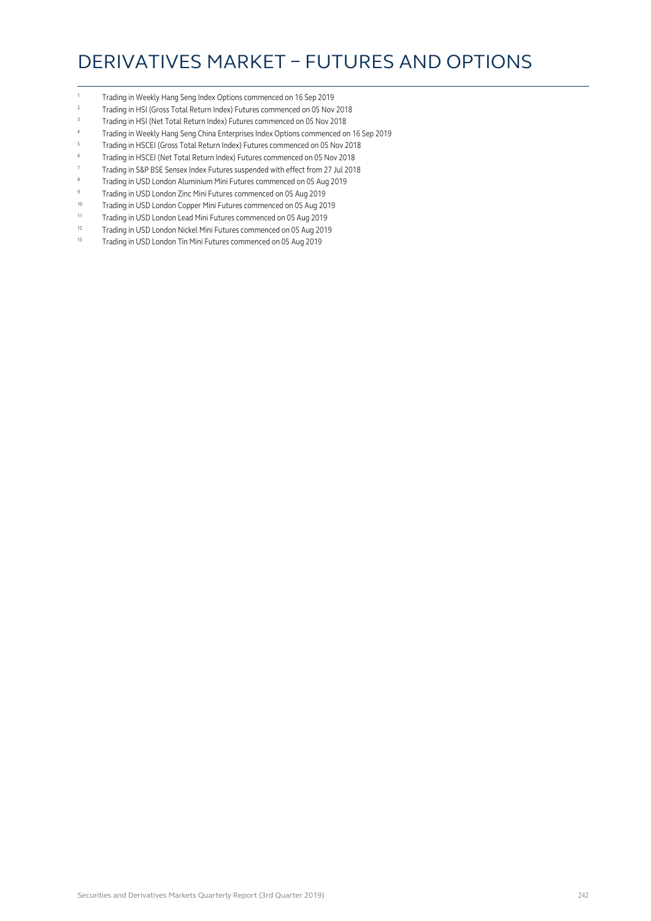# DERIVATIVES MARKET – FUTURES AND OPTIONS

[1] Trading in Weekly Hang Seng Index Options commenced on 16 Sep 2019

[2] Trading in HSI (Gross Total Return Index) Futures commenced on 05 Nov 2018

[3] Trading in HSI (Net Total Return Index) Futures commenced on 05 Nov 2018

[4] Trading in Weekly Hang Seng China Enterprises Index Options commenced on 16 Sep 2019

[5] Trading in HSCEI (Gross Total Return Index) Futures commenced on 05 Nov 2018

[6] Trading in HSCEI (Net Total Return Index) Futures commenced on 05 Nov 2018

[7] Trading in S&P BSE Sensex Index Futures suspended with effect from 27 Jul 2018

[8] Trading in USD London Aluminium Mini Futures commenced on 05 Aug 2019

[9] Trading in USD London Zinc Mini Futures commenced on 05 Aug 2019

[10] Trading in USD London Copper Mini Futures commenced on 05 Aug 2019

[11] Trading in USD London Lead Mini Futures commenced on 05 Aug 2019

[12] Trading in USD London Nickel Mini Futures commenced on 05 Aug 2019

[13] Trading in USD London Tin Mini Futures commenced on 05 Aug 2019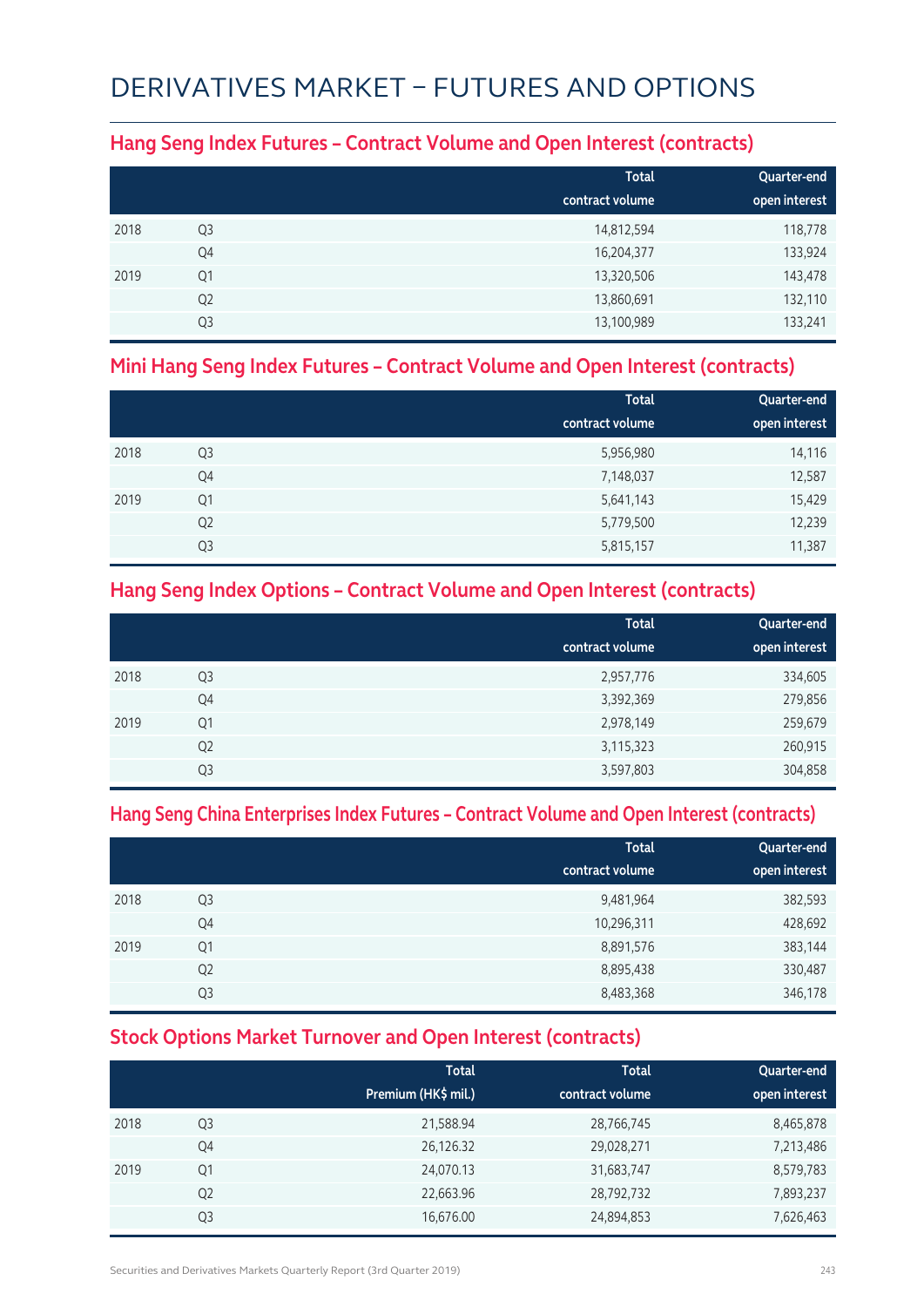# DERIVATIVES MARKET – FUTURES AND OPTIONS

## Hang Seng Index Futures – Contract Volume and Open Interest (contracts)

| | | Total contract volume | Quarter-end open interest |
|---|---|---|---|
| 2018 | Q3 | 14,812,594 | 118,778 |
| | Q4 | 16,204,377 | 133,924 |
| 2019 | Q1 | 13,320,506 | 143,478 |
| | Q2 | 13,860,691 | 132,110 |
| | Q3 | 13,100,989 | 133,241 |

## Mini Hang Seng Index Futures – Contract Volume and Open Interest (contracts)

| | | Total contract volume | Quarter-end open interest |
|---|---|---|---|
| 2018 | Q3 | 5,956,980 | 14,116 |
| | Q4 | 7,148,037 | 12,587 |
| 2019 | Q1 | 5,641,143 | 15,429 |
| | Q2 | 5,779,500 | 12,239 |
| | Q3 | 5,815,157 | 11,387 |

## Hang Seng Index Options – Contract Volume and Open Interest (contracts)

| | | Total contract volume | Quarter-end open interest |
|---|---|---|---|
| 2018 | Q3 | 2,957,776 | 334,605 |
| | Q4 | 3,392,369 | 279,856 |
| 2019 | Q1 | 2,978,149 | 259,679 |
| | Q2 | 3,115,323 | 260,915 |
| | Q3 | 3,597,803 | 304,858 |

## Hang Seng China Enterprises Index Futures – Contract Volume and Open Interest (contracts)

| | | Total contract volume | Quarter-end open interest |
|---|---|---|---|
| 2018 | Q3 | 9,481,964 | 382,593 |
| | Q4 | 10,296,311 | 428,692 |
| 2019 | Q1 | 8,891,576 | 383,144 |
| | Q2 | 8,895,438 | 330,487 |
| | Q3 | 8,483,368 | 346,178 |

## Stock Options Market Turnover and Open Interest (contracts)

| | | Total Premium (HK$ mil.) | Total contract volume | Quarter-end open interest |
|---|---|---|---|---|
| 2018 | Q3 | 21,588.94 | 28,766,745 | 8,465,878 |
| | Q4 | 26,126.32 | 29,028,271 | 7,213,486 |
| 2019 | Q1 | 24,070.13 | 31,683,747 | 8,579,783 |
| | Q2 | 22,663.96 | 28,792,732 | 7,893,237 |
| | Q3 | 16,676.00 | 24,894,853 | 7,626,463 |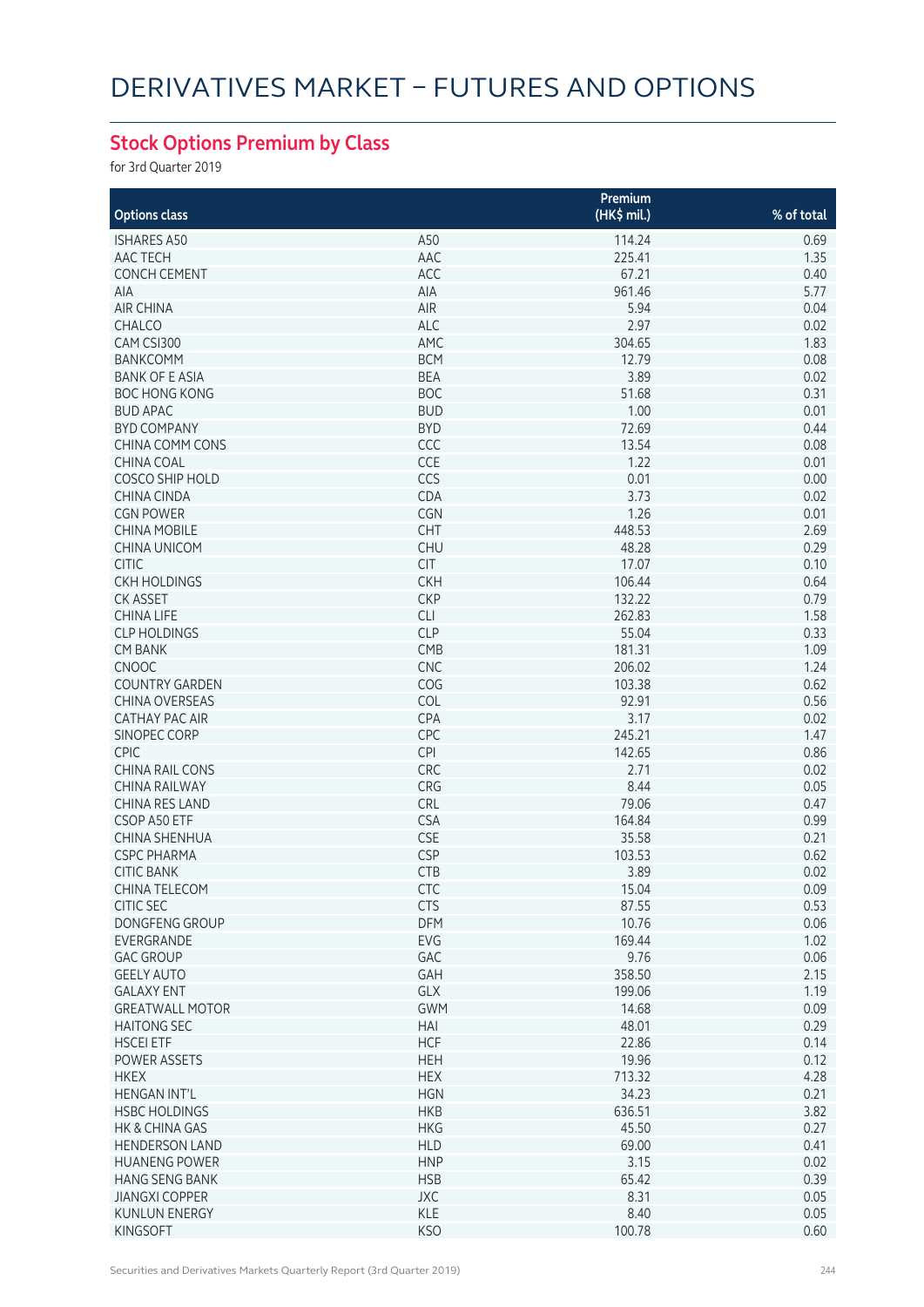# DERIVATIVES MARKET – FUTURES AND OPTIONS

## Stock Options Premium by Class

for 3rd Quarter 2019

| Options class | | Premium (HK$ mil.) | % of total |
|---|---|---|---|
| ISHARES A50 | A50 | 114.24 | 0.69 |
| AAC TECH | AAC | 225.41 | 1.35 |
| CONCH CEMENT | ACC | 67.21 | 0.40 |
| AIA | AIA | 961.46 | 5.77 |
| AIR CHINA | AIR | 5.94 | 0.04 |
| CHALCO | ALC | 2.97 | 0.02 |
| CAM CSI300 | AMC | 304.65 | 1.83 |
| BANKCOMM | BCM | 12.79 | 0.08 |
| BANK OF E ASIA | BEA | 3.89 | 0.02 |
| BOC HONG KONG | BOC | 51.68 | 0.31 |
| BUD APAC | BUD | 1.00 | 0.01 |
| BYD COMPANY | BYD | 72.69 | 0.44 |
| CHINA COMM CONS | CCC | 13.54 | 0.08 |
| CHINA COAL | CCE | 1.22 | 0.01 |
| COSCO SHIP HOLD | CCS | 0.01 | 0.00 |
| CHINA CINDA | CDA | 3.73 | 0.02 |
| CGN POWER | CGN | 1.26 | 0.01 |
| CHINA MOBILE | CHT | 448.53 | 2.69 |
| CHINA UNICOM | CHU | 48.28 | 0.29 |
| CITIC | CIT | 17.07 | 0.10 |
| CKH HOLDINGS | CKH | 106.44 | 0.64 |
| CK ASSET | CKP | 132.22 | 0.79 |
| CHINA LIFE | CLI | 262.83 | 1.58 |
| CLP HOLDINGS | CLP | 55.04 | 0.33 |
| CM BANK | CMB | 181.31 | 1.09 |
| CNOOC | CNC | 206.02 | 1.24 |
| COUNTRY GARDEN | COG | 103.38 | 0.62 |
| CHINA OVERSEAS | COL | 92.91 | 0.56 |
| CATHAY PAC AIR | CPA | 3.17 | 0.02 |
| SINOPEC CORP | CPC | 245.21 | 1.47 |
| CPIC | CPI | 142.65 | 0.86 |
| CHINA RAIL CONS | CRC | 2.71 | 0.02 |
| CHINA RAILWAY | CRG | 8.44 | 0.05 |
| CHINA RES LAND | CRL | 79.06 | 0.47 |
| CSOP A50 ETF | CSA | 164.84 | 0.99 |
| CHINA SHENHUA | CSE | 35.58 | 0.21 |
| CSPC PHARMA | CSP | 103.53 | 0.62 |
| CITIC BANK | CTB | 3.89 | 0.02 |
| CHINA TELECOM | CTC | 15.04 | 0.09 |
| CITIC SEC | CTS | 87.55 | 0.53 |
| DONGFENG GROUP | DFM | 10.76 | 0.06 |
| EVERGRANDE | EVG | 169.44 | 1.02 |
| GAC GROUP | GAC | 9.76 | 0.06 |
| GEELY AUTO | GAH | 358.50 | 2.15 |
| GALAXY ENT | GLX | 199.06 | 1.19 |
| GREATWALL MOTOR | GWM | 14.68 | 0.09 |
| HAITONG SEC | HAI | 48.01 | 0.29 |
| HSCEI ETF | HCF | 22.86 | 0.14 |
| POWER ASSETS | HEH | 19.96 | 0.12 |
| HKEX | HEX | 713.32 | 4.28 |
| HENGAN INT'L | HGN | 34.23 | 0.21 |
| HSBC HOLDINGS | HKB | 636.51 | 3.82 |
| HK & CHINA GAS | HKG | 45.50 | 0.27 |
| HENDERSON LAND | HLD | 69.00 | 0.41 |
| HUANENG POWER | HNP | 3.15 | 0.02 |
| HANG SENG BANK | HSB | 65.42 | 0.39 |
| JIANGXI COPPER | JXC | 8.31 | 0.05 |
| KUNLUN ENERGY | KLE | 8.40 | 0.05 |
| KINGSOFT | KSO | 100.78 | 0.60 |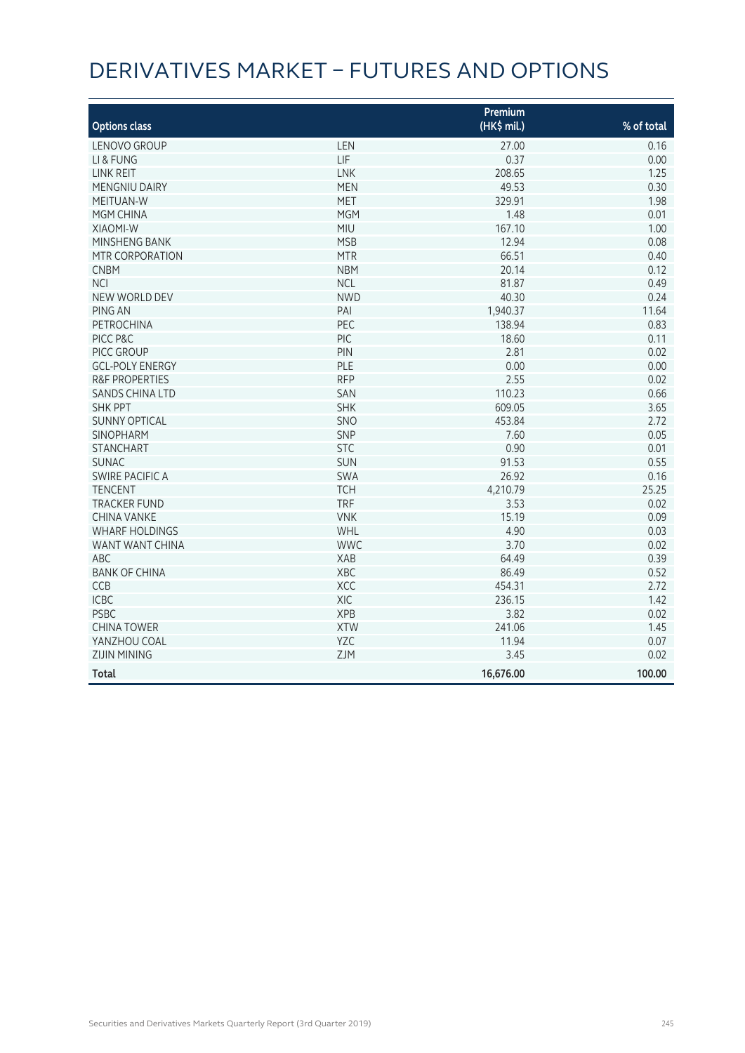# DERIVATIVES MARKET – FUTURES AND OPTIONS

| Options class | | Premium (HK$ mil.) | % of total |
|---|---|---|---|
| LENOVO GROUP | LEN | 27.00 | 0.16 |
| LI & FUNG | LIF | 0.37 | 0.00 |
| LINK REIT | LNK | 208.65 | 1.25 |
| MENGNIU DAIRY | MEN | 49.53 | 0.30 |
| MEITUAN-W | MET | 329.91 | 1.98 |
| MGM CHINA | MGM | 1.48 | 0.01 |
| XIAOMI-W | MIU | 167.10 | 1.00 |
| MINSHENG BANK | MSB | 12.94 | 0.08 |
| MTR CORPORATION | MTR | 66.51 | 0.40 |
| CNBM | NBM | 20.14 | 0.12 |
| NCI | NCL | 81.87 | 0.49 |
| NEW WORLD DEV | NWD | 40.30 | 0.24 |
| PING AN | PAI | 1,940.37 | 11.64 |
| PETROCHINA | PEC | 138.94 | 0.83 |
| PICC P&C | PIC | 18.60 | 0.11 |
| PICC GROUP | PIN | 2.81 | 0.02 |
| GCL-POLY ENERGY | PLE | 0.00 | 0.00 |
| R&F PROPERTIES | RFP | 2.55 | 0.02 |
| SANDS CHINA LTD | SAN | 110.23 | 0.66 |
| SHK PPT | SHK | 609.05 | 3.65 |
| SUNNY OPTICAL | SNO | 453.84 | 2.72 |
| SINOPHARM | SNP | 7.60 | 0.05 |
| STANCHART | STC | 0.90 | 0.01 |
| SUNAC | SUN | 91.53 | 0.55 |
| SWIRE PACIFIC A | SWA | 26.92 | 0.16 |
| TENCENT | TCH | 4,210.79 | 25.25 |
| TRACKER FUND | TRF | 3.53 | 0.02 |
| CHINA VANKE | VNK | 15.19 | 0.09 |
| WHARF HOLDINGS | WHL | 4.90 | 0.03 |
| WANT WANT CHINA | WWC | 3.70 | 0.02 |
| ABC | XAB | 64.49 | 0.39 |
| BANK OF CHINA | XBC | 86.49 | 0.52 |
| CCB | XCC | 454.31 | 2.72 |
| ICBC | XIC | 236.15 | 1.42 |
| PSBC | XPB | 3.82 | 0.02 |
| CHINA TOWER | XTW | 241.06 | 1.45 |
| YANZHOU COAL | YZC | 11.94 | 0.07 |
| ZIJIN MINING | ZJM | 3.45 | 0.02 |
| **Total** | | **16,676.00** | **100.00** |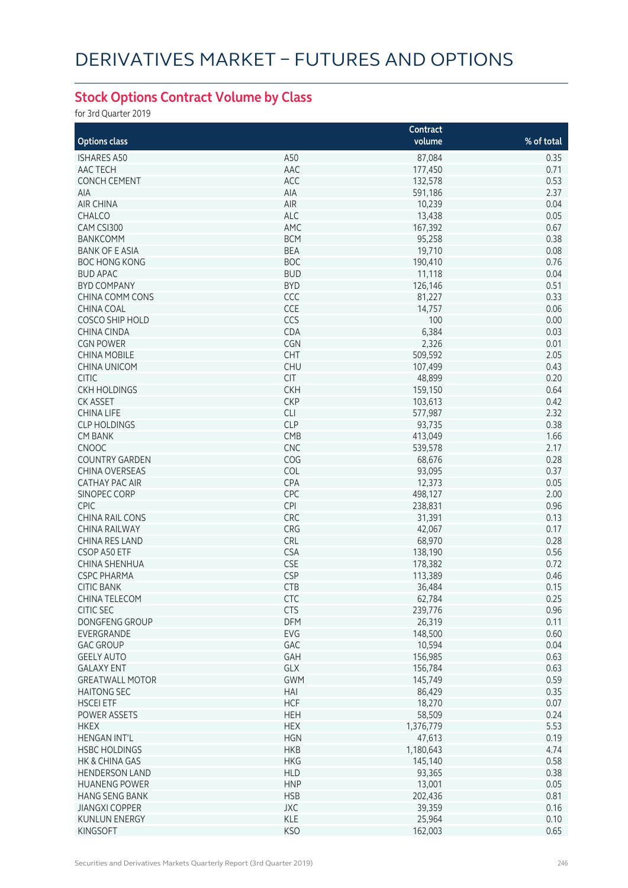# DERIVATIVES MARKET – FUTURES AND OPTIONS

## Stock Options Contract Volume by Class

for 3rd Quarter 2019

| Options class | | Contract volume | % of total |
|---|---|---|---|
| ISHARES A50 | A50 | 87,084 | 0.35 |
| AAC TECH | AAC | 177,450 | 0.71 |
| CONCH CEMENT | ACC | 132,578 | 0.53 |
| AIA | AIA | 591,186 | 2.37 |
| AIR CHINA | AIR | 10,239 | 0.04 |
| CHALCO | ALC | 13,438 | 0.05 |
| CAM CSI300 | AMC | 167,392 | 0.67 |
| BANKCOMM | BCM | 95,258 | 0.38 |
| BANK OF E ASIA | BEA | 19,710 | 0.08 |
| BOC HONG KONG | BOC | 190,410 | 0.76 |
| BUD APAC | BUD | 11,118 | 0.04 |
| BYD COMPANY | BYD | 126,146 | 0.51 |
| CHINA COMM CONS | CCC | 81,227 | 0.33 |
| CHINA COAL | CCE | 14,757 | 0.06 |
| COSCO SHIP HOLD | CCS | 100 | 0.00 |
| CHINA CINDA | CDA | 6,384 | 0.03 |
| CGN POWER | CGN | 2,326 | 0.01 |
| CHINA MOBILE | CHT | 509,592 | 2.05 |
| CHINA UNICOM | CHU | 107,499 | 0.43 |
| CITIC | CIT | 48,899 | 0.20 |
| CKH HOLDINGS | CKH | 159,150 | 0.64 |
| CK ASSET | CKP | 103,613 | 0.42 |
| CHINA LIFE | CLI | 577,987 | 2.32 |
| CLP HOLDINGS | CLP | 93,735 | 0.38 |
| CM BANK | CMB | 413,049 | 1.66 |
| CNOOC | CNC | 539,578 | 2.17 |
| COUNTRY GARDEN | COG | 68,676 | 0.28 |
| CHINA OVERSEAS | COL | 93,095 | 0.37 |
| CATHAY PAC AIR | CPA | 12,373 | 0.05 |
| SINOPEC CORP | CPC | 498,127 | 2.00 |
| CPIC | CPI | 238,831 | 0.96 |
| CHINA RAIL CONS | CRC | 31,391 | 0.13 |
| CHINA RAILWAY | CRG | 42,067 | 0.17 |
| CHINA RES LAND | CRL | 68,970 | 0.28 |
| CSOP A50 ETF | CSA | 138,190 | 0.56 |
| CHINA SHENHUA | CSE | 178,382 | 0.72 |
| CSPC PHARMA | CSP | 113,389 | 0.46 |
| CITIC BANK | CTB | 36,484 | 0.15 |
| CHINA TELECOM | CTC | 62,784 | 0.25 |
| CITIC SEC | CTS | 239,776 | 0.96 |
| DONGFENG GROUP | DFM | 26,319 | 0.11 |
| EVERGRANDE | EVG | 148,500 | 0.60 |
| GAC GROUP | GAC | 10,594 | 0.04 |
| GEELY AUTO | GAH | 156,985 | 0.63 |
| GALAXY ENT | GLX | 156,784 | 0.63 |
| GREATWALL MOTOR | GWM | 145,749 | 0.59 |
| HAITONG SEC | HAI | 86,429 | 0.35 |
| HSCEI ETF | HCF | 18,270 | 0.07 |
| POWER ASSETS | HEH | 58,509 | 0.24 |
| HKEX | HEX | 1,376,779 | 5.53 |
| HENGAN INT'L | HGN | 47,613 | 0.19 |
| HSBC HOLDINGS | HKB | 1,180,643 | 4.74 |
| HK & CHINA GAS | HKG | 145,140 | 0.58 |
| HENDERSON LAND | HLD | 93,365 | 0.38 |
| HUANENG POWER | HNP | 13,001 | 0.05 |
| HANG SENG BANK | HSB | 202,436 | 0.81 |
| JIANGXI COPPER | JXC | 39,359 | 0.16 |
| KUNLUN ENERGY | KLE | 25,964 | 0.10 |
| KINGSOFT | KSO | 162,003 | 0.65 |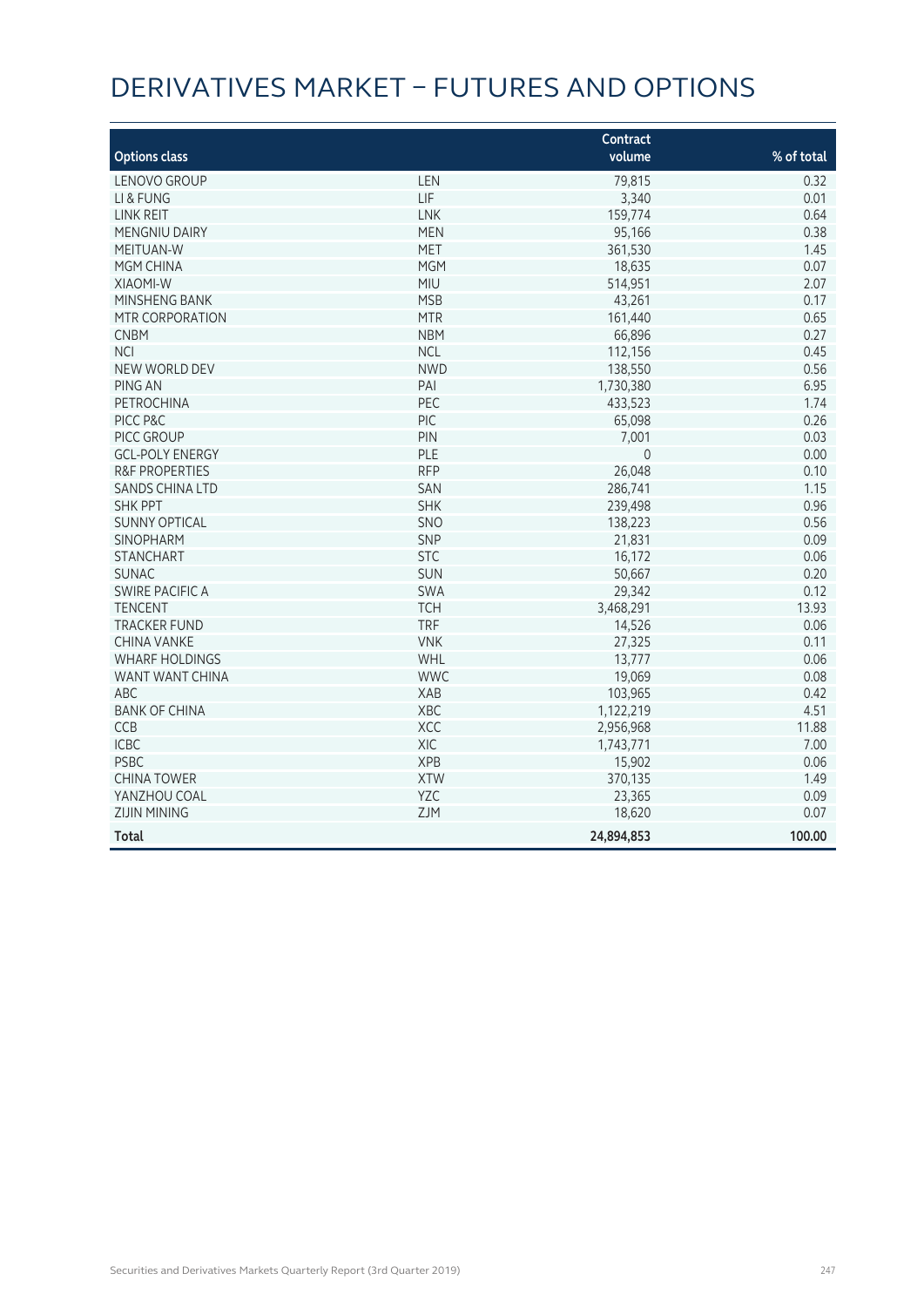# DERIVATIVES MARKET – FUTURES AND OPTIONS

| Options class | | Contract volume | % of total |
|---|---|---|---|
| LENOVO GROUP | LEN | 79,815 | 0.32 |
| LI & FUNG | LIF | 3,340 | 0.01 |
| LINK REIT | LNK | 159,774 | 0.64 |
| MENGNIU DAIRY | MEN | 95,166 | 0.38 |
| MEITUAN-W | MET | 361,530 | 1.45 |
| MGM CHINA | MGM | 18,635 | 0.07 |
| XIAOMI-W | MIU | 514,951 | 2.07 |
| MINSHENG BANK | MSB | 43,261 | 0.17 |
| MTR CORPORATION | MTR | 161,440 | 0.65 |
| CNBM | NBM | 66,896 | 0.27 |
| NCI | NCL | 112,156 | 0.45 |
| NEW WORLD DEV | NWD | 138,550 | 0.56 |
| PING AN | PAI | 1,730,380 | 6.95 |
| PETROCHINA | PEC | 433,523 | 1.74 |
| PICC P&C | PIC | 65,098 | 0.26 |
| PICC GROUP | PIN | 7,001 | 0.03 |
| GCL-POLY ENERGY | PLE | 0 | 0.00 |
| R&F PROPERTIES | RFP | 26,048 | 0.10 |
| SANDS CHINA LTD | SAN | 286,741 | 1.15 |
| SHK PPT | SHK | 239,498 | 0.96 |
| SUNNY OPTICAL | SNO | 138,223 | 0.56 |
| SINOPHARM | SNP | 21,831 | 0.09 |
| STANCHART | STC | 16,172 | 0.06 |
| SUNAC | SUN | 50,667 | 0.20 |
| SWIRE PACIFIC A | SWA | 29,342 | 0.12 |
| TENCENT | TCH | 3,468,291 | 13.93 |
| TRACKER FUND | TRF | 14,526 | 0.06 |
| CHINA VANKE | VNK | 27,325 | 0.11 |
| WHARF HOLDINGS | WHL | 13,777 | 0.06 |
| WANT WANT CHINA | WWC | 19,069 | 0.08 |
| ABC | XAB | 103,965 | 0.42 |
| BANK OF CHINA | XBC | 1,122,219 | 4.51 |
| CCB | XCC | 2,956,968 | 11.88 |
| ICBC | XIC | 1,743,771 | 7.00 |
| PSBC | XPB | 15,902 | 0.06 |
| CHINA TOWER | XTW | 370,135 | 1.49 |
| YANZHOU COAL | YZC | 23,365 | 0.09 |
| ZIJIN MINING | ZJM | 18,620 | 0.07 |
| **Total** | | **24,894,853** | **100.00** |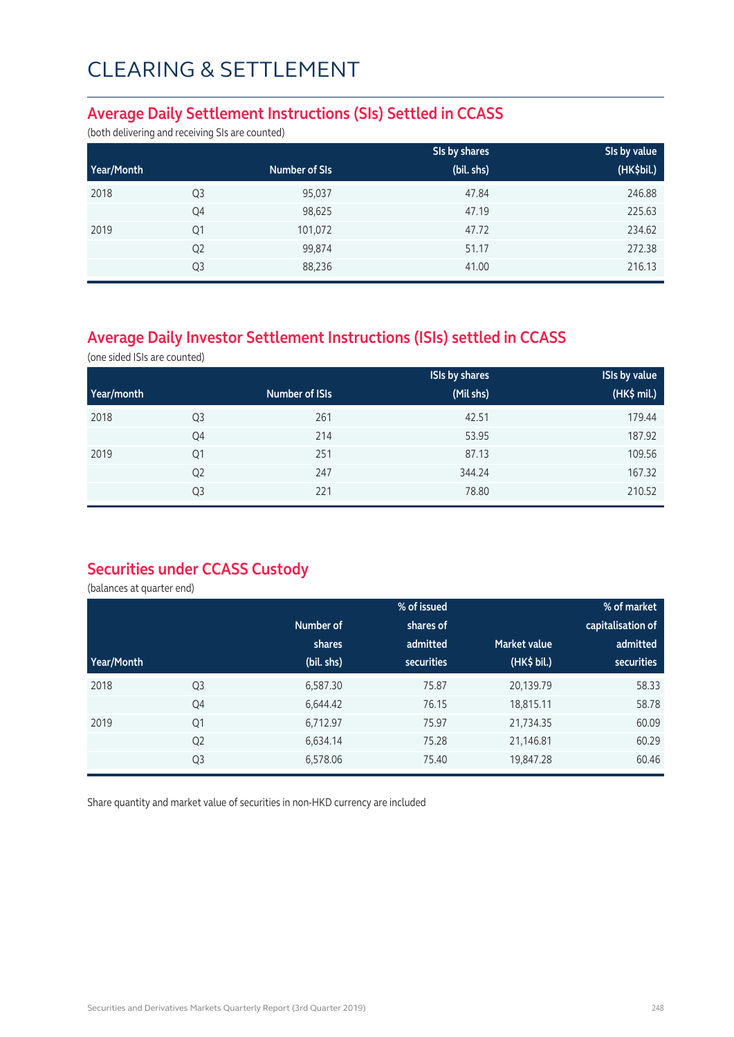# CLEARING & SETTLEMENT

## Average Daily Settlement Instructions (SIs) Settled in CCASS

(both delivering and receiving SIs are counted)

| Year/Month | | Number of SIs | SIs by shares (bil. shs) | SIs by value (HK$bil.) |
|---|---|---|---|---|
| 2018 | Q3 | 95,037 | 47.84 | 246.88 |
| | Q4 | 98,625 | 47.19 | 225.63 |
| 2019 | Q1 | 101,072 | 47.72 | 234.62 |
| | Q2 | 99,874 | 51.17 | 272.38 |
| | Q3 | 88,236 | 41.00 | 216.13 |

## Average Daily Investor Settlement Instructions (ISIs) settled in CCASS

(one sided ISIs are counted)

| Year/month | | Number of ISIs | ISIs by shares (Mil shs) | ISIs by value (HK$ mil.) |
|---|---|---|---|---|
| 2018 | Q3 | 261 | 42.51 | 179.44 |
| | Q4 | 214 | 53.95 | 187.92 |
| 2019 | Q1 | 251 | 87.13 | 109.56 |
| | Q2 | 247 | 344.24 | 167.32 |
| | Q3 | 221 | 78.80 | 210.52 |

## Securities under CCASS Custody

(balances at quarter end)

| Year/Month | | Number of shares (bil. shs) | % of issued shares of admitted securities | Market value (HK$ bil.) | % of market capitalisation of admitted securities |
|---|---|---|---|---|---|
| 2018 | Q3 | 6,587.30 | 75.87 | 20,139.79 | 58.33 |
| | Q4 | 6,644.42 | 76.15 | 18,815.11 | 58.78 |
| 2019 | Q1 | 6,712.97 | 75.97 | 21,734.35 | 60.09 |
| | Q2 | 6,634.14 | 75.28 | 21,146.81 | 60.29 |
| | Q3 | 6,578.06 | 75.40 | 19,847.28 | 60.46 |

Share quantity and market value of securities in non-HKD currency are included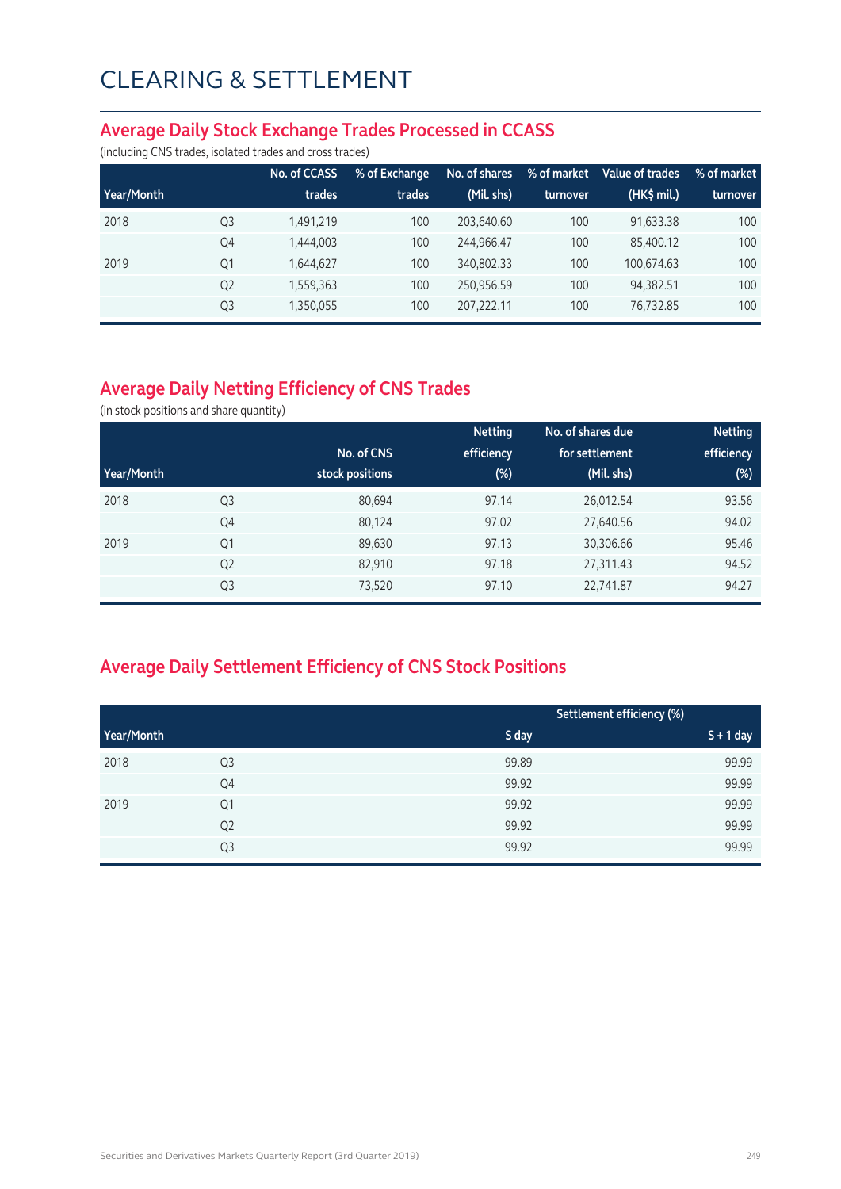# CLEARING & SETTLEMENT

## Average Daily Stock Exchange Trades Processed in CCASS

(including CNS trades, isolated trades and cross trades)

| Year/Month | | No. of CCASS trades | % of Exchange trades | No. of shares (Mil. shs) | % of market turnover | Value of trades (HK$ mil.) | % of market turnover |
|---|---|---|---|---|---|---|---|
| 2018 | Q3 | 1,491,219 | 100 | 203,640.60 | 100 | 91,633.38 | 100 |
| | Q4 | 1,444,003 | 100 | 244,966.47 | 100 | 85,400.12 | 100 |
| 2019 | Q1 | 1,644,627 | 100 | 340,802.33 | 100 | 100,674.63 | 100 |
| | Q2 | 1,559,363 | 100 | 250,956.59 | 100 | 94,382.51 | 100 |
| | Q3 | 1,350,055 | 100 | 207,222.11 | 100 | 76,732.85 | 100 |

## Average Daily Netting Efficiency of CNS Trades

(in stock positions and share quantity)

| Year/Month | | No. of CNS stock positions | Netting efficiency (%) | No. of shares due for settlement (Mil. shs) | Netting efficiency (%) |
|---|---|---|---|---|---|
| 2018 | Q3 | 80,694 | 97.14 | 26,012.54 | 93.56 |
| | Q4 | 80,124 | 97.02 | 27,640.56 | 94.02 |
| 2019 | Q1 | 89,630 | 97.13 | 30,306.66 | 95.46 |
| | Q2 | 82,910 | 97.18 | 27,311.43 | 94.52 |
| | Q3 | 73,520 | 97.10 | 22,741.87 | 94.27 |

## Average Daily Settlement Efficiency of CNS Stock Positions

| Year/Month | | Settlement efficiency (%) | |
|---|---|---|---|
| | | S day | S + 1 day |
| 2018 | Q3 | 99.89 | 99.99 |
| | Q4 | 99.92 | 99.99 |
| 2019 | Q1 | 99.92 | 99.99 |
| | Q2 | 99.92 | 99.99 |
| | Q3 | 99.92 | 99.99 |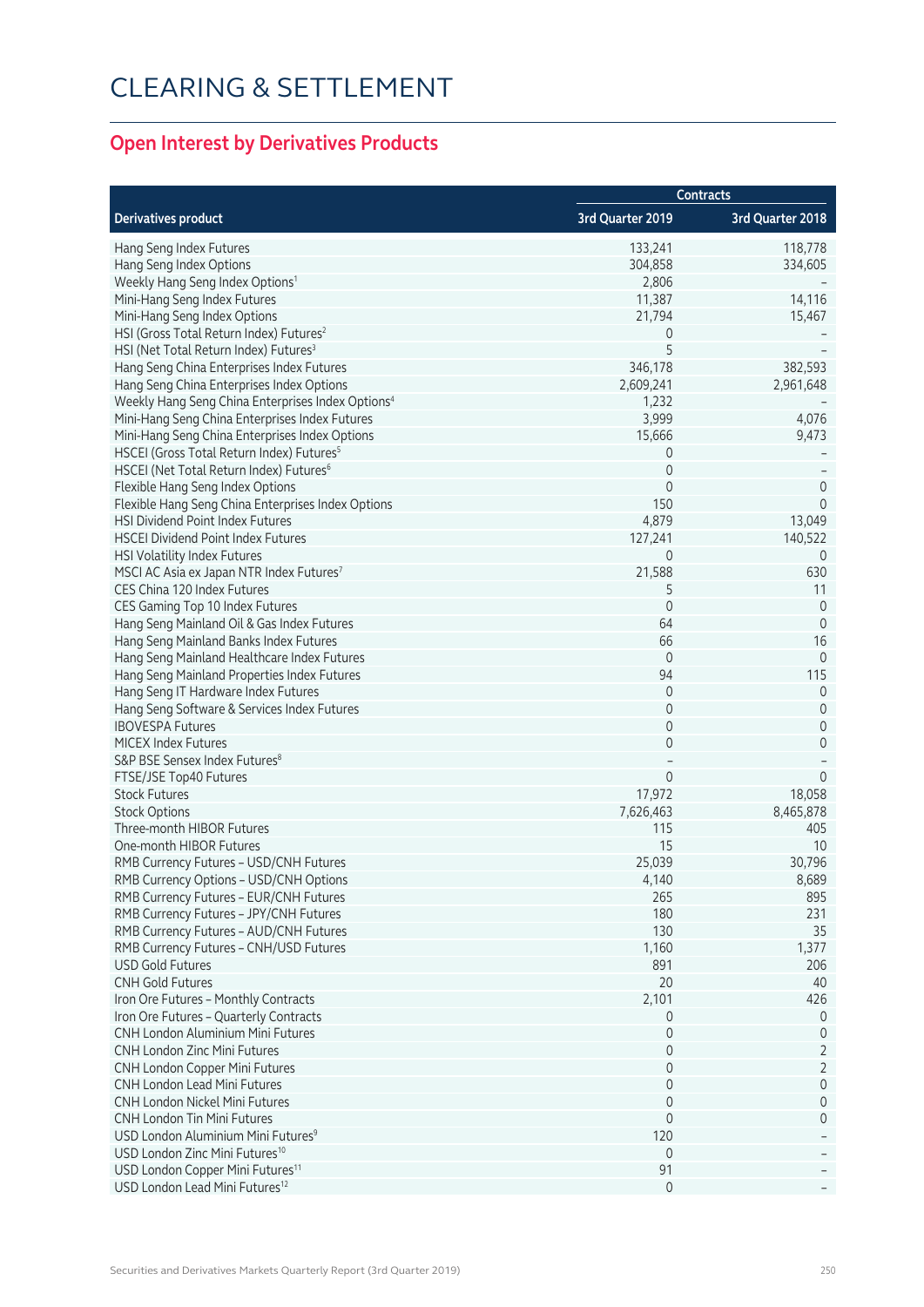# CLEARING & SETTLEMENT

## Open Interest by Derivatives Products

| Derivatives product | Contracts | |
|---|---|---|
| | 3rd Quarter 2019 | 3rd Quarter 2018 |
| Hang Seng Index Futures | 133,241 | 118,778 |
| Hang Seng Index Options | 304,858 | 334,605 |
| Weekly Hang Seng Index Options[1] | 2,806 | – |
| Mini-Hang Seng Index Futures | 11,387 | 14,116 |
| Mini-Hang Seng Index Options | 21,794 | 15,467 |
| HSI (Gross Total Return Index) Futures[2] | 0 | – |
| HSI (Net Total Return Index) Futures[3] | 5 | – |
| Hang Seng China Enterprises Index Futures | 346,178 | 382,593 |
| Hang Seng China Enterprises Index Options | 2,609,241 | 2,961,648 |
| Weekly Hang Seng China Enterprises Index Options[4] | 1,232 | – |
| Mini-Hang Seng China Enterprises Index Futures | 3,999 | 4,076 |
| Mini-Hang Seng China Enterprises Index Options | 15,666 | 9,473 |
| HSCEI (Gross Total Return Index) Futures[5] | 0 | – |
| HSCEI (Net Total Return Index) Futures[6] | 0 | – |
| Flexible Hang Seng Index Options | 0 | 0 |
| Flexible Hang Seng China Enterprises Index Options | 150 | 0 |
| HSI Dividend Point Index Futures | 4,879 | 13,049 |
| HSCEI Dividend Point Index Futures | 127,241 | 140,522 |
| HSI Volatility Index Futures | 0 | 0 |
| MSCI AC Asia ex Japan NTR Index Futures[7] | 21,588 | 630 |
| CES China 120 Index Futures | 5 | 11 |
| CES Gaming Top 10 Index Futures | 0 | 0 |
| Hang Seng Mainland Oil & Gas Index Futures | 64 | 0 |
| Hang Seng Mainland Banks Index Futures | 66 | 16 |
| Hang Seng Mainland Healthcare Index Futures | 0 | 0 |
| Hang Seng Mainland Properties Index Futures | 94 | 115 |
| Hang Seng IT Hardware Index Futures | 0 | 0 |
| Hang Seng Software & Services Index Futures | 0 | 0 |
| IBOVESPA Futures | 0 | 0 |
| MICEX Index Futures | 0 | 0 |
| S&P BSE Sensex Index Futures[8] | – | – |
| FTSE/JSE Top40 Futures | 0 | 0 |
| Stock Futures | 17,972 | 18,058 |
| Stock Options | 7,626,463 | 8,465,878 |
| Three-month HIBOR Futures | 115 | 405 |
| One-month HIBOR Futures | 15 | 10 |
| RMB Currency Futures – USD/CNH Futures | 25,039 | 30,796 |
| RMB Currency Options – USD/CNH Options | 4,140 | 8,689 |
| RMB Currency Futures – EUR/CNH Futures | 265 | 895 |
| RMB Currency Futures – JPY/CNH Futures | 180 | 231 |
| RMB Currency Futures – AUD/CNH Futures | 130 | 35 |
| RMB Currency Futures – CNH/USD Futures | 1,160 | 1,377 |
| USD Gold Futures | 891 | 206 |
| CNH Gold Futures | 20 | 40 |
| Iron Ore Futures – Monthly Contracts | 2,101 | 426 |
| Iron Ore Futures – Quarterly Contracts | 0 | 0 |
| CNH London Aluminium Mini Futures | 0 | 0 |
| CNH London Zinc Mini Futures | 0 | 2 |
| CNH London Copper Mini Futures | 0 | 2 |
| CNH London Lead Mini Futures | 0 | 0 |
| CNH London Nickel Mini Futures | 0 | 0 |
| CNH London Tin Mini Futures | 0 | 0 |
| USD London Aluminium Mini Futures[9] | 120 | – |
| USD London Zinc Mini Futures[10] | 0 | – |
| USD London Copper Mini Futures[11] | 91 | – |
| USD London Lead Mini Futures[12] | 0 | – |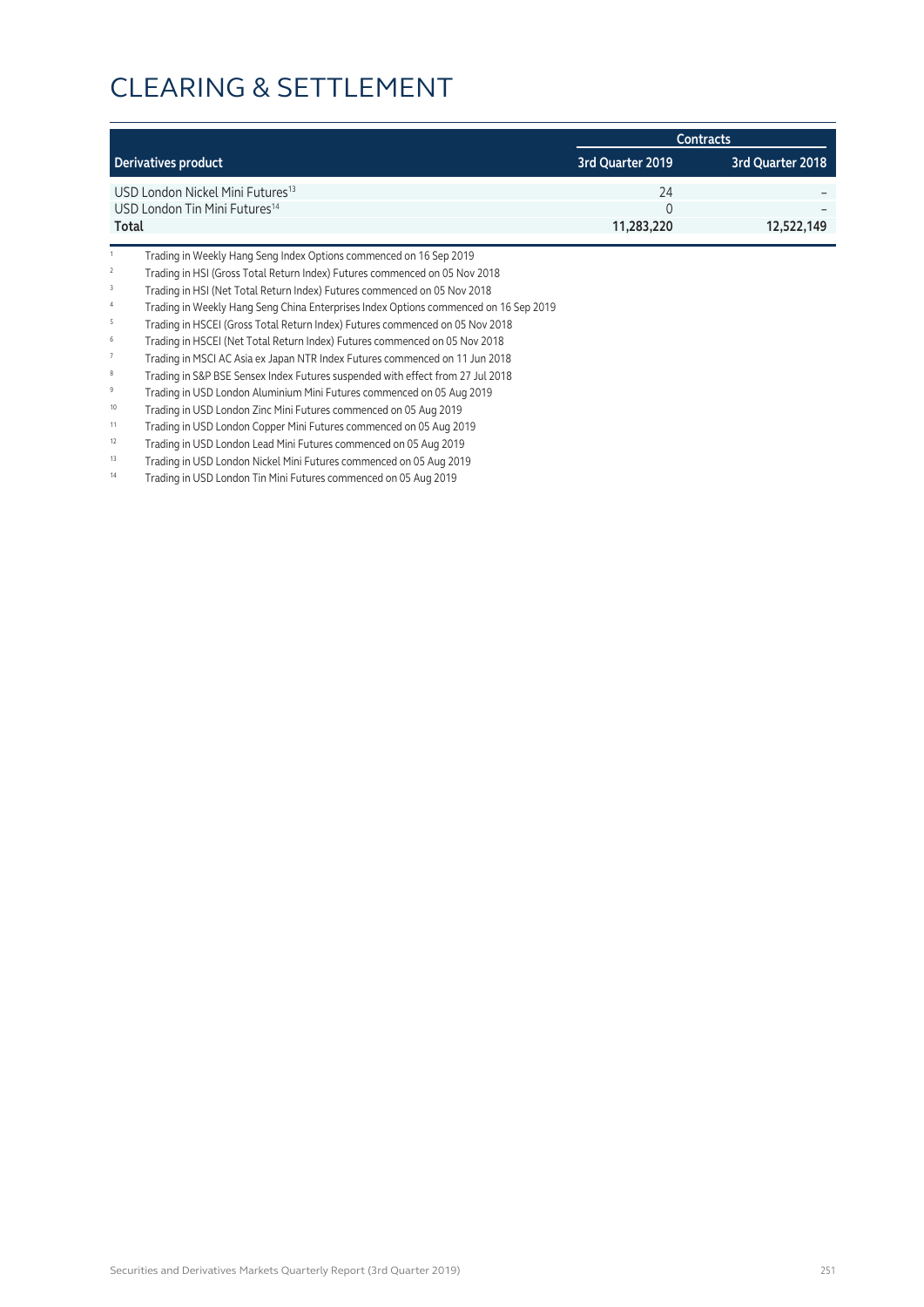# CLEARING & SETTLEMENT

| Derivatives product | Contracts | |
|---|---|---|
| | 3rd Quarter 2019 | 3rd Quarter 2018 |
| USD London Nickel Mini Futures[13] | 24 | – |
| USD London Tin Mini Futures[14] | 0 | – |
| **Total** | **11,283,220** | **12,522,149** |

1. Trading in Weekly Hang Seng Index Options commenced on 16 Sep 2019
2. Trading in HSI (Gross Total Return Index) Futures commenced on 05 Nov 2018
3. Trading in HSI (Net Total Return Index) Futures commenced on 05 Nov 2018
4. Trading in Weekly Hang Seng China Enterprises Index Options commenced on 16 Sep 2019
5. Trading in HSCEI (Gross Total Return Index) Futures commenced on 05 Nov 2018
6. Trading in HSCEI (Net Total Return Index) Futures commenced on 05 Nov 2018
7. Trading in MSCI AC Asia ex Japan NTR Index Futures commenced on 11 Jun 2018
8. Trading in S&P BSE Sensex Index Futures suspended with effect from 27 Jul 2018
9. Trading in USD London Aluminium Mini Futures commenced on 05 Aug 2019
10. Trading in USD London Zinc Mini Futures commenced on 05 Aug 2019
11. Trading in USD London Copper Mini Futures commenced on 05 Aug 2019
12. Trading in USD London Lead Mini Futures commenced on 05 Aug 2019
13. Trading in USD London Nickel Mini Futures commenced on 05 Aug 2019
14. Trading in USD London Tin Mini Futures commenced on 05 Aug 2019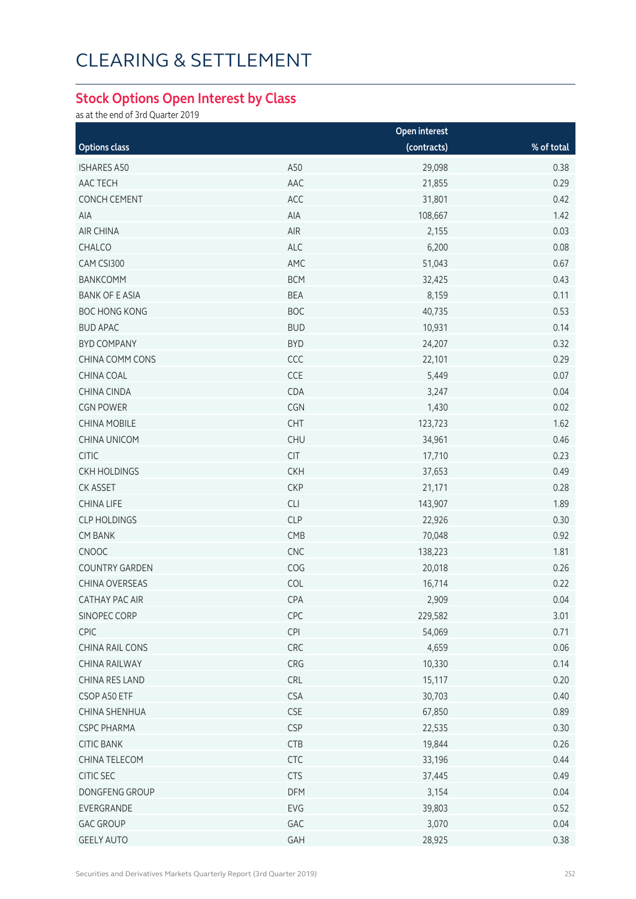# CLEARING & SETTLEMENT

## Stock Options Open Interest by Class

as at the end of 3rd Quarter 2019

| Options class | | Open interest (contracts) | % of total |
|---|---|---|---|
| ISHARES A50 | A50 | 29,098 | 0.38 |
| AAC TECH | AAC | 21,855 | 0.29 |
| CONCH CEMENT | ACC | 31,801 | 0.42 |
| AIA | AIA | 108,667 | 1.42 |
| AIR CHINA | AIR | 2,155 | 0.03 |
| CHALCO | ALC | 6,200 | 0.08 |
| CAM CSI300 | AMC | 51,043 | 0.67 |
| BANKCOMM | BCM | 32,425 | 0.43 |
| BANK OF E ASIA | BEA | 8,159 | 0.11 |
| BOC HONG KONG | BOC | 40,735 | 0.53 |
| BUD APAC | BUD | 10,931 | 0.14 |
| BYD COMPANY | BYD | 24,207 | 0.32 |
| CHINA COMM CONS | CCC | 22,101 | 0.29 |
| CHINA COAL | CCE | 5,449 | 0.07 |
| CHINA CINDA | CDA | 3,247 | 0.04 |
| CGN POWER | CGN | 1,430 | 0.02 |
| CHINA MOBILE | CHT | 123,723 | 1.62 |
| CHINA UNICOM | CHU | 34,961 | 0.46 |
| CITIC | CIT | 17,710 | 0.23 |
| CKH HOLDINGS | CKH | 37,653 | 0.49 |
| CK ASSET | CKP | 21,171 | 0.28 |
| CHINA LIFE | CLI | 143,907 | 1.89 |
| CLP HOLDINGS | CLP | 22,926 | 0.30 |
| CM BANK | CMB | 70,048 | 0.92 |
| CNOOC | CNC | 138,223 | 1.81 |
| COUNTRY GARDEN | COG | 20,018 | 0.26 |
| CHINA OVERSEAS | COL | 16,714 | 0.22 |
| CATHAY PAC AIR | CPA | 2,909 | 0.04 |
| SINOPEC CORP | CPC | 229,582 | 3.01 |
| CPIC | CPI | 54,069 | 0.71 |
| CHINA RAIL CONS | CRC | 4,659 | 0.06 |
| CHINA RAILWAY | CRG | 10,330 | 0.14 |
| CHINA RES LAND | CRL | 15,117 | 0.20 |
| CSOP A50 ETF | CSA | 30,703 | 0.40 |
| CHINA SHENHUA | CSE | 67,850 | 0.89 |
| CSPC PHARMA | CSP | 22,535 | 0.30 |
| CITIC BANK | CTB | 19,844 | 0.26 |
| CHINA TELECOM | CTC | 33,196 | 0.44 |
| CITIC SEC | CTS | 37,445 | 0.49 |
| DONGFENG GROUP | DFM | 3,154 | 0.04 |
| EVERGRANDE | EVG | 39,803 | 0.52 |
| GAC GROUP | GAC | 3,070 | 0.04 |
| GEELY AUTO | GAH | 28,925 | 0.38 |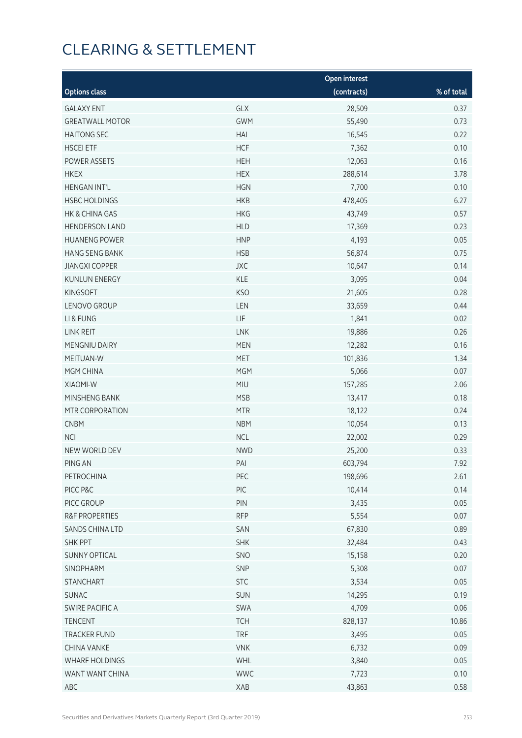# CLEARING & SETTLEMENT

| Options class | | Open interest (contracts) | % of total |
|---|---|---|---|
| GALAXY ENT | GLX | 28,509 | 0.37 |
| GREATWALL MOTOR | GWM | 55,490 | 0.73 |
| HAITONG SEC | HAI | 16,545 | 0.22 |
| HSCEI ETF | HCF | 7,362 | 0.10 |
| POWER ASSETS | HEH | 12,063 | 0.16 |
| HKEX | HEX | 288,614 | 3.78 |
| HENGAN INT'L | HGN | 7,700 | 0.10 |
| HSBC HOLDINGS | HKB | 478,405 | 6.27 |
| HK & CHINA GAS | HKG | 43,749 | 0.57 |
| HENDERSON LAND | HLD | 17,369 | 0.23 |
| HUANENG POWER | HNP | 4,193 | 0.05 |
| HANG SENG BANK | HSB | 56,874 | 0.75 |
| JIANGXI COPPER | JXC | 10,647 | 0.14 |
| KUNLUN ENERGY | KLE | 3,095 | 0.04 |
| KINGSOFT | KSO | 21,605 | 0.28 |
| LENOVO GROUP | LEN | 33,659 | 0.44 |
| LI & FUNG | LIF | 1,841 | 0.02 |
| LINK REIT | LNK | 19,886 | 0.26 |
| MENGNIU DAIRY | MEN | 12,282 | 0.16 |
| MEITUAN-W | MET | 101,836 | 1.34 |
| MGM CHINA | MGM | 5,066 | 0.07 |
| XIAOMI-W | MIU | 157,285 | 2.06 |
| MINSHENG BANK | MSB | 13,417 | 0.18 |
| MTR CORPORATION | MTR | 18,122 | 0.24 |
| CNBM | NBM | 10,054 | 0.13 |
| NCI | NCL | 22,002 | 0.29 |
| NEW WORLD DEV | NWD | 25,200 | 0.33 |
| PING AN | PAI | 603,794 | 7.92 |
| PETROCHINA | PEC | 198,696 | 2.61 |
| PICC P&C | PIC | 10,414 | 0.14 |
| PICC GROUP | PIN | 3,435 | 0.05 |
| R&F PROPERTIES | RFP | 5,554 | 0.07 |
| SANDS CHINA LTD | SAN | 67,830 | 0.89 |
| SHK PPT | SHK | 32,484 | 0.43 |
| SUNNY OPTICAL | SNO | 15,158 | 0.20 |
| SINOPHARM | SNP | 5,308 | 0.07 |
| STANCHART | STC | 3,534 | 0.05 |
| SUNAC | SUN | 14,295 | 0.19 |
| SWIRE PACIFIC A | SWA | 4,709 | 0.06 |
| TENCENT | TCH | 828,137 | 10.86 |
| TRACKER FUND | TRF | 3,495 | 0.05 |
| CHINA VANKE | VNK | 6,732 | 0.09 |
| WHARF HOLDINGS | WHL | 3,840 | 0.05 |
| WANT WANT CHINA | WWC | 7,723 | 0.10 |
| ABC | XAB | 43,863 | 0.58 |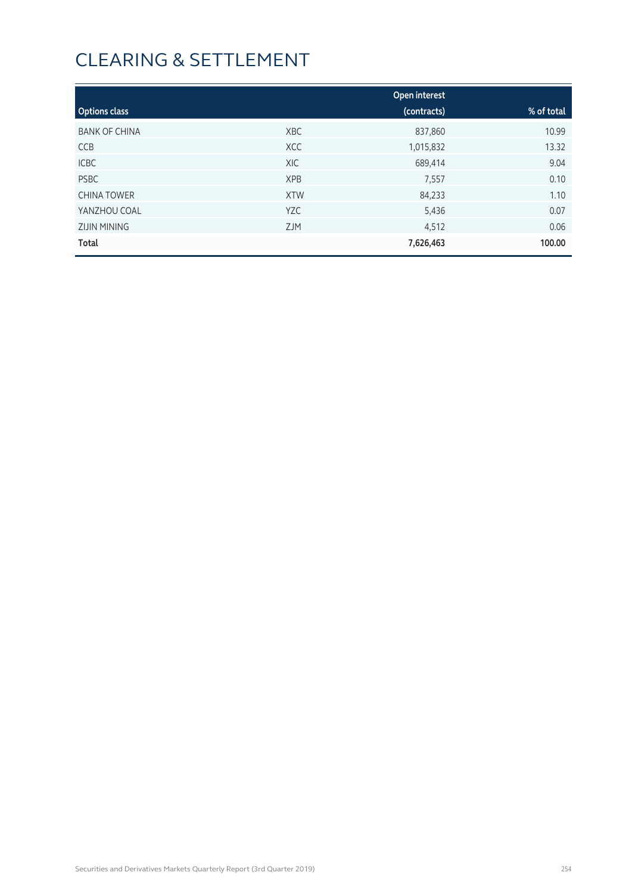# CLEARING & SETTLEMENT

| Options class | | Open interest (contracts) | % of total |
|---|---|---|---|
| BANK OF CHINA | XBC | 837,860 | 10.99 |
| CCB | XCC | 1,015,832 | 13.32 |
| ICBC | XIC | 689,414 | 9.04 |
| PSBC | XPB | 7,557 | 0.10 |
| CHINA TOWER | XTW | 84,233 | 1.10 |
| YANZHOU COAL | YZC | 5,436 | 0.07 |
| ZIJIN MINING | ZJM | 4,512 | 0.06 |
| **Total** | | **7,626,463** | **100.00** |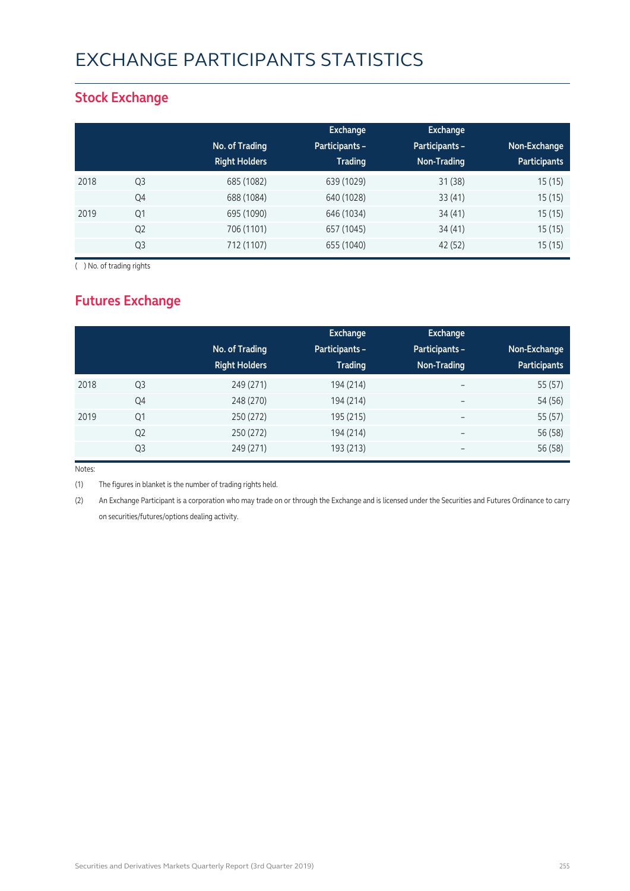# EXCHANGE PARTICIPANTS STATISTICS

## Stock Exchange

| | | No. of Trading Right Holders | Exchange Participants – Trading | Exchange Participants – Non-Trading | Non-Exchange Participants |
|---|---|---|---|---|---|
| 2018 | Q3 | 685 (1082) | 639 (1029) | 31 (38) | 15 (15) |
| | Q4 | 688 (1084) | 640 (1028) | 33 (41) | 15 (15) |
| 2019 | Q1 | 695 (1090) | 646 (1034) | 34 (41) | 15 (15) |
| | Q2 | 706 (1101) | 657 (1045) | 34 (41) | 15 (15) |
| | Q3 | 712 (1107) | 655 (1040) | 42 (52) | 15 (15) |

( ) No. of trading rights

## Futures Exchange

| | | No. of Trading Right Holders | Exchange Participants – Trading | Exchange Participants – Non-Trading | Non-Exchange Participants |
|---|---|---|---|---|---|
| 2018 | Q3 | 249 (271) | 194 (214) | – | 55 (57) |
| | Q4 | 248 (270) | 194 (214) | – | 54 (56) |
| 2019 | Q1 | 250 (272) | 195 (215) | – | 55 (57) |
| | Q2 | 250 (272) | 194 (214) | – | 56 (58) |
| | Q3 | 249 (271) | 193 (213) | – | 56 (58) |

Notes:

(1) The figures in blanket is the number of trading rights held.

(2) An Exchange Participant is a corporation who may trade on or through the Exchange and is licensed under the Securities and Futures Ordinance to carry on securities/futures/options dealing activity.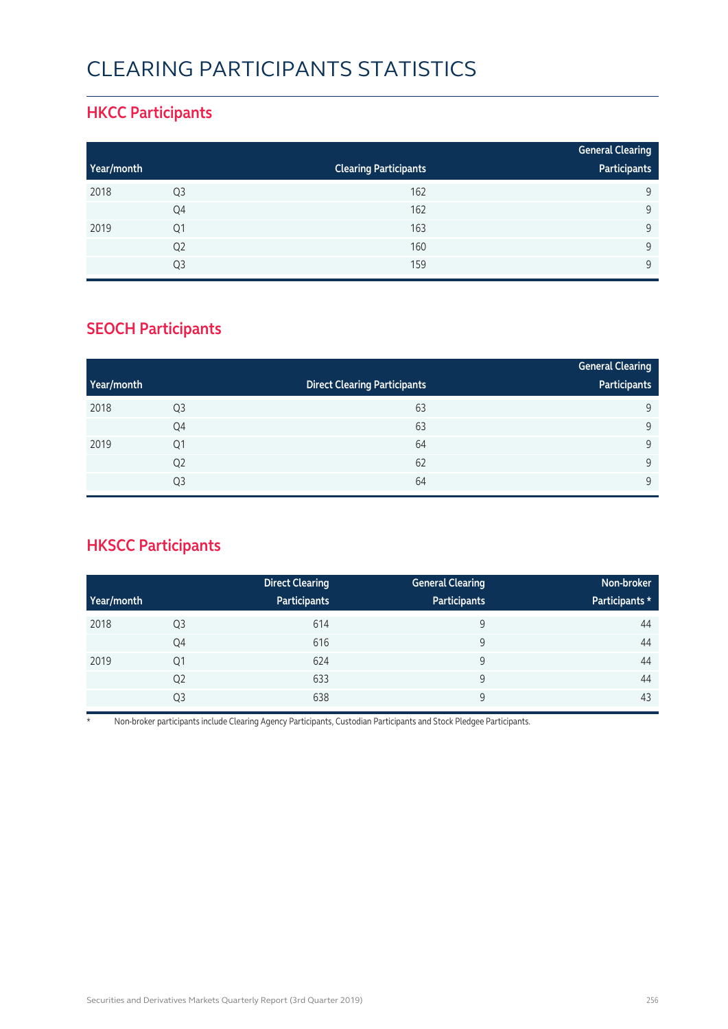# CLEARING PARTICIPANTS STATISTICS

## HKCC Participants

| Year/month | | Clearing Participants | General Clearing Participants |
|---|---|---|---|
| 2018 | Q3 | 162 | 9 |
| | Q4 | 162 | 9 |
| 2019 | Q1 | 163 | 9 |
| | Q2 | 160 | 9 |
| | Q3 | 159 | 9 |

## SEOCH Participants

| Year/month | | Direct Clearing Participants | General Clearing Participants |
|---|---|---|---|
| 2018 | Q3 | 63 | 9 |
| | Q4 | 63 | 9 |
| 2019 | Q1 | 64 | 9 |
| | Q2 | 62 | 9 |
| | Q3 | 64 | 9 |

## HKSCC Participants

| Year/month | | Direct Clearing Participants | General Clearing Participants | Non-broker Participants * |
|---|---|---|---|---|
| 2018 | Q3 | 614 | 9 | 44 |
| | Q4 | 616 | 9 | 44 |
| 2019 | Q1 | 624 | 9 | 44 |
| | Q2 | 633 | 9 | 44 |
| | Q3 | 638 | 9 | 43 |

\* Non-broker participants include Clearing Agency Participants, Custodian Participants and Stock Pledgee Participants.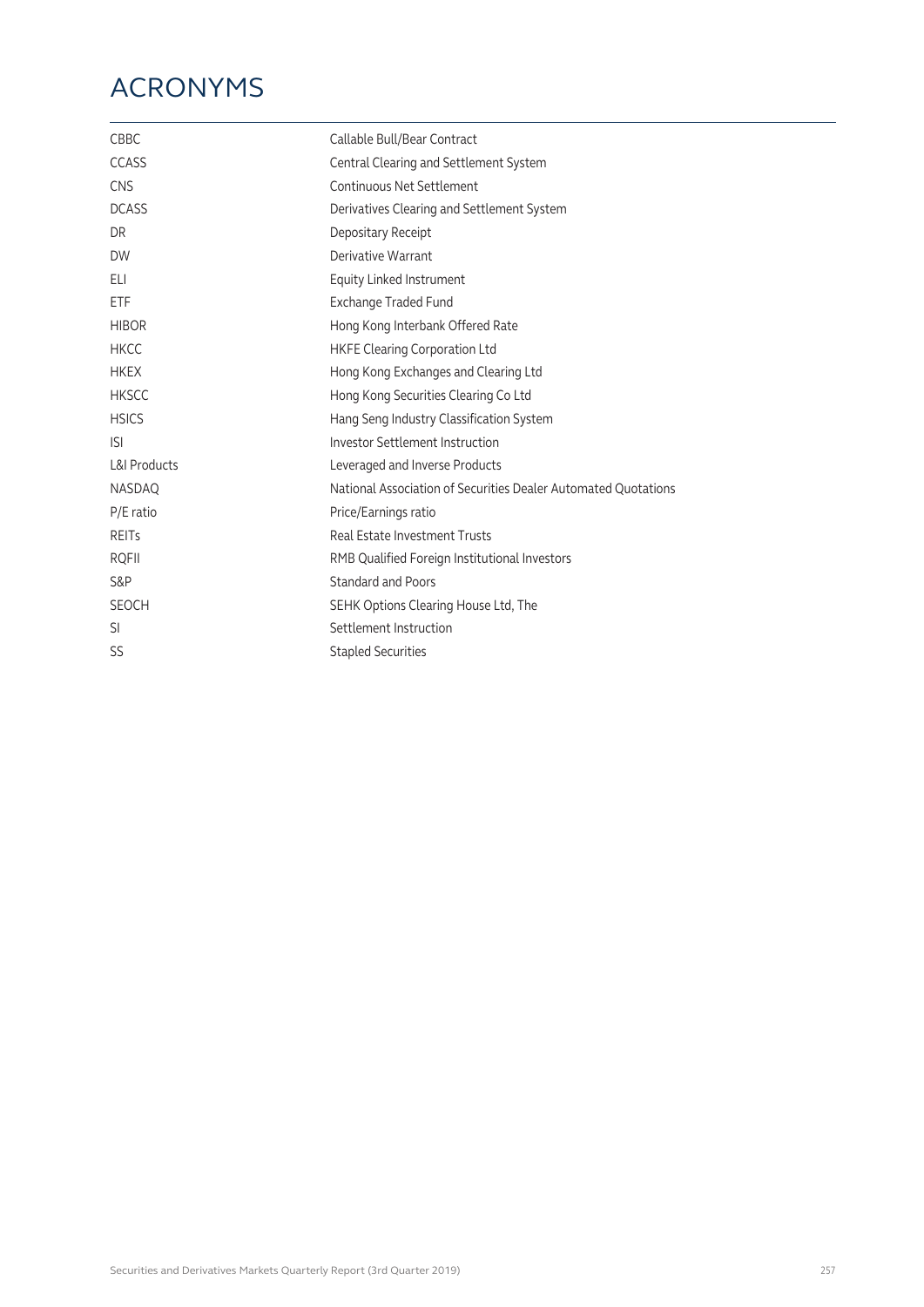# ACRONYMS

| | |
|---|---|
| CBBC | Callable Bull/Bear Contract |
| CCASS | Central Clearing and Settlement System |
| CNS | Continuous Net Settlement |
| DCASS | Derivatives Clearing and Settlement System |
| DR | Depositary Receipt |
| DW | Derivative Warrant |
| ELI | Equity Linked Instrument |
| ETF | Exchange Traded Fund |
| HIBOR | Hong Kong Interbank Offered Rate |
| HKCC | HKFE Clearing Corporation Ltd |
| HKEX | Hong Kong Exchanges and Clearing Ltd |
| HKSCC | Hong Kong Securities Clearing Co Ltd |
| HSICS | Hang Seng Industry Classification System |
| ISI | Investor Settlement Instruction |
| L&I Products | Leveraged and Inverse Products |
| NASDAQ | National Association of Securities Dealer Automated Quotations |
| P/E ratio | Price/Earnings ratio |
| REITs | Real Estate Investment Trusts |
| RQFII | RMB Qualified Foreign Institutional Investors |
| S&P | Standard and Poors |
| SEOCH | SEHK Options Clearing House Ltd, The |
| SI | Settlement Instruction |
| SS | Stapled Securities |